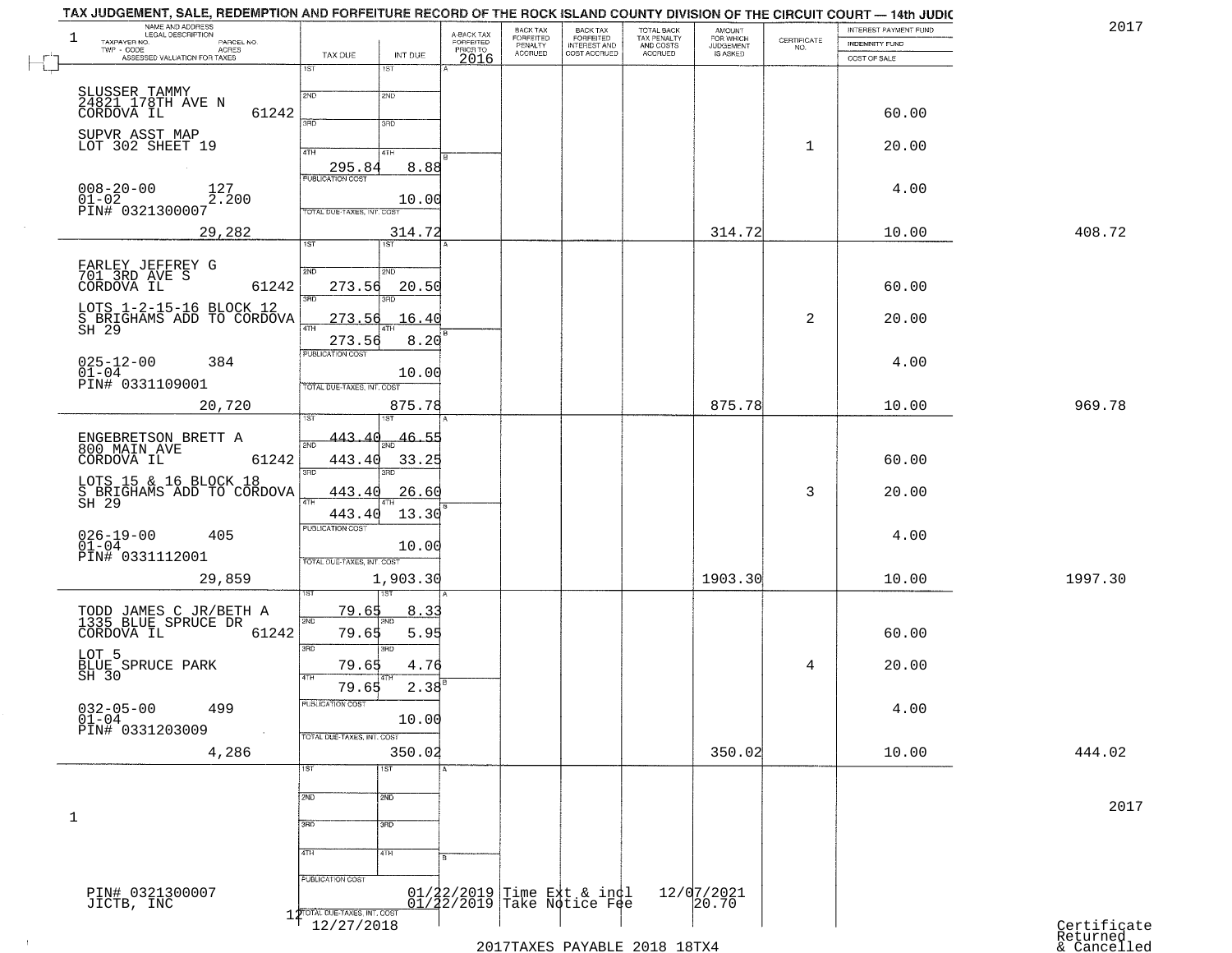TAX JUDGEMENT, SALE, REDEMPTION AND FORFEITURE RECORD OF THE ROCK ISLAND COUNTY DIVISION OF THE CIRCUIT COURT — 14th JUDIC

2017

| NAME AND ADDRESS / LEGAL DESCRIPTION / TAXPAYER NO. / PARCEL NO. / TWP - CODE / ACRES / ASSESSED VALUATION FOR TAXES | TAX DUE | INT DUE | A-BACK TAX FORFEITED PRIOR TO 2016 | BACK TAX FORFEITED PENALTY ACCRUED | BACK TAX FORFEITED INTEREST AND COST ACCRUED | TOTAL BACK TAX PENALTY AND COSTS ACCRUED | AMOUNT FOR WHICH JUDGEMENT IS ASKED | CERTIFICATE NO. | INTEREST PAYMENT FUND / INDEMNITY FUND / COST OF SALE | |
|---|---|---|---|---|---|---|---|---|---|---|
| SLUSSER TAMMY 24821 178TH AVE N CORDOVA IL 61242 SUPVR ASST MAP LOT 302 SHEET 19 008-20-00 127 01-02 2.200 PIN# 0321300007 | 1ST / 2ND / 3RD / 4TH 295.84 / PUBLICATION COST / TOTAL DUE-TAXES, INT. COST | 4TH 8.88 / 10.00 / 314.72 | | | | | 314.72 | 1 | 60.00 / 20.00 / 4.00 / 10.00 | 408.72 |
| 29,282 | | | | | | | | | | |
| FARLEY JEFFREY G 701 3RD AVE S CORDOVA IL 61242 LOTS 1-2-15-16 BLOCK 12 S BRIGHAMS ADD TO CORDOVA SH 29 025-12-00 384 01-04 PIN# 0331109001 | 2ND 273.56 / 3RD 273.56 / 4TH 273.56 | 20.50 / 16.40 / 8.20 / 10.00 / 875.78 | | | | | 875.78 | 2 | 60.00 / 20.00 / 4.00 / 10.00 | 969.78 |
| 20,720 | | | | | | | | | | |
| ENGEBRETSON BRETT A 800 MAIN AVE CORDOVA IL 61242 LOTS 15 & 16 BLOCK 18 S BRIGHAMS ADD TO CORDOVA SH 29 026-19-00 405 01-04 PIN# 0331112001 | 1ST 443.40 / 2ND 443.40 / 3RD 443.40 / 4TH 443.40 | 46.55 / 33.25 / 26.60 / 13.30 / 10.00 / 1,903.30 | | | | | 1903.30 | 3 | 60.00 / 20.00 / 4.00 / 10.00 | 1997.30 |
| 29,859 | | | | | | | | | | |
| TODD JAMES C JR/BETH A 1335 BLUE SPRUCE DR CORDOVA IL 61242 LOT 5 BLUE SPRUCE PARK SH 30 032-05-00 499 01-04 PIN# 0331203009 | 1ST 79.65 / 2ND 79.65 / 3RD 79.65 / 4TH 79.65 | 8.33 / 5.95 / 4.76 / 2.38 / 10.00 / 350.02 | | | | | 350.02 | 4 | 60.00 / 20.00 / 4.00 / 10.00 | 444.02 |
| 4,286 | | | | | | | | | | |

1

2017

PIN# 0321300007
JICTB, INC

12/27/2018

01/22/2019 Time Ext & incl 12/07/2021
01/22/2019 Take Notice Fee 20.70

Certificate Returned & Cancelled

2017TAXES PAYABLE 2018 18TX4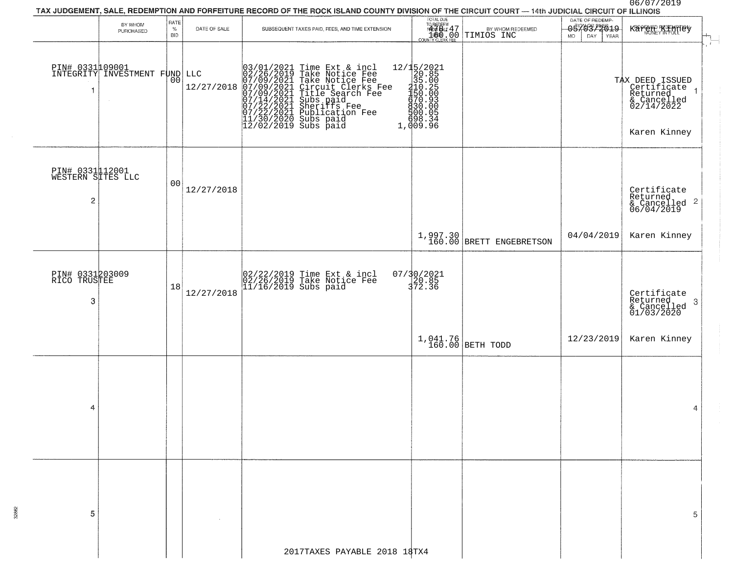06/07/2019

# TAX JUDGEMENT, SALE, REDEMPTION AND FORFEITURE RECORD OF THE ROCK ISLAND COUNTY DIVISION OF THE CIRCUIT COURT — 14th JUDICIAL CIRCUIT OF ILLINOIS

| | BY WHOM PURCHASED | RATE % BID | DATE OF SALE | SUBSEQUENT TAXES PAID, FEES, AND TIME EXTENSION | TOTAL DUE TO REDEEM FROM SALE LESS COUNTY CLERK FEE | BY WHOM REDEEMED | DATE OF REDEMPTION OR DEED MO DAY YEAR | RECEIVED REDEMPTION MONEY IN FULL |
|---|---|---|---|---|---|---|---|---|
| | | | | | 478.47 160.00 | TIMIOS INC | 05/03/2019 | Karen Kinney |
| 1 | PIN# 0331109001 INTEGRITY INVESTMENT FUND LLC | 00 | 12/27/2018 | 03/01/2021 Time Ext & incl 12/15/2021<br>02/26/2019 Take Notice Fee 20.85<br>07/09/2021 Take Notice Fee 35.00<br>07/09/2021 Circuit Clerks Fee 210.25<br>07/09/2021 Title Search Fee 150.00<br>07/14/2021 Subs paid 670.93<br>07/22/2021 Sheriffs Fee 830.00<br>07/22/2021 Publication Fee 500.05<br>11/30/2020 Subs paid 698.34<br>12/02/2019 Subs paid 1,009.96 | | | | TAX DEED ISSUED Certificate Returned & Cancelled 02/14/2022<br>Karen Kinney |
| 2 | PIN# 0331112001 WESTERN SITES LLC | 00 | 12/27/2018 | | 1,997.30 160.00 | BRETT ENGEBRETSON | 04/04/2019 | Certificate Returned & Cancelled 06/04/2019<br>Karen Kinney |
| 3 | PIN# 0331203009 RICO TRUSTEE | 18 | 12/27/2018 | 02/22/2019 Time Ext & incl 07/30/2021<br>02/26/2019 Take Notice Fee 20.85<br>11/16/2019 Subs paid 372.36 | 1,041.76 160.00 | BETH TODD | 12/23/2019 | Certificate Returned & Cancelled 01/03/2020<br>Karen Kinney |
| 4 | | | | | | | | |
| 5 | | | | | | | | |

2017TAXES PAYABLE 2018 18TX4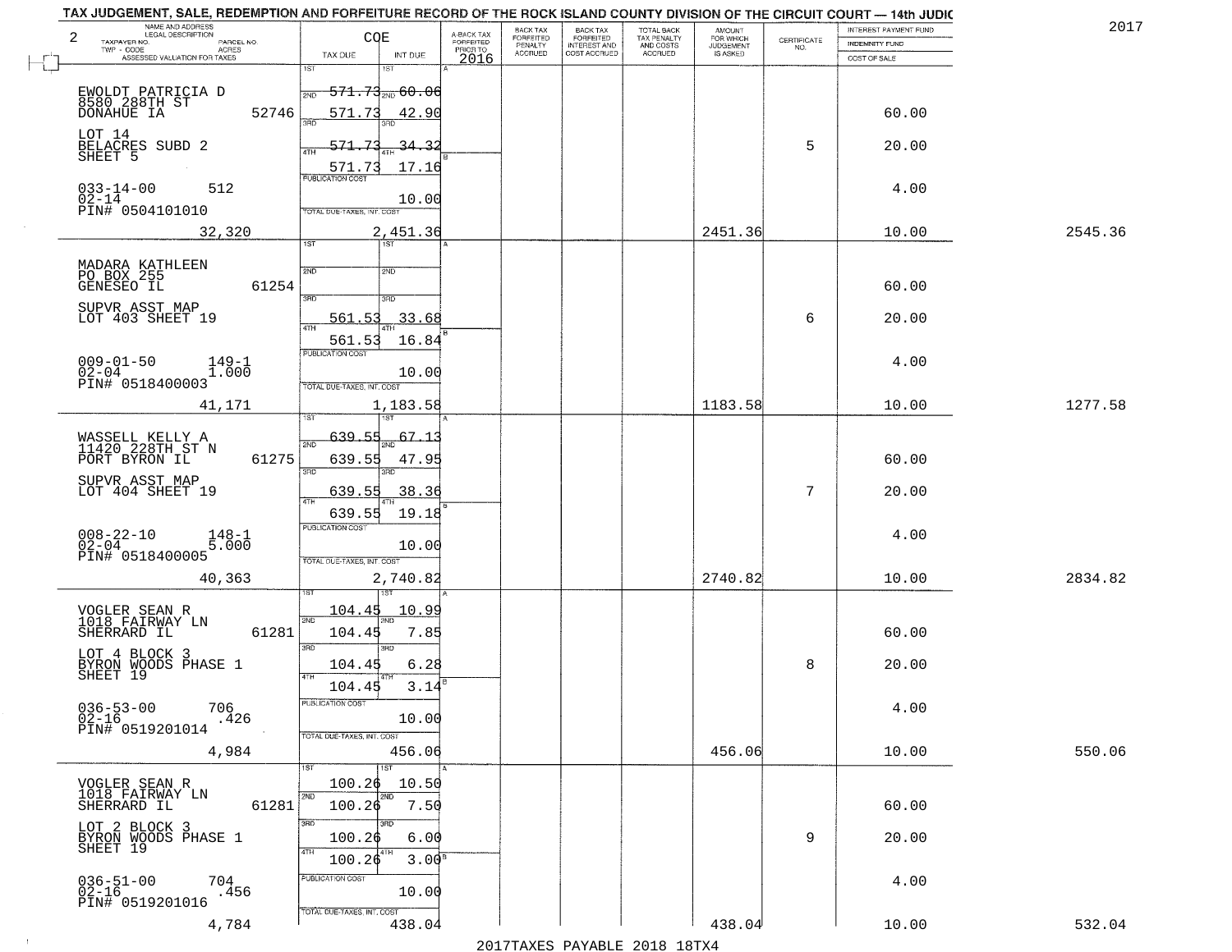TAX JUDGEMENT, SALE, REDEMPTION AND FORFEITURE RECORD OF THE ROCK ISLAND COUNTY DIVISION OF THE CIRCUIT COURT — 14th JUDIC

2017

| NAME AND ADDRESS / LEGAL DESCRIPTION / TAXPAYER NO. / PARCEL NO. / TWP - CODE / ACRES / ASSESSED VALUATION FOR TAXES | COE TAX DUE | INT DUE | A-BACK TAX FORFEITED PRIOR TO 2016 | BACK TAX FORFEITED PENALTY ACCRUED | BACK TAX FORFEITED INTEREST AND COST ACCRUED | TOTAL BACK TAX PENALTY AND COSTS ACCRUED | AMOUNT FOR WHICH JUDGEMENT IS ASKED | CERTIFICATE NO. | INTEREST PAYMENT FUND / INDEMNITY FUND / COST OF SALE | |
|---|---|---|---|---|---|---|---|---|---|---|
| EWOLDT PATRICIA D<br>8580 288TH ST<br>DONAHUE IA 52746<br>LOT 14<br>BELACRES SUBD 2<br>SHEET 5<br>033-14-00 512<br>02-14<br>PIN# 0504101010<br>32,320 | 1ST 571.73<br>2ND 571.73<br>3RD 571.73<br>4TH 571.73<br>PUBLICATION COST<br>TOTAL DUE-TAXES, INT. COST 2,451.36 | 60.06<br>42.90<br>34.32<br>17.16<br>10.00 | | | | | 2451.36 | 5 | 60.00<br>20.00<br>4.00<br>10.00 | 2545.36 |
| MADARA KATHLEEN<br>PO BOX 255<br>GENESEO IL 61254<br>SUPVR ASST MAP<br>LOT 403 SHEET 19<br>009-01-50 149-1<br>02-04 1.000<br>PIN# 0518400003<br>41,171 | 1ST<br>2ND<br>3RD 561.53<br>4TH 561.53<br>PUBLICATION COST<br>TOTAL DUE-TAXES, INT. COST 1,183.58 | 33.68<br>16.84<br>10.00 | | | | | 1183.58 | 6 | 60.00<br>20.00<br>4.00<br>10.00 | 1277.58 |
| WASSELL KELLY A<br>11420 228TH ST N<br>PORT BYRON IL 61275<br>SUPVR ASST MAP<br>LOT 404 SHEET 19<br>008-22-10 148-1<br>02-04 5.000<br>PIN# 0518400005<br>40,363 | 1ST 639.55<br>2ND 639.55<br>3RD 639.55<br>4TH 639.55<br>PUBLICATION COST<br>TOTAL DUE-TAXES, INT. COST 2,740.82 | 67.13<br>47.95<br>38.36<br>19.18<br>10.00 | | | | | 2740.82 | 7 | 60.00<br>20.00<br>4.00<br>10.00 | 2834.82 |
| VOGLER SEAN R<br>1018 FAIRWAY LN<br>SHERRARD IL 61281<br>LOT 4 BLOCK 3<br>BYRON WOODS PHASE 1<br>SHEET 19<br>036-53-00 706<br>02-16 .426<br>PIN# 0519201014<br>4,984 | 1ST 104.45<br>2ND 104.45<br>3RD 104.45<br>4TH 104.45<br>PUBLICATION COST<br>TOTAL DUE-TAXES, INT. COST 456.06 | 10.99<br>7.85<br>6.28<br>3.14<br>10.00 | | | | | 456.06 | 8 | 60.00<br>20.00<br>4.00<br>10.00 | 550.06 |
| VOGLER SEAN R<br>1018 FAIRWAY LN<br>SHERRARD IL 61281<br>LOT 2 BLOCK 3<br>BYRON WOODS PHASE 1<br>SHEET 19<br>036-51-00 704<br>02-16 .456<br>PIN# 0519201016<br>4,784 | 1ST 100.26<br>2ND 100.26<br>3RD 100.26<br>4TH 100.26<br>PUBLICATION COST<br>TOTAL DUE-TAXES, INT. COST 438.04 | 10.50<br>7.50<br>6.00<br>3.00<br>10.00 | | | | | 438.04 | 9 | 60.00<br>20.00<br>4.00<br>10.00 | 532.04 |

2017TAXES PAYABLE 2018 18TX4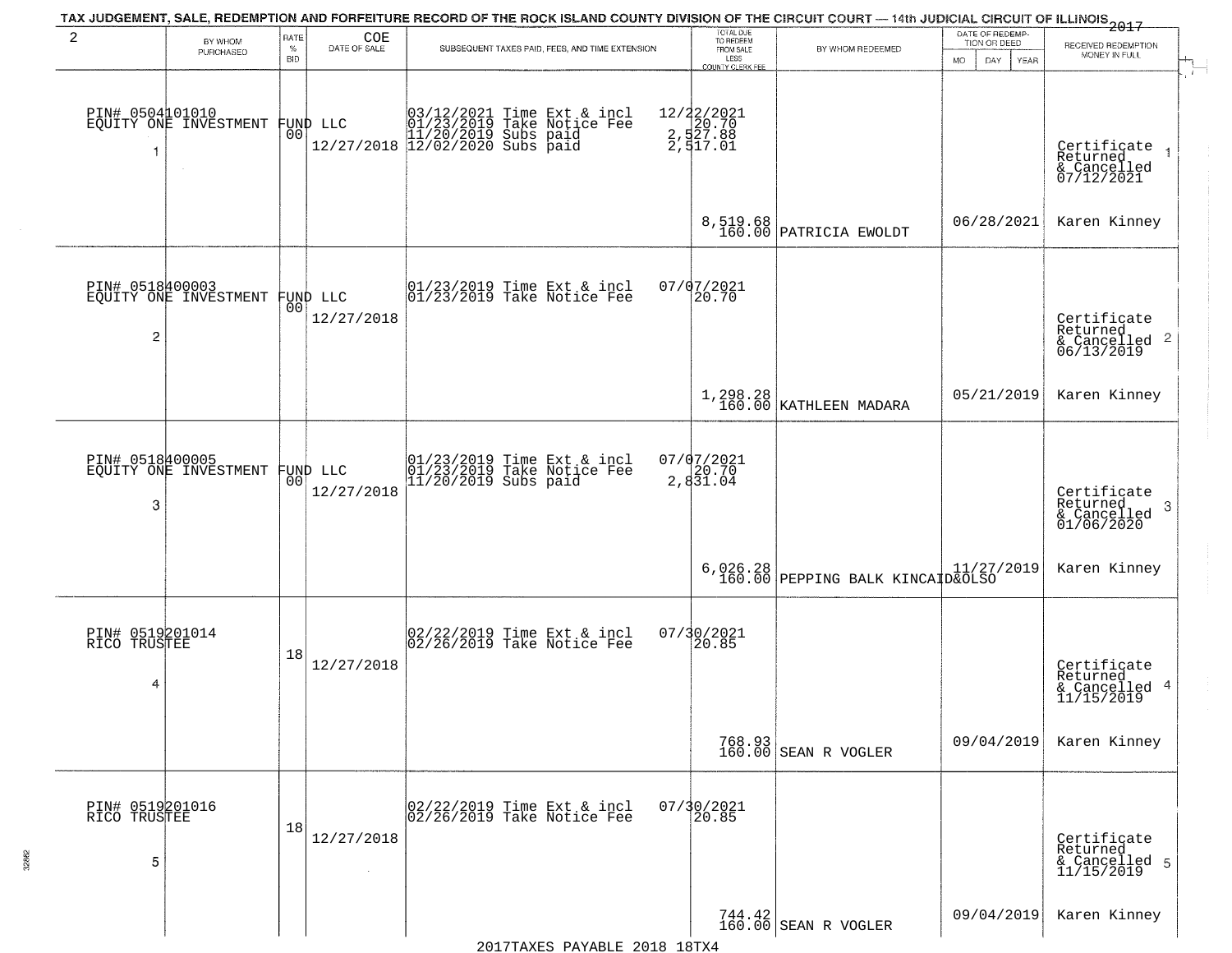TAX JUDGEMENT, SALE, REDEMPTION AND FORFEITURE RECORD OF THE ROCK ISLAND COUNTY DIVISION OF THE CIRCUIT COURT — 14th JUDICIAL CIRCUIT OF ILLINOIS 2017

| | BY WHOM PURCHASED | RATE % BID | COE DATE OF SALE | SUBSEQUENT TAXES PAID, FEES, AND TIME EXTENSION | TOTAL DUE TO REDEEM FROM SALE LESS COUNTY CLERK FEE | BY WHOM REDEEMED | DATE OF REDEMPTION OR DEED MO DAY YEAR | RECEIVED REDEMPTION MONEY IN FULL |
|---|---|---|---|---|---|---|---|---|
| 1 | PIN# 0504101010 EQUITY ONE INVESTMENT FUND LLC | 00 | 12/27/2018 | 03/12/2021 Time Ext & incl 01/23/2019 Take Notice Fee 11/20/2019 Subs paid 12/02/2020 Subs paid | 12/22/2021 20.70 2,527.88 2,517.01 8,519.68 160.00 | PATRICIA EWOLDT | 06/28/2021 | Certificate Returned & Cancelled 07/12/2021 Karen Kinney |
| 2 | PIN# 0518400003 EQUITY ONE INVESTMENT FUND LLC | 00 | 12/27/2018 | 01/23/2019 Time Ext & incl 01/23/2019 Take Notice Fee | 07/07/2021 20.70 1,298.28 160.00 | KATHLEEN MADARA | 05/21/2019 | Certificate Returned & Cancelled 06/13/2019 Karen Kinney |
| 3 | PIN# 0518400005 EQUITY ONE INVESTMENT FUND LLC | 00 | 12/27/2018 | 01/23/2019 Time Ext & incl 01/23/2019 Take Notice Fee 11/20/2019 Subs paid | 07/07/2021 20.70 2,831.04 6,026.28 160.00 | PEPPING BALK KINCAID&OLSO | 11/27/2019 | Certificate Returned & Cancelled 01/06/2020 Karen Kinney |
| 4 | PIN# 0519201014 RICO TRUSTEE | 18 | 12/27/2018 | 02/22/2019 Time Ext & incl 02/26/2019 Take Notice Fee | 07/30/2021 20.85 768.93 160.00 | SEAN R VOGLER | 09/04/2019 | Certificate Returned & Cancelled 11/15/2019 Karen Kinney |
| 5 | PIN# 0519201016 RICO TRUSTEE | 18 | 12/27/2018 | 02/22/2019 Time Ext & incl 02/26/2019 Take Notice Fee | 07/30/2021 20.85 744.42 160.00 | SEAN R VOGLER | 09/04/2019 | Certificate Returned & Cancelled 11/15/2019 Karen Kinney |

2017TAXES PAYABLE 2018 18TX4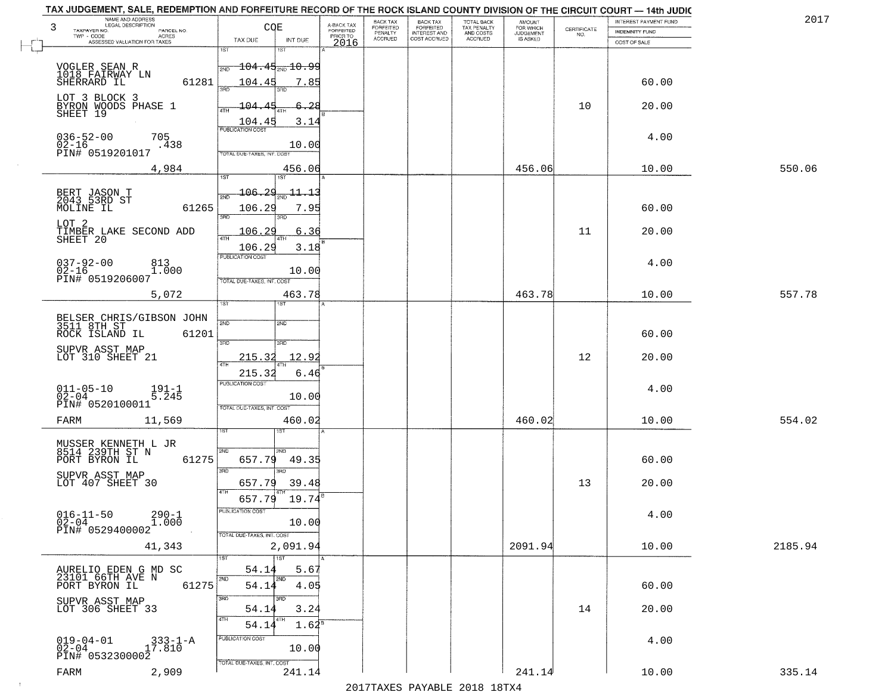TAX JUDGEMENT, SALE, REDEMPTION AND FORFEITURE RECORD OF THE ROCK ISLAND COUNTY DIVISION OF THE CIRCUIT COURT — 14th JUDIC

2017

| NAME AND ADDRESS / LEGAL DESCRIPTION / TAXPAYER NO. / PARCEL NO. / TWP - CODE / ACRES / ASSESSED VALUATION FOR TAXES | COE TAX DUE | INT DUE | A-BACK TAX FORFEITED PRIOR TO 2016 | BACK TAX FORFEITED PENALTY ACCRUED | BACK TAX FORFEITED INTEREST AND COST ACCRUED | TOTAL BACK TAX PENALTY AND COSTS ACCRUED | AMOUNT FOR WHICH JUDGEMENT IS ASKED | CERTIFICATE NO. | INTEREST PAYMENT FUND / INDEMNITY FUND / COST OF SALE | |
|---|---|---|---|---|---|---|---|---|---|---|
| 3 | | | | | | | | | | |
| VOGLER SEAN R<br>1018 FAIRWAY LN<br>SHERRARD IL 61281<br>LOT 3 BLOCK 3<br>BYRON WOODS PHASE 1<br>SHEET 19<br>036-52-00 705<br>02-16 .438<br>PIN# 0519201017<br>4,984 | 1ST<br>2ND 104.45<br>3RD 104.45<br>4TH 104.45<br>104.45<br>PUBLICATION COST<br>TOTAL DUE-TAXES, INT. COST | 1ST<br>2ND 10.99<br>3RD 7.85<br>4TH 6.28<br>3.14<br>10.00<br>456.06 | | | | | 456.06 | 10 | 60.00<br>20.00<br>4.00<br>10.00 | 550.06 |
| BERT JASON T<br>2043 53RD ST<br>MOLINE IL 61265<br>LOT 2<br>TIMBER LAKE SECOND ADD<br>SHEET 20<br>037-92-00 813<br>02-16 1.000<br>PIN# 0519206007<br>5,072 | 1ST<br>2ND 106.29<br>3RD 106.29<br>4TH 106.29<br>106.29<br>PUBLICATION COST<br>TOTAL DUE-TAXES, INT. COST | 1ST<br>2ND 11.13<br>3RD 7.95<br>4TH 6.36<br>3.18<br>10.00<br>463.78 | | | | | 463.78 | 11 | 60.00<br>20.00<br>4.00<br>10.00 | 557.78 |
| BELSER CHRIS/GIBSON JOHN<br>3511 8TH ST<br>ROCK ISLAND IL 61201<br>SUPVR ASST MAP<br>LOT 310 SHEET 21<br>011-05-10 191-1<br>02-04 5.245<br>PIN# 0520100011<br>FARM 11,569 | 1ST<br>2ND<br>3RD<br>4TH 215.32<br>215.32<br>PUBLICATION COST<br>TOTAL DUE-TAXES, INT. COST | 1ST<br>2ND<br>3RD<br>4TH 12.92<br>6.46<br>10.00<br>460.02 | | | | | 460.02 | 12 | 60.00<br>20.00<br>4.00<br>10.00 | 554.02 |
| MUSSER KENNETH L JR<br>8514 239TH ST N<br>PORT BYRON IL 61275<br>SUPVR ASST MAP<br>LOT 407 SHEET 30<br>016-11-50 290-1<br>02-04 1.000<br>PIN# 0529400002<br>41,343 | 1ST<br>2ND 657.79<br>3RD 657.79<br>4TH 657.79<br>PUBLICATION COST<br>TOTAL DUE-TAXES, INT. COST | 1ST<br>2ND 49.35<br>3RD 39.48<br>4TH 19.74<br>10.00<br>2,091.94 | | | | | 2091.94 | 13 | 60.00<br>20.00<br>4.00<br>10.00 | 2185.94 |
| AURELIO EDEN G MD SC<br>23101 66TH AVE N<br>PORT BYRON IL 61275<br>SUPVR ASST MAP<br>LOT 306 SHEET 33<br>019-04-01 333-1-A<br>02-04 17.810<br>PIN# 0532300002<br>FARM 2,909 | 1ST 54.14<br>2ND 54.14<br>3RD 54.14<br>4TH 54.14<br>PUBLICATION COST<br>TOTAL DUE-TAXES, INT. COST | 1ST 5.67<br>2ND 4.05<br>3RD 3.24<br>4TH 1.62<br>10.00<br>241.14 | | | | | 241.14 | 14 | 60.00<br>20.00<br>4.00<br>10.00 | 335.14 |

2017TAXES PAYABLE 2018 18TX4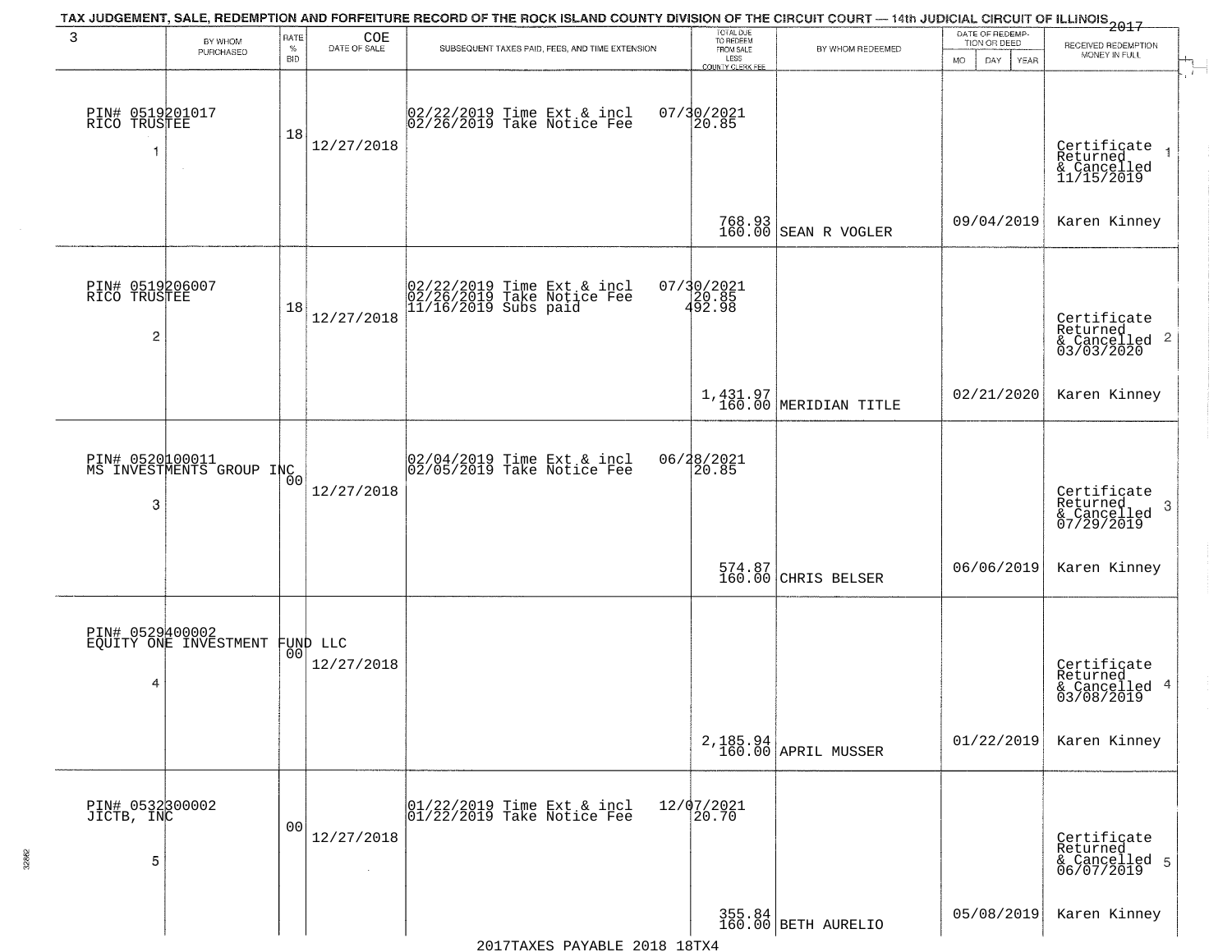# TAX JUDGEMENT, SALE, REDEMPTION AND FORFEITURE RECORD OF THE ROCK ISLAND COUNTY DIVISION OF THE CIRCUIT COURT — 14th JUDICIAL CIRCUIT OF ILLINOIS 2017

| 3 | BY WHOM PURCHASED | RATE % BID | COE DATE OF SALE | SUBSEQUENT TAXES PAID, FEES, AND TIME EXTENSION | TOTAL DUE TO REDEEM FROM SALE LESS COUNTY CLERK FEE | BY WHOM REDEEMED | DATE OF REDEMPTION OR DEED MO DAY YEAR | RECEIVED REDEMPTION MONEY IN FULL |
|---|---|---|---|---|---|---|---|---|
| 1 | PIN# 0519201017 RICO TRUSTEE | 18 | 12/27/2018 | 02/22/2019 Time Ext & incl 02/26/2019 Take Notice Fee | 07/30/2021 20.85 768.93 160.00 | SEAN R VOGLER | 09/04/2019 | Certificate Returned & Cancelled 11/15/2019 Karen Kinney |
| 2 | PIN# 0519206007 RICO TRUSTEE | 18 | 12/27/2018 | 02/22/2019 Time Ext & incl 02/26/2019 Take Notice Fee 11/16/2019 Subs paid | 07/30/2021 20.85 492.98 1,431.97 160.00 | MERIDIAN TITLE | 02/21/2020 | Certificate Returned & Cancelled 03/03/2020 Karen Kinney |
| 3 | PIN# 0520100011 MS INVESTMENTS GROUP INC | 00 | 12/27/2018 | 02/04/2019 Time Ext & incl 02/05/2019 Take Notice Fee | 06/28/2021 20.85 574.87 160.00 | CHRIS BELSER | 06/06/2019 | Certificate Returned & Cancelled 07/29/2019 Karen Kinney |
| 4 | PIN# 0529400002 EQUITY ONE INVESTMENT FUND LLC | 00 | 12/27/2018 | | 2,185.94 160.00 | APRIL MUSSER | 01/22/2019 | Certificate Returned & Cancelled 03/08/2019 Karen Kinney |
| 5 | PIN# 0532300002 JICTB, INC | 00 | 12/27/2018 | 01/22/2019 Time Ext & incl 01/22/2019 Take Notice Fee | 12/07/2021 20.70 355.84 160.00 | BETH AURELIO | 05/08/2019 | Certificate Returned & Cancelled 06/07/2019 Karen Kinney |

2017TAXES PAYABLE 2018 18TX4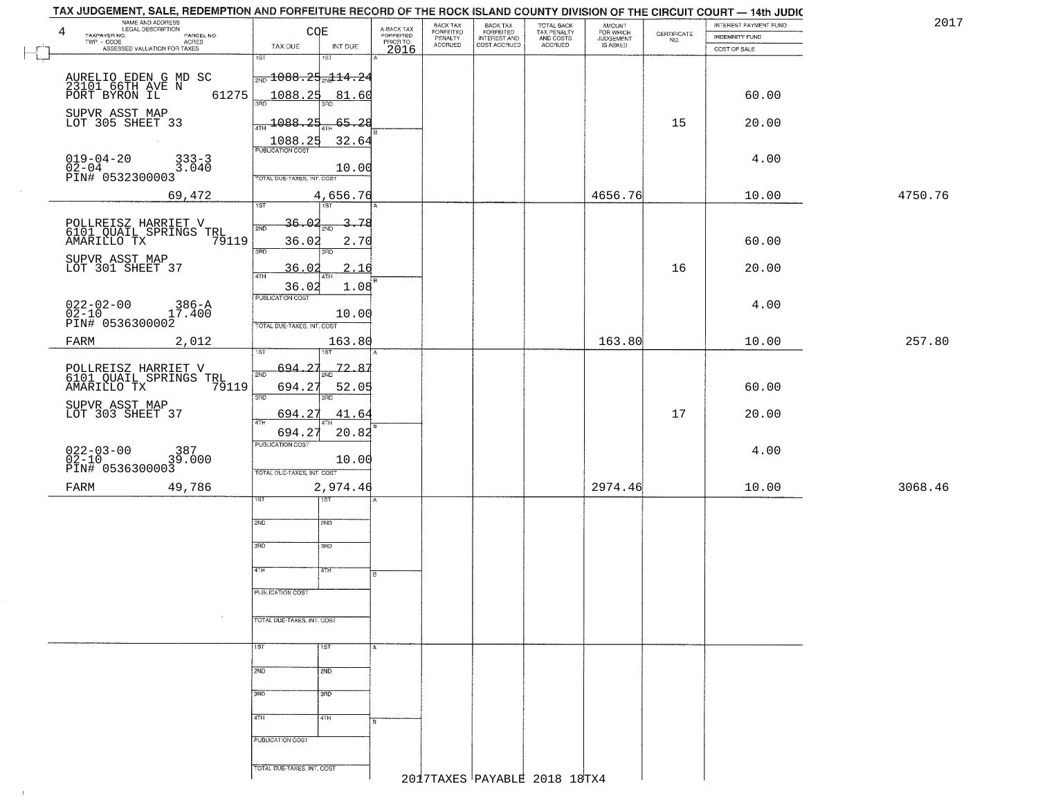# TAX JUDGEMENT, SALE, REDEMPTION AND FORFEITURE RECORD OF THE ROCK ISLAND COUNTY DIVISION OF THE CIRCUIT COURT — 14th JUDIC

2017

| NAME AND ADDRESS / LEGAL DESCRIPTION / TAXPAYER NO. / PARCEL NO. / TWP - CODE / ACRES / ASSESSED VALUATION FOR TAXES | COE TAX DUE | INT DUE | A-BACK TAX FORFEITED PRIOR TO 2016 | BACK TAX FORFEITED PENALTY ACCRUED | BACK TAX FORFEITED INTEREST AND COST ACCRUED | TOTAL BACK TAX PENALTY AND COSTS ACCRUED | AMOUNT FOR WHICH JUDGEMENT IS ASKED | CERTIFICATE NO. | INTEREST PAYMENT FUND / INDEMNITY FUND / COST OF SALE | |
|---|---|---|---|---|---|---|---|---|---|---|
| 4 AURELIO EDEN G MD SC 23101 66TH AVE N PORT BYRON IL 61275 | 1ST 2ND 1088.25 | 114.24 | | | | | | | | |
| | 3RD 1088.25 | 81.60 | | | | | | | 60.00 | |
| SUPVR ASST MAP LOT 305 SHEET 33 | 4TH 1088.25 | 65.28 | | | | | | 15 | 20.00 | |
| | 1088.25 | 32.64 | | | | | | | | |
| 019-04-20 333-3 02-04 3.040 PIN# 0532300003 | PUBLICATION COST | 10.00 | | | | | | | 4.00 | |
| 69,472 | TOTAL DUE-TAXES, INT. COST | 4,656.76 | | | | | 4656.76 | | 10.00 | 4750.76 |
| POLLREISZ HARRIET V 6101 QUAIL SPRINGS TRL AMARILLO TX 79119 | 1ST 2ND 36.02 | 3.78 | | | | | | | | |
| | 3RD 36.02 | 2.70 | | | | | | | 60.00 | |
| SUPVR ASST MAP LOT 301 SHEET 37 | 4TH 36.02 | 2.16 | | | | | | 16 | 20.00 | |
| | 36.02 | 1.08 | | | | | | | | |
| 022-02-00 386-A 02-10 17.400 PIN# 0536300002 | PUBLICATION COST | 10.00 | | | | | | | 4.00 | |
| FARM 2,012 | TOTAL DUE-TAXES, INT. COST | 163.80 | | | | | 163.80 | | 10.00 | 257.80 |
| POLLREISZ HARRIET V 6101 QUAIL SPRINGS TRL AMARILLO TX 79119 | 1ST 2ND 694.27 | 72.87 | | | | | | | | |
| | 3RD 694.27 | 52.05 | | | | | | | 60.00 | |
| SUPVR ASST MAP LOT 303 SHEET 37 | 4TH 694.27 | 41.64 | | | | | | 17 | 20.00 | |
| | 694.27 | 20.82 | | | | | | | | |
| 022-03-00 387 02-10 39.000 PIN# 0536300003 | PUBLICATION COST | 10.00 | | | | | | | 4.00 | |
| FARM 49,786 | TOTAL DUE-TAXES, INT. COST | 2,974.46 | | | | | 2974.46 | | 10.00 | 3068.46 |

2017TAXES PAYABLE 2018 18TX4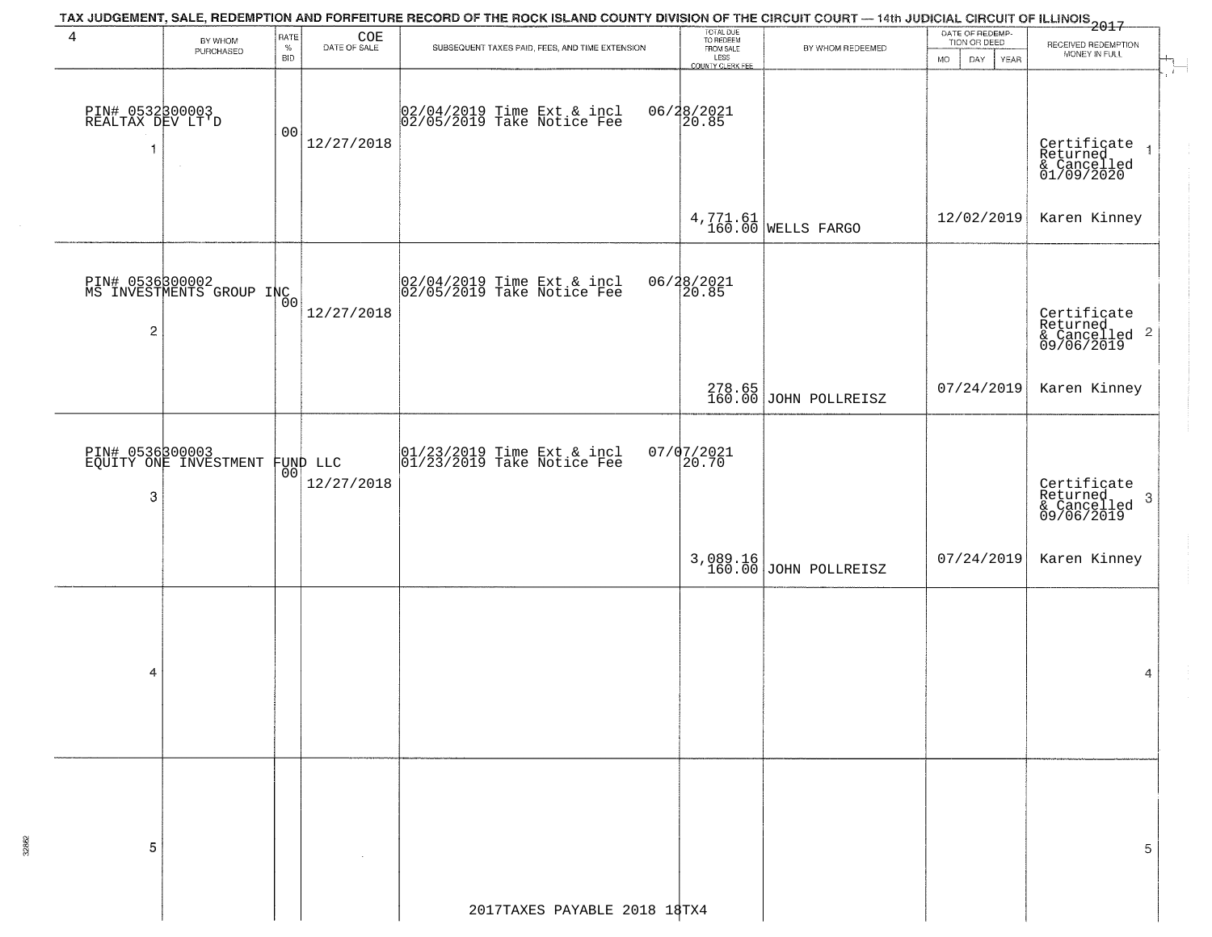TAX JUDGEMENT, SALE, REDEMPTION AND FORFEITURE RECORD OF THE ROCK ISLAND COUNTY DIVISION OF THE CIRCUIT COURT — 14th JUDICIAL CIRCUIT OF ILLINOIS 2017

| 4 | BY WHOM PURCHASED | RATE % BID | COE DATE OF SALE | SUBSEQUENT TAXES PAID, FEES, AND TIME EXTENSION | TOTAL DUE TO REDEEM FROM SALE LESS COUNTY CLERK FEE | BY WHOM REDEEMED | DATE OF REDEMPTION OR DEED MO DAY YEAR | RECEIVED REDEMPTION MONEY IN FULL | |
|---|---|---|---|---|---|---|---|---|---|
| 1 | PIN# 0532300003 REALTAX DEV LT'D | 00 | 12/27/2018 | 02/04/2019 Time Ext & incl 06/28/2021<br>02/05/2019 Take Notice Fee 20.85 | 4,771.61<br>160.00 | WELLS FARGO | 12/02/2019 | Certificate Returned & Cancelled 01/09/2020<br>Karen Kinney | 1 |
| 2 | PIN# 0536300002 MS INVESTMENTS GROUP INC | 00 | 12/27/2018 | 02/04/2019 Time Ext & incl 06/28/2021<br>02/05/2019 Take Notice Fee 20.85 | 278.65<br>160.00 | JOHN POLLREISZ | 07/24/2019 | Certificate Returned & Cancelled 09/06/2019<br>Karen Kinney | 2 |
| 3 | PIN# 0536300003 EQUITY ONE INVESTMENT FUND LLC | 00 | 12/27/2018 | 01/23/2019 Time Ext & incl 07/07/2021<br>01/23/2019 Take Notice Fee 20.70 | 3,089.16<br>160.00 | JOHN POLLREISZ | 07/24/2019 | Certificate Returned & Cancelled 09/06/2019<br>Karen Kinney | 3 |
| 4 | | | | | | | | | 4 |
| 5 | | | | | | | | | 5 |

2017TAXES PAYABLE 2018 18TX4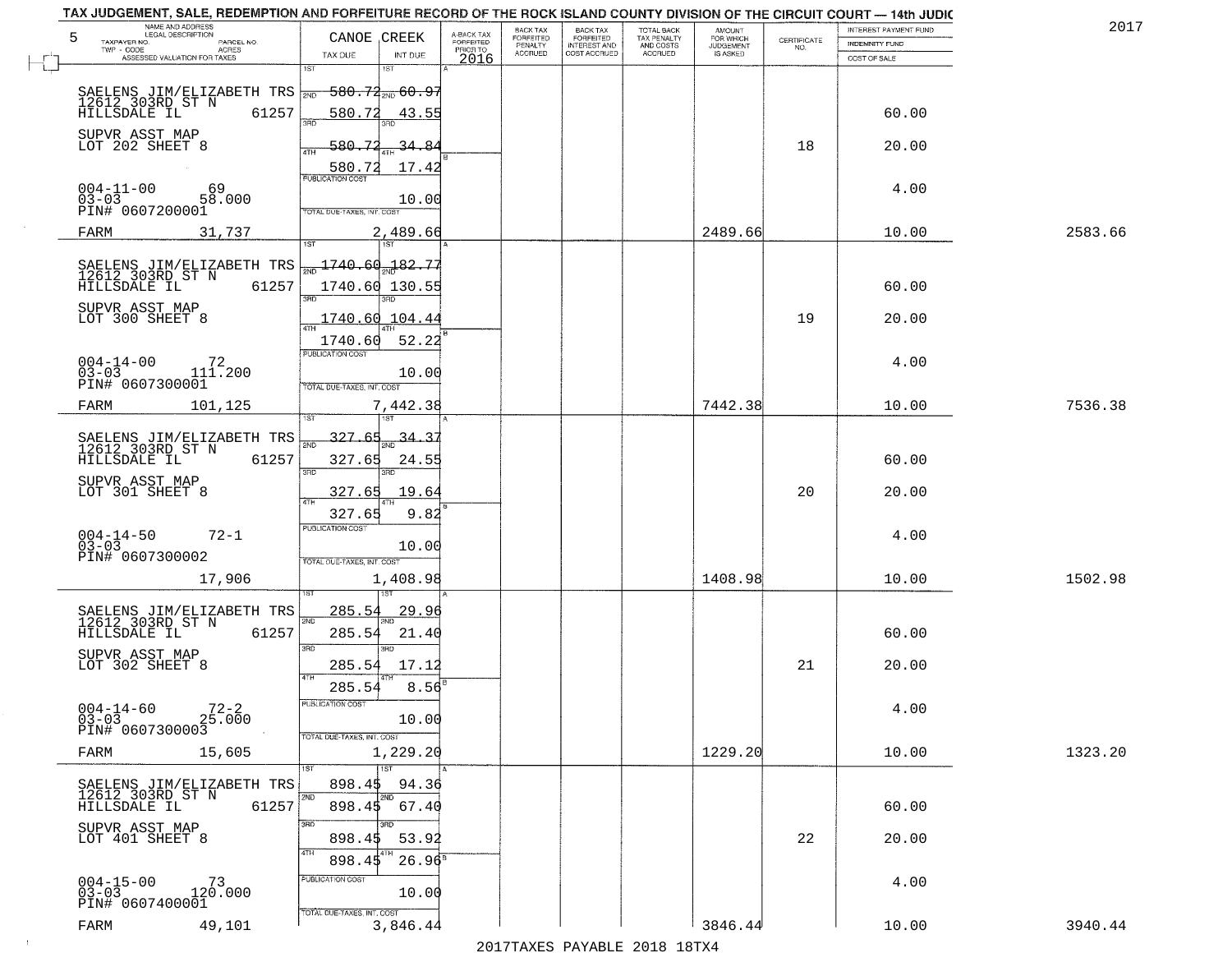TAX JUDGEMENT, SALE, REDEMPTION AND FORFEITURE RECORD OF THE ROCK ISLAND COUNTY DIVISION OF THE CIRCUIT COURT — 14th JUDIC

2017

| 5 NAME AND ADDRESS / LEGAL DESCRIPTION / TAXPAYER NO. / PARCEL NO. / TWP - CODE / ACRES / ASSESSED VALUATION FOR TAXES | CANOE CREEK TAX DUE | INT DUE | A-BACK TAX FORFEITED PRIOR TO 2016 | BACK TAX FORFEITED PENALTY ACCRUED | BACK TAX FORFEITED INTEREST AND COST ACCRUED | TOTAL BACK TAX PENALTY AND COSTS ACCRUED | AMOUNT FOR WHICH JUDGEMENT IS ASKED | CERTIFICATE NO. | INTEREST PAYMENT FUND / INDEMNITY FUND / COST OF SALE | |
|---|---|---|---|---|---|---|---|---|---|---|
| SAELENS JIM/ELIZABETH TRS 12612 303RD ST N HILLSDALE IL 61257 | 1ST 580.72 | 1ST 60.97 | | | | | | | | |
| | 2ND 580.72 | 2ND 43.55 | | | | | | | 60.00 | |
| SUPVR ASST MAP LOT 202 SHEET 8 | 3RD 580.72 | 3RD 34.84 | | | | | | 18 | 20.00 | |
| | 4TH 580.72 | 4TH 17.42 | | | | | | | | |
| 004-11-00 69 03-03 58.000 PIN# 0607200001 | PUBLICATION COST | 10.00 | | | | | | | 4.00 | |
| FARM 31,737 | TOTAL DUE-TAXES, INT. COST | 2,489.66 | | | | | 2489.66 | | 10.00 | 2583.66 |
| SAELENS JIM/ELIZABETH TRS 12612 303RD ST N HILLSDALE IL 61257 | 1ST 1740.60 | 1ST 182.77 | | | | | | | | |
| | 2ND 1740.60 | 2ND 130.55 | | | | | | | 60.00 | |
| SUPVR ASST MAP LOT 300 SHEET 8 | 3RD 1740.60 | 3RD 104.44 | | | | | | 19 | 20.00 | |
| | 4TH 1740.60 | 4TH 52.22 | | | | | | | | |
| 004-14-00 72 03-03 111.200 PIN# 0607300001 | PUBLICATION COST | 10.00 | | | | | | | 4.00 | |
| FARM 101,125 | TOTAL DUE-TAXES, INT. COST | 7,442.38 | | | | | 7442.38 | | 10.00 | 7536.38 |
| SAELENS JIM/ELIZABETH TRS 12612 303RD ST N HILLSDALE IL 61257 | 1ST 327.65 | 1ST 34.37 | | | | | | | | |
| | 2ND 327.65 | 2ND 24.55 | | | | | | | 60.00 | |
| SUPVR ASST MAP LOT 301 SHEET 8 | 3RD 327.65 | 3RD 19.64 | | | | | | 20 | 20.00 | |
| | 4TH 327.65 | 4TH 9.82 | | | | | | | | |
| 004-14-50 72-1 03-03 PIN# 0607300002 | PUBLICATION COST | 10.00 | | | | | | | 4.00 | |
| 17,906 | TOTAL DUE-TAXES, INT. COST | 1,408.98 | | | | | 1408.98 | | 10.00 | 1502.98 |
| SAELENS JIM/ELIZABETH TRS 12612 303RD ST N HILLSDALE IL 61257 | 1ST 285.54 | 1ST 29.96 | | | | | | | | |
| | 2ND 285.54 | 2ND 21.40 | | | | | | | 60.00 | |
| SUPVR ASST MAP LOT 302 SHEET 8 | 3RD 285.54 | 3RD 17.12 | | | | | | 21 | 20.00 | |
| | 4TH 285.54 | 4TH 8.56 | | | | | | | | |
| 004-14-60 72-2 03-03 25.000 PIN# 0607300003 | PUBLICATION COST | 10.00 | | | | | | | 4.00 | |
| FARM 15,605 | TOTAL DUE-TAXES, INT. COST | 1,229.20 | | | | | 1229.20 | | 10.00 | 1323.20 |
| SAELENS JIM/ELIZABETH TRS 12612 303RD ST N HILLSDALE IL 61257 | 1ST 898.45 | 1ST 94.36 | | | | | | | | |
| | 2ND 898.45 | 2ND 67.40 | | | | | | | 60.00 | |
| SUPVR ASST MAP LOT 401 SHEET 8 | 3RD 898.45 | 3RD 53.92 | | | | | | 22 | 20.00 | |
| | 4TH 898.45 | 4TH 26.96 | | | | | | | | |
| 004-15-00 73 03-03 120.000 PIN# 0607400001 | PUBLICATION COST | 10.00 | | | | | | | 4.00 | |
| FARM 49,101 | TOTAL DUE-TAXES, INT. COST | 3,846.44 | | | | | 3846.44 | | 10.00 | 3940.44 |

2017TAXES PAYABLE 2018 18TX4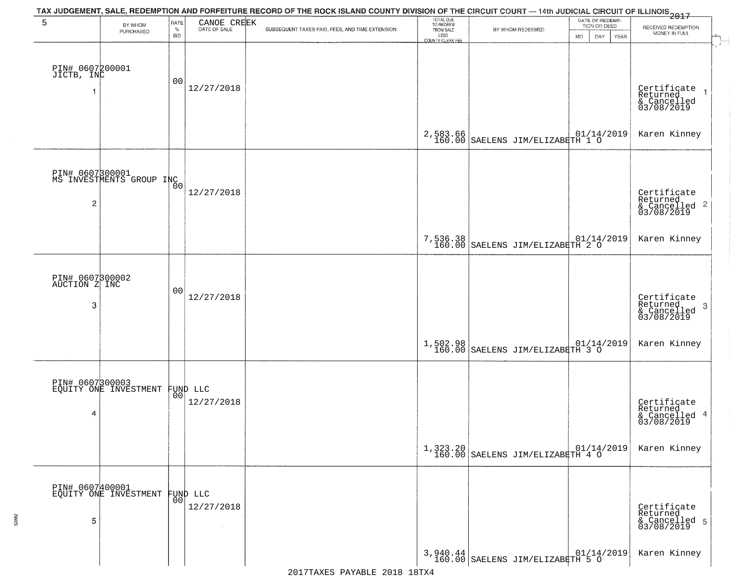TAX JUDGEMENT, SALE, REDEMPTION AND FORFEITURE RECORD OF THE ROCK ISLAND COUNTY DIVISION OF THE CIRCUIT COURT — 14th JUDICIAL CIRCUIT OF ILLINOIS 2017

| 5 BY WHOM PURCHASED | RATE % BID | CANOE CREEK DATE OF SALE | SUBSEQUENT TAXES PAID, FEES, AND TIME EXTENSION | TOTAL DUE TO REDEEM FROM SALE LESS COUNTY CLERK FEE | BY WHOM REDEEMED | DATE OF REDEMPTION OR DEED MO DAY YEAR | RECEIVED REDEMPTION MONEY IN FULL |
|---|---|---|---|---|---|---|---|
| PIN# 0607200001 JICTB, INC 1 | 00 | 12/27/2018 | | 2,583.66 160.00 | SAELENS JIM/ELIZABETH 1 O | 01/14/2019 | Certificate Returned & Cancelled 03/08/2019 1 Karen Kinney |
| PIN# 0607300001 MS INVESTMENTS GROUP INC 2 | 00 | 12/27/2018 | | 7,536.38 160.00 | SAELENS JIM/ELIZABETH 2 O | 01/14/2019 | Certificate Returned & Cancelled 03/08/2019 2 Karen Kinney |
| PIN# 0607300002 AUCTION Z INC 3 | 00 | 12/27/2018 | | 1,502.98 160.00 | SAELENS JIM/ELIZABETH 3 O | 01/14/2019 | Certificate Returned & Cancelled 03/08/2019 3 Karen Kinney |
| PIN# 0607300003 EQUITY ONE INVESTMENT FUND LLC 4 | 00 | 12/27/2018 | | 1,323.20 160.00 | SAELENS JIM/ELIZABETH 4 O | 01/14/2019 | Certificate Returned & Cancelled 03/08/2019 4 Karen Kinney |
| PIN# 0607400001 EQUITY ONE INVESTMENT FUND LLC 5 | 00 | 12/27/2018 | | 3,940.44 160.00 | SAELENS JIM/ELIZABETH 5 O | 01/14/2019 | Certificate Returned & Cancelled 03/08/2019 5 Karen Kinney |

2017TAXES PAYABLE 2018 18TX4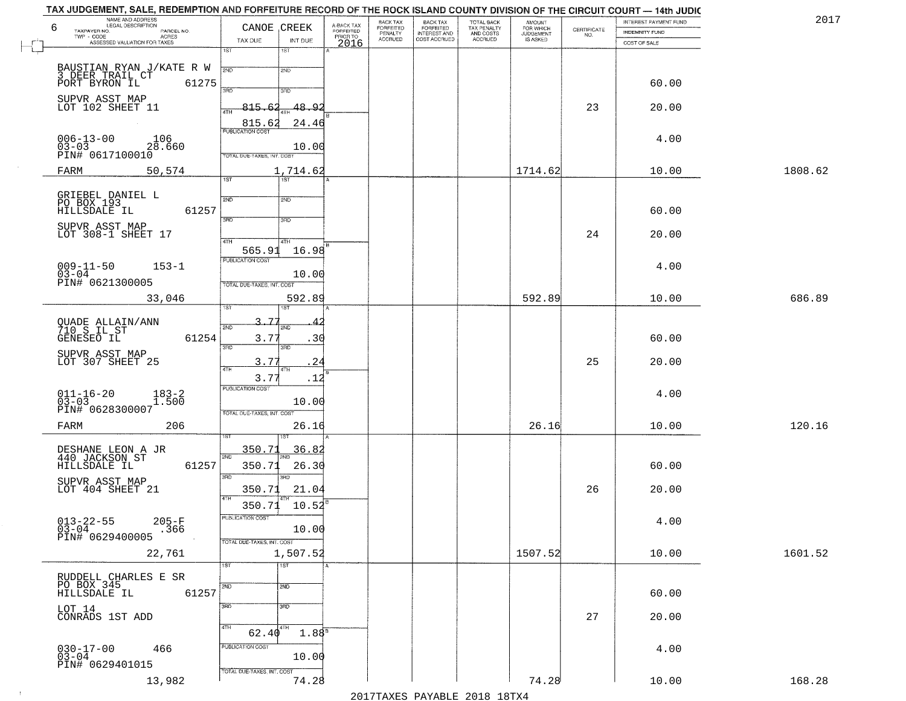TAX JUDGEMENT, SALE, REDEMPTION AND FORFEITURE RECORD OF THE ROCK ISLAND COUNTY DIVISION OF THE CIRCUIT COURT — 14th JUDIC

2017

| NAME AND ADDRESS / LEGAL DESCRIPTION / TAXPAYER NO. / PARCEL NO. / TWP - CODE / ACRES / ASSESSED VALUATION FOR TAXES (6) | CANOE CREEK TAX DUE | INT DUE | A-BACK TAX FORFEITED PRIOR TO 2016 | BACK TAX FORFEITED PENALTY ACCRUED | BACK TAX FORFEITED INTEREST AND COST ACCRUED | TOTAL BACK TAX PENALTY AND COSTS ACCRUED | AMOUNT FOR WHICH JUDGEMENT IS ASKED | CERTIFICATE NO. | INTEREST PAYMENT FUND / INDEMNITY FUND / COST OF SALE | |
|---|---|---|---|---|---|---|---|---|---|---|
| BAUSTIAN RYAN J/KATE R W, 3 DEER TRAIL CT, PORT BYRON IL 61275, SUPVR ASST MAP LOT 102 SHEET 11, 006-13-00 106, 03-03 28.660, PIN# 0617100010, FARM 50,574 | 3RD 815.62; 4TH 815.62; PUBLICATION COST; TOTAL DUE-TAXES, INT. COST 1,714.62 | 48.92; 24.46; 10.00 | | | | | 1714.62 | 23 | 60.00; 20.00; 4.00; 10.00 | 1808.62 |
| GRIEBEL DANIEL L, PO BOX 193, HILLSDALE IL 61257, SUPVR ASST MAP LOT 308-1 SHEET 17, 009-11-50 153-1, 03-04, PIN# 0621300005, 33,046 | 4TH 565.91; PUBLICATION COST; TOTAL DUE-TAXES, INT. COST 592.89 | 16.98; 10.00 | | | | | 592.89 | 24 | 60.00; 20.00; 4.00; 10.00 | 686.89 |
| QUADE ALLAIN/ANN, 710 S IL ST, GENESEO IL 61254, SUPVR ASST MAP LOT 307 SHEET 25, 011-16-20 183-2, 03-03 1.500, PIN# 0628300007, FARM 206 | 1ST 3.77; 2ND 3.77; 3RD 3.77; 4TH 3.77; PUBLICATION COST; TOTAL DUE-TAXES, INT. COST 26.16 | .42; .30; .24; .12; 10.00 | | | | | 26.16 | 25 | 60.00; 20.00; 4.00; 10.00 | 120.16 |
| DESHANE LEON A JR, 440 JACKSON ST, HILLSDALE IL 61257, SUPVR ASST MAP LOT 404 SHEET 21, 013-22-55 205-F, 03-04 .366, PIN# 0629400005, 22,761 | 1ST 350.71; 2ND 350.71; 3RD 350.71; 4TH 350.71; PUBLICATION COST; TOTAL DUE-TAXES, INT. COST 1,507.52 | 36.82; 26.30; 21.04; 10.52; 10.00 | | | | | 1507.52 | 26 | 60.00; 20.00; 4.00; 10.00 | 1601.52 |
| RUDDELL CHARLES E SR, PO BOX 345, HILLSDALE IL 61257, LOT 14 CONRADS 1ST ADD, 030-17-00 466, 03-04, PIN# 0629401015, 13,982 | 4TH 62.40; PUBLICATION COST; TOTAL DUE-TAXES, INT. COST 74.28 | 1.88; 10.00 | | | | | 74.28 | 27 | 60.00; 20.00; 4.00; 10.00 | 168.28 |

2017TAXES PAYABLE 2018 18TX4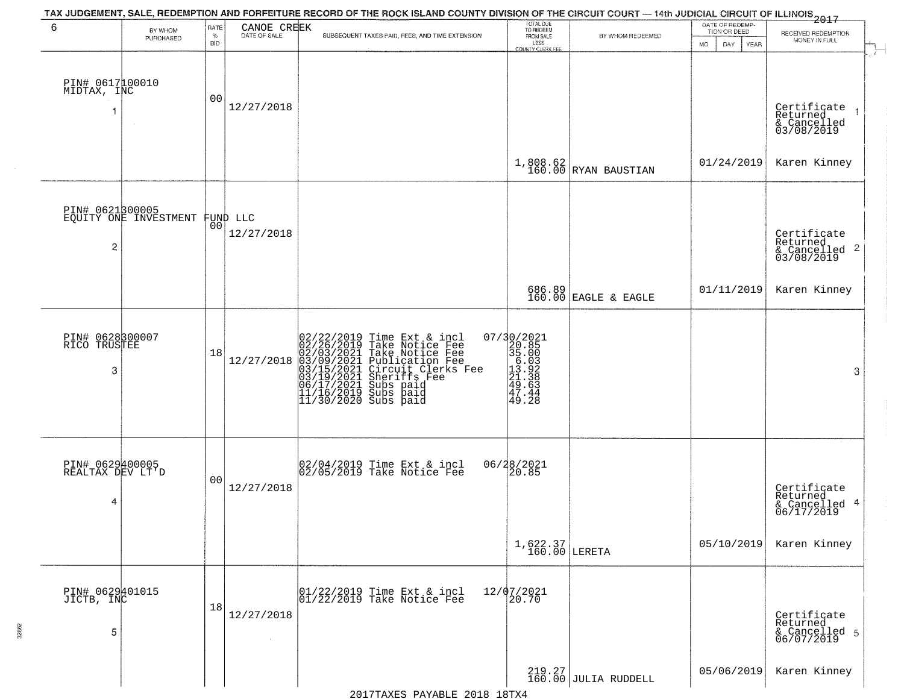TAX JUDGEMENT, SALE, REDEMPTION AND FORFEITURE RECORD OF THE ROCK ISLAND COUNTY DIVISION OF THE CIRCUIT COURT — 14th JUDICIAL CIRCUIT OF ILLINOIS 2017

| 6 BY WHOM PURCHASED | RATE % BID | CANOE CREEK DATE OF SALE | SUBSEQUENT TAXES PAID, FEES, AND TIME EXTENSION | TOTAL DUE TO REDEEM FROM SALE LESS COUNTY CLERK FEE | BY WHOM REDEEMED | DATE OF REDEMPTION OR DEED MO DAY YEAR | RECEIVED REDEMPTION MONEY IN FULL |
|---|---|---|---|---|---|---|---|
| PIN# 0617100010 MIDTAX, INC 1 | 00 | 12/27/2018 | | 1,808.62 160.00 | RYAN BAUSTIAN | 01/24/2019 | Certificate Returned & Cancelled 03/08/2019 Karen Kinney 1 |
| PIN# 0621300005 EQUITY ONE INVESTMENT FUND LLC 2 | 00 | 12/27/2018 | | 686.89 160.00 | EAGLE & EAGLE | 01/11/2019 | Certificate Returned & Cancelled 03/08/2019 Karen Kinney 2 |
| PIN# 0628300007 RICO TRUSTEE 3 | 18 | 12/27/2018 | 02/22/2019 Time Ext & incl 07/30/2021<br>02/26/2019 Take Notice Fee 20.85<br>02/03/2021 Take Notice Fee 35.00<br>03/09/2021 Publication Fee 6.03<br>03/15/2021 Circuit Clerks Fee 13.92<br>03/19/2021 Sheriffs Fee 21.38<br>06/17/2021 Subs paid 49.63<br>11/16/2019 Subs paid 47.44<br>11/30/2020 Subs paid 49.28 | | | | 3 |
| PIN# 0629400005 REALTAX DEV LT'D 4 | 00 | 12/27/2018 | 02/04/2019 Time Ext & incl 06/28/2021<br>02/05/2019 Take Notice Fee 20.85 | 1,622.37 160.00 | LERETA | 05/10/2019 | Certificate Returned & Cancelled 06/17/2019 Karen Kinney 4 |
| PIN# 0629401015 JICTB, INC 5 | 18 | 12/27/2018 | 01/22/2019 Time Ext & incl 12/07/2021<br>01/22/2019 Take Notice Fee 20.70 | 219.27 160.00 | JULIA RUDDELL | 05/06/2019 | Certificate Returned & Cancelled 06/07/2019 Karen Kinney 5 |

2017TAXES PAYABLE 2018 18TX4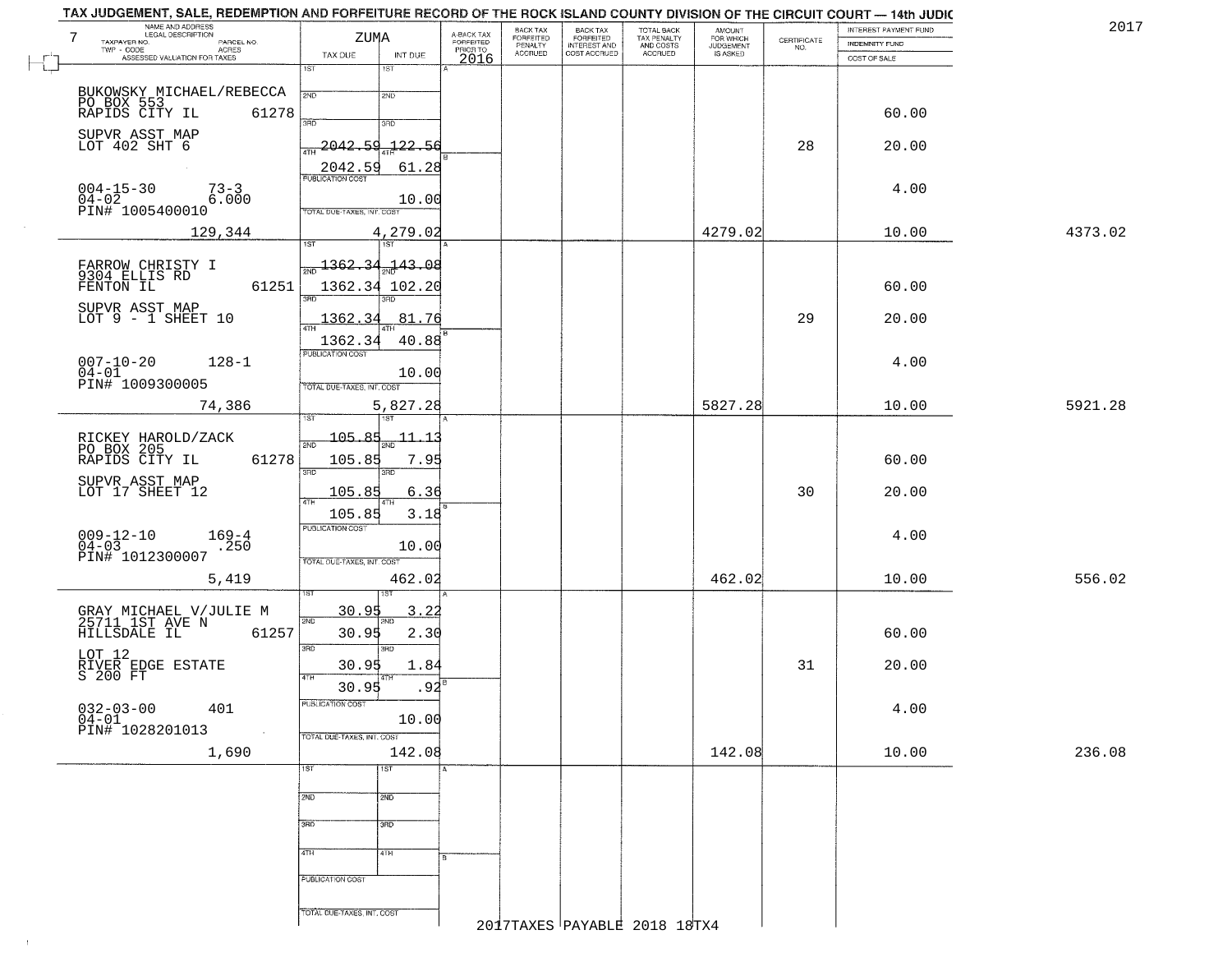# TAX JUDGEMENT, SALE, REDEMPTION AND FORFEITURE RECORD OF THE ROCK ISLAND COUNTY DIVISION OF THE CIRCUIT COURT — 14th JUDIC

2017

| 7 NAME AND ADDRESS / LEGAL DESCRIPTION / TAXPAYER NO. / PARCEL NO. / TWP - CODE / ACRES / ASSESSED VALUATION FOR TAXES | ZUMA TAX DUE | INT DUE | A-BACK TAX FORFEITED PRIOR TO 2016 | BACK TAX FORFEITED PENALTY ACCRUED | BACK TAX FORFEITED INTEREST AND COST ACCRUED | TOTAL BACK TAX PENALTY AND COSTS ACCRUED | AMOUNT FOR WHICH JUDGEMENT IS ASKED | CERTIFICATE NO. | INTEREST PAYMENT FUND / INDEMNITY FUND / COST OF SALE | |
|---|---|---|---|---|---|---|---|---|---|---|
| BUKOWSKY MICHAEL/REBECCA PO BOX 553 RAPIDS CITY IL 61278 | 1ST | 1ST | | | | | | | 60.00 | |
| SUPVR ASST MAP LOT 402 SHT 6 | 2ND | 2ND | | | | | | | | |
| | 3RD | 3RD | | | | | | | | |
| | 4TH 2042.59 | 122.56 | | | | | | 28 | 20.00 | |
| | 2042.59 | 61.28 | | | | | | | | |
| 004-15-30 73-3 04-02 6.000 PIN# 1005400010 | PUBLICATION COST | 10.00 | | | | | | | 4.00 | |
| 129,344 | TOTAL DUE-TAXES, INT. COST | 4,279.02 | | | | | 4279.02 | | 10.00 | 4373.02 |
| FARROW CHRISTY I 9304 ELLIS RD FENTON IL 61251 | 1ST 1362.34 | 143.08 | | | | | | | | |
| | 2ND 1362.34 | 102.20 | | | | | | | 60.00 | |
| SUPVR ASST MAP LOT 9 - 1 SHEET 10 | 3RD 1362.34 | 81.76 | | | | | | 29 | 20.00 | |
| | 4TH 1362.34 | 40.88 | | | | | | | | |
| 007-10-20 128-1 04-01 PIN# 1009300005 | PUBLICATION COST | 10.00 | | | | | | | 4.00 | |
| 74,386 | TOTAL DUE-TAXES, INT. COST | 5,827.28 | | | | | 5827.28 | | 10.00 | 5921.28 |
| RICKEY HAROLD/ZACK PO BOX 205 RAPIDS CITY IL 61278 | 1ST 105.85 | 11.13 | | | | | | | | |
| | 2ND 105.85 | 7.95 | | | | | | | 60.00 | |
| SUPVR ASST MAP LOT 17 SHEET 12 | 3RD 105.85 | 6.36 | | | | | | 30 | 20.00 | |
| | 4TH 105.85 | 3.18 | | | | | | | | |
| 009-12-10 169-4 04-03 .250 PIN# 1012300007 | PUBLICATION COST | 10.00 | | | | | | | 4.00 | |
| 5,419 | TOTAL DUE-TAXES, INT. COST | 462.02 | | | | | 462.02 | | 10.00 | 556.02 |
| GRAY MICHAEL V/JULIE M 25711 1ST AVE N HILLSDALE IL 61257 | 1ST 30.95 | 3.22 | | | | | | | | |
| | 2ND 30.95 | 2.30 | | | | | | | 60.00 | |
| LOT 12 RIVER EDGE ESTATE S 200 FT | 3RD 30.95 | 1.84 | | | | | | 31 | 20.00 | |
| | 4TH 30.95 | .92 | | | | | | | | |
| 032-03-00 401 04-01 PIN# 1028201013 | PUBLICATION COST | 10.00 | | | | | | | 4.00 | |
| 1,690 | TOTAL DUE-TAXES, INT. COST | 142.08 | | | | | 142.08 | | 10.00 | 236.08 |

2017TAXES PAYABLE 2018 18TX4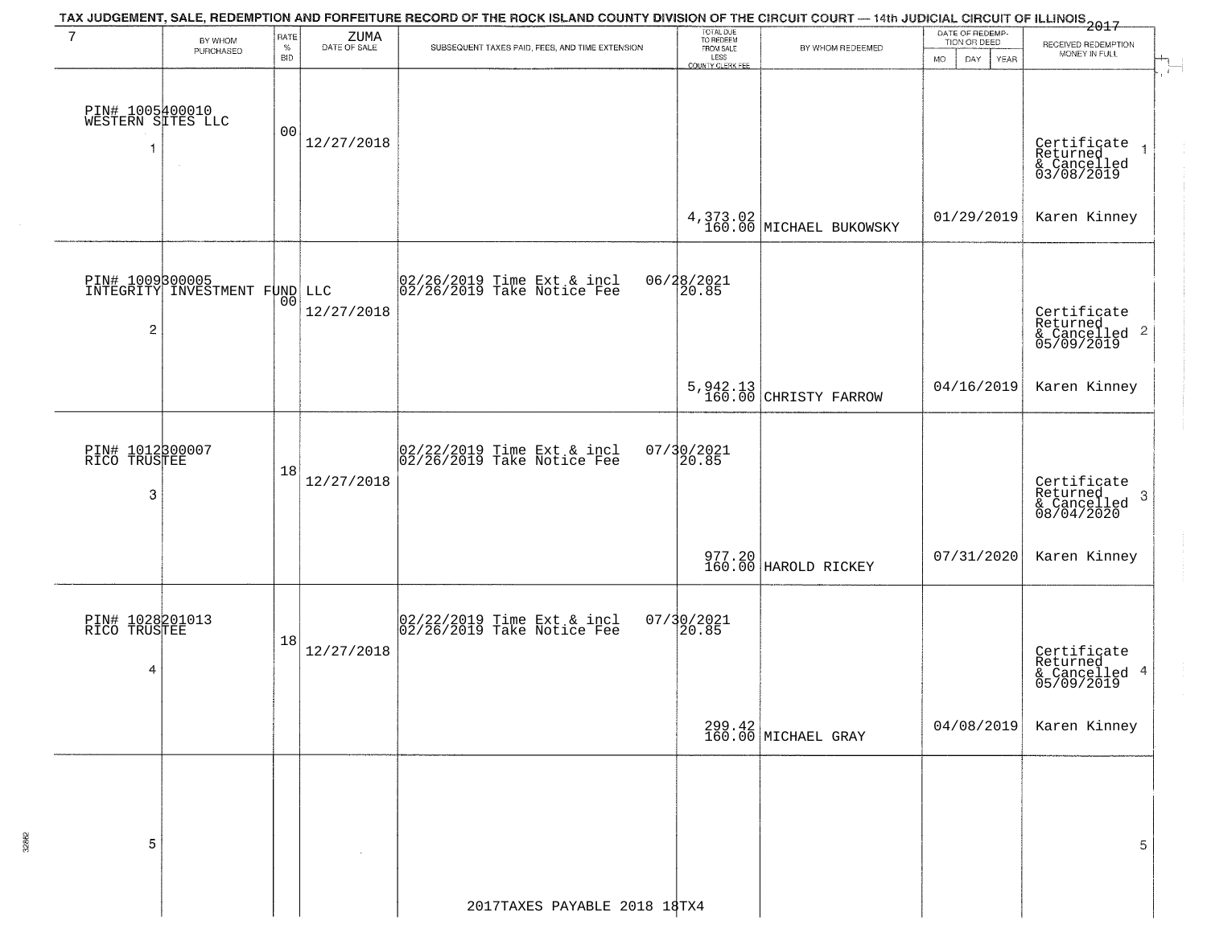TAX JUDGEMENT, SALE, REDEMPTION AND FORFEITURE RECORD OF THE ROCK ISLAND COUNTY DIVISION OF THE CIRCUIT COURT — 14th JUDICIAL CIRCUIT OF ILLINOIS 2017

| 7 | BY WHOM PURCHASED | RATE % BID | ZUMA DATE OF SALE | SUBSEQUENT TAXES PAID, FEES, AND TIME EXTENSION | TOTAL DUE TO REDEEM FROM SALE LESS COUNTY CLERK FEE | BY WHOM REDEEMED | DATE OF REDEMPTION OR DEED MO DAY YEAR | RECEIVED REDEMPTION MONEY IN FULL |
|---|---|---|---|---|---|---|---|---|
| 1 | PIN# 1005400010 WESTERN SITES LLC | 00 | 12/27/2018 | | 4,373.02 160.00 | MICHAEL BUKOWSKY | 01/29/2019 | Certificate Returned & Cancelled 03/08/2019 Karen Kinney |
| 2 | PIN# 1009300005 INTEGRITY INVESTMENT FUND LLC | 00 | 12/27/2018 | 02/26/2019 Time Ext & incl 06/28/2021 02/26/2019 Take Notice Fee 20.85 | 5,942.13 160.00 | CHRISTY FARROW | 04/16/2019 | Certificate Returned & Cancelled 05/09/2019 Karen Kinney |
| 3 | PIN# 1012300007 RICO TRUSTEE | 18 | 12/27/2018 | 02/22/2019 Time Ext & incl 07/30/2021 02/26/2019 Take Notice Fee 20.85 | 977.20 160.00 | HAROLD RICKEY | 07/31/2020 | Certificate Returned & Cancelled 08/04/2020 Karen Kinney |
| 4 | PIN# 1028201013 RICO TRUSTEE | 18 | 12/27/2018 | 02/22/2019 Time Ext & incl 07/30/2021 02/26/2019 Take Notice Fee 20.85 | 299.42 160.00 | MICHAEL GRAY | 04/08/2019 | Certificate Returned & Cancelled 05/09/2019 Karen Kinney |
| 5 | | | | | | | | |

2017TAXES PAYABLE 2018 18TX4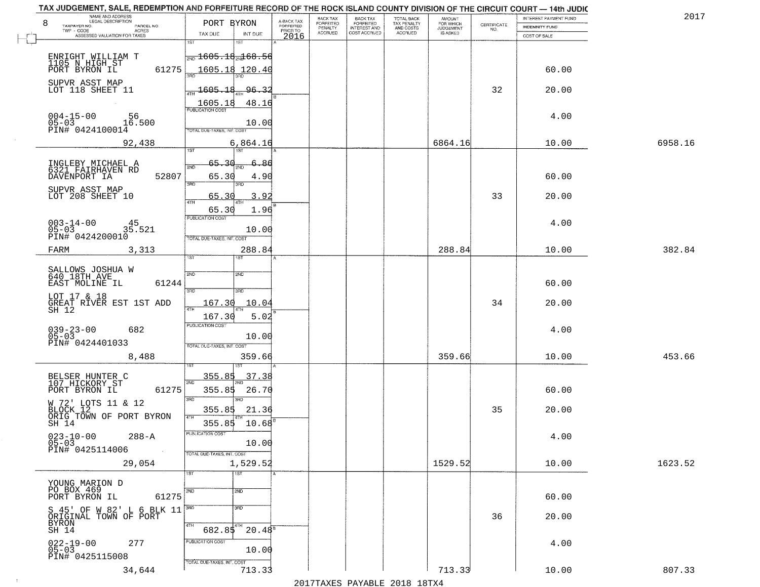TAX JUDGEMENT, SALE, REDEMPTION AND FORFEITURE RECORD OF THE ROCK ISLAND COUNTY DIVISION OF THE CIRCUIT COURT — 14th JUDIC

2017

| 8 NAME AND ADDRESS / LEGAL DESCRIPTION / TAXPAYER NO. / PARCEL NO. / TWP - CODE / ACRES / ASSESSED VALUATION FOR TAXES | PORT BYRON TAX DUE | INT DUE | A-BACK TAX FORFEITED PRIOR TO 2016 | BACK TAX FORFEITED PENALTY ACCRUED | BACK TAX FORFEITED INTEREST AND COST ACCRUED | TOTAL BACK TAX PENALTY AND COSTS ACCRUED | AMOUNT FOR WHICH JUDGEMENT IS ASKED | CERTIFICATE NO. | INTEREST PAYMENT FUND / INDEMNITY FUND / COST OF SALE | |
|---|---|---|---|---|---|---|---|---|---|---|
| ENRIGHT WILLIAM T<br>1105 N HIGH ST<br>PORT BYRON IL 61275<br>SUPVR ASST MAP<br>LOT 118 SHEET 11<br>004-15-00 56<br>05-03 16.500<br>PIN# 0424100014<br>92,438 | 1ST<br>2ND 1605.18<br>3RD 1605.18<br>4TH 1605.18<br>1605.18<br>PUBLICATION COST<br>TOTAL DUE-TAXES, INT. COST | 1ST<br>168.56<br>120.40<br>96.32<br>48.16<br>10.00<br>6,864.16 | | | | | 6864.16 | 32 | 60.00<br>20.00<br>4.00<br>10.00 | 6958.16 |
| INGLEBY MICHAEL A<br>6321 FAIRHAVEN RD<br>DAVENPORT IA 52807<br>SUPVR ASST MAP<br>LOT 208 SHEET 10<br>003-14-00 45<br>05-03 35.521<br>PIN# 0424200010<br>FARM 3,313 | 1ST 65.30<br>2ND 65.30<br>3RD 65.30<br>4TH 65.30<br>PUBLICATION COST<br>TOTAL DUE-TAXES, INT. COST | 6.86<br>4.90<br>3.92<br>1.96<br>10.00<br>288.84 | | | | | 288.84 | 33 | 60.00<br>20.00<br>4.00<br>10.00 | 382.84 |
| SALLOWS JOSHUA W<br>640 18TH AVE<br>EAST MOLINE IL 61244<br>LOT 17 & 18<br>GREAT RIVER EST 1ST ADD<br>SH 12<br>039-23-00 682<br>05-03<br>PIN# 0424401033<br>8,488 | 1ST<br>2ND<br>3RD 167.30<br>4TH 167.30<br>PUBLICATION COST<br>TOTAL DUE-TAXES, INT. COST | 1ST<br>2ND<br>10.04<br>5.02<br>10.00<br>359.66 | | | | | 359.66 | 34 | 60.00<br>20.00<br>4.00<br>10.00 | 453.66 |
| BELSER HUNTER C<br>107 HICKORY ST<br>PORT BYRON IL 61275<br>W 72' LOTS 11 & 12<br>BLOCK 12<br>ORIG TOWN OF PORT BYRON<br>SH 14<br>023-10-00 288-A<br>05-03<br>PIN# 0425114006<br>29,054 | 1ST 355.85<br>2ND 355.85<br>3RD 355.85<br>4TH 355.85<br>PUBLICATION COST<br>TOTAL DUE-TAXES, INT. COST | 37.38<br>26.70<br>21.36<br>10.68<br>10.00<br>1,529.52 | | | | | 1529.52 | 35 | 60.00<br>20.00<br>4.00<br>10.00 | 1623.52 |
| YOUNG MARION D<br>PO BOX 469<br>PORT BYRON IL 61275<br>S 45' OF W 82' L 6 BLK 11<br>ORIGINAL TOWN OF PORT<br>BYRON<br>SH 14<br>022-19-00 277<br>05-03<br>PIN# 0425115008<br>34,644 | 1ST<br>2ND<br>3RD<br>4TH 682.85<br>PUBLICATION COST<br>TOTAL DUE-TAXES, INT. COST | 1ST<br>2ND<br>3RD<br>20.48<br>10.00<br>713.33 | | | | | 713.33 | 36 | 60.00<br>20.00<br>4.00<br>10.00 | 807.33 |

2017TAXES PAYABLE 2018 18TX4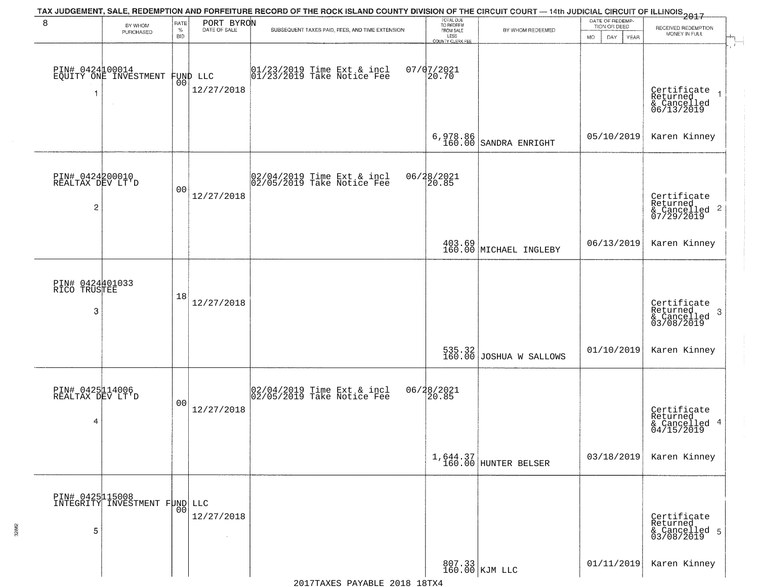# TAX JUDGEMENT, SALE, REDEMPTION AND FORFEITURE RECORD OF THE ROCK ISLAND COUNTY DIVISION OF THE CIRCUIT COURT — 14th JUDICIAL CIRCUIT OF ILLINOIS 2017

8 — PORT BYRON

| # | BY WHOM PURCHASED | RATE % BID | DATE OF SALE | SUBSEQUENT TAXES PAID, FEES, AND TIME EXTENSION | TOTAL DUE TO REDEEM FROM SALE LESS COUNTY CLERK FEE | BY WHOM REDEEMED | DATE OF REDEMPTION OR DEED | RECEIVED REDEMPTION MONEY IN FULL |
|---|---|---|---|---|---|---|---|---|
| 1 | PIN# 0424100014 EQUITY ONE INVESTMENT FUND LLC | 00 | 12/27/2018 | 01/23/2019 Time Ext & incl 07/07/2021; 01/23/2019 Take Notice Fee 20.70 | 6,978.86 / 160.00 | SANDRA ENRIGHT | 05/10/2019 | Certificate Returned & Cancelled 06/13/2019; Karen Kinney |
| 2 | PIN# 0424200010 REALTAX DEV LT'D | 00 | 12/27/2018 | 02/04/2019 Time Ext & incl 06/28/2021; 02/05/2019 Take Notice Fee 20.85 | 403.69 / 160.00 | MICHAEL INGLEBY | 06/13/2019 | Certificate Returned & Cancelled 07/29/2019; Karen Kinney |
| 3 | PIN# 0424401033 RICO TRUSTEE | 18 | 12/27/2018 | | 535.32 / 160.00 | JOSHUA W SALLOWS | 01/10/2019 | Certificate Returned & Cancelled 03/08/2019; Karen Kinney |
| 4 | PIN# 0425114006 REALTAX DEV LT'D | 00 | 12/27/2018 | 02/04/2019 Time Ext & incl 06/28/2021; 02/05/2019 Take Notice Fee 20.85 | 1,644.37 / 160.00 | HUNTER BELSER | 03/18/2019 | Certificate Returned & Cancelled 04/15/2019; Karen Kinney |
| 5 | PIN# 0425115008 INTEGRITY INVESTMENT FUND LLC | 00 | 12/27/2018 | | 807.33 / 160.00 | KJM LLC | 01/11/2019 | Certificate Returned & Cancelled 03/08/2019; Karen Kinney |

2017TAXES PAYABLE 2018 18TX4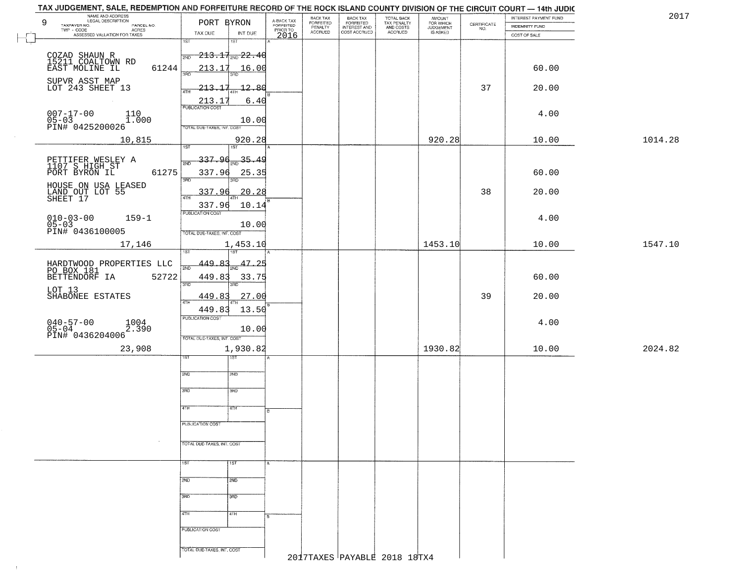# TAX JUDGEMENT, SALE, REDEMPTION AND FORFEITURE RECORD OF THE ROCK ISLAND COUNTY DIVISION OF THE CIRCUIT COURT — 14th JUDIC

2017

| 9 NAME AND ADDRESS / LEGAL DESCRIPTION / TAXPAYER NO. / PARCEL NO. / TWP - CODE / ACRES / ASSESSED VALUATION FOR TAXES | PORT BYRON TAX DUE | INT DUE | A-BACK TAX FORFEITED PRIOR TO 2016 | BACK TAX FORFEITED PENALTY ACCRUED | BACK TAX FORFEITED INTEREST AND COST ACCRUED | TOTAL BACK TAX PENALTY AND COSTS ACCRUED | AMOUNT FOR WHICH JUDGEMENT IS ASKED | CERTIFICATE NO. | INTEREST PAYMENT FUND / INDEMNITY FUND / COST OF SALE | |
|---|---|---|---|---|---|---|---|---|---|---|
| COZAD SHAUN R, 15211 COALTOWN RD, EAST MOLINE IL 61244 | 1ST 213.17 | 1ST 22.40 | | | | | | | | |
| | 2ND 213.17 | 2ND 16.00 | | | | | | | 60.00 | |
| SUPVR ASST MAP, LOT 243 SHEET 13 | 3RD 213.17 | 3RD 12.80 | | | | | | 37 | 20.00 | |
| | 4TH 213.17 | 4TH 6.40 | | | | | | | | |
| 007-17-00 110, 05-03 1.000, PIN# 0425200026 | PUBLICATION COST | 10.00 | | | | | | | 4.00 | |
| 10,815 | TOTAL DUE-TAXES, INT. COST | 920.28 | | | | | 920.28 | | 10.00 | 1014.28 |
| PETTIFER WESLEY A, 1107 S HIGH ST, PORT BYRON IL 61275 | 1ST 337.96 | 1ST 35.49 | | | | | | | | |
| | 2ND 337.96 | 2ND 25.35 | | | | | | | 60.00 | |
| HOUSE ON USA LEASED LAND OUT LOT 55 SHEET 17 | 3RD 337.96 | 3RD 20.28 | | | | | | 38 | 20.00 | |
| | 4TH 337.96 | 4TH 10.14 | | | | | | | | |
| 010-03-00 159-1, 05-03, PIN# 0436100005 | PUBLICATION COST | 10.00 | | | | | | | 4.00 | |
| 17,146 | TOTAL DUE-TAXES, INT. COST | 1,453.10 | | | | | 1453.10 | | 10.00 | 1547.10 |
| HARDTWOOD PROPERTIES LLC, PO BOX 181, BETTENDORF IA 52722 | 1ST 449.83 | 1ST 47.25 | | | | | | | | |
| | 2ND 449.83 | 2ND 33.75 | | | | | | | 60.00 | |
| LOT 13 SHABONEE ESTATES | 3RD 449.83 | 3RD 27.00 | | | | | | 39 | 20.00 | |
| | 4TH 449.83 | 4TH 13.50 | | | | | | | | |
| 040-57-00 1004, 05-04 2.390, PIN# 0436204006 | PUBLICATION COST | 10.00 | | | | | | | 4.00 | |
| 23,908 | TOTAL DUE-TAXES, INT. COST | 1,930.82 | | | | | 1930.82 | | 10.00 | 2024.82 |

2017TAXES PAYABLE 2018 18TX4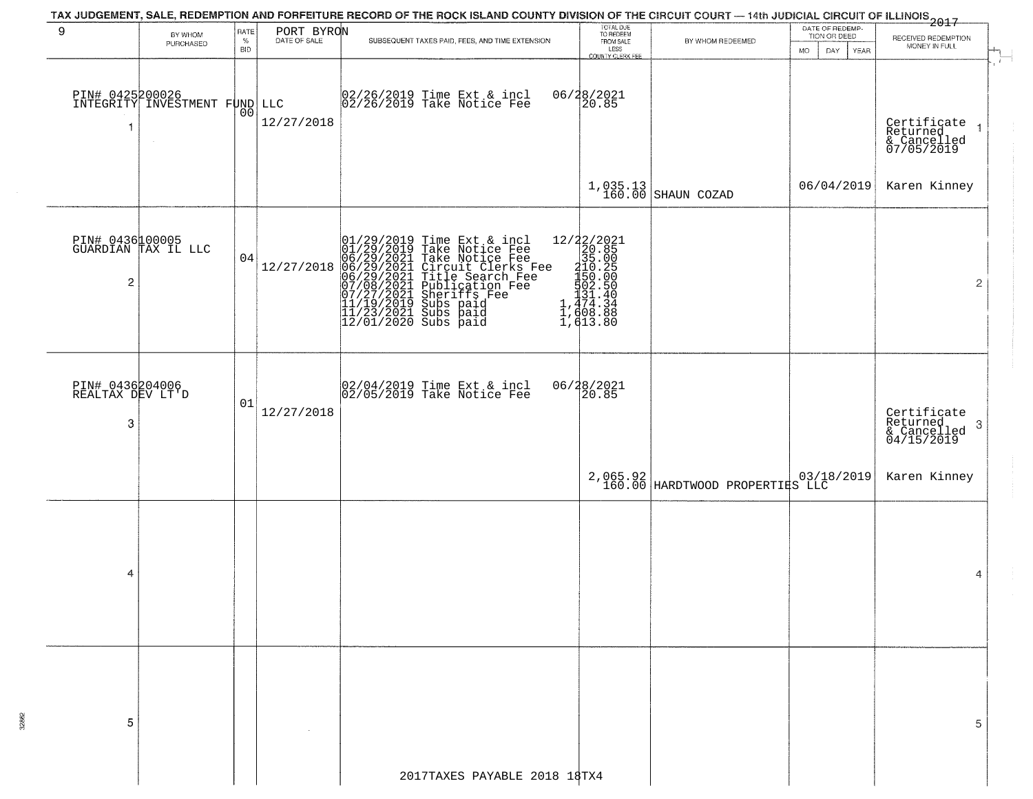# TAX JUDGEMENT, SALE, REDEMPTION AND FORFEITURE RECORD OF THE ROCK ISLAND COUNTY DIVISION OF THE CIRCUIT COURT — 14th JUDICIAL CIRCUIT OF ILLINOIS 2017

| 9 | BY WHOM PURCHASED | RATE % BID | PORT BYRON DATE OF SALE | SUBSEQUENT TAXES PAID, FEES, AND TIME EXTENSION | TOTAL DUE TO REDEEM FROM SALE LESS COUNTY CLERK FEE | BY WHOM REDEEMED | DATE OF REDEMPTION OR DEED MO DAY YEAR | RECEIVED REDEMPTION MONEY IN FULL |
|---|---|---|---|---|---|---|---|---|
| 1 | PIN# 0425200026 INTEGRITY INVESTMENT FUND LLC | 00 | 12/27/2018 | 02/26/2019 Time Ext & incl<br>02/26/2019 Take Notice Fee | 06/28/2021<br>20.85<br><br>1,035.13<br>160.00 | SHAUN COZAD | 06/04/2019 | Certificate Returned & Cancelled 07/05/2019<br><br>Karen Kinney |
| 2 | PIN# 0436100005 GUARDIAN TAX IL LLC | 04 | 12/27/2018 | 01/29/2019 Time Ext & incl<br>01/29/2019 Take Notice Fee<br>06/29/2021 Take Notice Fee<br>06/29/2021 Circuit Clerks Fee<br>06/29/2021 Title Search Fee<br>07/08/2021 Publication Fee<br>07/27/2021 Sheriffs Fee<br>11/19/2019 Subs paid<br>11/23/2021 Subs paid<br>12/01/2020 Subs paid | 12/22/2021<br>20.85<br>35.00<br>210.25<br>150.00<br>502.50<br>131.40<br>1,474.34<br>1,608.88<br>1,613.80 | | | |
| 3 | PIN# 0436204006 REALTAX DEV LT'D | 01 | 12/27/2018 | 02/04/2019 Time Ext & incl<br>02/05/2019 Take Notice Fee | 06/28/2021<br>20.85<br><br>2,065.92<br>160.00 | HARDTWOOD PROPERTIES LLC | 03/18/2019 | Certificate Returned & Cancelled 04/15/2019<br><br>Karen Kinney |
| 4 | | | | | | | | |
| 5 | | | | | | | | |

2017TAXES PAYABLE 2018 18TX4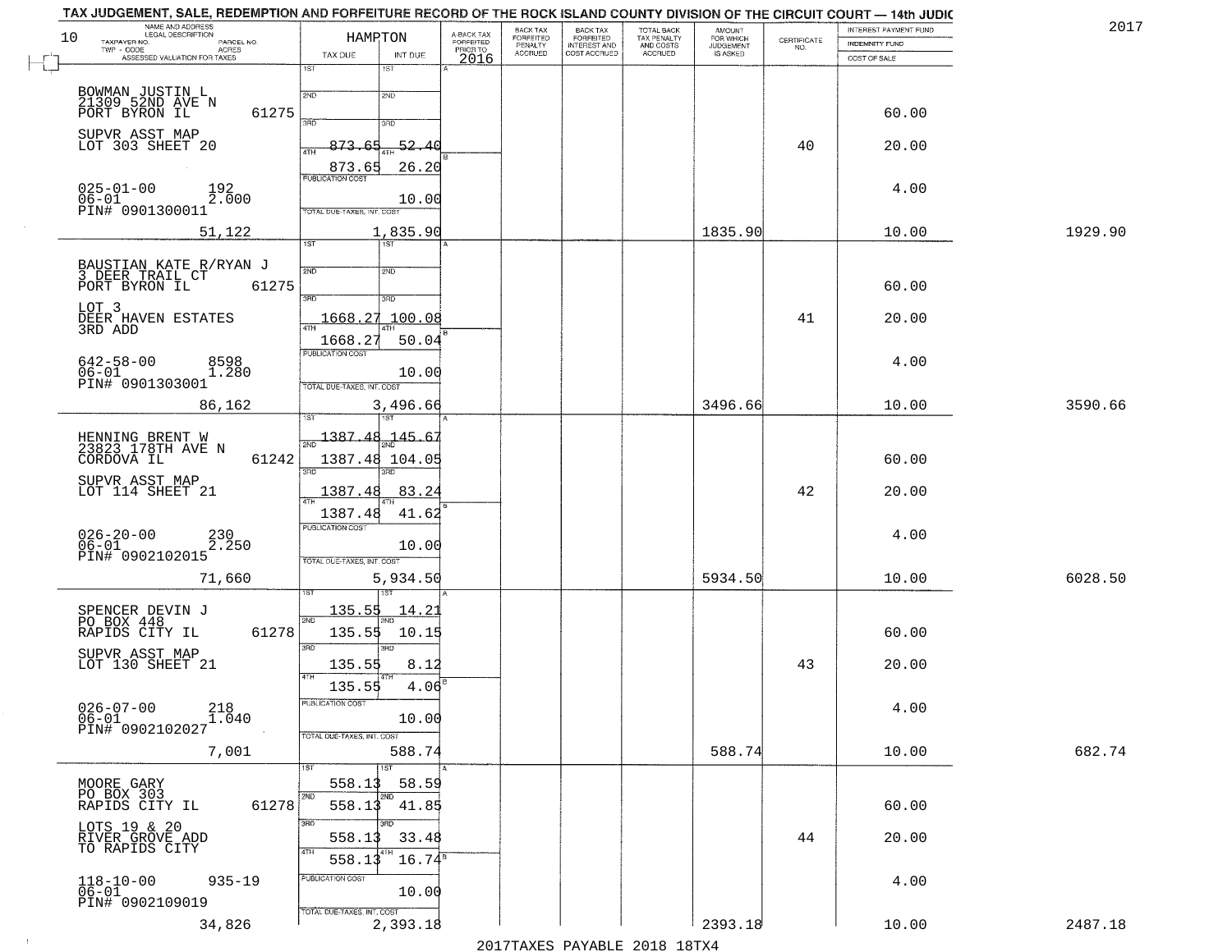## TAX JUDGEMENT, SALE, REDEMPTION AND FORFEITURE RECORD OF THE ROCK ISLAND COUNTY DIVISION OF THE CIRCUIT COURT — 14th JUDIC

2017

10

| NAME AND ADDRESS / LEGAL DESCRIPTION / TAXPAYER NO. / PARCEL NO. / TWP - CODE / ACRES / ASSESSED VALUATION FOR TAXES | HAMPTON TAX DUE | INT DUE | A-BACK TAX FORFEITED PRIOR TO 2016 | BACK TAX FORFEITED PENALTY ACCRUED | BACK TAX FORFEITED INTEREST AND COST ACCRUED | TOTAL BACK TAX PENALTY AND COSTS ACCRUED | AMOUNT FOR WHICH JUDGEMENT IS ASKED | CERTIFICATE NO. | INTEREST PAYMENT FUND / INDEMNITY FUND / COST OF SALE | |
|---|---|---|---|---|---|---|---|---|---|---|
| BOWMAN JUSTIN L<br>21309 52ND AVE N<br>PORT BYRON IL 61275<br>SUPVR ASST MAP<br>LOT 303 SHEET 20<br>025-01-00 192<br>06-01 2.000<br>PIN# 0901300011<br>51,122 | 1ST<br>2ND<br>3RD<br>4TH 873.65<br>873.65<br>PUBLICATION COST<br>TOTAL DUE-TAXES, INT. COST | 1ST<br>2ND<br>3RD<br>52.40<br>26.20<br>10.00<br>1,835.90 | | | | | 1835.90 | 40 | 60.00<br>20.00<br>4.00<br>10.00 | 1929.90 |
| BAUSTIAN KATE R/RYAN J<br>3 DEER TRAIL CT<br>PORT BYRON IL 61275<br>LOT 3<br>DEER HAVEN ESTATES<br>3RD ADD<br>642-58-00 8598<br>06-01 1.280<br>PIN# 0901303001<br>86,162 | 1ST<br>2ND<br>3RD 1668.27<br>4TH 1668.27<br>PUBLICATION COST<br>TOTAL DUE-TAXES, INT. COST | 1ST<br>2ND<br>100.08<br>50.04<br>10.00<br>3,496.66 | | | | | 3496.66 | 41 | 60.00<br>20.00<br>4.00<br>10.00 | 3590.66 |
| HENNING BRENT W<br>23823 178TH AVE N<br>CORDOVA IL 61242<br>SUPVR ASST MAP<br>LOT 114 SHEET 21<br>026-20-00 230<br>06-01 2.250<br>PIN# 0902102015<br>71,660 | 1ST 1387.48<br>2ND 1387.48<br>3RD 1387.48<br>4TH 1387.48<br>PUBLICATION COST<br>TOTAL DUE-TAXES, INT. COST | 145.67<br>104.05<br>83.24<br>41.62<br>10.00<br>5,934.50 | | | | | 5934.50 | 42 | 60.00<br>20.00<br>4.00<br>10.00 | 6028.50 |
| SPENCER DEVIN J<br>PO BOX 448<br>RAPIDS CITY IL 61278<br>SUPVR ASST MAP<br>LOT 130 SHEET 21<br>026-07-00 218<br>06-01 1.040<br>PIN# 0902102027<br>7,001 | 1ST 135.55<br>2ND 135.55<br>3RD 135.55<br>4TH 135.55<br>PUBLICATION COST<br>TOTAL DUE-TAXES, INT. COST | 14.21<br>10.15<br>8.12<br>4.06<br>10.00<br>588.74 | | | | | 588.74 | 43 | 60.00<br>20.00<br>4.00<br>10.00 | 682.74 |
| MOORE GARY<br>PO BOX 303<br>RAPIDS CITY IL 61278<br>LOTS 19 & 20<br>RIVER GROVE ADD<br>TO RAPIDS CITY<br>118-10-00 935-19<br>06-01<br>PIN# 0902109019<br>34,826 | 1ST 558.13<br>2ND 558.13<br>3RD 558.13<br>4TH 558.13<br>PUBLICATION COST<br>TOTAL DUE-TAXES, INT. COST | 58.59<br>41.85<br>33.48<br>16.74<br>10.00<br>2,393.18 | | | | | 2393.18 | 44 | 60.00<br>20.00<br>4.00<br>10.00 | 2487.18 |

2017TAXES PAYABLE 2018 18TX4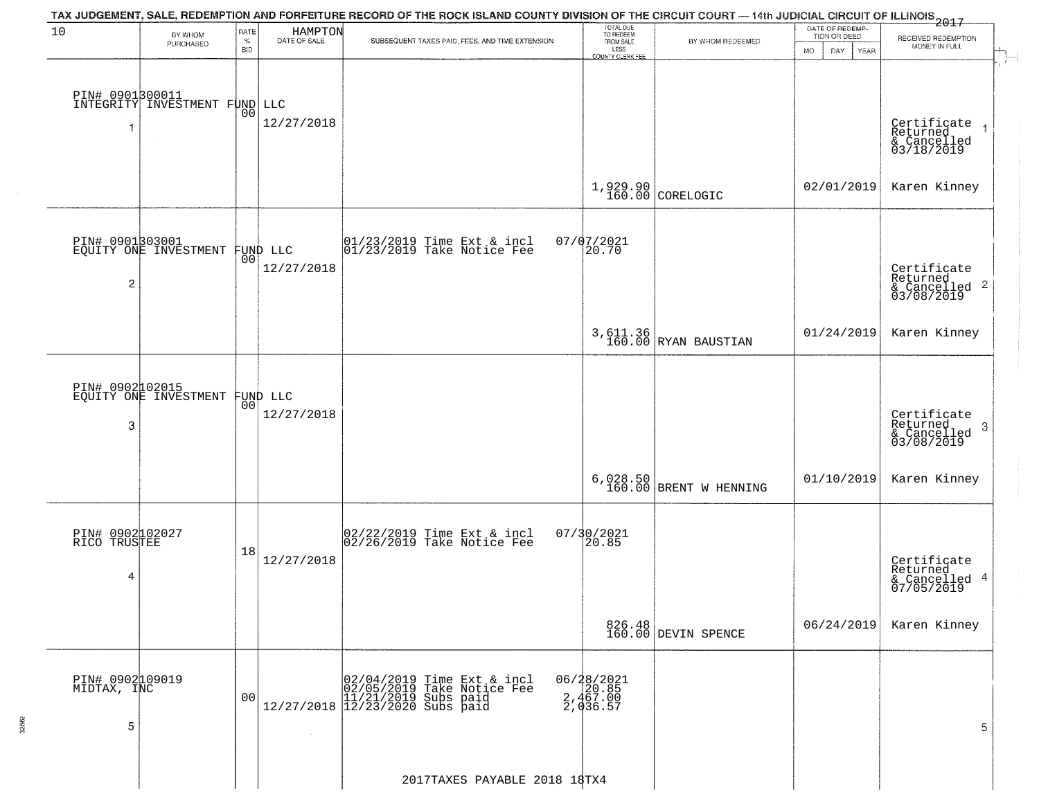TAX JUDGEMENT, SALE, REDEMPTION AND FORFEITURE RECORD OF THE ROCK ISLAND COUNTY DIVISION OF THE CIRCUIT COURT — 14th JUDICIAL CIRCUIT OF ILLINOIS 2017

| 10 BY WHOM PURCHASED | RATE % BID | HAMPTON DATE OF SALE | SUBSEQUENT TAXES PAID, FEES, AND TIME EXTENSION | TOTAL DUE TO REDEEM FROM SALE LESS COUNTY CLERK FEE | BY WHOM REDEEMED | DATE OF REDEMPTION OR DEED MO DAY YEAR | RECEIVED REDEMPTION MONEY IN FULL |
|---|---|---|---|---|---|---|---|
| PIN# 0901300011 INTEGRITY INVESTMENT FUND LLC 1 | 00 | 12/27/2018 | | 1,929.90 160.00 | CORELOGIC | 02/01/2019 | Certificate Returned & Cancelled 03/18/2019 Karen Kinney 1 |
| PIN# 0901303001 EQUITY ONE INVESTMENT FUND LLC 2 | 00 | 12/27/2018 | 01/23/2019 Time Ext & incl 07/07/2021 01/23/2019 Take Notice Fee 20.70 | 3,611.36 160.00 | RYAN BAUSTIAN | 01/24/2019 | Certificate Returned & Cancelled 03/08/2019 Karen Kinney 2 |
| PIN# 0902102015 EQUITY ONE INVESTMENT FUND LLC 3 | 00 | 12/27/2018 | | 6,028.50 160.00 | BRENT W HENNING | 01/10/2019 | Certificate Returned & Cancelled 03/08/2019 Karen Kinney 3 |
| PIN# 0902102027 RICO TRUSTEE 4 | 18 | 12/27/2018 | 02/22/2019 Time Ext & incl 07/30/2021 02/26/2019 Take Notice Fee 20.85 | 826.48 160.00 | DEVIN SPENCE | 06/24/2019 | Certificate Returned & Cancelled 07/05/2019 Karen Kinney 4 |
| PIN# 0902109019 MIDTAX, INC 5 | 00 | 12/27/2018 | 02/04/2019 Time Ext & incl 06/28/2021 02/05/2019 Take Notice Fee 20.85 11/21/2019 Subs paid 2,467.00 12/23/2020 Subs paid 2,036.57 | | | | 5 |

2017TAXES PAYABLE 2018 18TX4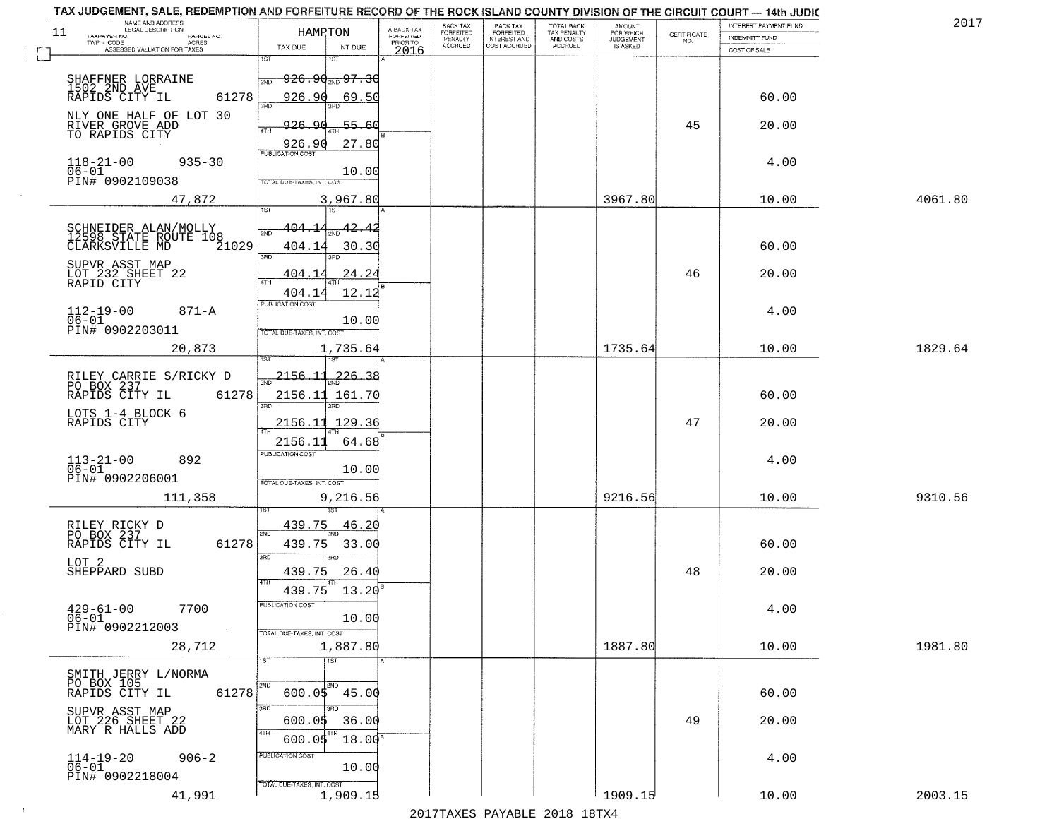TAX JUDGEMENT, SALE, REDEMPTION AND FORFEITURE RECORD OF THE ROCK ISLAND COUNTY DIVISION OF THE CIRCUIT COURT — 14th JUDIC

2017

| NAME AND ADDRESS / LEGAL DESCRIPTION / TAXPAYER NO. / PARCEL NO. / TWP - CODE / ACRES / ASSESSED VALUATION FOR TAXES | HAMPTON TAX DUE | INT DUE | A-BACK TAX FORFEITED PRIOR TO 2016 | BACK TAX FORFEITED PENALTY ACCRUED | BACK TAX FORFEITED INTEREST AND COST ACCRUED | TOTAL BACK TAX PENALTY AND COSTS ACCRUED | AMOUNT FOR WHICH JUDGEMENT IS ASKED | CERTIFICATE NO. | INTEREST PAYMENT FUND / INDEMNITY FUND / COST OF SALE | |
|---|---|---|---|---|---|---|---|---|---|---|
| 11 | | | | | | | | | | |
| SHAFFNER LORRAINE 1502 2ND AVE RAPIDS CITY IL 61278 | 1ST 926.90 | 1ST 97.30 | | | | | | | | |
| | 2ND 926.90 | 2ND 69.50 | | | | | | | 60.00 | |
| NLY ONE HALF OF LOT 30 RIVER GROVE ADD TO RAPIDS CITY | 3RD 926.90 | 3RD 55.60 | | | | | | 45 | 20.00 | |
| | 4TH 926.90 | 4TH 27.80 | | | | | | | | |
| 118-21-00 935-30 06-01 PIN# 0902109038 | PUBLICATION COST | 10.00 | | | | | | | 4.00 | |
| 47,872 | TOTAL DUE-TAXES, INT. COST | 3,967.80 | | | | | 3967.80 | | 10.00 | 4061.80 |
| SCHNEIDER ALAN/MOLLY 12598 STATE ROUTE 108 CLARKSVILLE MD 21029 | 1ST 404.14 | 1ST 42.42 | | | | | | | | |
| | 2ND 404.14 | 2ND 30.30 | | | | | | | 60.00 | |
| SUPVR ASST MAP LOT 232 SHEET 22 RAPID CITY | 3RD 404.14 | 3RD 24.24 | | | | | | 46 | 20.00 | |
| | 4TH 404.14 | 4TH 12.12 | | | | | | | | |
| 112-19-00 871-A 06-01 PIN# 0902203011 | PUBLICATION COST | 10.00 | | | | | | | 4.00 | |
| 20,873 | TOTAL DUE-TAXES, INT. COST | 1,735.64 | | | | | 1735.64 | | 10.00 | 1829.64 |
| RILEY CARRIE S/RICKY D PO BOX 237 RAPIDS CITY IL 61278 | 1ST 2156.11 | 1ST 226.38 | | | | | | | | |
| | 2ND 2156.11 | 2ND 161.70 | | | | | | | 60.00 | |
| LOTS 1-4 BLOCK 6 RAPIDS CITY | 3RD 2156.11 | 3RD 129.36 | | | | | | 47 | 20.00 | |
| | 4TH 2156.11 | 4TH 64.68 | | | | | | | | |
| 113-21-00 892 06-01 PIN# 0902206001 | PUBLICATION COST | 10.00 | | | | | | | 4.00 | |
| 111,358 | TOTAL DUE-TAXES, INT. COST | 9,216.56 | | | | | 9216.56 | | 10.00 | 9310.56 |
| RILEY RICKY D PO BOX 237 RAPIDS CITY IL 61278 | 1ST 439.75 | 1ST 46.20 | | | | | | | | |
| | 2ND 439.75 | 2ND 33.00 | | | | | | | 60.00 | |
| LOT 2 SHEPPARD SUBD | 3RD 439.75 | 3RD 26.40 | | | | | | 48 | 20.00 | |
| | 4TH 439.75 | 4TH 13.20 | | | | | | | | |
| 429-61-00 7700 06-01 PIN# 0902212003 | PUBLICATION COST | 10.00 | | | | | | | 4.00 | |
| 28,712 | TOTAL DUE-TAXES, INT. COST | 1,887.80 | | | | | 1887.80 | | 10.00 | 1981.80 |
| SMITH JERRY L/NORMA PO BOX 105 RAPIDS CITY IL 61278 | 1ST | 1ST | | | | | | | | |
| | 2ND 600.05 | 2ND 45.00 | | | | | | | 60.00 | |
| SUPVR ASST MAP LOT 226 SHEET 22 MARY R HALLS ADD | 3RD 600.05 | 3RD 36.00 | | | | | | 49 | 20.00 | |
| | 4TH 600.05 | 4TH 18.00 | | | | | | | | |
| 114-19-20 906-2 06-01 PIN# 0902218004 | PUBLICATION COST | 10.00 | | | | | | | 4.00 | |
| 41,991 | TOTAL DUE-TAXES, INT. COST | 1,909.15 | | | | | 1909.15 | | 10.00 | 2003.15 |

2017TAXES PAYABLE 2018 18TX4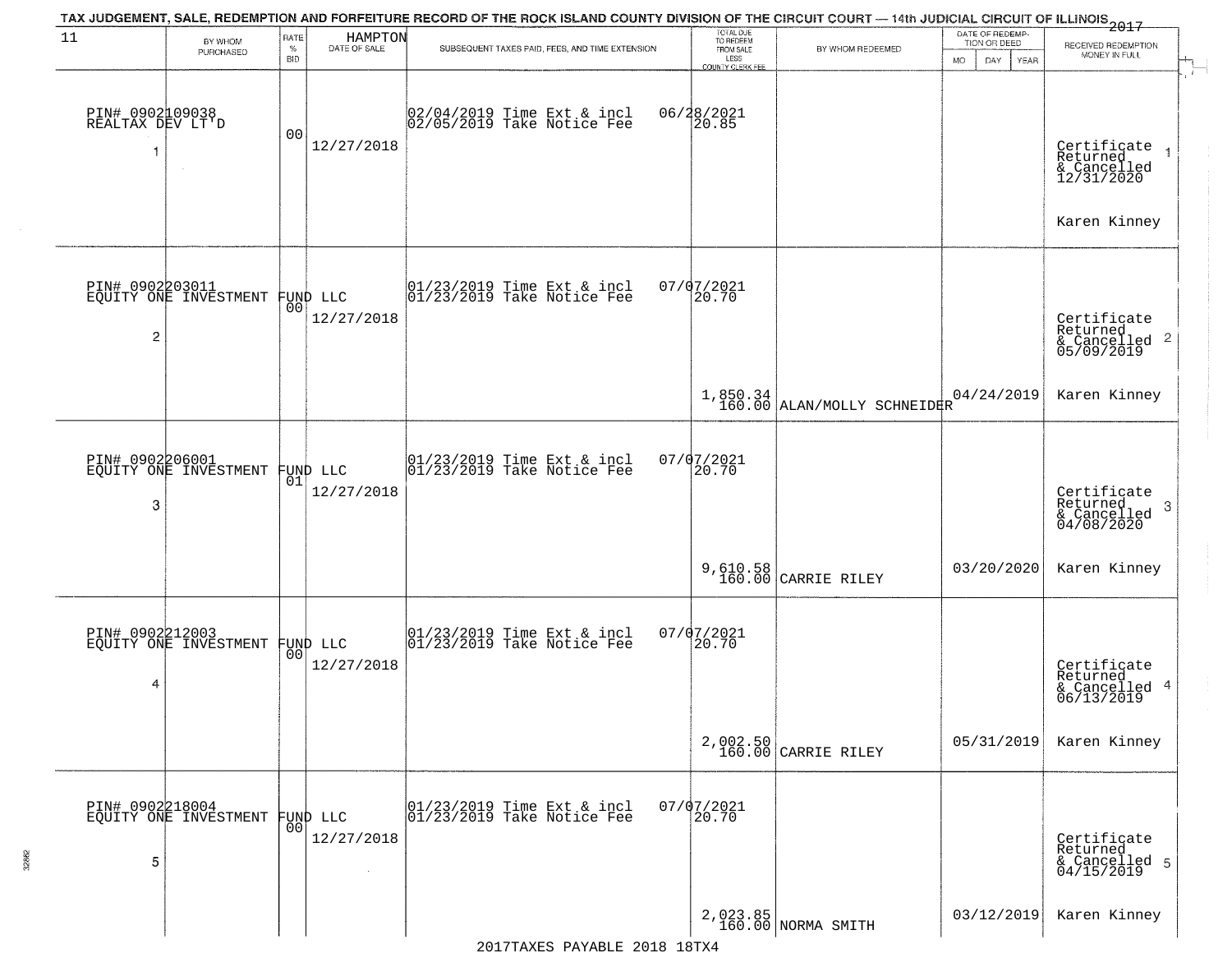TAX JUDGEMENT, SALE, REDEMPTION AND FORFEITURE RECORD OF THE ROCK ISLAND COUNTY DIVISION OF THE CIRCUIT COURT — 14th JUDICIAL CIRCUIT OF ILLINOIS 2017

| 11 | BY WHOM PURCHASED | RATE % BID | HAMPTON DATE OF SALE | SUBSEQUENT TAXES PAID, FEES, AND TIME EXTENSION | TOTAL DUE TO REDEEM FROM SALE LESS COUNTY CLERK FEE | BY WHOM REDEEMED | DATE OF REDEMPTION OR DEED MO DAY YEAR | RECEIVED REDEMPTION MONEY IN FULL |
|---|---|---|---|---|---|---|---|---|
| 1 | PIN# 0902109038 REALTAX DEV LT'D | 00 | 12/27/2018 | 02/04/2019 Time Ext & incl 02/05/2019 Take Notice Fee | 06/28/2021 20.85 | | | Certificate Returned & Cancelled 12/31/2020 Karen Kinney |
| 2 | PIN# 0902203011 EQUITY ONE INVESTMENT FUND LLC | 00 | 12/27/2018 | 01/23/2019 Time Ext & incl 01/23/2019 Take Notice Fee | 07/07/2021 20.70 1,850.34 160.00 | ALAN/MOLLY SCHNEIDER | 04/24/2019 | Certificate Returned & Cancelled 05/09/2019 Karen Kinney |
| 3 | PIN# 0902206001 EQUITY ONE INVESTMENT FUND LLC | 01 | 12/27/2018 | 01/23/2019 Time Ext & incl 01/23/2019 Take Notice Fee | 07/07/2021 20.70 9,610.58 160.00 | CARRIE RILEY | 03/20/2020 | Certificate Returned & Cancelled 04/08/2020 Karen Kinney |
| 4 | PIN# 0902212003 EQUITY ONE INVESTMENT FUND LLC | 00 | 12/27/2018 | 01/23/2019 Time Ext & incl 01/23/2019 Take Notice Fee | 07/07/2021 20.70 2,002.50 160.00 | CARRIE RILEY | 05/31/2019 | Certificate Returned & Cancelled 06/13/2019 Karen Kinney |
| 5 | PIN# 0902218004 EQUITY ONE INVESTMENT FUND LLC | 00 | 12/27/2018 | 01/23/2019 Time Ext & incl 01/23/2019 Take Notice Fee | 07/07/2021 20.70 2,023.85 160.00 | NORMA SMITH | 03/12/2019 | Certificate Returned & Cancelled 04/15/2019 Karen Kinney |

2017TAXES PAYABLE 2018 18TX4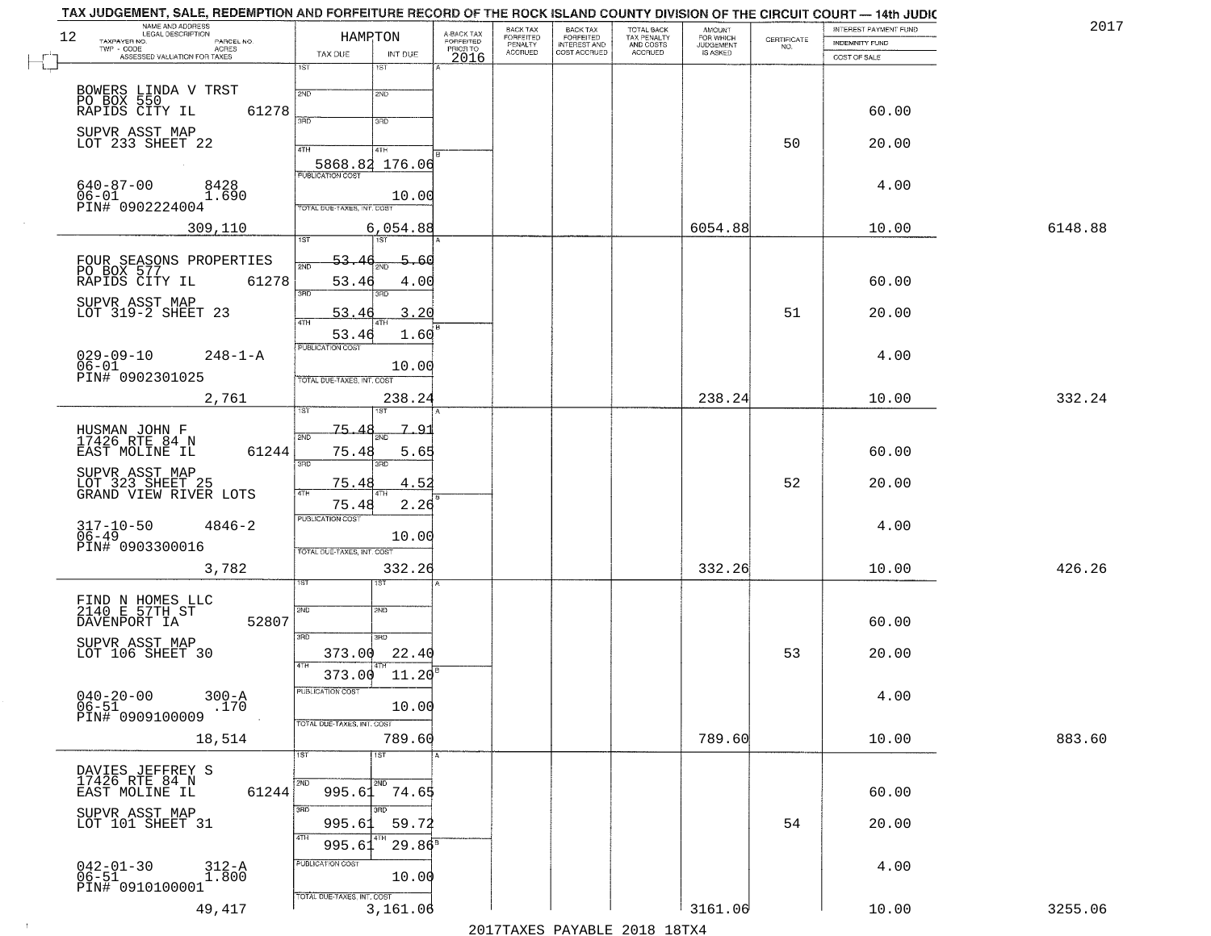TAX JUDGEMENT, SALE, REDEMPTION AND FORFEITURE RECORD OF THE ROCK ISLAND COUNTY DIVISION OF THE CIRCUIT COURT — 14th JUDIC

2017

| NAME AND ADDRESS / LEGAL DESCRIPTION / TAXPAYER NO. / PARCEL NO. / TWP - CODE / ACRES / ASSESSED VALUATION FOR TAXES | HAMPTON TAX DUE | INT DUE | A-BACK TAX FORFEITED PRIOR TO 2016 | BACK TAX FORFEITED PENALTY ACCRUED | BACK TAX FORFEITED INTEREST AND COST ACCRUED | TOTAL BACK TAX PENALTY AND COSTS ACCRUED | AMOUNT FOR WHICH JUDGEMENT IS ASKED | CERTIFICATE NO. | INTEREST PAYMENT FUND / INDEMNITY FUND / COST OF SALE | |
|---|---|---|---|---|---|---|---|---|---|---|
| BOWERS LINDA V TRST<br>PO BOX 550<br>RAPIDS CITY IL 61278<br>SUPVR ASST MAP<br>LOT 233 SHEET 22<br>640-87-00 8428<br>06-01 1.690<br>PIN# 0902224004<br>309,110 | 1ST<br>2ND<br>3RD<br>4TH 5868.82<br>PUBLICATION COST<br>TOTAL DUE-TAXES, INT. COST | 176.06<br>10.00<br>6,054.88 | | | | | 6054.88 | 50 | 60.00<br>20.00<br>4.00<br>10.00 | 6148.88 |
| FOUR SEASONS PROPERTIES<br>PO BOX 577<br>RAPIDS CITY IL 61278<br>SUPVR ASST MAP<br>LOT 319-2 SHEET 23<br>029-09-10 248-1-A<br>06-01<br>PIN# 0902301025<br>2,761 | 1ST 53.46<br>2ND 53.46<br>3RD 53.46<br>4TH 53.46<br>PUBLICATION COST<br>TOTAL DUE-TAXES, INT. COST | 5.60<br>4.00<br>3.20<br>1.60<br>10.00<br>238.24 | | | | | 238.24 | 51 | 60.00<br>20.00<br>4.00<br>10.00 | 332.24 |
| HUSMAN JOHN F<br>17426 RTE 84 N<br>EAST MOLINE IL 61244<br>SUPVR ASST MAP<br>LOT 323 SHEET 25<br>GRAND VIEW RIVER LOTS<br>317-10-50 4846-2<br>06-49<br>PIN# 0903300016<br>3,782 | 1ST 75.48<br>2ND 75.48<br>3RD 75.48<br>4TH 75.48<br>PUBLICATION COST<br>TOTAL DUE-TAXES, INT. COST | 7.91<br>5.65<br>4.52<br>2.26<br>10.00<br>332.26 | | | | | 332.26 | 52 | 60.00<br>20.00<br>4.00<br>10.00 | 426.26 |
| FIND N HOMES LLC<br>2140 E 57TH ST<br>DAVENPORT IA 52807<br>SUPVR ASST MAP<br>LOT 106 SHEET 30<br>040-20-00 300-A<br>06-51 .170<br>PIN# 0909100009<br>18,514 | 1ST<br>2ND<br>3RD 373.00<br>4TH 373.00<br>PUBLICATION COST<br>TOTAL DUE-TAXES, INT. COST | 22.40<br>11.20<br>10.00<br>789.60 | | | | | 789.60 | 53 | 60.00<br>20.00<br>4.00<br>10.00 | 883.60 |
| DAVIES JEFFREY S<br>17426 RTE 84 N<br>EAST MOLINE IL 61244<br>SUPVR ASST MAP<br>LOT 101 SHEET 31<br>042-01-30 312-A<br>06-51 1.800<br>PIN# 0910100001<br>49,417 | 1ST<br>2ND 995.61<br>3RD 995.61<br>4TH 995.61<br>PUBLICATION COST<br>TOTAL DUE-TAXES, INT. COST | 74.65<br>59.72<br>29.86<br>10.00<br>3,161.06 | | | | | 3161.06 | 54 | 60.00<br>20.00<br>4.00<br>10.00 | 3255.06 |

2017TAXES PAYABLE 2018 18TX4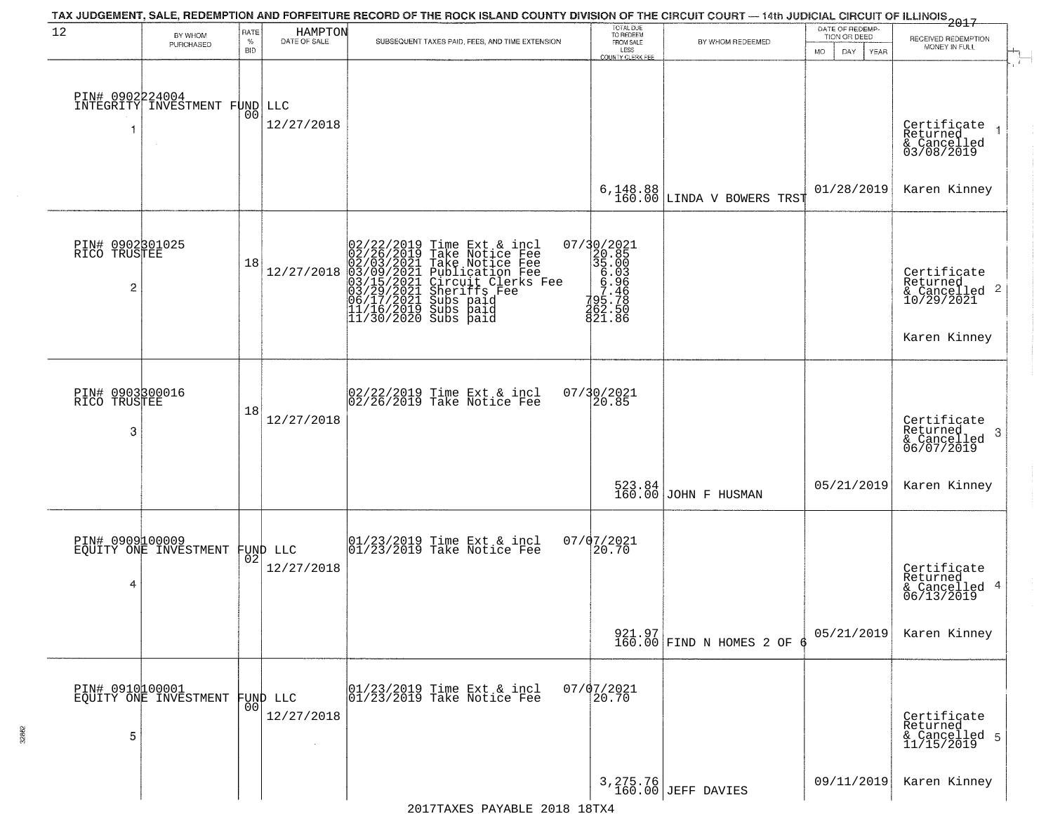TAX JUDGEMENT, SALE, REDEMPTION AND FORFEITURE RECORD OF THE ROCK ISLAND COUNTY DIVISION OF THE CIRCUIT COURT — 14th JUDICIAL CIRCUIT OF ILLINOIS 2017

12 HAMPTON

| | BY WHOM PURCHASED | RATE % BID | DATE OF SALE | SUBSEQUENT TAXES PAID, FEES, AND TIME EXTENSION | TOTAL DUE TO REDEEM FROM SALE LESS COUNTY CLERK FEE | BY WHOM REDEEMED | DATE OF REDEMPTION OR DEED MO DAY YEAR | RECEIVED REDEMPTION MONEY IN FULL |
|---|---|---|---|---|---|---|---|---|
| 1 | PIN# 0902224004 INTEGRITY INVESTMENT FUND LLC | 00 | 12/27/2018 | | 6,148.88 160.00 | LINDA V BOWERS TRST | 01/28/2019 | Certificate Returned & Cancelled 03/08/2019 Karen Kinney |
| 2 | PIN# 0902301025 RICO TRUSTEE | 18 | 12/27/2018 | 02/22/2019 Time Ext & incl 07/30/2021; 02/26/2019 Take Notice Fee 20.85; 02/03/2021 Take Notice Fee 35.00; 03/09/2021 Publication Fee 6.03; 03/15/2021 Circuit Clerks Fee 6.96; 03/29/2021 Sheriffs Fee 7.46; 06/17/2021 Subs paid 795.78; 11/16/2019 Subs paid 262.50; 11/30/2020 Subs paid 821.86 | | | | Certificate Returned & Cancelled 10/29/2021 Karen Kinney |
| 3 | PIN# 0903300016 RICO TRUSTEE | 18 | 12/27/2018 | 02/22/2019 Time Ext & incl 07/30/2021; 02/26/2019 Take Notice Fee 20.85 | 523.84 160.00 | JOHN F HUSMAN | 05/21/2019 | Certificate Returned & Cancelled 06/07/2019 Karen Kinney |
| 4 | PIN# 0909100009 EQUITY ONE INVESTMENT FUND LLC | 02 | 12/27/2018 | 01/23/2019 Time Ext & incl 07/07/2021; 01/23/2019 Take Notice Fee 20.70 | 921.97 160.00 | FIND N HOMES 2 OF 6 | 05/21/2019 | Certificate Returned & Cancelled 06/13/2019 Karen Kinney |
| 5 | PIN# 0910100001 EQUITY ONE INVESTMENT FUND LLC | 00 | 12/27/2018 | 01/23/2019 Time Ext & incl 07/07/2021; 01/23/2019 Take Notice Fee 20.70 | 3,275.76 160.00 | JEFF DAVIES | 09/11/2019 | Certificate Returned & Cancelled 11/15/2019 Karen Kinney |

2017TAXES PAYABLE 2018 18TX4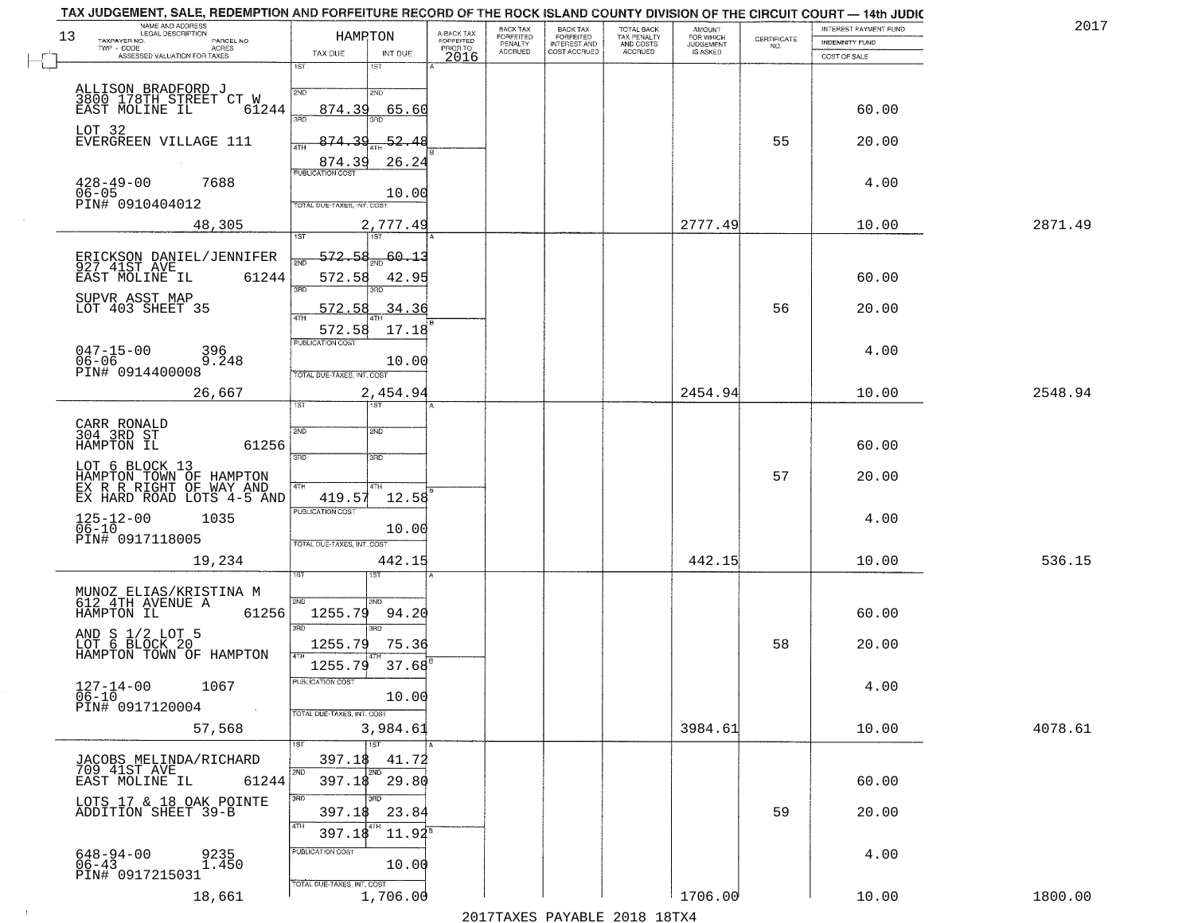TAX JUDGEMENT, SALE, REDEMPTION AND FORFEITURE RECORD OF THE ROCK ISLAND COUNTY DIVISION OF THE CIRCUIT COURT — 14th JUDIC

2017

13 — HAMPTON

| NAME AND ADDRESS / LEGAL DESCRIPTION / TAXPAYER NO. / PARCEL NO. / TWP - CODE / ACRES / ASSESSED VALUATION FOR TAXES | TAX DUE | INT DUE | A-BACK TAX FORFEITED PRIOR TO 2016 | BACK TAX FORFEITED PENALTY ACCRUED | BACK TAX FORFEITED INTEREST AND COST ACCRUED | TOTAL BACK TAX PENALTY AND COSTS ACCRUED | AMOUNT FOR WHICH JUDGEMENT IS ASKED | CERTIFICATE NO. | INTEREST PAYMENT FUND / INDEMNITY FUND / COST OF SALE | |
|---|---|---|---|---|---|---|---|---|---|---|
| ALLISON BRADFORD J<br>3800 178TH STREET CT W<br>EAST MOLINE IL 61244<br>LOT 32<br>EVERGREEN VILLAGE 111<br>428-49-00 7688<br>06-05<br>PIN# 0910404012<br>48,305 | 1ST<br>2ND 874.39<br>3RD 874.39<br>4TH 874.39<br>PUBLICATION COST<br>TOTAL DUE-TAXES, INT. COST 2,777.49 | 1ST<br>2ND 65.60<br>3RD 52.48<br>4TH 26.24<br>10.00 | | | | | 2777.49 | 55 | 60.00<br>20.00<br>4.00<br>10.00 | 2871.49 |
| ERICKSON DANIEL/JENNIFER<br>927 41ST AVE<br>EAST MOLINE IL 61244<br>SUPVR ASST MAP<br>LOT 403 SHEET 35<br>047-15-00 396<br>06-06 9.248<br>PIN# 0914400008<br>26,667 | 1ST 572.58<br>2ND 572.58<br>3RD 572.58<br>4TH 572.58<br>PUBLICATION COST<br>TOTAL DUE-TAXES, INT. COST 2,454.94 | 1ST 60.13<br>2ND 42.95<br>3RD 34.36<br>4TH 17.18<br>10.00 | | | | | 2454.94 | 56 | 60.00<br>20.00<br>4.00<br>10.00 | 2548.94 |
| CARR RONALD<br>304 3RD ST<br>HAMPTON IL 61256<br>LOT 6 BLOCK 13<br>HAMPTON TOWN OF HAMPTON<br>EX R R RIGHT OF WAY AND<br>EX HARD ROAD LOTS 4-5 AND<br>125-12-00 1035<br>06-10<br>PIN# 0917118005<br>19,234 | 1ST<br>2ND<br>3RD<br>4TH 419.57<br>PUBLICATION COST<br>TOTAL DUE-TAXES, INT. COST 442.15 | 1ST<br>2ND<br>3RD<br>4TH 12.58<br>10.00 | | | | | 442.15 | 57 | 60.00<br>20.00<br>4.00<br>10.00 | 536.15 |
| MUNOZ ELIAS/KRISTINA M<br>612 4TH AVENUE A<br>HAMPTON IL 61256<br>AND S 1/2 LOT 5<br>LOT 6 BLOCK 20<br>HAMPTON TOWN OF HAMPTON<br>127-14-00 1067<br>06-10<br>PIN# 0917120004<br>57,568 | 1ST<br>2ND 1255.79<br>3RD 1255.79<br>4TH 1255.79<br>PUBLICATION COST<br>TOTAL DUE-TAXES, INT. COST 3,984.61 | 1ST<br>2ND 94.20<br>3RD 75.36<br>4TH 37.68<br>10.00 | | | | | 3984.61 | 58 | 60.00<br>20.00<br>4.00<br>10.00 | 4078.61 |
| JACOBS MELINDA/RICHARD<br>709 41ST AVE<br>EAST MOLINE IL 61244<br>LOTS 17 & 18 OAK POINTE<br>ADDITION SHEET 39-B<br>648-94-00 9235<br>06-43 1.450<br>PIN# 0917215031<br>18,661 | 1ST 397.18<br>2ND 397.18<br>3RD 397.18<br>4TH 397.18<br>PUBLICATION COST<br>TOTAL DUE-TAXES, INT. COST 1,706.00 | 1ST 41.72<br>2ND 29.80<br>3RD 23.84<br>4TH 11.92<br>10.00 | | | | | 1706.00 | 59 | 60.00<br>20.00<br>4.00<br>10.00 | 1800.00 |

2017TAXES PAYABLE 2018 18TX4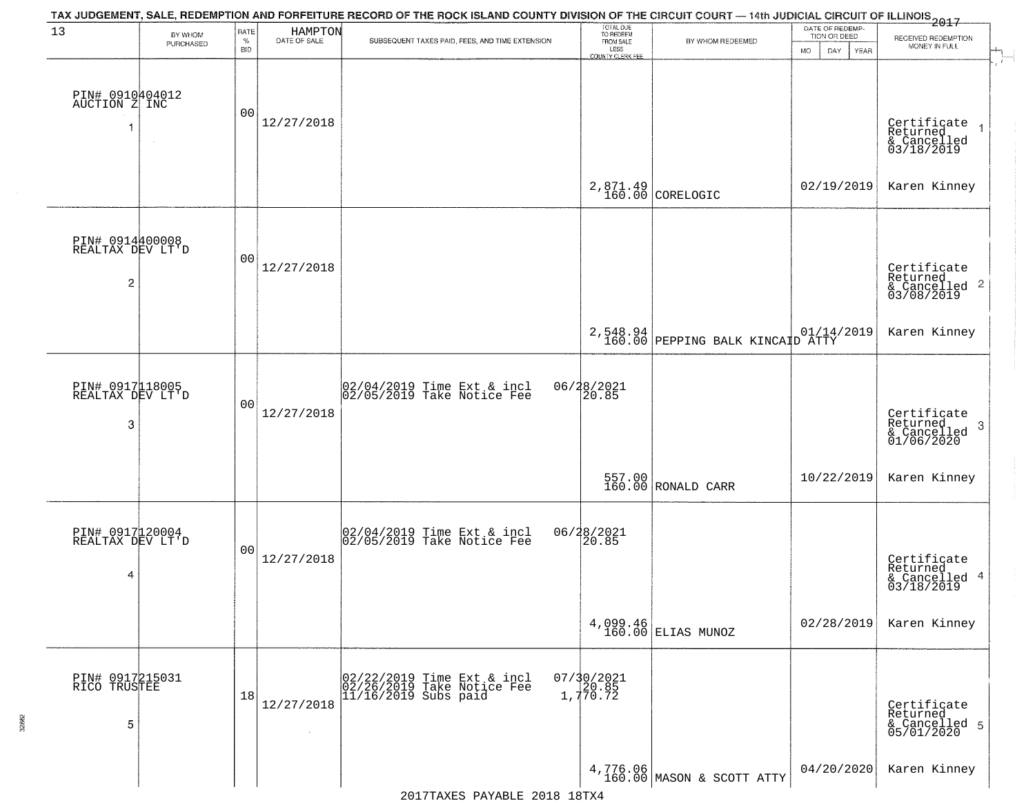# TAX JUDGEMENT, SALE, REDEMPTION AND FORFEITURE RECORD OF THE ROCK ISLAND COUNTY DIVISION OF THE CIRCUIT COURT — 14th JUDICIAL CIRCUIT OF ILLINOIS 2017

13 HAMPTON

| | BY WHOM PURCHASED | RATE % BID | DATE OF SALE | SUBSEQUENT TAXES PAID, FEES, AND TIME EXTENSION | TOTAL DUE TO REDEEM FROM SALE LESS COUNTY CLERK FEE | BY WHOM REDEEMED | DATE OF REDEMPTION OR DEED MO DAY YEAR | RECEIVED REDEMPTION MONEY IN FULL |
|---|---|---|---|---|---|---|---|---|
| 1 | PIN# 0910404012 AUCTION Z INC | 00 | 12/27/2018 | | 2,871.49 160.00 | CORELOGIC | 02/19/2019 | Certificate Returned & Cancelled 03/18/2019 Karen Kinney |
| 2 | PIN# 0914400008 REALTAX DEV LT'D | 00 | 12/27/2018 | | 2,548.94 160.00 | PEPPING BALK KINCAID ATTY | 01/14/2019 | Certificate Returned & Cancelled 03/08/2019 Karen Kinney |
| 3 | PIN# 0917118005 REALTAX DEV LT'D | 00 | 12/27/2018 | 02/04/2019 Time Ext & incl 06/28/2021; 02/05/2019 Take Notice Fee 20.85 | 557.00 160.00 | RONALD CARR | 10/22/2019 | Certificate Returned & Cancelled 01/06/2020 Karen Kinney |
| 4 | PIN# 0917120004 REALTAX DEV LT'D | 00 | 12/27/2018 | 02/04/2019 Time Ext & incl 06/28/2021; 02/05/2019 Take Notice Fee 20.85 | 4,099.46 160.00 | ELIAS MUNOZ | 02/28/2019 | Certificate Returned & Cancelled 03/18/2019 Karen Kinney |
| 5 | PIN# 0917215031 RICO TRUSTEE | 18 | 12/27/2018 | 02/22/2019 Time Ext & incl 07/30/2021; 02/26/2019 Take Notice Fee 20.85; 11/16/2019 Subs paid 1,770.72 | 4,776.06 160.00 | MASON & SCOTT ATTY | 04/20/2020 | Certificate Returned & Cancelled 05/01/2020 Karen Kinney |

2017TAXES PAYABLE 2018 18TX4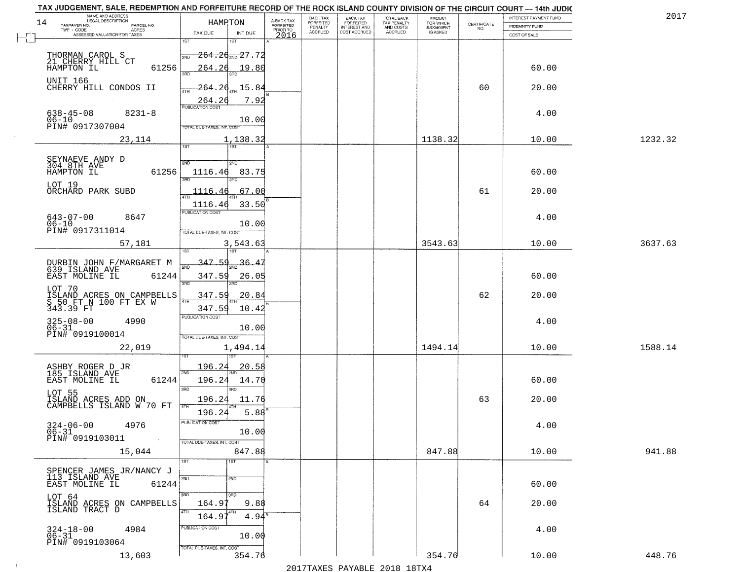TAX JUDGEMENT, SALE, REDEMPTION AND FORFEITURE RECORD OF THE ROCK ISLAND COUNTY DIVISION OF THE CIRCUIT COURT — 14th JUDIC

2017

| NAME AND ADDRESS / LEGAL DESCRIPTION / TAXPAYER NO. / PARCEL NO. / TWP - CODE / ACRES / ASSESSED VALUATION FOR TAXES | HAMPTON TAX DUE | INT DUE | A-BACK TAX FORFEITED PRIOR TO 2016 | BACK TAX FORFEITED PENALTY ACCRUED | BACK TAX FORFEITED INTEREST AND COST ACCRUED | TOTAL BACK TAX PENALTY AND COSTS ACCRUED | AMOUNT FOR WHICH JUDGEMENT IS ASKED | CERTIFICATE NO. | INTEREST PAYMENT FUND / INDEMNITY FUND / COST OF SALE | |
|---|---|---|---|---|---|---|---|---|---|---|
| THORMAN CAROL S<br>21 CHERRY HILL CT<br>HAMPTON IL 61256<br>UNIT 166<br>CHERRY HILL CONDOS II<br>638-45-08 8231-8<br>06-10<br>PIN# 0917307004<br>23,114 | 1ST<br>2ND 264.26<br>3RD 264.26<br>4TH 264.26<br>264.26<br>PUBLICATION COST<br>TOTAL DUE-TAXES, INT. COST 1,138.32 | 1ST<br>2ND 27.72<br>3RD 19.80<br>4TH 15.84<br>7.92<br>10.00 | | | | | 1138.32 | 60 | 60.00<br>20.00<br>4.00<br>10.00 | 1232.32 |
| SEYNAEVE ANDY D<br>304 8TH AVE<br>HAMPTON IL 61256<br>LOT 19<br>ORCHARD PARK SUBD<br>643-07-00 8647<br>06-10<br>PIN# 0917311014<br>57,181 | 1ST<br>2ND 1116.46<br>3RD 1116.46<br>4TH 1116.46<br>PUBLICATION COST<br>TOTAL DUE-TAXES, INT. COST 3,543.63 | 1ST<br>2ND 83.75<br>3RD 67.00<br>4TH 33.50<br>10.00 | | | | | 3543.63 | 61 | 60.00<br>20.00<br>4.00<br>10.00 | 3637.63 |
| DURBIN JOHN F/MARGARET M<br>639 ISLAND AVE<br>EAST MOLINE IL 61244<br>LOT 70<br>ISLAND ACRES ON CAMPBELLS<br>S 50 FT N 100 FT EX W<br>343.39 FT<br>325-08-00 4990<br>06-31<br>PIN# 0919100014<br>22,019 | 1ST 347.59<br>2ND 347.59<br>3RD 347.59<br>4TH 347.59<br>PUBLICATION COST<br>TOTAL DUE-TAXES, INT. COST 1,494.14 | 1ST 36.47<br>2ND 26.05<br>3RD 20.84<br>4TH 10.42<br>10.00 | | | | | 1494.14 | 62 | 60.00<br>20.00<br>4.00<br>10.00 | 1588.14 |
| ASHBY ROGER D JR<br>185 ISLAND AVE<br>EAST MOLINE IL 61244<br>LOT 55<br>ISLAND ACRES ADD ON<br>CAMPBELLS ISLAND W 70 FT<br>324-06-00 4976<br>06-31<br>PIN# 0919103011<br>15,044 | 1ST 196.24<br>2ND 196.24<br>3RD 196.24<br>4TH 196.24<br>PUBLICATION COST<br>TOTAL DUE-TAXES, INT. COST 847.88 | 1ST 20.58<br>2ND 14.70<br>3RD 11.76<br>4TH 5.88<br>10.00 | | | | | 847.88 | 63 | 60.00<br>20.00<br>4.00<br>10.00 | 941.88 |
| SPENCER JAMES JR/NANCY J<br>113 ISLAND AVE<br>EAST MOLINE IL 61244<br>LOT 64<br>ISLAND ACRES ON CAMPBELLS<br>ISLAND TRACT D<br>324-18-00 4984<br>06-31<br>PIN# 0919103064<br>13,603 | 1ST<br>2ND<br>3RD 164.97<br>4TH 164.97<br>PUBLICATION COST<br>TOTAL DUE-TAXES, INT. COST 354.76 | 1ST<br>2ND<br>3RD 9.88<br>4TH 4.94<br>10.00 | | | | | 354.76 | 64 | 60.00<br>20.00<br>4.00<br>10.00 | 448.76 |

2017TAXES PAYABLE 2018 18TX4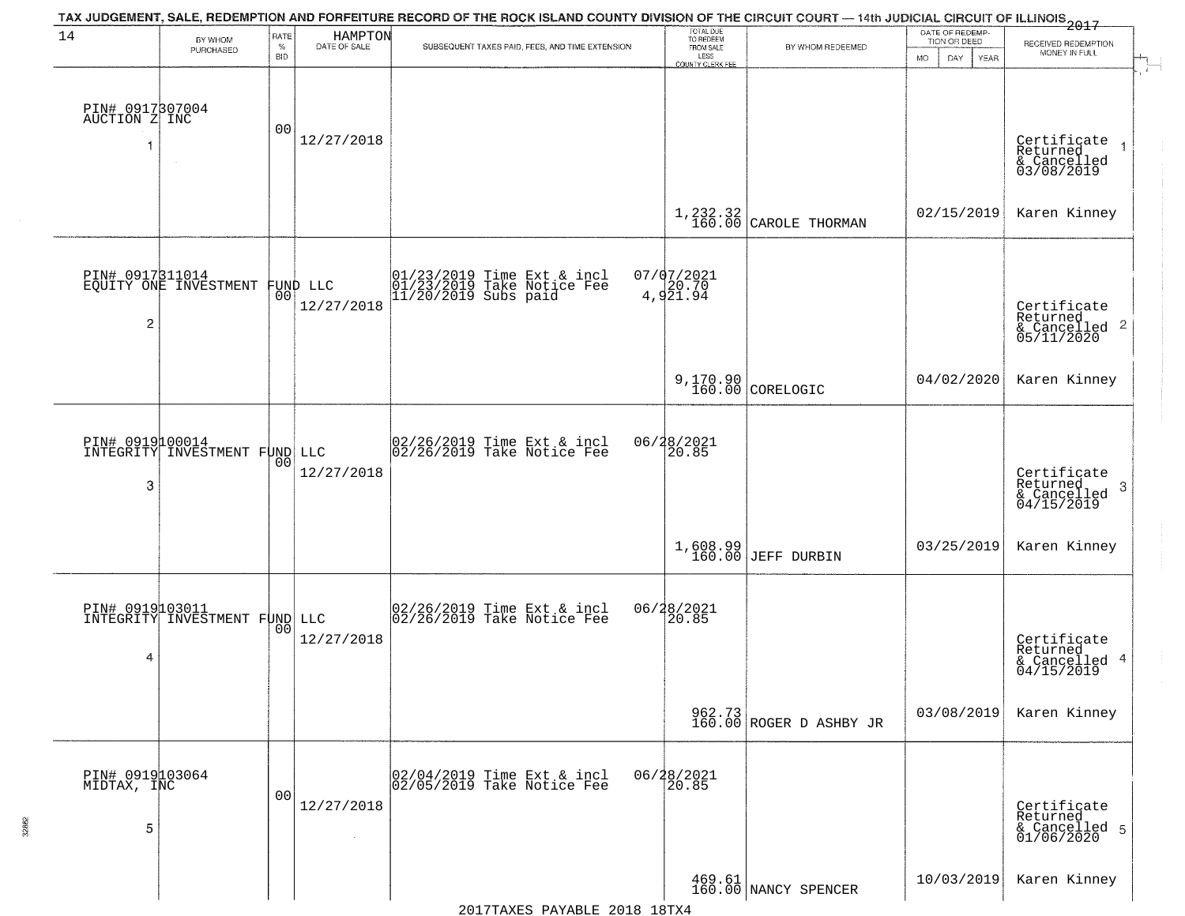TAX JUDGEMENT, SALE, REDEMPTION AND FORFEITURE RECORD OF THE ROCK ISLAND COUNTY DIVISION OF THE CIRCUIT COURT — 14th JUDICIAL CIRCUIT OF ILLINOIS 2017

14 HAMPTON

| | BY WHOM PURCHASED | RATE % BID | DATE OF SALE | SUBSEQUENT TAXES PAID, FEES, AND TIME EXTENSION | TOTAL DUE TO REDEEM FROM SALE LESS COUNTY CLERK FEE | BY WHOM REDEEMED | DATE OF REDEMPTION OR DEED MO DAY YEAR | RECEIVED REDEMPTION MONEY IN FULL |
|---|---|---|---|---|---|---|---|---|
| 1 | PIN# 0917307004 AUCTION Z INC | 00 | 12/27/2018 | | 1,232.32 160.00 | CAROLE THORMAN | 02/15/2019 | Certificate Returned & Cancelled 03/08/2019 Karen Kinney |
| 2 | PIN# 0917311014 EQUITY ONE INVESTMENT FUND LLC | 00 | 12/27/2018 | 01/23/2019 Time Ext & incl 07/07/2021; 01/23/2019 Take Notice Fee 20.70; 11/20/2019 Subs paid 4,921.94 | 9,170.90 160.00 | CORELOGIC | 04/02/2020 | Certificate Returned & Cancelled 05/11/2020 Karen Kinney |
| 3 | PIN# 0919100014 INTEGRITY INVESTMENT FUND LLC | 00 | 12/27/2018 | 02/26/2019 Time Ext & incl 06/28/2021; 02/26/2019 Take Notice Fee 20.85 | 1,608.99 160.00 | JEFF DURBIN | 03/25/2019 | Certificate Returned & Cancelled 04/15/2019 Karen Kinney |
| 4 | PIN# 0919103011 INTEGRITY INVESTMENT FUND LLC | 00 | 12/27/2018 | 02/26/2019 Time Ext & incl 06/28/2021; 02/26/2019 Take Notice Fee 20.85 | 962.73 160.00 | ROGER D ASHBY JR | 03/08/2019 | Certificate Returned & Cancelled 04/15/2019 Karen Kinney |
| 5 | PIN# 0919103064 MIDTAX, INC | 00 | 12/27/2018 | 02/04/2019 Time Ext & incl 06/28/2021; 02/05/2019 Take Notice Fee 20.85 | 469.61 160.00 | NANCY SPENCER | 10/03/2019 | Certificate Returned & Cancelled 01/06/2020 Karen Kinney |

2017TAXES PAYABLE 2018 18TX4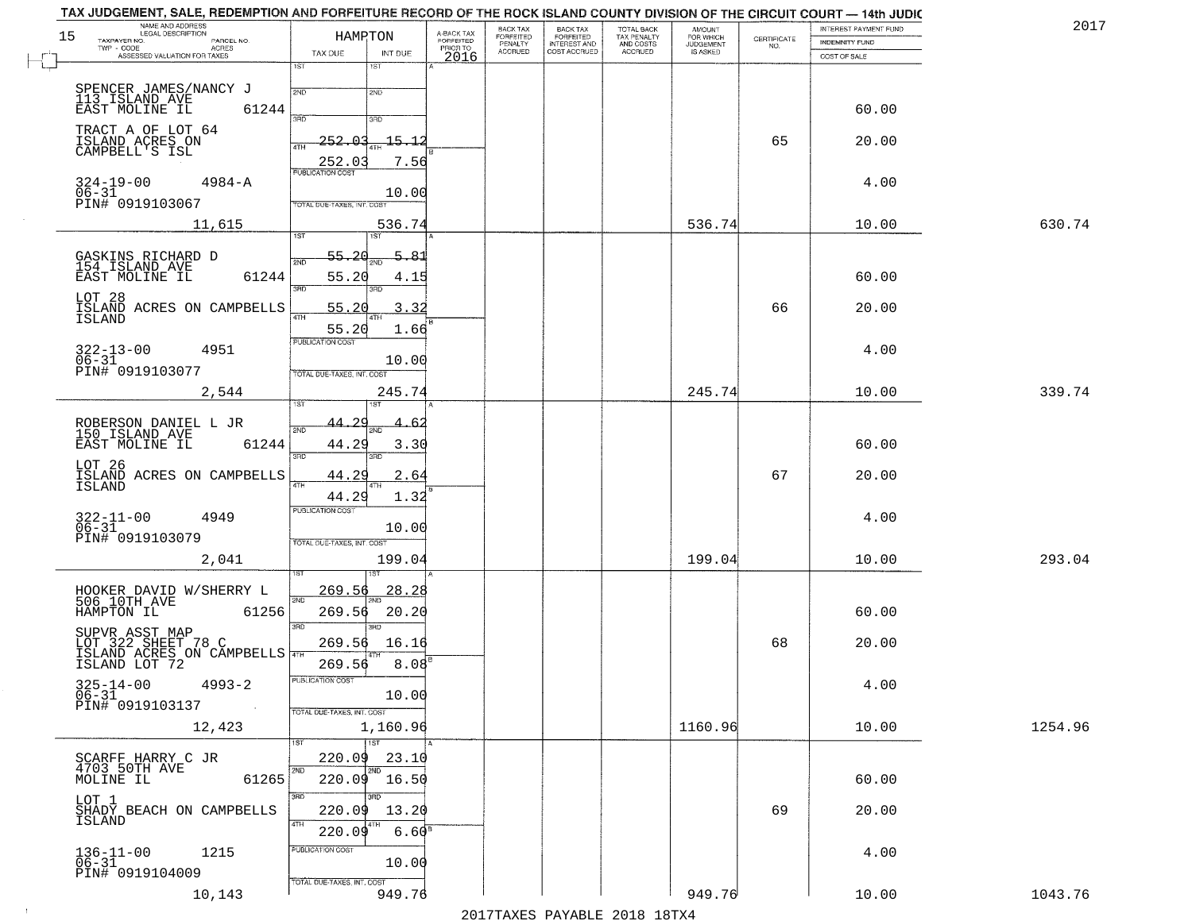TAX JUDGEMENT, SALE, REDEMPTION AND FORFEITURE RECORD OF THE ROCK ISLAND COUNTY DIVISION OF THE CIRCUIT COURT — 14th JUDIC

2017

15

HAMPTON

| NAME AND ADDRESS / LEGAL DESCRIPTION / TAXPAYER NO. / PARCEL NO. / TWP - CODE / ACRES / ASSESSED VALUATION FOR TAXES | TAX DUE | INT DUE | A-BACK TAX FORFEITED PRIOR TO 2016 | BACK TAX FORFEITED PENALTY ACCRUED | BACK TAX FORFEITED INTEREST AND COST ACCRUED | TOTAL BACK TAX PENALTY AND COSTS ACCRUED | AMOUNT FOR WHICH JUDGEMENT IS ASKED | CERTIFICATE NO. | INTEREST PAYMENT FUND / INDEMNITY FUND / COST OF SALE | |
|---|---|---|---|---|---|---|---|---|---|---|
| SPENCER JAMES/NANCY J<br>113 ISLAND AVE<br>EAST MOLINE IL 61244<br>TRACT A OF LOT 64<br>ISLAND ACRES ON<br>CAMPBELL'S ISL<br>324-19-00 4984-A<br>06-31<br>PIN# 0919103067<br>11,615 | 1ST<br>2ND<br>3RD<br>4TH 252.03<br>252.03<br>PUBLICATION COST<br>TOTAL DUE-TAXES, INT. COST | 1ST<br>2ND<br>3RD<br>4TH 15.12<br>7.56<br>10.00<br>536.74 | | | | | 536.74 | 65 | 60.00<br>20.00<br>4.00<br>10.00 | 630.74 |
| GASKINS RICHARD D<br>154 ISLAND AVE<br>EAST MOLINE IL 61244<br>LOT 28<br>ISLAND ACRES ON CAMPBELLS<br>ISLAND<br>322-13-00 4951<br>06-31<br>PIN# 0919103077<br>2,544 | 1ST 55.20<br>2ND 55.20<br>3RD 55.20<br>4TH 55.20<br>PUBLICATION COST<br>TOTAL DUE-TAXES, INT. COST | 1ST 5.81<br>2ND 4.15<br>3RD 3.32<br>4TH 1.66<br>10.00<br>245.74 | | | | | 245.74 | 66 | 60.00<br>20.00<br>4.00<br>10.00 | 339.74 |
| ROBERSON DANIEL L JR<br>150 ISLAND AVE<br>EAST MOLINE IL 61244<br>LOT 26<br>ISLAND ACRES ON CAMPBELLS<br>ISLAND<br>322-11-00 4949<br>06-31<br>PIN# 0919103079<br>2,041 | 1ST 44.29<br>2ND 44.29<br>3RD 44.29<br>4TH 44.29<br>PUBLICATION COST<br>TOTAL DUE-TAXES, INT. COST | 1ST 4.62<br>2ND 3.30<br>3RD 2.64<br>4TH 1.32<br>10.00<br>199.04 | | | | | 199.04 | 67 | 60.00<br>20.00<br>4.00<br>10.00 | 293.04 |
| HOOKER DAVID W/SHERRY L<br>506 10TH AVE<br>HAMPTON IL 61256<br>SUPVR ASST MAP<br>LOT 322 SHEET 78 C<br>ISLAND ACRES ON CAMPBELLS<br>ISLAND LOT 72<br>325-14-00 4993-2<br>06-31<br>PIN# 0919103137<br>12,423 | 1ST 269.56<br>2ND 269.56<br>3RD 269.56<br>4TH 269.56<br>PUBLICATION COST<br>TOTAL DUE-TAXES, INT. COST | 1ST 28.28<br>2ND 20.20<br>3RD 16.16<br>4TH 8.08<br>10.00<br>1,160.96 | | | | | 1160.96 | 68 | 60.00<br>20.00<br>4.00<br>10.00 | 1254.96 |
| SCARFF HARRY C JR<br>4703 50TH AVE<br>MOLINE IL 61265<br>LOT 1<br>SHADY BEACH ON CAMPBELLS<br>ISLAND<br>136-11-00 1215<br>06-31<br>PIN# 0919104009<br>10,143 | 1ST 220.09<br>2ND 220.09<br>3RD 220.09<br>4TH 220.09<br>PUBLICATION COST<br>TOTAL DUE-TAXES, INT. COST | 1ST 23.10<br>2ND 16.50<br>3RD 13.20<br>4TH 6.60<br>10.00<br>949.76 | | | | | 949.76 | 69 | 60.00<br>20.00<br>4.00<br>10.00 | 1043.76 |

2017TAXES PAYABLE 2018 18TX4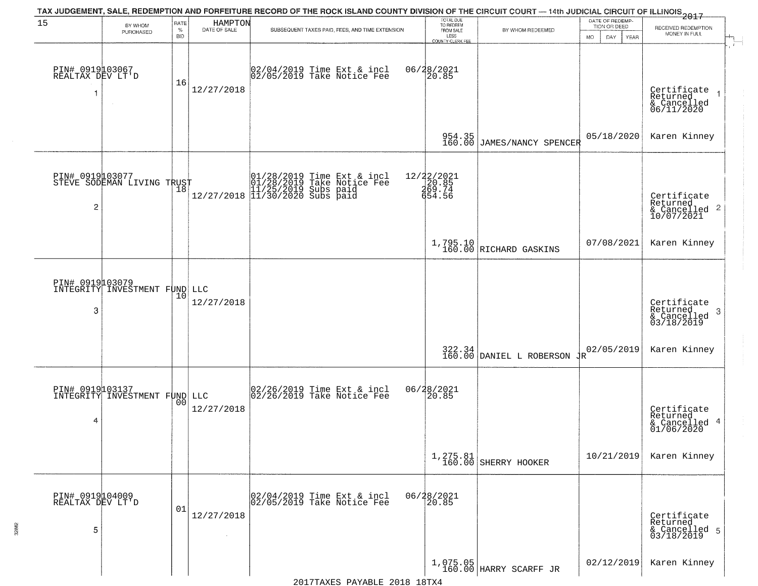TAX JUDGEMENT, SALE, REDEMPTION AND FORFEITURE RECORD OF THE ROCK ISLAND COUNTY DIVISION OF THE CIRCUIT COURT — 14th JUDICIAL CIRCUIT OF ILLINOIS 2017

| 15 | BY WHOM PURCHASED | RATE % BID | HAMPTON DATE OF SALE | SUBSEQUENT TAXES PAID, FEES, AND TIME EXTENSION | TOTAL DUE TO REDEEM FROM SALE LESS COUNTY CLERK FEE | BY WHOM REDEEMED | DATE OF REDEMPTION OR DEED MO DAY YEAR | RECEIVED REDEMPTION MONEY IN FULL |
|---|---|---|---|---|---|---|---|---|
| 1 | PIN# 0919103067 REALTAX DEV LT'D | 16 | 12/27/2018 | 02/04/2019 Time Ext & incl 02/05/2019 Take Notice Fee | 06/28/2021 20.85 954.35 160.00 | JAMES/NANCY SPENCER | 05/18/2020 | Certificate Returned & Cancelled 06/11/2020 Karen Kinney |
| 2 | PIN# 0919103077 STEVE SODEMAN LIVING TRUST | 18 | 12/27/2018 | 01/28/2019 Time Ext & incl 01/28/2019 Take Notice Fee 11/25/2019 Subs paid 11/30/2020 Subs paid | 12/22/2021 20.85 269.74 654.56 1,795.10 160.00 | RICHARD GASKINS | 07/08/2021 | Certificate Returned & Cancelled 10/07/2021 Karen Kinney |
| 3 | PIN# 0919103079 INTEGRITY INVESTMENT FUND LLC | 10 | 12/27/2018 | | 322.34 160.00 | DANIEL L ROBERSON JR | 02/05/2019 | Certificate Returned & Cancelled 03/18/2019 Karen Kinney |
| 4 | PIN# 0919103137 INTEGRITY INVESTMENT FUND LLC | 00 | 12/27/2018 | 02/26/2019 Time Ext & incl 02/26/2019 Take Notice Fee | 06/28/2021 20.85 1,275.81 160.00 | SHERRY HOOKER | 10/21/2019 | Certificate Returned & Cancelled 01/06/2020 Karen Kinney |
| 5 | PIN# 0919104009 REALTAX DEV LT'D | 01 | 12/27/2018 | 02/04/2019 Time Ext & incl 02/05/2019 Take Notice Fee | 06/28/2021 20.85 1,075.05 160.00 | HARRY SCARFF JR | 02/12/2019 | Certificate Returned & Cancelled 03/18/2019 Karen Kinney |

2017TAXES PAYABLE 2018 18TX4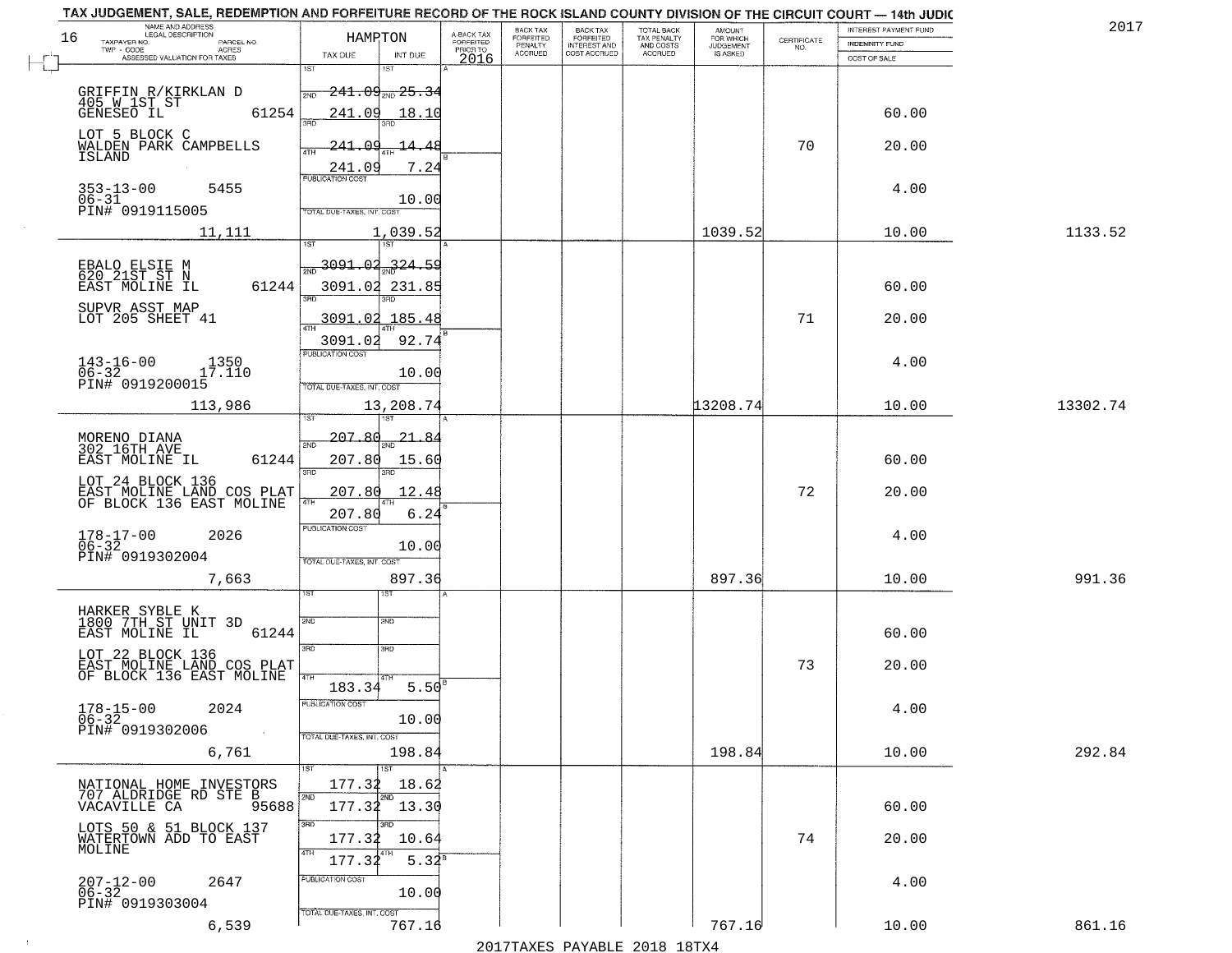TAX JUDGEMENT, SALE, REDEMPTION AND FORFEITURE RECORD OF THE ROCK ISLAND COUNTY DIVISION OF THE CIRCUIT COURT — 14th JUDIC

2017

16 HAMPTON

| NAME AND ADDRESS / LEGAL DESCRIPTION / TAXPAYER NO. / PARCEL NO. / TWP - CODE / ACRES / ASSESSED VALUATION FOR TAXES | TAX DUE | INT DUE | A-BACK TAX FORFEITED PRIOR TO 2016 | BACK TAX FORFEITED PENALTY ACCRUED | BACK TAX FORFEITED INTEREST AND COST ACCRUED | TOTAL BACK TAX PENALTY AND COSTS ACCRUED | AMOUNT FOR WHICH JUDGEMENT IS ASKED | CERTIFICATE NO. | INTEREST PAYMENT FUND / INDEMNITY FUND / COST OF SALE | |
|---|---|---|---|---|---|---|---|---|---|---|
| GRIFFIN R/KIRKLAN D<br>405 W 1ST ST<br>GENESEO IL 61254<br>LOT 5 BLOCK C<br>WALDEN PARK CAMPBELLS ISLAND<br>353-13-00 5455<br>06-31<br>PIN# 0919115005<br>11,111 | 1ST 241.09<br>2ND 241.09<br>3RD 241.09<br>4TH 241.09<br>PUBLICATION COST<br>TOTAL DUE-TAXES, INT. COST | 25.34<br>18.10<br>14.48<br>7.24<br>10.00<br>1,039.52 | | | | | 1039.52 | 70 | 60.00<br>20.00<br>4.00<br>10.00 | 1133.52 |
| EBALO ELSIE M<br>620 21ST ST N<br>EAST MOLINE IL 61244<br>SUPVR ASST MAP<br>LOT 205 SHEET 41<br>143-16-00 1350<br>06-32 17.110<br>PIN# 0919200015<br>113,986 | 1ST 3091.02<br>2ND 3091.02<br>3RD 3091.02<br>4TH 3091.02<br>PUBLICATION COST<br>TOTAL DUE-TAXES, INT. COST | 324.59<br>231.85<br>185.48<br>92.74<br>10.00<br>13,208.74 | | | | | 13208.74 | 71 | 60.00<br>20.00<br>4.00<br>10.00 | 13302.74 |
| MORENO DIANA<br>302 16TH AVE<br>EAST MOLINE IL 61244<br>LOT 24 BLOCK 136<br>EAST MOLINE LAND COS PLAT OF BLOCK 136 EAST MOLINE<br>178-17-00 2026<br>06-32<br>PIN# 0919302004<br>7,663 | 1ST 207.80<br>2ND 207.80<br>3RD 207.80<br>4TH 207.80<br>PUBLICATION COST<br>TOTAL DUE-TAXES, INT. COST | 21.84<br>15.60<br>12.48<br>6.24<br>10.00<br>897.36 | | | | | 897.36 | 72 | 60.00<br>20.00<br>4.00<br>10.00 | 991.36 |
| HARKER SYBLE K<br>1800 7TH ST UNIT 3D<br>EAST MOLINE IL 61244<br>LOT 22 BLOCK 136<br>EAST MOLINE LAND COS PLAT OF BLOCK 136 EAST MOLINE<br>178-15-00 2024<br>06-32<br>PIN# 0919302006<br>6,761 | 1ST<br>2ND<br>3RD<br>4TH 183.34<br>PUBLICATION COST<br>TOTAL DUE-TAXES, INT. COST | <br><br><br>5.50<br>10.00<br>198.84 | | | | | 198.84 | 73 | 60.00<br>20.00<br>4.00<br>10.00 | 292.84 |
| NATIONAL HOME INVESTORS<br>707 ALDRIDGE RD STE B<br>VACAVILLE CA 95688<br>LOTS 50 & 51 BLOCK 137<br>WATERTOWN ADD TO EAST MOLINE<br>207-12-00 2647<br>06-32<br>PIN# 0919303004<br>6,539 | 1ST 177.32<br>2ND 177.32<br>3RD 177.32<br>4TH 177.32<br>PUBLICATION COST<br>TOTAL DUE-TAXES, INT. COST | 18.62<br>13.30<br>10.64<br>5.32<br>10.00<br>767.16 | | | | | 767.16 | 74 | 60.00<br>20.00<br>4.00<br>10.00 | 861.16 |

2017TAXES PAYABLE 2018 18TX4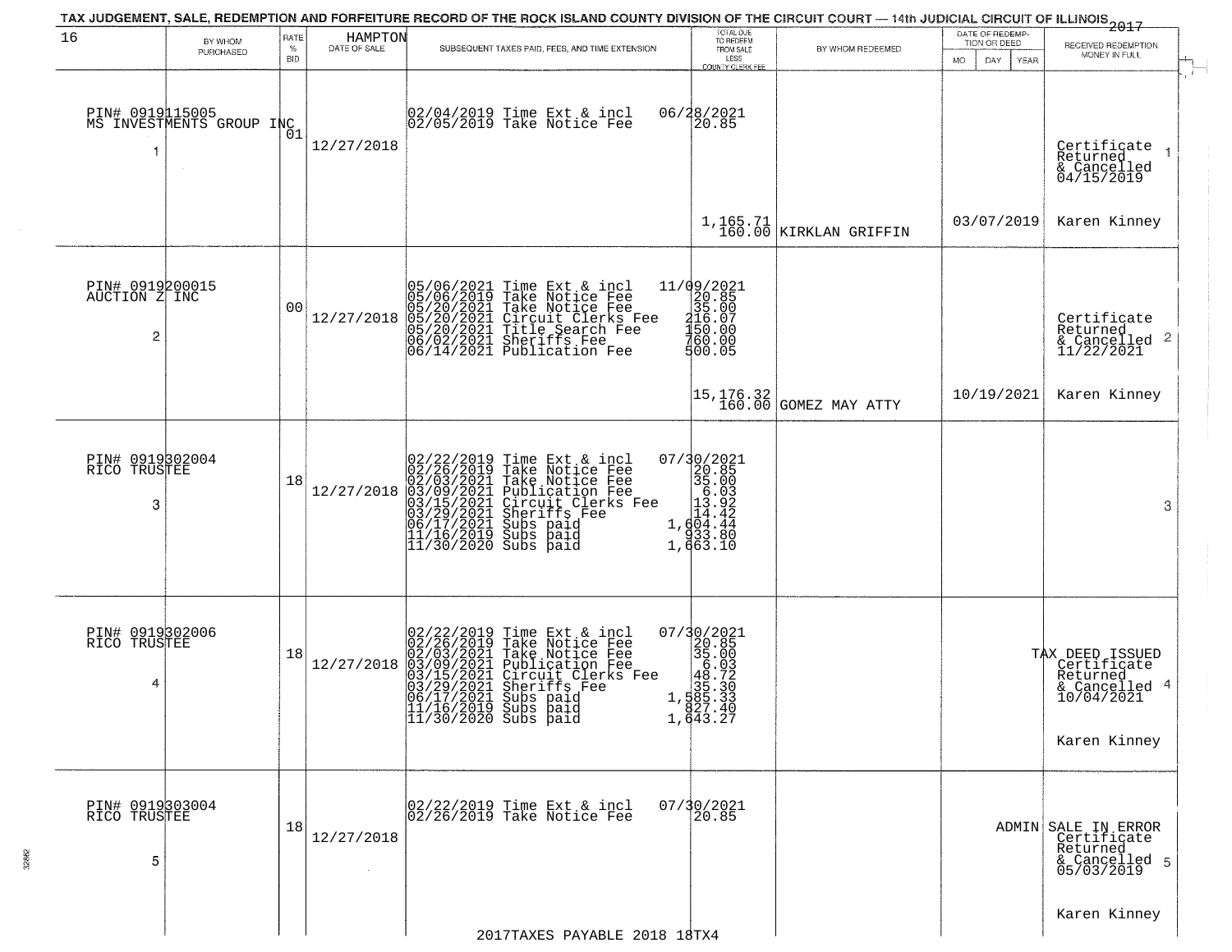TAX JUDGEMENT, SALE, REDEMPTION AND FORFEITURE RECORD OF THE ROCK ISLAND COUNTY DIVISION OF THE CIRCUIT COURT — 14th JUDICIAL CIRCUIT OF ILLINOIS 2017

| 16 BY WHOM PURCHASED | RATE % BID | HAMPTON DATE OF SALE | SUBSEQUENT TAXES PAID, FEES, AND TIME EXTENSION | TOTAL DUE TO REDEEM FROM SALE LESS COUNTY CLERK FEE | BY WHOM REDEEMED | DATE OF REDEMPTION OR DEED MO DAY YEAR | RECEIVED REDEMPTION MONEY IN FULL |
|---|---|---|---|---|---|---|---|
| PIN# 0919115005 MS INVESTMENTS GROUP INC 1 | 01 | 12/27/2018 | 02/04/2019 Time Ext & incl<br>02/05/2019 Take Notice Fee | 06/28/2021<br>20.85<br>1,165.71<br>160.00 | KIRKLAN GRIFFIN | 03/07/2019 | Certificate Returned & Cancelled 04/15/2019 1<br>Karen Kinney |
| PIN# 0919200015 AUCTION Z INC 2 | 00 | 12/27/2018 | 05/06/2021 Time Ext & incl<br>05/06/2019 Take Notice Fee<br>05/20/2021 Take Notice Fee<br>05/20/2021 Circuit Clerks Fee<br>05/20/2021 Title Search Fee<br>06/02/2021 Sheriffs Fee<br>06/14/2021 Publication Fee | 11/09/2021<br>20.85<br>35.00<br>216.07<br>150.00<br>760.00<br>500.05<br>15,176.32<br>160.00 | GOMEZ MAY ATTY | 10/19/2021 | Certificate Returned & Cancelled 11/22/2021 2<br>Karen Kinney |
| PIN# 0919302004 RICO TRUSTEE 3 | 18 | 12/27/2018 | 02/22/2019 Time Ext & incl<br>02/26/2019 Take Notice Fee<br>02/03/2021 Take Notice Fee<br>03/09/2021 Publication Fee<br>03/15/2021 Circuit Clerks Fee<br>03/29/2021 Sheriffs Fee<br>06/17/2021 Subs paid<br>11/16/2019 Subs paid<br>11/30/2020 Subs paid | 07/30/2021<br>20.85<br>35.00<br>6.03<br>13.92<br>14.42<br>1,604.44<br>933.80<br>1,663.10 | | | 3 |
| PIN# 0919302006 RICO TRUSTEE 4 | 18 | 12/27/2018 | 02/22/2019 Time Ext & incl<br>02/26/2019 Take Notice Fee<br>02/03/2021 Take Notice Fee<br>03/09/2021 Publication Fee<br>03/15/2021 Circuit Clerks Fee<br>03/29/2021 Sheriffs Fee<br>06/17/2021 Subs paid<br>11/16/2019 Subs paid<br>11/30/2020 Subs paid | 07/30/2021<br>20.85<br>35.00<br>6.03<br>48.72<br>35.30<br>1,585.33<br>827.40<br>1,643.27 | | | TAX DEED ISSUED Certificate Returned & Cancelled 10/04/2021 4<br>Karen Kinney |
| PIN# 0919303004 RICO TRUSTEE 5 | 18 | 12/27/2018 | 02/22/2019 Time Ext & incl<br>02/26/2019 Take Notice Fee | 07/30/2021<br>20.85 | | ADMIN | SALE IN ERROR Certificate Returned & Cancelled 05/03/2019 5<br>Karen Kinney |

2017TAXES PAYABLE 2018 18TX4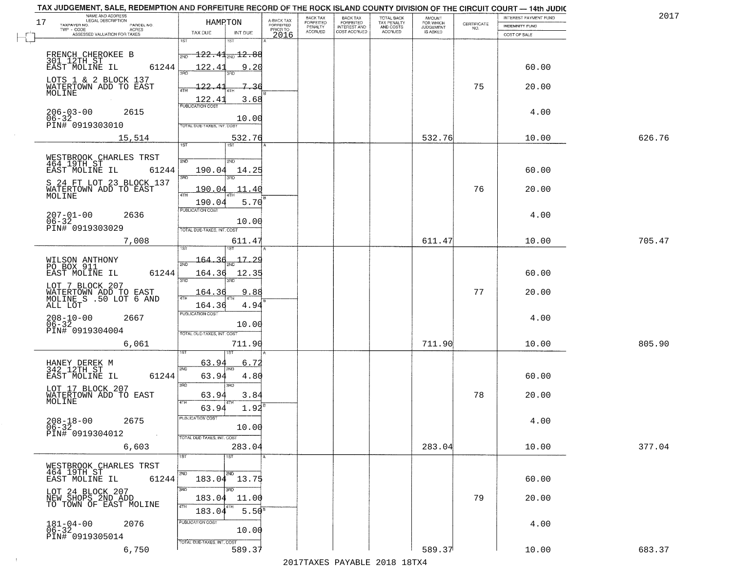# TAX JUDGEMENT, SALE, REDEMPTION AND FORFEITURE RECORD OF THE ROCK ISLAND COUNTY DIVISION OF THE CIRCUIT COURT — 14th JUDIC

2017

17 — HAMPTON

| NAME AND ADDRESS / LEGAL DESCRIPTION / TAXPAYER NO. / PARCEL NO. / TWP - CODE / ACRES / ASSESSED VALUATION FOR TAXES | TAX DUE | INT DUE | A-BACK TAX FORFEITED PRIOR TO 2016 | BACK TAX FORFEITED PENALTY ACCRUED | BACK TAX FORFEITED INTEREST AND COST ACCRUED | TOTAL BACK TAX PENALTY AND COSTS ACCRUED | AMOUNT FOR WHICH JUDGEMENT IS ASKED | CERTIFICATE NO. | INTEREST PAYMENT FUND / INDEMNITY FUND / COST OF SALE | |
|---|---|---|---|---|---|---|---|---|---|---|
| FRENCH CHEROKEE B<br>301 12TH ST<br>EAST MOLINE IL 61244<br>LOTS 1 & 2 BLOCK 137<br>WATERTOWN ADD TO EAST<br>MOLINE<br>206-03-00 2615<br>06-32<br>PIN# 0919303010<br>15,514 | 1ST 122.41<br>2ND 122.41<br>3RD 122.41<br>4TH 122.41<br>PUBLICATION COST<br>TOTAL DUE-TAXES, INT. COST | 1ST 12.88<br>2ND 9.20<br>3RD 7.36<br>4TH 3.68<br>10.00<br>532.76 | | | | | 532.76 | 75 | 60.00<br>20.00<br>4.00<br>10.00 | 626.76 |
| WESTBROOK CHARLES TRST<br>464 19TH ST<br>EAST MOLINE IL 61244<br>S 24 FT LOT 23 BLOCK 137<br>WATERTOWN ADD TO EAST<br>MOLINE<br>207-01-00 2636<br>06-32<br>PIN# 0919303029<br>7,008 | 1ST<br>2ND 190.04<br>3RD 190.04<br>4TH 190.04<br>PUBLICATION COST<br>TOTAL DUE-TAXES, INT. COST | 1ST<br>2ND 14.25<br>3RD 11.40<br>4TH 5.70<br>10.00<br>611.47 | | | | | 611.47 | 76 | 60.00<br>20.00<br>4.00<br>10.00 | 705.47 |
| WILSON ANTHONY<br>PO BOX 911<br>EAST MOLINE IL 61244<br>LOT 7 BLOCK 207<br>WATERTOWN ADD TO EAST<br>MOLINE S .50 LOT 6 AND<br>ALL LOT<br>208-10-00 2667<br>06-32<br>PIN# 0919304004<br>6,061 | 1ST 164.36<br>2ND 164.36<br>3RD 164.36<br>4TH 164.36<br>PUBLICATION COST<br>TOTAL DUE-TAXES, INT. COST | 1ST 17.29<br>2ND 12.35<br>3RD 9.88<br>4TH 4.94<br>10.00<br>711.90 | | | | | 711.90 | 77 | 60.00<br>20.00<br>4.00<br>10.00 | 805.90 |
| HANEY DEREK M<br>342 12TH ST<br>EAST MOLINE IL 61244<br>LOT 17 BLOCK 207<br>WATERTOWN ADD TO EAST<br>MOLINE<br>208-18-00 2675<br>06-32<br>PIN# 0919304012<br>6,603 | 1ST 63.94<br>2ND 63.94<br>3RD 63.94<br>4TH 63.94<br>PUBLICATION COST<br>TOTAL DUE-TAXES, INT. COST | 1ST 6.72<br>2ND 4.80<br>3RD 3.84<br>4TH 1.92<br>10.00<br>283.04 | | | | | 283.04 | 78 | 60.00<br>20.00<br>4.00<br>10.00 | 377.04 |
| WESTBROOK CHARLES TRST<br>464 19TH ST<br>EAST MOLINE IL 61244<br>LOT 24 BLOCK 207<br>NEW SHOPS 2ND ADD<br>TO TOWN OF EAST MOLINE<br>181-04-00 2076<br>06-32<br>PIN# 0919305014<br>6,750 | 1ST<br>2ND 183.04<br>3RD 183.04<br>4TH 183.04<br>PUBLICATION COST<br>TOTAL DUE-TAXES, INT. COST | 1ST<br>2ND 13.75<br>3RD 11.00<br>4TH 5.50<br>10.00<br>589.37 | | | | | 589.37 | 79 | 60.00<br>20.00<br>4.00<br>10.00 | 683.37 |

2017TAXES PAYABLE 2018 18TX4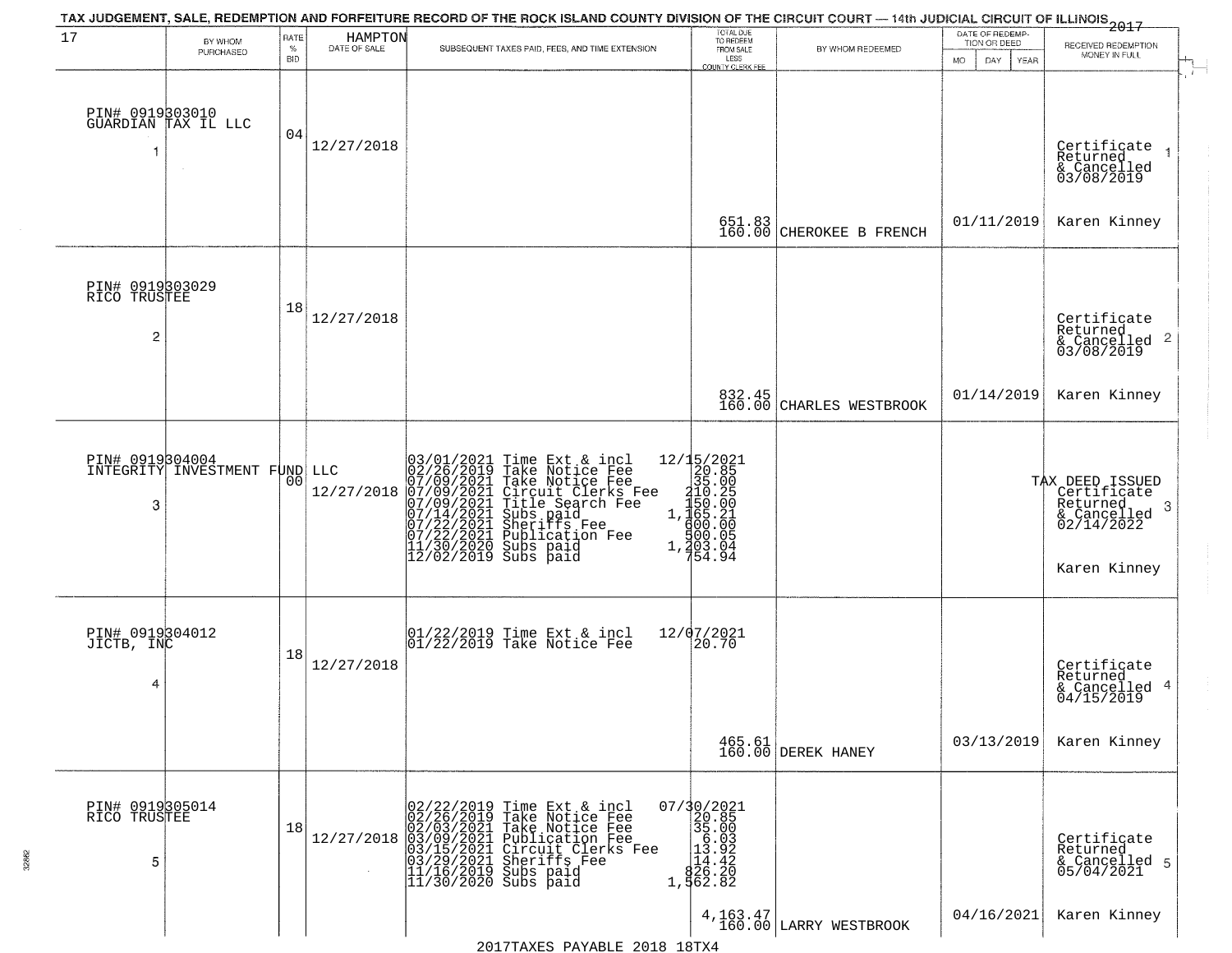TAX JUDGEMENT, SALE, REDEMPTION AND FORFEITURE RECORD OF THE ROCK ISLAND COUNTY DIVISION OF THE CIRCUIT COURT — 14th JUDICIAL CIRCUIT OF ILLINOIS 2017

HAMPTON

| 17 | BY WHOM PURCHASED | RATE % BID | DATE OF SALE | SUBSEQUENT TAXES PAID, FEES, AND TIME EXTENSION | TOTAL DUE TO REDEEM FROM SALE LESS COUNTY CLERK FEE | BY WHOM REDEEMED | DATE OF REDEMPTION OR DEED MO DAY YEAR | RECEIVED REDEMPTION MONEY IN FULL |
|---|---|---|---|---|---|---|---|---|
| 1 | PIN# 0919303010 GUARDIAN TAX IL LLC | 04 | 12/27/2018 | | 651.83 160.00 | CHEROKEE B FRENCH | 01/11/2019 | Certificate Returned & Cancelled 03/08/2019 Karen Kinney |
| 2 | PIN# 0919303029 RICO TRUSTEE | 18 | 12/27/2018 | | 832.45 160.00 | CHARLES WESTBROOK | 01/14/2019 | Certificate Returned & Cancelled 03/08/2019 Karen Kinney |
| 3 | PIN# 0919304004 INTEGRITY INVESTMENT FUND LLC | 00 | 12/27/2018 | 03/01/2021 Time Ext & incl 12/15/2021<br>02/26/2019 Take Notice Fee 20.85<br>07/09/2021 Take Notice Fee 35.00<br>07/09/2021 Circuit Clerks Fee 210.25<br>07/09/2021 Title Search Fee 150.00<br>07/14/2021 Subs paid 1,165.21<br>07/22/2021 Sheriffs Fee 600.00<br>07/22/2021 Publication Fee 500.05<br>11/30/2020 Subs paid 1,203.04<br>12/02/2019 Subs paid 754.94 | | | | TAX DEED ISSUED Certificate Returned & Cancelled 02/14/2022 Karen Kinney |
| 4 | PIN# 0919304012 JICTB, INC | 18 | 12/27/2018 | 01/22/2019 Time Ext & incl 12/07/2021<br>01/22/2019 Take Notice Fee 20.70 | 465.61 160.00 | DEREK HANEY | 03/13/2019 | Certificate Returned & Cancelled 04/15/2019 Karen Kinney |
| 5 | PIN# 0919305014 RICO TRUSTEE | 18 | 12/27/2018 | 02/22/2019 Time Ext & incl 07/30/2021<br>02/26/2019 Take Notice Fee 20.85<br>02/03/2021 Take Notice Fee 35.00<br>03/09/2021 Publication Fee 6.03<br>03/15/2021 Circuit Clerks Fee 13.92<br>03/29/2021 Sheriffs Fee 14.42<br>11/16/2019 Subs paid 826.20<br>11/30/2020 Subs paid 1,562.82 | 4,163.47 160.00 | LARRY WESTBROOK | 04/16/2021 | Certificate Returned & Cancelled 05/04/2021 Karen Kinney |

2017TAXES PAYABLE 2018 18TX4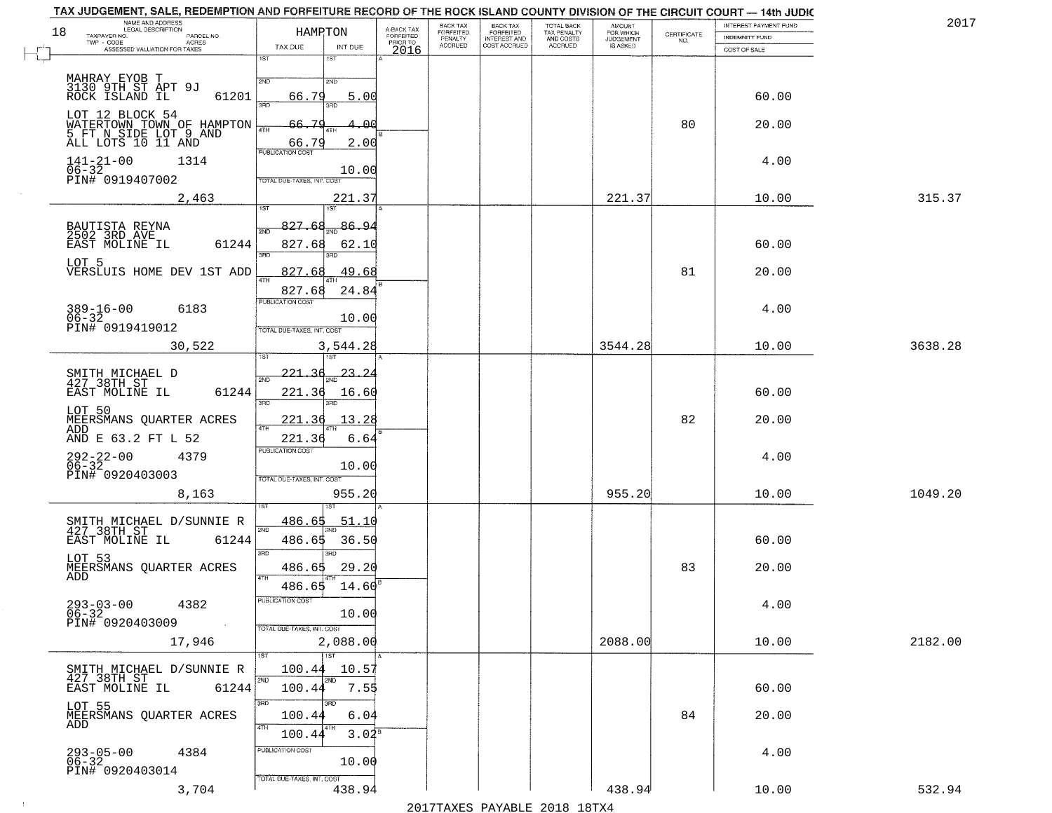TAX JUDGEMENT, SALE, REDEMPTION AND FORFEITURE RECORD OF THE ROCK ISLAND COUNTY DIVISION OF THE CIRCUIT COURT — 14th JUDIC

2017

| NAME AND ADDRESS / LEGAL DESCRIPTION / TAXPAYER NO. / PARCEL NO. / TWP - CODE / ACRES / ASSESSED VALUATION FOR TAXES (18) | HAMPTON TAX DUE | INT DUE | A-BACK TAX FORFEITED PRIOR TO 2016 | BACK TAX FORFEITED PENALTY ACCRUED | BACK TAX FORFEITED INTEREST AND COST ACCRUED | TOTAL BACK TAX PENALTY AND COSTS ACCRUED | AMOUNT FOR WHICH JUDGEMENT IS ASKED | CERTIFICATE NO. | INTEREST PAYMENT FUND / INDEMNITY FUND / COST OF SALE | |
|---|---|---|---|---|---|---|---|---|---|---|
| MAHRAY EYOB T<br>3130 9TH ST APT 9J<br>ROCK ISLAND IL 61201<br>LOT 12 BLOCK 54<br>WATERTOWN TOWN OF HAMPTON<br>5 FT N SIDE LOT 9 AND<br>ALL LOTS 10 11 AND<br>141-21-00 1314<br>06-32<br>PIN# 0919407002<br>2,463 | 1ST<br>2ND 66.79<br>3RD 66.79<br>4TH 66.79<br>PUBLICATION COST<br>TOTAL DUE-TAXES, INT. COST | 1ST<br>2ND 5.00<br>3RD 4.00<br>4TH 2.00<br>10.00<br>221.37 | | | | | 221.37 | 80 | 60.00<br>20.00<br>4.00<br>10.00 | 315.37 |
| BAUTISTA REYNA<br>2502 3RD AVE<br>EAST MOLINE IL 61244<br>LOT 5<br>VERSLUIS HOME DEV 1ST ADD<br>389-16-00 6183<br>06-32<br>PIN# 0919419012<br>30,522 | 1ST 827.68<br>2ND 827.68<br>3RD 827.68<br>4TH 827.68<br>PUBLICATION COST<br>TOTAL DUE-TAXES, INT. COST | 1ST 86.94<br>2ND 62.10<br>3RD 49.68<br>4TH 24.84<br>10.00<br>3,544.28 | | | | | 3544.28 | 81 | 60.00<br>20.00<br>4.00<br>10.00 | 3638.28 |
| SMITH MICHAEL D<br>427 38TH ST<br>EAST MOLINE IL 61244<br>LOT 50<br>MEERSMANS QUARTER ACRES<br>ADD<br>AND E 63.2 FT L 52<br>292-22-00 4379<br>06-32<br>PIN# 0920403003<br>8,163 | 1ST 221.36<br>2ND 221.36<br>3RD 221.36<br>4TH 221.36<br>PUBLICATION COST<br>TOTAL DUE-TAXES, INT. COST | 1ST 23.24<br>2ND 16.60<br>3RD 13.28<br>4TH 6.64<br>10.00<br>955.20 | | | | | 955.20 | 82 | 60.00<br>20.00<br>4.00<br>10.00 | 1049.20 |
| SMITH MICHAEL D/SUNNIE R<br>427 38TH ST<br>EAST MOLINE IL 61244<br>LOT 53<br>MEERSMANS QUARTER ACRES<br>ADD<br>293-03-00 4382<br>06-32<br>PIN# 0920403009<br>17,946 | 1ST 486.65<br>2ND 486.65<br>3RD 486.65<br>4TH 486.65<br>PUBLICATION COST<br>TOTAL DUE-TAXES, INT. COST | 1ST 51.10<br>2ND 36.50<br>3RD 29.20<br>4TH 14.60<br>10.00<br>2,088.00 | | | | | 2088.00 | 83 | 60.00<br>20.00<br>4.00<br>10.00 | 2182.00 |
| SMITH MICHAEL D/SUNNIE R<br>427 38TH ST<br>EAST MOLINE IL 61244<br>LOT 55<br>MEERSMANS QUARTER ACRES<br>ADD<br>293-05-00 4384<br>06-32<br>PIN# 0920403014<br>3,704 | 1ST 100.44<br>2ND 100.44<br>3RD 100.44<br>4TH 100.44<br>PUBLICATION COST<br>TOTAL DUE-TAXES, INT. COST | 1ST 10.57<br>2ND 7.55<br>3RD 6.04<br>4TH 3.02<br>10.00<br>438.94 | | | | | 438.94 | 84 | 60.00<br>20.00<br>4.00<br>10.00 | 532.94 |

2017TAXES PAYABLE 2018 18TX4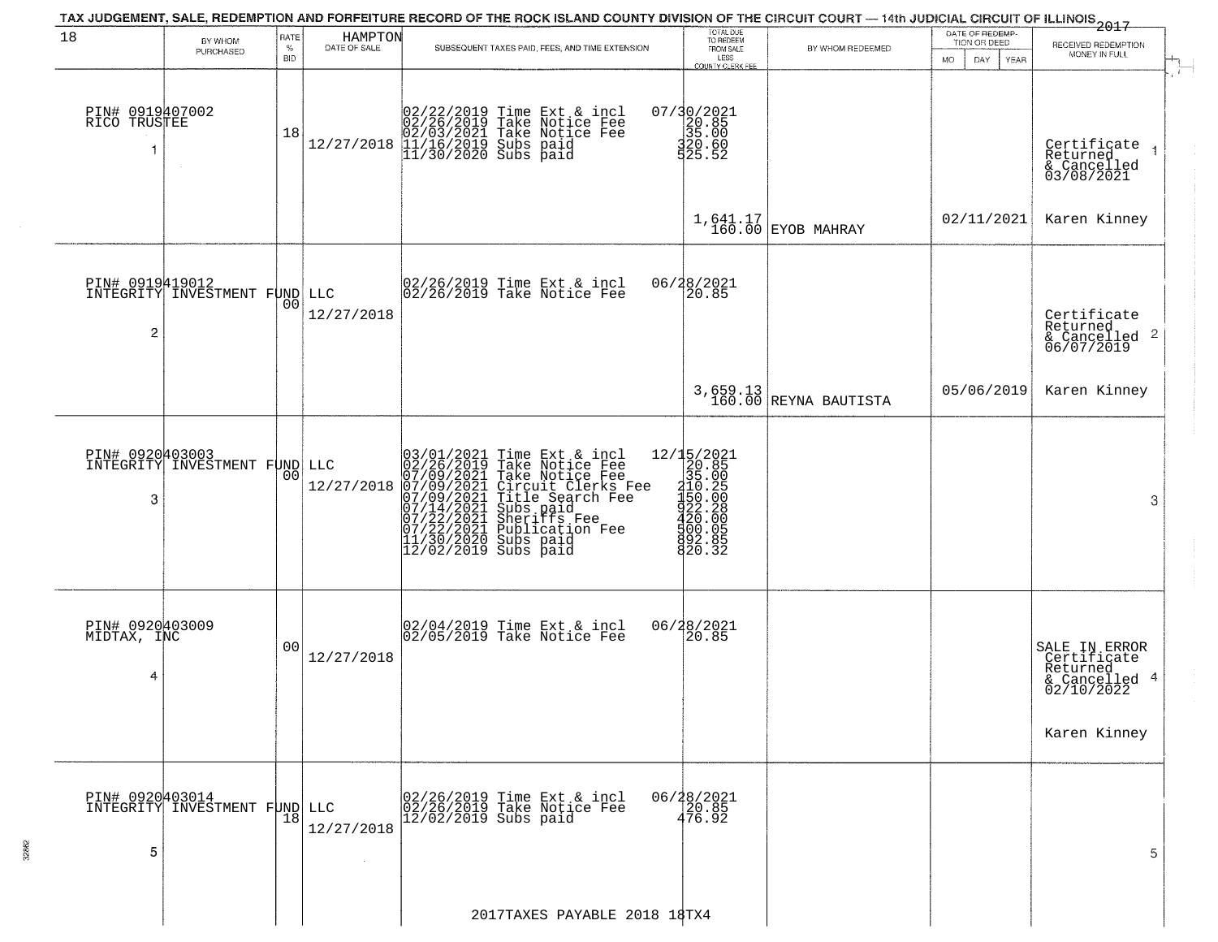TAX JUDGEMENT, SALE, REDEMPTION AND FORFEITURE RECORD OF THE ROCK ISLAND COUNTY DIVISION OF THE CIRCUIT COURT — 14th JUDICIAL CIRCUIT OF ILLINOIS 2017

18 HAMPTON

| # | BY WHOM PURCHASED | RATE % BID | DATE OF SALE | SUBSEQUENT TAXES PAID, FEES, AND TIME EXTENSION | TOTAL DUE TO REDEEM FROM SALE LESS COUNTY CLERK FEE | BY WHOM REDEEMED | DATE OF REDEMPTION OR DEED MO DAY YEAR | RECEIVED REDEMPTION MONEY IN FULL |
|---|---|---|---|---|---|---|---|---|
| 1 | PIN# 0919407002 RICO TRUSTEE | 18 | 12/27/2018 | 02/22/2019 Time Ext & incl 07/30/2021<br>02/26/2019 Take Notice Fee 20.85<br>02/03/2021 Take Notice Fee 35.00<br>11/16/2019 Subs paid 320.60<br>11/30/2020 Subs paid 525.52 | 1,641.17<br>160.00 | EYOB MAHRAY | 02/11/2021 | Certificate Returned & Cancelled 03/08/2021<br>Karen Kinney |
| 2 | PIN# 0919419012 INTEGRITY INVESTMENT FUND LLC | 00 | 12/27/2018 | 02/26/2019 Time Ext & incl 06/28/2021<br>02/26/2019 Take Notice Fee 20.85 | 3,659.13<br>160.00 | REYNA BAUTISTA | 05/06/2019 | Certificate Returned & Cancelled 06/07/2019<br>Karen Kinney |
| 3 | PIN# 0920403003 INTEGRITY INVESTMENT FUND LLC | 00 | 12/27/2018 | 03/01/2021 Time Ext & incl 12/15/2021<br>02/26/2019 Take Notice Fee 20.85<br>07/09/2021 Take Notice Fee 35.00<br>07/09/2021 Circuit Clerks Fee 210.25<br>07/09/2021 Title Search Fee 150.00<br>07/14/2021 Subs paid 922.28<br>07/22/2021 Sheriffs Fee 420.00<br>07/22/2021 Publication Fee 500.05<br>11/30/2020 Subs paid 892.85<br>12/02/2019 Subs paid 820.32 | | | | |
| 4 | PIN# 0920403009 MIDTAX, INC | 00 | 12/27/2018 | 02/04/2019 Time Ext & incl 06/28/2021<br>02/05/2019 Take Notice Fee 20.85 | | | | SALE IN ERROR Certificate Returned & Cancelled 02/10/2022<br>Karen Kinney |
| 5 | PIN# 0920403014 INTEGRITY INVESTMENT FUND LLC | 18 | 12/27/2018 | 02/26/2019 Time Ext & incl 06/28/2021<br>02/26/2019 Take Notice Fee 20.85<br>12/02/2019 Subs paid 476.92 | | | | |

2017TAXES PAYABLE 2018 18TX4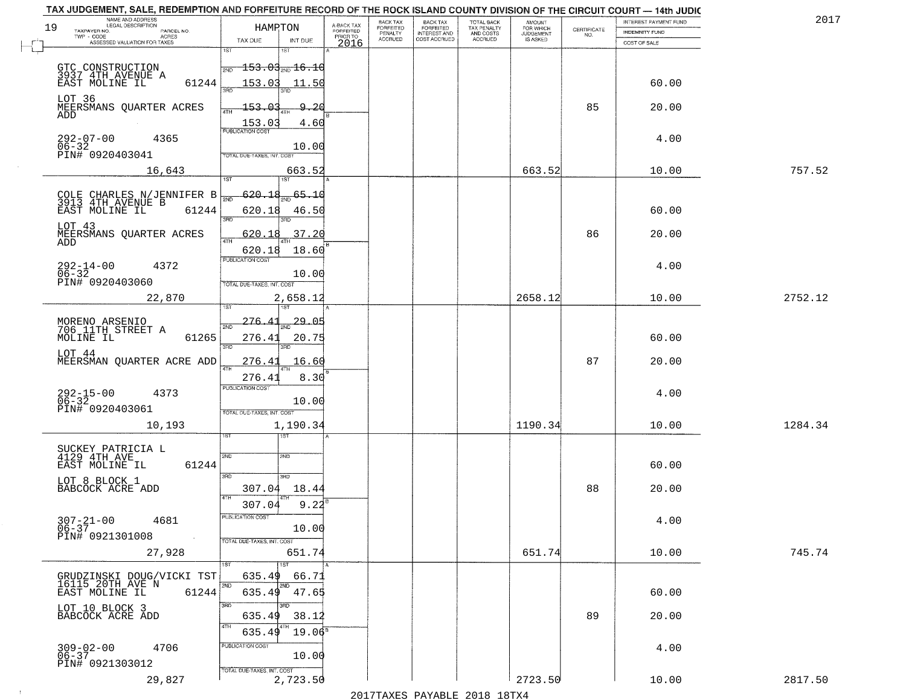TAX JUDGEMENT, SALE, REDEMPTION AND FORFEITURE RECORD OF THE ROCK ISLAND COUNTY DIVISION OF THE CIRCUIT COURT — 14th JUDIC

2017

| 19 NAME AND ADDRESS / LEGAL DESCRIPTION / TAXPAYER NO. / PARCEL NO. / TWP - CODE / ACRES / ASSESSED VALUATION FOR TAXES | HAMPTON TAX DUE | INT DUE | A-BACK TAX FORFEITED PRIOR TO 2016 | BACK TAX FORFEITED PENALTY ACCRUED | BACK TAX FORFEITED INTEREST AND COST ACCRUED | TOTAL BACK TAX PENALTY AND COSTS ACCRUED | AMOUNT FOR WHICH JUDGEMENT IS ASKED | CERTIFICATE NO. | INTEREST PAYMENT FUND / INDEMNITY FUND / COST OF SALE | |
|---|---|---|---|---|---|---|---|---|---|---|
| GTC CONSTRUCTION 3937 4TH AVENUE A EAST MOLINE IL 61244 | 1ST 153.03 (2ND) | 16.10 | | | | | | | | |
| | 3RD 153.03 | 11.50 | | | | | | | 60.00 | |
| LOT 36 MEERSMANS QUARTER ACRES ADD | 4TH 153.03 | 9.20 | | | | | | 85 | 20.00 | |
| | 153.03 | 4.60 | | | | | | | | |
| 292-07-00 4365 06-32 PIN# 0920403041 | PUBLICATION COST | 10.00 | | | | | | | 4.00 | |
| 16,643 | TOTAL DUE-TAXES, INT. COST | 663.52 | | | | | 663.52 | | 10.00 | 757.52 |
| COLE CHARLES N/JENNIFER B 3913 4TH AVENUE B EAST MOLINE IL 61244 | 1ST 620.18 (2ND) | 65.10 | | | | | | | | |
| | 620.18 | 46.50 | | | | | | | 60.00 | |
| LOT 43 MEERSMANS QUARTER ACRES ADD | 3RD 620.18 | 37.20 | | | | | | 86 | 20.00 | |
| | 4TH 620.18 | 18.60 | | | | | | | | |
| 292-14-00 4372 06-32 PIN# 0920403060 | PUBLICATION COST | 10.00 | | | | | | | 4.00 | |
| 22,870 | TOTAL DUE-TAXES, INT. COST | 2,658.12 | | | | | 2658.12 | | 10.00 | 2752.12 |
| MORENO ARSENIO 706 11TH STREET A MOLINE IL 61265 | 1ST 276.41 | 29.05 | | | | | | | | |
| | 2ND 276.41 | 20.75 | | | | | | | 60.00 | |
| LOT 44 MEERSMAN QUARTER ACRE ADD | 3RD 276.41 | 16.60 | | | | | | 87 | 20.00 | |
| | 4TH 276.41 | 8.30 | | | | | | | | |
| 292-15-00 4373 06-32 PIN# 0920403061 | PUBLICATION COST | 10.00 | | | | | | | 4.00 | |
| 10,193 | TOTAL DUE-TAXES, INT. COST | 1,190.34 | | | | | 1190.34 | | 10.00 | 1284.34 |
| SUCKEY PATRICIA L 4129 4TH AVE EAST MOLINE IL 61244 | 1ST | | | | | | | | | |
| | 2ND | | | | | | | | 60.00 | |
| LOT 8 BLOCK 1 BABCOCK ACRE ADD | 3RD 307.04 | 18.44 | | | | | | 88 | 20.00 | |
| | 4TH 307.04 | 9.22 | | | | | | | | |
| 307-21-00 4681 06-37 PIN# 0921301008 | PUBLICATION COST | 10.00 | | | | | | | 4.00 | |
| 27,928 | TOTAL DUE-TAXES, INT. COST | 651.74 | | | | | 651.74 | | 10.00 | 745.74 |
| GRUDZINSKI DOUG/VICKI TST 16115 20TH AVE N EAST MOLINE IL 61244 | 1ST 635.49 | 66.71 | | | | | | | | |
| | 2ND 635.49 | 47.65 | | | | | | | 60.00 | |
| LOT 10 BLOCK 3 BABCOCK ACRE ADD | 3RD 635.49 | 38.12 | | | | | | 89 | 20.00 | |
| | 4TH 635.49 | 19.06 | | | | | | | | |
| 309-02-00 4706 06-37 PIN# 0921303012 | PUBLICATION COST | 10.00 | | | | | | | 4.00 | |
| 29,827 | TOTAL DUE-TAXES, INT. COST | 2,723.50 | | | | | 2723.50 | | 10.00 | 2817.50 |

2017TAXES PAYABLE 2018 18TX4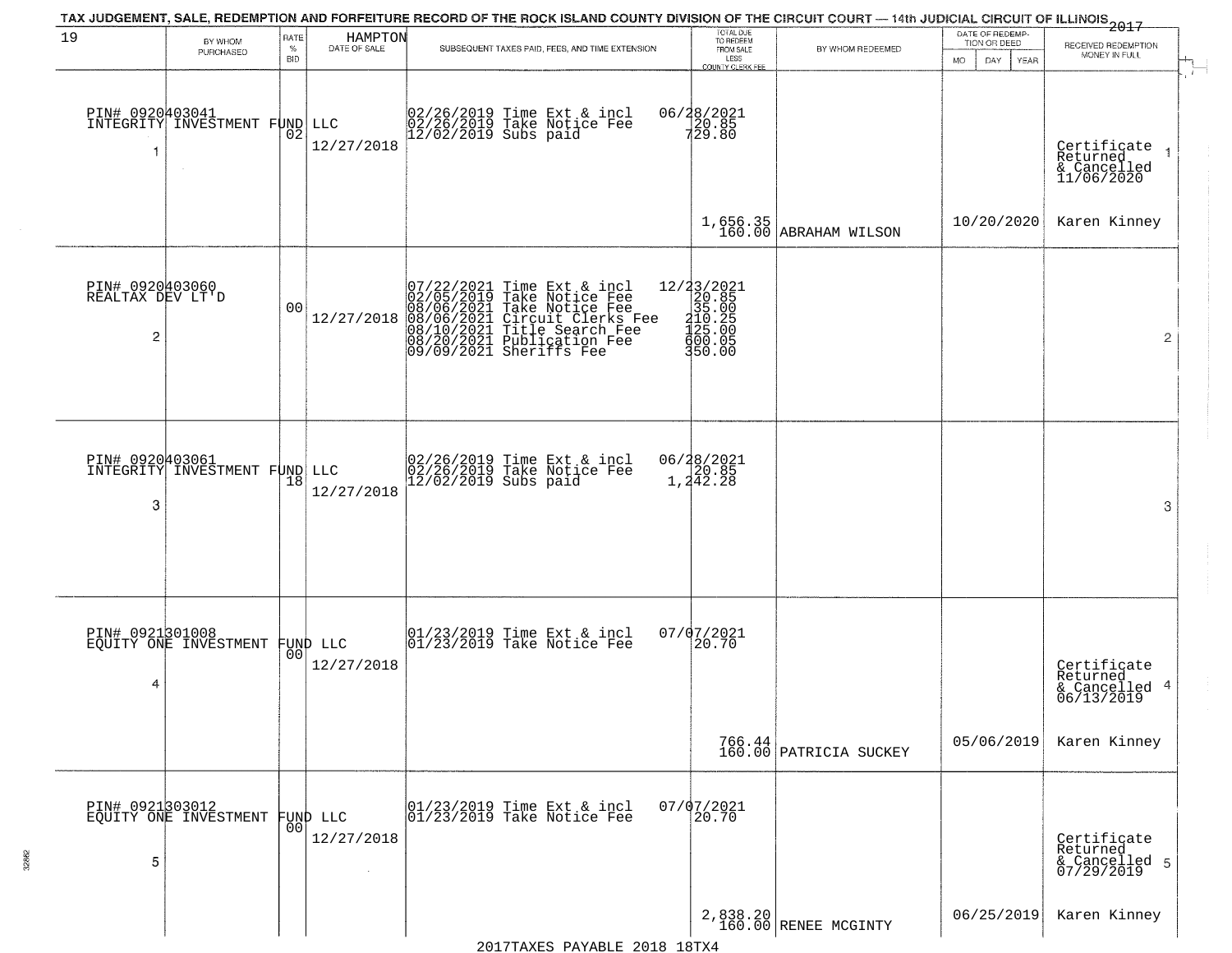TAX JUDGEMENT, SALE, REDEMPTION AND FORFEITURE RECORD OF THE ROCK ISLAND COUNTY DIVISION OF THE CIRCUIT COURT — 14th JUDICIAL CIRCUIT OF ILLINOIS 2017

| 19 BY WHOM PURCHASED | RATE % BID | HAMPTON DATE OF SALE | SUBSEQUENT TAXES PAID, FEES, AND TIME EXTENSION | TOTAL DUE TO REDEEM FROM SALE LESS COUNTY CLERK FEE | BY WHOM REDEEMED | DATE OF REDEMPTION OR DEED MO DAY YEAR | RECEIVED REDEMPTION MONEY IN FULL |
|---|---|---|---|---|---|---|---|
| PIN# 0920403041 INTEGRITY INVESTMENT FUND LLC 1 | 02 | 12/27/2018 | 02/26/2019 Time Ext & incl<br>02/26/2019 Take Notice Fee<br>12/02/2019 Subs paid | 06/28/2021<br>20.85<br>729.80<br><br>1,656.35<br>160.00 | ABRAHAM WILSON | 10/20/2020 | Certificate Returned & Cancelled 11/06/2020 1<br>Karen Kinney |
| PIN# 0920403060 REALTAX DEV LT'D 2 | 00 | 12/27/2018 | 07/22/2021 Time Ext & incl<br>02/05/2019 Take Notice Fee<br>08/06/2021 Take Notice Fee<br>08/06/2021 Circuit Clerks Fee<br>08/10/2021 Title Search Fee<br>08/20/2021 Publication Fee<br>09/09/2021 Sheriffs Fee | 12/23/2021<br>20.85<br>35.00<br>210.25<br>125.00<br>600.05<br>350.00 | | | 2 |
| PIN# 0920403061 INTEGRITY INVESTMENT FUND LLC 3 | 18 | 12/27/2018 | 02/26/2019 Time Ext & incl<br>02/26/2019 Take Notice Fee<br>12/02/2019 Subs paid | 06/28/2021<br>20.85<br>1,242.28 | | | 3 |
| PIN# 0921301008 EQUITY ONE INVESTMENT FUND LLC 4 | 00 | 12/27/2018 | 01/23/2019 Time Ext & incl<br>01/23/2019 Take Notice Fee | 07/07/2021<br>20.70<br><br>766.44<br>160.00 | PATRICIA SUCKEY | 05/06/2019 | Certificate Returned & Cancelled 06/13/2019 4<br>Karen Kinney |
| PIN# 0921303012 EQUITY ONE INVESTMENT FUND LLC 5 | 00 | 12/27/2018 | 01/23/2019 Time Ext & incl<br>01/23/2019 Take Notice Fee | 07/07/2021<br>20.70<br><br>2,838.20<br>160.00 | RENEE MCGINTY | 06/25/2019 | Certificate Returned & Cancelled 07/29/2019 5<br>Karen Kinney |

2017TAXES PAYABLE 2018 18TX4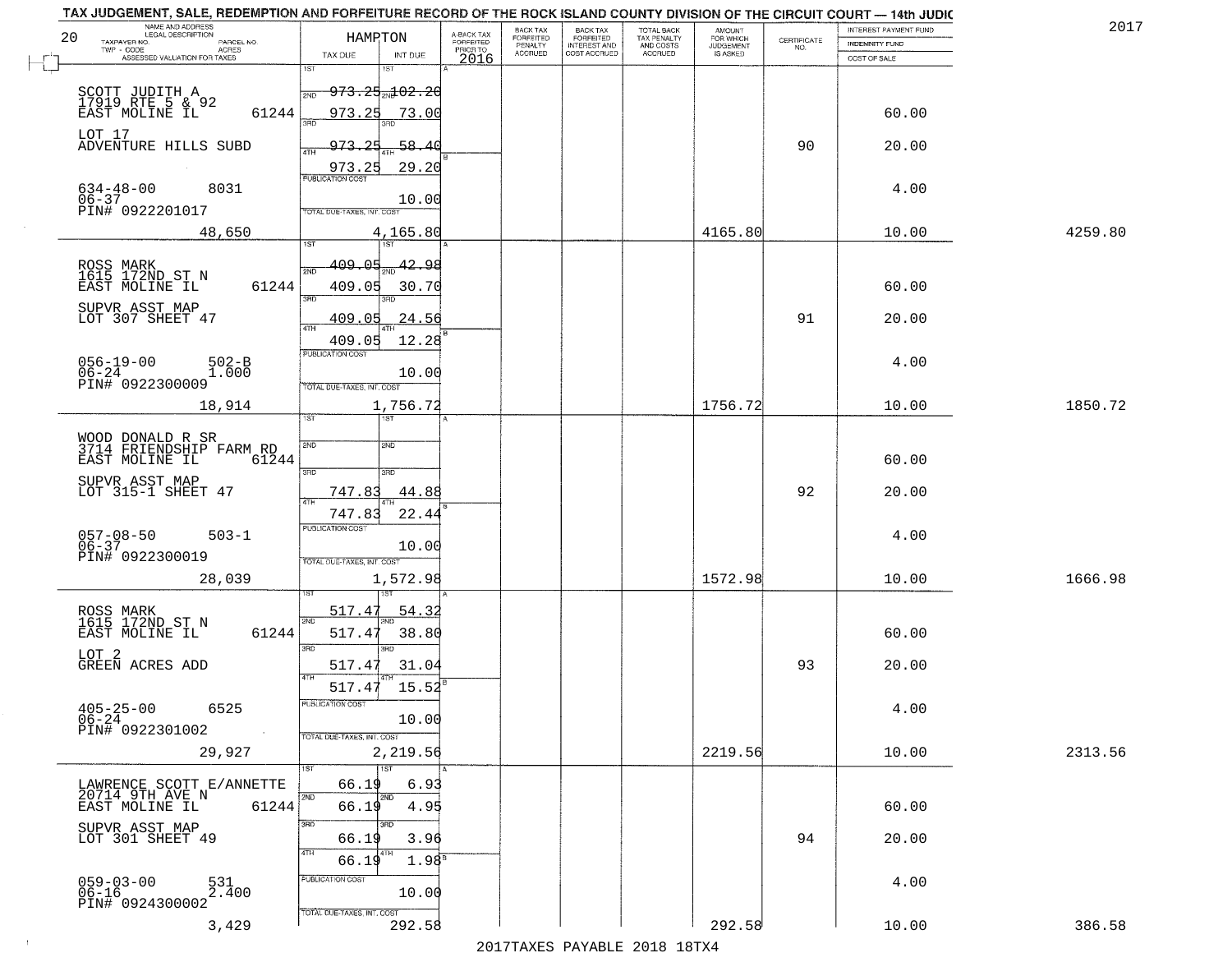TAX JUDGEMENT, SALE, REDEMPTION AND FORFEITURE RECORD OF THE ROCK ISLAND COUNTY DIVISION OF THE CIRCUIT COURT — 14th JUDIC

2017

| 20 NAME AND ADDRESS / LEGAL DESCRIPTION / TAXPAYER NO. / PARCEL NO. / TWP - CODE / ACRES / ASSESSED VALUATION FOR TAXES | HAMPTON TAX DUE | INT DUE | A-BACK TAX FORFEITED PRIOR TO 2016 | BACK TAX FORFEITED PENALTY ACCRUED | BACK TAX FORFEITED INTEREST AND COST ACCRUED | TOTAL BACK TAX PENALTY AND COSTS ACCRUED | AMOUNT FOR WHICH JUDGEMENT IS ASKED | CERTIFICATE NO. | INTEREST PAYMENT FUND / INDEMNITY FUND / COST OF SALE | |
|---|---|---|---|---|---|---|---|---|---|---|
| SCOTT JUDITH A<br>17919 RTE 5 & 92<br>EAST MOLINE IL 61244<br>LOT 17<br>ADVENTURE HILLS SUBD<br>634-48-00 8031<br>06-37<br>PIN# 0922201017<br>48,650 | 1ST 973.25<br>2ND 973.25<br>3RD 973.25<br>4TH 973.25<br>PUBLICATION COST<br>TOTAL DUE-TAXES, INT. COST | 102.20<br>73.00<br>58.40<br>29.20<br>10.00<br>4,165.80 | | | | | 4165.80 | 90 | 60.00<br>20.00<br>4.00<br>10.00 | 4259.80 |
| ROSS MARK<br>1615 172ND ST N<br>EAST MOLINE IL 61244<br>SUPVR ASST MAP<br>LOT 307 SHEET 47<br>056-19-00 502-B<br>06-24 1.000<br>PIN# 0922300009<br>18,914 | 1ST 409.05<br>2ND 409.05<br>3RD 409.05<br>4TH 409.05<br>PUBLICATION COST<br>TOTAL DUE-TAXES, INT. COST | 42.98<br>30.70<br>24.56<br>12.28<br>10.00<br>1,756.72 | | | | | 1756.72 | 91 | 60.00<br>20.00<br>4.00<br>10.00 | 1850.72 |
| WOOD DONALD R SR<br>3714 FRIENDSHIP FARM RD<br>EAST MOLINE IL 61244<br>SUPVR ASST MAP<br>LOT 315-1 SHEET 47<br>057-08-50 503-1<br>06-37<br>PIN# 0922300019<br>28,039 | 1ST<br>2ND<br>3RD 747.83<br>4TH 747.83<br>PUBLICATION COST<br>TOTAL DUE-TAXES, INT. COST | <br><br>44.88<br>22.44<br>10.00<br>1,572.98 | | | | | 1572.98 | 92 | 60.00<br>20.00<br>4.00<br>10.00 | 1666.98 |
| ROSS MARK<br>1615 172ND ST N<br>EAST MOLINE IL 61244<br>LOT 2<br>GREEN ACRES ADD<br>405-25-00 6525<br>06-24<br>PIN# 0922301002<br>29,927 | 1ST 517.47<br>2ND 517.47<br>3RD 517.47<br>4TH 517.47<br>PUBLICATION COST<br>TOTAL DUE-TAXES, INT. COST | 54.32<br>38.80<br>31.04<br>15.52<br>10.00<br>2,219.56 | | | | | 2219.56 | 93 | 60.00<br>20.00<br>4.00<br>10.00 | 2313.56 |
| LAWRENCE SCOTT E/ANNETTE<br>20714 9TH AVE N<br>EAST MOLINE IL 61244<br>SUPVR ASST MAP<br>LOT 301 SHEET 49<br>059-03-00 531<br>06-16 2.400<br>PIN# 0924300002<br>3,429 | 1ST 66.19<br>2ND 66.19<br>3RD 66.19<br>4TH 66.19<br>PUBLICATION COST<br>TOTAL DUE-TAXES, INT. COST | 6.93<br>4.95<br>3.96<br>1.98<br>10.00<br>292.58 | | | | | 292.58 | 94 | 60.00<br>20.00<br>4.00<br>10.00 | 386.58 |

2017TAXES PAYABLE 2018 18TX4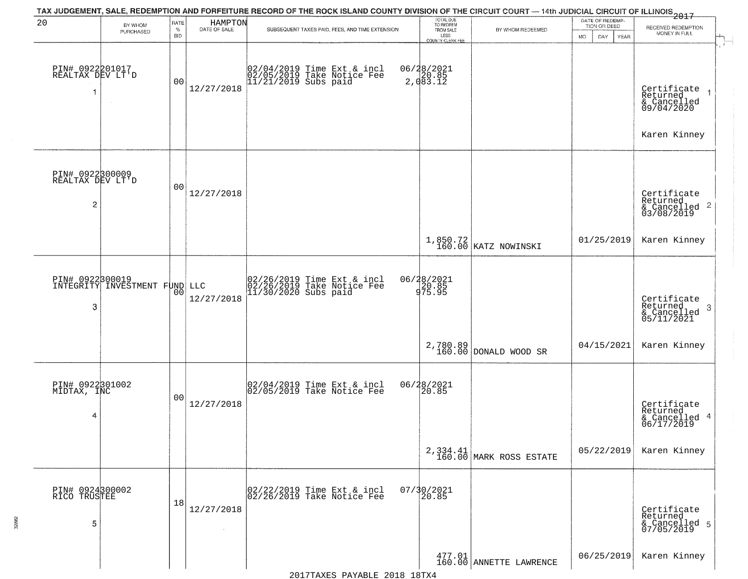TAX JUDGEMENT, SALE, REDEMPTION AND FORFEITURE RECORD OF THE ROCK ISLAND COUNTY DIVISION OF THE CIRCUIT COURT — 14th JUDICIAL CIRCUIT OF ILLINOIS 2017

20 HAMPTON

| BY WHOM PURCHASED | RATE % BID | DATE OF SALE | SUBSEQUENT TAXES PAID, FEES, AND TIME EXTENSION | TOTAL DUE TO REDEEM FROM SALE LESS COUNTY CLERK FEE | BY WHOM REDEEMED | DATE OF REDEMPTION OR DEED MO DAY YEAR | RECEIVED REDEMPTION MONEY IN FULL |
|---|---|---|---|---|---|---|---|
| PIN# 0922201017 REALTAX DEV LT'D 1 | 00 | 12/27/2018 | 02/04/2019 Time Ext & incl 02/05/2019 Take Notice Fee 11/21/2019 Subs paid | 06/28/2021 20.85 2,083.12 | | | Certificate Returned & Cancelled 09/04/2020 Karen Kinney 1 |
| PIN# 0922300009 REALTAX DEV LT'D 2 | 00 | 12/27/2018 | | 1,850.72 160.00 | KATZ NOWINSKI | 01/25/2019 | Certificate Returned & Cancelled 03/08/2019 Karen Kinney 2 |
| PIN# 0922300019 INTEGRITY INVESTMENT FUND LLC 3 | 00 | 12/27/2018 | 02/26/2019 Time Ext & incl 02/26/2019 Take Notice Fee 11/30/2020 Subs paid | 06/28/2021 20.85 975.95 2,780.89 160.00 | DONALD WOOD SR | 04/15/2021 | Certificate Returned & Cancelled 05/11/2021 Karen Kinney 3 |
| PIN# 0922301002 MIDTAX, INC 4 | 00 | 12/27/2018 | 02/04/2019 Time Ext & incl 02/05/2019 Take Notice Fee | 06/28/2021 20.85 2,334.41 160.00 | MARK ROSS ESTATE | 05/22/2019 | Certificate Returned & Cancelled 06/17/2019 Karen Kinney 4 |
| PIN# 0924300002 RICO TRUSTEE 5 | 18 | 12/27/2018 | 02/22/2019 Time Ext & incl 02/26/2019 Take Notice Fee | 07/30/2021 20.85 477.01 160.00 | ANNETTE LAWRENCE | 06/25/2019 | Certificate Returned & Cancelled 07/05/2019 Karen Kinney 5 |

2017TAXES PAYABLE 2018 18TX4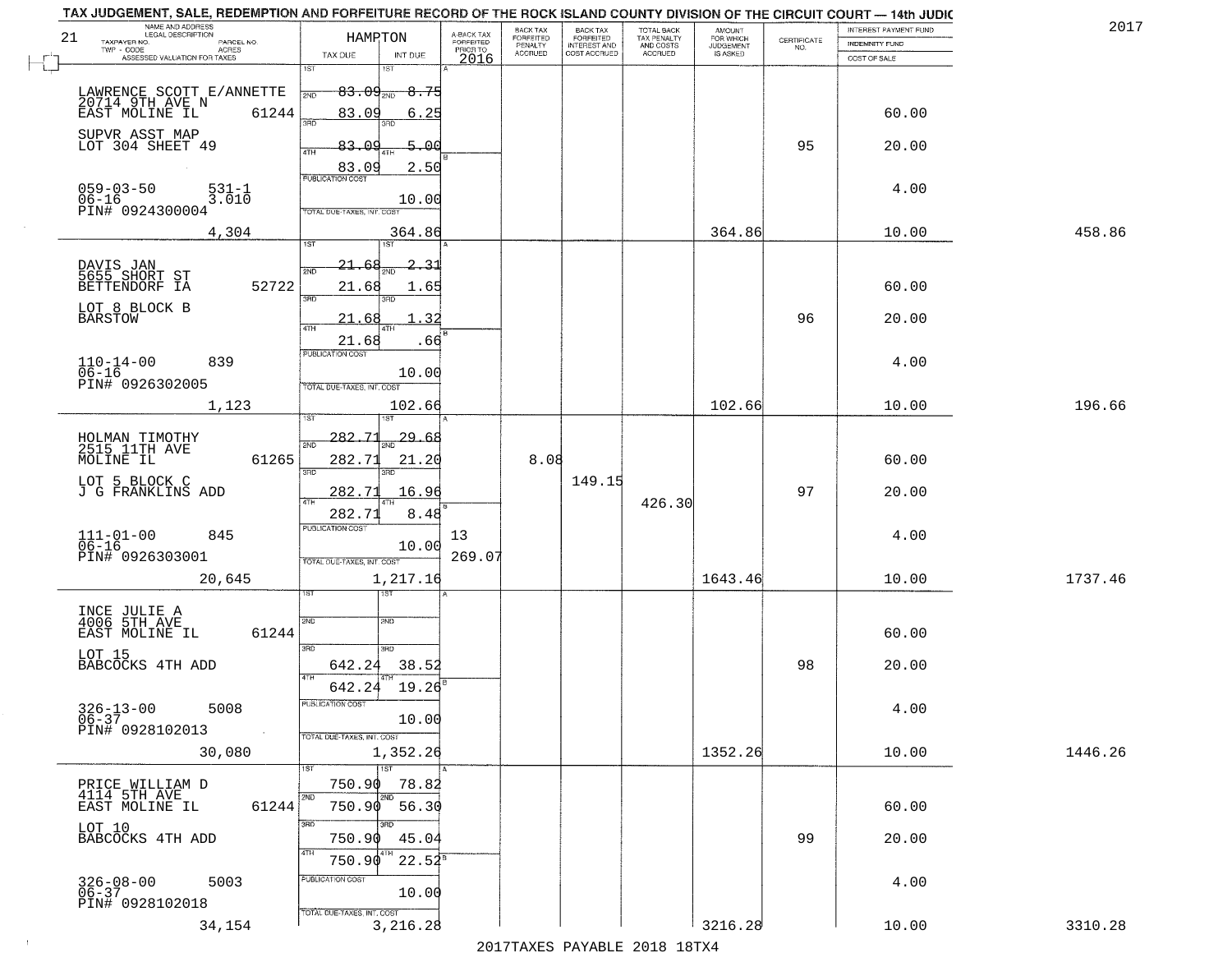TAX JUDGEMENT, SALE, REDEMPTION AND FORFEITURE RECORD OF THE ROCK ISLAND COUNTY DIVISION OF THE CIRCUIT COURT — 14th JUDIC

2017

| 21 NAME AND ADDRESS / LEGAL DESCRIPTION / TAXPAYER NO. / PARCEL NO. / TWP - CODE / ACRES / ASSESSED VALUATION FOR TAXES | HAMPTON TAX DUE | INT DUE | A-BACK TAX FORFEITED PRIOR TO 2016 | BACK TAX FORFEITED PENALTY ACCRUED | BACK TAX FORFEITED INTEREST AND COST ACCRUED | TOTAL BACK TAX PENALTY AND COSTS ACCRUED | AMOUNT FOR WHICH JUDGEMENT IS ASKED | CERTIFICATE NO. | INTEREST PAYMENT FUND / INDEMNITY FUND / COST OF SALE | |
|---|---|---|---|---|---|---|---|---|---|---|
| LAWRENCE SCOTT E/ANNETTE 20714 9TH AVE N EAST MOLINE IL 61244 | 1ST 83.09 | 1ST 8.75 | | | | | | | | |
| | 2ND 83.09 | 2ND 6.25 | | | | | | | 60.00 | |
| SUPVR ASST MAP LOT 304 SHEET 49 | 3RD 83.09 | 3RD 5.00 | | | | | | 95 | 20.00 | |
| | 4TH 83.09 | 4TH 2.50 | | | | | | | | |
| 059-03-50 531-1 06-16 3.010 PIN# 0924300004 | PUBLICATION COST | 10.00 | | | | | | | 4.00 | |
| 4,304 | TOTAL DUE-TAXES, INT. COST | 364.86 | | | | | 364.86 | | 10.00 | 458.86 |
| DAVIS JAN 5655 SHORT ST BETTENDORF IA 52722 | 1ST 21.68 | 1ST 2.31 | | | | | | | | |
| | 2ND 21.68 | 2ND 1.65 | | | | | | | 60.00 | |
| LOT 8 BLOCK B BARSTOW | 3RD 21.68 | 3RD 1.32 | | | | | | 96 | 20.00 | |
| | 4TH 21.68 | 4TH .66 | | | | | | | | |
| 110-14-00 839 06-16 PIN# 0926302005 | PUBLICATION COST | 10.00 | | | | | | | 4.00 | |
| 1,123 | TOTAL DUE-TAXES, INT. COST | 102.66 | | | | | 102.66 | | 10.00 | 196.66 |
| HOLMAN TIMOTHY 2515 11TH AVE MOLINE IL 61265 | 1ST 282.71 | 1ST 29.68 | | | | | | | | |
| | 2ND 282.71 | 2ND 21.20 | | 8.08 | | | | | 60.00 | |
| LOT 5 BLOCK C J G FRANKLINS ADD | 3RD 282.71 | 3RD 16.96 | | | 149.15 | | | 97 | 20.00 | |
| | 4TH 282.71 | 4TH 8.48 | | | | 426.30 | | | | |
| 111-01-00 845 06-16 PIN# 0926303001 | PUBLICATION COST | 10.00 | 13 269.07 | | | | | | 4.00 | |
| 20,645 | TOTAL DUE-TAXES, INT. COST | 1,217.16 | | | | | 1643.46 | | 10.00 | 1737.46 |
| INCE JULIE A 4006 5TH AVE EAST MOLINE IL 61244 | 1ST | 1ST | | | | | | | | |
| | 2ND | 2ND | | | | | | | 60.00 | |
| LOT 15 BABCOCKS 4TH ADD | 3RD 642.24 | 3RD 38.52 | | | | | | 98 | 20.00 | |
| | 4TH 642.24 | 4TH 19.26 | | | | | | | | |
| 326-13-00 5008 06-37 PIN# 0928102013 | PUBLICATION COST | 10.00 | | | | | | | 4.00 | |
| 30,080 | TOTAL DUE-TAXES, INT. COST | 1,352.26 | | | | | 1352.26 | | 10.00 | 1446.26 |
| PRICE WILLIAM D 4114 5TH AVE EAST MOLINE IL 61244 | 1ST 750.90 | 1ST 78.82 | | | | | | | | |
| | 2ND 750.90 | 2ND 56.30 | | | | | | | 60.00 | |
| LOT 10 BABCOCKS 4TH ADD | 3RD 750.90 | 3RD 45.04 | | | | | | 99 | 20.00 | |
| | 4TH 750.90 | 4TH 22.52 | | | | | | | | |
| 326-08-00 5003 06-37 PIN# 0928102018 | PUBLICATION COST | 10.00 | | | | | | | 4.00 | |
| 34,154 | TOTAL DUE-TAXES, INT. COST | 3,216.28 | | | | | 3216.28 | | 10.00 | 3310.28 |

2017TAXES PAYABLE 2018 18TX4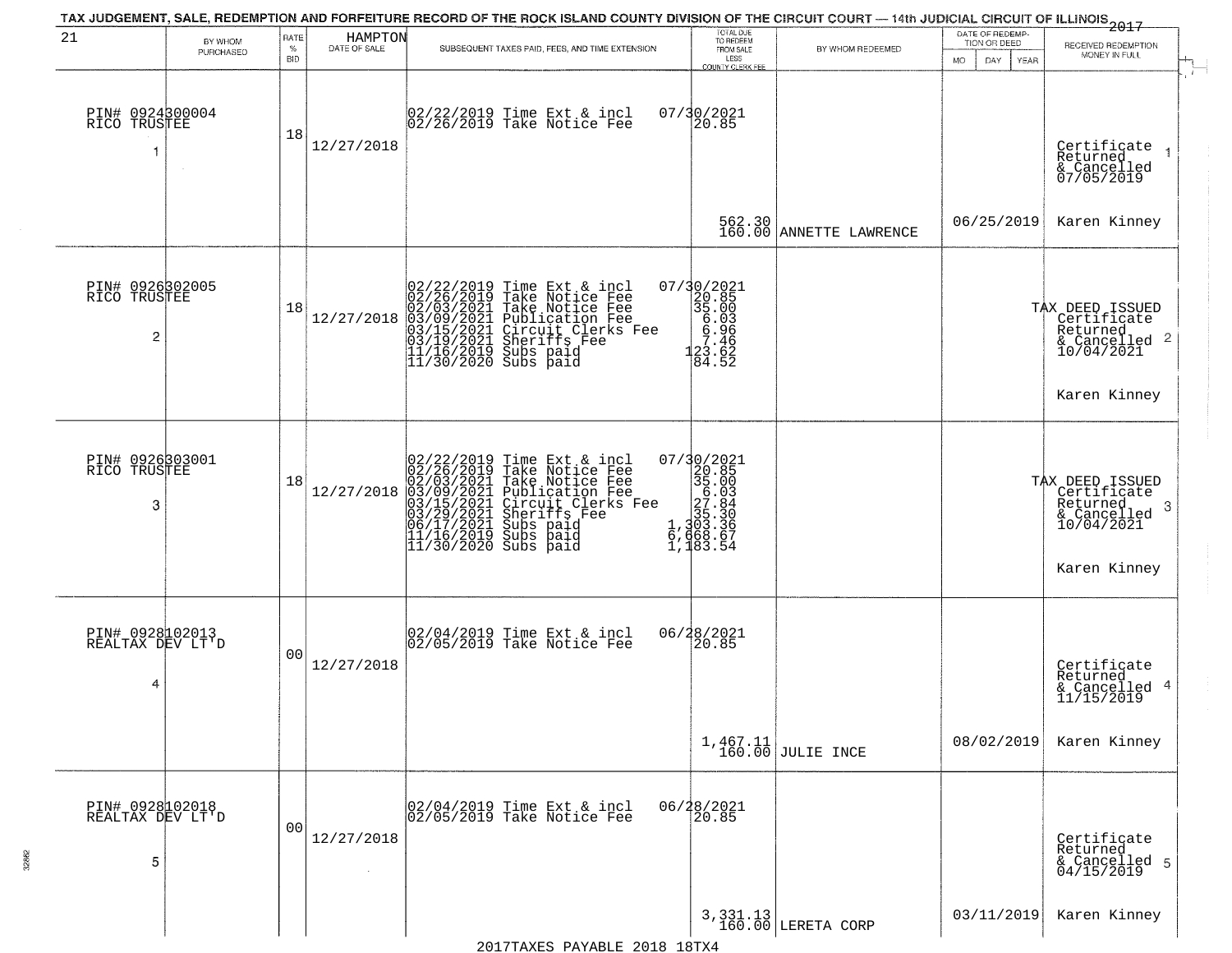TAX JUDGEMENT, SALE, REDEMPTION AND FORFEITURE RECORD OF THE ROCK ISLAND COUNTY DIVISION OF THE CIRCUIT COURT — 14th JUDICIAL CIRCUIT OF ILLINOIS 2017

21 — HAMPTON

| | BY WHOM PURCHASED | RATE % BID | DATE OF SALE | SUBSEQUENT TAXES PAID, FEES, AND TIME EXTENSION | TOTAL DUE TO REDEEM FROM SALE LESS COUNTY CLERK FEE | BY WHOM REDEEMED | DATE OF REDEMPTION OR DEED MO DAY YEAR | RECEIVED REDEMPTION MONEY IN FULL |
|---|---|---|---|---|---|---|---|---|
| 1 | PIN# 0924300004 RICO TRUSTEE | 18 | 12/27/2018 | 02/22/2019 Time Ext & incl<br>02/26/2019 Take Notice Fee | 07/30/2021<br>20.85<br><br>562.30<br>160.00 | ANNETTE LAWRENCE | 06/25/2019 | Certificate Returned & Cancelled 07/05/2019<br>Karen Kinney |
| 2 | PIN# 0926302005 RICO TRUSTEE | 18 | 12/27/2018 | 02/22/2019 Time Ext & incl<br>02/26/2019 Take Notice Fee<br>02/03/2021 Take Notice Fee<br>03/09/2021 Publication Fee<br>03/15/2021 Circuit Clerks Fee<br>03/19/2021 Sheriffs Fee<br>11/16/2019 Subs paid<br>11/30/2020 Subs paid | 07/30/2021<br>20.85<br>35.00<br>6.03<br>6.96<br>7.46<br>123.62<br>84.52 | | | TAX DEED ISSUED Certificate Returned & Cancelled 10/04/2021<br>Karen Kinney |
| 3 | PIN# 0926303001 RICO TRUSTEE | 18 | 12/27/2018 | 02/22/2019 Time Ext & incl<br>02/26/2019 Take Notice Fee<br>02/03/2021 Take Notice Fee<br>03/09/2021 Publication Fee<br>03/15/2021 Circuit Clerks Fee<br>03/29/2021 Sheriffs Fee<br>06/17/2021 Subs paid<br>11/16/2019 Subs paid<br>11/30/2020 Subs paid | 07/30/2021<br>20.85<br>35.00<br>6.03<br>27.84<br>35.30<br>1,303.36<br>6,668.67<br>1,183.54 | | | TAX DEED ISSUED Certificate Returned & Cancelled 10/04/2021<br>Karen Kinney |
| 4 | PIN# 0928102013 REALTAX DEV LT'D | 00 | 12/27/2018 | 02/04/2019 Time Ext & incl<br>02/05/2019 Take Notice Fee | 06/28/2021<br>20.85<br><br>1,467.11<br>160.00 | JULIE INCE | 08/02/2019 | Certificate Returned & Cancelled 11/15/2019<br>Karen Kinney |
| 5 | PIN# 0928102018 REALTAX DEV LT'D | 00 | 12/27/2018 | 02/04/2019 Time Ext & incl<br>02/05/2019 Take Notice Fee | 06/28/2021<br>20.85<br><br>3,331.13<br>160.00 | LERETA CORP | 03/11/2019 | Certificate Returned & Cancelled 04/15/2019<br>Karen Kinney |

2017TAXES PAYABLE 2018 18TX4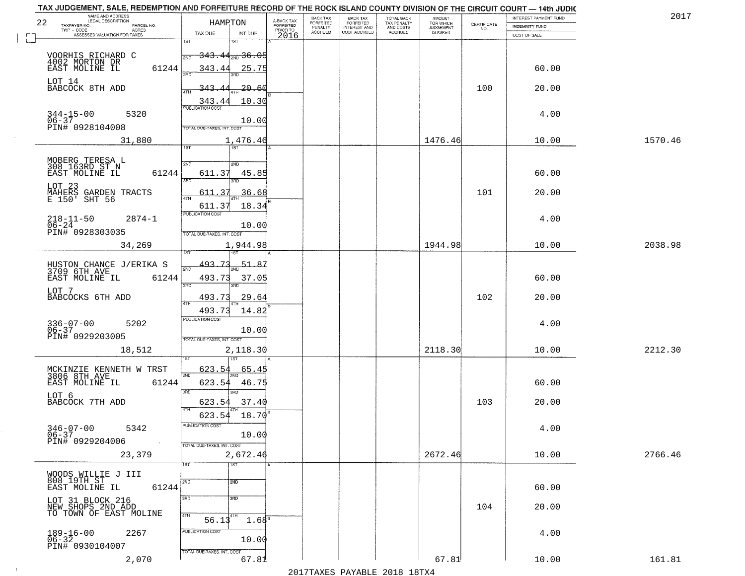# TAX JUDGEMENT, SALE, REDEMPTION AND FORFEITURE RECORD OF THE ROCK ISLAND COUNTY DIVISION OF THE CIRCUIT COURT — 14th JUDIC

2017

22

| NAME AND ADDRESS / LEGAL DESCRIPTION / TAXPAYER NO. / PARCEL NO. / TWP - CODE / ACRES / ASSESSED VALUATION FOR TAXES | HAMPTON TAX DUE | INT DUE | A-BACK TAX FORFEITED PRIOR TO 2016 | BACK TAX FORFEITED PENALTY ACCRUED | BACK TAX FORFEITED INTEREST AND COST ACCRUED | TOTAL BACK TAX PENALTY AND COSTS ACCRUED | AMOUNT FOR WHICH JUDGEMENT IS ASKED | CERTIFICATE NO. | INTEREST PAYMENT FUND / INDEMNITY FUND / COST OF SALE | |
|---|---|---|---|---|---|---|---|---|---|---|
| VOORHIS RICHARD C<br>4002 MORTON DR<br>EAST MOLINE IL 61244 | 1ST | 1ST | | | | | | | | |
| | 2ND 343.44 | 2ND 36.05 | | | | | | | | |
| | 343.44 | 25.75 | | | | | | | 60.00 | |
| LOT 14<br>BABCOCK 8TH ADD | 3RD 343.44 | 3RD 20.60 | | | | | | 100 | 20.00 | |
| | 4TH 343.44 | 4TH 10.30 | | | | | | | | |
| 344-15-00 5320<br>06-37<br>PIN# 0928104008 | PUBLICATION COST | 10.00 | | | | | | | 4.00 | |
| 31,880 | TOTAL DUE-TAXES, INT. COST | 1,476.46 | | | | | 1476.46 | | 10.00 | 1570.46 |
| MOBERG TERESA L<br>308 163RD ST N<br>EAST MOLINE IL 61244 | 1ST | 1ST | | | | | | | | |
| | 2ND 611.37 | 2ND 45.85 | | | | | | | 60.00 | |
| LOT 23<br>MAHERS GARDEN TRACTS<br>E 150' SHT 56 | 3RD 611.37 | 3RD 36.68 | | | | | | 101 | 20.00 | |
| | 4TH 611.37 | 4TH 18.34 | | | | | | | | |
| 218-11-50 2874-1<br>06-24<br>PIN# 0928303035 | PUBLICATION COST | 10.00 | | | | | | | 4.00 | |
| 34,269 | TOTAL DUE-TAXES, INT. COST | 1,944.98 | | | | | 1944.98 | | 10.00 | 2038.98 |
| HUSTON CHANCE J/ERIKA S<br>3709 6TH AVE<br>EAST MOLINE IL 61244 | 1ST 493.73 | 1ST 51.87 | | | | | | | | |
| | 2ND 493.73 | 2ND 37.05 | | | | | | | 60.00 | |
| LOT 7<br>BABCOCKS 6TH ADD | 3RD 493.73 | 3RD 29.64 | | | | | | 102 | 20.00 | |
| | 4TH 493.73 | 4TH 14.82 | | | | | | | | |
| 336-07-00 5202<br>06-37<br>PIN# 0929203005 | PUBLICATION COST | 10.00 | | | | | | | 4.00 | |
| 18,512 | TOTAL DUE-TAXES, INT. COST | 2,118.30 | | | | | 2118.30 | | 10.00 | 2212.30 |
| MCKINZIE KENNETH W TRST<br>3806 8TH AVE<br>EAST MOLINE IL 61244 | 1ST 623.54 | 1ST 65.45 | | | | | | | | |
| | 2ND 623.54 | 2ND 46.75 | | | | | | | 60.00 | |
| LOT 6<br>BABCOCK 7TH ADD | 3RD 623.54 | 3RD 37.40 | | | | | | 103 | 20.00 | |
| | 4TH 623.54 | 4TH 18.70 | | | | | | | | |
| 346-07-00 5342<br>06-37<br>PIN# 0929204006 | PUBLICATION COST | 10.00 | | | | | | | 4.00 | |
| 23,379 | TOTAL DUE-TAXES, INT. COST | 2,672.46 | | | | | 2672.46 | | 10.00 | 2766.46 |
| WOODS WILLIE J III<br>808 19TH ST<br>EAST MOLINE IL 61244 | 1ST | 1ST | | | | | | | | |
| | 2ND | 2ND | | | | | | | 60.00 | |
| LOT 31 BLOCK 216<br>NEW SHOPS 2ND ADD<br>TO TOWN OF EAST MOLINE | 3RD | 3RD | | | | | | 104 | 20.00 | |
| | 4TH 56.13 | 4TH 1.68 | | | | | | | | |
| 189-16-00 2267<br>06-32<br>PIN# 0930104007 | PUBLICATION COST | 10.00 | | | | | | | 4.00 | |
| 2,070 | TOTAL DUE-TAXES, INT. COST | 67.81 | | | | | 67.81 | | 10.00 | 161.81 |

2017TAXES PAYABLE 2018 18TX4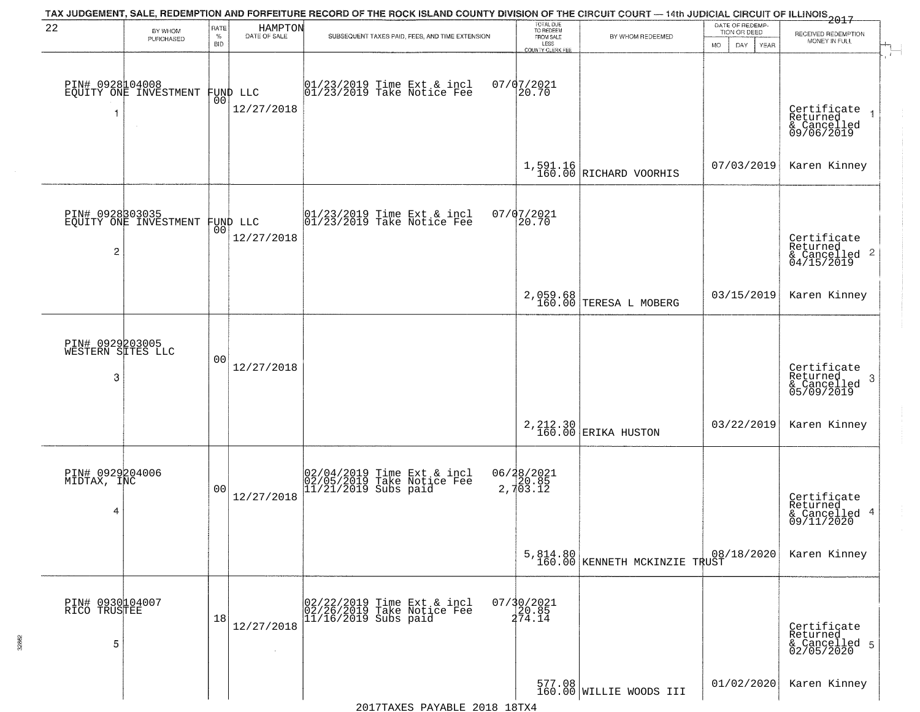# TAX JUDGEMENT, SALE, REDEMPTION AND FORFEITURE RECORD OF THE ROCK ISLAND COUNTY DIVISION OF THE CIRCUIT COURT — 14th JUDICIAL CIRCUIT OF ILLINOIS 2017

22 — HAMPTON

| | BY WHOM PURCHASED | RATE % BID | DATE OF SALE | SUBSEQUENT TAXES PAID, FEES, AND TIME EXTENSION | TOTAL DUE TO REDEEM FROM SALE LESS COUNTY CLERK FEE | BY WHOM REDEEMED | DATE OF REDEMPTION OR DEED MO DAY YEAR | RECEIVED REDEMPTION MONEY IN FULL |
|---|---|---|---|---|---|---|---|---|
| 1 | PIN# 0928104008 EQUITY ONE INVESTMENT FUND LLC | 00 | 12/27/2018 | 01/23/2019 Time Ext & incl 01/23/2019 Take Notice Fee | 07/07/2021 20.70 1,591.16 160.00 | RICHARD VOORHIS | 07/03/2019 | Certificate Returned & Cancelled 09/06/2019 Karen Kinney |
| 2 | PIN# 0928303035 EQUITY ONE INVESTMENT FUND LLC | 00 | 12/27/2018 | 01/23/2019 Time Ext & incl 01/23/2019 Take Notice Fee | 07/07/2021 20.70 2,059.68 160.00 | TERESA L MOBERG | 03/15/2019 | Certificate Returned & Cancelled 04/15/2019 Karen Kinney |
| 3 | PIN# 0929203005 WESTERN SITES LLC | 00 | 12/27/2018 | | 2,212.30 160.00 | ERIKA HUSTON | 03/22/2019 | Certificate Returned & Cancelled 05/09/2019 Karen Kinney |
| 4 | PIN# 0929204006 MIDTAX, INC | 00 | 12/27/2018 | 02/04/2019 Time Ext & incl 02/05/2019 Take Notice Fee 11/21/2019 Subs paid | 06/28/2021 20.85 2,703.12 5,814.80 160.00 | KENNETH MCKINZIE TRUST | 08/18/2020 | Certificate Returned & Cancelled 09/11/2020 Karen Kinney |
| 5 | PIN# 0930104007 RICO TRUSTEE | 18 | 12/27/2018 | 02/22/2019 Time Ext & incl 02/26/2019 Take Notice Fee 11/16/2019 Subs paid | 07/30/2021 20.85 274.14 577.08 160.00 | WILLIE WOODS III | 01/02/2020 | Certificate Returned & Cancelled 02/05/2020 Karen Kinney |

2017TAXES PAYABLE 2018 18TX4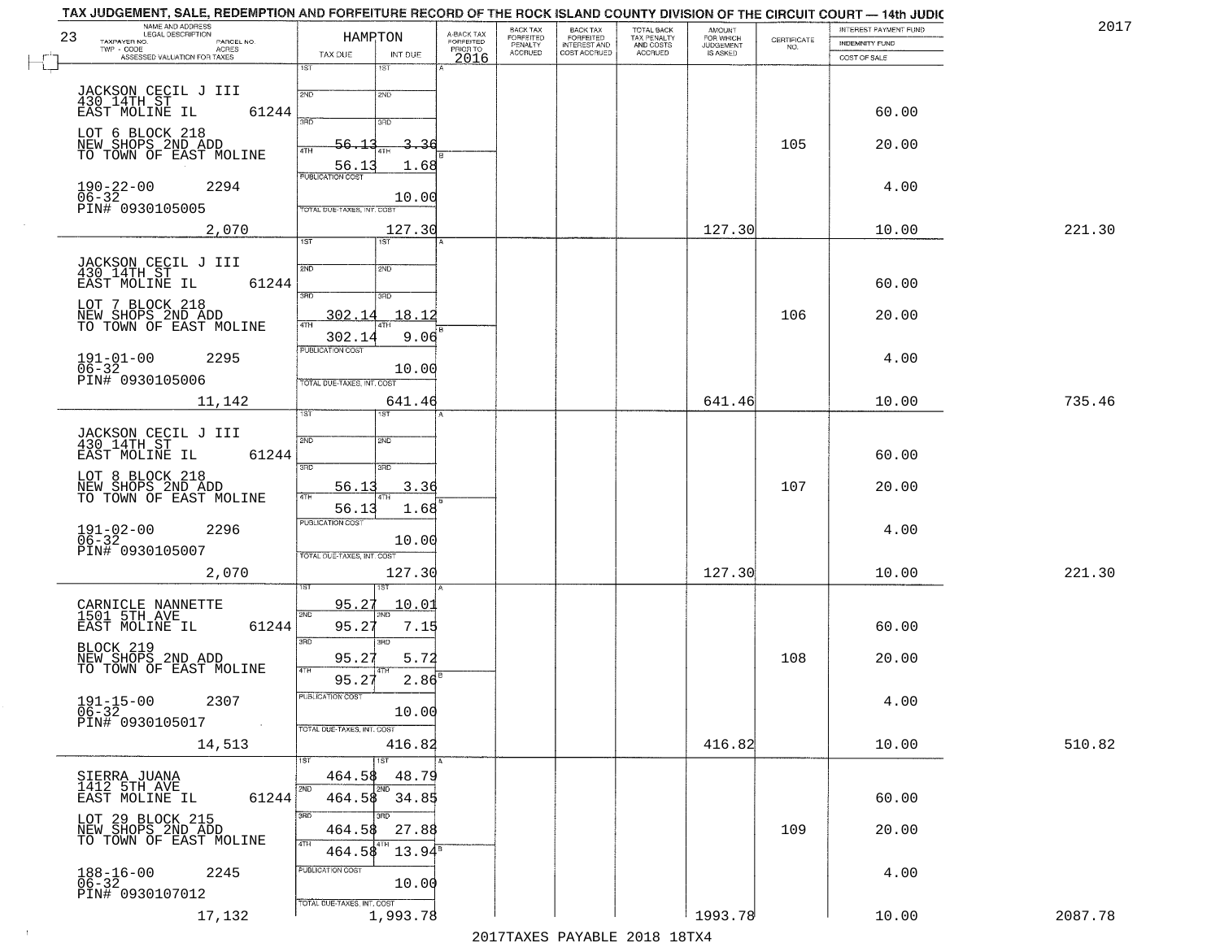TAX JUDGEMENT, SALE, REDEMPTION AND FORFEITURE RECORD OF THE ROCK ISLAND COUNTY DIVISION OF THE CIRCUIT COURT — 14th JUDIC

2017

| 23 NAME AND ADDRESS / LEGAL DESCRIPTION / TAXPAYER NO. / PARCEL NO. / TWP - CODE / ACRES / ASSESSED VALUATION FOR TAXES | HAMPTON TAX DUE | INT DUE | A-BACK TAX FORFEITED PRIOR TO 2016 | BACK TAX FORFEITED PENALTY ACCRUED | BACK TAX FORFEITED INTEREST AND COST ACCRUED | TOTAL BACK TAX PENALTY AND COSTS ACCRUED | AMOUNT FOR WHICH JUDGEMENT IS ASKED | CERTIFICATE NO. | INTEREST PAYMENT FUND / INDEMNITY FUND / COST OF SALE | |
|---|---|---|---|---|---|---|---|---|---|---|
| JACKSON CECIL J III<br>430 14TH ST<br>EAST MOLINE IL 61244<br>LOT 6 BLOCK 218<br>NEW SHOPS 2ND ADD<br>TO TOWN OF EAST MOLINE<br>190-22-00 2294<br>06-32<br>PIN# 0930105005<br>2,070 | 1ST<br>2ND<br>3RD<br>4TH 56.13<br>56.13<br>PUBLICATION COST<br>TOTAL DUE-TAXES, INT. COST | 1ST<br>2ND<br>3RD<br>4TH 3.36<br>1.68<br>10.00<br>127.30 | | | | | 127.30 | 105 | 60.00<br>20.00<br>4.00<br>10.00 | 221.30 |
| JACKSON CECIL J III<br>430 14TH ST<br>EAST MOLINE IL 61244<br>LOT 7 BLOCK 218<br>NEW SHOPS 2ND ADD<br>TO TOWN OF EAST MOLINE<br>191-01-00 2295<br>06-32<br>PIN# 0930105006<br>11,142 | 1ST<br>2ND<br>3RD 302.14<br>4TH 302.14<br>PUBLICATION COST<br>TOTAL DUE-TAXES, INT. COST | 1ST<br>2ND<br>3RD 18.12<br>4TH 9.06<br>10.00<br>641.46 | | | | | 641.46 | 106 | 60.00<br>20.00<br>4.00<br>10.00 | 735.46 |
| JACKSON CECIL J III<br>430 14TH ST<br>EAST MOLINE IL 61244<br>LOT 8 BLOCK 218<br>NEW SHOPS 2ND ADD<br>TO TOWN OF EAST MOLINE<br>191-02-00 2296<br>06-32<br>PIN# 0930105007<br>2,070 | 1ST<br>2ND<br>3RD 56.13<br>4TH 56.13<br>PUBLICATION COST<br>TOTAL DUE-TAXES, INT. COST | 1ST<br>2ND<br>3RD 3.36<br>4TH 1.68<br>10.00<br>127.30 | | | | | 127.30 | 107 | 60.00<br>20.00<br>4.00<br>10.00 | 221.30 |
| CARNICLE NANNETTE<br>1501 5TH AVE<br>EAST MOLINE IL 61244<br>BLOCK 219<br>NEW SHOPS 2ND ADD<br>TO TOWN OF EAST MOLINE<br>191-15-00 2307<br>06-32<br>PIN# 0930105017<br>14,513 | 1ST 95.27<br>2ND 95.27<br>3RD 95.27<br>4TH 95.27<br>PUBLICATION COST<br>TOTAL DUE-TAXES, INT. COST | 1ST 10.01<br>2ND 7.15<br>3RD 5.72<br>4TH 2.86<br>10.00<br>416.82 | | | | | 416.82 | 108 | 60.00<br>20.00<br>4.00<br>10.00 | 510.82 |
| SIERRA JUANA<br>1412 5TH AVE<br>EAST MOLINE IL 61244<br>LOT 29 BLOCK 215<br>NEW SHOPS 2ND ADD<br>TO TOWN OF EAST MOLINE<br>188-16-00 2245<br>06-32<br>PIN# 0930107012<br>17,132 | 1ST 464.58<br>2ND 464.58<br>3RD 464.58<br>4TH 464.58<br>PUBLICATION COST<br>TOTAL DUE-TAXES, INT. COST | 1ST 48.79<br>2ND 34.85<br>3RD 27.88<br>4TH 13.94<br>10.00<br>1,993.78 | | | | | 1993.78 | 109 | 60.00<br>20.00<br>4.00<br>10.00 | 2087.78 |

2017TAXES PAYABLE 2018 18TX4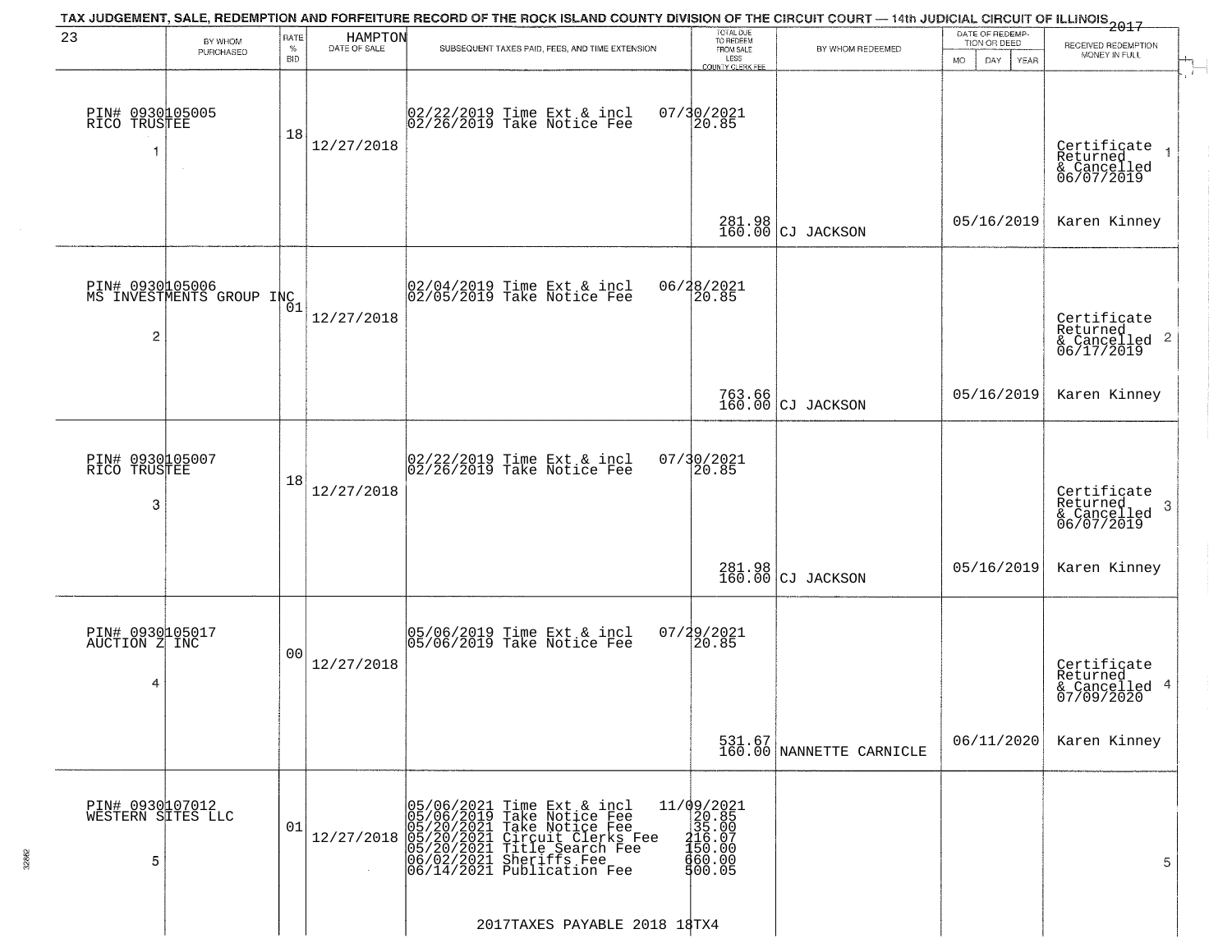TAX JUDGEMENT, SALE, REDEMPTION AND FORFEITURE RECORD OF THE ROCK ISLAND COUNTY DIVISION OF THE CIRCUIT COURT — 14th JUDICIAL CIRCUIT OF ILLINOIS 2017

23 HAMPTON

| | BY WHOM PURCHASED | RATE % BID | DATE OF SALE | SUBSEQUENT TAXES PAID, FEES, AND TIME EXTENSION | TOTAL DUE TO REDEEM FROM SALE LESS COUNTY CLERK FEE | BY WHOM REDEEMED | DATE OF REDEMPTION OR DEED MO DAY YEAR | RECEIVED REDEMPTION MONEY IN FULL |
|---|---|---|---|---|---|---|---|---|
| 1 | PIN# 0930105005 RICO TRUSTEE | 18 | 12/27/2018 | 02/22/2019 Time Ext & incl 07/30/2021<br>02/26/2019 Take Notice Fee 20.85 | 281.98<br>160.00 | CJ JACKSON | 05/16/2019 | Certificate Returned & Cancelled 06/07/2019<br>Karen Kinney |
| 2 | PIN# 0930105006 MS INVESTMENTS GROUP INC | 01 | 12/27/2018 | 02/04/2019 Time Ext & incl 06/28/2021<br>02/05/2019 Take Notice Fee 20.85 | 763.66<br>160.00 | CJ JACKSON | 05/16/2019 | Certificate Returned & Cancelled 06/17/2019<br>Karen Kinney |
| 3 | PIN# 0930105007 RICO TRUSTEE | 18 | 12/27/2018 | 02/22/2019 Time Ext & incl 07/30/2021<br>02/26/2019 Take Notice Fee 20.85 | 281.98<br>160.00 | CJ JACKSON | 05/16/2019 | Certificate Returned & Cancelled 06/07/2019<br>Karen Kinney |
| 4 | PIN# 0930105017 AUCTION Z INC | 00 | 12/27/2018 | 05/06/2019 Time Ext & incl 07/29/2021<br>05/06/2019 Take Notice Fee 20.85 | 531.67<br>160.00 | NANNETTE CARNICLE | 06/11/2020 | Certificate Returned & Cancelled 07/09/2020<br>Karen Kinney |
| 5 | PIN# 0930107012 WESTERN SITES LLC | 01 | 12/27/2018 | 05/06/2021 Time Ext & incl 11/09/2021<br>05/06/2019 Take Notice Fee 20.85<br>05/20/2021 Take Notice Fee 35.00<br>05/20/2021 Circuit Clerks Fee 216.07<br>05/20/2021 Title Search Fee 150.00<br>06/02/2021 Sheriffs Fee 660.00<br>06/14/2021 Publication Fee 500.05 | | | | 5 |

2017TAXES PAYABLE 2018 18TX4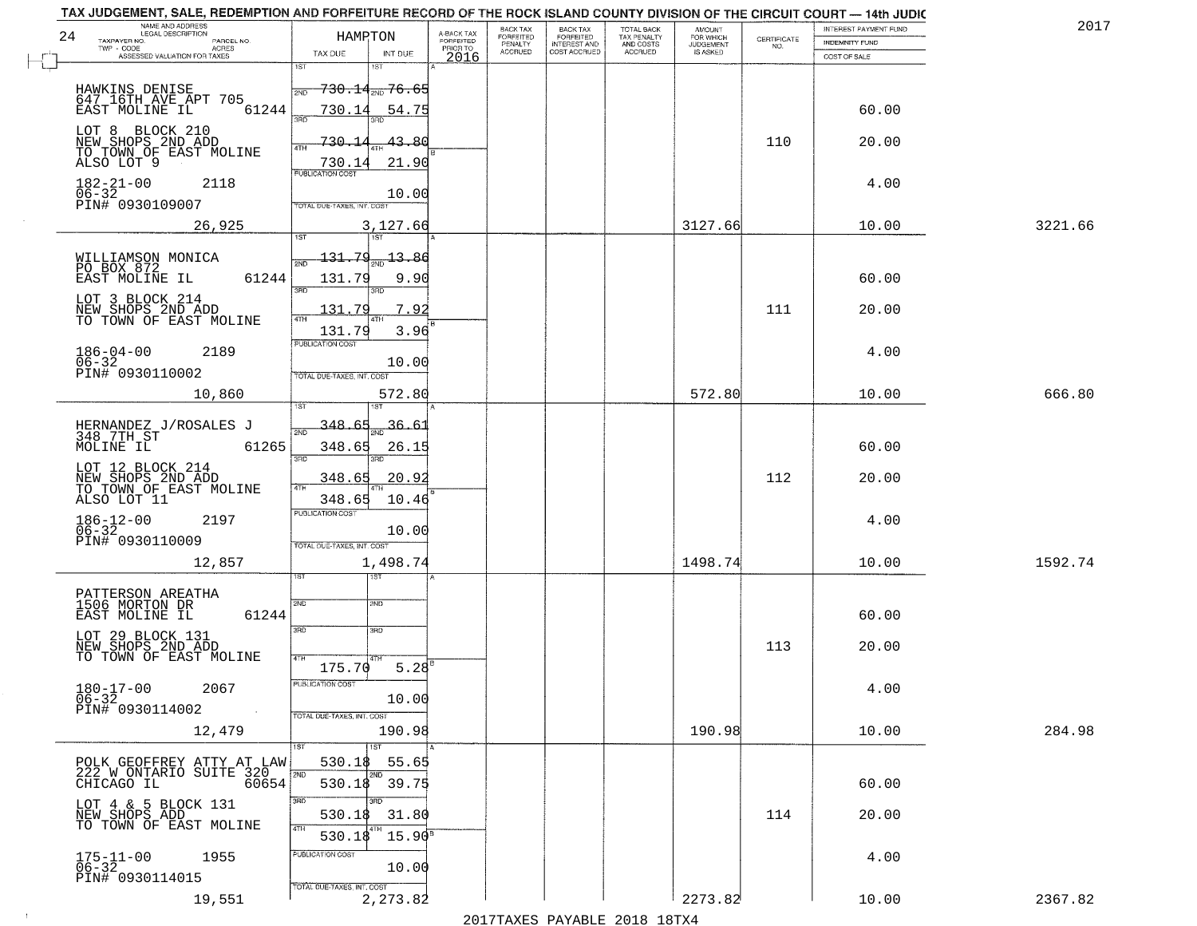TAX JUDGEMENT, SALE, REDEMPTION AND FORFEITURE RECORD OF THE ROCK ISLAND COUNTY DIVISION OF THE CIRCUIT COURT — 14th JUDIC

2017

| NAME AND ADDRESS / LEGAL DESCRIPTION / TAXPAYER NO. / PARCEL NO. / TWP - CODE / ACRES / ASSESSED VALUATION FOR TAXES | HAMPTON TAX DUE | INT DUE | A-BACK TAX FORFEITED PRIOR TO 2016 | BACK TAX FORFEITED PENALTY ACCRUED | BACK TAX FORFEITED INTEREST AND COST ACCRUED | TOTAL BACK TAX PENALTY AND COSTS ACCRUED | AMOUNT FOR WHICH JUDGEMENT IS ASKED | CERTIFICATE NO. | INTEREST PAYMENT FUND / INDEMNITY FUND / COST OF SALE | |
|---|---|---|---|---|---|---|---|---|---|---|
| HAWKINS DENISE<br>647 16TH AVE APT 705<br>EAST MOLINE IL 61244<br>LOT 8 BLOCK 210<br>NEW SHOPS 2ND ADD<br>TO TOWN OF EAST MOLINE<br>ALSO LOT 9<br>182-21-00 2118<br>06-32<br>PIN# 0930109007<br>26,925 | 1ST<br>2ND 730.14<br>3RD 730.14<br>4TH 730.14<br>730.14<br>PUBLICATION COST<br>TOTAL DUE-TAXES, INT. COST | 1ST<br>2ND 76.65<br>3RD 54.75<br>4TH 43.80<br>21.90<br>10.00<br>3,127.66 | | | | | 3127.66 | 110 | 60.00<br>20.00<br>4.00<br>10.00 | 3221.66 |
| WILLIAMSON MONICA<br>PO BOX 872<br>EAST MOLINE IL 61244<br>LOT 3 BLOCK 214<br>NEW SHOPS 2ND ADD<br>TO TOWN OF EAST MOLINE<br>186-04-00 2189<br>06-32<br>PIN# 0930110002<br>10,860 | 1ST 131.79<br>2ND 131.79<br>3RD 131.79<br>4TH 131.79<br>PUBLICATION COST<br>TOTAL DUE-TAXES, INT. COST | 1ST 13.86<br>2ND 9.90<br>3RD 7.92<br>4TH 3.96<br>10.00<br>572.80 | | | | | 572.80 | 111 | 60.00<br>20.00<br>4.00<br>10.00 | 666.80 |
| HERNANDEZ J/ROSALES J<br>348 7TH ST<br>MOLINE IL 61265<br>LOT 12 BLOCK 214<br>NEW SHOPS 2ND ADD<br>TO TOWN OF EAST MOLINE<br>ALSO LOT 11<br>186-12-00 2197<br>06-32<br>PIN# 0930110009<br>12,857 | 1ST 348.65<br>2ND 348.65<br>3RD 348.65<br>4TH 348.65<br>PUBLICATION COST<br>TOTAL DUE-TAXES, INT. COST | 1ST 36.61<br>2ND 26.15<br>3RD 20.92<br>4TH 10.46<br>10.00<br>1,498.74 | | | | | 1498.74 | 112 | 60.00<br>20.00<br>4.00<br>10.00 | 1592.74 |
| PATTERSON AREATHA<br>1506 MORTON DR<br>EAST MOLINE IL 61244<br>LOT 29 BLOCK 131<br>NEW SHOPS 2ND ADD<br>TO TOWN OF EAST MOLINE<br>180-17-00 2067<br>06-32<br>PIN# 0930114002<br>12,479 | 1ST<br>2ND<br>3RD<br>4TH 175.70<br>PUBLICATION COST<br>TOTAL DUE-TAXES, INT. COST | 1ST<br>2ND<br>3RD<br>4TH 5.28<br>10.00<br>190.98 | | | | | 190.98 | 113 | 60.00<br>20.00<br>4.00<br>10.00 | 284.98 |
| POLK GEOFFREY ATTY AT LAW<br>222 W ONTARIO SUITE 320<br>CHICAGO IL 60654<br>LOT 4 & 5 BLOCK 131<br>NEW SHOPS ADD<br>TO TOWN OF EAST MOLINE<br>175-11-00 1955<br>06-32<br>PIN# 0930114015<br>19,551 | 1ST 530.18<br>2ND 530.18<br>3RD 530.18<br>4TH 530.18<br>PUBLICATION COST<br>TOTAL DUE-TAXES, INT. COST | 1ST 55.65<br>2ND 39.75<br>3RD 31.80<br>4TH 15.90<br>10.00<br>2,273.82 | | | | | 2273.82 | 114 | 60.00<br>20.00<br>4.00<br>10.00 | 2367.82 |

2017TAXES PAYABLE 2018 18TX4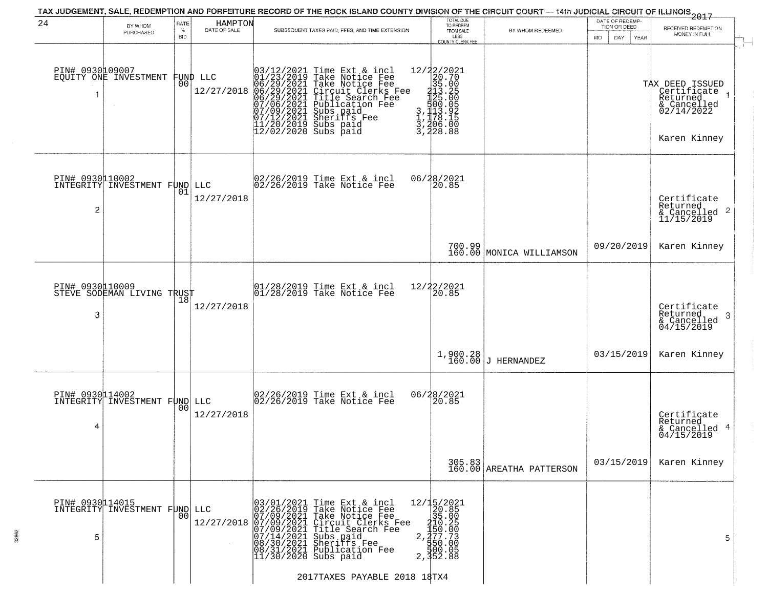TAX JUDGEMENT, SALE, REDEMPTION AND FORFEITURE RECORD OF THE ROCK ISLAND COUNTY DIVISION OF THE CIRCUIT COURT — 14th JUDICIAL CIRCUIT OF ILLINOIS 2017

HAMPTON

| 24 BY WHOM PURCHASED | RATE % BID | DATE OF SALE | SUBSEQUENT TAXES PAID, FEES, AND TIME EXTENSION | TOTAL DUE TO REDEEM FROM SALE LESS COUNTY CLERK FEE | BY WHOM REDEEMED | DATE OF REDEMPTION OR DEED MO DAY YEAR | RECEIVED REDEMPTION MONEY IN FULL |
|---|---|---|---|---|---|---|---|
| PIN# 0930109007 EQUITY ONE INVESTMENT FUND LLC 1 | 00 | 12/27/2018 | 03/12/2021 Time Ext & incl<br>01/23/2019 Take Notice Fee<br>06/29/2021 Take Notice Fee<br>06/29/2021 Circuit Clerks Fee<br>06/29/2021 Title Search Fee<br>07/06/2021 Publication Fee<br>07/09/2021 Subs paid<br>07/12/2021 Sheriffs Fee<br>11/20/2019 Subs paid<br>12/02/2020 Subs paid | 12/22/2021<br>20.70<br>35.00<br>213.25<br>125.00<br>500.05<br>3,113.92<br>1,178.15<br>3,206.00<br>3,228.88 | | | TAX DEED ISSUED Certificate Returned & Cancelled 02/14/2022 Karen Kinney |
| PIN# 0930110002 INTEGRITY INVESTMENT FUND LLC 2 | 01 | 12/27/2018 | 02/26/2019 Time Ext & incl<br>02/26/2019 Take Notice Fee | 06/28/2021<br>20.85<br>700.99<br>160.00 | MONICA WILLIAMSON | 09/20/2019 | Certificate Returned & Cancelled 11/15/2019 Karen Kinney |
| PIN# 0930110009 STEVE SODEMAN LIVING TRUST 3 | 18 | 12/27/2018 | 01/28/2019 Time Ext & incl<br>01/28/2019 Take Notice Fee | 12/22/2021<br>20.85<br>1,900.28<br>160.00 | J HERNANDEZ | 03/15/2019 | Certificate Returned & Cancelled 04/15/2019 Karen Kinney |
| PIN# 0930114002 INTEGRITY INVESTMENT FUND LLC 4 | 00 | 12/27/2018 | 02/26/2019 Time Ext & incl<br>02/26/2019 Take Notice Fee | 06/28/2021<br>20.85<br>305.83<br>160.00 | AREATHA PATTERSON | 03/15/2019 | Certificate Returned & Cancelled 04/15/2019 Karen Kinney |
| PIN# 0930114015 INTEGRITY INVESTMENT FUND LLC 5 | 00 | 12/27/2018 | 03/01/2021 Time Ext & incl<br>02/26/2019 Take Notice Fee<br>07/09/2021 Take Notice Fee<br>07/09/2021 Circuit Clerks Fee<br>07/09/2021 Title Search Fee<br>07/14/2021 Subs paid<br>08/30/2021 Sheriffs Fee<br>08/31/2021 Publication Fee<br>11/30/2020 Subs paid | 12/15/2021<br>20.85<br>35.00<br>210.25<br>150.00<br>2,277.73<br>550.00<br>500.05<br>2,352.88 | | | 5 |

2017TAXES PAYABLE 2018 18TX4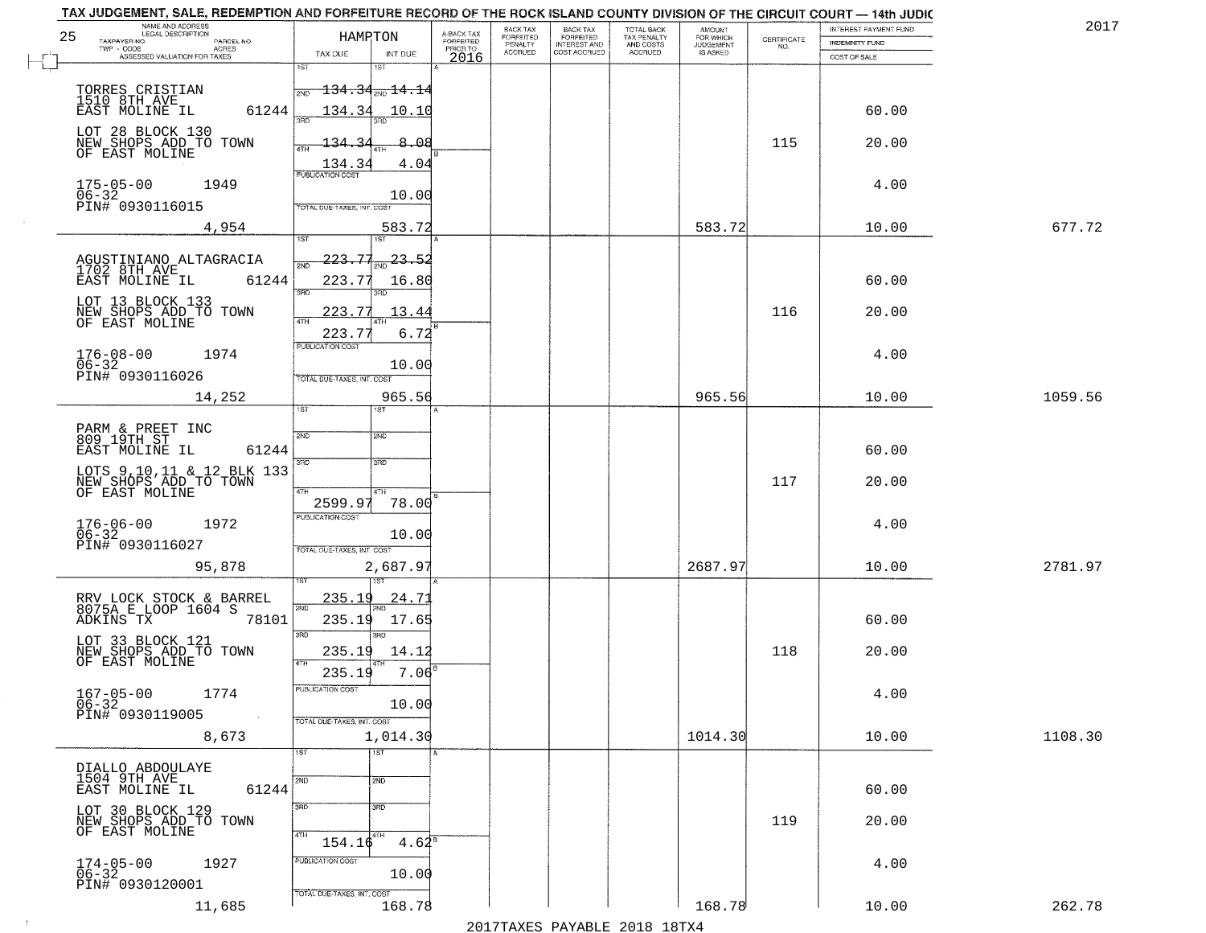TAX JUDGEMENT, SALE, REDEMPTION AND FORFEITURE RECORD OF THE ROCK ISLAND COUNTY DIVISION OF THE CIRCUIT COURT — 14th JUDIC

2017

| 25 NAME AND ADDRESS / LEGAL DESCRIPTION / TAXPAYER NO. / PARCEL NO. / TWP - CODE / ACRES / ASSESSED VALUATION FOR TAXES | HAMPTON TAX DUE | INT DUE | A-BACK TAX FORFEITED PRIOR TO 2016 | BACK TAX FORFEITED PENALTY ACCRUED | BACK TAX FORFEITED INTEREST AND COST ACCRUED | TOTAL BACK TAX PENALTY AND COSTS ACCRUED | AMOUNT FOR WHICH JUDGEMENT IS ASKED | CERTIFICATE NO. | INTEREST PAYMENT FUND / INDEMNITY FUND / COST OF SALE | |
|---|---|---|---|---|---|---|---|---|---|---|
| TORRES CRISTIAN<br>1510 8TH AVE<br>EAST MOLINE IL 61244<br>LOT 28 BLOCK 130<br>NEW SHOPS ADD TO TOWN<br>OF EAST MOLINE<br>175-05-00 1949<br>06-32<br>PIN# 0930116015<br>4,954 | 1ST 134.34<br>2ND 134.34<br>3RD 134.34<br>4TH 134.34<br>PUBLICATION COST<br>TOTAL DUE-TAXES, INT. COST | 14.14<br>10.10<br>8.08<br>4.04<br>10.00<br>583.72 | | | | | 583.72 | 115 | 60.00<br>20.00<br>4.00<br>10.00 | 677.72 |
| AGUSTINIANO ALTAGRACIA<br>1702 8TH AVE<br>EAST MOLINE IL 61244<br>LOT 13 BLOCK 133<br>NEW SHOPS ADD TO TOWN<br>OF EAST MOLINE<br>176-08-00 1974<br>06-32<br>PIN# 0930116026<br>14,252 | 1ST 223.77<br>2ND 223.77<br>3RD 223.77<br>4TH 223.77<br>PUBLICATION COST<br>TOTAL DUE-TAXES, INT. COST | 23.52<br>16.80<br>13.44<br>6.72<br>10.00<br>965.56 | | | | | 965.56 | 116 | 60.00<br>20.00<br>4.00<br>10.00 | 1059.56 |
| PARM & PREET INC<br>809 19TH ST<br>EAST MOLINE IL 61244<br>LOTS 9,10,11 & 12 BLK 133<br>NEW SHOPS ADD TO TOWN<br>OF EAST MOLINE<br>176-06-00 1972<br>06-32<br>PIN# 0930116027<br>95,878 | 1ST<br>2ND<br>3RD<br>4TH 2599.97<br>PUBLICATION COST<br>TOTAL DUE-TAXES, INT. COST | 78.00<br>10.00<br>2,687.97 | | | | | 2687.97 | 117 | 60.00<br>20.00<br>4.00<br>10.00 | 2781.97 |
| RRV LOCK STOCK & BARREL<br>8075A E LOOP 1604 S<br>ADKINS TX 78101<br>LOT 33 BLOCK 121<br>NEW SHOPS ADD TO TOWN<br>OF EAST MOLINE<br>167-05-00 1774<br>06-32<br>PIN# 0930119005<br>8,673 | 1ST 235.19<br>2ND 235.19<br>3RD 235.19<br>4TH 235.19<br>PUBLICATION COST<br>TOTAL DUE-TAXES, INT. COST | 24.71<br>17.65<br>14.12<br>7.06<br>10.00<br>1,014.30 | | | | | 1014.30 | 118 | 60.00<br>20.00<br>4.00<br>10.00 | 1108.30 |
| DIALLO ABDOULAYE<br>1504 9TH AVE<br>EAST MOLINE IL 61244<br>LOT 30 BLOCK 129<br>NEW SHOPS ADD TO TOWN<br>OF EAST MOLINE<br>174-05-00 1927<br>06-32<br>PIN# 0930120001<br>11,685 | 1ST<br>2ND<br>3RD<br>4TH 154.16<br>PUBLICATION COST<br>TOTAL DUE-TAXES, INT. COST | 4.62<br>10.00<br>168.78 | | | | | 168.78 | 119 | 60.00<br>20.00<br>4.00<br>10.00 | 262.78 |

2017TAXES PAYABLE 2018 18TX4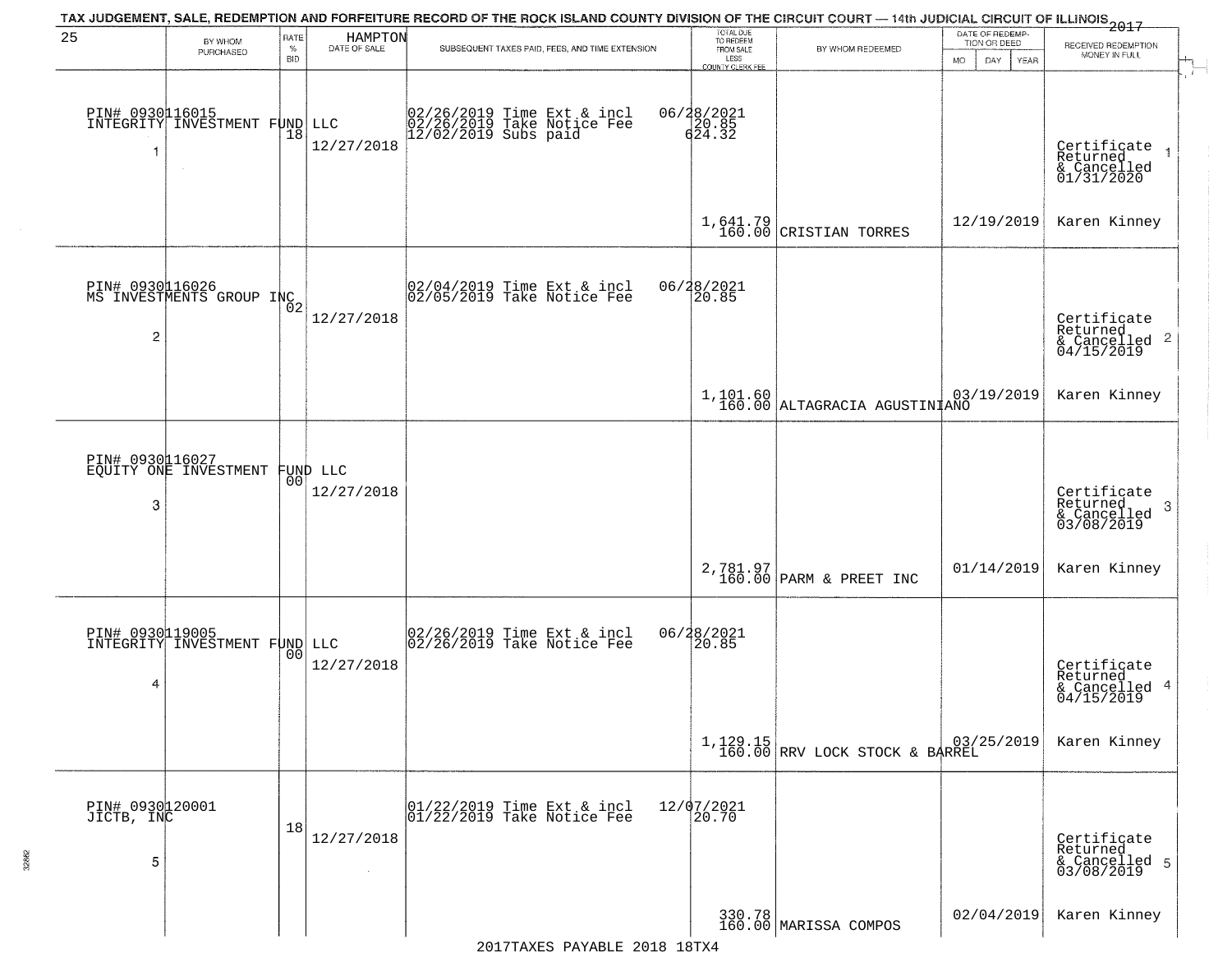TAX JUDGEMENT, SALE, REDEMPTION AND FORFEITURE RECORD OF THE ROCK ISLAND COUNTY DIVISION OF THE CIRCUIT COURT — 14th JUDICIAL CIRCUIT OF ILLINOIS 2017

HAMPTON

| BY WHOM PURCHASED | RATE % BID | DATE OF SALE | SUBSEQUENT TAXES PAID, FEES, AND TIME EXTENSION | TOTAL DUE TO REDEEM FROM SALE LESS COUNTY CLERK FEE | BY WHOM REDEEMED | DATE OF REDEMPTION OR DEED MO DAY YEAR | RECEIVED REDEMPTION MONEY IN FULL |
|---|---|---|---|---|---|---|---|
| PIN# 0930116015 INTEGRITY INVESTMENT FUND LLC 1 | 18 | 12/27/2018 | 02/26/2019 Time Ext & incl 02/26/2019 Take Notice Fee 12/02/2019 Subs paid | 06/28/2021 20.85 624.32 1,641.79 160.00 | CRISTIAN TORRES | 12/19/2019 | Certificate Returned & Cancelled 01/31/2020 Karen Kinney |
| PIN# 0930116026 MS INVESTMENTS GROUP INC 2 | 02 | 12/27/2018 | 02/04/2019 Time Ext & incl 02/05/2019 Take Notice Fee | 06/28/2021 20.85 1,101.60 160.00 | ALTAGRACIA AGUSTINIANO | 03/19/2019 | Certificate Returned & Cancelled 04/15/2019 Karen Kinney |
| PIN# 0930116027 EQUITY ONE INVESTMENT FUND LLC 3 | 00 | 12/27/2018 | | 2,781.97 160.00 | PARM & PREET INC | 01/14/2019 | Certificate Returned & Cancelled 03/08/2019 Karen Kinney |
| PIN# 0930119005 INTEGRITY INVESTMENT FUND LLC 4 | 00 | 12/27/2018 | 02/26/2019 Time Ext & incl 02/26/2019 Take Notice Fee | 06/28/2021 20.85 1,129.15 160.00 | RRV LOCK STOCK & BARREL | 03/25/2019 | Certificate Returned & Cancelled 04/15/2019 Karen Kinney |
| PIN# 0930120001 JICTB, INC 5 | 18 | 12/27/2018 | 01/22/2019 Time Ext & incl 01/22/2019 Take Notice Fee | 12/07/2021 20.70 330.78 160.00 | MARISSA COMPOS | 02/04/2019 | Certificate Returned & Cancelled 03/08/2019 Karen Kinney |

2017TAXES PAYABLE 2018 18TX4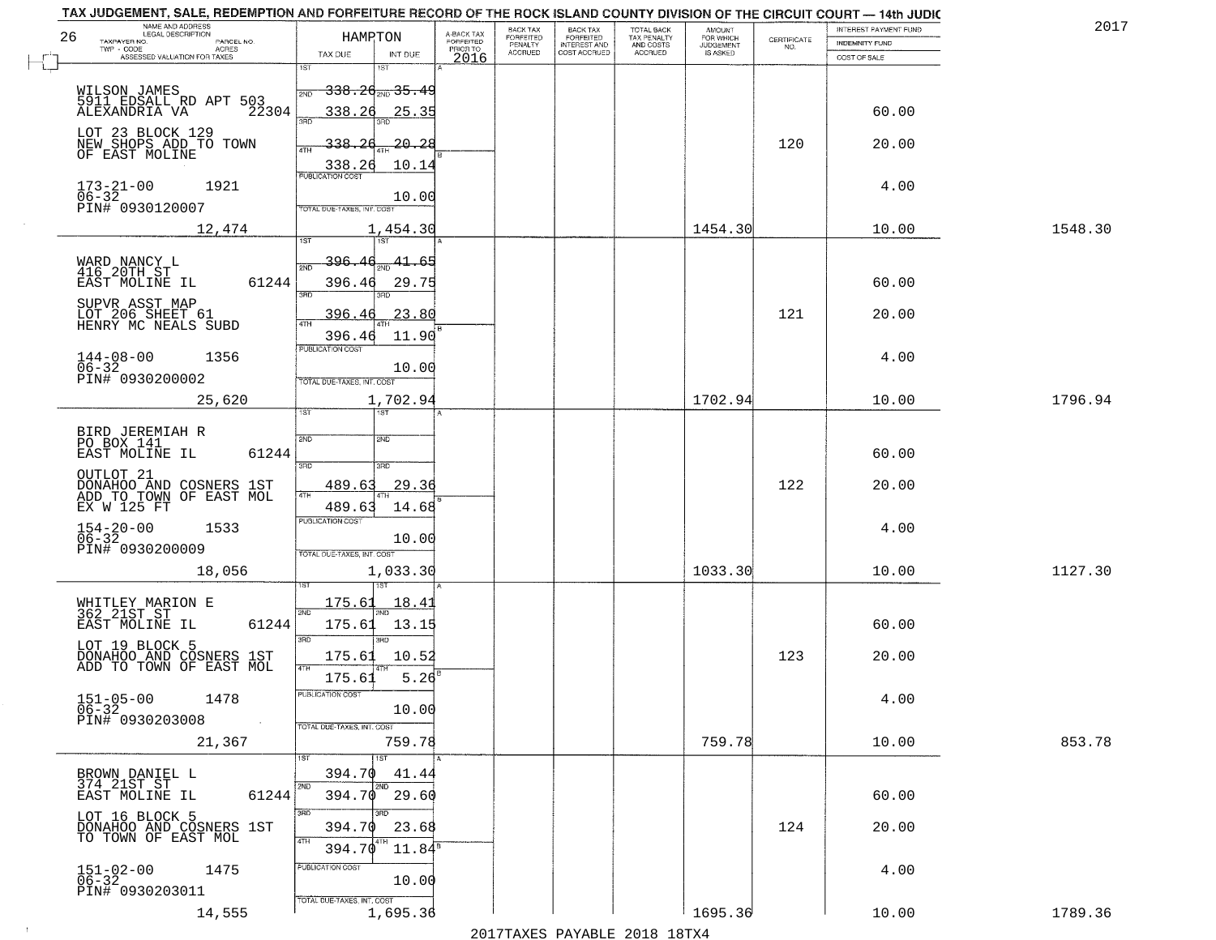TAX JUDGEMENT, SALE, REDEMPTION AND FORFEITURE RECORD OF THE ROCK ISLAND COUNTY DIVISION OF THE CIRCUIT COURT — 14th JUDIC

2017

| NAME AND ADDRESS / LEGAL DESCRIPTION / TAXPAYER NO. / PARCEL NO. / TWP - CODE / ACRES / ASSESSED VALUATION FOR TAXES | HAMPTON TAX DUE | INT DUE | A-BACK TAX FORFEITED PRIOR TO 2016 | BACK TAX FORFEITED PENALTY ACCRUED | BACK TAX FORFEITED INTEREST AND COST ACCRUED | TOTAL BACK TAX PENALTY AND COSTS ACCRUED | AMOUNT FOR WHICH JUDGEMENT IS ASKED | CERTIFICATE NO. | INTEREST PAYMENT FUND / INDEMNITY FUND / COST OF SALE | |
|---|---|---|---|---|---|---|---|---|---|---|
| 26 | | | | | | | | | | |
| WILSON JAMES<br>5911 EDSALL RD APT 503<br>ALEXANDRIA VA 22304<br>LOT 23 BLOCK 129<br>NEW SHOPS ADD TO TOWN OF EAST MOLINE<br>173-21-00 1921<br>06-32<br>PIN# 0930120007 | 1ST 338.26<br>2ND 338.26<br>3RD 338.26<br>4TH 338.26<br>PUBLICATION COST | 35.49<br>25.35<br>20.28<br>10.14<br>10.00 | | | | | | 120 | 60.00<br>20.00<br>4.00 | |
| 12,474 | TOTAL DUE-TAXES, INT. COST | 1,454.30 | | | | | 1454.30 | | 10.00 | 1548.30 |
| WARD NANCY L<br>416 20TH ST<br>EAST MOLINE IL 61244<br>SUPVR ASST MAP<br>LOT 206 SHEET 61<br>HENRY MC NEALS SUBD<br>144-08-00 1356<br>06-32<br>PIN# 0930200002 | 1ST 396.46<br>2ND 396.46<br>3RD 396.46<br>4TH 396.46<br>PUBLICATION COST | 41.65<br>29.75<br>23.80<br>11.90<br>10.00 | | | | | | 121 | 60.00<br>20.00<br>4.00 | |
| 25,620 | TOTAL DUE-TAXES, INT. COST | 1,702.94 | | | | | 1702.94 | | 10.00 | 1796.94 |
| BIRD JEREMIAH R<br>PO BOX 141<br>EAST MOLINE IL 61244<br>OUTLOT 21<br>DONAHOO AND COSNERS 1ST ADD TO TOWN OF EAST MOL<br>EX W 125 FT<br>154-20-00 1533<br>06-32<br>PIN# 0930200009 | 1ST<br>2ND<br>3RD 489.63<br>4TH 489.63<br>PUBLICATION COST | <br><br>29.36<br>14.68<br>10.00 | | | | | | 122 | 60.00<br>20.00<br>4.00 | |
| 18,056 | TOTAL DUE-TAXES, INT. COST | 1,033.30 | | | | | 1033.30 | | 10.00 | 1127.30 |
| WHITLEY MARION E<br>362 21ST ST<br>EAST MOLINE IL 61244<br>LOT 19 BLOCK 5<br>DONAHOO AND COSNERS 1ST ADD TO TOWN OF EAST MOL<br>151-05-00 1478<br>06-32<br>PIN# 0930203008 | 1ST 175.61<br>2ND 175.61<br>3RD 175.61<br>4TH 175.61<br>PUBLICATION COST | 18.41<br>13.15<br>10.52<br>5.26<br>10.00 | | | | | | 123 | 60.00<br>20.00<br>4.00 | |
| 21,367 | TOTAL DUE-TAXES, INT. COST | 759.78 | | | | | 759.78 | | 10.00 | 853.78 |
| BROWN DANIEL L<br>374 21ST ST<br>EAST MOLINE IL 61244<br>LOT 16 BLOCK 5<br>DONAHOO AND COSNERS 1ST TO TOWN OF EAST MOL<br>151-02-00 1475<br>06-32<br>PIN# 0930203011 | 1ST 394.70<br>2ND 394.70<br>3RD 394.70<br>4TH 394.70<br>PUBLICATION COST | 41.44<br>29.60<br>23.68<br>11.84<br>10.00 | | | | | | 124 | 60.00<br>20.00<br>4.00 | |
| 14,555 | TOTAL DUE-TAXES, INT. COST | 1,695.36 | | | | | 1695.36 | | 10.00 | 1789.36 |

2017TAXES PAYABLE 2018 18TX4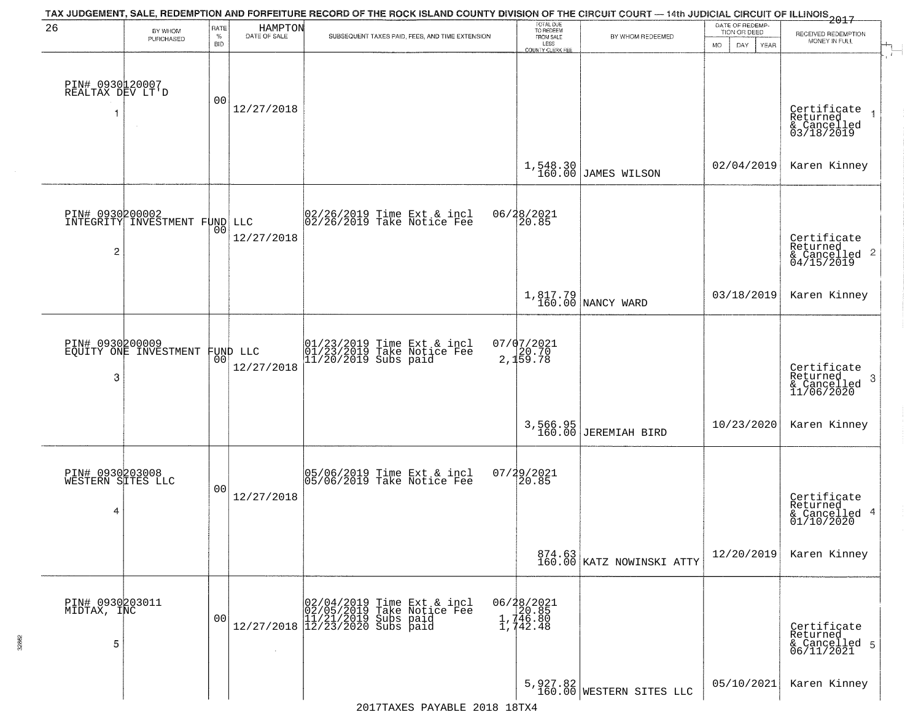TAX JUDGEMENT, SALE, REDEMPTION AND FORFEITURE RECORD OF THE ROCK ISLAND COUNTY DIVISION OF THE CIRCUIT COURT — 14th JUDICIAL CIRCUIT OF ILLINOIS 2017

| 26 BY WHOM PURCHASED | RATE % BID | HAMPTON DATE OF SALE | SUBSEQUENT TAXES PAID, FEES, AND TIME EXTENSION | TOTAL DUE TO REDEEM FROM SALE LESS COUNTY CLERK FEE | BY WHOM REDEEMED | DATE OF REDEMPTION OR DEED MO DAY YEAR | RECEIVED REDEMPTION MONEY IN FULL |
|---|---|---|---|---|---|---|---|
| PIN# 0930120007 REALTAX DEV LT'D 1 | 00 | 12/27/2018 | | 1,548.30 160.00 | JAMES WILSON | 02/04/2019 | Certificate Returned & Cancelled 03/18/2019 1 Karen Kinney |
| PIN# 0930200002 INTEGRITY INVESTMENT FUND LLC 2 | 00 | 12/27/2018 | 02/26/2019 Time Ext & incl 06/28/2021; 02/26/2019 Take Notice Fee 20.85 | 1,817.79 160.00 | NANCY WARD | 03/18/2019 | Certificate Returned & Cancelled 04/15/2019 2 Karen Kinney |
| PIN# 0930200009 EQUITY ONE INVESTMENT FUND LLC 3 | 00 | 12/27/2018 | 01/23/2019 Time Ext & incl 07/07/2021; 01/23/2019 Take Notice Fee 20.70; 11/20/2019 Subs paid 2,159.78 | 3,566.95 160.00 | JEREMIAH BIRD | 10/23/2020 | Certificate Returned & Cancelled 11/06/2020 3 Karen Kinney |
| PIN# 0930203008 WESTERN SITES LLC 4 | 00 | 12/27/2018 | 05/06/2019 Time Ext & incl 07/29/2021; 05/06/2019 Take Notice Fee 20.85 | 874.63 160.00 | KATZ NOWINSKI ATTY | 12/20/2019 | Certificate Returned & Cancelled 01/10/2020 4 Karen Kinney |
| PIN# 0930203011 MIDTAX, INC 5 | 00 | 12/27/2018 | 02/04/2019 Time Ext & incl 06/28/2021; 02/05/2019 Take Notice Fee 20.85; 11/21/2019 Subs paid 1,746.80; 12/23/2020 Subs paid 1,742.48 | 5,927.82 160.00 | WESTERN SITES LLC | 05/10/2021 | Certificate Returned & Cancelled 06/11/2021 5 Karen Kinney |

2017TAXES PAYABLE 2018 18TX4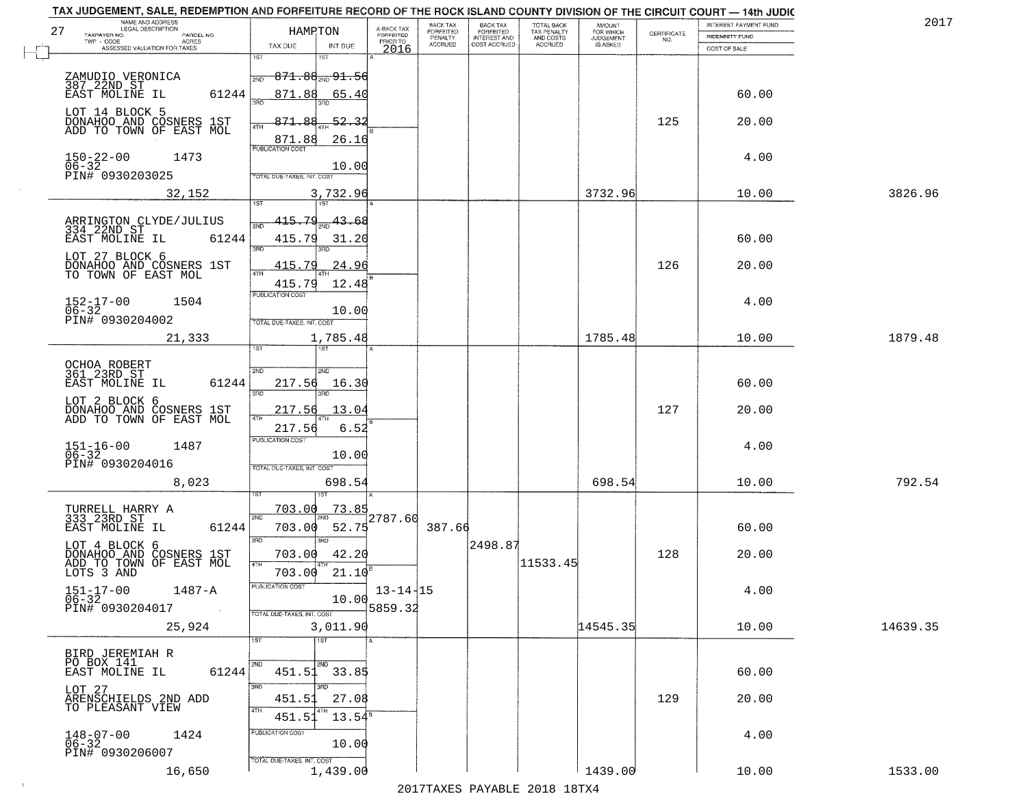TAX JUDGEMENT, SALE, REDEMPTION AND FORFEITURE RECORD OF THE ROCK ISLAND COUNTY DIVISION OF THE CIRCUIT COURT — 14th JUDIC

2017

| 27 NAME AND ADDRESS / LEGAL DESCRIPTION / TAXPAYER NO. / PARCEL NO. / TWP - CODE / ACRES / ASSESSED VALUATION FOR TAXES | HAMPTON TAX DUE | INT DUE | A-BACK TAX FORFEITED PRIOR TO 2016 | BACK TAX FORFEITED PENALTY ACCRUED | BACK TAX FORFEITED INTEREST AND COST ACCRUED | TOTAL BACK TAX PENALTY AND COSTS ACCRUED | AMOUNT FOR WHICH JUDGEMENT IS ASKED | CERTIFICATE NO. | INTEREST PAYMENT FUND / INDEMNITY FUND / COST OF SALE | |
|---|---|---|---|---|---|---|---|---|---|---|
| ZAMUDIO VERONICA 387 22ND ST EAST MOLINE IL 61244 | 1ST | 1ST | | | | | | | | |
| | 2ND 871.88 | 2ND 91.56 | | | | | | | | |
| | 871.88 | 65.40 | | | | | | | 60.00 | |
| LOT 14 BLOCK 5 DONAHOO AND COSNERS 1ST ADD TO TOWN OF EAST MOL | 3RD 871.88 | 3RD 52.32 | | | | | | 125 | 20.00 | |
| | 4TH 871.88 | 26.16 | | | | | | | | |
| 150-22-00 1473 06-32 PIN# 0930203025 | PUBLICATION COST | 10.00 | | | | | | | 4.00 | |
| 32,152 | TOTAL DUE-TAXES, INT. COST | 3,732.96 | | | | | 3732.96 | | 10.00 | 3826.96 |
| ARRINGTON CLYDE/JULIUS 334 22ND ST EAST MOLINE IL 61244 | 1ST 2ND 415.79 | 1ST 2ND 43.68 | | | | | | | | |
| | 415.79 | 31.20 | | | | | | | 60.00 | |
| LOT 27 BLOCK 6 DONAHOO AND COSNERS 1ST TO TOWN OF EAST MOL | 3RD 415.79 | 3RD 24.96 | | | | | | 126 | 20.00 | |
| | 4TH 415.79 | 4TH 12.48 | | | | | | | | |
| 152-17-00 1504 06-32 PIN# 0930204002 | PUBLICATION COST | 10.00 | | | | | | | 4.00 | |
| 21,333 | TOTAL DUE-TAXES, INT. COST | 1,785.48 | | | | | 1785.48 | | 10.00 | 1879.48 |
| OCHOA ROBERT 361 23RD ST EAST MOLINE IL 61244 | 1ST 2ND | 1ST 2ND | | | | | | | | |
| | 217.56 | 16.30 | | | | | | | 60.00 | |
| LOT 2 BLOCK 6 DONAHOO AND COSNERS 1ST ADD TO TOWN OF EAST MOL | 3RD 217.56 | 3RD 13.04 | | | | | | 127 | 20.00 | |
| | 4TH 217.56 | 4TH 6.52 | | | | | | | | |
| 151-16-00 1487 06-32 PIN# 0930204016 | PUBLICATION COST | 10.00 | | | | | | | 4.00 | |
| 8,023 | TOTAL DUE-TAXES, INT. COST | 698.54 | | | | | 698.54 | | 10.00 | 792.54 |
| TURRELL HARRY A 333 23RD ST EAST MOLINE IL 61244 | 1ST 703.00 | 1ST 73.85 | 2787.60 | | | | | | | |
| | 2ND 703.00 | 2ND 52.75 | | 387.66 | | | | | 60.00 | |
| LOT 4 BLOCK 6 DONAHOO AND COSNERS 1ST ADD TO TOWN OF EAST MOL LOTS 3 AND | 3RD 703.00 | 3RD 42.20 | | | 2498.87 | 11533.45 | | 128 | 20.00 | |
| | 4TH 703.00 | 4TH 21.10 | | | | | | | | |
| 151-17-00 1487-A 06-32 PIN# 0930204017 | PUBLICATION COST | 10.00 | 13-14-15 5859.32 | | | | | | 4.00 | |
| 25,924 | TOTAL DUE-TAXES, INT. COST | 3,011.90 | | | | | 14545.35 | | 10.00 | 14639.35 |
| BIRD JEREMIAH R PO BOX 141 EAST MOLINE IL 61244 | 1ST 2ND | 1ST 2ND | | | | | | | | |
| | 451.51 | 33.85 | | | | | | | 60.00 | |
| LOT 27 ARENSCHIELDS 2ND ADD TO PLEASANT VIEW | 3RD 451.51 | 3RD 27.08 | | | | | | 129 | 20.00 | |
| | 4TH 451.51 | 4TH 13.54 | | | | | | | | |
| 148-07-00 1424 06-32 PIN# 0930206007 | PUBLICATION COST | 10.00 | | | | | | | 4.00 | |
| 16,650 | TOTAL DUE-TAXES, INT. COST | 1,439.00 | | | | | 1439.00 | | 10.00 | 1533.00 |

2017TAXES PAYABLE 2018 18TX4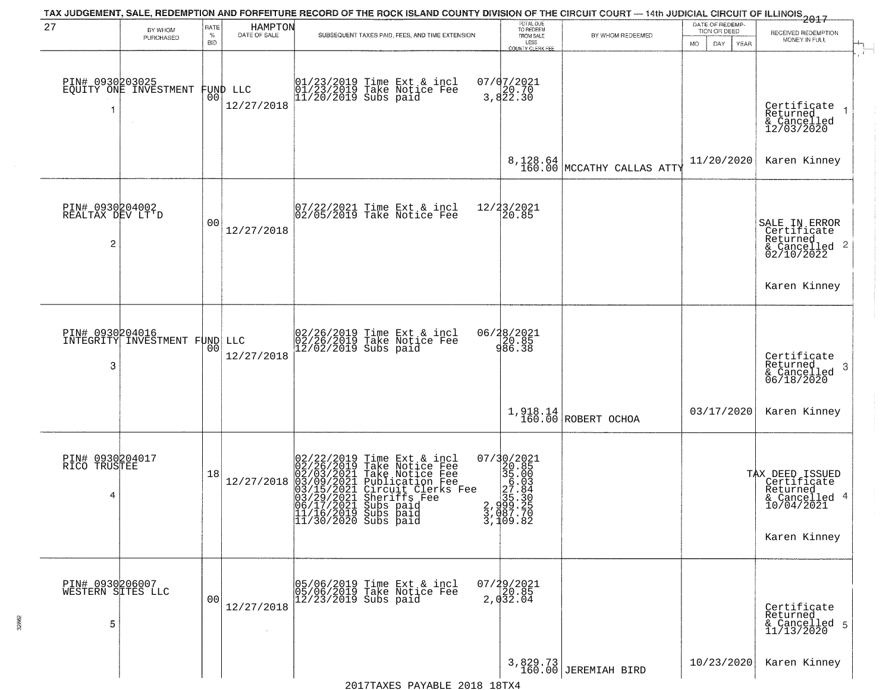TAX JUDGEMENT, SALE, REDEMPTION AND FORFEITURE RECORD OF THE ROCK ISLAND COUNTY DIVISION OF THE CIRCUIT COURT — 14th JUDICIAL CIRCUIT OF ILLINOIS 2017

27 HAMPTON

| | BY WHOM PURCHASED | RATE % BID | DATE OF SALE | SUBSEQUENT TAXES PAID, FEES, AND TIME EXTENSION | TOTAL DUE TO REDEEM FROM SALE LESS COUNTY CLERK FEE | BY WHOM REDEEMED | DATE OF REDEMPTION OR DEED MO DAY YEAR | RECEIVED REDEMPTION MONEY IN FULL |
|---|---|---|---|---|---|---|---|---|
| 1 | PIN# 0930203025 EQUITY ONE INVESTMENT FUND LLC | 00 | 12/27/2018 | 01/23/2019 Time Ext & incl<br>01/23/2019 Take Notice Fee<br>11/20/2019 Subs paid | 07/07/2021<br>20.70<br>3,822.30<br>8,128.64<br>160.00 | MCCATHY CALLAS ATTY | 11/20/2020 | Certificate Returned & Cancelled 12/03/2020<br>Karen Kinney |
| 2 | PIN# 0930204002 REALTAX DEV LT'D | 00 | 12/27/2018 | 07/22/2021 Time Ext & incl<br>02/05/2019 Take Notice Fee | 12/23/2021<br>20.85 | | | SALE IN ERROR Certificate Returned & Cancelled 02/10/2022<br>Karen Kinney |
| 3 | PIN# 0930204016 INTEGRITY INVESTMENT FUND LLC | 00 | 12/27/2018 | 02/26/2019 Time Ext & incl<br>02/26/2019 Take Notice Fee<br>12/02/2019 Subs paid | 06/28/2021<br>20.85<br>986.38<br>1,918.14<br>160.00 | ROBERT OCHOA | 03/17/2020 | Certificate Returned & Cancelled 06/18/2020<br>Karen Kinney |
| 4 | PIN# 0930204017 RICO TRUSTEE | 18 | 12/27/2018 | 02/22/2019 Time Ext & incl<br>02/26/2019 Take Notice Fee<br>02/03/2021 Take Notice Fee<br>03/09/2021 Publication Fee<br>03/15/2021 Circuit Clerks Fee<br>03/29/2021 Sheriffs Fee<br>06/17/2021 Subs paid<br>11/16/2019 Subs paid<br>11/30/2020 Subs paid | 07/30/2021<br>20.85<br>35.00<br>6.03<br>27.84<br>35.30<br>2,999.25<br>3,087.70<br>3,109.82 | | | TAX DEED ISSUED Certificate Returned & Cancelled 10/04/2021<br>Karen Kinney |
| 5 | PIN# 0930206007 WESTERN SITES LLC | 00 | 12/27/2018 | 05/06/2019 Time Ext & incl<br>05/06/2019 Take Notice Fee<br>12/23/2019 Subs paid | 07/29/2021<br>20.85<br>2,032.04<br>3,829.73<br>160.00 | JEREMIAH BIRD | 10/23/2020 | Certificate Returned & Cancelled 11/13/2020<br>Karen Kinney |

2017TAXES PAYABLE 2018 18TX4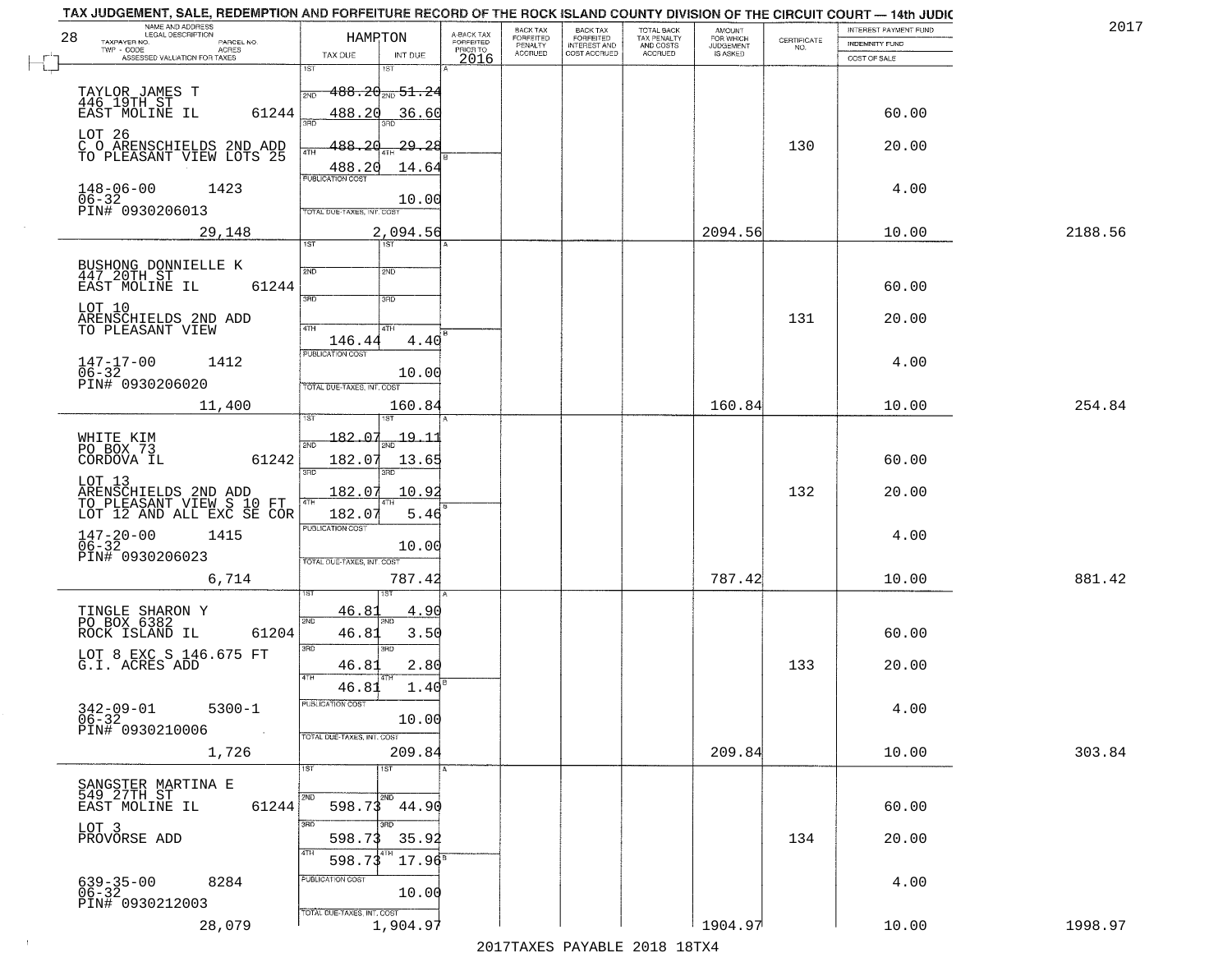# TAX JUDGEMENT, SALE, REDEMPTION AND FORFEITURE RECORD OF THE ROCK ISLAND COUNTY DIVISION OF THE CIRCUIT COURT — 14th JUDIC

2017

| 28 NAME AND ADDRESS / LEGAL DESCRIPTION / TAXPAYER NO. / PARCEL NO. / TWP - CODE / ACRES / ASSESSED VALUATION FOR TAXES | HAMPTON TAX DUE | INT DUE | A-BACK TAX FORFEITED PRIOR TO 2016 | BACK TAX FORFEITED PENALTY ACCRUED | BACK TAX FORFEITED INTEREST AND COST ACCRUED | TOTAL BACK TAX PENALTY AND COSTS ACCRUED | AMOUNT FOR WHICH JUDGEMENT IS ASKED | CERTIFICATE NO. | INTEREST PAYMENT FUND / INDEMNITY FUND / COST OF SALE | |
|---|---|---|---|---|---|---|---|---|---|---|
| TAYLOR JAMES T 446 19TH ST EAST MOLINE IL 61244 | 1ST 488.20 | 1ST 51.24 | | | | | | | | |
| | 2ND 488.20 | 2ND 36.60 | | | | | | | 60.00 | |
| LOT 26 C O ARENSCHIELDS 2ND ADD TO PLEASANT VIEW LOTS 25 | 3RD 488.20 | 3RD 29.28 | | | | | | 130 | 20.00 | |
| | 4TH 488.20 | 4TH 14.64 | | | | | | | | |
| 148-06-00 1423 06-32 PIN# 0930206013 | PUBLICATION COST | 10.00 | | | | | | | 4.00 | |
| 29,148 | TOTAL DUE-TAXES, INT. COST | 2,094.56 | | | | | 2094.56 | | 10.00 | 2188.56 |
| BUSHONG DONNIELLE K 447 20TH ST EAST MOLINE IL 61244 | 1ST | 1ST | | | | | | | | |
| | 2ND | 2ND | | | | | | | 60.00 | |
| LOT 10 ARENSCHIELDS 2ND ADD TO PLEASANT VIEW | 3RD | 3RD | | | | | | 131 | 20.00 | |
| | 4TH 146.44 | 4TH 4.40 | | | | | | | | |
| 147-17-00 1412 06-32 PIN# 0930206020 | PUBLICATION COST | 10.00 | | | | | | | 4.00 | |
| 11,400 | TOTAL DUE-TAXES, INT. COST | 160.84 | | | | | 160.84 | | 10.00 | 254.84 |
| WHITE KIM PO BOX 73 CORDOVA IL 61242 | 1ST 182.07 | 1ST 19.11 | | | | | | | | |
| | 2ND 182.07 | 2ND 13.65 | | | | | | | 60.00 | |
| LOT 13 ARENSCHIELDS 2ND ADD TO PLEASANT VIEW S 10 FT LOT 12 AND ALL EXC SE COR | 3RD 182.07 | 3RD 10.92 | | | | | | 132 | 20.00 | |
| | 4TH 182.07 | 4TH 5.46 | | | | | | | | |
| 147-20-00 1415 06-32 PIN# 0930206023 | PUBLICATION COST | 10.00 | | | | | | | 4.00 | |
| 6,714 | TOTAL DUE-TAXES, INT. COST | 787.42 | | | | | 787.42 | | 10.00 | 881.42 |
| TINGLE SHARON Y PO BOX 6382 ROCK ISLAND IL 61204 | 1ST 46.81 | 1ST 4.90 | | | | | | | | |
| | 2ND 46.81 | 2ND 3.50 | | | | | | | 60.00 | |
| LOT 8 EXC S 146.675 FT G.I. ACRES ADD | 3RD 46.81 | 3RD 2.80 | | | | | | 133 | 20.00 | |
| | 4TH 46.81 | 4TH 1.40 | | | | | | | | |
| 342-09-01 5300-1 06-32 PIN# 0930210006 | PUBLICATION COST | 10.00 | | | | | | | 4.00 | |
| 1,726 | TOTAL DUE-TAXES, INT. COST | 209.84 | | | | | 209.84 | | 10.00 | 303.84 |
| SANGSTER MARTINA E 549 27TH ST EAST MOLINE IL 61244 | 1ST | 1ST | | | | | | | | |
| | 2ND 598.73 | 2ND 44.90 | | | | | | | 60.00 | |
| LOT 3 PROVORSE ADD | 3RD 598.73 | 3RD 35.92 | | | | | | 134 | 20.00 | |
| | 4TH 598.73 | 4TH 17.96 | | | | | | | | |
| 639-35-00 8284 06-32 PIN# 0930212003 | PUBLICATION COST | 10.00 | | | | | | | 4.00 | |
| 28,079 | TOTAL DUE-TAXES, INT. COST | 1,904.97 | | | | | 1904.97 | | 10.00 | 1998.97 |

2017TAXES PAYABLE 2018 18TX4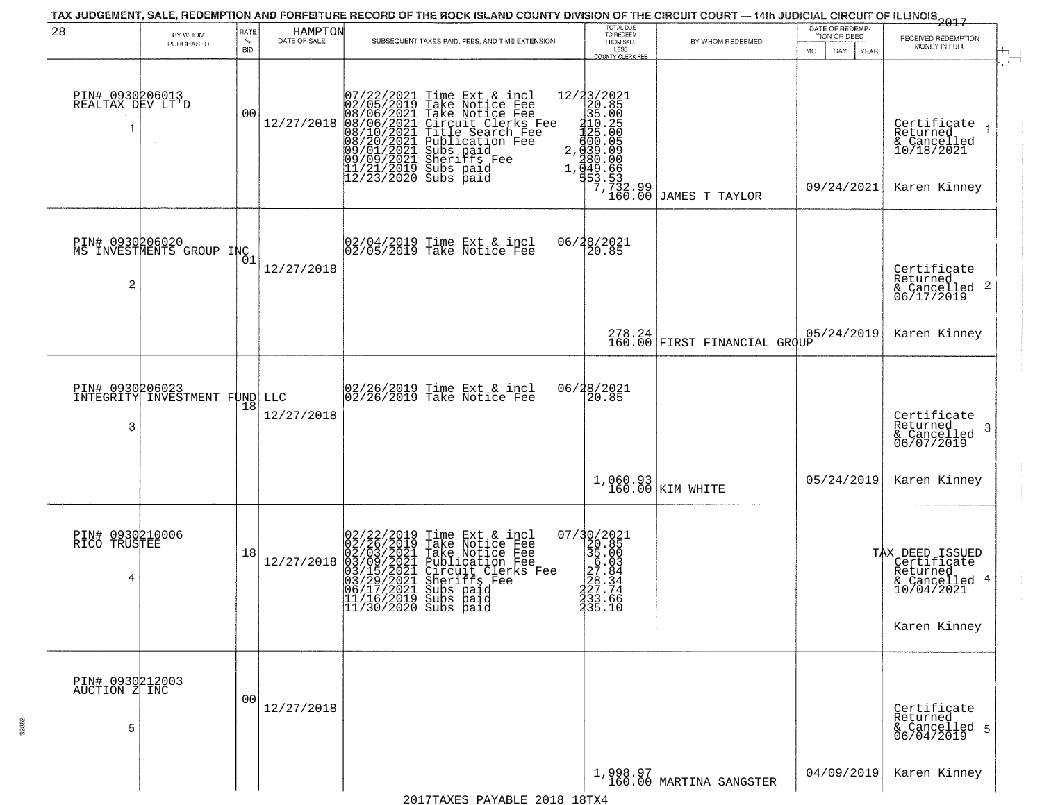TAX JUDGEMENT, SALE, REDEMPTION AND FORFEITURE RECORD OF THE ROCK ISLAND COUNTY DIVISION OF THE CIRCUIT COURT — 14th JUDICIAL CIRCUIT OF ILLINOIS 2017

HAMPTON

| 28 | BY WHOM PURCHASED | RATE % BID | DATE OF SALE | SUBSEQUENT TAXES PAID, FEES, AND TIME EXTENSION | TOTAL DUE TO REDEEM FROM SALE LESS COUNTY CLERK FEE | BY WHOM REDEEMED | DATE OF REDEMPTION OR DEED | RECEIVED REDEMPTION MONEY IN FULL |
|---|---|---|---|---|---|---|---|---|
| 1 | PIN# 0930206013 REALTAX DEV LT'D | 00 | 12/27/2018 | 07/22/2021 Time Ext & incl<br>02/05/2019 Take Notice Fee<br>08/06/2021 Take Notice Fee<br>08/06/2021 Circuit Clerks Fee<br>08/10/2021 Title Search Fee<br>08/20/2021 Publication Fee<br>09/01/2021 Subs paid<br>09/09/2021 Sheriffs Fee<br>11/21/2019 Subs paid<br>12/23/2020 Subs paid | 12/23/2021<br>20.85<br>35.00<br>210.25<br>125.00<br>600.05<br>2,039.09<br>280.00<br>1,049.66<br>553.53<br>7,732.99<br>160.00 | JAMES T TAYLOR | 09/24/2021 | Certificate Returned & Cancelled 10/18/2021<br>Karen Kinney |
| 2 | PIN# 0930206020 MS INVESTMENTS GROUP INC | 01 | 12/27/2018 | 02/04/2019 Time Ext & incl<br>02/05/2019 Take Notice Fee | 06/28/2021<br>20.85<br>278.24<br>160.00 | FIRST FINANCIAL GROUP | 05/24/2019 | Certificate Returned & Cancelled 06/17/2019<br>Karen Kinney |
| 3 | PIN# 0930206023 INTEGRITY INVESTMENT FUND LLC | 18 | 12/27/2018 | 02/26/2019 Time Ext & incl<br>02/26/2019 Take Notice Fee | 06/28/2021<br>20.85<br>1,060.93<br>160.00 | KIM WHITE | 05/24/2019 | Certificate Returned & Cancelled 06/07/2019<br>Karen Kinney |
| 4 | PIN# 0930210006 RICO TRUSTEE | 18 | 12/27/2018 | 02/22/2019 Time Ext & incl<br>02/26/2019 Take Notice Fee<br>02/03/2021 Take Notice Fee<br>03/09/2021 Publication Fee<br>03/15/2021 Circuit Clerks Fee<br>03/29/2021 Sheriffs Fee<br>06/17/2021 Subs paid<br>11/16/2019 Subs paid<br>11/30/2020 Subs paid | 07/30/2021<br>20.85<br>35.00<br>6.03<br>27.84<br>28.34<br>227.74<br>233.66<br>235.10 | | | TAX DEED ISSUED Certificate Returned & Cancelled 10/04/2021<br>Karen Kinney |
| 5 | PIN# 0930212003 AUCTION Z INC | 00 | 12/27/2018 | | 1,998.97<br>160.00 | MARTINA SANGSTER | 04/09/2019 | Certificate Returned & Cancelled 06/04/2019<br>Karen Kinney |

2017TAXES PAYABLE 2018 18TX4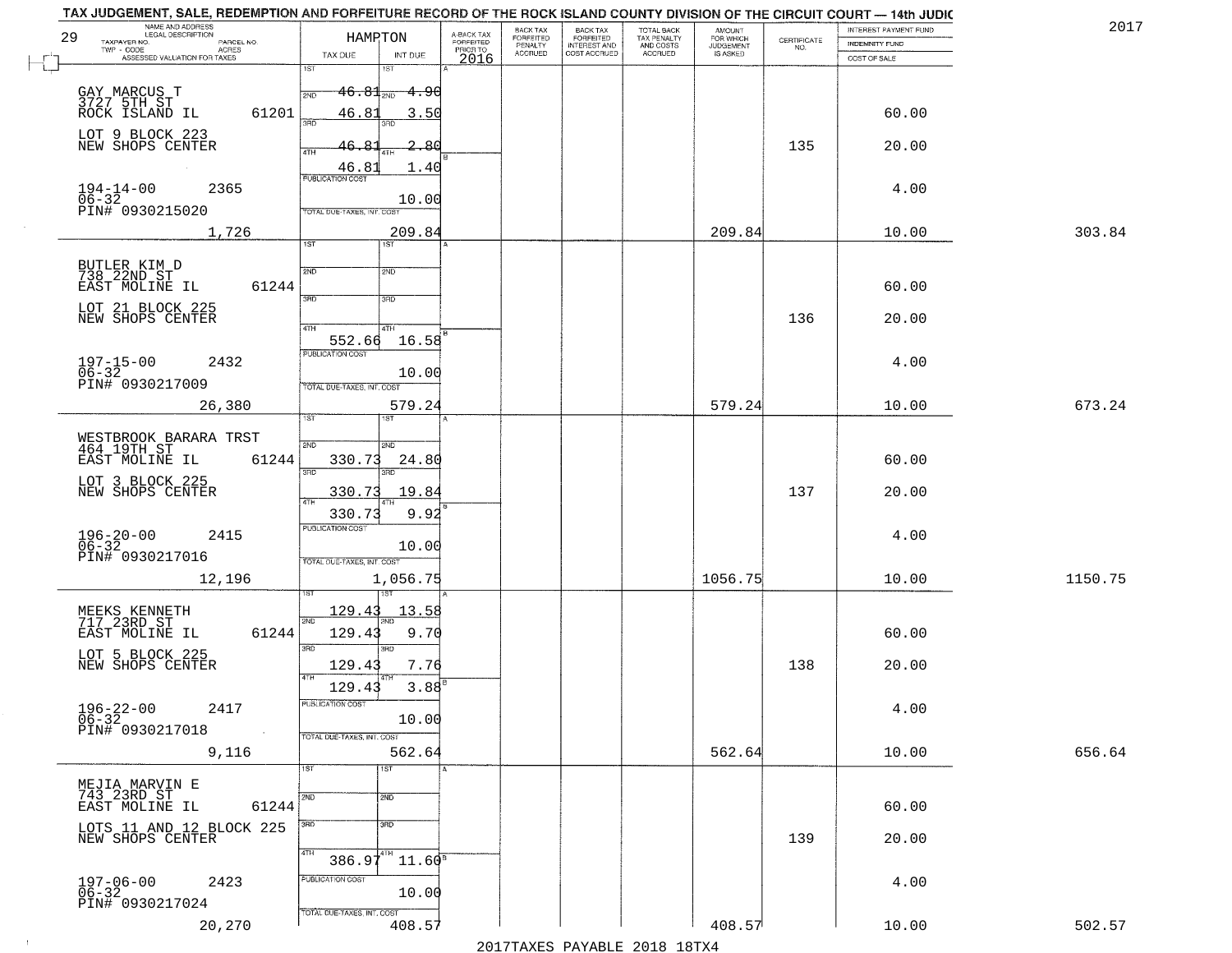TAX JUDGEMENT, SALE, REDEMPTION AND FORFEITURE RECORD OF THE ROCK ISLAND COUNTY DIVISION OF THE CIRCUIT COURT — 14th JUDIC

2017

| NAME AND ADDRESS / LEGAL DESCRIPTION / TAXPAYER NO. / PARCEL NO. / TWP - CODE / ACRES / ASSESSED VALUATION FOR TAXES | HAMPTON TAX DUE | INT DUE | A-BACK TAX FORFEITED PRIOR TO 2016 | BACK TAX FORFEITED PENALTY ACCRUED | BACK TAX FORFEITED INTEREST AND COST ACCRUED | TOTAL BACK TAX PENALTY AND COSTS ACCRUED | AMOUNT FOR WHICH JUDGEMENT IS ASKED | CERTIFICATE NO. | INTEREST PAYMENT FUND / INDEMNITY FUND / COST OF SALE | |
|---|---|---|---|---|---|---|---|---|---|---|
| 29 | | | | | | | | | | |
| GAY MARCUS T, 3727 5TH ST, ROCK ISLAND IL 61201 | 2ND 46.81 | 4.90 | | | | | | | | |
| | 3RD 46.81 | 3.50 | | | | | | | 60.00 | |
| LOT 9 BLOCK 223 NEW SHOPS CENTER | 4TH 46.81 | 2.80 | | | | | | 135 | 20.00 | |
| | 46.81 | 1.40 | | | | | | | | |
| 194-14-00 2365, 06-32, PIN# 0930215020 | PUBLICATION COST | 10.00 | | | | | | | 4.00 | |
| 1,726 | TOTAL DUE-TAXES, INT. COST | 209.84 | | | | | 209.84 | | 10.00 | 303.84 |
| BUTLER KIM D, 738 22ND ST, EAST MOLINE IL 61244 | | | | | | | | | 60.00 | |
| LOT 21 BLOCK 225 NEW SHOPS CENTER | 4TH 552.66 | 16.58 | | | | | | 136 | 20.00 | |
| 197-15-00 2432, 06-32, PIN# 0930217009 | PUBLICATION COST | 10.00 | | | | | | | 4.00 | |
| 26,380 | TOTAL DUE-TAXES, INT. COST | 579.24 | | | | | 579.24 | | 10.00 | 673.24 |
| WESTBROOK BARARA TRST, 464 19TH ST, EAST MOLINE IL 61244 | 2ND 330.73 | 24.80 | | | | | | | 60.00 | |
| LOT 3 BLOCK 225 NEW SHOPS CENTER | 3RD 330.73 | 19.84 | | | | | | 137 | 20.00 | |
| | 4TH 330.73 | 9.92 | | | | | | | | |
| 196-20-00 2415, 06-32, PIN# 0930217016 | PUBLICATION COST | 10.00 | | | | | | | 4.00 | |
| 12,196 | TOTAL DUE-TAXES, INT. COST | 1,056.75 | | | | | 1056.75 | | 10.00 | 1150.75 |
| MEEKS KENNETH, 717 23RD ST, EAST MOLINE IL 61244 | 1ST 129.43 | 13.58 | | | | | | | | |
| | 2ND 129.43 | 9.70 | | | | | | | 60.00 | |
| LOT 5 BLOCK 225 NEW SHOPS CENTER | 3RD 129.43 | 7.76 | | | | | | 138 | 20.00 | |
| | 4TH 129.43 | 3.88 | | | | | | | | |
| 196-22-00 2417, 06-32, PIN# 0930217018 | PUBLICATION COST | 10.00 | | | | | | | 4.00 | |
| 9,116 | TOTAL DUE-TAXES, INT. COST | 562.64 | | | | | 562.64 | | 10.00 | 656.64 |
| MEJIA MARVIN E, 743 23RD ST, EAST MOLINE IL 61244 | | | | | | | | | 60.00 | |
| LOTS 11 AND 12 BLOCK 225 NEW SHOPS CENTER | 4TH 386.97 | 11.60 | | | | | | 139 | 20.00 | |
| 197-06-00 2423, 06-32, PIN# 0930217024 | PUBLICATION COST | 10.00 | | | | | | | 4.00 | |
| 20,270 | TOTAL DUE-TAXES, INT. COST | 408.57 | | | | | 408.57 | | 10.00 | 502.57 |

2017TAXES PAYABLE 2018 18TX4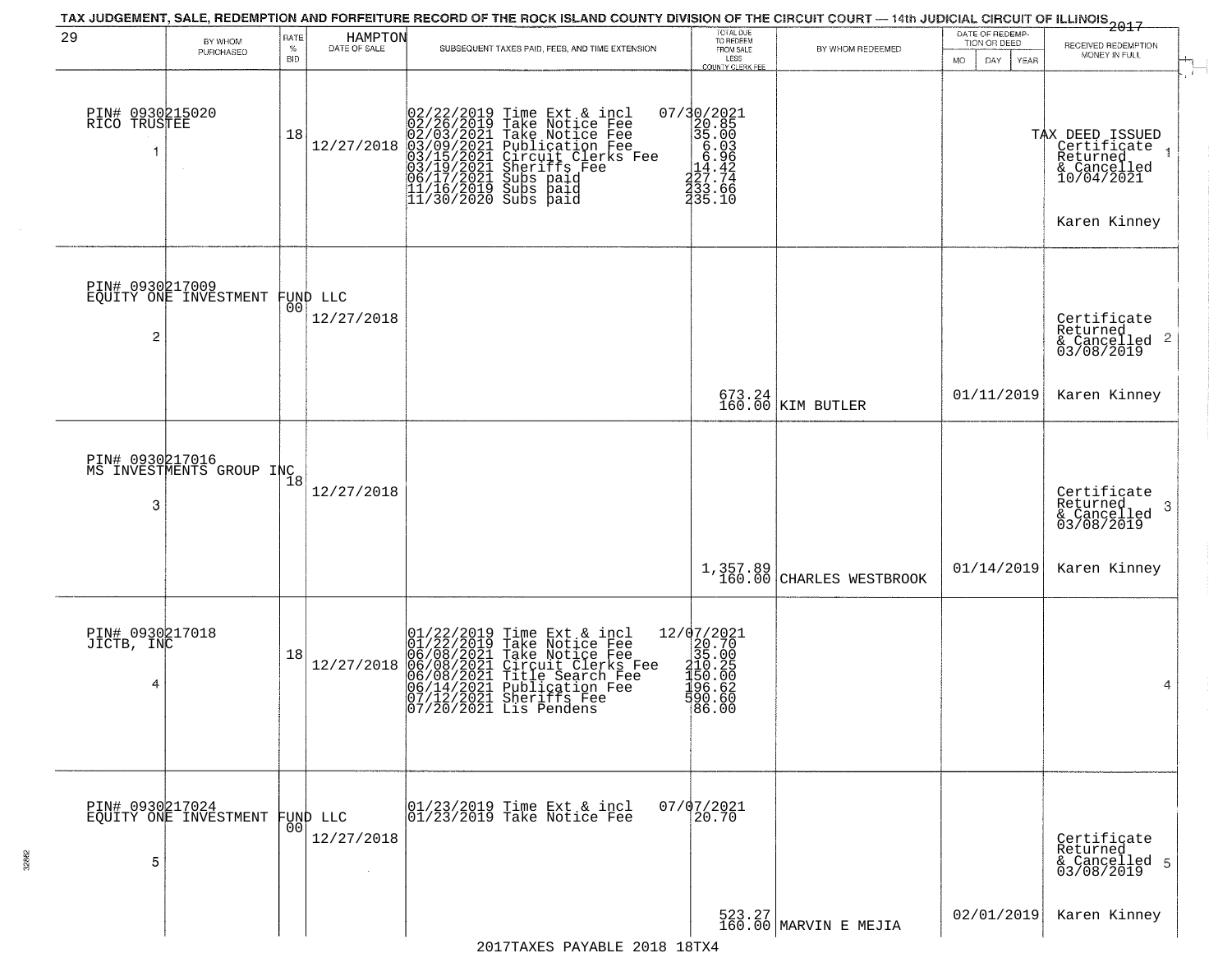TAX JUDGEMENT, SALE, REDEMPTION AND FORFEITURE RECORD OF THE ROCK ISLAND COUNTY DIVISION OF THE CIRCUIT COURT — 14th JUDICIAL CIRCUIT OF ILLINOIS 2017

| 29 | BY WHOM PURCHASED | RATE % BID | HAMPTON DATE OF SALE | SUBSEQUENT TAXES PAID, FEES, AND TIME EXTENSION | TOTAL DUE TO REDEEM FROM SALE LESS COUNTY CLERK FEE | BY WHOM REDEEMED | DATE OF REDEMPTION OR DEED MO DAY YEAR | RECEIVED REDEMPTION MONEY IN FULL |
|---|---|---|---|---|---|---|---|---|
| 1 | PIN# 0930215020 RICO TRUSTEE | 18 | 12/27/2018 | 02/22/2019 Time Ext & incl 07/30/2021<br>02/26/2019 Take Notice Fee 20.85<br>02/03/2021 Take Notice Fee 35.00<br>03/09/2021 Publication Fee 6.03<br>03/15/2021 Circuit Clerks Fee 6.96<br>03/19/2021 Sheriffs Fee 14.42<br>06/17/2021 Subs paid 227.74<br>11/16/2019 Subs paid 233.66<br>11/30/2020 Subs paid 235.10 | | | | TAX DEED ISSUED Certificate Returned & Cancelled 10/04/2021<br>Karen Kinney |
| 2 | PIN# 0930217009 EQUITY ONE INVESTMENT FUND LLC | 00 | 12/27/2018 | | 673.24<br>160.00 | KIM BUTLER | 01/11/2019 | Certificate Returned & Cancelled 03/08/2019<br>Karen Kinney |
| 3 | PIN# 0930217016 MS INVESTMENTS GROUP INC | 18 | 12/27/2018 | | 1,357.89<br>160.00 | CHARLES WESTBROOK | 01/14/2019 | Certificate Returned & Cancelled 03/08/2019<br>Karen Kinney |
| 4 | PIN# 0930217018 JICTB, INC | 18 | 12/27/2018 | 01/22/2019 Time Ext & incl 12/07/2021<br>01/22/2019 Take Notice Fee 20.70<br>06/08/2021 Take Notice Fee 35.00<br>06/08/2021 Circuit Clerks Fee 210.25<br>06/08/2021 Title Search Fee 150.00<br>06/14/2021 Publication Fee 196.62<br>07/12/2021 Sheriffs Fee 590.60<br>07/20/2021 Lis Pendens 86.00 | | | | |
| 5 | PIN# 0930217024 EQUITY ONE INVESTMENT FUND LLC | 00 | 12/27/2018 | 01/23/2019 Time Ext & incl 07/07/2021<br>01/23/2019 Take Notice Fee 20.70 | 523.27<br>160.00 | MARVIN E MEJIA | 02/01/2019 | Certificate Returned & Cancelled 03/08/2019<br>Karen Kinney |

2017TAXES PAYABLE 2018 18TX4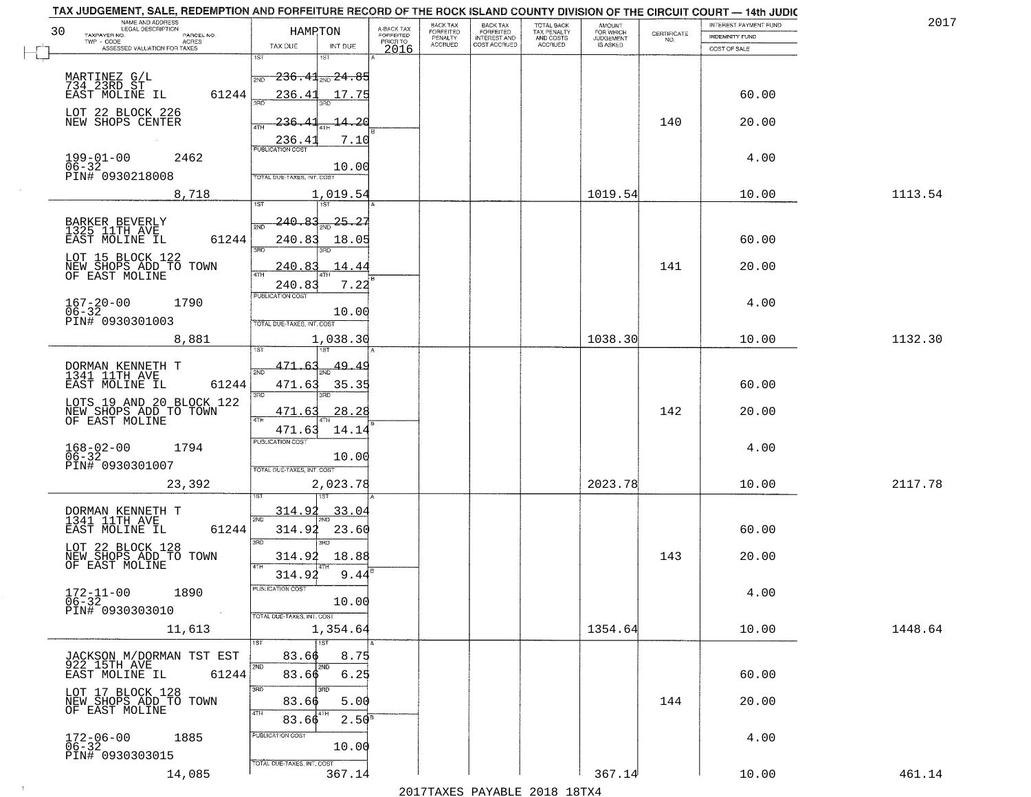TAX JUDGEMENT, SALE, REDEMPTION AND FORFEITURE RECORD OF THE ROCK ISLAND COUNTY DIVISION OF THE CIRCUIT COURT — 14th JUDIC

2017

| 30 NAME AND ADDRESS / LEGAL DESCRIPTION / TAXPAYER NO. / PARCEL NO. / TWP - CODE / ACRES / ASSESSED VALUATION FOR TAXES | HAMPTON TAX DUE | INT DUE | A-BACK TAX FORFEITED PRIOR TO 2016 | BACK TAX FORFEITED PENALTY ACCRUED | BACK TAX FORFEITED INTEREST AND COST ACCRUED | TOTAL BACK TAX PENALTY AND COSTS ACCRUED | AMOUNT FOR WHICH JUDGEMENT IS ASKED | CERTIFICATE NO. | INTEREST PAYMENT FUND / INDEMNITY FUND / COST OF SALE | |
|---|---|---|---|---|---|---|---|---|---|---|
| MARTINEZ G/L<br>734 23RD ST<br>EAST MOLINE IL 61244<br>LOT 22 BLOCK 226<br>NEW SHOPS CENTER<br>199-01-00 2462<br>06-32<br>PIN# 0930218008<br>8,718 | 1ST 236.41<br>2ND 236.41<br>3RD 236.41<br>4TH 236.41<br>PUBLICATION COST<br>TOTAL DUE-TAXES, INT. COST 1,019.54 | 24.85<br>17.75<br>14.20<br>7.10<br>10.00 | | | | | 1019.54 | 140 | 60.00<br>20.00<br>4.00<br>10.00 | 1113.54 |
| BARKER BEVERLY<br>1325 11TH AVE<br>EAST MOLINE IL 61244<br>LOT 15 BLOCK 122<br>NEW SHOPS ADD TO TOWN<br>OF EAST MOLINE<br>167-20-00 1790<br>06-32<br>PIN# 0930301003<br>8,881 | 1ST 240.83<br>2ND 240.83<br>3RD 240.83<br>4TH 240.83<br>PUBLICATION COST<br>TOTAL DUE-TAXES, INT. COST 1,038.30 | 25.27<br>18.05<br>14.44<br>7.22<br>10.00 | | | | | 1038.30 | 141 | 60.00<br>20.00<br>4.00<br>10.00 | 1132.30 |
| DORMAN KENNETH T<br>1341 11TH AVE<br>EAST MOLINE IL 61244<br>LOTS 19 AND 20 BLOCK 122<br>NEW SHOPS ADD TO TOWN<br>OF EAST MOLINE<br>168-02-00 1794<br>06-32<br>PIN# 0930301007<br>23,392 | 1ST 471.63<br>2ND 471.63<br>3RD 471.63<br>4TH 471.63<br>PUBLICATION COST<br>TOTAL DUE-TAXES, INT. COST 2,023.78 | 49.49<br>35.35<br>28.28<br>14.14<br>10.00 | | | | | 2023.78 | 142 | 60.00<br>20.00<br>4.00<br>10.00 | 2117.78 |
| DORMAN KENNETH T<br>1341 11TH AVE<br>EAST MOLINE IL 61244<br>LOT 22 BLOCK 128<br>NEW SHOPS ADD TO TOWN<br>OF EAST MOLINE<br>172-11-00 1890<br>06-32<br>PIN# 0930303010<br>11,613 | 1ST 314.92<br>2ND 314.92<br>3RD 314.92<br>4TH 314.92<br>PUBLICATION COST<br>TOTAL DUE-TAXES, INT. COST 1,354.64 | 33.04<br>23.60<br>18.88<br>9.44<br>10.00 | | | | | 1354.64 | 143 | 60.00<br>20.00<br>4.00<br>10.00 | 1448.64 |
| JACKSON M/DORMAN TST EST<br>922 15TH AVE<br>EAST MOLINE IL 61244<br>LOT 17 BLOCK 128<br>NEW SHOPS ADD TO TOWN<br>OF EAST MOLINE<br>172-06-00 1885<br>06-32<br>PIN# 0930303015<br>14,085 | 1ST 83.66<br>2ND 83.66<br>3RD 83.66<br>4TH 83.66<br>PUBLICATION COST<br>TOTAL DUE-TAXES, INT. COST 367.14 | 8.75<br>6.25<br>5.00<br>2.50<br>10.00 | | | | | 367.14 | 144 | 60.00<br>20.00<br>4.00<br>10.00 | 461.14 |

2017TAXES PAYABLE 2018 18TX4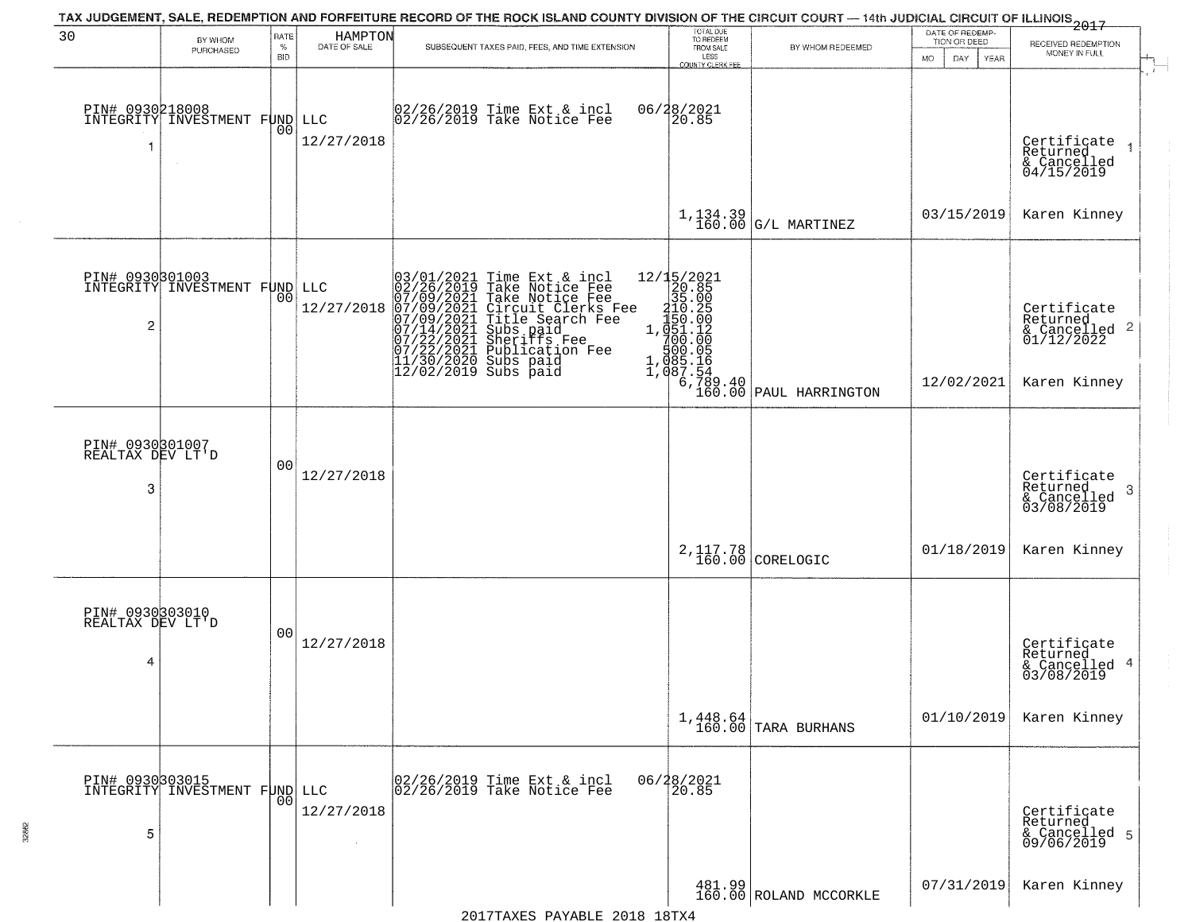TAX JUDGEMENT, SALE, REDEMPTION AND FORFEITURE RECORD OF THE ROCK ISLAND COUNTY DIVISION OF THE CIRCUIT COURT — 14th JUDICIAL CIRCUIT OF ILLINOIS 2017

| 30 BY WHOM PURCHASED | RATE % BID | HAMPTON DATE OF SALE | SUBSEQUENT TAXES PAID, FEES, AND TIME EXTENSION | TOTAL DUE TO REDEEM FROM SALE LESS COUNTY CLERK FEE | BY WHOM REDEEMED | DATE OF REDEMPTION OR DEED MO DAY YEAR | RECEIVED REDEMPTION MONEY IN FULL |
|---|---|---|---|---|---|---|---|
| PIN# 0930218008 INTEGRITY INVESTMENT FUND LLC 1 | 00 | 12/27/2018 | 02/26/2019 Time Ext & incl<br>02/26/2019 Take Notice Fee | 06/28/2021<br>20.85<br>1,134.39<br>160.00 | G/L MARTINEZ | 03/15/2019 | Certificate Returned & Cancelled 04/15/2019 1<br>Karen Kinney |
| PIN# 0930301003 INTEGRITY INVESTMENT FUND LLC 2 | 00 | 12/27/2018 | 03/01/2021 Time Ext & incl<br>02/26/2019 Take Notice Fee<br>07/09/2021 Take Notice Fee<br>07/09/2021 Circuit Clerks Fee<br>07/09/2021 Title Search Fee<br>07/14/2021 Subs paid<br>07/22/2021 Sheriffs Fee<br>07/22/2021 Publication Fee<br>11/30/2020 Subs paid<br>12/02/2019 Subs paid | 12/15/2021<br>20.85<br>35.00<br>210.25<br>150.00<br>1,051.12<br>700.00<br>500.05<br>1,085.16<br>1,087.54<br>6,789.40<br>160.00 | PAUL HARRINGTON | 12/02/2021 | Certificate Returned & Cancelled 01/12/2022 2<br>Karen Kinney |
| PIN# 0930301007 REALTAX DEV LT'D 3 | 00 | 12/27/2018 | | 2,117.78<br>160.00 | CORELOGIC | 01/18/2019 | Certificate Returned & Cancelled 03/08/2019 3<br>Karen Kinney |
| PIN# 0930303010 REALTAX DEV LT'D 4 | 00 | 12/27/2018 | | 1,448.64<br>160.00 | TARA BURHANS | 01/10/2019 | Certificate Returned & Cancelled 03/08/2019 4<br>Karen Kinney |
| PIN# 0930303015 INTEGRITY INVESTMENT FUND LLC 5 | 00 | 12/27/2018 | 02/26/2019 Time Ext & incl<br>02/26/2019 Take Notice Fee | 06/28/2021<br>20.85<br>481.99<br>160.00 | ROLAND MCCORKLE | 07/31/2019 | Certificate Returned & Cancelled 09/06/2019 5<br>Karen Kinney |

2017TAXES PAYABLE 2018 18TX4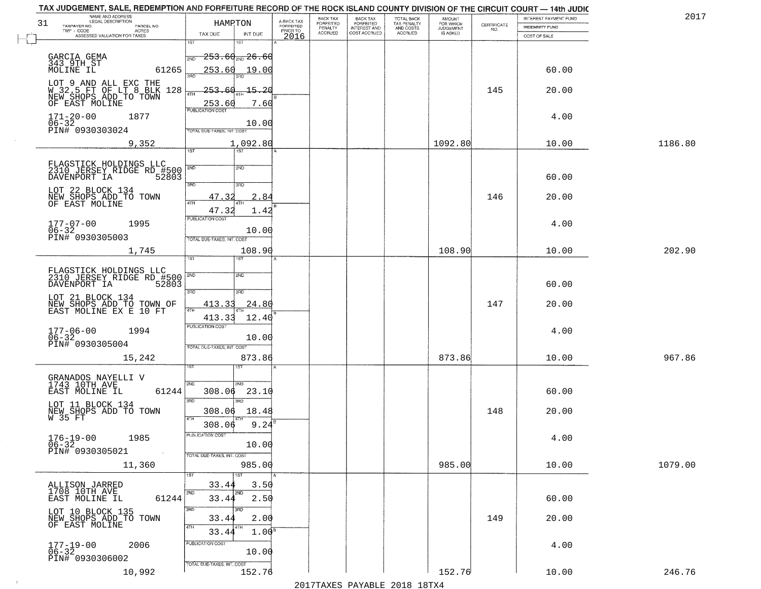TAX JUDGEMENT, SALE, REDEMPTION AND FORFEITURE RECORD OF THE ROCK ISLAND COUNTY DIVISION OF THE CIRCUIT COURT — 14th JUDIC

2017

31

| NAME AND ADDRESS / LEGAL DESCRIPTION / TAXPAYER NO. / PARCEL NO. / TWP - CODE / ACRES / ASSESSED VALUATION FOR TAXES | HAMPTON TAX DUE | INT DUE | A-BACK TAX FORFEITED PRIOR TO 2016 | BACK TAX FORFEITED PENALTY ACCRUED | BACK TAX FORFEITED INTEREST AND COST ACCRUED | TOTAL BACK TAX PENALTY AND COSTS ACCRUED | AMOUNT FOR WHICH JUDGEMENT IS ASKED | CERTIFICATE NO. | INTEREST PAYMENT FUND / INDEMNITY FUND / COST OF SALE | |
|---|---|---|---|---|---|---|---|---|---|---|
| GARCIA GEMA<br>343 9TH ST<br>MOLINE IL 61265<br>LOT 9 AND ALL EXC THE W 32.5 FT OF LT 8 BLK 128 NEW SHOPS ADD TO TOWN OF EAST MOLINE<br>171-20-00 1877<br>06-32<br>PIN# 0930303024<br>9,352 | 1ST<br>2ND 253.60<br>3RD 253.60<br>4TH 253.60<br>253.60<br>PUBLICATION COST<br>TOTAL DUE-TAXES, INT. COST | 1ST<br>2ND 26.60<br>3RD 19.00<br>4TH 15.20<br>7.60<br>10.00<br>1,092.80 | | | | | 1092.80 | 145 | 60.00<br>20.00<br>4.00<br>10.00 | 1186.80 |
| FLAGSTICK HOLDINGS LLC<br>2310 JERSEY RIDGE RD #500<br>DAVENPORT IA 52803<br>LOT 22 BLOCK 134 NEW SHOPS ADD TO TOWN OF EAST MOLINE<br>177-07-00 1995<br>06-32<br>PIN# 0930305003<br>1,745 | 1ST<br>2ND<br>3RD 47.32<br>4TH 47.32<br>PUBLICATION COST<br>TOTAL DUE-TAXES, INT. COST | 1ST<br>2ND<br>3RD 2.84<br>4TH 1.42<br>10.00<br>108.90 | | | | | 108.90 | 146 | 60.00<br>20.00<br>4.00<br>10.00 | 202.90 |
| FLAGSTICK HOLDINGS LLC<br>2310 JERSEY RIDGE RD #500<br>DAVENPORT IA 52803<br>LOT 21 BLOCK 134 NEW SHOPS ADD TO TOWN OF EAST MOLINE EX E 10 FT<br>177-06-00 1994<br>06-32<br>PIN# 0930305004<br>15,242 | 1ST<br>2ND<br>3RD 413.33<br>4TH 413.33<br>PUBLICATION COST<br>TOTAL DUE-TAXES, INT. COST | 1ST<br>2ND<br>3RD 24.80<br>4TH 12.40<br>10.00<br>873.86 | | | | | 873.86 | 147 | 60.00<br>20.00<br>4.00<br>10.00 | 967.86 |
| GRANADOS NAYELLI V<br>1743 10TH AVE<br>EAST MOLINE IL 61244<br>LOT 11 BLOCK 134 NEW SHOPS ADD TO TOWN W 35 FT<br>176-19-00 1985<br>06-32<br>PIN# 0930305021<br>11,360 | 1ST<br>2ND 308.06<br>3RD 308.06<br>4TH 308.06<br>PUBLICATION COST<br>TOTAL DUE-TAXES, INT. COST | 1ST<br>2ND 23.10<br>3RD 18.48<br>4TH 9.24<br>10.00<br>985.00 | | | | | 985.00 | 148 | 60.00<br>20.00<br>4.00<br>10.00 | 1079.00 |
| ALLISON JARRED<br>1708 10TH AVE<br>EAST MOLINE IL 61244<br>LOT 10 BLOCK 135 NEW SHOPS ADD TO TOWN OF EAST MOLINE<br>177-19-00 2006<br>06-32<br>PIN# 0930306002<br>10,992 | 1ST 33.44<br>2ND 33.44<br>3RD 33.44<br>4TH 33.44<br>PUBLICATION COST<br>TOTAL DUE-TAXES, INT. COST | 1ST 3.50<br>2ND 2.50<br>3RD 2.00<br>4TH 1.00<br>10.00<br>152.76 | | | | | 152.76 | 149 | 60.00<br>20.00<br>4.00<br>10.00 | 246.76 |

2017TAXES PAYABLE 2018 18TX4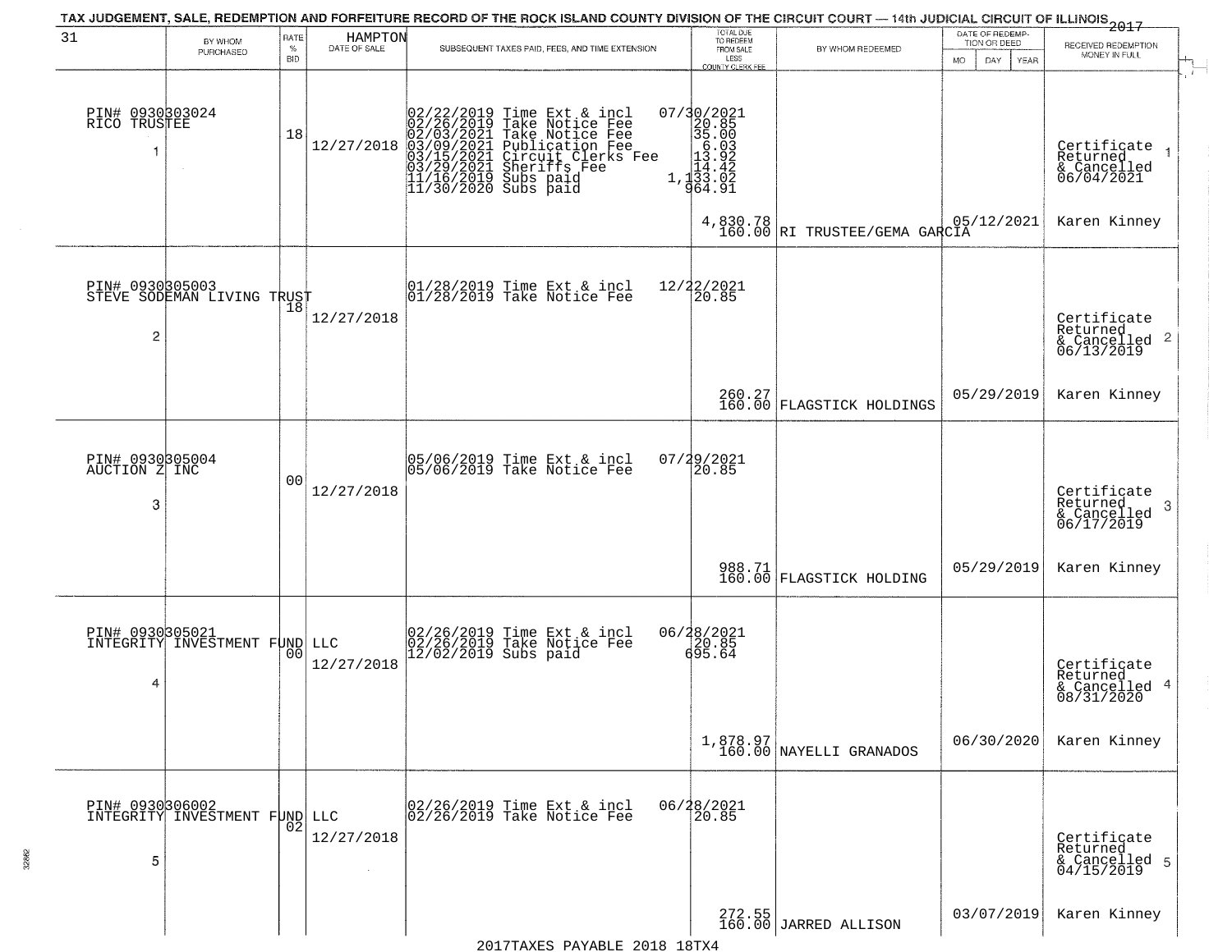TAX JUDGEMENT, SALE, REDEMPTION AND FORFEITURE RECORD OF THE ROCK ISLAND COUNTY DIVISION OF THE CIRCUIT COURT — 14th JUDICIAL CIRCUIT OF ILLINOIS 2017

| 31 BY WHOM PURCHASED | RATE % BID | HAMPTON DATE OF SALE | SUBSEQUENT TAXES PAID, FEES, AND TIME EXTENSION | TOTAL DUE TO REDEEM FROM SALE LESS COUNTY CLERK FEE | BY WHOM REDEEMED | DATE OF REDEMPTION OR DEED MO DAY YEAR | RECEIVED REDEMPTION MONEY IN FULL |
|---|---|---|---|---|---|---|---|
| PIN# 0930303024 RICO TRUSTEE 1 | 18 | 12/27/2018 | 02/22/2019 Time Ext & incl 07/30/2021<br>02/26/2019 Take Notice Fee 20.85<br>02/03/2021 Take Notice Fee 35.00<br>03/09/2021 Publication Fee 6.03<br>03/15/2021 Circuit Clerks Fee 13.92<br>03/29/2021 Sheriffs Fee 14.42<br>11/16/2019 Subs paid 1,133.02<br>11/30/2020 Subs paid 964.91 | 4,830.78<br>160.00 | RI TRUSTEE/GEMA GARCIA | 05/12/2021 | Certificate Returned & Cancelled 06/04/2021 1<br>Karen Kinney |
| PIN# 0930305003 STEVE SODEMAN LIVING TRUST 2 | 18 | 12/27/2018 | 01/28/2019 Time Ext & incl 12/22/2021<br>01/28/2019 Take Notice Fee 20.85 | 260.27<br>160.00 | FLAGSTICK HOLDINGS | 05/29/2019 | Certificate Returned & Cancelled 06/13/2019 2<br>Karen Kinney |
| PIN# 0930305004 AUCTION Z INC 3 | 00 | 12/27/2018 | 05/06/2019 Time Ext & incl 07/29/2021<br>05/06/2019 Take Notice Fee 20.85 | 988.71<br>160.00 | FLAGSTICK HOLDING | 05/29/2019 | Certificate Returned & Cancelled 06/17/2019 3<br>Karen Kinney |
| PIN# 0930305021 INTEGRITY INVESTMENT FUND LLC 4 | 00 | 12/27/2018 | 02/26/2019 Time Ext & incl 06/28/2021<br>02/26/2019 Take Notice Fee 20.85<br>12/02/2019 Subs paid 695.64 | 1,878.97<br>160.00 | NAYELLI GRANADOS | 06/30/2020 | Certificate Returned & Cancelled 08/31/2020 4<br>Karen Kinney |
| PIN# 0930306002 INTEGRITY INVESTMENT FUND LLC 5 | 02 | 12/27/2018 | 02/26/2019 Time Ext & incl 06/28/2021<br>02/26/2019 Take Notice Fee 20.85 | 272.55<br>160.00 | JARRED ALLISON | 03/07/2019 | Certificate Returned & Cancelled 04/15/2019 5<br>Karen Kinney |

2017TAXES PAYABLE 2018 18TX4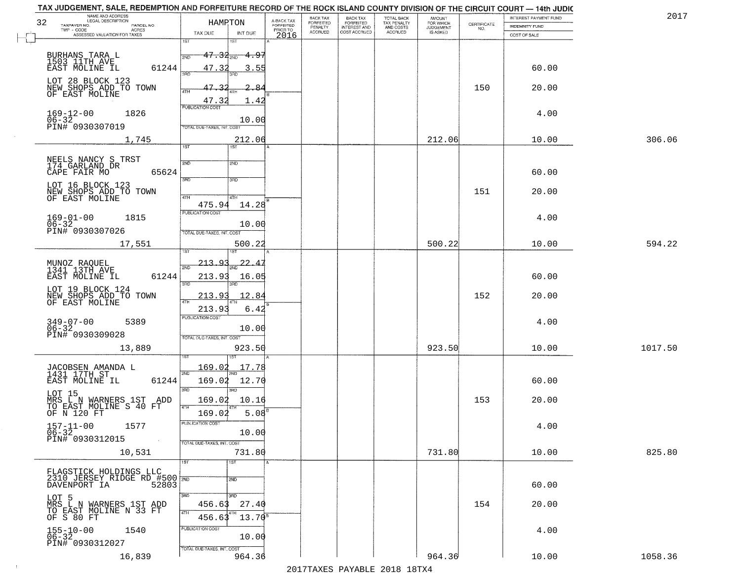TAX JUDGEMENT, SALE, REDEMPTION AND FORFEITURE RECORD OF THE ROCK ISLAND COUNTY DIVISION OF THE CIRCUIT COURT — 14th JUDIC

2017

| NAME AND ADDRESS / LEGAL DESCRIPTION / TAXPAYER NO. / PARCEL NO. / TWP - CODE / ACRES / ASSESSED VALUATION FOR TAXES | HAMPTON TAX DUE | INT DUE | A-BACK TAX FORFEITED PRIOR TO 2016 | BACK TAX FORFEITED PENALTY ACCRUED | BACK TAX FORFEITED INTEREST AND COST ACCRUED | TOTAL BACK TAX PENALTY AND COSTS ACCRUED | AMOUNT FOR WHICH JUDGEMENT IS ASKED | CERTIFICATE NO. | INTEREST PAYMENT FUND / INDEMNITY FUND / COST OF SALE | |
|---|---|---|---|---|---|---|---|---|---|---|
| BURHANS TARA L 1503 11TH AVE EAST MOLINE IL 61244 | 1ST 47.32 / 2ND 47.32 / 3RD 47.32 / 4TH 47.32 | 4.97 / 3.55 / 2.84 / 1.42 | | | | | | 150 | 60.00 / 20.00 / 4.00 / 10.00 | |
| LOT 28 BLOCK 123 NEW SHOPS ADD TO TOWN OF EAST MOLINE | PUBLICATION COST | 10.00 | | | | | | | | |
| 169-12-00 1826 06-32 PIN# 0930307019 | TOTAL DUE-TAXES, INT. COST | 212.06 | | | | | 212.06 | | | 306.06 |
| 1,745 | | | | | | | | | | |
| NEELS NANCY S TRST 174 GARLAND DR CAPE FAIR MO 65624 | 1ST / 2ND / 3RD / 4TH 475.94 | 14.28 | | | | | | 151 | 60.00 / 20.00 / 4.00 / 10.00 | |
| LOT 16 BLOCK 123 NEW SHOPS ADD TO TOWN OF EAST MOLINE | PUBLICATION COST | 10.00 | | | | | | | | |
| 169-01-00 1815 06-32 PIN# 0930307026 | TOTAL DUE-TAXES, INT. COST | 500.22 | | | | | 500.22 | | | 594.22 |
| 17,551 | | | | | | | | | | |
| MUNOZ RAQUEL 1341 13TH AVE EAST MOLINE IL 61244 | 1ST 213.93 / 2ND 213.93 / 3RD 213.93 / 4TH 213.93 | 22.47 / 16.05 / 12.84 / 6.42 | | | | | | 152 | 60.00 / 20.00 / 4.00 / 10.00 | |
| LOT 19 BLOCK 124 NEW SHOPS ADD TO TOWN OF EAST MOLINE | PUBLICATION COST | 10.00 | | | | | | | | |
| 349-07-00 5389 06-32 PIN# 0930309028 | TOTAL DUE-TAXES, INT. COST | 923.50 | | | | | 923.50 | | | 1017.50 |
| 13,889 | | | | | | | | | | |
| JACOBSEN AMANDA L 1431 17TH ST EAST MOLINE IL 61244 | 1ST 169.02 / 2ND 169.02 / 3RD 169.02 / 4TH 169.02 | 17.78 / 12.70 / 10.16 / 5.08 | | | | | | 153 | 60.00 / 20.00 / 4.00 / 10.00 | |
| LOT 15 MRS L N WARNERS 1ST ADD TO EAST MOLINE S 40 FT OF N 120 FT | PUBLICATION COST | 10.00 | | | | | | | | |
| 157-11-00 1577 06-32 PIN# 0930312015 | TOTAL DUE-TAXES, INT. COST | 731.80 | | | | | 731.80 | | | 825.80 |
| 10,531 | | | | | | | | | | |
| FLAGSTICK HOLDINGS LLC 2310 JERSEY RIDGE RD #500 DAVENPORT IA 52803 | 1ST / 2ND / 3RD 456.63 / 4TH 456.63 | 27.40 / 13.70 | | | | | | 154 | 60.00 / 20.00 / 4.00 / 10.00 | |
| LOT 5 MRS L N WARNERS 1ST ADD TO EAST MOLINE N 33 FT OF S 80 FT | PUBLICATION COST | 10.00 | | | | | | | | |
| 155-10-00 1540 06-32 PIN# 0930312027 | TOTAL DUE-TAXES, INT. COST | 964.36 | | | | | 964.36 | | | 1058.36 |
| 16,839 | | | | | | | | | | |

2017TAXES PAYABLE 2018 18TX4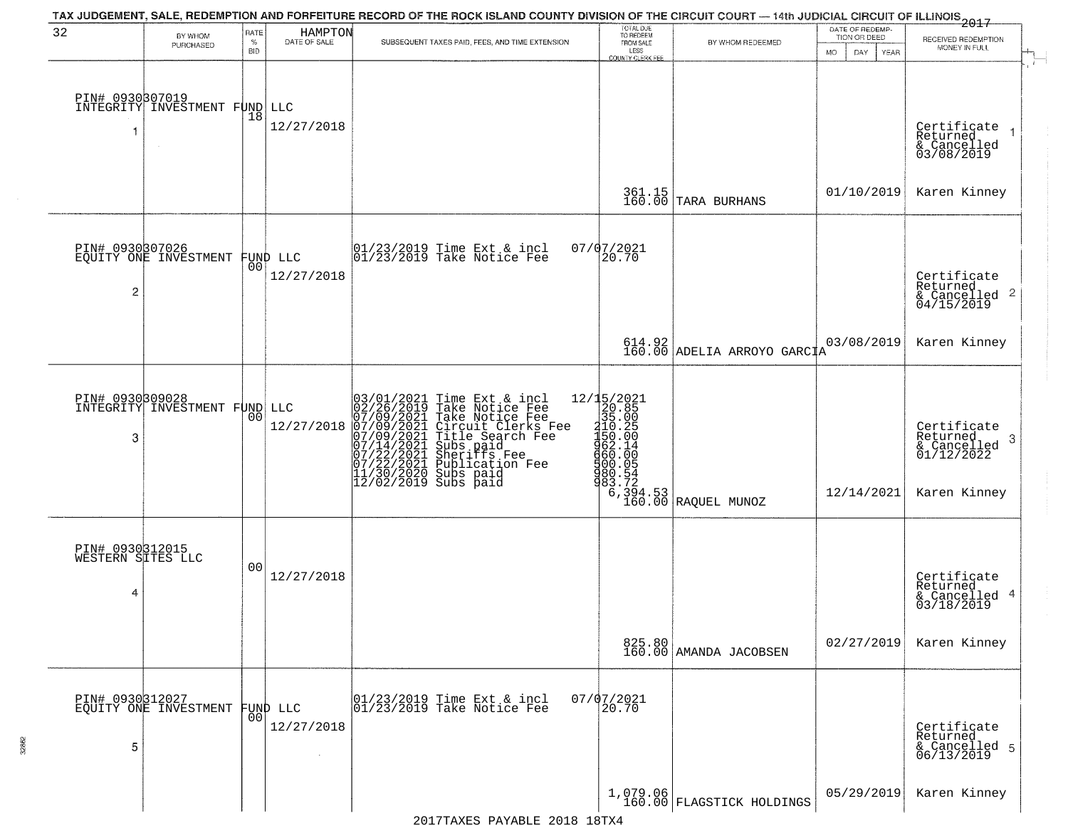TAX JUDGEMENT, SALE, REDEMPTION AND FORFEITURE RECORD OF THE ROCK ISLAND COUNTY DIVISION OF THE CIRCUIT COURT — 14th JUDICIAL CIRCUIT OF ILLINOIS 2017

| BY WHOM PURCHASED | RATE % BID | HAMPTON DATE OF SALE | SUBSEQUENT TAXES PAID, FEES, AND TIME EXTENSION | TOTAL DUE TO REDEEM FROM SALE LESS COUNTY CLERK FEE | BY WHOM REDEEMED | DATE OF REDEMPTION OR DEED MO DAY YEAR | RECEIVED REDEMPTION MONEY IN FULL |
|---|---|---|---|---|---|---|---|
| PIN# 0930307019 INTEGRITY INVESTMENT FUND LLC 1 | 18 | 12/27/2018 | | 361.15 160.00 | TARA BURHANS | 01/10/2019 | Certificate Returned & Cancelled 03/08/2019 Karen Kinney |
| PIN# 0930307026 EQUITY ONE INVESTMENT FUND LLC 2 | 00 | 12/27/2018 | 01/23/2019 Time Ext & incl 07/07/2021<br>01/23/2019 Take Notice Fee 20.70 | 614.92 160.00 | ADELIA ARROYO GARCIA | 03/08/2019 | Certificate Returned & Cancelled 04/15/2019 Karen Kinney |
| PIN# 0930309028 INTEGRITY INVESTMENT FUND LLC 3 | 00 | 12/27/2018 | 03/01/2021 Time Ext & incl 12/15/2021<br>02/26/2019 Take Notice Fee 20.85<br>07/09/2021 Take Notice Fee 35.00<br>07/09/2021 Circuit Clerks Fee 210.25<br>07/09/2021 Title Search Fee 150.00<br>07/14/2021 Subs paid 962.14<br>07/22/2021 Sheriffs Fee 660.00<br>07/22/2021 Publication Fee 500.05<br>11/30/2020 Subs paid 980.54<br>12/02/2019 Subs paid 983.72 | 6,394.53 160.00 | RAQUEL MUNOZ | 12/14/2021 | Certificate Returned & Cancelled 01/12/2022 Karen Kinney |
| PIN# 0930312015 WESTERN SITES LLC 4 | 00 | 12/27/2018 | | 825.80 160.00 | AMANDA JACOBSEN | 02/27/2019 | Certificate Returned & Cancelled 03/18/2019 Karen Kinney |
| PIN# 0930312027 EQUITY ONE INVESTMENT FUND LLC 5 | 00 | 12/27/2018 | 01/23/2019 Time Ext & incl 07/07/2021<br>01/23/2019 Take Notice Fee 20.70 | 1,079.06 160.00 | FLAGSTICK HOLDINGS | 05/29/2019 | Certificate Returned & Cancelled 06/13/2019 Karen Kinney |

2017TAXES PAYABLE 2018 18TX4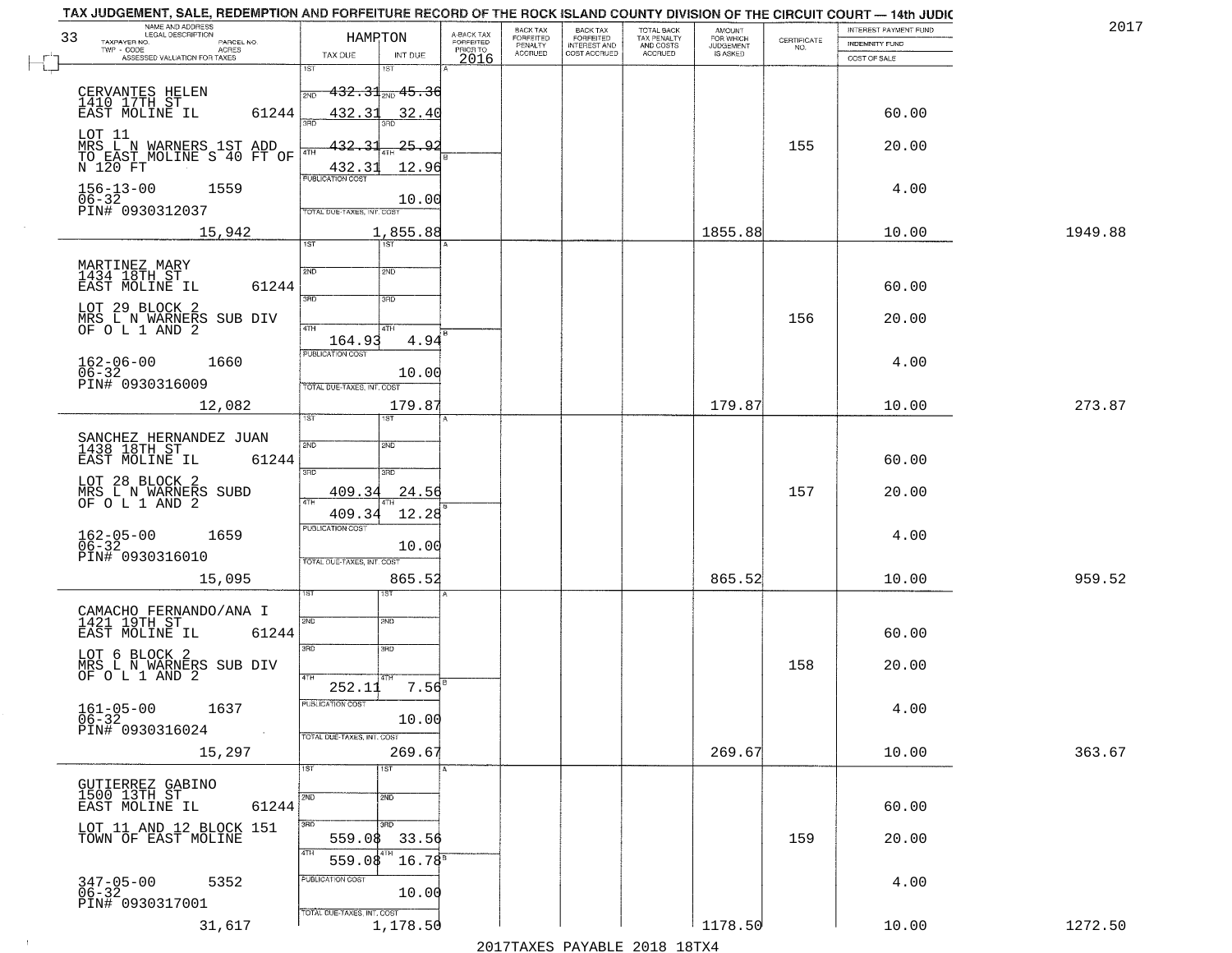TAX JUDGEMENT, SALE, REDEMPTION AND FORFEITURE RECORD OF THE ROCK ISLAND COUNTY DIVISION OF THE CIRCUIT COURT — 14th JUDIC

2017

| 33 NAME AND ADDRESS / LEGAL DESCRIPTION / TAXPAYER NO. / PARCEL NO. / TWP - CODE / ACRES / ASSESSED VALUATION FOR TAXES | HAMPTON TAX DUE | INT DUE | A-BACK TAX FORFEITED PRIOR TO 2016 | BACK TAX FORFEITED PENALTY ACCRUED | BACK TAX FORFEITED INTEREST AND COST ACCRUED | TOTAL BACK TAX PENALTY AND COSTS ACCRUED | AMOUNT FOR WHICH JUDGEMENT IS ASKED | CERTIFICATE NO. | INTEREST PAYMENT FUND / INDEMNITY FUND / COST OF SALE | |
|---|---|---|---|---|---|---|---|---|---|---|
| CERVANTES HELEN<br>1410 17TH ST<br>EAST MOLINE IL 61244<br>LOT 11<br>MRS L N WARNERS 1ST ADD TO EAST MOLINE S 40 FT OF N 120 FT<br>156-13-00 1559<br>06-32<br>PIN# 0930312037<br>15,942 | 1ST<br>2ND 432.31<br>3RD 432.31<br>4TH 432.31<br>432.31<br>PUBLICATION COST<br>TOTAL DUE-TAXES, INT. COST | 1ST<br>2ND 45.36<br>3RD 32.40<br>4TH 25.92<br>12.96<br>10.00<br>1,855.88 | | | | | 1855.88 | 155 | 60.00<br>20.00<br>4.00<br>10.00 | 1949.88 |
| MARTINEZ MARY<br>1434 18TH ST<br>EAST MOLINE IL 61244<br>LOT 29 BLOCK 2<br>MRS L N WARNERS SUB DIV OF O L 1 AND 2<br>162-06-00 1660<br>06-32<br>PIN# 0930316009<br>12,082 | 1ST<br>2ND<br>3RD<br>4TH<br>164.93<br>PUBLICATION COST<br>TOTAL DUE-TAXES, INT. COST | 1ST<br>2ND<br>3RD<br>4TH<br>4.94<br>10.00<br>179.87 | | | | | 179.87 | 156 | 60.00<br>20.00<br>4.00<br>10.00 | 273.87 |
| SANCHEZ HERNANDEZ JUAN<br>1438 18TH ST<br>EAST MOLINE IL 61244<br>LOT 28 BLOCK 2<br>MRS L N WARNERS SUBD OF O L 1 AND 2<br>162-05-00 1659<br>06-32<br>PIN# 0930316010<br>15,095 | 1ST<br>2ND<br>3RD 409.34<br>4TH 409.34<br>PUBLICATION COST<br>TOTAL DUE-TAXES, INT. COST | 1ST<br>2ND<br>3RD 24.56<br>4TH 12.28<br>10.00<br>865.52 | | | | | 865.52 | 157 | 60.00<br>20.00<br>4.00<br>10.00 | 959.52 |
| CAMACHO FERNANDO/ANA I<br>1421 19TH ST<br>EAST MOLINE IL 61244<br>LOT 6 BLOCK 2<br>MRS L N WARNERS SUB DIV OF O L 1 AND 2<br>161-05-00 1637<br>06-32<br>PIN# 0930316024<br>15,297 | 1ST<br>2ND<br>3RD<br>4TH<br>252.11<br>PUBLICATION COST<br>TOTAL DUE-TAXES, INT. COST | 1ST<br>2ND<br>3RD<br>4TH<br>7.56<br>10.00<br>269.67 | | | | | 269.67 | 158 | 60.00<br>20.00<br>4.00<br>10.00 | 363.67 |
| GUTIERREZ GABINO<br>1500 13TH ST<br>EAST MOLINE IL 61244<br>LOT 11 AND 12 BLOCK 151<br>TOWN OF EAST MOLINE<br>347-05-00 5352<br>06-32<br>PIN# 0930317001<br>31,617 | 1ST<br>2ND<br>3RD 559.08<br>4TH 559.08<br>PUBLICATION COST<br>TOTAL DUE-TAXES, INT. COST | 1ST<br>2ND<br>3RD 33.56<br>4TH 16.78<br>10.00<br>1,178.50 | | | | | 1178.50 | 159 | 60.00<br>20.00<br>4.00<br>10.00 | 1272.50 |

2017TAXES PAYABLE 2018 18TX4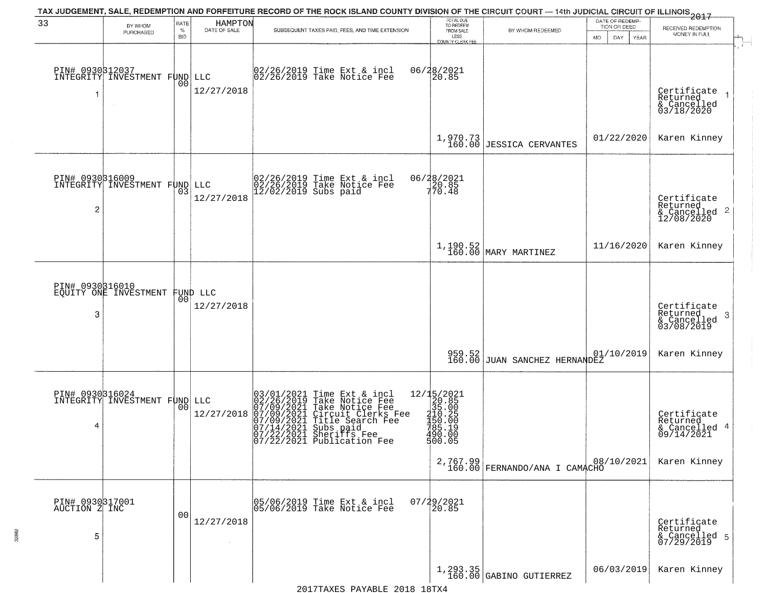TAX JUDGEMENT, SALE, REDEMPTION AND FORFEITURE RECORD OF THE ROCK ISLAND COUNTY DIVISION OF THE CIRCUIT COURT — 14th JUDICIAL CIRCUIT OF ILLINOIS 2017

33 HAMPTON

| | BY WHOM PURCHASED | RATE % BID | DATE OF SALE | SUBSEQUENT TAXES PAID, FEES, AND TIME EXTENSION | TOTAL DUE TO REDEEM FROM SALE LESS COUNTY CLERK FEE | BY WHOM REDEEMED | DATE OF REDEMPTION OR DEED MO DAY YEAR | RECEIVED REDEMPTION MONEY IN FULL |
|---|---|---|---|---|---|---|---|---|
| 1 | PIN# 0930312037 INTEGRITY INVESTMENT FUND LLC | 00 | 12/27/2018 | 02/26/2019 Time Ext & incl<br>02/26/2019 Take Notice Fee | 06/28/2021<br>20.85<br><br>1,970.73<br>160.00 | JESSICA CERVANTES | 01/22/2020 | Certificate Returned & Cancelled 03/18/2020<br>Karen Kinney |
| 2 | PIN# 0930316009 INTEGRITY INVESTMENT FUND LLC | 03 | 12/27/2018 | 02/26/2019 Time Ext & incl<br>02/26/2019 Take Notice Fee<br>12/02/2019 Subs paid | 06/28/2021<br>20.85<br>770.48<br><br>1,190.52<br>160.00 | MARY MARTINEZ | 11/16/2020 | Certificate Returned & Cancelled 12/08/2020<br>Karen Kinney |
| 3 | PIN# 0930316010 EQUITY ONE INVESTMENT FUND LLC | 00 | 12/27/2018 | | 959.52<br>160.00 | JUAN SANCHEZ HERNANDEZ | 01/10/2019 | Certificate Returned & Cancelled 03/08/2019<br>Karen Kinney |
| 4 | PIN# 0930316024 INTEGRITY INVESTMENT FUND LLC | 00 | 12/27/2018 | 03/01/2021 Time Ext & incl<br>02/26/2019 Take Notice Fee<br>07/09/2021 Take Notice Fee<br>07/09/2021 Circuit Clerks Fee<br>07/09/2021 Title Search Fee<br>07/14/2021 Subs paid<br>07/22/2021 Sheriffs Fee<br>07/22/2021 Publication Fee | 12/15/2021<br>20.85<br>35.00<br>210.25<br>150.00<br>785.19<br>490.00<br>500.05<br><br>2,767.99<br>160.00 | FERNANDO/ANA I CAMACHO | 08/10/2021 | Certificate Returned & Cancelled 09/14/2021<br>Karen Kinney |
| 5 | PIN# 0930317001 AUCTION Z INC | 00 | 12/27/2018 | 05/06/2019 Time Ext & incl<br>05/06/2019 Take Notice Fee | 07/29/2021<br>20.85<br><br>1,293.35<br>160.00 | GABINO GUTIERREZ | 06/03/2019 | Certificate Returned & Cancelled 07/29/2019<br>Karen Kinney |

2017TAXES PAYABLE 2018 18TX4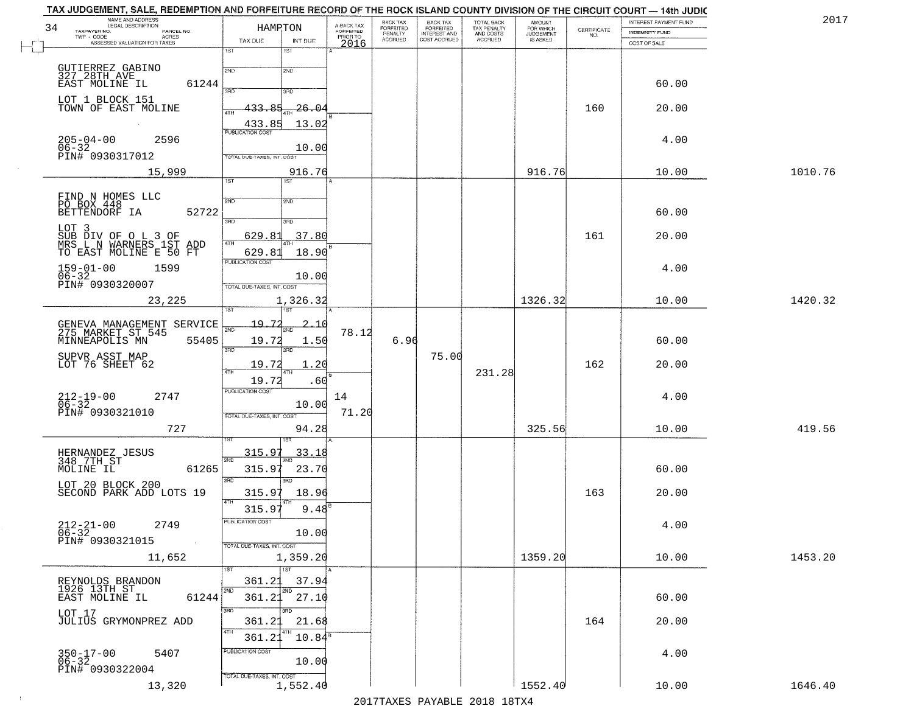TAX JUDGEMENT, SALE, REDEMPTION AND FORFEITURE RECORD OF THE ROCK ISLAND COUNTY DIVISION OF THE CIRCUIT COURT — 14th JUDIC

2017

34

| NAME AND ADDRESS / LEGAL DESCRIPTION / TAXPAYER NO. / PARCEL NO. / TWP - CODE / ACRES / ASSESSED VALUATION FOR TAXES | HAMPTON TAX DUE | INT DUE | A-BACK TAX FORFEITED PRIOR TO 2016 | BACK TAX FORFEITED PENALTY ACCRUED | BACK TAX FORFEITED INTEREST AND COST ACCRUED | TOTAL BACK TAX PENALTY AND COSTS ACCRUED | AMOUNT FOR WHICH JUDGEMENT IS ASKED | CERTIFICATE NO. | INTEREST PAYMENT FUND / INDEMNITY FUND / COST OF SALE | |
|---|---|---|---|---|---|---|---|---|---|---|
| GUTIERREZ GABINO 327 28TH AVE EAST MOLINE IL 61244 | 1ST | 1ST | | | | | | | | |
| | 2ND | 2ND | | | | | | | 60.00 | |
| LOT 1 BLOCK 151 TOWN OF EAST MOLINE | 3RD 433.85 | 3RD 26.04 | | | | | | 160 | 20.00 | |
| | 4TH 433.85 | 4TH 13.02 | | | | | | | | |
| 205-04-00 2596 06-32 PIN# 0930317012 | PUBLICATION COST | 10.00 | | | | | | | 4.00 | |
| 15,999 | TOTAL DUE-TAXES, INT. COST | 916.76 | | | | | 916.76 | | 10.00 | 1010.76 |
| FIND N HOMES LLC PO BOX 448 BETTENDORF IA 52722 | 1ST | 1ST | | | | | | | | |
| | 2ND | 2ND | | | | | | | 60.00 | |
| LOT 3 SUB DIV OF O L 3 OF MRS L N WARNERS 1ST ADD TO EAST MOLINE E 50 FT | 3RD 629.81 | 3RD 37.80 | | | | | | 161 | 20.00 | |
| | 4TH 629.81 | 4TH 18.90 | | | | | | | | |
| 159-01-00 1599 06-32 PIN# 0930320007 | PUBLICATION COST | 10.00 | | | | | | | 4.00 | |
| 23,225 | TOTAL DUE-TAXES, INT. COST | 1,326.32 | | | | | 1326.32 | | 10.00 | 1420.32 |
| GENEVA MANAGEMENT SERVICE 275 MARKET ST 545 MINNEAPOLIS MN 55405 | 1ST 19.72 | 1ST 2.10 | | | | | | | | |
| | 2ND 19.72 | 2ND 1.50 | 78.12 | 6.96 | | | | | 60.00 | |
| SUPVR ASST MAP LOT 76 SHEET 62 | 3RD 19.72 | 3RD 1.20 | | | 75.00 | | | 162 | 20.00 | |
| | 4TH 19.72 | 4TH .60 | | | | 231.28 | | | | |
| 212-19-00 2747 06-32 PIN# 0930321010 | PUBLICATION COST | 10.00 | 14 71.20 | | | | | | 4.00 | |
| 727 | TOTAL DUE-TAXES, INT. COST | 94.28 | | | | | 325.56 | | 10.00 | 419.56 |
| HERNANDEZ JESUS 348 7TH ST MOLINE IL 61265 | 1ST 315.97 | 1ST 33.18 | | | | | | | | |
| | 2ND 315.97 | 2ND 23.70 | | | | | | | 60.00 | |
| LOT 20 BLOCK 200 SECOND PARK ADD LOTS 19 | 3RD 315.97 | 3RD 18.96 | | | | | | 163 | 20.00 | |
| | 4TH 315.97 | 4TH 9.48 | | | | | | | | |
| 212-21-00 2749 06-32 PIN# 0930321015 | PUBLICATION COST | 10.00 | | | | | | | 4.00 | |
| 11,652 | TOTAL DUE-TAXES, INT. COST | 1,359.20 | | | | | 1359.20 | | 10.00 | 1453.20 |
| REYNOLDS BRANDON 1926 13TH ST EAST MOLINE IL 61244 | 1ST 361.21 | 1ST 37.94 | | | | | | | | |
| | 2ND 361.21 | 2ND 27.10 | | | | | | | 60.00 | |
| LOT 17 JULIUS GRYMONPREZ ADD | 3RD 361.21 | 3RD 21.68 | | | | | | 164 | 20.00 | |
| | 4TH 361.21 | 4TH 10.84 | | | | | | | | |
| 350-17-00 5407 06-32 PIN# 0930322004 | PUBLICATION COST | 10.00 | | | | | | | 4.00 | |
| 13,320 | TOTAL DUE-TAXES, INT. COST | 1,552.40 | | | | | 1552.40 | | 10.00 | 1646.40 |

2017TAXES PAYABLE 2018 18TX4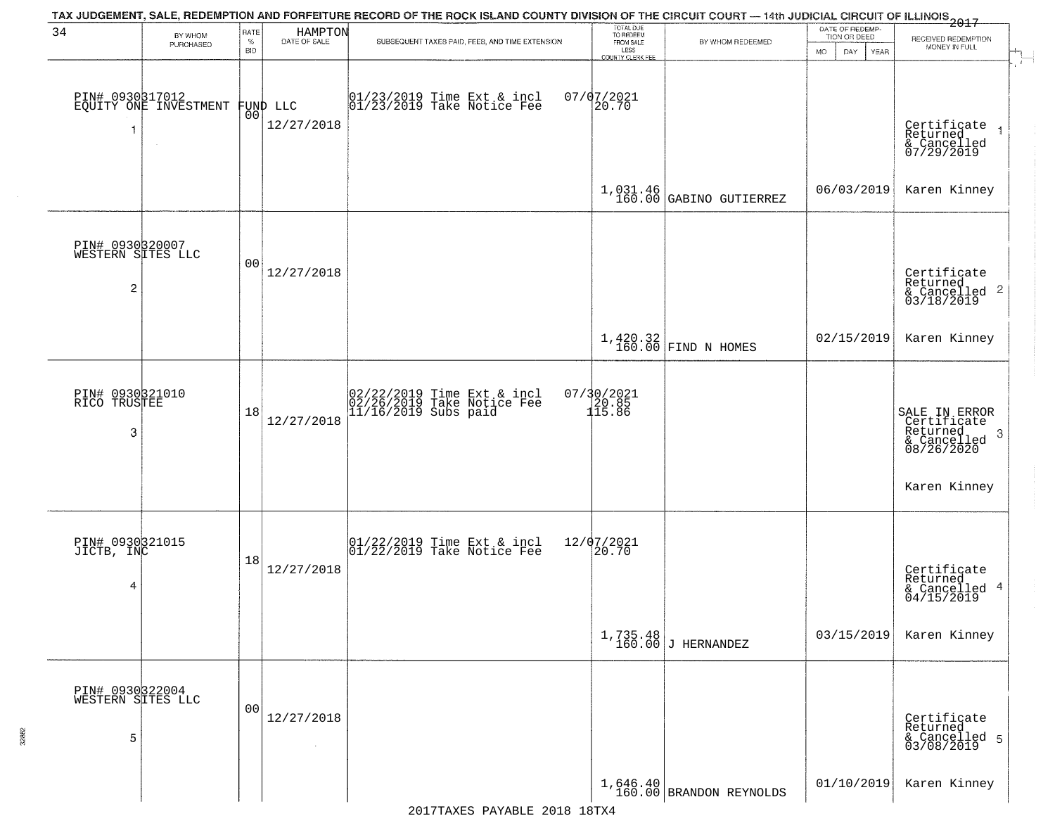TAX JUDGEMENT, SALE, REDEMPTION AND FORFEITURE RECORD OF THE ROCK ISLAND COUNTY DIVISION OF THE CIRCUIT COURT — 14th JUDICIAL CIRCUIT OF ILLINOIS 2017

| 34 | BY WHOM PURCHASED | RATE % BID | HAMPTON DATE OF SALE | SUBSEQUENT TAXES PAID, FEES, AND TIME EXTENSION | TOTAL DUE TO REDEEM FROM SALE LESS COUNTY CLERK FEE | BY WHOM REDEEMED | DATE OF REDEMPTION OR DEED MO DAY YEAR | RECEIVED REDEMPTION MONEY IN FULL |
|---|---|---|---|---|---|---|---|---|
| 1 | PIN# 0930317012 EQUITY ONE INVESTMENT FUND LLC | 00 | 12/27/2018 | 01/23/2019 Time Ext & incl 01/23/2019 Take Notice Fee | 07/07/2021 20.70 1,031.46 160.00 | GABINO GUTIERREZ | 06/03/2019 | Certificate Returned & Cancelled 07/29/2019 Karen Kinney |
| 2 | PIN# 0930320007 WESTERN SITES LLC | 00 | 12/27/2018 | | 1,420.32 160.00 | FIND N HOMES | 02/15/2019 | Certificate Returned & Cancelled 03/18/2019 Karen Kinney |
| 3 | PIN# 0930321010 RICO TRUSTEE | 18 | 12/27/2018 | 02/22/2019 Time Ext & incl 02/26/2019 Take Notice Fee 11/16/2019 Subs paid | 07/30/2021 20.85 115.86 | | | SALE IN ERROR Certificate Returned & Cancelled 08/26/2020 Karen Kinney |
| 4 | PIN# 0930321015 JICTB, INC | 18 | 12/27/2018 | 01/22/2019 Time Ext & incl 01/22/2019 Take Notice Fee | 12/07/2021 20.70 1,735.48 160.00 | J HERNANDEZ | 03/15/2019 | Certificate Returned & Cancelled 04/15/2019 Karen Kinney |
| 5 | PIN# 0930322004 WESTERN SITES LLC | 00 | 12/27/2018 | | 1,646.40 160.00 | BRANDON REYNOLDS | 01/10/2019 | Certificate Returned & Cancelled 03/08/2019 Karen Kinney |

2017TAXES PAYABLE 2018 18TX4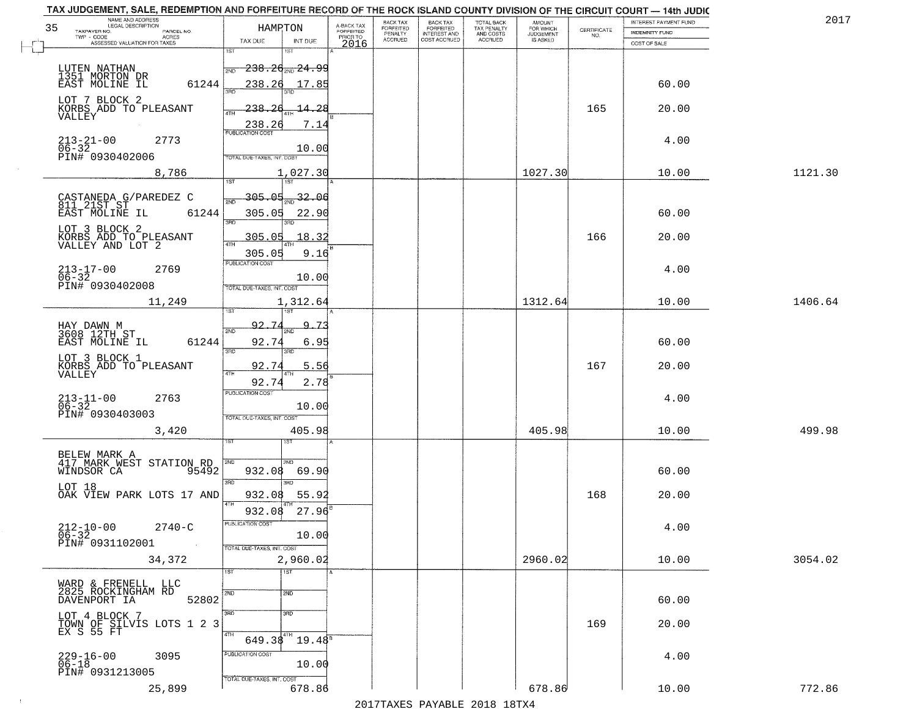## TAX JUDGEMENT, SALE, REDEMPTION AND FORFEITURE RECORD OF THE ROCK ISLAND COUNTY DIVISION OF THE CIRCUIT COURT — 14th JUDIC

2017

| NAME AND ADDRESS / LEGAL DESCRIPTION / TAXPAYER NO. / PARCEL NO. / TWP - CODE / ACRES / ASSESSED VALUATION FOR TAXES | HAMPTON TAX DUE | INT DUE | A-BACK TAX FORFEITED PRIOR TO 2016 | BACK TAX FORFEITED PENALTY ACCRUED | BACK TAX FORFEITED INTEREST AND COST ACCRUED | TOTAL BACK TAX PENALTY AND COSTS ACCRUED | AMOUNT FOR WHICH JUDGEMENT IS ASKED | CERTIFICATE NO. | INTEREST PAYMENT FUND / INDEMNITY FUND / COST OF SALE | |
|---|---|---|---|---|---|---|---|---|---|---|
| LUTEN NATHAN<br>1351 MORTON DR<br>EAST MOLINE IL 61244<br>LOT 7 BLOCK 2<br>KORBS ADD TO PLEASANT VALLEY<br>213-21-00 2773<br>06-32<br>PIN# 0930402006<br>8,786 | 1ST 238.26<br>2ND 238.26<br>3RD 238.26<br>4TH 238.26<br>PUBLICATION COST<br>TOTAL DUE-TAXES, INT. COST 1,027.30 | 24.99<br>17.85<br>14.28<br>7.14<br>10.00 | | | | | 1027.30 | 165 | 60.00<br>20.00<br>4.00<br>10.00 | 1121.30 |
| CASTANEDA G/PAREDEZ C<br>811 21ST ST<br>EAST MOLINE IL 61244<br>LOT 3 BLOCK 2<br>KORBS ADD TO PLEASANT VALLEY AND LOT 2<br>213-17-00 2769<br>06-32<br>PIN# 0930402008<br>11,249 | 1ST 305.05<br>2ND 305.05<br>3RD 305.05<br>4TH 305.05<br>PUBLICATION COST<br>TOTAL DUE-TAXES, INT. COST 1,312.64 | 32.06<br>22.90<br>18.32<br>9.16<br>10.00 | | | | | 1312.64 | 166 | 60.00<br>20.00<br>4.00<br>10.00 | 1406.64 |
| HAY DAWN M<br>3608 12TH ST<br>EAST MOLINE IL 61244<br>LOT 3 BLOCK 1<br>KORBS ADD TO PLEASANT VALLEY<br>213-11-00 2763<br>06-32<br>PIN# 0930403003<br>3,420 | 1ST 92.74<br>2ND 92.74<br>3RD 92.74<br>4TH 92.74<br>PUBLICATION COST<br>TOTAL DUE-TAXES, INT. COST 405.98 | 9.73<br>6.95<br>5.56<br>2.78<br>10.00 | | | | | 405.98 | 167 | 60.00<br>20.00<br>4.00<br>10.00 | 499.98 |
| BELEW MARK A<br>417 MARK WEST STATION RD<br>WINDSOR CA 95492<br>LOT 18<br>OAK VIEW PARK LOTS 17 AND<br>212-10-00 2740-C<br>06-32<br>PIN# 0931102001<br>34,372 | 1ST<br>2ND 932.08<br>3RD 932.08<br>4TH 932.08<br>PUBLICATION COST<br>TOTAL DUE-TAXES, INT. COST 2,960.02 | 69.90<br>55.92<br>27.96<br>10.00 | | | | | 2960.02 | 168 | 60.00<br>20.00<br>4.00<br>10.00 | 3054.02 |
| WARD & FRENELL LLC<br>2825 ROCKINGHAM RD<br>DAVENPORT IA 52802<br>LOT 4 BLOCK 7<br>TOWN OF SILVIS LOTS 1 2 3 EX S 55 FT<br>229-16-00 3095<br>06-18<br>PIN# 0931213005<br>25,899 | 1ST<br>2ND<br>3RD<br>4TH 649.38<br>PUBLICATION COST<br>TOTAL DUE-TAXES, INT. COST 678.86 | 19.48<br>10.00 | | | | | 678.86 | 169 | 60.00<br>20.00<br>4.00<br>10.00 | 772.86 |

2017TAXES PAYABLE 2018 18TX4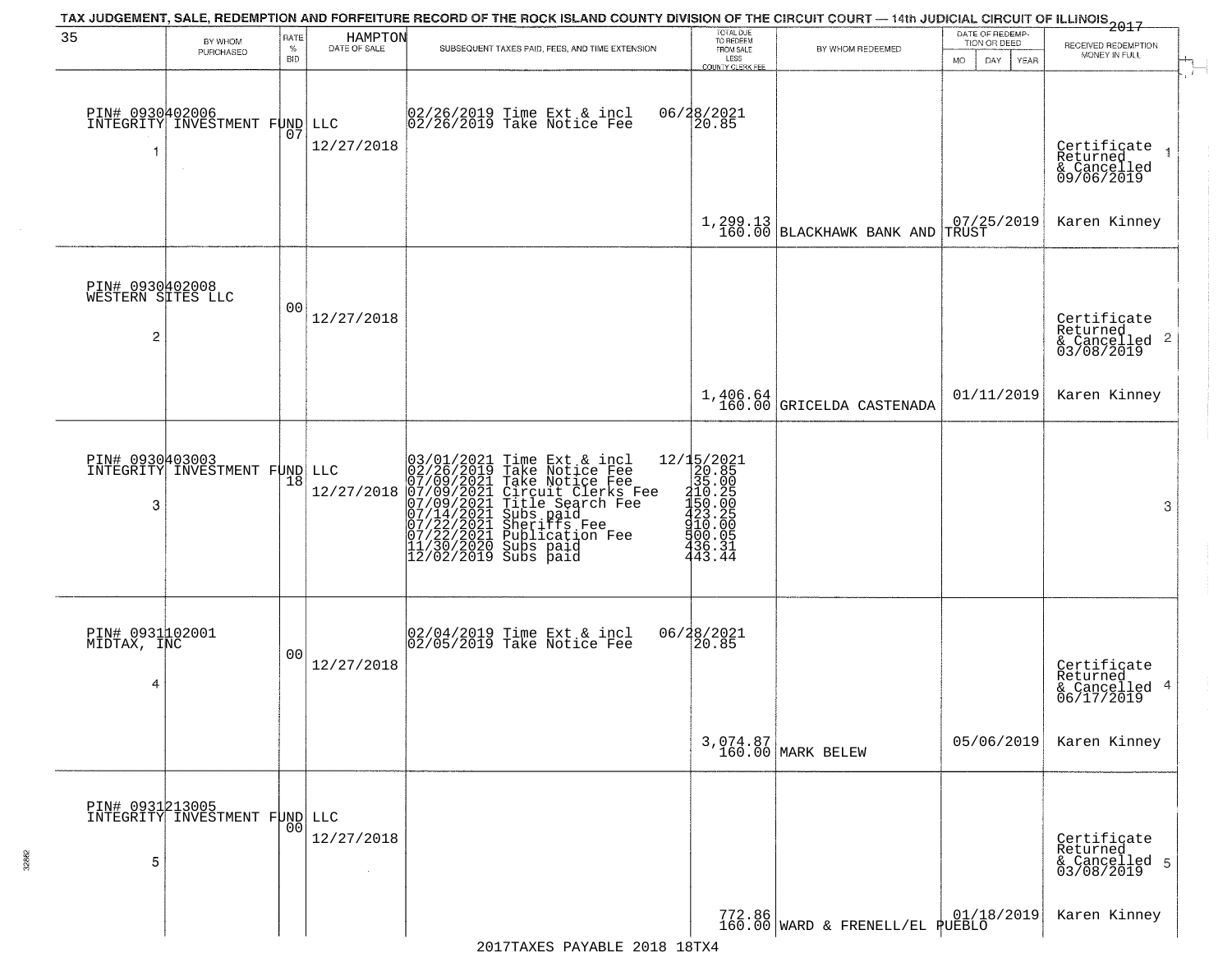TAX JUDGEMENT, SALE, REDEMPTION AND FORFEITURE RECORD OF THE ROCK ISLAND COUNTY DIVISION OF THE CIRCUIT COURT — 14th JUDICIAL CIRCUIT OF ILLINOIS 2017

| 35 BY WHOM PURCHASED | RATE % BID | HAMPTON DATE OF SALE | SUBSEQUENT TAXES PAID, FEES, AND TIME EXTENSION | TOTAL DUE TO REDEEM FROM SALE LESS COUNTY CLERK FEE | BY WHOM REDEEMED | DATE OF REDEMPTION OR DEED MO DAY YEAR | RECEIVED REDEMPTION MONEY IN FULL |
|---|---|---|---|---|---|---|---|
| PIN# 0930402006 INTEGRITY INVESTMENT FUND LLC 1 | 07 | 12/27/2018 | 02/26/2019 Time Ext & incl 06/28/2021<br>02/26/2019 Take Notice Fee 20.85 | 1,299.13<br>160.00 | BLACKHAWK BANK AND TRUST | 07/25/2019 | Certificate Returned & Cancelled 09/06/2019 1<br>Karen Kinney |
| PIN# 0930402008 WESTERN SITES LLC 2 | 00 | 12/27/2018 | | 1,406.64<br>160.00 | GRICELDA CASTENADA | 01/11/2019 | Certificate Returned & Cancelled 03/08/2019 2<br>Karen Kinney |
| PIN# 0930403003 INTEGRITY INVESTMENT FUND LLC 3 | 18 | 12/27/2018 | 03/01/2021 Time Ext & incl 12/15/2021<br>02/26/2019 Take Notice Fee 20.85<br>07/09/2021 Take Notice Fee 35.00<br>07/09/2021 Circuit Clerks Fee 210.25<br>07/09/2021 Title Search Fee 150.00<br>07/14/2021 Subs paid 423.25<br>07/22/2021 Sheriffs Fee 910.00<br>07/22/2021 Publication Fee 500.05<br>11/30/2020 Subs paid 436.31<br>12/02/2019 Subs paid 443.44 | | | | 3 |
| PIN# 0931102001 MIDTAX, INC 4 | 00 | 12/27/2018 | 02/04/2019 Time Ext & incl 06/28/2021<br>02/05/2019 Take Notice Fee 20.85 | 3,074.87<br>160.00 | MARK BELEW | 05/06/2019 | Certificate Returned & Cancelled 06/17/2019 4<br>Karen Kinney |
| PIN# 0931213005 INTEGRITY INVESTMENT FUND LLC 5 | 00 | 12/27/2018 | | 772.86<br>160.00 | WARD & FRENELL/EL PUEBLO | 01/18/2019 | Certificate Returned & Cancelled 03/08/2019 5<br>Karen Kinney |

2017TAXES PAYABLE 2018 18TX4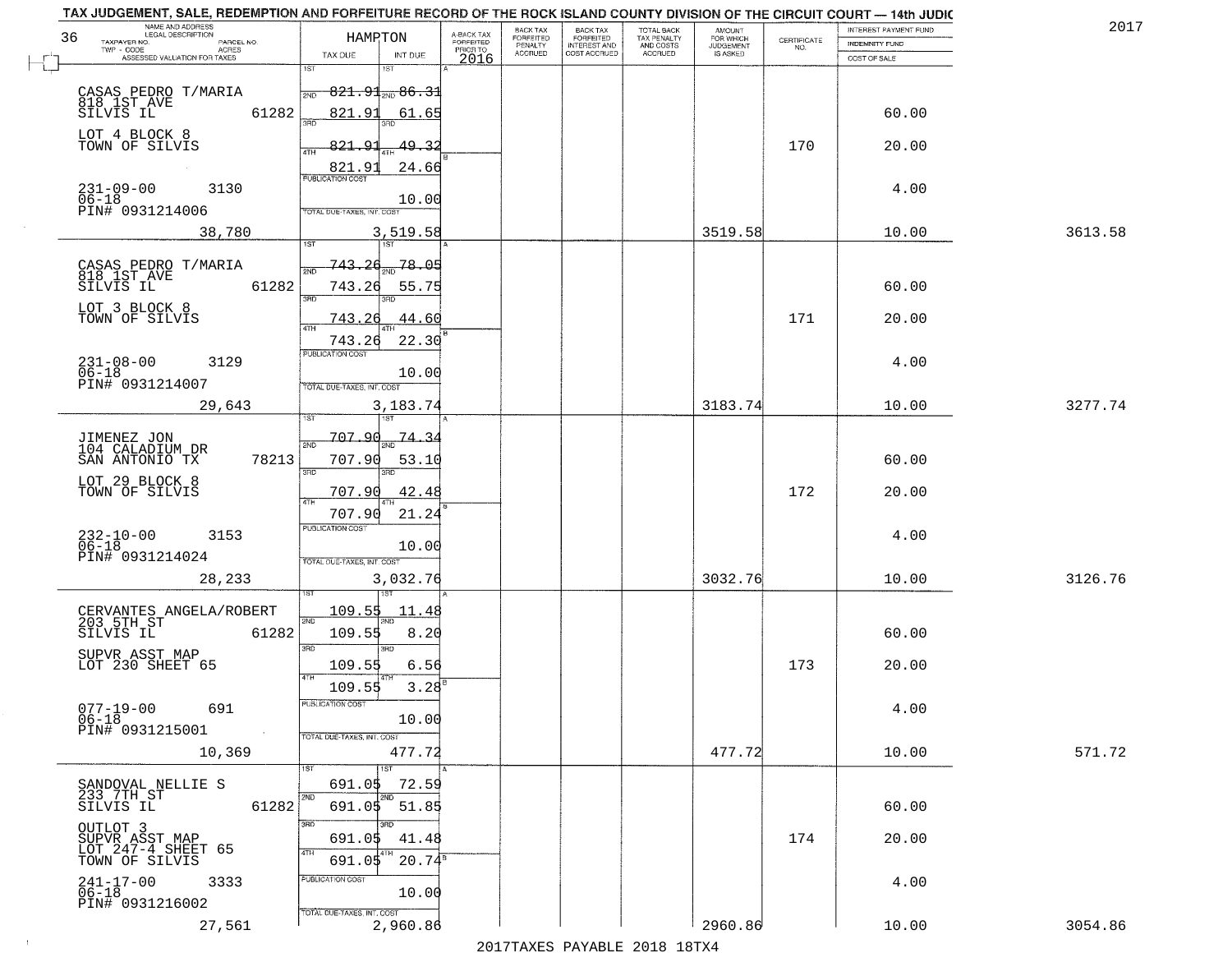TAX JUDGEMENT, SALE, REDEMPTION AND FORFEITURE RECORD OF THE ROCK ISLAND COUNTY DIVISION OF THE CIRCUIT COURT — 14th JUDIC

2017

36

| NAME AND ADDRESS / LEGAL DESCRIPTION / TAXPAYER NO. / PARCEL NO. / TWP - CODE / ACRES / ASSESSED VALUATION FOR TAXES | HAMPTON TAX DUE | INT DUE | A-BACK TAX FORFEITED PRIOR TO 2016 | BACK TAX FORFEITED PENALTY ACCRUED | BACK TAX FORFEITED INTEREST AND COST ACCRUED | TOTAL BACK TAX PENALTY AND COSTS ACCRUED | AMOUNT FOR WHICH JUDGEMENT IS ASKED | CERTIFICATE NO. | INTEREST PAYMENT FUND / INDEMNITY FUND / COST OF SALE | |
|---|---|---|---|---|---|---|---|---|---|---|
| CASAS PEDRO T/MARIA 818 1ST AVE SILVIS IL 61282 | 1ST 821.91 | 1ST 86.31 | | | | | | | | |
| | 2ND 821.91 | 2ND 61.65 | | | | | | | 60.00 | |
| LOT 4 BLOCK 8 TOWN OF SILVIS | 3RD 821.91 | 3RD 49.32 | | | | | | 170 | 20.00 | |
| | 4TH 821.91 | 4TH 24.66 | | | | | | | | |
| 231-09-00 3130 06-18 PIN# 0931214006 | PUBLICATION COST | 10.00 | | | | | | | 4.00 | |
| 38,780 | TOTAL DUE-TAXES, INT. COST | 3,519.58 | | | | | 3519.58 | | 10.00 | 3613.58 |
| CASAS PEDRO T/MARIA 818 1ST AVE SILVIS IL 61282 | 1ST 743.26 | 1ST 78.05 | | | | | | | | |
| | 2ND 743.26 | 2ND 55.75 | | | | | | | 60.00 | |
| LOT 3 BLOCK 8 TOWN OF SILVIS | 3RD 743.26 | 3RD 44.60 | | | | | | 171 | 20.00 | |
| | 4TH 743.26 | 4TH 22.30 | | | | | | | | |
| 231-08-00 3129 06-18 PIN# 0931214007 | PUBLICATION COST | 10.00 | | | | | | | 4.00 | |
| 29,643 | TOTAL DUE-TAXES, INT. COST | 3,183.74 | | | | | 3183.74 | | 10.00 | 3277.74 |
| JIMENEZ JON 104 CALADIUM DR SAN ANTONIO TX 78213 | 1ST 707.90 | 1ST 74.34 | | | | | | | | |
| | 2ND 707.90 | 2ND 53.10 | | | | | | | 60.00 | |
| LOT 29 BLOCK 8 TOWN OF SILVIS | 3RD 707.90 | 3RD 42.48 | | | | | | 172 | 20.00 | |
| | 4TH 707.90 | 4TH 21.24 | | | | | | | | |
| 232-10-00 3153 06-18 PIN# 0931214024 | PUBLICATION COST | 10.00 | | | | | | | 4.00 | |
| 28,233 | TOTAL DUE-TAXES, INT. COST | 3,032.76 | | | | | 3032.76 | | 10.00 | 3126.76 |
| CERVANTES ANGELA/ROBERT 203 5TH ST SILVIS IL 61282 | 1ST 109.55 | 1ST 11.48 | | | | | | | | |
| | 2ND 109.55 | 2ND 8.20 | | | | | | | 60.00 | |
| SUPVR ASST MAP LOT 230 SHEET 65 | 3RD 109.55 | 3RD 6.56 | | | | | | 173 | 20.00 | |
| | 4TH 109.55 | 4TH 3.28 | | | | | | | | |
| 077-19-00 691 06-18 PIN# 0931215001 | PUBLICATION COST | 10.00 | | | | | | | 4.00 | |
| 10,369 | TOTAL DUE-TAXES, INT. COST | 477.72 | | | | | 477.72 | | 10.00 | 571.72 |
| SANDOVAL NELLIE S 233 7TH ST SILVIS IL 61282 | 1ST 691.05 | 1ST 72.59 | | | | | | | | |
| | 2ND 691.05 | 2ND 51.85 | | | | | | | 60.00 | |
| OUTLOT 3 SUPVR ASST MAP LOT 247-4 SHEET 65 TOWN OF SILVIS | 3RD 691.05 | 3RD 41.48 | | | | | | 174 | 20.00 | |
| | 4TH 691.05 | 4TH 20.74 | | | | | | | | |
| 241-17-00 3333 06-18 PIN# 0931216002 | PUBLICATION COST | 10.00 | | | | | | | 4.00 | |
| 27,561 | TOTAL DUE-TAXES, INT. COST | 2,960.86 | | | | | 2960.86 | | 10.00 | 3054.86 |

2017TAXES PAYABLE 2018 18TX4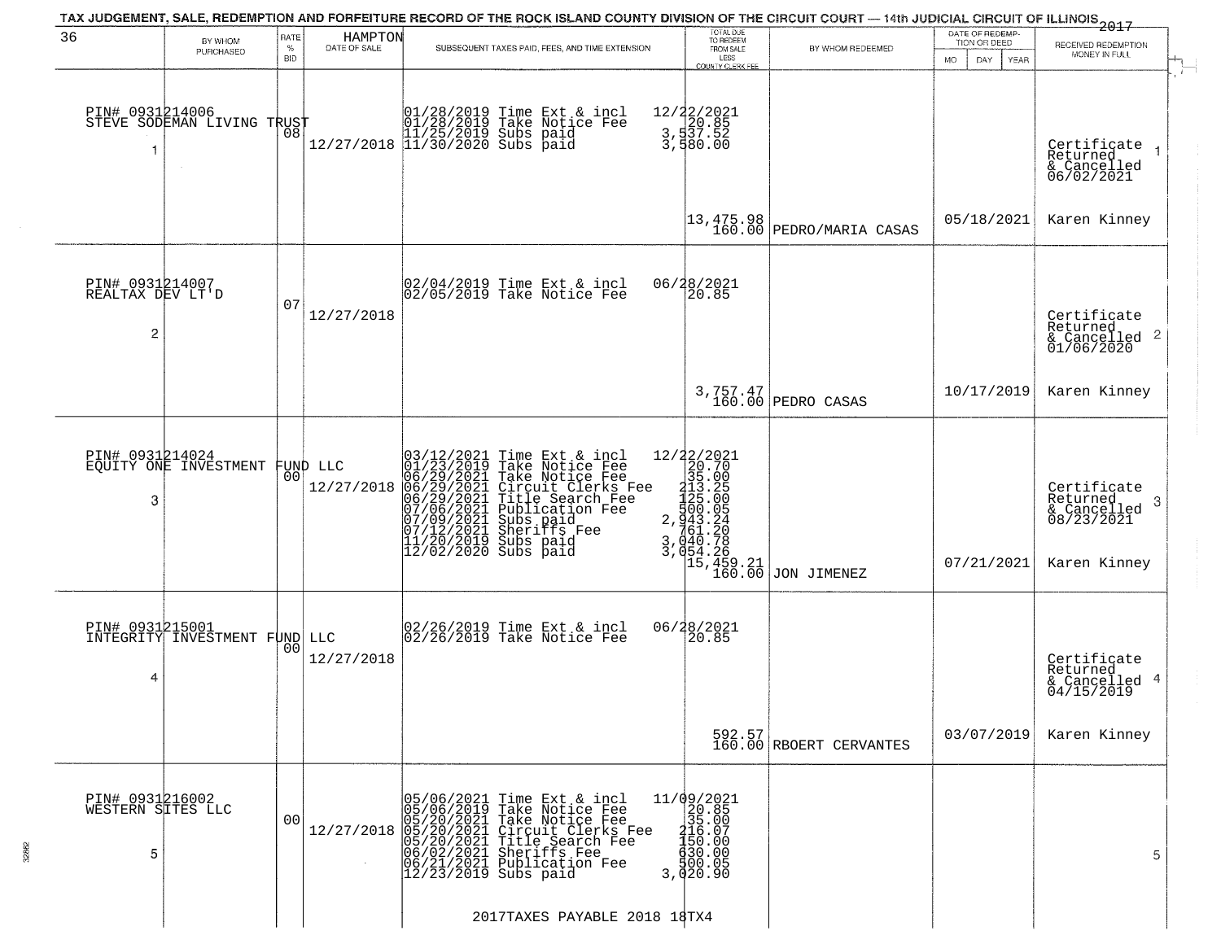# TAX JUDGEMENT, SALE, REDEMPTION AND FORFEITURE RECORD OF THE ROCK ISLAND COUNTY DIVISION OF THE CIRCUIT COURT — 14th JUDICIAL CIRCUIT OF ILLINOIS 2017

36 — HAMPTON

| # | BY WHOM PURCHASED | RATE % BID | DATE OF SALE | SUBSEQUENT TAXES PAID, FEES, AND TIME EXTENSION | TOTAL DUE TO REDEEM FROM SALE LESS COUNTY CLERK FEE | BY WHOM REDEEMED | DATE OF REDEMPTION OR DEED | RECEIVED REDEMPTION MONEY IN FULL |
|---|---|---|---|---|---|---|---|---|
| 1 | PIN# 0931214006 STEVE SODEMAN LIVING TRUST | 08 | 12/27/2018 | 01/28/2019 Time Ext & incl<br>01/28/2019 Take Notice Fee<br>11/25/2019 Subs paid<br>11/30/2020 Subs paid | 12/22/2021<br>20.85<br>3,537.52<br>3,580.00<br>13,475.98<br>160.00 | PEDRO/MARIA CASAS | 05/18/2021 | Certificate Returned & Cancelled 06/02/2021<br>Karen Kinney |
| 2 | PIN# 0931214007 REALTAX DEV LT'D | 07 | 12/27/2018 | 02/04/2019 Time Ext & incl<br>02/05/2019 Take Notice Fee | 06/28/2021<br>20.85<br>3,757.47<br>160.00 | PEDRO CASAS | 10/17/2019 | Certificate Returned & Cancelled 01/06/2020<br>Karen Kinney |
| 3 | PIN# 0931214024 EQUITY ONE INVESTMENT FUND LLC | 00 | 12/27/2018 | 03/12/2021 Time Ext & incl<br>01/23/2019 Take Notice Fee<br>06/29/2021 Take Notice Fee<br>06/29/2021 Circuit Clerks Fee<br>06/29/2021 Title Search Fee<br>07/06/2021 Publication Fee<br>07/09/2021 Subs paid<br>07/12/2021 Sheriffs Fee<br>11/20/2019 Subs paid<br>12/02/2020 Subs paid | 12/22/2021<br>20.70<br>35.00<br>213.25<br>125.00<br>500.05<br>2,943.24<br>761.20<br>3,040.78<br>3,054.26<br>15,459.21<br>160.00 | JON JIMENEZ | 07/21/2021 | Certificate Returned & Cancelled 08/23/2021<br>Karen Kinney |
| 4 | PIN# 0931215001 INTEGRITY INVESTMENT FUND LLC | 00 | 12/27/2018 | 02/26/2019 Time Ext & incl<br>02/26/2019 Take Notice Fee | 06/28/2021<br>20.85<br>592.57<br>160.00 | RBOERT CERVANTES | 03/07/2019 | Certificate Returned & Cancelled 04/15/2019<br>Karen Kinney |
| 5 | PIN# 0931216002 WESTERN SITES LLC | 00 | 12/27/2018 | 05/06/2021 Time Ext & incl<br>05/06/2019 Take Notice Fee<br>05/20/2021 Take Notice Fee<br>05/20/2021 Circuit Clerks Fee<br>05/20/2021 Title Search Fee<br>06/02/2021 Sheriffs Fee<br>06/21/2021 Publication Fee<br>12/23/2019 Subs paid | 11/09/2021<br>20.85<br>35.00<br>216.07<br>150.00<br>630.00<br>500.05<br>3,020.90 | | | |

2017TAXES PAYABLE 2018 18TX4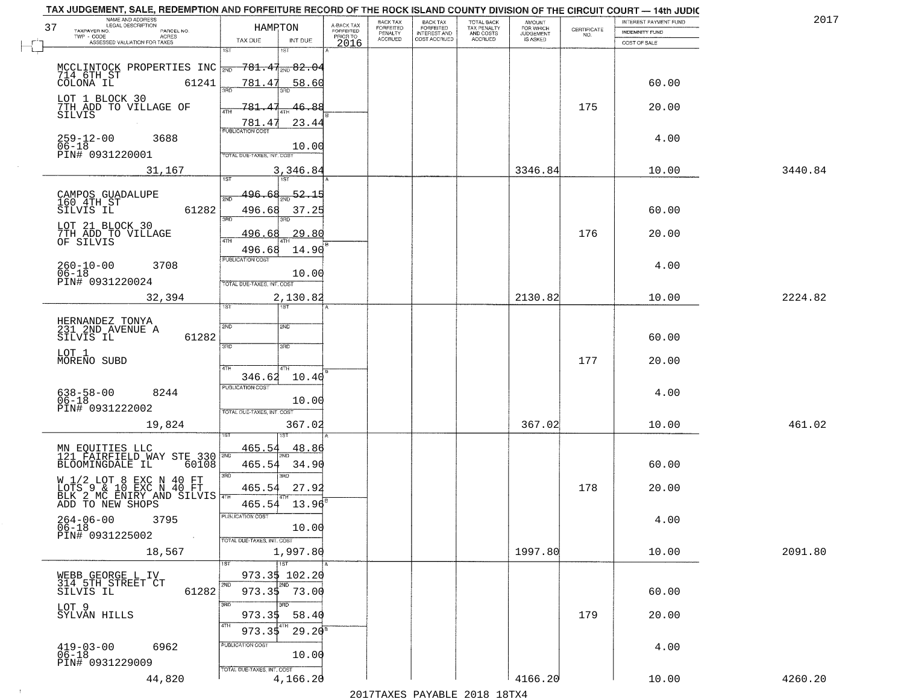TAX JUDGEMENT, SALE, REDEMPTION AND FORFEITURE RECORD OF THE ROCK ISLAND COUNTY DIVISION OF THE CIRCUIT COURT — 14th JUDIC

2017

| 37 NAME AND ADDRESS / LEGAL DESCRIPTION / TAXPAYER NO. / PARCEL NO. / TWP - CODE / ACRES / ASSESSED VALUATION FOR TAXES | HAMPTON TAX DUE | INT DUE | A-BACK TAX FORFEITED PRIOR TO 2016 | BACK TAX FORFEITED PENALTY ACCRUED | BACK TAX FORFEITED INTEREST AND COST ACCRUED | TOTAL BACK TAX PENALTY AND COSTS ACCRUED | AMOUNT FOR WHICH JUDGEMENT IS ASKED | CERTIFICATE NO. | INTEREST PAYMENT FUND / INDEMNITY FUND / COST OF SALE | |
|---|---|---|---|---|---|---|---|---|---|---|
| MCCLINTOCK PROPERTIES INC 714 6TH ST COLONA IL 61241 | 1ST 781.47 | 82.04 | | | | | | | | |
| | 2ND 781.47 | 58.60 | | | | | | | 60.00 | |
| LOT 1 BLOCK 30 7TH ADD TO VILLAGE OF SILVIS | 3RD 781.47 | 46.88 | | | | | | 175 | 20.00 | |
| | 4TH 781.47 | 23.44 | | | | | | | | |
| 259-12-00 3688 06-18 PIN# 0931220001 | PUBLICATION COST | 10.00 | | | | | | | 4.00 | |
| 31,167 | TOTAL DUE-TAXES, INT. COST | 3,346.84 | | | | | 3346.84 | | 10.00 | 3440.84 |
| CAMPOS GUADALUPE 160 4TH ST SILVIS IL 61282 | 1ST 496.68 | 52.15 | | | | | | | | |
| | 2ND 496.68 | 37.25 | | | | | | | 60.00 | |
| LOT 21 BLOCK 30 7TH ADD TO VILLAGE OF SILVIS | 3RD 496.68 | 29.80 | | | | | | 176 | 20.00 | |
| | 4TH 496.68 | 14.90 | | | | | | | | |
| 260-10-00 3708 06-18 PIN# 0931220024 | PUBLICATION COST | 10.00 | | | | | | | 4.00 | |
| 32,394 | TOTAL DUE-TAXES, INT. COST | 2,130.82 | | | | | 2130.82 | | 10.00 | 2224.82 |
| HERNANDEZ TONYA 231 2ND AVENUE A SILVIS IL 61282 | 1ST | | | | | | | | | |
| | 2ND | | | | | | | | 60.00 | |
| LOT 1 MORENO SUBD | 3RD | | | | | | | 177 | 20.00 | |
| | 4TH 346.62 | 10.40 | | | | | | | | |
| 638-58-00 8244 06-18 PIN# 0931222002 | PUBLICATION COST | 10.00 | | | | | | | 4.00 | |
| 19,824 | TOTAL DUE-TAXES, INT. COST | 367.02 | | | | | 367.02 | | 10.00 | 461.02 |
| MN EQUITIES LLC 121 FAIRFIELD WAY STE 330 BLOOMINGDALE IL 60108 | 1ST 465.54 | 48.86 | | | | | | | | |
| | 2ND 465.54 | 34.90 | | | | | | | 60.00 | |
| W 1/2 LOT 8 EXC N 40 FT LOTS 9 & 10 EXC N 40 FT BLK 2 MC ENIRY AND SILVIS ADD TO NEW SHOPS | 3RD 465.54 | 27.92 | | | | | | 178 | 20.00 | |
| | 4TH 465.54 | 13.96 | | | | | | | | |
| 264-06-00 3795 06-18 PIN# 0931225002 | PUBLICATION COST | 10.00 | | | | | | | 4.00 | |
| 18,567 | TOTAL DUE-TAXES, INT. COST | 1,997.80 | | | | | 1997.80 | | 10.00 | 2091.80 |
| WEBB GEORGE L IV 314 5TH STREET CT SILVIS IL 61282 | 1ST 973.35 | 102.20 | | | | | | | | |
| | 2ND 973.35 | 73.00 | | | | | | | 60.00 | |
| LOT 9 SYLVAN HILLS | 3RD 973.35 | 58.40 | | | | | | 179 | 20.00 | |
| | 4TH 973.35 | 29.20 | | | | | | | | |
| 419-03-00 6962 06-18 PIN# 0931229009 | PUBLICATION COST | 10.00 | | | | | | | 4.00 | |
| 44,820 | TOTAL DUE-TAXES, INT. COST | 4,166.20 | | | | | 4166.20 | | 10.00 | 4260.20 |

2017TAXES PAYABLE 2018 18TX4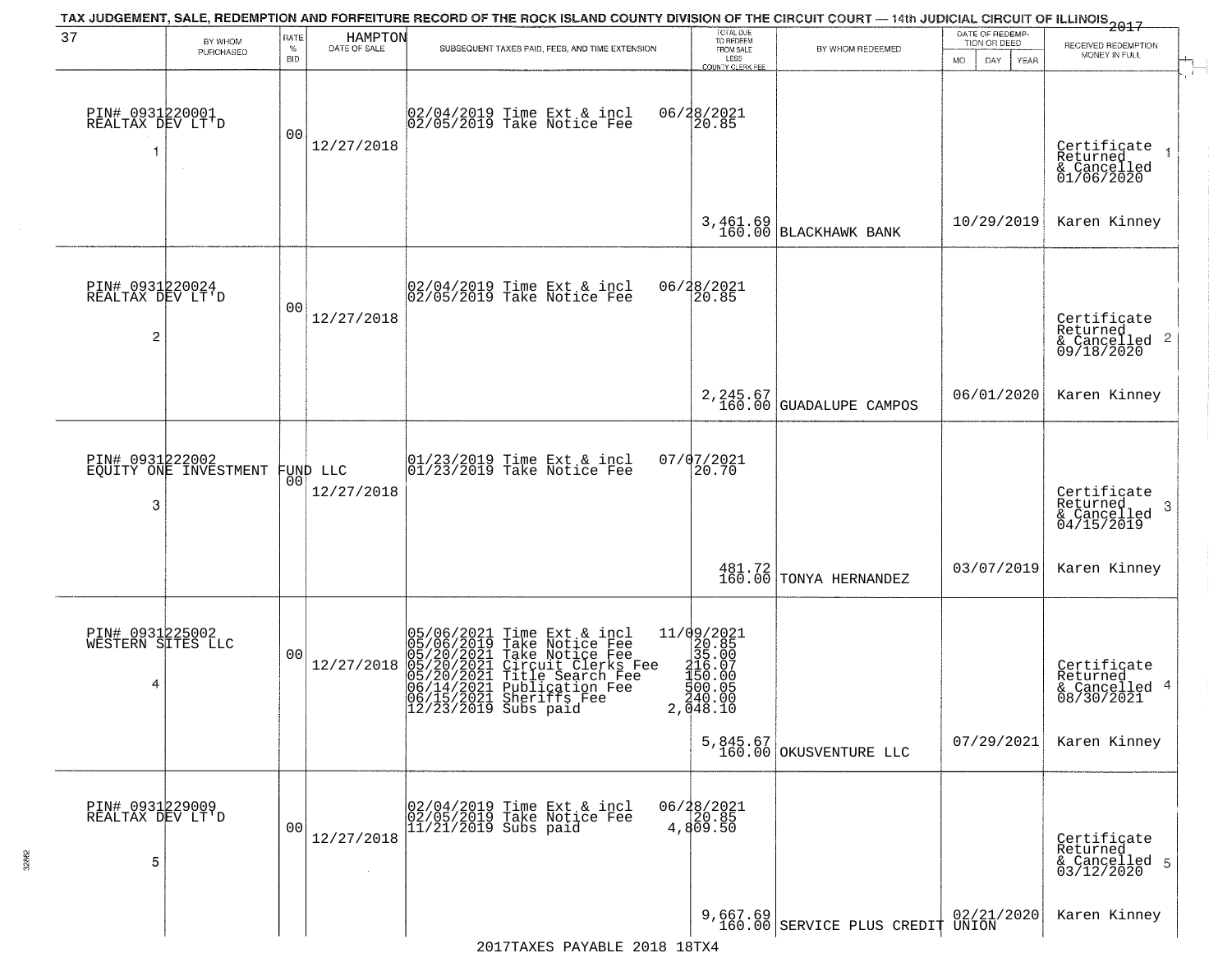# TAX JUDGEMENT, SALE, REDEMPTION AND FORFEITURE RECORD OF THE ROCK ISLAND COUNTY DIVISION OF THE CIRCUIT COURT — 14th JUDICIAL CIRCUIT OF ILLINOIS 2017

| 37 | BY WHOM PURCHASED | RATE % BID | HAMPTON DATE OF SALE | SUBSEQUENT TAXES PAID, FEES, AND TIME EXTENSION | TOTAL DUE TO REDEEM FROM SALE LESS COUNTY CLERK FEE | BY WHOM REDEEMED | DATE OF REDEMPTION OR DEED MO DAY YEAR | RECEIVED REDEMPTION MONEY IN FULL |
|---|---|---|---|---|---|---|---|---|
| 1 | PIN# 0931220001 REALTAX DEV LT'D | 00 | 12/27/2018 | 02/04/2019 Time Ext & incl 06/28/2021<br>02/05/2019 Take Notice Fee 20.85 | 3,461.69<br>160.00 | BLACKHAWK BANK | 10/29/2019 | Certificate Returned & Cancelled 01/06/2020<br>Karen Kinney |
| 2 | PIN# 0931220024 REALTAX DEV LT'D | 00 | 12/27/2018 | 02/04/2019 Time Ext & incl 06/28/2021<br>02/05/2019 Take Notice Fee 20.85 | 2,245.67<br>160.00 | GUADALUPE CAMPOS | 06/01/2020 | Certificate Returned & Cancelled 09/18/2020<br>Karen Kinney |
| 3 | PIN# 0931222002 EQUITY ONE INVESTMENT FUND LLC | 00 | 12/27/2018 | 01/23/2019 Time Ext & incl 07/07/2021<br>01/23/2019 Take Notice Fee 20.70 | 481.72<br>160.00 | TONYA HERNANDEZ | 03/07/2019 | Certificate Returned & Cancelled 04/15/2019<br>Karen Kinney |
| 4 | PIN# 0931225002 WESTERN SITES LLC | 00 | 12/27/2018 | 05/06/2021 Time Ext & incl 11/09/2021<br>05/06/2019 Take Notice Fee 20.85<br>05/20/2021 Take Notice Fee 35.00<br>05/20/2021 Circuit Clerks Fee 216.07<br>05/20/2021 Title Search Fee 150.00<br>06/14/2021 Publication Fee 500.05<br>06/15/2021 Sheriffs Fee 240.00<br>12/23/2019 Subs paid 2,048.10 | 5,845.67<br>160.00 | OKUSVENTURE LLC | 07/29/2021 | Certificate Returned & Cancelled 08/30/2021<br>Karen Kinney |
| 5 | PIN# 0931229009 REALTAX DEV LT'D | 00 | 12/27/2018 | 02/04/2019 Time Ext & incl 06/28/2021<br>02/05/2019 Take Notice Fee 20.85<br>11/21/2019 Subs paid 4,809.50 | 9,667.69<br>160.00 | SERVICE PLUS CREDIT UNION | 02/21/2020 | Certificate Returned & Cancelled 03/12/2020<br>Karen Kinney |

2017TAXES PAYABLE 2018 18TX4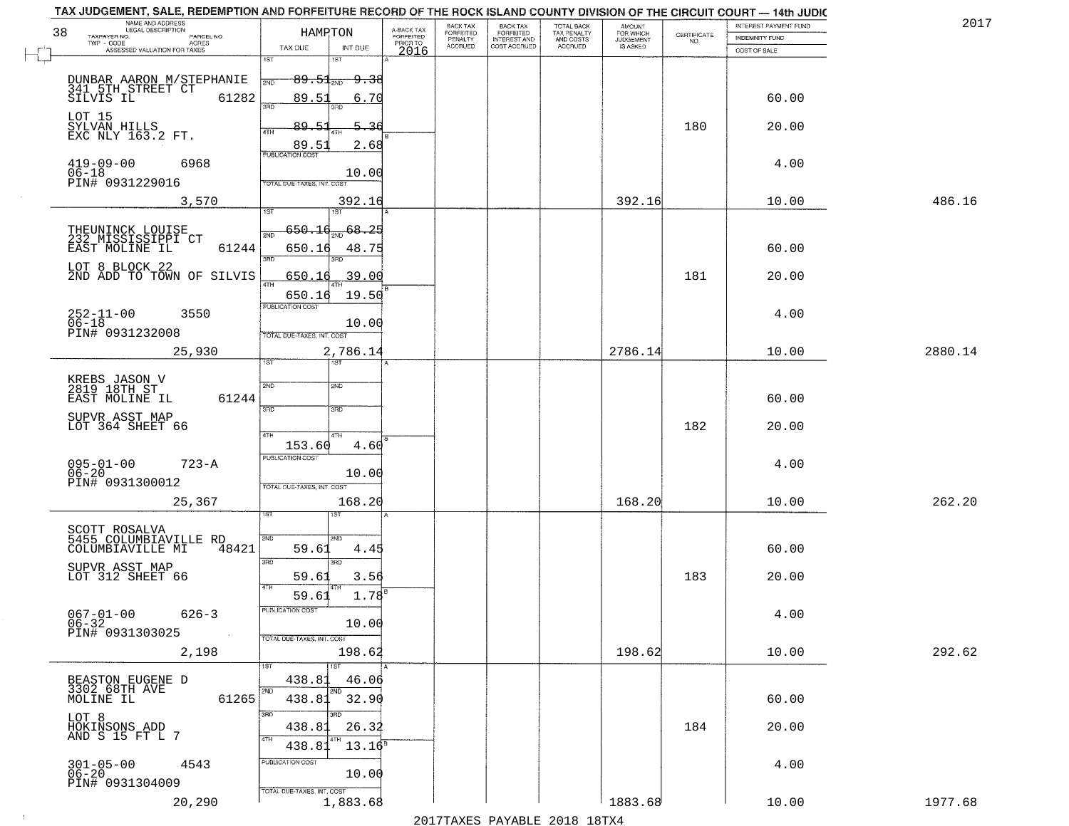# TAX JUDGEMENT, SALE, REDEMPTION AND FORFEITURE RECORD OF THE ROCK ISLAND COUNTY DIVISION OF THE CIRCUIT COURT — 14th JUDIC

2017

38

| NAME AND ADDRESS / LEGAL DESCRIPTION / TAXPAYER NO. / PARCEL NO. / TWP - CODE / ACRES / ASSESSED VALUATION FOR TAXES | HAMPTON TAX DUE | INT DUE | A-BACK TAX FORFEITED PRIOR TO 2016 | BACK TAX FORFEITED PENALTY ACCRUED | BACK TAX FORFEITED INTEREST AND COST ACCRUED | TOTAL BACK TAX PENALTY AND COSTS ACCRUED | AMOUNT FOR WHICH JUDGEMENT IS ASKED | CERTIFICATE NO. | INTEREST PAYMENT FUND / INDEMNITY FUND / COST OF SALE | |
|---|---|---|---|---|---|---|---|---|---|---|
| DUNBAR AARON M/STEPHANIE<br>341 5TH STREET CT<br>SILVIS IL 61282<br>LOT 15<br>SYLVAN HILLS<br>EXC NLY 163.2 FT.<br>419-09-00 6968<br>06-18<br>PIN# 0931229016<br>3,570 | 1ST<br>2ND 89.51<br>3RD 89.51<br>4TH 89.51<br>89.51<br>PUBLICATION COST<br>TOTAL DUE-TAXES, INT. COST | 1ST<br>2ND 9.38<br>3RD 6.70<br>4TH 5.36<br>2.68<br>10.00<br>392.16 | | | | | 392.16 | 180 | 60.00<br>20.00<br>4.00<br>10.00 | 486.16 |
| THEUNINCK LOUISE<br>232 MISSISSIPPI CT<br>EAST MOLINE IL 61244<br>LOT 8 BLOCK 22<br>2ND ADD TO TOWN OF SILVIS<br>252-11-00 3550<br>06-18<br>PIN# 0931232008<br>25,930 | 1ST<br>2ND 650.16<br>3RD 650.16<br>4TH 650.16<br>650.16<br>PUBLICATION COST<br>TOTAL DUE-TAXES, INT. COST | 1ST<br>2ND 68.25<br>3RD 48.75<br>4TH 39.00<br>19.50<br>10.00<br>2,786.14 | | | | | 2786.14 | 181 | 60.00<br>20.00<br>4.00<br>10.00 | 2880.14 |
| KREBS JASON V<br>2819 18TH ST<br>EAST MOLINE IL 61244<br>SUPVR ASST MAP<br>LOT 364 SHEET 66<br>095-01-00 723-A<br>06-20<br>PIN# 0931300012<br>25,367 | 1ST<br>2ND<br>3RD<br>4TH<br>153.60<br>PUBLICATION COST<br>TOTAL DUE-TAXES, INT. COST | 1ST<br>2ND<br>3RD<br>4TH<br>4.60<br>10.00<br>168.20 | | | | | 168.20 | 182 | 60.00<br>20.00<br>4.00<br>10.00 | 262.20 |
| SCOTT ROSALVA<br>5455 COLUMBIAVILLE RD<br>COLUMBIAVILLE MI 48421<br>SUPVR ASST MAP<br>LOT 312 SHEET 66<br>067-01-00 626-3<br>06-32<br>PIN# 0931303025<br>2,198 | 1ST<br>2ND 59.61<br>3RD 59.61<br>4TH 59.61<br>PUBLICATION COST<br>TOTAL DUE-TAXES, INT. COST | 1ST<br>2ND 4.45<br>3RD 3.56<br>4TH 1.78<br>10.00<br>198.62 | | | | | 198.62 | 183 | 60.00<br>20.00<br>4.00<br>10.00 | 292.62 |
| BEASTON EUGENE D<br>3302 68TH AVE<br>MOLINE IL 61265<br>LOT 8<br>HOKINSONS ADD<br>AND S 15 FT L 7<br>301-05-00 4543<br>06-20<br>PIN# 0931304009<br>20,290 | 1ST 438.81<br>2ND 438.81<br>3RD 438.81<br>4TH 438.81<br>PUBLICATION COST<br>TOTAL DUE-TAXES, INT. COST | 1ST 46.06<br>2ND 32.90<br>3RD 26.32<br>4TH 13.16<br>10.00<br>1,883.68 | | | | | 1883.68 | 184 | 60.00<br>20.00<br>4.00<br>10.00 | 1977.68 |

2017TAXES PAYABLE 2018 18TX4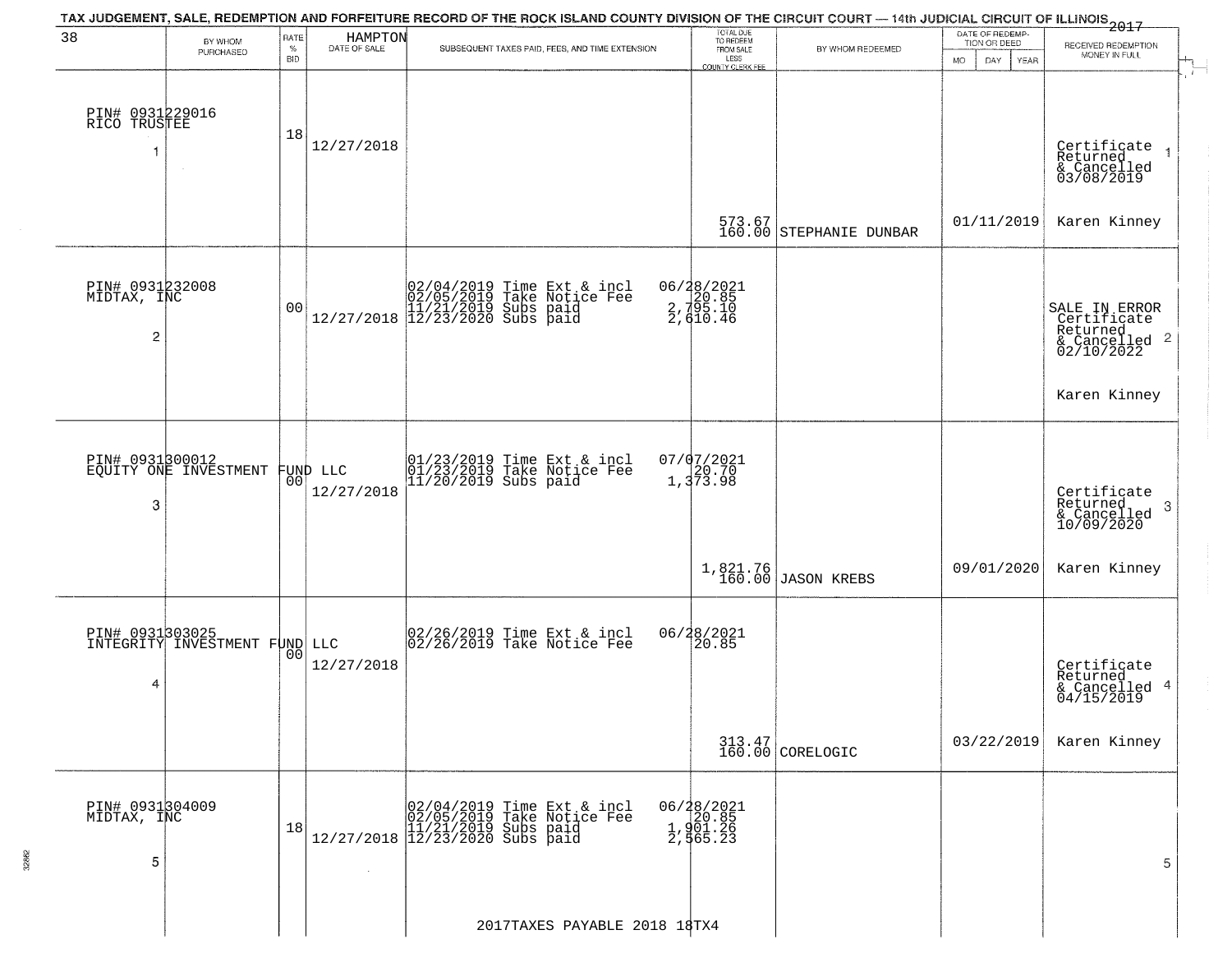TAX JUDGEMENT, SALE, REDEMPTION AND FORFEITURE RECORD OF THE ROCK ISLAND COUNTY DIVISION OF THE CIRCUIT COURT — 14th JUDICIAL CIRCUIT OF ILLINOIS 2017

| 38 BY WHOM PURCHASED | RATE % BID | HAMPTON DATE OF SALE | SUBSEQUENT TAXES PAID, FEES, AND TIME EXTENSION | TOTAL DUE TO REDEEM FROM SALE LESS COUNTY CLERK FEE | BY WHOM REDEEMED | DATE OF REDEMPTION OR DEED MO DAY YEAR | RECEIVED REDEMPTION MONEY IN FULL |
|---|---|---|---|---|---|---|---|
| PIN# 0931229016 RICO TRUSTEE 1 | 18 | 12/27/2018 | | 573.67 160.00 | STEPHANIE DUNBAR | 01/11/2019 | Certificate Returned & Cancelled 03/08/2019 Karen Kinney 1 |
| PIN# 0931232008 MIDTAX, INC 2 | 00 | 12/27/2018 | 02/04/2019 Time Ext & incl 06/28/2021<br>02/05/2019 Take Notice Fee 20.85<br>11/21/2019 Subs paid 2,795.10<br>12/23/2020 Subs paid 2,610.46 | | | | SALE IN ERROR Certificate Returned & Cancelled 02/10/2022 Karen Kinney 2 |
| PIN# 0931300012 EQUITY ONE INVESTMENT FUND LLC 3 | 00 | 12/27/2018 | 01/23/2019 Time Ext & incl 07/07/2021<br>01/23/2019 Take Notice Fee 20.70<br>11/20/2019 Subs paid 1,373.98 | 1,821.76 160.00 | JASON KREBS | 09/01/2020 | Certificate Returned & Cancelled 10/09/2020 Karen Kinney 3 |
| PIN# 0931303025 INTEGRITY INVESTMENT FUND LLC 4 | 00 | 12/27/2018 | 02/26/2019 Time Ext & incl 06/28/2021<br>02/26/2019 Take Notice Fee 20.85 | 313.47 160.00 | CORELOGIC | 03/22/2019 | Certificate Returned & Cancelled 04/15/2019 Karen Kinney 4 |
| PIN# 0931304009 MIDTAX, INC 5 | 18 | 12/27/2018 | 02/04/2019 Time Ext & incl 06/28/2021<br>02/05/2019 Take Notice Fee 20.85<br>11/21/2019 Subs paid 1,901.26<br>12/23/2020 Subs paid 2,565.23 | | | | 5 |

2017TAXES PAYABLE 2018 18TX4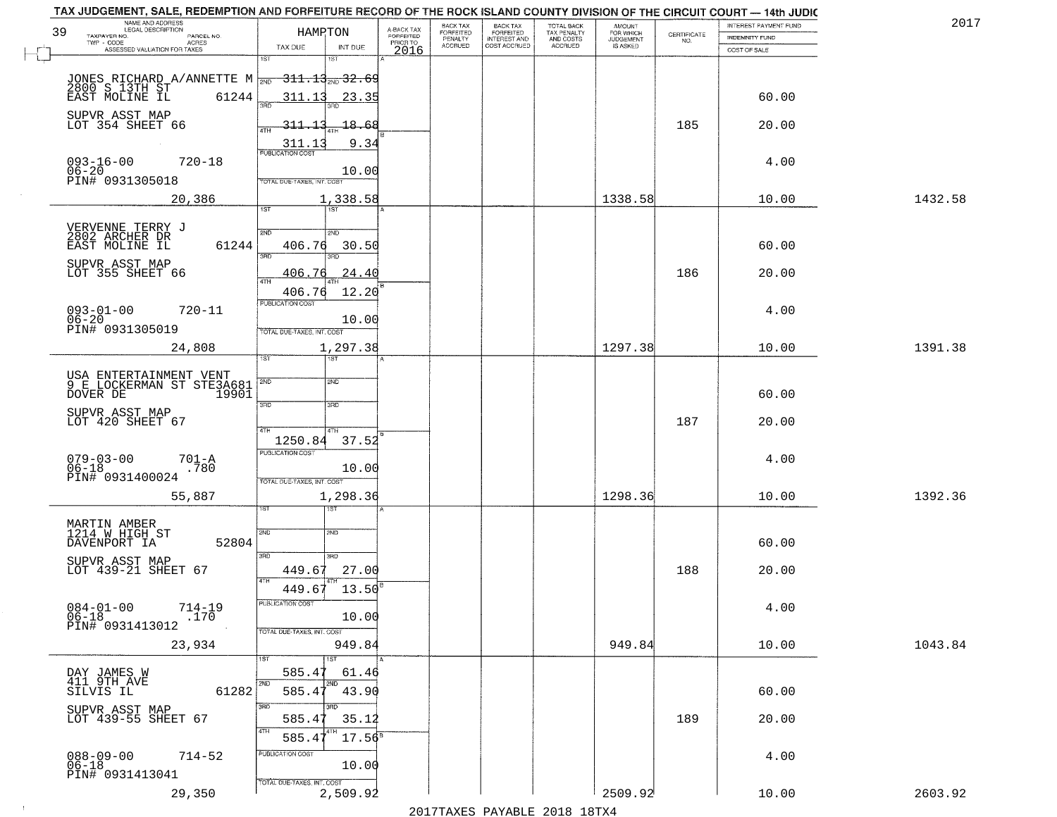TAX JUDGEMENT, SALE, REDEMPTION AND FORFEITURE RECORD OF THE ROCK ISLAND COUNTY DIVISION OF THE CIRCUIT COURT — 14th JUDIC

2017

39

| NAME AND ADDRESS / LEGAL DESCRIPTION / TAXPAYER NO. / PARCEL NO. / TWP - CODE / ACRES / ASSESSED VALUATION FOR TAXES | HAMPTON TAX DUE | INT DUE | A-BACK TAX FORFEITED PRIOR TO 2016 | BACK TAX FORFEITED PENALTY ACCRUED | BACK TAX FORFEITED INTEREST AND COST ACCRUED | TOTAL BACK TAX PENALTY AND COSTS ACCRUED | AMOUNT FOR WHICH JUDGEMENT IS ASKED | CERTIFICATE NO. | INTEREST PAYMENT FUND / INDEMNITY FUND / COST OF SALE | |
|---|---|---|---|---|---|---|---|---|---|---|
| JONES RICHARD A/ANNETTE M<br>2800 S 13TH ST<br>EAST MOLINE IL 61244<br>SUPVR ASST MAP<br>LOT 354 SHEET 66<br>093-16-00 720-18<br>06-20<br>PIN# 0931305018<br>20,386 | 1ST ~~311.13~~<br>2ND 311.13<br>3RD ~~311.13~~<br>4TH 311.13<br>PUBLICATION COST<br>TOTAL DUE-TAXES, INT. COST 1,338.58 | 1ST ~~32.69~~<br>2ND 23.35<br>3RD ~~18.68~~<br>4TH 9.34<br>10.00 | | | | | 1338.58 | 185 | 60.00<br>20.00<br>4.00<br>10.00 | 1432.58 |
| VERVENNE TERRY J<br>2802 ARCHER DR<br>EAST MOLINE IL 61244<br>SUPVR ASST MAP<br>LOT 355 SHEET 66<br>093-01-00 720-11<br>06-20<br>PIN# 0931305019<br>24,808 | 1ST<br>2ND 406.76<br>3RD 406.76<br>4TH 406.76<br>PUBLICATION COST<br>TOTAL DUE-TAXES, INT. COST 1,297.38 | 1ST<br>2ND 30.50<br>3RD 24.40<br>4TH 12.20<br>10.00 | | | | | 1297.38 | 186 | 60.00<br>20.00<br>4.00<br>10.00 | 1391.38 |
| USA ENTERTAINMENT VENT<br>9 E LOCKERMAN ST STE3A681<br>DOVER DE 19901<br>SUPVR ASST MAP<br>LOT 420 SHEET 67<br>079-03-00 701-A<br>06-18 .780<br>PIN# 0931400024<br>55,887 | 1ST<br>2ND<br>3RD<br>4TH 1250.84<br>PUBLICATION COST<br>TOTAL DUE-TAXES, INT. COST 1,298.36 | 1ST<br>2ND<br>3RD<br>4TH 37.52<br>10.00 | | | | | 1298.36 | 187 | 60.00<br>20.00<br>4.00<br>10.00 | 1392.36 |
| MARTIN AMBER<br>1214 W HIGH ST<br>DAVENPORT IA 52804<br>SUPVR ASST MAP<br>LOT 439-21 SHEET 67<br>084-01-00 714-19<br>06-18 .170<br>PIN# 0931413012<br>23,934 | 1ST<br>2ND<br>3RD 449.67<br>4TH 449.67<br>PUBLICATION COST<br>TOTAL DUE-TAXES, INT. COST 949.84 | 1ST<br>2ND<br>3RD 27.00<br>4TH 13.50<br>10.00 | | | | | 949.84 | 188 | 60.00<br>20.00<br>4.00<br>10.00 | 1043.84 |
| DAY JAMES W<br>411 9TH AVE<br>SILVIS IL 61282<br>SUPVR ASST MAP<br>LOT 439-55 SHEET 67<br>088-09-00 714-52<br>06-18<br>PIN# 0931413041<br>29,350 | 1ST 585.47<br>2ND 585.47<br>3RD 585.47<br>4TH 585.47<br>PUBLICATION COST<br>TOTAL DUE-TAXES, INT. COST 2,509.92 | 1ST 61.46<br>2ND 43.90<br>3RD 35.12<br>4TH 17.56<br>10.00 | | | | | 2509.92 | 189 | 60.00<br>20.00<br>4.00<br>10.00 | 2603.92 |

2017TAXES PAYABLE 2018 18TX4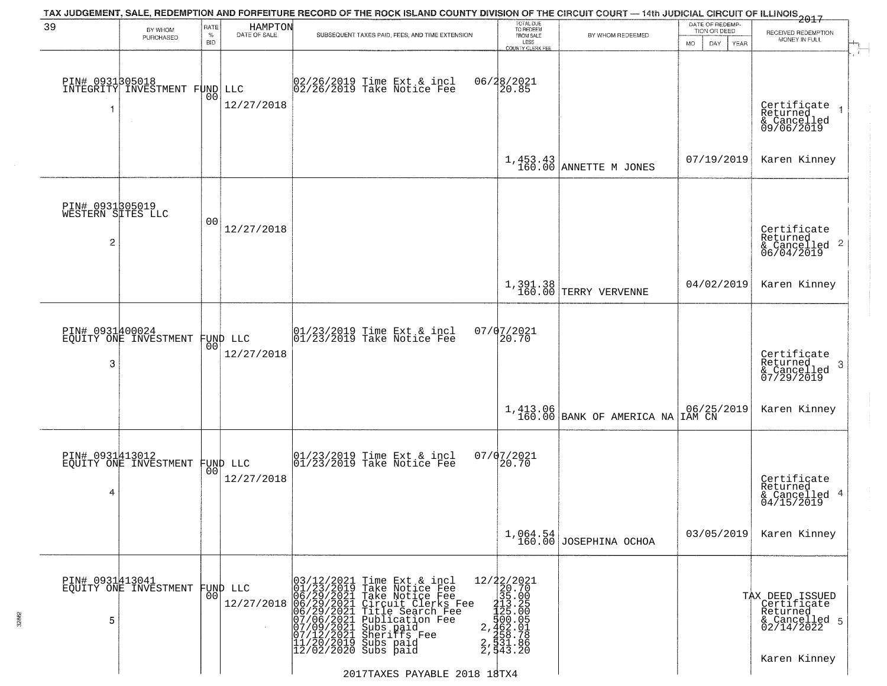TAX JUDGEMENT, SALE, REDEMPTION AND FORFEITURE RECORD OF THE ROCK ISLAND COUNTY DIVISION OF THE CIRCUIT COURT — 14th JUDICIAL CIRCUIT OF ILLINOIS 2017

39 HAMPTON

| | BY WHOM PURCHASED | RATE % BID | DATE OF SALE | SUBSEQUENT TAXES PAID, FEES, AND TIME EXTENSION | TOTAL DUE TO REDEEM FROM SALE LESS COUNTY CLERK FEE | BY WHOM REDEEMED | DATE OF REDEMPTION OR DEED (MO DAY YEAR) | RECEIVED REDEMPTION MONEY IN FULL |
|---|---|---|---|---|---|---|---|---|
| 1 | PIN# 0931305018 INTEGRITY INVESTMENT FUND LLC | 00 | 12/27/2018 | 02/26/2019 Time Ext & incl<br>02/26/2019 Take Notice Fee | 06/28/2021<br>20.85<br>1,453.43<br>160.00 | ANNETTE M JONES | 07/19/2019 | Certificate Returned & Cancelled 09/06/2019<br>Karen Kinney |
| 2 | PIN# 0931305019 WESTERN SITES LLC | 00 | 12/27/2018 | | 1,391.38<br>160.00 | TERRY VERVENNE | 04/02/2019 | Certificate Returned & Cancelled 06/04/2019<br>Karen Kinney |
| 3 | PIN# 0931400024 EQUITY ONE INVESTMENT FUND LLC | 00 | 12/27/2018 | 01/23/2019 Time Ext & incl<br>01/23/2019 Take Notice Fee | 07/07/2021<br>20.70<br>1,413.06<br>160.00 | BANK OF AMERICA NA IAM CN | 06/25/2019 | Certificate Returned & Cancelled 07/29/2019<br>Karen Kinney |
| 4 | PIN# 0931413012 EQUITY ONE INVESTMENT FUND LLC | 00 | 12/27/2018 | 01/23/2019 Time Ext & incl<br>01/23/2019 Take Notice Fee | 07/07/2021<br>20.70<br>1,064.54<br>160.00 | JOSEPHINA OCHOA | 03/05/2019 | Certificate Returned & Cancelled 04/15/2019<br>Karen Kinney |
| 5 | PIN# 0931413041 EQUITY ONE INVESTMENT FUND LLC | 00 | 12/27/2018 | 03/12/2021 Time Ext & incl<br>01/23/2019 Take Notice Fee<br>06/29/2021 Take Notice Fee<br>06/29/2021 Circuit Clerks Fee<br>06/29/2021 Title Search Fee<br>07/06/2021 Publication Fee<br>07/09/2021 Subs paid<br>07/12/2021 Sheriffs Fee<br>11/20/2019 Subs paid<br>12/02/2020 Subs paid | 12/22/2021<br>20.70<br>35.00<br>213.25<br>125.00<br>500.05<br>2,462.01<br>258.78<br>2,531.86<br>2,543.20 | | | TAX DEED ISSUED Certificate Returned & Cancelled 02/14/2022<br>Karen Kinney |

2017TAXES PAYABLE 2018 18TX4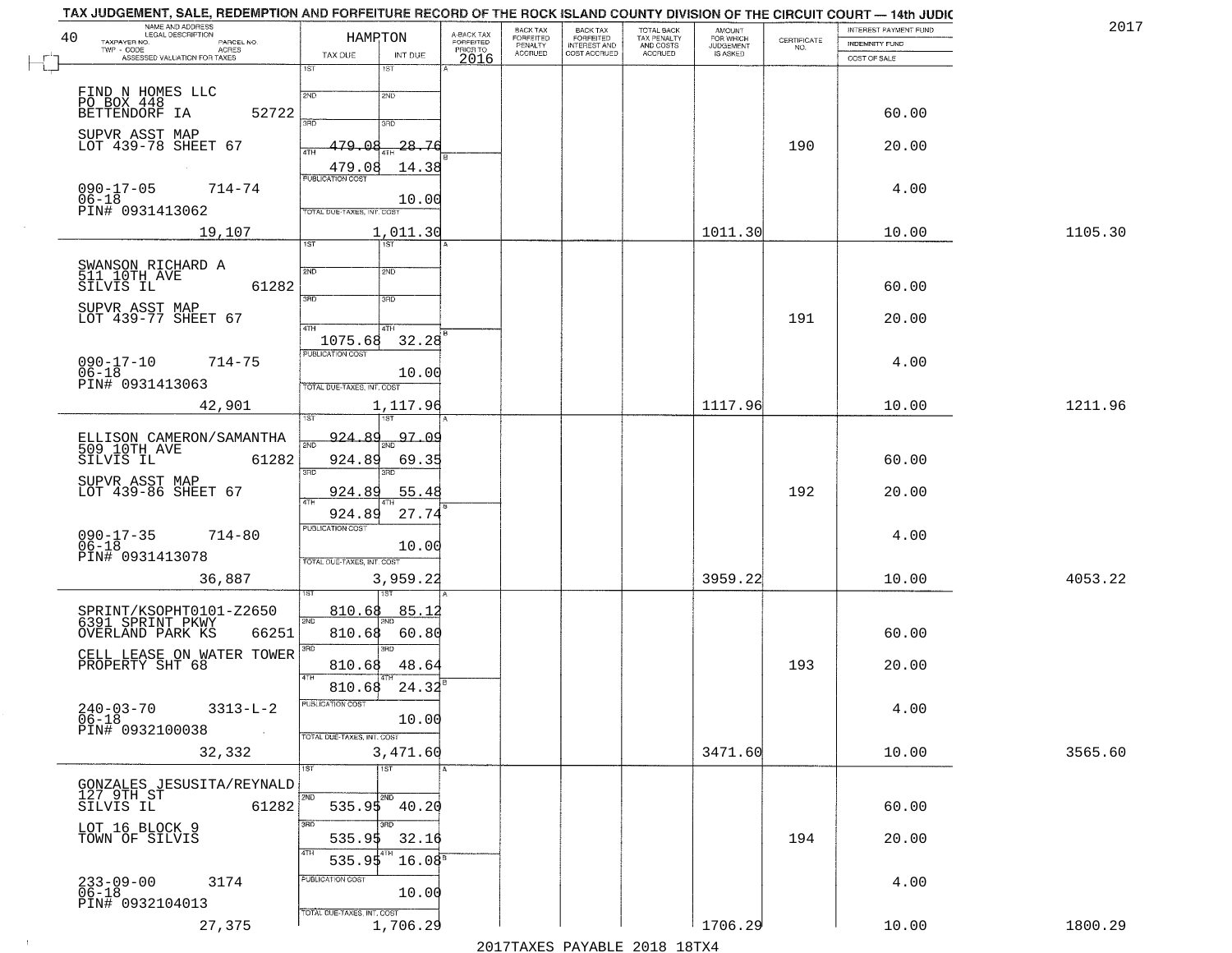TAX JUDGEMENT, SALE, REDEMPTION AND FORFEITURE RECORD OF THE ROCK ISLAND COUNTY DIVISION OF THE CIRCUIT COURT — 14th JUDIC

2017

| NAME AND ADDRESS / LEGAL DESCRIPTION / TAXPAYER NO. / PARCEL NO. / TWP - CODE / ACRES / ASSESSED VALUATION FOR TAXES | HAMPTON TAX DUE | INT DUE | A-BACK TAX FORFEITED PRIOR TO 2016 | BACK TAX FORFEITED PENALTY ACCRUED | BACK TAX FORFEITED INTEREST AND COST ACCRUED | TOTAL BACK TAX PENALTY AND COSTS ACCRUED | AMOUNT FOR WHICH JUDGEMENT IS ASKED | CERTIFICATE NO. | INTEREST PAYMENT FUND / INDEMNITY FUND / COST OF SALE | |
|---|---|---|---|---|---|---|---|---|---|---|
| FIND N HOMES LLC<br>PO BOX 448<br>BETTENDORF IA 52722<br>SUPVR ASST MAP<br>LOT 439-78 SHEET 67<br>090-17-05 714-74<br>06-18<br>PIN# 0931413062<br>19,107 | 1ST<br>2ND<br>3RD<br>4TH 479.08<br>479.08<br>PUBLICATION COST<br>TOTAL DUE-TAXES, INT. COST 1,011.30 | 1ST<br>2ND<br>3RD<br>4TH 28.76<br>14.38<br>10.00 | | | | | 1011.30 | 190 | 60.00<br>20.00<br>4.00<br>10.00 | 1105.30 |
| SWANSON RICHARD A<br>511 10TH AVE<br>SILVIS IL 61282<br>SUPVR ASST MAP<br>LOT 439-77 SHEET 67<br>090-17-10 714-75<br>06-18<br>PIN# 0931413063<br>42,901 | 1ST<br>2ND<br>3RD<br>4TH<br>1075.68<br>PUBLICATION COST<br>TOTAL DUE-TAXES, INT. COST 1,117.96 | 1ST<br>2ND<br>3RD<br>4TH<br>32.28<br>10.00 | | | | | 1117.96 | 191 | 60.00<br>20.00<br>4.00<br>10.00 | 1211.96 |
| ELLISON CAMERON/SAMANTHA<br>509 10TH AVE<br>SILVIS IL 61282<br>SUPVR ASST MAP<br>LOT 439-86 SHEET 67<br>090-17-35 714-80<br>06-18<br>PIN# 0931413078<br>36,887 | 1ST 924.89<br>2ND 924.89<br>3RD 924.89<br>4TH 924.89<br>PUBLICATION COST<br>TOTAL DUE-TAXES, INT. COST 3,959.22 | 1ST 97.09<br>2ND 69.35<br>3RD 55.48<br>4TH 27.74<br>10.00 | | | | | 3959.22 | 192 | 60.00<br>20.00<br>4.00<br>10.00 | 4053.22 |
| SPRINT/KSOPHT0101-Z2650<br>6391 SPRINT PKWY<br>OVERLAND PARK KS 66251<br>CELL LEASE ON WATER TOWER<br>PROPERTY SHT 68<br>240-03-70 3313-L-2<br>06-18<br>PIN# 0932100038<br>32,332 | 1ST 810.68<br>2ND 810.68<br>3RD 810.68<br>4TH 810.68<br>PUBLICATION COST<br>TOTAL DUE-TAXES, INT. COST 3,471.60 | 1ST 85.12<br>2ND 60.80<br>3RD 48.64<br>4TH 24.32<br>10.00 | | | | | 3471.60 | 193 | 60.00<br>20.00<br>4.00<br>10.00 | 3565.60 |
| GONZALES JESUSITA/REYNALD<br>127 9TH ST<br>SILVIS IL 61282<br>LOT 16 BLOCK 9<br>TOWN OF SILVIS<br>233-09-00 3174<br>06-18<br>PIN# 0932104013<br>27,375 | 1ST<br>2ND 535.95<br>3RD 535.95<br>4TH 535.95<br>PUBLICATION COST<br>TOTAL DUE-TAXES, INT. COST 1,706.29 | 1ST<br>2ND 40.20<br>3RD 32.16<br>4TH 16.08<br>10.00 | | | | | 1706.29 | 194 | 60.00<br>20.00<br>4.00<br>10.00 | 1800.29 |

2017TAXES PAYABLE 2018 18TX4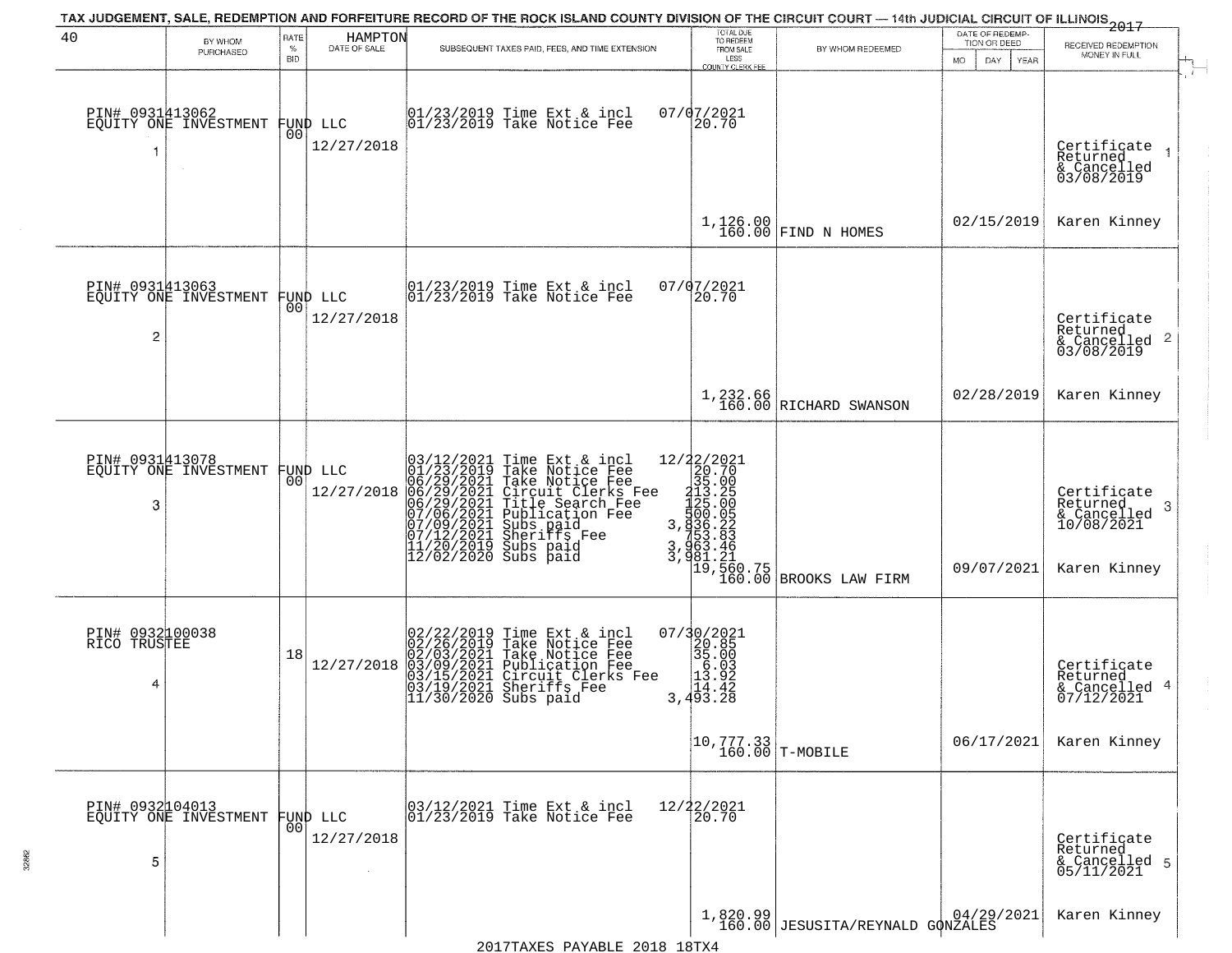TAX JUDGEMENT, SALE, REDEMPTION AND FORFEITURE RECORD OF THE ROCK ISLAND COUNTY DIVISION OF THE CIRCUIT COURT — 14th JUDICIAL CIRCUIT OF ILLINOIS 2017

HAMPTON

| BY WHOM PURCHASED | RATE % BID | DATE OF SALE | SUBSEQUENT TAXES PAID, FEES, AND TIME EXTENSION | TOTAL DUE TO REDEEM FROM SALE LESS COUNTY CLERK FEE | BY WHOM REDEEMED | DATE OF REDEMPTION OR DEED | RECEIVED REDEMPTION MONEY IN FULL |
|---|---|---|---|---|---|---|---|
| PIN# 0931413062 EQUITY ONE INVESTMENT FUND LLC 1 | 00 | 12/27/2018 | 01/23/2019 Time Ext & incl 07/07/2021<br>01/23/2019 Take Notice Fee 20.70 | 1,126.00<br>160.00 | FIND N HOMES | 02/15/2019 | Certificate Returned & Cancelled 03/08/2019 1<br>Karen Kinney |
| PIN# 0931413063 EQUITY ONE INVESTMENT FUND LLC 2 | 00 | 12/27/2018 | 01/23/2019 Time Ext & incl 07/07/2021<br>01/23/2019 Take Notice Fee 20.70 | 1,232.66<br>160.00 | RICHARD SWANSON | 02/28/2019 | Certificate Returned & Cancelled 03/08/2019 2<br>Karen Kinney |
| PIN# 0931413078 EQUITY ONE INVESTMENT FUND LLC 3 | 00 | 12/27/2018 | 03/12/2021 Time Ext & incl 12/22/2021<br>01/23/2019 Take Notice Fee 20.70<br>06/29/2021 Take Notice Fee 35.00<br>06/29/2021 Circuit Clerks Fee 213.25<br>06/29/2021 Title Search Fee 125.00<br>07/06/2021 Publication Fee 500.05<br>07/09/2021 Subs paid 3,836.22<br>07/12/2021 Sheriffs Fee 753.83<br>11/20/2019 Subs paid 3,963.46<br>12/02/2020 Subs paid 3,981.21 | 19,560.75<br>160.00 | BROOKS LAW FIRM | 09/07/2021 | Certificate Returned & Cancelled 10/08/2021 3<br>Karen Kinney |
| PIN# 0932100038 RICO TRUSTEE 4 | 18 | 12/27/2018 | 02/22/2019 Time Ext & incl 07/30/2021<br>02/26/2019 Take Notice Fee 20.85<br>02/03/2021 Take Notice Fee 35.00<br>03/09/2021 Publication Fee 6.03<br>03/15/2021 Circuit Clerks Fee 13.92<br>03/19/2021 Sheriffs Fee 14.42<br>11/30/2020 Subs paid 3,493.28 | 10,777.33<br>160.00 | T-MOBILE | 06/17/2021 | Certificate Returned & Cancelled 07/12/2021 4<br>Karen Kinney |
| PIN# 0932104013 EQUITY ONE INVESTMENT FUND LLC 5 | 00 | 12/27/2018 | 03/12/2021 Time Ext & incl 12/22/2021<br>01/23/2019 Take Notice Fee 20.70 | 1,820.99<br>160.00 | JESUSITA/REYNALD GONZALES | 04/29/2021 | Certificate Returned & Cancelled 05/11/2021 5<br>Karen Kinney |

2017TAXES PAYABLE 2018 18TX4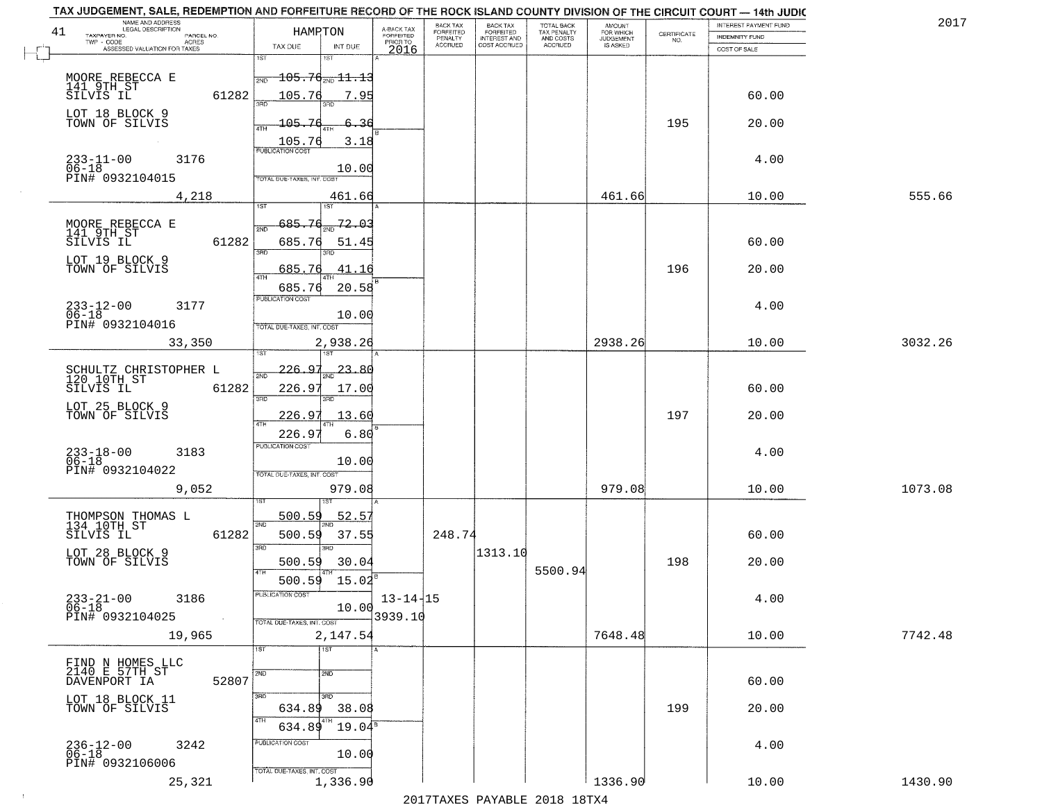TAX JUDGEMENT, SALE, REDEMPTION AND FORFEITURE RECORD OF THE ROCK ISLAND COUNTY DIVISION OF THE CIRCUIT COURT — 14th JUDIC

2017

41 — HAMPTON

| NAME AND ADDRESS / LEGAL DESCRIPTION / TAXPAYER NO. / PARCEL NO. / TWP - CODE / ACRES / ASSESSED VALUATION FOR TAXES | TAX DUE | INT DUE | A-BACK TAX FORFEITED PRIOR TO 2016 | BACK TAX FORFEITED PENALTY ACCRUED | BACK TAX FORFEITED INTEREST AND COST ACCRUED | TOTAL BACK TAX PENALTY AND COSTS ACCRUED | AMOUNT FOR WHICH JUDGEMENT IS ASKED | CERTIFICATE NO. | INTEREST PAYMENT FUND / INDEMNITY FUND / COST OF SALE | |
|---|---|---|---|---|---|---|---|---|---|---|
| MOORE REBECCA E<br>141 9TH ST<br>SILVIS IL 61282<br>LOT 18 BLOCK 9<br>TOWN OF SILVIS<br>233-11-00 3176<br>06-18<br>PIN# 0932104015 | 1ST 105.76<br>2ND 105.76<br>3RD 105.76<br>4TH 105.76<br>PUBLICATION COST | 11.13<br>7.95<br>6.36<br>3.18<br>10.00 | | | | | | 195 | 60.00<br>20.00<br>4.00 | |
| 4,218 | TOTAL DUE-TAXES, INT. COST | 461.66 | | | | | 461.66 | | 10.00 | 555.66 |
| MOORE REBECCA E<br>141 9TH ST<br>SILVIS IL 61282<br>LOT 19 BLOCK 9<br>TOWN OF SILVIS<br>233-12-00 3177<br>06-18<br>PIN# 0932104016 | 1ST 685.76<br>2ND 685.76<br>3RD 685.76<br>4TH 685.76<br>PUBLICATION COST | 72.03<br>51.45<br>41.16<br>20.58<br>10.00 | | | | | | 196 | 60.00<br>20.00<br>4.00 | |
| 33,350 | TOTAL DUE-TAXES, INT. COST | 2,938.26 | | | | | 2938.26 | | 10.00 | 3032.26 |
| SCHULTZ CHRISTOPHER L<br>120 10TH ST<br>SILVIS IL 61282<br>LOT 25 BLOCK 9<br>TOWN OF SILVIS<br>233-18-00 3183<br>06-18<br>PIN# 0932104022 | 1ST 226.97<br>2ND 226.97<br>3RD 226.97<br>4TH 226.97<br>PUBLICATION COST | 23.80<br>17.00<br>13.60<br>6.80<br>10.00 | | | | | | 197 | 60.00<br>20.00<br>4.00 | |
| 9,052 | TOTAL DUE-TAXES, INT. COST | 979.08 | | | | | 979.08 | | 10.00 | 1073.08 |
| THOMPSON THOMAS L<br>134 10TH ST<br>SILVIS IL 61282<br>LOT 28 BLOCK 9<br>TOWN OF SILVIS<br>233-21-00 3186<br>06-18<br>PIN# 0932104025 | 1ST 500.59<br>2ND 500.59<br>3RD 500.59<br>4TH 500.59<br>PUBLICATION COST | 52.57<br>37.55<br>30.04<br>15.02<br>10.00 | 13-14-15<br>3939.10 | 248.74 | 1313.10 | 5500.94 | | 198 | 60.00<br>20.00<br>4.00 | |
| 19,965 | TOTAL DUE-TAXES, INT. COST | 2,147.54 | | | | | 7648.48 | | 10.00 | 7742.48 |
| FIND N HOMES LLC<br>2140 E 57TH ST<br>DAVENPORT IA 52807<br>LOT 18 BLOCK 11<br>TOWN OF SILVIS<br>236-12-00 3242<br>06-18<br>PIN# 0932106006 | 1ST<br>2ND<br>3RD 634.89<br>4TH 634.89<br>PUBLICATION COST | <br><br>38.08<br>19.04<br>10.00 | | | | | | 199 | 60.00<br>20.00<br>4.00 | |
| 25,321 | TOTAL DUE-TAXES, INT. COST | 1,336.90 | | | | | 1336.90 | | 10.00 | 1430.90 |

2017TAXES PAYABLE 2018 18TX4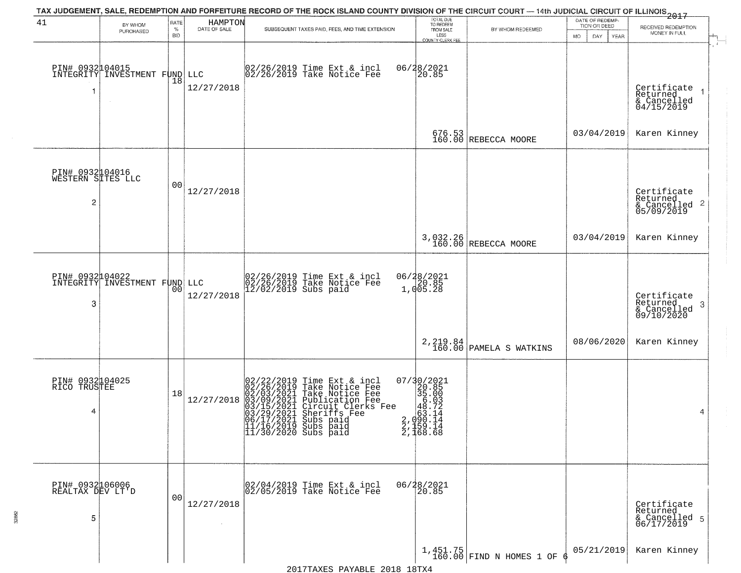TAX JUDGEMENT, SALE, REDEMPTION AND FORFEITURE RECORD OF THE ROCK ISLAND COUNTY DIVISION OF THE CIRCUIT COURT — 14th JUDICIAL CIRCUIT OF ILLINOIS 2017

| 41 BY WHOM PURCHASED | RATE % BID | HAMPTON DATE OF SALE | SUBSEQUENT TAXES PAID, FEES, AND TIME EXTENSION | TOTAL DUE TO REDEEM FROM SALE LESS COUNTY CLERK FEE | BY WHOM REDEEMED | DATE OF REDEMPTION OR DEED MO DAY YEAR | RECEIVED REDEMPTION MONEY IN FULL |
|---|---|---|---|---|---|---|---|
| PIN# 0932104015 INTEGRITY INVESTMENT FUND LLC 1 | 18 | 12/27/2018 | 02/26/2019 Time Ext & incl<br>02/26/2019 Take Notice Fee | 06/28/2021<br>20.85<br>676.53<br>160.00 | REBECCA MOORE | 03/04/2019 | Certificate Returned & Cancelled 04/15/2019<br>Karen Kinney |
| PIN# 0932104016 WESTERN SITES LLC 2 | 00 | 12/27/2018 | | 3,032.26<br>160.00 | REBECCA MOORE | 03/04/2019 | Certificate Returned & Cancelled 05/09/2019<br>Karen Kinney |
| PIN# 0932104022 INTEGRITY INVESTMENT FUND LLC 3 | 00 | 12/27/2018 | 02/26/2019 Time Ext & incl<br>02/26/2019 Take Notice Fee<br>12/02/2019 Subs paid | 06/28/2021<br>20.85<br>1,005.28<br>2,219.84<br>160.00 | PAMELA S WATKINS | 08/06/2020 | Certificate Returned & Cancelled 09/10/2020<br>Karen Kinney |
| PIN# 0932104025 RICO TRUSTEE 4 | 18 | 12/27/2018 | 02/22/2019 Time Ext & incl<br>02/26/2019 Take Notice Fee<br>02/03/2021 Take Notice Fee<br>03/09/2021 Publication Fee<br>03/15/2021 Circuit Clerks Fee<br>03/29/2021 Sheriffs Fee<br>06/17/2021 Subs paid<br>11/16/2019 Subs paid<br>11/30/2020 Subs paid | 07/30/2021<br>20.85<br>35.00<br>6.03<br>48.72<br>63.14<br>2,090.14<br>2,159.14<br>2,168.68 | | | 4 |
| PIN# 0932106006 REALTAX DEV LT'D 5 | 00 | 12/27/2018 | 02/04/2019 Time Ext & incl<br>02/05/2019 Take Notice Fee | 06/28/2021<br>20.85<br>1,451.75<br>160.00 | FIND N HOMES 1 OF 6 | 05/21/2019 | Certificate Returned & Cancelled 06/17/2019<br>Karen Kinney |

2017TAXES PAYABLE 2018 18TX4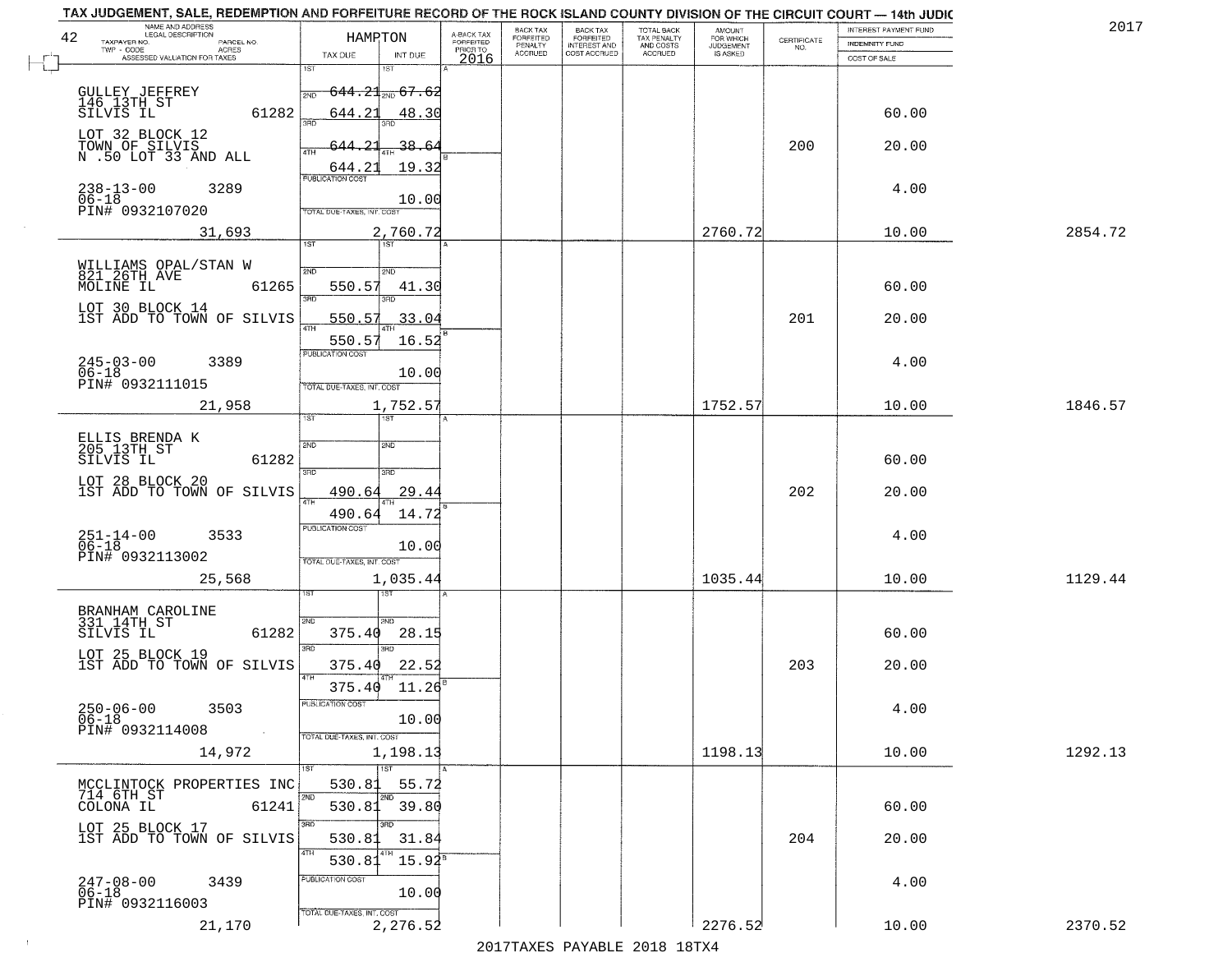TAX JUDGEMENT, SALE, REDEMPTION AND FORFEITURE RECORD OF THE ROCK ISLAND COUNTY DIVISION OF THE CIRCUIT COURT — 14th JUDIC

2017

| NAME AND ADDRESS / LEGAL DESCRIPTION / TAXPAYER NO. / PARCEL NO. / TWP - CODE / ACRES / ASSESSED VALUATION FOR TAXES | HAMPTON TAX DUE | INT DUE | A-BACK TAX FORFEITED PRIOR TO 2016 | BACK TAX FORFEITED PENALTY ACCRUED | BACK TAX FORFEITED INTEREST AND COST ACCRUED | TOTAL BACK TAX PENALTY AND COSTS ACCRUED | AMOUNT FOR WHICH JUDGEMENT IS ASKED | CERTIFICATE NO. | INTEREST PAYMENT FUND / INDEMNITY FUND / COST OF SALE | |
|---|---|---|---|---|---|---|---|---|---|---|
| 42 | | | | | | | | | | |
| GULLEY JEFFREY<br>146 13TH ST<br>SILVIS IL 61282<br>LOT 32 BLOCK 12<br>TOWN OF SILVIS<br>N .50 LOT 33 AND ALL<br>238-13-00 3289<br>06-18<br>PIN# 0932107020 | 1ST 644.21<br>2ND 644.21<br>3RD 644.21<br>4TH 644.21<br>PUBLICATION COST | 67.62<br>48.30<br>38.64<br>19.32<br>10.00 | | | | | | 200 | 60.00<br>20.00<br>4.00 | |
| 31,693 | TOTAL DUE-TAXES, INT. COST | 2,760.72 | | | | | 2760.72 | | 10.00 | 2854.72 |
| WILLIAMS OPAL/STAN W<br>821 26TH AVE<br>MOLINE IL 61265<br>LOT 30 BLOCK 14<br>1ST ADD TO TOWN OF SILVIS<br>245-03-00 3389<br>06-18<br>PIN# 0932111015 | 1ST<br>2ND 550.57<br>3RD 550.57<br>4TH 550.57<br>PUBLICATION COST | 41.30<br>33.04<br>16.52<br>10.00 | | | | | | 201 | 60.00<br>20.00<br>4.00 | |
| 21,958 | TOTAL DUE-TAXES, INT. COST | 1,752.57 | | | | | 1752.57 | | 10.00 | 1846.57 |
| ELLIS BRENDA K<br>205 13TH ST<br>SILVIS IL 61282<br>LOT 28 BLOCK 20<br>1ST ADD TO TOWN OF SILVIS<br>251-14-00 3533<br>06-18<br>PIN# 0932113002 | 1ST<br>2ND<br>3RD 490.64<br>4TH 490.64<br>PUBLICATION COST | 29.44<br>14.72<br>10.00 | | | | | | 202 | 60.00<br>20.00<br>4.00 | |
| 25,568 | TOTAL DUE-TAXES, INT. COST | 1,035.44 | | | | | 1035.44 | | 10.00 | 1129.44 |
| BRANHAM CAROLINE<br>331 14TH ST<br>SILVIS IL 61282<br>LOT 25 BLOCK 19<br>1ST ADD TO TOWN OF SILVIS<br>250-06-00 3503<br>06-18<br>PIN# 0932114008 | 1ST<br>2ND 375.40<br>3RD 375.40<br>4TH 375.40<br>PUBLICATION COST | 28.15<br>22.52<br>11.26<br>10.00 | | | | | | 203 | 60.00<br>20.00<br>4.00 | |
| 14,972 | TOTAL DUE-TAXES, INT. COST | 1,198.13 | | | | | 1198.13 | | 10.00 | 1292.13 |
| MCCLINTOCK PROPERTIES INC<br>714 6TH ST<br>COLONA IL 61241<br>LOT 25 BLOCK 17<br>1ST ADD TO TOWN OF SILVIS<br>247-08-00 3439<br>06-18<br>PIN# 0932116003 | 1ST 530.81<br>2ND 530.81<br>3RD 530.81<br>4TH 530.81<br>PUBLICATION COST | 55.72<br>39.80<br>31.84<br>15.92<br>10.00 | | | | | | 204 | 60.00<br>20.00<br>4.00 | |
| 21,170 | TOTAL DUE-TAXES, INT. COST | 2,276.52 | | | | | 2276.52 | | 10.00 | 2370.52 |

2017TAXES PAYABLE 2018 18TX4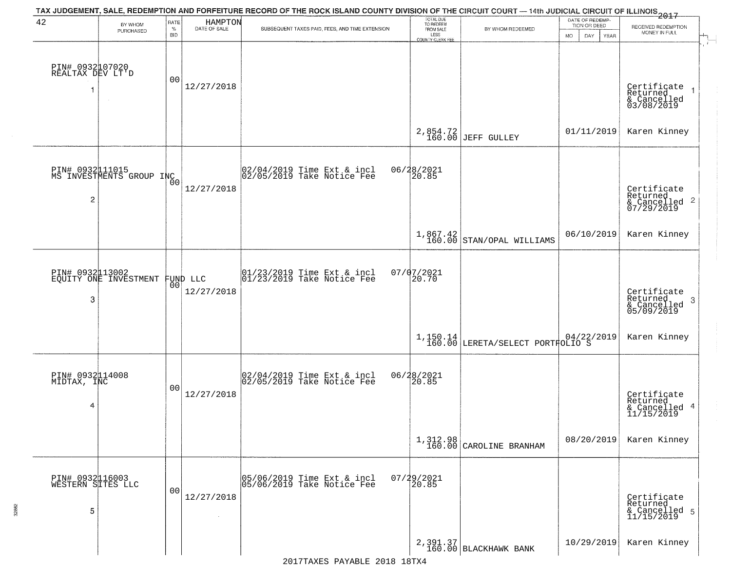# TAX JUDGEMENT, SALE, REDEMPTION AND FORFEITURE RECORD OF THE ROCK ISLAND COUNTY DIVISION OF THE CIRCUIT COURT — 14th JUDICIAL CIRCUIT OF ILLINOIS 2017

42 HAMPTON

| | BY WHOM PURCHASED | RATE % BID | DATE OF SALE | SUBSEQUENT TAXES PAID, FEES, AND TIME EXTENSION | TOTAL DUE TO REDEEM FROM SALE LESS COUNTY CLERK FEE | BY WHOM REDEEMED | DATE OF REDEMPTION OR DEED MO DAY YEAR | RECEIVED REDEMPTION MONEY IN FULL |
|---|---|---|---|---|---|---|---|---|
| 1 | PIN# 0932107020 REALTAX DEV LT'D | 00 | 12/27/2018 | | 2,854.72 160.00 | JEFF GULLEY | 01/11/2019 | Certificate Returned & Cancelled 03/08/2019 Karen Kinney |
| 2 | PIN# 0932111015 MS INVESTMENTS GROUP INC | 00 | 12/27/2018 | 02/04/2019 Time Ext & incl 06/28/2021 02/05/2019 Take Notice Fee 20.85 | 1,867.42 160.00 | STAN/OPAL WILLIAMS | 06/10/2019 | Certificate Returned & Cancelled 07/29/2019 Karen Kinney |
| 3 | PIN# 0932113002 EQUITY ONE INVESTMENT FUND LLC | 00 | 12/27/2018 | 01/23/2019 Time Ext & incl 07/07/2021 01/23/2019 Take Notice Fee 20.70 | 1,150.14 160.00 | LERETA/SELECT PORTFOLIO S | 04/22/2019 | Certificate Returned & Cancelled 05/09/2019 Karen Kinney |
| 4 | PIN# 0932114008 MIDTAX, INC | 00 | 12/27/2018 | 02/04/2019 Time Ext & incl 06/28/2021 02/05/2019 Take Notice Fee 20.85 | 1,312.98 160.00 | CAROLINE BRANHAM | 08/20/2019 | Certificate Returned & Cancelled 11/15/2019 Karen Kinney |
| 5 | PIN# 0932116003 WESTERN SITES LLC | 00 | 12/27/2018 | 05/06/2019 Time Ext & incl 07/29/2021 05/06/2019 Take Notice Fee 20.85 | 2,391.37 160.00 | BLACKHAWK BANK | 10/29/2019 | Certificate Returned & Cancelled 11/15/2019 Karen Kinney |

2017TAXES PAYABLE 2018 18TX4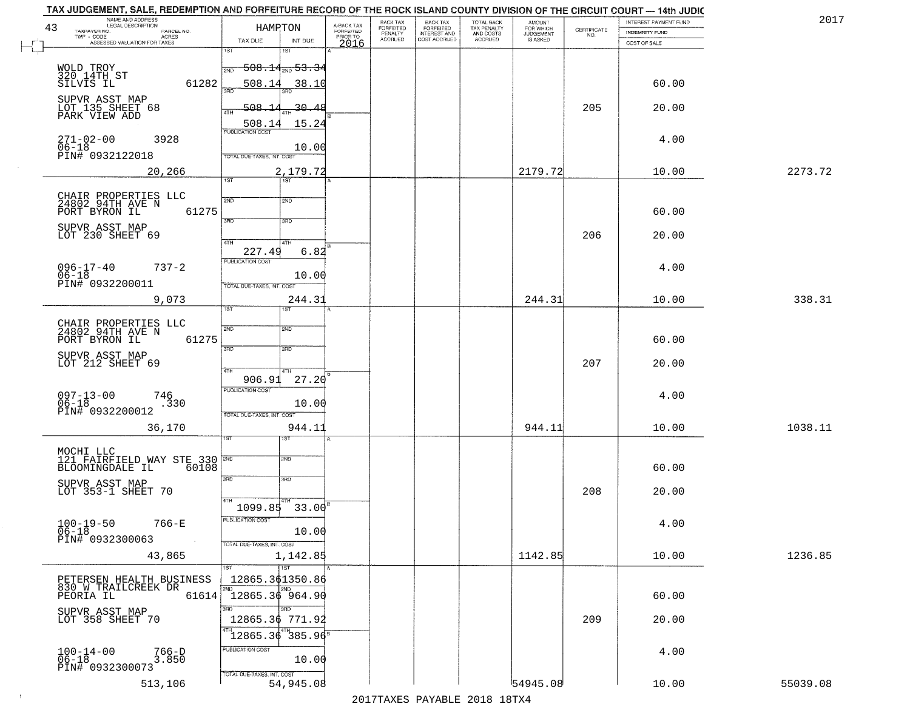TAX JUDGEMENT, SALE, REDEMPTION AND FORFEITURE RECORD OF THE ROCK ISLAND COUNTY DIVISION OF THE CIRCUIT COURT — 14th JUDIC

2017

| 43 NAME AND ADDRESS / LEGAL DESCRIPTION / TAXPAYER NO. / PARCEL NO. / TWP - CODE / ACRES / ASSESSED VALUATION FOR TAXES | HAMPTON TAX DUE | INT DUE | A-BACK TAX FORFEITED PRIOR TO 2016 | BACK TAX FORFEITED PENALTY ACCRUED | BACK TAX FORFEITED INTEREST AND COST ACCRUED | TOTAL BACK TAX PENALTY AND COSTS ACCRUED | AMOUNT FOR WHICH JUDGEMENT IS ASKED | CERTIFICATE NO. | INTEREST PAYMENT FUND / INDEMNITY FUND / COST OF SALE | |
|---|---|---|---|---|---|---|---|---|---|---|
| WOLD TROY<br>320 14TH ST<br>SILVIS IL 61282<br>SUPVR ASST MAP<br>LOT 135 SHEET 68<br>PARK VIEW ADD<br>271-02-00 3928<br>06-18<br>PIN# 0932122018<br>20,266 | 1ST 508.14<br>2ND 508.14<br>3RD 508.14<br>4TH 508.14<br>PUBLICATION COST<br>TOTAL DUE-TAXES, INT. COST | 1ST 53.34<br>2ND 38.10<br>3RD 30.48<br>4TH 15.24<br>10.00<br>2,179.72 | | | | | 2179.72 | 205 | 60.00<br>20.00<br>4.00<br>10.00 | 2273.72 |
| CHAIR PROPERTIES LLC<br>24802 94TH AVE N<br>PORT BYRON IL 61275<br>SUPVR ASST MAP<br>LOT 230 SHEET 69<br>096-17-40 737-2<br>06-18<br>PIN# 0932200011<br>9,073 | 4TH 227.49<br>PUBLICATION COST<br>TOTAL DUE-TAXES, INT. COST | 6.82<br>10.00<br>244.31 | | | | | 244.31 | 206 | 60.00<br>20.00<br>4.00<br>10.00 | 338.31 |
| CHAIR PROPERTIES LLC<br>24802 94TH AVE N<br>PORT BYRON IL 61275<br>SUPVR ASST MAP<br>LOT 212 SHEET 69<br>097-13-00 746<br>06-18 .330<br>PIN# 0932200012<br>36,170 | 4TH 906.91<br>PUBLICATION COST<br>TOTAL DUE-TAXES, INT. COST | 27.20<br>10.00<br>944.11 | | | | | 944.11 | 207 | 60.00<br>20.00<br>4.00<br>10.00 | 1038.11 |
| MOCHI LLC<br>121 FAIRFIELD WAY STE 330<br>BLOOMINGDALE IL 60108<br>SUPVR ASST MAP<br>LOT 353-1 SHEET 70<br>100-19-50 766-E<br>06-18<br>PIN# 0932300063<br>43,865 | 4TH 1099.85<br>PUBLICATION COST<br>TOTAL DUE-TAXES, INT. COST | 33.00<br>10.00<br>1,142.85 | | | | | 1142.85 | 208 | 60.00<br>20.00<br>4.00<br>10.00 | 1236.85 |
| PETERSEN HEALTH BUSINESS<br>830 W TRAILCREEK DR<br>PEORIA IL 61614<br>SUPVR ASST MAP<br>LOT 358 SHEET 70<br>100-14-00 766-D<br>06-18 3.850<br>PIN# 0932300073<br>513,106 | 1ST 12865.36<br>2ND 12865.36<br>3RD 12865.36<br>4TH 12865.36<br>PUBLICATION COST<br>TOTAL DUE-TAXES, INT. COST | 1350.86<br>964.90<br>771.92<br>385.96<br>10.00<br>54,945.08 | | | | | 54945.08 | 209 | 60.00<br>20.00<br>4.00<br>10.00 | 55039.08 |

2017TAXES PAYABLE 2018 18TX4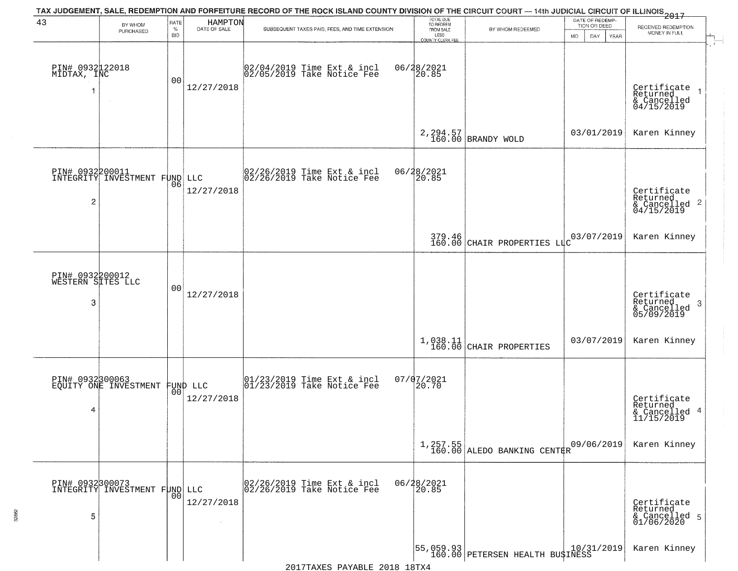# TAX JUDGEMENT, SALE, REDEMPTION AND FORFEITURE RECORD OF THE ROCK ISLAND COUNTY DIVISION OF THE CIRCUIT COURT — 14th JUDICIAL CIRCUIT OF ILLINOIS 2017

43 HAMPTON

| | BY WHOM PURCHASED | RATE % BID | DATE OF SALE | SUBSEQUENT TAXES PAID, FEES, AND TIME EXTENSION | TOTAL DUE TO REDEEM FROM SALE LESS COUNTY CLERK FEE | BY WHOM REDEEMED | DATE OF REDEMPTION OR DEED MO DAY YEAR | RECEIVED REDEMPTION MONEY IN FULL |
|---|---|---|---|---|---|---|---|---|
| 1 | PIN# 0932122018 MIDTAX, INC | 00 | 12/27/2018 | 02/04/2019 Time Ext & incl 06/28/2021<br>02/05/2019 Take Notice Fee 20.85 | 2,294.57<br>160.00 | BRANDY WOLD | 03/01/2019 | Certificate Returned & Cancelled 04/15/2019<br>Karen Kinney |
| 2 | PIN# 0932200011 INTEGRITY INVESTMENT FUND LLC | 06 | 12/27/2018 | 02/26/2019 Time Ext & incl 06/28/2021<br>02/26/2019 Take Notice Fee 20.85 | 379.46<br>160.00 | CHAIR PROPERTIES LLC | 03/07/2019 | Certificate Returned & Cancelled 04/15/2019<br>Karen Kinney |
| 3 | PIN# 0932200012 WESTERN SITES LLC | 00 | 12/27/2018 | | 1,038.11<br>160.00 | CHAIR PROPERTIES | 03/07/2019 | Certificate Returned & Cancelled 05/09/2019<br>Karen Kinney |
| 4 | PIN# 0932300063 EQUITY ONE INVESTMENT FUND LLC | 00 | 12/27/2018 | 01/23/2019 Time Ext & incl 07/07/2021<br>01/23/2019 Take Notice Fee 20.70 | 1,257.55<br>160.00 | ALEDO BANKING CENTER | 09/06/2019 | Certificate Returned & Cancelled 11/15/2019<br>Karen Kinney |
| 5 | PIN# 0932300073 INTEGRITY INVESTMENT FUND LLC | 00 | 12/27/2018 | 02/26/2019 Time Ext & incl 06/28/2021<br>02/26/2019 Take Notice Fee 20.85 | 55,059.93<br>160.00 | PETERSEN HEALTH BUSINESS | 10/31/2019 | Certificate Returned & Cancelled 01/06/2020<br>Karen Kinney |

2017TAXES PAYABLE 2018 18TX4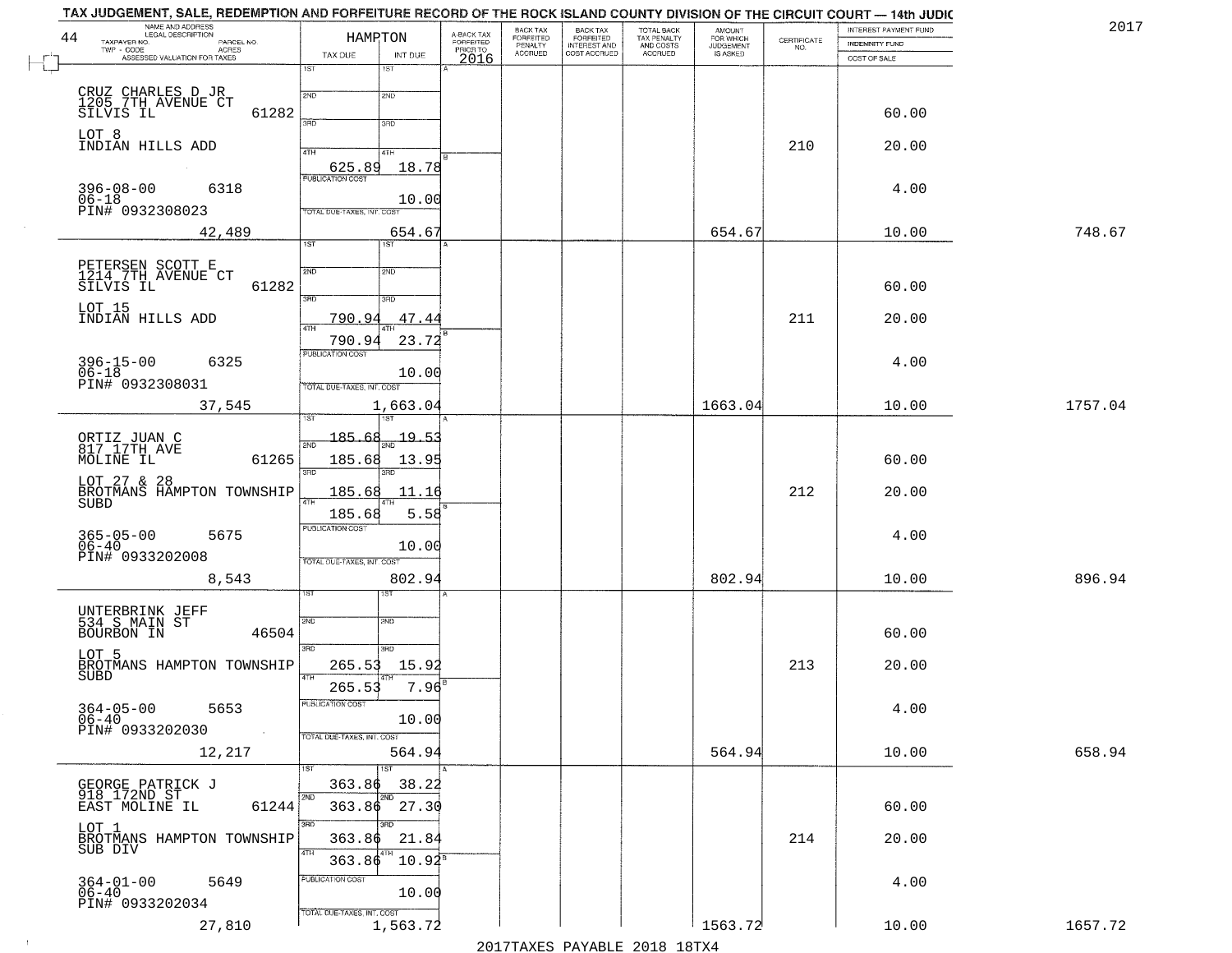TAX JUDGEMENT, SALE, REDEMPTION AND FORFEITURE RECORD OF THE ROCK ISLAND COUNTY DIVISION OF THE CIRCUIT COURT — 14th JUDIC

2017

| 44 NAME AND ADDRESS / LEGAL DESCRIPTION / TAXPAYER NO. / PARCEL NO. / TWP - CODE / ACRES / ASSESSED VALUATION FOR TAXES | HAMPTON TAX DUE | INT DUE | A-BACK TAX FORFEITED PRIOR TO 2016 | BACK TAX FORFEITED PENALTY ACCRUED | BACK TAX FORFEITED INTEREST AND COST ACCRUED | TOTAL BACK TAX PENALTY AND COSTS ACCRUED | AMOUNT FOR WHICH JUDGEMENT IS ASKED | CERTIFICATE NO. | INTEREST PAYMENT FUND / INDEMNITY FUND / COST OF SALE | |
|---|---|---|---|---|---|---|---|---|---|---|
| CRUZ CHARLES D JR<br>1205 7TH AVENUE CT<br>SILVIS IL 61282<br>LOT 8<br>INDIAN HILLS ADD<br>396-08-00 6318<br>06-18<br>PIN# 0932308023<br>42,489 | 4TH 625.89<br>PUBLICATION COST<br>TOTAL DUE-TAXES, INT. COST | 18.78<br>10.00<br>654.67 | | | | | 654.67 | 210 | 60.00<br>20.00<br>4.00<br>10.00 | 748.67 |
| PETERSEN SCOTT E<br>1214 7TH AVENUE CT<br>SILVIS IL 61282<br>LOT 15<br>INDIAN HILLS ADD<br>396-15-00 6325<br>06-18<br>PIN# 0932308031<br>37,545 | 3RD 790.94<br>4TH 790.94<br>PUBLICATION COST<br>TOTAL DUE-TAXES, INT. COST | 47.44<br>23.72<br>10.00<br>1,663.04 | | | | | 1663.04 | 211 | 60.00<br>20.00<br>4.00<br>10.00 | 1757.04 |
| ORTIZ JUAN C<br>817 17TH AVE<br>MOLINE IL 61265<br>LOT 27 & 28<br>BROTMANS HAMPTON TOWNSHIP SUBD<br>365-05-00 5675<br>06-40<br>PIN# 0933202008<br>8,543 | 1ST 185.68<br>2ND 185.68<br>3RD 185.68<br>4TH 185.68<br>PUBLICATION COST<br>TOTAL DUE-TAXES, INT. COST | 19.53<br>13.95<br>11.16<br>5.58<br>10.00<br>802.94 | | | | | 802.94 | 212 | 60.00<br>20.00<br>4.00<br>10.00 | 896.94 |
| UNTERBRINK JEFF<br>534 S MAIN ST<br>BOURBON IN 46504<br>LOT 5<br>BROTMANS HAMPTON TOWNSHIP SUBD<br>364-05-00 5653<br>06-40<br>PIN# 0933202030<br>12,217 | 3RD 265.53<br>4TH 265.53<br>PUBLICATION COST<br>TOTAL DUE-TAXES, INT. COST | 15.92<br>7.96<br>10.00<br>564.94 | | | | | 564.94 | 213 | 60.00<br>20.00<br>4.00<br>10.00 | 658.94 |
| GEORGE PATRICK J<br>918 172ND ST<br>EAST MOLINE IL 61244<br>LOT 1<br>BROTMANS HAMPTON TOWNSHIP SUB DIV<br>364-01-00 5649<br>06-40<br>PIN# 0933202034<br>27,810 | 1ST 363.86<br>2ND 363.86<br>3RD 363.86<br>4TH 363.86<br>PUBLICATION COST<br>TOTAL DUE-TAXES, INT. COST | 38.22<br>27.30<br>21.84<br>10.92<br>10.00<br>1,563.72 | | | | | 1563.72 | 214 | 60.00<br>20.00<br>4.00<br>10.00 | 1657.72 |

2017TAXES PAYABLE 2018 18TX4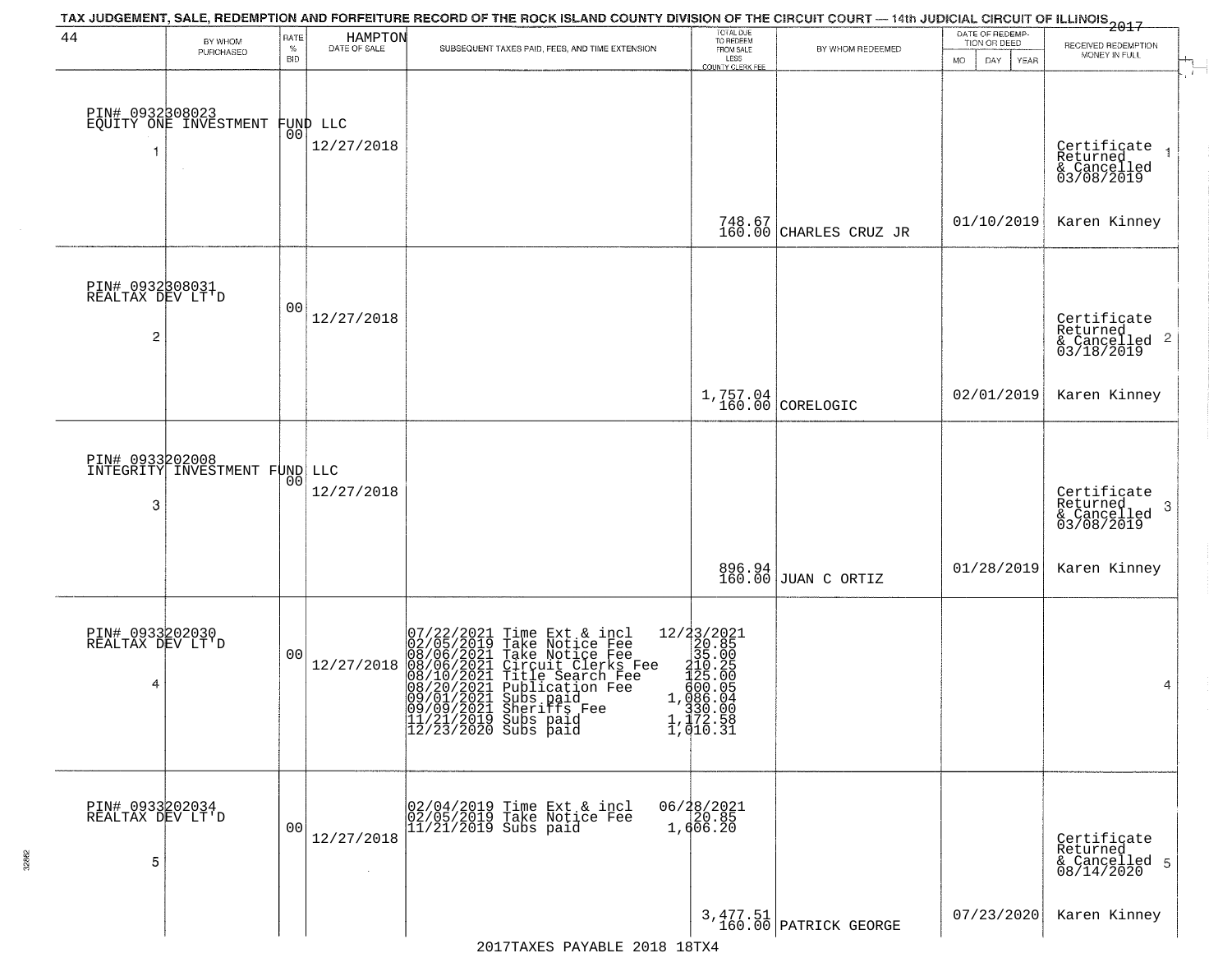TAX JUDGEMENT, SALE, REDEMPTION AND FORFEITURE RECORD OF THE ROCK ISLAND COUNTY DIVISION OF THE CIRCUIT COURT — 14th JUDICIAL CIRCUIT OF ILLINOIS 2017

44 — HAMPTON

| | BY WHOM PURCHASED | RATE % BID | DATE OF SALE | SUBSEQUENT TAXES PAID, FEES, AND TIME EXTENSION | TOTAL DUE TO REDEEM FROM SALE LESS COUNTY CLERK FEE | BY WHOM REDEEMED | DATE OF REDEMPTION OR DEED MO DAY YEAR | RECEIVED REDEMPTION MONEY IN FULL | |
|---|---|---|---|---|---|---|---|---|---|
| 1 | PIN# 0932308023 EQUITY ONE INVESTMENT FUND LLC | 00 | 12/27/2018 | | 748.67<br>160.00 | CHARLES CRUZ JR | 01/10/2019 | Certificate Returned & Cancelled 03/08/2019<br>Karen Kinney | 1 |
| 2 | PIN# 0932308031 REALTAX DEV LT'D | 00 | 12/27/2018 | | 1,757.04<br>160.00 | CORELOGIC | 02/01/2019 | Certificate Returned & Cancelled 03/18/2019<br>Karen Kinney | 2 |
| 3 | PIN# 0933202008 INTEGRITY INVESTMENT FUND LLC | 00 | 12/27/2018 | | 896.94<br>160.00 | JUAN C ORTIZ | 01/28/2019 | Certificate Returned & Cancelled 03/08/2019<br>Karen Kinney | 3 |
| 4 | PIN# 0933202030 REALTAX DEV LT'D | 00 | 12/27/2018 | 07/22/2021 Time Ext & incl 12/23/2021<br>02/05/2019 Take Notice Fee 20.85<br>08/06/2021 Take Notice Fee 35.00<br>08/06/2021 Circuit Clerks Fee 210.25<br>08/10/2021 Title Search Fee 125.00<br>08/20/2021 Publication Fee 600.05<br>09/01/2021 Subs paid 1,086.04<br>09/09/2021 Sheriffs Fee 330.00<br>11/21/2019 Subs paid 1,172.58<br>12/23/2020 Subs paid 1,010.31 | | | | | 4 |
| 5 | PIN# 0933202034 REALTAX DEV LT'D | 00 | 12/27/2018 | 02/04/2019 Time Ext & incl 06/28/2021<br>02/05/2019 Take Notice Fee 20.85<br>11/21/2019 Subs paid 1,606.20 | 3,477.51<br>160.00 | PATRICK GEORGE | 07/23/2020 | Certificate Returned & Cancelled 08/14/2020<br>Karen Kinney | 5 |

2017TAXES PAYABLE 2018 18TX4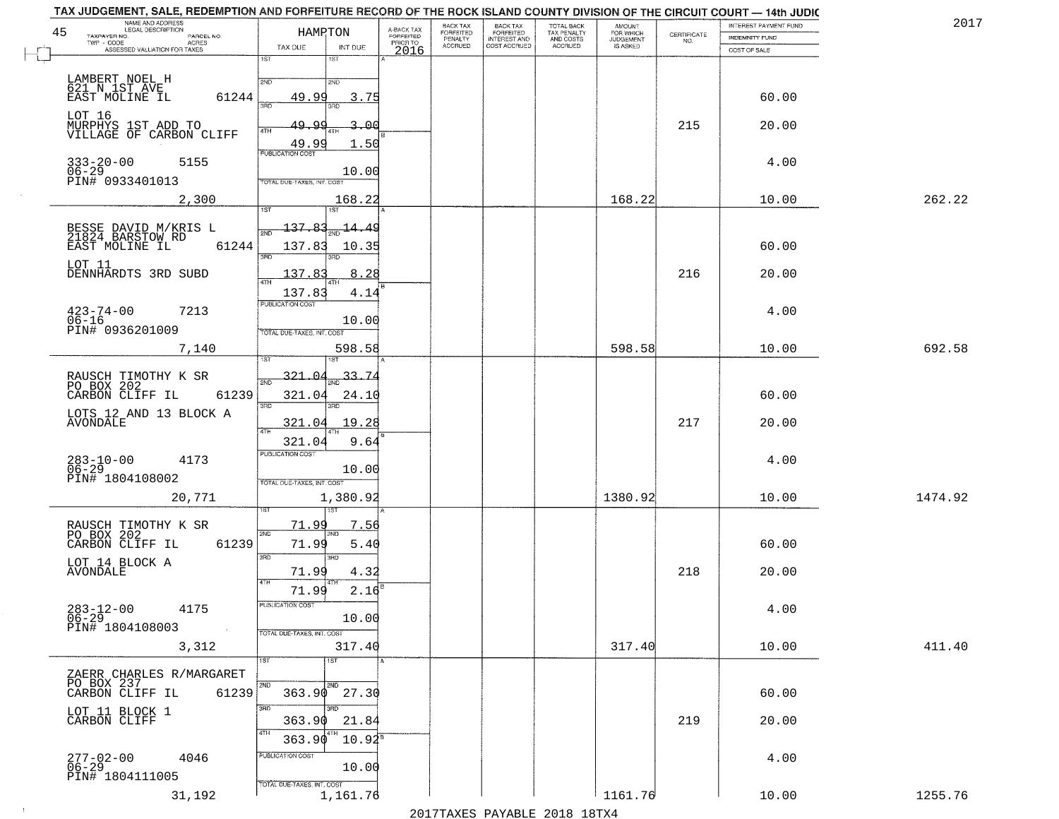TAX JUDGEMENT, SALE, REDEMPTION AND FORFEITURE RECORD OF THE ROCK ISLAND COUNTY DIVISION OF THE CIRCUIT COURT — 14th JUDIC

2017

| NAME AND ADDRESS / LEGAL DESCRIPTION / TAXPAYER NO. / PARCEL NO. / TWP - CODE / ACRES / ASSESSED VALUATION FOR TAXES | HAMPTON TAX DUE | INT DUE | A-BACK TAX FORFEITED PRIOR TO 2016 | BACK TAX FORFEITED PENALTY ACCRUED | BACK TAX FORFEITED INTEREST AND COST ACCRUED | TOTAL BACK TAX PENALTY AND COSTS ACCRUED | AMOUNT FOR WHICH JUDGEMENT IS ASKED | CERTIFICATE NO. | INTEREST PAYMENT FUND / INDEMNITY FUND / COST OF SALE | |
|---|---|---|---|---|---|---|---|---|---|---|
| LAMBERT NOEL H, 621 N 1ST AVE, EAST MOLINE IL 61244 | 1ST | | | | | | | | | |
| | 2ND 49.99 | 3.75 | | | | | | | 60.00 | |
| LOT 16, MURPHYS 1ST ADD TO VILLAGE OF CARBON CLIFF | 3RD 49.99 | 3.00 | | | | | | 215 | 20.00 | |
| | 4TH 49.99 | 1.50 | | | | | | | | |
| 333-20-00 5155, 06-29, PIN# 0933401013 | PUBLICATION COST | 10.00 | | | | | | | 4.00 | |
| 2,300 | TOTAL DUE-TAXES, INT. COST | 168.22 | | | | | 168.22 | | 10.00 | 262.22 |
| BESSE DAVID M/KRIS L, 21824 BARSTOW RD, EAST MOLINE IL 61244 | 1ST 137.83 | 14.49 | | | | | | | | |
| | 2ND 137.83 | 10.35 | | | | | | | 60.00 | |
| LOT 11, DENNHARDTS 3RD SUBD | 3RD 137.83 | 8.28 | | | | | | 216 | 20.00 | |
| | 4TH 137.83 | 4.14 | | | | | | | | |
| 423-74-00 7213, 06-16, PIN# 0936201009 | PUBLICATION COST | 10.00 | | | | | | | 4.00 | |
| 7,140 | TOTAL DUE-TAXES, INT. COST | 598.58 | | | | | 598.58 | | 10.00 | 692.58 |
| RAUSCH TIMOTHY K SR, PO BOX 202, CARBON CLIFF IL 61239 | 1ST 321.04 | 33.74 | | | | | | | | |
| | 2ND 321.04 | 24.10 | | | | | | | 60.00 | |
| LOTS 12 AND 13 BLOCK A, AVONDALE | 3RD 321.04 | 19.28 | | | | | | 217 | 20.00 | |
| | 4TH 321.04 | 9.64 | | | | | | | | |
| 283-10-00 4173, 06-29, PIN# 1804108002 | PUBLICATION COST | 10.00 | | | | | | | 4.00 | |
| 20,771 | TOTAL DUE-TAXES, INT. COST | 1,380.92 | | | | | 1380.92 | | 10.00 | 1474.92 |
| RAUSCH TIMOTHY K SR, PO BOX 202, CARBON CLIFF IL 61239 | 1ST 71.99 | 7.56 | | | | | | | | |
| | 2ND 71.99 | 5.40 | | | | | | | 60.00 | |
| LOT 14 BLOCK A, AVONDALE | 3RD 71.99 | 4.32 | | | | | | 218 | 20.00 | |
| | 4TH 71.99 | 2.16 | | | | | | | | |
| 283-12-00 4175, 06-29, PIN# 1804108003 | PUBLICATION COST | 10.00 | | | | | | | 4.00 | |
| 3,312 | TOTAL DUE-TAXES, INT. COST | 317.40 | | | | | 317.40 | | 10.00 | 411.40 |
| ZAERR CHARLES R/MARGARET, PO BOX 237, CARBON CLIFF IL 61239 | 1ST | | | | | | | | | |
| | 2ND 363.90 | 27.30 | | | | | | | 60.00 | |
| LOT 11 BLOCK 1, CARBON CLIFF | 3RD 363.90 | 21.84 | | | | | | 219 | 20.00 | |
| | 4TH 363.90 | 10.92 | | | | | | | | |
| 277-02-00 4046, 06-29, PIN# 1804111005 | PUBLICATION COST | 10.00 | | | | | | | 4.00 | |
| 31,192 | TOTAL DUE-TAXES, INT. COST | 1,161.76 | | | | | 1161.76 | | 10.00 | 1255.76 |

2017TAXES PAYABLE 2018 18TX4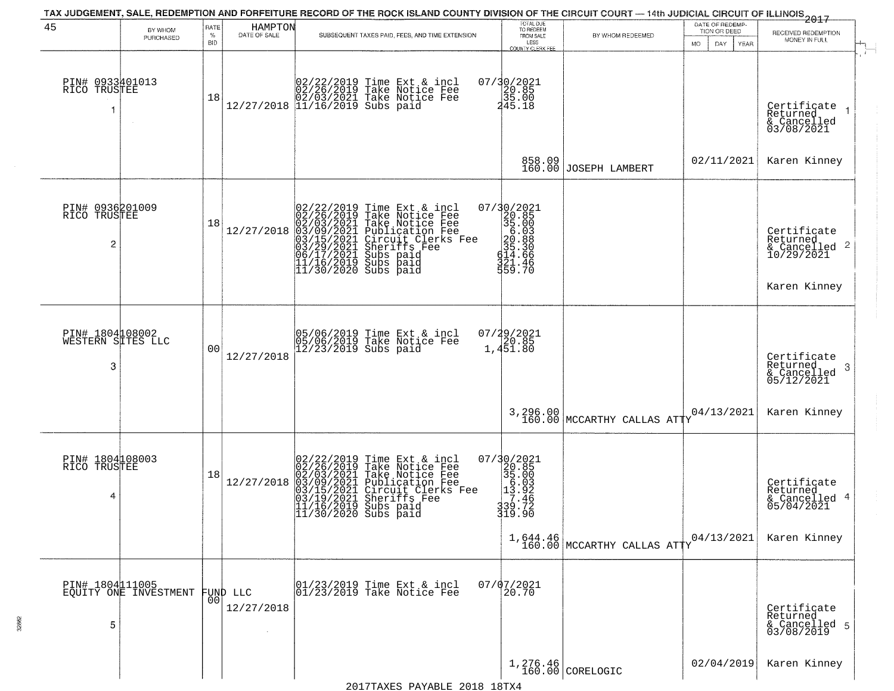TAX JUDGEMENT, SALE, REDEMPTION AND FORFEITURE RECORD OF THE ROCK ISLAND COUNTY DIVISION OF THE CIRCUIT COURT — 14th JUDICIAL CIRCUIT OF ILLINOIS 2017

| 45 BY WHOM PURCHASED | RATE % BID | HAMPTON DATE OF SALE | SUBSEQUENT TAXES PAID, FEES, AND TIME EXTENSION | TOTAL DUE TO REDEEM FROM SALE LESS COUNTY CLERK FEE | BY WHOM REDEEMED | DATE OF REDEMPTION OR DEED MO DAY YEAR | RECEIVED REDEMPTION MONEY IN FULL |
|---|---|---|---|---|---|---|---|
| PIN# 0933401013 RICO TRUSTEE 1 | 18 | 12/27/2018 | 02/22/2019 Time Ext & incl<br>02/26/2019 Take Notice Fee<br>02/03/2021 Take Notice Fee<br>11/16/2019 Subs paid | 07/30/2021<br>20.85<br>35.00<br>245.18<br>858.09<br>160.00 | JOSEPH LAMBERT | 02/11/2021 | Certificate Returned & Cancelled 03/08/2021 1<br>Karen Kinney |
| PIN# 0936201009 RICO TRUSTEE 2 | 18 | 12/27/2018 | 02/22/2019 Time Ext & incl<br>02/26/2019 Take Notice Fee<br>02/03/2021 Take Notice Fee<br>03/09/2021 Publication Fee<br>03/15/2021 Circuit Clerks Fee<br>03/29/2021 Sheriffs Fee<br>06/17/2021 Subs paid<br>11/16/2019 Subs paid<br>11/30/2020 Subs paid | 07/30/2021<br>20.85<br>35.00<br>6.03<br>20.88<br>35.30<br>614.66<br>321.46<br>559.70 | | | Certificate Returned & Cancelled 10/29/2021 2<br>Karen Kinney |
| PIN# 1804108002 WESTERN SITES LLC 3 | 00 | 12/27/2018 | 05/06/2019 Time Ext & incl<br>05/06/2019 Take Notice Fee<br>12/23/2019 Subs paid | 07/29/2021<br>20.85<br>1,451.80<br>3,296.00<br>160.00 | MCCARTHY CALLAS ATTY | 04/13/2021 | Certificate Returned & Cancelled 05/12/2021 3<br>Karen Kinney |
| PIN# 1804108003 RICO TRUSTEE 4 | 18 | 12/27/2018 | 02/22/2019 Time Ext & incl<br>02/26/2019 Take Notice Fee<br>02/03/2021 Take Notice Fee<br>03/09/2021 Publication Fee<br>03/15/2021 Circuit Clerks Fee<br>03/19/2021 Sheriffs Fee<br>11/16/2019 Subs paid<br>11/30/2020 Subs paid | 07/30/2021<br>20.85<br>35.00<br>6.03<br>13.92<br>7.46<br>339.72<br>319.90<br>1,644.46<br>160.00 | MCCARTHY CALLAS ATTY | 04/13/2021 | Certificate Returned & Cancelled 05/04/2021 4<br>Karen Kinney |
| PIN# 1804111005 EQUITY ONE INVESTMENT FUND LLC 5 | 00 | 12/27/2018 | 01/23/2019 Time Ext & incl<br>01/23/2019 Take Notice Fee | 07/07/2021<br>20.70<br>1,276.46<br>160.00 | CORELOGIC | 02/04/2019 | Certificate Returned & Cancelled 03/08/2019 5<br>Karen Kinney |

2017TAXES PAYABLE 2018 18TX4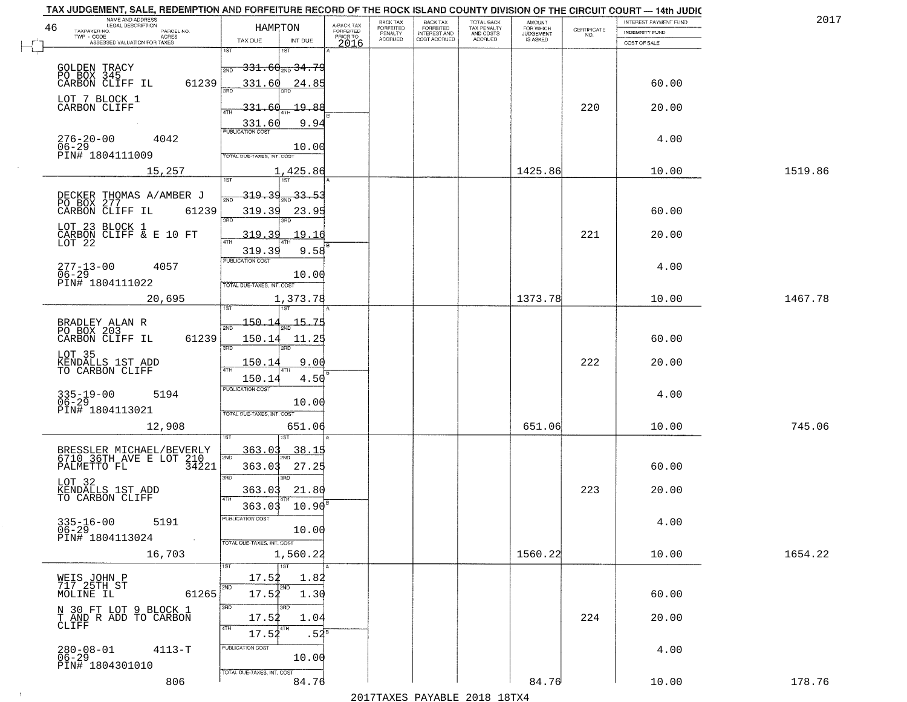TAX JUDGEMENT, SALE, REDEMPTION AND FORFEITURE RECORD OF THE ROCK ISLAND COUNTY DIVISION OF THE CIRCUIT COURT — 14th JUDIC

2017

| NAME AND ADDRESS / LEGAL DESCRIPTION / TAXPAYER NO. / PARCEL NO. / TWP - CODE / ACRES / ASSESSED VALUATION FOR TAXES | HAMPTON TAX DUE | INT DUE | A-BACK TAX FORFEITED PRIOR TO 2016 | BACK TAX FORFEITED PENALTY ACCRUED | BACK TAX FORFEITED INTEREST AND COST ACCRUED | TOTAL BACK TAX PENALTY AND COSTS ACCRUED | AMOUNT FOR WHICH JUDGEMENT IS ASKED | CERTIFICATE NO. | INTEREST PAYMENT FUND / INDEMNITY FUND / COST OF SALE | |
|---|---|---|---|---|---|---|---|---|---|---|
| 46 GOLDEN TRACY, PO BOX 345, CARBON CLIFF IL 61239; LOT 7 BLOCK 1 CARBON CLIFF; 276-20-00 4042; 06-29; PIN# 1804111009 | 1ST 331.60; 2ND 331.60; 3RD 331.60; 4TH 331.60; PUBLICATION COST | 1ST 34.79; 2ND 24.85; 3RD 19.88; 4TH 9.94; 10.00 | | | | | | 220 | 60.00; 20.00; 4.00 | |
| 15,257 | TOTAL DUE-TAXES, INT. COST 1,425.86 | | | | | | 1425.86 | | 10.00 | 1519.86 |
| DECKER THOMAS A/AMBER J, PO BOX 277, CARBON CLIFF IL 61239; LOT 23 BLOCK 1 CARBON CLIFF & E 10 FT LOT 22; 277-13-00 4057; 06-29; PIN# 1804111022 | 1ST 319.39; 2ND 319.39; 3RD 319.39; 4TH 319.39; PUBLICATION COST | 1ST 33.53; 2ND 23.95; 3RD 19.16; 4TH 9.58; 10.00 | | | | | | 221 | 60.00; 20.00; 4.00 | |
| 20,695 | TOTAL DUE-TAXES, INT. COST 1,373.78 | | | | | | 1373.78 | | 10.00 | 1467.78 |
| BRADLEY ALAN R, PO BOX 203, CARBON CLIFF IL 61239; LOT 35 KENDALLS 1ST ADD TO CARBON CLIFF; 335-19-00 5194; 06-29; PIN# 1804113021 | 1ST 150.14; 2ND 150.14; 3RD 150.14; 4TH 150.14; PUBLICATION COST | 1ST 15.75; 2ND 11.25; 3RD 9.00; 4TH 4.50; 10.00 | | | | | | 222 | 60.00; 20.00; 4.00 | |
| 12,908 | TOTAL DUE-TAXES, INT. COST 651.06 | | | | | | 651.06 | | 10.00 | 745.06 |
| BRESSLER MICHAEL/BEVERLY, 6710 36TH AVE E LOT 210, PALMETTO FL 34221; LOT 32 KENDALLS 1ST ADD TO CARBON CLIFF; 335-16-00 5191; 06-29; PIN# 1804113024 | 1ST 363.03; 2ND 363.03; 3RD 363.03; 4TH 363.03; PUBLICATION COST | 1ST 38.15; 2ND 27.25; 3RD 21.80; 4TH 10.90; 10.00 | | | | | | 223 | 60.00; 20.00; 4.00 | |
| 16,703 | TOTAL DUE-TAXES, INT. COST 1,560.22 | | | | | | 1560.22 | | 10.00 | 1654.22 |
| WEIS JOHN P, 717 25TH ST, MOLINE IL 61265; N 30 FT LOT 9 BLOCK 1 T AND R ADD TO CARBON CLIFF; 280-08-01 4113-T; 06-29; PIN# 1804301010 | 1ST 17.52; 2ND 17.52; 3RD 17.52; 4TH 17.52; PUBLICATION COST | 1ST 1.82; 2ND 1.30; 3RD 1.04; 4TH .52; 10.00 | | | | | | 224 | 60.00; 20.00; 4.00 | |
| 806 | TOTAL DUE-TAXES, INT. COST 84.76 | | | | | | 84.76 | | 10.00 | 178.76 |

2017TAXES PAYABLE 2018 18TX4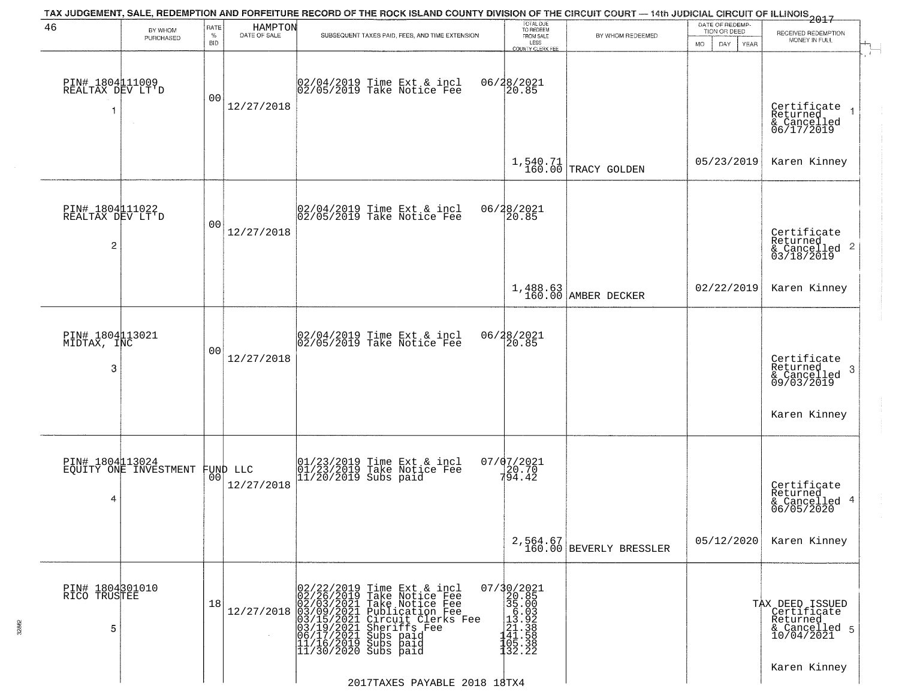TAX JUDGEMENT, SALE, REDEMPTION AND FORFEITURE RECORD OF THE ROCK ISLAND COUNTY DIVISION OF THE CIRCUIT COURT — 14th JUDICIAL CIRCUIT OF ILLINOIS 2017

| 46 BY WHOM PURCHASED | RATE % BID | HAMPTON DATE OF SALE | SUBSEQUENT TAXES PAID, FEES, AND TIME EXTENSION | TOTAL DUE TO REDEEM FROM SALE LESS COUNTY CLERK FEE | BY WHOM REDEEMED | DATE OF REDEMPTION OR DEED MO DAY YEAR | RECEIVED REDEMPTION MONEY IN FULL |
|---|---|---|---|---|---|---|---|
| PIN# 1804111009 REALTAX DEV LT'D 1 | 00 | 12/27/2018 | 02/04/2019 Time Ext & incl 06/28/2021<br>02/05/2019 Take Notice Fee 20.85 | 1,540.71<br>160.00 | TRACY GOLDEN | 05/23/2019 | Certificate Returned & Cancelled 06/17/2019 1<br>Karen Kinney |
| PIN# 1804111022 REALTAX DEV LT'D 2 | 00 | 12/27/2018 | 02/04/2019 Time Ext & incl 06/28/2021<br>02/05/2019 Take Notice Fee 20.85 | 1,488.63<br>160.00 | AMBER DECKER | 02/22/2019 | Certificate Returned & Cancelled 03/18/2019 2<br>Karen Kinney |
| PIN# 1804113021 MIDTAX, INC 3 | 00 | 12/27/2018 | 02/04/2019 Time Ext & incl 06/28/2021<br>02/05/2019 Take Notice Fee 20.85 | | | | Certificate Returned & Cancelled 09/03/2019 3<br>Karen Kinney |
| PIN# 1804113024 EQUITY ONE INVESTMENT FUND LLC 4 | 00 | 12/27/2018 | 01/23/2019 Time Ext & incl 07/07/2021<br>01/23/2019 Take Notice Fee 20.70<br>11/20/2019 Subs paid 794.42 | 2,564.67<br>160.00 | BEVERLY BRESSLER | 05/12/2020 | Certificate Returned & Cancelled 06/05/2020 4<br>Karen Kinney |
| PIN# 1804301010 RICO TRUSTEE 5 | 18 | 12/27/2018 | 02/22/2019 Time Ext & incl 07/30/2021<br>02/26/2019 Take Notice Fee 20.85<br>02/03/2021 Take Notice Fee 35.00<br>03/09/2021 Publication Fee 6.03<br>03/15/2021 Circuit Clerks Fee 13.92<br>03/19/2021 Sheriffs Fee 21.38<br>06/17/2021 Subs paid 141.58<br>11/16/2019 Subs paid 105.38<br>11/30/2020 Subs paid 132.22 | | | | TAX DEED ISSUED Certificate Returned & Cancelled 10/04/2021 5<br>Karen Kinney |

2017TAXES PAYABLE 2018 18TX4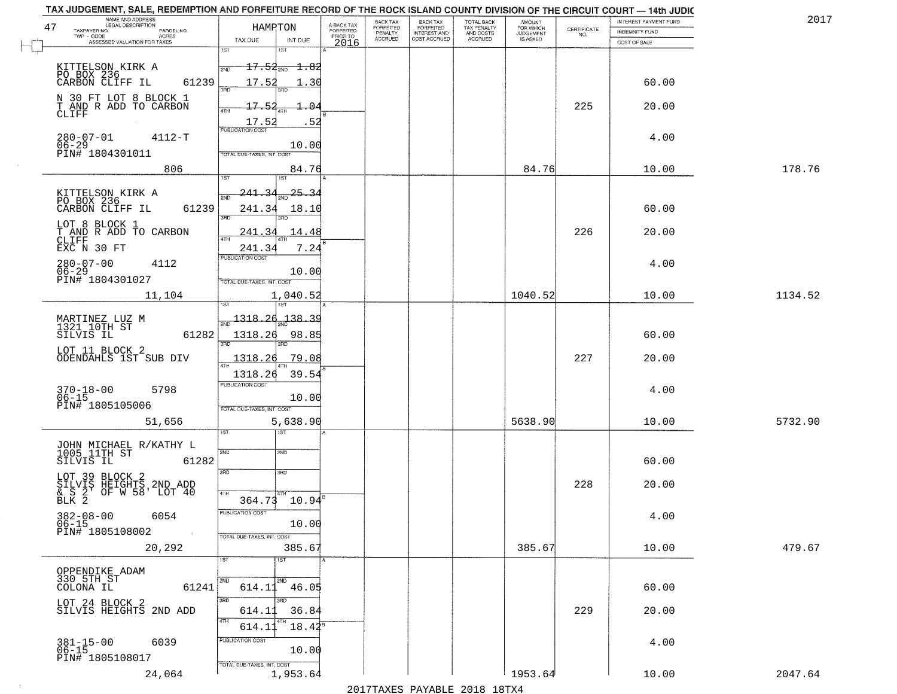# TAX JUDGEMENT, SALE, REDEMPTION AND FORFEITURE RECORD OF THE ROCK ISLAND COUNTY DIVISION OF THE CIRCUIT COURT — 14th JUDIC

2017

47

| NAME AND ADDRESS / LEGAL DESCRIPTION / TAXPAYER NO. / PARCEL NO. / TWP - CODE / ACRES / ASSESSED VALUATION FOR TAXES | HAMPTON TAX DUE | INT DUE | A-BACK TAX FORFEITED PRIOR TO 2016 | BACK TAX FORFEITED PENALTY ACCRUED | BACK TAX FORFEITED INTEREST AND COST ACCRUED | TOTAL BACK TAX PENALTY AND COSTS ACCRUED | AMOUNT FOR WHICH JUDGEMENT IS ASKED | CERTIFICATE NO. | INTEREST PAYMENT FUND / INDEMNITY FUND / COST OF SALE | |
|---|---|---|---|---|---|---|---|---|---|---|
| KITTELSON KIRK A<br>PO BOX 236<br>CARBON CLIFF IL 61239<br>N 30 FT LOT 8 BLOCK 1<br>T AND R ADD TO CARBON CLIFF<br>280-07-01 4112-T<br>06-29<br>PIN# 1804301011<br>806 | 1ST<br>2ND ~~17.52~~<br>3RD 17.52<br>4TH ~~17.52~~<br>17.52<br>PUBLICATION COST<br>TOTAL DUE-TAXES, INT. COST | 1ST<br>2ND ~~1.82~~<br>3RD 1.30<br>4TH ~~1.04~~<br>.52<br><br>10.00<br><br>84.76 | | | | | 84.76 | 225 | 60.00<br>20.00<br>4.00<br>10.00 | 178.76 |
| KITTELSON KIRK A<br>PO BOX 236<br>CARBON CLIFF IL 61239<br>LOT 8 BLOCK 1<br>T AND R ADD TO CARBON CLIFF<br>EXC N 30 FT<br>280-07-00 4112<br>06-29<br>PIN# 1804301027<br>11,104 | 1ST<br>2ND ~~241.34~~<br>3RD 241.34<br>4TH 241.34<br>241.34<br>PUBLICATION COST<br>TOTAL DUE-TAXES, INT. COST | 1ST<br>2ND ~~25.34~~<br>3RD 18.10<br>4TH 14.48<br>7.24<br><br>10.00<br><br>1,040.52 | | | | | 1040.52 | 226 | 60.00<br>20.00<br>4.00<br>10.00 | 1134.52 |
| MARTINEZ LUZ M<br>1321 10TH ST<br>SILVIS IL 61282<br>LOT 11 BLOCK 2<br>ODENDAHLS 1ST SUB DIV<br>370-18-00 5798<br>06-15<br>PIN# 1805105006<br>51,656 | 1ST<br>2ND ~~1318.26~~<br>3RD 1318.26<br>4TH 1318.26<br>1318.26<br>PUBLICATION COST<br>TOTAL DUE-TAXES, INT. COST | 1ST<br>2ND ~~138.39~~<br>3RD 98.85<br>4TH 79.08<br>39.54<br><br>10.00<br><br>5,638.90 | | | | | 5638.90 | 227 | 60.00<br>20.00<br>4.00<br>10.00 | 5732.90 |
| JOHN MICHAEL R/KATHY L<br>1005 11TH ST<br>SILVIS IL 61282<br>LOT 39 BLOCK 2<br>SILVIS HEIGHTS 2ND ADD<br>& S 2' OF W 58' LOT 40<br>BLK 2<br>382-08-00 6054<br>06-15<br>PIN# 1805108002<br>20,292 | 1ST<br>2ND<br>3RD<br>4TH<br>364.73<br>PUBLICATION COST<br>TOTAL DUE-TAXES, INT. COST | 1ST<br>2ND<br>3RD<br>4TH<br>10.94<br><br>10.00<br><br>385.67 | | | | | 385.67 | 228 | 60.00<br>20.00<br>4.00<br>10.00 | 479.67 |
| OPPENDIKE ADAM<br>330 5TH ST<br>COLONA IL 61241<br>LOT 24 BLOCK 2<br>SILVIS HEIGHTS 2ND ADD<br>381-15-00 6039<br>06-15<br>PIN# 1805108017<br>24,064 | 1ST<br>2ND 614.11<br>3RD 614.11<br>4TH 614.11<br>PUBLICATION COST<br>TOTAL DUE-TAXES, INT. COST | 1ST<br>2ND 46.05<br>3RD 36.84<br>4TH 18.42<br><br>10.00<br><br>1,953.64 | | | | | 1953.64 | 229 | 60.00<br>20.00<br>4.00<br>10.00 | 2047.64 |

2017TAXES PAYABLE 2018 18TX4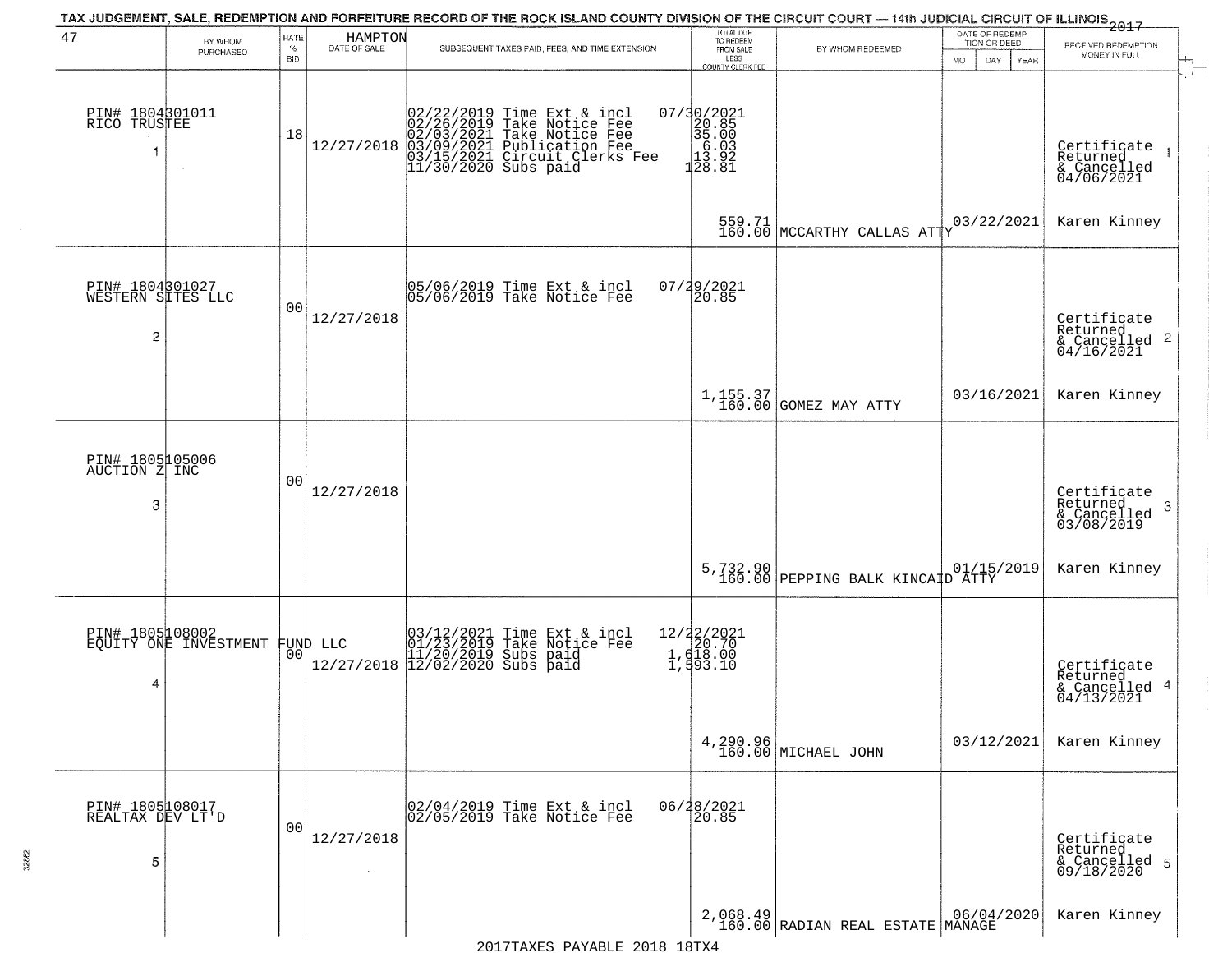TAX JUDGEMENT, SALE, REDEMPTION AND FORFEITURE RECORD OF THE ROCK ISLAND COUNTY DIVISION OF THE CIRCUIT COURT — 14th JUDICIAL CIRCUIT OF ILLINOIS 2017

| 47 BY WHOM PURCHASED | RATE % BID | HAMPTON DATE OF SALE | SUBSEQUENT TAXES PAID, FEES, AND TIME EXTENSION | TOTAL DUE TO REDEEM FROM SALE LESS COUNTY CLERK FEE | BY WHOM REDEEMED | DATE OF REDEMPTION OR DEED MO DAY YEAR | RECEIVED REDEMPTION MONEY IN FULL |
|---|---|---|---|---|---|---|---|
| PIN# 1804301011 RICO TRUSTEE 1 | 18 | 12/27/2018 | 02/22/2019 Time Ext & incl<br>02/26/2019 Take Notice Fee<br>02/03/2021 Take Notice Fee<br>03/09/2021 Publication Fee<br>03/15/2021 Circuit Clerks Fee<br>11/30/2020 Subs paid | 07/30/2021<br>20.85<br>35.00<br>6.03<br>13.92<br>128.81<br>559.71<br>160.00 | MCCARTHY CALLAS ATTY | 03/22/2021 | Certificate Returned & Cancelled 04/06/2021 1<br>Karen Kinney |
| PIN# 1804301027 WESTERN SITES LLC 2 | 00 | 12/27/2018 | 05/06/2019 Time Ext & incl<br>05/06/2019 Take Notice Fee | 07/29/2021<br>20.85<br>1,155.37<br>160.00 | GOMEZ MAY ATTY | 03/16/2021 | Certificate Returned & Cancelled 04/16/2021 2<br>Karen Kinney |
| PIN# 1805105006 AUCTION Z INC 3 | 00 | 12/27/2018 | | 5,732.90<br>160.00 | PEPPING BALK KINCAID ATTY | 01/15/2019 | Certificate Returned & Cancelled 03/08/2019 3<br>Karen Kinney |
| PIN# 1805108002 EQUITY ONE INVESTMENT FUND LLC 4 | 00 | 12/27/2018 | 03/12/2021 Time Ext & incl<br>01/23/2019 Take Notice Fee<br>11/20/2019 Subs paid<br>12/02/2020 Subs paid | 12/22/2021<br>20.70<br>1,618.00<br>1,593.10<br>4,290.96<br>160.00 | MICHAEL JOHN | 03/12/2021 | Certificate Returned & Cancelled 04/13/2021 4<br>Karen Kinney |
| PIN# 1805108017 REALTAX DEV LT'D 5 | 00 | 12/27/2018 | 02/04/2019 Time Ext & incl<br>02/05/2019 Take Notice Fee | 06/28/2021<br>20.85<br>2,068.49<br>160.00 | RADIAN REAL ESTATE MANAGE | 06/04/2020 | Certificate Returned & Cancelled 09/18/2020 5<br>Karen Kinney |

2017TAXES PAYABLE 2018 18TX4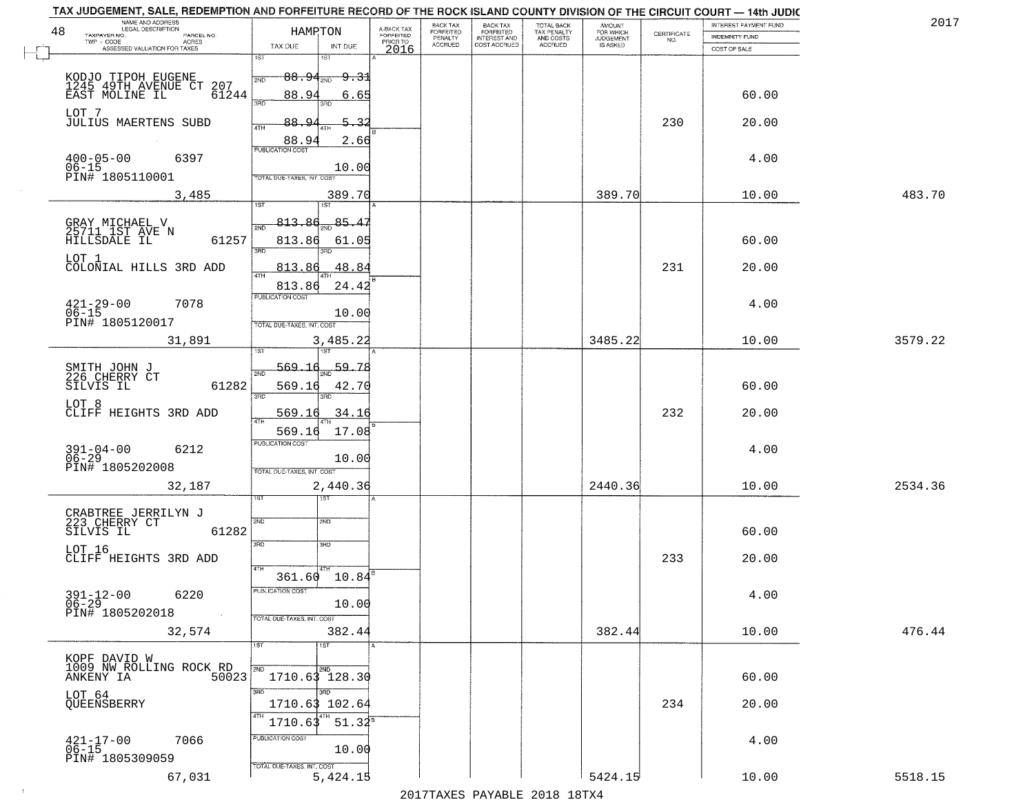TAX JUDGEMENT, SALE, REDEMPTION AND FORFEITURE RECORD OF THE ROCK ISLAND COUNTY DIVISION OF THE CIRCUIT COURT — 14th JUDIC

2017

| 48 NAME AND ADDRESS / LEGAL DESCRIPTION / TAXPAYER NO. / PARCEL NO. / TWP - CODE / ACRES / ASSESSED VALUATION FOR TAXES | HAMPTON TAX DUE | INT DUE | A-BACK TAX FORFEITED PRIOR TO 2016 | BACK TAX FORFEITED PENALTY ACCRUED | BACK TAX FORFEITED INTEREST AND COST ACCRUED | TOTAL BACK TAX PENALTY AND COSTS ACCRUED | AMOUNT FOR WHICH JUDGEMENT IS ASKED | CERTIFICATE NO. | INTEREST PAYMENT FUND / INDEMNITY FUND / COST OF SALE | |
|---|---|---|---|---|---|---|---|---|---|---|
| KODJO TIPOH EUGENE<br>1245 49TH AVENUE CT 207<br>EAST MOLINE IL 61244<br>LOT 7<br>JULIUS MAERTENS SUBD<br>400-05-00 6397<br>06-15<br>PIN# 1805110001<br>3,485 | 1ST 88.94<br>2ND 88.94<br>3RD 88.94<br>4TH 88.94<br>PUBLICATION COST<br>TOTAL DUE-TAXES, INT. COST | 9.31<br>6.65<br>5.32<br>2.66<br>10.00<br>389.70 | | | | | 389.70 | 230 | 60.00<br>20.00<br>4.00<br>10.00 | 483.70 |
| GRAY MICHAEL V<br>25711 1ST AVE N<br>HILLSDALE IL 61257<br>LOT 1<br>COLONIAL HILLS 3RD ADD<br>421-29-00 7078<br>06-15<br>PIN# 1805120017<br>31,891 | 1ST 813.86<br>2ND 813.86<br>3RD 813.86<br>4TH 813.86<br>PUBLICATION COST<br>TOTAL DUE-TAXES, INT. COST | 85.47<br>61.05<br>48.84<br>24.42<br>10.00<br>3,485.22 | | | | | 3485.22 | 231 | 60.00<br>20.00<br>4.00<br>10.00 | 3579.22 |
| SMITH JOHN J<br>226 CHERRY CT<br>SILVIS IL 61282<br>LOT 8<br>CLIFF HEIGHTS 3RD ADD<br>391-04-00 6212<br>06-29<br>PIN# 1805202008<br>32,187 | 1ST 569.16<br>2ND 569.16<br>3RD 569.16<br>4TH 569.16<br>PUBLICATION COST<br>TOTAL DUE-TAXES, INT. COST | 59.78<br>42.70<br>34.16<br>17.08<br>10.00<br>2,440.36 | | | | | 2440.36 | 232 | 60.00<br>20.00<br>4.00<br>10.00 | 2534.36 |
| CRABTREE JERRILYN J<br>223 CHERRY CT<br>SILVIS IL 61282<br>LOT 16<br>CLIFF HEIGHTS 3RD ADD<br>391-12-00 6220<br>06-29<br>PIN# 1805202018<br>32,574 | 1ST<br>2ND<br>3RD<br>4TH 361.60<br>PUBLICATION COST<br>TOTAL DUE-TAXES, INT. COST | <br><br><br>10.84<br>10.00<br>382.44 | | | | | 382.44 | 233 | 60.00<br>20.00<br>4.00<br>10.00 | 476.44 |
| KOPF DAVID W<br>1009 NW ROLLING ROCK RD<br>ANKENY IA 50023<br>LOT 64<br>QUEENSBERRY<br>421-17-00 7066<br>06-15<br>PIN# 1805309059<br>67,031 | 1ST<br>2ND 1710.63<br>3RD 1710.63<br>4TH 1710.63<br>PUBLICATION COST<br>TOTAL DUE-TAXES, INT. COST | <br>128.30<br>102.64<br>51.32<br>10.00<br>5,424.15 | | | | | 5424.15 | 234 | 60.00<br>20.00<br>4.00<br>10.00 | 5518.15 |

2017TAXES PAYABLE 2018 18TX4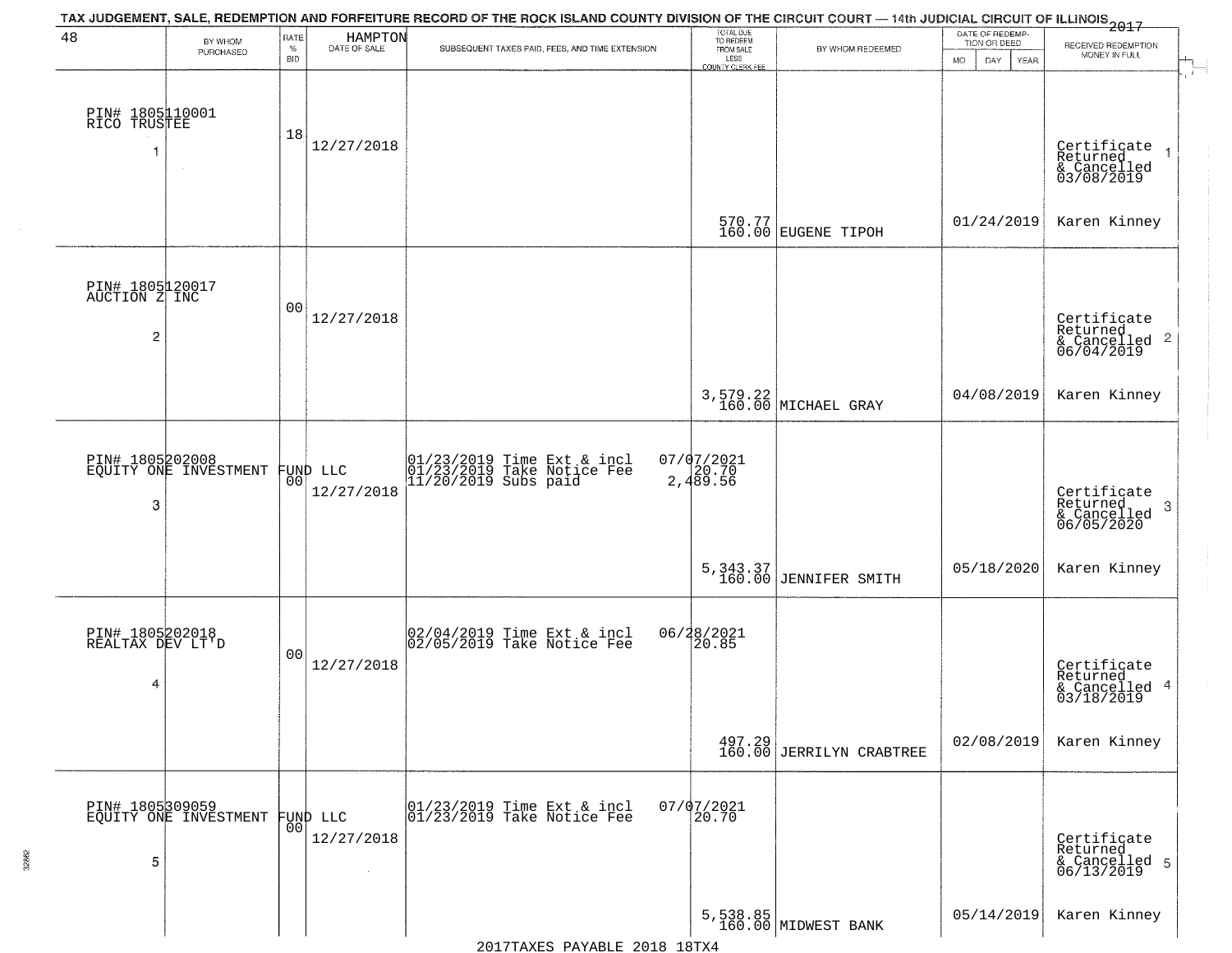TAX JUDGEMENT, SALE, REDEMPTION AND FORFEITURE RECORD OF THE ROCK ISLAND COUNTY DIVISION OF THE CIRCUIT COURT — 14th JUDICIAL CIRCUIT OF ILLINOIS 2017

| 48 BY WHOM PURCHASED | RATE % BID | HAMPTON DATE OF SALE | SUBSEQUENT TAXES PAID, FEES, AND TIME EXTENSION | TOTAL DUE TO REDEEM FROM SALE LESS COUNTY CLERK FEE | BY WHOM REDEEMED | DATE OF REDEMPTION OR DEED MO DAY YEAR | RECEIVED REDEMPTION MONEY IN FULL |
|---|---|---|---|---|---|---|---|
| PIN# 1805110001 RICO TRUSTEE 1 | 18 | 12/27/2018 | | 570.77 160.00 | EUGENE TIPOH | 01/24/2019 | Certificate Returned & Cancelled 03/08/2019 Karen Kinney 1 |
| PIN# 1805120017 AUCTION Z INC 2 | 00 | 12/27/2018 | | 3,579.22 160.00 | MICHAEL GRAY | 04/08/2019 | Certificate Returned & Cancelled 06/04/2019 Karen Kinney 2 |
| PIN# 1805202008 EQUITY ONE INVESTMENT FUND LLC 3 | 00 | 12/27/2018 | 01/23/2019 Time Ext & incl 07/07/2021; 01/23/2019 Take Notice Fee 20.70; 11/20/2019 Subs paid 2,489.56 | 5,343.37 160.00 | JENNIFER SMITH | 05/18/2020 | Certificate Returned & Cancelled 06/05/2020 Karen Kinney 3 |
| PIN# 1805202018 REALTAX DEV LT'D 4 | 00 | 12/27/2018 | 02/04/2019 Time Ext & incl 06/28/2021; 02/05/2019 Take Notice Fee 20.85 | 497.29 160.00 | JERRILYN CRABTREE | 02/08/2019 | Certificate Returned & Cancelled 03/18/2019 Karen Kinney 4 |
| PIN# 1805309059 EQUITY ONE INVESTMENT FUND LLC 5 | 00 | 12/27/2018 | 01/23/2019 Time Ext & incl 07/07/2021; 01/23/2019 Take Notice Fee 20.70 | 5,538.85 160.00 | MIDWEST BANK | 05/14/2019 | Certificate Returned & Cancelled 06/13/2019 Karen Kinney 5 |

2017TAXES PAYABLE 2018 18TX4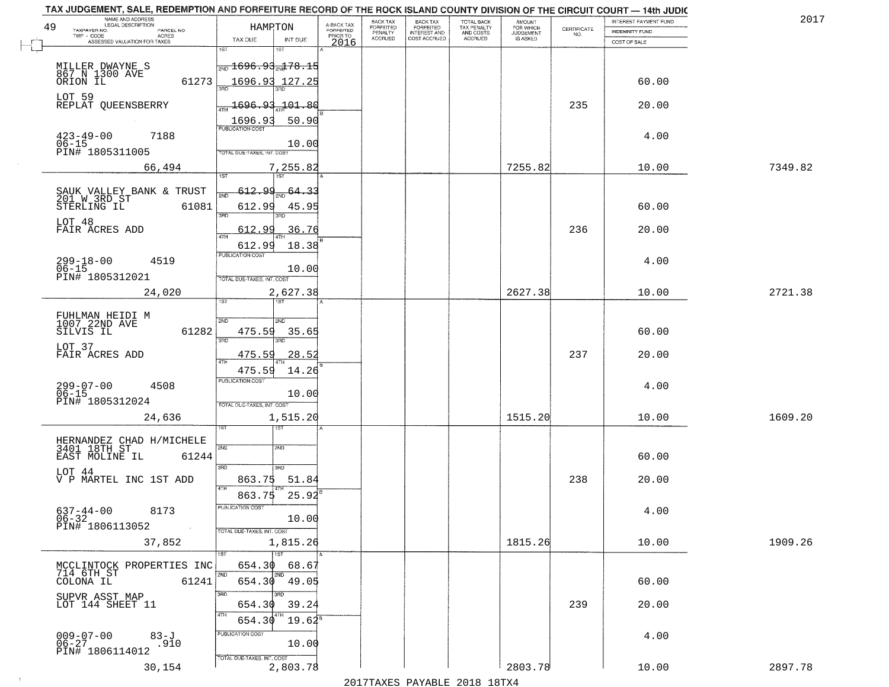TAX JUDGEMENT, SALE, REDEMPTION AND FORFEITURE RECORD OF THE ROCK ISLAND COUNTY DIVISION OF THE CIRCUIT COURT — 14th JUDIC

2017

| 49 NAME AND ADDRESS / LEGAL DESCRIPTION / TAXPAYER NO. / PARCEL NO. / TWP - CODE / ACRES / ASSESSED VALUATION FOR TAXES | HAMPTON TAX DUE | INT DUE | A-BACK TAX FORFEITED PRIOR TO 2016 | BACK TAX FORFEITED PENALTY ACCRUED | BACK TAX FORFEITED INTEREST AND COST ACCRUED | TOTAL BACK TAX PENALTY AND COSTS ACCRUED | AMOUNT FOR WHICH JUDGEMENT IS ASKED | CERTIFICATE NO. | INTEREST PAYMENT FUND / INDEMNITY FUND / COST OF SALE | |
|---|---|---|---|---|---|---|---|---|---|---|
| MILLER DWAYNE S<br>867 N 1300 AVE<br>ORION IL 61273<br>LOT 59<br>REPLAT QUEENSBERRY<br>423-49-00 7188<br>06-15<br>PIN# 1805311005<br>66,494 | 1ST<br>2ND 1696.93<br>3RD 1696.93<br>4TH 1696.93<br>1696.93<br>PUBLICATION COST<br>TOTAL DUE-TAXES, INT. COST | 1ST<br>2ND 178.15<br>3RD 127.25<br>4TH 101.80<br>50.90<br>10.00<br>7,255.82 | | | | | 7255.82 | 235 | 60.00<br>20.00<br>4.00<br>10.00 | 7349.82 |
| SAUK VALLEY BANK & TRUST<br>201 W 3RD ST<br>STERLING IL 61081<br>LOT 48<br>FAIR ACRES ADD<br>299-18-00 4519<br>06-15<br>PIN# 1805312021<br>24,020 | 1ST<br>2ND 612.99<br>3RD 612.99<br>4TH 612.99<br>612.99<br>PUBLICATION COST<br>TOTAL DUE-TAXES, INT. COST | 1ST<br>2ND 64.33<br>3RD 45.95<br>4TH 36.76<br>18.38<br>10.00<br>2,627.38 | | | | | 2627.38 | 236 | 60.00<br>20.00<br>4.00<br>10.00 | 2721.38 |
| FUHLMAN HEIDI M<br>1007 22ND AVE<br>SILVIS IL 61282<br>LOT 37<br>FAIR ACRES ADD<br>299-07-00 4508<br>06-15<br>PIN# 1805312024<br>24,636 | 1ST<br>2ND<br>475.59<br>3RD 475.59<br>4TH 475.59<br>PUBLICATION COST<br>TOTAL DUE-TAXES, INT. COST | 1ST<br>2ND<br>35.65<br>3RD 28.52<br>4TH 14.26<br>10.00<br>1,515.20 | | | | | 1515.20 | 237 | 60.00<br>20.00<br>4.00<br>10.00 | 1609.20 |
| HERNANDEZ CHAD H/MICHELE<br>3401 18TH ST<br>EAST MOLINE IL 61244<br>LOT 44<br>V P MARTEL INC 1ST ADD<br>637-44-00 8173<br>06-32<br>PIN# 1806113052<br>37,852 | 1ST<br>2ND<br>3RD<br>863.75<br>4TH 863.75<br>PUBLICATION COST<br>TOTAL DUE-TAXES, INT. COST | 1ST<br>2ND<br>3RD<br>51.84<br>4TH 25.92<br>10.00<br>1,815.26 | | | | | 1815.26 | 238 | 60.00<br>20.00<br>4.00<br>10.00 | 1909.26 |
| MCCLINTOCK PROPERTIES INC<br>714 6TH ST<br>COLONA IL 61241<br>SUPVR ASST MAP<br>LOT 144 SHEET 11<br>009-07-00 83-J<br>06-27 .910<br>PIN# 1806114012<br>30,154 | 1ST 654.30<br>2ND 654.30<br>3RD 654.30<br>4TH 654.30<br>PUBLICATION COST<br>TOTAL DUE-TAXES, INT. COST | 1ST 68.67<br>2ND 49.05<br>3RD 39.24<br>4TH 19.62<br>10.00<br>2,803.78 | | | | | 2803.78 | 239 | 60.00<br>20.00<br>4.00<br>10.00 | 2897.78 |

2017TAXES PAYABLE 2018 18TX4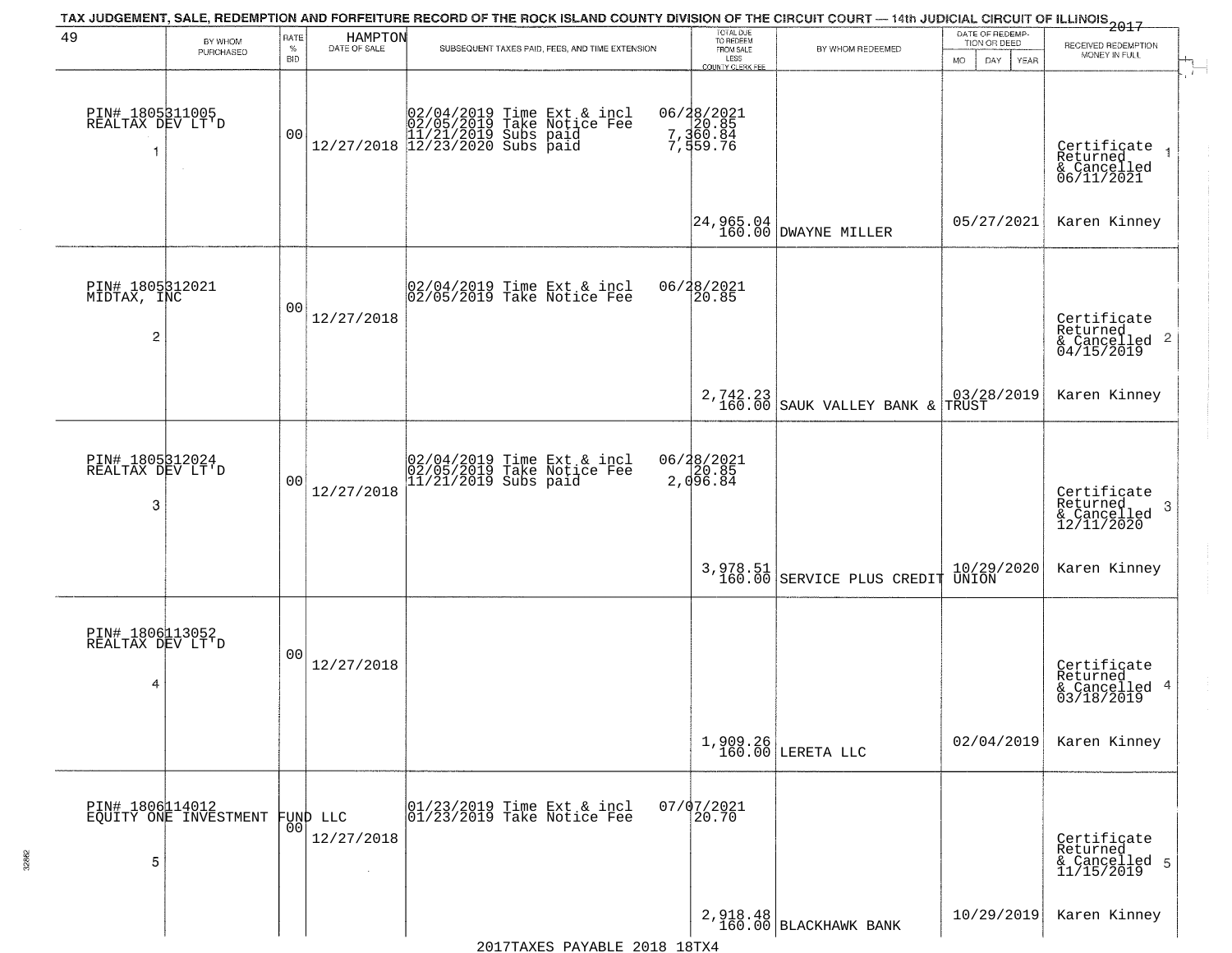# TAX JUDGEMENT, SALE, REDEMPTION AND FORFEITURE RECORD OF THE ROCK ISLAND COUNTY DIVISION OF THE CIRCUIT COURT — 14th JUDICIAL CIRCUIT OF ILLINOIS 2017

49 — HAMPTON

| BY WHOM PURCHASED | RATE % BID | DATE OF SALE | SUBSEQUENT TAXES PAID, FEES, AND TIME EXTENSION | TOTAL DUE TO REDEEM FROM SALE LESS COUNTY CLERK FEE | BY WHOM REDEEMED | DATE OF REDEMPTION OR DEED | RECEIVED REDEMPTION MONEY IN FULL |
|---|---|---|---|---|---|---|---|
| PIN# 1805311005 REALTAX DEV LT'D 1 | 00 | 12/27/2018 | 02/04/2019 Time Ext & incl 06/28/2021; 02/05/2019 Take Notice Fee 20.85; 11/21/2019 Subs paid 7,360.84; 12/23/2020 Subs paid 7,559.76 | 24,965.04 160.00 | DWAYNE MILLER | 05/27/2021 | Certificate Returned & Cancelled 06/11/2021 Karen Kinney |
| PIN# 1805312021 MIDTAX, INC 2 | 00 | 12/27/2018 | 02/04/2019 Time Ext & incl 06/28/2021; 02/05/2019 Take Notice Fee 20.85 | 2,742.23 160.00 | SAUK VALLEY BANK & TRUST | 03/28/2019 | Certificate Returned & Cancelled 04/15/2019 Karen Kinney |
| PIN# 1805312024 REALTAX DEV LT'D 3 | 00 | 12/27/2018 | 02/04/2019 Time Ext & incl 06/28/2021; 02/05/2019 Take Notice Fee 20.85; 11/21/2019 Subs paid 2,096.84 | 3,978.51 160.00 | SERVICE PLUS CREDIT UNION | 10/29/2020 | Certificate Returned & Cancelled 12/11/2020 Karen Kinney |
| PIN# 1806113052 REALTAX DEV LT'D 4 | 00 | 12/27/2018 | | 1,909.26 160.00 | LERETA LLC | 02/04/2019 | Certificate Returned & Cancelled 03/18/2019 Karen Kinney |
| PIN# 1806114012 EQUITY ONE INVESTMENT FUND LLC 5 | 00 | 12/27/2018 | 01/23/2019 Time Ext & incl 07/07/2021; 01/23/2019 Take Notice Fee 20.70 | 2,918.48 160.00 | BLACKHAWK BANK | 10/29/2019 | Certificate Returned & Cancelled 11/15/2019 Karen Kinney |

2017TAXES PAYABLE 2018 18TX4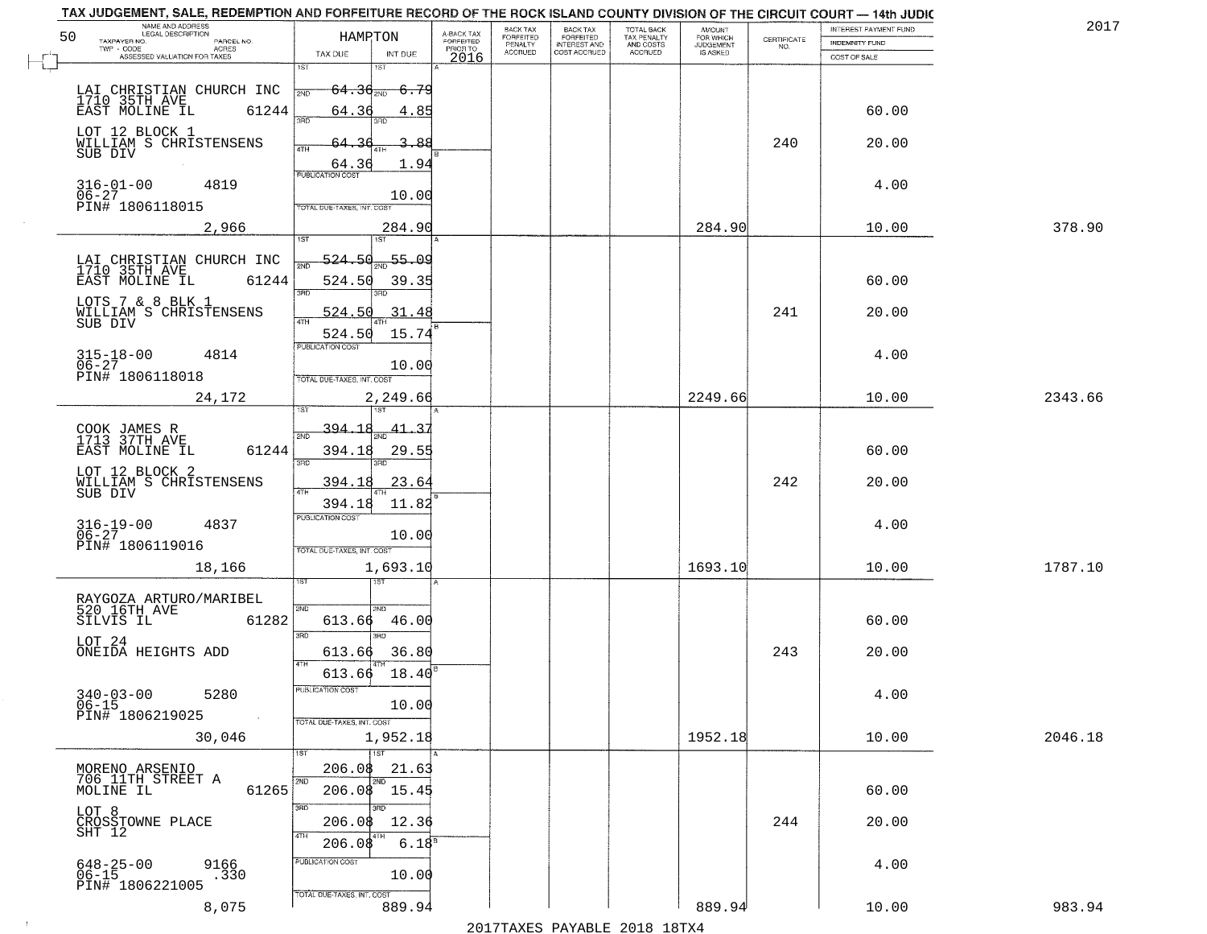TAX JUDGEMENT, SALE, REDEMPTION AND FORFEITURE RECORD OF THE ROCK ISLAND COUNTY DIVISION OF THE CIRCUIT COURT — 14th JUDIC

2017

| NAME AND ADDRESS / LEGAL DESCRIPTION / TAXPAYER NO. / PARCEL NO. / TWP - CODE / ACRES / ASSESSED VALUATION FOR TAXES | HAMPTON TAX DUE | INT DUE | A-BACK TAX FORFEITED PRIOR TO 2016 | BACK TAX FORFEITED PENALTY ACCRUED | BACK TAX FORFEITED INTEREST AND COST ACCRUED | TOTAL BACK TAX PENALTY AND COSTS ACCRUED | AMOUNT FOR WHICH JUDGEMENT IS ASKED | CERTIFICATE NO. | INTEREST PAYMENT FUND / INDEMNITY FUND / COST OF SALE | |
|---|---|---|---|---|---|---|---|---|---|---|
| LAI CHRISTIAN CHURCH INC 1710 35TH AVE EAST MOLINE IL 61244 | 1ST 64.36 | 6.79 | | | | | | | | |
| | 2ND 64.36 | 4.85 | | | | | | | 60.00 | |
| LOT 12 BLOCK 1 WILLIAM S CHRISTENSENS SUB DIV | 3RD 64.36 | 3.88 | | | | | | 240 | 20.00 | |
| | 4TH 64.36 | 1.94 | | | | | | | | |
| 316-01-00 4819 06-27 PIN# 1806118015 | PUBLICATION COST | 10.00 | | | | | | | 4.00 | |
| 2,966 | TOTAL DUE-TAXES, INT. COST | 284.90 | | | | | 284.90 | | 10.00 | 378.90 |
| LAI CHRISTIAN CHURCH INC 1710 35TH AVE EAST MOLINE IL 61244 | 1ST 524.50 | 55.09 | | | | | | | | |
| | 2ND 524.50 | 39.35 | | | | | | | 60.00 | |
| LOTS 7 & 8 BLK 1 WILLIAM S CHRISTENSENS SUB DIV | 3RD 524.50 | 31.48 | | | | | | 241 | 20.00 | |
| | 4TH 524.50 | 15.74 | | | | | | | | |
| 315-18-00 4814 06-27 PIN# 1806118018 | PUBLICATION COST | 10.00 | | | | | | | 4.00 | |
| 24,172 | TOTAL DUE-TAXES, INT. COST | 2,249.66 | | | | | 2249.66 | | 10.00 | 2343.66 |
| COOK JAMES R 1713 37TH AVE EAST MOLINE IL 61244 | 1ST 394.18 | 41.37 | | | | | | | | |
| | 2ND 394.18 | 29.55 | | | | | | | 60.00 | |
| LOT 12 BLOCK 2 WILLIAM S CHRISTENSENS SUB DIV | 3RD 394.18 | 23.64 | | | | | | 242 | 20.00 | |
| | 4TH 394.18 | 11.82 | | | | | | | | |
| 316-19-00 4837 06-27 PIN# 1806119016 | PUBLICATION COST | 10.00 | | | | | | | 4.00 | |
| 18,166 | TOTAL DUE-TAXES, INT. COST | 1,693.10 | | | | | 1693.10 | | 10.00 | 1787.10 |
| RAYGOZA ARTURO/MARIBEL 520 16TH AVE SILVIS IL 61282 | 1ST | | | | | | | | | |
| | 2ND 613.66 | 46.00 | | | | | | | 60.00 | |
| LOT 24 ONEIDA HEIGHTS ADD | 3RD 613.66 | 36.80 | | | | | | 243 | 20.00 | |
| | 4TH 613.66 | 18.40 | | | | | | | | |
| 340-03-00 5280 06-15 PIN# 1806219025 | PUBLICATION COST | 10.00 | | | | | | | 4.00 | |
| 30,046 | TOTAL DUE-TAXES, INT. COST | 1,952.18 | | | | | 1952.18 | | 10.00 | 2046.18 |
| MORENO ARSENIO 706 11TH STREET A MOLINE IL 61265 | 1ST 206.08 | 21.63 | | | | | | | | |
| | 2ND 206.08 | 15.45 | | | | | | | 60.00 | |
| LOT 8 CROSSTOWNE PLACE SHT 12 | 3RD 206.08 | 12.36 | | | | | | 244 | 20.00 | |
| | 4TH 206.08 | 6.18 | | | | | | | | |
| 648-25-00 9166 06-15 .330 PIN# 1806221005 | PUBLICATION COST | 10.00 | | | | | | | 4.00 | |
| 8,075 | TOTAL DUE-TAXES, INT. COST | 889.94 | | | | | 889.94 | | 10.00 | 983.94 |

2017TAXES PAYABLE 2018 18TX4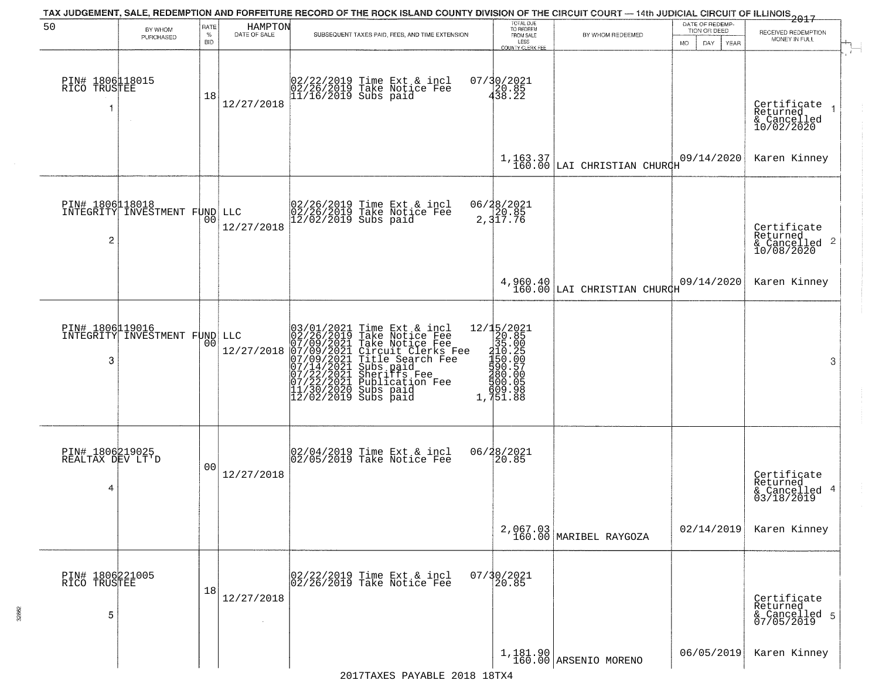TAX JUDGEMENT, SALE, REDEMPTION AND FORFEITURE RECORD OF THE ROCK ISLAND COUNTY DIVISION OF THE CIRCUIT COURT — 14th JUDICIAL CIRCUIT OF ILLINOIS 2017

| 50 BY WHOM PURCHASED | RATE % BID | HAMPTON DATE OF SALE | SUBSEQUENT TAXES PAID, FEES, AND TIME EXTENSION | TOTAL DUE TO REDEEM FROM SALE LESS COUNTY CLERK FEE | BY WHOM REDEEMED | DATE OF REDEMPTION OR DEED MO DAY YEAR | RECEIVED REDEMPTION MONEY IN FULL |
|---|---|---|---|---|---|---|---|
| PIN# 1806118015 RICO TRUSTEE 1 | 18 | 12/27/2018 | 02/22/2019 Time Ext & incl 07/30/2021<br>02/26/2019 Take Notice Fee 20.85<br>11/16/2019 Subs paid 438.22 | 1,163.37<br>160.00 | LAI CHRISTIAN CHURCH | 09/14/2020 | Certificate Returned & Cancelled 10/02/2020 1<br>Karen Kinney |
| PIN# 1806118018 INTEGRITY INVESTMENT FUND LLC 2 | 00 | 12/27/2018 | 02/26/2019 Time Ext & incl 06/28/2021<br>02/26/2019 Take Notice Fee 20.85<br>12/02/2019 Subs paid 2,317.76 | 4,960.40<br>160.00 | LAI CHRISTIAN CHURCH | 09/14/2020 | Certificate Returned & Cancelled 10/08/2020 2<br>Karen Kinney |
| PIN# 1806119016 INTEGRITY INVESTMENT FUND LLC 3 | 00 | 12/27/2018 | 03/01/2021 Time Ext & incl 12/15/2021<br>02/26/2019 Take Notice Fee 20.85<br>07/09/2021 Take Notice Fee 35.00<br>07/09/2021 Circuit Clerks Fee 210.25<br>07/09/2021 Title Search Fee 150.00<br>07/14/2021 Subs paid 590.57<br>07/22/2021 Sheriffs Fee 280.00<br>07/22/2021 Publication Fee 500.05<br>11/30/2020 Subs paid 609.98<br>12/02/2019 Subs paid 1,751.88 | | | | 3 |
| PIN# 1806219025 REALTAX DEV LT'D 4 | 00 | 12/27/2018 | 02/04/2019 Time Ext & incl 06/28/2021<br>02/05/2019 Take Notice Fee 20.85 | 2,067.03<br>160.00 | MARIBEL RAYGOZA | 02/14/2019 | Certificate Returned & Cancelled 03/18/2019 4<br>Karen Kinney |
| PIN# 1806221005 RICO TRUSTEE 5 | 18 | 12/27/2018 | 02/22/2019 Time Ext & incl 07/30/2021<br>02/26/2019 Take Notice Fee 20.85 | 1,181.90<br>160.00 | ARSENIO MORENO | 06/05/2019 | Certificate Returned & Cancelled 07/05/2019 5<br>Karen Kinney |

2017TAXES PAYABLE 2018 18TX4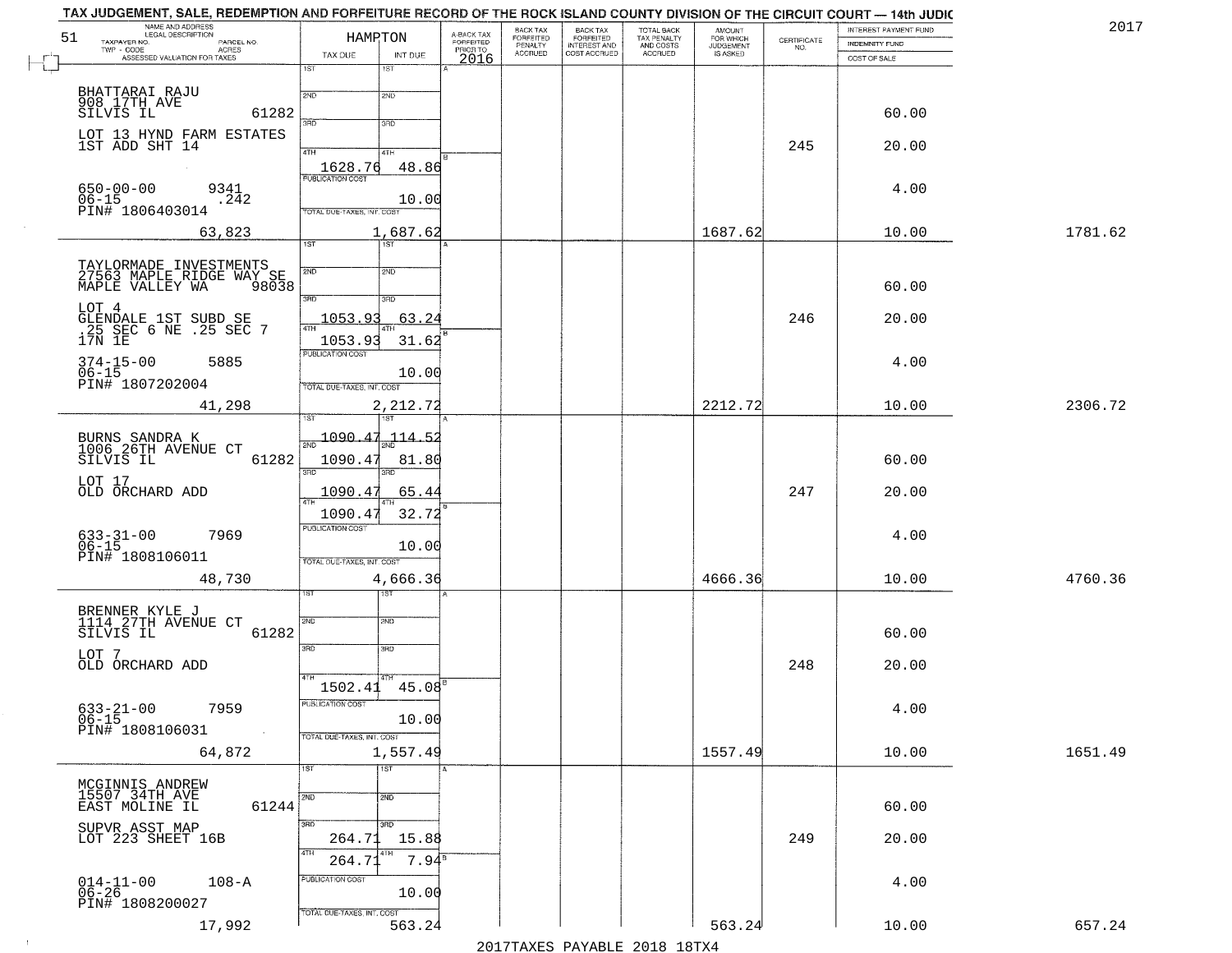TAX JUDGEMENT, SALE, REDEMPTION AND FORFEITURE RECORD OF THE ROCK ISLAND COUNTY DIVISION OF THE CIRCUIT COURT — 14th JUDIC

2017

| 51 NAME AND ADDRESS / LEGAL DESCRIPTION / TAXPAYER NO. / PARCEL NO. / TWP - CODE / ACRES / ASSESSED VALUATION FOR TAXES | HAMPTON TAX DUE | INT DUE | A-BACK TAX FORFEITED PRIOR TO 2016 | BACK TAX FORFEITED PENALTY ACCRUED | BACK TAX FORFEITED INTEREST AND COST ACCRUED | TOTAL BACK TAX PENALTY AND COSTS ACCRUED | AMOUNT FOR WHICH JUDGEMENT IS ASKED | CERTIFICATE NO. | INTEREST PAYMENT FUND / INDEMNITY FUND / COST OF SALE | |
|---|---|---|---|---|---|---|---|---|---|---|
| BHATTARAI RAJU 908 17TH AVE SILVIS IL 61282 | | | | | | | | | 60.00 | |
| LOT 13 HYND FARM ESTATES 1ST ADD SHT 14 | 4TH 1628.76 | 48.86 | | | | | | 245 | 20.00 | |
| 650-00-00 9341 06-15 .242 PIN# 1806403014 | PUBLICATION COST | 10.00 | | | | | | | 4.00 | |
| 63,823 | TOTAL DUE-TAXES, INT. COST | 1,687.62 | | | | | 1687.62 | | 10.00 | 1781.62 |
| TAYLORMADE INVESTMENTS 27563 MAPLE RIDGE WAY SE MAPLE VALLEY WA 98038 | | | | | | | | | 60.00 | |
| LOT 4 GLENDALE 1ST SUBD SE .25 SEC 6 NE .25 SEC 7 17N 1E | 3RD 1053.93 / 4TH 1053.93 | 63.24 / 31.62 | | | | | | 246 | 20.00 | |
| 374-15-00 5885 06-15 PIN# 1807202004 | PUBLICATION COST | 10.00 | | | | | | | 4.00 | |
| 41,298 | TOTAL DUE-TAXES, INT. COST | 2,212.72 | | | | | 2212.72 | | 10.00 | 2306.72 |
| BURNS SANDRA K 1006 26TH AVENUE CT SILVIS IL 61282 | 1ST 1090.47 / 2ND 1090.47 | 114.52 / 81.80 | | | | | | | 60.00 | |
| LOT 17 OLD ORCHARD ADD | 3RD 1090.47 / 4TH 1090.47 | 65.44 / 32.72 | | | | | | 247 | 20.00 | |
| 633-31-00 7969 06-15 PIN# 1808106011 | PUBLICATION COST | 10.00 | | | | | | | 4.00 | |
| 48,730 | TOTAL DUE-TAXES, INT. COST | 4,666.36 | | | | | 4666.36 | | 10.00 | 4760.36 |
| BRENNER KYLE J 1114 27TH AVENUE CT SILVIS IL 61282 | | | | | | | | | 60.00 | |
| LOT 7 OLD ORCHARD ADD | 4TH 1502.41 | 45.08 | | | | | | 248 | 20.00 | |
| 633-21-00 7959 06-15 PIN# 1808106031 | PUBLICATION COST | 10.00 | | | | | | | 4.00 | |
| 64,872 | TOTAL DUE-TAXES, INT. COST | 1,557.49 | | | | | 1557.49 | | 10.00 | 1651.49 |
| MCGINNIS ANDREW 15507 34TH AVE EAST MOLINE IL 61244 | | | | | | | | | 60.00 | |
| SUPVR ASST MAP LOT 223 SHEET 16B | 3RD 264.71 / 4TH 264.71 | 15.88 / 7.94 | | | | | | 249 | 20.00 | |
| 014-11-00 108-A 06-26 PIN# 1808200027 | PUBLICATION COST | 10.00 | | | | | | | 4.00 | |
| 17,992 | TOTAL DUE-TAXES, INT. COST | 563.24 | | | | | 563.24 | | 10.00 | 657.24 |

2017TAXES PAYABLE 2018 18TX4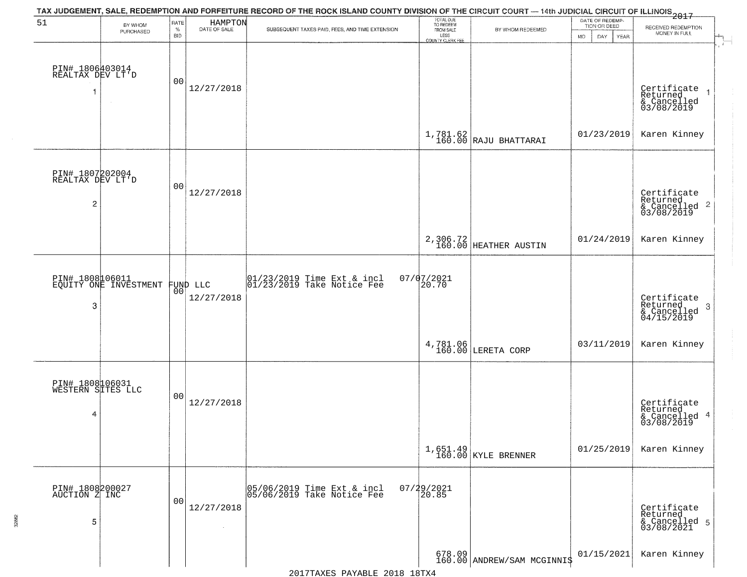TAX JUDGEMENT, SALE, REDEMPTION AND FORFEITURE RECORD OF THE ROCK ISLAND COUNTY DIVISION OF THE CIRCUIT COURT — 14th JUDICIAL CIRCUIT OF ILLINOIS 2017

51 HAMPTON

| BY WHOM PURCHASED | RATE % BID | DATE OF SALE | SUBSEQUENT TAXES PAID, FEES, AND TIME EXTENSION | TOTAL DUE TO REDEEM FROM SALE LESS COUNTY CLERK FEE | BY WHOM REDEEMED | DATE OF REDEMPTION OR DEED MO DAY YEAR | RECEIVED REDEMPTION MONEY IN FULL |
|---|---|---|---|---|---|---|---|
| PIN# 1806403014 REALTAX DEV LT'D 1 | 00 | 12/27/2018 | | 1,781.62 160.00 | RAJU BHATTARAI | 01/23/2019 | Certificate Returned & Cancelled 03/08/2019 1 Karen Kinney |
| PIN# 1807202004 REALTAX DEV LT'D 2 | 00 | 12/27/2018 | | 2,306.72 160.00 | HEATHER AUSTIN | 01/24/2019 | Certificate Returned & Cancelled 03/08/2019 2 Karen Kinney |
| PIN# 1808106011 EQUITY ONE INVESTMENT FUND LLC 3 | 00 | 12/27/2018 | 01/23/2019 Time Ext & incl 07/07/2021 01/23/2019 Take Notice Fee 20.70 | 4,781.06 160.00 | LERETA CORP | 03/11/2019 | Certificate Returned & Cancelled 04/15/2019 3 Karen Kinney |
| PIN# 1808106031 WESTERN SITES LLC 4 | 00 | 12/27/2018 | | 1,651.49 160.00 | KYLE BRENNER | 01/25/2019 | Certificate Returned & Cancelled 03/08/2019 4 Karen Kinney |
| PIN# 1808200027 AUCTION Z INC 5 | 00 | 12/27/2018 | 05/06/2019 Time Ext & incl 07/29/2021 05/06/2019 Take Notice Fee 20.85 | 678.09 160.00 | ANDREW/SAM MCGINNIS | 01/15/2021 | Certificate Returned & Cancelled 03/08/2021 5 Karen Kinney |

2017TAXES PAYABLE 2018 18TX4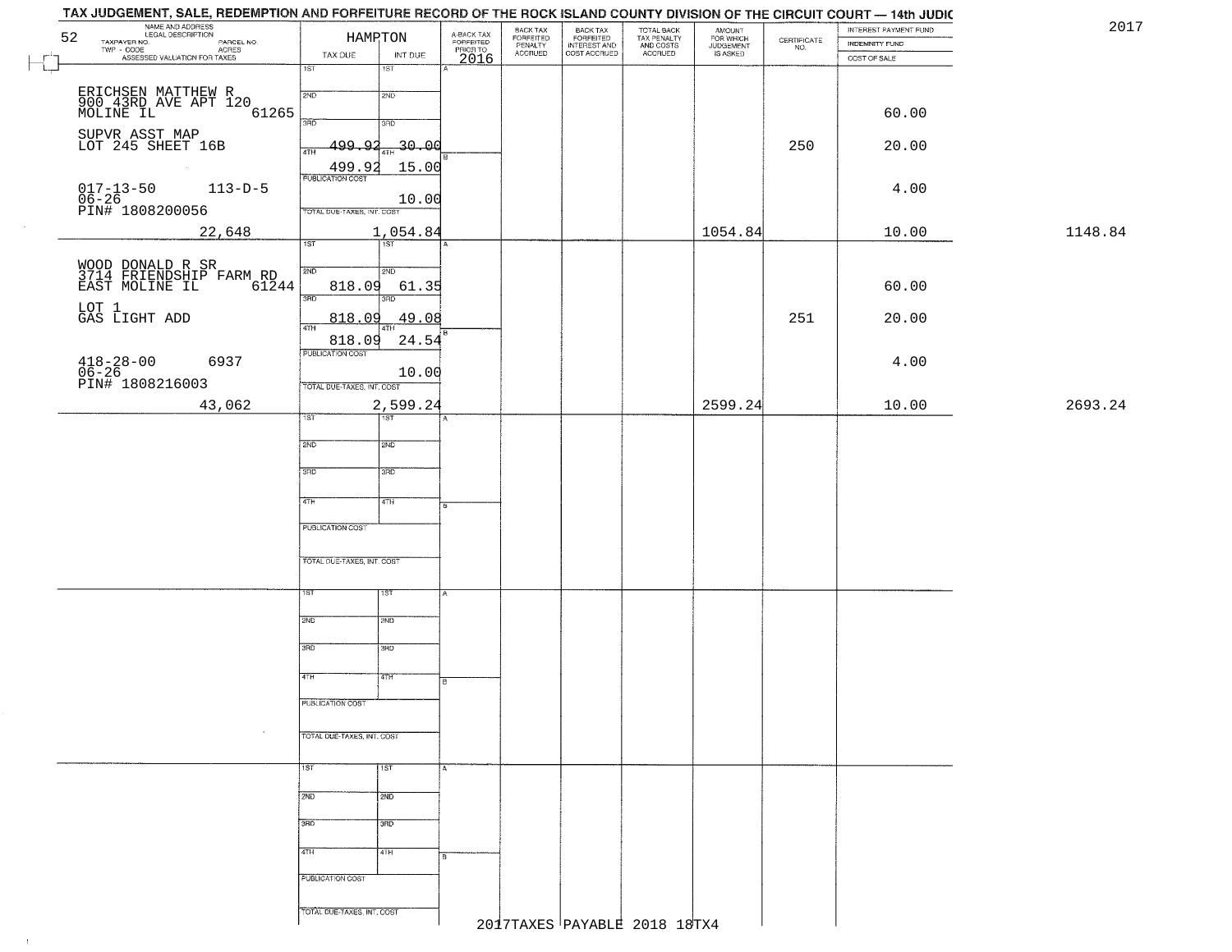# TAX JUDGEMENT, SALE, REDEMPTION AND FORFEITURE RECORD OF THE ROCK ISLAND COUNTY DIVISION OF THE CIRCUIT COURT — 14th JUDIC

2017

52

HAMPTON

| NAME AND ADDRESS / LEGAL DESCRIPTION / TAXPAYER NO. / PARCEL NO. / TWP - CODE / ACRES / ASSESSED VALUATION FOR TAXES | TAX DUE | INT DUE | A-BACK TAX FORFEITED PRIOR TO 2016 | BACK TAX FORFEITED PENALTY ACCRUED | BACK TAX FORFEITED INTEREST AND COST ACCRUED | TOTAL BACK TAX PENALTY AND COSTS ACCRUED | AMOUNT FOR WHICH JUDGEMENT IS ASKED | CERTIFICATE NO. | INTEREST PAYMENT FUND / INDEMNITY FUND / COST OF SALE | |
|---|---|---|---|---|---|---|---|---|---|---|
| ERICHSEN MATTHEW R<br>900 43RD AVE APT 120<br>MOLINE IL 61265<br>SUPVR ASST MAP<br>LOT 245 SHEET 16B<br>017-13-50 113-D-5<br>06-26<br>PIN# 1808200056<br>22,648 | 1ST<br>2ND<br>3RD<br>4TH 499.92<br>499.92<br>PUBLICATION COST<br>TOTAL DUE-TAXES, INT. COST | 1ST<br>2ND<br>3RD 30.00<br>4TH 15.00<br>10.00<br>1,054.84 | | | | | 1054.84 | 250 | 60.00<br>20.00<br>4.00<br>10.00 | 1148.84 |
| WOOD DONALD R SR<br>3714 FRIENDSHIP FARM RD<br>EAST MOLINE IL 61244<br>LOT 1<br>GAS LIGHT ADD<br>418-28-00 6937<br>06-26<br>PIN# 1808216003<br>43,062 | 1ST<br>2ND 818.09<br>3RD 818.09<br>4TH 818.09<br>PUBLICATION COST<br>TOTAL DUE-TAXES, INT. COST | 1ST<br>2ND 61.35<br>3RD 49.08<br>4TH 24.54<br>10.00<br>2,599.24 | | | | | 2599.24 | 251 | 60.00<br>20.00<br>4.00<br>10.00 | 2693.24 |
| | 1ST<br>2ND<br>3RD<br>4TH<br>PUBLICATION COST<br>TOTAL DUE-TAXES, INT. COST | 1ST<br>2ND<br>3RD<br>4TH | | | | | | | | |
| | 1ST<br>2ND<br>3RD<br>4TH<br>PUBLICATION COST<br>TOTAL DUE-TAXES, INT. COST | 1ST<br>2ND<br>3RD<br>4TH | | | | | | | | |
| | 1ST<br>2ND<br>3RD<br>4TH<br>PUBLICATION COST<br>TOTAL DUE-TAXES, INT. COST | 1ST<br>2ND<br>3RD<br>4TH | | | | | | | | |

2017TAXES PAYABLE 2018 18TX4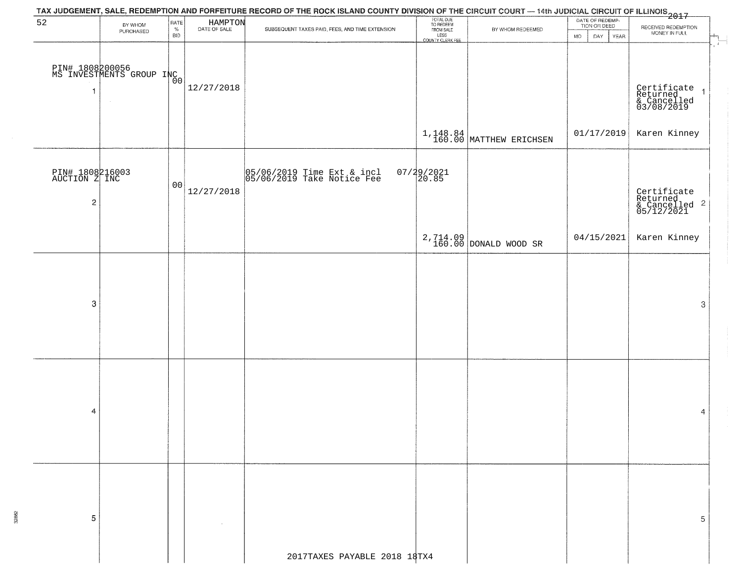TAX JUDGEMENT, SALE, REDEMPTION AND FORFEITURE RECORD OF THE ROCK ISLAND COUNTY DIVISION OF THE CIRCUIT COURT — 14th JUDICIAL CIRCUIT OF ILLINOIS 2017

52 HAMPTON

| | BY WHOM PURCHASED | RATE % BID | DATE OF SALE | SUBSEQUENT TAXES PAID, FEES, AND TIME EXTENSION | TOTAL DUE TO REDEEM FROM SALE LESS COUNTY CLERK FEE | BY WHOM REDEEMED | DATE OF REDEMPTION OR DEED MO DAY YEAR | RECEIVED REDEMPTION MONEY IN FULL | |
|---|---|---|---|---|---|---|---|---|---|
| 1 | PIN# 1808200056 MS INVESTMENTS GROUP INC | 00 | 12/27/2018 | | 1,148.84 160.00 | MATTHEW ERICHSEN | 01/17/2019 | Certificate Returned & Cancelled 03/08/2019 Karen Kinney | 1 |
| 2 | PIN# 1808216003 AUCTION Z INC | 00 | 12/27/2018 | 05/06/2019 Time Ext & incl 07/29/2021 05/06/2019 Take Notice Fee 20.85 | 2,714.09 160.00 | DONALD WOOD SR | 04/15/2021 | Certificate Returned & Cancelled 05/12/2021 Karen Kinney | 2 |
| 3 | | | | | | | | | 3 |
| 4 | | | | | | | | | 4 |
| 5 | | | | | | | | | 5 |

2017TAXES PAYABLE 2018 18TX4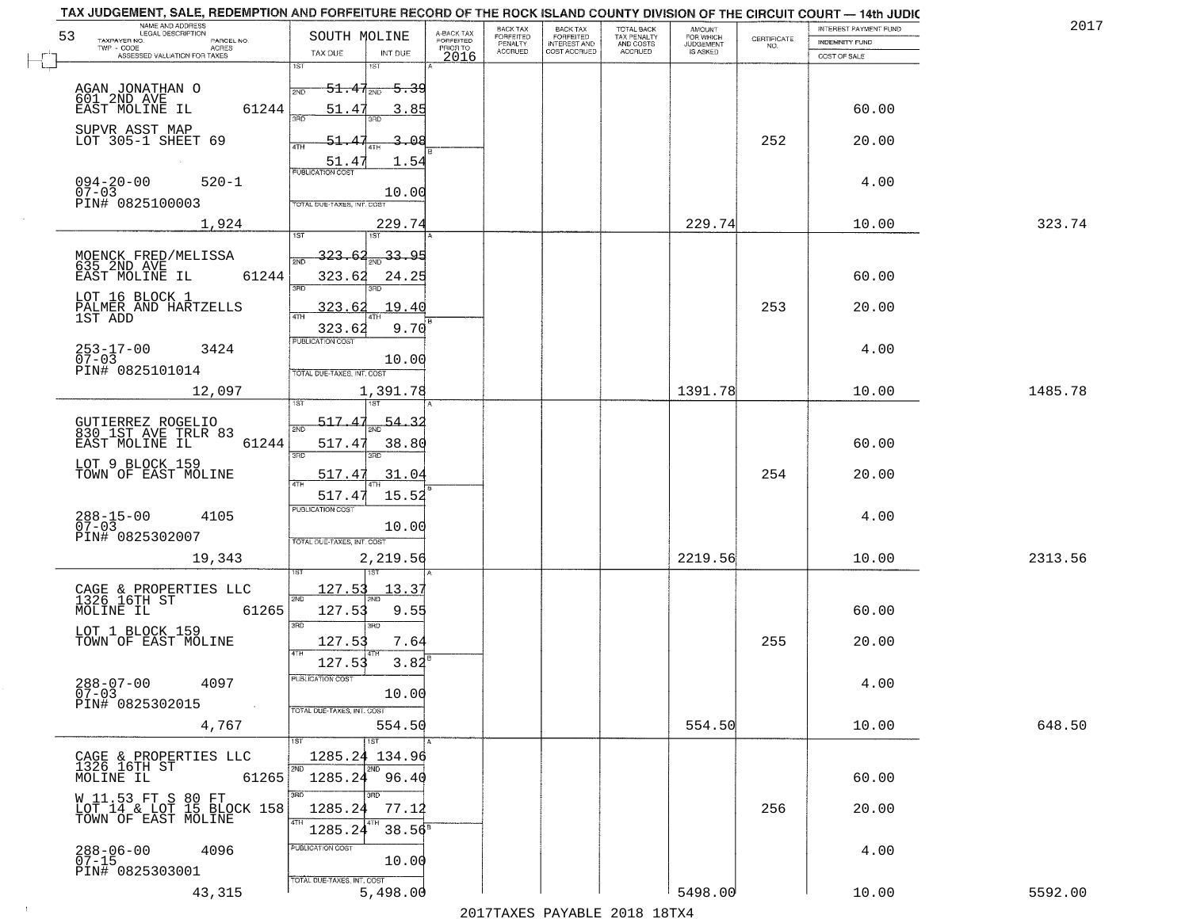TAX JUDGEMENT, SALE, REDEMPTION AND FORFEITURE RECORD OF THE ROCK ISLAND COUNTY DIVISION OF THE CIRCUIT COURT — 14th JUDIC

2017

| 53 NAME AND ADDRESS / LEGAL DESCRIPTION / TAXPAYER NO. / PARCEL NO. / TWP - CODE / ACRES / ASSESSED VALUATION FOR TAXES | SOUTH MOLINE TAX DUE | INT DUE | A-BACK TAX FORFEITED PRIOR TO 2016 | BACK TAX FORFEITED PENALTY ACCRUED | BACK TAX FORFEITED INTEREST AND COST ACCRUED | TOTAL BACK TAX PENALTY AND COSTS ACCRUED | AMOUNT FOR WHICH JUDGEMENT IS ASKED | CERTIFICATE NO. | INTEREST PAYMENT FUND / INDEMNITY FUND / COST OF SALE | |
|---|---|---|---|---|---|---|---|---|---|---|
| AGAN JONATHAN O, 601 2ND AVE, EAST MOLINE IL 61244 | 1ST 51.47 | 2ND 5.39 | | | | | | | | |
| | 2ND 51.47 | 3RD 3.85 | | | | | | | 60.00 | |
| SUPVR ASST MAP, LOT 305-1 SHEET 69 | 3RD 51.47 | 4TH 3.08 | | | | | | 252 | 20.00 | |
| | 4TH 51.47 | 1.54 | | | | | | | | |
| 094-20-00 520-1, 07-03, PIN# 0825100003 | PUBLICATION COST | 10.00 | | | | | | | 4.00 | |
| 1,924 | TOTAL DUE-TAXES, INT. COST | 229.74 | | | | | 229.74 | | 10.00 | 323.74 |
| MOENCK FRED/MELISSA, 635 2ND AVE, EAST MOLINE IL 61244 | 1ST 323.62 | 2ND 33.95 | | | | | | | | |
| | 2ND 323.62 | 3RD 24.25 | | | | | | | 60.00 | |
| LOT 16 BLOCK 1, PALMER AND HARTZELLS 1ST ADD | 3RD 323.62 | 4TH 19.40 | | | | | | 253 | 20.00 | |
| | 4TH 323.62 | 9.70 | | | | | | | | |
| 253-17-00 3424, 07-03, PIN# 0825101014 | PUBLICATION COST | 10.00 | | | | | | | 4.00 | |
| 12,097 | TOTAL DUE-TAXES, INT. COST | 1,391.78 | | | | | 1391.78 | | 10.00 | 1485.78 |
| GUTIERREZ ROGELIO, 830 1ST AVE TRLR 83, EAST MOLINE IL 61244 | 1ST 517.47 | 2ND 54.32 | | | | | | | | |
| | 2ND 517.47 | 3RD 38.80 | | | | | | | 60.00 | |
| LOT 9 BLOCK 159, TOWN OF EAST MOLINE | 3RD 517.47 | 4TH 31.04 | | | | | | 254 | 20.00 | |
| | 4TH 517.47 | 15.52 | | | | | | | | |
| 288-15-00 4105, 07-03, PIN# 0825302007 | PUBLICATION COST | 10.00 | | | | | | | 4.00 | |
| 19,343 | TOTAL DUE-TAXES, INT. COST | 2,219.56 | | | | | 2219.56 | | 10.00 | 2313.56 |
| CAGE & PROPERTIES LLC, 1326 16TH ST, MOLINE IL 61265 | 1ST 127.53 | 2ND 13.37 | | | | | | | | |
| | 2ND 127.53 | 3RD 9.55 | | | | | | | 60.00 | |
| LOT 1 BLOCK 159, TOWN OF EAST MOLINE | 3RD 127.53 | 4TH 7.64 | | | | | | 255 | 20.00 | |
| | 4TH 127.53 | 3.82 | | | | | | | | |
| 288-07-00 4097, 07-03, PIN# 0825302015 | PUBLICATION COST | 10.00 | | | | | | | 4.00 | |
| 4,767 | TOTAL DUE-TAXES, INT. COST | 554.50 | | | | | 554.50 | | 10.00 | 648.50 |
| CAGE & PROPERTIES LLC, 1326 16TH ST, MOLINE IL 61265 | 1ST 1285.24 | 2ND 134.96 | | | | | | | | |
| | 2ND 1285.24 | 3RD 96.40 | | | | | | | 60.00 | |
| W 11.53 FT S 80 FT, LOT 14 & LOT 15 BLOCK 158, TOWN OF EAST MOLINE | 3RD 1285.24 | 4TH 77.12 | | | | | | 256 | 20.00 | |
| | 4TH 1285.24 | 38.56 | | | | | | | | |
| 288-06-00 4096, 07-15, PIN# 0825303001 | PUBLICATION COST | 10.00 | | | | | | | 4.00 | |
| 43,315 | TOTAL DUE-TAXES, INT. COST | 5,498.00 | | | | | 5498.00 | | 10.00 | 5592.00 |

2017TAXES PAYABLE 2018 18TX4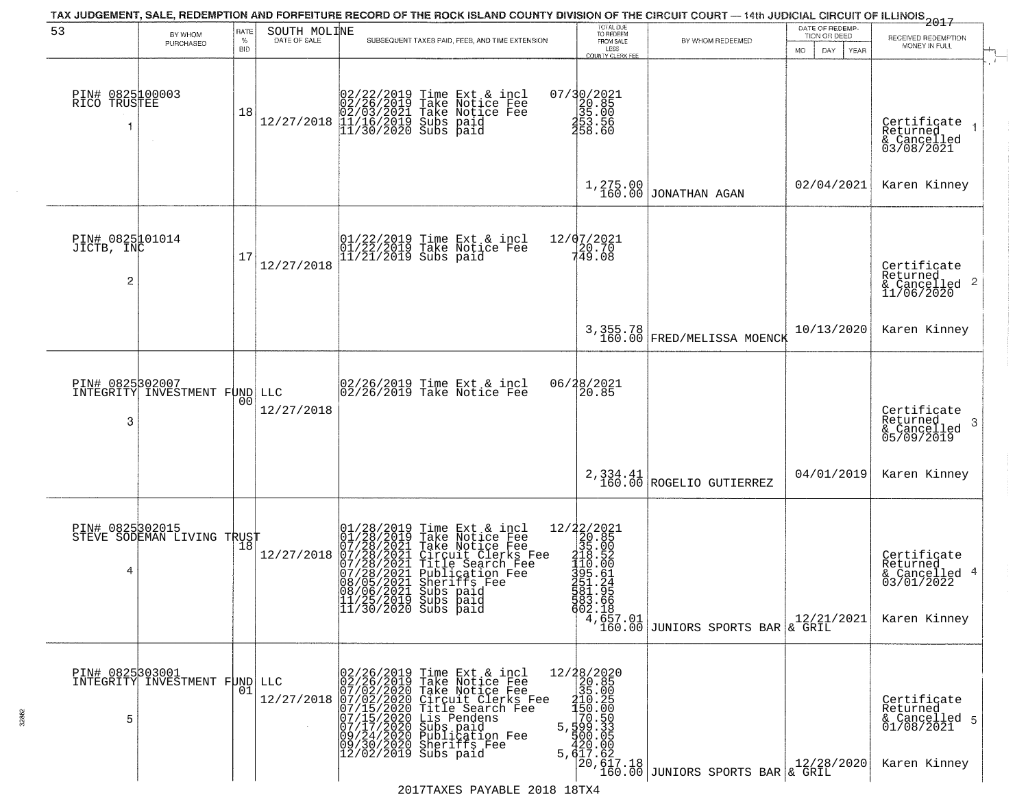TAX JUDGEMENT, SALE, REDEMPTION AND FORFEITURE RECORD OF THE ROCK ISLAND COUNTY DIVISION OF THE CIRCUIT COURT — 14th JUDICIAL CIRCUIT OF ILLINOIS 2017

| 53 | BY WHOM PURCHASED | RATE % BID | SOUTH MOLINE DATE OF SALE | SUBSEQUENT TAXES PAID, FEES, AND TIME EXTENSION | TOTAL DUE TO REDEEM FROM SALE LESS COUNTY CLERK FEE | BY WHOM REDEEMED | DATE OF REDEMPTION OR DEED MO DAY YEAR | RECEIVED REDEMPTION MONEY IN FULL |
|---|---|---|---|---|---|---|---|---|
| PIN# 0825100003 RICO TRUSTEE 1 | | 18 | 12/27/2018 | 02/22/2019 Time Ext & incl<br>02/26/2019 Take Notice Fee<br>02/03/2021 Take Notice Fee<br>11/16/2019 Subs paid<br>11/30/2020 Subs paid | 07/30/2021<br>20.85<br>35.00<br>253.56<br>258.60<br>1,275.00<br>160.00 | JONATHAN AGAN | 02/04/2021 | Certificate Returned & Cancelled 03/08/2021<br>Karen Kinney |
| PIN# 0825101014 JICTB, INC 2 | | 17 | 12/27/2018 | 01/22/2019 Time Ext & incl<br>01/22/2019 Take Notice Fee<br>11/21/2019 Subs paid | 12/07/2021<br>20.70<br>749.08<br>3,355.78<br>160.00 | FRED/MELISSA MOENCK | 10/13/2020 | Certificate Returned & Cancelled 11/06/2020<br>Karen Kinney |
| PIN# 0825302007 INTEGRITY INVESTMENT FUND LLC 3 | | 00 | 12/27/2018 | 02/26/2019 Time Ext & incl<br>02/26/2019 Take Notice Fee | 06/28/2021<br>20.85<br>2,334.41<br>160.00 | ROGELIO GUTIERREZ | 04/01/2019 | Certificate Returned & Cancelled 05/09/2019<br>Karen Kinney |
| PIN# 0825302015 STEVE SODEMAN LIVING TRUST 4 | | 18 | 12/27/2018 | 01/28/2019 Time Ext & incl<br>01/28/2019 Take Notice Fee<br>07/28/2021 Take Notice Fee<br>07/28/2021 Circuit Clerks Fee<br>07/28/2021 Title Search Fee<br>07/28/2021 Publication Fee<br>08/05/2021 Sheriffs Fee<br>08/06/2021 Subs paid<br>11/25/2019 Subs paid<br>11/30/2020 Subs paid | 12/22/2021<br>20.85<br>35.00<br>218.52<br>110.00<br>395.61<br>251.24<br>581.95<br>583.66<br>602.18<br>4,657.01<br>160.00 | JUNIORS SPORTS BAR & GRIL | 12/21/2021 | Certificate Returned & Cancelled 03/01/2022<br>Karen Kinney |
| PIN# 0825303001 INTEGRITY INVESTMENT FUND LLC 5 | | 01 | 12/27/2018 | 02/26/2019 Time Ext & incl<br>02/26/2019 Take Notice Fee<br>07/02/2020 Take Notice Fee<br>07/02/2020 Circuit Clerks Fee<br>07/15/2020 Title Search Fee<br>07/15/2020 Lis Pendens<br>07/17/2020 Subs paid<br>09/24/2020 Publication Fee<br>09/30/2020 Sheriffs Fee<br>12/02/2019 Subs paid | 12/28/2020<br>20.85<br>35.00<br>210.25<br>150.00<br>70.50<br>5,599.33<br>500.05<br>420.00<br>5,617.62<br>20,617.18<br>160.00 | JUNIORS SPORTS BAR & GRIL | 12/28/2020 | Certificate Returned & Cancelled 01/08/2021<br>Karen Kinney |

2017TAXES PAYABLE 2018 18TX4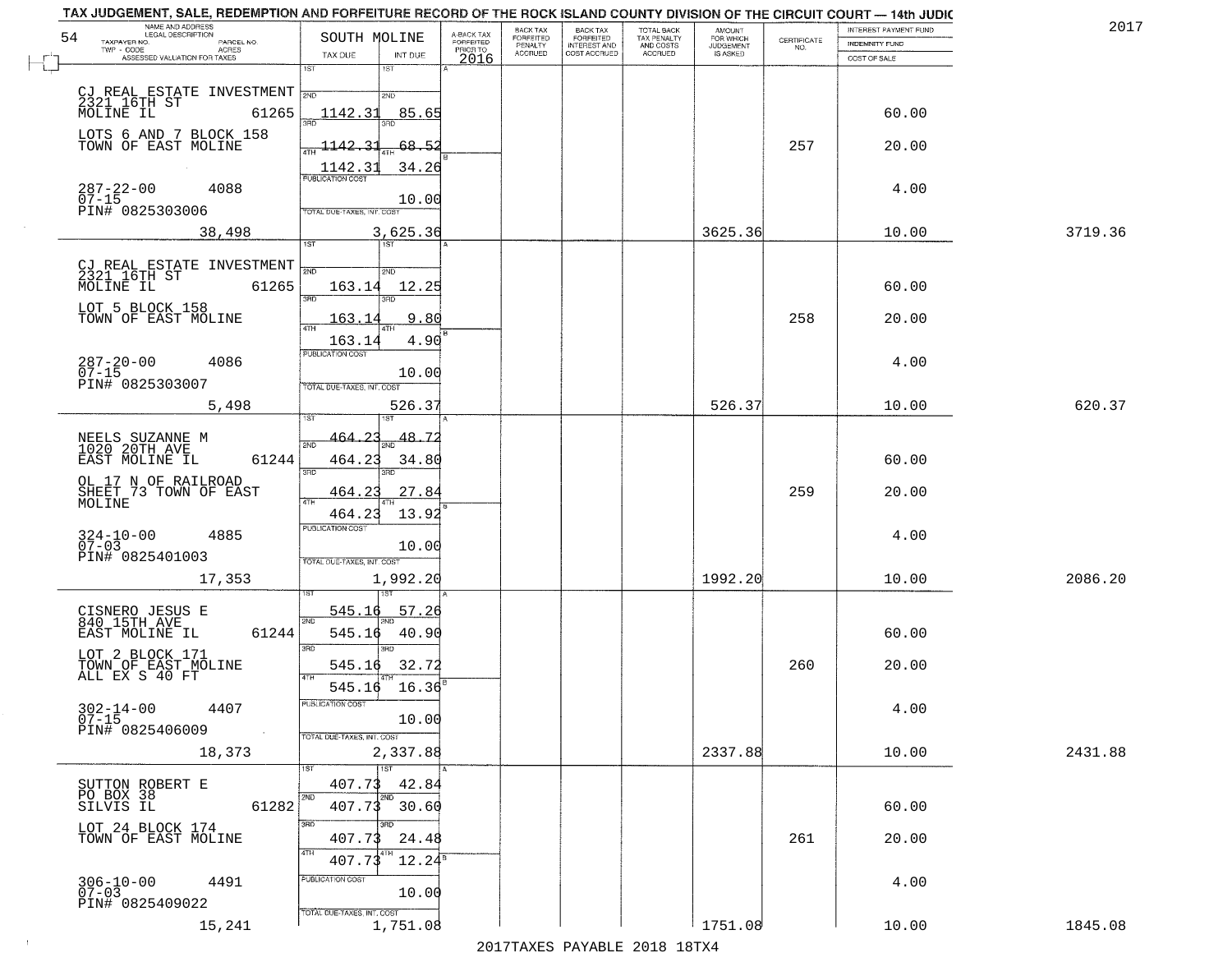TAX JUDGEMENT, SALE, REDEMPTION AND FORFEITURE RECORD OF THE ROCK ISLAND COUNTY DIVISION OF THE CIRCUIT COURT — 14th JUDIC

2017

54 SOUTH MOLINE

| NAME AND ADDRESS / LEGAL DESCRIPTION / TAXPAYER NO. / PARCEL NO. / TWP - CODE / ACRES / ASSESSED VALUATION FOR TAXES | TAX DUE | INT DUE | A-BACK TAX FORFEITED PRIOR TO 2016 | BACK TAX FORFEITED PENALTY ACCRUED | BACK TAX FORFEITED INTEREST AND COST ACCRUED | TOTAL BACK TAX PENALTY AND COSTS ACCRUED | AMOUNT FOR WHICH JUDGEMENT IS ASKED | CERTIFICATE NO. | INTEREST PAYMENT FUND / INDEMNITY FUND / COST OF SALE | |
|---|---|---|---|---|---|---|---|---|---|---|
| CJ REAL ESTATE INVESTMENT<br>2321 16TH ST<br>MOLINE IL 61265<br>LOTS 6 AND 7 BLOCK 158<br>TOWN OF EAST MOLINE<br>287-22-00 4088<br>07-15<br>PIN# 0825303006 | 1ST<br>2ND 1142.31<br>3RD 1142.31<br>4TH 1142.31<br>PUBLICATION COST | 1ST<br>2ND 85.65<br>3RD 68.52<br>4TH 34.26<br>10.00 | | | | | | 257 | 60.00<br>20.00<br>4.00 | |
| 38,498 | TOTAL DUE-TAXES, INT. COST | 3,625.36 | | | | | 3625.36 | | 10.00 | 3719.36 |
| CJ REAL ESTATE INVESTMENT<br>2321 16TH ST<br>MOLINE IL 61265<br>LOT 5 BLOCK 158<br>TOWN OF EAST MOLINE<br>287-20-00 4086<br>07-15<br>PIN# 0825303007 | 1ST<br>2ND 163.14<br>3RD 163.14<br>4TH 163.14<br>PUBLICATION COST | 1ST<br>2ND 12.25<br>3RD 9.80<br>4TH 4.90<br>10.00 | | | | | | 258 | 60.00<br>20.00<br>4.00 | |
| 5,498 | TOTAL DUE-TAXES, INT. COST | 526.37 | | | | | 526.37 | | 10.00 | 620.37 |
| NEELS SUZANNE M<br>1020 20TH AVE<br>EAST MOLINE IL 61244<br>OL 17 N OF RAILROAD<br>SHEET 73 TOWN OF EAST<br>MOLINE<br>324-10-00 4885<br>07-03<br>PIN# 0825401003 | 1ST 464.23<br>2ND 464.23<br>3RD 464.23<br>4TH 464.23<br>PUBLICATION COST | 1ST 48.72<br>2ND 34.80<br>3RD 27.84<br>4TH 13.92<br>10.00 | | | | | | 259 | 60.00<br>20.00<br>4.00 | |
| 17,353 | TOTAL DUE-TAXES, INT. COST | 1,992.20 | | | | | 1992.20 | | 10.00 | 2086.20 |
| CISNERO JESUS E<br>840 15TH AVE<br>EAST MOLINE IL 61244<br>LOT 2 BLOCK 171<br>TOWN OF EAST MOLINE<br>ALL EX S 40 FT<br>302-14-00 4407<br>07-15<br>PIN# 0825406009 | 1ST 545.16<br>2ND 545.16<br>3RD 545.16<br>4TH 545.16<br>PUBLICATION COST | 1ST 57.26<br>2ND 40.90<br>3RD 32.72<br>4TH 16.36<br>10.00 | | | | | | 260 | 60.00<br>20.00<br>4.00 | |
| 18,373 | TOTAL DUE-TAXES, INT. COST | 2,337.88 | | | | | 2337.88 | | 10.00 | 2431.88 |
| SUTTON ROBERT E<br>PO BOX 38<br>SILVIS IL 61282<br>LOT 24 BLOCK 174<br>TOWN OF EAST MOLINE<br>306-10-00 4491<br>07-03<br>PIN# 0825409022 | 1ST 407.73<br>2ND 407.73<br>3RD 407.73<br>4TH 407.73<br>PUBLICATION COST | 1ST 42.84<br>2ND 30.60<br>3RD 24.48<br>4TH 12.24<br>10.00 | | | | | | 261 | 60.00<br>20.00<br>4.00 | |
| 15,241 | TOTAL DUE-TAXES, INT. COST | 1,751.08 | | | | | 1751.08 | | 10.00 | 1845.08 |

2017TAXES PAYABLE 2018 18TX4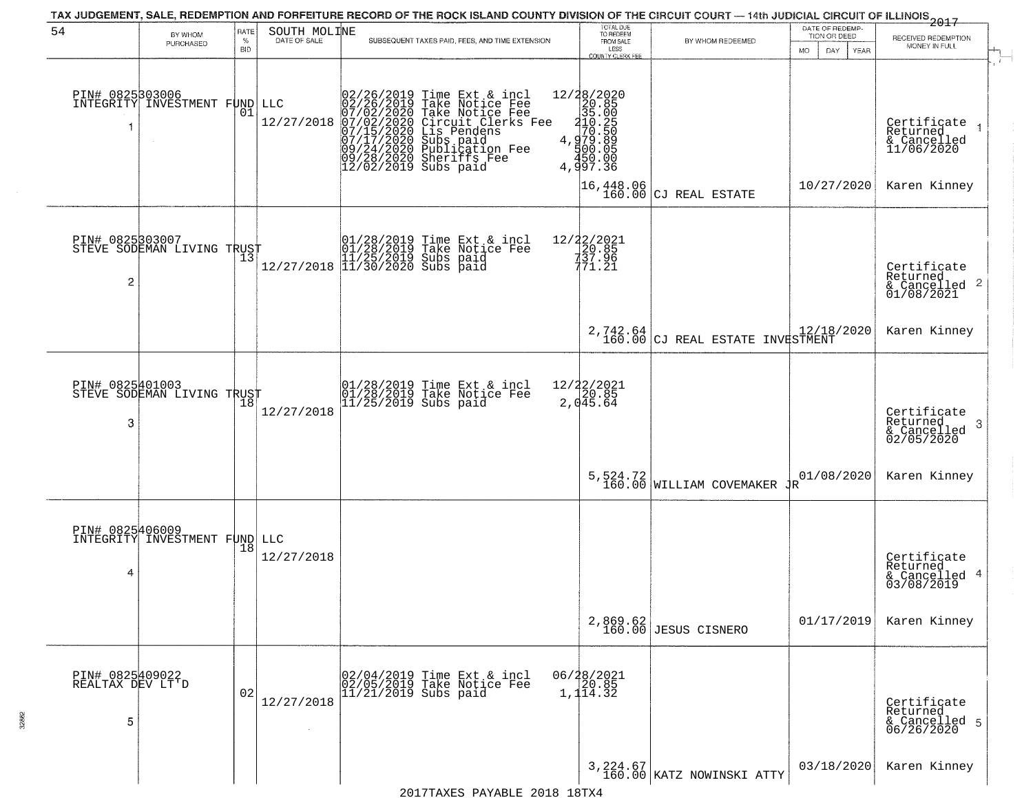TAX JUDGEMENT, SALE, REDEMPTION AND FORFEITURE RECORD OF THE ROCK ISLAND COUNTY DIVISION OF THE CIRCUIT COURT — 14th JUDICIAL CIRCUIT OF ILLINOIS 2017

| 54 | BY WHOM PURCHASED | RATE % BID | SOUTH MOLINE DATE OF SALE | SUBSEQUENT TAXES PAID, FEES, AND TIME EXTENSION | TOTAL DUE TO REDEEM FROM SALE LESS COUNTY CLERK FEE | BY WHOM REDEEMED | DATE OF REDEMPTION OR DEED MO DAY YEAR | RECEIVED REDEMPTION MONEY IN FULL |
|---|---|---|---|---|---|---|---|---|
| 1 | PIN# 0825303006 INTEGRITY INVESTMENT FUND LLC | 01 | 12/27/2018 | 02/26/2019 Time Ext & incl 12/28/2020<br>02/26/2019 Take Notice Fee 20.85<br>07/02/2020 Take Notice Fee 35.00<br>07/02/2020 Circuit Clerks Fee 210.25<br>07/15/2020 Lis Pendens 70.50<br>07/17/2020 Subs paid 4,979.89<br>09/24/2020 Publication Fee 500.05<br>09/28/2020 Sheriffs Fee 450.00<br>12/02/2019 Subs paid 4,997.36 | 16,448.06<br>160.00 | CJ REAL ESTATE | 10/27/2020 | Certificate Returned & Cancelled 11/06/2020<br>Karen Kinney |
| 2 | PIN# 0825303007 STEVE SODEMAN LIVING TRUST | 13 | 12/27/2018 | 01/28/2019 Time Ext & incl 12/22/2021<br>01/28/2019 Take Notice Fee 20.85<br>11/25/2019 Subs paid 737.96<br>11/30/2020 Subs paid 771.21 | 2,742.64<br>160.00 | CJ REAL ESTATE INVESTMENT | 12/18/2020 | Certificate Returned & Cancelled 01/08/2021<br>Karen Kinney |
| 3 | PIN# 0825401003 STEVE SODEMAN LIVING TRUST | 18 | 12/27/2018 | 01/28/2019 Time Ext & incl 12/22/2021<br>01/28/2019 Take Notice Fee 20.85<br>11/25/2019 Subs paid 2,045.64 | 5,524.72<br>160.00 | WILLIAM COVEMAKER JR | 01/08/2020 | Certificate Returned & Cancelled 02/05/2020<br>Karen Kinney |
| 4 | PIN# 0825406009 INTEGRITY INVESTMENT FUND LLC | 18 | 12/27/2018 | | 2,869.62<br>160.00 | JESUS CISNERO | 01/17/2019 | Certificate Returned & Cancelled 03/08/2019<br>Karen Kinney |
| 5 | PIN# 0825409022 REALTAX DEV LT'D | 02 | 12/27/2018 | 02/04/2019 Time Ext & incl 06/28/2021<br>02/05/2019 Take Notice Fee 20.85<br>11/21/2019 Subs paid 1,114.32 | 3,224.67<br>160.00 | KATZ NOWINSKI ATTY | 03/18/2020 | Certificate Returned & Cancelled 06/26/2020<br>Karen Kinney |

2017TAXES PAYABLE 2018 18TX4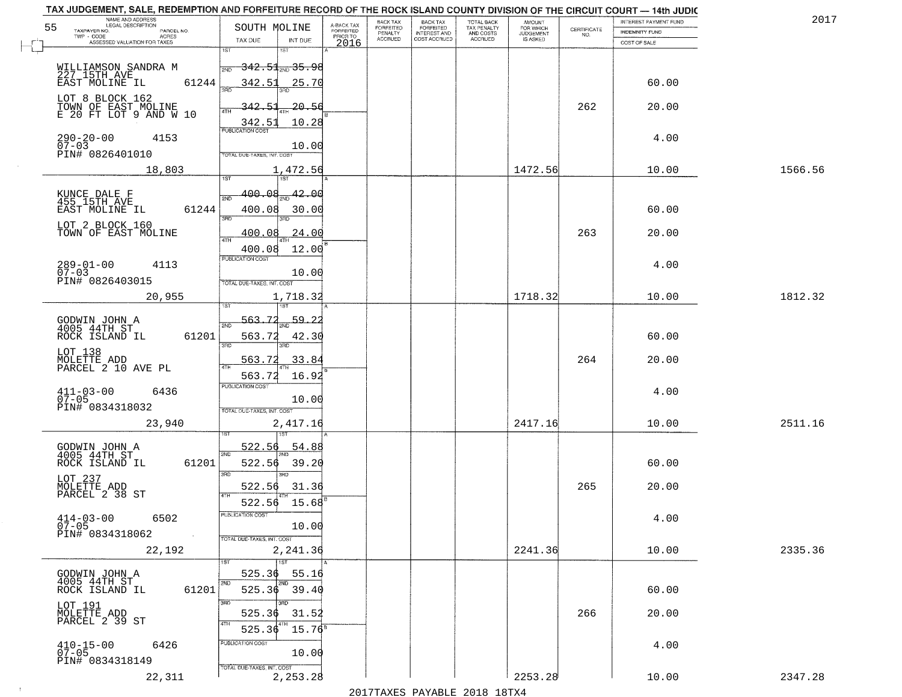TAX JUDGEMENT, SALE, REDEMPTION AND FORFEITURE RECORD OF THE ROCK ISLAND COUNTY DIVISION OF THE CIRCUIT COURT — 14th JUDIC

2017

| 55 NAME AND ADDRESS / LEGAL DESCRIPTION / TAXPAYER NO. PARCEL NO. / TWP - CODE ACRES / ASSESSED VALUATION FOR TAXES | SOUTH MOLINE TAX DUE | INT DUE | A-BACK TAX FORFEITED PRIOR TO 2016 | BACK TAX FORFEITED PENALTY ACCRUED | BACK TAX FORFEITED INTEREST AND COST ACCRUED | TOTAL BACK TAX PENALTY AND COSTS ACCRUED | AMOUNT FOR WHICH JUDGEMENT IS ASKED | CERTIFICATE NO. | INTEREST PAYMENT FUND / INDEMNITY FUND / COST OF SALE | |
|---|---|---|---|---|---|---|---|---|---|---|
| WILLIAMSON SANDRA M 227 15TH AVE EAST MOLINE IL 61244 | 1ST 342.51 | 1ST 35.98 | | | | | | | | |
| | 2ND 342.51 | 2ND 25.70 | | | | | | | 60.00 | |
| LOT 8 BLOCK 162 TOWN OF EAST MOLINE E 20 FT LOT 9 AND W 10 | 3RD 342.51 | 3RD 20.56 | | | | | | 262 | 20.00 | |
| | 4TH 342.51 | 4TH 10.28 | | | | | | | | |
| 290-20-00 4153 07-03 PIN# 0826401010 | PUBLICATION COST | 10.00 | | | | | | | 4.00 | |
| 18,803 | TOTAL DUE-TAXES, INT. COST | 1,472.56 | | | | | 1472.56 | | 10.00 | 1566.56 |
| KUNCE DALE F 455 15TH AVE EAST MOLINE IL 61244 | 1ST 400.08 | 1ST 42.00 | | | | | | | | |
| | 2ND 400.08 | 2ND 30.00 | | | | | | | 60.00 | |
| LOT 2 BLOCK 160 TOWN OF EAST MOLINE | 3RD 400.08 | 3RD 24.00 | | | | | | 263 | 20.00 | |
| | 4TH 400.08 | 4TH 12.00 | | | | | | | | |
| 289-01-00 4113 07-03 PIN# 0826403015 | PUBLICATION COST | 10.00 | | | | | | | 4.00 | |
| 20,955 | TOTAL DUE-TAXES, INT. COST | 1,718.32 | | | | | 1718.32 | | 10.00 | 1812.32 |
| GODWIN JOHN A 4005 44TH ST ROCK ISLAND IL 61201 | 1ST 563.72 | 1ST 59.22 | | | | | | | | |
| | 2ND 563.72 | 2ND 42.30 | | | | | | | 60.00 | |
| LOT 138 MOLETTE ADD PARCEL 2 10 AVE PL | 3RD 563.72 | 3RD 33.84 | | | | | | 264 | 20.00 | |
| | 4TH 563.72 | 4TH 16.92 | | | | | | | | |
| 411-03-00 6436 07-05 PIN# 0834318032 | PUBLICATION COST | 10.00 | | | | | | | 4.00 | |
| 23,940 | TOTAL DUE-TAXES, INT. COST | 2,417.16 | | | | | 2417.16 | | 10.00 | 2511.16 |
| GODWIN JOHN A 4005 44TH ST ROCK ISLAND IL 61201 | 1ST 522.56 | 1ST 54.88 | | | | | | | | |
| | 2ND 522.56 | 2ND 39.20 | | | | | | | 60.00 | |
| LOT 237 MOLETTE ADD PARCEL 2 38 ST | 3RD 522.56 | 3RD 31.36 | | | | | | 265 | 20.00 | |
| | 4TH 522.56 | 4TH 15.68 | | | | | | | | |
| 414-03-00 6502 07-05 PIN# 0834318062 | PUBLICATION COST | 10.00 | | | | | | | 4.00 | |
| 22,192 | TOTAL DUE-TAXES, INT. COST | 2,241.36 | | | | | 2241.36 | | 10.00 | 2335.36 |
| GODWIN JOHN A 4005 44TH ST ROCK ISLAND IL 61201 | 1ST 525.36 | 1ST 55.16 | | | | | | | | |
| | 2ND 525.36 | 2ND 39.40 | | | | | | | 60.00 | |
| LOT 191 MOLETTE ADD PARCEL 2 39 ST | 3RD 525.36 | 3RD 31.52 | | | | | | 266 | 20.00 | |
| | 4TH 525.36 | 4TH 15.76 | | | | | | | | |
| 410-15-00 6426 07-05 PIN# 0834318149 | PUBLICATION COST | 10.00 | | | | | | | 4.00 | |
| 22,311 | TOTAL DUE-TAXES, INT. COST | 2,253.28 | | | | | 2253.28 | | 10.00 | 2347.28 |

2017TAXES PAYABLE 2018 18TX4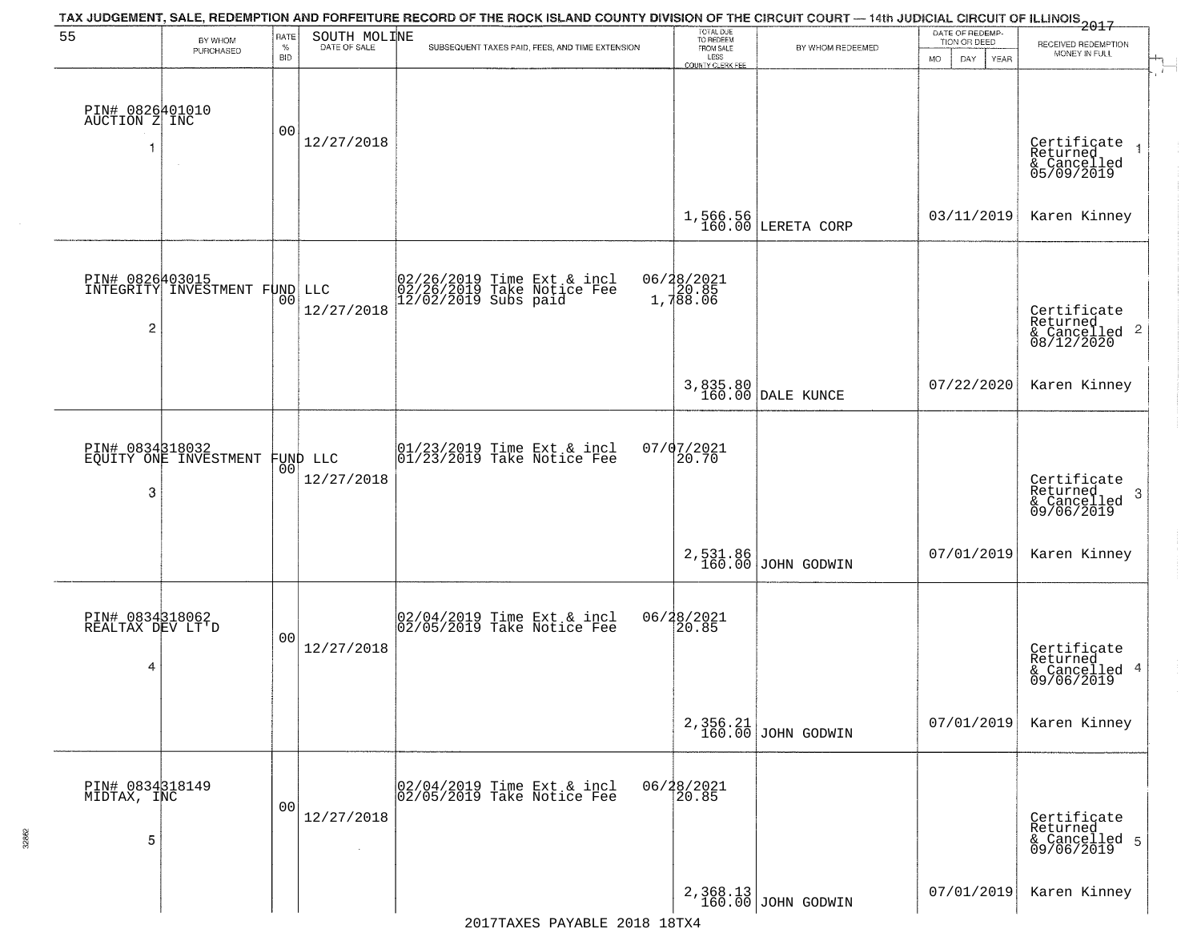TAX JUDGEMENT, SALE, REDEMPTION AND FORFEITURE RECORD OF THE ROCK ISLAND COUNTY DIVISION OF THE CIRCUIT COURT — 14th JUDICIAL CIRCUIT OF ILLINOIS 2017

| 55 BY WHOM PURCHASED | RATE % BID | SOUTH MOLINE DATE OF SALE | SUBSEQUENT TAXES PAID, FEES, AND TIME EXTENSION | TOTAL DUE TO REDEEM FROM SALE LESS COUNTY CLERK FEE | BY WHOM REDEEMED | DATE OF REDEMPTION OR DEED MO DAY YEAR | RECEIVED REDEMPTION MONEY IN FULL |
|---|---|---|---|---|---|---|---|
| PIN# 0826401010 AUCTION Z INC 1 | 00 | 12/27/2018 | | 1,566.56 160.00 | LERETA CORP | 03/11/2019 | Certificate Returned & Cancelled 05/09/2019 1 Karen Kinney |
| PIN# 0826403015 INTEGRITY INVESTMENT FUND LLC 2 | 00 | 12/27/2018 | 02/26/2019 Time Ext & incl 06/28/2021; 02/26/2019 Take Notice Fee 20.85; 12/02/2019 Subs paid 1,788.06 | 3,835.80 160.00 | DALE KUNCE | 07/22/2020 | Certificate Returned & Cancelled 08/12/2020 2 Karen Kinney |
| PIN# 0834318032 EQUITY ONE INVESTMENT FUND LLC 3 | 00 | 12/27/2018 | 01/23/2019 Time Ext & incl 07/07/2021; 01/23/2019 Take Notice Fee 20.70 | 2,531.86 160.00 | JOHN GODWIN | 07/01/2019 | Certificate Returned & Cancelled 09/06/2019 3 Karen Kinney |
| PIN# 0834318062 REALTAX DEV LT'D 4 | 00 | 12/27/2018 | 02/04/2019 Time Ext & incl 06/28/2021; 02/05/2019 Take Notice Fee 20.85 | 2,356.21 160.00 | JOHN GODWIN | 07/01/2019 | Certificate Returned & Cancelled 09/06/2019 4 Karen Kinney |
| PIN# 0834318149 MIDTAX, INC 5 | 00 | 12/27/2018 | 02/04/2019 Time Ext & incl 06/28/2021; 02/05/2019 Take Notice Fee 20.85 | 2,368.13 160.00 | JOHN GODWIN | 07/01/2019 | Certificate Returned & Cancelled 09/06/2019 5 Karen Kinney |

2017TAXES PAYABLE 2018 18TX4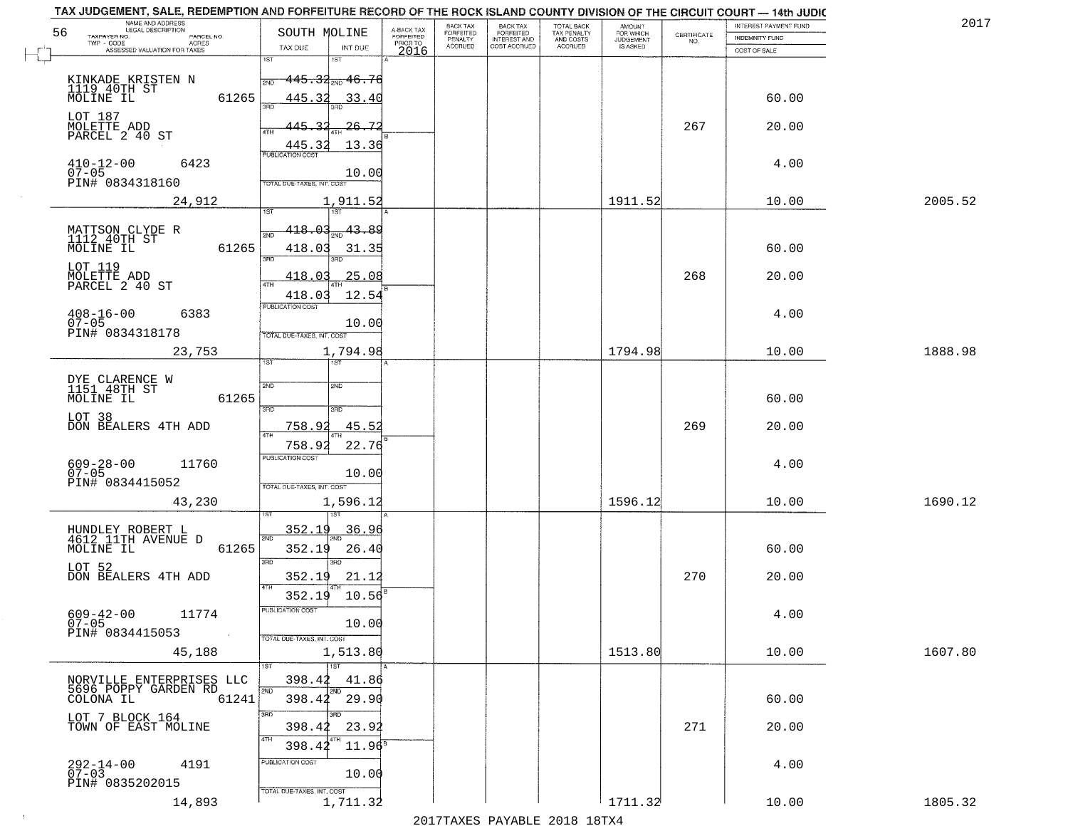TAX JUDGEMENT, SALE, REDEMPTION AND FORFEITURE RECORD OF THE ROCK ISLAND COUNTY DIVISION OF THE CIRCUIT COURT — 14th JUDIC

2017

| NAME AND ADDRESS / LEGAL DESCRIPTION / TAXPAYER NO. / PARCEL NO. / TWP - CODE / ACRES / ASSESSED VALUATION FOR TAXES | SOUTH MOLINE TAX DUE | INT DUE | A-BACK TAX FORFEITED PRIOR TO 2016 | BACK TAX FORFEITED PENALTY ACCRUED | BACK TAX FORFEITED INTEREST AND COST ACCRUED | TOTAL BACK TAX PENALTY AND COSTS ACCRUED | AMOUNT FOR WHICH JUDGEMENT IS ASKED | CERTIFICATE NO. | INTEREST PAYMENT FUND / INDEMNITY FUND / COST OF SALE | |
|---|---|---|---|---|---|---|---|---|---|---|
| KINKADE KRISTEN N, 1119 40TH ST, MOLINE IL 61265 | 1ST 445.32 | 46.76 | | | | | | | | |
| | 2ND 445.32 | 33.40 | | | | | | | 60.00 | |
| LOT 187, MOLETTE ADD, PARCEL 2 40 ST | 3RD 445.32 | 26.72 | | | | | | 267 | 20.00 | |
| | 4TH 445.32 | 13.36 | | | | | | | | |
| 410-12-00 6423, 07-05, PIN# 0834318160 | PUBLICATION COST | 10.00 | | | | | | | 4.00 | |
| 24,912 | TOTAL DUE-TAXES, INT. COST | 1,911.52 | | | | | 1911.52 | | 10.00 | 2005.52 |
| MATTSON CLYDE R, 1112 40TH ST, MOLINE IL 61265 | 1ST 418.03 | 43.89 | | | | | | | | |
| | 2ND 418.03 | 31.35 | | | | | | | 60.00 | |
| LOT 119, MOLETTE ADD, PARCEL 2 40 ST | 3RD 418.03 | 25.08 | | | | | | 268 | 20.00 | |
| | 4TH 418.03 | 12.54 | | | | | | | | |
| 408-16-00 6383, 07-05, PIN# 0834318178 | PUBLICATION COST | 10.00 | | | | | | | 4.00 | |
| 23,753 | TOTAL DUE-TAXES, INT. COST | 1,794.98 | | | | | 1794.98 | | 10.00 | 1888.98 |
| DYE CLARENCE W, 1151 48TH ST, MOLINE IL 61265 | 1ST | | | | | | | | | |
| | 2ND | | | | | | | | 60.00 | |
| LOT 38, DON BEALERS 4TH ADD | 3RD 758.92 | 45.52 | | | | | | 269 | 20.00 | |
| | 4TH 758.92 | 22.76 | | | | | | | | |
| 609-28-00 11760, 07-05, PIN# 0834415052 | PUBLICATION COST | 10.00 | | | | | | | 4.00 | |
| 43,230 | TOTAL DUE-TAXES, INT. COST | 1,596.12 | | | | | 1596.12 | | 10.00 | 1690.12 |
| HUNDLEY ROBERT L, 4612 11TH AVENUE D, MOLINE IL 61265 | 1ST 352.19 | 36.96 | | | | | | | | |
| | 2ND 352.19 | 26.40 | | | | | | | 60.00 | |
| LOT 52, DON BEALERS 4TH ADD | 3RD 352.19 | 21.12 | | | | | | 270 | 20.00 | |
| | 4TH 352.19 | 10.56 | | | | | | | | |
| 609-42-00 11774, 07-05, PIN# 0834415053 | PUBLICATION COST | 10.00 | | | | | | | 4.00 | |
| 45,188 | TOTAL DUE-TAXES, INT. COST | 1,513.80 | | | | | 1513.80 | | 10.00 | 1607.80 |
| NORVILLE ENTERPRISES LLC, 5696 POPPY GARDEN RD, COLONA IL 61241 | 1ST 398.42 | 41.86 | | | | | | | | |
| | 2ND 398.42 | 29.90 | | | | | | | 60.00 | |
| LOT 7 BLOCK 164, TOWN OF EAST MOLINE | 3RD 398.42 | 23.92 | | | | | | 271 | 20.00 | |
| | 4TH 398.42 | 11.96 | | | | | | | | |
| 292-14-00 4191, 07-03, PIN# 0835202015 | PUBLICATION COST | 10.00 | | | | | | | 4.00 | |
| 14,893 | TOTAL DUE-TAXES, INT. COST | 1,711.32 | | | | | 1711.32 | | 10.00 | 1805.32 |

2017TAXES PAYABLE 2018 18TX4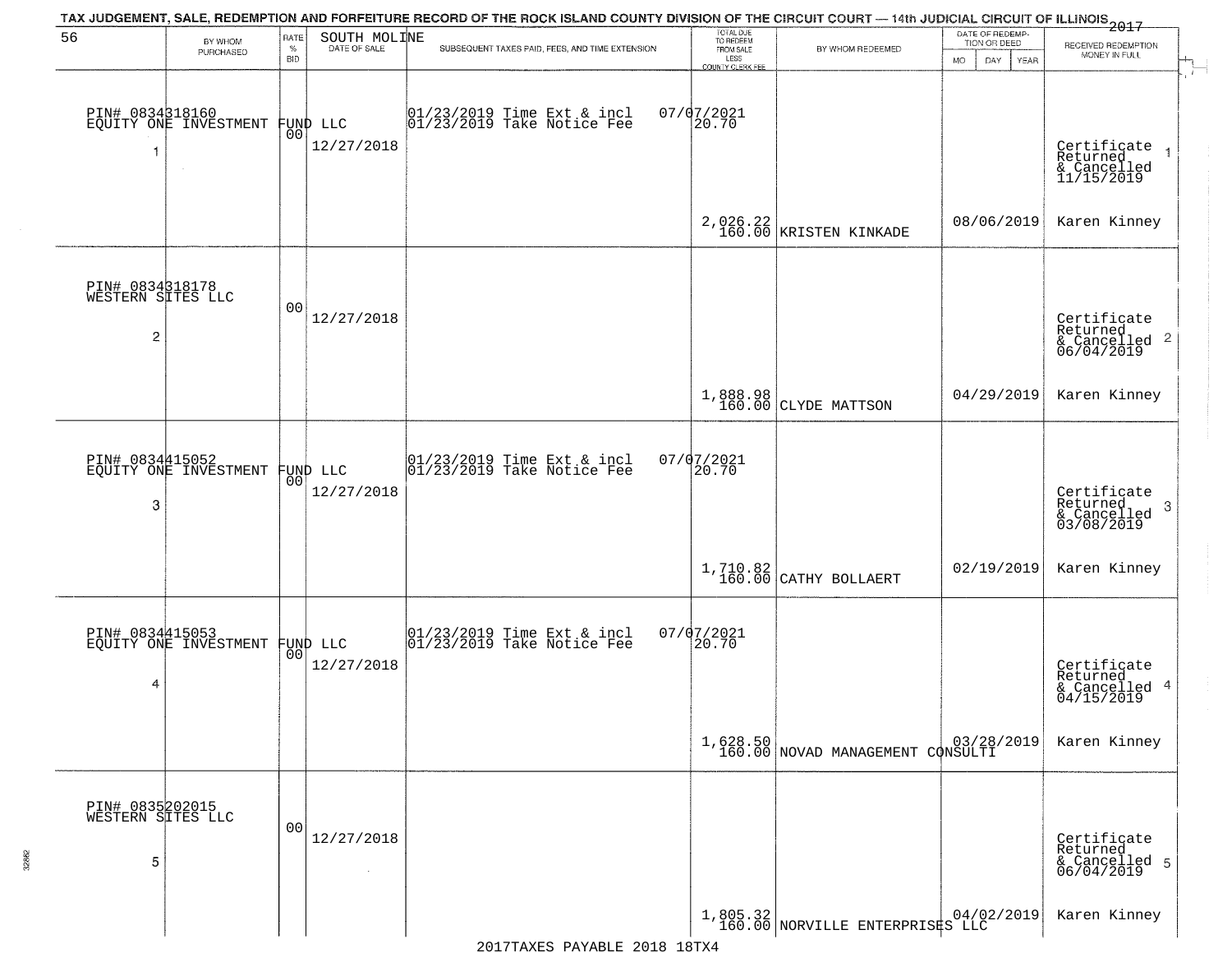TAX JUDGEMENT, SALE, REDEMPTION AND FORFEITURE RECORD OF THE ROCK ISLAND COUNTY DIVISION OF THE CIRCUIT COURT — 14th JUDICIAL CIRCUIT OF ILLINOIS 2017

| 56 BY WHOM PURCHASED | RATE % BID | SOUTH MOLINE DATE OF SALE | SUBSEQUENT TAXES PAID, FEES, AND TIME EXTENSION | TOTAL DUE TO REDEEM FROM SALE LESS COUNTY CLERK FEE | BY WHOM REDEEMED | DATE OF REDEMPTION OR DEED MO DAY YEAR | RECEIVED REDEMPTION MONEY IN FULL |
|---|---|---|---|---|---|---|---|
| PIN# 0834318160 EQUITY ONE INVESTMENT FUND LLC 1 | 00 | 12/27/2018 | 01/23/2019 Time Ext & incl 07/07/2021 01/23/2019 Take Notice Fee 20.70 | 2,026.22 160.00 | KRISTEN KINKADE | 08/06/2019 | Certificate Returned & Cancelled 11/15/2019 Karen Kinney |
| PIN# 0834318178 WESTERN SITES LLC 2 | 00 | 12/27/2018 | | 1,888.98 160.00 | CLYDE MATTSON | 04/29/2019 | Certificate Returned & Cancelled 06/04/2019 Karen Kinney |
| PIN# 0834415052 EQUITY ONE INVESTMENT FUND LLC 3 | 00 | 12/27/2018 | 01/23/2019 Time Ext & incl 07/07/2021 01/23/2019 Take Notice Fee 20.70 | 1,710.82 160.00 | CATHY BOLLAERT | 02/19/2019 | Certificate Returned & Cancelled 03/08/2019 Karen Kinney |
| PIN# 0834415053 EQUITY ONE INVESTMENT FUND LLC 4 | 00 | 12/27/2018 | 01/23/2019 Time Ext & incl 07/07/2021 01/23/2019 Take Notice Fee 20.70 | 1,628.50 160.00 | NOVAD MANAGEMENT CONSULTI | 03/28/2019 | Certificate Returned & Cancelled 04/15/2019 Karen Kinney |
| PIN# 0835202015 WESTERN SITES LLC 5 | 00 | 12/27/2018 | | 1,805.32 160.00 | NORVILLE ENTERPRISES LLC | 04/02/2019 | Certificate Returned & Cancelled 06/04/2019 Karen Kinney |

2017TAXES PAYABLE 2018 18TX4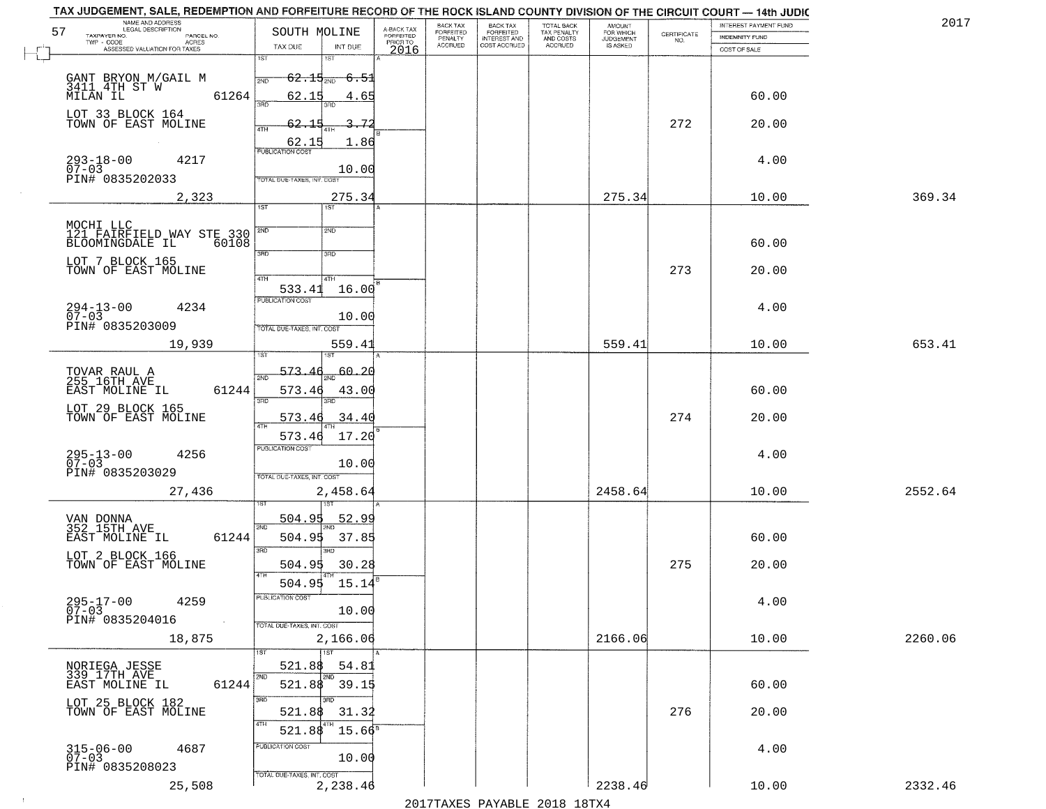TAX JUDGEMENT, SALE, REDEMPTION AND FORFEITURE RECORD OF THE ROCK ISLAND COUNTY DIVISION OF THE CIRCUIT COURT — 14th JUDIC

2017

| NAME AND ADDRESS / LEGAL DESCRIPTION / TAXPAYER NO. / PARCEL NO. / TWP - CODE / ACRES / ASSESSED VALUATION FOR TAXES (57) | SOUTH MOLINE TAX DUE | INT DUE | A-BACK TAX FORFEITED PRIOR TO 2016 | BACK TAX FORFEITED PENALTY ACCRUED | BACK TAX FORFEITED INTEREST AND COST ACCRUED | TOTAL BACK TAX PENALTY AND COSTS ACCRUED | AMOUNT FOR WHICH JUDGEMENT IS ASKED | CERTIFICATE NO. | INTEREST PAYMENT FUND / INDEMNITY FUND / COST OF SALE | |
|---|---|---|---|---|---|---|---|---|---|---|
| GANT BRYON M/GAIL M<br>3411 4TH ST W<br>MILAN IL 61264<br>LOT 33 BLOCK 164<br>TOWN OF EAST MOLINE<br>293-18-00 4217<br>07-03<br>PIN# 0835202033<br>2,323 | 1ST<br>2ND 62.15<br>3RD 62.15<br>4TH 62.15<br>62.15<br>PUBLICATION COST<br>TOTAL DUE-TAXES, INT. COST | 1ST<br>2ND 6.51<br>3RD 4.65<br>4TH 3.72<br>1.86<br>10.00<br>275.34 | | | | | 275.34 | 272 | 60.00<br>20.00<br>4.00<br>10.00 | 369.34 |
| MOCHI LLC<br>121 FAIRFIELD WAY STE 330<br>BLOOMINGDALE IL 60108<br>LOT 7 BLOCK 165<br>TOWN OF EAST MOLINE<br>294-13-00 4234<br>07-03<br>PIN# 0835203009<br>19,939 | 1ST<br>2ND<br>3RD<br>4TH 533.41<br>PUBLICATION COST<br>TOTAL DUE-TAXES, INT. COST | 1ST<br>2ND<br>3RD<br>4TH 16.00<br>10.00<br>559.41 | | | | | 559.41 | 273 | 60.00<br>20.00<br>4.00<br>10.00 | 653.41 |
| TOVAR RAUL A<br>255 16TH AVE<br>EAST MOLINE IL 61244<br>LOT 29 BLOCK 165<br>TOWN OF EAST MOLINE<br>295-13-00 4256<br>07-03<br>PIN# 0835203029<br>27,436 | 1ST 573.46<br>2ND 573.46<br>3RD 573.46<br>4TH 573.46<br>PUBLICATION COST<br>TOTAL DUE-TAXES, INT. COST | 1ST 60.20<br>2ND 43.00<br>3RD 34.40<br>4TH 17.20<br>10.00<br>2,458.64 | | | | | 2458.64 | 274 | 60.00<br>20.00<br>4.00<br>10.00 | 2552.64 |
| VAN DONNA<br>352 15TH AVE<br>EAST MOLINE IL 61244<br>LOT 2 BLOCK 166<br>TOWN OF EAST MOLINE<br>295-17-00 4259<br>07-03<br>PIN# 0835204016<br>18,875 | 1ST 504.95<br>2ND 504.95<br>3RD 504.95<br>4TH 504.95<br>PUBLICATION COST<br>TOTAL DUE-TAXES, INT. COST | 1ST 52.99<br>2ND 37.85<br>3RD 30.28<br>4TH 15.14<br>10.00<br>2,166.06 | | | | | 2166.06 | 275 | 60.00<br>20.00<br>4.00<br>10.00 | 2260.06 |
| NORIEGA JESSE<br>339 17TH AVE<br>EAST MOLINE IL 61244<br>LOT 25 BLOCK 182<br>TOWN OF EAST MOLINE<br>315-06-00 4687<br>07-03<br>PIN# 0835208023<br>25,508 | 1ST 521.88<br>2ND 521.88<br>3RD 521.88<br>4TH 521.88<br>PUBLICATION COST<br>TOTAL DUE-TAXES, INT. COST | 1ST 54.81<br>2ND 39.15<br>3RD 31.32<br>4TH 15.66<br>10.00<br>2,238.46 | | | | | 2238.46 | 276 | 60.00<br>20.00<br>4.00<br>10.00 | 2332.46 |

2017TAXES PAYABLE 2018 18TX4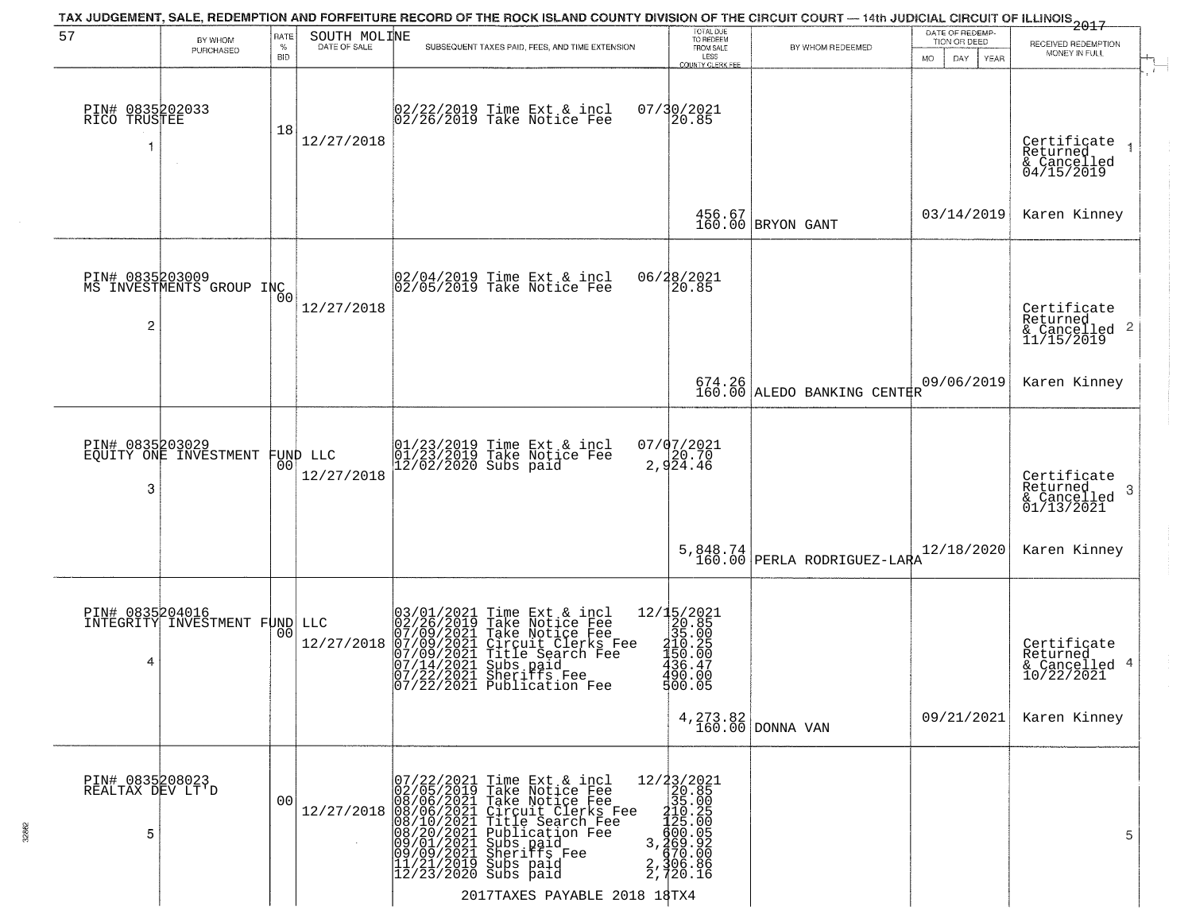# TAX JUDGEMENT, SALE, REDEMPTION AND FORFEITURE RECORD OF THE ROCK ISLAND COUNTY DIVISION OF THE CIRCUIT COURT — 14th JUDICIAL CIRCUIT OF ILLINOIS 2017

| 57 BY WHOM PURCHASED | RATE % BID | SOUTH MOLINE DATE OF SALE | SUBSEQUENT TAXES PAID, FEES, AND TIME EXTENSION | TOTAL DUE TO REDEEM FROM SALE LESS COUNTY CLERK FEE | BY WHOM REDEEMED | DATE OF REDEMPTION OR DEED MO DAY YEAR | RECEIVED REDEMPTION MONEY IN FULL |
|---|---|---|---|---|---|---|---|
| PIN# 0835202033 RICO TRUSTEE 1 | 18 | 12/27/2018 | 02/22/2019 Time Ext & incl<br>02/26/2019 Take Notice Fee | 07/30/2021<br>20.85<br>456.67<br>160.00 | BRYON GANT | 03/14/2019 | Certificate Returned & Cancelled 04/15/2019<br>Karen Kinney |
| PIN# 0835203009 MS INVESTMENTS GROUP INC 2 | 00 | 12/27/2018 | 02/04/2019 Time Ext & incl<br>02/05/2019 Take Notice Fee | 06/28/2021<br>20.85<br>674.26<br>160.00 | ALEDO BANKING CENTER | 09/06/2019 | Certificate Returned & Cancelled 11/15/2019<br>Karen Kinney |
| PIN# 0835203029 EQUITY ONE INVESTMENT FUND LLC 3 | 00 | 12/27/2018 | 01/23/2019 Time Ext & incl<br>01/23/2019 Take Notice Fee<br>12/02/2020 Subs paid | 07/07/2021<br>20.70<br>2,924.46<br>5,848.74<br>160.00 | PERLA RODRIGUEZ-LARA | 12/18/2020 | Certificate Returned & Cancelled 01/13/2021<br>Karen Kinney |
| PIN# 0835204016 INTEGRITY INVESTMENT FUND LLC 4 | 00 | 12/27/2018 | 03/01/2021 Time Ext & incl<br>02/26/2019 Take Notice Fee<br>07/09/2021 Take Notice Fee<br>07/09/2021 Circuit Clerks Fee<br>07/09/2021 Title Search Fee<br>07/14/2021 Subs paid<br>07/22/2021 Sheriffs Fee<br>07/22/2021 Publication Fee | 12/15/2021<br>20.85<br>35.00<br>210.25<br>150.00<br>436.47<br>490.00<br>500.05<br>4,273.82<br>160.00 | DONNA VAN | 09/21/2021 | Certificate Returned & Cancelled 10/22/2021<br>Karen Kinney |
| PIN# 0835208023 REALTAX DEV LT'D 5 | 00 | 12/27/2018 | 07/22/2021 Time Ext & incl<br>02/05/2019 Take Notice Fee<br>08/06/2021 Take Notice Fee<br>08/06/2021 Circuit Clerks Fee<br>08/10/2021 Title Search Fee<br>08/20/2021 Publication Fee<br>09/01/2021 Subs paid<br>09/09/2021 Sheriffs Fee<br>11/21/2019 Subs paid<br>12/23/2020 Subs paid | 12/23/2021<br>20.85<br>35.00<br>210.25<br>125.00<br>600.05<br>3,269.92<br>670.00<br>2,306.86<br>2,720.16 | | | 5 |

2017TAXES PAYABLE 2018 18TX4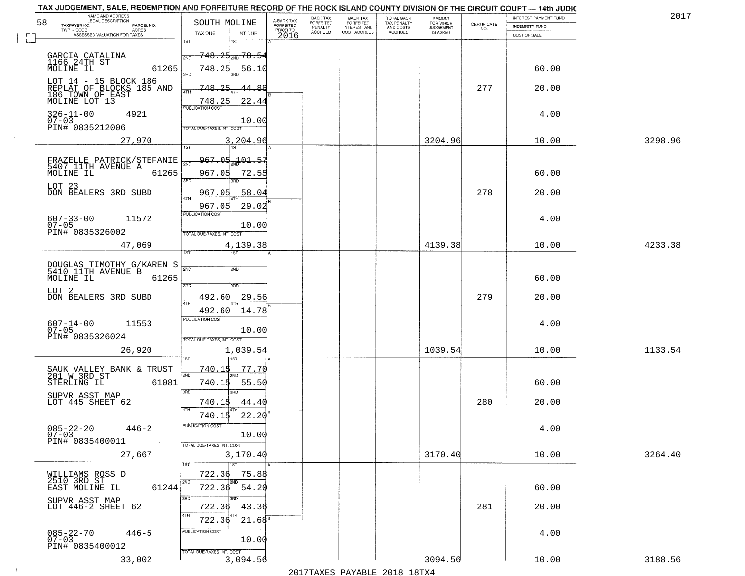TAX JUDGEMENT, SALE, REDEMPTION AND FORFEITURE RECORD OF THE ROCK ISLAND COUNTY DIVISION OF THE CIRCUIT COURT — 14th JUDIC

2017

| NAME AND ADDRESS / LEGAL DESCRIPTION / TAXPAYER NO. / PARCEL NO. / TWP - CODE / ACRES / ASSESSED VALUATION FOR TAXES | SOUTH MOLINE TAX DUE | INT DUE | A-BACK TAX FORFEITED PRIOR TO 2016 | BACK TAX FORFEITED PENALTY ACCRUED | BACK TAX FORFEITED INTEREST AND COST ACCRUED | TOTAL BACK TAX PENALTY AND COSTS ACCRUED | AMOUNT FOR WHICH JUDGEMENT IS ASKED | CERTIFICATE NO. | INTEREST PAYMENT FUND / INDEMNITY FUND / COST OF SALE | |
|---|---|---|---|---|---|---|---|---|---|---|
| GARCIA CATALINA 1166 24TH ST MOLINE IL 61265 | 1ST 748.25 | 1ST 78.54 | | | | | | | | |
| | 2ND 748.25 | 2ND 56.10 | | | | | | | 60.00 | |
| LOT 14 - 15 BLOCK 186 REPLAT OF BLOCKS 185 AND 186 TOWN OF EAST MOLINE LOT 13 | 3RD 748.25 | 3RD 44.88 | | | | | | 277 | 20.00 | |
| | 4TH 748.25 | 4TH 22.44 | | | | | | | | |
| 326-11-00 4921 07-03 PIN# 0835212006 | PUBLICATION COST | 10.00 | | | | | | | 4.00 | |
| 27,970 | TOTAL DUE-TAXES, INT. COST | 3,204.96 | | | | | 3204.96 | | 10.00 | 3298.96 |
| FRAZELLE PATRICK/STEFANIE 5407 11TH AVENUE A MOLINE IL 61265 | 1ST 967.05 | 1ST 101.57 | | | | | | | | |
| | 2ND 967.05 | 2ND 72.55 | | | | | | | 60.00 | |
| LOT 23 DON BEALERS 3RD SUBD | 3RD 967.05 | 3RD 58.04 | | | | | | 278 | 20.00 | |
| | 4TH 967.05 | 4TH 29.02 | | | | | | | | |
| 607-33-00 11572 07-05 PIN# 0835326002 | PUBLICATION COST | 10.00 | | | | | | | 4.00 | |
| 47,069 | TOTAL DUE-TAXES, INT. COST | 4,139.38 | | | | | 4139.38 | | 10.00 | 4233.38 |
| DOUGLAS TIMOTHY G/KAREN S 5410 11TH AVENUE B MOLINE IL 61265 | 1ST | 1ST | | | | | | | | |
| | 2ND | 2ND | | | | | | | 60.00 | |
| LOT 2 DON BEALERS 3RD SUBD | 3RD 492.60 | 3RD 29.56 | | | | | | 279 | 20.00 | |
| | 4TH 492.60 | 4TH 14.78 | | | | | | | | |
| 607-14-00 11553 07-05 PIN# 0835326024 | PUBLICATION COST | 10.00 | | | | | | | 4.00 | |
| 26,920 | TOTAL DUE-TAXES, INT. COST | 1,039.54 | | | | | 1039.54 | | 10.00 | 1133.54 |
| SAUK VALLEY BANK & TRUST 201 W 3RD ST STERLING IL 61081 | 1ST 740.15 | 1ST 77.70 | | | | | | | | |
| | 2ND 740.15 | 2ND 55.50 | | | | | | | 60.00 | |
| SUPVR ASST MAP LOT 445 SHEET 62 | 3RD 740.15 | 3RD 44.40 | | | | | | 280 | 20.00 | |
| | 4TH 740.15 | 4TH 22.20 | | | | | | | | |
| 085-22-20 446-2 07-03 PIN# 0835400011 | PUBLICATION COST | 10.00 | | | | | | | 4.00 | |
| 27,667 | TOTAL DUE-TAXES, INT. COST | 3,170.40 | | | | | 3170.40 | | 10.00 | 3264.40 |
| WILLIAMS ROSS D 2510 3RD ST EAST MOLINE IL 61244 | 1ST 722.36 | 1ST 75.88 | | | | | | | | |
| | 2ND 722.36 | 2ND 54.20 | | | | | | | 60.00 | |
| SUPVR ASST MAP LOT 446-2 SHEET 62 | 3RD 722.36 | 3RD 43.36 | | | | | | 281 | 20.00 | |
| | 4TH 722.36 | 4TH 21.68 | | | | | | | | |
| 085-22-70 446-5 07-03 PIN# 0835400012 | PUBLICATION COST | 10.00 | | | | | | | 4.00 | |
| 33,002 | TOTAL DUE-TAXES, INT. COST | 3,094.56 | | | | | 3094.56 | | 10.00 | 3188.56 |

2017TAXES PAYABLE 2018 18TX4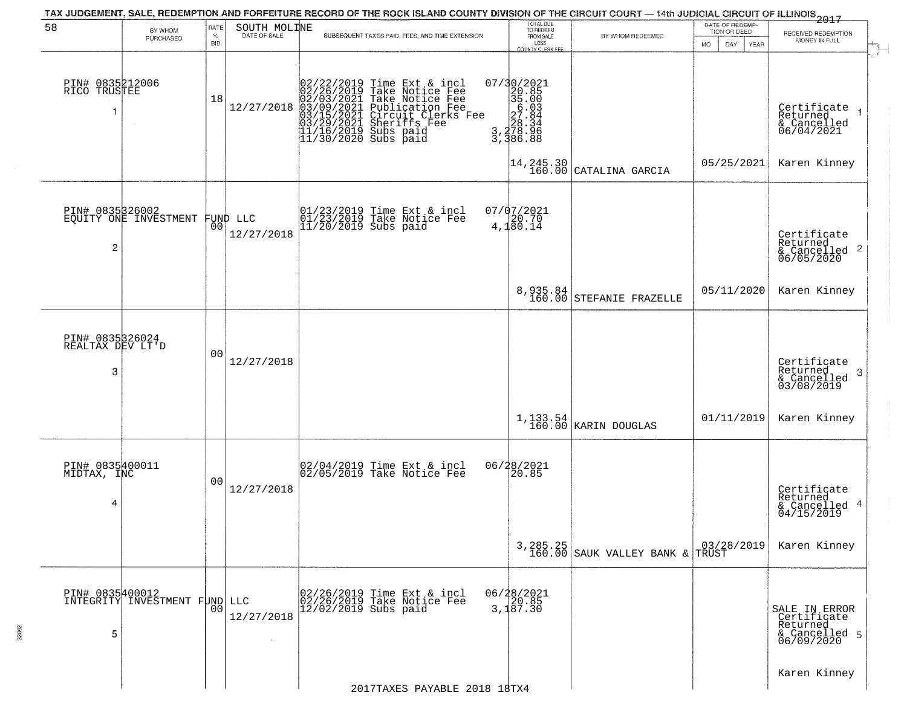TAX JUDGEMENT, SALE, REDEMPTION AND FORFEITURE RECORD OF THE ROCK ISLAND COUNTY DIVISION OF THE CIRCUIT COURT — 14th JUDICIAL CIRCUIT OF ILLINOIS 2017

58 — SOUTH MOLINE

| | BY WHOM PURCHASED | RATE % BID | DATE OF SALE | SUBSEQUENT TAXES PAID, FEES, AND TIME EXTENSION | TOTAL DUE TO REDEEM FROM SALE LESS COUNTY CLERK FEE | BY WHOM REDEEMED | DATE OF REDEMPTION OR DEED MO DAY YEAR | RECEIVED REDEMPTION MONEY IN FULL |
|---|---|---|---|---|---|---|---|---|
| 1 | PIN# 0835212006 RICO TRUSTEE | 18 | 12/27/2018 | 02/22/2019 Time Ext & incl<br>02/26/2019 Take Notice Fee<br>02/03/2021 Take Notice Fee<br>03/09/2021 Publication Fee<br>03/15/2021 Circuit Clerks Fee<br>03/29/2021 Sheriffs Fee<br>11/16/2019 Subs paid<br>11/30/2020 Subs paid | 07/30/2021<br>20.85<br>35.00<br>6.03<br>27.84<br>28.34<br>3,278.96<br>3,386.88<br>14,245.30<br>160.00 | CATALINA GARCIA | 05/25/2021 | Certificate Returned & Cancelled 06/04/2021<br>Karen Kinney |
| 2 | PIN# 0835326002 EQUITY ONE INVESTMENT FUND LLC | 00 | 12/27/2018 | 01/23/2019 Time Ext & incl<br>01/23/2019 Take Notice Fee<br>11/20/2019 Subs paid | 07/07/2021<br>20.70<br>4,180.14<br>8,935.84<br>160.00 | STEFANIE FRAZELLE | 05/11/2020 | Certificate Returned & Cancelled 06/05/2020<br>Karen Kinney |
| 3 | PIN# 0835326024 REALTAX DEV LT'D | 00 | 12/27/2018 | | 1,133.54<br>160.00 | KARIN DOUGLAS | 01/11/2019 | Certificate Returned & Cancelled 03/08/2019<br>Karen Kinney |
| 4 | PIN# 0835400011 MIDTAX, INC | 00 | 12/27/2018 | 02/04/2019 Time Ext & incl<br>02/05/2019 Take Notice Fee | 06/28/2021<br>20.85<br>3,285.25<br>160.00 | SAUK VALLEY BANK & TRUST | 03/28/2019 | Certificate Returned & Cancelled 04/15/2019<br>Karen Kinney |
| 5 | PIN# 0835400012 INTEGRITY INVESTMENT FUND LLC | 00 | 12/27/2018 | 02/26/2019 Time Ext & incl<br>02/26/2019 Take Notice Fee<br>12/02/2019 Subs paid | 06/28/2021<br>20.85<br>3,187.30 | | | SALE IN ERROR Certificate Returned & Cancelled 06/09/2020<br>Karen Kinney |

2017TAXES PAYABLE 2018 18TX4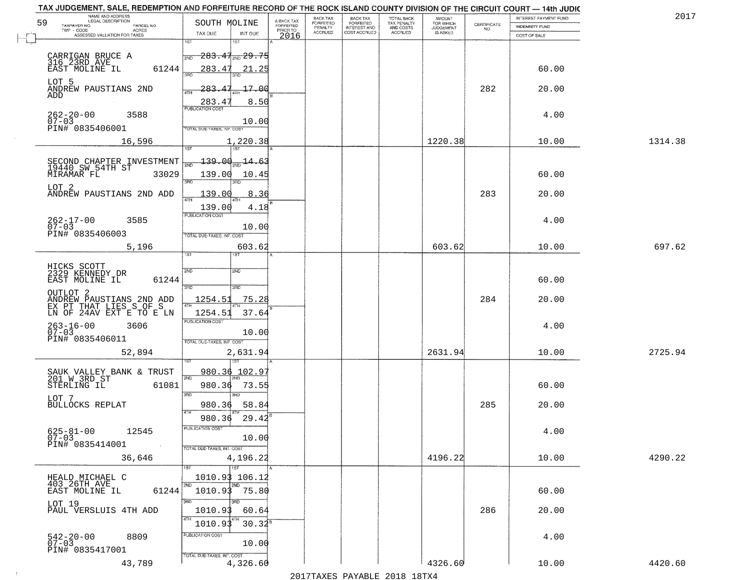TAX JUDGEMENT, SALE, REDEMPTION AND FORFEITURE RECORD OF THE ROCK ISLAND COUNTY DIVISION OF THE CIRCUIT COURT — 14th JUDIC

2017

| 59 NAME AND ADDRESS / LEGAL DESCRIPTION / TAXPAYER NO. / PARCEL NO. / TWP - CODE / ACRES / ASSESSED VALUATION FOR TAXES | SOUTH MOLINE TAX DUE | INT DUE | A-BACK TAX FORFEITED PRIOR TO 2016 | BACK TAX FORFEITED PENALTY ACCRUED | BACK TAX FORFEITED INTEREST AND COST ACCRUED | TOTAL BACK TAX PENALTY AND COSTS ACCRUED | AMOUNT FOR WHICH JUDGEMENT IS ASKED | CERTIFICATE NO. | INTEREST PAYMENT FUND / INDEMNITY FUND / COST OF SALE | |
|---|---|---|---|---|---|---|---|---|---|---|
| CARRIGAN BRUCE A<br>316 23RD AVE<br>EAST MOLINE IL 61244<br>LOT 5<br>ANDREW PAUSTIANS 2ND ADD<br>262-20-00 3588<br>07-03<br>PIN# 0835406001<br>16,596 | 1ST 283.47<br>2ND 283.47<br>3RD 283.47<br>4TH 283.47<br>PUBLICATION COST<br>TOTAL DUE-TAXES, INT. COST | 1ST 29.75<br>2ND 21.25<br>3RD 17.00<br>4TH 8.50<br>10.00<br>1,220.38 | | | | | 1220.38 | 282 | 60.00<br>20.00<br>4.00<br>10.00 | 1314.38 |
| SECOND CHAPTER INVESTMENT<br>19440 SW 54TH ST<br>MIRAMAR FL 33029<br>LOT 2<br>ANDREW PAUSTIANS 2ND ADD<br>262-17-00 3585<br>07-03<br>PIN# 0835406003<br>5,196 | 1ST 139.00<br>2ND 139.00<br>3RD 139.00<br>4TH 139.00<br>PUBLICATION COST<br>TOTAL DUE-TAXES, INT. COST | 1ST 14.63<br>2ND 10.45<br>3RD 8.36<br>4TH 4.18<br>10.00<br>603.62 | | | | | 603.62 | 283 | 60.00<br>20.00<br>4.00<br>10.00 | 697.62 |
| HICKS SCOTT<br>2329 KENNEDY DR<br>EAST MOLINE IL 61244<br>OUTLOT 2<br>ANDREW PAUSTIANS 2ND ADD<br>EX PT THAT LIES S OF S<br>LN OF 24AV EXT E TO E LN<br>263-16-00 3606<br>07-03<br>PIN# 0835406011<br>52,894 | 1ST<br>2ND<br>3RD 1254.51<br>4TH 1254.51<br>PUBLICATION COST<br>TOTAL DUE-TAXES, INT. COST | 1ST<br>2ND<br>3RD 75.28<br>4TH 37.64<br>10.00<br>2,631.94 | | | | | 2631.94 | 284 | 60.00<br>20.00<br>4.00<br>10.00 | 2725.94 |
| SAUK VALLEY BANK & TRUST<br>201 W 3RD ST<br>STERLING IL 61081<br>LOT 7<br>BULLOCKS REPLAT<br>625-81-00 12545<br>07-03<br>PIN# 0835414001<br>36,646 | 1ST 980.36<br>2ND 980.36<br>3RD 980.36<br>4TH 980.36<br>PUBLICATION COST<br>TOTAL DUE-TAXES, INT. COST | 1ST 102.97<br>2ND 73.55<br>3RD 58.84<br>4TH 29.42<br>10.00<br>4,196.22 | | | | | 4196.22 | 285 | 60.00<br>20.00<br>4.00<br>10.00 | 4290.22 |
| HEALD MICHAEL C<br>403 26TH AVE<br>EAST MOLINE IL 61244<br>LOT 19<br>PAUL VERSLUIS 4TH ADD<br>542-20-00 8809<br>07-03<br>PIN# 0835417001<br>43,789 | 1ST 1010.93<br>2ND 1010.93<br>3RD 1010.93<br>4TH 1010.93<br>PUBLICATION COST<br>TOTAL DUE-TAXES, INT. COST | 1ST 106.12<br>2ND 75.80<br>3RD 60.64<br>4TH 30.32<br>10.00<br>4,326.60 | | | | | 4326.60 | 286 | 60.00<br>20.00<br>4.00<br>10.00 | 4420.60 |

2017TAXES PAYABLE 2018 18TX4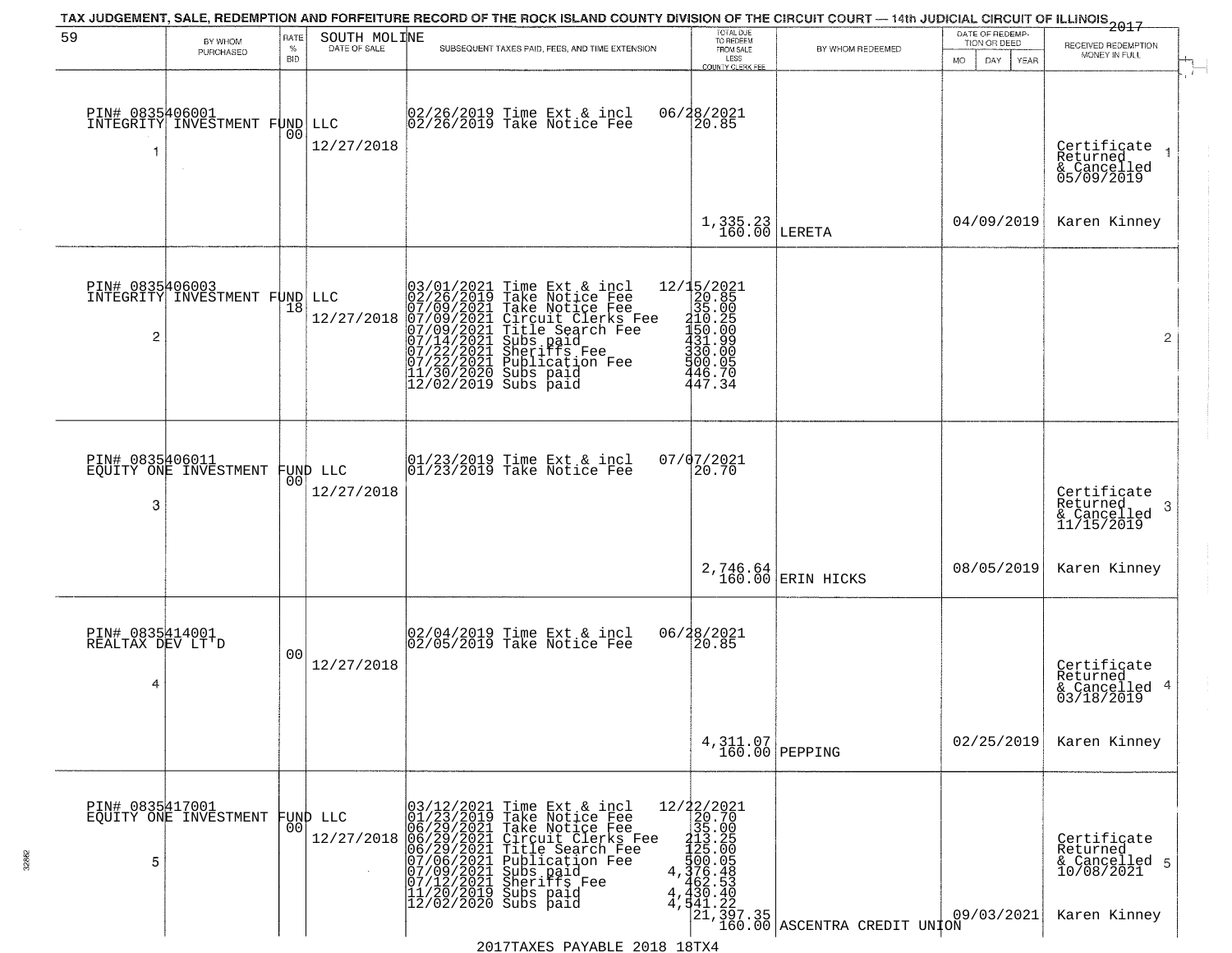TAX JUDGEMENT, SALE, REDEMPTION AND FORFEITURE RECORD OF THE ROCK ISLAND COUNTY DIVISION OF THE CIRCUIT COURT — 14th JUDICIAL CIRCUIT OF ILLINOIS 2017

| 59 BY WHOM PURCHASED | RATE % BID | SOUTH MOLINE DATE OF SALE | SUBSEQUENT TAXES PAID, FEES, AND TIME EXTENSION | TOTAL DUE TO REDEEM FROM SALE LESS COUNTY CLERK FEE | BY WHOM REDEEMED | DATE OF REDEMPTION OR DEED MO DAY YEAR | RECEIVED REDEMPTION MONEY IN FULL |
|---|---|---|---|---|---|---|---|
| PIN# 0835406001 INTEGRITY INVESTMENT FUND LLC 1 | 00 | 12/27/2018 | 02/26/2019 Time Ext & incl 06/28/2021<br>02/26/2019 Take Notice Fee 20.85 | 1,335.23<br>160.00 | LERETA | 04/09/2019 | Certificate Returned & Cancelled 05/09/2019 Karen Kinney |
| PIN# 0835406003 INTEGRITY INVESTMENT FUND LLC 2 | 18 | 12/27/2018 | 03/01/2021 Time Ext & incl 12/15/2021<br>02/26/2019 Take Notice Fee 20.85<br>07/09/2021 Take Notice Fee 35.00<br>07/09/2021 Circuit Clerks Fee 210.25<br>07/09/2021 Title Search Fee 150.00<br>07/14/2021 Subs paid 431.99<br>07/22/2021 Sheriffs Fee 330.00<br>07/22/2021 Publication Fee 500.05<br>11/30/2020 Subs paid 446.70<br>12/02/2019 Subs paid 447.34 | | | | |
| PIN# 0835406011 EQUITY ONE INVESTMENT FUND LLC 3 | 00 | 12/27/2018 | 01/23/2019 Time Ext & incl 07/07/2021<br>01/23/2019 Take Notice Fee 20.70 | 2,746.64<br>160.00 | ERIN HICKS | 08/05/2019 | Certificate Returned & Cancelled 11/15/2019 Karen Kinney |
| PIN# 0835414001 REALTAX DEV LT'D 4 | 00 | 12/27/2018 | 02/04/2019 Time Ext & incl 06/28/2021<br>02/05/2019 Take Notice Fee 20.85 | 4,311.07<br>160.00 | PEPPING | 02/25/2019 | Certificate Returned & Cancelled 03/18/2019 Karen Kinney |
| PIN# 0835417001 EQUITY ONE INVESTMENT FUND LLC 5 | 00 | 12/27/2018 | 03/12/2021 Time Ext & incl 12/22/2021<br>01/23/2019 Take Notice Fee 20.70<br>06/29/2021 Take Notice Fee 35.00<br>06/29/2021 Circuit Clerks Fee 213.25<br>06/29/2021 Title Search Fee 125.00<br>07/06/2021 Publication Fee 500.05<br>07/09/2021 Subs paid 4,376.48<br>07/12/2021 Sheriffs Fee 462.53<br>11/20/2019 Subs paid 4,430.40<br>12/02/2020 Subs paid 4,541.22 | 21,397.35<br>160.00 | ASCENTRA CREDIT UNION | 09/03/2021 | Certificate Returned & Cancelled 10/08/2021 Karen Kinney |

2017TAXES PAYABLE 2018 18TX4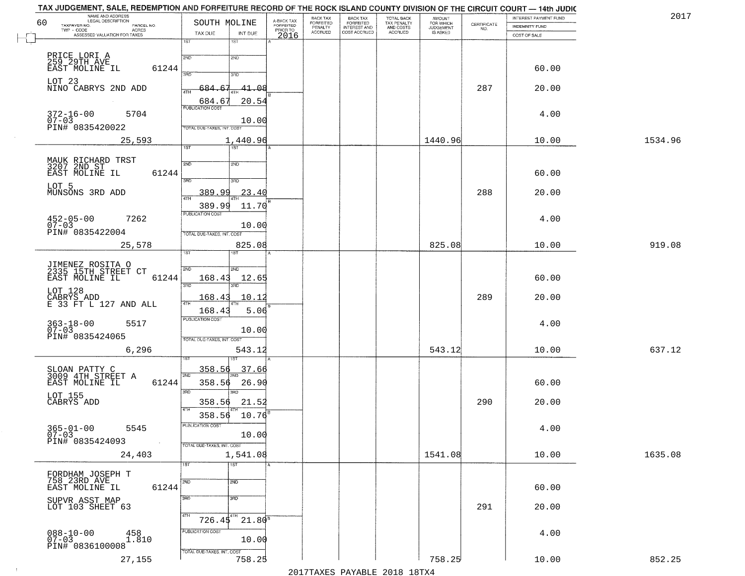TAX JUDGEMENT, SALE, REDEMPTION AND FORFEITURE RECORD OF THE ROCK ISLAND COUNTY DIVISION OF THE CIRCUIT COURT — 14th JUDIC

2017

| NAME AND ADDRESS / LEGAL DESCRIPTION / TAXPAYER NO. / PARCEL NO. / TWP - CODE / ACRES / ASSESSED VALUATION FOR TAXES | SOUTH MOLINE TAX DUE | INT DUE | A-BACK TAX FORFEITED PRIOR TO 2016 | BACK TAX FORFEITED PENALTY ACCRUED | BACK TAX FORFEITED INTEREST AND COST ACCRUED | TOTAL BACK TAX PENALTY AND COSTS ACCRUED | AMOUNT FOR WHICH JUDGEMENT IS ASKED | CERTIFICATE NO. | INTEREST PAYMENT FUND / INDEMNITY FUND / COST OF SALE | |
|---|---|---|---|---|---|---|---|---|---|---|
| PRICE LORI A<br>259 29TH AVE<br>EAST MOLINE IL 61244<br>LOT 23<br>NINO CABRYS 2ND ADD<br>372-16-00 5704<br>07-03<br>PIN# 0835420022<br>25,593 | 3RD 684.67<br>4TH 684.67<br>PUBLICATION COST<br>TOTAL DUE-TAXES, INT. COST | 41.08<br>20.54<br>10.00<br>1,440.96 | | | | | 1440.96 | 287 | 60.00<br>20.00<br>4.00<br>10.00 | 1534.96 |
| MAUK RICHARD TRST<br>3207 2ND ST<br>EAST MOLINE IL 61244<br>LOT 5<br>MUNSONS 3RD ADD<br>452-05-00 7262<br>07-03<br>PIN# 0835422004<br>25,578 | 3RD 389.99<br>4TH 389.99<br>PUBLICATION COST<br>TOTAL DUE-TAXES, INT. COST | 23.40<br>11.70<br>10.00<br>825.08 | | | | | 825.08 | 288 | 60.00<br>20.00<br>4.00<br>10.00 | 919.08 |
| JIMENEZ ROSITA O<br>2335 15TH STREET CT<br>EAST MOLINE IL 61244<br>LOT 128<br>CABRYS ADD<br>E 33 FT L 127 AND ALL<br>363-18-00 5517<br>07-03<br>PIN# 0835424065<br>6,296 | 2ND 168.43<br>3RD 168.43<br>4TH 168.43<br>PUBLICATION COST<br>TOTAL DUE-TAXES, INT. COST | 12.65<br>10.12<br>5.06<br>10.00<br>543.12 | | | | | 543.12 | 289 | 60.00<br>20.00<br>4.00<br>10.00 | 637.12 |
| SLOAN PATTY C<br>3009 4TH STREET A<br>EAST MOLINE IL 61244<br>LOT 155<br>CABRYS ADD<br>365-01-00 5545<br>07-03<br>PIN# 0835424093<br>24,403 | 1ST 358.56<br>2ND 358.56<br>3RD 358.56<br>4TH 358.56<br>PUBLICATION COST<br>TOTAL DUE-TAXES, INT. COST | 37.66<br>26.90<br>21.52<br>10.76<br>10.00<br>1,541.08 | | | | | 1541.08 | 290 | 60.00<br>20.00<br>4.00<br>10.00 | 1635.08 |
| FORDHAM JOSEPH T<br>758 23RD AVE<br>EAST MOLINE IL 61244<br>SUPVR ASST MAP<br>LOT 103 SHEET 63<br>088-10-00 458<br>07-03 1.810<br>PIN# 0836100008<br>27,155 | 4TH 726.45<br>PUBLICATION COST<br>TOTAL DUE-TAXES, INT. COST | 21.80<br>10.00<br>758.25 | | | | | 758.25 | 291 | 60.00<br>20.00<br>4.00<br>10.00 | 852.25 |

2017TAXES PAYABLE 2018 18TX4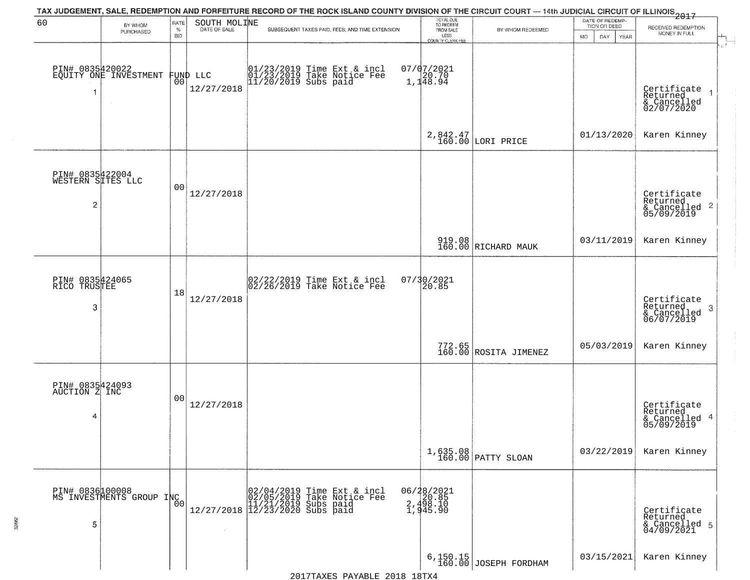TAX JUDGEMENT, SALE, REDEMPTION AND FORFEITURE RECORD OF THE ROCK ISLAND COUNTY DIVISION OF THE CIRCUIT COURT — 14th JUDICIAL CIRCUIT OF ILLINOIS 2017

| 60 | BY WHOM PURCHASED | RATE % BID | SOUTH MOLINE DATE OF SALE | SUBSEQUENT TAXES PAID, FEES, AND TIME EXTENSION | TOTAL DUE TO REDEEM FROM SALE LESS COUNTY CLERK FEE | BY WHOM REDEEMED | DATE OF REDEMPTION OR DEED MO DAY YEAR | RECEIVED REDEMPTION MONEY IN FULL |
|---|---|---|---|---|---|---|---|---|
| 1 | PIN# 0835420022 EQUITY ONE INVESTMENT FUND LLC | 00 | 12/27/2018 | 01/23/2019 Time Ext & incl<br>01/23/2019 Take Notice Fee<br>11/20/2019 Subs paid | 07/07/2021<br>20.70<br>1,148.94<br>2,842.47<br>160.00 | LORI PRICE | 01/13/2020 | Certificate Returned & Cancelled 02/07/2020<br>Karen Kinney |
| 2 | PIN# 0835422004 WESTERN SITES LLC | 00 | 12/27/2018 | | 919.08<br>160.00 | RICHARD MAUK | 03/11/2019 | Certificate Returned & Cancelled 05/09/2019<br>Karen Kinney |
| 3 | PIN# 0835424065 RICO TRUSTEE | 18 | 12/27/2018 | 02/22/2019 Time Ext & incl<br>02/26/2019 Take Notice Fee | 07/30/2021<br>20.85<br>772.65<br>160.00 | ROSITA JIMENEZ | 05/03/2019 | Certificate Returned & Cancelled 06/07/2019<br>Karen Kinney |
| 4 | PIN# 0835424093 AUCTION Z INC | 00 | 12/27/2018 | | 1,635.08<br>160.00 | PATTY SLOAN | 03/22/2019 | Certificate Returned & Cancelled 05/09/2019<br>Karen Kinney |
| 5 | PIN# 0836100008 MS INVESTMENTS GROUP INC | 00 | 12/27/2018 | 02/04/2019 Time Ext & incl<br>02/05/2019 Take Notice Fee<br>11/21/2019 Subs paid<br>12/23/2020 Subs paid | 06/28/2021<br>20.85<br>2,498.10<br>1,945.90<br>6,150.15<br>160.00 | JOSEPH FORDHAM | 03/15/2021 | Certificate Returned & Cancelled 04/09/2021<br>Karen Kinney |

2017TAXES PAYABLE 2018 18TX4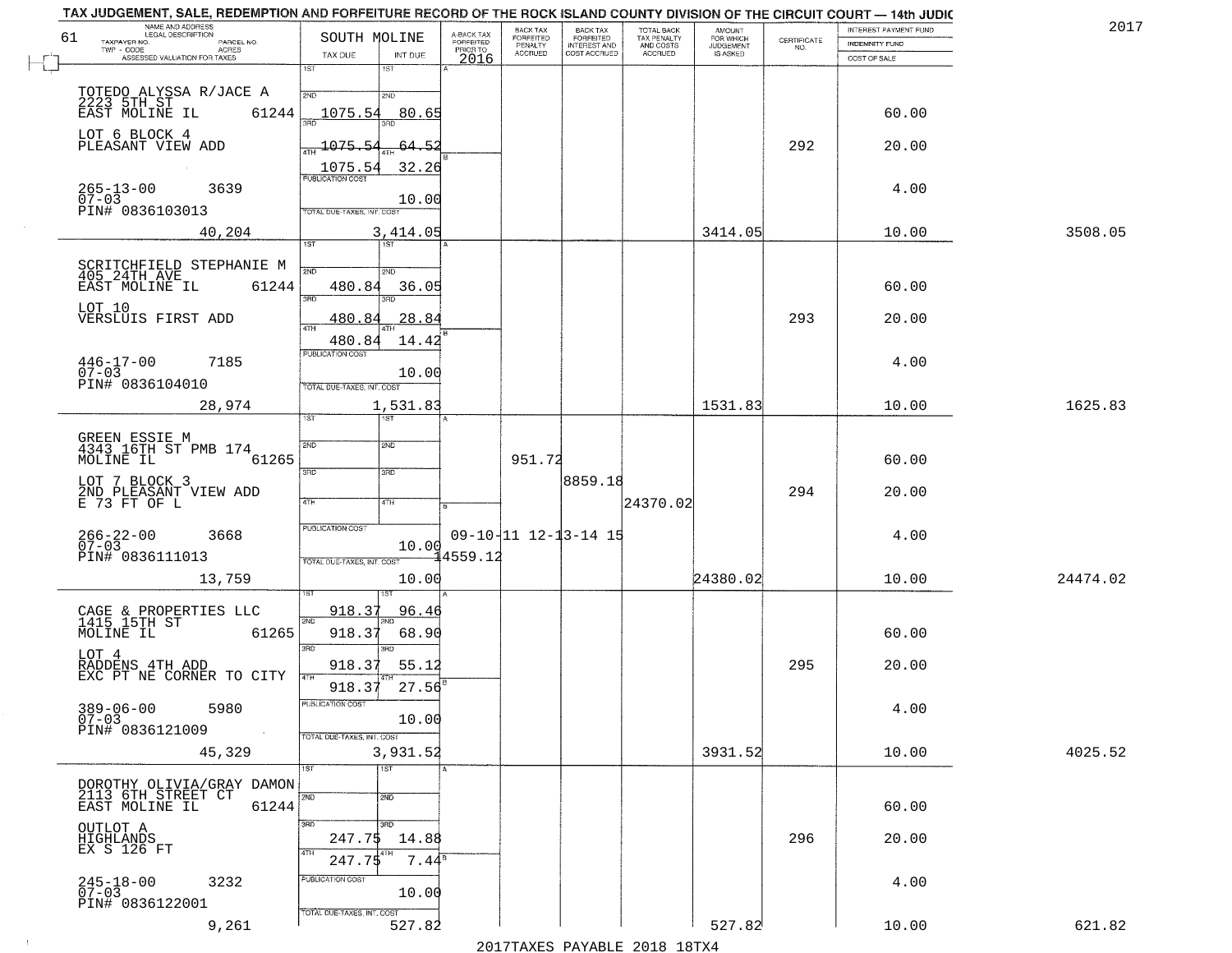TAX JUDGEMENT, SALE, REDEMPTION AND FORFEITURE RECORD OF THE ROCK ISLAND COUNTY DIVISION OF THE CIRCUIT COURT — 14th JUDIC

2017

| NAME AND ADDRESS / LEGAL DESCRIPTION / TAXPAYER NO. / PARCEL NO. / TWP - CODE / ACRES / ASSESSED VALUATION FOR TAXES | SOUTH MOLINE TAX DUE | INT DUE | A-BACK TAX FORFEITED PRIOR TO 2016 | BACK TAX FORFEITED PENALTY ACCRUED | BACK TAX FORFEITED INTEREST AND COST ACCRUED | TOTAL BACK TAX PENALTY AND COSTS ACCRUED | AMOUNT FOR WHICH JUDGEMENT IS ASKED | CERTIFICATE NO. | INTEREST PAYMENT FUND / INDEMNITY FUND / COST OF SALE | |
|---|---|---|---|---|---|---|---|---|---|---|
| 61 | | | | | | | | | | |
| TOTEDO ALYSSA R/JACE A 2223 5TH ST EAST MOLINE IL 61244 | 2ND 1075.54 | 80.65 | | | | | | | 60.00 | |
| LOT 6 BLOCK 4 PLEASANT VIEW ADD | 3RD 1075.54 | 64.52 | | | | | | 292 | 20.00 | |
| | 4TH 1075.54 | 32.26 | | | | | | | | |
| 265-13-00 3639 07-03 PIN# 0836103013 | PUBLICATION COST | 10.00 | | | | | | | 4.00 | |
| 40,204 | TOTAL DUE-TAXES, INT. COST | 3,414.05 | | | | | 3414.05 | | 10.00 | 3508.05 |
| SCRITCHFIELD STEPHANIE M 405 24TH AVE EAST MOLINE IL 61244 | 2ND 480.84 | 36.05 | | | | | | | 60.00 | |
| LOT 10 VERSLUIS FIRST ADD | 3RD 480.84 | 28.84 | | | | | | 293 | 20.00 | |
| | 4TH 480.84 | 14.42 | | | | | | | | |
| 446-17-00 7185 07-03 PIN# 0836104010 | PUBLICATION COST | 10.00 | | | | | | | 4.00 | |
| 28,974 | TOTAL DUE-TAXES, INT. COST | 1,531.83 | | | | | 1531.83 | | 10.00 | 1625.83 |
| GREEN ESSIE M 4343 16TH ST PMB 174 MOLINE IL 61265 | 2ND | | | 951.72 | | | | | 60.00 | |
| LOT 7 BLOCK 3 2ND PLEASANT VIEW ADD E 73 FT OF L | 3RD | | | | 8859.18 | 24370.02 | | 294 | 20.00 | |
| 266-22-00 3668 07-03 PIN# 0836111013 | PUBLICATION COST | 10.00 | 09-10-11 12-13-14 15 14559.12 | | | | | | 4.00 | |
| 13,759 | TOTAL DUE-TAXES, INT. COST | 10.00 | | | | | 24380.02 | | 10.00 | 24474.02 |
| CAGE & PROPERTIES LLC 1415 15TH ST MOLINE IL 61265 | 1ST 918.37 | 96.46 | | | | | | | | |
| | 2ND 918.37 | 68.90 | | | | | | | 60.00 | |
| LOT 4 RADDENS 4TH ADD EXC PT NE CORNER TO CITY | 3RD 918.37 | 55.12 | | | | | | 295 | 20.00 | |
| | 4TH 918.37 | 27.56 | | | | | | | | |
| 389-06-00 5980 07-03 PIN# 0836121009 | PUBLICATION COST | 10.00 | | | | | | | 4.00 | |
| 45,329 | TOTAL DUE-TAXES, INT. COST | 3,931.52 | | | | | 3931.52 | | 10.00 | 4025.52 |
| DOROTHY OLIVIA/GRAY DAMON 2113 6TH STREET CT EAST MOLINE IL 61244 | 2ND | | | | | | | | 60.00 | |
| OUTLOT A HIGHLANDS EX S 126 FT | 3RD 247.75 | 14.88 | | | | | | 296 | 20.00 | |
| | 4TH 247.75 | 7.44 | | | | | | | | |
| 245-18-00 3232 07-03 PIN# 0836122001 | PUBLICATION COST | 10.00 | | | | | | | 4.00 | |
| 9,261 | TOTAL DUE-TAXES, INT. COST | 527.82 | | | | | 527.82 | | 10.00 | 621.82 |

2017TAXES PAYABLE 2018 18TX4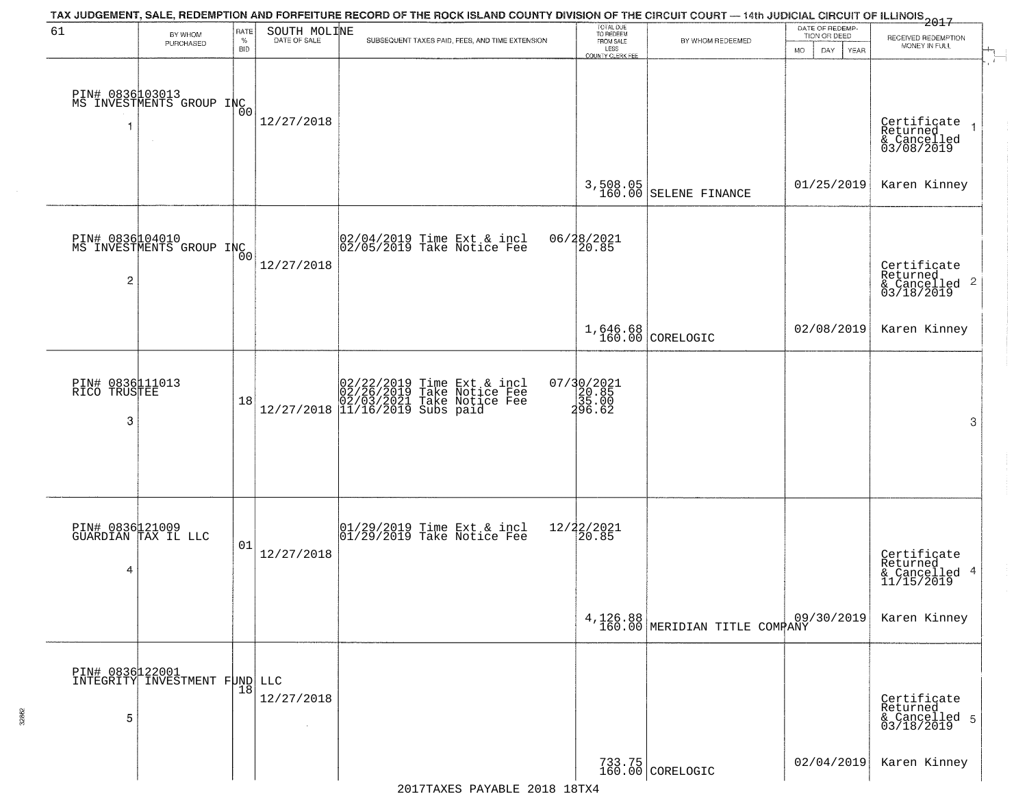TAX JUDGEMENT, SALE, REDEMPTION AND FORFEITURE RECORD OF THE ROCK ISLAND COUNTY DIVISION OF THE CIRCUIT COURT — 14th JUDICIAL CIRCUIT OF ILLINOIS 2017

| 61 BY WHOM PURCHASED | RATE % BID | SOUTH MOLINE DATE OF SALE | SUBSEQUENT TAXES PAID, FEES, AND TIME EXTENSION | TOTAL DUE TO REDEEM FROM SALE LESS COUNTY CLERK FEE | BY WHOM REDEEMED | DATE OF REDEMPTION OR DEED MO DAY YEAR | RECEIVED REDEMPTION MONEY IN FULL |
|---|---|---|---|---|---|---|---|
| PIN# 0836103013 MS INVESTMENTS GROUP INC 1 | 00 | 12/27/2018 | | 3,508.05 160.00 | SELENE FINANCE | 01/25/2019 | Certificate Returned & Cancelled 03/08/2019 Karen Kinney |
| PIN# 0836104010 MS INVESTMENTS GROUP INC 2 | 00 | 12/27/2018 | 02/04/2019 Time Ext & incl 06/28/2021; 02/05/2019 Take Notice Fee 20.85 | 1,646.68 160.00 | CORELOGIC | 02/08/2019 | Certificate Returned & Cancelled 03/18/2019 Karen Kinney |
| PIN# 0836111013 RICO TRUSTEE 3 | 18 | 12/27/2018 | 02/22/2019 Time Ext & incl 07/30/2021; 02/26/2019 Take Notice Fee 20.85; 02/03/2021 Take Notice Fee 35.00; 11/16/2019 Subs paid 296.62 | | | | |
| PIN# 0836121009 GUARDIAN TAX IL LLC 4 | 01 | 12/27/2018 | 01/29/2019 Time Ext & incl 12/22/2021; 01/29/2019 Take Notice Fee 20.85 | 4,126.88 160.00 | MERIDIAN TITLE COMPANY | 09/30/2019 | Certificate Returned & Cancelled 11/15/2019 Karen Kinney |
| PIN# 0836122001 INTEGRITY INVESTMENT FUND LLC 5 | 18 | 12/27/2018 | | 733.75 160.00 | CORELOGIC | 02/04/2019 | Certificate Returned & Cancelled 03/18/2019 Karen Kinney |

2017TAXES PAYABLE 2018 18TX4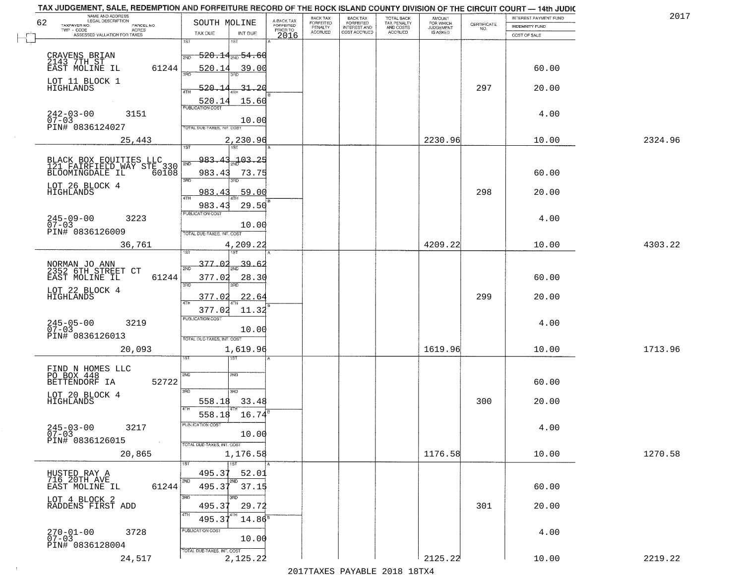TAX JUDGEMENT, SALE, REDEMPTION AND FORFEITURE RECORD OF THE ROCK ISLAND COUNTY DIVISION OF THE CIRCUIT COURT — 14th JUDIC

2017

| 62 NAME AND ADDRESS / LEGAL DESCRIPTION / TAXPAYER NO. / PARCEL NO. / TWP - CODE / ACRES / ASSESSED VALUATION FOR TAXES | SOUTH MOLINE TAX DUE | INT DUE | A-BACK TAX FORFEITED PRIOR TO 2016 | BACK TAX FORFEITED PENALTY ACCRUED | BACK TAX FORFEITED INTEREST AND COST ACCRUED | TOTAL BACK TAX PENALTY AND COSTS ACCRUED | AMOUNT FOR WHICH JUDGEMENT IS ASKED | CERTIFICATE NO. | INTEREST PAYMENT FUND / INDEMNITY FUND / COST OF SALE | |
|---|---|---|---|---|---|---|---|---|---|---|
| CRAVENS BRIAN<br>2143 7TH ST<br>EAST MOLINE IL 61244<br>LOT 11 BLOCK 1<br>HIGHLANDS<br>242-03-00 3151<br>07-03<br>PIN# 0836124027<br>25,443 | 1ST 520.14<br>2ND 520.14<br>3RD 520.14<br>4TH 520.14<br>PUBLICATION COST<br>TOTAL DUE-TAXES, INT. COST 2,230.96 | 54.60<br>39.00<br>31.20<br>15.60<br>10.00 | | | | | 2230.96 | 297 | 60.00<br>20.00<br>4.00<br>10.00 | 2324.96 |
| BLACK BOX EQUITIES LLC<br>121 FAIRFIELD WAY STE 330<br>BLOOMINGDALE IL 60108<br>LOT 26 BLOCK 4<br>HIGHLANDS<br>245-09-00 3223<br>07-03<br>PIN# 0836126009<br>36,761 | 1ST 983.43<br>2ND 983.43<br>3RD 983.43<br>4TH 983.43<br>PUBLICATION COST<br>TOTAL DUE-TAXES, INT. COST 4,209.22 | 103.25<br>73.75<br>59.00<br>29.50<br>10.00 | | | | | 4209.22 | 298 | 60.00<br>20.00<br>4.00<br>10.00 | 4303.22 |
| NORMAN JO ANN<br>2352 6TH STREET CT<br>EAST MOLINE IL 61244<br>LOT 22 BLOCK 4<br>HIGHLANDS<br>245-05-00 3219<br>07-03<br>PIN# 0836126013<br>20,093 | 1ST 377.02<br>2ND 377.02<br>3RD 377.02<br>4TH 377.02<br>PUBLICATION COST<br>TOTAL DUE-TAXES, INT. COST 1,619.96 | 39.62<br>28.30<br>22.64<br>11.32<br>10.00 | | | | | 1619.96 | 299 | 60.00<br>20.00<br>4.00<br>10.00 | 1713.96 |
| FIND N HOMES LLC<br>PO BOX 448<br>BETTENDORF IA 52722<br>LOT 20 BLOCK 4<br>HIGHLANDS<br>245-03-00 3217<br>07-03<br>PIN# 0836126015<br>20,865 | 1ST<br>2ND<br>3RD 558.18<br>4TH 558.18<br>PUBLICATION COST<br>TOTAL DUE-TAXES, INT. COST 1,176.58 | 33.48<br>16.74<br>10.00 | | | | | 1176.58 | 300 | 60.00<br>20.00<br>4.00<br>10.00 | 1270.58 |
| HUSTED RAY A<br>716 20TH AVE<br>EAST MOLINE IL 61244<br>LOT 4 BLOCK 2<br>RADDENS FIRST ADD<br>270-01-00 3728<br>07-03<br>PIN# 0836128004<br>24,517 | 1ST 495.37<br>2ND 495.37<br>3RD 495.37<br>4TH 495.37<br>PUBLICATION COST<br>TOTAL DUE-TAXES, INT. COST 2,125.22 | 52.01<br>37.15<br>29.72<br>14.86<br>10.00 | | | | | 2125.22 | 301 | 60.00<br>20.00<br>4.00<br>10.00 | 2219.22 |

2017TAXES PAYABLE 2018 18TX4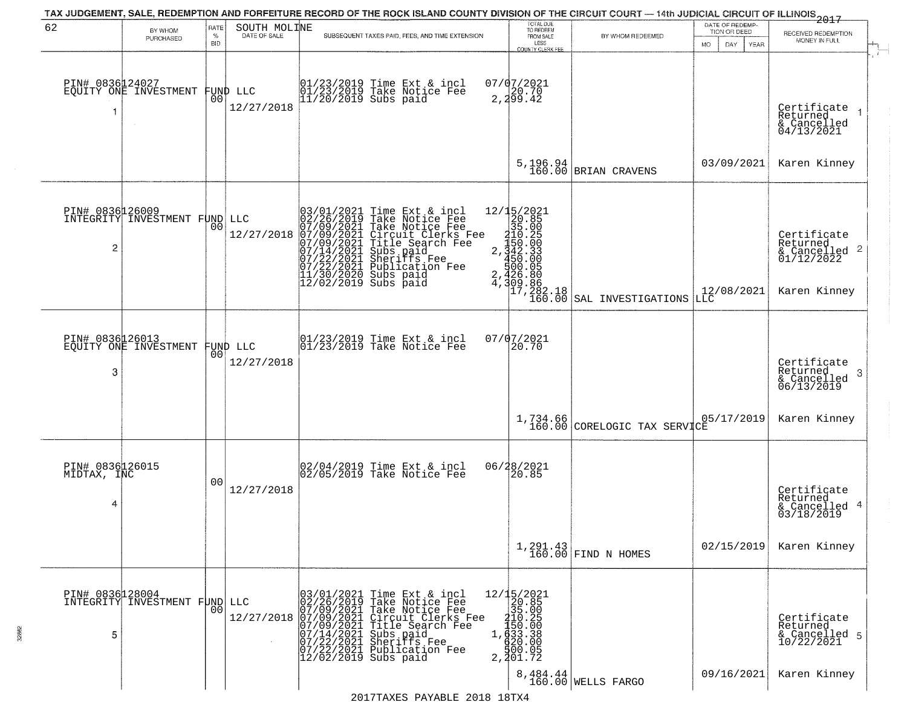TAX JUDGEMENT, SALE, REDEMPTION AND FORFEITURE RECORD OF THE ROCK ISLAND COUNTY DIVISION OF THE CIRCUIT COURT — 14th JUDICIAL CIRCUIT OF ILLINOIS 2017

| 62 BY WHOM PURCHASED | RATE % BID | SOUTH MOLINE DATE OF SALE | SUBSEQUENT TAXES PAID, FEES, AND TIME EXTENSION | TOTAL DUE TO REDEEM FROM SALE LESS COUNTY CLERK FEE | BY WHOM REDEEMED | DATE OF REDEMPTION OR DEED MO DAY YEAR | RECEIVED REDEMPTION MONEY IN FULL |
|---|---|---|---|---|---|---|---|
| PIN# 0836124027 EQUITY ONE INVESTMENT FUND LLC 1 | 00 | 12/27/2018 | 01/23/2019 Time Ext & incl<br>01/23/2019 Take Notice Fee<br>11/20/2019 Subs paid | 07/07/2021<br>20.70<br>2,299.42<br>5,196.94<br>160.00 | BRIAN CRAVENS | 03/09/2021 | Certificate Returned & Cancelled 04/13/2021 1<br>Karen Kinney |
| PIN# 0836126009 INTEGRITY INVESTMENT FUND LLC 2 | 00 | 12/27/2018 | 03/01/2021 Time Ext & incl<br>02/26/2019 Take Notice Fee<br>07/09/2021 Take Notice Fee<br>07/09/2021 Circuit Clerks Fee<br>07/09/2021 Title Search Fee<br>07/14/2021 Subs paid<br>07/22/2021 Sheriffs Fee<br>07/22/2021 Publication Fee<br>11/30/2020 Subs paid<br>12/02/2019 Subs paid | 12/15/2021<br>20.85<br>35.00<br>210.25<br>150.00<br>2,342.33<br>450.00<br>500.05<br>2,426.80<br>4,309.86<br>17,282.18<br>160.00 | SAL INVESTIGATIONS LLC | 12/08/2021 | Certificate Returned & Cancelled 01/12/2022 2<br>Karen Kinney |
| PIN# 0836126013 EQUITY ONE INVESTMENT FUND LLC 3 | 00 | 12/27/2018 | 01/23/2019 Time Ext & incl<br>01/23/2019 Take Notice Fee | 07/07/2021<br>20.70<br>1,734.66<br>160.00 | CORELOGIC TAX SERVICE | 05/17/2019 | Certificate Returned & Cancelled 06/13/2019 3<br>Karen Kinney |
| PIN# 0836126015 MIDTAX, INC 4 | 00 | 12/27/2018 | 02/04/2019 Time Ext & incl<br>02/05/2019 Take Notice Fee | 06/28/2021<br>20.85<br>1,291.43<br>160.00 | FIND N HOMES | 02/15/2019 | Certificate Returned & Cancelled 03/18/2019 4<br>Karen Kinney |
| PIN# 0836128004 INTEGRITY INVESTMENT FUND LLC 5 | 00 | 12/27/2018 | 03/01/2021 Time Ext & incl<br>02/26/2019 Take Notice Fee<br>07/09/2021 Take Notice Fee<br>07/09/2021 Circuit Clerks Fee<br>07/09/2021 Title Search Fee<br>07/14/2021 Subs paid<br>07/22/2021 Sheriffs Fee<br>07/22/2021 Publication Fee<br>12/02/2019 Subs paid | 12/15/2021<br>20.85<br>35.00<br>210.25<br>150.00<br>1,633.38<br>620.00<br>500.05<br>2,201.72<br>8,484.44<br>160.00 | WELLS FARGO | 09/16/2021 | Certificate Returned & Cancelled 10/22/2021 5<br>Karen Kinney |

2017TAXES PAYABLE 2018 18TX4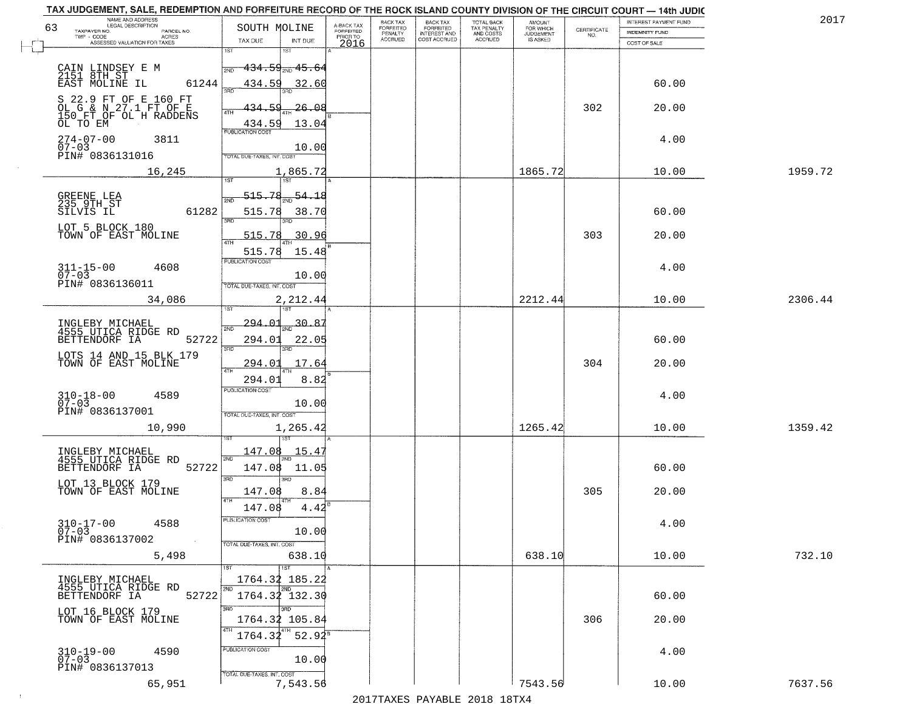TAX JUDGEMENT, SALE, REDEMPTION AND FORFEITURE RECORD OF THE ROCK ISLAND COUNTY DIVISION OF THE CIRCUIT COURT — 14th JUDIC

2017

| NAME AND ADDRESS / LEGAL DESCRIPTION / TAXPAYER NO. / PARCEL NO. / TWP - CODE / ACRES / ASSESSED VALUATION FOR TAXES | SOUTH MOLINE TAX DUE | INT DUE | A-BACK TAX FORFEITED PRIOR TO 2016 | BACK TAX FORFEITED PENALTY ACCRUED | BACK TAX FORFEITED INTEREST AND COST ACCRUED | TOTAL BACK TAX PENALTY AND COSTS ACCRUED | AMOUNT FOR WHICH JUDGEMENT IS ASKED | CERTIFICATE NO. | INTEREST PAYMENT FUND / INDEMNITY FUND / COST OF SALE | |
|---|---|---|---|---|---|---|---|---|---|---|
| 63 | | | | | | | | | | |
| CAIN LINDSEY E M, 2151 8TH ST, EAST MOLINE IL 61244 | 1ST 434.59 | 45.64 | | | | | | | | |
| | 2ND 434.59 | 32.60 | | | | | | | 60.00 | |
| S 22.9 FT OF E 160 FT OL G & N 27.1 FT OF E 150 FT OF OL H RADDENS OL TO EM | 3RD 434.59 | 26.08 | | | | | | 302 | 20.00 | |
| | 4TH 434.59 | 13.04 | | | | | | | | |
| 274-07-00 3811, 07-03, PIN# 0836131016 | PUBLICATION COST | 10.00 | | | | | | | 4.00 | |
| 16,245 | TOTAL DUE-TAXES, INT. COST | 1,865.72 | | | | | 1865.72 | | 10.00 | 1959.72 |
| GREENE LEA, 235 9TH ST, SILVIS IL 61282 | 1ST 515.78 | 54.18 | | | | | | | | |
| | 2ND 515.78 | 38.70 | | | | | | | 60.00 | |
| LOT 5 BLOCK 180 TOWN OF EAST MOLINE | 3RD 515.78 | 30.96 | | | | | | 303 | 20.00 | |
| | 4TH 515.78 | 15.48 | | | | | | | | |
| 311-15-00 4608, 07-03, PIN# 0836136011 | PUBLICATION COST | 10.00 | | | | | | | 4.00 | |
| 34,086 | TOTAL DUE-TAXES, INT. COST | 2,212.44 | | | | | 2212.44 | | 10.00 | 2306.44 |
| INGLEBY MICHAEL, 4555 UTICA RIDGE RD, BETTENDORF IA 52722 | 1ST 294.01 | 30.87 | | | | | | | | |
| | 2ND 294.01 | 22.05 | | | | | | | 60.00 | |
| LOTS 14 AND 15 BLK 179 TOWN OF EAST MOLINE | 3RD 294.01 | 17.64 | | | | | | 304 | 20.00 | |
| | 4TH 294.01 | 8.82 | | | | | | | | |
| 310-18-00 4589, 07-03, PIN# 0836137001 | PUBLICATION COST | 10.00 | | | | | | | 4.00 | |
| 10,990 | TOTAL DUE-TAXES, INT. COST | 1,265.42 | | | | | 1265.42 | | 10.00 | 1359.42 |
| INGLEBY MICHAEL, 4555 UTICA RIDGE RD, BETTENDORF IA 52722 | 1ST 147.08 | 15.47 | | | | | | | | |
| | 2ND 147.08 | 11.05 | | | | | | | 60.00 | |
| LOT 13 BLOCK 179 TOWN OF EAST MOLINE | 3RD 147.08 | 8.84 | | | | | | 305 | 20.00 | |
| | 4TH 147.08 | 4.42 | | | | | | | | |
| 310-17-00 4588, 07-03, PIN# 0836137002 | PUBLICATION COST | 10.00 | | | | | | | 4.00 | |
| 5,498 | TOTAL DUE-TAXES, INT. COST | 638.10 | | | | | 638.10 | | 10.00 | 732.10 |
| INGLEBY MICHAEL, 4555 UTICA RIDGE RD, BETTENDORF IA 52722 | 1ST 1764.32 | 185.22 | | | | | | | | |
| | 2ND 1764.32 | 132.30 | | | | | | | 60.00 | |
| LOT 16 BLOCK 179 TOWN OF EAST MOLINE | 3RD 1764.32 | 105.84 | | | | | | 306 | 20.00 | |
| | 4TH 1764.32 | 52.92 | | | | | | | | |
| 310-19-00 4590, 07-03, PIN# 0836137013 | PUBLICATION COST | 10.00 | | | | | | | 4.00 | |
| 65,951 | TOTAL DUE-TAXES, INT. COST | 7,543.56 | | | | | 7543.56 | | 10.00 | 7637.56 |

2017TAXES PAYABLE 2018 18TX4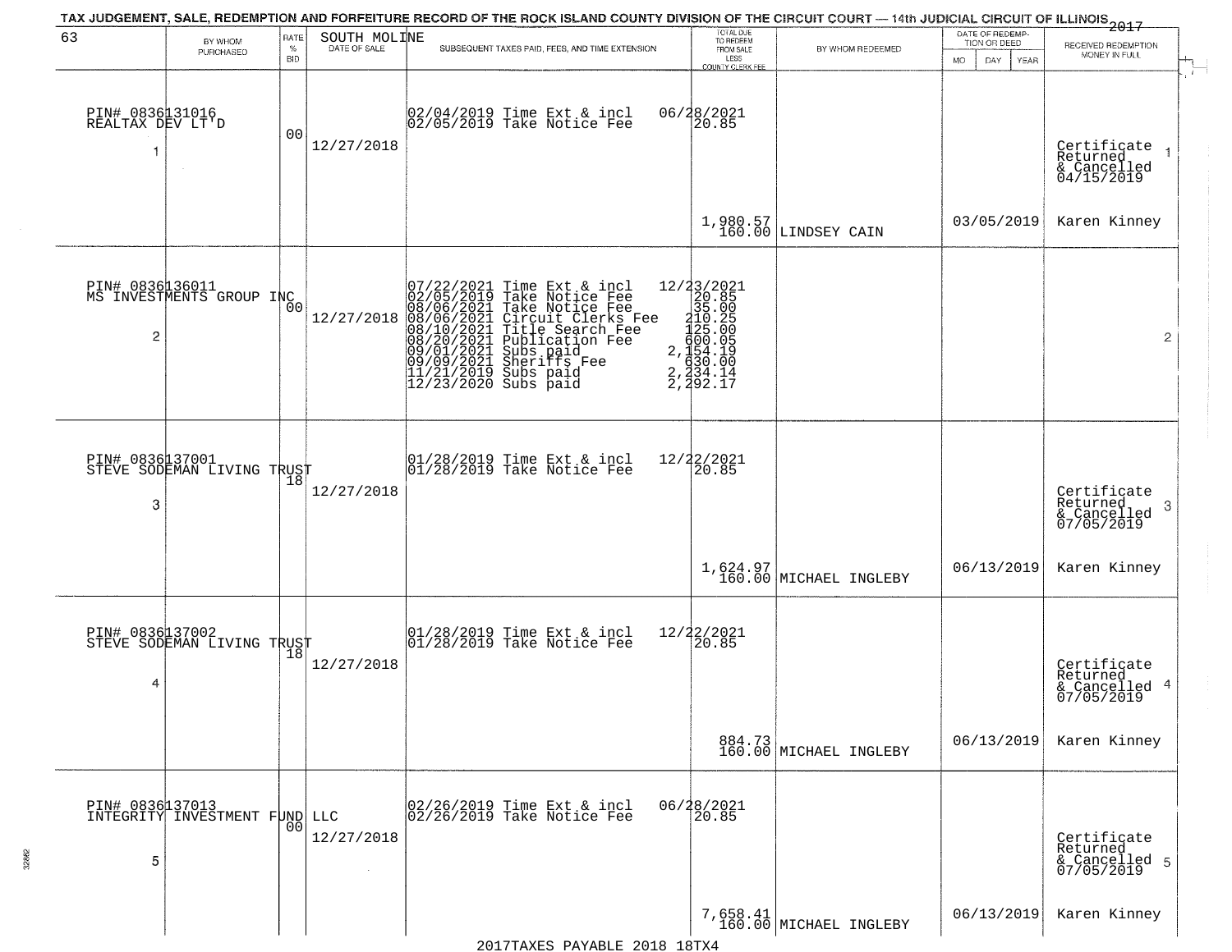TAX JUDGEMENT, SALE, REDEMPTION AND FORFEITURE RECORD OF THE ROCK ISLAND COUNTY DIVISION OF THE CIRCUIT COURT — 14th JUDICIAL CIRCUIT OF ILLINOIS 2017

| 63 | BY WHOM PURCHASED | RATE % BID | SOUTH MOLINE DATE OF SALE | SUBSEQUENT TAXES PAID, FEES, AND TIME EXTENSION | TOTAL DUE TO REDEEM FROM SALE LESS COUNTY CLERK FEE | BY WHOM REDEEMED | DATE OF REDEMPTION OR DEED MO DAY YEAR | RECEIVED REDEMPTION MONEY IN FULL |
|---|---|---|---|---|---|---|---|---|
| 1 | PIN# 0836131016 REALTAX DEV LT'D | 00 | 12/27/2018 | 02/04/2019 Time Ext & incl<br>02/05/2019 Take Notice Fee | 06/28/2021<br>20.85<br>1,980.57<br>160.00 | LINDSEY CAIN | 03/05/2019 | Certificate Returned & Cancelled 04/15/2019<br>Karen Kinney |
| 2 | PIN# 0836136011 MS INVESTMENTS GROUP INC | 00 | 12/27/2018 | 07/22/2021 Time Ext & incl<br>02/05/2019 Take Notice Fee<br>08/06/2021 Take Notice Fee<br>08/06/2021 Circuit Clerks Fee<br>08/10/2021 Title Search Fee<br>08/20/2021 Publication Fee<br>09/01/2021 Subs paid<br>09/09/2021 Sheriffs Fee<br>11/21/2019 Subs paid<br>12/23/2020 Subs paid | 12/23/2021<br>20.85<br>35.00<br>210.25<br>125.00<br>600.05<br>2,154.19<br>630.00<br>2,234.14<br>2,292.17 | | | |
| 3 | PIN# 0836137001 STEVE SODEMAN LIVING TRUST | 18 | 12/27/2018 | 01/28/2019 Time Ext & incl<br>01/28/2019 Take Notice Fee | 12/22/2021<br>20.85<br>1,624.97<br>160.00 | MICHAEL INGLEBY | 06/13/2019 | Certificate Returned & Cancelled 07/05/2019<br>Karen Kinney |
| 4 | PIN# 0836137002 STEVE SODEMAN LIVING TRUST | 18 | 12/27/2018 | 01/28/2019 Time Ext & incl<br>01/28/2019 Take Notice Fee | 12/22/2021<br>20.85<br>884.73<br>160.00 | MICHAEL INGLEBY | 06/13/2019 | Certificate Returned & Cancelled 07/05/2019<br>Karen Kinney |
| 5 | PIN# 0836137013 INTEGRITY INVESTMENT FUND LLC | 00 | 12/27/2018 | 02/26/2019 Time Ext & incl<br>02/26/2019 Take Notice Fee | 06/28/2021<br>20.85<br>7,658.41<br>160.00 | MICHAEL INGLEBY | 06/13/2019 | Certificate Returned & Cancelled 07/05/2019<br>Karen Kinney |

2017TAXES PAYABLE 2018 18TX4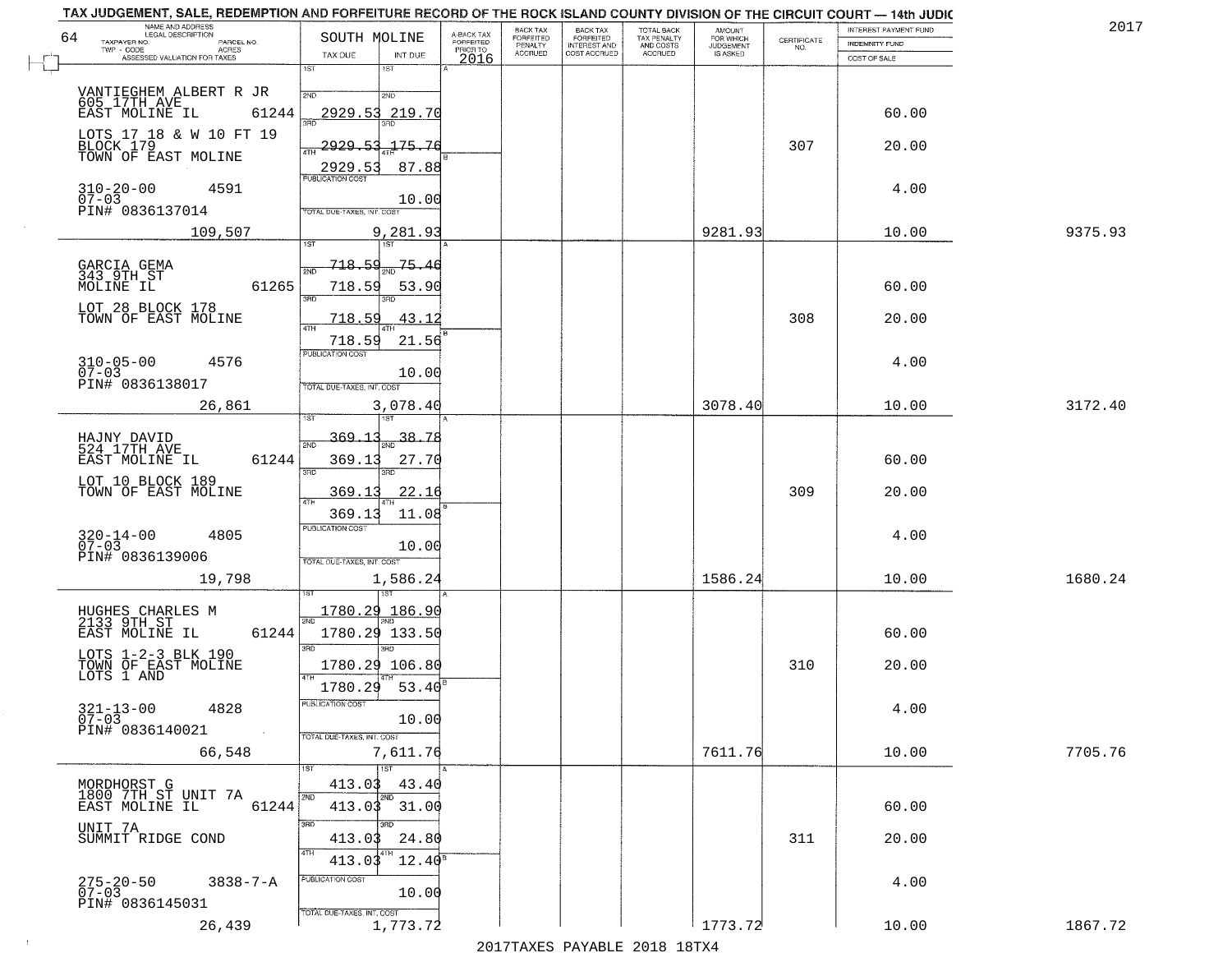TAX JUDGEMENT, SALE, REDEMPTION AND FORFEITURE RECORD OF THE ROCK ISLAND COUNTY DIVISION OF THE CIRCUIT COURT — 14th JUDIC

2017

| NAME AND ADDRESS / LEGAL DESCRIPTION / TAXPAYER NO. / PARCEL NO. / TWP - CODE / ACRES / ASSESSED VALUATION FOR TAXES | SOUTH MOLINE TAX DUE | INT DUE | A-BACK TAX FORFEITED PRIOR TO 2016 | BACK TAX FORFEITED PENALTY ACCRUED | BACK TAX FORFEITED INTEREST AND COST ACCRUED | TOTAL BACK TAX PENALTY AND COSTS ACCRUED | AMOUNT FOR WHICH JUDGEMENT IS ASKED | CERTIFICATE NO. | INTEREST PAYMENT FUND / INDEMNITY FUND / COST OF SALE | |
|---|---|---|---|---|---|---|---|---|---|---|
| VANTIEGHEM ALBERT R JR<br>605 17TH AVE<br>EAST MOLINE IL 61244<br>LOTS 17 18 & W 10 FT 19<br>BLOCK 179<br>TOWN OF EAST MOLINE<br>310-20-00 4591<br>07-03<br>PIN# 0836137014 | 1ST<br>2ND 2929.53<br>3RD 2929.53<br>4TH 2929.53<br>PUBLICATION COST | 1ST<br>2ND 219.70<br>3RD 175.76<br>4TH 87.88<br>10.00 | | | | | | 307 | 60.00<br>20.00<br>4.00 | |
| 109,507 | TOTAL DUE-TAXES, INT. COST | 9,281.93 | | | | | 9281.93 | | 10.00 | 9375.93 |
| GARCIA GEMA<br>343 9TH ST<br>MOLINE IL 61265<br>LOT 28 BLOCK 178<br>TOWN OF EAST MOLINE<br>310-05-00 4576<br>07-03<br>PIN# 0836138017 | 1ST 718.59<br>2ND 718.59<br>3RD 718.59<br>4TH 718.59<br>PUBLICATION COST | 1ST 75.46<br>2ND 53.90<br>3RD 43.12<br>4TH 21.56<br>10.00 | | | | | | 308 | 60.00<br>20.00<br>4.00 | |
| 26,861 | TOTAL DUE-TAXES, INT. COST | 3,078.40 | | | | | 3078.40 | | 10.00 | 3172.40 |
| HAJNY DAVID<br>524 17TH AVE<br>EAST MOLINE IL 61244<br>LOT 10 BLOCK 189<br>TOWN OF EAST MOLINE<br>320-14-00 4805<br>07-03<br>PIN# 0836139006 | 1ST 369.13<br>2ND 369.13<br>3RD 369.13<br>4TH 369.13<br>PUBLICATION COST | 1ST 38.78<br>2ND 27.70<br>3RD 22.16<br>4TH 11.08<br>10.00 | | | | | | 309 | 60.00<br>20.00<br>4.00 | |
| 19,798 | TOTAL DUE-TAXES, INT. COST | 1,586.24 | | | | | 1586.24 | | 10.00 | 1680.24 |
| HUGHES CHARLES M<br>2133 9TH ST<br>EAST MOLINE IL 61244<br>LOTS 1-2-3 BLK 190<br>TOWN OF EAST MOLINE<br>LOTS 1 AND<br>321-13-00 4828<br>07-03<br>PIN# 0836140021 | 1ST 1780.29<br>2ND 1780.29<br>3RD 1780.29<br>4TH 1780.29<br>PUBLICATION COST | 1ST 186.90<br>2ND 133.50<br>3RD 106.80<br>4TH 53.40<br>10.00 | | | | | | 310 | 60.00<br>20.00<br>4.00 | |
| 66,548 | TOTAL DUE-TAXES, INT. COST | 7,611.76 | | | | | 7611.76 | | 10.00 | 7705.76 |
| MORDHORST G<br>1800 7TH ST UNIT 7A<br>EAST MOLINE IL 61244<br>UNIT 7A<br>SUMMIT RIDGE COND<br>275-20-50 3838-7-A<br>07-03<br>PIN# 0836145031 | 1ST 413.03<br>2ND 413.03<br>3RD 413.03<br>4TH 413.03<br>PUBLICATION COST | 1ST 43.40<br>2ND 31.00<br>3RD 24.80<br>4TH 12.40<br>10.00 | | | | | | 311 | 60.00<br>20.00<br>4.00 | |
| 26,439 | TOTAL DUE-TAXES, INT. COST | 1,773.72 | | | | | 1773.72 | | 10.00 | 1867.72 |

2017TAXES PAYABLE 2018 18TX4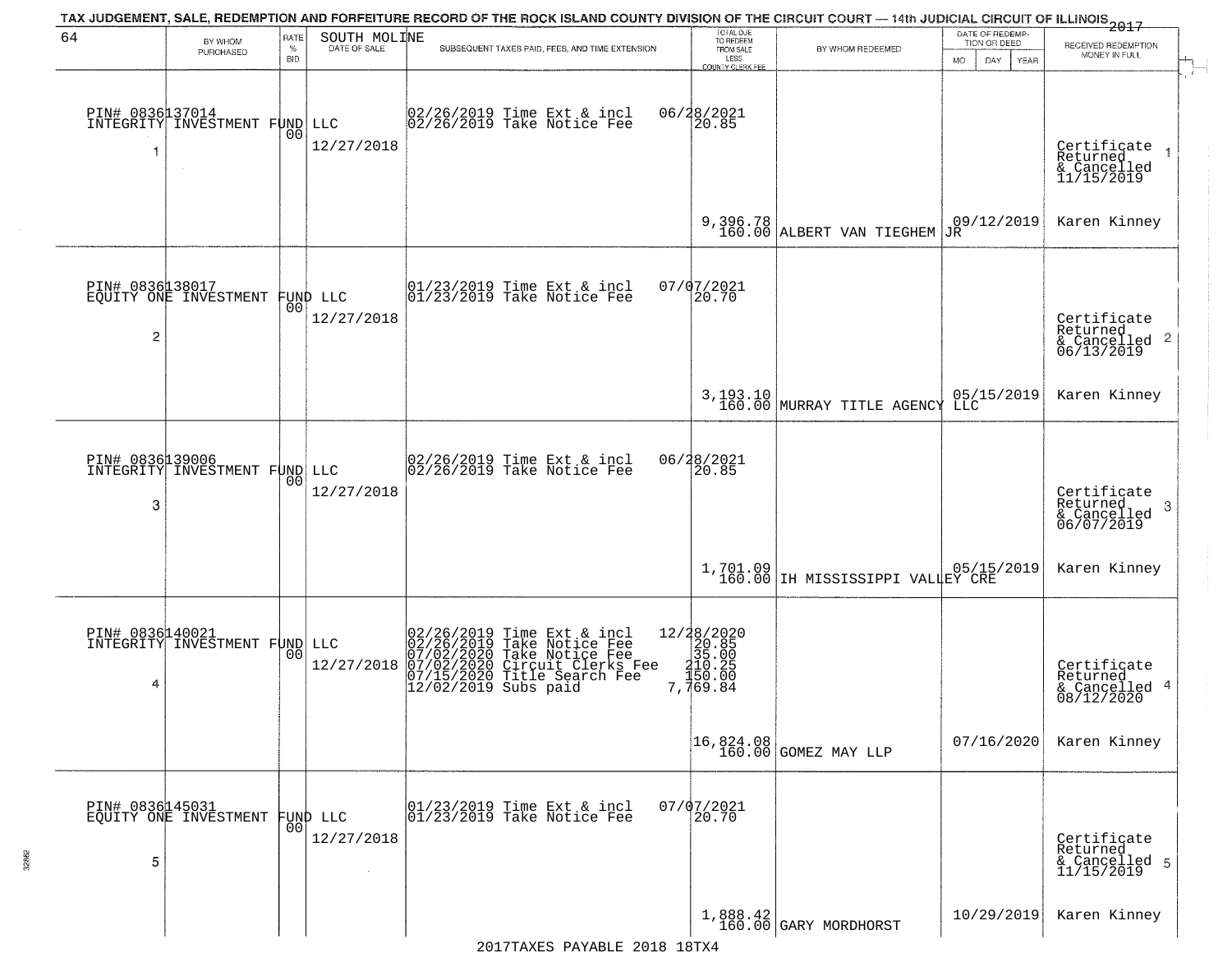TAX JUDGEMENT, SALE, REDEMPTION AND FORFEITURE RECORD OF THE ROCK ISLAND COUNTY DIVISION OF THE CIRCUIT COURT — 14th JUDICIAL CIRCUIT OF ILLINOIS 2017

64 SOUTH MOLINE

| | BY WHOM PURCHASED | RATE % BID | DATE OF SALE | SUBSEQUENT TAXES PAID, FEES, AND TIME EXTENSION | TOTAL DUE TO REDEEM FROM SALE LESS COUNTY CLERK FEE | BY WHOM REDEEMED | DATE OF REDEMPTION OR DEED MO DAY YEAR | RECEIVED REDEMPTION MONEY IN FULL |
|---|---|---|---|---|---|---|---|---|
| 1 | PIN# 0836137014 INTEGRITY INVESTMENT FUND LLC | 00 | 12/27/2018 | 02/26/2019 Time Ext & incl<br>02/26/2019 Take Notice Fee | 06/28/2021<br>20.85<br><br>9,396.78<br>160.00 | ALBERT VAN TIEGHEM JR | 09/12/2019 | Certificate Returned & Cancelled 11/15/2019<br>Karen Kinney |
| 2 | PIN# 0836138017 EQUITY ONE INVESTMENT FUND LLC | 00 | 12/27/2018 | 01/23/2019 Time Ext & incl<br>01/23/2019 Take Notice Fee | 07/07/2021<br>20.70<br><br>3,193.10<br>160.00 | MURRAY TITLE AGENCY LLC | 05/15/2019 | Certificate Returned & Cancelled 06/13/2019<br>Karen Kinney |
| 3 | PIN# 0836139006 INTEGRITY INVESTMENT FUND LLC | 00 | 12/27/2018 | 02/26/2019 Time Ext & incl<br>02/26/2019 Take Notice Fee | 06/28/2021<br>20.85<br><br>1,701.09<br>160.00 | IH MISSISSIPPI VALLEY CRE | 05/15/2019 | Certificate Returned & Cancelled 06/07/2019<br>Karen Kinney |
| 4 | PIN# 0836140021 INTEGRITY INVESTMENT FUND LLC | 00 | 12/27/2018 | 02/26/2019 Time Ext & incl<br>02/26/2019 Take Notice Fee<br>07/02/2020 Take Notice Fee<br>07/02/2020 Circuit Clerks Fee<br>07/15/2020 Title Search Fee<br>12/02/2019 Subs paid | 12/28/2020<br>20.85<br>35.00<br>210.25<br>150.00<br>7,769.84<br><br>16,824.08<br>160.00 | GOMEZ MAY LLP | 07/16/2020 | Certificate Returned & Cancelled 08/12/2020<br>Karen Kinney |
| 5 | PIN# 0836145031 EQUITY ONE INVESTMENT FUND LLC | 00 | 12/27/2018 | 01/23/2019 Time Ext & incl<br>01/23/2019 Take Notice Fee | 07/07/2021<br>20.70<br><br>1,888.42<br>160.00 | GARY MORDHORST | 10/29/2019 | Certificate Returned & Cancelled 11/15/2019<br>Karen Kinney |

2017TAXES PAYABLE 2018 18TX4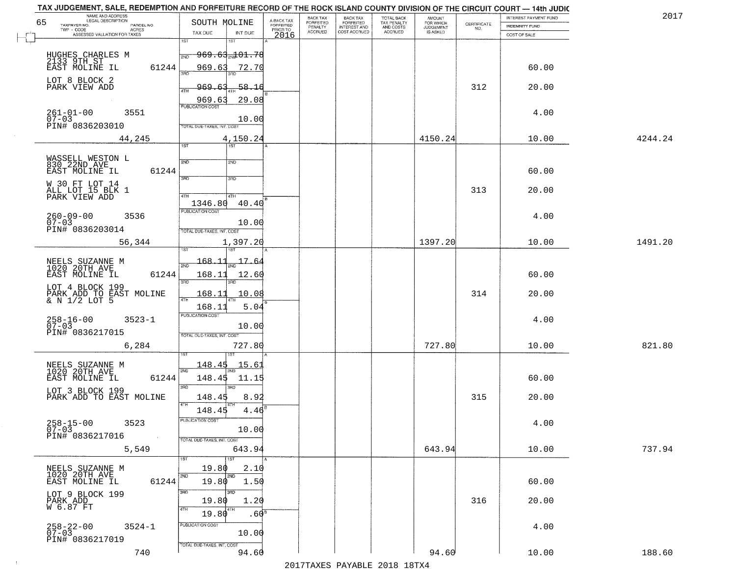TAX JUDGEMENT, SALE, REDEMPTION AND FORFEITURE RECORD OF THE ROCK ISLAND COUNTY DIVISION OF THE CIRCUIT COURT — 14th JUDIC

2017

| NAME AND ADDRESS / LEGAL DESCRIPTION / TAXPAYER NO. / PARCEL NO. / TWP - CODE / ACRES / ASSESSED VALUATION FOR TAXES | SOUTH MOLINE TAX DUE | INT DUE | A-BACK TAX FORFEITED PRIOR TO 2016 | BACK TAX FORFEITED PENALTY ACCRUED | BACK TAX FORFEITED INTEREST AND COST ACCRUED | TOTAL BACK TAX PENALTY AND COSTS ACCRUED | AMOUNT FOR WHICH JUDGEMENT IS ASKED | CERTIFICATE NO. | INTEREST PAYMENT FUND / INDEMNITY FUND / COST OF SALE | |
|---|---|---|---|---|---|---|---|---|---|---|
| 65 HUGHES CHARLES M 2133 9TH ST EAST MOLINE IL 61244 LOT 8 BLOCK 2 PARK VIEW ADD 261-01-00 3551 07-03 PIN# 0836203010 44,245 | 1ST 969.63 2ND 969.63 3RD 969.63 4TH 969.63 PUBLICATION COST TOTAL DUE-TAXES, INT. COST 4,150.24 | 101.78 72.70 58.16 29.08 10.00 | | | | | 4150.24 | 312 | 60.00 20.00 4.00 10.00 | 4244.24 |
| WASSELL WESTON L 830 22ND AVE EAST MOLINE IL 61244 W 30 FT LOT 14 ALL LOT 15 BLK 1 PARK VIEW ADD 260-09-00 3536 07-03 PIN# 0836203014 56,344 | 1ST 2ND 3RD 4TH 1346.80 PUBLICATION COST TOTAL DUE-TAXES, INT. COST 1,397.20 | 40.40 10.00 | | | | | 1397.20 | 313 | 60.00 20.00 4.00 10.00 | 1491.20 |
| NEELS SUZANNE M 1020 20TH AVE EAST MOLINE IL 61244 LOT 4 BLOCK 199 PARK ADD TO EAST MOLINE & N 1/2 LOT 5 258-16-00 3523-1 07-03 PIN# 0836217015 6,284 | 1ST 168.11 2ND 168.11 3RD 168.11 4TH 168.11 PUBLICATION COST TOTAL DUE-TAXES, INT. COST 727.80 | 17.64 12.60 10.08 5.04 10.00 | | | | | 727.80 | 314 | 60.00 20.00 4.00 10.00 | 821.80 |
| NEELS SUZANNE M 1020 20TH AVE EAST MOLINE IL 61244 LOT 3 BLOCK 199 PARK ADD TO EAST MOLINE 258-15-00 3523 07-03 PIN# 0836217016 5,549 | 1ST 148.45 2ND 148.45 3RD 148.45 4TH 148.45 PUBLICATION COST TOTAL DUE-TAXES, INT. COST 643.94 | 15.61 11.15 8.92 4.46 10.00 | | | | | 643.94 | 315 | 60.00 20.00 4.00 10.00 | 737.94 |
| NEELS SUZANNE M 1020 20TH AVE EAST MOLINE IL 61244 LOT 9 BLOCK 199 PARK ADD W 6.87 FT 258-22-00 3524-1 07-03 PIN# 0836217019 740 | 1ST 19.80 2ND 19.80 3RD 19.80 4TH 19.80 PUBLICATION COST TOTAL DUE-TAXES, INT. COST 94.60 | 2.10 1.50 1.20 .60 10.00 | | | | | 94.60 | 316 | 60.00 20.00 4.00 10.00 | 188.60 |

2017TAXES PAYABLE 2018 18TX4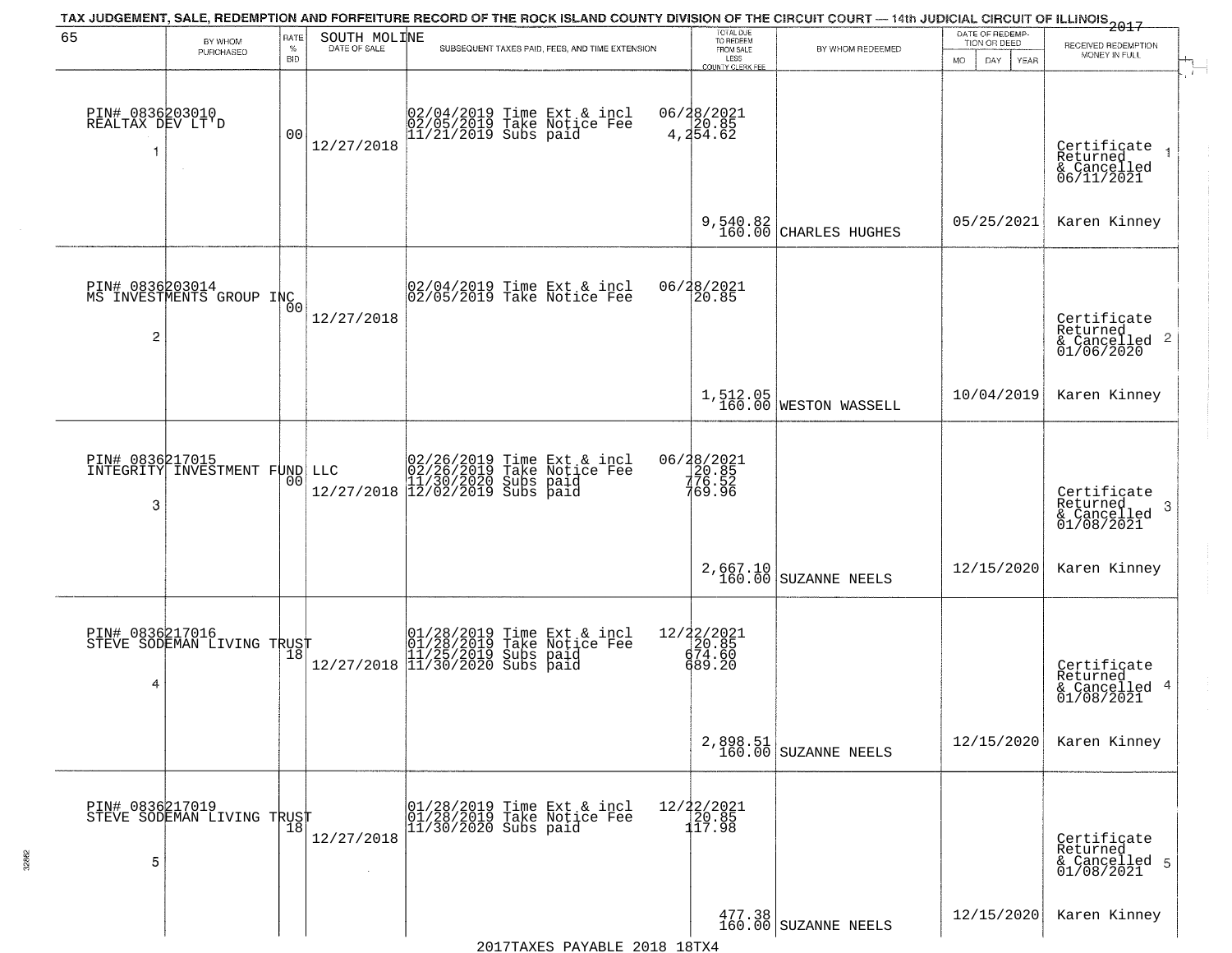# TAX JUDGEMENT, SALE, REDEMPTION AND FORFEITURE RECORD OF THE ROCK ISLAND COUNTY DIVISION OF THE CIRCUIT COURT — 14th JUDICIAL CIRCUIT OF ILLINOIS 2017

65 — SOUTH MOLINE

| BY WHOM PURCHASED | RATE % BID | DATE OF SALE | SUBSEQUENT TAXES PAID, FEES, AND TIME EXTENSION | TOTAL DUE TO REDEEM FROM SALE LESS COUNTY CLERK FEE | BY WHOM REDEEMED | DATE OF REDEMPTION OR DEED | RECEIVED REDEMPTION MONEY IN FULL |
|---|---|---|---|---|---|---|---|
| PIN# 0836203010 REALTAX DEV LT'D 1 | 00 | 12/27/2018 | 02/04/2019 Time Ext & incl<br>02/05/2019 Take Notice Fee<br>11/21/2019 Subs paid | 06/28/2021<br>20.85<br>4,254.62<br>9,540.82<br>160.00 | CHARLES HUGHES | 05/25/2021 | Certificate Returned & Cancelled 06/11/2021 1<br>Karen Kinney |
| PIN# 0836203014 MS INVESTMENTS GROUP INC 2 | 00 | 12/27/2018 | 02/04/2019 Time Ext & incl<br>02/05/2019 Take Notice Fee | 06/28/2021<br>20.85<br>1,512.05<br>160.00 | WESTON WASSELL | 10/04/2019 | Certificate Returned & Cancelled 01/06/2020 2<br>Karen Kinney |
| PIN# 0836217015 INTEGRITY INVESTMENT FUND LLC 3 | 00 | 12/27/2018 | 02/26/2019 Time Ext & incl<br>02/26/2019 Take Notice Fee<br>11/30/2020 Subs paid<br>12/02/2019 Subs paid | 06/28/2021<br>20.85<br>776.52<br>769.96<br>2,667.10<br>160.00 | SUZANNE NEELS | 12/15/2020 | Certificate Returned & Cancelled 01/08/2021 3<br>Karen Kinney |
| PIN# 0836217016 STEVE SODEMAN LIVING TRUST 4 | 18 | 12/27/2018 | 01/28/2019 Time Ext & incl<br>01/28/2019 Take Notice Fee<br>11/25/2019 Subs paid<br>11/30/2020 Subs paid | 12/22/2021<br>20.85<br>674.60<br>689.20<br>2,898.51<br>160.00 | SUZANNE NEELS | 12/15/2020 | Certificate Returned & Cancelled 01/08/2021 4<br>Karen Kinney |
| PIN# 0836217019 STEVE SODEMAN LIVING TRUST 5 | 18 | 12/27/2018 | 01/28/2019 Time Ext & incl<br>01/28/2019 Take Notice Fee<br>11/30/2020 Subs paid | 12/22/2021<br>20.85<br>117.98<br>477.38<br>160.00 | SUZANNE NEELS | 12/15/2020 | Certificate Returned & Cancelled 01/08/2021 5<br>Karen Kinney |

2017TAXES PAYABLE 2018 18TX4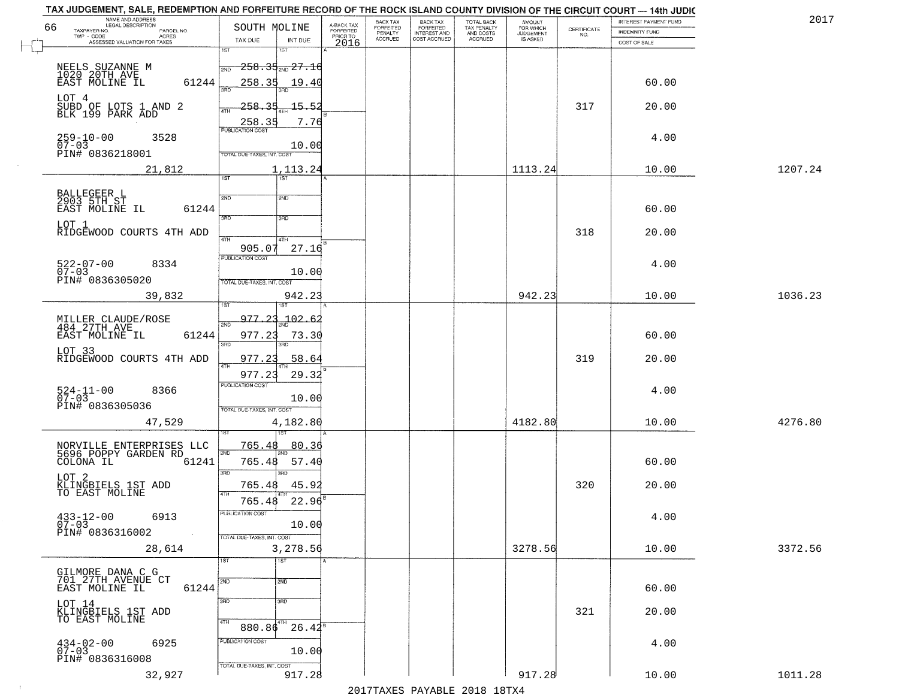TAX JUDGEMENT, SALE, REDEMPTION AND FORFEITURE RECORD OF THE ROCK ISLAND COUNTY DIVISION OF THE CIRCUIT COURT — 14th JUDIC

2017

| NAME AND ADDRESS / LEGAL DESCRIPTION / TAXPAYER NO. / PARCEL NO. / TWP - CODE / ACRES / ASSESSED VALUATION FOR TAXES | SOUTH MOLINE TAX DUE | INT DUE | A-BACK TAX FORFEITED PRIOR TO 2016 | BACK TAX FORFEITED PENALTY ACCRUED | BACK TAX FORFEITED INTEREST AND COST ACCRUED | TOTAL BACK TAX PENALTY AND COSTS ACCRUED | AMOUNT FOR WHICH JUDGEMENT IS ASKED | CERTIFICATE NO. | INTEREST PAYMENT FUND / INDEMNITY FUND / COST OF SALE | |
|---|---|---|---|---|---|---|---|---|---|---|
| NEELS SUZANNE M<br>1020 20TH AVE<br>EAST MOLINE IL 61244<br>LOT 4<br>SUBD OF LOTS 1 AND 2<br>BLK 199 PARK ADD<br>259-10-00 3528<br>07-03<br>PIN# 0836218001<br>21,812 | 1ST 258.35<br>2ND 258.35<br>3RD 258.35<br>4TH 258.35<br>PUBLICATION COST<br>TOTAL DUE-TAXES, INT. COST | 27.16<br>19.40<br>15.52<br>7.76<br>10.00<br>1,113.24 | | | | | 1113.24 | 317 | 60.00<br>20.00<br>4.00<br>10.00 | 1207.24 |
| BALLEGEER L<br>2903 5TH ST<br>EAST MOLINE IL 61244<br>LOT 1<br>RIDGEWOOD COURTS 4TH ADD<br>522-07-00 8334<br>07-03<br>PIN# 0836305020<br>39,832 | 1ST<br>2ND<br>3RD<br>4TH 905.07<br>PUBLICATION COST<br>TOTAL DUE-TAXES, INT. COST | 27.16<br>10.00<br>942.23 | | | | | 942.23 | 318 | 60.00<br>20.00<br>4.00<br>10.00 | 1036.23 |
| MILLER CLAUDE/ROSE<br>484 27TH AVE<br>EAST MOLINE IL 61244<br>LOT 33<br>RIDGEWOOD COURTS 4TH ADD<br>524-11-00 8366<br>07-03<br>PIN# 0836305036<br>47,529 | 1ST 977.23<br>2ND 977.23<br>3RD 977.23<br>4TH 977.23<br>PUBLICATION COST<br>TOTAL DUE-TAXES, INT. COST | 102.62<br>73.30<br>58.64<br>29.32<br>10.00<br>4,182.80 | | | | | 4182.80 | 319 | 60.00<br>20.00<br>4.00<br>10.00 | 4276.80 |
| NORVILLE ENTERPRISES LLC<br>5696 POPPY GARDEN RD<br>COLONA IL 61241<br>LOT 2<br>KLINGBIELS 1ST ADD<br>TO EAST MOLINE<br>433-12-00 6913<br>07-03<br>PIN# 0836316002<br>28,614 | 1ST 765.48<br>2ND 765.48<br>3RD 765.48<br>4TH 765.48<br>PUBLICATION COST<br>TOTAL DUE-TAXES, INT. COST | 80.36<br>57.40<br>45.92<br>22.96<br>10.00<br>3,278.56 | | | | | 3278.56 | 320 | 60.00<br>20.00<br>4.00<br>10.00 | 3372.56 |
| GILMORE DANA C G<br>701 27TH AVENUE CT<br>EAST MOLINE IL 61244<br>LOT 14<br>KLINGBIELS 1ST ADD<br>TO EAST MOLINE<br>434-02-00 6925<br>07-03<br>PIN# 0836316008<br>32,927 | 1ST<br>2ND<br>3RD<br>4TH 880.86<br>PUBLICATION COST<br>TOTAL DUE-TAXES, INT. COST | 26.42<br>10.00<br>917.28 | | | | | 917.28 | 321 | 60.00<br>20.00<br>4.00<br>10.00 | 1011.28 |

2017TAXES PAYABLE 2018 18TX4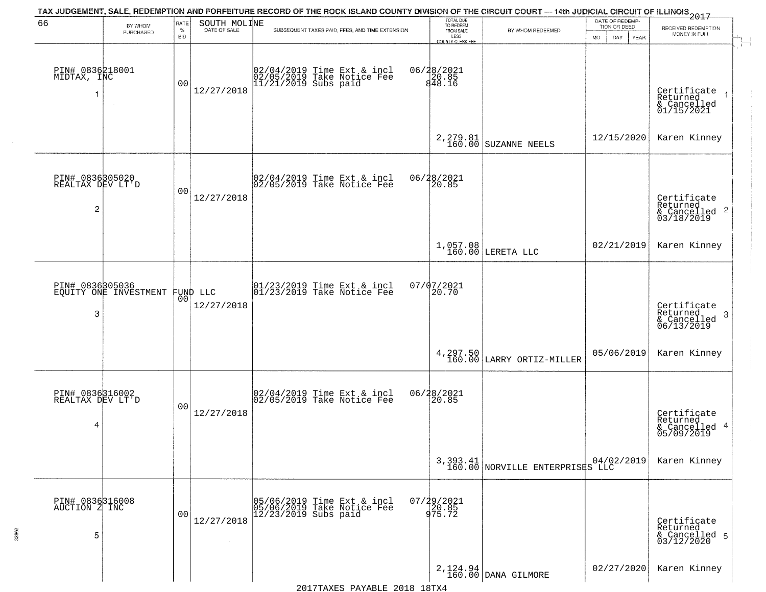TAX JUDGEMENT, SALE, REDEMPTION AND FORFEITURE RECORD OF THE ROCK ISLAND COUNTY DIVISION OF THE CIRCUIT COURT — 14th JUDICIAL CIRCUIT OF ILLINOIS 2017

| 66 BY WHOM PURCHASED | RATE % BID | SOUTH MOLINE DATE OF SALE | SUBSEQUENT TAXES PAID, FEES, AND TIME EXTENSION | TOTAL DUE TO REDEEM FROM SALE LESS COUNTY CLERK FEE | BY WHOM REDEEMED | DATE OF REDEMPTION OR DEED MO DAY YEAR | RECEIVED REDEMPTION MONEY IN FULL |
|---|---|---|---|---|---|---|---|
| PIN# 0836218001 MIDTAX, INC 1 | 00 | 12/27/2018 | 02/04/2019 Time Ext & incl 02/05/2019 Take Notice Fee 11/21/2019 Subs paid | 06/28/2021 20.85 848.16 2,279.81 160.00 | SUZANNE NEELS | 12/15/2020 | Certificate Returned & Cancelled 01/15/2021 Karen Kinney 1 |
| PIN# 0836305020 REALTAX DEV LT'D 2 | 00 | 12/27/2018 | 02/04/2019 Time Ext & incl 02/05/2019 Take Notice Fee | 06/28/2021 20.85 1,057.08 160.00 | LERETA LLC | 02/21/2019 | Certificate Returned & Cancelled 03/18/2019 Karen Kinney 2 |
| PIN# 0836305036 EQUITY ONE INVESTMENT FUND LLC 3 | 00 | 12/27/2018 | 01/23/2019 Time Ext & incl 01/23/2019 Take Notice Fee | 07/07/2021 20.70 4,297.50 160.00 | LARRY ORTIZ-MILLER | 05/06/2019 | Certificate Returned & Cancelled 06/13/2019 Karen Kinney 3 |
| PIN# 0836316002 REALTAX DEV LT'D 4 | 00 | 12/27/2018 | 02/04/2019 Time Ext & incl 02/05/2019 Take Notice Fee | 06/28/2021 20.85 3,393.41 160.00 | NORVILLE ENTERPRISES LLC | 04/02/2019 | Certificate Returned & Cancelled 05/09/2019 Karen Kinney 4 |
| PIN# 0836316008 AUCTION Z INC 5 | 00 | 12/27/2018 | 05/06/2019 Time Ext & incl 05/06/2019 Take Notice Fee 12/23/2019 Subs paid | 07/29/2021 20.85 975.72 2,124.94 160.00 | DANA GILMORE | 02/27/2020 | Certificate Returned & Cancelled 03/12/2020 Karen Kinney 5 |

2017TAXES PAYABLE 2018 18TX4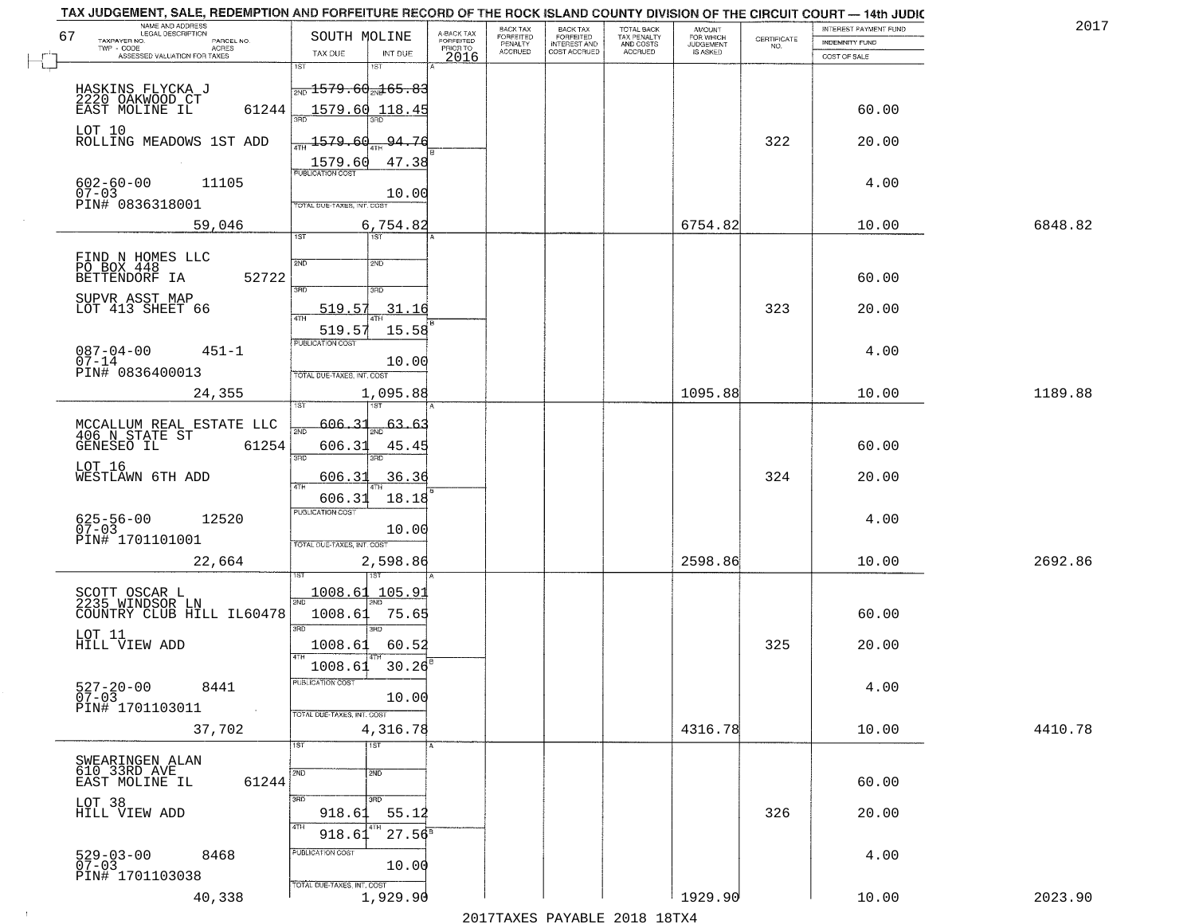TAX JUDGEMENT, SALE, REDEMPTION AND FORFEITURE RECORD OF THE ROCK ISLAND COUNTY DIVISION OF THE CIRCUIT COURT — 14th JUDIC

2017

| 67 NAME AND ADDRESS / LEGAL DESCRIPTION / TAXPAYER NO. / PARCEL NO. / TWP - CODE / ACRES / ASSESSED VALUATION FOR TAXES | SOUTH MOLINE TAX DUE | INT DUE | A-BACK TAX FORFEITED PRIOR TO 2016 | BACK TAX FORFEITED PENALTY ACCRUED | BACK TAX FORFEITED INTEREST AND COST ACCRUED | TOTAL BACK TAX PENALTY AND COSTS ACCRUED | AMOUNT FOR WHICH JUDGEMENT IS ASKED | CERTIFICATE NO. | INTEREST PAYMENT FUND / INDEMNITY FUND / COST OF SALE | |
|---|---|---|---|---|---|---|---|---|---|---|
| HASKINS FLYCKA J<br>2220 OAKWOOD CT<br>EAST MOLINE IL 61244<br>LOT 10<br>ROLLING MEADOWS 1ST ADD<br>602-60-00 11105<br>07-03<br>PIN# 0836318001<br>59,046 | 1ST<br>2ND 1579.60<br>3RD 1579.60<br>4TH 1579.60<br>1579.60<br>PUBLICATION COST<br>TOTAL DUE-TAXES, INT. COST | 1ST<br>165.83<br>118.45<br>94.76<br>47.38<br>10.00<br>6,754.82 | | | | | 6754.82 | 322 | 60.00<br>20.00<br>4.00<br>10.00 | 6848.82 |
| FIND N HOMES LLC<br>PO BOX 448<br>BETTENDORF IA 52722<br>SUPVR ASST MAP<br>LOT 413 SHEET 66<br>087-04-00 451-1<br>07-14<br>PIN# 0836400013<br>24,355 | 1ST<br>2ND<br>3RD 519.57<br>4TH 519.57<br>PUBLICATION COST<br>TOTAL DUE-TAXES, INT. COST | 1ST<br>2ND<br>31.16<br>15.58<br>10.00<br>1,095.88 | | | | | 1095.88 | 323 | 60.00<br>20.00<br>4.00<br>10.00 | 1189.88 |
| MCCALLUM REAL ESTATE LLC<br>406 N STATE ST<br>GENESEO IL 61254<br>LOT 16<br>WESTLAWN 6TH ADD<br>625-56-00 12520<br>07-03<br>PIN# 1701101001<br>22,664 | 1ST 606.31<br>2ND 606.31<br>3RD 606.31<br>4TH 606.31<br>PUBLICATION COST<br>TOTAL DUE-TAXES, INT. COST | 1ST 63.63<br>45.45<br>36.36<br>18.18<br>10.00<br>2,598.86 | | | | | 2598.86 | 324 | 60.00<br>20.00<br>4.00<br>10.00 | 2692.86 |
| SCOTT OSCAR L<br>2235 WINDSOR LN<br>COUNTRY CLUB HILL IL60478<br>LOT 11<br>HILL VIEW ADD<br>527-20-00 8441<br>07-03<br>PIN# 1701103011<br>37,702 | 1ST 1008.61<br>2ND 1008.61<br>3RD 1008.61<br>4TH 1008.61<br>PUBLICATION COST<br>TOTAL DUE-TAXES, INT. COST | 1ST 105.91<br>75.65<br>60.52<br>30.26<br>10.00<br>4,316.78 | | | | | 4316.78 | 325 | 60.00<br>20.00<br>4.00<br>10.00 | 4410.78 |
| SWEARINGEN ALAN<br>610 33RD AVE<br>EAST MOLINE IL 61244<br>LOT 38<br>HILL VIEW ADD<br>529-03-00 8468<br>07-03<br>PIN# 1701103038<br>40,338 | 1ST<br>2ND<br>3RD 918.61<br>4TH 918.61<br>PUBLICATION COST<br>TOTAL DUE-TAXES, INT. COST | 1ST<br>2ND<br>55.12<br>27.56<br>10.00<br>1,929.90 | | | | | 1929.90 | 326 | 60.00<br>20.00<br>4.00<br>10.00 | 2023.90 |

2017TAXES PAYABLE 2018 18TX4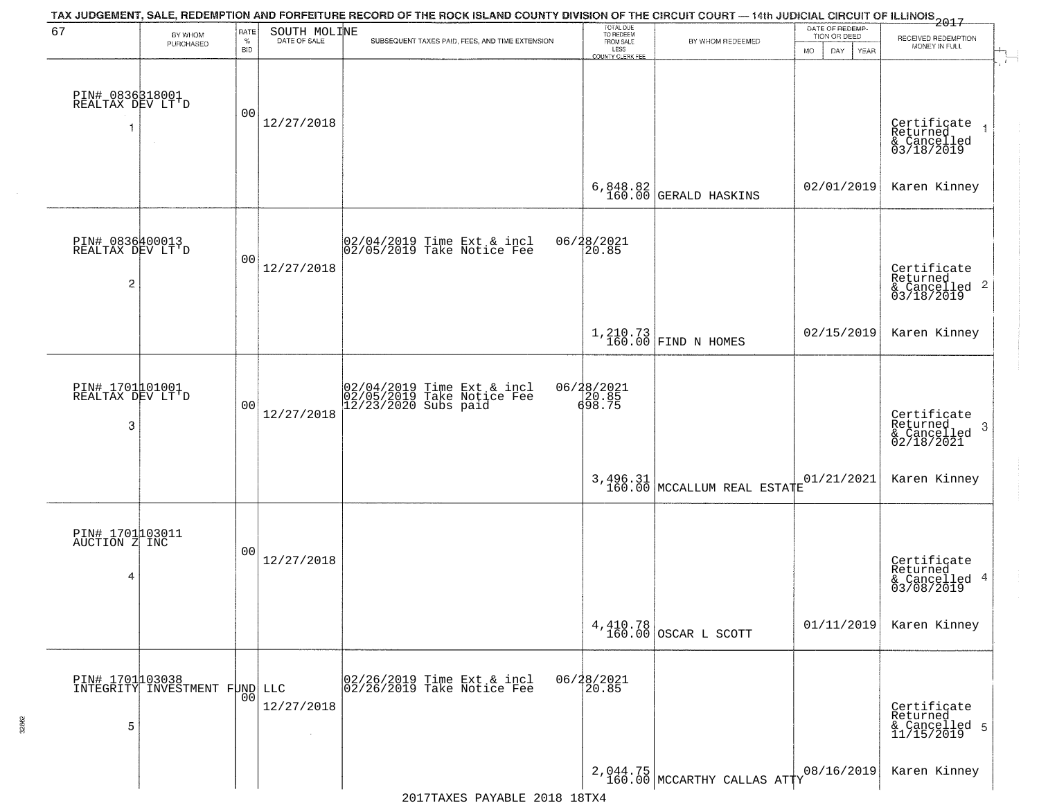TAX JUDGEMENT, SALE, REDEMPTION AND FORFEITURE RECORD OF THE ROCK ISLAND COUNTY DIVISION OF THE CIRCUIT COURT — 14th JUDICIAL CIRCUIT OF ILLINOIS 2017

| 67 BY WHOM PURCHASED | RATE % BID | SOUTH MOLINE DATE OF SALE | SUBSEQUENT TAXES PAID, FEES, AND TIME EXTENSION | TOTAL DUE TO REDEEM FROM SALE LESS COUNTY CLERK FEE | BY WHOM REDEEMED | DATE OF REDEMPTION OR DEED MO DAY YEAR | RECEIVED REDEMPTION MONEY IN FULL |
|---|---|---|---|---|---|---|---|
| PIN# 0836318001 REALTAX DEV LT'D 1 | 00 | 12/27/2018 | | 6,848.82 160.00 | GERALD HASKINS | 02/01/2019 | Certificate Returned & Cancelled 03/18/2019 1 Karen Kinney |
| PIN# 0836400013 REALTAX DEV LT'D 2 | 00 | 12/27/2018 | 02/04/2019 Time Ext & incl 06/28/2021 02/05/2019 Take Notice Fee 20.85 | 1,210.73 160.00 | FIND N HOMES | 02/15/2019 | Certificate Returned & Cancelled 03/18/2019 2 Karen Kinney |
| PIN# 1701101001 REALTAX DEV LT'D 3 | 00 | 12/27/2018 | 02/04/2019 Time Ext & incl 06/28/2021 02/05/2019 Take Notice Fee 20.85 12/23/2020 Subs paid 698.75 | 3,496.31 160.00 | MCCALLUM REAL ESTATE | 01/21/2021 | Certificate Returned & Cancelled 02/18/2021 3 Karen Kinney |
| PIN# 1701103011 AUCTION Z INC 4 | 00 | 12/27/2018 | | 4,410.78 160.00 | OSCAR L SCOTT | 01/11/2019 | Certificate Returned & Cancelled 03/08/2019 4 Karen Kinney |
| PIN# 1701103038 INTEGRITY INVESTMENT FUND LLC 5 | 00 | 12/27/2018 | 02/26/2019 Time Ext & incl 06/28/2021 02/26/2019 Take Notice Fee 20.85 | 2,044.75 160.00 | MCCARTHY CALLAS ATTY | 08/16/2019 | Certificate Returned & Cancelled 11/15/2019 5 Karen Kinney |

2017TAXES PAYABLE 2018 18TX4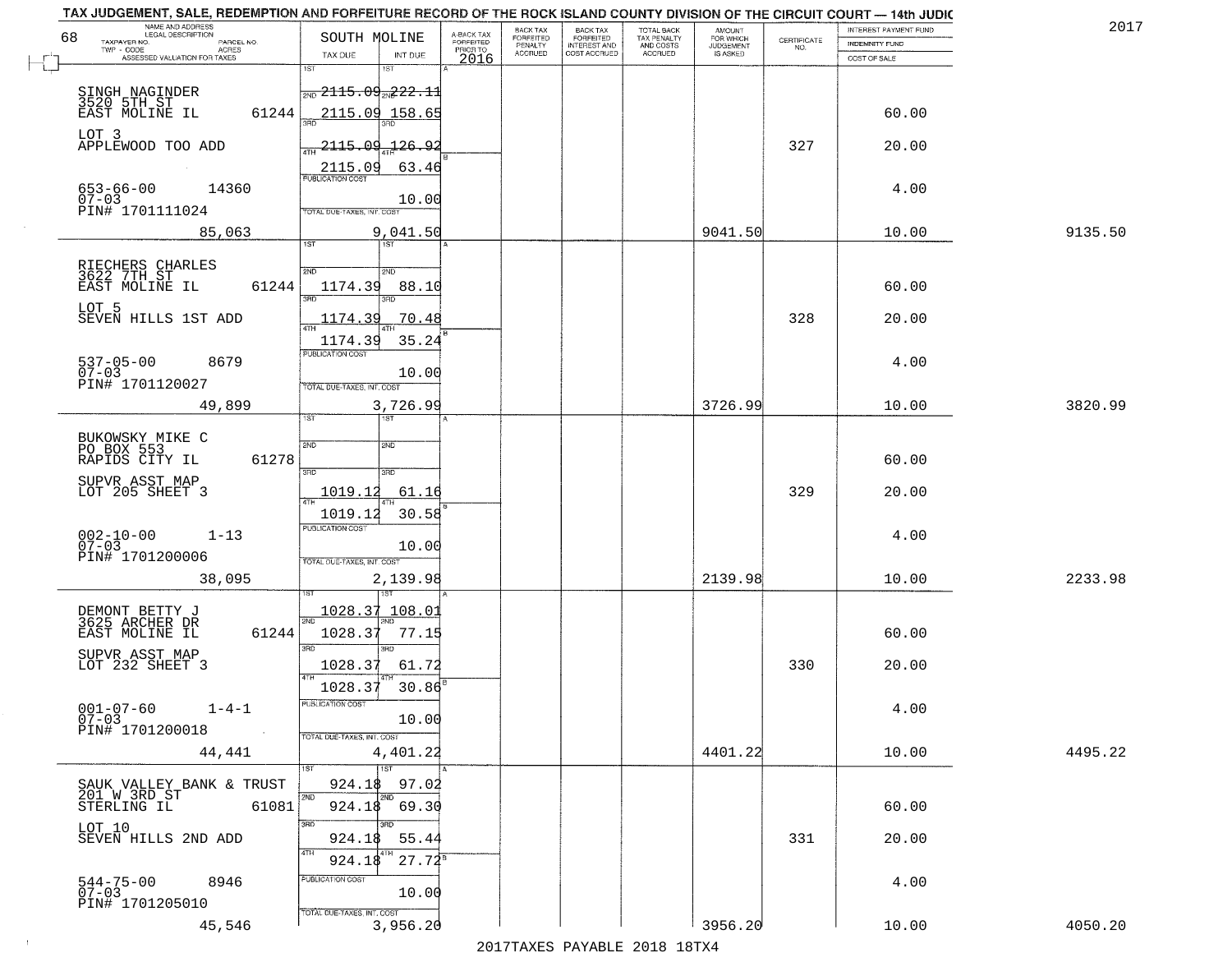TAX JUDGEMENT, SALE, REDEMPTION AND FORFEITURE RECORD OF THE ROCK ISLAND COUNTY DIVISION OF THE CIRCUIT COURT — 14th JUDIC

2017

| 68 NAME AND ADDRESS / LEGAL DESCRIPTION / TAXPAYER NO. / PARCEL NO. / TWP - CODE / ACRES / ASSESSED VALUATION FOR TAXES | SOUTH MOLINE TAX DUE | INT DUE | A-BACK TAX FORFEITED PRIOR TO 2016 | BACK TAX FORFEITED PENALTY ACCRUED | BACK TAX FORFEITED INTEREST AND COST ACCRUED | TOTAL BACK TAX PENALTY AND COSTS ACCRUED | AMOUNT FOR WHICH JUDGEMENT IS ASKED | CERTIFICATE NO. | INTEREST PAYMENT FUND / INDEMNITY FUND / COST OF SALE | |
|---|---|---|---|---|---|---|---|---|---|---|
| SINGH NAGINDER 3520 5TH ST EAST MOLINE IL 61244 | 1ST | 1ST | | | | | | | | |
| | 2ND 2115.09 | 2ND 222.11 | | | | | | | | |
| | 3RD 2115.09 | 3RD 158.65 | | | | | | | 60.00 | |
| LOT 3 APPLEWOOD TOO ADD | 4TH 2115.09 | 4TH 126.92 | | | | | | 327 | 20.00 | |
| | 2115.09 | 63.46 | | | | | | | | |
| 653-66-00 14360 07-03 PIN# 1701111024 | PUBLICATION COST | 10.00 | | | | | | | 4.00 | |
| 85,063 | TOTAL DUE-TAXES, INT. COST | 9,041.50 | | | | | 9041.50 | | 10.00 | 9135.50 |
| RIECHERS CHARLES 3622 7TH ST EAST MOLINE IL 61244 | 1ST | 1ST | | | | | | | | |
| | 2ND 1174.39 | 2ND 88.10 | | | | | | | 60.00 | |
| LOT 5 SEVEN HILLS 1ST ADD | 3RD 1174.39 | 3RD 70.48 | | | | | | 328 | 20.00 | |
| | 4TH 1174.39 | 4TH 35.24 | | | | | | | | |
| 537-05-00 8679 07-03 PIN# 1701120027 | PUBLICATION COST | 10.00 | | | | | | | 4.00 | |
| 49,899 | TOTAL DUE-TAXES, INT. COST | 3,726.99 | | | | | 3726.99 | | 10.00 | 3820.99 |
| BUKOWSKY MIKE C PO BOX 553 RAPIDS CITY IL 61278 | 1ST | 1ST | | | | | | | | |
| | 2ND | 2ND | | | | | | | 60.00 | |
| SUPVR ASST MAP LOT 205 SHEET 3 | 3RD 1019.12 | 3RD 61.16 | | | | | | 329 | 20.00 | |
| | 4TH 1019.12 | 4TH 30.58 | | | | | | | | |
| 002-10-00 1-13 07-03 PIN# 1701200006 | PUBLICATION COST | 10.00 | | | | | | | 4.00 | |
| 38,095 | TOTAL DUE-TAXES, INT. COST | 2,139.98 | | | | | 2139.98 | | 10.00 | 2233.98 |
| DEMONT BETTY J 3625 ARCHER DR EAST MOLINE IL 61244 | 1ST 1028.37 | 1ST 108.01 | | | | | | | | |
| | 2ND 1028.37 | 2ND 77.15 | | | | | | | 60.00 | |
| SUPVR ASST MAP LOT 232 SHEET 3 | 3RD 1028.37 | 3RD 61.72 | | | | | | 330 | 20.00 | |
| | 4TH 1028.37 | 4TH 30.86 | | | | | | | | |
| 001-07-60 1-4-1 07-03 PIN# 1701200018 | PUBLICATION COST | 10.00 | | | | | | | 4.00 | |
| 44,441 | TOTAL DUE-TAXES, INT. COST | 4,401.22 | | | | | 4401.22 | | 10.00 | 4495.22 |
| SAUK VALLEY BANK & TRUST 201 W 3RD ST STERLING IL 61081 | 1ST 924.18 | 1ST 97.02 | | | | | | | | |
| | 2ND 924.18 | 2ND 69.30 | | | | | | | 60.00 | |
| LOT 10 SEVEN HILLS 2ND ADD | 3RD 924.18 | 3RD 55.44 | | | | | | 331 | 20.00 | |
| | 4TH 924.18 | 4TH 27.72 | | | | | | | | |
| 544-75-00 8946 07-03 PIN# 1701205010 | PUBLICATION COST | 10.00 | | | | | | | 4.00 | |
| 45,546 | TOTAL DUE-TAXES, INT. COST | 3,956.20 | | | | | 3956.20 | | 10.00 | 4050.20 |

2017TAXES PAYABLE 2018 18TX4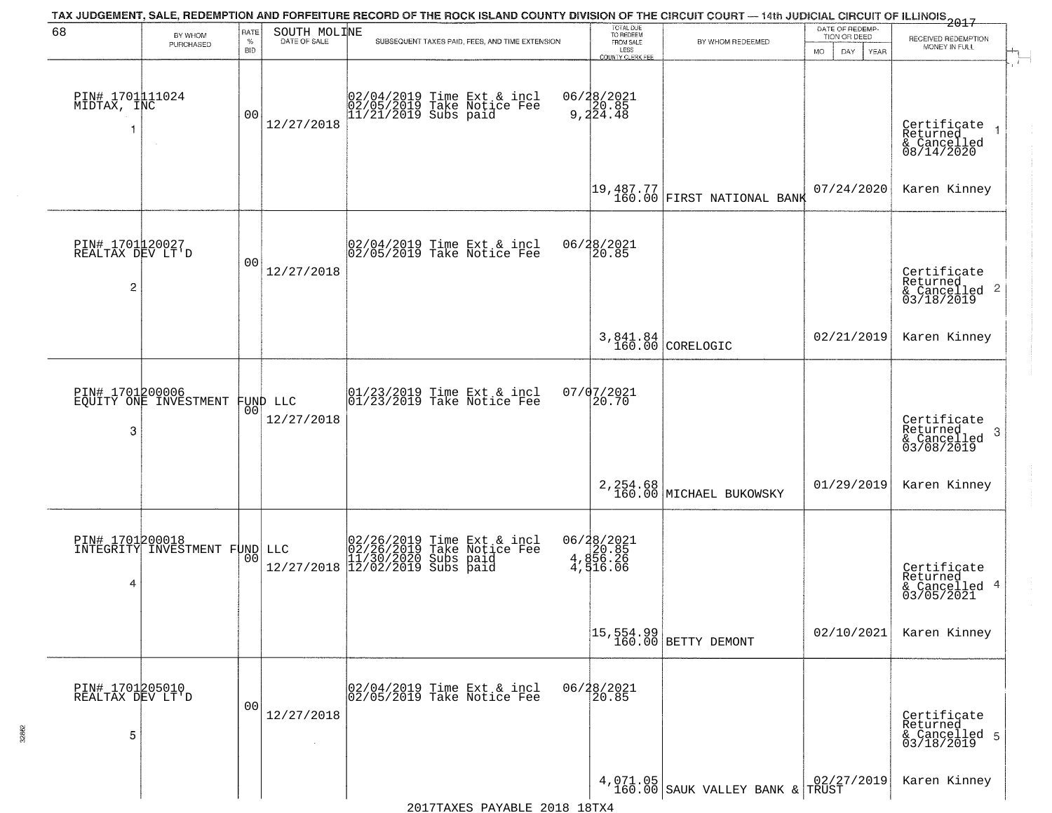TAX JUDGEMENT, SALE, REDEMPTION AND FORFEITURE RECORD OF THE ROCK ISLAND COUNTY DIVISION OF THE CIRCUIT COURT — 14th JUDICIAL CIRCUIT OF ILLINOIS 2017

| 68 BY WHOM PURCHASED | RATE % BID | SOUTH MOLINE DATE OF SALE | SUBSEQUENT TAXES PAID, FEES, AND TIME EXTENSION | TOTAL DUE TO REDEEM FROM SALE LESS COUNTY CLERK FEE | BY WHOM REDEEMED | DATE OF REDEMPTION OR DEED MO DAY YEAR | RECEIVED REDEMPTION MONEY IN FULL |
|---|---|---|---|---|---|---|---|
| PIN# 1701111024 MIDTAX, INC 1 | 00 | 12/27/2018 | 02/04/2019 Time Ext & incl 02/05/2019 Take Notice Fee 11/21/2019 Subs paid | 06/28/2021 20.85 9,224.48 19,487.77 160.00 | FIRST NATIONAL BANK | 07/24/2020 | Certificate Returned & Cancelled 08/14/2020 Karen Kinney 1 |
| PIN# 1701120027 REALTAX DEV LT'D 2 | 00 | 12/27/2018 | 02/04/2019 Time Ext & incl 02/05/2019 Take Notice Fee | 06/28/2021 20.85 3,841.84 160.00 | CORELOGIC | 02/21/2019 | Certificate Returned & Cancelled 03/18/2019 Karen Kinney 2 |
| PIN# 1701200006 EQUITY ONE INVESTMENT FUND LLC 3 | 00 | 12/27/2018 | 01/23/2019 Time Ext & incl 01/23/2019 Take Notice Fee | 07/07/2021 20.70 2,254.68 160.00 | MICHAEL BUKOWSKY | 01/29/2019 | Certificate Returned & Cancelled 03/08/2019 Karen Kinney 3 |
| PIN# 1701200018 INTEGRITY INVESTMENT FUND LLC 4 | 00 | 12/27/2018 | 02/26/2019 Time Ext & incl 02/26/2019 Take Notice Fee 11/30/2020 Subs paid 12/02/2019 Subs paid | 06/28/2021 20.85 4,856.26 4,516.06 15,554.99 160.00 | BETTY DEMONT | 02/10/2021 | Certificate Returned & Cancelled 03/05/2021 Karen Kinney 4 |
| PIN# 1701205010 REALTAX DEV LT'D 5 | 00 | 12/27/2018 | 02/04/2019 Time Ext & incl 02/05/2019 Take Notice Fee | 06/28/2021 20.85 4,071.05 160.00 | SAUK VALLEY BANK & TRUST | 02/27/2019 | Certificate Returned & Cancelled 03/18/2019 Karen Kinney 5 |

2017TAXES PAYABLE 2018 18TX4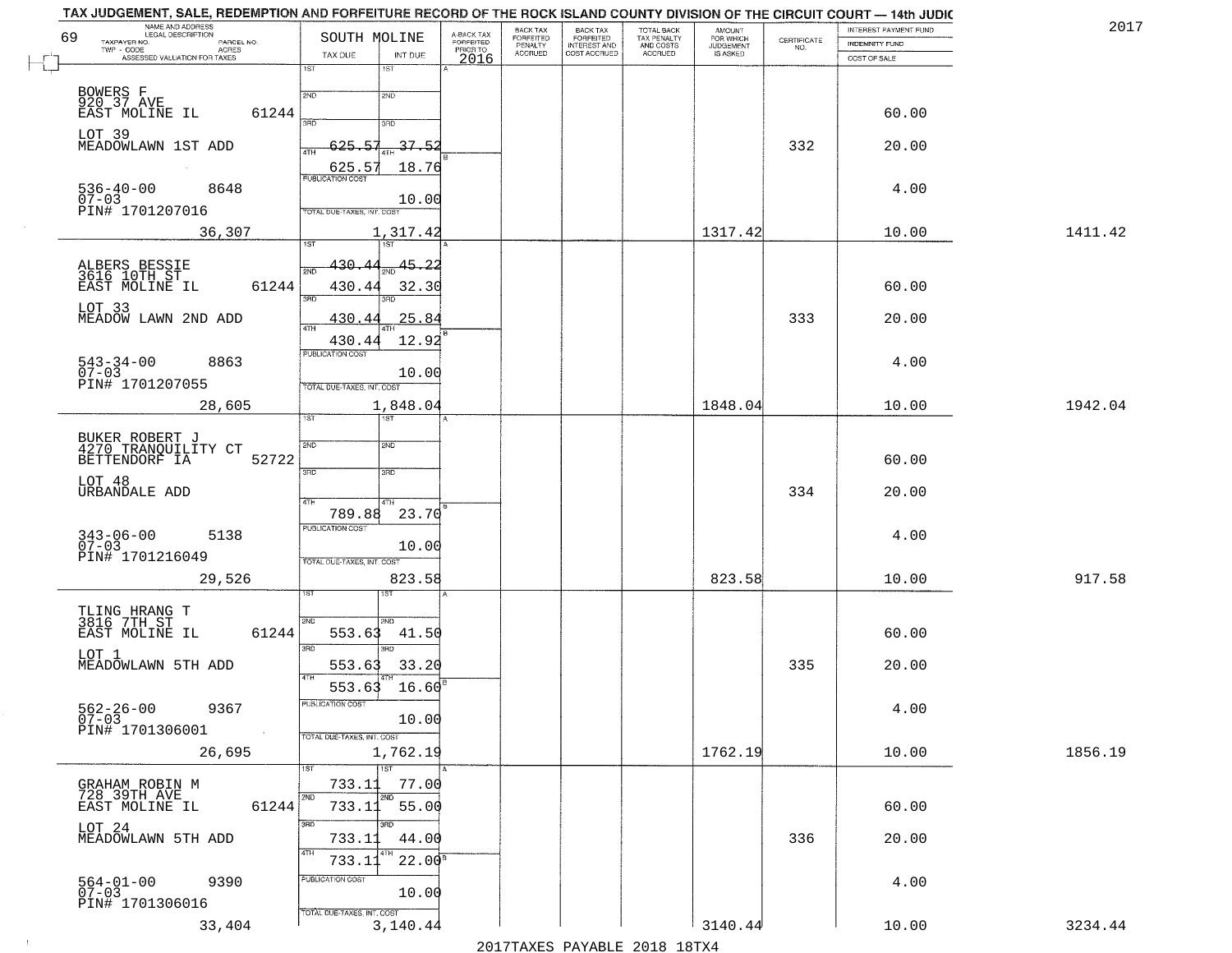TAX JUDGEMENT, SALE, REDEMPTION AND FORFEITURE RECORD OF THE ROCK ISLAND COUNTY DIVISION OF THE CIRCUIT COURT — 14th JUDIC

2017

69

| NAME AND ADDRESS / LEGAL DESCRIPTION / TAXPAYER NO. / PARCEL NO. / TWP - CODE / ACRES / ASSESSED VALUATION FOR TAXES | SOUTH MOLINE TAX DUE | INT DUE | A-BACK TAX FORFEITED PRIOR TO 2016 | BACK TAX FORFEITED PENALTY ACCRUED | BACK TAX FORFEITED INTEREST AND COST ACCRUED | TOTAL BACK TAX PENALTY AND COSTS ACCRUED | AMOUNT FOR WHICH JUDGEMENT IS ASKED | CERTIFICATE NO. | INTEREST PAYMENT FUND / INDEMNITY FUND / COST OF SALE | |
|---|---|---|---|---|---|---|---|---|---|---|
| BOWERS F<br>920 37 AVE<br>EAST MOLINE IL 61244<br>LOT 39<br>MEADOWLAWN 1ST ADD<br>536-40-00 8648<br>07-03<br>PIN# 1701207016<br>36,307 | 1ST<br>2ND<br>3RD<br>4TH 625.57<br>625.57<br>PUBLICATION COST<br>TOTAL DUE-TAXES, INT. COST 1,317.42 | 1ST<br>2ND<br>3RD<br>4TH 37.52<br>18.76<br>10.00 | | | | | 1317.42 | 332 | 60.00<br>20.00<br>4.00<br>10.00 | 1411.42 |
| ALBERS BESSIE<br>3616 10TH ST<br>EAST MOLINE IL 61244<br>LOT 33<br>MEADOW LAWN 2ND ADD<br>543-34-00 8863<br>07-03<br>PIN# 1701207055<br>28,605 | 1ST 430.44<br>2ND 430.44<br>3RD 430.44<br>4TH 430.44<br>PUBLICATION COST<br>TOTAL DUE-TAXES, INT. COST 1,848.04 | 1ST 45.22<br>2ND 32.30<br>3RD 25.84<br>4TH 12.92<br>10.00 | | | | | 1848.04 | 333 | 60.00<br>20.00<br>4.00<br>10.00 | 1942.04 |
| BUKER ROBERT J<br>4270 TRANQUILITY CT<br>BETTENDORF IA 52722<br>LOT 48<br>URBANDALE ADD<br>343-06-00 5138<br>07-03<br>PIN# 1701216049<br>29,526 | 1ST<br>2ND<br>3RD<br>4TH 789.88<br>PUBLICATION COST<br>TOTAL DUE-TAXES, INT. COST 823.58 | 1ST<br>2ND<br>3RD<br>4TH 23.70<br>10.00 | | | | | 823.58 | 334 | 60.00<br>20.00<br>4.00<br>10.00 | 917.58 |
| TLING HRANG T<br>3816 7TH ST<br>EAST MOLINE IL 61244<br>LOT 1<br>MEADOWLAWN 5TH ADD<br>562-26-00 9367<br>07-03<br>PIN# 1701306001<br>26,695 | 1ST<br>2ND 553.63<br>3RD 553.63<br>4TH 553.63<br>PUBLICATION COST<br>TOTAL DUE-TAXES, INT. COST 1,762.19 | 1ST<br>2ND 41.50<br>3RD 33.20<br>4TH 16.60<br>10.00 | | | | | 1762.19 | 335 | 60.00<br>20.00<br>4.00<br>10.00 | 1856.19 |
| GRAHAM ROBIN M<br>728 39TH AVE<br>EAST MOLINE IL 61244<br>LOT 24<br>MEADOWLAWN 5TH ADD<br>564-01-00 9390<br>07-03<br>PIN# 1701306016<br>33,404 | 1ST 733.11<br>2ND 733.11<br>3RD 733.11<br>4TH 733.11<br>PUBLICATION COST<br>TOTAL DUE-TAXES, INT. COST 3,140.44 | 1ST 77.00<br>2ND 55.00<br>3RD 44.00<br>4TH 22.00<br>10.00 | | | | | 3140.44 | 336 | 60.00<br>20.00<br>4.00<br>10.00 | 3234.44 |

2017TAXES PAYABLE 2018 18TX4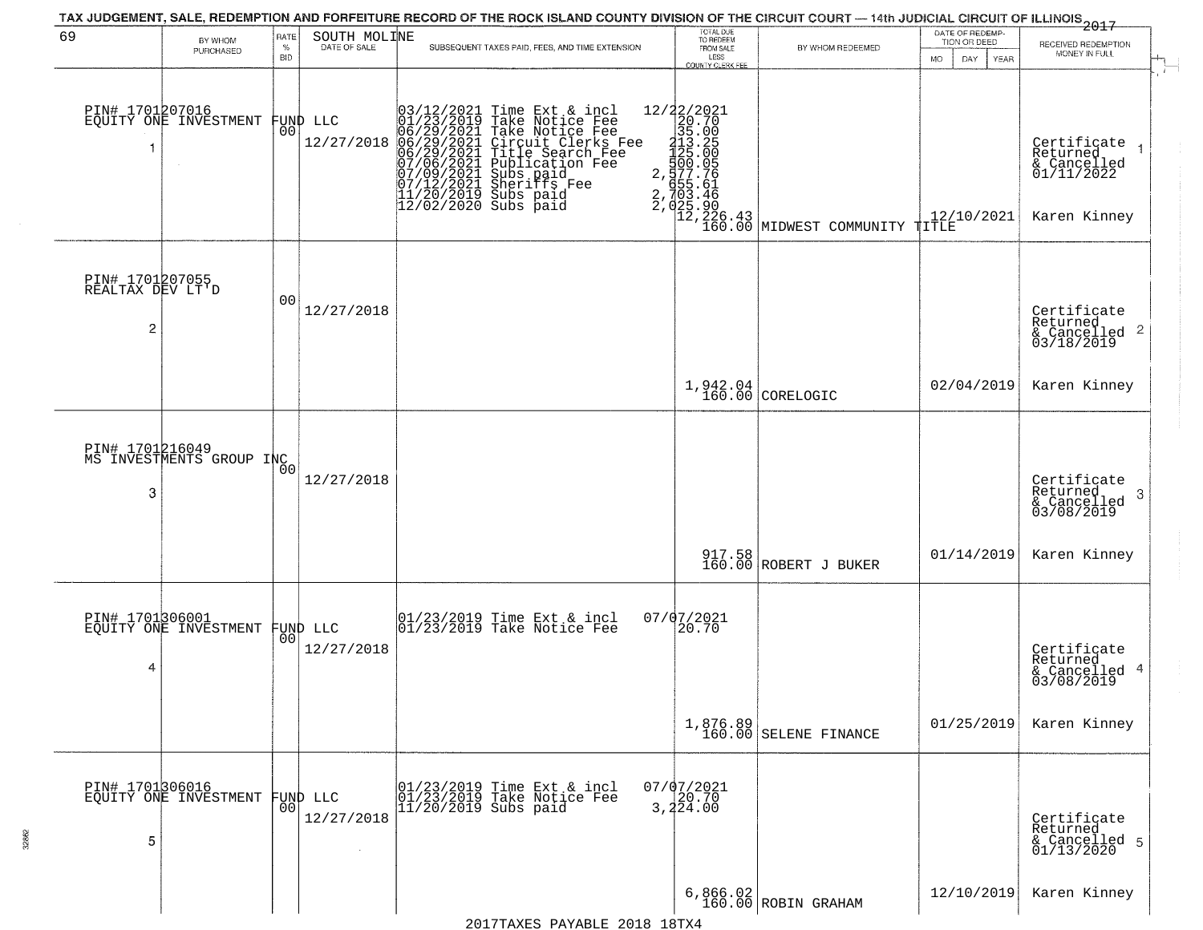TAX JUDGEMENT, SALE, REDEMPTION AND FORFEITURE RECORD OF THE ROCK ISLAND COUNTY DIVISION OF THE CIRCUIT COURT — 14th JUDICIAL CIRCUIT OF ILLINOIS 2017

| 69 BY WHOM PURCHASED | RATE % BID | SOUTH MOLINE DATE OF SALE | SUBSEQUENT TAXES PAID, FEES, AND TIME EXTENSION | TOTAL DUE TO REDEEM FROM SALE LESS COUNTY CLERK FEE | BY WHOM REDEEMED | DATE OF REDEMPTION OR DEED MO DAY YEAR | RECEIVED REDEMPTION MONEY IN FULL |
|---|---|---|---|---|---|---|---|
| PIN# 1701207016 EQUITY ONE INVESTMENT FUND LLC 1 | 00 | 12/27/2018 | 03/12/2021 Time Ext & incl 12/22/2021<br>01/23/2019 Take Notice Fee 20.70<br>06/29/2021 Take Notice Fee 35.00<br>06/29/2021 Circuit Clerks Fee 213.25<br>06/29/2021 Title Search Fee 125.00<br>07/06/2021 Publication Fee 500.05<br>07/09/2021 Subs paid 2,577.76<br>07/12/2021 Sheriffs Fee 655.61<br>11/20/2019 Subs paid 2,703.46<br>12/02/2020 Subs paid 2,025.90 | 12,226.43<br>160.00 | MIDWEST COMMUNITY TITLE | 12/10/2021 | Certificate Returned & Cancelled 01/11/2022 Karen Kinney |
| PIN# 1701207055 REALTAX DEV LT'D 2 | 00 | 12/27/2018 | | 1,942.04<br>160.00 | CORELOGIC | 02/04/2019 | Certificate Returned & Cancelled 03/18/2019 Karen Kinney |
| PIN# 1701216049 MS INVESTMENTS GROUP INC 3 | 00 | 12/27/2018 | | 917.58<br>160.00 | ROBERT J BUKER | 01/14/2019 | Certificate Returned & Cancelled 03/08/2019 Karen Kinney |
| PIN# 1701306001 EQUITY ONE INVESTMENT FUND LLC 4 | 00 | 12/27/2018 | 01/23/2019 Time Ext & incl 07/07/2021<br>01/23/2019 Take Notice Fee 20.70 | 1,876.89<br>160.00 | SELENE FINANCE | 01/25/2019 | Certificate Returned & Cancelled 03/08/2019 Karen Kinney |
| PIN# 1701306016 EQUITY ONE INVESTMENT FUND LLC 5 | 00 | 12/27/2018 | 01/23/2019 Time Ext & incl 07/07/2021<br>01/23/2019 Take Notice Fee 20.70<br>11/20/2019 Subs paid 3,224.00 | 6,866.02<br>160.00 | ROBIN GRAHAM | 12/10/2019 | Certificate Returned & Cancelled 01/13/2020 Karen Kinney |

2017TAXES PAYABLE 2018 18TX4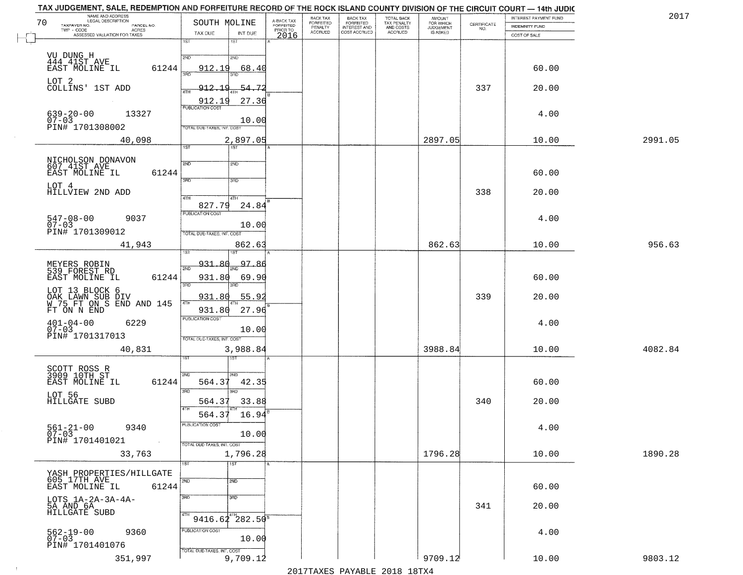TAX JUDGEMENT, SALE, REDEMPTION AND FORFEITURE RECORD OF THE ROCK ISLAND COUNTY DIVISION OF THE CIRCUIT COURT — 14th JUDIC

2017

| NAME AND ADDRESS / LEGAL DESCRIPTION / TAXPAYER NO. / PARCEL NO. / TWP - CODE / ACRES / ASSESSED VALUATION FOR TAXES | SOUTH MOLINE TAX DUE | INT DUE | A-BACK TAX FORFEITED PRIOR TO 2016 | BACK TAX FORFEITED PENALTY ACCRUED | BACK TAX FORFEITED INTEREST AND COST ACCRUED | TOTAL BACK TAX PENALTY AND COSTS ACCRUED | AMOUNT FOR WHICH JUDGEMENT IS ASKED | CERTIFICATE NO. | INTEREST PAYMENT FUND / INDEMNITY FUND / COST OF SALE | |
|---|---|---|---|---|---|---|---|---|---|---|
| VU DUNG H<br>444 41ST AVE<br>EAST MOLINE IL 61244<br>LOT 2<br>COLLINS' 1ST ADD<br>639-20-00 13327<br>07-03<br>PIN# 1701308002 | 2ND 912.19<br>3RD 912.19<br>4TH 912.19 | 68.40<br>54.72<br>27.36 | | | | | | 337 | 60.00<br>20.00<br>4.00 | |
| 40,098 | PUBLICATION COST / TOTAL DUE-TAXES, INT. COST | 10.00<br>2,897.05 | | | | | 2897.05 | | 10.00 | 2991.05 |
| NICHOLSON DONAVON<br>607 41ST AVE<br>EAST MOLINE IL 61244<br>LOT 4<br>HILLVIEW 2ND ADD<br>547-08-00 9037<br>07-03<br>PIN# 1701309012 | 4TH 827.79 | 24.84 | | | | | | 338 | 60.00<br>20.00<br>4.00 | |
| 41,943 | PUBLICATION COST / TOTAL DUE-TAXES, INT. COST | 10.00<br>862.63 | | | | | 862.63 | | 10.00 | 956.63 |
| MEYERS ROBIN<br>539 FOREST RD<br>EAST MOLINE IL 61244<br>LOT 13 BLOCK 6<br>OAK LAWN SUB DIV<br>W 75 FT ON S END AND 145 FT ON N END<br>401-04-00 6229<br>07-03<br>PIN# 1701317013 | 1ST 931.80<br>2ND 931.80<br>3RD 931.80<br>4TH 931.80 | 97.86<br>69.90<br>55.92<br>27.96 | | | | | | 339 | 60.00<br>20.00<br>4.00 | |
| 40,831 | PUBLICATION COST / TOTAL DUE-TAXES, INT. COST | 10.00<br>3,988.84 | | | | | 3988.84 | | 10.00 | 4082.84 |
| SCOTT ROSS R<br>3909 10TH ST<br>EAST MOLINE IL 61244<br>LOT 56<br>HILLGATE SUBD<br>561-21-00 9340<br>07-03<br>PIN# 1701401021 | 2ND 564.37<br>3RD 564.37<br>4TH 564.37 | 42.35<br>33.88<br>16.94 | | | | | | 340 | 60.00<br>20.00<br>4.00 | |
| 33,763 | PUBLICATION COST / TOTAL DUE-TAXES, INT. COST | 10.00<br>1,796.28 | | | | | 1796.28 | | 10.00 | 1890.28 |
| YASH PROPERTIES/HILLGATE<br>605 17TH AVE<br>EAST MOLINE IL 61244<br>LOTS 1A-2A-3A-4A-5A AND 6A<br>HILLGATE SUBD<br>562-19-00 9360<br>07-03<br>PIN# 1701401076 | 4TH 9416.62 | 282.50 | | | | | | 341 | 60.00<br>20.00<br>4.00 | |
| 351,997 | PUBLICATION COST / TOTAL DUE-TAXES, INT. COST | 10.00<br>9,709.12 | | | | | 9709.12 | | 10.00 | 9803.12 |

2017TAXES PAYABLE 2018 18TX4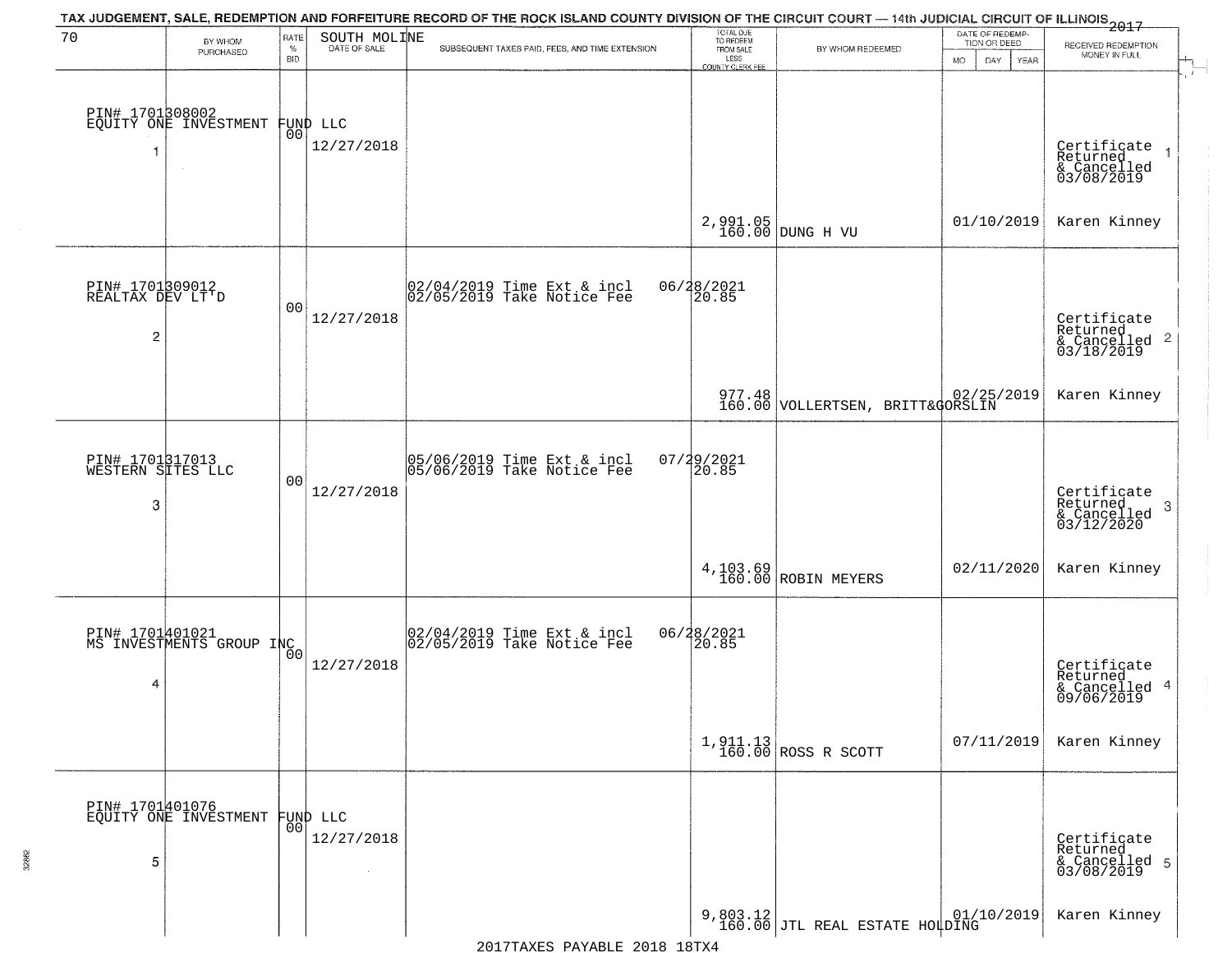TAX JUDGEMENT, SALE, REDEMPTION AND FORFEITURE RECORD OF THE ROCK ISLAND COUNTY DIVISION OF THE CIRCUIT COURT — 14th JUDICIAL CIRCUIT OF ILLINOIS 2017

70 SOUTH MOLINE

| | BY WHOM PURCHASED | RATE % BID | DATE OF SALE | SUBSEQUENT TAXES PAID, FEES, AND TIME EXTENSION | TOTAL DUE TO REDEEM FROM SALE LESS COUNTY CLERK FEE | BY WHOM REDEEMED | DATE OF REDEMPTION OR DEED MO DAY YEAR | RECEIVED REDEMPTION MONEY IN FULL |
|---|---|---|---|---|---|---|---|---|
| 1 | PIN# 1701308002 EQUITY ONE INVESTMENT FUND LLC | 00 | 12/27/2018 | | 2,991.05 160.00 | DUNG H VU | 01/10/2019 | Certificate Returned & Cancelled 03/08/2019 Karen Kinney |
| 2 | PIN# 1701309012 REALTAX DEV LT'D | 00 | 12/27/2018 | 02/04/2019 Time Ext & incl 06/28/2021 02/05/2019 Take Notice Fee 20.85 | 977.48 160.00 | VOLLERTSEN, BRITT&GORSLIN | 02/25/2019 | Certificate Returned & Cancelled 03/18/2019 Karen Kinney |
| 3 | PIN# 1701317013 WESTERN SITES LLC | 00 | 12/27/2018 | 05/06/2019 Time Ext & incl 07/29/2021 05/06/2019 Take Notice Fee 20.85 | 4,103.69 160.00 | ROBIN MEYERS | 02/11/2020 | Certificate Returned & Cancelled 03/12/2020 Karen Kinney |
| 4 | PIN# 1701401021 MS INVESTMENTS GROUP INC | 00 | 12/27/2018 | 02/04/2019 Time Ext & incl 06/28/2021 02/05/2019 Take Notice Fee 20.85 | 1,911.13 160.00 | ROSS R SCOTT | 07/11/2019 | Certificate Returned & Cancelled 09/06/2019 Karen Kinney |
| 5 | PIN# 1701401076 EQUITY ONE INVESTMENT FUND LLC | 00 | 12/27/2018 | | 9,803.12 160.00 | JTL REAL ESTATE HOLDING | 01/10/2019 | Certificate Returned & Cancelled 03/08/2019 Karen Kinney |

2017TAXES PAYABLE 2018 18TX4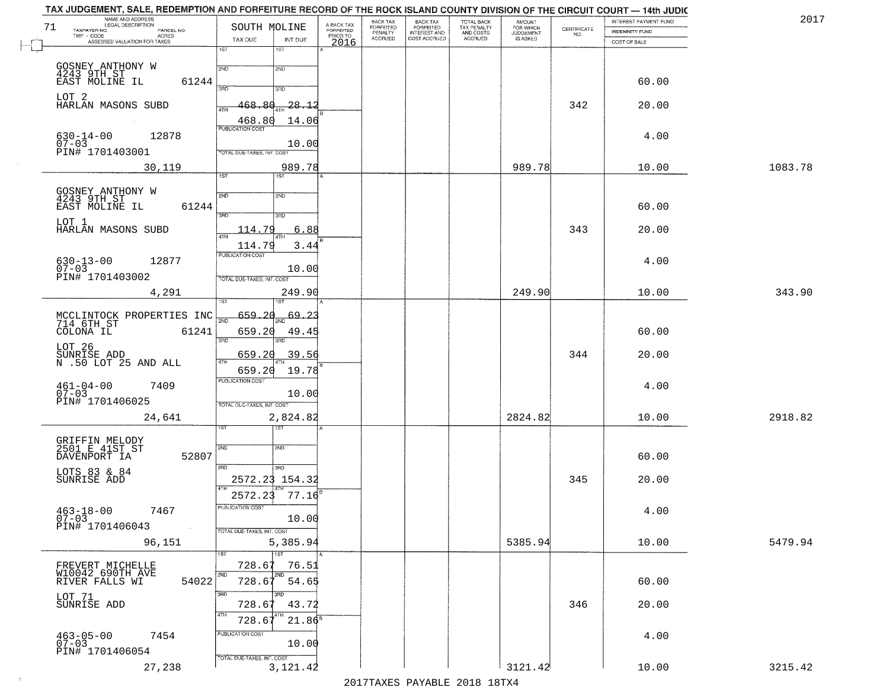# TAX JUDGEMENT, SALE, REDEMPTION AND FORFEITURE RECORD OF THE ROCK ISLAND COUNTY DIVISION OF THE CIRCUIT COURT — 14th JUDIC

2017

71 — SOUTH MOLINE

| NAME AND ADDRESS / LEGAL DESCRIPTION / TAXPAYER NO. / PARCEL NO. / TWP - CODE / ACRES / ASSESSED VALUATION FOR TAXES | TAX DUE | INT DUE | A-BACK TAX FORFEITED PRIOR TO 2016 | BACK TAX FORFEITED PENALTY ACCRUED | BACK TAX FORFEITED INTEREST AND COST ACCRUED | TOTAL BACK TAX PENALTY AND COSTS ACCRUED | AMOUNT FOR WHICH JUDGEMENT IS ASKED | CERTIFICATE NO. | INTEREST PAYMENT FUND / INDEMNITY FUND / COST OF SALE | |
|---|---|---|---|---|---|---|---|---|---|---|
| GOSNEY ANTHONY W<br>4243 9TH ST<br>EAST MOLINE IL 61244<br>LOT 2<br>HARLAN MASONS SUBD<br>630-14-00 12878<br>07-03<br>PIN# 1701403001<br>30,119 | 1ST<br>2ND<br>3RD<br>4TH 468.80<br>468.80<br>PUBLICATION COST<br>TOTAL DUE-TAXES, INT. COST | 1ST<br>2ND<br>3RD<br>28.12<br>14.06<br>10.00<br>989.78 | | | | | 989.78 | 342 | 60.00<br>20.00<br>4.00<br>10.00 | 1083.78 |
| GOSNEY ANTHONY W<br>4243 9TH ST<br>EAST MOLINE IL 61244<br>LOT 1<br>HARLAN MASONS SUBD<br>630-13-00 12877<br>07-03<br>PIN# 1701403002<br>4,291 | 1ST<br>2ND<br>3RD 114.79<br>4TH 114.79<br>PUBLICATION COST<br>TOTAL DUE-TAXES, INT. COST | 1ST<br>2ND<br>6.88<br>3.44<br>10.00<br>249.90 | | | | | 249.90 | 343 | 60.00<br>20.00<br>4.00<br>10.00 | 343.90 |
| MCCLINTOCK PROPERTIES INC<br>714 6TH ST<br>COLONA IL 61241<br>LOT 26<br>SUNRISE ADD<br>N .50 LOT 25 AND ALL<br>461-04-00 7409<br>07-03<br>PIN# 1701406025<br>24,641 | 1ST 659.20<br>2ND 659.20<br>3RD 659.20<br>4TH 659.20<br>PUBLICATION COST<br>TOTAL DUE-TAXES, INT. COST | 69.23<br>49.45<br>39.56<br>19.78<br>10.00<br>2,824.82 | | | | | 2824.82 | 344 | 60.00<br>20.00<br>4.00<br>10.00 | 2918.82 |
| GRIFFIN MELODY<br>2501 E 41ST ST<br>DAVENPORT IA 52807<br>LOTS 83 & 84<br>SUNRISE ADD<br>463-18-00 7467<br>07-03<br>PIN# 1701406043<br>96,151 | 1ST<br>2ND<br>3RD 2572.23<br>4TH 2572.23<br>PUBLICATION COST<br>TOTAL DUE-TAXES, INT. COST | 1ST<br>2ND<br>154.32<br>77.16<br>10.00<br>5,385.94 | | | | | 5385.94 | 345 | 60.00<br>20.00<br>4.00<br>10.00 | 5479.94 |
| FREVERT MICHELLE<br>W10042 690TH AVE<br>RIVER FALLS WI 54022<br>LOT 71<br>SUNRISE ADD<br>463-05-00 7454<br>07-03<br>PIN# 1701406054<br>27,238 | 1ST 728.67<br>2ND 728.67<br>3RD 728.67<br>4TH 728.67<br>PUBLICATION COST<br>TOTAL DUE-TAXES, INT. COST | 76.51<br>54.65<br>43.72<br>21.86<br>10.00<br>3,121.42 | | | | | 3121.42 | 346 | 60.00<br>20.00<br>4.00<br>10.00 | 3215.42 |

2017TAXES PAYABLE 2018 18TX4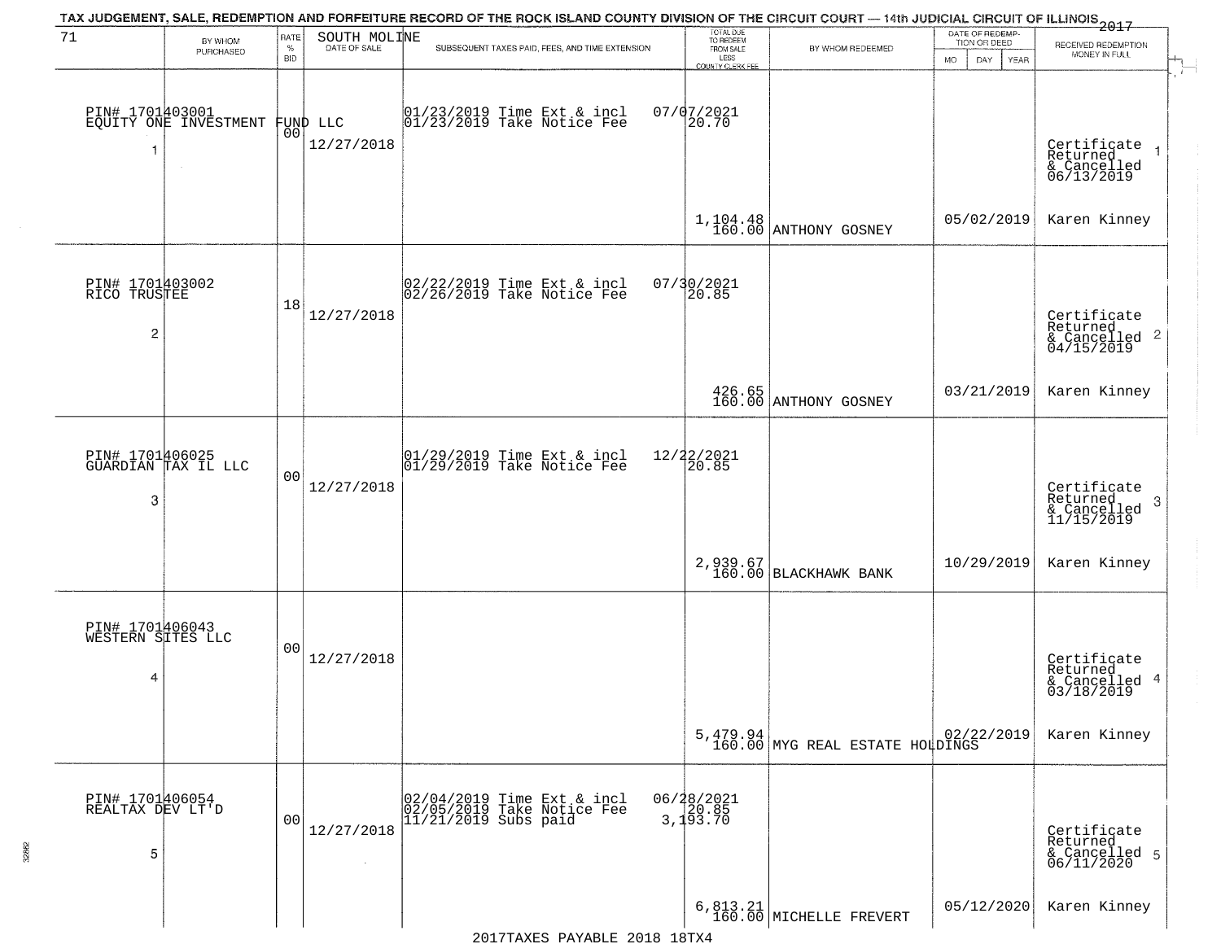# TAX JUDGEMENT, SALE, REDEMPTION AND FORFEITURE RECORD OF THE ROCK ISLAND COUNTY DIVISION OF THE CIRCUIT COURT — 14th JUDICIAL CIRCUIT OF ILLINOIS 2017

71 — SOUTH MOLINE

| | BY WHOM PURCHASED | RATE % BID | DATE OF SALE | SUBSEQUENT TAXES PAID, FEES, AND TIME EXTENSION | TOTAL DUE TO REDEEM FROM SALE LESS COUNTY CLERK FEE | BY WHOM REDEEMED | DATE OF REDEMPTION OR DEED MO DAY YEAR | RECEIVED REDEMPTION MONEY IN FULL |
|---|---|---|---|---|---|---|---|---|
| 1 | PIN# 1701403001 EQUITY ONE INVESTMENT FUND LLC | 00 | 12/27/2018 | 01/23/2019 Time Ext & incl 01/23/2019 Take Notice Fee | 07/07/2021 20.70 1,104.48 160.00 | ANTHONY GOSNEY | 05/02/2019 | Certificate Returned & Cancelled 06/13/2019 Karen Kinney |
| 2 | PIN# 1701403002 RICO TRUSTEE | 18 | 12/27/2018 | 02/22/2019 Time Ext & incl 02/26/2019 Take Notice Fee | 07/30/2021 20.85 426.65 160.00 | ANTHONY GOSNEY | 03/21/2019 | Certificate Returned & Cancelled 04/15/2019 Karen Kinney |
| 3 | PIN# 1701406025 GUARDIAN TAX IL LLC | 00 | 12/27/2018 | 01/29/2019 Time Ext & incl 01/29/2019 Take Notice Fee | 12/22/2021 20.85 2,939.67 160.00 | BLACKHAWK BANK | 10/29/2019 | Certificate Returned & Cancelled 11/15/2019 Karen Kinney |
| 4 | PIN# 1701406043 WESTERN SITES LLC | 00 | 12/27/2018 | | 5,479.94 160.00 | MYG REAL ESTATE HOLDINGS | 02/22/2019 | Certificate Returned & Cancelled 03/18/2019 Karen Kinney |
| 5 | PIN# 1701406054 REALTAX DEV LT'D | 00 | 12/27/2018 | 02/04/2019 Time Ext & incl 02/05/2019 Take Notice Fee 11/21/2019 Subs paid | 06/28/2021 20.85 3,193.70 6,813.21 160.00 | MICHELLE FREVERT | 05/12/2020 | Certificate Returned & Cancelled 06/11/2020 Karen Kinney |

2017TAXES PAYABLE 2018 18TX4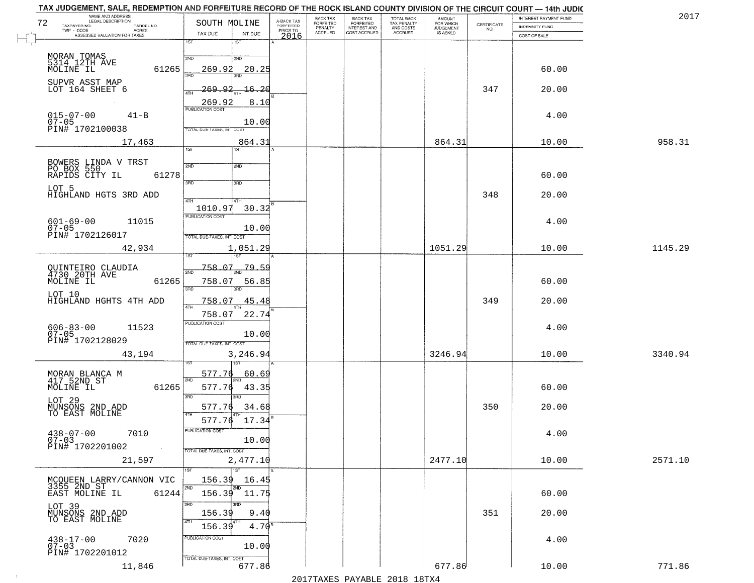TAX JUDGEMENT, SALE, REDEMPTION AND FORFEITURE RECORD OF THE ROCK ISLAND COUNTY DIVISION OF THE CIRCUIT COURT — 14th JUDIC

2017

| NAME AND ADDRESS / LEGAL DESCRIPTION / TAXPAYER NO. / PARCEL NO. / TWP - CODE / ACRES / ASSESSED VALUATION FOR TAXES | SOUTH MOLINE TAX DUE | INT DUE | A-BACK TAX FORFEITED PRIOR TO 2016 | BACK TAX FORFEITED PENALTY ACCRUED | BACK TAX FORFEITED INTEREST AND COST ACCRUED | TOTAL BACK TAX PENALTY AND COSTS ACCRUED | AMOUNT FOR WHICH JUDGEMENT IS ASKED | CERTIFICATE NO. | INTEREST PAYMENT FUND / INDEMNITY FUND / COST OF SALE | |
|---|---|---|---|---|---|---|---|---|---|---|
| MORAN TOMAS<br>5314 12TH AVE<br>MOLINE IL 61265<br>SUPVR ASST MAP<br>LOT 164 SHEET 6<br>015-07-00 41-B<br>07-05<br>PIN# 1702100038<br>17,463 | 2ND 269.92<br>3RD 269.92<br>4TH 269.92<br>PUBLICATION COST<br>TOTAL DUE-TAXES, INT. COST | 20.25<br>16.20<br>8.10<br>10.00<br>864.31 | | | | | 864.31 | 347 | 60.00<br>20.00<br>4.00<br>10.00 | 958.31 |
| BOWERS LINDA V TRST<br>PO BOX 550<br>RAPIDS CITY IL 61278<br>LOT 5<br>HIGHLAND HGTS 3RD ADD<br>601-69-00 11015<br>07-05<br>PIN# 1702126017<br>42,934 | 4TH 1010.97<br>PUBLICATION COST<br>TOTAL DUE-TAXES, INT. COST | 30.32<br>10.00<br>1,051.29 | | | | | 1051.29 | 348 | 60.00<br>20.00<br>4.00<br>10.00 | 1145.29 |
| QUINTEIRO CLAUDIA<br>4730 20TH AVE<br>MOLINE IL 61265<br>LOT 10<br>HIGHLAND HGHTS 4TH ADD<br>606-83-00 11523<br>07-05<br>PIN# 1702128029<br>43,194 | 1ST 758.07<br>2ND 758.07<br>3RD 758.07<br>4TH 758.07<br>PUBLICATION COST<br>TOTAL DUE-TAXES, INT. COST | 79.59<br>56.85<br>45.48<br>22.74<br>10.00<br>3,246.94 | | | | | 3246.94 | 349 | 60.00<br>20.00<br>4.00<br>10.00 | 3340.94 |
| MORAN BLANCA M<br>417 52ND ST<br>MOLINE IL 61265<br>LOT 29<br>MUNSONS 2ND ADD<br>TO EAST MOLINE<br>438-07-00 7010<br>07-03<br>PIN# 1702201002<br>21,597 | 1ST 577.76<br>2ND 577.76<br>3RD 577.76<br>4TH 577.76<br>PUBLICATION COST<br>TOTAL DUE-TAXES, INT. COST | 60.69<br>43.35<br>34.68<br>17.34<br>10.00<br>2,477.10 | | | | | 2477.10 | 350 | 60.00<br>20.00<br>4.00<br>10.00 | 2571.10 |
| MCQUEEN LARRY/CANNON VIC<br>3355 2ND ST<br>EAST MOLINE IL 61244<br>LOT 39<br>MUNSONS 2ND ADD<br>TO EAST MOLINE<br>438-17-00 7020<br>07-03<br>PIN# 1702201012<br>11,846 | 1ST 156.39<br>2ND 156.39<br>3RD 156.39<br>4TH 156.39<br>PUBLICATION COST<br>TOTAL DUE-TAXES, INT. COST | 16.45<br>11.75<br>9.40<br>4.70<br>10.00<br>677.86 | | | | | 677.86 | 351 | 60.00<br>20.00<br>4.00<br>10.00 | 771.86 |

2017TAXES PAYABLE 2018 18TX4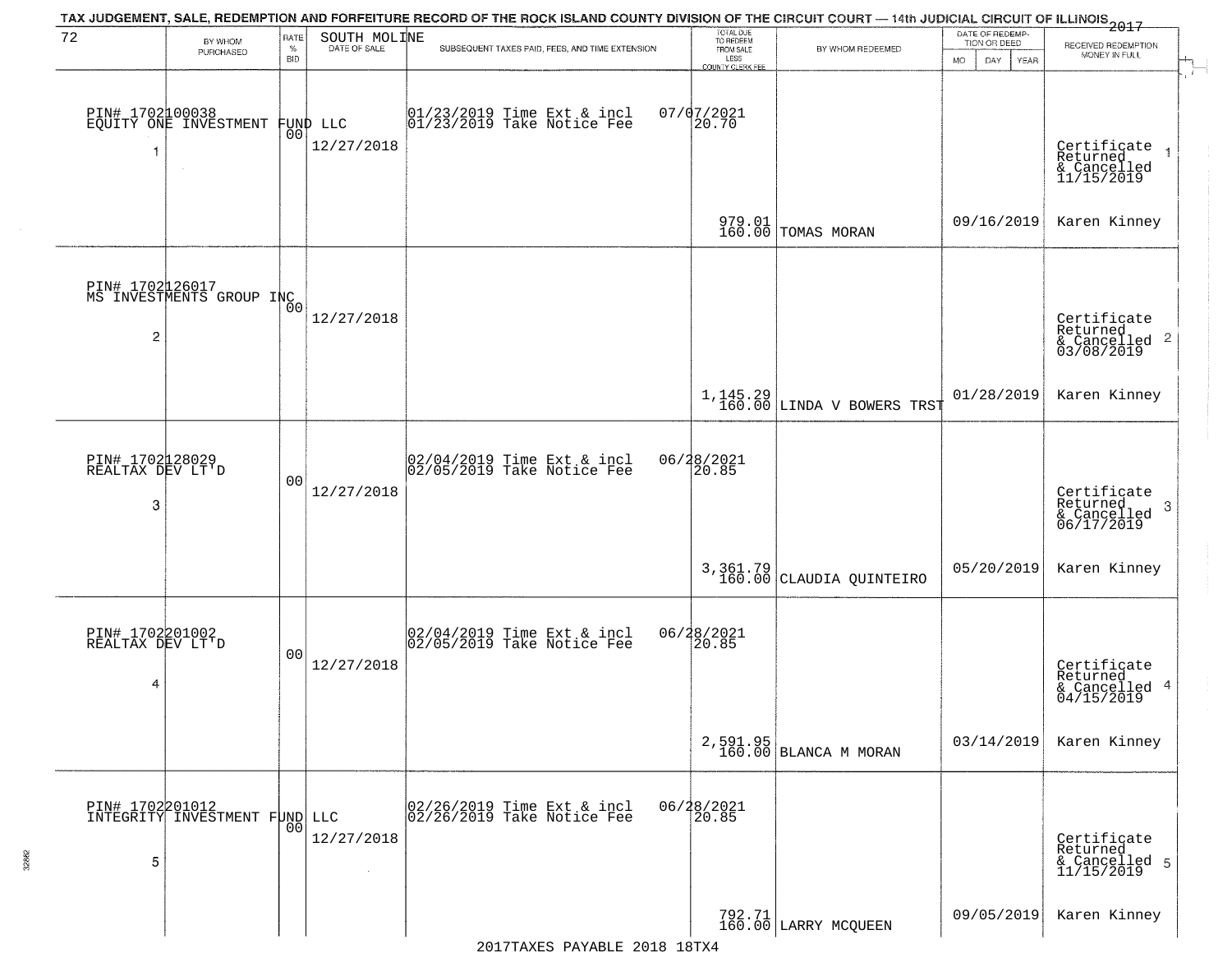TAX JUDGEMENT, SALE, REDEMPTION AND FORFEITURE RECORD OF THE ROCK ISLAND COUNTY DIVISION OF THE CIRCUIT COURT — 14th JUDICIAL CIRCUIT OF ILLINOIS 2017

| 72 | BY WHOM PURCHASED | RATE % BID | SOUTH MOLINE DATE OF SALE | SUBSEQUENT TAXES PAID, FEES, AND TIME EXTENSION | TOTAL DUE TO REDEEM FROM SALE LESS COUNTY CLERK FEE | BY WHOM REDEEMED | DATE OF REDEMPTION OR DEED MO DAY YEAR | RECEIVED REDEMPTION MONEY IN FULL |
|---|---|---|---|---|---|---|---|---|
| 1 | PIN# 1702100038 EQUITY ONE INVESTMENT FUND LLC | 00 | 12/27/2018 | 01/23/2019 Time Ext & incl 01/23/2019 Take Notice Fee | 07/07/2021 20.70 979.01 160.00 | TOMAS MORAN | 09/16/2019 | Certificate Returned & Cancelled 11/15/2019 Karen Kinney |
| 2 | PIN# 1702126017 MS INVESTMENTS GROUP INC | 00 | 12/27/2018 | | 1,145.29 160.00 | LINDA V BOWERS TRST | 01/28/2019 | Certificate Returned & Cancelled 03/08/2019 Karen Kinney |
| 3 | PIN# 1702128029 REALTAX DEV LT'D | 00 | 12/27/2018 | 02/04/2019 Time Ext & incl 02/05/2019 Take Notice Fee | 06/28/2021 20.85 3,361.79 160.00 | CLAUDIA QUINTEIRO | 05/20/2019 | Certificate Returned & Cancelled 06/17/2019 Karen Kinney |
| 4 | PIN# 1702201002 REALTAX DEV LT'D | 00 | 12/27/2018 | 02/04/2019 Time Ext & incl 02/05/2019 Take Notice Fee | 06/28/2021 20.85 2,591.95 160.00 | BLANCA M MORAN | 03/14/2019 | Certificate Returned & Cancelled 04/15/2019 Karen Kinney |
| 5 | PIN# 1702201012 INTEGRITY INVESTMENT FUND LLC | 00 | 12/27/2018 | 02/26/2019 Time Ext & incl 02/26/2019 Take Notice Fee | 06/28/2021 20.85 792.71 160.00 | LARRY MCQUEEN | 09/05/2019 | Certificate Returned & Cancelled 11/15/2019 Karen Kinney |

2017TAXES PAYABLE 2018 18TX4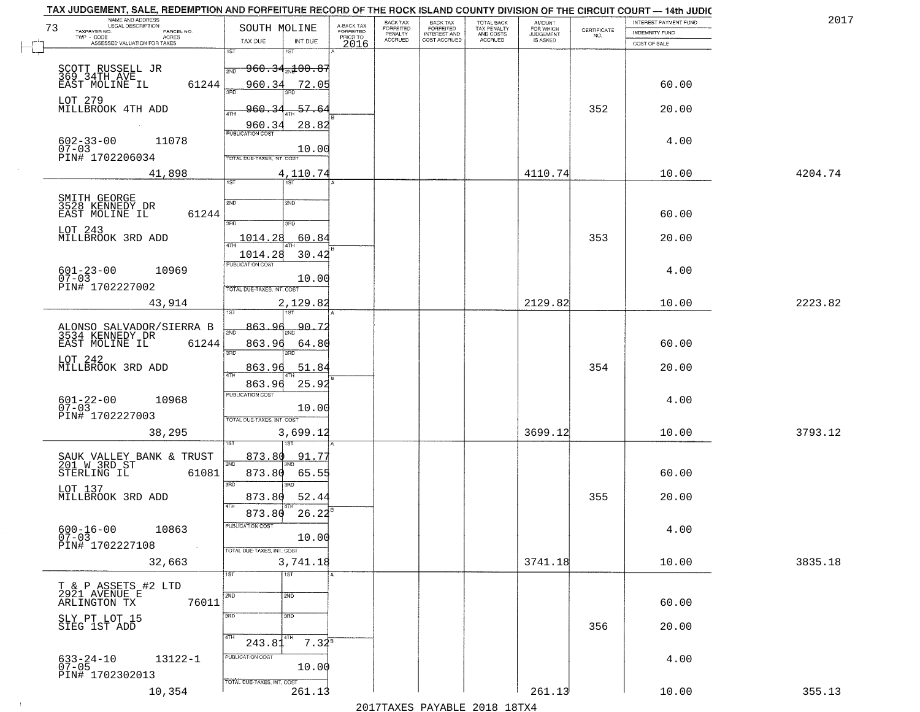TAX JUDGEMENT, SALE, REDEMPTION AND FORFEITURE RECORD OF THE ROCK ISLAND COUNTY DIVISION OF THE CIRCUIT COURT — 14th JUDIC

2017

| NAME AND ADDRESS / LEGAL DESCRIPTION / TAXPAYER NO. / PARCEL NO. / TWP - CODE / ACRES / ASSESSED VALUATION FOR TAXES (73) | SOUTH MOLINE TAX DUE | INT DUE | A-BACK TAX FORFEITED PRIOR TO 2016 | BACK TAX FORFEITED PENALTY ACCRUED | BACK TAX FORFEITED INTEREST AND COST ACCRUED | TOTAL BACK TAX PENALTY AND COSTS ACCRUED | AMOUNT FOR WHICH JUDGEMENT IS ASKED | CERTIFICATE NO. | INTEREST PAYMENT FUND / INDEMNITY FUND / COST OF SALE | |
|---|---|---|---|---|---|---|---|---|---|---|
| SCOTT RUSSELL JR<br>369 34TH AVE<br>EAST MOLINE IL 61244<br>LOT 279<br>MILLBROOK 4TH ADD<br>602-33-00 11078<br>07-03<br>PIN# 1702206034<br>41,898 | 1ST<br>2ND 960.34<br>3RD 960.34<br>4TH 960.34<br>960.34<br>PUBLICATION COST<br>TOTAL DUE-TAXES, INT. COST | 1ST<br>2ND 100.87<br>3RD 72.05<br>4TH 57.64<br>28.82<br>10.00<br>4,110.74 | | | | | 4110.74 | 352 | 60.00<br>20.00<br>4.00<br>10.00 | 4204.74 |
| SMITH GEORGE<br>3528 KENNEDY DR<br>EAST MOLINE IL 61244<br>LOT 243<br>MILLBROOK 3RD ADD<br>601-23-00 10969<br>07-03<br>PIN# 1702227002<br>43,914 | 1ST<br>2ND<br>3RD 1014.28<br>4TH 1014.28<br>PUBLICATION COST<br>TOTAL DUE-TAXES, INT. COST | 1ST<br>2ND<br>3RD 60.84<br>4TH 30.42<br>10.00<br>2,129.82 | | | | | 2129.82 | 353 | 60.00<br>20.00<br>4.00<br>10.00 | 2223.82 |
| ALONSO SALVADOR/SIERRA B<br>3534 KENNEDY DR<br>EAST MOLINE IL 61244<br>LOT 242<br>MILLBROOK 3RD ADD<br>601-22-00 10968<br>07-03<br>PIN# 1702227003<br>38,295 | 1ST 863.96<br>2ND 863.96<br>3RD 863.96<br>4TH 863.96<br>PUBLICATION COST<br>TOTAL DUE-TAXES, INT. COST | 1ST 90.72<br>2ND 64.80<br>3RD 51.84<br>4TH 25.92<br>10.00<br>3,699.12 | | | | | 3699.12 | 354 | 60.00<br>20.00<br>4.00<br>10.00 | 3793.12 |
| SAUK VALLEY BANK & TRUST<br>201 W 3RD ST<br>STERLING IL 61081<br>LOT 137<br>MILLBROOK 3RD ADD<br>600-16-00 10863<br>07-03<br>PIN# 1702227108<br>32,663 | 1ST 873.80<br>2ND 873.80<br>3RD 873.80<br>4TH 873.80<br>PUBLICATION COST<br>TOTAL DUE-TAXES, INT. COST | 1ST 91.77<br>2ND 65.55<br>3RD 52.44<br>4TH 26.22<br>10.00<br>3,741.18 | | | | | 3741.18 | 355 | 60.00<br>20.00<br>4.00<br>10.00 | 3835.18 |
| T & P ASSETS #2 LTD<br>2921 AVENUE E<br>ARLINGTON TX 76011<br>SLY PT LOT 15<br>SIEG 1ST ADD<br>633-24-10 13122-1<br>07-05<br>PIN# 1702302013<br>10,354 | 1ST<br>2ND<br>3RD<br>4TH 243.81<br>PUBLICATION COST<br>TOTAL DUE-TAXES, INT. COST | 1ST<br>2ND<br>3RD<br>4TH 7.32<br>10.00<br>261.13 | | | | | 261.13 | 356 | 60.00<br>20.00<br>4.00<br>10.00 | 355.13 |

2017TAXES PAYABLE 2018 18TX4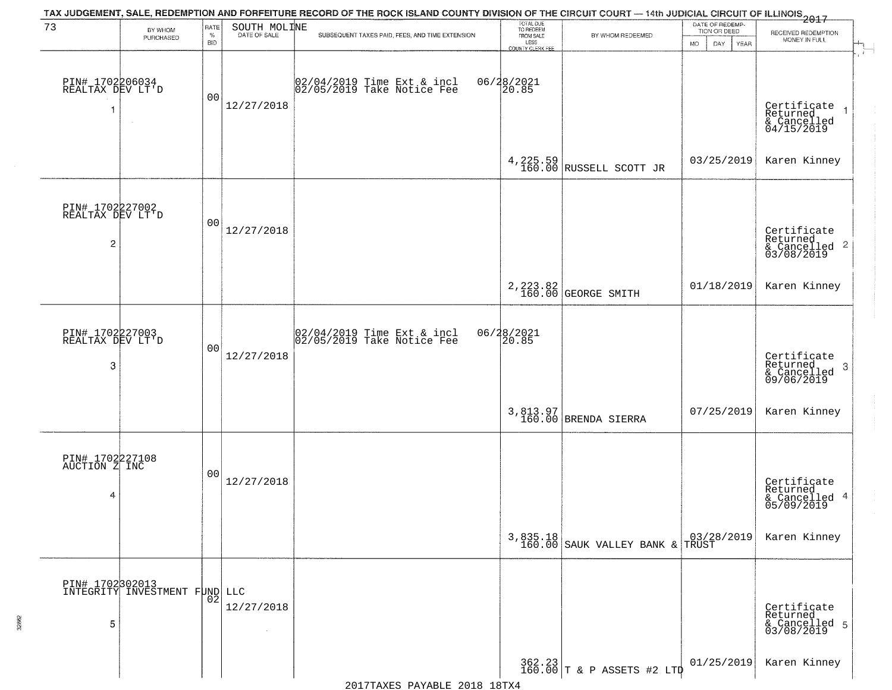TAX JUDGEMENT, SALE, REDEMPTION AND FORFEITURE RECORD OF THE ROCK ISLAND COUNTY DIVISION OF THE CIRCUIT COURT — 14th JUDICIAL CIRCUIT OF ILLINOIS 2017

| 73 BY WHOM PURCHASED | RATE % BID | SOUTH MOLINE DATE OF SALE | SUBSEQUENT TAXES PAID, FEES, AND TIME EXTENSION | TOTAL DUE TO REDEEM FROM SALE LESS COUNTY CLERK FEE | BY WHOM REDEEMED | DATE OF REDEMPTION OR DEED MO DAY YEAR | RECEIVED REDEMPTION MONEY IN FULL |
|---|---|---|---|---|---|---|---|
| PIN# 1702206034 REALTAX DEV LT'D 1 | 00 | 12/27/2018 | 02/04/2019 Time Ext & incl 06/28/2021<br>02/05/2019 Take Notice Fee 20.85 | 4,225.59<br>160.00 | RUSSELL SCOTT JR | 03/25/2019 | Certificate Returned & Cancelled 04/15/2019 1<br>Karen Kinney |
| PIN# 1702227002 REALTAX DEV LT'D 2 | 00 | 12/27/2018 | | 2,223.82<br>160.00 | GEORGE SMITH | 01/18/2019 | Certificate Returned & Cancelled 03/08/2019 2<br>Karen Kinney |
| PIN# 1702227003 REALTAX DEV LT'D 3 | 00 | 12/27/2018 | 02/04/2019 Time Ext & incl 06/28/2021<br>02/05/2019 Take Notice Fee 20.85 | 3,813.97<br>160.00 | BRENDA SIERRA | 07/25/2019 | Certificate Returned & Cancelled 09/06/2019 3<br>Karen Kinney |
| PIN# 1702227108 AUCTION Z INC 4 | 00 | 12/27/2018 | | 3,835.18<br>160.00 | SAUK VALLEY BANK & TRUST | 03/28/2019 | Certificate Returned & Cancelled 05/09/2019 4<br>Karen Kinney |
| PIN# 1702302013 INTEGRITY INVESTMENT FUND LLC 5 | 02 | 12/27/2018 | | 362.23<br>160.00 | T & P ASSETS #2 LTD | 01/25/2019 | Certificate Returned & Cancelled 03/08/2019 5<br>Karen Kinney |

2017TAXES PAYABLE 2018 18TX4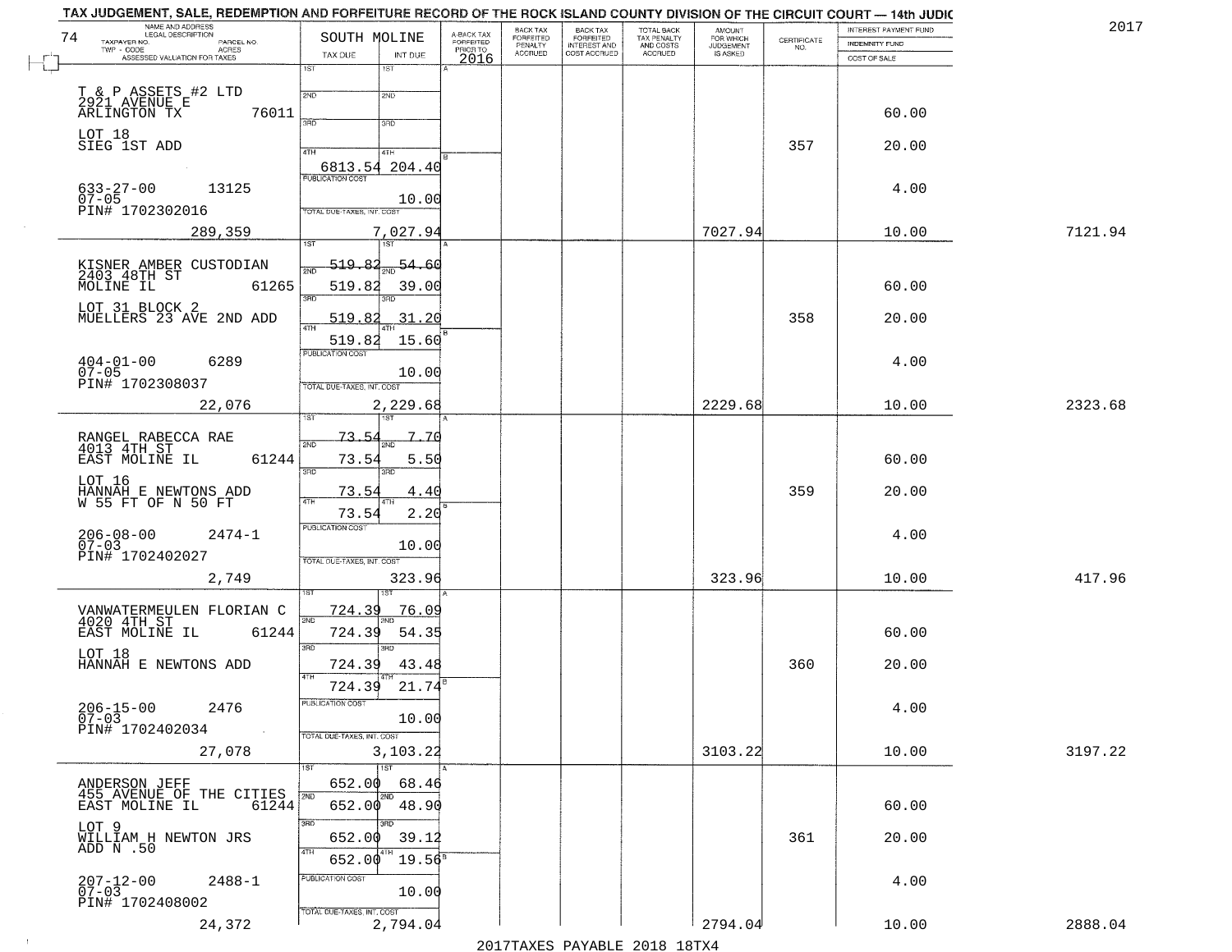TAX JUDGEMENT, SALE, REDEMPTION AND FORFEITURE RECORD OF THE ROCK ISLAND COUNTY DIVISION OF THE CIRCUIT COURT — 14th JUDIC

2017

74 SOUTH MOLINE

| NAME AND ADDRESS / LEGAL DESCRIPTION / TAXPAYER NO. / PARCEL NO. / TWP - CODE / ACRES / ASSESSED VALUATION FOR TAXES | TAX DUE | INT DUE | A-BACK TAX FORFEITED PRIOR TO 2016 | BACK TAX FORFEITED PENALTY ACCRUED | BACK TAX FORFEITED INTEREST AND COST ACCRUED | TOTAL BACK TAX PENALTY AND COSTS ACCRUED | AMOUNT FOR WHICH JUDGEMENT IS ASKED | CERTIFICATE NO. | INTEREST PAYMENT FUND / INDEMNITY FUND / COST OF SALE | |
|---|---|---|---|---|---|---|---|---|---|---|
| T & P ASSETS #2 LTD<br>2921 AVENUE E<br>ARLINGTON TX 76011<br>LOT 18<br>SIEG 1ST ADD<br>633-27-00 13125<br>07-05<br>PIN# 1702302016<br>289,359 | 1ST<br>2ND<br>3RD<br>4TH 6813.54<br>PUBLICATION COST<br>TOTAL DUE-TAXES, INT. COST 7,027.94 | 1ST<br>2ND<br>3RD<br>4TH 204.40<br>10.00 | | | | | 7027.94 | 357 | 60.00<br>20.00<br>4.00<br>10.00 | 7121.94 |
| KISNER AMBER CUSTODIAN<br>2403 48TH ST<br>MOLINE IL 61265<br>LOT 31 BLOCK 2<br>MUELLERS 23 AVE 2ND ADD<br>404-01-00 6289<br>07-05<br>PIN# 1702308037<br>22,076 | 1ST 519.82<br>2ND 519.82<br>3RD 519.82<br>4TH 519.82<br>PUBLICATION COST<br>TOTAL DUE-TAXES, INT. COST 2,229.68 | 1ST 54.60<br>2ND 39.00<br>3RD 31.20<br>4TH 15.60<br>10.00 | | | | | 2229.68 | 358 | 60.00<br>20.00<br>4.00<br>10.00 | 2323.68 |
| RANGEL RABECCA RAE<br>4013 4TH ST<br>EAST MOLINE IL 61244<br>LOT 16<br>HANNAH E NEWTONS ADD<br>W 55 FT OF N 50 FT<br>206-08-00 2474-1<br>07-03<br>PIN# 1702402027<br>2,749 | 1ST 73.54<br>2ND 73.54<br>3RD 73.54<br>4TH 73.54<br>PUBLICATION COST<br>TOTAL DUE-TAXES, INT. COST 323.96 | 1ST 7.70<br>2ND 5.50<br>3RD 4.40<br>4TH 2.20<br>10.00 | | | | | 323.96 | 359 | 60.00<br>20.00<br>4.00<br>10.00 | 417.96 |
| VANWATERMEULEN FLORIAN C<br>4020 4TH ST<br>EAST MOLINE IL 61244<br>LOT 18<br>HANNAH E NEWTONS ADD<br>206-15-00 2476<br>07-03<br>PIN# 1702402034<br>27,078 | 1ST 724.39<br>2ND 724.39<br>3RD 724.39<br>4TH 724.39<br>PUBLICATION COST<br>TOTAL DUE-TAXES, INT. COST 3,103.22 | 1ST 76.09<br>2ND 54.35<br>3RD 43.48<br>4TH 21.74<br>10.00 | | | | | 3103.22 | 360 | 60.00<br>20.00<br>4.00<br>10.00 | 3197.22 |
| ANDERSON JEFF<br>455 AVENUE OF THE CITIES<br>EAST MOLINE IL 61244<br>LOT 9<br>WILLIAM H NEWTON JRS<br>ADD N .50<br>207-12-00 2488-1<br>07-03<br>PIN# 1702408002<br>24,372 | 1ST 652.00<br>2ND 652.00<br>3RD 652.00<br>4TH 652.00<br>PUBLICATION COST<br>TOTAL DUE-TAXES, INT. COST 2,794.04 | 1ST 68.46<br>2ND 48.90<br>3RD 39.12<br>4TH 19.56<br>10.00 | | | | | 2794.04 | 361 | 60.00<br>20.00<br>4.00<br>10.00 | 2888.04 |

2017TAXES PAYABLE 2018 18TX4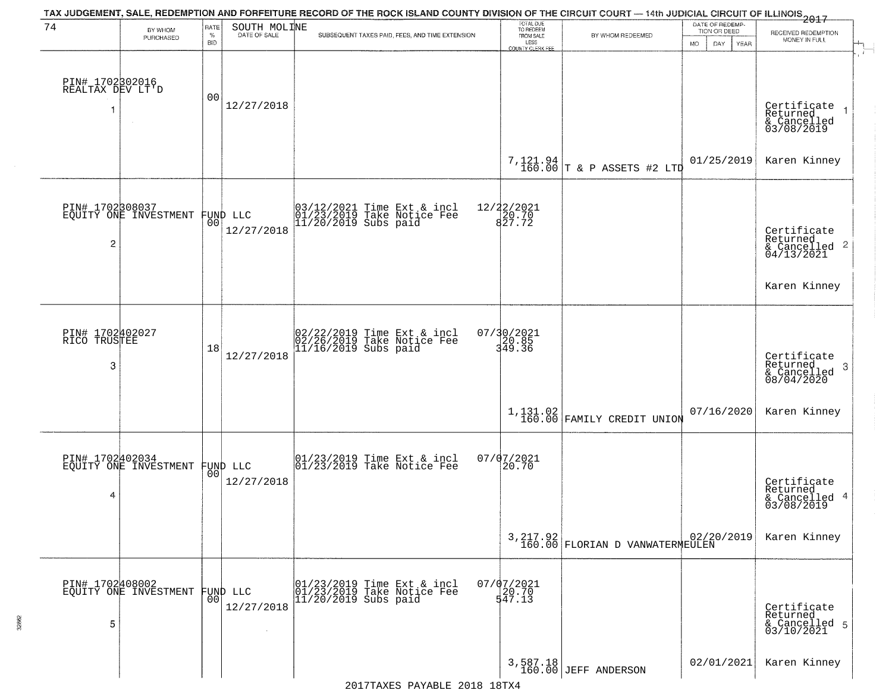TAX JUDGEMENT, SALE, REDEMPTION AND FORFEITURE RECORD OF THE ROCK ISLAND COUNTY DIVISION OF THE CIRCUIT COURT — 14th JUDICIAL CIRCUIT OF ILLINOIS 2017

74 — SOUTH MOLINE

| | BY WHOM PURCHASED | RATE % BID | DATE OF SALE | SUBSEQUENT TAXES PAID, FEES, AND TIME EXTENSION | TOTAL DUE TO REDEEM FROM SALE LESS COUNTY CLERK FEE | BY WHOM REDEEMED | DATE OF REDEMPTION OR DEED MO DAY YEAR | RECEIVED REDEMPTION MONEY IN FULL |
|---|---|---|---|---|---|---|---|---|
| 1 | PIN# 1702302016 REALTAX DEV LT'D | 00 | 12/27/2018 | | 7,121.94 160.00 | T & P ASSETS #2 LTD | 01/25/2019 | Certificate Returned & Cancelled 03/08/2019 Karen Kinney |
| 2 | PIN# 1702308037 EQUITY ONE INVESTMENT FUND LLC | 00 | 12/27/2018 | 03/12/2021 Time Ext & incl 12/22/2021; 01/23/2019 Take Notice Fee 20.70; 11/20/2019 Subs paid 827.72 | | | | Certificate Returned & Cancelled 04/13/2021 Karen Kinney |
| 3 | PIN# 1702402027 RICO TRUSTEE | 18 | 12/27/2018 | 02/22/2019 Time Ext & incl 07/30/2021; 02/26/2019 Take Notice Fee 20.85; 11/16/2019 Subs paid 349.36 | 1,131.02 160.00 | FAMILY CREDIT UNION | 07/16/2020 | Certificate Returned & Cancelled 08/04/2020 Karen Kinney |
| 4 | PIN# 1702402034 EQUITY ONE INVESTMENT FUND LLC | 00 | 12/27/2018 | 01/23/2019 Time Ext & incl 07/07/2021; 01/23/2019 Take Notice Fee 20.70 | 3,217.92 160.00 | FLORIAN D VANWATERMEULEN | 02/20/2019 | Certificate Returned & Cancelled 03/08/2019 Karen Kinney |
| 5 | PIN# 1702408002 EQUITY ONE INVESTMENT FUND LLC | 00 | 12/27/2018 | 01/23/2019 Time Ext & incl 07/07/2021; 01/23/2019 Take Notice Fee 20.70; 11/20/2019 Subs paid 547.13 | 3,587.18 160.00 | JEFF ANDERSON | 02/01/2021 | Certificate Returned & Cancelled 03/10/2021 Karen Kinney |

2017TAXES PAYABLE 2018 18TX4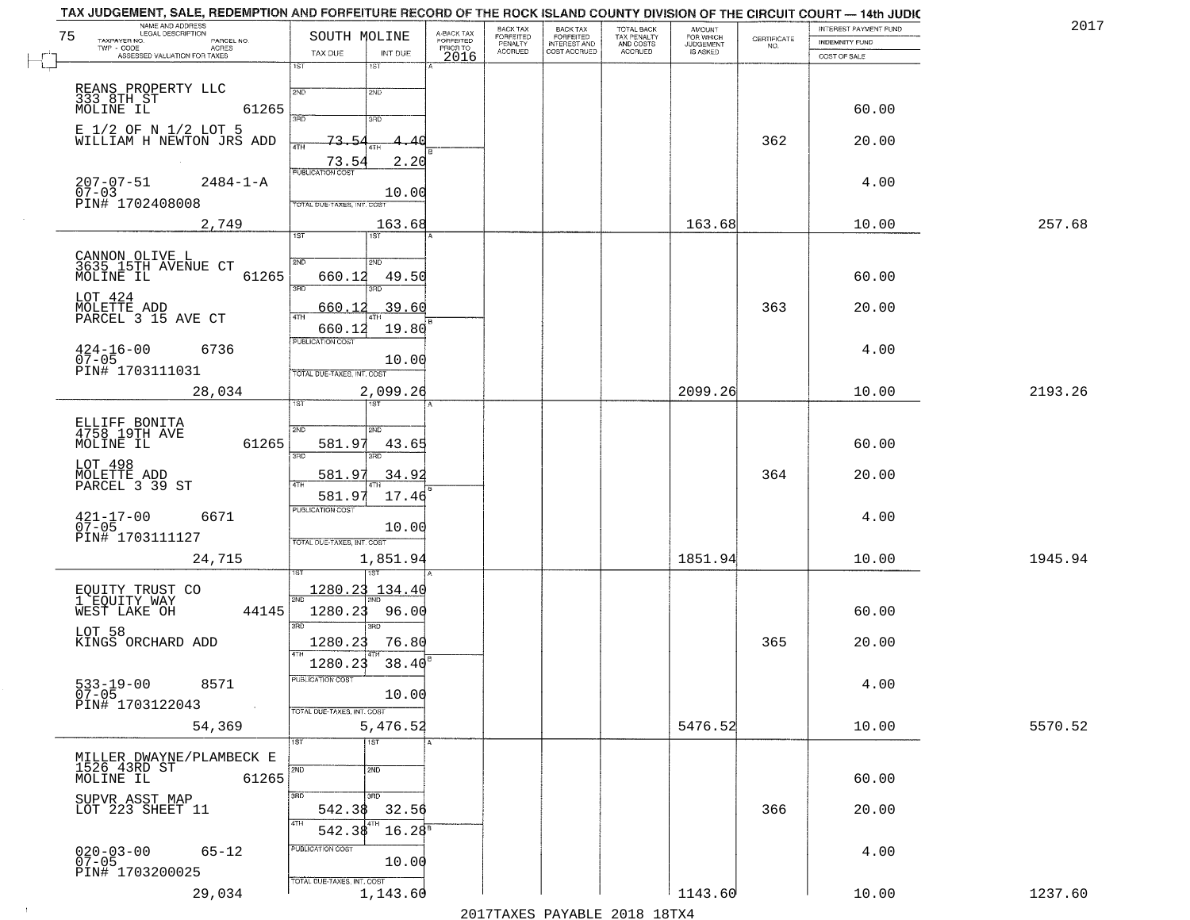TAX JUDGEMENT, SALE, REDEMPTION AND FORFEITURE RECORD OF THE ROCK ISLAND COUNTY DIVISION OF THE CIRCUIT COURT — 14th JUDIC

2017

75

| NAME AND ADDRESS / LEGAL DESCRIPTION / TAXPAYER NO. / PARCEL NO. / TWP - CODE / ACRES / ASSESSED VALUATION FOR TAXES | SOUTH MOLINE TAX DUE | INT DUE | A-BACK TAX FORFEITED PRIOR TO 2016 | BACK TAX FORFEITED PENALTY ACCRUED | BACK TAX FORFEITED INTEREST AND COST ACCRUED | TOTAL BACK TAX PENALTY AND COSTS ACCRUED | AMOUNT FOR WHICH JUDGEMENT IS ASKED | CERTIFICATE NO. | INTEREST PAYMENT FUND / INDEMNITY FUND / COST OF SALE | |
|---|---|---|---|---|---|---|---|---|---|---|
| REANS PROPERTY LLC 333 8TH ST MOLINE IL 61265 | 1ST | 1ST | | | | | | | | |
| | 2ND | 2ND | | | | | | | 60.00 | |
| E 1/2 OF N 1/2 LOT 5 WILLIAM H NEWTON JRS ADD | 3RD 73.54 | 3RD 4.40 | | | | | | 362 | 20.00 | |
| | 4TH 73.54 | 4TH 2.20 | | | | | | | | |
| 207-07-51 2484-1-A 07-03 PIN# 1702408008 | PUBLICATION COST | 10.00 | | | | | | | 4.00 | |
| 2,749 | TOTAL DUE-TAXES, INT. COST | 163.68 | | | | | 163.68 | | 10.00 | 257.68 |
| CANNON OLIVE L 3635 15TH AVENUE CT MOLINE IL 61265 | 1ST | 1ST | | | | | | | | |
| | 2ND 660.12 | 2ND 49.50 | | | | | | | 60.00 | |
| LOT 424 MOLETTE ADD PARCEL 3 15 AVE CT | 3RD 660.12 | 3RD 39.60 | | | | | | 363 | 20.00 | |
| | 4TH 660.12 | 4TH 19.80 | | | | | | | | |
| 424-16-00 6736 07-05 PIN# 1703111031 | PUBLICATION COST | 10.00 | | | | | | | 4.00 | |
| 28,034 | TOTAL DUE-TAXES, INT. COST | 2,099.26 | | | | | 2099.26 | | 10.00 | 2193.26 |
| ELLIFF BONITA 4758 19TH AVE MOLINE IL 61265 | 1ST | 1ST | | | | | | | | |
| | 2ND 581.97 | 2ND 43.65 | | | | | | | 60.00 | |
| LOT 498 MOLETTE ADD PARCEL 3 39 ST | 3RD 581.97 | 3RD 34.92 | | | | | | 364 | 20.00 | |
| | 4TH 581.97 | 4TH 17.46 | | | | | | | | |
| 421-17-00 6671 07-05 PIN# 1703111127 | PUBLICATION COST | 10.00 | | | | | | | 4.00 | |
| 24,715 | TOTAL DUE-TAXES, INT. COST | 1,851.94 | | | | | 1851.94 | | 10.00 | 1945.94 |
| EQUITY TRUST CO 1 EQUITY WAY WEST LAKE OH 44145 | 1ST 1280.23 | 1ST 134.40 | | | | | | | | |
| | 2ND 1280.23 | 2ND 96.00 | | | | | | | 60.00 | |
| LOT 58 KINGS ORCHARD ADD | 3RD 1280.23 | 3RD 76.80 | | | | | | 365 | 20.00 | |
| | 4TH 1280.23 | 4TH 38.40 | | | | | | | | |
| 533-19-00 8571 07-05 PIN# 1703122043 | PUBLICATION COST | 10.00 | | | | | | | 4.00 | |
| 54,369 | TOTAL DUE-TAXES, INT. COST | 5,476.52 | | | | | 5476.52 | | 10.00 | 5570.52 |
| MILLER DWAYNE/PLAMBECK E 1526 43RD ST MOLINE IL 61265 | 1ST | 1ST | | | | | | | | |
| | 2ND | 2ND | | | | | | | 60.00 | |
| SUPVR ASST MAP LOT 223 SHEET 11 | 3RD 542.38 | 3RD 32.56 | | | | | | 366 | 20.00 | |
| | 4TH 542.38 | 4TH 16.28 | | | | | | | | |
| 020-03-00 65-12 07-05 PIN# 1703200025 | PUBLICATION COST | 10.00 | | | | | | | 4.00 | |
| 29,034 | TOTAL DUE-TAXES, INT. COST | 1,143.60 | | | | | 1143.60 | | 10.00 | 1237.60 |

2017TAXES PAYABLE 2018 18TX4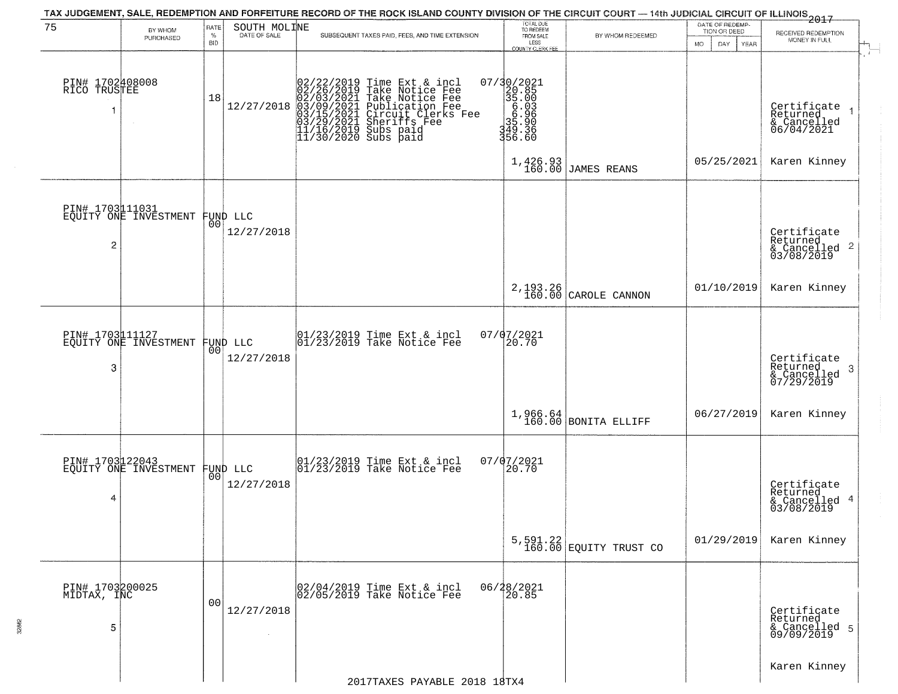TAX JUDGEMENT, SALE, REDEMPTION AND FORFEITURE RECORD OF THE ROCK ISLAND COUNTY DIVISION OF THE CIRCUIT COURT — 14th JUDICIAL CIRCUIT OF ILLINOIS 2017

75 SOUTH MOLINE

| BY WHOM PURCHASED | RATE % BID | DATE OF SALE | SUBSEQUENT TAXES PAID, FEES, AND TIME EXTENSION | TOTAL DUE TO REDEEM FROM SALE LESS COUNTY CLERK FEE | BY WHOM REDEEMED | DATE OF REDEMPTION OR DEED MO DAY YEAR | RECEIVED REDEMPTION MONEY IN FULL |
|---|---|---|---|---|---|---|---|
| PIN# 1702408008 RICO TRUSTEE 1 | 18 | 12/27/2018 | 02/22/2019 Time Ext & incl 07/30/2021<br>02/26/2019 Take Notice Fee 20.85<br>02/03/2021 Take Notice Fee 35.00<br>03/09/2021 Publication Fee 6.03<br>03/15/2021 Circuit Clerks Fee 6.96<br>03/29/2021 Sheriffs Fee 35.90<br>11/16/2019 Subs paid 349.36<br>11/30/2020 Subs paid 356.60 | 1,426.93<br>160.00 | JAMES REANS | 05/25/2021 | Certificate Returned & Cancelled 06/04/2021 1<br>Karen Kinney |
| PIN# 1703111031 EQUITY ONE INVESTMENT FUND LLC 2 | 00 | 12/27/2018 | | 2,193.26<br>160.00 | CAROLE CANNON | 01/10/2019 | Certificate Returned & Cancelled 03/08/2019 2<br>Karen Kinney |
| PIN# 1703111127 EQUITY ONE INVESTMENT FUND LLC 3 | 00 | 12/27/2018 | 01/23/2019 Time Ext & incl 07/07/2021<br>01/23/2019 Take Notice Fee 20.70 | 1,966.64<br>160.00 | BONITA ELLIFF | 06/27/2019 | Certificate Returned & Cancelled 07/29/2019 3<br>Karen Kinney |
| PIN# 1703122043 EQUITY ONE INVESTMENT FUND LLC 4 | 00 | 12/27/2018 | 01/23/2019 Time Ext & incl 07/07/2021<br>01/23/2019 Take Notice Fee 20.70 | 5,591.22<br>160.00 | EQUITY TRUST CO | 01/29/2019 | Certificate Returned & Cancelled 03/08/2019 4<br>Karen Kinney |
| PIN# 1703200025 MIDTAX, INC 5 | 00 | 12/27/2018 | 02/04/2019 Time Ext & incl 06/28/2021<br>02/05/2019 Take Notice Fee 20.85 | | | | Certificate Returned & Cancelled 09/09/2019 5<br>Karen Kinney |

2017TAXES PAYABLE 2018 18TX4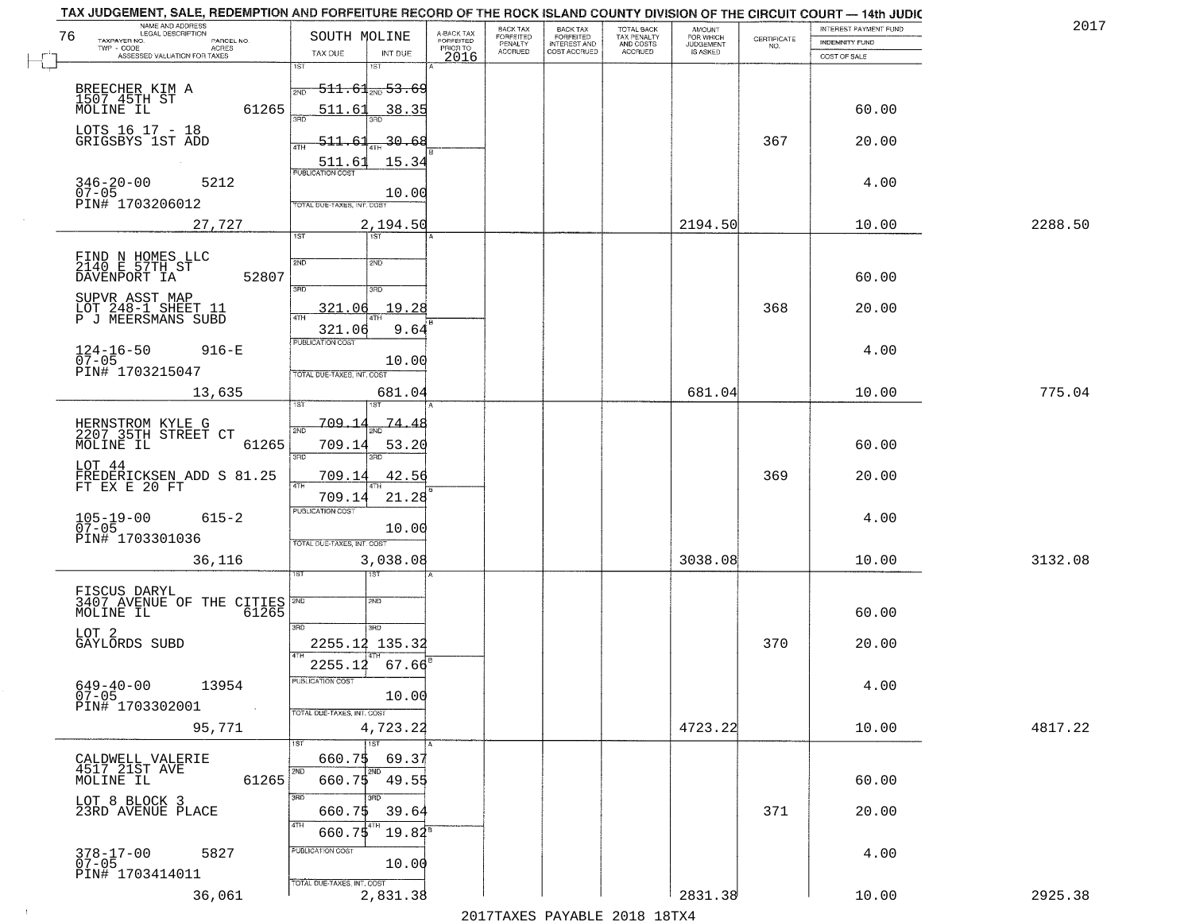TAX JUDGEMENT, SALE, REDEMPTION AND FORFEITURE RECORD OF THE ROCK ISLAND COUNTY DIVISION OF THE CIRCUIT COURT — 14th JUDIC

2017

| NAME AND ADDRESS / LEGAL DESCRIPTION / TAXPAYER NO. / PARCEL NO. / TWP - CODE / ACRES / ASSESSED VALUATION FOR TAXES | SOUTH MOLINE TAX DUE | INT DUE | A-BACK TAX FORFEITED PRIOR TO 2016 | BACK TAX FORFEITED PENALTY ACCRUED | BACK TAX FORFEITED INTEREST AND COST ACCRUED | TOTAL BACK TAX PENALTY AND COSTS ACCRUED | AMOUNT FOR WHICH JUDGEMENT IS ASKED | CERTIFICATE NO. | INTEREST PAYMENT FUND / INDEMNITY FUND / COST OF SALE | |
|---|---|---|---|---|---|---|---|---|---|---|
| 76 | | | | | | | | | | |
| BREECHER KIM A<br>1507 45TH ST<br>MOLINE IL 61265<br>LOTS 16 17 - 18<br>GRIGSBYS 1ST ADD<br>346-20-00 5212<br>07-05<br>PIN# 1703206012 | 1ST 511.61<br>2ND 511.61<br>3RD 511.61<br>4TH 511.61<br>PUBLICATION COST | 1ST 53.69<br>2ND 38.35<br>3RD 30.68<br>4TH 15.34<br>10.00 | | | | | | 367 | 60.00<br>20.00<br>4.00 | |
| 27,727 | TOTAL DUE-TAXES, INT. COST | 2,194.50 | | | | | 2194.50 | | 10.00 | 2288.50 |
| FIND N HOMES LLC<br>2140 E 57TH ST<br>DAVENPORT IA 52807<br>SUPVR ASST MAP<br>LOT 248-1 SHEET 11<br>P J MEERSMANS SUBD<br>124-16-50 916-E<br>07-05<br>PIN# 1703215047 | 1ST<br>2ND<br>3RD 321.06<br>4TH 321.06<br>PUBLICATION COST | 1ST<br>2ND<br>3RD 19.28<br>4TH 9.64<br>10.00 | | | | | | 368 | 60.00<br>20.00<br>4.00 | |
| 13,635 | TOTAL DUE-TAXES, INT. COST | 681.04 | | | | | 681.04 | | 10.00 | 775.04 |
| HERNSTROM KYLE G<br>2207 35TH STREET CT<br>MOLINE IL 61265<br>LOT 44<br>FREDERICKSEN ADD S 81.25<br>FT EX E 20 FT<br>105-19-00 615-2<br>07-05<br>PIN# 1703301036 | 1ST 709.14<br>2ND 709.14<br>3RD 709.14<br>4TH 709.14<br>PUBLICATION COST | 1ST 74.48<br>2ND 53.20<br>3RD 42.56<br>4TH 21.28<br>10.00 | | | | | | 369 | 60.00<br>20.00<br>4.00 | |
| 36,116 | TOTAL DUE-TAXES, INT. COST | 3,038.08 | | | | | 3038.08 | | 10.00 | 3132.08 |
| FISCUS DARYL<br>3407 AVENUE OF THE CITIES<br>MOLINE IL 61265<br>LOT 2<br>GAYLORDS SUBD<br>649-40-00 13954<br>07-05<br>PIN# 1703302001 | 1ST<br>2ND<br>3RD 2255.12<br>4TH 2255.12<br>PUBLICATION COST | 1ST<br>2ND<br>3RD 135.32<br>4TH 67.66<br>10.00 | | | | | | 370 | 60.00<br>20.00<br>4.00 | |
| 95,771 | TOTAL DUE-TAXES, INT. COST | 4,723.22 | | | | | 4723.22 | | 10.00 | 4817.22 |
| CALDWELL VALERIE<br>4517 21ST AVE<br>MOLINE IL 61265<br>LOT 8 BLOCK 3<br>23RD AVENUE PLACE<br>378-17-00 5827<br>07-05<br>PIN# 1703414011 | 1ST 660.75<br>2ND 660.75<br>3RD 660.75<br>4TH 660.75<br>PUBLICATION COST | 1ST 69.37<br>2ND 49.55<br>3RD 39.64<br>4TH 19.82<br>10.00 | | | | | | 371 | 60.00<br>20.00<br>4.00 | |
| 36,061 | TOTAL DUE-TAXES, INT. COST | 2,831.38 | | | | | 2831.38 | | 10.00 | 2925.38 |

2017TAXES PAYABLE 2018 18TX4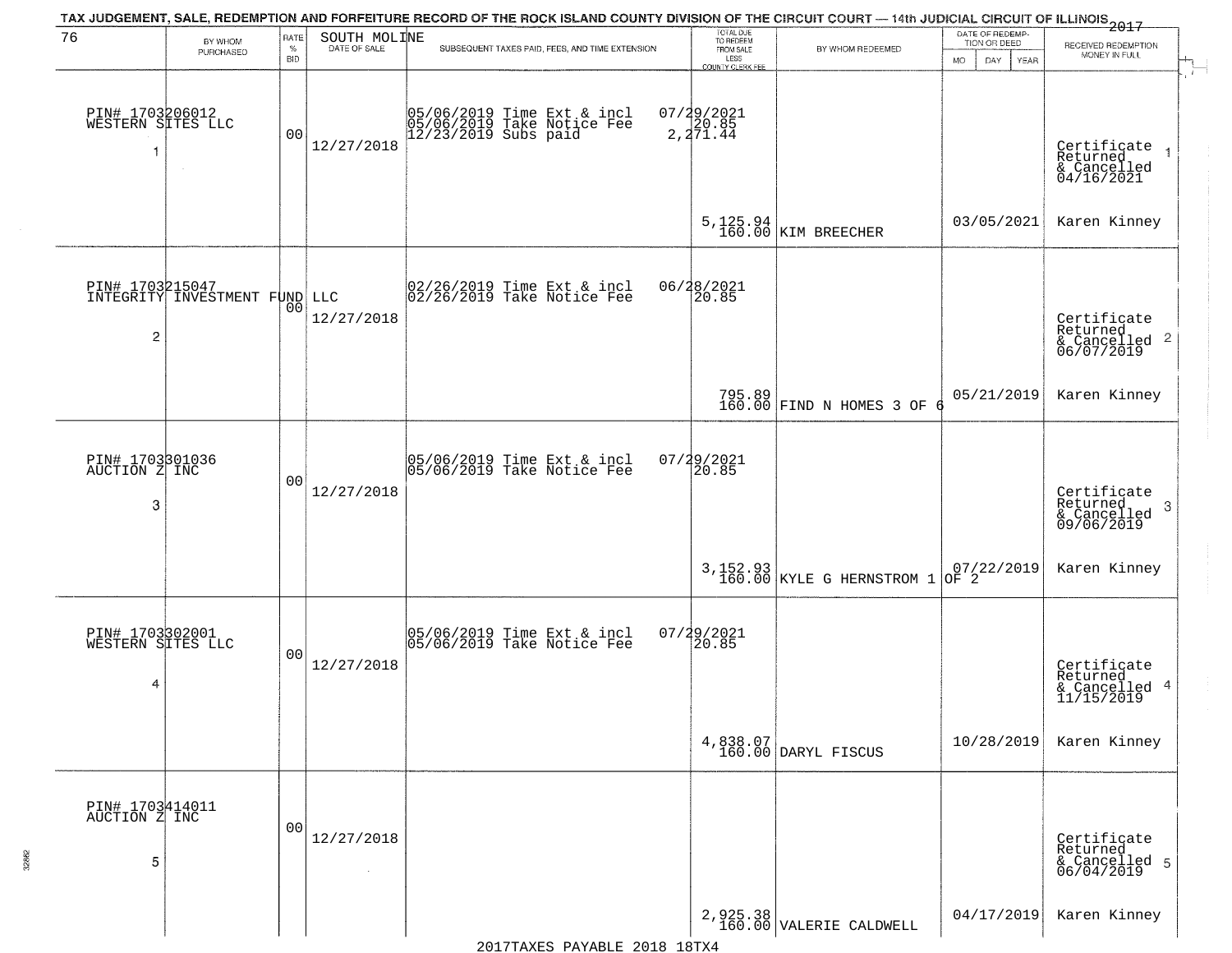TAX JUDGEMENT, SALE, REDEMPTION AND FORFEITURE RECORD OF THE ROCK ISLAND COUNTY DIVISION OF THE CIRCUIT COURT — 14th JUDICIAL CIRCUIT OF ILLINOIS 2017

| 76 BY WHOM PURCHASED | RATE % BID | SOUTH MOLINE DATE OF SALE | SUBSEQUENT TAXES PAID, FEES, AND TIME EXTENSION | TOTAL DUE TO REDEEM FROM SALE LESS COUNTY CLERK FEE | BY WHOM REDEEMED | DATE OF REDEMPTION OR DEED MO DAY YEAR | RECEIVED REDEMPTION MONEY IN FULL |
|---|---|---|---|---|---|---|---|
| PIN# 1703206012 WESTERN SITES LLC 1 | 00 | 12/27/2018 | 05/06/2019 Time Ext & incl 05/06/2019 Take Notice Fee 12/23/2019 Subs paid | 07/29/2021 20.85 2,271.44 5,125.94 160.00 | KIM BREECHER | 03/05/2021 | Certificate Returned & Cancelled 04/16/2021 Karen Kinney 1 |
| PIN# 1703215047 INTEGRITY INVESTMENT FUND LLC 2 | 00 | 12/27/2018 | 02/26/2019 Time Ext & incl 02/26/2019 Take Notice Fee | 06/28/2021 20.85 795.89 160.00 | FIND N HOMES 3 OF 6 | 05/21/2019 | Certificate Returned & Cancelled 06/07/2019 Karen Kinney 2 |
| PIN# 1703301036 AUCTION Z INC 3 | 00 | 12/27/2018 | 05/06/2019 Time Ext & incl 05/06/2019 Take Notice Fee | 07/29/2021 20.85 3,152.93 160.00 | KYLE G HERNSTROM 1 OF 2 | 07/22/2019 | Certificate Returned & Cancelled 09/06/2019 Karen Kinney 3 |
| PIN# 1703302001 WESTERN SITES LLC 4 | 00 | 12/27/2018 | 05/06/2019 Time Ext & incl 05/06/2019 Take Notice Fee | 07/29/2021 20.85 4,838.07 160.00 | DARYL FISCUS | 10/28/2019 | Certificate Returned & Cancelled 11/15/2019 Karen Kinney 4 |
| PIN# 1703414011 AUCTION Z INC 5 | 00 | 12/27/2018 | | 2,925.38 160.00 | VALERIE CALDWELL | 04/17/2019 | Certificate Returned & Cancelled 06/04/2019 Karen Kinney 5 |

2017TAXES PAYABLE 2018 18TX4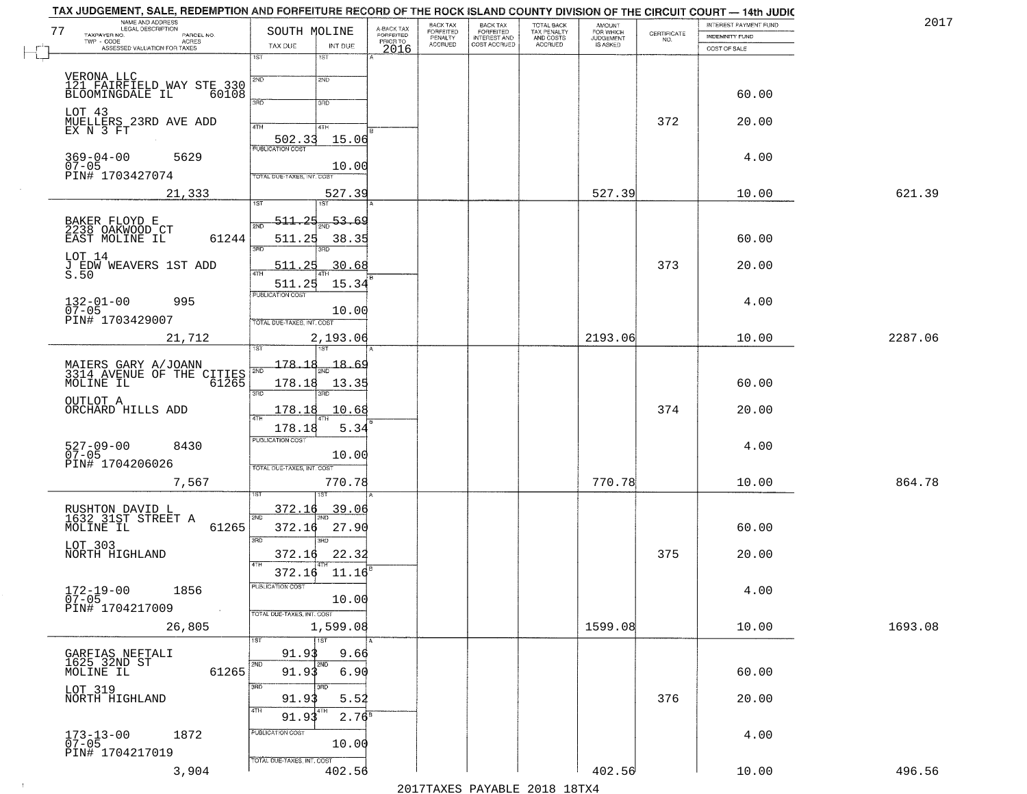TAX JUDGEMENT, SALE, REDEMPTION AND FORFEITURE RECORD OF THE ROCK ISLAND COUNTY DIVISION OF THE CIRCUIT COURT — 14th JUDIC

2017

| NAME AND ADDRESS / LEGAL DESCRIPTION / TAXPAYER NO. / PARCEL NO. / TWP - CODE / ACRES / ASSESSED VALUATION FOR TAXES | SOUTH MOLINE TAX DUE | INT DUE | A-BACK TAX FORFEITED PRIOR TO 2016 | BACK TAX FORFEITED PENALTY ACCRUED | BACK TAX FORFEITED INTEREST AND COST ACCRUED | TOTAL BACK TAX PENALTY AND COSTS ACCRUED | AMOUNT FOR WHICH JUDGEMENT IS ASKED | CERTIFICATE NO. | INTEREST PAYMENT FUND / INDEMNITY FUND / COST OF SALE | |
|---|---|---|---|---|---|---|---|---|---|---|
| VERONA LLC<br>121 FAIRFIELD WAY STE 330<br>BLOOMINGDALE IL 60108<br>LOT 43<br>MUELLERS 23RD AVE ADD<br>EX N 3 FT<br>369-04-00 5629<br>07-05<br>PIN# 1703427074<br>21,333 | 4TH 502.33<br>PUBLICATION COST<br>TOTAL DUE-TAXES, INT. COST | 15.06<br>10.00<br>527.39 | | | | | 527.39 | 372 | 60.00<br>20.00<br>4.00<br>10.00 | 621.39 |
| BAKER FLOYD E<br>2238 OAKWOOD CT<br>EAST MOLINE IL 61244<br>LOT 14<br>J EDW WEAVERS 1ST ADD<br>S.50<br>132-01-00 995<br>07-05<br>PIN# 1703429007<br>21,712 | 1ST 511.25<br>2ND 511.25<br>3RD 511.25<br>4TH 511.25<br>PUBLICATION COST<br>TOTAL DUE-TAXES, INT. COST | 53.69<br>38.35<br>30.68<br>15.34<br>10.00<br>2,193.06 | | | | | 2193.06 | 373 | 60.00<br>20.00<br>4.00<br>10.00 | 2287.06 |
| MAIERS GARY A/JOANN<br>3314 AVENUE OF THE CITIES<br>MOLINE IL 61265<br>OUTLOT A<br>ORCHARD HILLS ADD<br>527-09-00 8430<br>07-05<br>PIN# 1704206026<br>7,567 | 1ST 178.18<br>2ND 178.18<br>3RD 178.18<br>4TH 178.18<br>PUBLICATION COST<br>TOTAL DUE-TAXES, INT. COST | 18.69<br>13.35<br>10.68<br>5.34<br>10.00<br>770.78 | | | | | 770.78 | 374 | 60.00<br>20.00<br>4.00<br>10.00 | 864.78 |
| RUSHTON DAVID L<br>1632 31ST STREET A<br>MOLINE IL 61265<br>LOT 303<br>NORTH HIGHLAND<br>172-19-00 1856<br>07-05<br>PIN# 1704217009<br>26,805 | 1ST 372.16<br>2ND 372.16<br>3RD 372.16<br>4TH 372.16<br>PUBLICATION COST<br>TOTAL DUE-TAXES, INT. COST | 39.06<br>27.90<br>22.32<br>11.16<br>10.00<br>1,599.08 | | | | | 1599.08 | 375 | 60.00<br>20.00<br>4.00<br>10.00 | 1693.08 |
| GARFIAS NEFTALI<br>1625 32ND ST<br>MOLINE IL 61265<br>LOT 319<br>NORTH HIGHLAND<br>173-13-00 1872<br>07-05<br>PIN# 1704217019<br>3,904 | 1ST 91.93<br>2ND 91.93<br>3RD 91.93<br>4TH 91.93<br>PUBLICATION COST<br>TOTAL DUE-TAXES, INT. COST | 9.66<br>6.90<br>5.52<br>2.76<br>10.00<br>402.56 | | | | | 402.56 | 376 | 60.00<br>20.00<br>4.00<br>10.00 | 496.56 |

2017TAXES PAYABLE 2018 18TX4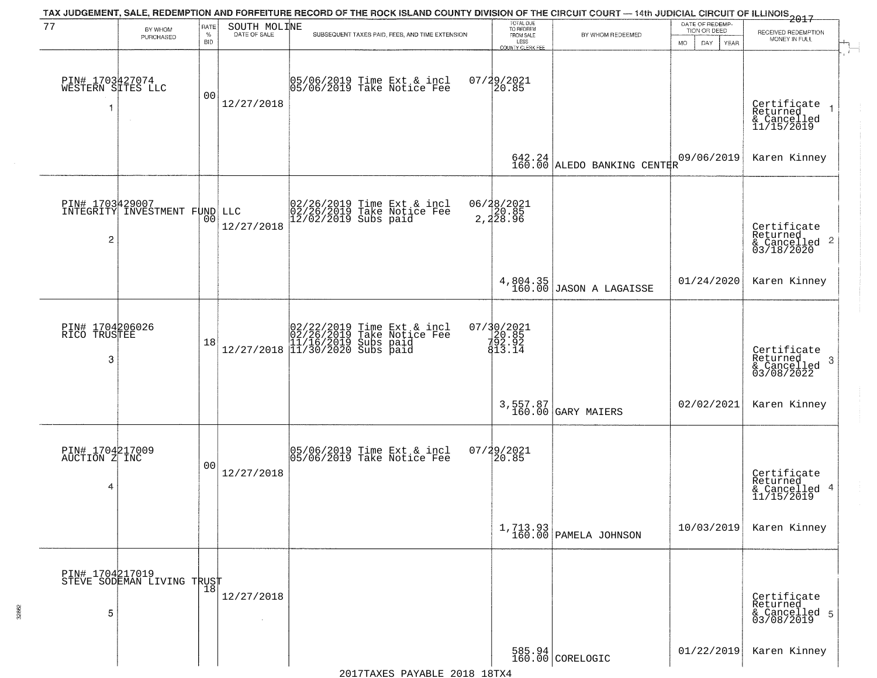TAX JUDGEMENT, SALE, REDEMPTION AND FORFEITURE RECORD OF THE ROCK ISLAND COUNTY DIVISION OF THE CIRCUIT COURT — 14th JUDICIAL CIRCUIT OF ILLINOIS 2017

| 77 BY WHOM PURCHASED | RATE % BID | SOUTH MOLINE DATE OF SALE | SUBSEQUENT TAXES PAID, FEES, AND TIME EXTENSION | TOTAL DUE TO REDEEM FROM SALE LESS COUNTY CLERK FEE | BY WHOM REDEEMED | DATE OF REDEMPTION OR DEED MO DAY YEAR | RECEIVED REDEMPTION MONEY IN FULL |
|---|---|---|---|---|---|---|---|
| PIN# 1703427074 WESTERN SITES LLC 1 | 00 | 12/27/2018 | 05/06/2019 Time Ext & incl 05/06/2019 Take Notice Fee | 07/29/2021 20.85 642.24 160.00 | ALEDO BANKING CENTER | 09/06/2019 | Certificate Returned & Cancelled 11/15/2019 Karen Kinney |
| PIN# 1703429007 INTEGRITY INVESTMENT FUND LLC 2 | 00 | 12/27/2018 | 02/26/2019 Time Ext & incl 02/26/2019 Take Notice Fee 12/02/2019 Subs paid | 06/28/2021 20.85 2,228.96 4,804.35 160.00 | JASON A LAGAISSE | 01/24/2020 | Certificate Returned & Cancelled 03/18/2020 Karen Kinney |
| PIN# 1704206026 RICO TRUSTEE 3 | 18 | 12/27/2018 | 02/22/2019 Time Ext & incl 02/26/2019 Take Notice Fee 11/16/2019 Subs paid 11/30/2020 Subs paid | 07/30/2021 20.85 792.92 813.14 3,557.87 160.00 | GARY MAIERS | 02/02/2021 | Certificate Returned & Cancelled 03/08/2022 Karen Kinney |
| PIN# 1704217009 AUCTION Z INC 4 | 00 | 12/27/2018 | 05/06/2019 Time Ext & incl 05/06/2019 Take Notice Fee | 07/29/2021 20.85 1,713.93 160.00 | PAMELA JOHNSON | 10/03/2019 | Certificate Returned & Cancelled 11/15/2019 Karen Kinney |
| PIN# 1704217019 STEVE SODEMAN LIVING TRUST 5 | 18 | 12/27/2018 | | 585.94 160.00 | CORELOGIC | 01/22/2019 | Certificate Returned & Cancelled 03/08/2019 Karen Kinney |

2017TAXES PAYABLE 2018 18TX4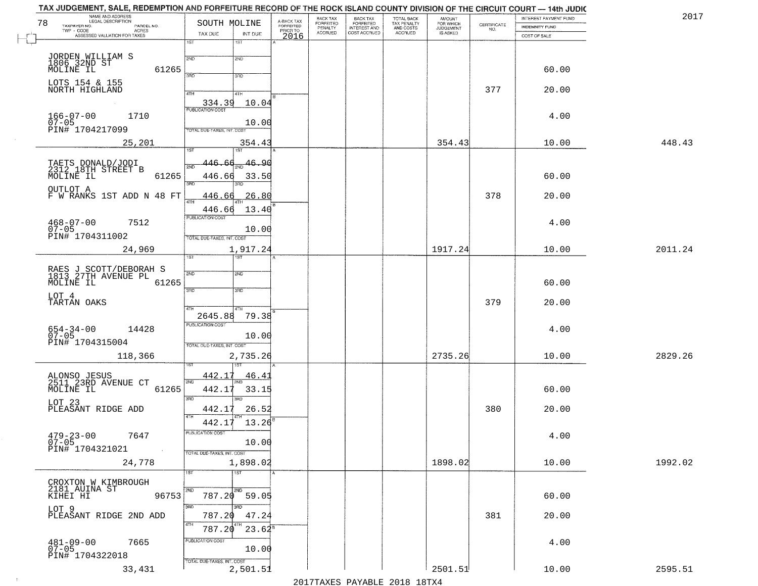TAX JUDGEMENT, SALE, REDEMPTION AND FORFEITURE RECORD OF THE ROCK ISLAND COUNTY DIVISION OF THE CIRCUIT COURT — 14th JUDIC

2017

78

| NAME AND ADDRESS / LEGAL DESCRIPTION / TAXPAYER NO. / PARCEL NO. / TWP - CODE / ACRES / ASSESSED VALUATION FOR TAXES | SOUTH MOLINE TAX DUE | INT DUE | A-BACK TAX FORFEITED PRIOR TO 2016 | BACK TAX FORFEITED PENALTY ACCRUED | BACK TAX FORFEITED INTEREST AND COST ACCRUED | TOTAL BACK TAX PENALTY AND COSTS ACCRUED | AMOUNT FOR WHICH JUDGEMENT IS ASKED | CERTIFICATE NO. | INTEREST PAYMENT FUND / INDEMNITY FUND / COST OF SALE | |
|---|---|---|---|---|---|---|---|---|---|---|
| JORDEN WILLIAM S<br>1806 32ND ST<br>MOLINE IL 61265<br>LOTS 154 & 155<br>NORTH HIGHLAND<br>166-07-00 1710<br>07-05<br>PIN# 1704217099<br>25,201 | 4TH 334.39<br>PUBLICATION COST<br>TOTAL DUE-TAXES, INT. COST | 10.04<br>10.00<br>354.43 | | | | | 354.43 | 377 | 60.00<br>20.00<br>4.00<br>10.00 | 448.43 |
| TAETS DONALD/JODI<br>2312 18TH STREET B<br>MOLINE IL 61265<br>OUTLOT A<br>F W RANKS 1ST ADD N 48 FT<br>468-07-00 7512<br>07-05<br>PIN# 1704311002<br>24,969 | 1ST ~~446.66~~<br>2ND 446.66<br>3RD 446.66<br>4TH 446.66<br>PUBLICATION COST<br>TOTAL DUE-TAXES, INT. COST | ~~46.90~~<br>33.50<br>26.80<br>13.40<br>10.00<br>1,917.24 | | | | | 1917.24 | 378 | 60.00<br>20.00<br>4.00<br>10.00 | 2011.24 |
| RAES J SCOTT/DEBORAH S<br>1813 27TH AVENUE PL<br>MOLINE IL 61265<br>LOT 4<br>TARTAN OAKS<br>654-34-00 14428<br>07-05<br>PIN# 1704315004<br>118,366 | 4TH 2645.88<br>PUBLICATION COST<br>TOTAL DUE-TAXES, INT. COST | 79.38<br>10.00<br>2,735.26 | | | | | 2735.26 | 379 | 60.00<br>20.00<br>4.00<br>10.00 | 2829.26 |
| ALONSO JESUS<br>2511 23RD AVENUE CT<br>MOLINE IL 61265<br>LOT 23<br>PLEASANT RIDGE ADD<br>479-23-00 7647<br>07-05<br>PIN# 1704321021<br>24,778 | 1ST 442.17<br>2ND 442.17<br>3RD 442.17<br>4TH 442.17<br>PUBLICATION COST<br>TOTAL DUE-TAXES, INT. COST | 46.41<br>33.15<br>26.52<br>13.26<br>10.00<br>1,898.02 | | | | | 1898.02 | 380 | 60.00<br>20.00<br>4.00<br>10.00 | 1992.02 |
| CROXTON W KIMBROUGH<br>2181 AUINA ST<br>KIHEI HI 96753<br>LOT 9<br>PLEASANT RIDGE 2ND ADD<br>481-09-00 7665<br>07-05<br>PIN# 1704322018<br>33,431 | 2ND 787.20<br>3RD 787.20<br>4TH 787.20<br>PUBLICATION COST<br>TOTAL DUE-TAXES, INT. COST | 59.05<br>47.24<br>23.62<br>10.00<br>2,501.51 | | | | | 2501.51 | 381 | 60.00<br>20.00<br>4.00<br>10.00 | 2595.51 |

2017TAXES PAYABLE 2018 18TX4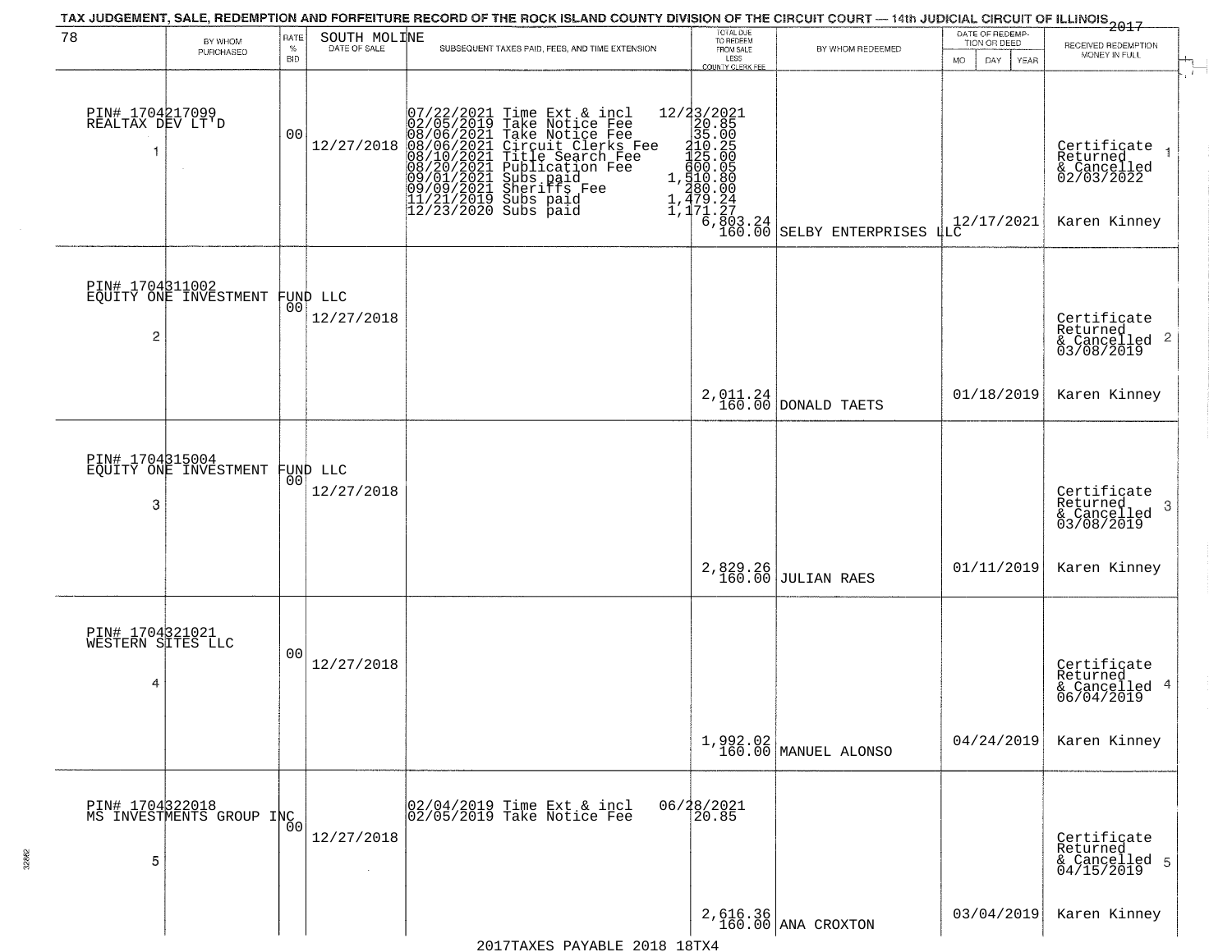# TAX JUDGEMENT, SALE, REDEMPTION AND FORFEITURE RECORD OF THE ROCK ISLAND COUNTY DIVISION OF THE CIRCUIT COURT — 14th JUDICIAL CIRCUIT OF ILLINOIS 2017

78 — SOUTH MOLINE

| # | BY WHOM PURCHASED | RATE % BID | DATE OF SALE | SUBSEQUENT TAXES PAID, FEES, AND TIME EXTENSION | TOTAL DUE TO REDEEM FROM SALE LESS COUNTY CLERK FEE | BY WHOM REDEEMED | DATE OF REDEMPTION OR DEED (MO DAY YEAR) | RECEIVED REDEMPTION MONEY IN FULL |
|---|---|---|---|---|---|---|---|---|
| 1 | PIN# 1704217099 REALTAX DEV LT'D | 00 | 12/27/2018 | 07/22/2021 Time Ext & incl 12/23/2021<br>02/05/2019 Take Notice Fee 20.85<br>08/06/2021 Take Notice Fee 35.00<br>08/06/2021 Circuit Clerks Fee 210.25<br>08/10/2021 Title Search Fee 125.00<br>08/20/2021 Publication Fee 600.05<br>09/01/2021 Subs paid 1,510.80<br>09/09/2021 Sheriffs Fee 280.00<br>11/21/2019 Subs paid 1,479.24<br>12/23/2020 Subs paid 1,171.27 | 6,803.24<br>160.00 | SELBY ENTERPRISES LLC | 12/17/2021 | Certificate Returned & Cancelled 02/03/2022<br>Karen Kinney |
| 2 | PIN# 1704311002 EQUITY ONE INVESTMENT FUND LLC | 00 | 12/27/2018 | | 2,011.24<br>160.00 | DONALD TAETS | 01/18/2019 | Certificate Returned & Cancelled 03/08/2019<br>Karen Kinney |
| 3 | PIN# 1704315004 EQUITY ONE INVESTMENT FUND LLC | 00 | 12/27/2018 | | 2,829.26<br>160.00 | JULIAN RAES | 01/11/2019 | Certificate Returned & Cancelled 03/08/2019<br>Karen Kinney |
| 4 | PIN# 1704321021 WESTERN SITES LLC | 00 | 12/27/2018 | | 1,992.02<br>160.00 | MANUEL ALONSO | 04/24/2019 | Certificate Returned & Cancelled 06/04/2019<br>Karen Kinney |
| 5 | PIN# 1704322018 MS INVESTMENTS GROUP INC | 00 | 12/27/2018 | 02/04/2019 Time Ext & incl 06/28/2021<br>02/05/2019 Take Notice Fee 20.85 | 2,616.36<br>160.00 | ANA CROXTON | 03/04/2019 | Certificate Returned & Cancelled 04/15/2019<br>Karen Kinney |

2017TAXES PAYABLE 2018 18TX4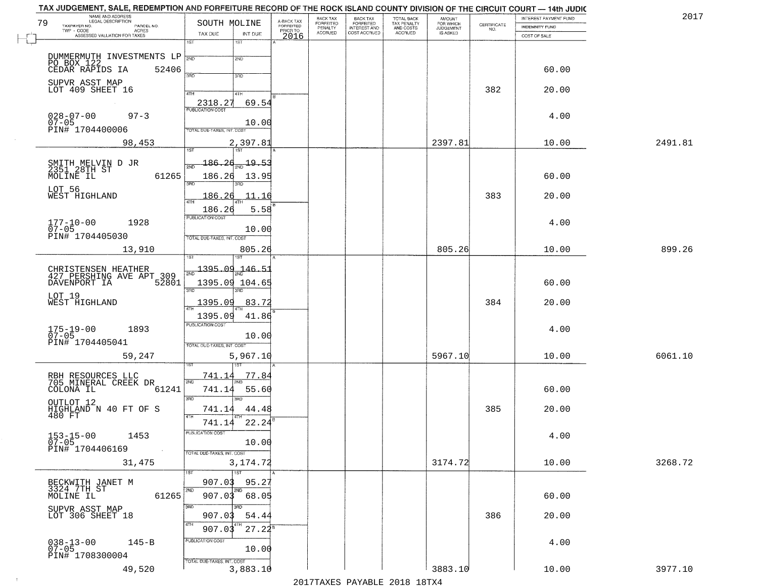TAX JUDGEMENT, SALE, REDEMPTION AND FORFEITURE RECORD OF THE ROCK ISLAND COUNTY DIVISION OF THE CIRCUIT COURT — 14th JUDIC

2017

| 79 NAME AND ADDRESS / LEGAL DESCRIPTION / TAXPAYER NO. / PARCEL NO. / TWP - CODE / ACRES / ASSESSED VALUATION FOR TAXES | SOUTH MOLINE TAX DUE | INT DUE | A-BACK TAX FORFEITED PRIOR TO 2016 | BACK TAX FORFEITED PENALTY ACCRUED | BACK TAX FORFEITED INTEREST AND COST ACCRUED | TOTAL BACK TAX PENALTY AND COSTS ACCRUED | AMOUNT FOR WHICH JUDGEMENT IS ASKED | CERTIFICATE NO. | INTEREST PAYMENT FUND / INDEMNITY FUND / COST OF SALE | |
|---|---|---|---|---|---|---|---|---|---|---|
| DUMMERMUTH INVESTMENTS LP<br>PO BOX 122<br>CEDAR RAPIDS IA 52406<br>SUPVR ASST MAP<br>LOT 409 SHEET 16<br>028-07-00 97-3<br>07-05<br>PIN# 1704400006<br>98,453 | 1ST<br>2ND<br>3RD<br>4TH 2318.27<br>PUBLICATION COST<br>TOTAL DUE-TAXES, INT. COST | 1ST<br>2ND<br>3RD<br>4TH 69.54<br>10.00<br>2,397.81 | | | | | 2397.81 | 382 | 60.00<br>20.00<br>4.00<br>10.00 | 2491.81 |
| SMITH MELVIN D JR<br>2351 28TH ST<br>MOLINE IL 61265<br>LOT 56<br>WEST HIGHLAND<br>177-10-00 1928<br>07-05<br>PIN# 1704405030<br>13,910 | 1ST 186.26<br>2ND 186.26<br>3RD 186.26<br>4TH 186.26<br>PUBLICATION COST<br>TOTAL DUE-TAXES, INT. COST | 19.53<br>13.95<br>11.16<br>5.58<br>10.00<br>805.26 | | | | | 805.26 | 383 | 60.00<br>20.00<br>4.00<br>10.00 | 899.26 |
| CHRISTENSEN HEATHER<br>427 PERSHING AVE APT 309<br>DAVENPORT IA 52801<br>LOT 19<br>WEST HIGHLAND<br>175-19-00 1893<br>07-05<br>PIN# 1704405041<br>59,247 | 1ST 1395.09<br>2ND 1395.09<br>3RD 1395.09<br>4TH 1395.09<br>PUBLICATION COST<br>TOTAL DUE-TAXES, INT. COST | 146.51<br>104.65<br>83.72<br>41.86<br>10.00<br>5,967.10 | | | | | 5967.10 | 384 | 60.00<br>20.00<br>4.00<br>10.00 | 6061.10 |
| RBH RESOURCES LLC<br>705 MINERAL CREEK DR<br>COLONA IL 61241<br>OUTLOT 12<br>HIGHLAND N 40 FT OF S 480 FT<br>153-15-00 1453<br>07-05<br>PIN# 1704406169<br>31,475 | 1ST 741.14<br>2ND 741.14<br>3RD 741.14<br>4TH 741.14<br>PUBLICATION COST<br>TOTAL DUE-TAXES, INT. COST | 77.84<br>55.60<br>44.48<br>22.24<br>10.00<br>3,174.72 | | | | | 3174.72 | 385 | 60.00<br>20.00<br>4.00<br>10.00 | 3268.72 |
| BECKWITH JANET M<br>3324 7TH ST<br>MOLINE IL 61265<br>SUPVR ASST MAP<br>LOT 306 SHEET 18<br>038-13-00 145-B<br>07-05<br>PIN# 1708300004<br>49,520 | 1ST 907.03<br>2ND 907.03<br>3RD 907.03<br>4TH 907.03<br>PUBLICATION COST<br>TOTAL DUE-TAXES, INT. COST | 95.27<br>68.05<br>54.44<br>27.22<br>10.00<br>3,883.10 | | | | | 3883.10 | 386 | 60.00<br>20.00<br>4.00<br>10.00 | 3977.10 |

2017TAXES PAYABLE 2018 18TX4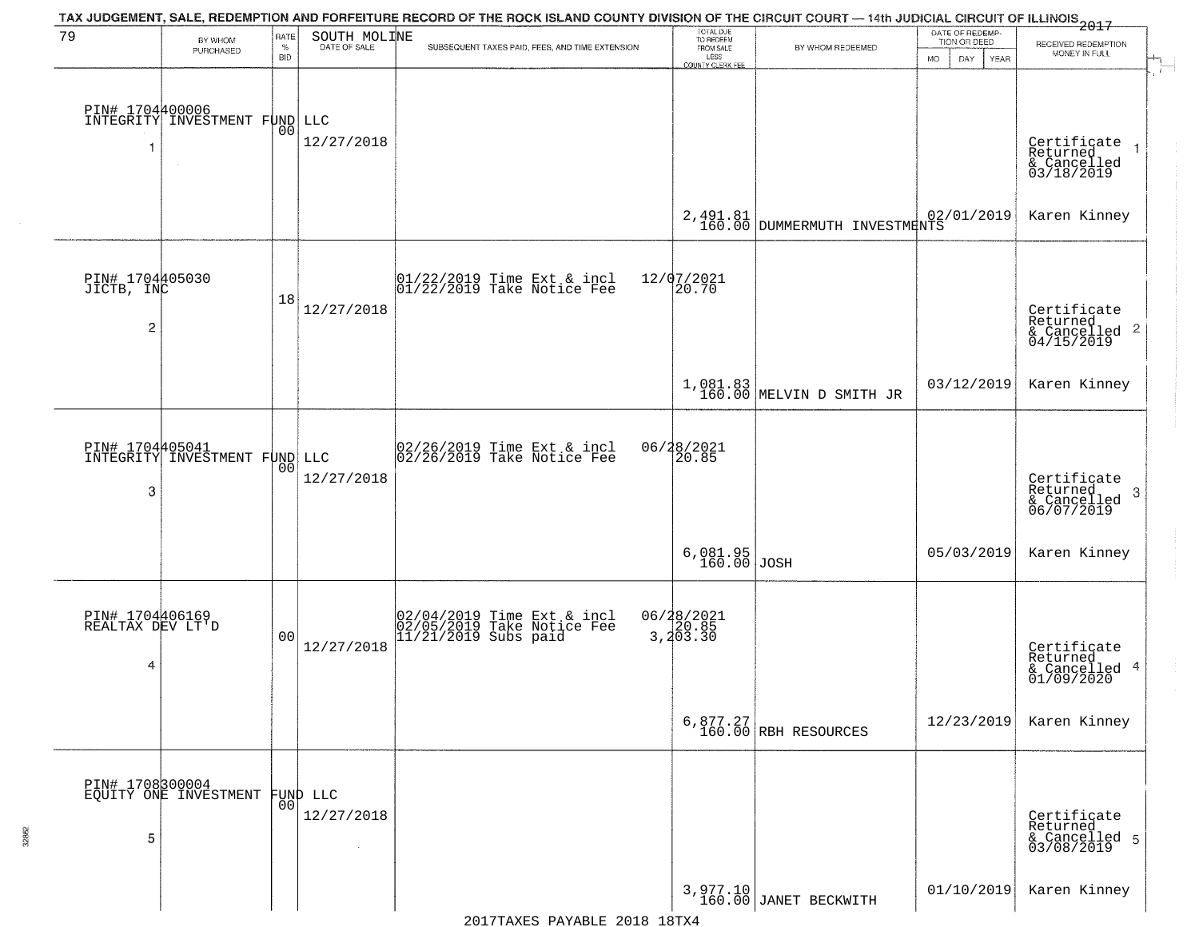TAX JUDGEMENT, SALE, REDEMPTION AND FORFEITURE RECORD OF THE ROCK ISLAND COUNTY DIVISION OF THE CIRCUIT COURT — 14th JUDICIAL CIRCUIT OF ILLINOIS 2017

| 79 BY WHOM PURCHASED | RATE % BID | SOUTH MOLINE DATE OF SALE | SUBSEQUENT TAXES PAID, FEES, AND TIME EXTENSION | TOTAL DUE TO REDEEM FROM SALE LESS COUNTY CLERK FEE | BY WHOM REDEEMED | DATE OF REDEMPTION OR DEED MO DAY YEAR | RECEIVED REDEMPTION MONEY IN FULL |
|---|---|---|---|---|---|---|---|
| PIN# 1704400006 INTEGRITY INVESTMENT FUND LLC 1 | 00 | 12/27/2018 | | 2,491.81 160.00 | DUMMERMUTH INVESTMENTS | 02/01/2019 | Certificate Returned & Cancelled 03/18/2019 1 Karen Kinney |
| PIN# 1704405030 JICTB, INC 2 | 18 | 12/27/2018 | 01/22/2019 Time Ext & incl 12/07/2021 01/22/2019 Take Notice Fee 20.70 | 1,081.83 160.00 | MELVIN D SMITH JR | 03/12/2019 | Certificate Returned & Cancelled 04/15/2019 2 Karen Kinney |
| PIN# 1704405041 INTEGRITY INVESTMENT FUND LLC 3 | 00 | 12/27/2018 | 02/26/2019 Time Ext & incl 06/28/2021 02/26/2019 Take Notice Fee 20.85 | 6,081.95 160.00 | JOSH | 05/03/2019 | Certificate Returned & Cancelled 06/07/2019 3 Karen Kinney |
| PIN# 1704406169 REALTAX DEV LT'D 4 | 00 | 12/27/2018 | 02/04/2019 Time Ext & incl 06/28/2021 02/05/2019 Take Notice Fee 20.85 11/21/2019 Subs paid 3,203.30 | 6,877.27 160.00 | RBH RESOURCES | 12/23/2019 | Certificate Returned & Cancelled 01/09/2020 4 Karen Kinney |
| PIN# 1708300004 EQUITY ONE INVESTMENT FUND LLC 5 | 00 | 12/27/2018 | | 3,977.10 160.00 | JANET BECKWITH | 01/10/2019 | Certificate Returned & Cancelled 03/08/2019 5 Karen Kinney |

2017TAXES PAYABLE 2018 18TX4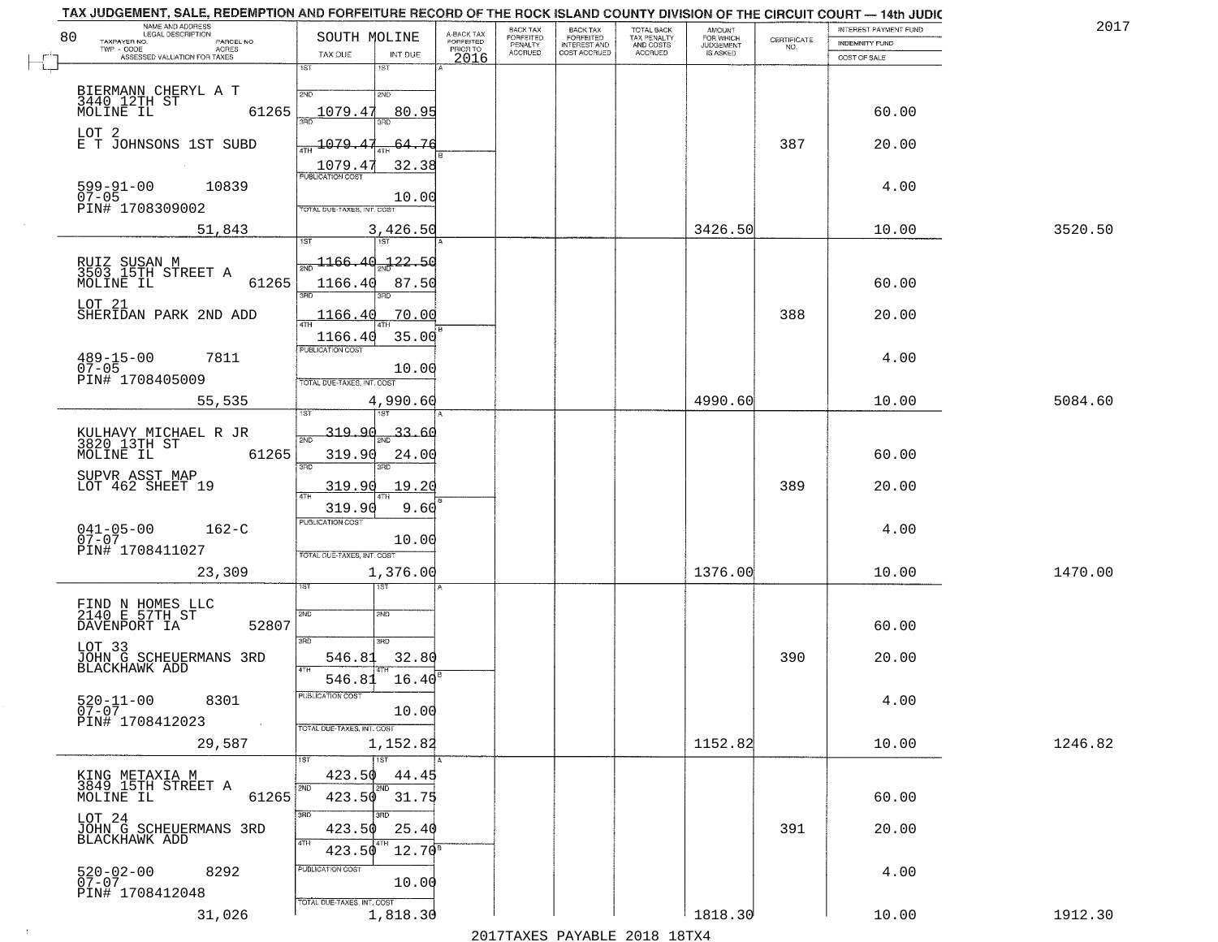TAX JUDGEMENT, SALE, REDEMPTION AND FORFEITURE RECORD OF THE ROCK ISLAND COUNTY DIVISION OF THE CIRCUIT COURT — 14th JUDIC

2017

| NAME AND ADDRESS / LEGAL DESCRIPTION / TAXPAYER NO. / PARCEL NO. / TWP - CODE / ACRES / ASSESSED VALUATION FOR TAXES (80) | SOUTH MOLINE TAX DUE | INT DUE | A-BACK TAX FORFEITED PRIOR TO 2016 | BACK TAX FORFEITED PENALTY ACCRUED | BACK TAX FORFEITED INTEREST AND COST ACCRUED | TOTAL BACK TAX PENALTY AND COSTS ACCRUED | AMOUNT FOR WHICH JUDGEMENT IS ASKED | CERTIFICATE NO. | INTEREST PAYMENT FUND / INDEMNITY FUND / COST OF SALE | |
|---|---|---|---|---|---|---|---|---|---|---|
| BIERMANN CHERYL A T, 3440 12TH ST, MOLINE IL 61265; LOT 2, E T JOHNSONS 1ST SUBD; 599-91-00 10839; 07-05; PIN# 1708309002; 51,843 | 1ST; 2ND; 3RD 1079.47; 4TH 1079.47; 1079.47; PUBLICATION COST; TOTAL DUE-TAXES, INT. COST 3,426.50 | 80.95; 64.76; 32.38; 10.00 | | | | | 3426.50 | 387 | 60.00; 20.00; 4.00; 10.00 | 3520.50 |
| RUIZ SUSAN M, 3503 15TH STREET A, MOLINE IL 61265; LOT 21, SHERIDAN PARK 2ND ADD; 489-15-00 7811; 07-05; PIN# 1708405009; 55,535 | 1166.40; 1166.40; 1166.40; 1166.40; PUBLICATION COST; TOTAL 4,990.60 | 122.50; 87.50; 70.00; 35.00; 10.00 | | | | | 4990.60 | 388 | 60.00; 20.00; 4.00; 10.00 | 5084.60 |
| KULHAVY MICHAEL R JR, 3820 13TH ST, MOLINE IL 61265; SUPVR ASST MAP, LOT 462 SHEET 19; 041-05-00 162-C; 07-07; PIN# 1708411027; 23,309 | 319.90; 319.90; 319.90; 319.90; PUBLICATION COST; TOTAL 1,376.00 | 33.60; 24.00; 19.20; 9.60; 10.00 | | | | | 1376.00 | 389 | 60.00; 20.00; 4.00; 10.00 | 1470.00 |
| FIND N HOMES LLC, 2140 E 57TH ST, DAVENPORT IA 52807; LOT 33, JOHN G SCHEUERMANS 3RD BLACKHAWK ADD; 520-11-00 8301; 07-07; PIN# 1708412023; 29,587 | 1ST; 2ND; 546.81; 546.81; PUBLICATION COST; TOTAL 1,152.82 | 32.80; 16.40; 10.00 | | | | | 1152.82 | 390 | 60.00; 20.00; 4.00; 10.00 | 1246.82 |
| KING METAXIA M, 3849 15TH STREET A, MOLINE IL 61265; LOT 24, JOHN G SCHEUERMANS 3RD BLACKHAWK ADD; 520-02-00 8292; 07-07; PIN# 1708412048; 31,026 | 423.50; 423.50; 423.50; 423.50; PUBLICATION COST; TOTAL 1,818.30 | 44.45; 31.75; 25.40; 12.70; 10.00 | | | | | 1818.30 | 391 | 60.00; 20.00; 4.00; 10.00 | 1912.30 |

2017TAXES PAYABLE 2018 18TX4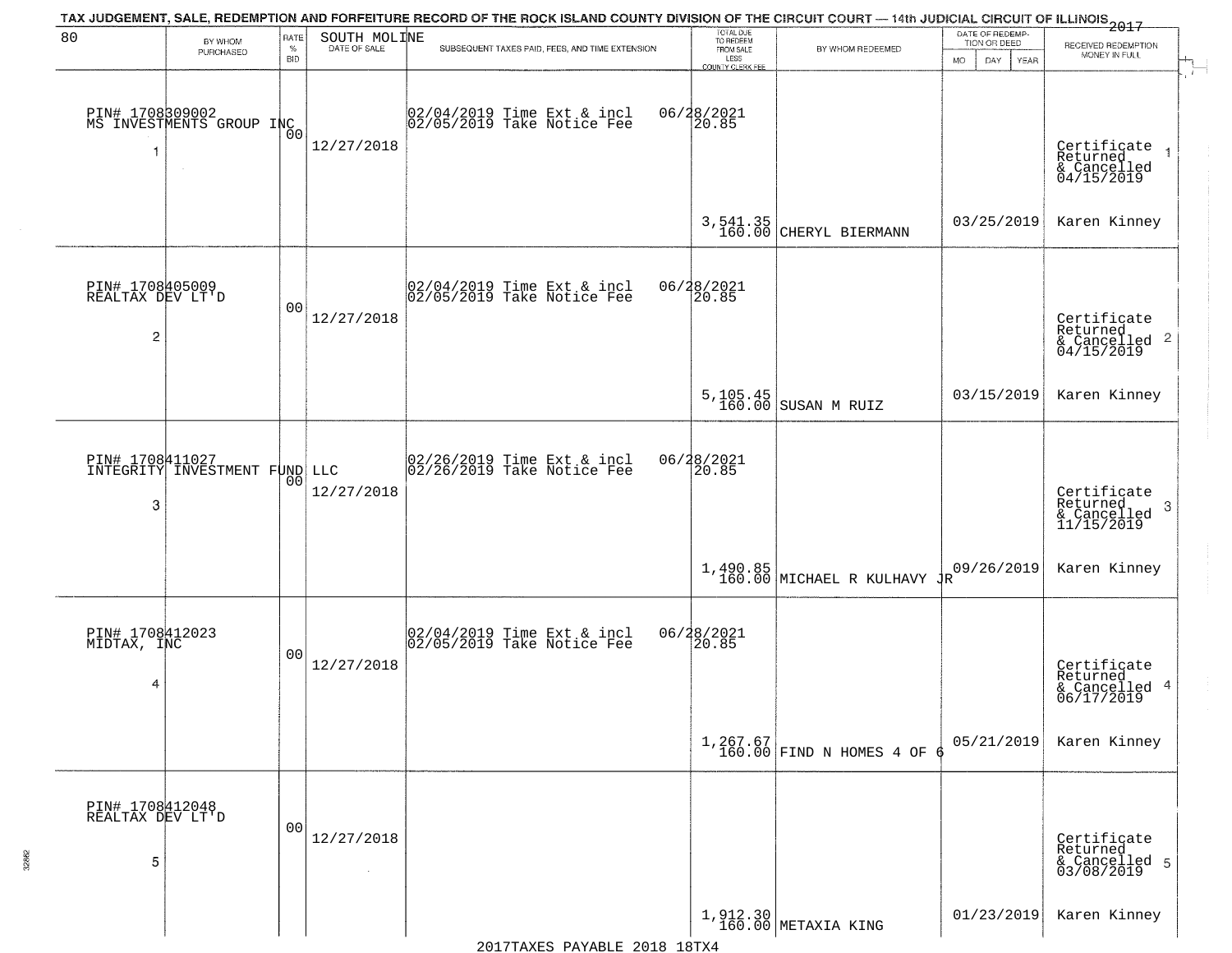TAX JUDGEMENT, SALE, REDEMPTION AND FORFEITURE RECORD OF THE ROCK ISLAND COUNTY DIVISION OF THE CIRCUIT COURT — 14th JUDICIAL CIRCUIT OF ILLINOIS 2017

| 80 BY WHOM PURCHASED | RATE % BID | SOUTH MOLINE DATE OF SALE | SUBSEQUENT TAXES PAID, FEES, AND TIME EXTENSION | TOTAL DUE TO REDEEM FROM SALE LESS COUNTY CLERK FEE | BY WHOM REDEEMED | DATE OF REDEMPTION OR DEED MO DAY YEAR | RECEIVED REDEMPTION MONEY IN FULL |
|---|---|---|---|---|---|---|---|
| PIN# 1708309002 MS INVESTMENTS GROUP INC 1 | 00 | 12/27/2018 | 02/04/2019 Time Ext & incl 06/28/2021 02/05/2019 Take Notice Fee 20.85 | 3,541.35 160.00 | CHERYL BIERMANN | 03/25/2019 | Certificate Returned & Cancelled 04/15/2019 1 Karen Kinney |
| PIN# 1708405009 REALTAX DEV LT'D 2 | 00 | 12/27/2018 | 02/04/2019 Time Ext & incl 06/28/2021 02/05/2019 Take Notice Fee 20.85 | 5,105.45 160.00 | SUSAN M RUIZ | 03/15/2019 | Certificate Returned & Cancelled 04/15/2019 2 Karen Kinney |
| PIN# 1708411027 INTEGRITY INVESTMENT FUND LLC 3 | 00 | 12/27/2018 | 02/26/2019 Time Ext & incl 06/28/2021 02/26/2019 Take Notice Fee 20.85 | 1,490.85 160.00 | MICHAEL R KULHAVY JR | 09/26/2019 | Certificate Returned & Cancelled 11/15/2019 3 Karen Kinney |
| PIN# 1708412023 MIDTAX, INC 4 | 00 | 12/27/2018 | 02/04/2019 Time Ext & incl 06/28/2021 02/05/2019 Take Notice Fee 20.85 | 1,267.67 160.00 | FIND N HOMES 4 OF 6 | 05/21/2019 | Certificate Returned & Cancelled 06/17/2019 4 Karen Kinney |
| PIN# 1708412048 REALTAX DEV LT'D 5 | 00 | 12/27/2018 | | 1,912.30 160.00 | METAXIA KING | 01/23/2019 | Certificate Returned & Cancelled 03/08/2019 5 Karen Kinney |

2017TAXES PAYABLE 2018 18TX4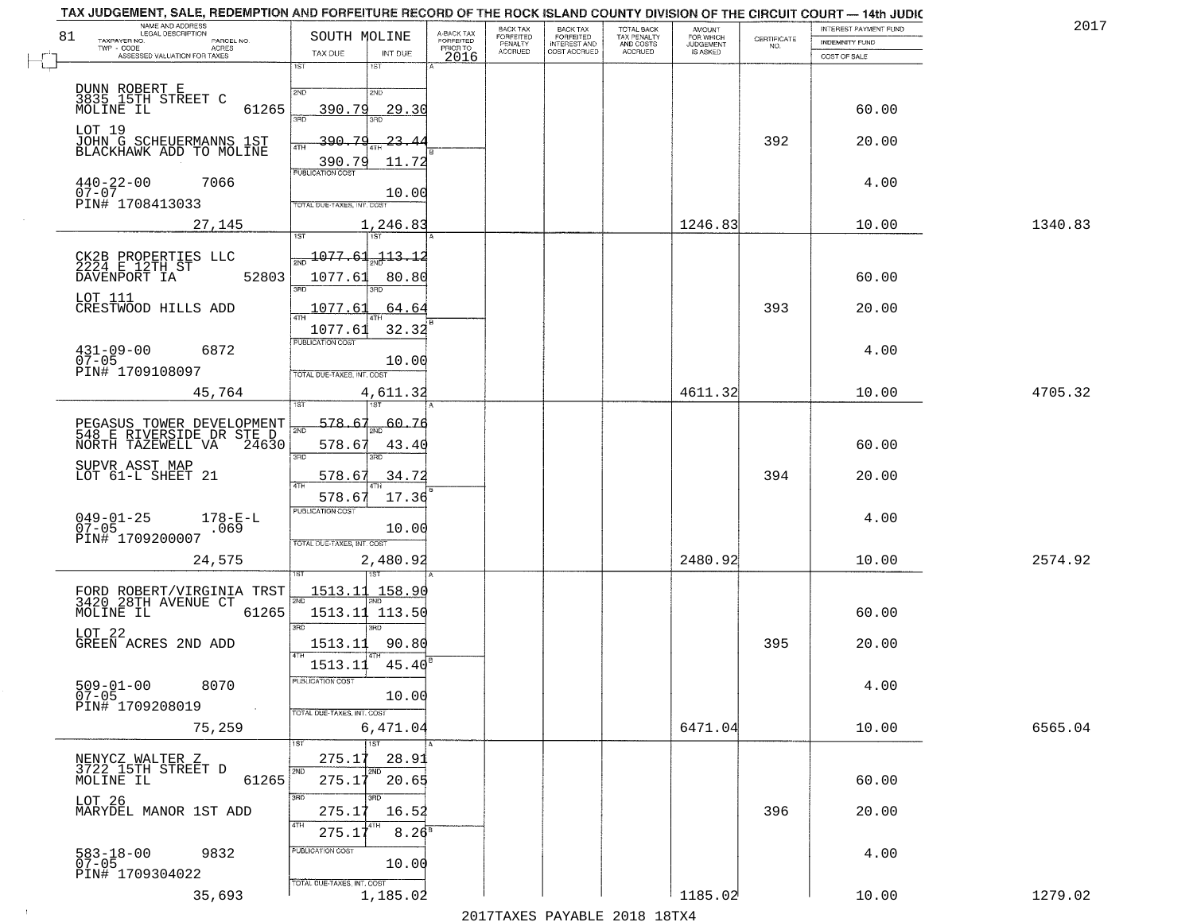TAX JUDGEMENT, SALE, REDEMPTION AND FORFEITURE RECORD OF THE ROCK ISLAND COUNTY DIVISION OF THE CIRCUIT COURT — 14th JUDIC

2017

| 81 NAME AND ADDRESS / LEGAL DESCRIPTION / TAXPAYER NO. / PARCEL NO. / TWP - CODE / ACRES / ASSESSED VALUATION FOR TAXES | SOUTH MOLINE TAX DUE | INT DUE | A-BACK TAX FORFEITED PRIOR TO 2016 | BACK TAX FORFEITED PENALTY ACCRUED | BACK TAX FORFEITED INTEREST AND COST ACCRUED | TOTAL BACK TAX PENALTY AND COSTS ACCRUED | AMOUNT FOR WHICH JUDGEMENT IS ASKED | CERTIFICATE NO. | INTEREST PAYMENT FUND / INDEMNITY FUND / COST OF SALE | |
|---|---|---|---|---|---|---|---|---|---|---|
| DUNN ROBERT E<br>3835 15TH STREET C<br>MOLINE IL 61265<br>LOT 19<br>JOHN G SCHEUERMANNS 1ST BLACKHAWK ADD TO MOLINE<br>440-22-00 7066<br>07-07<br>PIN# 1708413033<br>27,145 | 1ST<br>2ND 390.79<br>3RD 390.79<br>4TH 390.79<br>PUBLICATION COST<br>TOTAL DUE-TAXES, INT. COST 1,246.83 | 1ST<br>2ND 29.30<br>3RD 23.44<br>4TH 11.72<br>10.00 | | | | | 1246.83 | 392 | 60.00<br>20.00<br>4.00<br>10.00 | 1340.83 |
| CK2B PROPERTIES LLC<br>2224 E 12TH ST<br>DAVENPORT IA 52803<br>LOT 111<br>CRESTWOOD HILLS ADD<br>431-09-00 6872<br>07-05<br>PIN# 1709108097<br>45,764 | 1ST 1077.61<br>2ND 1077.61<br>3RD 1077.61<br>4TH 1077.61<br>PUBLICATION COST<br>TOTAL DUE-TAXES, INT. COST 4,611.32 | 1ST 113.12<br>2ND 80.80<br>3RD 64.64<br>4TH 32.32<br>10.00 | | | | | 4611.32 | 393 | 60.00<br>20.00<br>4.00<br>10.00 | 4705.32 |
| PEGASUS TOWER DEVELOPMENT<br>548 E RIVERSIDE DR STE D<br>NORTH TAZEWELL VA 24630<br>SUPVR ASST MAP<br>LOT 61-L SHEET 21<br>049-01-25 178-E-L<br>07-05 .069<br>PIN# 1709200007<br>24,575 | 1ST 578.67<br>2ND 578.67<br>3RD 578.67<br>4TH 578.67<br>PUBLICATION COST<br>TOTAL DUE-TAXES, INT. COST 2,480.92 | 1ST 60.76<br>2ND 43.40<br>3RD 34.72<br>4TH 17.36<br>10.00 | | | | | 2480.92 | 394 | 60.00<br>20.00<br>4.00<br>10.00 | 2574.92 |
| FORD ROBERT/VIRGINIA TRST<br>3420 28TH AVENUE CT<br>MOLINE IL 61265<br>LOT 22<br>GREEN ACRES 2ND ADD<br>509-01-00 8070<br>07-05<br>PIN# 1709208019<br>75,259 | 1ST 1513.11<br>2ND 1513.11<br>3RD 1513.11<br>4TH 1513.11<br>PUBLICATION COST<br>TOTAL DUE-TAXES, INT. COST 6,471.04 | 1ST 158.90<br>2ND 113.50<br>3RD 90.80<br>4TH 45.40<br>10.00 | | | | | 6471.04 | 395 | 60.00<br>20.00<br>4.00<br>10.00 | 6565.04 |
| NENYCZ WALTER Z<br>3722 15TH STREET D<br>MOLINE IL 61265<br>LOT 26<br>MARYDEL MANOR 1ST ADD<br>583-18-00 9832<br>07-05<br>PIN# 1709304022<br>35,693 | 1ST 275.17<br>2ND 275.17<br>3RD 275.17<br>4TH 275.17<br>PUBLICATION COST<br>TOTAL DUE-TAXES, INT. COST 1,185.02 | 1ST 28.91<br>2ND 20.65<br>3RD 16.52<br>4TH 8.26<br>10.00 | | | | | 1185.02 | 396 | 60.00<br>20.00<br>4.00<br>10.00 | 1279.02 |

2017TAXES PAYABLE 2018 18TX4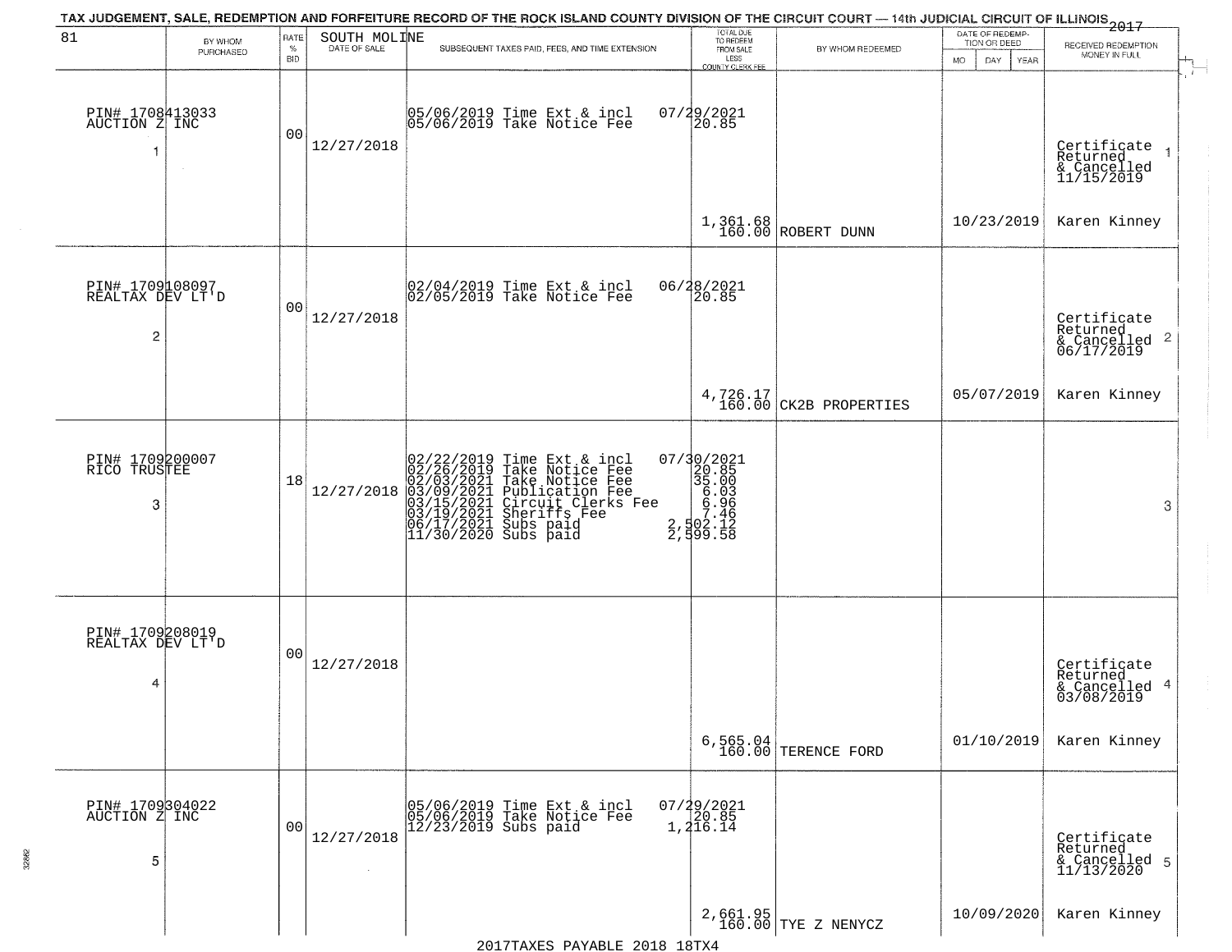# TAX JUDGEMENT, SALE, REDEMPTION AND FORFEITURE RECORD OF THE ROCK ISLAND COUNTY DIVISION OF THE CIRCUIT COURT — 14th JUDICIAL CIRCUIT OF ILLINOIS 2017

81 — SOUTH MOLINE

| BY WHOM PURCHASED | RATE % BID | DATE OF SALE | SUBSEQUENT TAXES PAID, FEES, AND TIME EXTENSION | TOTAL DUE TO REDEEM FROM SALE LESS COUNTY CLERK FEE | BY WHOM REDEEMED | DATE OF REDEMPTION OR DEED MO DAY YEAR | RECEIVED REDEMPTION MONEY IN FULL |
|---|---|---|---|---|---|---|---|
| PIN# 1708413033 AUCTION Z INC 1 | 00 | 12/27/2018 | 05/06/2019 Time Ext & incl 07/29/2021<br>05/06/2019 Take Notice Fee 20.85 | 1,361.68<br>160.00 | ROBERT DUNN | 10/23/2019 | Certificate Returned & Cancelled 11/15/2019 Karen Kinney 1 |
| PIN# 1709108097 REALTAX DEV LT'D 2 | 00 | 12/27/2018 | 02/04/2019 Time Ext & incl 06/28/2021<br>02/05/2019 Take Notice Fee 20.85 | 4,726.17<br>160.00 | CK2B PROPERTIES | 05/07/2019 | Certificate Returned & Cancelled 06/17/2019 Karen Kinney 2 |
| PIN# 1709200007 RICO TRUSTEE 3 | 18 | 12/27/2018 | 02/22/2019 Time Ext & incl 07/30/2021<br>02/26/2019 Take Notice Fee 20.85<br>02/03/2021 Take Notice Fee 35.00<br>03/09/2021 Publication Fee 6.03<br>03/15/2021 Circuit Clerks Fee 6.96<br>03/19/2021 Sheriffs Fee 7.46<br>06/17/2021 Subs paid 2,502.12<br>11/30/2020 Subs paid 2,599.58 | | | | 3 |
| PIN# 1709208019 REALTAX DEV LT'D 4 | 00 | 12/27/2018 | | 6,565.04<br>160.00 | TERENCE FORD | 01/10/2019 | Certificate Returned & Cancelled 03/08/2019 Karen Kinney 4 |
| PIN# 1709304022 AUCTION Z INC 5 | 00 | 12/27/2018 | 05/06/2019 Time Ext & incl 07/29/2021<br>05/06/2019 Take Notice Fee 20.85<br>12/23/2019 Subs paid 1,216.14 | 2,661.95<br>160.00 | TYE Z NENYCZ | 10/09/2020 | Certificate Returned & Cancelled 11/13/2020 Karen Kinney 5 |

2017TAXES PAYABLE 2018 18TX4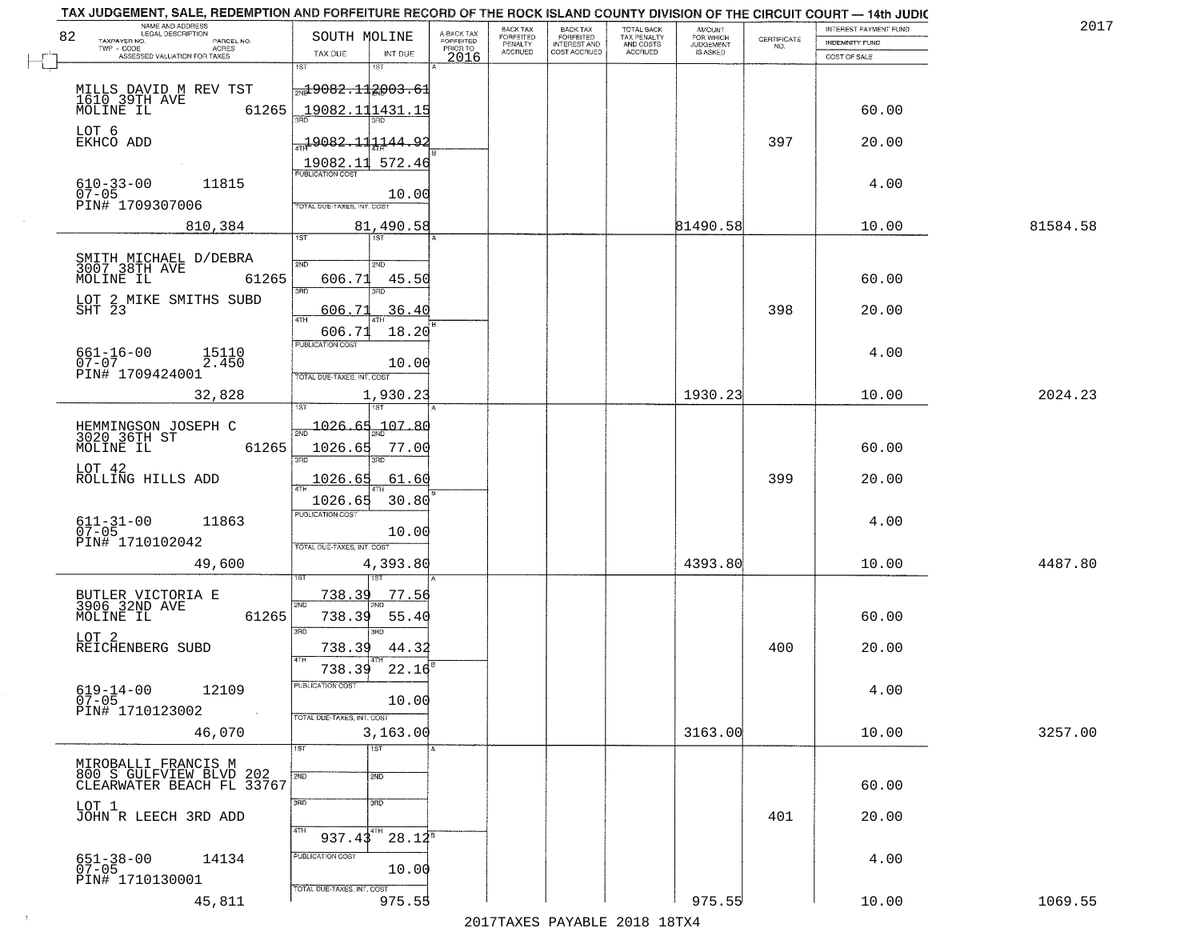TAX JUDGEMENT, SALE, REDEMPTION AND FORFEITURE RECORD OF THE ROCK ISLAND COUNTY DIVISION OF THE CIRCUIT COURT — 14th JUDIC

2017

| NAME AND ADDRESS / LEGAL DESCRIPTION / TAXPAYER NO. / PARCEL NO. / TWP - CODE / ACRES / ASSESSED VALUATION FOR TAXES | SOUTH MOLINE TAX DUE | INT DUE | A-BACK TAX FORFEITED PRIOR TO 2016 | BACK TAX FORFEITED PENALTY ACCRUED | BACK TAX FORFEITED INTEREST AND COST ACCRUED | TOTAL BACK TAX PENALTY AND COSTS ACCRUED | AMOUNT FOR WHICH JUDGEMENT IS ASKED | CERTIFICATE NO. | INTEREST PAYMENT FUND / INDEMNITY FUND / COST OF SALE | |
|---|---|---|---|---|---|---|---|---|---|---|
| MILLS DAVID M REV TST, 1610 39TH AVE, MOLINE IL 61265 | 1ST | 1ST | | | | | | | | |
| | 2ND 19082.11 | 2ND 2003.61 | | | | | | | | |
| | 3RD 19082.11 | 3RD 1431.15 | | | | | | | 60.00 | |
| LOT 6, EKHCO ADD | 4TH 19082.11 | 4TH 1144.92 | | | | | | 397 | 20.00 | |
| | 19082.11 | 572.46 | | | | | | | | |
| 610-33-00 11815, 07-05, PIN# 1709307006 | PUBLICATION COST | 10.00 | | | | | | | 4.00 | |
| 810,384 | TOTAL DUE-TAXES, INT. COST | 81,490.58 | | | | | 81490.58 | | 10.00 | 81584.58 |
| SMITH MICHAEL D/DEBRA, 3007 38TH AVE, MOLINE IL 61265 | 1ST | 1ST | | | | | | | | |
| | 2ND 606.71 | 2ND 45.50 | | | | | | | 60.00 | |
| LOT 2 MIKE SMITHS SUBD, SHT 23 | 3RD 606.71 | 3RD 36.40 | | | | | | 398 | 20.00 | |
| | 4TH 606.71 | 4TH 18.20 | | | | | | | | |
| 661-16-00 15110, 07-07 2.450, PIN# 1709424001 | PUBLICATION COST | 10.00 | | | | | | | 4.00 | |
| 32,828 | TOTAL DUE-TAXES, INT. COST | 1,930.23 | | | | | 1930.23 | | 10.00 | 2024.23 |
| HEMMINGSON JOSEPH C, 3020 36TH ST, MOLINE IL 61265 | 1ST 1026.65 | 1ST 107.80 | | | | | | | | |
| | 2ND 1026.65 | 2ND 77.00 | | | | | | | 60.00 | |
| LOT 42, ROLLING HILLS ADD | 3RD 1026.65 | 3RD 61.60 | | | | | | 399 | 20.00 | |
| | 4TH 1026.65 | 4TH 30.80 | | | | | | | | |
| 611-31-00 11863, 07-05, PIN# 1710102042 | PUBLICATION COST | 10.00 | | | | | | | 4.00 | |
| 49,600 | TOTAL DUE-TAXES, INT. COST | 4,393.80 | | | | | 4393.80 | | 10.00 | 4487.80 |
| BUTLER VICTORIA E, 3906 32ND AVE, MOLINE IL 61265 | 1ST 738.39 | 1ST 77.56 | | | | | | | | |
| | 2ND 738.39 | 2ND 55.40 | | | | | | | 60.00 | |
| LOT 2, REICHENBERG SUBD | 3RD 738.39 | 3RD 44.32 | | | | | | 400 | 20.00 | |
| | 4TH 738.39 | 4TH 22.16 | | | | | | | | |
| 619-14-00 12109, 07-05, PIN# 1710123002 | PUBLICATION COST | 10.00 | | | | | | | 4.00 | |
| 46,070 | TOTAL DUE-TAXES, INT. COST | 3,163.00 | | | | | 3163.00 | | 10.00 | 3257.00 |
| MIROBALLI FRANCIS M, 800 S GULFVIEW BLVD 202, CLEARWATER BEACH FL 33767 | 1ST | 1ST | | | | | | | | |
| | 2ND | 2ND | | | | | | | 60.00 | |
| LOT 1, JOHN R LEECH 3RD ADD | 3RD | 3RD | | | | | | 401 | 20.00 | |
| | 4TH 937.43 | 4TH 28.12 | | | | | | | | |
| 651-38-00 14134, 07-05, PIN# 1710130001 | PUBLICATION COST | 10.00 | | | | | | | 4.00 | |
| 45,811 | TOTAL DUE-TAXES, INT. COST | 975.55 | | | | | 975.55 | | 10.00 | 1069.55 |

2017TAXES PAYABLE 2018 18TX4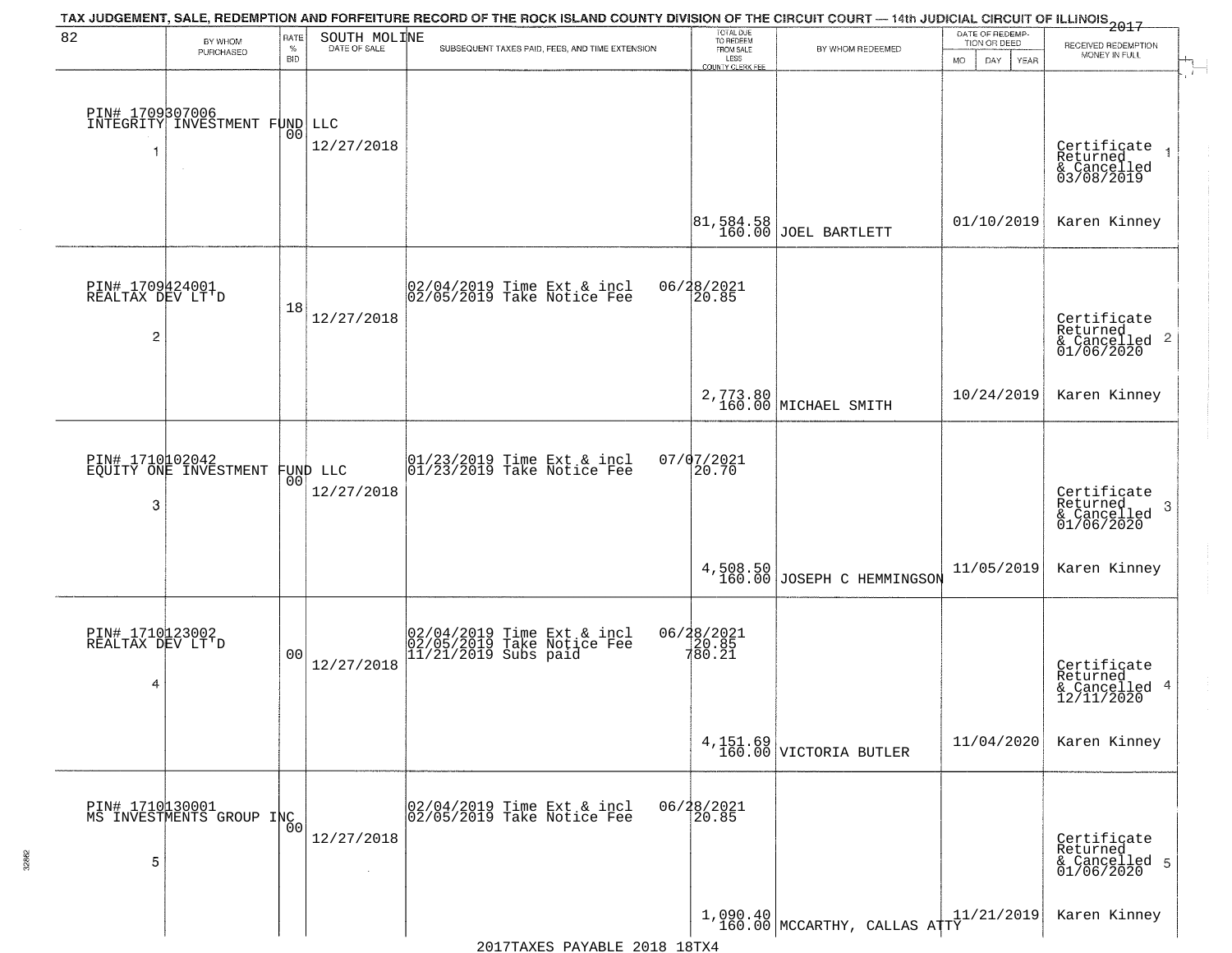TAX JUDGEMENT, SALE, REDEMPTION AND FORFEITURE RECORD OF THE ROCK ISLAND COUNTY DIVISION OF THE CIRCUIT COURT — 14th JUDICIAL CIRCUIT OF ILLINOIS 2017

| 82 BY WHOM PURCHASED | RATE % BID | SOUTH MOLINE DATE OF SALE | SUBSEQUENT TAXES PAID, FEES, AND TIME EXTENSION | TOTAL DUE TO REDEEM FROM SALE LESS COUNTY CLERK FEE | BY WHOM REDEEMED | DATE OF REDEMPTION OR DEED MO DAY YEAR | RECEIVED REDEMPTION MONEY IN FULL |
|---|---|---|---|---|---|---|---|
| PIN# 1709307006 INTEGRITY INVESTMENT FUND LLC 1 | 00 | 12/27/2018 | | 81,584.58 160.00 | JOEL BARTLETT | 01/10/2019 | Certificate Returned & Cancelled 03/08/2019 Karen Kinney |
| PIN# 1709424001 REALTAX DEV LT'D 2 | 18 | 12/27/2018 | 02/04/2019 Time Ext & incl 06/28/2021; 02/05/2019 Take Notice Fee 20.85 | 2,773.80 160.00 | MICHAEL SMITH | 10/24/2019 | Certificate Returned & Cancelled 01/06/2020 Karen Kinney |
| PIN# 1710102042 EQUITY ONE INVESTMENT FUND LLC 3 | 00 | 12/27/2018 | 01/23/2019 Time Ext & incl 07/07/2021; 01/23/2019 Take Notice Fee 20.70 | 4,508.50 160.00 | JOSEPH C HEMMINGSON | 11/05/2019 | Certificate Returned & Cancelled 01/06/2020 Karen Kinney |
| PIN# 1710123002 REALTAX DEV LT'D 4 | 00 | 12/27/2018 | 02/04/2019 Time Ext & incl 06/28/2021; 02/05/2019 Take Notice Fee 20.85; 11/21/2019 Subs paid 780.21 | 4,151.69 160.00 | VICTORIA BUTLER | 11/04/2020 | Certificate Returned & Cancelled 12/11/2020 Karen Kinney |
| PIN# 1710130001 MS INVESTMENTS GROUP INC 5 | 00 | 12/27/2018 | 02/04/2019 Time Ext & incl 06/28/2021; 02/05/2019 Take Notice Fee 20.85 | 1,090.40 160.00 | MCCARTHY, CALLAS ATTY | 11/21/2019 | Certificate Returned & Cancelled 01/06/2020 Karen Kinney |

2017TAXES PAYABLE 2018 18TX4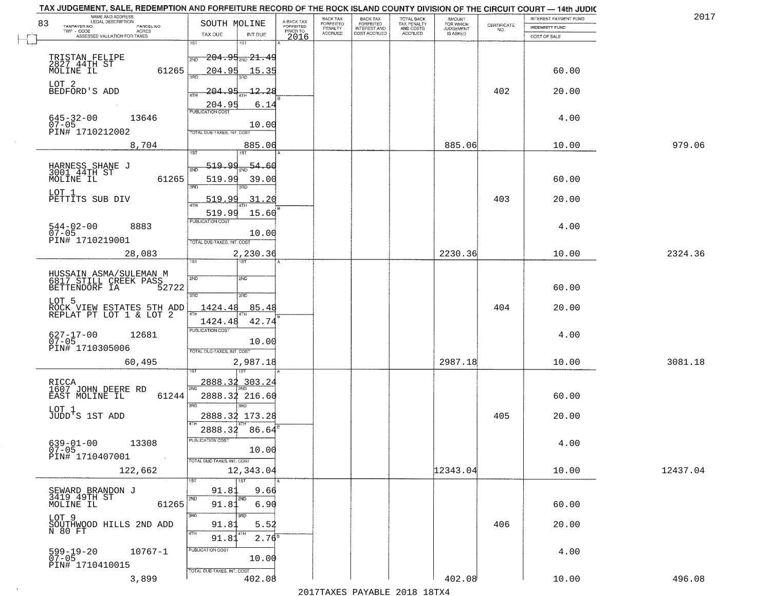TAX JUDGEMENT, SALE, REDEMPTION AND FORFEITURE RECORD OF THE ROCK ISLAND COUNTY DIVISION OF THE CIRCUIT COURT — 14th JUDIC

2017

| 83 NAME AND ADDRESS / LEGAL DESCRIPTION / TAXPAYER NO. / PARCEL NO. / TWP - CODE / ACRES / ASSESSED VALUATION FOR TAXES | SOUTH MOLINE TAX DUE | INT DUE | A-BACK TAX FORFEITED PRIOR TO 2016 | BACK TAX FORFEITED PENALTY ACCRUED | BACK TAX FORFEITED INTEREST AND COST ACCRUED | TOTAL BACK TAX PENALTY AND COSTS ACCRUED | AMOUNT FOR WHICH JUDGEMENT IS ASKED | CERTIFICATE NO. | INTEREST PAYMENT FUND / INDEMNITY FUND / COST OF SALE | |
|---|---|---|---|---|---|---|---|---|---|---|
| TRISTAN FELIPE 2827 44TH ST MOLINE IL 61265 | 1ST 204.95 | 21.49 | | | | | | | | |
| | 2ND 204.95 | 15.35 | | | | | | | 60.00 | |
| LOT 2 BEDFORD'S ADD | 3RD 204.95 | 12.28 | | | | | | 402 | 20.00 | |
| | 4TH 204.95 | 6.14 | | | | | | | | |
| 645-32-00 13646 07-05 PIN# 1710212002 | PUBLICATION COST | 10.00 | | | | | | | 4.00 | |
| 8,704 | TOTAL DUE-TAXES, INT. COST | 885.06 | | | | | 885.06 | | 10.00 | 979.06 |
| HARNESS SHANE J 3001 44TH ST MOLINE IL 61265 | 1ST 519.99 | 54.60 | | | | | | | | |
| | 2ND 519.99 | 39.00 | | | | | | | 60.00 | |
| LOT 1 PETTITS SUB DIV | 3RD 519.99 | 31.20 | | | | | | 403 | 20.00 | |
| | 4TH 519.99 | 15.60 | | | | | | | | |
| 544-02-00 8883 07-05 PIN# 1710219001 | PUBLICATION COST | 10.00 | | | | | | | 4.00 | |
| 28,083 | TOTAL DUE-TAXES, INT. COST | 2,230.36 | | | | | 2230.36 | | 10.00 | 2324.36 |
| HUSSAIN ASMA/SULEMAN M 6817 STILL CREEK PASS BETTENDORF IA 52722 | 1ST | | | | | | | | | |
| | 2ND | | | | | | | | 60.00 | |
| LOT 5 ROCK VIEW ESTATES 5TH ADD REPLAT PT LOT 1 & LOT 2 | 3RD 1424.48 | 85.48 | | | | | | 404 | 20.00 | |
| | 4TH 1424.48 | 42.74 | | | | | | | | |
| 627-17-00 12681 07-05 PIN# 1710305006 | PUBLICATION COST | 10.00 | | | | | | | 4.00 | |
| 60,495 | TOTAL DUE-TAXES, INT. COST | 2,987.18 | | | | | 2987.18 | | 10.00 | 3081.18 |
| RICCA 1607 JOHN DEERE RD EAST MOLINE IL 61244 | 1ST 2888.32 | 303.24 | | | | | | | | |
| | 2ND 2888.32 | 216.60 | | | | | | | 60.00 | |
| LOT 1 JUDD'S 1ST ADD | 3RD 2888.32 | 173.28 | | | | | | 405 | 20.00 | |
| | 4TH 2888.32 | 86.64 | | | | | | | | |
| 639-01-00 13308 07-05 PIN# 1710407001 | PUBLICATION COST | 10.00 | | | | | | | 4.00 | |
| 122,662 | TOTAL DUE-TAXES, INT. COST | 12,343.04 | | | | | 12343.04 | | 10.00 | 12437.04 |
| SEWARD BRANDON J 3419 49TH ST MOLINE IL 61265 | 1ST 91.81 | 9.66 | | | | | | | | |
| | 2ND 91.81 | 6.90 | | | | | | | 60.00 | |
| LOT 9 SOUTHWOOD HILLS 2ND ADD N 80 FT | 3RD 91.81 | 5.52 | | | | | | 406 | 20.00 | |
| | 4TH 91.81 | 2.76 | | | | | | | | |
| 599-19-20 10767-1 07-05 PIN# 1710410015 | PUBLICATION COST | 10.00 | | | | | | | 4.00 | |
| 3,899 | TOTAL DUE-TAXES, INT. COST | 402.08 | | | | | 402.08 | | 10.00 | 496.08 |

2017TAXES PAYABLE 2018 18TX4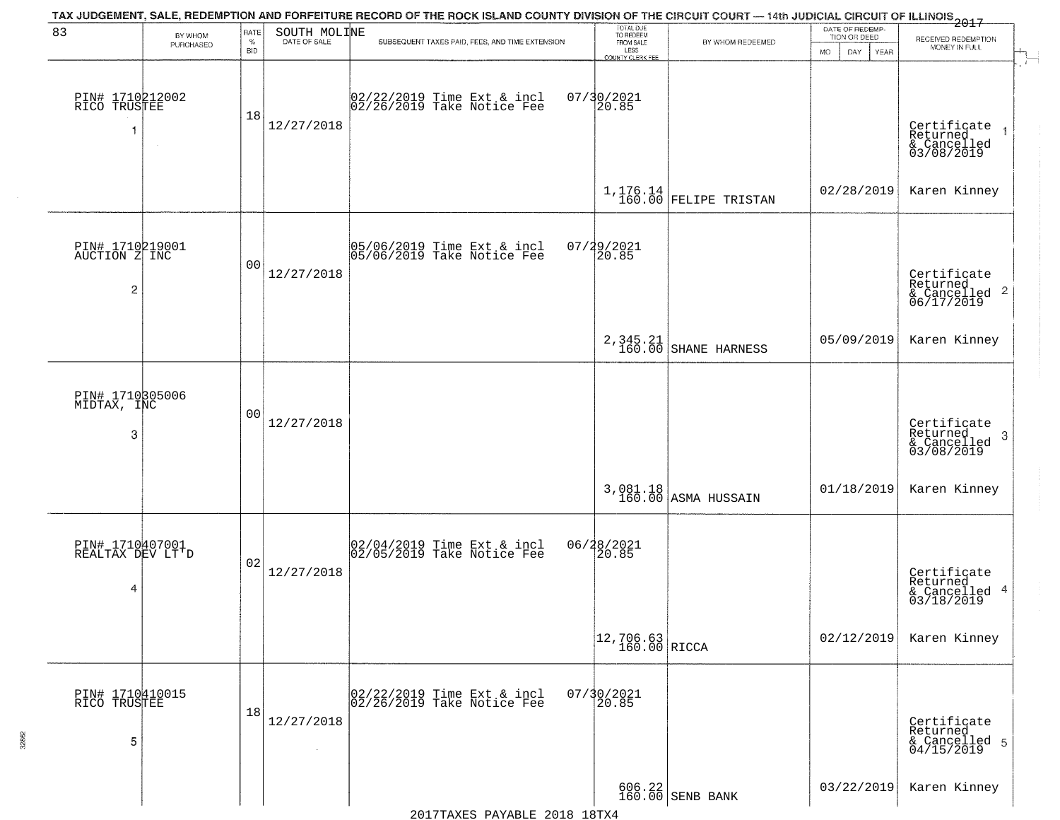TAX JUDGEMENT, SALE, REDEMPTION AND FORFEITURE RECORD OF THE ROCK ISLAND COUNTY DIVISION OF THE CIRCUIT COURT — 14th JUDICIAL CIRCUIT OF ILLINOIS 2017

| 83 BY WHOM PURCHASED | RATE % BID | SOUTH MOLINE DATE OF SALE | SUBSEQUENT TAXES PAID, FEES, AND TIME EXTENSION | TOTAL DUE TO REDEEM FROM SALE LESS COUNTY CLERK FEE | BY WHOM REDEEMED | DATE OF REDEMPTION OR DEED MO DAY YEAR | RECEIVED REDEMPTION MONEY IN FULL |
|---|---|---|---|---|---|---|---|
| PIN# 1710212002 RICO TRUSTEE 1 | 18 | 12/27/2018 | 02/22/2019 Time Ext & incl 07/30/2021<br>02/26/2019 Take Notice Fee 20.85 | 1,176.14<br>160.00 | FELIPE TRISTAN | 02/28/2019 | Certificate Returned & Cancelled 03/08/2019 1<br>Karen Kinney |
| PIN# 1710219001 AUCTION Z INC 2 | 00 | 12/27/2018 | 05/06/2019 Time Ext & incl 07/29/2021<br>05/06/2019 Take Notice Fee 20.85 | 2,345.21<br>160.00 | SHANE HARNESS | 05/09/2019 | Certificate Returned & Cancelled 06/17/2019 2<br>Karen Kinney |
| PIN# 1710305006 MIDTAX, INC 3 | 00 | 12/27/2018 | | 3,081.18<br>160.00 | ASMA HUSSAIN | 01/18/2019 | Certificate Returned & Cancelled 03/08/2019 3<br>Karen Kinney |
| PIN# 1710407001 REALTAX DEV LT'D 4 | 02 | 12/27/2018 | 02/04/2019 Time Ext & incl 06/28/2021<br>02/05/2019 Take Notice Fee 20.85 | 12,706.63<br>160.00 | RICCA | 02/12/2019 | Certificate Returned & Cancelled 03/18/2019 4<br>Karen Kinney |
| PIN# 1710410015 RICO TRUSTEE 5 | 18 | 12/27/2018 | 02/22/2019 Time Ext & incl 07/30/2021<br>02/26/2019 Take Notice Fee 20.85 | 606.22<br>160.00 | SENB BANK | 03/22/2019 | Certificate Returned & Cancelled 04/15/2019 5<br>Karen Kinney |

2017TAXES PAYABLE 2018 18TX4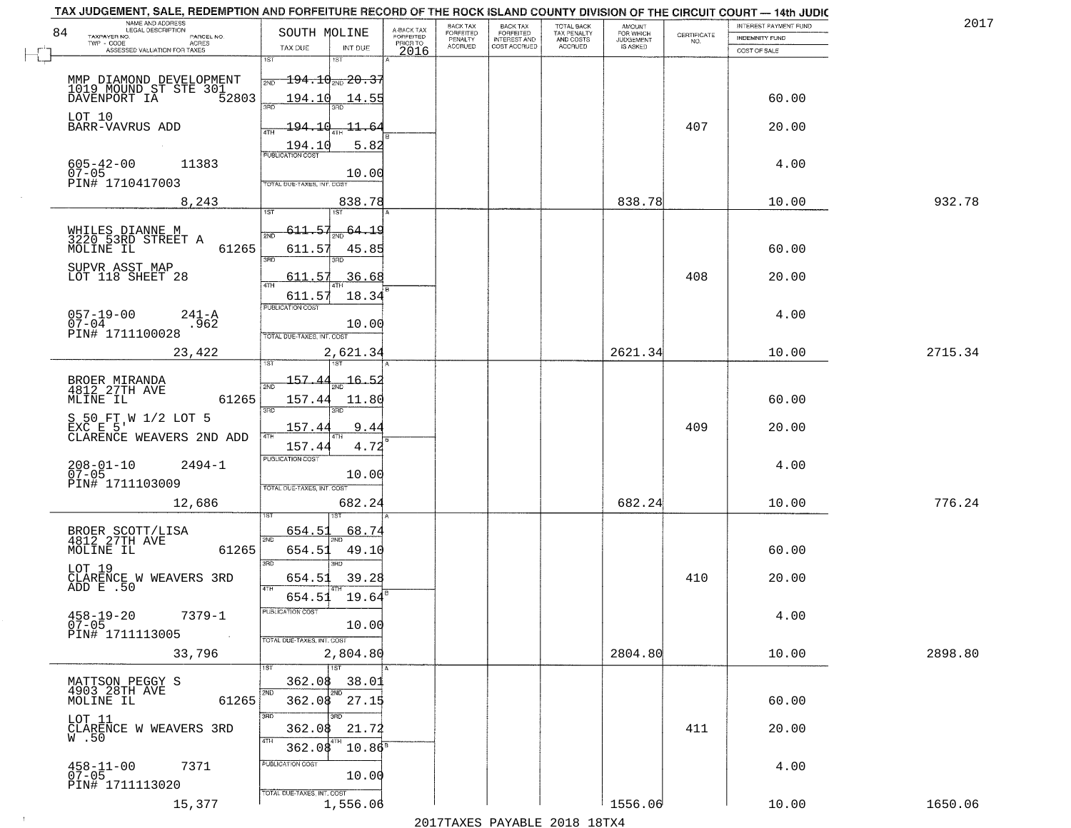TAX JUDGEMENT, SALE, REDEMPTION AND FORFEITURE RECORD OF THE ROCK ISLAND COUNTY DIVISION OF THE CIRCUIT COURT — 14th JUDIC

2017

| NAME AND ADDRESS / LEGAL DESCRIPTION / TAXPAYER NO. / PARCEL NO. / TWP - CODE / ACRES / ASSESSED VALUATION FOR TAXES | SOUTH MOLINE TAX DUE | INT DUE | A-BACK TAX FORFEITED PRIOR TO 2016 | BACK TAX FORFEITED PENALTY ACCRUED | BACK TAX FORFEITED INTEREST AND COST ACCRUED | TOTAL BACK TAX PENALTY AND COSTS ACCRUED | AMOUNT FOR WHICH JUDGEMENT IS ASKED | CERTIFICATE NO. | INTEREST PAYMENT FUND / INDEMNITY FUND / COST OF SALE | |
|---|---|---|---|---|---|---|---|---|---|---|
| 84 MMP DIAMOND DEVELOPMENT 1019 MOUND ST STE 301 DAVENPORT IA 52803 | 1ST 194.10 | 20.37 | | | | | | | | |
| | 2ND 194.10 | 14.55 | | | | | | | 60.00 | |
| LOT 10 BARR-VAVRUS ADD | 3RD 194.10 | 11.64 | | | | | | 407 | 20.00 | |
| | 4TH 194.10 | 5.82 | | | | | | | | |
| 605-42-00 11383 07-05 PIN# 1710417003 | PUBLICATION COST | 10.00 | | | | | | | 4.00 | |
| 8,243 | TOTAL DUE-TAXES, INT. COST | 838.78 | | | | | 838.78 | | 10.00 | 932.78 |
| WHILES DIANNE M 3220 53RD STREET A MOLINE IL 61265 | 1ST 611.57 | 64.19 | | | | | | | | |
| | 2ND 611.57 | 45.85 | | | | | | | 60.00 | |
| SUPVR ASST MAP LOT 118 SHEET 28 | 3RD 611.57 | 36.68 | | | | | | 408 | 20.00 | |
| | 4TH 611.57 | 18.34 | | | | | | | | |
| 057-19-00 241-A 07-04 .962 PIN# 1711100028 | PUBLICATION COST | 10.00 | | | | | | | 4.00 | |
| 23,422 | TOTAL DUE-TAXES, INT. COST | 2,621.34 | | | | | 2621.34 | | 10.00 | 2715.34 |
| BROER MIRANDA 4812 27TH AVE MLINE IL 61265 | 1ST 157.44 | 16.52 | | | | | | | | |
| | 2ND 157.44 | 11.80 | | | | | | | 60.00 | |
| S 50 FT W 1/2 LOT 5 EXC E 5' CLARENCE WEAVERS 2ND ADD | 3RD 157.44 | 9.44 | | | | | | 409 | 20.00 | |
| | 4TH 157.44 | 4.72 | | | | | | | | |
| 208-01-10 2494-1 07-05 PIN# 1711103009 | PUBLICATION COST | 10.00 | | | | | | | 4.00 | |
| 12,686 | TOTAL DUE-TAXES, INT. COST | 682.24 | | | | | 682.24 | | 10.00 | 776.24 |
| BROER SCOTT/LISA 4812 27TH AVE MOLINE IL 61265 | 1ST 654.51 | 68.74 | | | | | | | | |
| | 2ND 654.51 | 49.10 | | | | | | | 60.00 | |
| LOT 19 CLARENCE W WEAVERS 3RD ADD E .50 | 3RD 654.51 | 39.28 | | | | | | 410 | 20.00 | |
| | 4TH 654.51 | 19.64 | | | | | | | | |
| 458-19-20 7379-1 07-05 PIN# 1711113005 | PUBLICATION COST | 10.00 | | | | | | | 4.00 | |
| 33,796 | TOTAL DUE-TAXES, INT. COST | 2,804.80 | | | | | 2804.80 | | 10.00 | 2898.80 |
| MATTSON PEGGY S 4903 28TH AVE MOLINE IL 61265 | 1ST 362.08 | 38.01 | | | | | | | | |
| | 2ND 362.08 | 27.15 | | | | | | | 60.00 | |
| LOT 11 CLARENCE W WEAVERS 3RD W .50 | 3RD 362.08 | 21.72 | | | | | | 411 | 20.00 | |
| | 4TH 362.08 | 10.86 | | | | | | | | |
| 458-11-00 7371 07-05 PIN# 1711113020 | PUBLICATION COST | 10.00 | | | | | | | 4.00 | |
| 15,377 | TOTAL DUE-TAXES, INT. COST | 1,556.06 | | | | | 1556.06 | | 10.00 | 1650.06 |

2017TAXES PAYABLE 2018 18TX4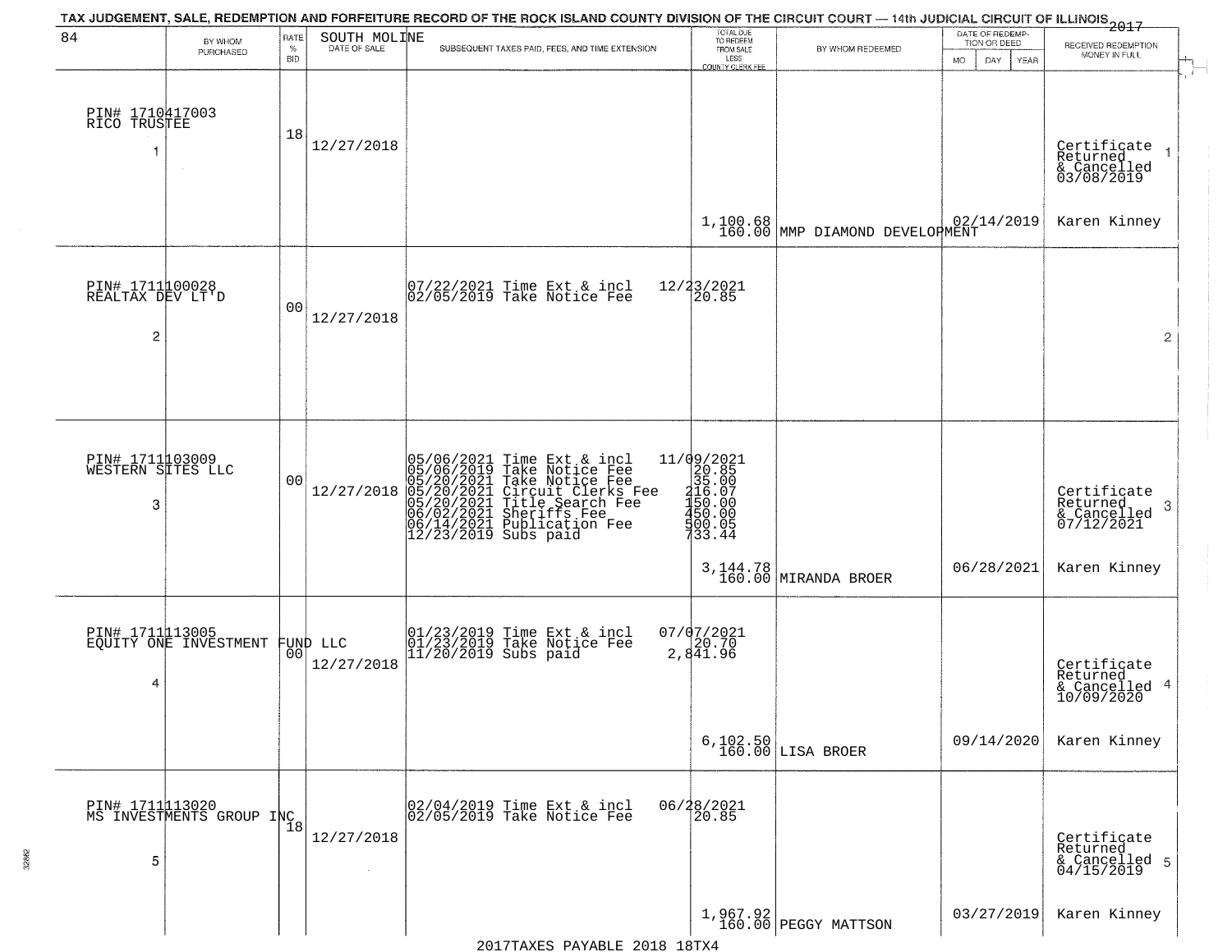TAX JUDGEMENT, SALE, REDEMPTION AND FORFEITURE RECORD OF THE ROCK ISLAND COUNTY DIVISION OF THE CIRCUIT COURT — 14th JUDICIAL CIRCUIT OF ILLINOIS 2017

| 84 BY WHOM PURCHASED | RATE % BID | SOUTH MOLINE DATE OF SALE | SUBSEQUENT TAXES PAID, FEES, AND TIME EXTENSION | TOTAL DUE TO REDEEM FROM SALE LESS COUNTY CLERK FEE | BY WHOM REDEEMED | DATE OF REDEMPTION OR DEED MO DAY YEAR | RECEIVED REDEMPTION MONEY IN FULL |
|---|---|---|---|---|---|---|---|
| PIN# 1710417003 RICO TRUSTEE 1 | 18 | 12/27/2018 | | 1,100.68 160.00 | MMP DIAMOND DEVELOPMENT | 02/14/2019 | Certificate Returned & Cancelled 03/08/2019 Karen Kinney 1 |
| PIN# 1711100028 REALTAX DEV LT'D 2 | 00 | 12/27/2018 | 07/22/2021 Time Ext & incl 12/23/2021<br>02/05/2019 Take Notice Fee 20.85 | | | | 2 |
| PIN# 1711103009 WESTERN SITES LLC 3 | 00 | 12/27/2018 | 05/06/2021 Time Ext & incl 11/09/2021<br>05/06/2019 Take Notice Fee 20.85<br>05/20/2021 Take Notice Fee 35.00<br>05/20/2021 Circuit Clerks Fee 216.07<br>05/20/2021 Title Search Fee 150.00<br>06/02/2021 Sheriffs Fee 450.00<br>06/14/2021 Publication Fee 500.05<br>12/23/2019 Subs paid 733.44 | 3,144.78 160.00 | MIRANDA BROER | 06/28/2021 | Certificate Returned & Cancelled 07/12/2021 Karen Kinney 3 |
| PIN# 1711113005 EQUITY ONE INVESTMENT FUND LLC 4 | 00 | 12/27/2018 | 01/23/2019 Time Ext & incl 07/07/2021<br>01/23/2019 Take Notice Fee 20.70<br>11/20/2019 Subs paid 2,841.96 | 6,102.50 160.00 | LISA BROER | 09/14/2020 | Certificate Returned & Cancelled 10/09/2020 Karen Kinney 4 |
| PIN# 1711113020 MS INVESTMENTS GROUP INC 5 | 18 | 12/27/2018 | 02/04/2019 Time Ext & incl 06/28/2021<br>02/05/2019 Take Notice Fee 20.85 | 1,967.92 160.00 | PEGGY MATTSON | 03/27/2019 | Certificate Returned & Cancelled 04/15/2019 Karen Kinney 5 |

2017TAXES PAYABLE 2018 18TX4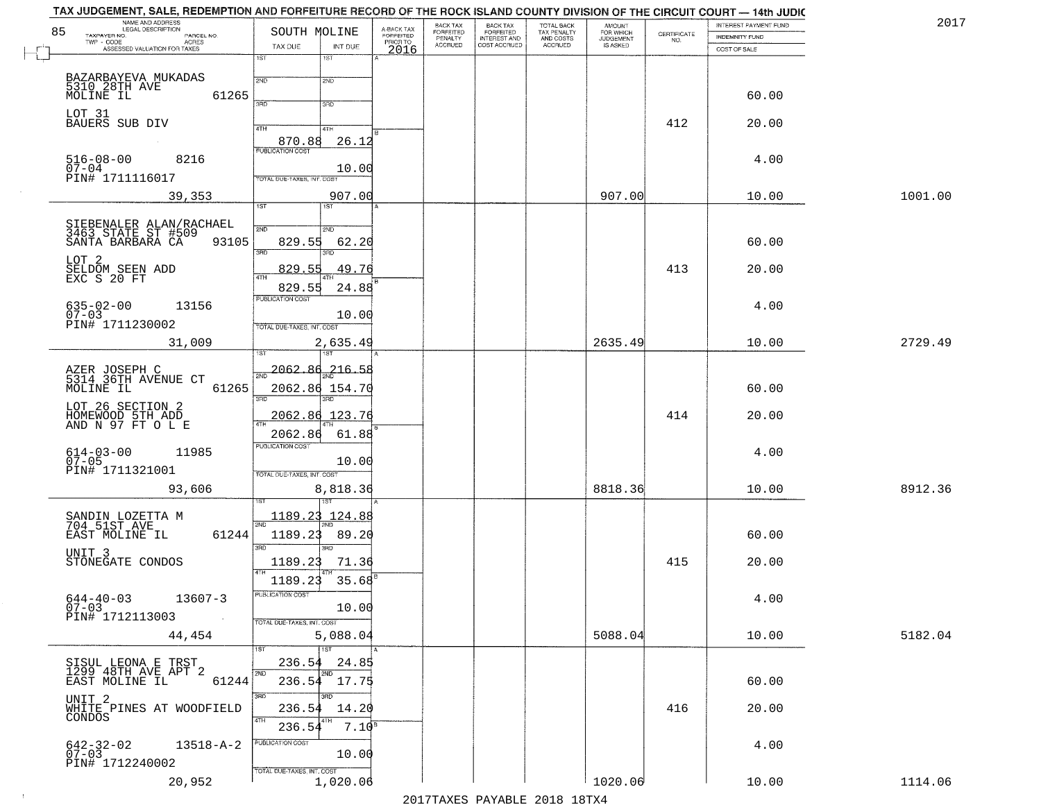TAX JUDGEMENT, SALE, REDEMPTION AND FORFEITURE RECORD OF THE ROCK ISLAND COUNTY DIVISION OF THE CIRCUIT COURT — 14th JUDIC

2017

| NAME AND ADDRESS / LEGAL DESCRIPTION / TAXPAYER NO. / PARCEL NO. / TWP - CODE / ACRES / ASSESSED VALUATION FOR TAXES | SOUTH MOLINE TAX DUE | INT DUE | A-BACK TAX FORFEITED PRIOR TO 2016 | BACK TAX FORFEITED PENALTY ACCRUED | BACK TAX FORFEITED INTEREST AND COST ACCRUED | TOTAL BACK TAX PENALTY AND COSTS ACCRUED | AMOUNT FOR WHICH JUDGEMENT IS ASKED | CERTIFICATE NO. | INTEREST PAYMENT FUND / INDEMNITY FUND / COST OF SALE | |
|---|---|---|---|---|---|---|---|---|---|---|
| BAZARBAYEVA MUKADAS 5310 28TH AVE MOLINE IL 61265 LOT 31 BAUERS SUB DIV 516-08-00 8216 07-04 PIN# 1711116017 39,353 | 1ST<br>2ND<br>3RD<br>4TH 870.88<br>PUBLICATION COST<br>TOTAL DUE-TAXES, INT. COST | 1ST<br>2ND<br>3RD<br>4TH 26.12<br>10.00<br>907.00 | | | | | 907.00 | 412 | 60.00<br>20.00<br>4.00<br>10.00 | 1001.00 |
| SIEBENALER ALAN/RACHAEL 3463 STATE ST #509 SANTA BARBARA CA 93105 LOT 2 SELDOM SEEN ADD EXC S 20 FT 635-02-00 13156 07-03 PIN# 1711230002 31,009 | 1ST<br>2ND 829.55<br>3RD 829.55<br>4TH 829.55<br>PUBLICATION COST<br>TOTAL DUE-TAXES, INT. COST | 1ST<br>2ND 62.20<br>3RD 49.76<br>4TH 24.88<br>10.00<br>2,635.49 | | | | | 2635.49 | 413 | 60.00<br>20.00<br>4.00<br>10.00 | 2729.49 |
| AZER JOSEPH C 5314 36TH AVENUE CT MOLINE IL 61265 LOT 26 SECTION 2 HOMEWOOD 5TH ADD AND N 97 FT O L E 614-03-00 11985 07-05 PIN# 1711321001 93,606 | 1ST 2062.86<br>2ND 2062.86<br>3RD 2062.86<br>4TH 2062.86<br>PUBLICATION COST<br>TOTAL DUE-TAXES, INT. COST | 1ST 216.58<br>2ND 154.70<br>3RD 123.76<br>4TH 61.88<br>10.00<br>8,818.36 | | | | | 8818.36 | 414 | 60.00<br>20.00<br>4.00<br>10.00 | 8912.36 |
| SANDIN LOZETTA M 704 51ST AVE EAST MOLINE IL 61244 UNIT 3 STONEGATE CONDOS 644-40-03 13607-3 07-03 PIN# 1712113003 44,454 | 1ST 1189.23<br>2ND 1189.23<br>3RD 1189.23<br>4TH 1189.23<br>PUBLICATION COST<br>TOTAL DUE-TAXES, INT. COST | 1ST 124.88<br>2ND 89.20<br>3RD 71.36<br>4TH 35.68<br>10.00<br>5,088.04 | | | | | 5088.04 | 415 | 60.00<br>20.00<br>4.00<br>10.00 | 5182.04 |
| SISUL LEONA E TRST 1299 48TH AVE APT 2 EAST MOLINE IL 61244 UNIT 2 WHITE PINES AT WOODFIELD CONDOS 642-32-02 13518-A-2 07-03 PIN# 1712240002 20,952 | 1ST 236.54<br>2ND 236.54<br>3RD 236.54<br>4TH 236.54<br>PUBLICATION COST<br>TOTAL DUE-TAXES, INT. COST | 1ST 24.85<br>2ND 17.75<br>3RD 14.20<br>4TH 7.10<br>10.00<br>1,020.06 | | | | | 1020.06 | 416 | 60.00<br>20.00<br>4.00<br>10.00 | 1114.06 |

2017TAXES PAYABLE 2018 18TX4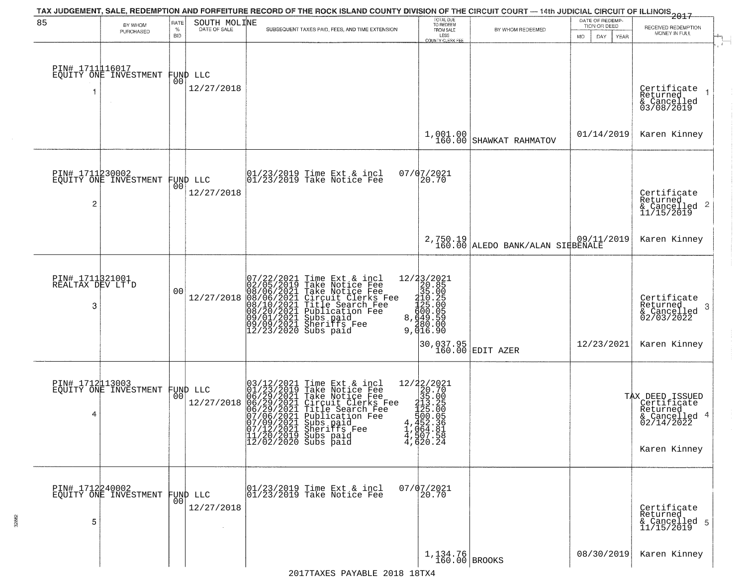TAX JUDGEMENT, SALE, REDEMPTION AND FORFEITURE RECORD OF THE ROCK ISLAND COUNTY DIVISION OF THE CIRCUIT COURT — 14th JUDICIAL CIRCUIT OF ILLINOIS 2017

85 — SOUTH MOLINE

| | BY WHOM PURCHASED | RATE % BID | DATE OF SALE | SUBSEQUENT TAXES PAID, FEES, AND TIME EXTENSION | TOTAL DUE TO REDEEM FROM SALE LESS COUNTY CLERK FEE | BY WHOM REDEEMED | DATE OF REDEMPTION OR DEED (MO DAY YEAR) | RECEIVED REDEMPTION MONEY IN FULL |
|---|---|---|---|---|---|---|---|---|
| 1 | PIN# 1711116017 EQUITY ONE INVESTMENT FUND LLC | 00 | 12/27/2018 | | 1,001.00<br>160.00 | SHAWKAT RAHMATOV | 01/14/2019 | Certificate Returned & Cancelled 03/08/2019<br>Karen Kinney |
| 2 | PIN# 1711230002 EQUITY ONE INVESTMENT FUND LLC | 00 | 12/27/2018 | 01/23/2019 Time Ext & incl 07/07/2021<br>01/23/2019 Take Notice Fee 20.70 | 2,750.19<br>160.00 | ALEDO BANK/ALAN SIEBENALE | 09/11/2019 | Certificate Returned & Cancelled 11/15/2019<br>Karen Kinney |
| 3 | PIN# 1711321001 REALTAX DEV LT'D | 00 | 12/27/2018 | 07/22/2021 Time Ext & incl 12/23/2021<br>02/05/2019 Take Notice Fee 20.85<br>08/06/2021 Take Notice Fee 35.00<br>08/06/2021 Circuit Clerks Fee 210.25<br>08/10/2021 Title Search Fee 125.00<br>08/20/2021 Publication Fee 600.05<br>09/01/2021 Subs paid 8,649.59<br>09/09/2021 Sheriffs Fee 280.00<br>12/23/2020 Subs paid 9,016.90 | 30,037.95<br>160.00 | EDIT AZER | 12/23/2021 | Certificate Returned & Cancelled 02/03/2022<br>Karen Kinney |
| 4 | PIN# 1712113003 EQUITY ONE INVESTMENT FUND LLC | 00 | 12/27/2018 | 03/12/2021 Time Ext & incl 12/22/2021<br>01/23/2019 Take Notice Fee 20.70<br>06/29/2021 Take Notice Fee 35.00<br>06/29/2021 Circuit Clerks Fee 213.25<br>06/29/2021 Title Search Fee 125.00<br>07/06/2021 Publication Fee 500.05<br>07/09/2021 Subs paid 4,452.36<br>07/12/2021 Sheriffs Fee 1,064.81<br>11/20/2019 Subs paid 4,507.58<br>12/02/2020 Subs paid 4,620.24 | | | | TAX DEED ISSUED Certificate Returned & Cancelled 02/14/2022<br>Karen Kinney |
| 5 | PIN# 1712240002 EQUITY ONE INVESTMENT FUND LLC | 00 | 12/27/2018 | 01/23/2019 Time Ext & incl 07/07/2021<br>01/23/2019 Take Notice Fee 20.70 | 1,134.76<br>160.00 | BROOKS | 08/30/2019 | Certificate Returned & Cancelled 11/15/2019<br>Karen Kinney |

2017TAXES PAYABLE 2018 18TX4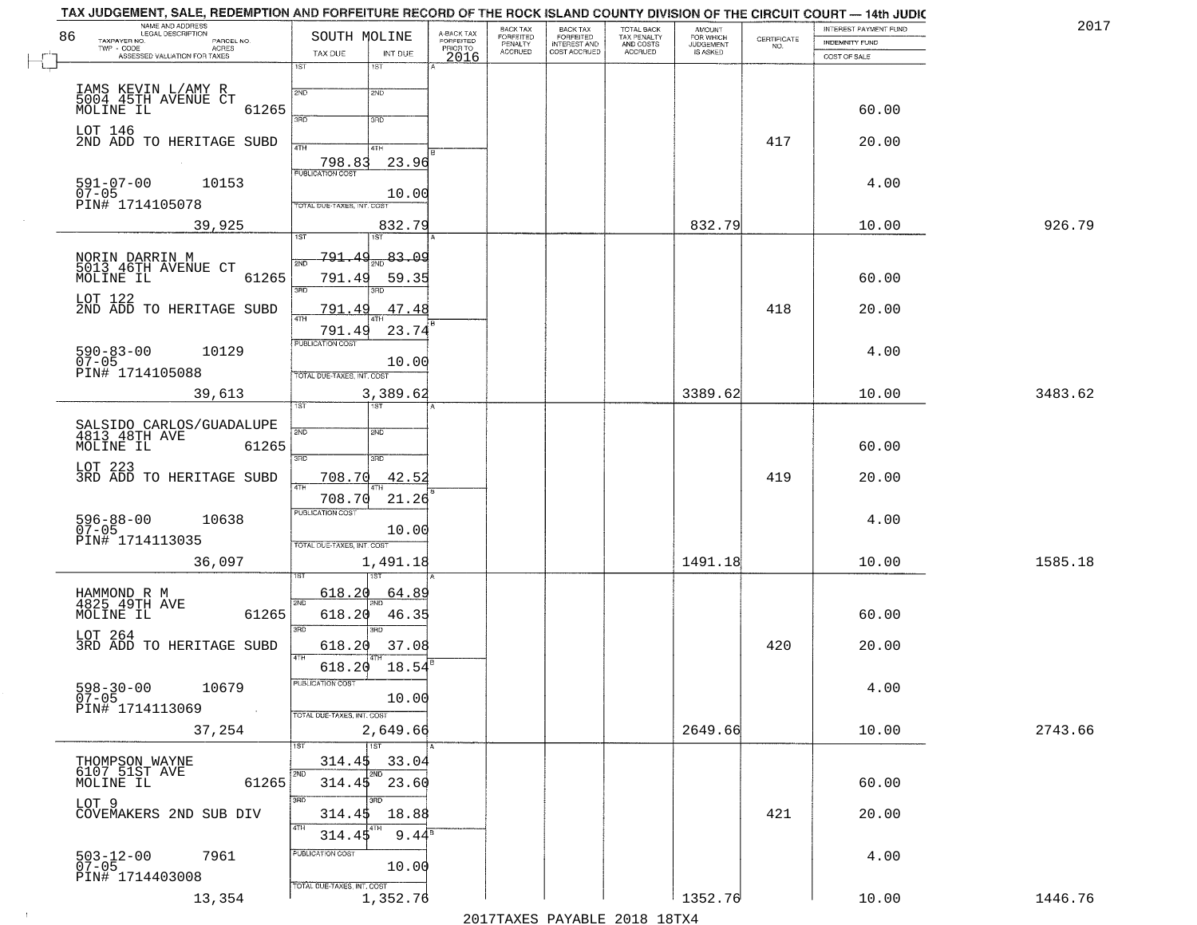TAX JUDGEMENT, SALE, REDEMPTION AND FORFEITURE RECORD OF THE ROCK ISLAND COUNTY DIVISION OF THE CIRCUIT COURT — 14th JUDIC

2017

| NAME AND ADDRESS / LEGAL DESCRIPTION / TAXPAYER NO. / PARCEL NO. / TWP - CODE / ACRES / ASSESSED VALUATION FOR TAXES | SOUTH MOLINE TAX DUE | INT DUE | A-BACK TAX FORFEITED PRIOR TO 2016 | BACK TAX FORFEITED PENALTY ACCRUED | BACK TAX FORFEITED INTEREST AND COST ACCRUED | TOTAL BACK TAX PENALTY AND COSTS ACCRUED | AMOUNT FOR WHICH JUDGEMENT IS ASKED | CERTIFICATE NO. | INTEREST PAYMENT FUND / INDEMNITY FUND / COST OF SALE | |
|---|---|---|---|---|---|---|---|---|---|---|
| IAMS KEVIN L/AMY R<br>5004 45TH AVENUE CT<br>MOLINE IL 61265<br>LOT 146<br>2ND ADD TO HERITAGE SUBD<br>591-07-00 10153<br>07-05<br>PIN# 1714105078<br>39,925 | 4TH 798.83<br>PUBLICATION COST<br>TOTAL DUE-TAXES, INT. COST | 23.96<br>10.00<br>832.79 | | | | | 832.79 | 417 | 60.00<br>20.00<br>4.00<br>10.00 | 926.79 |
| NORIN DARRIN M<br>5013 46TH AVENUE CT<br>MOLINE IL 61265<br>LOT 122<br>2ND ADD TO HERITAGE SUBD<br>590-83-00 10129<br>07-05<br>PIN# 1714105088<br>39,613 | 1ST 791.49<br>2ND 791.49<br>3RD 791.49<br>4TH 791.49<br>PUBLICATION COST<br>TOTAL DUE-TAXES, INT. COST | 83.09<br>59.35<br>47.48<br>23.74<br>10.00<br>3,389.62 | | | | | 3389.62 | 418 | 60.00<br>20.00<br>4.00<br>10.00 | 3483.62 |
| SALSIDO CARLOS/GUADALUPE<br>4813 48TH AVE<br>MOLINE IL 61265<br>LOT 223<br>3RD ADD TO HERITAGE SUBD<br>596-88-00 10638<br>07-05<br>PIN# 1714113035<br>36,097 | 3RD 708.70<br>4TH 708.70<br>PUBLICATION COST<br>TOTAL DUE-TAXES, INT. COST | 42.52<br>21.26<br>10.00<br>1,491.18 | | | | | 1491.18 | 419 | 60.00<br>20.00<br>4.00<br>10.00 | 1585.18 |
| HAMMOND R M<br>4825 49TH AVE<br>MOLINE IL 61265<br>LOT 264<br>3RD ADD TO HERITAGE SUBD<br>598-30-00 10679<br>07-05<br>PIN# 1714113069<br>37,254 | 1ST 618.20<br>2ND 618.20<br>3RD 618.20<br>4TH 618.20<br>PUBLICATION COST<br>TOTAL DUE-TAXES, INT. COST | 64.89<br>46.35<br>37.08<br>18.54<br>10.00<br>2,649.66 | | | | | 2649.66 | 420 | 60.00<br>20.00<br>4.00<br>10.00 | 2743.66 |
| THOMPSON WAYNE<br>6107 51ST AVE<br>MOLINE IL 61265<br>LOT 9<br>COVEMAKERS 2ND SUB DIV<br>503-12-00 7961<br>07-05<br>PIN# 1714403008<br>13,354 | 1ST 314.45<br>2ND 314.45<br>3RD 314.45<br>4TH 314.45<br>PUBLICATION COST<br>TOTAL DUE-TAXES, INT. COST | 33.04<br>23.60<br>18.88<br>9.44<br>10.00<br>1,352.76 | | | | | 1352.76 | 421 | 60.00<br>20.00<br>4.00<br>10.00 | 1446.76 |

2017TAXES PAYABLE 2018 18TX4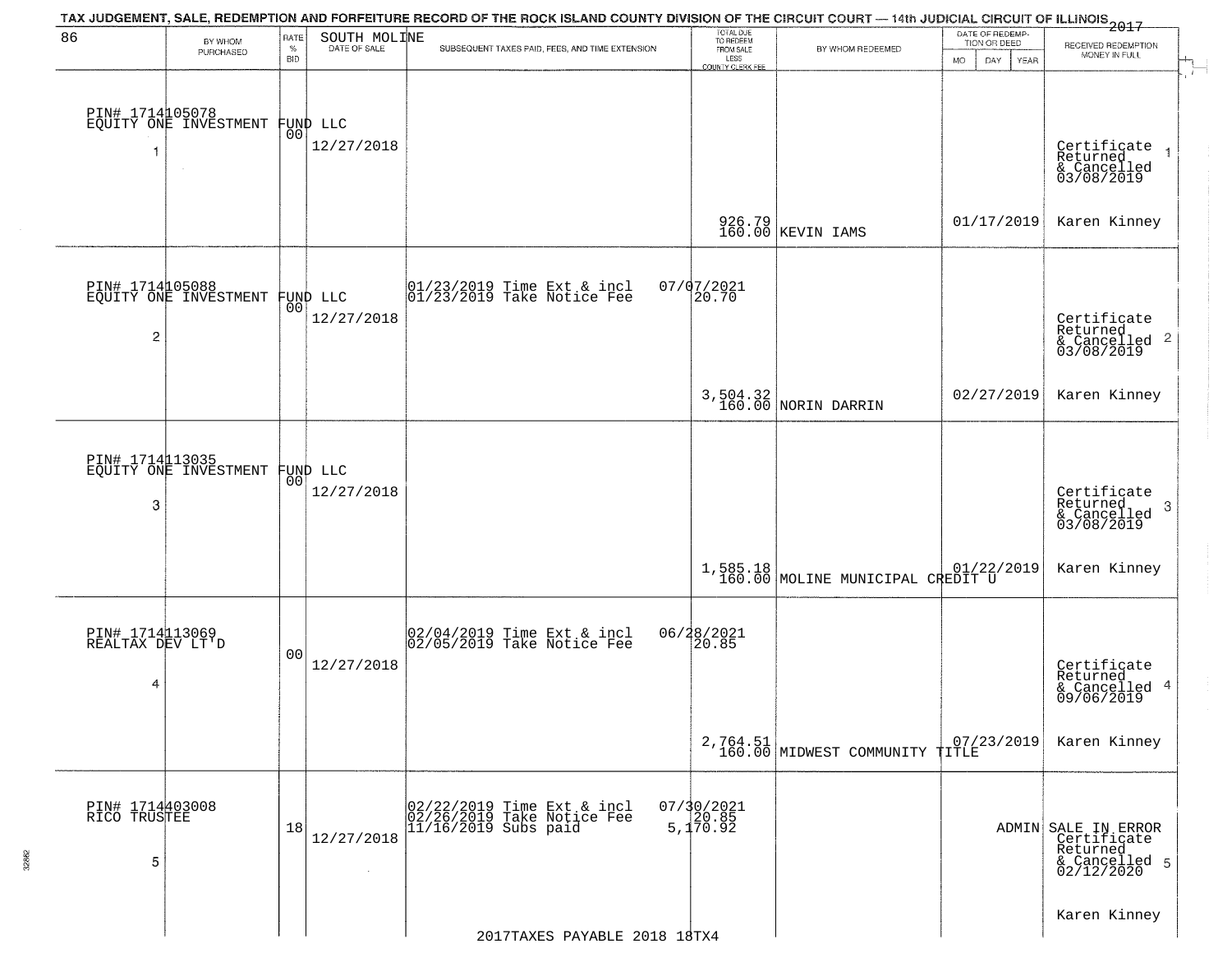TAX JUDGEMENT, SALE, REDEMPTION AND FORFEITURE RECORD OF THE ROCK ISLAND COUNTY DIVISION OF THE CIRCUIT COURT — 14th JUDICIAL CIRCUIT OF ILLINOIS 2017

SOUTH MOLINE

| 86 | BY WHOM PURCHASED | RATE % BID | DATE OF SALE | SUBSEQUENT TAXES PAID, FEES, AND TIME EXTENSION | TOTAL DUE TO REDEEM FROM SALE LESS COUNTY CLERK FEE | BY WHOM REDEEMED | DATE OF REDEMPTION OR DEED MO DAY YEAR | RECEIVED REDEMPTION MONEY IN FULL |
|---|---|---|---|---|---|---|---|---|
| 1 | PIN# 1714105078 EQUITY ONE INVESTMENT FUND LLC | 00 | 12/27/2018 | | 926.79 160.00 | KEVIN IAMS | 01/17/2019 | Certificate Returned & Cancelled 03/08/2019 Karen Kinney |
| 2 | PIN# 1714105088 EQUITY ONE INVESTMENT FUND LLC | 00 | 12/27/2018 | 01/23/2019 Time Ext & incl 07/07/2021 01/23/2019 Take Notice Fee 20.70 | 3,504.32 160.00 | NORIN DARRIN | 02/27/2019 | Certificate Returned & Cancelled 03/08/2019 Karen Kinney |
| 3 | PIN# 1714113035 EQUITY ONE INVESTMENT FUND LLC | 00 | 12/27/2018 | | 1,585.18 160.00 | MOLINE MUNICIPAL CREDIT U | 01/22/2019 | Certificate Returned & Cancelled 03/08/2019 Karen Kinney |
| 4 | PIN# 1714113069 REALTAX DEV LT'D | 00 | 12/27/2018 | 02/04/2019 Time Ext & incl 06/28/2021 02/05/2019 Take Notice Fee 20.85 | 2,764.51 160.00 | MIDWEST COMMUNITY TITLE | 07/23/2019 | Certificate Returned & Cancelled 09/06/2019 Karen Kinney |
| 5 | PIN# 1714403008 RICO TRUSTEE | 18 | 12/27/2018 | 02/22/2019 Time Ext & incl 07/30/2021 02/26/2019 Take Notice Fee 20.85 11/16/2019 Subs paid 5,170.92 | | | ADMIN | SALE IN ERROR Certificate Returned & Cancelled 02/12/2020 Karen Kinney |

2017TAXES PAYABLE 2018 18TX4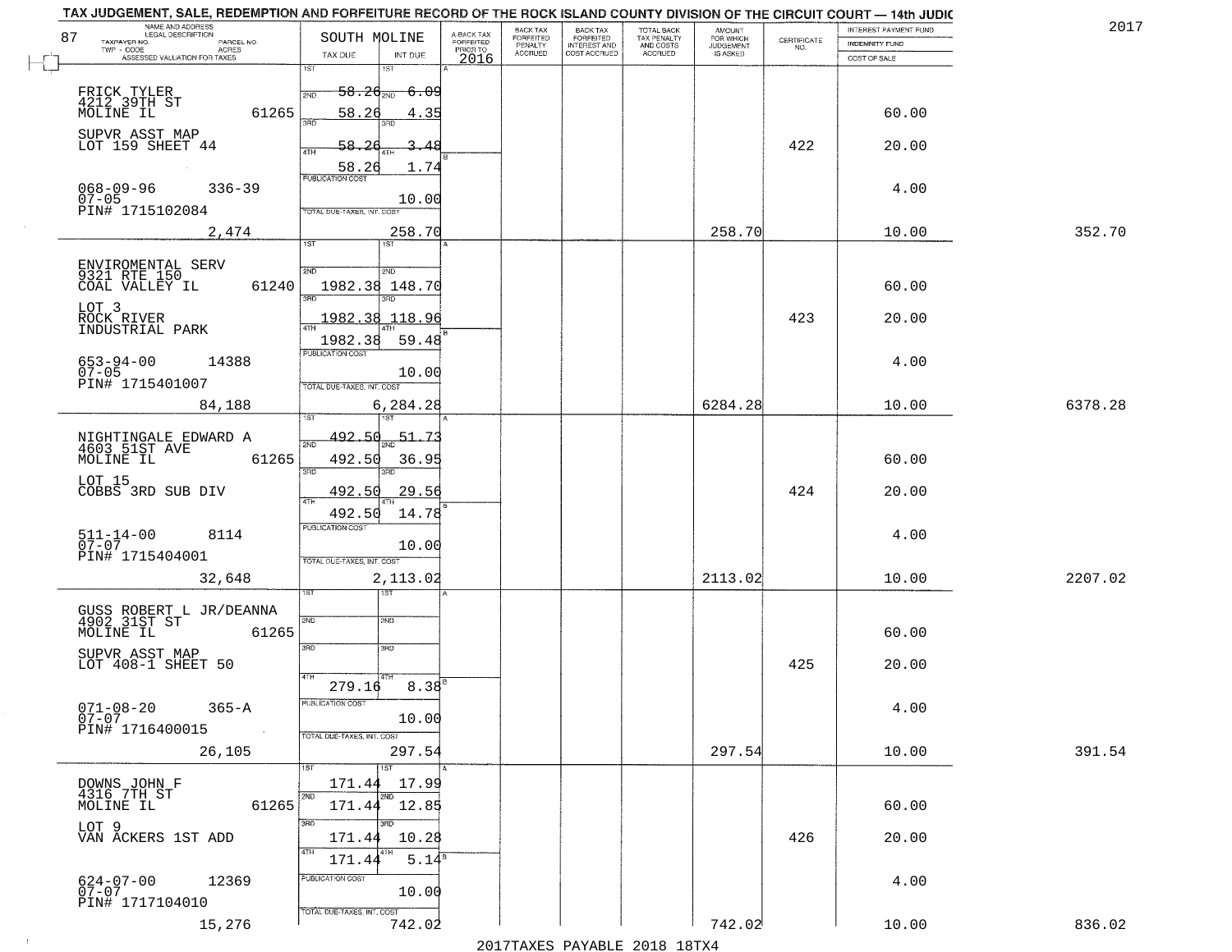TAX JUDGEMENT, SALE, REDEMPTION AND FORFEITURE RECORD OF THE ROCK ISLAND COUNTY DIVISION OF THE CIRCUIT COURT — 14th JUDIC

2017

| 87 NAME AND ADDRESS / LEGAL DESCRIPTION / TAXPAYER NO. / PARCEL NO. / TWP - CODE / ACRES / ASSESSED VALUATION FOR TAXES | SOUTH MOLINE TAX DUE | INT DUE | A-BACK TAX FORFEITED PRIOR TO 2016 | BACK TAX FORFEITED PENALTY ACCRUED | BACK TAX FORFEITED INTEREST AND COST ACCRUED | TOTAL BACK TAX PENALTY AND COSTS ACCRUED | AMOUNT FOR WHICH JUDGEMENT IS ASKED | CERTIFICATE NO. | INTEREST PAYMENT FUND / INDEMNITY FUND / COST OF SALE | |
|---|---|---|---|---|---|---|---|---|---|---|
| FRICK TYLER 4212 39TH ST MOLINE IL 61265 | 1ST | 1ST | | | | | | | | |
| | 2ND 58.26 | 2ND 6.09 | | | | | | | 60.00 | |
| SUPVR ASST MAP LOT 159 SHEET 44 | 3RD 58.26 | 3RD 4.35 | | | | | | 422 | 20.00 | |
| | 4TH 58.26 | 4TH 3.48 | | | | | | | | |
| | 58.26 | 1.74 | | | | | | | | |
| 068-09-96 336-39 07-05 PIN# 1715102084 | PUBLICATION COST | 10.00 | | | | | | | 4.00 | |
| 2,474 | TOTAL DUE-TAXES, INT. COST | 258.70 | | | | | 258.70 | | 10.00 | 352.70 |
| ENVIROMENTAL SERV 9321 RTE 150 COAL VALLEY IL 61240 | 1ST | 1ST | | | | | | | | |
| | 2ND 1982.38 | 2ND 148.70 | | | | | | | 60.00 | |
| LOT 3 ROCK RIVER INDUSTRIAL PARK | 3RD 1982.38 | 3RD 118.96 | | | | | | 423 | 20.00 | |
| | 4TH 1982.38 | 4TH 59.48 | | | | | | | | |
| 653-94-00 14388 07-05 PIN# 1715401007 | PUBLICATION COST | 10.00 | | | | | | | 4.00 | |
| 84,188 | TOTAL DUE-TAXES, INT. COST | 6,284.28 | | | | | 6284.28 | | 10.00 | 6378.28 |
| NIGHTINGALE EDWARD A 4603 51ST AVE MOLINE IL 61265 | 1ST 492.50 | 1ST 51.73 | | | | | | | | |
| | 2ND 492.50 | 2ND 36.95 | | | | | | | 60.00 | |
| LOT 15 COBBS 3RD SUB DIV | 3RD 492.50 | 3RD 29.56 | | | | | | 424 | 20.00 | |
| | 4TH 492.50 | 4TH 14.78 | | | | | | | | |
| 511-14-00 8114 07-07 PIN# 1715404001 | PUBLICATION COST | 10.00 | | | | | | | 4.00 | |
| 32,648 | TOTAL DUE-TAXES, INT. COST | 2,113.02 | | | | | 2113.02 | | 10.00 | 2207.02 |
| GUSS ROBERT L JR/DEANNA 4902 31ST ST MOLINE IL 61265 | 1ST | 1ST | | | | | | | | |
| | 2ND | 2ND | | | | | | | 60.00 | |
| SUPVR ASST MAP LOT 408-1 SHEET 50 | 3RD | 3RD | | | | | | 425 | 20.00 | |
| | 4TH 279.16 | 4TH 8.38 | | | | | | | | |
| 071-08-20 365-A 07-07 PIN# 1716400015 | PUBLICATION COST | 10.00 | | | | | | | 4.00 | |
| 26,105 | TOTAL DUE-TAXES, INT. COST | 297.54 | | | | | 297.54 | | 10.00 | 391.54 |
| DOWNS JOHN F 4316 7TH ST MOLINE IL 61265 | 1ST 171.44 | 1ST 17.99 | | | | | | | | |
| | 2ND 171.44 | 2ND 12.85 | | | | | | | 60.00 | |
| LOT 9 VAN ACKERS 1ST ADD | 3RD 171.44 | 3RD 10.28 | | | | | | 426 | 20.00 | |
| | 4TH 171.44 | 4TH 5.14 | | | | | | | | |
| 624-07-00 12369 07-07 PIN# 1717104010 | PUBLICATION COST | 10.00 | | | | | | | 4.00 | |
| 15,276 | TOTAL DUE-TAXES, INT. COST | 742.02 | | | | | 742.02 | | 10.00 | 836.02 |

2017TAXES PAYABLE 2018 18TX4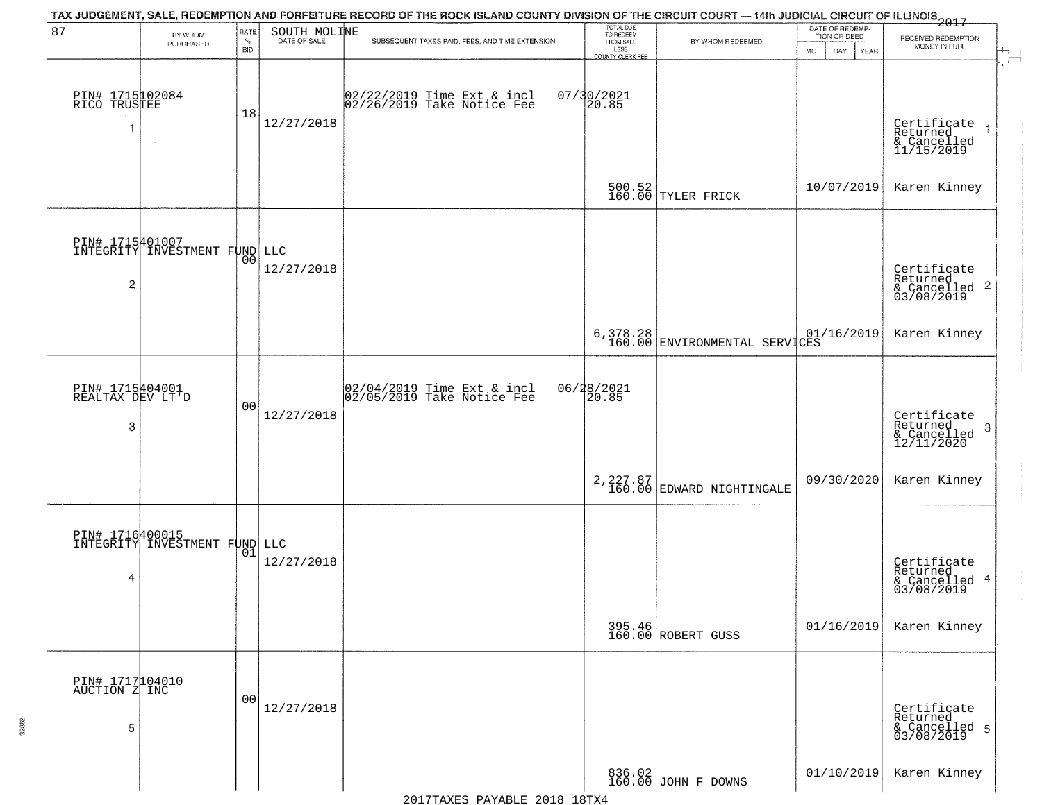TAX JUDGEMENT, SALE, REDEMPTION AND FORFEITURE RECORD OF THE ROCK ISLAND COUNTY DIVISION OF THE CIRCUIT COURT — 14th JUDICIAL CIRCUIT OF ILLINOIS 2017

87 — SOUTH MOLINE

| | BY WHOM PURCHASED | RATE % BID | DATE OF SALE | SUBSEQUENT TAXES PAID, FEES, AND TIME EXTENSION | TOTAL DUE TO REDEEM FROM SALE LESS COUNTY CLERK FEE | BY WHOM REDEEMED | DATE OF REDEMPTION OR DEED MO DAY YEAR | RECEIVED REDEMPTION MONEY IN FULL |
|---|---|---|---|---|---|---|---|---|
| 1 | PIN# 1715102084 RICO TRUSTEE | 18 | 12/27/2018 | 02/22/2019 Time Ext & incl 07/30/2021<br>02/26/2019 Take Notice Fee 20.85 | 500.52<br>160.00 | TYLER FRICK | 10/07/2019 | Certificate Returned & Cancelled 11/15/2019<br>Karen Kinney |
| 2 | PIN# 1715401007 INTEGRITY INVESTMENT FUND LLC | 00 | 12/27/2018 | | 6,378.28<br>160.00 | ENVIRONMENTAL SERVICES | 01/16/2019 | Certificate Returned & Cancelled 03/08/2019<br>Karen Kinney |
| 3 | PIN# 1715404001 REALTAX DEV LT'D | 00 | 12/27/2018 | 02/04/2019 Time Ext & incl 06/28/2021<br>02/05/2019 Take Notice Fee 20.85 | 2,227.87<br>160.00 | EDWARD NIGHTINGALE | 09/30/2020 | Certificate Returned & Cancelled 12/11/2020<br>Karen Kinney |
| 4 | PIN# 1716400015 INTEGRITY INVESTMENT FUND LLC | 01 | 12/27/2018 | | 395.46<br>160.00 | ROBERT GUSS | 01/16/2019 | Certificate Returned & Cancelled 03/08/2019<br>Karen Kinney |
| 5 | PIN# 1717104010 AUCTION Z INC | 00 | 12/27/2018 | | 836.02<br>160.00 | JOHN F DOWNS | 01/10/2019 | Certificate Returned & Cancelled 03/08/2019<br>Karen Kinney |

2017TAXES PAYABLE 2018 18TX4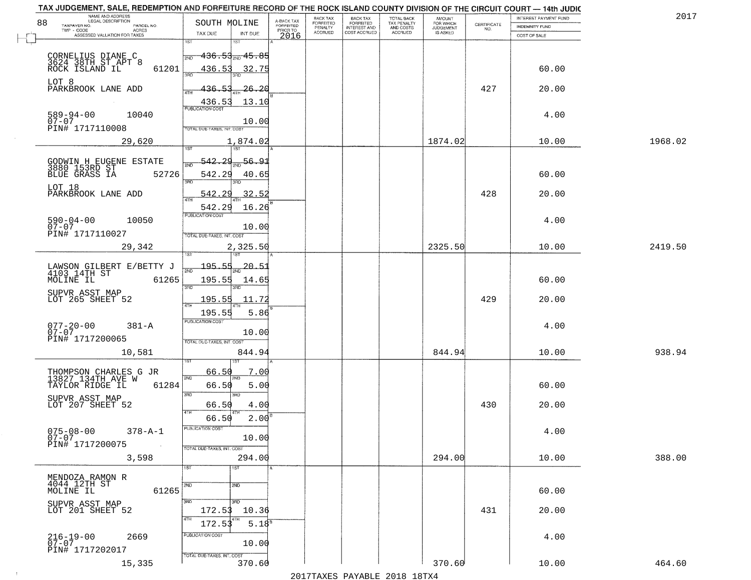TAX JUDGEMENT, SALE, REDEMPTION AND FORFEITURE RECORD OF THE ROCK ISLAND COUNTY DIVISION OF THE CIRCUIT COURT — 14th JUDIC

2017

88

| NAME AND ADDRESS / LEGAL DESCRIPTION / TAXPAYER NO. / PARCEL NO. / TWP - CODE / ACRES / ASSESSED VALUATION FOR TAXES | SOUTH MOLINE TAX DUE | INT DUE | A-BACK TAX FORFEITED PRIOR TO 2016 | BACK TAX FORFEITED PENALTY ACCRUED | BACK TAX FORFEITED INTEREST AND COST ACCRUED | TOTAL BACK TAX PENALTY AND COSTS ACCRUED | AMOUNT FOR WHICH JUDGEMENT IS ASKED | CERTIFICATE NO. | INTEREST PAYMENT FUND / INDEMNITY FUND / COST OF SALE | |
|---|---|---|---|---|---|---|---|---|---|---|
| CORNELIUS DIANE C<br>3624 38TH ST APT 8<br>ROCK ISLAND IL 61201<br>LOT 8<br>PARKBROOK LANE ADD<br>589-94-00 10040<br>07-07<br>PIN# 1717110008<br>29,620 | 1ST<br>2ND 436.53<br>3RD 436.53<br>4TH 436.53<br>436.53<br>PUBLICATION COST<br>TOTAL DUE-TAXES, INT. COST | 1ST<br>2ND 45.85<br>3RD 32.75<br>4TH 26.20<br>13.10<br>10.00<br>1,874.02 | | | | | 1874.02 | 427 | 60.00<br>20.00<br>4.00<br>10.00 | 1968.02 |
| GODWIN H EUGENE ESTATE<br>3880 153RD ST<br>BLUE GRASS IA 52726<br>LOT 18<br>PARKBROOK LANE ADD<br>590-04-00 10050<br>07-07<br>PIN# 1717110027<br>29,342 | 1ST<br>2ND 542.29<br>3RD 542.29<br>4TH 542.29<br>542.29<br>PUBLICATION COST<br>TOTAL DUE-TAXES, INT. COST | 1ST<br>2ND 56.91<br>3RD 40.65<br>4TH 32.52<br>16.26<br>10.00<br>2,325.50 | | | | | 2325.50 | 428 | 60.00<br>20.00<br>4.00<br>10.00 | 2419.50 |
| LAWSON GILBERT E/BETTY J<br>4103 14TH ST<br>MOLINE IL 61265<br>SUPVR ASST MAP<br>LOT 265 SHEET 52<br>077-20-00 381-A<br>07-07<br>PIN# 1717200065<br>10,581 | 1ST<br>2ND 195.55<br>3RD 195.55<br>4TH 195.55<br>195.55<br>PUBLICATION COST<br>TOTAL DUE-TAXES, INT. COST | 1ST<br>2ND 20.51<br>3RD 14.65<br>4TH 11.72<br>5.86<br>10.00<br>844.94 | | | | | 844.94 | 429 | 60.00<br>20.00<br>4.00<br>10.00 | 938.94 |
| THOMPSON CHARLES G JR<br>13827 134TH AVE W<br>TAYLOR RIDGE IL 61284<br>SUPVR ASST MAP<br>LOT 207 SHEET 52<br>075-08-00 378-A-1<br>07-07<br>PIN# 1717200075<br>3,598 | 1ST 66.50<br>2ND 66.50<br>3RD 66.50<br>4TH 66.50<br>PUBLICATION COST<br>TOTAL DUE-TAXES, INT. COST | 1ST 7.00<br>2ND 5.00<br>3RD 4.00<br>4TH 2.00<br>10.00<br>294.00 | | | | | 294.00 | 430 | 60.00<br>20.00<br>4.00<br>10.00 | 388.00 |
| MENDOZA RAMON R<br>4044 12TH ST<br>MOLINE IL 61265<br>SUPVR ASST MAP<br>LOT 201 SHEET 52<br>216-19-00 2669<br>07-07<br>PIN# 1717202017<br>15,335 | 1ST<br>2ND<br>3RD 172.53<br>4TH 172.53<br>PUBLICATION COST<br>TOTAL DUE-TAXES, INT. COST | 1ST<br>2ND<br>3RD 10.36<br>4TH 5.18<br>10.00<br>370.60 | | | | | 370.60 | 431 | 60.00<br>20.00<br>4.00<br>10.00 | 464.60 |

2017TAXES PAYABLE 2018 18TX4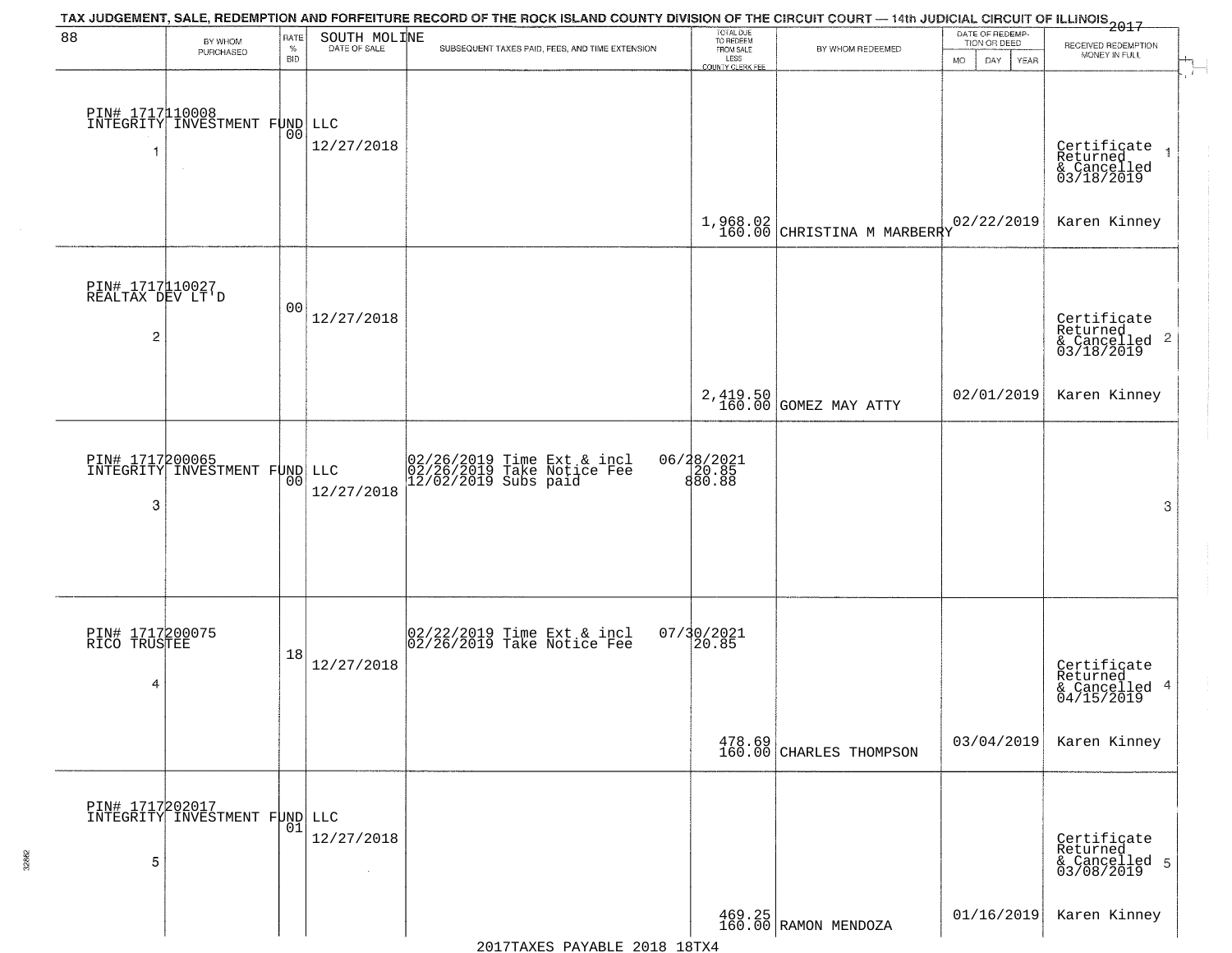TAX JUDGEMENT, SALE, REDEMPTION AND FORFEITURE RECORD OF THE ROCK ISLAND COUNTY DIVISION OF THE CIRCUIT COURT — 14th JUDICIAL CIRCUIT OF ILLINOIS 2017

| 88 | BY WHOM PURCHASED | RATE % BID | SOUTH MOLINE DATE OF SALE | SUBSEQUENT TAXES PAID, FEES, AND TIME EXTENSION | TOTAL DUE TO REDEEM FROM SALE LESS COUNTY CLERK FEE | BY WHOM REDEEMED | DATE OF REDEMPTION OR DEED MO DAY YEAR | RECEIVED REDEMPTION MONEY IN FULL |
|---|---|---|---|---|---|---|---|---|
| 1 | PIN# 1717110008 INTEGRITY INVESTMENT FUND LLC | 00 | 12/27/2018 | | 1,968.02 160.00 | CHRISTINA M MARBERRY | 02/22/2019 | Certificate Returned & Cancelled 03/18/2019 Karen Kinney |
| 2 | PIN# 1717110027 REALTAX DEV LT'D | 00 | 12/27/2018 | | 2,419.50 160.00 | GOMEZ MAY ATTY | 02/01/2019 | Certificate Returned & Cancelled 03/18/2019 Karen Kinney |
| 3 | PIN# 1717200065 INTEGRITY INVESTMENT FUND LLC | 00 | 12/27/2018 | 02/26/2019 Time Ext & incl 06/28/2021; 02/26/2019 Take Notice Fee 20.85; 12/02/2019 Subs paid 880.88 | | | | |
| 4 | PIN# 1717200075 RICO TRUSTEE | 18 | 12/27/2018 | 02/22/2019 Time Ext & incl 07/30/2021; 02/26/2019 Take Notice Fee 20.85 | 478.69 160.00 | CHARLES THOMPSON | 03/04/2019 | Certificate Returned & Cancelled 04/15/2019 Karen Kinney |
| 5 | PIN# 1717202017 INTEGRITY INVESTMENT FUND LLC | 01 | 12/27/2018 | | 469.25 160.00 | RAMON MENDOZA | 01/16/2019 | Certificate Returned & Cancelled 03/08/2019 Karen Kinney |

2017TAXES PAYABLE 2018 18TX4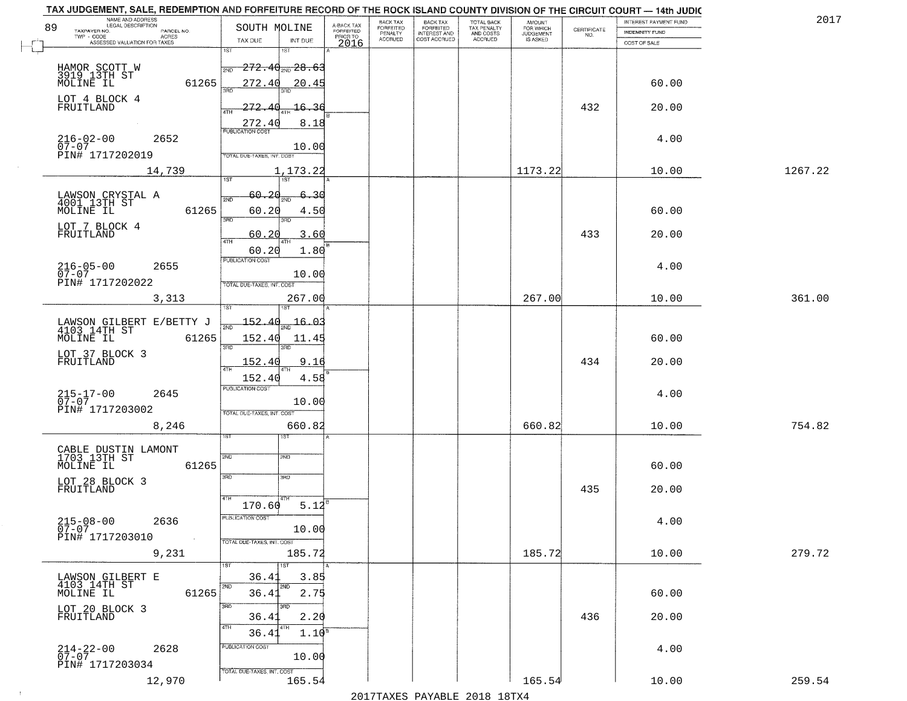TAX JUDGEMENT, SALE, REDEMPTION AND FORFEITURE RECORD OF THE ROCK ISLAND COUNTY DIVISION OF THE CIRCUIT COURT — 14th JUDIC

2017

| NAME AND ADDRESS / LEGAL DESCRIPTION / TAXPAYER NO. / PARCEL NO. / TWP - CODE / ACRES / ASSESSED VALUATION FOR TAXES | SOUTH MOLINE TAX DUE | INT DUE | A-BACK TAX FORFEITED PRIOR TO 2016 | BACK TAX FORFEITED PENALTY ACCRUED | BACK TAX FORFEITED INTEREST AND COST ACCRUED | TOTAL BACK TAX PENALTY AND COSTS ACCRUED | AMOUNT FOR WHICH JUDGEMENT IS ASKED | CERTIFICATE NO. | INTEREST PAYMENT FUND / INDEMNITY FUND / COST OF SALE | |
|---|---|---|---|---|---|---|---|---|---|---|
| 89 | | | | | | | | | | |
| HAMOR SCOTT W<br>3919 13TH ST<br>MOLINE IL 61265<br>LOT 4 BLOCK 4<br>FRUITLAND<br>216-02-00 2652<br>07-07<br>PIN# 1717202019<br>14,739 | 1ST 272.40<br>2ND 272.40<br>3RD 272.40<br>4TH 272.40<br>PUBLICATION COST<br>TOTAL DUE-TAXES, INT. COST | 28.63<br>20.45<br>16.36<br>8.18<br>10.00<br>1,173.22 | | | | | 1173.22 | 432 | 60.00<br>20.00<br>4.00<br>10.00 | 1267.22 |
| LAWSON CRYSTAL A<br>4001 13TH ST<br>MOLINE IL 61265<br>LOT 7 BLOCK 4<br>FRUITLAND<br>216-05-00 2655<br>07-07<br>PIN# 1717202022<br>3,313 | 1ST 60.20<br>2ND 60.20<br>3RD 60.20<br>4TH 60.20<br>PUBLICATION COST<br>TOTAL DUE-TAXES, INT. COST | 6.30<br>4.50<br>3.60<br>1.80<br>10.00<br>267.00 | | | | | 267.00 | 433 | 60.00<br>20.00<br>4.00<br>10.00 | 361.00 |
| LAWSON GILBERT E/BETTY J<br>4103 14TH ST<br>MOLINE IL 61265<br>LOT 37 BLOCK 3<br>FRUITLAND<br>215-17-00 2645<br>07-07<br>PIN# 1717203002<br>8,246 | 1ST 152.40<br>2ND 152.40<br>3RD 152.40<br>4TH 152.40<br>PUBLICATION COST<br>TOTAL DUE-TAXES, INT. COST | 16.03<br>11.45<br>9.16<br>4.58<br>10.00<br>660.82 | | | | | 660.82 | 434 | 60.00<br>20.00<br>4.00<br>10.00 | 754.82 |
| CABLE DUSTIN LAMONT<br>1703 13TH ST<br>MOLINE IL 61265<br>LOT 28 BLOCK 3<br>FRUITLAND<br>215-08-00 2636<br>07-07<br>PIN# 1717203010<br>9,231 | 1ST<br>2ND<br>3RD<br>4TH 170.60<br>PUBLICATION COST<br>TOTAL DUE-TAXES, INT. COST | <br><br><br>5.12<br>10.00<br>185.72 | | | | | 185.72 | 435 | 60.00<br>20.00<br>4.00<br>10.00 | 279.72 |
| LAWSON GILBERT E<br>4103 14TH ST<br>MOLINE IL 61265<br>LOT 20 BLOCK 3<br>FRUITLAND<br>214-22-00 2628<br>07-07<br>PIN# 1717203034<br>12,970 | 1ST 36.41<br>2ND 36.41<br>3RD 36.41<br>4TH 36.41<br>PUBLICATION COST<br>TOTAL DUE-TAXES, INT. COST | 3.85<br>2.75<br>2.20<br>1.10<br>10.00<br>165.54 | | | | | 165.54 | 436 | 60.00<br>20.00<br>4.00<br>10.00 | 259.54 |

2017TAXES PAYABLE 2018 18TX4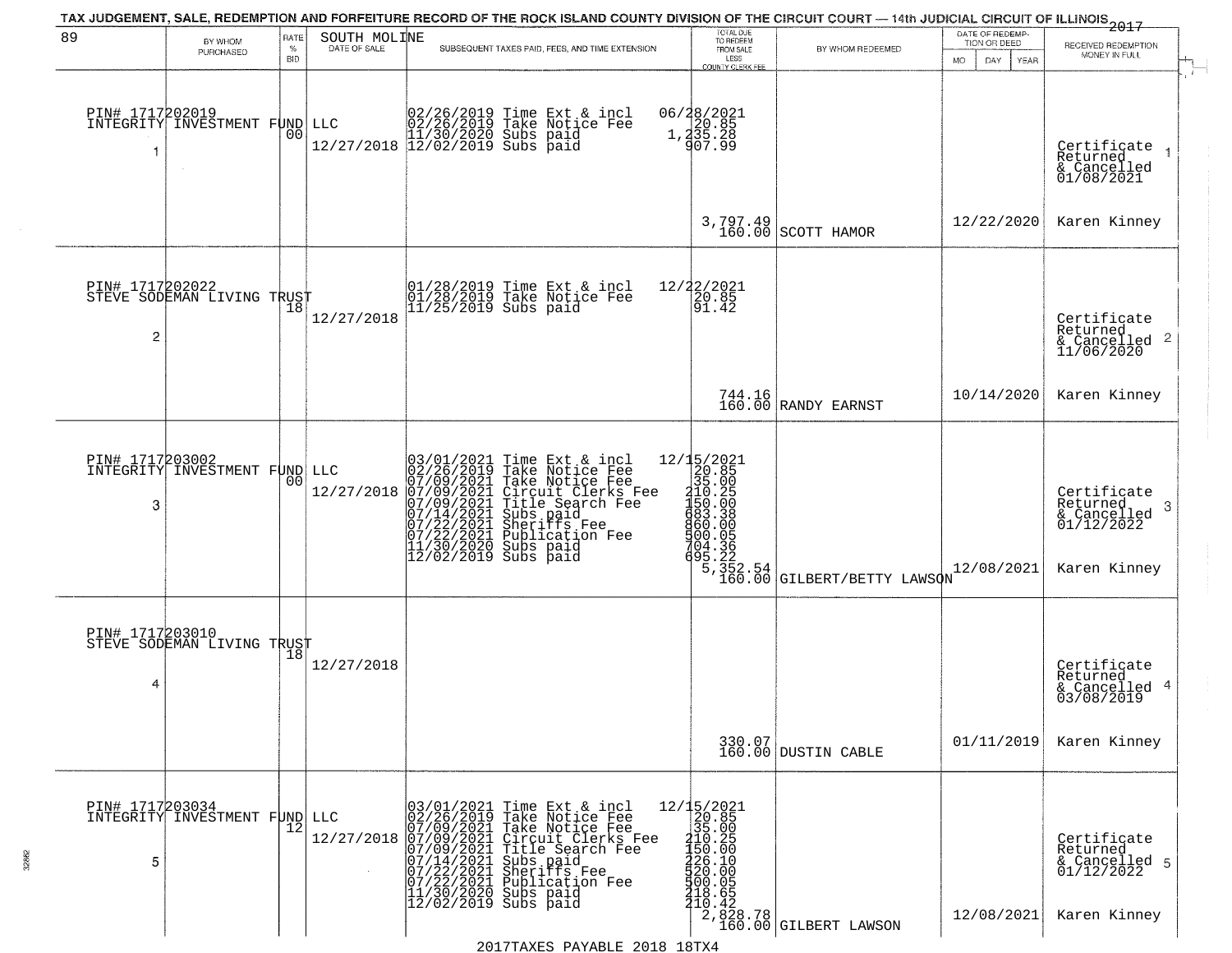TAX JUDGEMENT, SALE, REDEMPTION AND FORFEITURE RECORD OF THE ROCK ISLAND COUNTY DIVISION OF THE CIRCUIT COURT — 14th JUDICIAL CIRCUIT OF ILLINOIS 2017

| 89 BY WHOM PURCHASED | RATE % BID | SOUTH MOLINE DATE OF SALE | SUBSEQUENT TAXES PAID, FEES, AND TIME EXTENSION | TOTAL DUE TO REDEEM FROM SALE LESS COUNTY CLERK FEE | BY WHOM REDEEMED | DATE OF REDEMPTION OR DEED MO DAY YEAR | RECEIVED REDEMPTION MONEY IN FULL |
|---|---|---|---|---|---|---|---|
| PIN# 1717202019 INTEGRITY INVESTMENT FUND LLC 1 | 00 | 12/27/2018 | 02/26/2019 Time Ext & incl<br>02/26/2019 Take Notice Fee<br>11/30/2020 Subs paid<br>12/02/2019 Subs paid | 06/28/2021<br>20.85<br>1,235.28<br>907.99<br>3,797.49<br>160.00 | SCOTT HAMOR | 12/22/2020 | Certificate Returned & Cancelled 01/08/2021 1<br>Karen Kinney |
| PIN# 1717202022 STEVE SODEMAN LIVING TRUST 2 | 18 | 12/27/2018 | 01/28/2019 Time Ext & incl<br>01/28/2019 Take Notice Fee<br>11/25/2019 Subs paid | 12/22/2021<br>20.85<br>91.42<br>744.16<br>160.00 | RANDY EARNST | 10/14/2020 | Certificate Returned & Cancelled 11/06/2020 2<br>Karen Kinney |
| PIN# 1717203002 INTEGRITY INVESTMENT FUND LLC 3 | 00 | 12/27/2018 | 03/01/2021 Time Ext & incl<br>02/26/2019 Take Notice Fee<br>07/09/2021 Take Notice Fee<br>07/09/2021 Circuit Clerks Fee<br>07/09/2021 Title Search Fee<br>07/14/2021 Subs paid<br>07/22/2021 Sheriffs Fee<br>07/22/2021 Publication Fee<br>11/30/2020 Subs paid<br>12/02/2019 Subs paid | 12/15/2021<br>20.85<br>35.00<br>210.25<br>150.00<br>683.38<br>860.00<br>500.05<br>704.36<br>695.22<br>5,352.54<br>160.00 | GILBERT/BETTY LAWSON | 12/08/2021 | Certificate Returned & Cancelled 01/12/2022 3<br>Karen Kinney |
| PIN# 1717203010 STEVE SODEMAN LIVING TRUST 4 | 18 | 12/27/2018 | | 330.07<br>160.00 | DUSTIN CABLE | 01/11/2019 | Certificate Returned & Cancelled 03/08/2019 4<br>Karen Kinney |
| PIN# 1717203034 INTEGRITY INVESTMENT FUND LLC 5 | 12 | 12/27/2018 | 03/01/2021 Time Ext & incl<br>02/26/2019 Take Notice Fee<br>07/09/2021 Take Notice Fee<br>07/09/2021 Circuit Clerks Fee<br>07/09/2021 Title Search Fee<br>07/14/2021 Subs paid<br>07/22/2021 Sheriffs Fee<br>07/22/2021 Publication Fee<br>11/30/2020 Subs paid<br>12/02/2019 Subs paid | 12/15/2021<br>20.85<br>35.00<br>210.25<br>150.00<br>226.10<br>520.00<br>500.05<br>218.65<br>210.42<br>2,828.78<br>160.00 | GILBERT LAWSON | 12/08/2021 | Certificate Returned & Cancelled 01/12/2022 5<br>Karen Kinney |

2017TAXES PAYABLE 2018 18TX4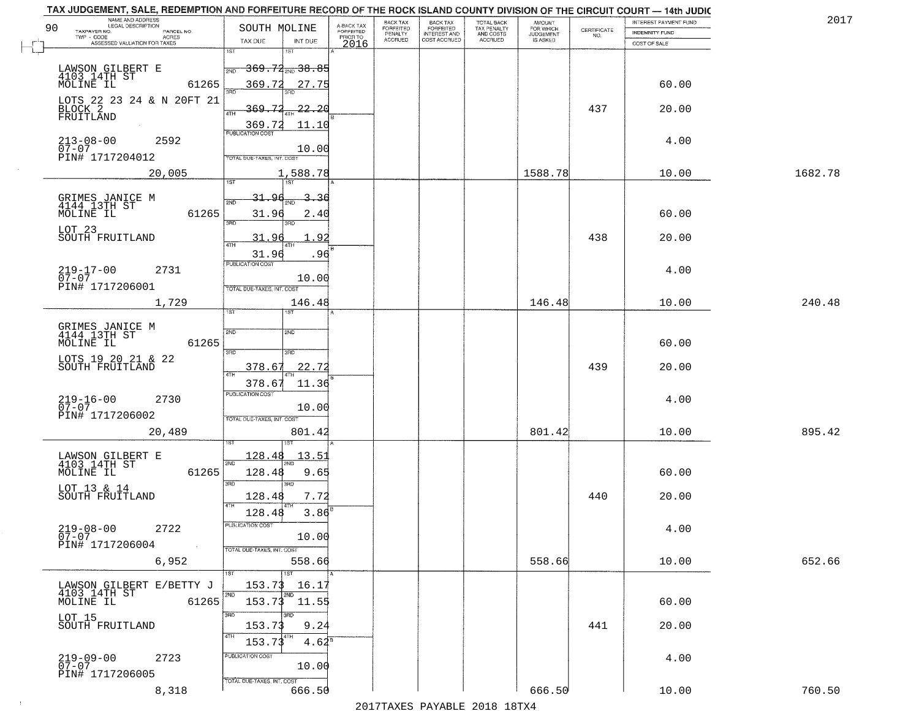TAX JUDGEMENT, SALE, REDEMPTION AND FORFEITURE RECORD OF THE ROCK ISLAND COUNTY DIVISION OF THE CIRCUIT COURT — 14th JUDIC

2017

| NAME AND ADDRESS / LEGAL DESCRIPTION / TAXPAYER NO. / PARCEL NO. / TWP - CODE / ACRES / ASSESSED VALUATION FOR TAXES | SOUTH MOLINE TAX DUE | INT DUE | A-BACK TAX FORFEITED PRIOR TO 2016 | BACK TAX FORFEITED PENALTY ACCRUED | BACK TAX FORFEITED INTEREST AND COST ACCRUED | TOTAL BACK TAX PENALTY AND COSTS ACCRUED | AMOUNT FOR WHICH JUDGEMENT IS ASKED | CERTIFICATE NO. | INTEREST PAYMENT FUND / INDEMNITY FUND / COST OF SALE | |
|---|---|---|---|---|---|---|---|---|---|---|
| LAWSON GILBERT E<br>4103 14TH ST<br>MOLINE IL 61265<br>LOTS 22 23 24 & N 20FT 21<br>BLOCK 2<br>FRUITLAND<br>213-08-00 2592<br>07-07<br>PIN# 1717204012<br>20,005 | 1ST 369.72<br>2ND 369.72<br>3RD 369.72<br>4TH 369.72<br>PUBLICATION COST<br>TOTAL DUE-TAXES, INT. COST | 38.85<br>27.75<br>22.20<br>11.10<br>10.00<br>1,588.78 | | | | | 1588.78 | 437 | 60.00<br>20.00<br>4.00<br>10.00 | 1682.78 |
| GRIMES JANICE M<br>4144 13TH ST<br>MOLINE IL 61265<br>LOT 23<br>SOUTH FRUITLAND<br>219-17-00 2731<br>07-07<br>PIN# 1717206001<br>1,729 | 1ST 31.96<br>2ND 31.96<br>3RD 31.96<br>4TH 31.96<br>PUBLICATION COST<br>TOTAL DUE-TAXES, INT. COST | 3.36<br>2.40<br>1.92<br>.96<br>10.00<br>146.48 | | | | | 146.48 | 438 | 60.00<br>20.00<br>4.00<br>10.00 | 240.48 |
| GRIMES JANICE M<br>4144 13TH ST<br>MOLINE IL 61265<br>LOTS 19 20 21 & 22<br>SOUTH FRUITLAND<br>219-16-00 2730<br>07-07<br>PIN# 1717206002<br>20,489 | 1ST<br>2ND<br>3RD 378.67<br>4TH 378.67<br>PUBLICATION COST<br>TOTAL DUE-TAXES, INT. COST | <br><br>22.72<br>11.36<br>10.00<br>801.42 | | | | | 801.42 | 439 | 60.00<br>20.00<br>4.00<br>10.00 | 895.42 |
| LAWSON GILBERT E<br>4103 14TH ST<br>MOLINE IL 61265<br>LOT 13 & 14<br>SOUTH FRUITLAND<br>219-08-00 2722<br>07-07<br>PIN# 1717206004<br>6,952 | 1ST 128.48<br>2ND 128.48<br>3RD 128.48<br>4TH 128.48<br>PUBLICATION COST<br>TOTAL DUE-TAXES, INT. COST | 13.51<br>9.65<br>7.72<br>3.86<br>10.00<br>558.66 | | | | | 558.66 | 440 | 60.00<br>20.00<br>4.00<br>10.00 | 652.66 |
| LAWSON GILBERT E/BETTY J<br>4103 14TH ST<br>MOLINE IL 61265<br>LOT 15<br>SOUTH FRUITLAND<br>219-09-00 2723<br>07-07<br>PIN# 1717206005<br>8,318 | 1ST 153.73<br>2ND 153.73<br>3RD 153.73<br>4TH 153.73<br>PUBLICATION COST<br>TOTAL DUE-TAXES, INT. COST | 16.17<br>11.55<br>9.24<br>4.62<br>10.00<br>666.50 | | | | | 666.50 | 441 | 60.00<br>20.00<br>4.00<br>10.00 | 760.50 |

2017TAXES PAYABLE 2018 18TX4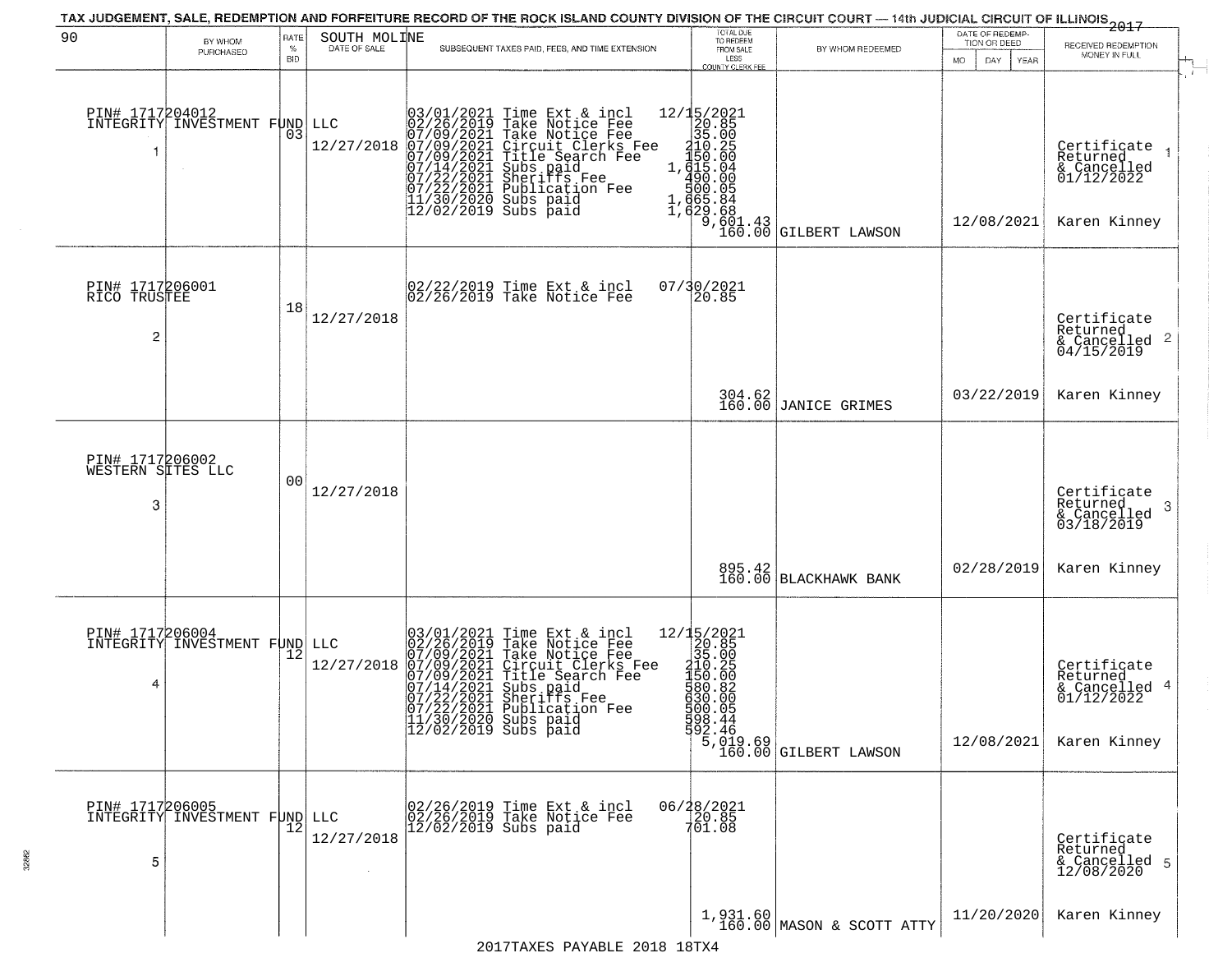TAX JUDGEMENT, SALE, REDEMPTION AND FORFEITURE RECORD OF THE ROCK ISLAND COUNTY DIVISION OF THE CIRCUIT COURT — 14th JUDICIAL CIRCUIT OF ILLINOIS 2017

| 90 BY WHOM PURCHASED | RATE % BID | SOUTH MOLINE DATE OF SALE | SUBSEQUENT TAXES PAID, FEES, AND TIME EXTENSION | TOTAL DUE TO REDEEM FROM SALE LESS COUNTY CLERK FEE | BY WHOM REDEEMED | DATE OF REDEMPTION OR DEED MO DAY YEAR | RECEIVED REDEMPTION MONEY IN FULL |
|---|---|---|---|---|---|---|---|
| PIN# 1717204012 INTEGRITY INVESTMENT FUND LLC 1 | 03 | 12/27/2018 | 03/01/2021 Time Ext & incl 12/15/2021<br>02/26/2019 Take Notice Fee 20.85<br>07/09/2021 Take Notice Fee 35.00<br>07/09/2021 Circuit Clerks Fee 210.25<br>07/09/2021 Title Search Fee 150.00<br>07/14/2021 Subs paid 1,615.04<br>07/22/2021 Sheriffs Fee 490.00<br>07/22/2021 Publication Fee 500.05<br>11/30/2020 Subs paid 1,665.84<br>12/02/2019 Subs paid 1,629.68 | 9,601.43<br>160.00 | GILBERT LAWSON | 12/08/2021 | Certificate Returned & Cancelled 01/12/2022<br>Karen Kinney |
| PIN# 1717206001 RICO TRUSTEE 2 | 18 | 12/27/2018 | 02/22/2019 Time Ext & incl 07/30/2021<br>02/26/2019 Take Notice Fee 20.85 | 304.62<br>160.00 | JANICE GRIMES | 03/22/2019 | Certificate Returned & Cancelled 04/15/2019<br>Karen Kinney |
| PIN# 1717206002 WESTERN SITES LLC 3 | 00 | 12/27/2018 | | 895.42<br>160.00 | BLACKHAWK BANK | 02/28/2019 | Certificate Returned & Cancelled 03/18/2019<br>Karen Kinney |
| PIN# 1717206004 INTEGRITY INVESTMENT FUND LLC 4 | 12 | 12/27/2018 | 03/01/2021 Time Ext & incl 12/15/2021<br>02/26/2019 Take Notice Fee 20.85<br>07/09/2021 Take Notice Fee 35.00<br>07/09/2021 Circuit Clerks Fee 210.25<br>07/09/2021 Title Search Fee 150.00<br>07/14/2021 Subs paid 580.82<br>07/22/2021 Sheriffs Fee 630.00<br>07/22/2021 Publication Fee 500.05<br>11/30/2020 Subs paid 598.44<br>12/02/2019 Subs paid 592.46 | 5,019.69<br>160.00 | GILBERT LAWSON | 12/08/2021 | Certificate Returned & Cancelled 01/12/2022<br>Karen Kinney |
| PIN# 1717206005 INTEGRITY INVESTMENT FUND LLC 5 | 12 | 12/27/2018 | 02/26/2019 Time Ext & incl 06/28/2021<br>02/26/2019 Take Notice Fee 20.85<br>12/02/2019 Subs paid 701.08 | 1,931.60<br>160.00 | MASON & SCOTT ATTY | 11/20/2020 | Certificate Returned & Cancelled 12/08/2020<br>Karen Kinney |

2017TAXES PAYABLE 2018 18TX4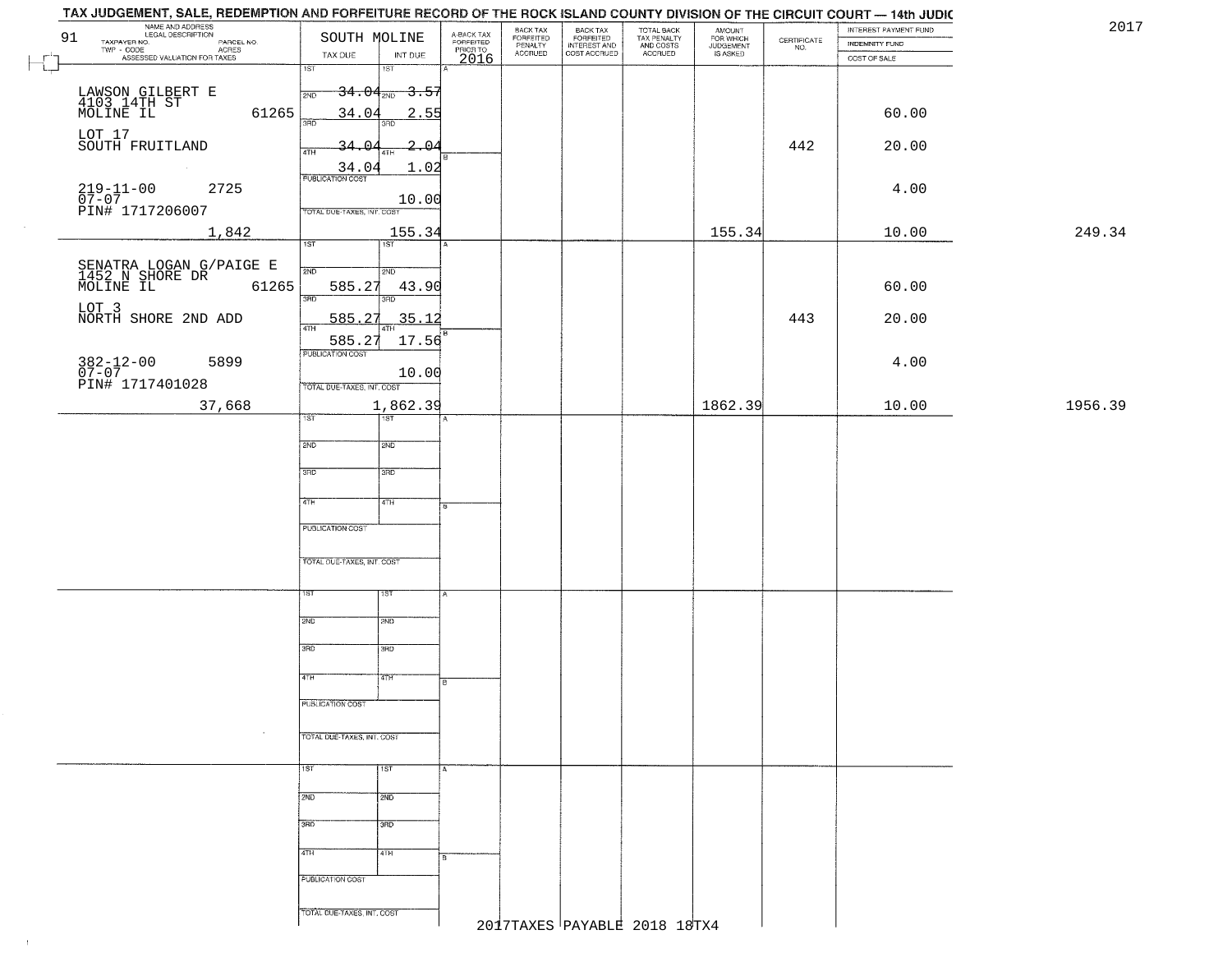# TAX JUDGEMENT, SALE, REDEMPTION AND FORFEITURE RECORD OF THE ROCK ISLAND COUNTY DIVISION OF THE CIRCUIT COURT — 14th JUDIC

2017

91 — SOUTH MOLINE

| NAME AND ADDRESS / LEGAL DESCRIPTION / TAXPAYER NO. / PARCEL NO. / TWP - CODE / ACRES / ASSESSED VALUATION FOR TAXES | TAX DUE | INT DUE | A-BACK TAX FORFEITED PRIOR TO 2016 | BACK TAX FORFEITED PENALTY ACCRUED | BACK TAX FORFEITED INTEREST AND COST ACCRUED | TOTAL BACK TAX PENALTY AND COSTS ACCRUED | AMOUNT FOR WHICH JUDGEMENT IS ASKED | CERTIFICATE NO. | INTEREST PAYMENT FUND / INDEMNITY FUND / COST OF SALE | |
|---|---|---|---|---|---|---|---|---|---|---|
| LAWSON GILBERT E<br>4103 14TH ST<br>MOLINE IL 61265<br>LOT 17<br>SOUTH FRUITLAND<br>219-11-00 2725<br>07-07<br>PIN# 1717206007<br>1,842 | 1ST<br>2ND 34.04<br>3RD 34.04<br>4TH 34.04<br>34.04<br>PUBLICATION COST<br>TOTAL DUE-TAXES, INT. COST | 1ST<br>2ND 3.57<br>3RD 2.55<br>4TH 2.04<br>1.02<br>10.00<br>155.34 | | | | | 155.34 | 442 | 60.00<br>20.00<br>4.00<br>10.00 | 249.34 |
| SENATRA LOGAN G/PAIGE E<br>1452 N SHORE DR<br>MOLINE IL 61265<br>LOT 3<br>NORTH SHORE 2ND ADD<br>382-12-00 5899<br>07-07<br>PIN# 1717401028<br>37,668 | 1ST<br>2ND 585.27<br>3RD 585.27<br>4TH 585.27<br>PUBLICATION COST<br>TOTAL DUE-TAXES, INT. COST | 1ST<br>2ND 43.90<br>3RD 35.12<br>4TH 17.56<br>10.00<br>1,862.39 | | | | | 1862.39 | 443 | 60.00<br>20.00<br>4.00<br>10.00 | 1956.39 |

2017TAXES PAYABLE 2018 18TX4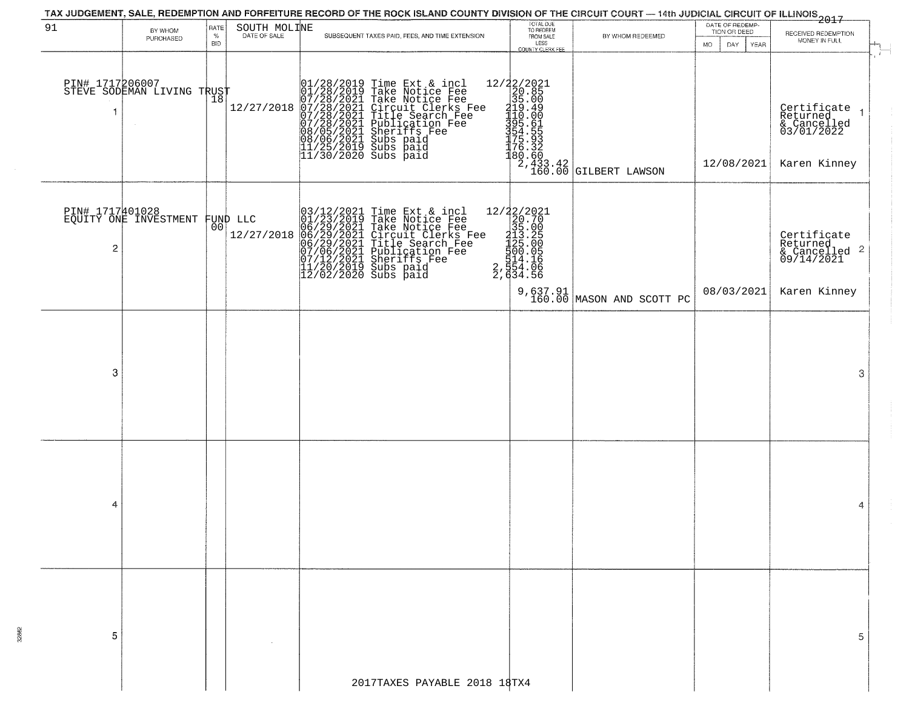# TAX JUDGEMENT, SALE, REDEMPTION AND FORFEITURE RECORD OF THE ROCK ISLAND COUNTY DIVISION OF THE CIRCUIT COURT — 14th JUDICIAL CIRCUIT OF ILLINOIS 2017

| 91 | BY WHOM PURCHASED | RATE % BID | SOUTH MOLINE DATE OF SALE | SUBSEQUENT TAXES PAID, FEES, AND TIME EXTENSION | TOTAL DUE TO REDEEM FROM SALE LESS COUNTY CLERK FEE | BY WHOM REDEEMED | DATE OF REDEMPTION OR DEED MO DAY YEAR | RECEIVED REDEMPTION MONEY IN FULL |
|---|---|---|---|---|---|---|---|---|
| 1 | PIN# 1717206007 STEVE SODEMAN LIVING TRUST | 18 | 12/27/2018 | 01/28/2019 Time Ext & incl<br>01/28/2019 Take Notice Fee<br>07/28/2021 Take Notice Fee<br>07/28/2021 Circuit Clerks Fee<br>07/28/2021 Title Search Fee<br>07/28/2021 Publication Fee<br>08/05/2021 Sheriffs Fee<br>08/06/2021 Subs paid<br>11/25/2019 Subs paid<br>11/30/2020 Subs paid | 12/22/2021<br>20.85<br>35.00<br>219.49<br>110.00<br>395.61<br>354.55<br>175.93<br>176.32<br>180.60<br>2,433.42<br>160.00 | GILBERT LAWSON | 12/08/2021 | Certificate Returned & Cancelled 03/01/2022<br>Karen Kinney |
| 2 | PIN# 1717401028 EQUITY ONE INVESTMENT FUND LLC | 00 | 12/27/2018 | 03/12/2021 Time Ext & incl<br>01/23/2019 Take Notice Fee<br>06/29/2021 Take Notice Fee<br>06/29/2021 Circuit Clerks Fee<br>06/29/2021 Title Search Fee<br>07/06/2021 Publication Fee<br>07/12/2021 Sheriffs Fee<br>11/20/2019 Subs paid<br>12/02/2020 Subs paid | 12/22/2021<br>20.70<br>35.00<br>213.25<br>125.00<br>500.05<br>514.16<br>2,554.06<br>2,634.56<br>9,637.91<br>160.00 | MASON AND SCOTT PC | 08/03/2021 | Certificate Returned & Cancelled 09/14/2021<br>Karen Kinney |
| 3 | | | | | | | | |
| 4 | | | | | | | | |
| 5 | | | | | | | | |

2017TAXES PAYABLE 2018 18TX4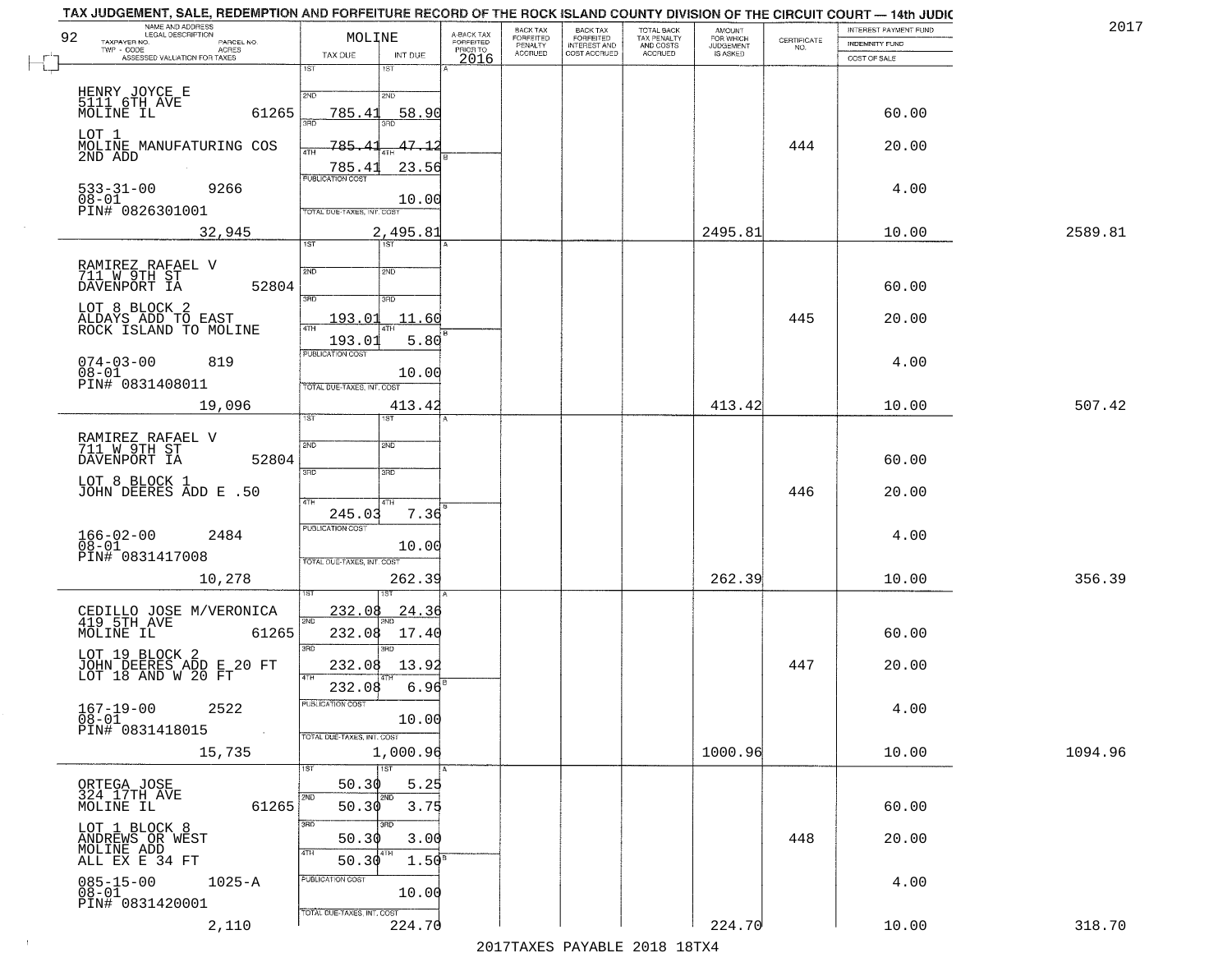TAX JUDGEMENT, SALE, REDEMPTION AND FORFEITURE RECORD OF THE ROCK ISLAND COUNTY DIVISION OF THE CIRCUIT COURT — 14th JUDIC

2017

92

| NAME AND ADDRESS / LEGAL DESCRIPTION / TAXPAYER NO. / PARCEL NO. / TWP - CODE / ACRES / ASSESSED VALUATION FOR TAXES | MOLINE TAX DUE | INT DUE | A-BACK TAX FORFEITED PRIOR TO 2016 | BACK TAX FORFEITED PENALTY ACCRUED | BACK TAX FORFEITED INTEREST AND COST ACCRUED | TOTAL BACK TAX PENALTY AND COSTS ACCRUED | AMOUNT FOR WHICH JUDGEMENT IS ASKED | CERTIFICATE NO. | INTEREST PAYMENT FUND / INDEMNITY FUND / COST OF SALE | |
|---|---|---|---|---|---|---|---|---|---|---|
| HENRY JOYCE E<br>5111 6TH AVE<br>MOLINE IL 61265<br>LOT 1<br>MOLINE MANUFATURING COS<br>2ND ADD<br>533-31-00 9266<br>08-01<br>PIN# 0826301001<br>32,945 | 1ST<br>2ND<br>3RD 785.41<br>4TH 785.41<br>785.41<br>PUBLICATION COST<br>TOTAL DUE-TAXES, INT. COST | 58.90<br>47.12<br>23.56<br>10.00<br>2,495.81 | | | | | 2495.81 | 444 | 60.00<br>20.00<br>4.00<br>10.00 | 2589.81 |
| RAMIREZ RAFAEL V<br>711 W 9TH ST<br>DAVENPORT IA 52804<br>LOT 8 BLOCK 2<br>ALDAYS ADD TO EAST<br>ROCK ISLAND TO MOLINE<br>074-03-00 819<br>08-01<br>PIN# 0831408011<br>19,096 | 1ST<br>2ND<br>3RD 193.01<br>4TH 193.01<br>PUBLICATION COST<br>TOTAL DUE-TAXES, INT. COST | 11.60<br>5.80<br>10.00<br>413.42 | | | | | 413.42 | 445 | 60.00<br>20.00<br>4.00<br>10.00 | 507.42 |
| RAMIREZ RAFAEL V<br>711 W 9TH ST<br>DAVENPORT IA 52804<br>LOT 8 BLOCK 1<br>JOHN DEERES ADD E .50<br>166-02-00 2484<br>08-01<br>PIN# 0831417008<br>10,278 | 1ST<br>2ND<br>3RD<br>4TH 245.03<br>PUBLICATION COST<br>TOTAL DUE-TAXES, INT. COST | 7.36<br>10.00<br>262.39 | | | | | 262.39 | 446 | 60.00<br>20.00<br>4.00<br>10.00 | 356.39 |
| CEDILLO JOSE M/VERONICA<br>419 5TH AVE<br>MOLINE IL 61265<br>LOT 19 BLOCK 2<br>JOHN DEERES ADD E 20 FT<br>LOT 18 AND W 20 FT<br>167-19-00 2522<br>08-01<br>PIN# 0831418015<br>15,735 | 1ST 232.08<br>2ND 232.08<br>3RD 232.08<br>4TH 232.08<br>PUBLICATION COST<br>TOTAL DUE-TAXES, INT. COST | 24.36<br>17.40<br>13.92<br>6.96<br>10.00<br>1,000.96 | | | | | 1000.96 | 447 | 60.00<br>20.00<br>4.00<br>10.00 | 1094.96 |
| ORTEGA JOSE<br>324 17TH AVE<br>MOLINE IL 61265<br>LOT 1 BLOCK 8<br>ANDREWS OR WEST<br>MOLINE ADD<br>ALL EX E 34 FT<br>085-15-00 1025-A<br>08-01<br>PIN# 0831420001<br>2,110 | 1ST 50.30<br>2ND 50.30<br>3RD 50.30<br>4TH 50.30<br>PUBLICATION COST<br>TOTAL DUE-TAXES, INT. COST | 5.25<br>3.75<br>3.00<br>1.50<br>10.00<br>224.70 | | | | | 224.70 | 448 | 60.00<br>20.00<br>4.00<br>10.00 | 318.70 |

2017TAXES PAYABLE 2018 18TX4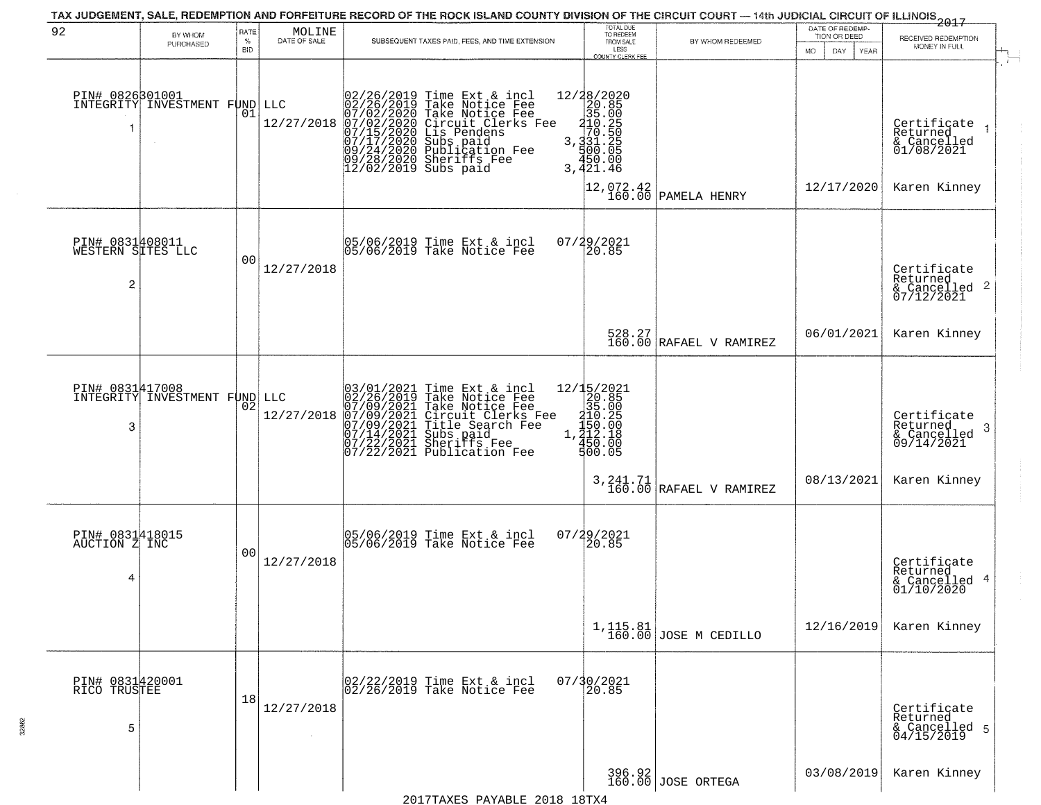TAX JUDGEMENT, SALE, REDEMPTION AND FORFEITURE RECORD OF THE ROCK ISLAND COUNTY DIVISION OF THE CIRCUIT COURT — 14th JUDICIAL CIRCUIT OF ILLINOIS 2017

| 92 | BY WHOM PURCHASED | RATE % BID | MOLINE DATE OF SALE | SUBSEQUENT TAXES PAID, FEES, AND TIME EXTENSION | TOTAL DUE TO REDEEM FROM SALE LESS COUNTY CLERK FEE | BY WHOM REDEEMED | DATE OF REDEMPTION OR DEED MO DAY YEAR | RECEIVED REDEMPTION MONEY IN FULL |
|---|---|---|---|---|---|---|---|---|
| 1 | PIN# 0826301001 INTEGRITY INVESTMENT FUND LLC | 01 | 12/27/2018 | 02/26/2019 Time Ext & incl<br>02/26/2019 Take Notice Fee<br>07/02/2020 Take Notice Fee<br>07/02/2020 Circuit Clerks Fee<br>07/15/2020 Lis Pendens<br>07/17/2020 Subs paid<br>09/24/2020 Publication Fee<br>09/28/2020 Sheriffs Fee<br>12/02/2019 Subs paid | 12/28/2020<br>20.85<br>35.00<br>210.25<br>70.50<br>3,331.25<br>500.05<br>450.00<br>3,421.46<br>12,072.42<br>160.00 | PAMELA HENRY | 12/17/2020 | Certificate Returned & Cancelled 01/08/2021<br>Karen Kinney |
| 2 | PIN# 0831408011 WESTERN SITES LLC | 00 | 12/27/2018 | 05/06/2019 Time Ext & incl<br>05/06/2019 Take Notice Fee | 07/29/2021<br>20.85<br>528.27<br>160.00 | RAFAEL V RAMIREZ | 06/01/2021 | Certificate Returned & Cancelled 07/12/2021<br>Karen Kinney |
| 3 | PIN# 0831417008 INTEGRITY INVESTMENT FUND LLC | 02 | 12/27/2018 | 03/01/2021 Time Ext & incl<br>02/26/2019 Take Notice Fee<br>07/09/2021 Take Notice Fee<br>07/09/2021 Circuit Clerks Fee<br>07/09/2021 Title Search Fee<br>07/14/2021 Subs paid<br>07/22/2021 Sheriffs Fee<br>07/22/2021 Publication Fee | 12/15/2021<br>20.85<br>35.00<br>210.25<br>150.00<br>1,212.18<br>450.00<br>500.05<br>3,241.71<br>160.00 | RAFAEL V RAMIREZ | 08/13/2021 | Certificate Returned & Cancelled 09/14/2021<br>Karen Kinney |
| 4 | PIN# 0831418015 AUCTION Z INC | 00 | 12/27/2018 | 05/06/2019 Time Ext & incl<br>05/06/2019 Take Notice Fee | 07/29/2021<br>20.85<br>1,115.81<br>160.00 | JOSE M CEDILLO | 12/16/2019 | Certificate Returned & Cancelled 01/10/2020<br>Karen Kinney |
| 5 | PIN# 0831420001 RICO TRUSTEE | 18 | 12/27/2018 | 02/22/2019 Time Ext & incl<br>02/26/2019 Take Notice Fee | 07/30/2021<br>20.85<br>396.92<br>160.00 | JOSE ORTEGA | 03/08/2019 | Certificate Returned & Cancelled 04/15/2019<br>Karen Kinney |

2017TAXES PAYABLE 2018 18TX4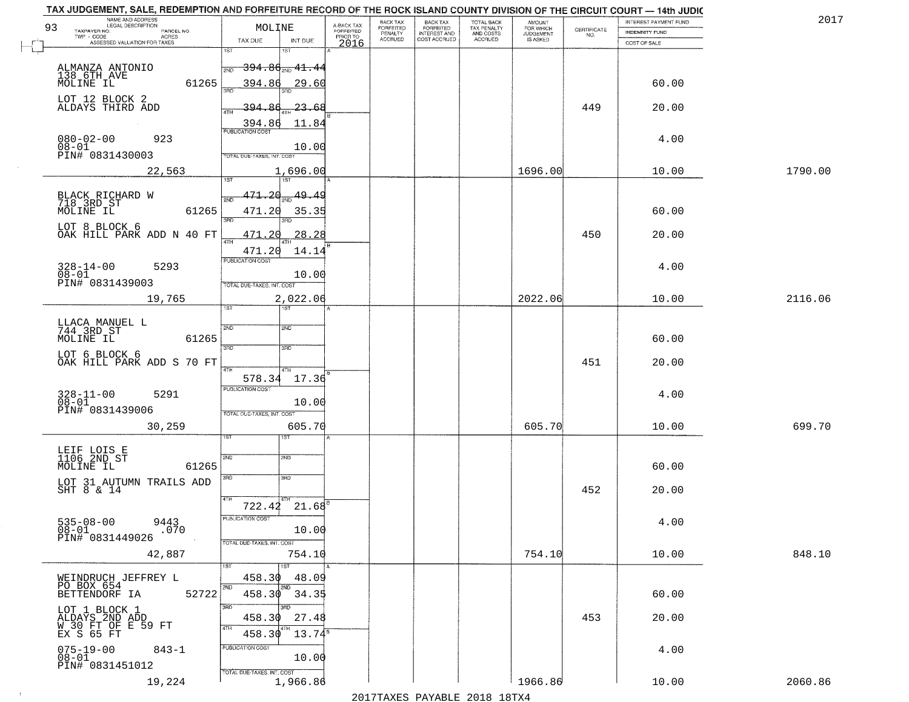TAX JUDGEMENT, SALE, REDEMPTION AND FORFEITURE RECORD OF THE ROCK ISLAND COUNTY DIVISION OF THE CIRCUIT COURT — 14th JUDIC

2017

| 93 NAME AND ADDRESS / LEGAL DESCRIPTION / TAXPAYER NO. / PARCEL NO. / TWP - CODE / ACRES / ASSESSED VALUATION FOR TAXES | MOLINE TAX DUE | INT DUE | A-BACK TAX FORFEITED PRIOR TO 2016 | BACK TAX FORFEITED PENALTY ACCRUED | BACK TAX FORFEITED INTEREST AND COST ACCRUED | TOTAL BACK TAX PENALTY AND COSTS ACCRUED | AMOUNT FOR WHICH JUDGEMENT IS ASKED | CERTIFICATE NO. | INTEREST PAYMENT FUND / INDEMNITY FUND / COST OF SALE | |
|---|---|---|---|---|---|---|---|---|---|---|
| ALMANZA ANTONIO<br>138 6TH AVE<br>MOLINE IL 61265<br>LOT 12 BLOCK 2<br>ALDAYS THIRD ADD<br>080-02-00 923<br>08-01<br>PIN# 0831430003<br>22,563 | 1ST 394.86<br>2ND 394.86<br>3RD 394.86<br>4TH 394.86<br>PUBLICATION COST<br>TOTAL DUE-TAXES, INT. COST | 41.44<br>29.60<br>23.68<br>11.84<br>10.00<br>1,696.00 | | | | | 1696.00 | 449 | 60.00<br>20.00<br>4.00<br>10.00 | 1790.00 |
| BLACK RICHARD W<br>718 3RD ST<br>MOLINE IL 61265<br>LOT 8 BLOCK 6<br>OAK HILL PARK ADD N 40 FT<br>328-14-00 5293<br>08-01<br>PIN# 0831439003<br>19,765 | 1ST 471.20<br>2ND 471.20<br>3RD 471.20<br>4TH 471.20<br>PUBLICATION COST<br>TOTAL DUE-TAXES, INT. COST | 49.49<br>35.35<br>28.28<br>14.14<br>10.00<br>2,022.06 | | | | | 2022.06 | 450 | 60.00<br>20.00<br>4.00<br>10.00 | 2116.06 |
| LLACA MANUEL L<br>744 3RD ST<br>MOLINE IL 61265<br>LOT 6 BLOCK 6<br>OAK HILL PARK ADD S 70 FT<br>328-11-00 5291<br>08-01<br>PIN# 0831439006<br>30,259 | 1ST<br>2ND<br>3RD<br>4TH 578.34<br>PUBLICATION COST<br>TOTAL DUE-TAXES, INT. COST | 17.36<br>10.00<br>605.70 | | | | | 605.70 | 451 | 60.00<br>20.00<br>4.00<br>10.00 | 699.70 |
| LEIF LOIS E<br>1106 2ND ST<br>MOLINE IL 61265<br>LOT 31 AUTUMN TRAILS ADD<br>SHT 8 & 14<br>535-08-00 9443<br>08-01 .070<br>PIN# 0831449026<br>42,887 | 1ST<br>2ND<br>3RD<br>4TH 722.42<br>PUBLICATION COST<br>TOTAL DUE-TAXES, INT. COST | 21.68<br>10.00<br>754.10 | | | | | 754.10 | 452 | 60.00<br>20.00<br>4.00<br>10.00 | 848.10 |
| WEINDRUCH JEFFREY L<br>PO BOX 654<br>BETTENDORF IA 52722<br>LOT 1 BLOCK 1<br>ALDAYS 2ND ADD<br>W 30 FT OF E 59 FT<br>EX S 65 FT<br>075-19-00 843-1<br>08-01<br>PIN# 0831451012<br>19,224 | 1ST 458.30<br>2ND 458.30<br>3RD 458.30<br>4TH 458.30<br>PUBLICATION COST<br>TOTAL DUE-TAXES, INT. COST | 48.09<br>34.35<br>27.48<br>13.74<br>10.00<br>1,966.86 | | | | | 1966.86 | 453 | 60.00<br>20.00<br>4.00<br>10.00 | 2060.86 |

2017TAXES PAYABLE 2018 18TX4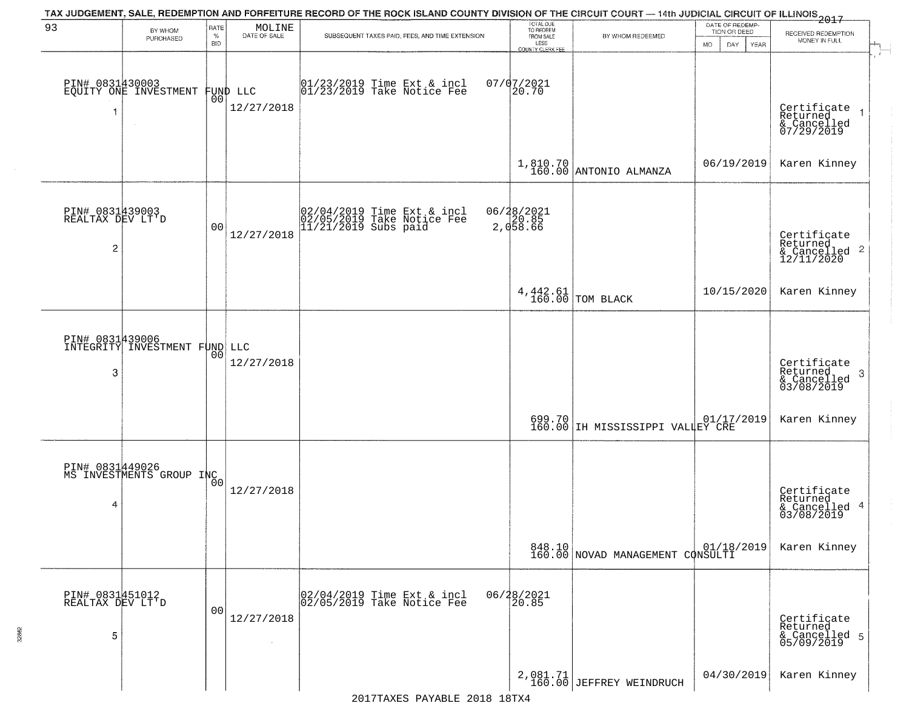# TAX JUDGEMENT, SALE, REDEMPTION AND FORFEITURE RECORD OF THE ROCK ISLAND COUNTY DIVISION OF THE CIRCUIT COURT — 14th JUDICIAL CIRCUIT OF ILLINOIS 2017

93 — MOLINE

| | BY WHOM PURCHASED | RATE % BID | DATE OF SALE | SUBSEQUENT TAXES PAID, FEES, AND TIME EXTENSION | TOTAL DUE TO REDEEM FROM SALE LESS COUNTY CLERK FEE | BY WHOM REDEEMED | DATE OF REDEMPTION OR DEED MO DAY YEAR | RECEIVED REDEMPTION MONEY IN FULL |
|---|---|---|---|---|---|---|---|---|
| 1 | PIN# 0831430003 EQUITY ONE INVESTMENT FUND LLC | 00 | 12/27/2018 | 01/23/2019 Time Ext & incl 07/07/2021; 01/23/2019 Take Notice Fee 20.70 | 1,810.70 160.00 | ANTONIO ALMANZA | 06/19/2019 | Certificate Returned & Cancelled 07/29/2019 Karen Kinney |
| 2 | PIN# 0831439003 REALTAX DEV LT'D | 00 | 12/27/2018 | 02/04/2019 Time Ext & incl 06/28/2021; 02/05/2019 Take Notice Fee 20.85; 11/21/2019 Subs paid 2,058.66 | 4,442.61 160.00 | TOM BLACK | 10/15/2020 | Certificate Returned & Cancelled 12/11/2020 Karen Kinney |
| 3 | PIN# 0831439006 INTEGRITY INVESTMENT FUND LLC | 00 | 12/27/2018 | | 699.70 160.00 | IH MISSISSIPPI VALLEY CRE | 01/17/2019 | Certificate Returned & Cancelled 03/08/2019 Karen Kinney |
| 4 | PIN# 0831449026 MS INVESTMENTS GROUP INC | 00 | 12/27/2018 | | 848.10 160.00 | NOVAD MANAGEMENT CONSULTI | 01/18/2019 | Certificate Returned & Cancelled 03/08/2019 Karen Kinney |
| 5 | PIN# 0831451012 REALTAX DEV LT'D | 00 | 12/27/2018 | 02/04/2019 Time Ext & incl 06/28/2021; 02/05/2019 Take Notice Fee 20.85 | 2,081.71 160.00 | JEFFREY WEINDRUCH | 04/30/2019 | Certificate Returned & Cancelled 05/09/2019 Karen Kinney |

2017TAXES PAYABLE 2018 18TX4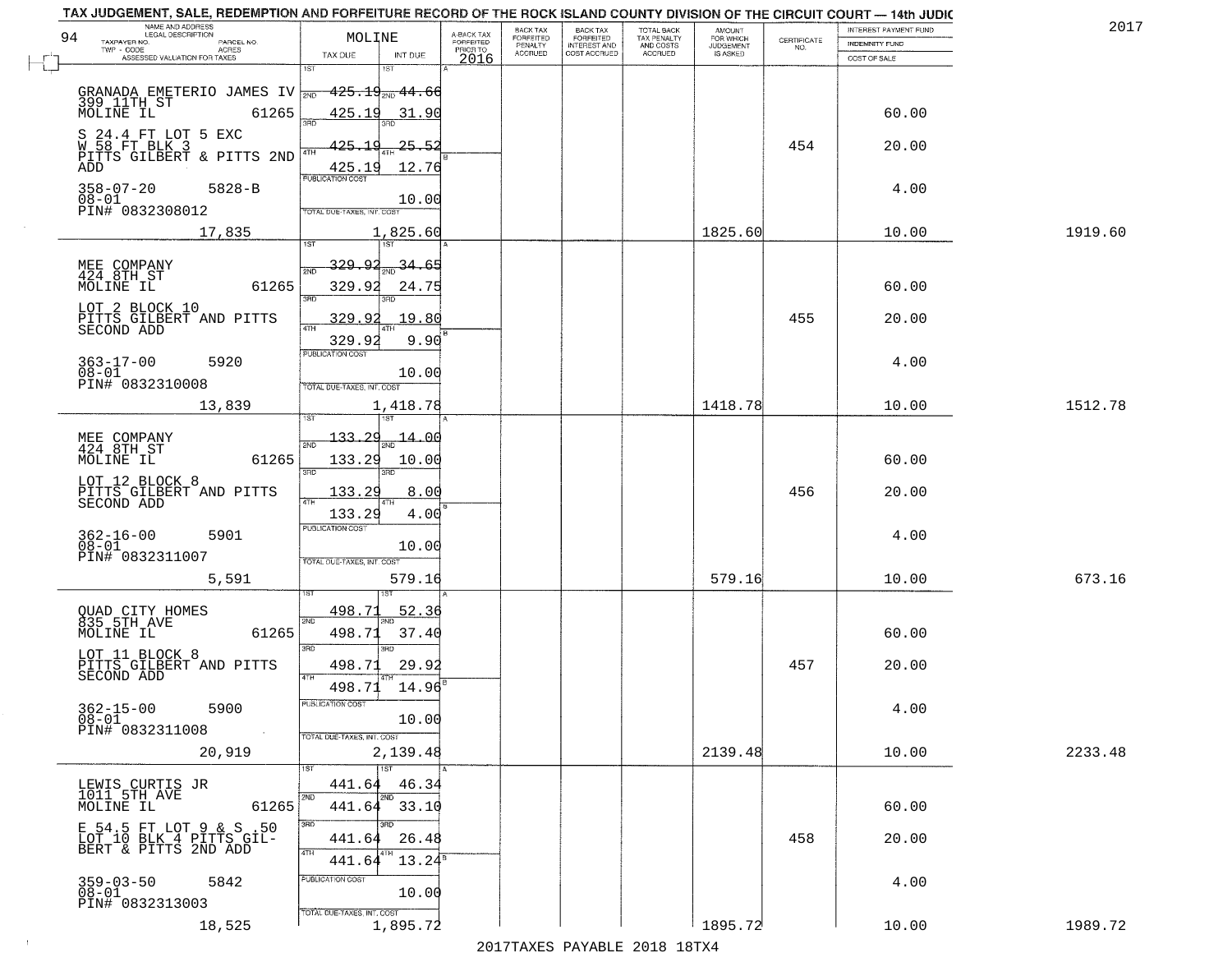TAX JUDGEMENT, SALE, REDEMPTION AND FORFEITURE RECORD OF THE ROCK ISLAND COUNTY DIVISION OF THE CIRCUIT COURT — 14th JUDIC

2017

| NAME AND ADDRESS / LEGAL DESCRIPTION / TAXPAYER NO. / PARCEL NO. / TWP - CODE / ACRES / ASSESSED VALUATION FOR TAXES | MOLINE TAX DUE | INT DUE | A-BACK TAX FORFEITED PRIOR TO 2016 | BACK TAX FORFEITED PENALTY ACCRUED | BACK TAX FORFEITED INTEREST AND COST ACCRUED | TOTAL BACK TAX PENALTY AND COSTS ACCRUED | AMOUNT FOR WHICH JUDGEMENT IS ASKED | CERTIFICATE NO. | INTEREST PAYMENT FUND / INDEMNITY FUND / COST OF SALE | |
|---|---|---|---|---|---|---|---|---|---|---|
| GRANADA EMETERIO JAMES IV<br>399 11TH ST<br>MOLINE IL 61265<br>S 24.4 FT LOT 5 EXC W 58 FT BLK 3 PITTS GILBERT & PITTS 2ND ADD<br>358-07-20 5828-B<br>08-01<br>PIN# 0832308012<br>17,835 | 1ST 425.19<br>2ND 425.19<br>3RD 425.19<br>4TH 425.19<br>PUBLICATION COST<br>TOTAL DUE-TAXES, INT. COST 1,825.60 | 44.66<br>31.90<br>25.52<br>12.76<br>10.00 | | | | | 1825.60 | 454 | 60.00<br>20.00<br>4.00<br>10.00 | 1919.60 |
| MEE COMPANY<br>424 8TH ST<br>MOLINE IL 61265<br>LOT 2 BLOCK 10 PITTS GILBERT AND PITTS SECOND ADD<br>363-17-00 5920<br>08-01<br>PIN# 0832310008<br>13,839 | 1ST 329.92<br>2ND 329.92<br>3RD 329.92<br>4TH 329.92<br>PUBLICATION COST<br>TOTAL DUE-TAXES, INT. COST 1,418.78 | 34.65<br>24.75<br>19.80<br>9.90<br>10.00 | | | | | 1418.78 | 455 | 60.00<br>20.00<br>4.00<br>10.00 | 1512.78 |
| MEE COMPANY<br>424 8TH ST<br>MOLINE IL 61265<br>LOT 12 BLOCK 8 PITTS GILBERT AND PITTS SECOND ADD<br>362-16-00 5901<br>08-01<br>PIN# 0832311007<br>5,591 | 1ST 133.29<br>2ND 133.29<br>3RD 133.29<br>4TH 133.29<br>PUBLICATION COST<br>TOTAL DUE-TAXES, INT. COST 579.16 | 14.00<br>10.00<br>8.00<br>4.00<br>10.00 | | | | | 579.16 | 456 | 60.00<br>20.00<br>4.00<br>10.00 | 673.16 |
| QUAD CITY HOMES<br>835 5TH AVE<br>MOLINE IL 61265<br>LOT 11 BLOCK 8 PITTS GILBERT AND PITTS SECOND ADD<br>362-15-00 5900<br>08-01<br>PIN# 0832311008<br>20,919 | 1ST 498.71<br>2ND 498.71<br>3RD 498.71<br>4TH 498.71<br>PUBLICATION COST<br>TOTAL DUE-TAXES, INT. COST 2,139.48 | 52.36<br>37.40<br>29.92<br>14.96<br>10.00 | | | | | 2139.48 | 457 | 60.00<br>20.00<br>4.00<br>10.00 | 2233.48 |
| LEWIS CURTIS JR<br>1011 5TH AVE<br>MOLINE IL 61265<br>E 54.5 FT LOT 9 & S .50 LOT 10 BLK 4 PITTS GILBERT & PITTS 2ND ADD<br>359-03-50 5842<br>08-01<br>PIN# 0832313003<br>18,525 | 1ST 441.64<br>2ND 441.64<br>3RD 441.64<br>4TH 441.64<br>PUBLICATION COST<br>TOTAL DUE-TAXES, INT. COST 1,895.72 | 46.34<br>33.10<br>26.48<br>13.24<br>10.00 | | | | | 1895.72 | 458 | 60.00<br>20.00<br>4.00<br>10.00 | 1989.72 |

2017TAXES PAYABLE 2018 18TX4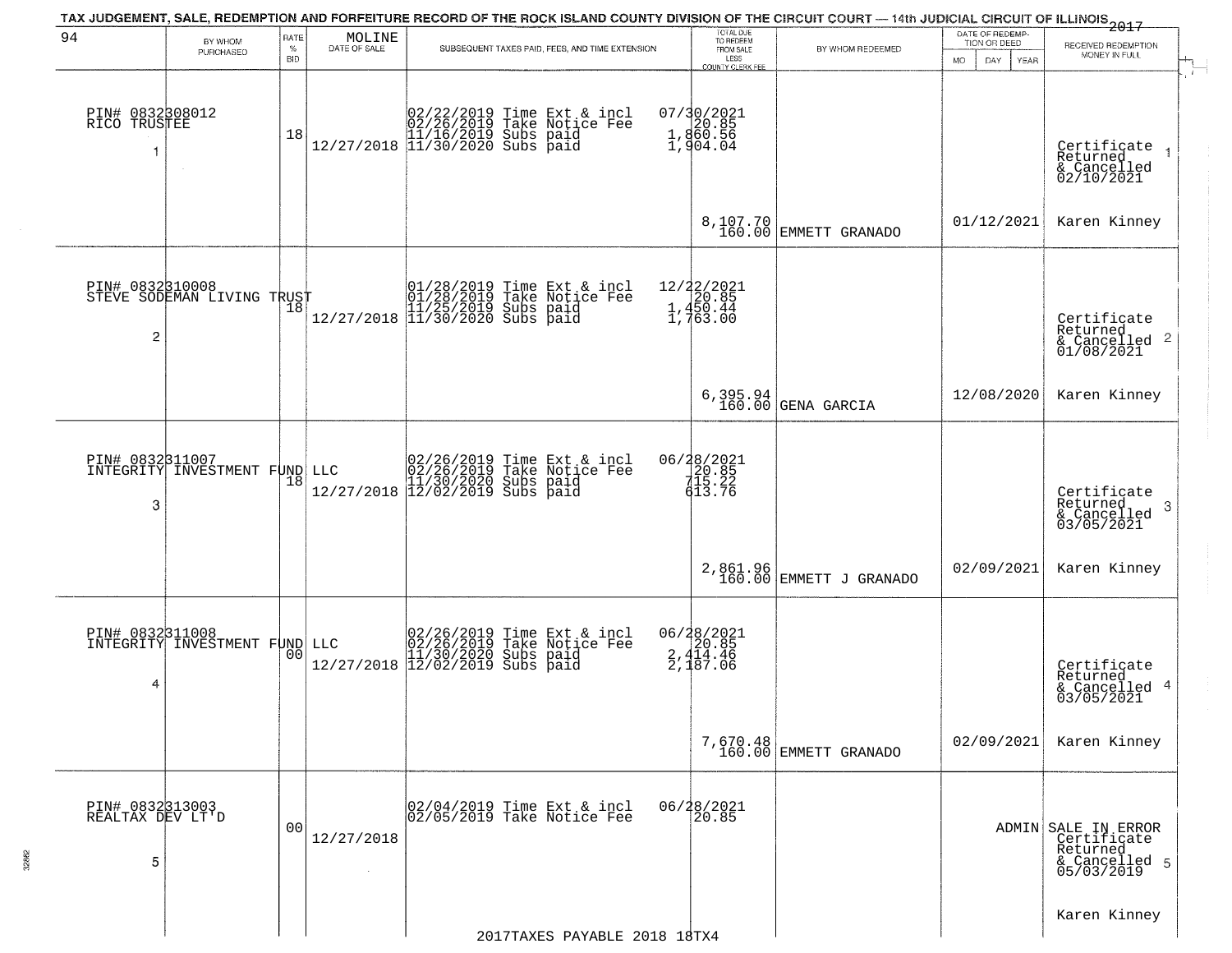TAX JUDGEMENT, SALE, REDEMPTION AND FORFEITURE RECORD OF THE ROCK ISLAND COUNTY DIVISION OF THE CIRCUIT COURT — 14th JUDICIAL CIRCUIT OF ILLINOIS 2017

94 — MOLINE

| | BY WHOM PURCHASED | RATE % BID | DATE OF SALE | SUBSEQUENT TAXES PAID, FEES, AND TIME EXTENSION | TOTAL DUE TO REDEEM FROM SALE LESS COUNTY CLERK FEE | BY WHOM REDEEMED | DATE OF REDEMPTION OR DEED | RECEIVED REDEMPTION MONEY IN FULL |
|---|---|---|---|---|---|---|---|---|
| 1 | PIN# 0832308012 RICO TRUSTEE | 18 | 12/27/2018 | 02/22/2019 Time Ext & incl<br>02/26/2019 Take Notice Fee<br>11/16/2019 Subs paid<br>11/30/2020 Subs paid | 07/30/2021<br>20.85<br>1,860.56<br>1,904.04<br>8,107.70<br>160.00 | EMMETT GRANADO | 01/12/2021 | Certificate Returned & Cancelled 02/10/2021<br>Karen Kinney |
| 2 | PIN# 0832310008 STEVE SODEMAN LIVING TRUST | 18 | 12/27/2018 | 01/28/2019 Time Ext & incl<br>01/28/2019 Take Notice Fee<br>11/25/2019 Subs paid<br>11/30/2020 Subs paid | 12/22/2021<br>20.85<br>1,450.44<br>1,763.00<br>6,395.94<br>160.00 | GENA GARCIA | 12/08/2020 | Certificate Returned & Cancelled 01/08/2021<br>Karen Kinney |
| 3 | PIN# 0832311007 INTEGRITY INVESTMENT FUND LLC | 18 | 12/27/2018 | 02/26/2019 Time Ext & incl<br>02/26/2019 Take Notice Fee<br>11/30/2020 Subs paid<br>12/02/2019 Subs paid | 06/28/2021<br>20.85<br>715.22<br>613.76<br>2,861.96<br>160.00 | EMMETT J GRANADO | 02/09/2021 | Certificate Returned & Cancelled 03/05/2021<br>Karen Kinney |
| 4 | PIN# 0832311008 INTEGRITY INVESTMENT FUND LLC | 00 | 12/27/2018 | 02/26/2019 Time Ext & incl<br>02/26/2019 Take Notice Fee<br>11/30/2020 Subs paid<br>12/02/2019 Subs paid | 06/28/2021<br>20.85<br>2,414.46<br>2,187.06<br>7,670.48<br>160.00 | EMMETT GRANADO | 02/09/2021 | Certificate Returned & Cancelled 03/05/2021<br>Karen Kinney |
| 5 | PIN# 0832313003 REALTAX DEV LT'D | 00 | 12/27/2018 | 02/04/2019 Time Ext & incl<br>02/05/2019 Take Notice Fee | 06/28/2021<br>20.85 | | ADMIN | SALE IN ERROR Certificate Returned & Cancelled 05/03/2019<br>Karen Kinney |

2017TAXES PAYABLE 2018 18TX4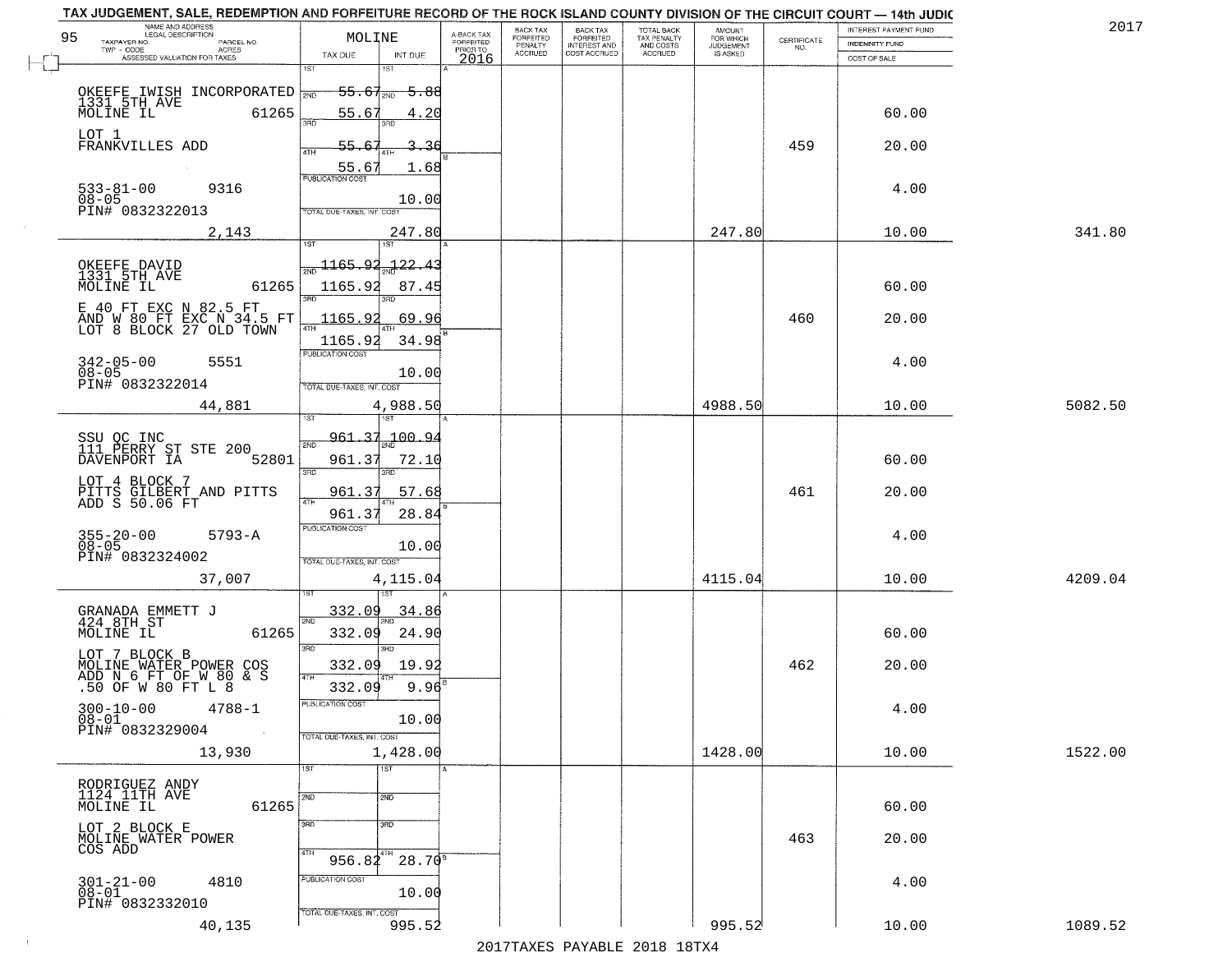TAX JUDGEMENT, SALE, REDEMPTION AND FORFEITURE RECORD OF THE ROCK ISLAND COUNTY DIVISION OF THE CIRCUIT COURT — 14th JUDIC

2017

| NAME AND ADDRESS / LEGAL DESCRIPTION / TAXPAYER NO. / PARCEL NO. / TWP - CODE / ACRES / ASSESSED VALUATION FOR TAXES | MOLINE TAX DUE | INT DUE | A-BACK TAX FORFEITED PRIOR TO 2016 | BACK TAX FORFEITED PENALTY ACCRUED | BACK TAX FORFEITED INTEREST AND COST ACCRUED | TOTAL BACK TAX PENALTY AND COSTS ACCRUED | AMOUNT FOR WHICH JUDGEMENT IS ASKED | CERTIFICATE NO. | INTEREST PAYMENT FUND / INDEMNITY FUND / COST OF SALE | |
|---|---|---|---|---|---|---|---|---|---|---|
| 95 | | | | | | | | | | |
| OKEEFE IWISH INCORPORATED 1331 5TH AVE MOLINE IL 61265 | 1ST 55.67 | 1ST 5.88 | | | | | | | | |
| | 2ND 55.67 | 2ND 4.20 | | | | | | | 60.00 | |
| LOT 1 FRANKVILLES ADD | 3RD 55.67 | 3RD 3.36 | | | | | | 459 | 20.00 | |
| | 4TH 55.67 | 4TH 1.68 | | | | | | | | |
| 533-81-00 9316 08-05 PIN# 0832322013 | PUBLICATION COST | 10.00 | | | | | | | 4.00 | |
| 2,143 | TOTAL DUE-TAXES, INT. COST | 247.80 | | | | | 247.80 | | 10.00 | 341.80 |
| OKEEFE DAVID 1331 5TH AVE MOLINE IL 61265 | 1ST 1165.92 | 1ST 122.43 | | | | | | | | |
| | 2ND 1165.92 | 2ND 87.45 | | | | | | | 60.00 | |
| E 40 FT EXC N 82.5 FT AND W 80 FT EXC N 34.5 FT LOT 8 BLOCK 27 OLD TOWN | 3RD 1165.92 | 3RD 69.96 | | | | | | 460 | 20.00 | |
| | 4TH 1165.92 | 4TH 34.98 | | | | | | | | |
| 342-05-00 5551 08-05 PIN# 0832322014 | PUBLICATION COST | 10.00 | | | | | | | 4.00 | |
| 44,881 | TOTAL DUE-TAXES, INT. COST | 4,988.50 | | | | | 4988.50 | | 10.00 | 5082.50 |
| SSU QC INC 111 PERRY ST STE 200 DAVENPORT IA 52801 | 1ST 961.37 | 1ST 100.94 | | | | | | | | |
| | 2ND 961.37 | 2ND 72.10 | | | | | | | 60.00 | |
| LOT 4 BLOCK 7 PITTS GILBERT AND PITTS ADD S 50.06 FT | 3RD 961.37 | 3RD 57.68 | | | | | | 461 | 20.00 | |
| | 4TH 961.37 | 4TH 28.84 | | | | | | | | |
| 355-20-00 5793-A 08-05 PIN# 0832324002 | PUBLICATION COST | 10.00 | | | | | | | 4.00 | |
| 37,007 | TOTAL DUE-TAXES, INT. COST | 4,115.04 | | | | | 4115.04 | | 10.00 | 4209.04 |
| GRANADA EMMETT J 424 8TH ST MOLINE IL 61265 | 1ST 332.09 | 1ST 34.86 | | | | | | | | |
| | 2ND 332.09 | 2ND 24.90 | | | | | | | 60.00 | |
| LOT 7 BLOCK B MOLINE WATER POWER COS ADD N 6 FT OF W 80 & S .50 OF W 80 FT L 8 | 3RD 332.09 | 3RD 19.92 | | | | | | 462 | 20.00 | |
| | 4TH 332.09 | 4TH 9.96 | | | | | | | | |
| 300-10-00 4788-1 08-01 PIN# 0832329004 | PUBLICATION COST | 10.00 | | | | | | | 4.00 | |
| 13,930 | TOTAL DUE-TAXES, INT. COST | 1,428.00 | | | | | 1428.00 | | 10.00 | 1522.00 |
| RODRIGUEZ ANDY 1124 11TH AVE MOLINE IL 61265 | 1ST | 1ST | | | | | | | | |
| | 2ND | 2ND | | | | | | | 60.00 | |
| LOT 2 BLOCK E MOLINE WATER POWER COS ADD | 3RD | 3RD | | | | | | 463 | 20.00 | |
| | 4TH 956.82 | 4TH 28.70 | | | | | | | | |
| 301-21-00 4810 08-01 PIN# 0832332010 | PUBLICATION COST | 10.00 | | | | | | | 4.00 | |
| 40,135 | TOTAL DUE-TAXES, INT. COST | 995.52 | | | | | 995.52 | | 10.00 | 1089.52 |

2017TAXES PAYABLE 2018 18TX4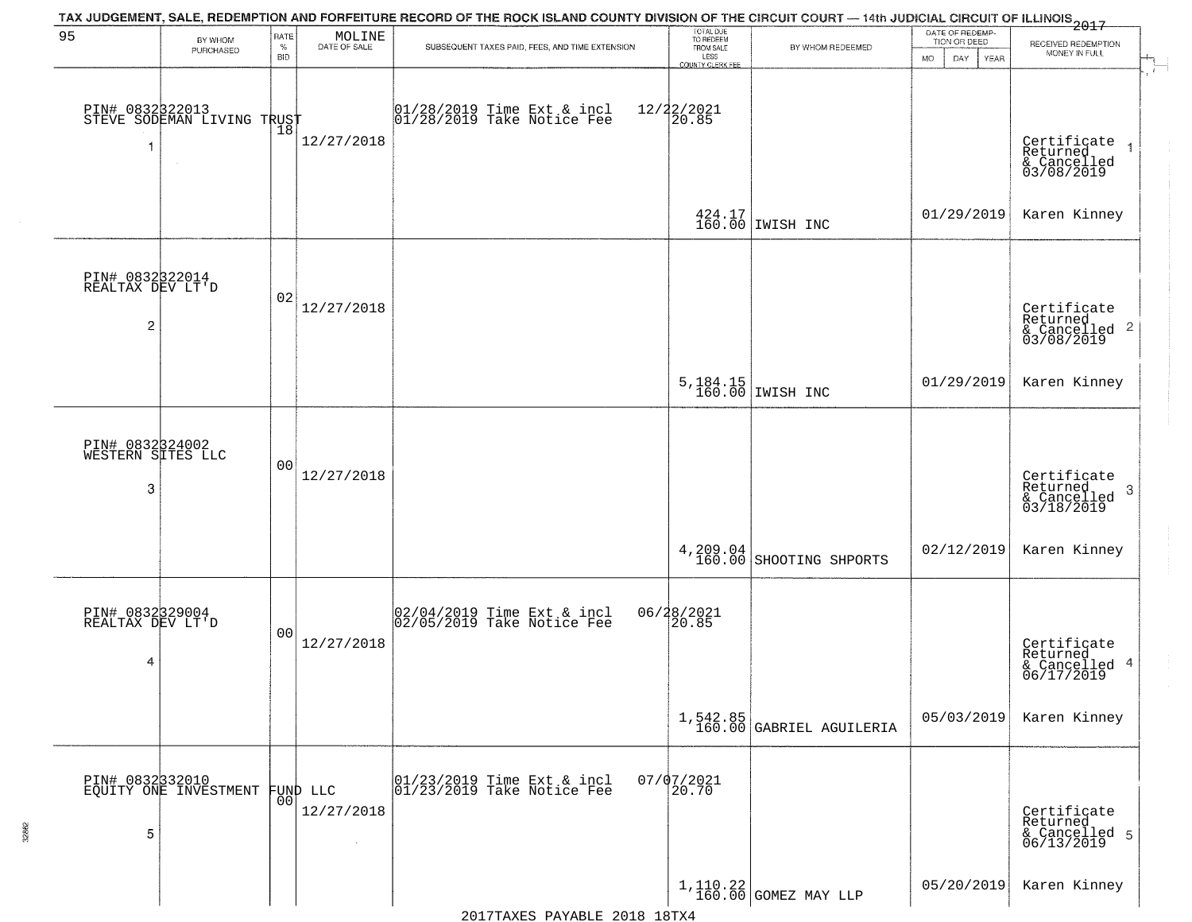TAX JUDGEMENT, SALE, REDEMPTION AND FORFEITURE RECORD OF THE ROCK ISLAND COUNTY DIVISION OF THE CIRCUIT COURT — 14th JUDICIAL CIRCUIT OF ILLINOIS 2017

| 95 BY WHOM PURCHASED | RATE % BID | MOLINE DATE OF SALE | SUBSEQUENT TAXES PAID, FEES, AND TIME EXTENSION | TOTAL DUE TO REDEEM FROM SALE LESS COUNTY CLERK FEE | BY WHOM REDEEMED | DATE OF REDEMPTION OR DEED MO DAY YEAR | RECEIVED REDEMPTION MONEY IN FULL |
|---|---|---|---|---|---|---|---|
| PIN# 0832322013 STEVE SODEMAN LIVING TRUST 1 | 18 | 12/27/2018 | 01/28/2019 Time Ext & incl 12/22/2021 01/28/2019 Take Notice Fee 20.85 | 424.17 160.00 | IWISH INC | 01/29/2019 | Certificate Returned & Cancelled 03/08/2019 Karen Kinney 1 |
| PIN# 0832322014 REALTAX DEV LT'D 2 | 02 | 12/27/2018 | | 5,184.15 160.00 | IWISH INC | 01/29/2019 | Certificate Returned & Cancelled 03/08/2019 Karen Kinney 2 |
| PIN# 0832324002 WESTERN SITES LLC 3 | 00 | 12/27/2018 | | 4,209.04 160.00 | SHOOTING SHPORTS | 02/12/2019 | Certificate Returned & Cancelled 03/18/2019 Karen Kinney 3 |
| PIN# 0832329004 REALTAX DEV LT'D 4 | 00 | 12/27/2018 | 02/04/2019 Time Ext & incl 06/28/2021 02/05/2019 Take Notice Fee 20.85 | 1,542.85 160.00 | GABRIEL AGUILERIA | 05/03/2019 | Certificate Returned & Cancelled 06/17/2019 Karen Kinney 4 |
| PIN# 0832332010 EQUITY ONE INVESTMENT FUND LLC 5 | 00 | 12/27/2018 | 01/23/2019 Time Ext & incl 07/07/2021 01/23/2019 Take Notice Fee 20.70 | 1,110.22 160.00 | GOMEZ MAY LLP | 05/20/2019 | Certificate Returned & Cancelled 06/13/2019 Karen Kinney 5 |

2017TAXES PAYABLE 2018 18TX4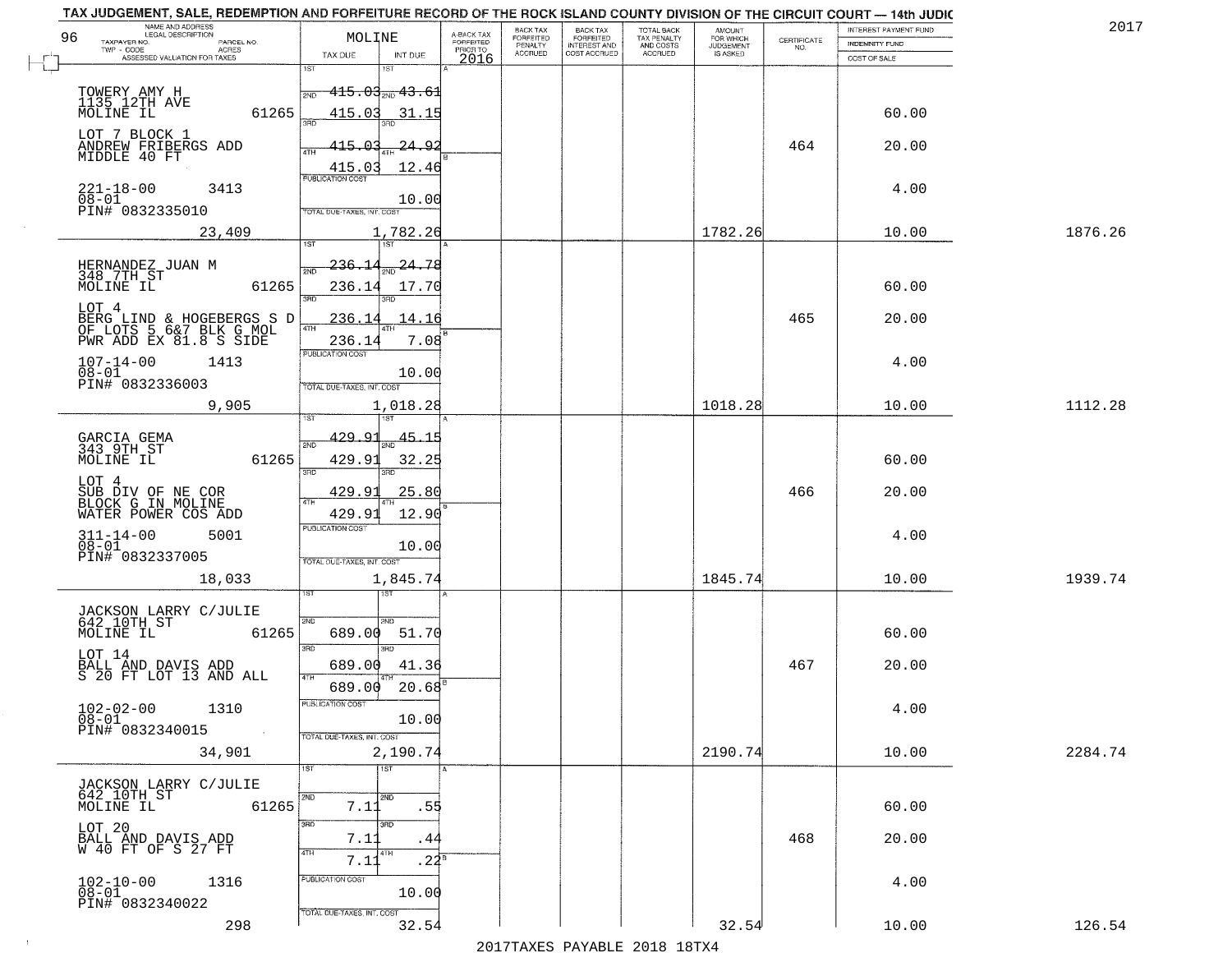TAX JUDGEMENT, SALE, REDEMPTION AND FORFEITURE RECORD OF THE ROCK ISLAND COUNTY DIVISION OF THE CIRCUIT COURT — 14th JUDIC

2017

| NAME AND ADDRESS / LEGAL DESCRIPTION / TAXPAYER NO. / PARCEL NO. / TWP - CODE / ACRES / ASSESSED VALUATION FOR TAXES | MOLINE TAX DUE | INT DUE | A-BACK TAX FORFEITED PRIOR TO 2016 | BACK TAX FORFEITED PENALTY ACCRUED | BACK TAX FORFEITED INTEREST AND COST ACCRUED | TOTAL BACK TAX PENALTY AND COSTS ACCRUED | AMOUNT FOR WHICH JUDGEMENT IS ASKED | CERTIFICATE NO. | INTEREST PAYMENT FUND / INDEMNITY FUND / COST OF SALE | |
|---|---|---|---|---|---|---|---|---|---|---|
| 96 | | | | | | | | | | |
| TOWERY AMY H 1135 12TH AVE MOLINE IL 61265 | 1ST 415.03 | 1ST 43.61 | | | | | | | | |
| | 2ND 415.03 | 2ND 31.15 | | | | | | | 60.00 | |
| LOT 7 BLOCK 1 ANDREW FRIBERGS ADD MIDDLE 40 FT | 3RD 415.03 | 3RD 24.92 | | | | | | 464 | 20.00 | |
| | 4TH 415.03 | 4TH 12.46 | | | | | | | | |
| 221-18-00 3413 08-01 PIN# 0832335010 | PUBLICATION COST | 10.00 | | | | | | | 4.00 | |
| 23,409 | TOTAL DUE-TAXES, INT. COST | 1,782.26 | | | | | 1782.26 | | 10.00 | 1876.26 |
| HERNANDEZ JUAN M 348 7TH ST MOLINE IL 61265 | 1ST 236.14 | 1ST 24.78 | | | | | | | | |
| | 2ND 236.14 | 2ND 17.70 | | | | | | | 60.00 | |
| LOT 4 BERG LIND & HOGEBERGS S D OF LOTS 5 6&7 BLK G MOL PWR ADD EX 81.8 S SIDE | 3RD 236.14 | 3RD 14.16 | | | | | | 465 | 20.00 | |
| | 4TH 236.14 | 4TH 7.08 | | | | | | | | |
| 107-14-00 1413 08-01 PIN# 0832336003 | PUBLICATION COST | 10.00 | | | | | | | 4.00 | |
| 9,905 | TOTAL DUE-TAXES, INT. COST | 1,018.28 | | | | | 1018.28 | | 10.00 | 1112.28 |
| GARCIA GEMA 343 9TH ST MOLINE IL 61265 | 1ST 429.91 | 1ST 45.15 | | | | | | | | |
| | 2ND 429.91 | 2ND 32.25 | | | | | | | 60.00 | |
| LOT 4 SUB DIV OF NE COR BLOCK G IN MOLINE WATER POWER COS ADD | 3RD 429.91 | 3RD 25.80 | | | | | | 466 | 20.00 | |
| | 4TH 429.91 | 4TH 12.90 | | | | | | | | |
| 311-14-00 5001 08-01 PIN# 0832337005 | PUBLICATION COST | 10.00 | | | | | | | 4.00 | |
| 18,033 | TOTAL DUE-TAXES, INT. COST | 1,845.74 | | | | | 1845.74 | | 10.00 | 1939.74 |
| JACKSON LARRY C/JULIE 642 10TH ST MOLINE IL 61265 | 1ST | 1ST | | | | | | | | |
| | 2ND 689.00 | 2ND 51.70 | | | | | | | 60.00 | |
| LOT 14 BALL AND DAVIS ADD S 20 FT LOT 13 AND ALL | 3RD 689.00 | 3RD 41.36 | | | | | | 467 | 20.00 | |
| | 4TH 689.00 | 4TH 20.68 | | | | | | | | |
| 102-02-00 1310 08-01 PIN# 0832340015 | PUBLICATION COST | 10.00 | | | | | | | 4.00 | |
| 34,901 | TOTAL DUE-TAXES, INT. COST | 2,190.74 | | | | | 2190.74 | | 10.00 | 2284.74 |
| JACKSON LARRY C/JULIE 642 10TH ST MOLINE IL 61265 | 1ST | 1ST | | | | | | | | |
| | 2ND 7.11 | 2ND .55 | | | | | | | 60.00 | |
| LOT 20 BALL AND DAVIS ADD W 40 FT OF S 27 FT | 3RD 7.11 | 3RD .44 | | | | | | 468 | 20.00 | |
| | 4TH 7.11 | 4TH .22 | | | | | | | | |
| 102-10-00 1316 08-01 PIN# 0832340022 | PUBLICATION COST | 10.00 | | | | | | | 4.00 | |
| 298 | TOTAL DUE-TAXES, INT. COST | 32.54 | | | | | 32.54 | | 10.00 | 126.54 |

2017TAXES PAYABLE 2018 18TX4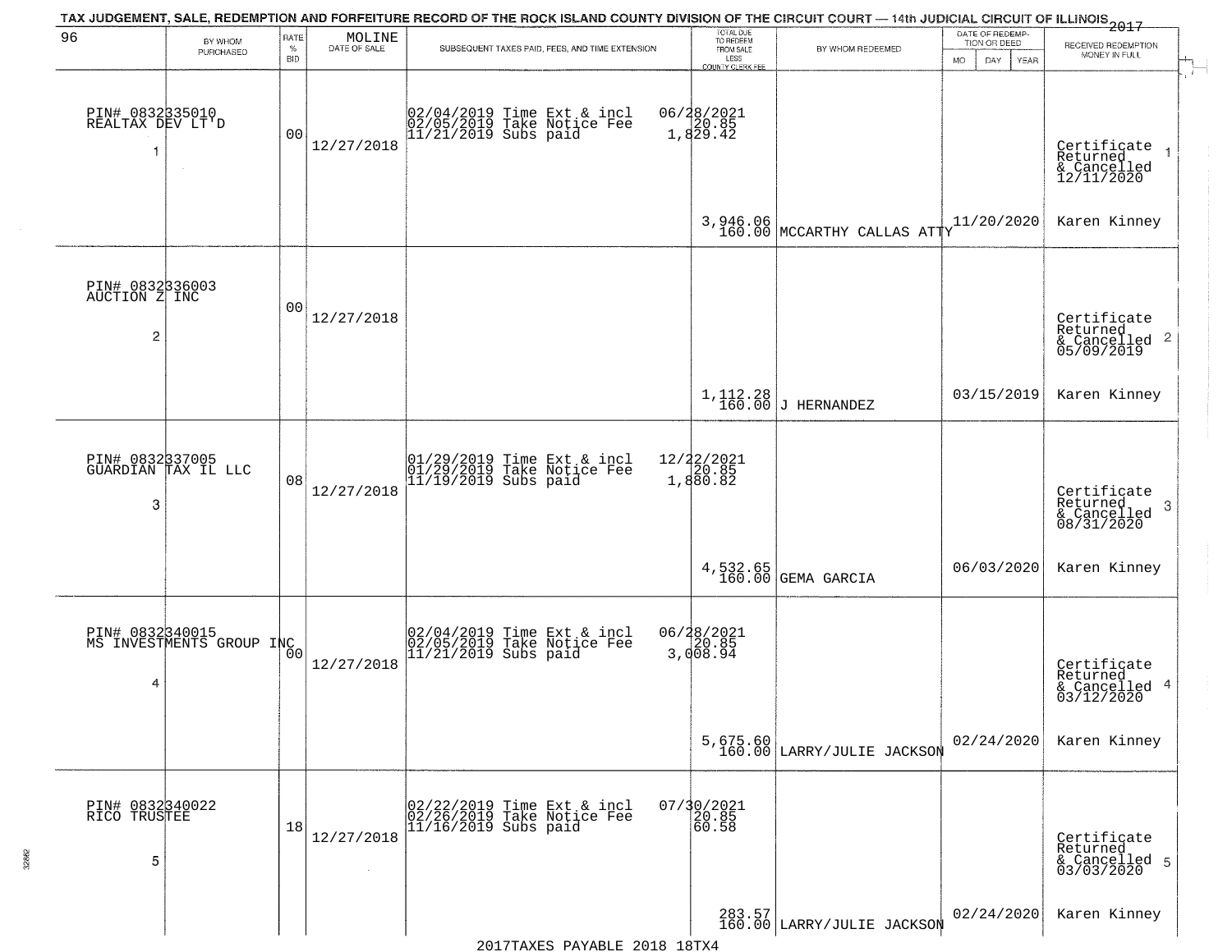TAX JUDGEMENT, SALE, REDEMPTION AND FORFEITURE RECORD OF THE ROCK ISLAND COUNTY DIVISION OF THE CIRCUIT COURT — 14th JUDICIAL CIRCUIT OF ILLINOIS 2017

| 96 BY WHOM PURCHASED | RATE % BID | MOLINE DATE OF SALE | SUBSEQUENT TAXES PAID, FEES, AND TIME EXTENSION | TOTAL DUE TO REDEEM FROM SALE LESS COUNTY CLERK FEE | BY WHOM REDEEMED | DATE OF REDEMPTION OR DEED MO DAY YEAR | RECEIVED REDEMPTION MONEY IN FULL |
|---|---|---|---|---|---|---|---|
| PIN# 0832335010 REALTAX DEV LT'D 1 | 00 | 12/27/2018 | 02/04/2019 Time Ext & incl 06/28/2021; 02/05/2019 Take Notice Fee 20.85; 11/21/2019 Subs paid 1,829.42 | 3,946.06 160.00 | MCCARTHY CALLAS ATTY | 11/20/2020 | Certificate Returned & Cancelled 12/11/2020 1 Karen Kinney |
| PIN# 0832336003 AUCTION Z INC 2 | 00 | 12/27/2018 | | 1,112.28 160.00 | J HERNANDEZ | 03/15/2019 | Certificate Returned & Cancelled 05/09/2019 2 Karen Kinney |
| PIN# 0832337005 GUARDIAN TAX IL LLC 3 | 08 | 12/27/2018 | 01/29/2019 Time Ext & incl 12/22/2021; 01/29/2019 Take Notice Fee 20.85; 11/19/2019 Subs paid 1,880.82 | 4,532.65 160.00 | GEMA GARCIA | 06/03/2020 | Certificate Returned & Cancelled 08/31/2020 3 Karen Kinney |
| PIN# 0832340015 MS INVESTMENTS GROUP INC 4 | 00 | 12/27/2018 | 02/04/2019 Time Ext & incl 06/28/2021; 02/05/2019 Take Notice Fee 20.85; 11/21/2019 Subs paid 3,008.94 | 5,675.60 160.00 | LARRY/JULIE JACKSON | 02/24/2020 | Certificate Returned & Cancelled 03/12/2020 4 Karen Kinney |
| PIN# 0832340022 RICO TRUSTEE 5 | 18 | 12/27/2018 | 02/22/2019 Time Ext & incl 07/30/2021; 02/26/2019 Take Notice Fee 20.85; 11/16/2019 Subs paid 60.58 | 283.57 160.00 | LARRY/JULIE JACKSON | 02/24/2020 | Certificate Returned & Cancelled 03/03/2020 5 Karen Kinney |

2017TAXES PAYABLE 2018 18TX4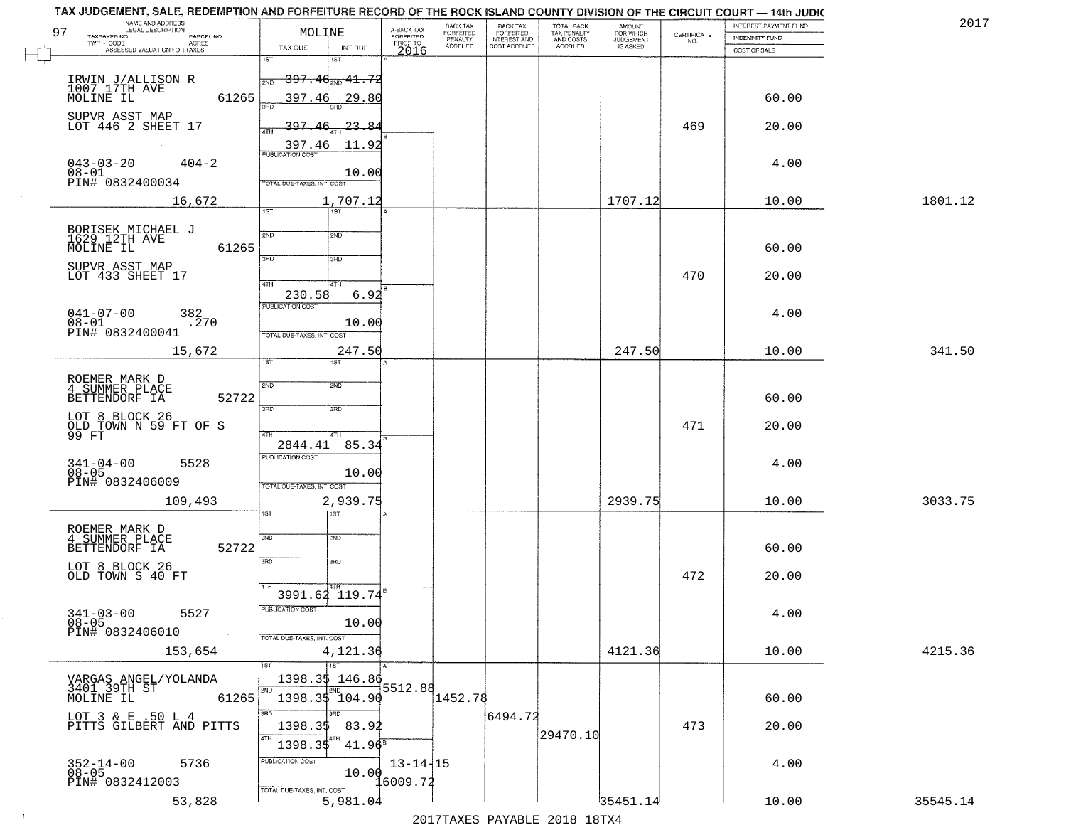TAX JUDGEMENT, SALE, REDEMPTION AND FORFEITURE RECORD OF THE ROCK ISLAND COUNTY DIVISION OF THE CIRCUIT COURT — 14th JUDIC

2017

97

| NAME AND ADDRESS / LEGAL DESCRIPTION / TAXPAYER NO. / PARCEL NO. / TWP - CODE / ACRES / ASSESSED VALUATION FOR TAXES | MOLINE TAX DUE | INT DUE | A-BACK TAX FORFEITED PRIOR TO 2016 | BACK TAX FORFEITED PENALTY ACCRUED | BACK TAX FORFEITED INTEREST AND COST ACCRUED | TOTAL BACK TAX PENALTY AND COSTS ACCRUED | AMOUNT FOR WHICH JUDGEMENT IS ASKED | CERTIFICATE NO. | INTEREST PAYMENT FUND / INDEMNITY FUND / COST OF SALE | |
|---|---|---|---|---|---|---|---|---|---|---|
| IRWIN J/ALLISON R<br>1007 17TH AVE<br>MOLINE IL 61265<br>SUPVR ASST MAP<br>LOT 446 2 SHEET 17<br>043-03-20 404-2<br>08-01<br>PIN# 0832400034<br>16,672 | 1ST 397.46<br>2ND 397.46<br>3RD 397.46<br>4TH 397.46<br>PUBLICATION COST<br>TOTAL DUE-TAXES, INT. COST | 41.72<br>29.80<br>23.84<br>11.92<br>10.00<br>1,707.12 | | | | | 1707.12 | 469 | 60.00<br>20.00<br>4.00<br>10.00 | 1801.12 |
| BORISEK MICHAEL J<br>1629 12TH AVE<br>MOLINE IL 61265<br>SUPVR ASST MAP<br>LOT 433 SHEET 17<br>041-07-00 382<br>08-01 .270<br>PIN# 0832400041<br>15,672 | 1ST<br>2ND<br>3RD<br>4TH 230.58<br>PUBLICATION COST<br>TOTAL DUE-TAXES, INT. COST | 6.92<br>10.00<br>247.50 | | | | | 247.50 | 470 | 60.00<br>20.00<br>4.00<br>10.00 | 341.50 |
| ROEMER MARK D<br>4 SUMMER PLACE<br>BETTENDORF IA 52722<br>LOT 8 BLOCK 26<br>OLD TOWN N 59 FT OF S<br>99 FT<br>341-04-00 5528<br>08-05<br>PIN# 0832406009<br>109,493 | 1ST<br>2ND<br>3RD<br>4TH 2844.41<br>PUBLICATION COST<br>TOTAL DUE-TAXES, INT. COST | 85.34<br>10.00<br>2,939.75 | | | | | 2939.75 | 471 | 60.00<br>20.00<br>4.00<br>10.00 | 3033.75 |
| ROEMER MARK D<br>4 SUMMER PLACE<br>BETTENDORF IA 52722<br>LOT 8 BLOCK 26<br>OLD TOWN S 40 FT<br>341-03-00 5527<br>08-05<br>PIN# 0832406010<br>153,654 | 1ST<br>2ND<br>3RD<br>4TH 3991.62<br>PUBLICATION COST<br>TOTAL DUE-TAXES, INT. COST | 119.74<br>10.00<br>4,121.36 | | | | | 4121.36 | 472 | 60.00<br>20.00<br>4.00<br>10.00 | 4215.36 |
| VARGAS ANGEL/YOLANDA<br>3401 39TH ST<br>MOLINE IL 61265<br>LOT 3 & E .50 L 4<br>PITTS GILBERT AND PITTS<br>352-14-00 5736<br>08-05<br>PIN# 0832412003<br>53,828 | 1ST 1398.35<br>2ND 1398.35<br>3RD 1398.35<br>4TH 1398.35<br>PUBLICATION COST<br>TOTAL DUE-TAXES, INT. COST | 146.86<br>104.90<br>83.92<br>41.96<br>10.00<br>5,981.04 | 5512.88<br>13-14-15<br>16009.72 | 1452.78 | 6494.72 | 29470.10 | 35451.14 | 473 | 60.00<br>20.00<br>4.00<br>10.00 | 35545.14 |

2017TAXES PAYABLE 2018 18TX4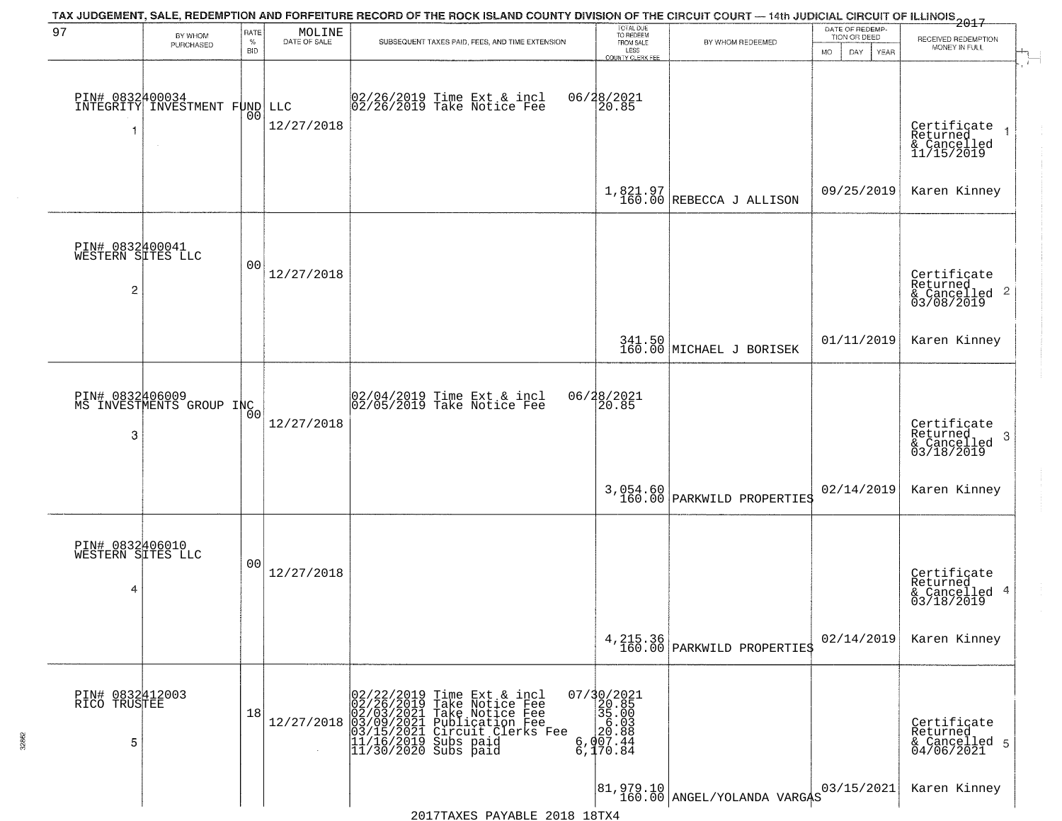TAX JUDGEMENT, SALE, REDEMPTION AND FORFEITURE RECORD OF THE ROCK ISLAND COUNTY DIVISION OF THE CIRCUIT COURT — 14th JUDICIAL CIRCUIT OF ILLINOIS 2017

| 97 | BY WHOM PURCHASED | RATE % BID | MOLINE DATE OF SALE | SUBSEQUENT TAXES PAID, FEES, AND TIME EXTENSION | TOTAL DUE TO REDEEM FROM SALE LESS COUNTY CLERK FEE | BY WHOM REDEEMED | DATE OF REDEMPTION OR DEED MO DAY YEAR | RECEIVED REDEMPTION MONEY IN FULL |
|---|---|---|---|---|---|---|---|---|
| 1 | PIN# 0832400034 INTEGRITY INVESTMENT FUND LLC | 00 | 12/27/2018 | 02/26/2019 Time Ext & incl<br>02/26/2019 Take Notice Fee | 06/28/2021<br>20.85<br>1,821.97<br>160.00 | REBECCA J ALLISON | 09/25/2019 | Certificate Returned & Cancelled 11/15/2019<br>Karen Kinney |
| 2 | PIN# 0832400041 WESTERN SITES LLC | 00 | 12/27/2018 | | 341.50<br>160.00 | MICHAEL J BORISEK | 01/11/2019 | Certificate Returned & Cancelled 03/08/2019<br>Karen Kinney |
| 3 | PIN# 0832406009 MS INVESTMENTS GROUP INC | 00 | 12/27/2018 | 02/04/2019 Time Ext & incl<br>02/05/2019 Take Notice Fee | 06/28/2021<br>20.85<br>3,054.60<br>160.00 | PARKWILD PROPERTIES | 02/14/2019 | Certificate Returned & Cancelled 03/18/2019<br>Karen Kinney |
| 4 | PIN# 0832406010 WESTERN SITES LLC | 00 | 12/27/2018 | | 4,215.36<br>160.00 | PARKWILD PROPERTIES | 02/14/2019 | Certificate Returned & Cancelled 03/18/2019<br>Karen Kinney |
| 5 | PIN# 0832412003 RICO TRUSTEE | 18 | 12/27/2018 | 02/22/2019 Time Ext & incl<br>02/26/2019 Take Notice Fee<br>02/03/2021 Take Notice Fee<br>03/09/2021 Publication Fee<br>03/15/2021 Circuit Clerks Fee<br>11/16/2019 Subs paid<br>11/30/2020 Subs paid | 07/30/2021<br>20.85<br>35.00<br>6.03<br>20.88<br>6,007.44<br>6,170.84<br>81,979.10<br>160.00 | ANGEL/YOLANDA VARGAS | 03/15/2021 | Certificate Returned & Cancelled 04/06/2021<br>Karen Kinney |

2017TAXES PAYABLE 2018 18TX4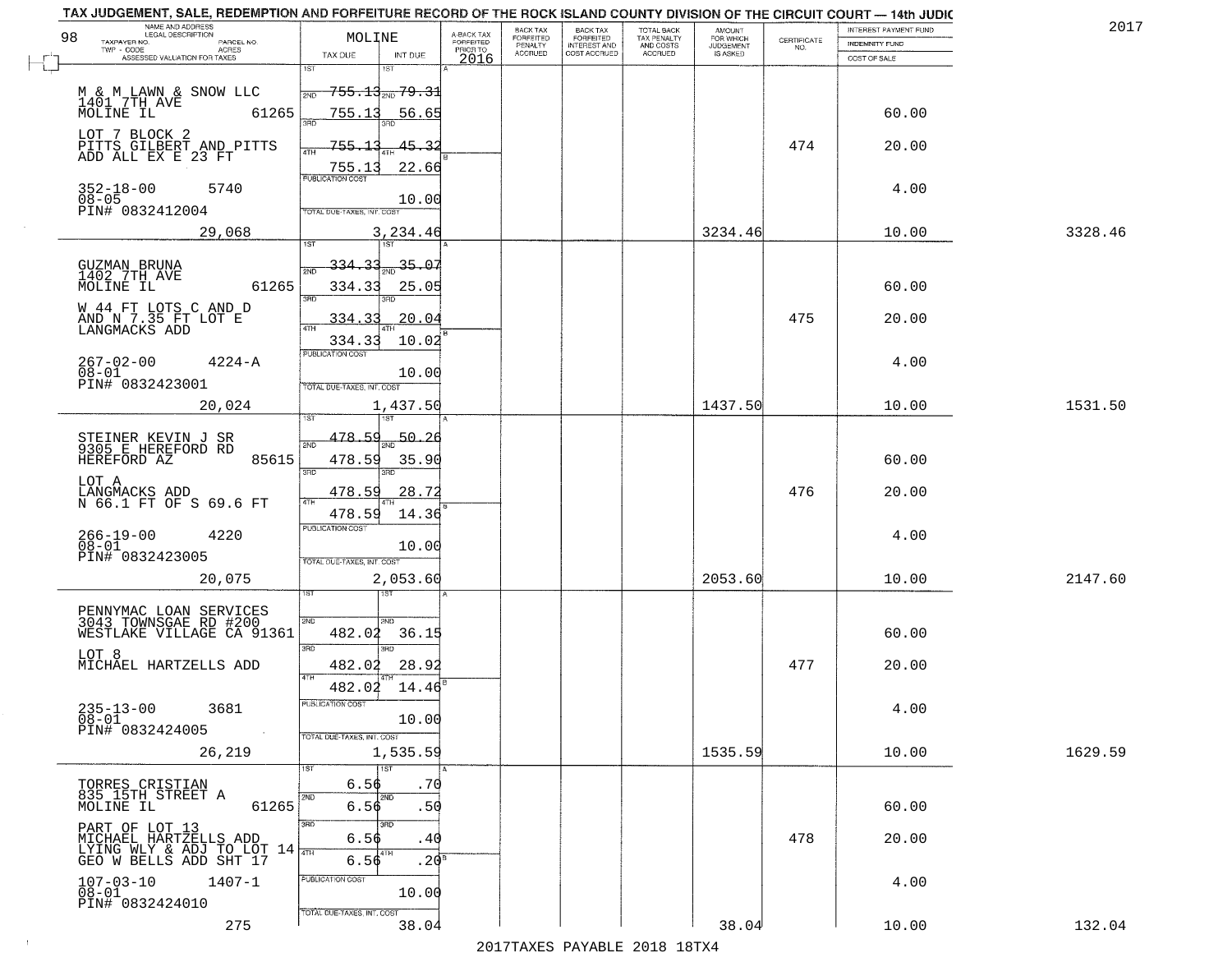TAX JUDGEMENT, SALE, REDEMPTION AND FORFEITURE RECORD OF THE ROCK ISLAND COUNTY DIVISION OF THE CIRCUIT COURT — 14th JUDIC

2017

| NAME AND ADDRESS / LEGAL DESCRIPTION / TAXPAYER NO. / PARCEL NO. / TWP - CODE / ACRES / ASSESSED VALUATION FOR TAXES | MOLINE TAX DUE | INT DUE | A-BACK TAX FORFEITED PRIOR TO 2016 | BACK TAX FORFEITED PENALTY ACCRUED | BACK TAX FORFEITED INTEREST AND COST ACCRUED | TOTAL BACK TAX PENALTY AND COSTS ACCRUED | AMOUNT FOR WHICH JUDGEMENT IS ASKED | CERTIFICATE NO. | INTEREST PAYMENT FUND / INDEMNITY FUND / COST OF SALE | |
|---|---|---|---|---|---|---|---|---|---|---|
| 98 | | | | | | | | | | |
| M & M LAWN & SNOW LLC 1401 7TH AVE MOLINE IL 61265 | 1ST 755.13 2ND 755.13 | 1ST 79.31 2ND 56.65 | | | | | | | 60.00 | |
| LOT 7 BLOCK 2 PITTS GILBERT AND PITTS ADD ALL EX E 23 FT | 3RD 755.13 4TH 755.13 | 3RD 45.32 4TH 22.66 | | | | | | 474 | 20.00 | |
| 352-18-00 5740 08-05 PIN# 0832412004 | PUBLICATION COST | 10.00 | | | | | | | 4.00 | |
| 29,068 | TOTAL DUE-TAXES, INT. COST | 3,234.46 | | | | | 3234.46 | | 10.00 | 3328.46 |
| GUZMAN BRUNA 1402 7TH AVE MOLINE IL 61265 | 1ST 334.33 2ND 334.33 | 1ST 35.07 2ND 25.05 | | | | | | | 60.00 | |
| W 44 FT LOTS C AND D AND N 7.35 FT LOT E LANGMACKS ADD | 3RD 334.33 4TH 334.33 | 3RD 20.04 4TH 10.02 | | | | | | 475 | 20.00 | |
| 267-02-00 4224-A 08-01 PIN# 0832423001 | PUBLICATION COST | 10.00 | | | | | | | 4.00 | |
| 20,024 | TOTAL DUE-TAXES, INT. COST | 1,437.50 | | | | | 1437.50 | | 10.00 | 1531.50 |
| STEINER KEVIN J SR 9305 E HEREFORD RD HEREFORD AZ 85615 | 1ST 478.59 2ND 478.59 | 1ST 50.26 2ND 35.90 | | | | | | | 60.00 | |
| LOT A LANGMACKS ADD N 66.1 FT OF S 69.6 FT | 3RD 478.59 4TH 478.59 | 3RD 28.72 4TH 14.36 | | | | | | 476 | 20.00 | |
| 266-19-00 4220 08-01 PIN# 0832423005 | PUBLICATION COST | 10.00 | | | | | | | 4.00 | |
| 20,075 | TOTAL DUE-TAXES, INT. COST | 2,053.60 | | | | | 2053.60 | | 10.00 | 2147.60 |
| PENNYMAC LOAN SERVICES 3043 TOWNSGAE RD #200 WESTLAKE VILLAGE CA 91361 | 1ST 2ND 482.02 | 1ST 2ND 36.15 | | | | | | | 60.00 | |
| LOT 8 MICHAEL HARTZELLS ADD | 3RD 482.02 4TH 482.02 | 3RD 28.92 4TH 14.46 | | | | | | 477 | 20.00 | |
| 235-13-00 3681 08-01 PIN# 0832424005 | PUBLICATION COST | 10.00 | | | | | | | 4.00 | |
| 26,219 | TOTAL DUE-TAXES, INT. COST | 1,535.59 | | | | | 1535.59 | | 10.00 | 1629.59 |
| TORRES CRISTIAN 835 15TH STREET A MOLINE IL 61265 | 1ST 6.56 2ND 6.56 | 1ST .70 2ND .50 | | | | | | | 60.00 | |
| PART OF LOT 13 MICHAEL HARTZELLS ADD LYING WLY & ADJ TO LOT 14 GEO W BELLS ADD SHT 17 | 3RD 6.56 4TH 6.56 | 3RD .40 4TH .20 | | | | | | 478 | 20.00 | |
| 107-03-10 1407-1 08-01 PIN# 0832424010 | PUBLICATION COST | 10.00 | | | | | | | 4.00 | |
| 275 | TOTAL DUE-TAXES, INT. COST | 38.04 | | | | | 38.04 | | 10.00 | 132.04 |

2017TAXES PAYABLE 2018 18TX4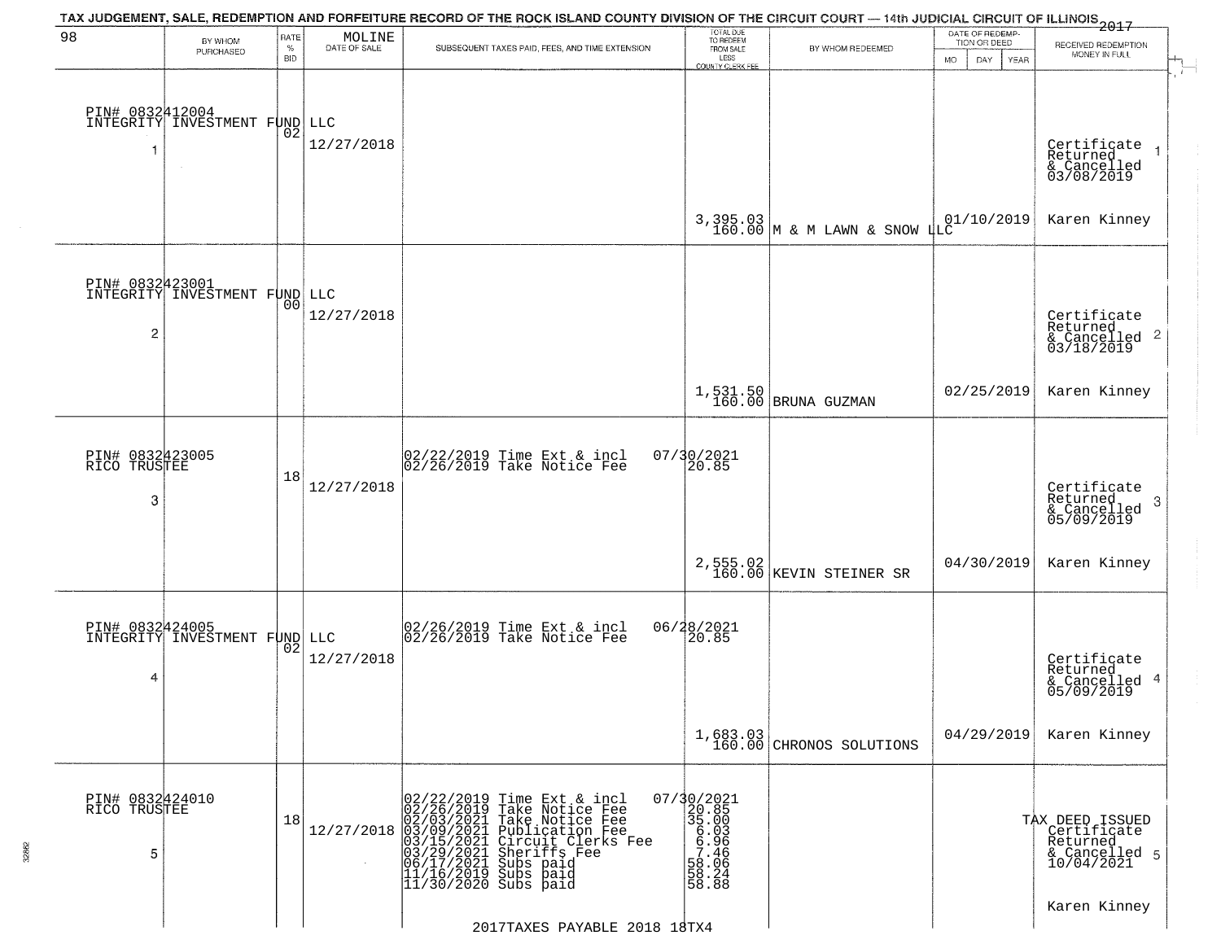TAX JUDGEMENT, SALE, REDEMPTION AND FORFEITURE RECORD OF THE ROCK ISLAND COUNTY DIVISION OF THE CIRCUIT COURT — 14th JUDICIAL CIRCUIT OF ILLINOIS 2017

98 MOLINE

| BY WHOM PURCHASED | RATE % BID | DATE OF SALE | SUBSEQUENT TAXES PAID, FEES, AND TIME EXTENSION | TOTAL DUE TO REDEEM FROM SALE LESS COUNTY CLERK FEE | BY WHOM REDEEMED | DATE OF REDEMPTION OR DEED MO DAY YEAR | RECEIVED REDEMPTION MONEY IN FULL |
|---|---|---|---|---|---|---|---|
| PIN# 0832412004 INTEGRITY INVESTMENT FUND LLC 1 | 02 | 12/27/2018 | | 3,395.03 160.00 | M & M LAWN & SNOW LLC | 01/10/2019 | Certificate Returned & Cancelled 03/08/2019 1 Karen Kinney |
| PIN# 0832423001 INTEGRITY INVESTMENT FUND LLC 2 | 00 | 12/27/2018 | | 1,531.50 160.00 | BRUNA GUZMAN | 02/25/2019 | Certificate Returned & Cancelled 03/18/2019 2 Karen Kinney |
| PIN# 0832423005 RICO TRUSTEE 3 | 18 | 12/27/2018 | 02/22/2019 Time Ext & incl 07/30/2021<br>02/26/2019 Take Notice Fee 20.85 | 2,555.02 160.00 | KEVIN STEINER SR | 04/30/2019 | Certificate Returned & Cancelled 05/09/2019 3 Karen Kinney |
| PIN# 0832424005 INTEGRITY INVESTMENT FUND LLC 4 | 02 | 12/27/2018 | 02/26/2019 Time Ext & incl 06/28/2021<br>02/26/2019 Take Notice Fee 20.85 | 1,683.03 160.00 | CHRONOS SOLUTIONS | 04/29/2019 | Certificate Returned & Cancelled 05/09/2019 4 Karen Kinney |
| PIN# 0832424010 RICO TRUSTEE 5 | 18 | 12/27/2018 | 02/22/2019 Time Ext & incl 07/30/2021<br>02/26/2019 Take Notice Fee 20.85<br>02/03/2021 Take Notice Fee 35.00<br>03/09/2021 Publication Fee 6.03<br>03/15/2021 Circuit Clerks Fee 6.96<br>03/29/2021 Sheriffs Fee 7.46<br>06/17/2021 Subs paid 58.06<br>11/16/2019 Subs paid 58.24<br>11/30/2020 Subs paid 58.88 | | | | TAX DEED ISSUED Certificate Returned & Cancelled 10/04/2021 5 Karen Kinney |

2017TAXES PAYABLE 2018 18TX4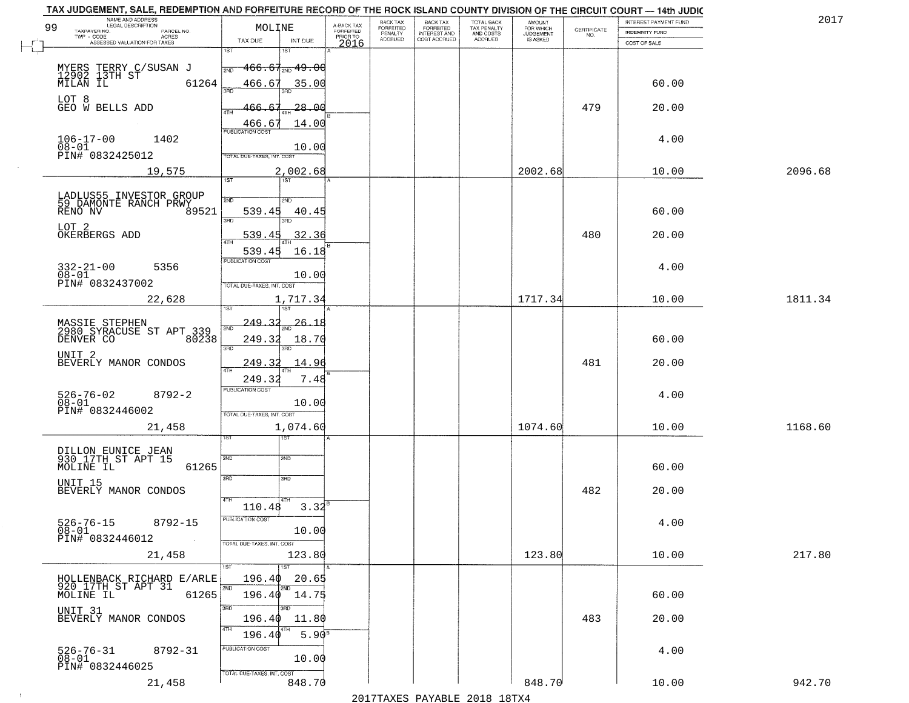# TAX JUDGEMENT, SALE, REDEMPTION AND FORFEITURE RECORD OF THE ROCK ISLAND COUNTY DIVISION OF THE CIRCUIT COURT — 14th JUDIC

2017

99

| NAME AND ADDRESS / LEGAL DESCRIPTION / TAXPAYER NO. / PARCEL NO. / TWP - CODE / ACRES / ASSESSED VALUATION FOR TAXES | MOLINE TAX DUE | INT DUE | A-BACK TAX FORFEITED PRIOR TO 2016 | BACK TAX FORFEITED PENALTY ACCRUED | BACK TAX FORFEITED INTEREST AND COST ACCRUED | TOTAL BACK TAX PENALTY AND COSTS ACCRUED | AMOUNT FOR WHICH JUDGEMENT IS ASKED | CERTIFICATE NO. | INTEREST PAYMENT FUND / INDEMNITY FUND / COST OF SALE | |
|---|---|---|---|---|---|---|---|---|---|---|
| MYERS TERRY C/SUSAN J, 12902 13TH ST, MILAN IL 61264 | 1ST | 1ST | | | | | | | | |
| | 2ND ~~466.67~~ | 2ND ~~49.00~~ | | | | | | | 60.00 | |
| LOT 8, GEO W BELLS ADD | 3RD ~~466.67~~ | 3RD 35.00 | | | | | | 479 | 20.00 | |
| | 4TH ~~466.67~~ | 4TH ~~28.00~~ | | | | | | | | |
| | 466.67 | 14.00 | | | | | | | | |
| 106-17-00 1402, 08-01, PIN# 0832425012 | PUBLICATION COST | 10.00 | | | | | | | 4.00 | |
| 19,575 | TOTAL DUE-TAXES, INT. COST | 2,002.68 | | | | | 2002.68 | | 10.00 | 2096.68 |
| LADLUS55 INVESTOR GROUP, 59 DAMONTE RANCH PRWY, RENO NV 89521 | 1ST | 1ST | | | | | | | | |
| | 2ND 539.45 | 2ND 40.45 | | | | | | | 60.00 | |
| LOT 2, OKERBERGS ADD | 3RD 539.45 | 3RD 32.36 | | | | | | 480 | 20.00 | |
| | 4TH 539.45 | 4TH 16.18 | | | | | | | | |
| 332-21-00 5356, 08-01, PIN# 0832437002 | PUBLICATION COST | 10.00 | | | | | | | 4.00 | |
| 22,628 | TOTAL DUE-TAXES, INT. COST | 1,717.34 | | | | | 1717.34 | | 10.00 | 1811.34 |
| MASSIE STEPHEN, 2980 SYRACUSE ST APT 339, DENVER CO 80238 | 1ST ~~249.32~~ | 1ST ~~26.18~~ | | | | | | | | |
| | 2ND 249.32 | 2ND 18.70 | | | | | | | 60.00 | |
| UNIT 2, BEVERLY MANOR CONDOS | 3RD 249.32 | 3RD 14.96 | | | | | | 481 | 20.00 | |
| | 4TH 249.32 | 4TH 7.48 | | | | | | | | |
| 526-76-02 8792-2, 08-01, PIN# 0832446002 | PUBLICATION COST | 10.00 | | | | | | | 4.00 | |
| 21,458 | TOTAL DUE-TAXES, INT. COST | 1,074.60 | | | | | 1074.60 | | 10.00 | 1168.60 |
| DILLON EUNICE JEAN, 930 17TH ST APT 15, MOLINE IL 61265 | 1ST | 1ST | | | | | | | | |
| | 2ND | 2ND | | | | | | | 60.00 | |
| UNIT 15, BEVERLY MANOR CONDOS | 3RD | 3RD | | | | | | 482 | 20.00 | |
| | 4TH 110.48 | 4TH 3.32 | | | | | | | | |
| 526-76-15 8792-15, 08-01, PIN# 0832446012 | PUBLICATION COST | 10.00 | | | | | | | 4.00 | |
| 21,458 | TOTAL DUE-TAXES, INT. COST | 123.80 | | | | | 123.80 | | 10.00 | 217.80 |
| HOLLENBACK RICHARD E/ARLE, 920 17TH ST APT 31, MOLINE IL 61265 | 1ST 196.40 | 1ST 20.65 | | | | | | | | |
| | 2ND 196.40 | 2ND 14.75 | | | | | | | 60.00 | |
| UNIT 31, BEVERLY MANOR CONDOS | 3RD 196.40 | 3RD 11.80 | | | | | | 483 | 20.00 | |
| | 4TH 196.40 | 4TH 5.90 | | | | | | | | |
| 526-76-31 8792-31, 08-01, PIN# 0832446025 | PUBLICATION COST | 10.00 | | | | | | | 4.00 | |
| 21,458 | TOTAL DUE-TAXES, INT. COST | 848.70 | | | | | 848.70 | | 10.00 | 942.70 |

2017TAXES PAYABLE 2018 18TX4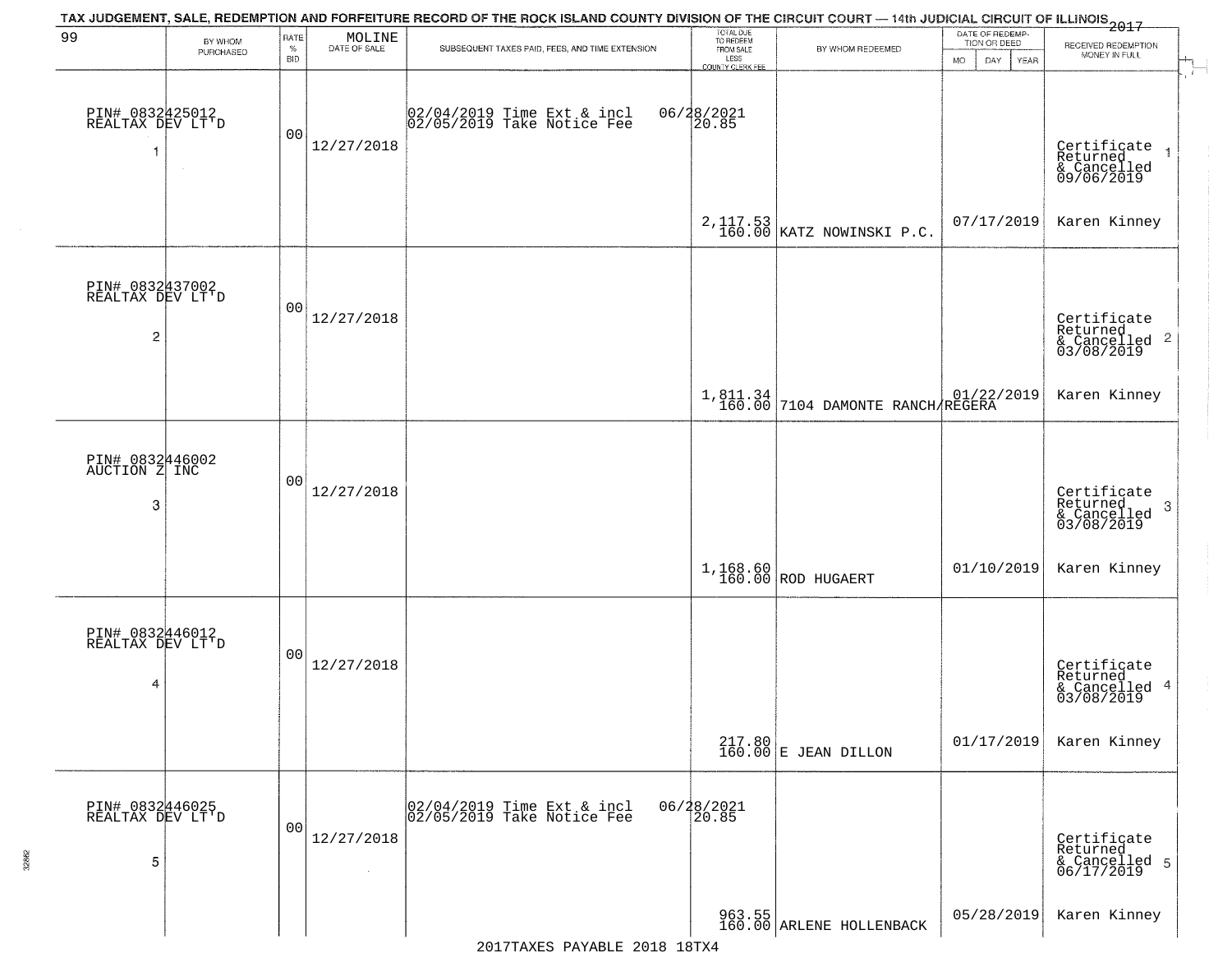TAX JUDGEMENT, SALE, REDEMPTION AND FORFEITURE RECORD OF THE ROCK ISLAND COUNTY DIVISION OF THE CIRCUIT COURT — 14th JUDICIAL CIRCUIT OF ILLINOIS 2017

99

| BY WHOM PURCHASED | RATE % BID | MOLINE DATE OF SALE | SUBSEQUENT TAXES PAID, FEES, AND TIME EXTENSION | TOTAL DUE TO REDEEM FROM SALE LESS COUNTY CLERK FEE | BY WHOM REDEEMED | DATE OF REDEMPTION OR DEED MO DAY YEAR | RECEIVED REDEMPTION MONEY IN FULL |
|---|---|---|---|---|---|---|---|
| PIN# 0832425012 REALTAX DEV LT'D 1 | 00 | 12/27/2018 | 02/04/2019 Time Ext & incl 06/28/2021 02/05/2019 Take Notice Fee 20.85 | 2,117.53 160.00 | KATZ NOWINSKI P.C. | 07/17/2019 | Certificate Returned & Cancelled 09/06/2019 Karen Kinney |
| PIN# 0832437002 REALTAX DEV LT'D 2 | 00 | 12/27/2018 | | 1,811.34 160.00 | 7104 DAMONTE RANCH/REGERA | 01/22/2019 | Certificate Returned & Cancelled 03/08/2019 Karen Kinney |
| PIN# 0832446002 AUCTION Z INC 3 | 00 | 12/27/2018 | | 1,168.60 160.00 | ROD HUGAERT | 01/10/2019 | Certificate Returned & Cancelled 03/08/2019 Karen Kinney |
| PIN# 0832446012 REALTAX DEV LT'D 4 | 00 | 12/27/2018 | | 217.80 160.00 | E JEAN DILLON | 01/17/2019 | Certificate Returned & Cancelled 03/08/2019 Karen Kinney |
| PIN# 0832446025 REALTAX DEV LT'D 5 | 00 | 12/27/2018 | 02/04/2019 Time Ext & incl 06/28/2021 02/05/2019 Take Notice Fee 20.85 | 963.55 160.00 | ARLENE HOLLENBACK | 05/28/2019 | Certificate Returned & Cancelled 06/17/2019 Karen Kinney |

2017TAXES PAYABLE 2018 18TX4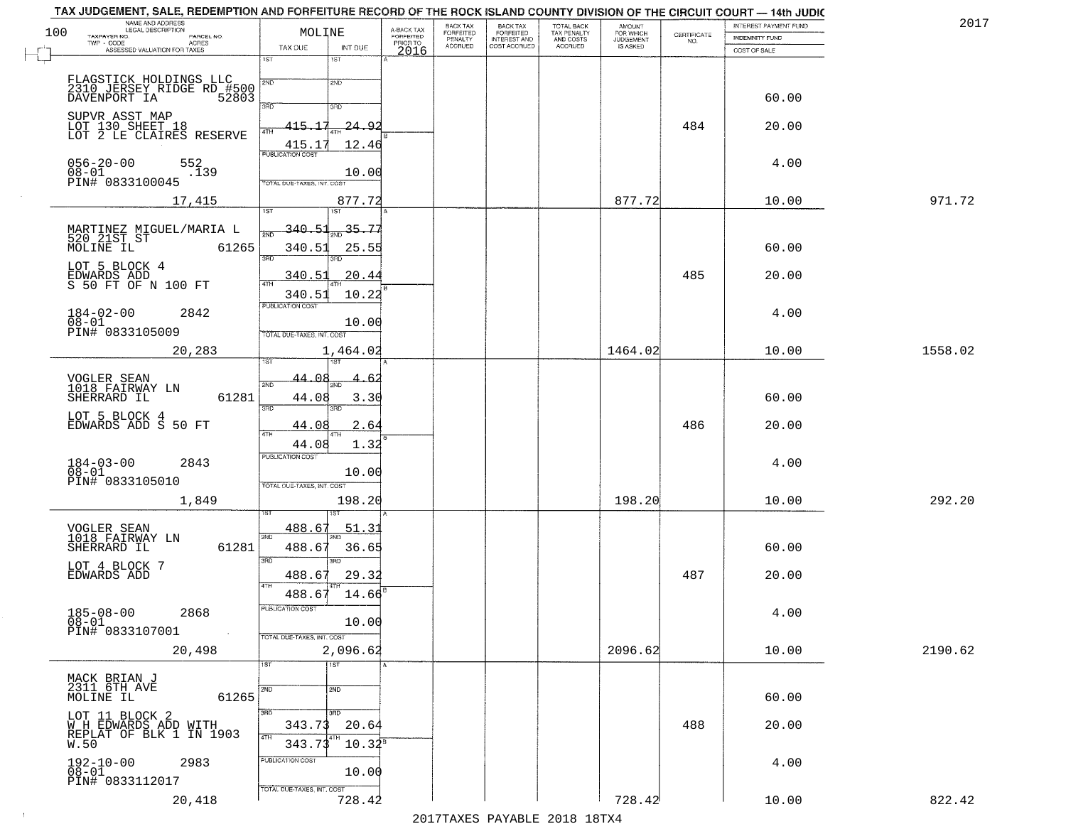TAX JUDGEMENT, SALE, REDEMPTION AND FORFEITURE RECORD OF THE ROCK ISLAND COUNTY DIVISION OF THE CIRCUIT COURT — 14th JUDIC

2017

| NAME AND ADDRESS / LEGAL DESCRIPTION / TAXPAYER NO. / PARCEL NO. / TWP - CODE / ACRES / ASSESSED VALUATION FOR TAXES | MOLINE TAX DUE | INT DUE | A-BACK TAX FORFEITED PRIOR TO 2016 | BACK TAX FORFEITED PENALTY ACCRUED | BACK TAX FORFEITED INTEREST AND COST ACCRUED | TOTAL BACK TAX PENALTY AND COSTS ACCRUED | AMOUNT FOR WHICH JUDGEMENT IS ASKED | CERTIFICATE NO. | INTEREST PAYMENT FUND / INDEMNITY FUND / COST OF SALE | |
|---|---|---|---|---|---|---|---|---|---|---|
| FLAGSTICK HOLDINGS LLC<br>2310 JERSEY RIDGE RD #500<br>DAVENPORT IA 52803<br>SUPVR ASST MAP<br>LOT 130 SHEET 18<br>LOT 2 LE CLAIRES RESERVE<br>056-20-00 552<br>08-01 .139<br>PIN# 0833100045<br>17,415 | 1ST<br>2ND<br>3RD<br>4TH 415.17<br>415.17<br>PUBLICATION COST<br>TOTAL DUE-TAXES, INT. COST | 1ST<br>2ND<br>3RD<br>4TH 24.92<br>12.46<br>10.00<br>877.72 | | | | | 877.72 | 484 | 60.00<br>20.00<br>4.00<br>10.00 | 971.72 |
| MARTINEZ MIGUEL/MARIA L<br>520 21ST ST<br>MOLINE IL 61265<br>LOT 5 BLOCK 4<br>EDWARDS ADD<br>S 50 FT OF N 100 FT<br>184-02-00 2842<br>08-01<br>PIN# 0833105009<br>20,283 | 1ST 340.51<br>2ND 340.51<br>3RD 340.51<br>4TH 340.51<br>PUBLICATION COST<br>TOTAL DUE-TAXES, INT. COST | 1ST 35.77<br>2ND 25.55<br>3RD 20.44<br>4TH 10.22<br>10.00<br>1,464.02 | | | | | 1464.02 | 485 | 60.00<br>20.00<br>4.00<br>10.00 | 1558.02 |
| VOGLER SEAN<br>1018 FAIRWAY LN<br>SHERRARD IL 61281<br>LOT 5 BLOCK 4<br>EDWARDS ADD S 50 FT<br>184-03-00 2843<br>08-01<br>PIN# 0833105010<br>1,849 | 1ST 44.08<br>2ND 44.08<br>3RD 44.08<br>4TH 44.08<br>PUBLICATION COST<br>TOTAL DUE-TAXES, INT. COST | 1ST 4.62<br>2ND 3.30<br>3RD 2.64<br>4TH 1.32<br>10.00<br>198.20 | | | | | 198.20 | 486 | 60.00<br>20.00<br>4.00<br>10.00 | 292.20 |
| VOGLER SEAN<br>1018 FAIRWAY LN<br>SHERRARD IL 61281<br>LOT 4 BLOCK 7<br>EDWARDS ADD<br>185-08-00 2868<br>08-01<br>PIN# 0833107001<br>20,498 | 1ST 488.67<br>2ND 488.67<br>3RD 488.67<br>4TH 488.67<br>PUBLICATION COST<br>TOTAL DUE-TAXES, INT. COST | 1ST 51.31<br>2ND 36.65<br>3RD 29.32<br>4TH 14.66<br>10.00<br>2,096.62 | | | | | 2096.62 | 487 | 60.00<br>20.00<br>4.00<br>10.00 | 2190.62 |
| MACK BRIAN J<br>2311 6TH AVE<br>MOLINE IL 61265<br>LOT 11 BLOCK 2<br>W H EDWARDS ADD WITH<br>REPLAT OF BLK 1 IN 1903<br>W.50<br>192-10-00 2983<br>08-01<br>PIN# 0833112017<br>20,418 | 1ST<br>2ND<br>3RD 343.73<br>4TH 343.73<br>PUBLICATION COST<br>TOTAL DUE-TAXES, INT. COST | 1ST<br>2ND<br>3RD 20.64<br>4TH 10.32<br>10.00<br>728.42 | | | | | 728.42 | 488 | 60.00<br>20.00<br>4.00<br>10.00 | 822.42 |

2017TAXES PAYABLE 2018 18TX4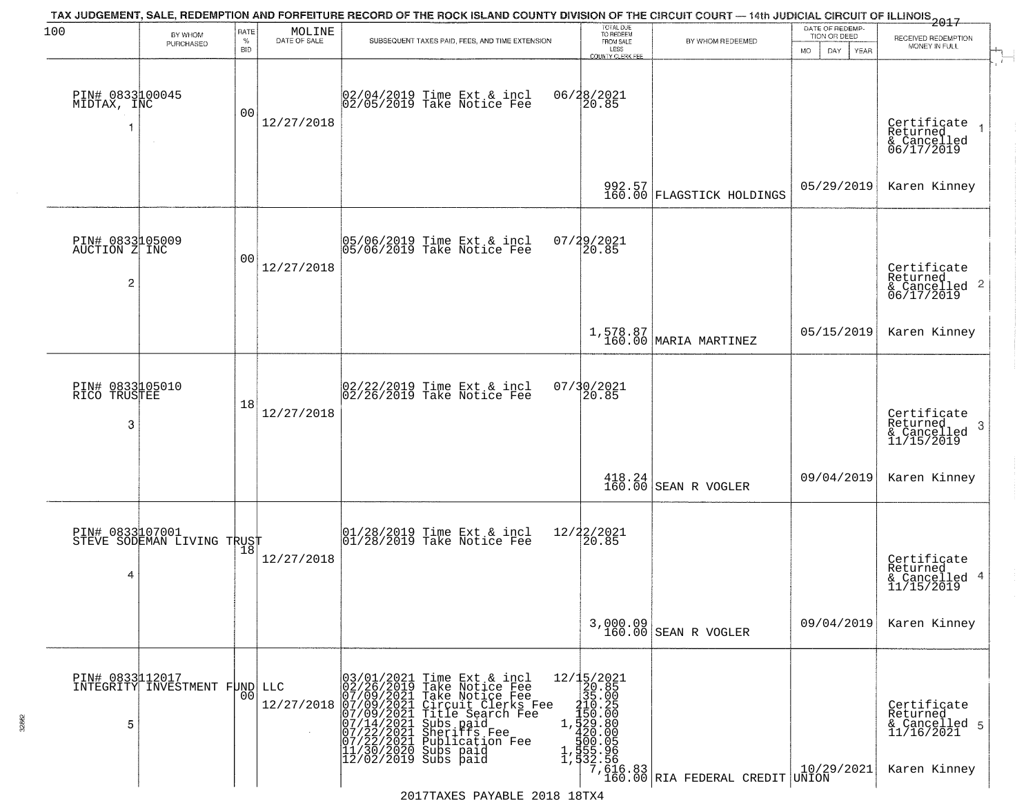TAX JUDGEMENT, SALE, REDEMPTION AND FORFEITURE RECORD OF THE ROCK ISLAND COUNTY DIVISION OF THE CIRCUIT COURT — 14th JUDICIAL CIRCUIT OF ILLINOIS 2017

| 100 BY WHOM PURCHASED | RATE % BID | MOLINE DATE OF SALE | SUBSEQUENT TAXES PAID, FEES, AND TIME EXTENSION | TOTAL DUE TO REDEEM FROM SALE LESS COUNTY CLERK FEE | BY WHOM REDEEMED | DATE OF REDEMPTION OR DEED MO DAY YEAR | RECEIVED REDEMPTION MONEY IN FULL |
|---|---|---|---|---|---|---|---|
| PIN# 0833100045 MIDTAX, INC 1 | 00 | 12/27/2018 | 02/04/2019 Time Ext & incl 06/28/2021<br>02/05/2019 Take Notice Fee 20.85 | 992.57<br>160.00 | FLAGSTICK HOLDINGS | 05/29/2019 | Certificate Returned & Cancelled 06/17/2019 1<br>Karen Kinney |
| PIN# 0833105009 AUCTION Z INC 2 | 00 | 12/27/2018 | 05/06/2019 Time Ext & incl 07/29/2021<br>05/06/2019 Take Notice Fee 20.85 | 1,578.87<br>160.00 | MARIA MARTINEZ | 05/15/2019 | Certificate Returned & Cancelled 06/17/2019 2<br>Karen Kinney |
| PIN# 0833105010 RICO TRUSTEE 3 | 18 | 12/27/2018 | 02/22/2019 Time Ext & incl 07/30/2021<br>02/26/2019 Take Notice Fee 20.85 | 418.24<br>160.00 | SEAN R VOGLER | 09/04/2019 | Certificate Returned & Cancelled 11/15/2019 3<br>Karen Kinney |
| PIN# 0833107001 STEVE SODEMAN LIVING TRUST 4 | 18 | 12/27/2018 | 01/28/2019 Time Ext & incl 12/22/2021<br>01/28/2019 Take Notice Fee 20.85 | 3,000.09<br>160.00 | SEAN R VOGLER | 09/04/2019 | Certificate Returned & Cancelled 11/15/2019 4<br>Karen Kinney |
| PIN# 0833112017 INTEGRITY INVESTMENT FUND LLC 5 | 00 | 12/27/2018 | 03/01/2021 Time Ext & incl 12/15/2021<br>02/26/2019 Take Notice Fee 20.85<br>07/09/2021 Take Notice Fee 35.00<br>07/09/2021 Circuit Clerks Fee 210.25<br>07/09/2021 Title Search Fee 150.00<br>07/14/2021 Subs paid 1,529.80<br>07/22/2021 Sheriffs Fee 420.00<br>07/22/2021 Publication Fee 500.05<br>11/30/2020 Subs paid 1,555.96<br>12/02/2019 Subs paid 1,532.56 | 7,616.83<br>160.00 | RIA FEDERAL CREDIT UNION | 10/29/2021 | Certificate Returned & Cancelled 11/16/2021 5<br>Karen Kinney |

2017TAXES PAYABLE 2018 18TX4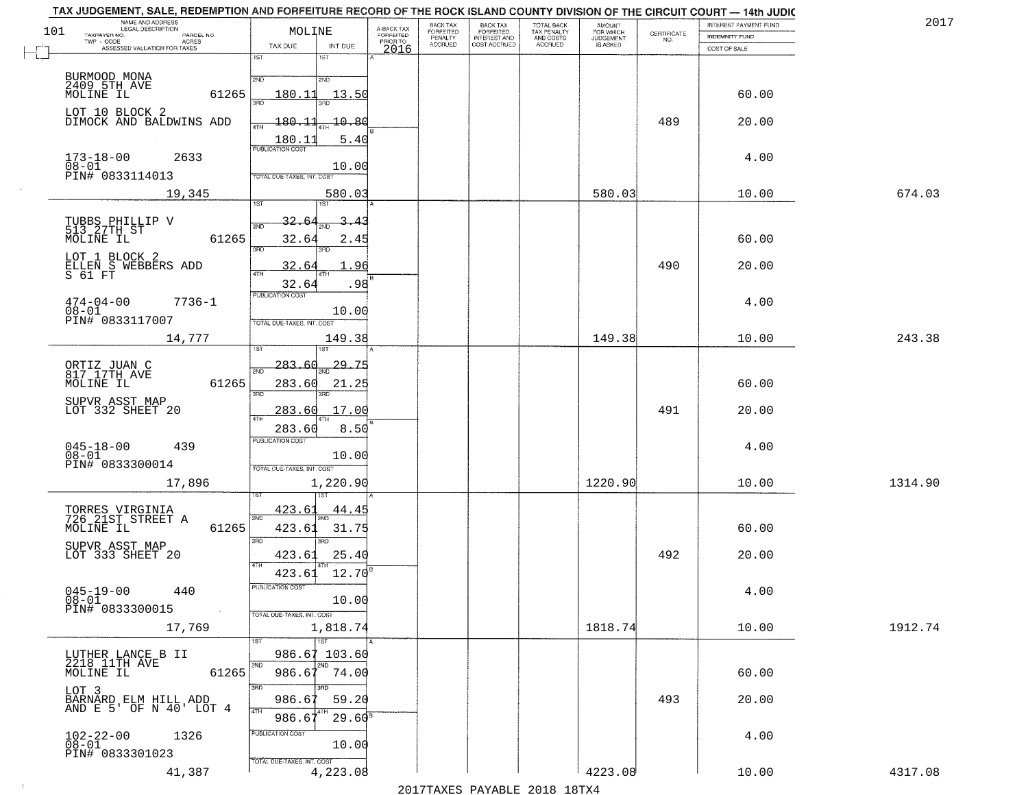TAX JUDGEMENT, SALE, REDEMPTION AND FORFEITURE RECORD OF THE ROCK ISLAND COUNTY DIVISION OF THE CIRCUIT COURT — 14th JUDIC

2017

| 101 NAME AND ADDRESS / LEGAL DESCRIPTION / TAXPAYER NO. / PARCEL NO. / TWP - CODE / ACRES / ASSESSED VALUATION FOR TAXES | MOLINE TAX DUE | INT DUE | A-BACK TAX FORFEITED PRIOR TO 2016 | BACK TAX FORFEITED PENALTY ACCRUED | BACK TAX FORFEITED INTEREST AND COST ACCRUED | TOTAL BACK TAX PENALTY AND COSTS ACCRUED | AMOUNT FOR WHICH JUDGEMENT IS ASKED | CERTIFICATE NO. | INTEREST PAYMENT FUND / INDEMNITY FUND / COST OF SALE | |
|---|---|---|---|---|---|---|---|---|---|---|
| BURMOOD MONA<br>2409 5TH AVE<br>MOLINE IL 61265<br>LOT 10 BLOCK 2<br>DIMOCK AND BALDWINS ADD<br>173-18-00 2633<br>08-01<br>PIN# 0833114013<br>19,345 | 1ST<br>2ND 180.11<br>3RD 180.11<br>4TH 180.11<br>PUBLICATION COST<br>TOTAL DUE-TAXES, INT. COST | 1ST<br>2ND 13.50<br>3RD 10.80<br>4TH 5.40<br>10.00<br>580.03 | | | | | 580.03 | 489 | 60.00<br>20.00<br>4.00<br>10.00 | 674.03 |
| TUBBS PHILLIP V<br>513 27TH ST<br>MOLINE IL 61265<br>LOT 1 BLOCK 2<br>ELLEN S WEBBERS ADD<br>S 61 FT<br>474-04-00 7736-1<br>08-01<br>PIN# 0833117007<br>14,777 | 1ST 32.64<br>2ND 32.64<br>3RD 32.64<br>4TH 32.64<br>PUBLICATION COST<br>TOTAL DUE-TAXES, INT. COST | 1ST 3.43<br>2ND 2.45<br>3RD 1.96<br>4TH .98<br>10.00<br>149.38 | | | | | 149.38 | 490 | 60.00<br>20.00<br>4.00<br>10.00 | 243.38 |
| ORTIZ JUAN C<br>817 17TH AVE<br>MOLINE IL 61265<br>SUPVR ASST MAP<br>LOT 332 SHEET 20<br>045-18-00 439<br>08-01<br>PIN# 0833300014<br>17,896 | 1ST 283.60<br>2ND 283.60<br>3RD 283.60<br>4TH 283.60<br>PUBLICATION COST<br>TOTAL DUE-TAXES, INT. COST | 1ST 29.75<br>2ND 21.25<br>3RD 17.00<br>4TH 8.50<br>10.00<br>1,220.90 | | | | | 1220.90 | 491 | 60.00<br>20.00<br>4.00<br>10.00 | 1314.90 |
| TORRES VIRGINIA<br>726 21ST STREET A<br>MOLINE IL 61265<br>SUPVR ASST MAP<br>LOT 333 SHEET 20<br>045-19-00 440<br>08-01<br>PIN# 0833300015<br>17,769 | 1ST 423.61<br>2ND 423.61<br>3RD 423.61<br>4TH 423.61<br>PUBLICATION COST<br>TOTAL DUE-TAXES, INT. COST | 1ST 44.45<br>2ND 31.75<br>3RD 25.40<br>4TH 12.70<br>10.00<br>1,818.74 | | | | | 1818.74 | 492 | 60.00<br>20.00<br>4.00<br>10.00 | 1912.74 |
| LUTHER LANCE B II<br>2218 11TH AVE<br>MOLINE IL 61265<br>LOT 3<br>BARNARD ELM HILL ADD<br>AND E 5' OF N 40' LOT 4<br>102-22-00 1326<br>08-01<br>PIN# 0833301023<br>41,387 | 1ST 986.67<br>2ND 986.67<br>3RD 986.67<br>4TH 986.67<br>PUBLICATION COST<br>TOTAL DUE-TAXES, INT. COST | 1ST 103.60<br>2ND 74.00<br>3RD 59.20<br>4TH 29.60<br>10.00<br>4,223.08 | | | | | 4223.08 | 493 | 60.00<br>20.00<br>4.00<br>10.00 | 4317.08 |

2017TAXES PAYABLE 2018 18TX4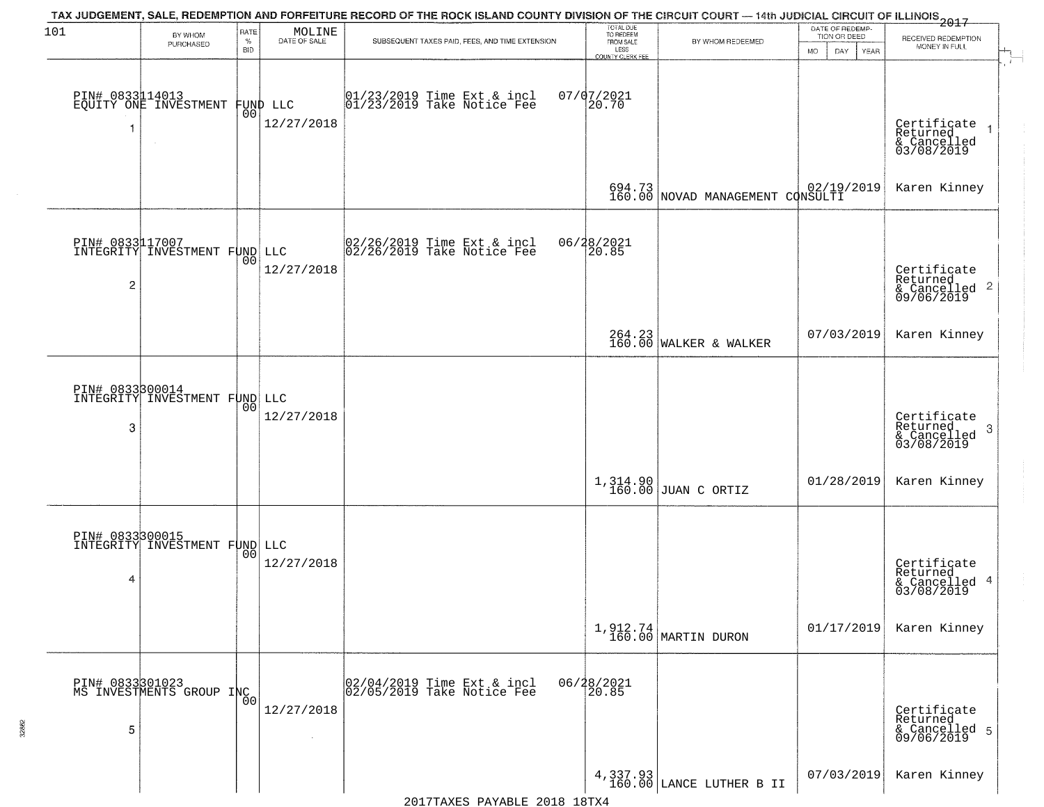TAX JUDGEMENT, SALE, REDEMPTION AND FORFEITURE RECORD OF THE ROCK ISLAND COUNTY DIVISION OF THE CIRCUIT COURT — 14th JUDICIAL CIRCUIT OF ILLINOIS 2017

| 101 | BY WHOM PURCHASED | RATE % BID | MOLINE DATE OF SALE | SUBSEQUENT TAXES PAID, FEES, AND TIME EXTENSION | TOTAL DUE TO REDEEM FROM SALE LESS COUNTY CLERK FEE | BY WHOM REDEEMED | DATE OF REDEMPTION OR DEED MO DAY YEAR | RECEIVED REDEMPTION MONEY IN FULL |
|---|---|---|---|---|---|---|---|---|
| 1 | PIN# 0833114013 EQUITY ONE INVESTMENT FUND LLC | 00 | 12/27/2018 | 01/23/2019 Time Ext & incl 07/07/2021; 01/23/2019 Take Notice Fee 20.70 | 694.73 160.00 | NOVAD MANAGEMENT CONSULTI | 02/19/2019 | Certificate Returned & Cancelled 03/08/2019 Karen Kinney |
| 2 | PIN# 0833117007 INTEGRITY INVESTMENT FUND LLC | 00 | 12/27/2018 | 02/26/2019 Time Ext & incl 06/28/2021; 02/26/2019 Take Notice Fee 20.85 | 264.23 160.00 | WALKER & WALKER | 07/03/2019 | Certificate Returned & Cancelled 09/06/2019 Karen Kinney |
| 3 | PIN# 0833300014 INTEGRITY INVESTMENT FUND LLC | 00 | 12/27/2018 | | 1,314.90 160.00 | JUAN C ORTIZ | 01/28/2019 | Certificate Returned & Cancelled 03/08/2019 Karen Kinney |
| 4 | PIN# 0833300015 INTEGRITY INVESTMENT FUND LLC | 00 | 12/27/2018 | | 1,912.74 160.00 | MARTIN DURON | 01/17/2019 | Certificate Returned & Cancelled 03/08/2019 Karen Kinney |
| 5 | PIN# 0833301023 MS INVESTMENTS GROUP INC | 00 | 12/27/2018 | 02/04/2019 Time Ext & incl 06/28/2021; 02/05/2019 Take Notice Fee 20.85 | 4,337.93 160.00 | LANCE LUTHER B II | 07/03/2019 | Certificate Returned & Cancelled 09/06/2019 Karen Kinney |

2017TAXES PAYABLE 2018 18TX4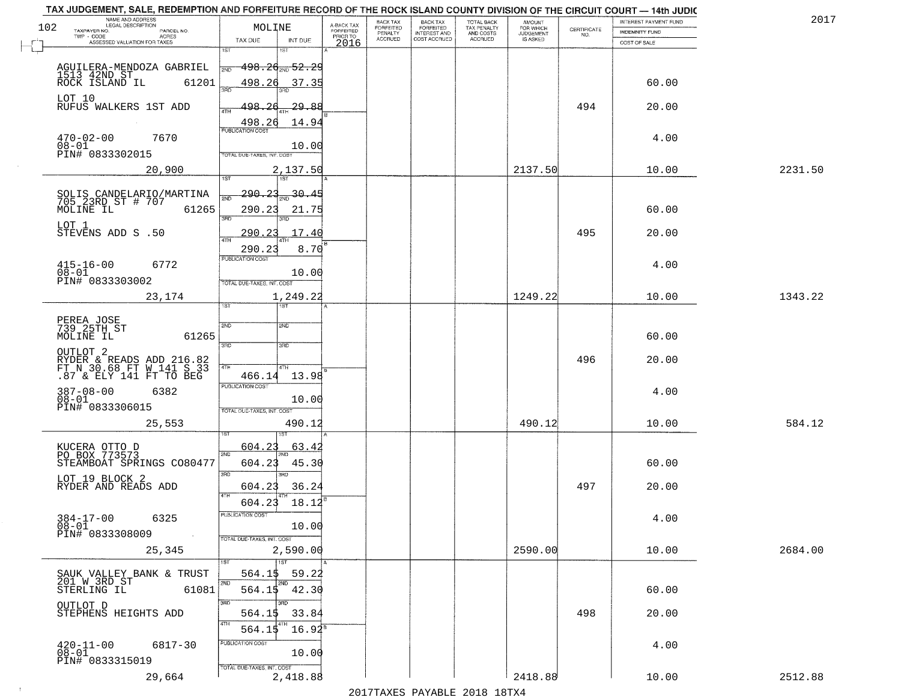# TAX JUDGEMENT, SALE, REDEMPTION AND FORFEITURE RECORD OF THE ROCK ISLAND COUNTY DIVISION OF THE CIRCUIT COURT — 14th JUDIC

2017

| NAME AND ADDRESS / LEGAL DESCRIPTION / TAXPAYER NO. / PARCEL NO. / TWP - CODE / ACRES / ASSESSED VALUATION FOR TAXES | MOLINE TAX DUE | INT DUE | A-BACK TAX FORFEITED PRIOR TO 2016 | BACK TAX FORFEITED PENALTY ACCRUED | BACK TAX FORFEITED INTEREST AND COST ACCRUED | TOTAL BACK TAX PENALTY AND COSTS ACCRUED | AMOUNT FOR WHICH JUDGEMENT IS ASKED | CERTIFICATE NO. | INTEREST PAYMENT FUND / INDEMNITY FUND / COST OF SALE | |
|---|---|---|---|---|---|---|---|---|---|---|
| AGUILERA-MENDOZA GABRIEL 1513 42ND ST ROCK ISLAND IL 61201 | 1ST 498.26 | 52.29 | | | | | | | | |
| | 2ND 498.26 | 37.35 | | | | | | | 60.00 | |
| LOT 10 RUFUS WALKERS 1ST ADD | 3RD 498.26 | 29.88 | | | | | | 494 | 20.00 | |
| | 4TH 498.26 | 14.94 | | | | | | | | |
| 470-02-00 7670 08-01 PIN# 0833302015 | PUBLICATION COST | 10.00 | | | | | | | 4.00 | |
| 20,900 | TOTAL DUE-TAXES, INT. COST | 2,137.50 | | | | | 2137.50 | | 10.00 | 2231.50 |
| SOLIS CANDELARIO/MARTINA 705 23RD ST # 707 MOLINE IL 61265 | 1ST 290.23 | 30.45 | | | | | | | | |
| | 2ND 290.23 | 21.75 | | | | | | | 60.00 | |
| LOT 1 STEVENS ADD S .50 | 3RD 290.23 | 17.40 | | | | | | 495 | 20.00 | |
| | 4TH 290.23 | 8.70 | | | | | | | | |
| 415-16-00 6772 08-01 PIN# 0833303002 | PUBLICATION COST | 10.00 | | | | | | | 4.00 | |
| 23,174 | TOTAL DUE-TAXES, INT. COST | 1,249.22 | | | | | 1249.22 | | 10.00 | 1343.22 |
| PEREA JOSE 739 25TH ST MOLINE IL 61265 | 1ST | | | | | | | | | |
| | 2ND | | | | | | | | 60.00 | |
| OUTLOT 2 RYDER & READS ADD 216.82 FT N 30.68 FT W 141 S 33 .87 & ELY 141 FT TO BEG | 3RD | | | | | | | 496 | 20.00 | |
| | 4TH 466.14 | 13.98 | | | | | | | | |
| 387-08-00 6382 08-01 PIN# 0833306015 | PUBLICATION COST | 10.00 | | | | | | | 4.00 | |
| 25,553 | TOTAL DUE-TAXES, INT. COST | 490.12 | | | | | 490.12 | | 10.00 | 584.12 |
| KUCERA OTTO D PO BOX 773573 STEAMBOAT SPRINGS CO80477 | 1ST 604.23 | 63.42 | | | | | | | | |
| | 2ND 604.23 | 45.30 | | | | | | | 60.00 | |
| LOT 19 BLOCK 2 RYDER AND READS ADD | 3RD 604.23 | 36.24 | | | | | | 497 | 20.00 | |
| | 4TH 604.23 | 18.12 | | | | | | | | |
| 384-17-00 6325 08-01 PIN# 0833308009 | PUBLICATION COST | 10.00 | | | | | | | 4.00 | |
| 25,345 | TOTAL DUE-TAXES, INT. COST | 2,590.00 | | | | | 2590.00 | | 10.00 | 2684.00 |
| SAUK VALLEY BANK & TRUST 201 W 3RD ST STERLING IL 61081 | 1ST 564.15 | 59.22 | | | | | | | | |
| | 2ND 564.15 | 42.30 | | | | | | | 60.00 | |
| OUTLOT D STEPHENS HEIGHTS ADD | 3RD 564.15 | 33.84 | | | | | | 498 | 20.00 | |
| | 4TH 564.15 | 16.92 | | | | | | | | |
| 420-11-00 6817-30 08-01 PIN# 0833315019 | PUBLICATION COST | 10.00 | | | | | | | 4.00 | |
| 29,664 | TOTAL DUE-TAXES, INT. COST | 2,418.88 | | | | | 2418.88 | | 10.00 | 2512.88 |

2017TAXES PAYABLE 2018 18TX4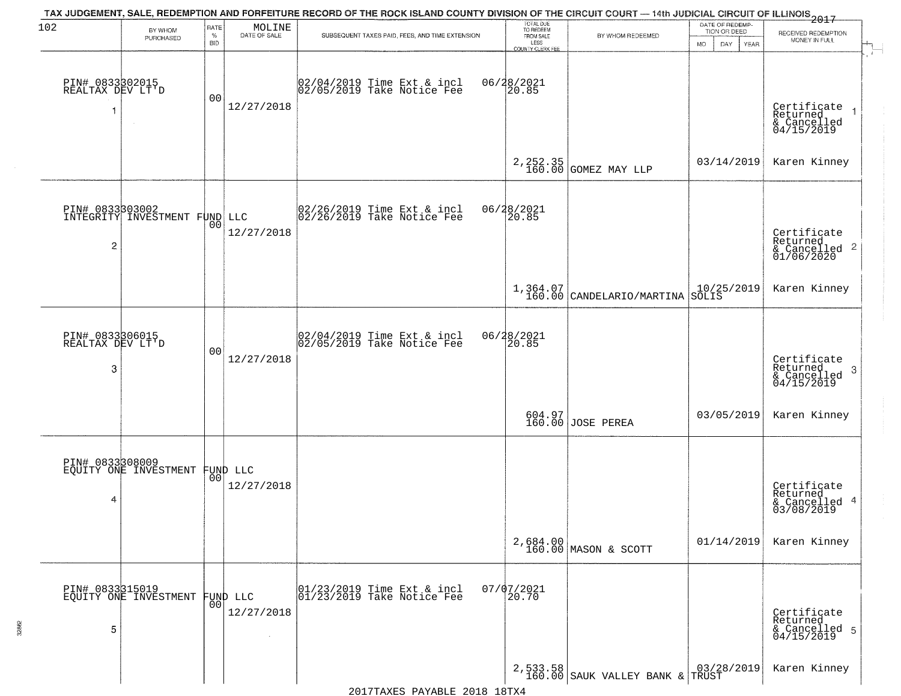# TAX JUDGEMENT, SALE, REDEMPTION AND FORFEITURE RECORD OF THE ROCK ISLAND COUNTY DIVISION OF THE CIRCUIT COURT — 14th JUDICIAL CIRCUIT OF ILLINOIS 2017

102 — MOLINE

| BY WHOM PURCHASED | RATE % BID | DATE OF SALE | SUBSEQUENT TAXES PAID, FEES, AND TIME EXTENSION | TOTAL DUE TO REDEEM FROM SALE LESS COUNTY CLERK FEE | BY WHOM REDEEMED | DATE OF REDEMPTION OR DEED MO DAY YEAR | RECEIVED REDEMPTION MONEY IN FULL |
|---|---|---|---|---|---|---|---|
| PIN# 0833302015 REALTAX DEV LT'D 1 | 00 | 12/27/2018 | 02/04/2019 Time Ext & incl 06/28/2021; 02/05/2019 Take Notice Fee 20.85 | 2,252.35 160.00 | GOMEZ MAY LLP | 03/14/2019 | Certificate Returned & Cancelled 04/15/2019 1 Karen Kinney |
| PIN# 0833303002 INTEGRITY INVESTMENT FUND LLC 2 | 00 | 12/27/2018 | 02/26/2019 Time Ext & incl 06/28/2021; 02/26/2019 Take Notice Fee 20.85 | 1,364.07 160.00 | CANDELARIO/MARTINA SOLIS | 10/25/2019 | Certificate Returned & Cancelled 01/06/2020 2 Karen Kinney |
| PIN# 0833306015 REALTAX DEV LT'D 3 | 00 | 12/27/2018 | 02/04/2019 Time Ext & incl 06/28/2021; 02/05/2019 Take Notice Fee 20.85 | 604.97 160.00 | JOSE PEREA | 03/05/2019 | Certificate Returned & Cancelled 04/15/2019 3 Karen Kinney |
| PIN# 0833308009 EQUITY ONE INVESTMENT FUND LLC 4 | 00 | 12/27/2018 | | 2,684.00 160.00 | MASON & SCOTT | 01/14/2019 | Certificate Returned & Cancelled 03/08/2019 4 Karen Kinney |
| PIN# 0833315019 EQUITY ONE INVESTMENT FUND LLC 5 | 00 | 12/27/2018 | 01/23/2019 Time Ext & incl 07/07/2021; 01/23/2019 Take Notice Fee 20.70 | 2,533.58 160.00 | SAUK VALLEY BANK & TRUST | 03/28/2019 | Certificate Returned & Cancelled 04/15/2019 5 Karen Kinney |

2017TAXES PAYABLE 2018 18TX4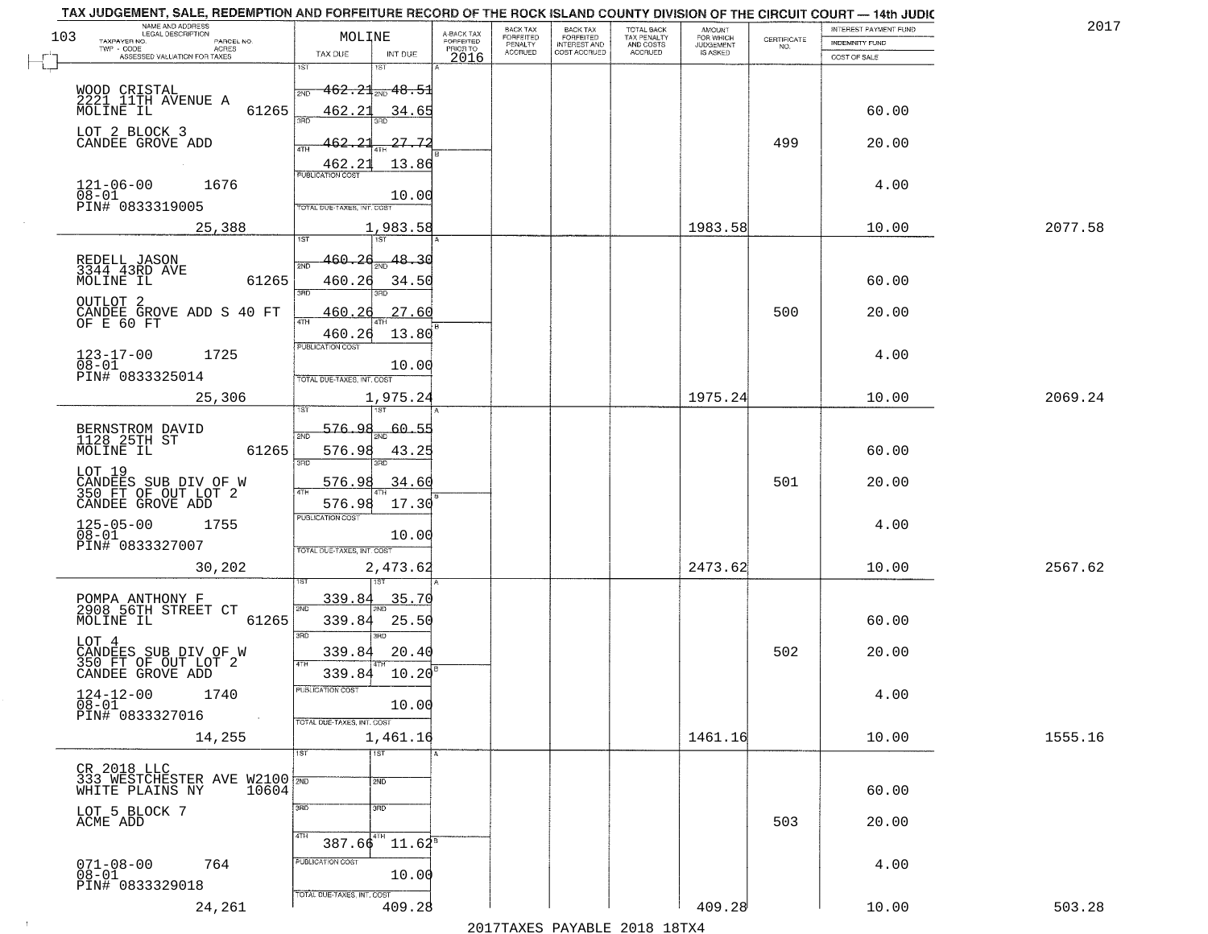# TAX JUDGEMENT, SALE, REDEMPTION AND FORFEITURE RECORD OF THE ROCK ISLAND COUNTY DIVISION OF THE CIRCUIT COURT — 14th JUDIC

2017

103

| NAME AND ADDRESS / LEGAL DESCRIPTION / TAXPAYER NO. / PARCEL NO. / TWP - CODE / ACRES / ASSESSED VALUATION FOR TAXES | MOLINE TAX DUE | INT DUE | A-BACK TAX FORFEITED PRIOR TO 2016 | BACK TAX FORFEITED PENALTY ACCRUED | BACK TAX FORFEITED INTEREST AND COST ACCRUED | TOTAL BACK TAX PENALTY AND COSTS ACCRUED | AMOUNT FOR WHICH JUDGEMENT IS ASKED | CERTIFICATE NO. | INTEREST PAYMENT FUND / INDEMNITY FUND / COST OF SALE | |
|---|---|---|---|---|---|---|---|---|---|---|
| WOOD CRISTAL 2221 11TH AVENUE A MOLINE IL 61265 | 1ST 462.21 | 1ST 48.51 | | | | | | | | |
| | 2ND 462.21 | 2ND 34.65 | | | | | | | 60.00 | |
| LOT 2 BLOCK 3 CANDEE GROVE ADD | 3RD 462.21 | 3RD 27.72 | | | | | | 499 | 20.00 | |
| | 4TH 462.21 | 4TH 13.86 | | | | | | | | |
| 121-06-00 1676 08-01 PIN# 0833319005 | PUBLICATION COST | 10.00 | | | | | | | 4.00 | |
| 25,388 | TOTAL DUE-TAXES, INT. COST | 1,983.58 | | | | | 1983.58 | | 10.00 | 2077.58 |
| REDELL JASON 3344 43RD AVE MOLINE IL 61265 | 1ST 460.26 | 1ST 48.30 | | | | | | | | |
| | 2ND 460.26 | 2ND 34.50 | | | | | | | 60.00 | |
| OUTLOT 2 CANDEE GROVE ADD S 40 FT OF E 60 FT | 3RD 460.26 | 3RD 27.60 | | | | | | 500 | 20.00 | |
| | 4TH 460.26 | 4TH 13.80 | | | | | | | | |
| 123-17-00 1725 08-01 PIN# 0833325014 | PUBLICATION COST | 10.00 | | | | | | | 4.00 | |
| 25,306 | TOTAL DUE-TAXES, INT. COST | 1,975.24 | | | | | 1975.24 | | 10.00 | 2069.24 |
| BERNSTROM DAVID 1128 25TH ST MOLINE IL 61265 | 1ST 576.98 | 1ST 60.55 | | | | | | | | |
| | 2ND 576.98 | 2ND 43.25 | | | | | | | 60.00 | |
| LOT 19 CANDEES SUB DIV OF W 350 FT OF OUT LOT 2 CANDEE GROVE ADD | 3RD 576.98 | 3RD 34.60 | | | | | | 501 | 20.00 | |
| | 4TH 576.98 | 4TH 17.30 | | | | | | | | |
| 125-05-00 1755 08-01 PIN# 0833327007 | PUBLICATION COST | 10.00 | | | | | | | 4.00 | |
| 30,202 | TOTAL DUE-TAXES, INT. COST | 2,473.62 | | | | | 2473.62 | | 10.00 | 2567.62 |
| POMPA ANTHONY F 2908 56TH STREET CT MOLINE IL 61265 | 1ST 339.84 | 1ST 35.70 | | | | | | | | |
| | 2ND 339.84 | 2ND 25.50 | | | | | | | 60.00 | |
| LOT 4 CANDEES SUB DIV OF W 350 FT OF OUT LOT 2 CANDEE GROVE ADD | 3RD 339.84 | 3RD 20.40 | | | | | | 502 | 20.00 | |
| | 4TH 339.84 | 4TH 10.20 | | | | | | | | |
| 124-12-00 1740 08-01 PIN# 0833327016 | PUBLICATION COST | 10.00 | | | | | | | 4.00 | |
| 14,255 | TOTAL DUE-TAXES, INT. COST | 1,461.16 | | | | | 1461.16 | | 10.00 | 1555.16 |
| CR 2018 LLC 333 WESTCHESTER AVE W2100 WHITE PLAINS NY 10604 | 1ST | 1ST | | | | | | | | |
| | 2ND | 2ND | | | | | | | 60.00 | |
| LOT 5 BLOCK 7 ACME ADD | 3RD | 3RD | | | | | | 503 | 20.00 | |
| | 4TH 387.66 | 4TH 11.62 | | | | | | | | |
| 071-08-00 764 08-01 PIN# 0833329018 | PUBLICATION COST | 10.00 | | | | | | | 4.00 | |
| 24,261 | TOTAL DUE-TAXES, INT. COST | 409.28 | | | | | 409.28 | | 10.00 | 503.28 |

2017TAXES PAYABLE 2018 18TX4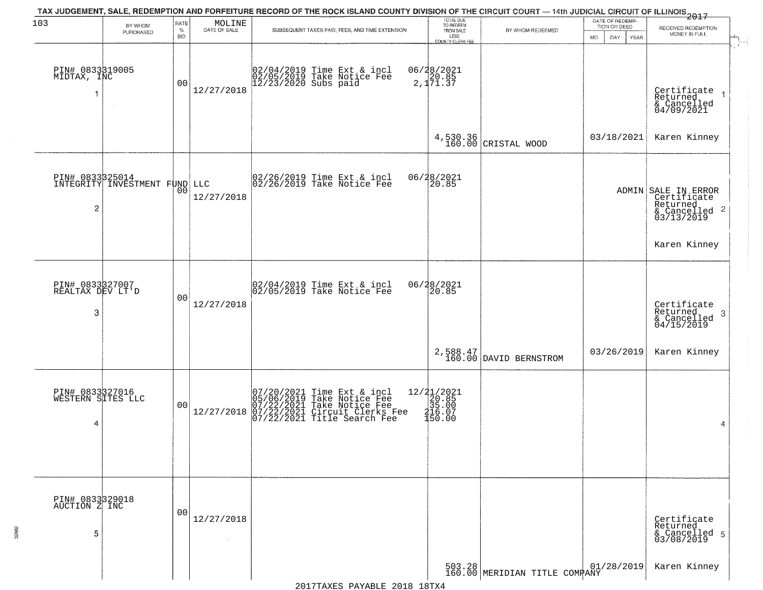TAX JUDGEMENT, SALE, REDEMPTION AND FORFEITURE RECORD OF THE ROCK ISLAND COUNTY DIVISION OF THE CIRCUIT COURT — 14th JUDICIAL CIRCUIT OF ILLINOIS 2017

| 103 BY WHOM PURCHASED | RATE % BID | MOLINE DATE OF SALE | SUBSEQUENT TAXES PAID, FEES, AND TIME EXTENSION | TOTAL DUE TO REDEEM FROM SALE LESS COUNTY CLERK FEE | BY WHOM REDEEMED | DATE OF REDEMPTION OR DEED MO DAY YEAR | RECEIVED REDEMPTION MONEY IN FULL |
|---|---|---|---|---|---|---|---|
| PIN# 0833319005 MIDTAX, INC 1 | 00 | 12/27/2018 | 02/04/2019 Time Ext & incl 02/05/2019 Take Notice Fee 12/23/2020 Subs paid | 06/28/2021 20.85 2,171.37 4,530.36 160.00 | CRISTAL WOOD | 03/18/2021 | Certificate Returned & Cancelled 04/09/2021 Karen Kinney 1 |
| PIN# 0833325014 INTEGRITY INVESTMENT FUND LLC 2 | 00 | 12/27/2018 | 02/26/2019 Time Ext & incl 02/26/2019 Take Notice Fee | 06/28/2021 20.85 | | ADMIN | SALE IN ERROR Certificate Returned & Cancelled 03/13/2019 Karen Kinney 2 |
| PIN# 0833327007 REALTAX DEV LT'D 3 | 00 | 12/27/2018 | 02/04/2019 Time Ext & incl 02/05/2019 Take Notice Fee | 06/28/2021 20.85 2,588.47 160.00 | DAVID BERNSTROM | 03/26/2019 | Certificate Returned & Cancelled 04/15/2019 Karen Kinney 3 |
| PIN# 0833327016 WESTERN SITES LLC 4 | 00 | 12/27/2018 | 07/20/2021 Time Ext & incl 05/06/2019 Take Notice Fee 07/22/2021 Take Notice Fee 07/22/2021 Circuit Clerks Fee 07/22/2021 Title Search Fee | 12/21/2021 20.85 35.00 216.07 150.00 | | | 4 |
| PIN# 0833329018 AUCTION Z INC 5 | 00 | 12/27/2018 | | 503.28 160.00 | MERIDIAN TITLE COMPANY | 01/28/2019 | Certificate Returned & Cancelled 03/08/2019 Karen Kinney 5 |

2017TAXES PAYABLE 2018 18TX4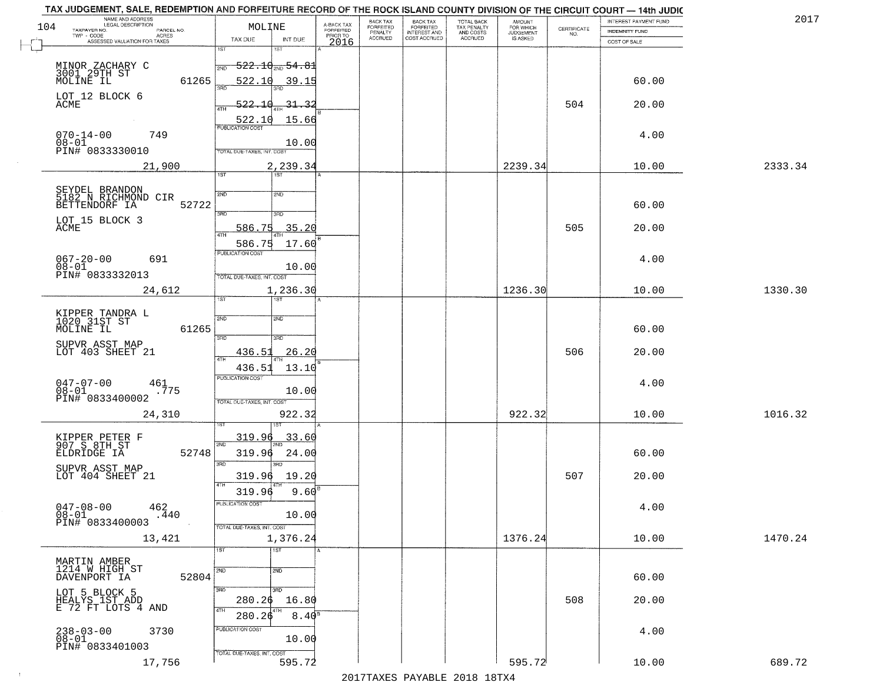TAX JUDGEMENT, SALE, REDEMPTION AND FORFEITURE RECORD OF THE ROCK ISLAND COUNTY DIVISION OF THE CIRCUIT COURT — 14th JUDIC

2017

104 — MOLINE

| NAME AND ADDRESS / LEGAL DESCRIPTION / TAXPAYER NO. / PARCEL NO. / TWP - CODE / ACRES / ASSESSED VALUATION FOR TAXES | TAX DUE | INT DUE | A-BACK TAX FORFEITED PRIOR TO 2016 | BACK TAX FORFEITED PENALTY ACCRUED | BACK TAX FORFEITED INTEREST AND COST ACCRUED | TOTAL BACK TAX PENALTY AND COSTS ACCRUED | AMOUNT FOR WHICH JUDGEMENT IS ASKED | CERTIFICATE NO. | INTEREST PAYMENT FUND / INDEMNITY FUND / COST OF SALE | |
|---|---|---|---|---|---|---|---|---|---|---|
| MINOR ZACHARY C<br>3001 29TH ST<br>MOLINE IL 61265<br>LOT 12 BLOCK 6<br>ACME<br>070-14-00 749<br>08-01<br>PIN# 0833330010<br>21,900 | 1ST<br>2ND 522.10<br>3RD 522.10<br>4TH 522.10<br>522.10<br>PUBLICATION COST<br>TOTAL DUE-TAXES, INT. COST | 1ST<br>2ND 54.81<br>3RD 39.15<br>4TH 31.32<br>15.66<br>10.00<br>2,239.34 | | | | | 2239.34 | 504 | 60.00<br>20.00<br>4.00<br>10.00 | 2333.34 |
| SEYDEL BRANDON<br>5182 N RICHMOND CIR<br>BETTENDORF IA 52722<br>LOT 15 BLOCK 3<br>ACME<br>067-20-00 691<br>08-01<br>PIN# 0833332013<br>24,612 | 1ST<br>2ND<br>3RD 586.75<br>4TH 586.75<br>PUBLICATION COST<br>TOTAL DUE-TAXES, INT. COST | 1ST<br>2ND<br>3RD 35.20<br>4TH 17.60<br>10.00<br>1,236.30 | | | | | 1236.30 | 505 | 60.00<br>20.00<br>4.00<br>10.00 | 1330.30 |
| KIPPER TANDRA L<br>1020 31ST ST<br>MOLINE IL 61265<br>SUPVR ASST MAP<br>LOT 403 SHEET 21<br>047-07-00 461<br>08-01 .775<br>PIN# 0833400002<br>24,310 | 1ST<br>2ND<br>3RD 436.51<br>4TH 436.51<br>PUBLICATION COST<br>TOTAL DUE-TAXES, INT. COST | 1ST<br>2ND<br>3RD 26.20<br>4TH 13.10<br>10.00<br>922.32 | | | | | 922.32 | 506 | 60.00<br>20.00<br>4.00<br>10.00 | 1016.32 |
| KIPPER PETER F<br>907 S 8TH ST<br>ELDRIDGE IA 52748<br>SUPVR ASST MAP<br>LOT 404 SHEET 21<br>047-08-00 462<br>08-01 .440<br>PIN# 0833400003<br>13,421 | 1ST 319.96<br>2ND 319.96<br>3RD 319.96<br>4TH 319.96<br>PUBLICATION COST<br>TOTAL DUE-TAXES, INT. COST | 1ST 33.60<br>2ND 24.00<br>3RD 19.20<br>4TH 9.60<br>10.00<br>1,376.24 | | | | | 1376.24 | 507 | 60.00<br>20.00<br>4.00<br>10.00 | 1470.24 |
| MARTIN AMBER<br>1214 W HIGH ST<br>DAVENPORT IA 52804<br>LOT 5 BLOCK 5<br>HEALYS 1ST ADD<br>E 72 FT LOTS 4 AND<br>238-03-00 3730<br>08-01<br>PIN# 0833401003<br>17,756 | 1ST<br>2ND<br>3RD 280.26<br>4TH 280.26<br>PUBLICATION COST<br>TOTAL DUE-TAXES, INT. COST | 1ST<br>2ND<br>3RD 16.80<br>4TH 8.40<br>10.00<br>595.72 | | | | | 595.72 | 508 | 60.00<br>20.00<br>4.00<br>10.00 | 689.72 |

2017TAXES PAYABLE 2018 18TX4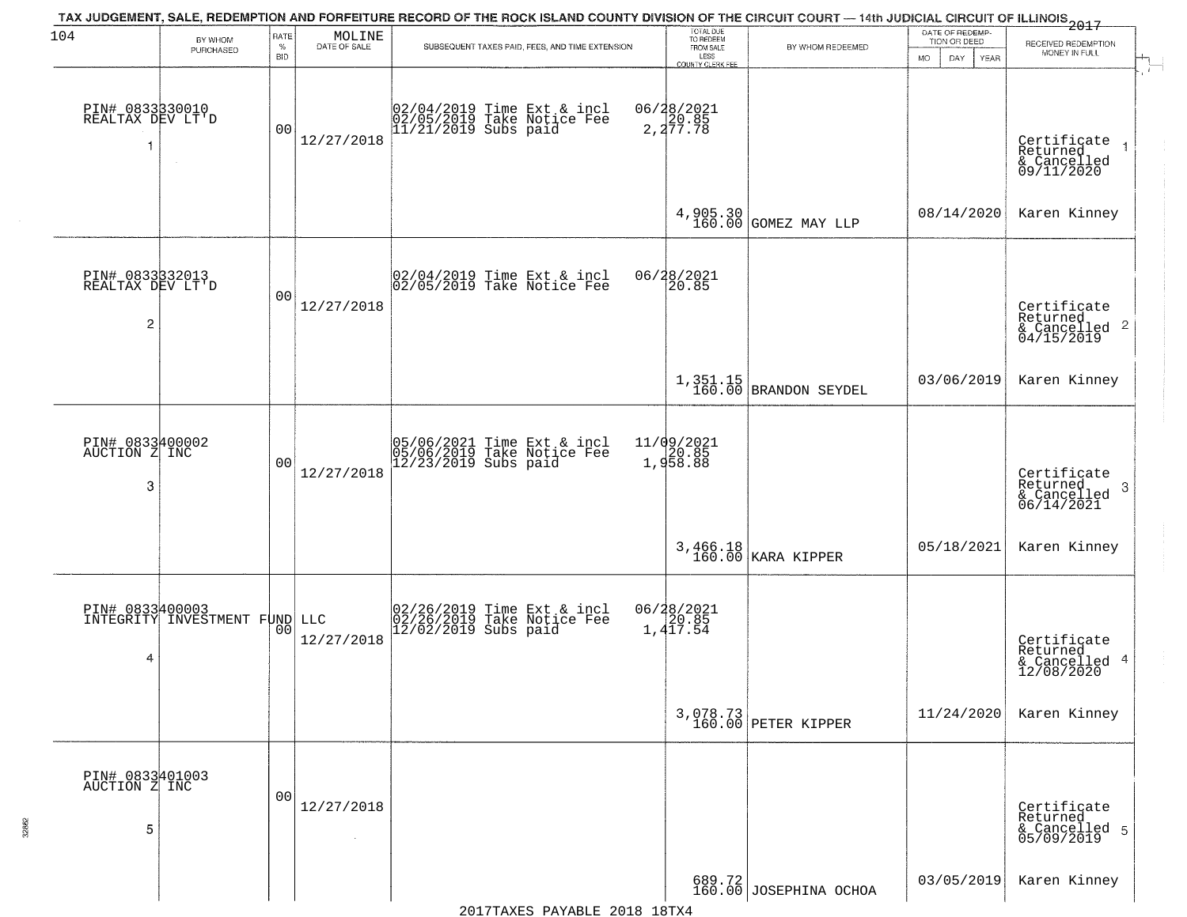TAX JUDGEMENT, SALE, REDEMPTION AND FORFEITURE RECORD OF THE ROCK ISLAND COUNTY DIVISION OF THE CIRCUIT COURT — 14th JUDICIAL CIRCUIT OF ILLINOIS 2017

| | BY WHOM PURCHASED | RATE % BID | MOLINE DATE OF SALE | SUBSEQUENT TAXES PAID, FEES, AND TIME EXTENSION | TOTAL DUE TO REDEEM FROM SALE LESS COUNTY CLERK FEE | BY WHOM REDEEMED | DATE OF REDEMPTION OR DEED MO DAY YEAR | RECEIVED REDEMPTION MONEY IN FULL |
|---|---|---|---|---|---|---|---|---|
| 1 | PIN# 0833330010 REALTAX DEV LT'D | 00 | 12/27/2018 | 02/04/2019 Time Ext & incl 02/05/2019 Take Notice Fee 11/21/2019 Subs paid | 06/28/2021 20.85 2,277.78 4,905.30 160.00 | GOMEZ MAY LLP | 08/14/2020 | Certificate Returned & Cancelled 09/11/2020 Karen Kinney |
| 2 | PIN# 0833332013 REALTAX DEV LT'D | 00 | 12/27/2018 | 02/04/2019 Time Ext & incl 02/05/2019 Take Notice Fee | 06/28/2021 20.85 1,351.15 160.00 | BRANDON SEYDEL | 03/06/2019 | Certificate Returned & Cancelled 04/15/2019 Karen Kinney |
| 3 | PIN# 0833400002 AUCTION Z INC | 00 | 12/27/2018 | 05/06/2021 Time Ext & incl 05/06/2019 Take Notice Fee 12/23/2019 Subs paid | 11/09/2021 20.85 1,958.88 3,466.18 160.00 | KARA KIPPER | 05/18/2021 | Certificate Returned & Cancelled 06/14/2021 Karen Kinney |
| 4 | PIN# 0833400003 INTEGRITY INVESTMENT FUND LLC | 00 | 12/27/2018 | 02/26/2019 Time Ext & incl 02/26/2019 Take Notice Fee 12/02/2019 Subs paid | 06/28/2021 20.85 1,417.54 3,078.73 160.00 | PETER KIPPER | 11/24/2020 | Certificate Returned & Cancelled 12/08/2020 Karen Kinney |
| 5 | PIN# 0833401003 AUCTION Z INC | 00 | 12/27/2018 | | 689.72 160.00 | JOSEPHINA OCHOA | 03/05/2019 | Certificate Returned & Cancelled 05/09/2019 Karen Kinney |

2017TAXES PAYABLE 2018 18TX4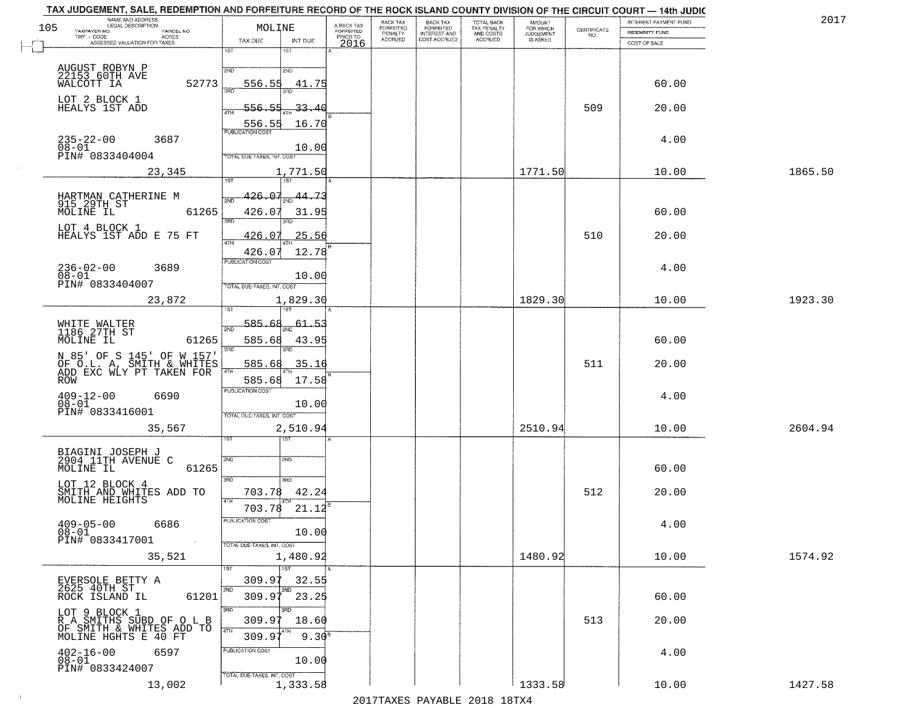TAX JUDGEMENT, SALE, REDEMPTION AND FORFEITURE RECORD OF THE ROCK ISLAND COUNTY DIVISION OF THE CIRCUIT COURT — 14th JUDIC

2017

| 105 NAME AND ADDRESS / LEGAL DESCRIPTION / TAXPAYER NO. / PARCEL NO. / TWP - CODE / ACRES / ASSESSED VALUATION FOR TAXES | MOLINE TAX DUE | INT DUE | A-BACK TAX FORFEITED PRIOR TO 2016 | BACK TAX FORFEITED PENALTY ACCRUED | BACK TAX FORFEITED INTEREST AND COST ACCRUED | TOTAL BACK TAX PENALTY AND COSTS ACCRUED | AMOUNT FOR WHICH JUDGEMENT IS ASKED | CERTIFICATE NO. | INTEREST PAYMENT FUND / INDEMNITY FUND / COST OF SALE | |
|---|---|---|---|---|---|---|---|---|---|---|
| AUGUST ROBYN P, 22153 60TH AVE, WALCOTT IA 52773 | 1ST | 1ST | | | | | | | | |
| | 2ND 556.55 | 2ND 41.75 | | | | | | | 60.00 | |
| LOT 2 BLOCK 1 HEALYS 1ST ADD | 3RD 556.55 | 3RD 33.40 | | | | | | 509 | 20.00 | |
| | 4TH 556.55 | 4TH 16.70 | | | | | | | | |
| 235-22-00 3687, 08-01, PIN# 0833404004 | PUBLICATION COST | 10.00 | | | | | | | 4.00 | |
| 23,345 | TOTAL DUE-TAXES, INT. COST | 1,771.50 | | | | | 1771.50 | | 10.00 | 1865.50 |
| HARTMAN CATHERINE M, 915 29TH ST, MOLINE IL 61265 | 1ST 426.07 | 1ST 44.73 | | | | | | | | |
| | 2ND 426.07 | 2ND 31.95 | | | | | | | 60.00 | |
| LOT 4 BLOCK 1 HEALYS 1ST ADD E 75 FT | 3RD 426.07 | 3RD 25.56 | | | | | | 510 | 20.00 | |
| | 4TH 426.07 | 4TH 12.78 | | | | | | | | |
| 236-02-00 3689, 08-01, PIN# 0833404007 | PUBLICATION COST | 10.00 | | | | | | | 4.00 | |
| 23,872 | TOTAL DUE-TAXES, INT. COST | 1,829.30 | | | | | 1829.30 | | 10.00 | 1923.30 |
| WHITE WALTER, 1186 27TH ST, MOLINE IL 61265 | 1ST 585.68 | 1ST 61.53 | | | | | | | | |
| | 2ND 585.68 | 2ND 43.95 | | | | | | | 60.00 | |
| N 85' OF S 145' OF W 157' OF O.L. A, SMITH & WHITES ADD EXC WLY PT TAKEN FOR ROW | 3RD 585.68 | 3RD 35.16 | | | | | | 511 | 20.00 | |
| | 4TH 585.68 | 4TH 17.58 | | | | | | | | |
| 409-12-00 6690, 08-01, PIN# 0833416001 | PUBLICATION COST | 10.00 | | | | | | | 4.00 | |
| 35,567 | TOTAL DUE-TAXES, INT. COST | 2,510.94 | | | | | 2510.94 | | 10.00 | 2604.94 |
| BIAGINI JOSEPH J, 2904 11TH AVENUE C, MOLINE IL 61265 | 1ST | 1ST | | | | | | | | |
| | 2ND | 2ND | | | | | | | 60.00 | |
| LOT 12 BLOCK 4 SMITH AND WHITES ADD TO MOLINE HEIGHTS | 3RD 703.78 | 3RD 42.24 | | | | | | 512 | 20.00 | |
| | 4TH 703.78 | 4TH 21.12 | | | | | | | | |
| 409-05-00 6686, 08-01, PIN# 0833417001 | PUBLICATION COST | 10.00 | | | | | | | 4.00 | |
| 35,521 | TOTAL DUE-TAXES, INT. COST | 1,480.92 | | | | | 1480.92 | | 10.00 | 1574.92 |
| EVERSOLE BETTY A, 2625 40TH ST, ROCK ISLAND IL 61201 | 1ST 309.97 | 1ST 32.55 | | | | | | | | |
| | 2ND 309.97 | 2ND 23.25 | | | | | | | 60.00 | |
| LOT 9 BLOCK 1 R A SMITHS SUBD OF O L B OF SMITH & WHITES ADD TO MOLINE HGHTS E 40 FT | 3RD 309.97 | 3RD 18.60 | | | | | | 513 | 20.00 | |
| | 4TH 309.97 | 4TH 9.30 | | | | | | | | |
| 402-16-00 6597, 08-01, PIN# 0833424007 | PUBLICATION COST | 10.00 | | | | | | | 4.00 | |
| 13,002 | TOTAL DUE-TAXES, INT. COST | 1,333.58 | | | | | 1333.58 | | 10.00 | 1427.58 |

2017TAXES PAYABLE 2018 18TX4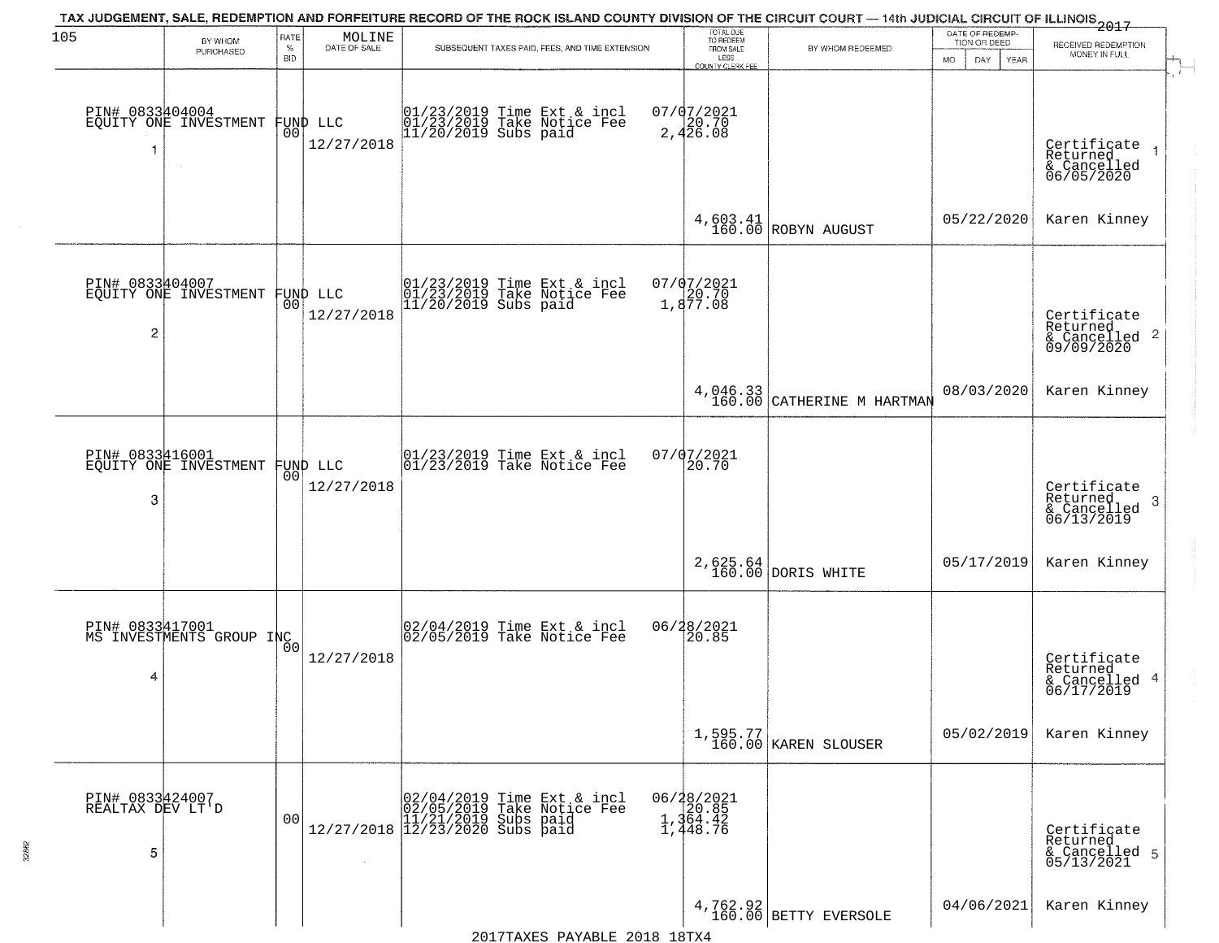TAX JUDGEMENT, SALE, REDEMPTION AND FORFEITURE RECORD OF THE ROCK ISLAND COUNTY DIVISION OF THE CIRCUIT COURT — 14th JUDICIAL CIRCUIT OF ILLINOIS 2017

| 105 | BY WHOM PURCHASED | RATE % BID | MOLINE DATE OF SALE | SUBSEQUENT TAXES PAID, FEES, AND TIME EXTENSION | TOTAL DUE TO REDEEM FROM SALE LESS COUNTY CLERK FEE | BY WHOM REDEEMED | DATE OF REDEMPTION OR DEED MO DAY YEAR | RECEIVED REDEMPTION MONEY IN FULL |
|---|---|---|---|---|---|---|---|---|
| 1 | PIN# 0833404004 EQUITY ONE INVESTMENT FUND LLC | 00 | 12/27/2018 | 01/23/2019 Time Ext & incl 01/23/2019 Take Notice Fee 11/20/2019 Subs paid | 07/07/2021 20.70 2,426.08 4,603.41 160.00 | ROBYN AUGUST | 05/22/2020 | Certificate Returned & Cancelled 06/05/2020 Karen Kinney |
| 2 | PIN# 0833404007 EQUITY ONE INVESTMENT FUND LLC | 00 | 12/27/2018 | 01/23/2019 Time Ext & incl 01/23/2019 Take Notice Fee 11/20/2019 Subs paid | 07/07/2021 20.70 1,877.08 4,046.33 160.00 | CATHERINE M HARTMAN | 08/03/2020 | Certificate Returned & Cancelled 09/09/2020 Karen Kinney |
| 3 | PIN# 0833416001 EQUITY ONE INVESTMENT FUND LLC | 00 | 12/27/2018 | 01/23/2019 Time Ext & incl 01/23/2019 Take Notice Fee | 07/07/2021 20.70 2,625.64 160.00 | DORIS WHITE | 05/17/2019 | Certificate Returned & Cancelled 06/13/2019 Karen Kinney |
| 4 | PIN# 0833417001 MS INVESTMENTS GROUP INC | 00 | 12/27/2018 | 02/04/2019 Time Ext & incl 02/05/2019 Take Notice Fee | 06/28/2021 20.85 1,595.77 160.00 | KAREN SLOUSER | 05/02/2019 | Certificate Returned & Cancelled 06/17/2019 Karen Kinney |
| 5 | PIN# 0833424007 REALTAX DEV LT'D | 00 | 12/27/2018 | 02/04/2019 Time Ext & incl 02/05/2019 Take Notice Fee 11/21/2019 Subs paid 12/23/2020 Subs paid | 06/28/2021 20.85 1,364.42 1,448.76 4,762.92 160.00 | BETTY EVERSOLE | 04/06/2021 | Certificate Returned & Cancelled 05/13/2021 Karen Kinney |

2017TAXES PAYABLE 2018 18TX4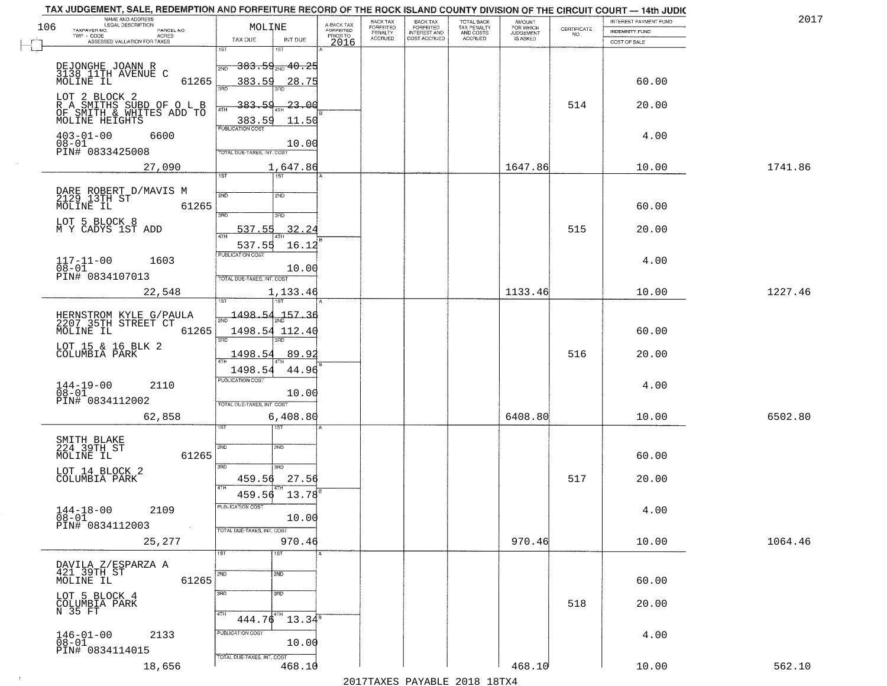TAX JUDGEMENT, SALE, REDEMPTION AND FORFEITURE RECORD OF THE ROCK ISLAND COUNTY DIVISION OF THE CIRCUIT COURT — 14th JUDIC

2017

| NAME AND ADDRESS / LEGAL DESCRIPTION / TAXPAYER NO. / PARCEL NO. / TWP - CODE / ACRES / ASSESSED VALUATION FOR TAXES | MOLINE TAX DUE | INT DUE | A-BACK TAX FORFEITED PRIOR TO 2016 | BACK TAX FORFEITED PENALTY ACCRUED | BACK TAX FORFEITED INTEREST AND COST ACCRUED | TOTAL BACK TAX PENALTY AND COSTS ACCRUED | AMOUNT FOR WHICH JUDGEMENT IS ASKED | CERTIFICATE NO. | INTEREST PAYMENT FUND / INDEMNITY FUND / COST OF SALE | |
|---|---|---|---|---|---|---|---|---|---|---|
| DEJONGHE JOANN R, 3138 11TH AVENUE C, MOLINE IL 61265; LOT 2 BLOCK 2 R A SMITHS SUBD OF O L B OF SMITH & WHITES ADD TO MOLINE HEIGHTS; 403-01-00 6600; 08-01; PIN# 0833425008 | 1ST 383.59; 2ND 383.59; 3RD 383.59; 4TH 383.59; PUBLICATION COST; TOTAL DUE-TAXES, INT. COST 1,647.86 | 40.25; 28.75; 23.00; 11.50; 10.00 | | | | | | 514 | 60.00; 20.00; 4.00 | |
| 27,090 | | | | | | | 1647.86 | | 10.00 | 1741.86 |
| DARE ROBERT D/MAVIS M, 2129 13TH ST, MOLINE IL 61265; LOT 5 BLOCK 8 M Y CADYS 1ST ADD; 117-11-00 1603; 08-01; PIN# 0834107013 | 3RD 537.55; 4TH 537.55; PUBLICATION COST; TOTAL DUE-TAXES, INT. COST 1,133.46 | 32.24; 16.12; 10.00 | | | | | | 515 | 60.00; 20.00; 4.00 | |
| 22,548 | | | | | | | 1133.46 | | 10.00 | 1227.46 |
| HERNSTROM KYLE G/PAULA, 2207 35TH STREET CT, MOLINE IL 61265; LOT 15 & 16 BLK 2 COLUMBIA PARK; 144-19-00 2110; 08-01; PIN# 0834112002 | 1ST 1498.54; 2ND 1498.54; 3RD 1498.54; 4TH 1498.54; PUBLICATION COST; TOTAL DUE-TAXES, INT. COST 6,408.80 | 157.36; 112.40; 89.92; 44.96; 10.00 | | | | | | 516 | 60.00; 20.00; 4.00 | |
| 62,858 | | | | | | | 6408.80 | | 10.00 | 6502.80 |
| SMITH BLAKE, 224 39TH ST, MOLINE IL 61265; LOT 14 BLOCK 2 COLUMBIA PARK; 144-18-00 2109; 08-01; PIN# 0834112003 | 3RD 459.56; 4TH 459.56; PUBLICATION COST; TOTAL DUE-TAXES, INT. COST 970.46 | 27.56; 13.78; 10.00 | | | | | | 517 | 60.00; 20.00; 4.00 | |
| 25,277 | | | | | | | 970.46 | | 10.00 | 1064.46 |
| DAVILA Z/ESPARZA A, 421 39TH ST, MOLINE IL 61265; LOT 5 BLOCK 4 COLUMBIA PARK N 35 FT; 146-01-00 2133; 08-01; PIN# 0834114015 | 4TH 444.76; PUBLICATION COST; TOTAL DUE-TAXES, INT. COST 468.10 | 13.34; 10.00 | | | | | | 518 | 60.00; 20.00; 4.00 | |
| 18,656 | | | | | | | 468.10 | | 10.00 | 562.10 |

2017TAXES PAYABLE 2018 18TX4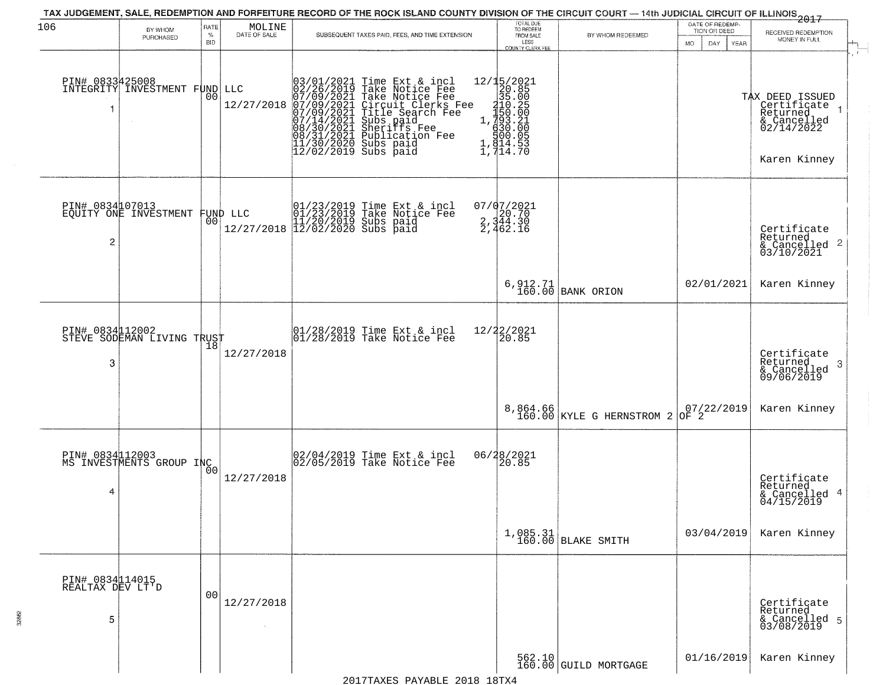TAX JUDGEMENT, SALE, REDEMPTION AND FORFEITURE RECORD OF THE ROCK ISLAND COUNTY DIVISION OF THE CIRCUIT COURT — 14th JUDICIAL CIRCUIT OF ILLINOIS 2017

MOLINE

| | BY WHOM PURCHASED | RATE % BID | DATE OF SALE | SUBSEQUENT TAXES PAID, FEES, AND TIME EXTENSION | TOTAL DUE TO REDEEM FROM SALE LESS COUNTY CLERK FEE | BY WHOM REDEEMED | DATE OF REDEMPTION OR DEED MO DAY YEAR | RECEIVED REDEMPTION MONEY IN FULL |
|---|---|---|---|---|---|---|---|---|
| 1 | PIN# 0833425008 INTEGRITY INVESTMENT FUND LLC | 00 | 12/27/2018 | 03/01/2021 Time Ext & incl 12/15/2021<br>02/26/2019 Take Notice Fee 20.85<br>07/09/2021 Take Notice Fee 35.00<br>07/09/2021 Circuit Clerks Fee 210.25<br>07/09/2021 Title Search Fee 150.00<br>07/14/2021 Subs paid 1,793.21<br>08/30/2021 Sheriffs Fee 630.00<br>08/31/2021 Publication Fee 500.05<br>11/30/2020 Subs paid 1,814.53<br>12/02/2019 Subs paid 1,714.70 | | | | TAX DEED ISSUED Certificate Returned & Cancelled 02/14/2022<br>Karen Kinney |
| 2 | PIN# 0834107013 EQUITY ONE INVESTMENT FUND LLC | 00 | 12/27/2018 | 01/23/2019 Time Ext & incl 07/07/2021<br>01/23/2019 Take Notice Fee 20.70<br>11/20/2019 Subs paid 2,344.30<br>12/02/2020 Subs paid 2,462.16 | 6,912.71<br>160.00 | BANK ORION | 02/01/2021 | Certificate Returned & Cancelled 03/10/2021<br>Karen Kinney |
| 3 | PIN# 0834112002 STEVE SODEMAN LIVING TRUST | 18 | 12/27/2018 | 01/28/2019 Time Ext & incl 12/22/2021<br>01/28/2019 Take Notice Fee 20.85 | 8,864.66<br>160.00 | KYLE G HERNSTROM 2 OF 2 | 07/22/2019 | Certificate Returned & Cancelled 09/06/2019<br>Karen Kinney |
| 4 | PIN# 0834112003 MS INVESTMENTS GROUP INC | 00 | 12/27/2018 | 02/04/2019 Time Ext & incl 06/28/2021<br>02/05/2019 Take Notice Fee 20.85 | 1,085.31<br>160.00 | BLAKE SMITH | 03/04/2019 | Certificate Returned & Cancelled 04/15/2019<br>Karen Kinney |
| 5 | PIN# 0834114015 REALTAX DEV LT'D | 00 | 12/27/2018 | | 562.10<br>160.00 | GUILD MORTGAGE | 01/16/2019 | Certificate Returned & Cancelled 03/08/2019<br>Karen Kinney |

2017TAXES PAYABLE 2018 18TX4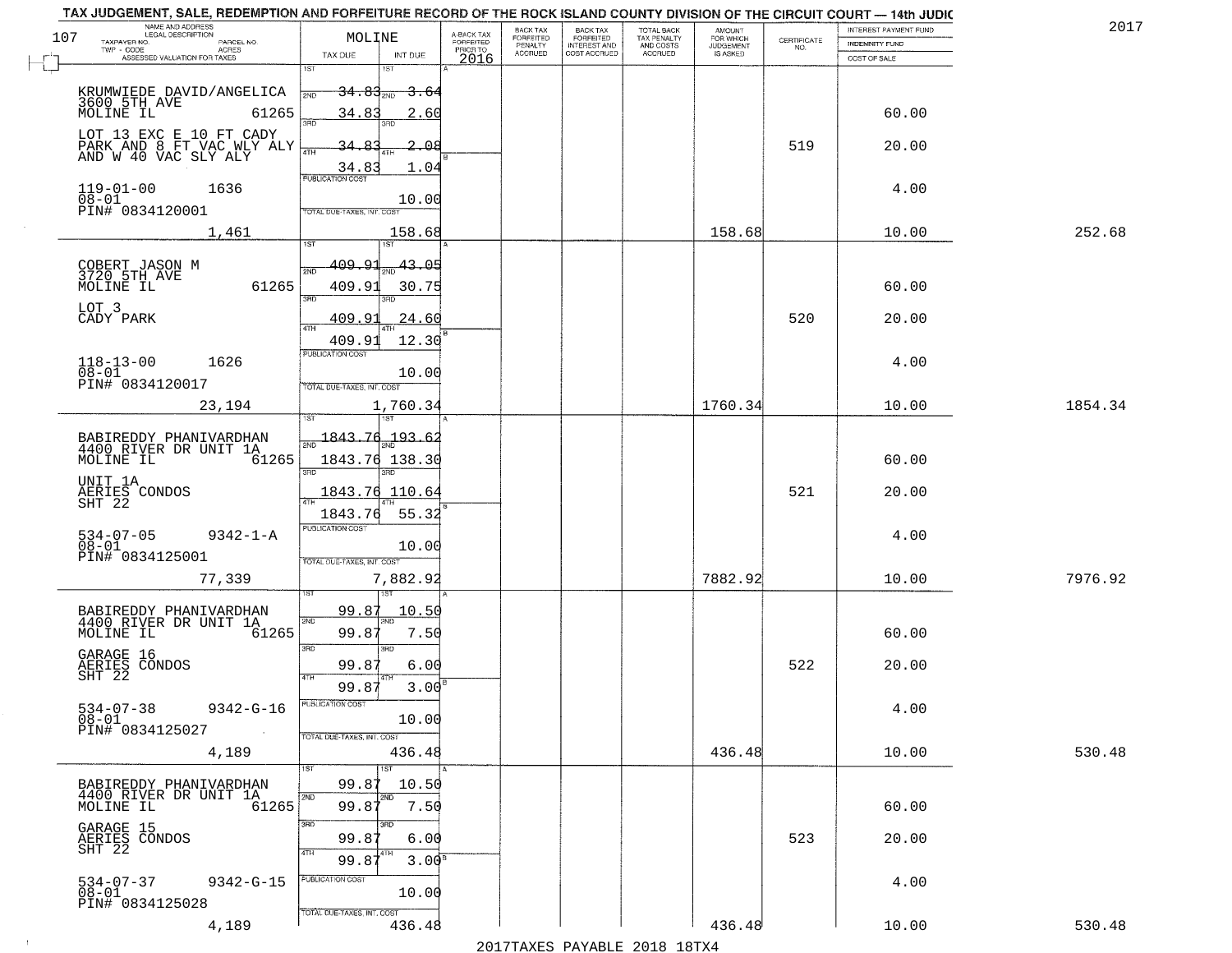TAX JUDGEMENT, SALE, REDEMPTION AND FORFEITURE RECORD OF THE ROCK ISLAND COUNTY DIVISION OF THE CIRCUIT COURT — 14th JUDIC

2017

| NAME AND ADDRESS / LEGAL DESCRIPTION / TAXPAYER NO. / PARCEL NO. / TWP - CODE / ACRES / ASSESSED VALUATION FOR TAXES | MOLINE TAX DUE | INT DUE | A-BACK TAX FORFEITED PRIOR TO 2016 | BACK TAX FORFEITED PENALTY ACCRUED | BACK TAX FORFEITED INTEREST AND COST ACCRUED | TOTAL BACK TAX PENALTY AND COSTS ACCRUED | AMOUNT FOR WHICH JUDGEMENT IS ASKED | CERTIFICATE NO. | INTEREST PAYMENT FUND / INDEMNITY FUND / COST OF SALE | |
|---|---|---|---|---|---|---|---|---|---|---|
| KRUMWIEDE DAVID/ANGELICA 3600 5TH AVE MOLINE IL 61265 | 1ST 34.83 | 3.64 | | | | | | | | |
| LOT 13 EXC E 10 FT CADY PARK AND 8 FT VAC WLY ALY AND W 40 VAC SLY ALY | 2ND 34.83 | 2.60 | | | | | | | 60.00 | |
| | 3RD 34.83 | 2.08 | | | | | | 519 | 20.00 | |
| | 4TH 34.83 | 1.04 | | | | | | | | |
| 119-01-00 1636 08-01 PIN# 0834120001 | PUBLICATION COST | 10.00 | | | | | | | 4.00 | |
| 1,461 | TOTAL DUE-TAXES, INT. COST | 158.68 | | | | | 158.68 | | 10.00 | 252.68 |
| COBERT JASON M 3720 5TH AVE MOLINE IL 61265 | 1ST 409.91 | 43.05 | | | | | | | | |
| LOT 3 CADY PARK | 2ND 409.91 | 30.75 | | | | | | | 60.00 | |
| | 3RD 409.91 | 24.60 | | | | | | 520 | 20.00 | |
| | 4TH 409.91 | 12.30 | | | | | | | | |
| 118-13-00 1626 08-01 PIN# 0834120017 | PUBLICATION COST | 10.00 | | | | | | | 4.00 | |
| 23,194 | TOTAL DUE-TAXES, INT. COST | 1,760.34 | | | | | 1760.34 | | 10.00 | 1854.34 |
| BABIREDDY PHANIVARDHAN 4400 RIVER DR UNIT 1A MOLINE IL 61265 | 1ST 1843.76 | 193.62 | | | | | | | | |
| UNIT 1A AERIES CONDOS SHT 22 | 2ND 1843.76 | 138.30 | | | | | | | 60.00 | |
| | 3RD 1843.76 | 110.64 | | | | | | 521 | 20.00 | |
| | 4TH 1843.76 | 55.32 | | | | | | | | |
| 534-07-05 9342-1-A 08-01 PIN# 0834125001 | PUBLICATION COST | 10.00 | | | | | | | 4.00 | |
| 77,339 | TOTAL DUE-TAXES, INT. COST | 7,882.92 | | | | | 7882.92 | | 10.00 | 7976.92 |
| BABIREDDY PHANIVARDHAN 4400 RIVER DR UNIT 1A MOLINE IL 61265 | 1ST 99.87 | 10.50 | | | | | | | | |
| GARAGE 16 AERIES CONDOS SHT 22 | 2ND 99.87 | 7.50 | | | | | | | 60.00 | |
| | 3RD 99.87 | 6.00 | | | | | | 522 | 20.00 | |
| | 4TH 99.87 | 3.00 | | | | | | | | |
| 534-07-38 9342-G-16 08-01 PIN# 0834125027 | PUBLICATION COST | 10.00 | | | | | | | 4.00 | |
| 4,189 | TOTAL DUE-TAXES, INT. COST | 436.48 | | | | | 436.48 | | 10.00 | 530.48 |
| BABIREDDY PHANIVARDHAN 4400 RIVER DR UNIT 1A MOLINE IL 61265 | 1ST 99.87 | 10.50 | | | | | | | | |
| GARAGE 15 AERIES CONDOS SHT 22 | 2ND 99.87 | 7.50 | | | | | | | 60.00 | |
| | 3RD 99.87 | 6.00 | | | | | | 523 | 20.00 | |
| | 4TH 99.87 | 3.00 | | | | | | | | |
| 534-07-37 9342-G-15 08-01 PIN# 0834125028 | PUBLICATION COST | 10.00 | | | | | | | 4.00 | |
| 4,189 | TOTAL DUE-TAXES, INT. COST | 436.48 | | | | | 436.48 | | 10.00 | 530.48 |

2017TAXES PAYABLE 2018 18TX4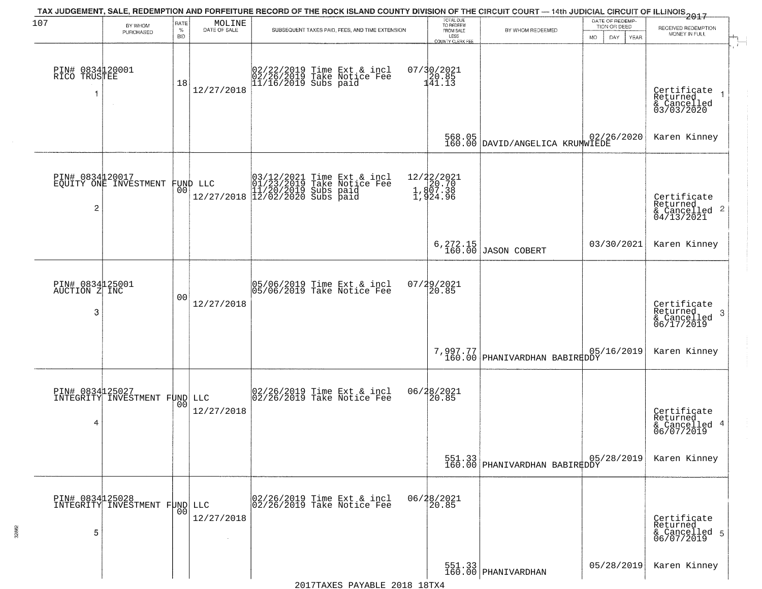TAX JUDGEMENT, SALE, REDEMPTION AND FORFEITURE RECORD OF THE ROCK ISLAND COUNTY DIVISION OF THE CIRCUIT COURT — 14th JUDICIAL CIRCUIT OF ILLINOIS 2017

107 MOLINE

| | BY WHOM PURCHASED | RATE % BID | DATE OF SALE | SUBSEQUENT TAXES PAID, FEES, AND TIME EXTENSION | TOTAL DUE TO REDEEM FROM SALE LESS COUNTY CLERK FEE | BY WHOM REDEEMED | DATE OF REDEMPTION OR DEED MO DAY YEAR | RECEIVED REDEMPTION MONEY IN FULL |
|---|---|---|---|---|---|---|---|---|
| 1 | PIN# 0834120001 RICO TRUSTEE | 18 | 12/27/2018 | 02/22/2019 Time Ext & incl<br>02/26/2019 Take Notice Fee<br>11/16/2019 Subs paid | 07/30/2021<br>20.85<br>141.13<br><br>568.05<br>160.00 | DAVID/ANGELICA KRUMWIEDE | 02/26/2020 | Certificate Returned & Cancelled 03/03/2020<br>Karen Kinney |
| 2 | PIN# 0834120017 EQUITY ONE INVESTMENT FUND LLC | 00 | 12/27/2018 | 03/12/2021 Time Ext & incl<br>01/23/2019 Take Notice Fee<br>11/20/2019 Subs paid<br>12/02/2020 Subs paid | 12/22/2021<br>20.70<br>1,807.38<br>1,924.96<br><br>6,272.15<br>160.00 | JASON COBERT | 03/30/2021 | Certificate Returned & Cancelled 04/13/2021<br>Karen Kinney |
| 3 | PIN# 0834125001 AUCTION Z INC | 00 | 12/27/2018 | 05/06/2019 Time Ext & incl<br>05/06/2019 Take Notice Fee | 07/29/2021<br>20.85<br><br>7,997.77<br>160.00 | PHANIVARDHAN BABIREDDY | 05/16/2019 | Certificate Returned & Cancelled 06/17/2019<br>Karen Kinney |
| 4 | PIN# 0834125027 INTEGRITY INVESTMENT FUND LLC | 00 | 12/27/2018 | 02/26/2019 Time Ext & incl<br>02/26/2019 Take Notice Fee | 06/28/2021<br>20.85<br><br>551.33<br>160.00 | PHANIVARDHAN BABIREDDY | 05/28/2019 | Certificate Returned & Cancelled 06/07/2019<br>Karen Kinney |
| 5 | PIN# 0834125028 INTEGRITY INVESTMENT FUND LLC | 00 | 12/27/2018 | 02/26/2019 Time Ext & incl<br>02/26/2019 Take Notice Fee | 06/28/2021<br>20.85<br><br>551.33<br>160.00 | PHANIVARDHAN | 05/28/2019 | Certificate Returned & Cancelled 06/07/2019<br>Karen Kinney |

2017TAXES PAYABLE 2018 18TX4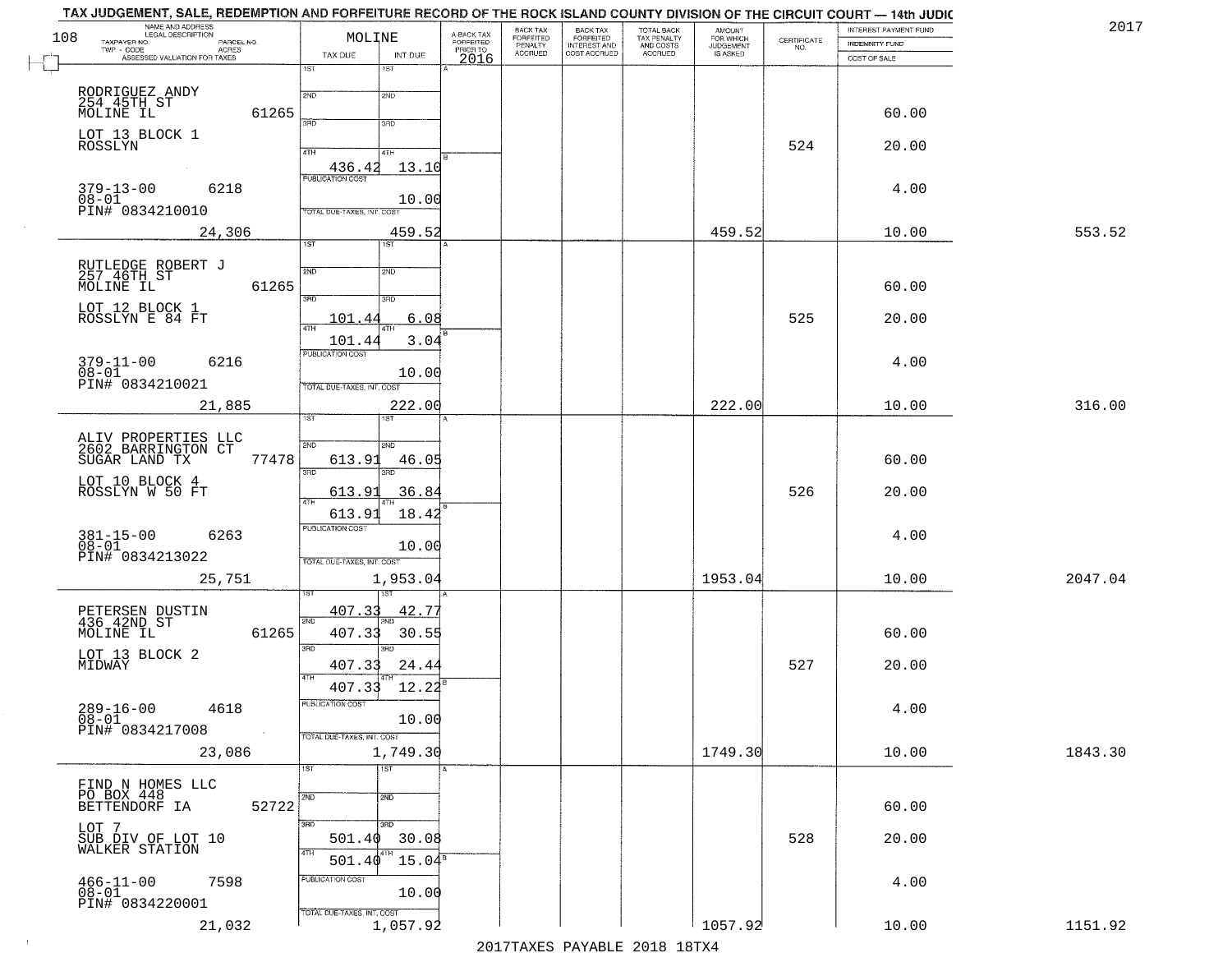TAX JUDGEMENT, SALE, REDEMPTION AND FORFEITURE RECORD OF THE ROCK ISLAND COUNTY DIVISION OF THE CIRCUIT COURT — 14th JUDIC

2017

| NAME AND ADDRESS / LEGAL DESCRIPTION / TAXPAYER NO. / PARCEL NO. / TWP - CODE / ACRES / ASSESSED VALUATION FOR TAXES | MOLINE TAX DUE | INT DUE | A-BACK TAX FORFEITED PRIOR TO 2016 | BACK TAX FORFEITED PENALTY ACCRUED | BACK TAX FORFEITED INTEREST AND COST ACCRUED | TOTAL BACK TAX PENALTY AND COSTS ACCRUED | AMOUNT FOR WHICH JUDGEMENT IS ASKED | CERTIFICATE NO. | INTEREST PAYMENT FUND / INDEMNITY FUND / COST OF SALE | |
|---|---|---|---|---|---|---|---|---|---|---|
| RODRIGUEZ ANDY, 254 45TH ST, MOLINE IL 61265; LOT 13 BLOCK 1 ROSSLYN; 379-13-00 6218; 08-01; PIN# 0834210010; 24,306 | 4TH 436.42; PUBLICATION COST; TOTAL DUE-TAXES, INT. COST | 13.10; 10.00; 459.52 | | | | | 459.52 | 524 | 60.00; 20.00; 4.00; 10.00 | 553.52 |
| RUTLEDGE ROBERT J, 257 46TH ST, MOLINE IL 61265; LOT 12 BLOCK 1 ROSSLYN E 84 FT; 379-11-00 6216; 08-01; PIN# 0834210021; 21,885 | 3RD 101.44; 4TH 101.44; PUBLICATION COST; TOTAL DUE-TAXES, INT. COST | 6.08; 3.04; 10.00; 222.00 | | | | | 222.00 | 525 | 60.00; 20.00; 4.00; 10.00 | 316.00 |
| ALIV PROPERTIES LLC, 2602 BARRINGTON CT, SUGAR LAND TX 77478; LOT 10 BLOCK 4 ROSSLYN W 50 FT; 381-15-00 6263; 08-01; PIN# 0834213022; 25,751 | 2ND 613.91; 3RD 613.91; 4TH 613.91; PUBLICATION COST; TOTAL DUE-TAXES, INT. COST | 46.05; 36.84; 18.42; 10.00; 1,953.04 | | | | | 1953.04 | 526 | 60.00; 20.00; 4.00; 10.00 | 2047.04 |
| PETERSEN DUSTIN, 436 42ND ST, MOLINE IL 61265; LOT 13 BLOCK 2 MIDWAY; 289-16-00 4618; 08-01; PIN# 0834217008; 23,086 | 1ST 407.33; 2ND 407.33; 3RD 407.33; 4TH 407.33; PUBLICATION COST; TOTAL DUE-TAXES, INT. COST | 42.77; 30.55; 24.44; 12.22; 10.00; 1,749.30 | | | | | 1749.30 | 527 | 60.00; 20.00; 4.00; 10.00 | 1843.30 |
| FIND N HOMES LLC, PO BOX 448, BETTENDORF IA 52722; LOT 7 SUB DIV OF LOT 10 WALKER STATION; 466-11-00 7598; 08-01; PIN# 0834220001; 21,032 | 3RD 501.40; 4TH 501.40; PUBLICATION COST; TOTAL DUE-TAXES, INT. COST | 30.08; 15.04; 10.00; 1,057.92 | | | | | 1057.92 | 528 | 60.00; 20.00; 4.00; 10.00 | 1151.92 |

2017TAXES PAYABLE 2018 18TX4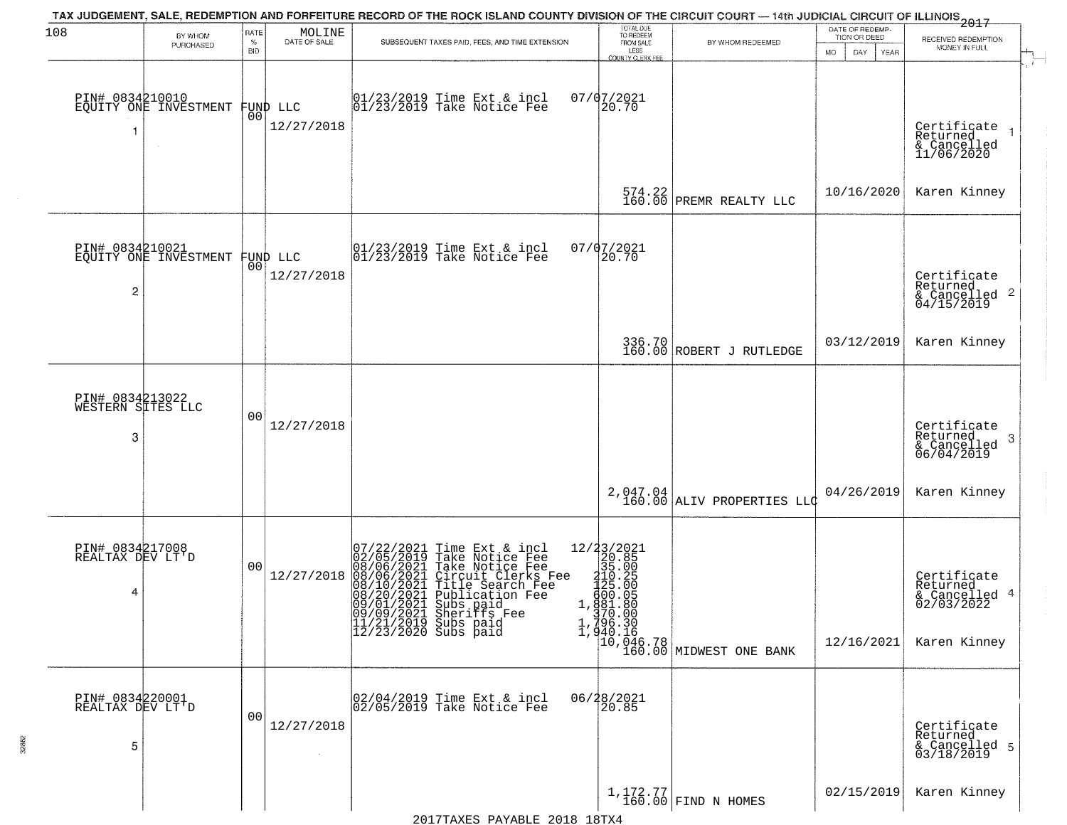TAX JUDGEMENT, SALE, REDEMPTION AND FORFEITURE RECORD OF THE ROCK ISLAND COUNTY DIVISION OF THE CIRCUIT COURT — 14th JUDICIAL CIRCUIT OF ILLINOIS 2017

| 108 BY WHOM PURCHASED | RATE % BID | MOLINE DATE OF SALE | SUBSEQUENT TAXES PAID, FEES, AND TIME EXTENSION | TOTAL DUE TO REDEEM FROM SALE LESS COUNTY CLERK FEE | BY WHOM REDEEMED | DATE OF REDEMPTION OR DEED MO DAY YEAR | RECEIVED REDEMPTION MONEY IN FULL |
|---|---|---|---|---|---|---|---|
| PIN# 0834210010 EQUITY ONE INVESTMENT FUND LLC 1 | 00 | 12/27/2018 | 01/23/2019 Time Ext & incl 07/07/2021<br>01/23/2019 Take Notice Fee 20.70 | 574.22<br>160.00 | PREMR REALTY LLC | 10/16/2020 | Certificate Returned & Cancelled 11/06/2020 1<br>Karen Kinney |
| PIN# 0834210021 EQUITY ONE INVESTMENT FUND LLC 2 | 00 | 12/27/2018 | 01/23/2019 Time Ext & incl 07/07/2021<br>01/23/2019 Take Notice Fee 20.70 | 336.70<br>160.00 | ROBERT J RUTLEDGE | 03/12/2019 | Certificate Returned & Cancelled 04/15/2019 2<br>Karen Kinney |
| PIN# 0834213022 WESTERN SITES LLC 3 | 00 | 12/27/2018 | | 2,047.04<br>160.00 | ALIV PROPERTIES LLC | 04/26/2019 | Certificate Returned & Cancelled 06/04/2019 3<br>Karen Kinney |
| PIN# 0834217008 REALTAX DEV LT'D 4 | 00 | 12/27/2018 | 07/22/2021 Time Ext & incl 12/23/2021<br>02/05/2019 Take Notice Fee 20.85<br>08/06/2021 Take Notice Fee 35.00<br>08/06/2021 Circuit Clerks Fee 210.25<br>08/10/2021 Title Search Fee 125.00<br>08/20/2021 Publication Fee 600.05<br>09/01/2021 Subs paid 1,881.80<br>09/09/2021 Sheriffs Fee 370.00<br>11/21/2019 Subs paid 1,796.30<br>12/23/2020 Subs paid 1,940.16 | 10,046.78<br>160.00 | MIDWEST ONE BANK | 12/16/2021 | Certificate Returned & Cancelled 02/03/2022 4<br>Karen Kinney |
| PIN# 0834220001 REALTAX DEV LT'D 5 | 00 | 12/27/2018 | 02/04/2019 Time Ext & incl 06/28/2021<br>02/05/2019 Take Notice Fee 20.85 | 1,172.77<br>160.00 | FIND N HOMES | 02/15/2019 | Certificate Returned & Cancelled 03/18/2019 5<br>Karen Kinney |

2017TAXES PAYABLE 2018 18TX4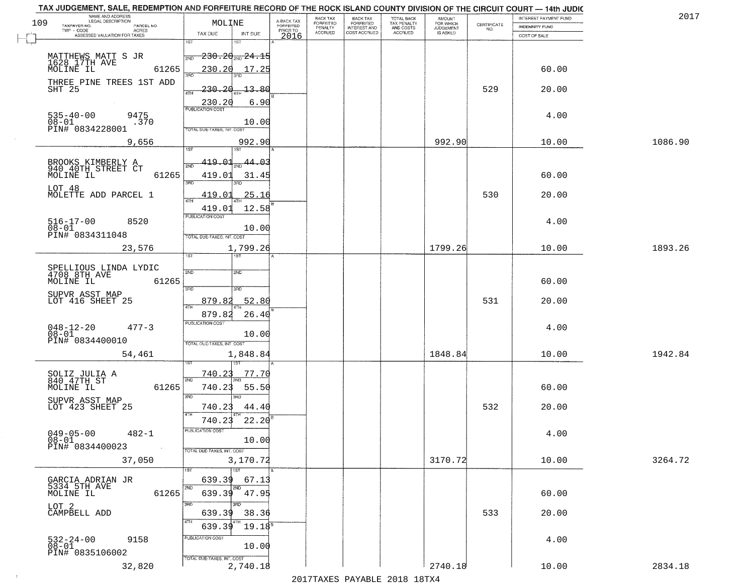TAX JUDGEMENT, SALE, REDEMPTION AND FORFEITURE RECORD OF THE ROCK ISLAND COUNTY DIVISION OF THE CIRCUIT COURT — 14th JUDIC

2017

| NAME AND ADDRESS / LEGAL DESCRIPTION / TAXPAYER NO. / PARCEL NO. / TWP - CODE / ACRES / ASSESSED VALUATION FOR TAXES | MOLINE TAX DUE | INT DUE | A-BACK TAX FORFEITED PRIOR TO 2016 | BACK TAX FORFEITED PENALTY ACCRUED | BACK TAX FORFEITED INTEREST AND COST ACCRUED | TOTAL BACK TAX PENALTY AND COSTS ACCRUED | AMOUNT FOR WHICH JUDGEMENT IS ASKED | CERTIFICATE NO. | INTEREST PAYMENT FUND / INDEMNITY FUND / COST OF SALE | |
|---|---|---|---|---|---|---|---|---|---|---|
| MATTHEWS MATT S JR, 1628 17TH AVE, MOLINE IL 61265 | 1ST | 1ST | | | | | | | | |
| | 2ND 230.20 | 2ND 24.15 | | | | | | | | |
| | 230.20 | 17.25 | | | | | | | 60.00 | |
| THREE PINE TREES 1ST ADD SHT 25 | 3RD 230.20 | 3RD 13.80 | | | | | | 529 | 20.00 | |
| | 4TH 230.20 | 4TH 6.90 | | | | | | | | |
| 535-40-00 9475, 08-01 .370, PIN# 0834228001 | PUBLICATION COST | 10.00 | | | | | | | 4.00 | |
| 9,656 | TOTAL DUE-TAXES, INT. COST | 992.90 | | | | | 992.90 | | 10.00 | 1086.90 |
| BROOKS KIMBERLY A, 940 40TH STREET CT, MOLINE IL 61265 | 1ST 419.01 | 1ST 44.03 | | | | | | | | |
| | 2ND 419.01 | 2ND 31.45 | | | | | | | 60.00 | |
| LOT 48, MOLETTE ADD PARCEL 1 | 3RD 419.01 | 3RD 25.16 | | | | | | 530 | 20.00 | |
| | 4TH 419.01 | 4TH 12.58 | | | | | | | | |
| 516-17-00 8520, 08-01, PIN# 0834311048 | PUBLICATION COST | 10.00 | | | | | | | 4.00 | |
| 23,576 | TOTAL DUE-TAXES, INT. COST | 1,799.26 | | | | | 1799.26 | | 10.00 | 1893.26 |
| SPELLIOUS LINDA LYDIC, 4708 8TH AVE, MOLINE IL 61265 | 1ST | 1ST | | | | | | | | |
| | 2ND | 2ND | | | | | | | 60.00 | |
| SUPVR ASST MAP, LOT 416 SHEET 25 | 3RD 879.82 | 3RD 52.80 | | | | | | 531 | 20.00 | |
| | 4TH 879.82 | 4TH 26.40 | | | | | | | | |
| 048-12-20 477-3, 08-01, PIN# 0834400010 | PUBLICATION COST | 10.00 | | | | | | | 4.00 | |
| 54,461 | TOTAL DUE-TAXES, INT. COST | 1,848.84 | | | | | 1848.84 | | 10.00 | 1942.84 |
| SOLIZ JULIA A, 840 47TH ST, MOLINE IL 61265 | 1ST 740.23 | 1ST 77.70 | | | | | | | | |
| | 2ND 740.23 | 2ND 55.50 | | | | | | | 60.00 | |
| SUPVR ASST MAP, LOT 423 SHEET 25 | 3RD 740.23 | 3RD 44.40 | | | | | | 532 | 20.00 | |
| | 4TH 740.23 | 4TH 22.20 | | | | | | | | |
| 049-05-00 482-1, 08-01, PIN# 0834400023 | PUBLICATION COST | 10.00 | | | | | | | 4.00 | |
| 37,050 | TOTAL DUE-TAXES, INT. COST | 3,170.72 | | | | | 3170.72 | | 10.00 | 3264.72 |
| GARCIA ADRIAN JR, 5334 5TH AVE, MOLINE IL 61265 | 1ST 639.39 | 1ST 67.13 | | | | | | | | |
| | 2ND 639.39 | 2ND 47.95 | | | | | | | 60.00 | |
| LOT 2, CAMPBELL ADD | 3RD 639.39 | 3RD 38.36 | | | | | | 533 | 20.00 | |
| | 4TH 639.39 | 4TH 19.18 | | | | | | | | |
| 532-24-00 9158, 08-01, PIN# 0835106002 | PUBLICATION COST | 10.00 | | | | | | | 4.00 | |
| 32,820 | TOTAL DUE-TAXES, INT. COST | 2,740.18 | | | | | 2740.18 | | 10.00 | 2834.18 |

2017TAXES PAYABLE 2018 18TX4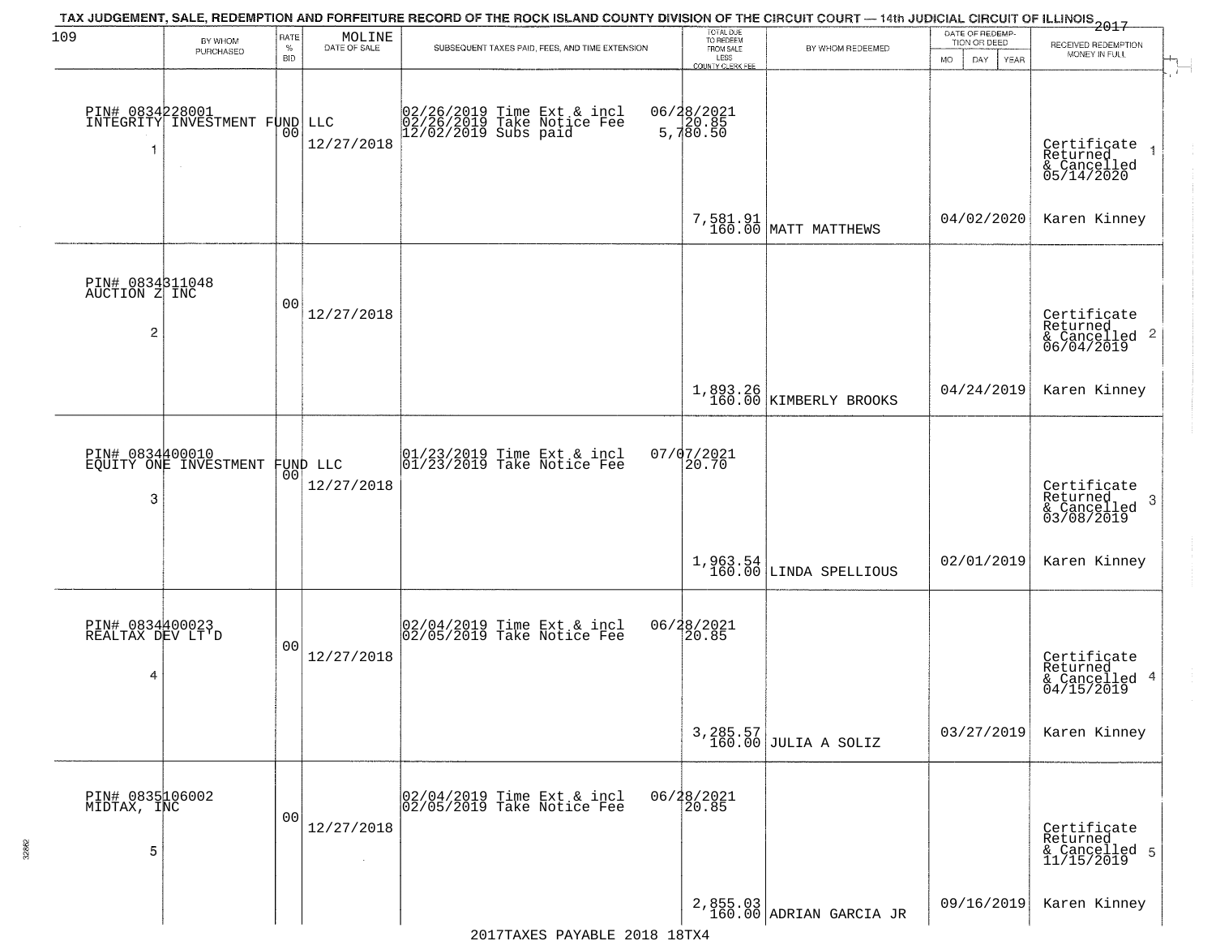TAX JUDGEMENT, SALE, REDEMPTION AND FORFEITURE RECORD OF THE ROCK ISLAND COUNTY DIVISION OF THE CIRCUIT COURT — 14th JUDICIAL CIRCUIT OF ILLINOIS 2017

109 MOLINE

| BY WHOM PURCHASED | RATE % BID | DATE OF SALE | SUBSEQUENT TAXES PAID, FEES, AND TIME EXTENSION | TOTAL DUE TO REDEEM FROM SALE LESS COUNTY CLERK FEE | BY WHOM REDEEMED | DATE OF REDEMPTION OR DEED MO DAY YEAR | RECEIVED REDEMPTION MONEY IN FULL |
|---|---|---|---|---|---|---|---|
| PIN# 0834228001 INTEGRITY INVESTMENT FUND LLC 1 | 00 | 12/27/2018 | 02/26/2019 Time Ext & incl 02/26/2019 Take Notice Fee 12/02/2019 Subs paid | 06/28/2021 20.85 5,780.50 7,581.91 160.00 | MATT MATTHEWS | 04/02/2020 | Certificate Returned & Cancelled 05/14/2020 1 Karen Kinney |
| PIN# 0834311048 AUCTION Z INC 2 | 00 | 12/27/2018 | | 1,893.26 160.00 | KIMBERLY BROOKS | 04/24/2019 | Certificate Returned & Cancelled 06/04/2019 2 Karen Kinney |
| PIN# 0834400010 EQUITY ONE INVESTMENT FUND LLC 3 | 00 | 12/27/2018 | 01/23/2019 Time Ext & incl 01/23/2019 Take Notice Fee | 07/07/2021 20.70 1,963.54 160.00 | LINDA SPELLIOUS | 02/01/2019 | Certificate Returned & Cancelled 03/08/2019 3 Karen Kinney |
| PIN# 0834400023 REALTAX DEV LT'D 4 | 00 | 12/27/2018 | 02/04/2019 Time Ext & incl 02/05/2019 Take Notice Fee | 06/28/2021 20.85 3,285.57 160.00 | JULIA A SOLIZ | 03/27/2019 | Certificate Returned & Cancelled 04/15/2019 4 Karen Kinney |
| PIN# 0835106002 MIDTAX, INC 5 | 00 | 12/27/2018 | 02/04/2019 Time Ext & incl 02/05/2019 Take Notice Fee | 06/28/2021 20.85 2,855.03 160.00 | ADRIAN GARCIA JR | 09/16/2019 | Certificate Returned & Cancelled 11/15/2019 5 Karen Kinney |

2017TAXES PAYABLE 2018 18TX4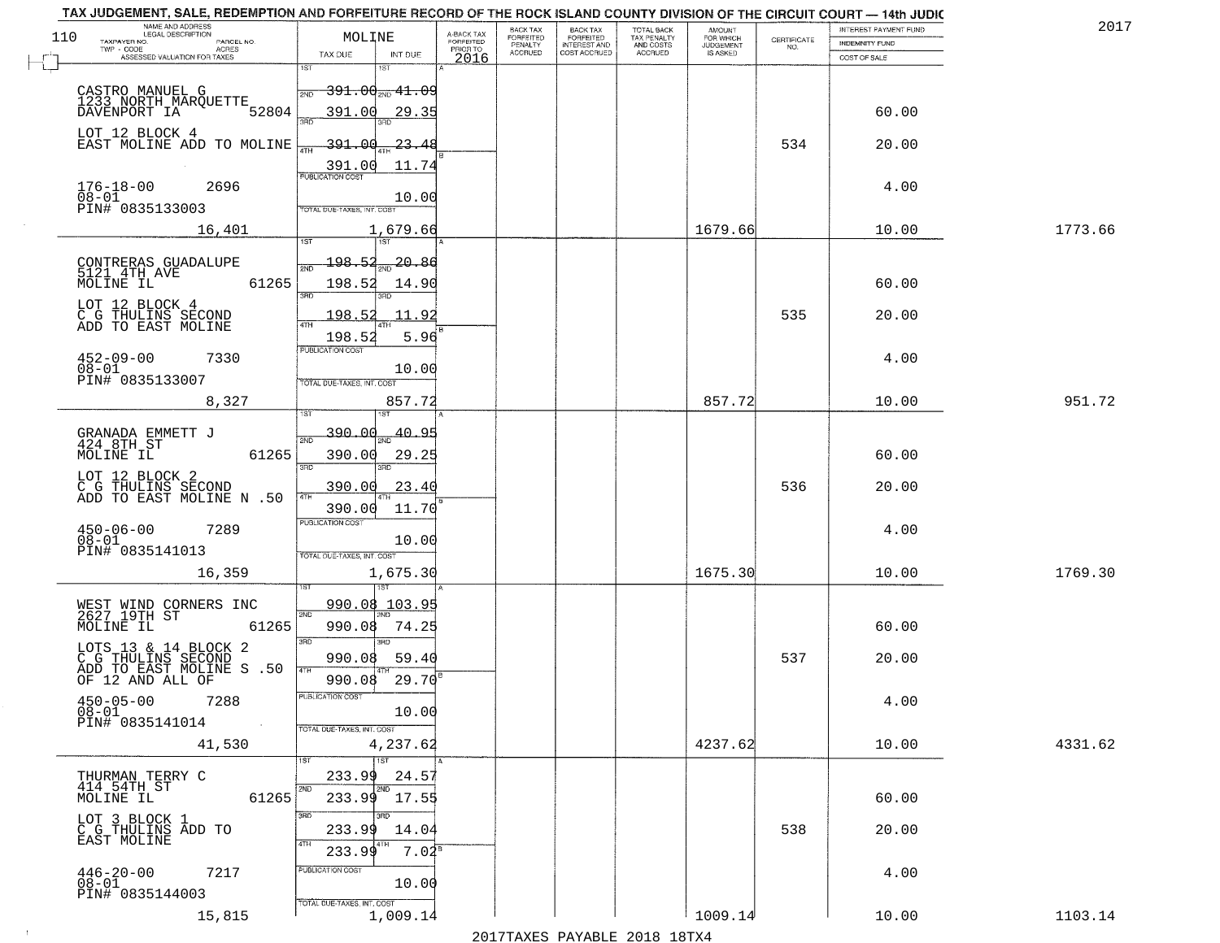TAX JUDGEMENT, SALE, REDEMPTION AND FORFEITURE RECORD OF THE ROCK ISLAND COUNTY DIVISION OF THE CIRCUIT COURT — 14th JUDIC

2017

| NAME AND ADDRESS / LEGAL DESCRIPTION / TAXPAYER NO. / PARCEL NO. / TWP - CODE / ACRES / ASSESSED VALUATION FOR TAXES | MOLINE TAX DUE | INT DUE | A-BACK TAX FORFEITED PRIOR TO 2016 | BACK TAX FORFEITED PENALTY ACCRUED | BACK TAX FORFEITED INTEREST AND COST ACCRUED | TOTAL BACK TAX PENALTY AND COSTS ACCRUED | AMOUNT FOR WHICH JUDGEMENT IS ASKED | CERTIFICATE NO. | INTEREST PAYMENT FUND / INDEMNITY FUND / COST OF SALE | |
|---|---|---|---|---|---|---|---|---|---|---|
| CASTRO MANUEL G<br>1233 NORTH MARQUETTE<br>DAVENPORT IA 52804<br>LOT 12 BLOCK 4<br>EAST MOLINE ADD TO MOLINE<br>176-18-00 2696<br>08-01<br>PIN# 0835133003<br>16,401 | 1ST 391.00<br>2ND 391.00<br>3RD 391.00<br>4TH 391.00<br>PUBLICATION COST<br>TOTAL DUE-TAXES, INT. COST | 41.09<br>29.35<br>23.48<br>11.74<br>10.00<br>1,679.66 | | | | | 1679.66 | 534 | 60.00<br>20.00<br>4.00<br>10.00 | 1773.66 |
| CONTRERAS GUADALUPE<br>5121 4TH AVE<br>MOLINE IL 61265<br>LOT 12 BLOCK 4<br>C G THULINS SECOND<br>ADD TO EAST MOLINE<br>452-09-00 7330<br>08-01<br>PIN# 0835133007<br>8,327 | 1ST 198.52<br>2ND 198.52<br>3RD 198.52<br>4TH 198.52<br>PUBLICATION COST<br>TOTAL DUE-TAXES, INT. COST | 20.86<br>14.90<br>11.92<br>5.96<br>10.00<br>857.72 | | | | | 857.72 | 535 | 60.00<br>20.00<br>4.00<br>10.00 | 951.72 |
| GRANADA EMMETT J<br>424 8TH ST<br>MOLINE IL 61265<br>LOT 12 BLOCK 2<br>C G THULINS SECOND<br>ADD TO EAST MOLINE N .50<br>450-06-00 7289<br>08-01<br>PIN# 0835141013<br>16,359 | 1ST 390.00<br>2ND 390.00<br>3RD 390.00<br>4TH 390.00<br>PUBLICATION COST<br>TOTAL DUE-TAXES, INT. COST | 40.95<br>29.25<br>23.40<br>11.70<br>10.00<br>1,675.30 | | | | | 1675.30 | 536 | 60.00<br>20.00<br>4.00<br>10.00 | 1769.30 |
| WEST WIND CORNERS INC<br>2627 19TH ST<br>MOLINE IL 61265<br>LOTS 13 & 14 BLOCK 2<br>C G THULINS SECOND<br>ADD TO EAST MOLINE S .50<br>OF 12 AND ALL OF<br>450-05-00 7288<br>08-01<br>PIN# 0835141014<br>41,530 | 1ST 990.08<br>2ND 990.08<br>3RD 990.08<br>4TH 990.08<br>PUBLICATION COST<br>TOTAL DUE-TAXES, INT. COST | 103.95<br>74.25<br>59.40<br>29.70<br>10.00<br>4,237.62 | | | | | 4237.62 | 537 | 60.00<br>20.00<br>4.00<br>10.00 | 4331.62 |
| THURMAN TERRY C<br>414 54TH ST<br>MOLINE IL 61265<br>LOT 3 BLOCK 1<br>C G THULINS ADD TO<br>EAST MOLINE<br>446-20-00 7217<br>08-01<br>PIN# 0835144003<br>15,815 | 1ST 233.99<br>2ND 233.99<br>3RD 233.99<br>4TH 233.99<br>PUBLICATION COST<br>TOTAL DUE-TAXES, INT. COST | 24.57<br>17.55<br>14.04<br>7.02<br>10.00<br>1,009.14 | | | | | 1009.14 | 538 | 60.00<br>20.00<br>4.00<br>10.00 | 1103.14 |

2017TAXES PAYABLE 2018 18TX4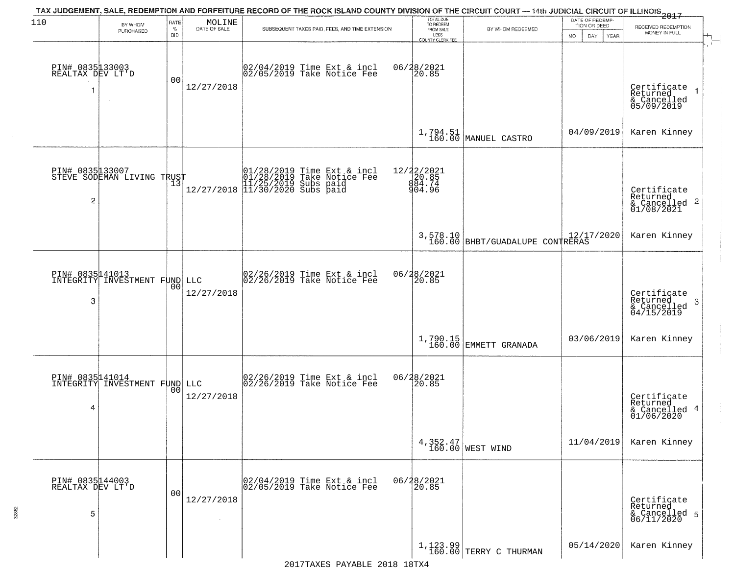TAX JUDGEMENT, SALE, REDEMPTION AND FORFEITURE RECORD OF THE ROCK ISLAND COUNTY DIVISION OF THE CIRCUIT COURT — 14th JUDICIAL CIRCUIT OF ILLINOIS 2017

110 MOLINE

| | BY WHOM PURCHASED | RATE % BID | DATE OF SALE | SUBSEQUENT TAXES PAID, FEES, AND TIME EXTENSION | TOTAL DUE TO REDEEM FROM SALE LESS COUNTY CLERK FEE | BY WHOM REDEEMED | DATE OF REDEMPTION OR DEED MO DAY YEAR | RECEIVED REDEMPTION MONEY IN FULL |
|---|---|---|---|---|---|---|---|---|
| 1 | PIN# 0835133003 REALTAX DEV LT'D | 00 | 12/27/2018 | 02/04/2019 Time Ext & incl 02/05/2019 Take Notice Fee | 06/28/2021 20.85 1,794.51 160.00 | MANUEL CASTRO | 04/09/2019 | Certificate Returned & Cancelled 05/09/2019 Karen Kinney |
| 2 | PIN# 0835133007 STEVE SODEMAN LIVING TRUST | 13 | 12/27/2018 | 01/28/2019 Time Ext & incl 01/28/2019 Take Notice Fee 11/25/2019 Subs paid 11/30/2020 Subs paid | 12/22/2021 20.85 884.74 904.96 3,578.10 160.00 | BHBT/GUADALUPE CONTRERAS | 12/17/2020 | Certificate Returned & Cancelled 01/08/2021 Karen Kinney |
| 3 | PIN# 0835141013 INTEGRITY INVESTMENT FUND LLC | 00 | 12/27/2018 | 02/26/2019 Time Ext & incl 02/26/2019 Take Notice Fee | 06/28/2021 20.85 1,790.15 160.00 | EMMETT GRANADA | 03/06/2019 | Certificate Returned & Cancelled 04/15/2019 Karen Kinney |
| 4 | PIN# 0835141014 INTEGRITY INVESTMENT FUND LLC | 00 | 12/27/2018 | 02/26/2019 Time Ext & incl 02/26/2019 Take Notice Fee | 06/28/2021 20.85 4,352.47 160.00 | WEST WIND | 11/04/2019 | Certificate Returned & Cancelled 01/06/2020 Karen Kinney |
| 5 | PIN# 0835144003 REALTAX DEV LT'D | 00 | 12/27/2018 | 02/04/2019 Time Ext & incl 02/05/2019 Take Notice Fee | 06/28/2021 20.85 1,123.99 160.00 | TERRY C THURMAN | 05/14/2020 | Certificate Returned & Cancelled 06/11/2020 Karen Kinney |

2017TAXES PAYABLE 2018 18TX4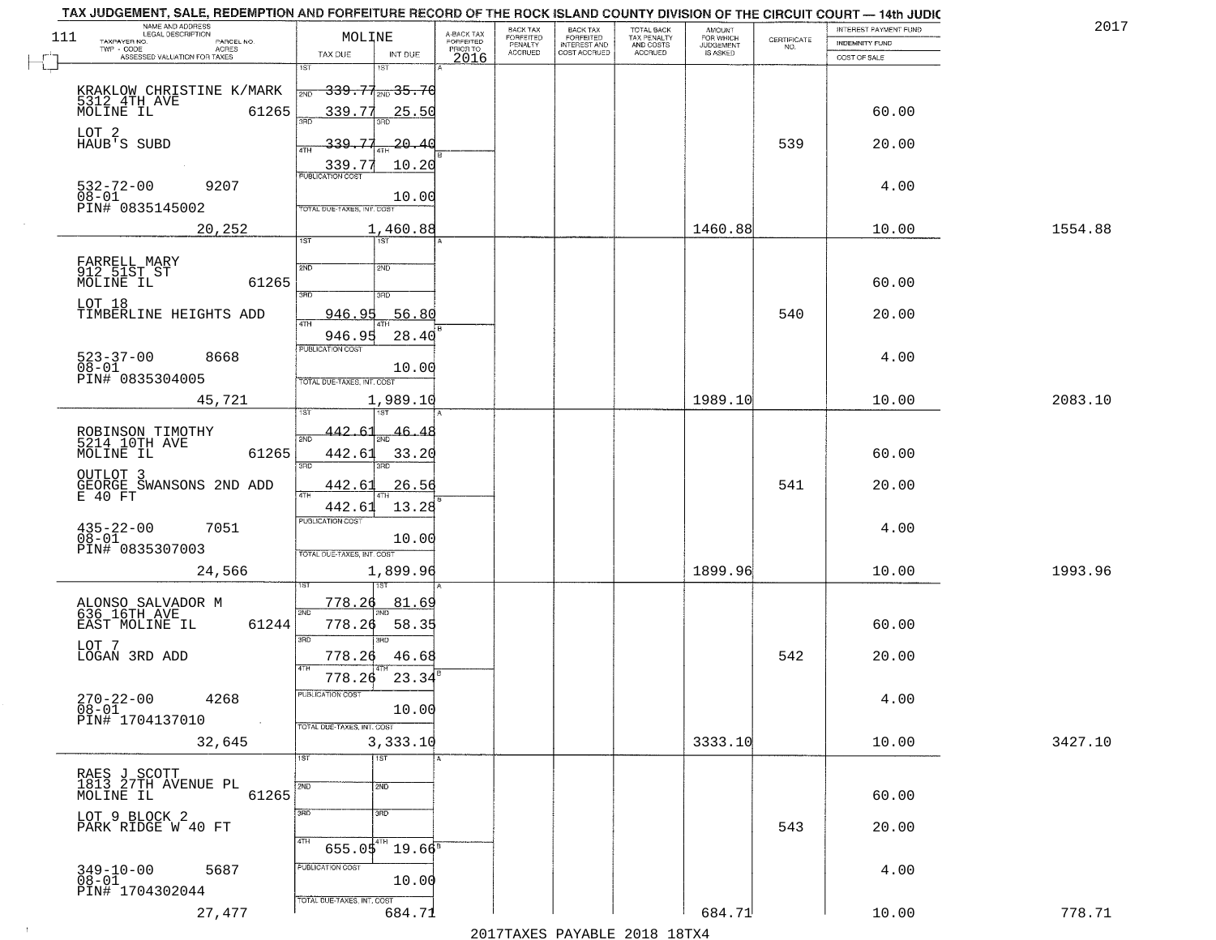TAX JUDGEMENT, SALE, REDEMPTION AND FORFEITURE RECORD OF THE ROCK ISLAND COUNTY DIVISION OF THE CIRCUIT COURT — 14th JUDIC

2017

| NAME AND ADDRESS / LEGAL DESCRIPTION / TAXPAYER NO. / PARCEL NO. / TWP - CODE / ACRES / ASSESSED VALUATION FOR TAXES | MOLINE TAX DUE | INT DUE | A-BACK TAX FORFEITED PRIOR TO 2016 | BACK TAX FORFEITED PENALTY ACCRUED | BACK TAX FORFEITED INTEREST AND COST ACCRUED | TOTAL BACK TAX PENALTY AND COSTS ACCRUED | AMOUNT FOR WHICH JUDGEMENT IS ASKED | CERTIFICATE NO. | INTEREST PAYMENT FUND / INDEMNITY FUND / COST OF SALE | |
|---|---|---|---|---|---|---|---|---|---|---|
| 111 | | | | | | | | | | |
| KRAKLOW CHRISTINE K/MARK 5312 4TH AVE MOLINE IL 61265 | 1ST 339.77 | 1ST 35.70 | | | | | | | | |
| | 2ND 339.77 | 2ND 25.50 | | | | | | | 60.00 | |
| LOT 2 HAUB'S SUBD | 3RD 339.77 | 3RD 20.40 | | | | | | 539 | 20.00 | |
| | 4TH 339.77 | 4TH 10.20 | | | | | | | | |
| 532-72-00 9207 08-01 PIN# 0835145002 | PUBLICATION COST | 10.00 | | | | | | | 4.00 | |
| 20,252 | TOTAL DUE-TAXES, INT. COST | 1,460.88 | | | | | 1460.88 | | 10.00 | 1554.88 |
| FARRELL MARY 912 51ST ST MOLINE IL 61265 | 1ST | 1ST | | | | | | | | |
| | 2ND | 2ND | | | | | | | 60.00 | |
| LOT 18 TIMBERLINE HEIGHTS ADD | 3RD 946.95 | 3RD 56.80 | | | | | | 540 | 20.00 | |
| | 4TH 946.95 | 4TH 28.40 | | | | | | | | |
| 523-37-00 8668 08-01 PIN# 0835304005 | PUBLICATION COST | 10.00 | | | | | | | 4.00 | |
| 45,721 | TOTAL DUE-TAXES, INT. COST | 1,989.10 | | | | | 1989.10 | | 10.00 | 2083.10 |
| ROBINSON TIMOTHY 5214 10TH AVE MOLINE IL 61265 | 1ST 442.61 | 1ST 46.48 | | | | | | | | |
| | 2ND 442.61 | 2ND 33.20 | | | | | | | 60.00 | |
| OUTLOT 3 GEORGE SWANSONS 2ND ADD E 40 FT | 3RD 442.61 | 3RD 26.56 | | | | | | 541 | 20.00 | |
| | 4TH 442.61 | 4TH 13.28 | | | | | | | | |
| 435-22-00 7051 08-01 PIN# 0835307003 | PUBLICATION COST | 10.00 | | | | | | | 4.00 | |
| 24,566 | TOTAL DUE-TAXES, INT. COST | 1,899.96 | | | | | 1899.96 | | 10.00 | 1993.96 |
| ALONSO SALVADOR M 636 16TH AVE EAST MOLINE IL 61244 | 1ST 778.26 | 1ST 81.69 | | | | | | | | |
| | 2ND 778.26 | 2ND 58.35 | | | | | | | 60.00 | |
| LOT 7 LOGAN 3RD ADD | 3RD 778.26 | 3RD 46.68 | | | | | | 542 | 20.00 | |
| | 4TH 778.26 | 4TH 23.34 | | | | | | | | |
| 270-22-00 4268 08-01 PIN# 1704137010 | PUBLICATION COST | 10.00 | | | | | | | 4.00 | |
| 32,645 | TOTAL DUE-TAXES, INT. COST | 3,333.10 | | | | | 3333.10 | | 10.00 | 3427.10 |
| RAES J SCOTT 1813 27TH AVENUE PL MOLINE IL 61265 | 1ST | 1ST | | | | | | | | |
| | 2ND | 2ND | | | | | | | 60.00 | |
| LOT 9 BLOCK 2 PARK RIDGE W 40 FT | 3RD | 3RD | | | | | | 543 | 20.00 | |
| | 4TH 655.05 | 4TH 19.66 | | | | | | | | |
| 349-10-00 5687 08-01 PIN# 1704302044 | PUBLICATION COST | 10.00 | | | | | | | 4.00 | |
| 27,477 | TOTAL DUE-TAXES, INT. COST | 684.71 | | | | | 684.71 | | 10.00 | 778.71 |

2017TAXES PAYABLE 2018 18TX4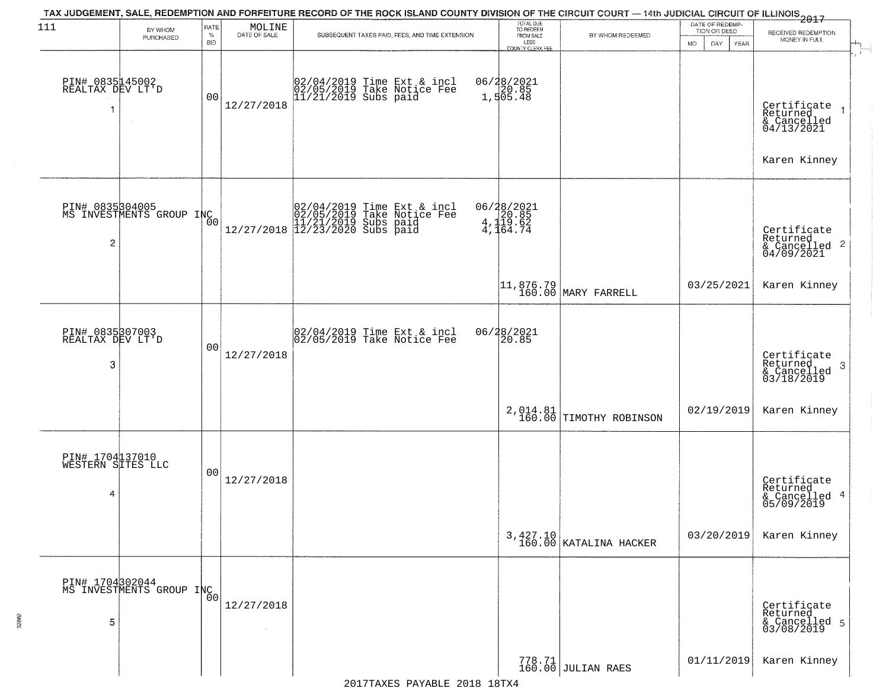TAX JUDGEMENT, SALE, REDEMPTION AND FORFEITURE RECORD OF THE ROCK ISLAND COUNTY DIVISION OF THE CIRCUIT COURT — 14th JUDICIAL CIRCUIT OF ILLINOIS 2017

| 111 | BY WHOM PURCHASED | RATE % BID | MOLINE DATE OF SALE | SUBSEQUENT TAXES PAID, FEES, AND TIME EXTENSION | TOTAL DUE TO REDEEM FROM SALE LESS COUNTY CLERK FEE | BY WHOM REDEEMED | DATE OF REDEMPTION OR DEED MO DAY YEAR | RECEIVED REDEMPTION MONEY IN FULL |
|---|---|---|---|---|---|---|---|---|
| 1 | PIN# 0835145002 REALTAX DEV LT'D | 00 | 12/27/2018 | 02/04/2019 Time Ext & incl<br>02/05/2019 Take Notice Fee<br>11/21/2019 Subs paid | 06/28/2021<br>20.85<br>1,505.48 | | | Certificate Returned & Cancelled 04/13/2021<br>Karen Kinney |
| 2 | PIN# 0835304005 MS INVESTMENTS GROUP INC | 00 | 12/27/2018 | 02/04/2019 Time Ext & incl<br>02/05/2019 Take Notice Fee<br>11/21/2019 Subs paid<br>12/23/2020 Subs paid | 06/28/2021<br>20.85<br>4,119.62<br>4,164.74<br>11,876.79<br>160.00 | MARY FARRELL | 03/25/2021 | Certificate Returned & Cancelled 04/09/2021<br>Karen Kinney |
| 3 | PIN# 0835307003 REALTAX DEV LT'D | 00 | 12/27/2018 | 02/04/2019 Time Ext & incl<br>02/05/2019 Take Notice Fee | 06/28/2021<br>20.85<br>2,014.81<br>160.00 | TIMOTHY ROBINSON | 02/19/2019 | Certificate Returned & Cancelled 03/18/2019<br>Karen Kinney |
| 4 | PIN# 1704137010 WESTERN SITES LLC | 00 | 12/27/2018 | | 3,427.10<br>160.00 | KATALINA HACKER | 03/20/2019 | Certificate Returned & Cancelled 05/09/2019<br>Karen Kinney |
| 5 | PIN# 1704302044 MS INVESTMENTS GROUP INC | 00 | 12/27/2018 | | 778.71<br>160.00 | JULIAN RAES | 01/11/2019 | Certificate Returned & Cancelled 03/08/2019<br>Karen Kinney |

2017TAXES PAYABLE 2018 18TX4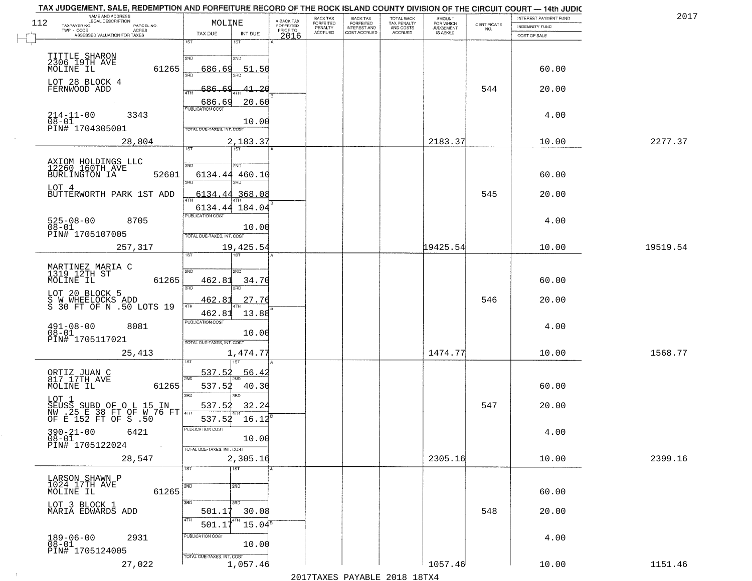# TAX JUDGEMENT, SALE, REDEMPTION AND FORFEITURE RECORD OF THE ROCK ISLAND COUNTY DIVISION OF THE CIRCUIT COURT — 14th JUDIC

2017

| NAME AND ADDRESS / LEGAL DESCRIPTION / TAXPAYER NO. / PARCEL NO. / TWP - CODE / ACRES / ASSESSED VALUATION FOR TAXES | MOLINE TAX DUE | INT DUE | A-BACK TAX FORFEITED PRIOR TO 2016 | BACK TAX FORFEITED PENALTY ACCRUED | BACK TAX FORFEITED INTEREST AND COST ACCRUED | TOTAL BACK TAX PENALTY AND COSTS ACCRUED | AMOUNT FOR WHICH JUDGEMENT IS ASKED | CERTIFICATE NO. | INTEREST PAYMENT FUND / INDEMNITY FUND / COST OF SALE | |
|---|---|---|---|---|---|---|---|---|---|---|
| TITTLE SHARON 2306 19TH AVE MOLINE IL 61265 LOT 28 BLOCK 4 FERNWOOD ADD 214-11-00 3343 08-01 PIN# 1704305001 | 1ST | 1ST | | | | | | | | |
| | 2ND 686.69 | 2ND 51.50 | | | | | | | 60.00 | |
| | 3RD 686.69 | 3RD 41.20 | | | | | | 544 | 20.00 | |
| | 4TH 686.69 | 4TH 20.60 | | | | | | | | |
| | PUBLICATION COST | 10.00 | | | | | | | 4.00 | |
| 28,804 | TOTAL DUE-TAXES, INT. COST | 2,183.37 | | | | | 2183.37 | | 10.00 | 2277.37 |
| AXIOM HOLDINGS LLC 12260 160TH AVE BURLINGTON IA 52601 LOT 4 BUTTERWORTH PARK 1ST ADD 525-08-00 8705 08-01 PIN# 1705107005 | 1ST | 1ST | | | | | | | | |
| | 2ND 6134.44 | 2ND 460.10 | | | | | | | 60.00 | |
| | 3RD 6134.44 | 3RD 368.08 | | | | | | 545 | 20.00 | |
| | 4TH 6134.44 | 4TH 184.04 | | | | | | | | |
| | PUBLICATION COST | 10.00 | | | | | | | 4.00 | |
| 257,317 | TOTAL DUE-TAXES, INT. COST | 19,425.54 | | | | | 19425.54 | | 10.00 | 19519.54 |
| MARTINEZ MARIA C 1319 12TH ST MOLINE IL 61265 LOT 20 BLOCK 5 S W WHEELOCKS ADD S 30 FT OF N .50 LOTS 19 491-08-00 8081 08-01 PIN# 1705117021 | 1ST | 1ST | | | | | | | | |
| | 2ND 462.81 | 2ND 34.70 | | | | | | | 60.00 | |
| | 3RD 462.81 | 3RD 27.76 | | | | | | 546 | 20.00 | |
| | 4TH 462.81 | 4TH 13.88 | | | | | | | | |
| | PUBLICATION COST | 10.00 | | | | | | | 4.00 | |
| 25,413 | TOTAL DUE-TAXES, INT. COST | 1,474.77 | | | | | 1474.77 | | 10.00 | 1568.77 |
| ORTIZ JUAN C 817 17TH AVE MOLINE IL 61265 LOT 1 SEUSS SUBD OF O L 15 IN NW .25 E 38 FT OF W 76 FT OF E 152 FT OF S .50 390-21-00 6421 08-01 PIN# 1705122024 | 1ST 537.52 | 1ST 56.42 | | | | | | | | |
| | 2ND 537.52 | 2ND 40.30 | | | | | | | 60.00 | |
| | 3RD 537.52 | 3RD 32.24 | | | | | | 547 | 20.00 | |
| | 4TH 537.52 | 4TH 16.12 | | | | | | | | |
| | PUBLICATION COST | 10.00 | | | | | | | 4.00 | |
| 28,547 | TOTAL DUE-TAXES, INT. COST | 2,305.16 | | | | | 2305.16 | | 10.00 | 2399.16 |
| LARSON SHAWN P 1024 17TH AVE MOLINE IL 61265 LOT 3 BLOCK 1 MARIA EDWARDS ADD 189-06-00 2931 08-01 PIN# 1705124005 | 1ST | 1ST | | | | | | | | |
| | 2ND | 2ND | | | | | | | 60.00 | |
| | 3RD 501.17 | 3RD 30.08 | | | | | | 548 | 20.00 | |
| | 4TH 501.17 | 4TH 15.04 | | | | | | | | |
| | PUBLICATION COST | 10.00 | | | | | | | 4.00 | |
| 27,022 | TOTAL DUE-TAXES, INT. COST | 1,057.46 | | | | | 1057.46 | | 10.00 | 1151.46 |

2017TAXES PAYABLE 2018 18TX4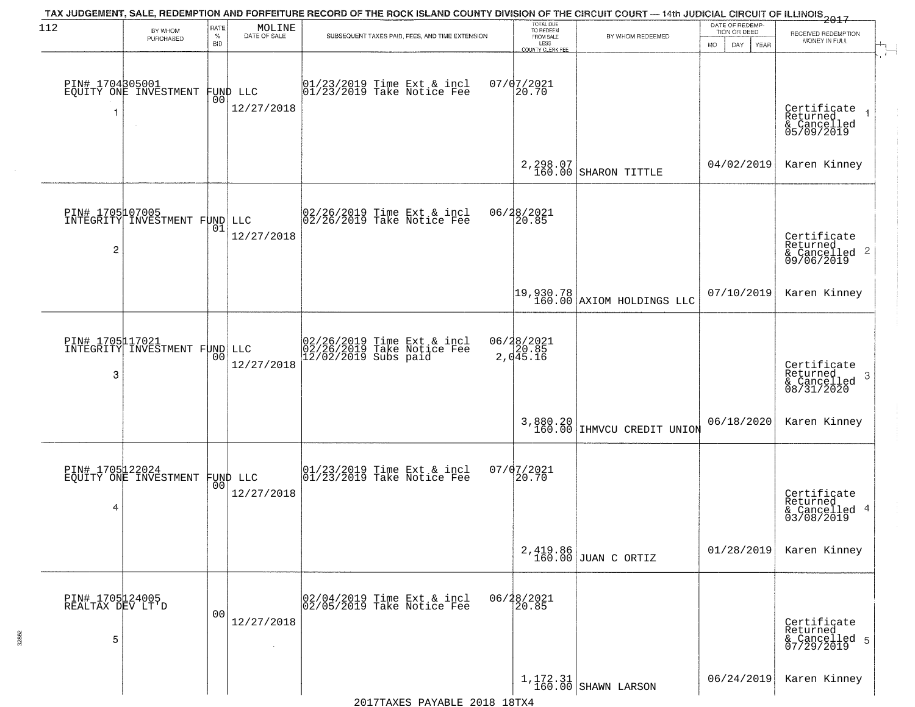# TAX JUDGEMENT, SALE, REDEMPTION AND FORFEITURE RECORD OF THE ROCK ISLAND COUNTY DIVISION OF THE CIRCUIT COURT — 14th JUDICIAL CIRCUIT OF ILLINOIS 2017

| 112 | BY WHOM PURCHASED | RATE % BID | MOLINE DATE OF SALE | SUBSEQUENT TAXES PAID, FEES, AND TIME EXTENSION | TOTAL DUE TO REDEEM FROM SALE LESS COUNTY CLERK FEE | BY WHOM REDEEMED | DATE OF REDEMPTION OR DEED MO DAY YEAR | RECEIVED REDEMPTION MONEY IN FULL |
|---|---|---|---|---|---|---|---|---|
| 1 | PIN# 1704305001 EQUITY ONE INVESTMENT FUND LLC | 00 | 12/27/2018 | 01/23/2019 Time Ext & incl 07/07/2021<br>01/23/2019 Take Notice Fee 20.70 | 2,298.07<br>160.00 | SHARON TITTLE | 04/02/2019 | Certificate Returned & Cancelled 05/09/2019<br>Karen Kinney |
| 2 | PIN# 1705107005 INTEGRITY INVESTMENT FUND LLC | 01 | 12/27/2018 | 02/26/2019 Time Ext & incl 06/28/2021<br>02/26/2019 Take Notice Fee 20.85 | 19,930.78<br>160.00 | AXIOM HOLDINGS LLC | 07/10/2019 | Certificate Returned & Cancelled 09/06/2019<br>Karen Kinney |
| 3 | PIN# 1705117021 INTEGRITY INVESTMENT FUND LLC | 00 | 12/27/2018 | 02/26/2019 Time Ext & incl 06/28/2021<br>02/26/2019 Take Notice Fee 20.85<br>12/02/2019 Subs paid 2,045.16 | 3,880.20<br>160.00 | IHMVCU CREDIT UNION | 06/18/2020 | Certificate Returned & Cancelled 08/31/2020<br>Karen Kinney |
| 4 | PIN# 1705122024 EQUITY ONE INVESTMENT FUND LLC | 00 | 12/27/2018 | 01/23/2019 Time Ext & incl 07/07/2021<br>01/23/2019 Take Notice Fee 20.70 | 2,419.86<br>160.00 | JUAN C ORTIZ | 01/28/2019 | Certificate Returned & Cancelled 03/08/2019<br>Karen Kinney |
| 5 | PIN# 1705124005 REALTAX DEV LT'D | 00 | 12/27/2018 | 02/04/2019 Time Ext & incl 06/28/2021<br>02/05/2019 Take Notice Fee 20.85 | 1,172.31<br>160.00 | SHAWN LARSON | 06/24/2019 | Certificate Returned & Cancelled 07/29/2019<br>Karen Kinney |

2017TAXES PAYABLE 2018 18TX4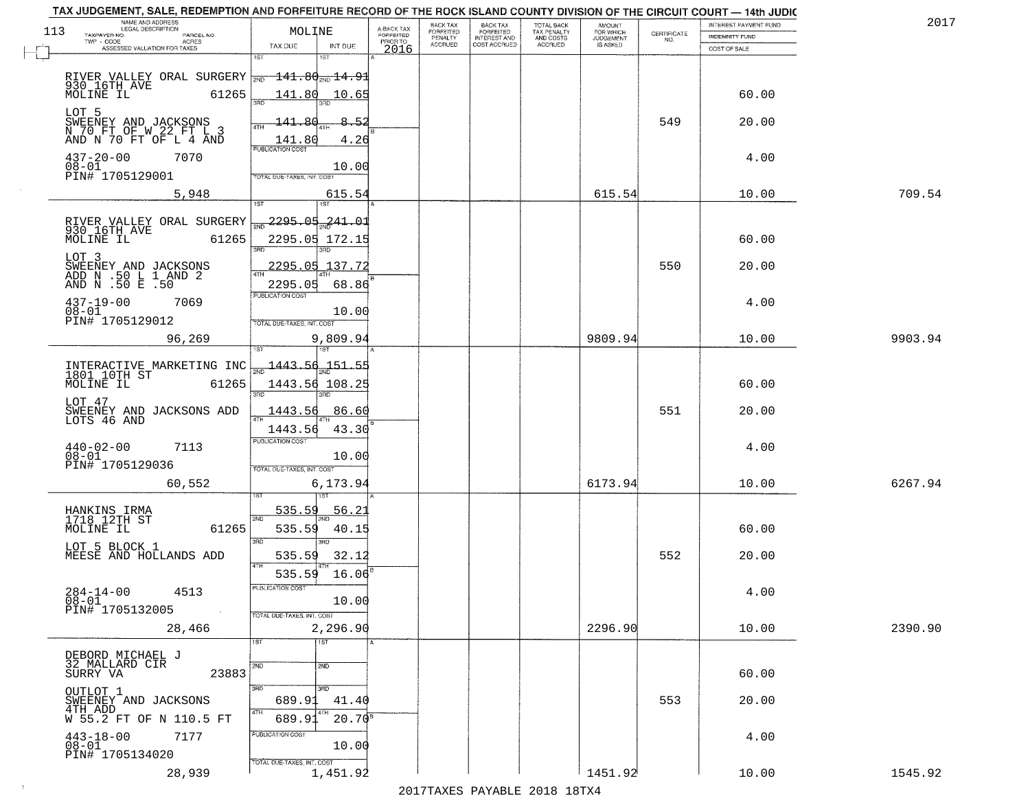TAX JUDGEMENT, SALE, REDEMPTION AND FORFEITURE RECORD OF THE ROCK ISLAND COUNTY DIVISION OF THE CIRCUIT COURT — 14th JUDIC

2017

| 113 NAME AND ADDRESS / LEGAL DESCRIPTION / TAXPAYER NO. / PARCEL NO. / TWP - CODE / ACRES / ASSESSED VALUATION FOR TAXES | MOLINE TAX DUE | INT DUE | A-BACK TAX FORFEITED PRIOR TO 2016 | BACK TAX FORFEITED PENALTY ACCRUED | BACK TAX FORFEITED INTEREST AND COST ACCRUED | TOTAL BACK TAX PENALTY AND COSTS ACCRUED | AMOUNT FOR WHICH JUDGEMENT IS ASKED | CERTIFICATE NO. | INTEREST PAYMENT FUND / INDEMNITY FUND / COST OF SALE | |
|---|---|---|---|---|---|---|---|---|---|---|
| RIVER VALLEY ORAL SURGERY 930 16TH AVE MOLINE IL 61265 | 1ST / 2ND 141.80 | 14.91 | | | | | | | | |
| | 3RD 141.80 | 10.65 | | | | | | | 60.00 | |
| LOT 5 SWEENEY AND JACKSONS N 70 FT OF W 22 FT L 3 AND N 70 FT OF L 4 AND | 141.80 | 8.52 | | | | | | 549 | 20.00 | |
| | 4TH 141.80 | 4.26 | | | | | | | | |
| 437-20-00 7070 08-01 PIN# 1705129001 | PUBLICATION COST | 10.00 | | | | | | | 4.00 | |
| 5,948 | TOTAL DUE-TAXES, INT. COST | 615.54 | | | | | 615.54 | | 10.00 | 709.54 |
| RIVER VALLEY ORAL SURGERY 930 16TH AVE MOLINE IL 61265 | 1ST / 2ND 2295.05 | 241.01 | | | | | | | | |
| | 3RD 2295.05 | 172.15 | | | | | | | 60.00 | |
| LOT 3 SWEENEY AND JACKSONS ADD N .50 L 1 AND 2 AND N .50 E .50 | 2295.05 | 137.72 | | | | | | 550 | 20.00 | |
| | 4TH 2295.05 | 68.86 | | | | | | | | |
| 437-19-00 7069 08-01 PIN# 1705129012 | PUBLICATION COST | 10.00 | | | | | | | 4.00 | |
| 96,269 | TOTAL DUE-TAXES, INT. COST | 9,809.94 | | | | | 9809.94 | | 10.00 | 9903.94 |
| INTERACTIVE MARKETING INC 1801 10TH ST MOLINE IL 61265 | 1ST / 2ND 1443.56 | 151.55 | | | | | | | | |
| | 3RD 1443.56 | 108.25 | | | | | | | 60.00 | |
| LOT 47 SWEENEY AND JACKSONS ADD LOTS 46 AND | 1443.56 | 86.60 | | | | | | 551 | 20.00 | |
| | 4TH 1443.56 | 43.30 | | | | | | | | |
| 440-02-00 7113 08-01 PIN# 1705129036 | PUBLICATION COST | 10.00 | | | | | | | 4.00 | |
| 60,552 | TOTAL DUE-TAXES, INT. COST | 6,173.94 | | | | | 6173.94 | | 10.00 | 6267.94 |
| HANKINS IRMA 1718 12TH ST MOLINE IL 61265 | 1ST 535.59 | 56.21 | | | | | | | | |
| | 2ND 535.59 | 40.15 | | | | | | | 60.00 | |
| LOT 5 BLOCK 1 MEESE AND HOLLANDS ADD | 3RD 535.59 | 32.12 | | | | | | 552 | 20.00 | |
| | 4TH 535.59 | 16.06 | | | | | | | | |
| 284-14-00 4513 08-01 PIN# 1705132005 | PUBLICATION COST | 10.00 | | | | | | | 4.00 | |
| 28,466 | TOTAL DUE-TAXES, INT. COST | 2,296.90 | | | | | 2296.90 | | 10.00 | 2390.90 |
| DEBORD MICHAEL J 32 MALLARD CIR SURRY VA 23883 | 1ST / 2ND | | | | | | | | 60.00 | |
| OUTLOT 1 SWEENEY AND JACKSONS 4TH ADD W 55.2 FT OF N 110.5 FT | 3RD 689.91 | 41.40 | | | | | | 553 | 20.00 | |
| | 4TH 689.91 | 20.70 | | | | | | | | |
| 443-18-00 7177 08-01 PIN# 1705134020 | PUBLICATION COST | 10.00 | | | | | | | 4.00 | |
| 28,939 | TOTAL DUE-TAXES, INT. COST | 1,451.92 | | | | | 1451.92 | | 10.00 | 1545.92 |

2017TAXES PAYABLE 2018 18TX4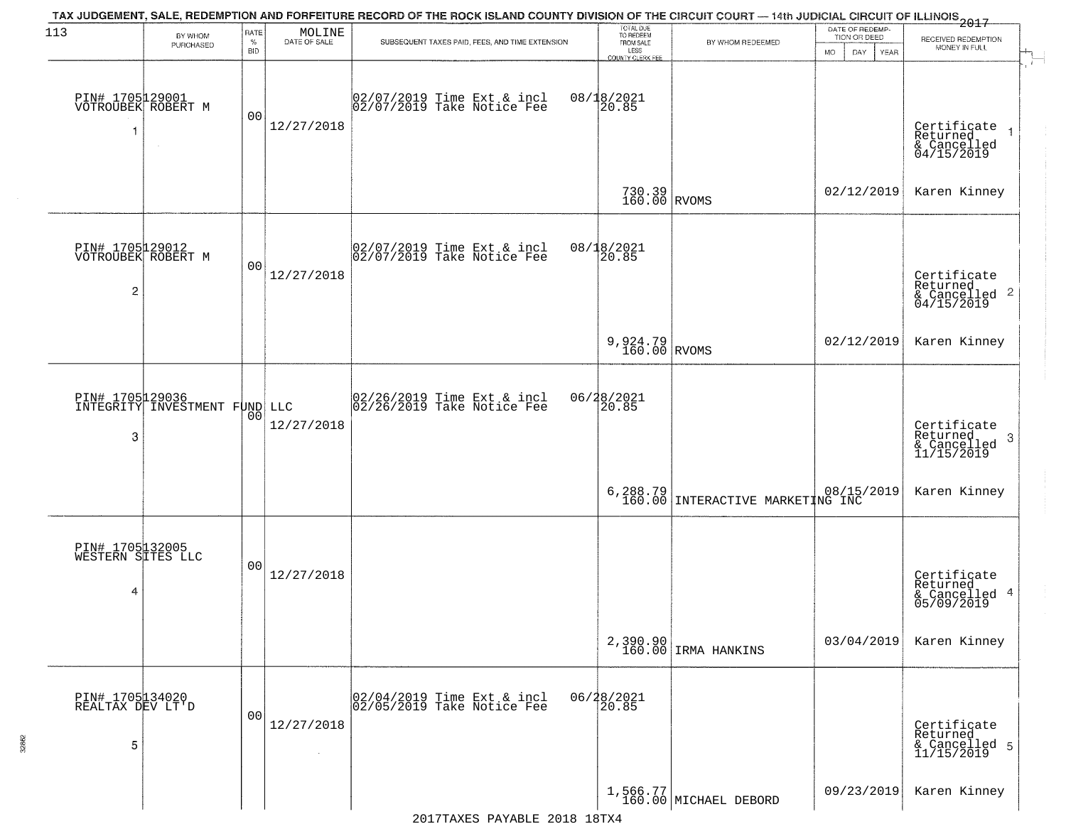TAX JUDGEMENT, SALE, REDEMPTION AND FORFEITURE RECORD OF THE ROCK ISLAND COUNTY DIVISION OF THE CIRCUIT COURT — 14th JUDICIAL CIRCUIT OF ILLINOIS 2017

113 — MOLINE

| BY WHOM PURCHASED | RATE % BID | DATE OF SALE | SUBSEQUENT TAXES PAID, FEES, AND TIME EXTENSION | TOTAL DUE TO REDEEM FROM SALE LESS COUNTY CLERK FEE | BY WHOM REDEEMED | DATE OF REDEMPTION OR DEED | RECEIVED REDEMPTION MONEY IN FULL |
|---|---|---|---|---|---|---|---|
| PIN# 1705129001 VOTROUBEK ROBERT M 1 | 00 | 12/27/2018 | 02/07/2019 Time Ext & incl 08/18/2021; 02/07/2019 Take Notice Fee 20.85 | 730.39 160.00 | RVOMS | 02/12/2019 | Certificate Returned & Cancelled 04/15/2019 1; Karen Kinney |
| PIN# 1705129012 VOTROUBEK ROBERT M 2 | 00 | 12/27/2018 | 02/07/2019 Time Ext & incl 08/18/2021; 02/07/2019 Take Notice Fee 20.85 | 9,924.79 160.00 | RVOMS | 02/12/2019 | Certificate Returned & Cancelled 04/15/2019 2; Karen Kinney |
| PIN# 1705129036 INTEGRITY INVESTMENT FUND LLC 3 | 00 | 12/27/2018 | 02/26/2019 Time Ext & incl 06/28/2021; 02/26/2019 Take Notice Fee 20.85 | 6,288.79 160.00 | INTERACTIVE MARKETING INC | 08/15/2019 | Certificate Returned & Cancelled 11/15/2019 3; Karen Kinney |
| PIN# 1705132005 WESTERN SITES LLC 4 | 00 | 12/27/2018 | | 2,390.90 160.00 | IRMA HANKINS | 03/04/2019 | Certificate Returned & Cancelled 05/09/2019 4; Karen Kinney |
| PIN# 1705134020 REALTAX DEV LT'D 5 | 00 | 12/27/2018 | 02/04/2019 Time Ext & incl 06/28/2021; 02/05/2019 Take Notice Fee 20.85 | 1,566.77 160.00 | MICHAEL DEBORD | 09/23/2019 | Certificate Returned & Cancelled 11/15/2019 5; Karen Kinney |

2017TAXES PAYABLE 2018 18TX4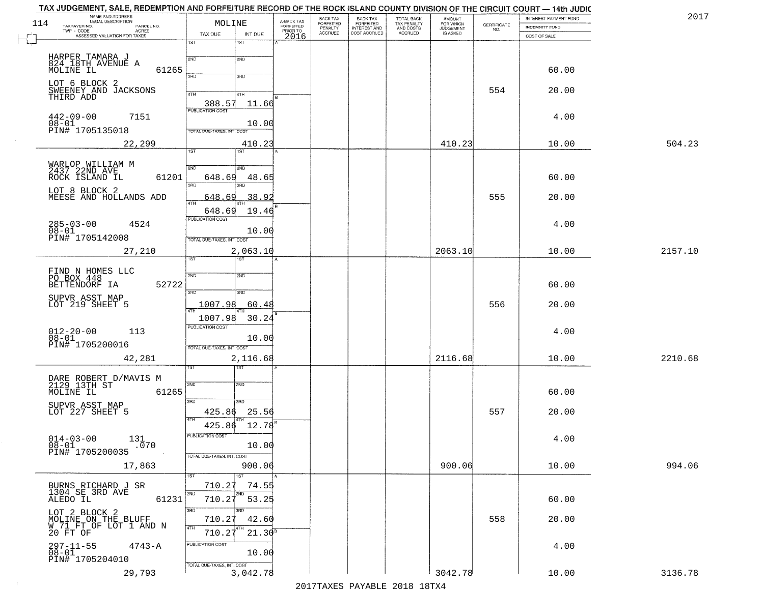TAX JUDGEMENT, SALE, REDEMPTION AND FORFEITURE RECORD OF THE ROCK ISLAND COUNTY DIVISION OF THE CIRCUIT COURT — 14th JUDIC

2017

114

| NAME AND ADDRESS / LEGAL DESCRIPTION / TAXPAYER NO. / PARCEL NO. / TWP - CODE / ACRES / ASSESSED VALUATION FOR TAXES | MOLINE TAX DUE | INT DUE | A-BACK TAX FORFEITED PRIOR TO 2016 | BACK TAX FORFEITED PENALTY ACCRUED | BACK TAX FORFEITED INTEREST AND COST ACCRUED | TOTAL BACK TAX PENALTY AND COSTS ACCRUED | AMOUNT FOR WHICH JUDGEMENT IS ASKED | CERTIFICATE NO. | INTEREST PAYMENT FUND / INDEMNITY FUND / COST OF SALE | |
|---|---|---|---|---|---|---|---|---|---|---|
| HARPER TAMARA J<br>824 18TH AVENUE A<br>MOLINE IL 61265<br>LOT 6 BLOCK 2<br>SWEENEY AND JACKSONS<br>THIRD ADD<br>442-09-00 7151<br>08-01<br>PIN# 1705135018<br>22,299 | 1ST<br>2ND<br>3RD<br>4TH 388.57<br>PUBLICATION COST<br>TOTAL DUE-TAXES, INT. COST | 1ST<br>2ND<br>3RD<br>4TH 11.66<br>10.00<br>410.23 | | | | | 410.23 | 554 | 60.00<br>20.00<br>4.00<br>10.00 | 504.23 |
| WARLOP WILLIAM M<br>2437 22ND AVE<br>ROCK ISLAND IL 61201<br>LOT 8 BLOCK 2<br>MEESE AND HOLLANDS ADD<br>285-03-00 4524<br>08-01<br>PIN# 1705142008<br>27,210 | 1ST<br>2ND 648.69<br>3RD 648.69<br>4TH 648.69<br>PUBLICATION COST<br>TOTAL DUE-TAXES, INT. COST | 1ST<br>2ND 48.65<br>3RD 38.92<br>4TH 19.46<br>10.00<br>2,063.10 | | | | | 2063.10 | 555 | 60.00<br>20.00<br>4.00<br>10.00 | 2157.10 |
| FIND N HOMES LLC<br>PO BOX 448<br>BETTENDORF IA 52722<br>SUPVR ASST MAP<br>LOT 219 SHEET 5<br>012-20-00 113<br>08-01<br>PIN# 1705200016<br>42,281 | 1ST<br>2ND<br>3RD 1007.98<br>4TH 1007.98<br>PUBLICATION COST<br>TOTAL DUE-TAXES, INT. COST | 1ST<br>2ND<br>3RD 60.48<br>4TH 30.24<br>10.00<br>2,116.68 | | | | | 2116.68 | 556 | 60.00<br>20.00<br>4.00<br>10.00 | 2210.68 |
| DARE ROBERT D/MAVIS M<br>2129 13TH ST<br>MOLINE IL 61265<br>SUPVR ASST MAP<br>LOT 227 SHEET 5<br>014-03-00 131<br>08-01 .070<br>PIN# 1705200035<br>17,863 | 1ST<br>2ND<br>3RD 425.86<br>4TH 425.86<br>PUBLICATION COST<br>TOTAL DUE-TAXES, INT. COST | 1ST<br>2ND<br>3RD 25.56<br>4TH 12.78<br>10.00<br>900.06 | | | | | 900.06 | 557 | 60.00<br>20.00<br>4.00<br>10.00 | 994.06 |
| BURNS RICHARD J SR<br>1304 SE 3RD AVE<br>ALEDO IL 61231<br>LOT 2 BLOCK 2<br>MOLINE ON THE BLUFF<br>W 71 FT OF LOT 1 AND N<br>20 FT OF<br>297-11-55 4743-A<br>08-01<br>PIN# 1705204010<br>29,793 | 1ST 710.27<br>2ND 710.27<br>3RD 710.27<br>4TH 710.27<br>PUBLICATION COST<br>TOTAL DUE-TAXES, INT. COST | 1ST 74.55<br>2ND 53.25<br>3RD 42.60<br>4TH 21.30<br>10.00<br>3,042.78 | | | | | 3042.78 | 558 | 60.00<br>20.00<br>4.00<br>10.00 | 3136.78 |

2017TAXES PAYABLE 2018 18TX4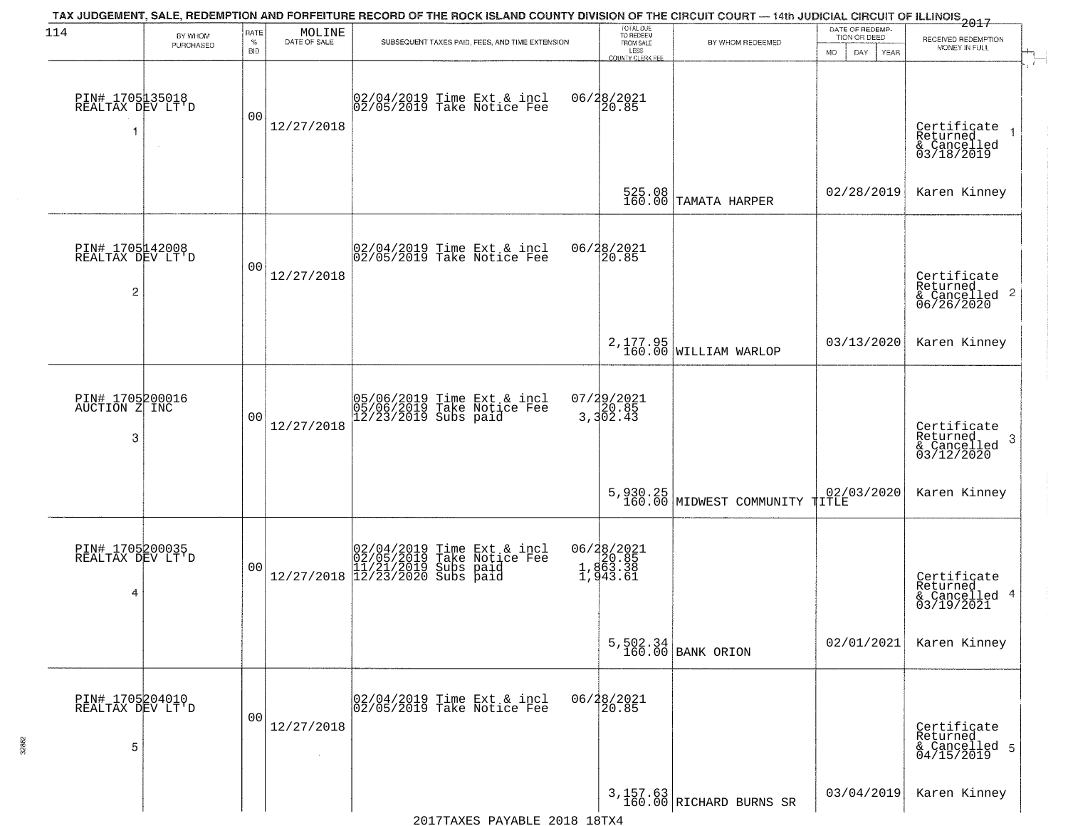TAX JUDGEMENT, SALE, REDEMPTION AND FORFEITURE RECORD OF THE ROCK ISLAND COUNTY DIVISION OF THE CIRCUIT COURT — 14th JUDICIAL CIRCUIT OF ILLINOIS 2017

| | BY WHOM PURCHASED | RATE % BID | MOLINE DATE OF SALE | SUBSEQUENT TAXES PAID, FEES, AND TIME EXTENSION | TOTAL DUE TO REDEEM FROM SALE LESS COUNTY CLERK FEE | BY WHOM REDEEMED | DATE OF REDEMPTION OR DEED MO DAY YEAR | RECEIVED REDEMPTION MONEY IN FULL |
|---|---|---|---|---|---|---|---|---|
| 1 | PIN# 1705135018 REALTAX DEV LT'D | 00 | 12/27/2018 | 02/04/2019 Time Ext & incl<br>02/05/2019 Take Notice Fee | 06/28/2021<br>20.85<br>525.08<br>160.00 | TAMATA HARPER | 02/28/2019 | Certificate Returned & Cancelled 03/18/2019<br>Karen Kinney |
| 2 | PIN# 1705142008 REALTAX DEV LT'D | 00 | 12/27/2018 | 02/04/2019 Time Ext & incl<br>02/05/2019 Take Notice Fee | 06/28/2021<br>20.85<br>2,177.95<br>160.00 | WILLIAM WARLOP | 03/13/2020 | Certificate Returned & Cancelled 06/26/2020<br>Karen Kinney |
| 3 | PIN# 1705200016 AUCTION Z INC | 00 | 12/27/2018 | 05/06/2019 Time Ext & incl<br>05/06/2019 Take Notice Fee<br>12/23/2019 Subs paid | 07/29/2021<br>20.85<br>3,302.43<br>5,930.25<br>160.00 | MIDWEST COMMUNITY TITLE | 02/03/2020 | Certificate Returned & Cancelled 03/12/2020<br>Karen Kinney |
| 4 | PIN# 1705200035 REALTAX DEV LT'D | 00 | 12/27/2018 | 02/04/2019 Time Ext & incl<br>02/05/2019 Take Notice Fee<br>11/21/2019 Subs paid<br>12/23/2020 Subs paid | 06/28/2021<br>20.85<br>1,863.38<br>1,943.61<br>5,502.34<br>160.00 | BANK ORION | 02/01/2021 | Certificate Returned & Cancelled 03/19/2021<br>Karen Kinney |
| 5 | PIN# 1705204010 REALTAX DEV LT'D | 00 | 12/27/2018 | 02/04/2019 Time Ext & incl<br>02/05/2019 Take Notice Fee | 06/28/2021<br>20.85<br>3,157.63<br>160.00 | RICHARD BURNS SR | 03/04/2019 | Certificate Returned & Cancelled 04/15/2019<br>Karen Kinney |

2017TAXES PAYABLE 2018 18TX4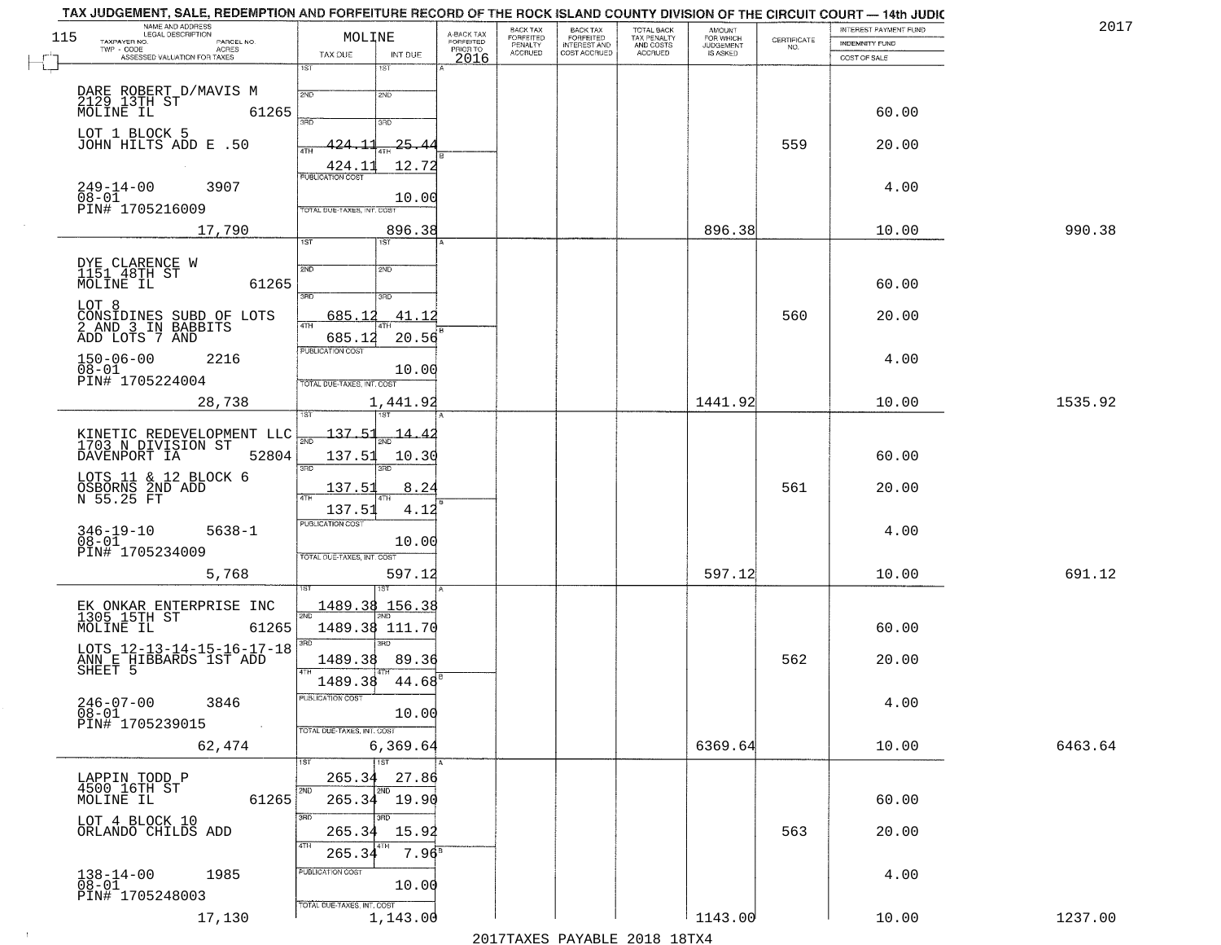TAX JUDGEMENT, SALE, REDEMPTION AND FORFEITURE RECORD OF THE ROCK ISLAND COUNTY DIVISION OF THE CIRCUIT COURT — 14th JUDIC

2017

| NAME AND ADDRESS / LEGAL DESCRIPTION / TAXPAYER NO. / PARCEL NO. / TWP - CODE / ACRES / ASSESSED VALUATION FOR TAXES | MOLINE TAX DUE | INT DUE | A-BACK TAX FORFEITED PRIOR TO 2016 | BACK TAX FORFEITED PENALTY ACCRUED | BACK TAX FORFEITED INTEREST AND COST ACCRUED | TOTAL BACK TAX PENALTY AND COSTS ACCRUED | AMOUNT FOR WHICH JUDGEMENT IS ASKED | CERTIFICATE NO. | INTEREST PAYMENT FUND / INDEMNITY FUND / COST OF SALE | |
|---|---|---|---|---|---|---|---|---|---|---|
| DARE ROBERT D/MAVIS M 2129 13TH ST MOLINE IL 61265 | 1ST | 1ST | | | | | | | | |
| | 2ND | 2ND | | | | | | | 60.00 | |
| LOT 1 BLOCK 5 JOHN HILTS ADD E .50 | 3RD 424.11 | 3RD 25.44 | | | | | | 559 | 20.00 | |
| | 4TH 424.11 | 4TH 12.72 | | | | | | | | |
| 249-14-00 3907 08-01 PIN# 1705216009 | PUBLICATION COST | 10.00 | | | | | | | 4.00 | |
| 17,790 | TOTAL DUE-TAXES, INT. COST | 896.38 | | | | | 896.38 | | 10.00 | 990.38 |
| DYE CLARENCE W 1151 48TH ST MOLINE IL 61265 | 1ST | 1ST | | | | | | | | |
| | 2ND | 2ND | | | | | | | 60.00 | |
| LOT 8 CONSIDINES SUBD OF LOTS 2 AND 3 IN BABBITS ADD LOTS 7 AND | 3RD 685.12 | 3RD 41.12 | | | | | | 560 | 20.00 | |
| | 4TH 685.12 | 4TH 20.56 | | | | | | | | |
| 150-06-00 2216 08-01 PIN# 1705224004 | PUBLICATION COST | 10.00 | | | | | | | 4.00 | |
| 28,738 | TOTAL DUE-TAXES, INT. COST | 1,441.92 | | | | | 1441.92 | | 10.00 | 1535.92 |
| KINETIC REDEVELOPMENT LLC 1703 N DIVISION ST DAVENPORT IA 52804 | 1ST 137.51 | 1ST 14.42 | | | | | | | | |
| | 2ND 137.51 | 2ND 10.30 | | | | | | | 60.00 | |
| LOTS 11 & 12 BLOCK 6 OSBORNS 2ND ADD N 55.25 FT | 3RD 137.51 | 3RD 8.24 | | | | | | 561 | 20.00 | |
| | 4TH 137.51 | 4TH 4.12 | | | | | | | | |
| 346-19-10 5638-1 08-01 PIN# 1705234009 | PUBLICATION COST | 10.00 | | | | | | | 4.00 | |
| 5,768 | TOTAL DUE-TAXES, INT. COST | 597.12 | | | | | 597.12 | | 10.00 | 691.12 |
| EK ONKAR ENTERPRISE INC 1305 15TH ST MOLINE IL 61265 | 1ST 1489.38 | 1ST 156.38 | | | | | | | | |
| | 2ND 1489.38 | 2ND 111.70 | | | | | | | 60.00 | |
| LOTS 12-13-14-15-16-17-18 ANN E HIBBARDS 1ST ADD SHEET 5 | 3RD 1489.38 | 3RD 89.36 | | | | | | 562 | 20.00 | |
| | 4TH 1489.38 | 4TH 44.68 | | | | | | | | |
| 246-07-00 3846 08-01 PIN# 1705239015 | PUBLICATION COST | 10.00 | | | | | | | 4.00 | |
| 62,474 | TOTAL DUE-TAXES, INT. COST | 6,369.64 | | | | | 6369.64 | | 10.00 | 6463.64 |
| LAPPIN TODD P 4500 16TH ST MOLINE IL 61265 | 1ST 265.34 | 1ST 27.86 | | | | | | | | |
| | 2ND 265.34 | 2ND 19.90 | | | | | | | 60.00 | |
| LOT 4 BLOCK 10 ORLANDO CHILDS ADD | 3RD 265.34 | 3RD 15.92 | | | | | | 563 | 20.00 | |
| | 4TH 265.34 | 4TH 7.96 | | | | | | | | |
| 138-14-00 1985 08-01 PIN# 1705248003 | PUBLICATION COST | 10.00 | | | | | | | 4.00 | |
| 17,130 | TOTAL DUE-TAXES, INT. COST | 1,143.00 | | | | | 1143.00 | | 10.00 | 1237.00 |

2017TAXES PAYABLE 2018 18TX4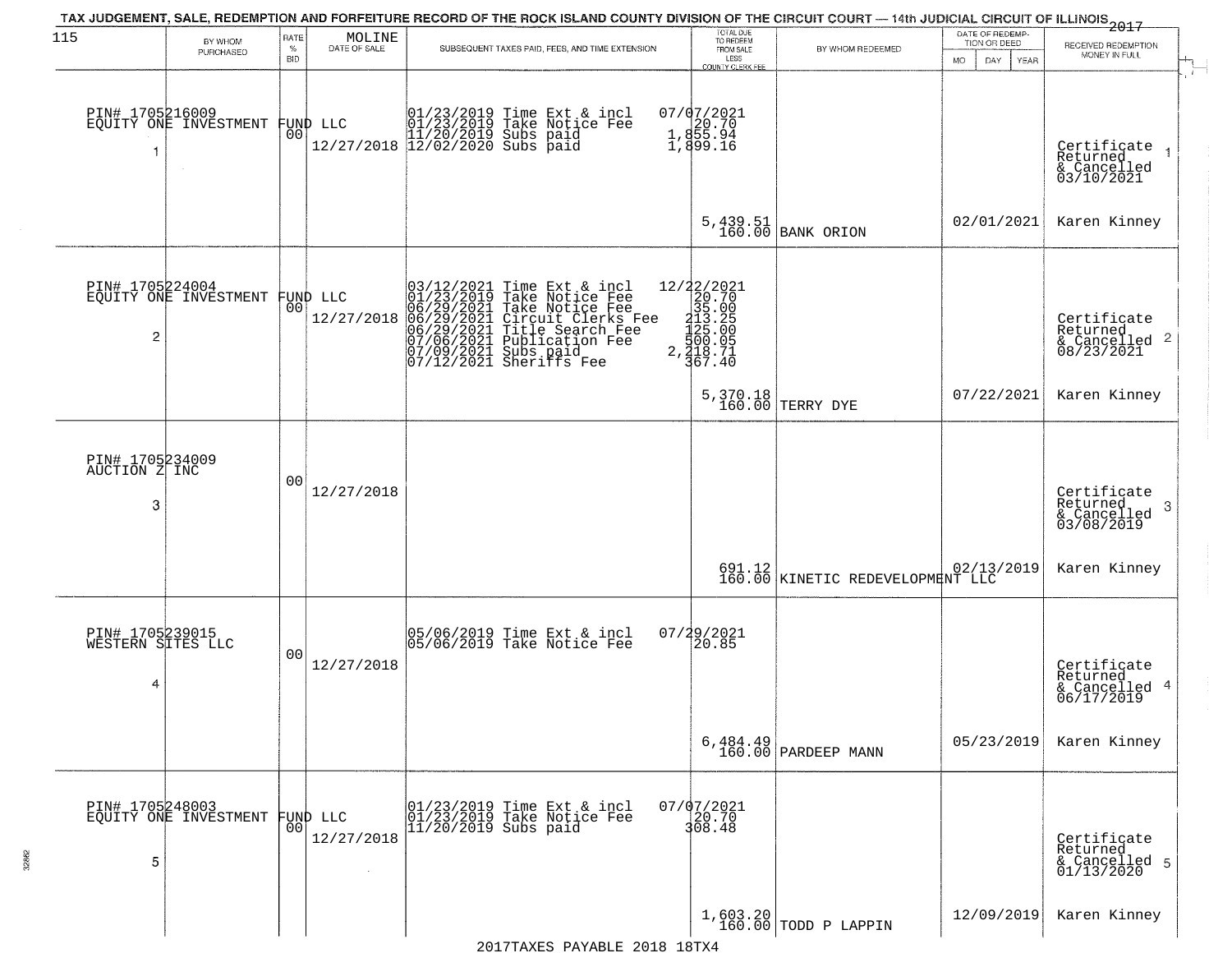# TAX JUDGEMENT, SALE, REDEMPTION AND FORFEITURE RECORD OF THE ROCK ISLAND COUNTY DIVISION OF THE CIRCUIT COURT — 14th JUDICIAL CIRCUIT OF ILLINOIS 2017

115 — MOLINE

| # | BY WHOM PURCHASED | RATE % BID | DATE OF SALE | SUBSEQUENT TAXES PAID, FEES, AND TIME EXTENSION | TOTAL DUE TO REDEEM FROM SALE LESS COUNTY CLERK FEE | BY WHOM REDEEMED | DATE OF REDEMPTION OR DEED | RECEIVED REDEMPTION MONEY IN FULL |
|---|---|---|---|---|---|---|---|---|
| 1 | PIN# 1705216009 EQUITY ONE INVESTMENT FUND LLC | 00 | 12/27/2018 | 01/23/2019 Time Ext & incl 07/07/2021<br>01/23/2019 Take Notice Fee 20.70<br>11/20/2019 Subs paid 1,855.94<br>12/02/2020 Subs paid 1,899.16 | 5,439.51<br>160.00 | BANK ORION | 02/01/2021 | Certificate Returned & Cancelled 03/10/2021<br>Karen Kinney |
| 2 | PIN# 1705224004 EQUITY ONE INVESTMENT FUND LLC | 00 | 12/27/2018 | 03/12/2021 Time Ext & incl 12/22/2021<br>01/23/2019 Take Notice Fee 20.70<br>06/29/2021 Take Notice Fee 35.00<br>06/29/2021 Circuit Clerks Fee 213.25<br>06/29/2021 Title Search Fee 125.00<br>07/06/2021 Publication Fee 500.05<br>07/09/2021 Subs paid 2,218.71<br>07/12/2021 Sheriffs Fee 367.40 | 5,370.18<br>160.00 | TERRY DYE | 07/22/2021 | Certificate Returned & Cancelled 08/23/2021<br>Karen Kinney |
| 3 | PIN# 1705234009 AUCTION Z INC | 00 | 12/27/2018 | | 691.12<br>160.00 | KINETIC REDEVELOPMENT LLC | 02/13/2019 | Certificate Returned & Cancelled 03/08/2019<br>Karen Kinney |
| 4 | PIN# 1705239015 WESTERN SITES LLC | 00 | 12/27/2018 | 05/06/2019 Time Ext & incl 07/29/2021<br>05/06/2019 Take Notice Fee 20.85 | 6,484.49<br>160.00 | PARDEEP MANN | 05/23/2019 | Certificate Returned & Cancelled 06/17/2019<br>Karen Kinney |
| 5 | PIN# 1705248003 EQUITY ONE INVESTMENT FUND LLC | 00 | 12/27/2018 | 01/23/2019 Time Ext & incl 07/07/2021<br>01/23/2019 Take Notice Fee 20.70<br>11/20/2019 Subs paid 308.48 | 1,603.20<br>160.00 | TODD P LAPPIN | 12/09/2019 | Certificate Returned & Cancelled 01/13/2020<br>Karen Kinney |

2017TAXES PAYABLE 2018 18TX4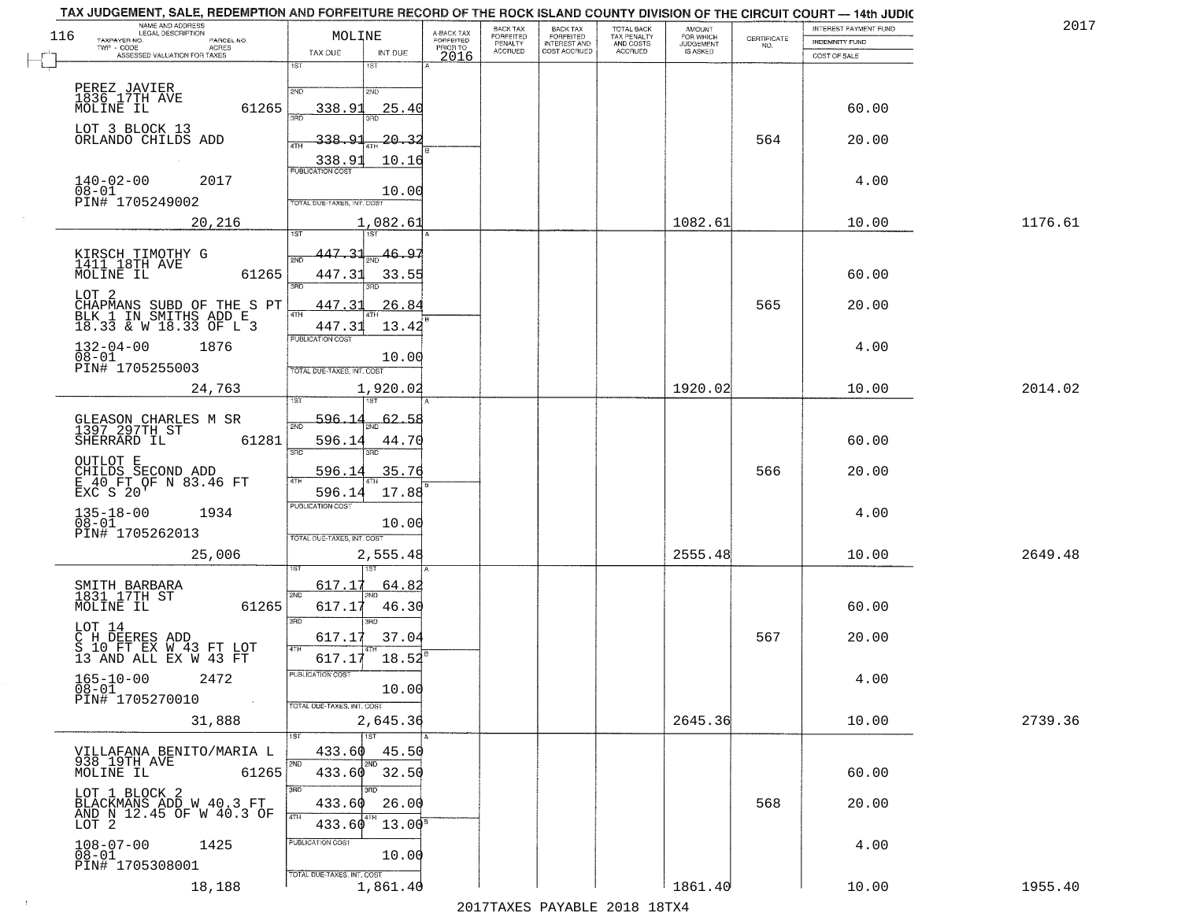# TAX JUDGEMENT, SALE, REDEMPTION AND FORFEITURE RECORD OF THE ROCK ISLAND COUNTY DIVISION OF THE CIRCUIT COURT — 14th JUDIC

2017

| NAME AND ADDRESS / LEGAL DESCRIPTION / TAXPAYER NO. / PARCEL NO. / TWP - CODE / ACRES / ASSESSED VALUATION FOR TAXES | MOLINE TAX DUE | INT DUE | A-BACK TAX FORFEITED PRIOR TO 2016 | BACK TAX FORFEITED PENALTY ACCRUED | BACK TAX FORFEITED INTEREST AND COST ACCRUED | TOTAL BACK TAX PENALTY AND COSTS ACCRUED | AMOUNT FOR WHICH JUDGEMENT IS ASKED | CERTIFICATE NO. | INTEREST PAYMENT FUND / INDEMNITY FUND / COST OF SALE | |
|---|---|---|---|---|---|---|---|---|---|---|
| PEREZ JAVIER<br>1836 17TH AVE<br>MOLINE IL 61265<br>LOT 3 BLOCK 13<br>ORLANDO CHILDS ADD<br>140-02-00 2017<br>08-01<br>PIN# 1705249002<br>20,216 | 1ST<br>2ND 338.91<br>3RD 338.91<br>4TH 338.91<br>PUBLICATION COST<br>TOTAL DUE-TAXES, INT. COST 1,082.61 | <br>25.40<br>20.32<br>10.16<br>10.00 | | | | | 1082.61 | 564 | 60.00<br>20.00<br>4.00<br>10.00 | 1176.61 |
| KIRSCH TIMOTHY G<br>1411 18TH AVE<br>MOLINE IL 61265<br>LOT 2<br>CHAPMANS SUBD OF THE S PT BLK 1 IN SMITHS ADD E 18.33 & W 18.33 OF L 3<br>132-04-00 1876<br>08-01<br>PIN# 1705255003<br>24,763 | 1ST 447.31<br>2ND 447.31<br>3RD 447.31<br>4TH 447.31<br>PUBLICATION COST<br>TOTAL DUE-TAXES, INT. COST 1,920.02 | 46.97<br>33.55<br>26.84<br>13.42<br>10.00 | | | | | 1920.02 | 565 | 60.00<br>20.00<br>4.00<br>10.00 | 2014.02 |
| GLEASON CHARLES M SR<br>1397 297TH ST<br>SHERRARD IL 61281<br>OUTLOT E<br>CHILDS SECOND ADD<br>E 40 FT OF N 83.46 FT EXC S 20'<br>135-18-00 1934<br>08-01<br>PIN# 1705262013<br>25,006 | 1ST 596.14<br>2ND 596.14<br>3RD 596.14<br>4TH 596.14<br>PUBLICATION COST<br>TOTAL DUE-TAXES, INT. COST 2,555.48 | 62.58<br>44.70<br>35.76<br>17.88<br>10.00 | | | | | 2555.48 | 566 | 60.00<br>20.00<br>4.00<br>10.00 | 2649.48 |
| SMITH BARBARA<br>1831 17TH ST<br>MOLINE IL 61265<br>LOT 14<br>C H DEERES ADD<br>S 10 FT EX W 43 FT LOT 13 AND ALL EX W 43 FT<br>165-10-00 2472<br>08-01<br>PIN# 1705270010<br>31,888 | 1ST 617.17<br>2ND 617.17<br>3RD 617.17<br>4TH 617.17<br>PUBLICATION COST<br>TOTAL DUE-TAXES, INT. COST 2,645.36 | 64.82<br>46.30<br>37.04<br>18.52<br>10.00 | | | | | 2645.36 | 567 | 60.00<br>20.00<br>4.00<br>10.00 | 2739.36 |
| VILLAFANA BENITO/MARIA L<br>938 19TH AVE<br>MOLINE IL 61265<br>LOT 1 BLOCK 2<br>BLACKMANS ADD W 40.3 FT AND N 12.45 OF W 40.3 OF LOT 2<br>108-07-00 1425<br>08-01<br>PIN# 1705308001<br>18,188 | 1ST 433.60<br>2ND 433.60<br>3RD 433.60<br>4TH 433.60<br>PUBLICATION COST<br>TOTAL DUE-TAXES, INT. COST 1,861.40 | 45.50<br>32.50<br>26.00<br>13.00<br>10.00 | | | | | 1861.40 | 568 | 60.00<br>20.00<br>4.00<br>10.00 | 1955.40 |

2017TAXES PAYABLE 2018 18TX4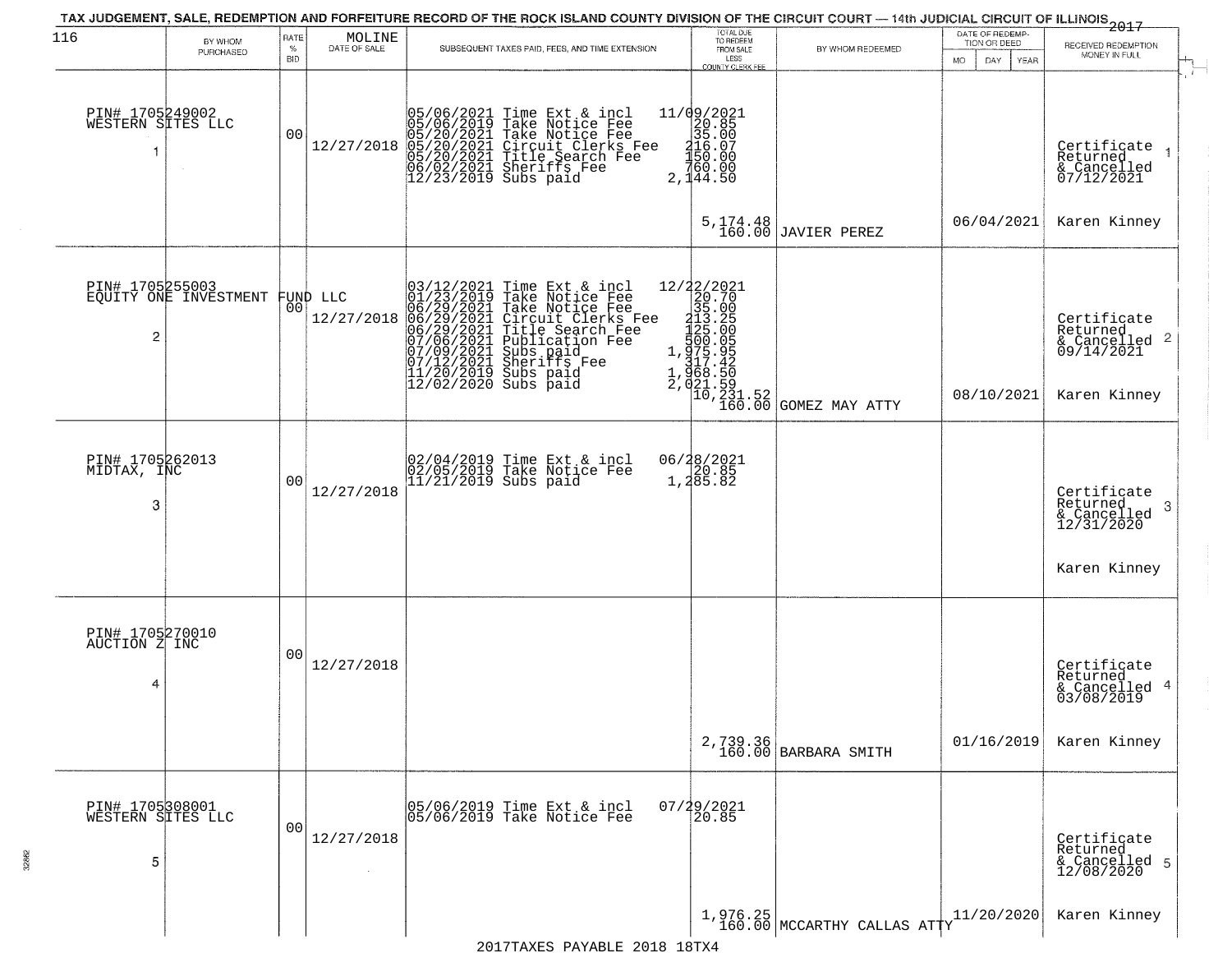# TAX JUDGEMENT, SALE, REDEMPTION AND FORFEITURE RECORD OF THE ROCK ISLAND COUNTY DIVISION OF THE CIRCUIT COURT — 14th JUDICIAL CIRCUIT OF ILLINOIS 2017

MOLINE

| | BY WHOM PURCHASED | RATE % BID | DATE OF SALE | SUBSEQUENT TAXES PAID, FEES, AND TIME EXTENSION | TOTAL DUE TO REDEEM FROM SALE LESS COUNTY CLERK FEE | BY WHOM REDEEMED | DATE OF REDEMPTION OR DEED MO DAY YEAR | RECEIVED REDEMPTION MONEY IN FULL |
|---|---|---|---|---|---|---|---|---|
| 1 | PIN# 1705249002 WESTERN SITES LLC | 00 | 12/27/2018 | 05/06/2021 Time Ext & incl<br>05/06/2019 Take Notice Fee<br>05/20/2021 Take Notice Fee<br>05/20/2021 Circuit Clerks Fee<br>05/20/2021 Title Search Fee<br>06/02/2021 Sheriffs Fee<br>12/23/2019 Subs paid | 11/09/2021<br>20.85<br>35.00<br>216.07<br>150.00<br>760.00<br>2,144.50<br>5,174.48<br>160.00 | JAVIER PEREZ | 06/04/2021 | Certificate Returned & Cancelled 07/12/2021<br>Karen Kinney |
| 2 | PIN# 1705255003 EQUITY ONE INVESTMENT FUND LLC | 00 | 12/27/2018 | 03/12/2021 Time Ext & incl<br>01/23/2019 Take Notice Fee<br>06/29/2021 Take Notice Fee<br>06/29/2021 Circuit Clerks Fee<br>06/29/2021 Title Search Fee<br>07/06/2021 Publication Fee<br>07/09/2021 Subs paid<br>07/12/2021 Sheriffs Fee<br>11/20/2019 Subs paid<br>12/02/2020 Subs paid | 12/22/2021<br>20.70<br>35.00<br>213.25<br>125.00<br>500.05<br>1,975.95<br>317.42<br>1,968.50<br>2,021.59<br>10,231.52<br>160.00 | GOMEZ MAY ATTY | 08/10/2021 | Certificate Returned & Cancelled 09/14/2021<br>Karen Kinney |
| 3 | PIN# 1705262013 MIDTAX, INC | 00 | 12/27/2018 | 02/04/2019 Time Ext & incl<br>02/05/2019 Take Notice Fee<br>11/21/2019 Subs paid | 06/28/2021<br>20.85<br>1,285.82 | | | Certificate Returned & Cancelled 12/31/2020<br>Karen Kinney |
| 4 | PIN# 1705270010 AUCTION Z INC | 00 | 12/27/2018 | | 2,739.36<br>160.00 | BARBARA SMITH | 01/16/2019 | Certificate Returned & Cancelled 03/08/2019<br>Karen Kinney |
| 5 | PIN# 1705308001 WESTERN SITES LLC | 00 | 12/27/2018 | 05/06/2019 Time Ext & incl<br>05/06/2019 Take Notice Fee | 07/29/2021<br>20.85<br>1,976.25<br>160.00 | MCCARTHY CALLAS ATTY | 11/20/2020 | Certificate Returned & Cancelled 12/08/2020<br>Karen Kinney |

2017TAXES PAYABLE 2018 18TX4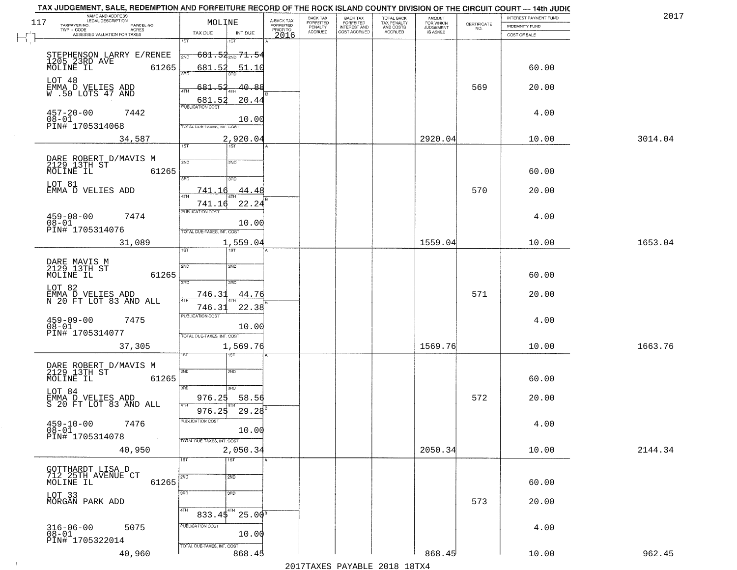TAX JUDGEMENT, SALE, REDEMPTION AND FORFEITURE RECORD OF THE ROCK ISLAND COUNTY DIVISION OF THE CIRCUIT COURT — 14th JUDIC

2017

117 MOLINE

| NAME AND ADDRESS / LEGAL DESCRIPTION / TAXPAYER NO. / PARCEL NO. / TWP - CODE / ACRES / ASSESSED VALUATION FOR TAXES | TAX DUE | INT DUE | A-BACK TAX FORFEITED PRIOR TO 2016 | BACK TAX FORFEITED PENALTY ACCRUED | BACK TAX FORFEITED INTEREST AND COST ACCRUED | TOTAL BACK TAX PENALTY AND COSTS ACCRUED | AMOUNT FOR WHICH JUDGEMENT IS ASKED | CERTIFICATE NO. | INTEREST PAYMENT FUND / INDEMNITY FUND / COST OF SALE | |
|---|---|---|---|---|---|---|---|---|---|---|
| STEPHENSON LARRY E/RENEE 1205 23RD AVE MOLINE IL 61265 LOT 48 EMMA D VELIES ADD W .50 LOTS 47 AND 457-20-00 7442 08-01 PIN# 1705314068 | 1ST / 2ND 681.52 / 3RD 681.52 / 4TH 681.52 / 681.52 | 2ND 71.54 / 3RD 51.10 / 4TH 40.88 / 20.44 | | | | | | 569 | 60.00 / 20.00 / 4.00 | |
| | PUBLICATION COST | 10.00 | | | | | | | | |
| 34,587 | TOTAL DUE-TAXES, INT. COST | 2,920.04 | | | | | 2920.04 | | 10.00 | 3014.04 |
| DARE ROBERT D/MAVIS M 2129 13TH ST MOLINE IL 61265 LOT 81 EMMA D VELIES ADD 459-08-00 7474 08-01 PIN# 1705314076 | 3RD 741.16 / 4TH 741.16 | 44.48 / 22.24 | | | | | | 570 | 60.00 / 20.00 / 4.00 | |
| | PUBLICATION COST | 10.00 | | | | | | | | |
| 31,089 | TOTAL DUE-TAXES, INT. COST | 1,559.04 | | | | | 1559.04 | | 10.00 | 1653.04 |
| DARE MAVIS M 2129 13TH ST MOLINE IL 61265 LOT 82 EMMA D VELIES ADD N 20 FT LOT 83 AND ALL 459-09-00 7475 08-01 PIN# 1705314077 | 3RD 746.31 / 4TH 746.31 | 44.76 / 22.38 | | | | | | 571 | 60.00 / 20.00 / 4.00 | |
| | PUBLICATION COST | 10.00 | | | | | | | | |
| 37,305 | TOTAL DUE-TAXES, INT. COST | 1,569.76 | | | | | 1569.76 | | 10.00 | 1663.76 |
| DARE ROBERT D/MAVIS M 2129 13TH ST MOLINE IL 61265 LOT 84 EMMA D VELIES ADD S 20 FT LOT 83 AND ALL 459-10-00 7476 08-01 PIN# 1705314078 | 3RD 976.25 / 4TH 976.25 | 58.56 / 29.28 | | | | | | 572 | 60.00 / 20.00 / 4.00 | |
| | PUBLICATION COST | 10.00 | | | | | | | | |
| 40,950 | TOTAL DUE-TAXES, INT. COST | 2,050.34 | | | | | 2050.34 | | 10.00 | 2144.34 |
| GOTTHARDT LISA D 712 25TH AVENUE CT MOLINE IL 61265 LOT 33 MORGAN PARK ADD 316-06-00 5075 08-01 PIN# 1705322014 | 4TH 833.45 | 25.00 | | | | | | 573 | 60.00 / 20.00 / 4.00 | |
| | PUBLICATION COST | 10.00 | | | | | | | | |
| 40,960 | TOTAL DUE-TAXES, INT. COST | 868.45 | | | | | 868.45 | | 10.00 | 962.45 |

2017TAXES PAYABLE 2018 18TX4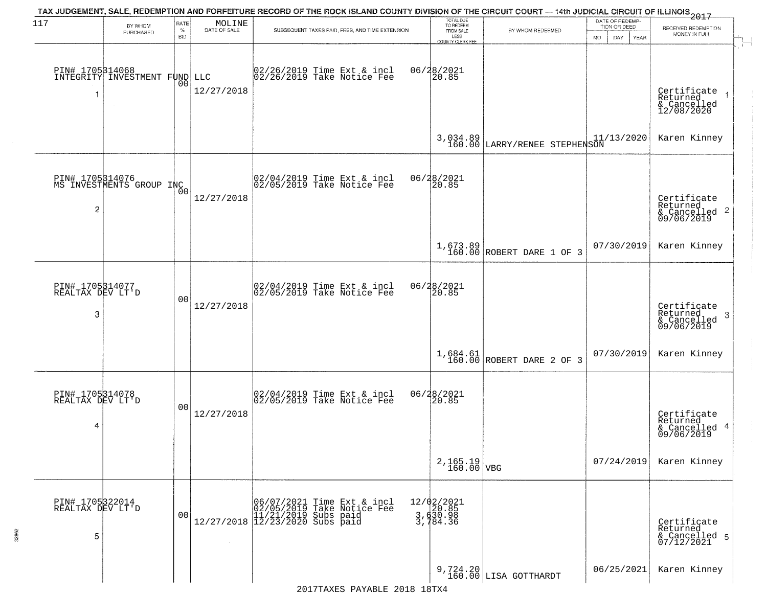TAX JUDGEMENT, SALE, REDEMPTION AND FORFEITURE RECORD OF THE ROCK ISLAND COUNTY DIVISION OF THE CIRCUIT COURT — 14th JUDICIAL CIRCUIT OF ILLINOIS 2017

| 117 BY WHOM PURCHASED | RATE % BID | MOLINE DATE OF SALE | SUBSEQUENT TAXES PAID, FEES, AND TIME EXTENSION | TOTAL DUE TO REDEEM FROM SALE LESS COUNTY CLERK FEE | BY WHOM REDEEMED | DATE OF REDEMPTION OR DEED MO DAY YEAR | RECEIVED REDEMPTION MONEY IN FULL |
|---|---|---|---|---|---|---|---|
| PIN# 1705314068 INTEGRITY INVESTMENT FUND LLC 1 | 00 | 12/27/2018 | 02/26/2019 Time Ext & incl 06/28/2021<br>02/26/2019 Take Notice Fee 20.85 | 3,034.89<br>160.00 | LARRY/RENEE STEPHENSON | 11/13/2020 | Certificate Returned & Cancelled 12/08/2020 1<br>Karen Kinney |
| PIN# 1705314076 MS INVESTMENTS GROUP INC 2 | 00 | 12/27/2018 | 02/04/2019 Time Ext & incl 06/28/2021<br>02/05/2019 Take Notice Fee 20.85 | 1,673.89<br>160.00 | ROBERT DARE 1 OF 3 | 07/30/2019 | Certificate Returned & Cancelled 09/06/2019 2<br>Karen Kinney |
| PIN# 1705314077 REALTAX DEV LT'D 3 | 00 | 12/27/2018 | 02/04/2019 Time Ext & incl 06/28/2021<br>02/05/2019 Take Notice Fee 20.85 | 1,684.61<br>160.00 | ROBERT DARE 2 OF 3 | 07/30/2019 | Certificate Returned & Cancelled 09/06/2019 3<br>Karen Kinney |
| PIN# 1705314078 REALTAX DEV LT'D 4 | 00 | 12/27/2018 | 02/04/2019 Time Ext & incl 06/28/2021<br>02/05/2019 Take Notice Fee 20.85 | 2,165.19<br>160.00 | VBG | 07/24/2019 | Certificate Returned & Cancelled 09/06/2019 4<br>Karen Kinney |
| PIN# 1705322014 REALTAX DEV LT'D 5 | 00 | 12/27/2018 | 06/07/2021 Time Ext & incl 12/02/2021<br>02/05/2019 Take Notice Fee 20.85<br>11/21/2019 Subs paid 3,630.98<br>12/23/2020 Subs paid 3,784.36 | 9,724.20<br>160.00 | LISA GOTTHARDT | 06/25/2021 | Certificate Returned & Cancelled 07/12/2021 5<br>Karen Kinney |

2017TAXES PAYABLE 2018 18TX4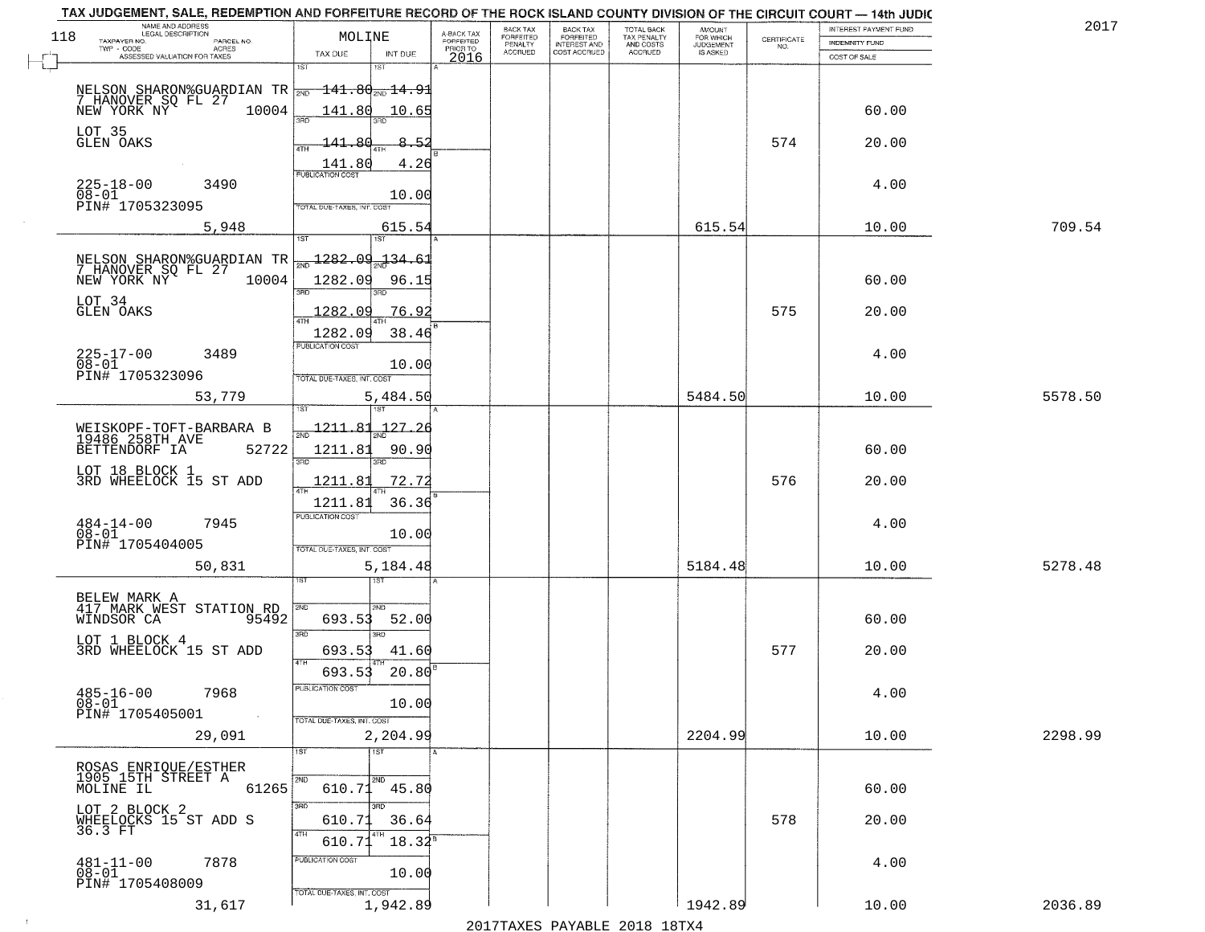# TAX JUDGEMENT, SALE, REDEMPTION AND FORFEITURE RECORD OF THE ROCK ISLAND COUNTY DIVISION OF THE CIRCUIT COURT — 14th JUDIC

2017

118

| NAME AND ADDRESS / LEGAL DESCRIPTION / TAXPAYER NO. / PARCEL NO. / TWP - CODE / ACRES / ASSESSED VALUATION FOR TAXES | MOLINE TAX DUE | INT DUE | A-BACK TAX FORFEITED PRIOR TO 2016 | BACK TAX FORFEITED PENALTY ACCRUED | BACK TAX FORFEITED INTEREST AND COST ACCRUED | TOTAL BACK TAX PENALTY AND COSTS ACCRUED | AMOUNT FOR WHICH JUDGEMENT IS ASKED | CERTIFICATE NO. | INTEREST PAYMENT FUND / INDEMNITY FUND / COST OF SALE | |
|---|---|---|---|---|---|---|---|---|---|---|
| NELSON SHARON%GUARDIAN TR 7 HANOVER SQ FL 27 NEW YORK NY 10004 LOT 35 GLEN OAKS 225-18-00 3490 08-01 PIN# 1705323095 | 1ST 141.80 2ND 141.80 3RD 141.80 4TH 141.80 PUBLICATION COST | 14.91 10.65 8.52 4.26 10.00 | | | | | | 574 | 60.00 20.00 4.00 | |
| 5,948 | TOTAL DUE-TAXES, INT. COST | 615.54 | | | | | 615.54 | | 10.00 | 709.54 |
| NELSON SHARON%GUARDIAN TR 7 HANOVER SQ FL 27 NEW YORK NY 10004 LOT 34 GLEN OAKS 225-17-00 3489 08-01 PIN# 1705323096 | 1ST 1282.09 2ND 1282.09 3RD 1282.09 4TH 1282.09 PUBLICATION COST | 134.61 96.15 76.92 38.46 10.00 | | | | | | 575 | 60.00 20.00 4.00 | |
| 53,779 | TOTAL DUE-TAXES, INT. COST | 5,484.50 | | | | | 5484.50 | | 10.00 | 5578.50 |
| WEISKOPF-TOFT-BARBARA B 19486 258TH AVE BETTENDORF IA 52722 LOT 18 BLOCK 1 3RD WHEELOCK 15 ST ADD 484-14-00 7945 08-01 PIN# 1705404005 | 1ST 1211.81 2ND 1211.81 3RD 1211.81 4TH 1211.81 PUBLICATION COST | 127.26 90.90 72.72 36.36 10.00 | | | | | | 576 | 60.00 20.00 4.00 | |
| 50,831 | TOTAL DUE-TAXES, INT. COST | 5,184.48 | | | | | 5184.48 | | 10.00 | 5278.48 |
| BELEW MARK A 417 MARK WEST STATION RD WINDSOR CA 95492 LOT 1 BLOCK 4 3RD WHEELOCK 15 ST ADD 485-16-00 7968 08-01 PIN# 1705405001 | 1ST 2ND 693.53 3RD 693.53 4TH 693.53 PUBLICATION COST | 52.00 41.60 20.80 10.00 | | | | | | 577 | 60.00 20.00 4.00 | |
| 29,091 | TOTAL DUE-TAXES, INT. COST | 2,204.99 | | | | | 2204.99 | | 10.00 | 2298.99 |
| ROSAS ENRIQUE/ESTHER 1905 15TH STREET A MOLINE IL 61265 LOT 2 BLOCK 2 WHEELOCKS 15 ST ADD S 36.3 FT 481-11-00 7878 08-01 PIN# 1705408009 | 1ST 2ND 610.71 3RD 610.71 4TH 610.71 PUBLICATION COST | 45.80 36.64 18.32 10.00 | | | | | | 578 | 60.00 20.00 4.00 | |
| 31,617 | TOTAL DUE-TAXES, INT. COST | 1,942.89 | | | | | 1942.89 | | 10.00 | 2036.89 |

2017TAXES PAYABLE 2018 18TX4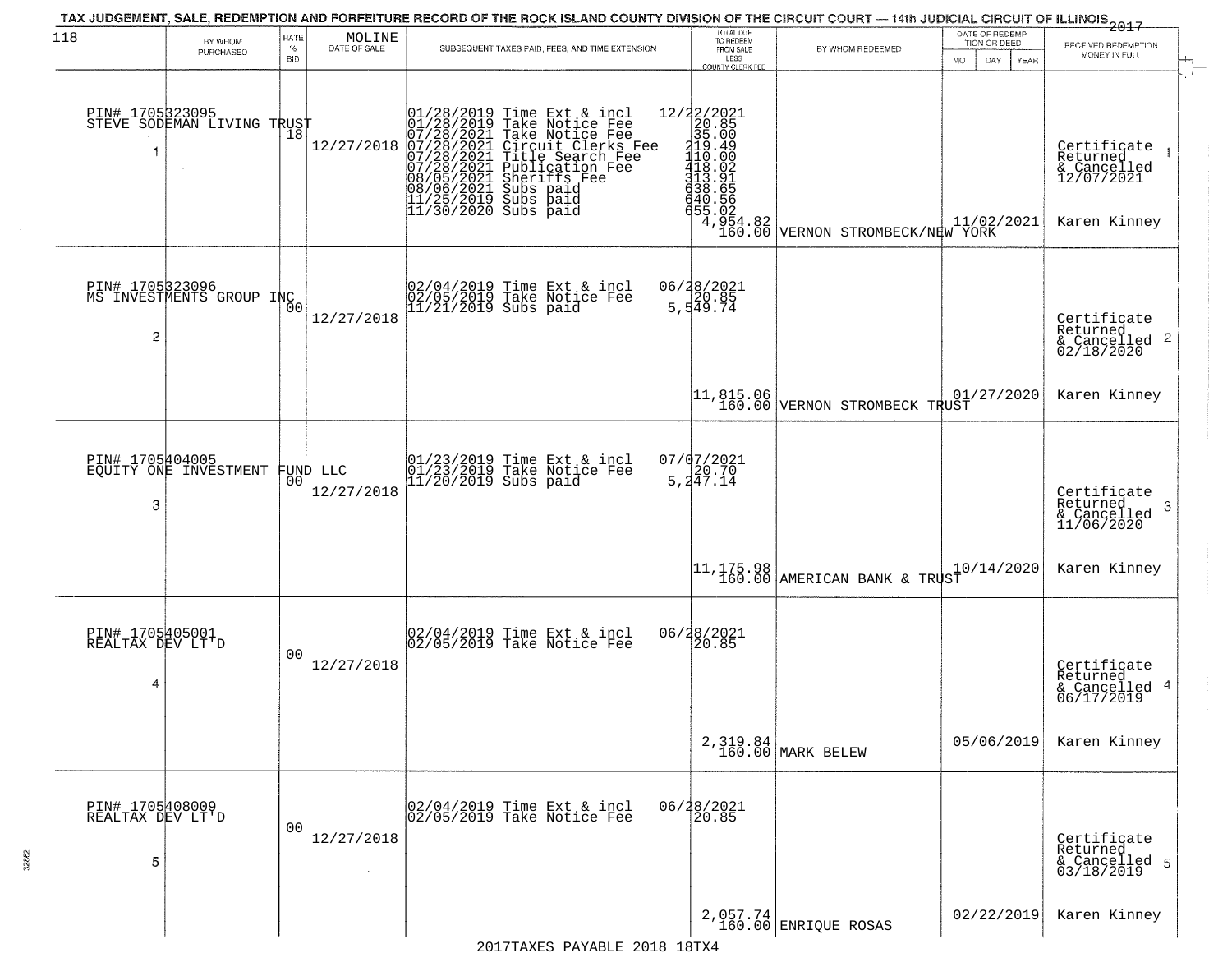TAX JUDGEMENT, SALE, REDEMPTION AND FORFEITURE RECORD OF THE ROCK ISLAND COUNTY DIVISION OF THE CIRCUIT COURT — 14th JUDICIAL CIRCUIT OF ILLINOIS 2017

118 — MOLINE

| | BY WHOM PURCHASED | RATE % BID | DATE OF SALE | SUBSEQUENT TAXES PAID, FEES, AND TIME EXTENSION | TOTAL DUE TO REDEEM FROM SALE LESS COUNTY CLERK FEE | BY WHOM REDEEMED | DATE OF REDEMPTION OR DEED MO DAY YEAR | RECEIVED REDEMPTION MONEY IN FULL |
|---|---|---|---|---|---|---|---|---|
| 1 | PIN# 1705323095 STEVE SODEMAN LIVING TRUST | 18 | 12/27/2018 | 01/28/2019 Time Ext & incl 12/22/2021<br>01/28/2019 Take Notice Fee 20.85<br>07/28/2021 Take Notice Fee 35.00<br>07/28/2021 Circuit Clerks Fee 219.49<br>07/28/2021 Title Search Fee 110.00<br>07/28/2021 Publication Fee 418.02<br>08/05/2021 Sheriffs Fee 313.91<br>08/06/2021 Subs paid 638.65<br>11/25/2019 Subs paid 640.56<br>11/30/2020 Subs paid 655.02 | 4,954.82<br>160.00 | VERNON STROMBECK/NEW YORK | 11/02/2021 | Certificate Returned & Cancelled 12/07/2021 Karen Kinney |
| 2 | PIN# 1705323096 MS INVESTMENTS GROUP INC | 00 | 12/27/2018 | 02/04/2019 Time Ext & incl 06/28/2021<br>02/05/2019 Take Notice Fee 20.85<br>11/21/2019 Subs paid 5,549.74 | 11,815.06<br>160.00 | VERNON STROMBECK TRUST | 01/27/2020 | Certificate Returned & Cancelled 02/18/2020 Karen Kinney |
| 3 | PIN# 1705404005 EQUITY ONE INVESTMENT FUND LLC | 00 | 12/27/2018 | 01/23/2019 Time Ext & incl 07/07/2021<br>01/23/2019 Take Notice Fee 20.70<br>11/20/2019 Subs paid 5,247.14 | 11,175.98<br>160.00 | AMERICAN BANK & TRUST | 10/14/2020 | Certificate Returned & Cancelled 11/06/2020 Karen Kinney |
| 4 | PIN# 1705405001 REALTAX DEV LT'D | 00 | 12/27/2018 | 02/04/2019 Time Ext & incl 06/28/2021<br>02/05/2019 Take Notice Fee 20.85 | 2,319.84<br>160.00 | MARK BELEW | 05/06/2019 | Certificate Returned & Cancelled 06/17/2019 Karen Kinney |
| 5 | PIN# 1705408009 REALTAX DEV LT'D | 00 | 12/27/2018 | 02/04/2019 Time Ext & incl 06/28/2021<br>02/05/2019 Take Notice Fee 20.85 | 2,057.74<br>160.00 | ENRIQUE ROSAS | 02/22/2019 | Certificate Returned & Cancelled 03/18/2019 Karen Kinney |

2017TAXES PAYABLE 2018 18TX4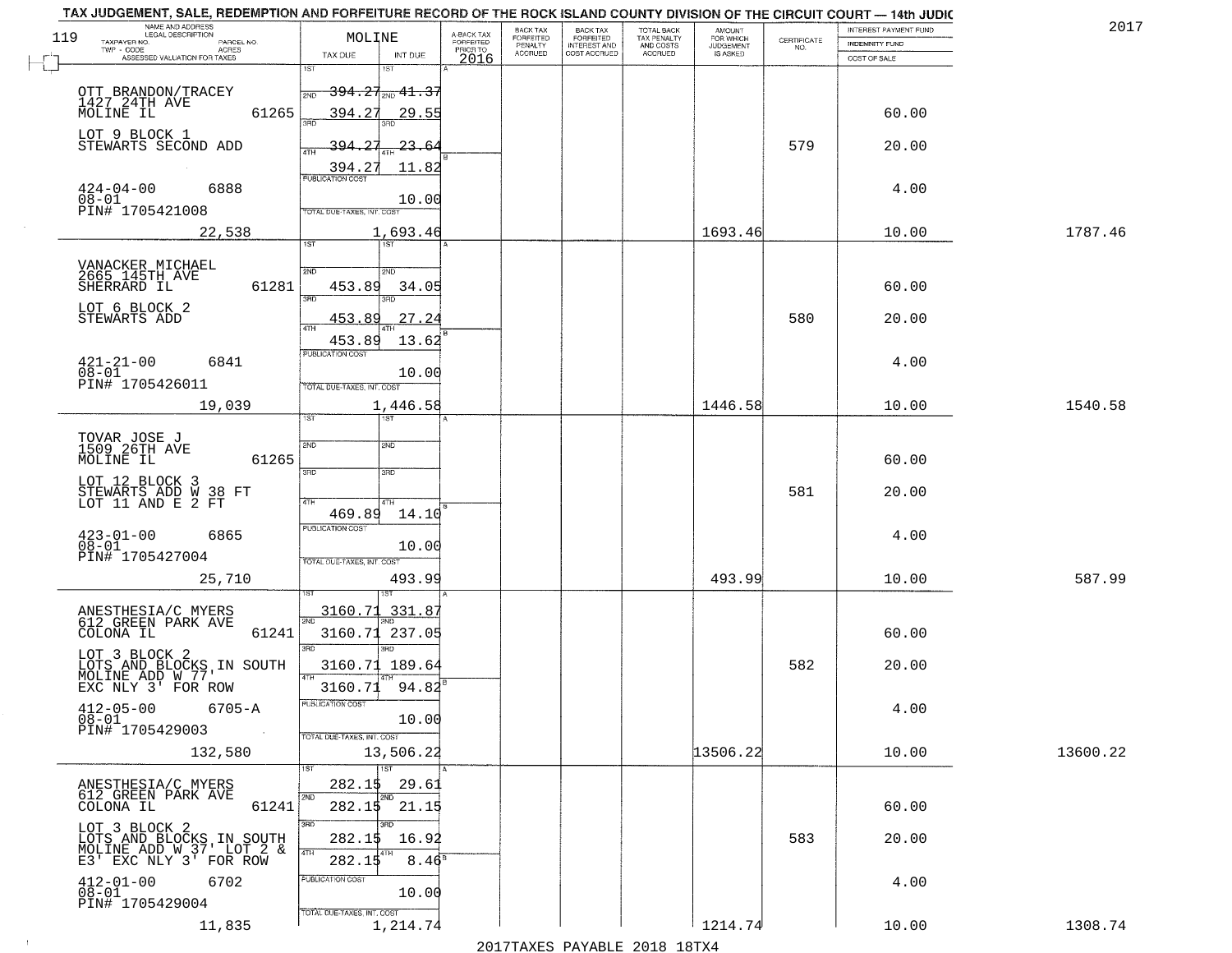TAX JUDGEMENT, SALE, REDEMPTION AND FORFEITURE RECORD OF THE ROCK ISLAND COUNTY DIVISION OF THE CIRCUIT COURT — 14th JUDIC

2017

| NAME AND ADDRESS / LEGAL DESCRIPTION / TAXPAYER NO. / PARCEL NO. / TWP - CODE / ACRES / ASSESSED VALUATION FOR TAXES | MOLINE TAX DUE | INT DUE | A-BACK TAX FORFEITED PRIOR TO 2016 | BACK TAX FORFEITED PENALTY ACCRUED | BACK TAX FORFEITED INTEREST AND COST ACCRUED | TOTAL BACK TAX PENALTY AND COSTS ACCRUED | AMOUNT FOR WHICH JUDGEMENT IS ASKED | CERTIFICATE NO. | INTEREST PAYMENT FUND / INDEMNITY FUND / COST OF SALE | |
|---|---|---|---|---|---|---|---|---|---|---|
| OTT BRANDON/TRACEY 1427 24TH AVE MOLINE IL 61265 | 1ST | 1ST | | | | | | | | |
| | 2ND 394.27 | 2ND 41.37 | | | | | | | | |
| | 394.27 | 29.55 | | | | | | | 60.00 | |
| LOT 9 BLOCK 1 STEWARTS SECOND ADD | 3RD 394.27 | 3RD 23.64 | | | | | | 579 | 20.00 | |
| | 4TH 394.27 | 4TH 11.82 | | | | | | | | |
| 424-04-00 6888 08-01 PIN# 1705421008 | PUBLICATION COST | 10.00 | | | | | | | 4.00 | |
| 22,538 | TOTAL DUE-TAXES, INT. COST | 1,693.46 | | | | | 1693.46 | | 10.00 | 1787.46 |
| VANACKER MICHAEL 2665 145TH AVE SHERRARD IL 61281 | 1ST | 1ST | | | | | | | | |
| | 2ND 453.89 | 2ND 34.05 | | | | | | | 60.00 | |
| LOT 6 BLOCK 2 STEWARTS ADD | 3RD 453.89 | 3RD 27.24 | | | | | | 580 | 20.00 | |
| | 4TH 453.89 | 4TH 13.62 | | | | | | | | |
| 421-21-00 6841 08-01 PIN# 1705426011 | PUBLICATION COST | 10.00 | | | | | | | 4.00 | |
| 19,039 | TOTAL DUE-TAXES, INT. COST | 1,446.58 | | | | | 1446.58 | | 10.00 | 1540.58 |
| TOVAR JOSE J 1509 26TH AVE MOLINE IL 61265 | 1ST | 1ST | | | | | | | | |
| | 2ND | 2ND | | | | | | | 60.00 | |
| LOT 12 BLOCK 3 STEWARTS ADD W 38 FT LOT 11 AND E 2 FT | 3RD | 3RD | | | | | | 581 | 20.00 | |
| | 4TH 469.89 | 4TH 14.10 | | | | | | | | |
| 423-01-00 6865 08-01 PIN# 1705427004 | PUBLICATION COST | 10.00 | | | | | | | 4.00 | |
| 25,710 | TOTAL DUE-TAXES, INT. COST | 493.99 | | | | | 493.99 | | 10.00 | 587.99 |
| ANESTHESIA/C MYERS 612 GREEN PARK AVE COLONA IL 61241 | 1ST 3160.71 | 1ST 331.87 | | | | | | | | |
| | 2ND 3160.71 | 2ND 237.05 | | | | | | | 60.00 | |
| LOT 3 BLOCK 2 LOTS AND BLOCKS IN SOUTH MOLINE ADD W 77' EXC NLY 3' FOR ROW | 3RD 3160.71 | 3RD 189.64 | | | | | | 582 | 20.00 | |
| | 4TH 3160.71 | 4TH 94.82 | | | | | | | | |
| 412-05-00 6705-A 08-01 PIN# 1705429003 | PUBLICATION COST | 10.00 | | | | | | | 4.00 | |
| 132,580 | TOTAL DUE-TAXES, INT. COST | 13,506.22 | | | | | 13506.22 | | 10.00 | 13600.22 |
| ANESTHESIA/C MYERS 612 GREEN PARK AVE COLONA IL 61241 | 1ST 282.15 | 1ST 29.61 | | | | | | | | |
| | 2ND 282.15 | 2ND 21.15 | | | | | | | 60.00 | |
| LOT 3 BLOCK 2 LOTS AND BLOCKS IN SOUTH MOLINE ADD W 37' LOT 2 & E3' EXC NLY 3' FOR ROW | 3RD 282.15 | 3RD 16.92 | | | | | | 583 | 20.00 | |
| | 4TH 282.15 | 4TH 8.46 | | | | | | | | |
| 412-01-00 6702 08-01 PIN# 1705429004 | PUBLICATION COST | 10.00 | | | | | | | 4.00 | |
| 11,835 | TOTAL DUE-TAXES, INT. COST | 1,214.74 | | | | | 1214.74 | | 10.00 | 1308.74 |

2017TAXES PAYABLE 2018 18TX4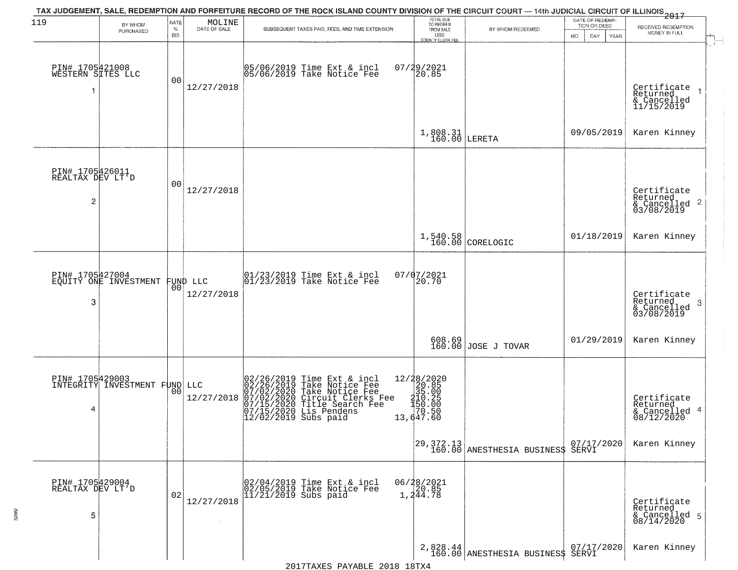TAX JUDGEMENT, SALE, REDEMPTION AND FORFEITURE RECORD OF THE ROCK ISLAND COUNTY DIVISION OF THE CIRCUIT COURT — 14th JUDICIAL CIRCUIT OF ILLINOIS 2017

| 119 BY WHOM PURCHASED | RATE % BID | MOLINE DATE OF SALE | SUBSEQUENT TAXES PAID, FEES, AND TIME EXTENSION | TOTAL DUE TO REDEEM FROM SALE LESS COUNTY CLERK FEE | BY WHOM REDEEMED | DATE OF REDEMPTION OR DEED MO DAY YEAR | RECEIVED REDEMPTION MONEY IN FULL |
|---|---|---|---|---|---|---|---|
| PIN# 1705421008 WESTERN SITES LLC 1 | 00 | 12/27/2018 | 05/06/2019 Time Ext & incl 07/29/2021<br>05/06/2019 Take Notice Fee 20.85 | 1,808.31<br>160.00 | LERETA | 09/05/2019 | Certificate Returned & Cancelled 11/15/2019 1<br>Karen Kinney |
| PIN# 1705426011 REALTAX DEV LT'D 2 | 00 | 12/27/2018 | | 1,540.58<br>160.00 | CORELOGIC | 01/18/2019 | Certificate Returned & Cancelled 03/08/2019 2<br>Karen Kinney |
| PIN# 1705427004 EQUITY ONE INVESTMENT FUND LLC 3 | 00 | 12/27/2018 | 01/23/2019 Time Ext & incl 07/07/2021<br>01/23/2019 Take Notice Fee 20.70 | 608.69<br>160.00 | JOSE J TOVAR | 01/29/2019 | Certificate Returned & Cancelled 03/08/2019 3<br>Karen Kinney |
| PIN# 1705429003 INTEGRITY INVESTMENT FUND LLC 4 | 00 | 12/27/2018 | 02/26/2019 Time Ext & incl 12/28/2020<br>02/26/2019 Take Notice Fee 20.85<br>07/02/2020 Take Notice Fee 35.00<br>07/02/2020 Circuit Clerks Fee 210.25<br>07/15/2020 Title Search Fee 150.00<br>07/15/2020 Lis Pendens 70.50<br>12/02/2019 Subs paid 13,647.60 | 29,372.13<br>160.00 | ANESTHESIA BUSINESS SERVI | 07/17/2020 | Certificate Returned & Cancelled 08/12/2020 4<br>Karen Kinney |
| PIN# 1705429004 REALTAX DEV LT'D 5 | 02 | 12/27/2018 | 02/04/2019 Time Ext & incl 06/28/2021<br>02/05/2019 Take Notice Fee 20.85<br>11/21/2019 Subs paid 1,244.78 | 2,828.44<br>160.00 | ANESTHESIA BUSINESS SERVI | 07/17/2020 | Certificate Returned & Cancelled 08/14/2020 5<br>Karen Kinney |

2017TAXES PAYABLE 2018 18TX4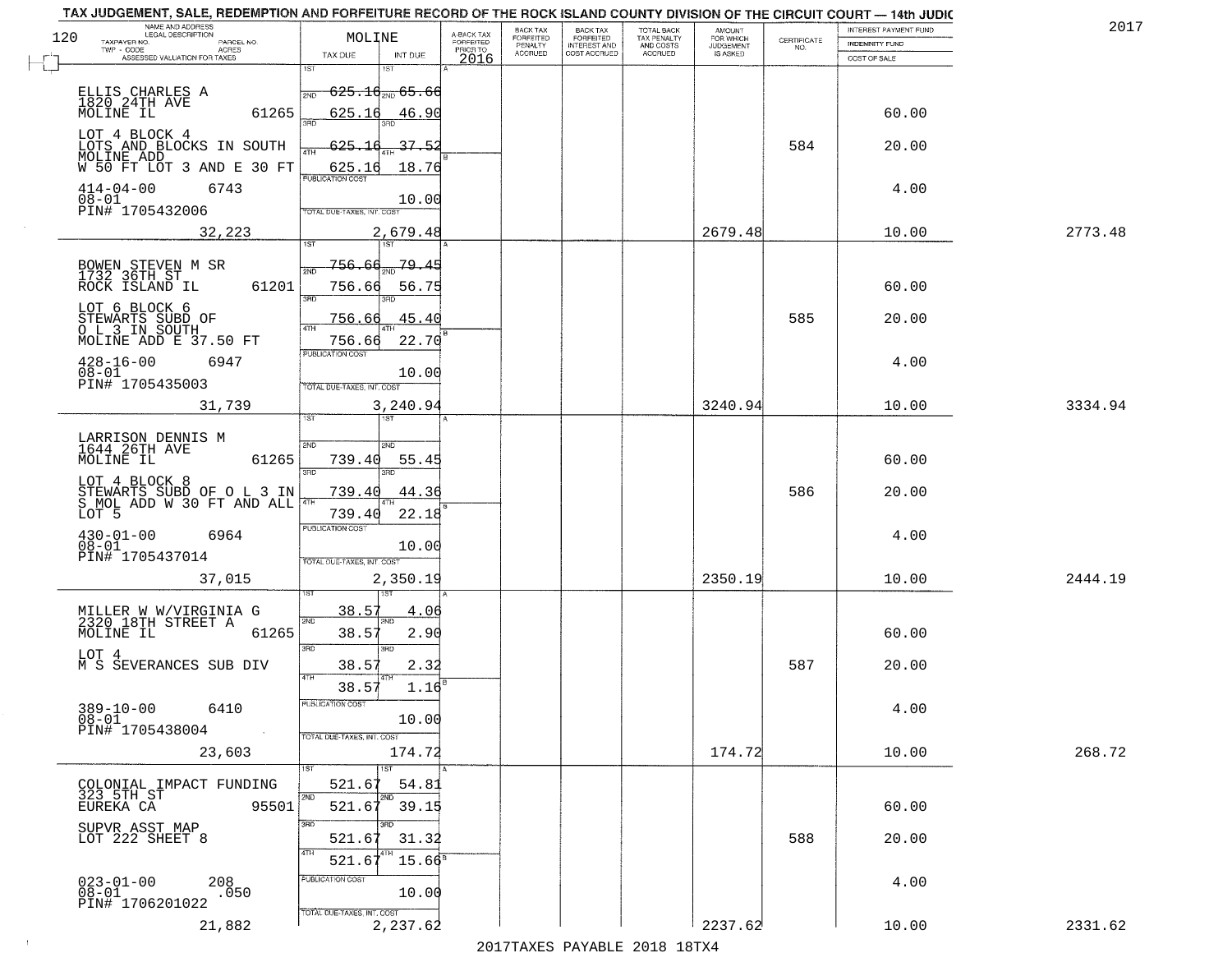TAX JUDGEMENT, SALE, REDEMPTION AND FORFEITURE RECORD OF THE ROCK ISLAND COUNTY DIVISION OF THE CIRCUIT COURT — 14th JUDIC

2017

| NAME AND ADDRESS / LEGAL DESCRIPTION / TAXPAYER NO. / PARCEL NO. / TWP - CODE / ACRES / ASSESSED VALUATION FOR TAXES | MOLINE TAX DUE | INT DUE | A-BACK TAX FORFEITED PRIOR TO 2016 | BACK TAX FORFEITED PENALTY ACCRUED | BACK TAX FORFEITED INTEREST AND COST ACCRUED | TOTAL BACK TAX PENALTY AND COSTS ACCRUED | AMOUNT FOR WHICH JUDGEMENT IS ASKED | CERTIFICATE NO. | INTEREST PAYMENT FUND / INDEMNITY FUND / COST OF SALE | |
|---|---|---|---|---|---|---|---|---|---|---|
| ELLIS CHARLES A 1820 24TH AVE MOLINE IL 61265 | 1ST 625.16 | 65.66 | | | | | | | | |
| | 2ND 625.16 | 46.90 | | | | | | | 60.00 | |
| LOT 4 BLOCK 4 LOTS AND BLOCKS IN SOUTH MOLINE ADD W 50 FT LOT 3 AND E 30 FT | 3RD 625.16 | 37.52 | | | | | | 584 | 20.00 | |
| | 4TH 625.16 | 18.76 | | | | | | | | |
| 414-04-00 6743 08-01 PIN# 1705432006 | PUBLICATION COST 10.00 | | | | | | | | 4.00 | |
| 32,223 | TOTAL DUE-TAXES, INT. COST 2,679.48 | | | | | | 2679.48 | | 10.00 | 2773.48 |
| BOWEN STEVEN M SR 1732 36TH ST ROCK ISLAND IL 61201 | 1ST 756.66 | 79.45 | | | | | | | | |
| | 2ND 756.66 | 56.75 | | | | | | | 60.00 | |
| LOT 6 BLOCK 6 STEWARTS SUBD OF O L 3 IN SOUTH MOLINE ADD E 37.50 FT | 3RD 756.66 | 45.40 | | | | | | 585 | 20.00 | |
| | 4TH 756.66 | 22.70 | | | | | | | | |
| 428-16-00 6947 08-01 PIN# 1705435003 | PUBLICATION COST 10.00 | | | | | | | | 4.00 | |
| 31,739 | TOTAL DUE-TAXES, INT. COST 3,240.94 | | | | | | 3240.94 | | 10.00 | 3334.94 |
| LARRISON DENNIS M 1644 26TH AVE MOLINE IL 61265 | 1ST | | | | | | | | | |
| | 2ND 739.40 | 55.45 | | | | | | | 60.00 | |
| LOT 4 BLOCK 8 STEWARTS SUBD OF O L 3 IN S MOL ADD W 30 FT AND ALL LOT 5 | 3RD 739.40 | 44.36 | | | | | | 586 | 20.00 | |
| | 4TH 739.40 | 22.18 | | | | | | | | |
| 430-01-00 6964 08-01 PIN# 1705437014 | PUBLICATION COST 10.00 | | | | | | | | 4.00 | |
| 37,015 | TOTAL DUE-TAXES, INT. COST 2,350.19 | | | | | | 2350.19 | | 10.00 | 2444.19 |
| MILLER W W/VIRGINIA G 2320 18TH STREET A MOLINE IL 61265 | 1ST 38.57 | 4.06 | | | | | | | | |
| | 2ND 38.57 | 2.90 | | | | | | | 60.00 | |
| LOT 4 M S SEVERANCES SUB DIV | 3RD 38.57 | 2.32 | | | | | | 587 | 20.00 | |
| | 4TH 38.57 | 1.16 | | | | | | | | |
| 389-10-00 6410 08-01 PIN# 1705438004 | PUBLICATION COST 10.00 | | | | | | | | 4.00 | |
| 23,603 | TOTAL DUE-TAXES, INT. COST 174.72 | | | | | | 174.72 | | 10.00 | 268.72 |
| COLONIAL IMPACT FUNDING 323 5TH ST EUREKA CA 95501 | 1ST 521.67 | 54.81 | | | | | | | | |
| | 2ND 521.67 | 39.15 | | | | | | | 60.00 | |
| SUPVR ASST MAP LOT 222 SHEET 8 | 3RD 521.67 | 31.32 | | | | | | 588 | 20.00 | |
| | 4TH 521.67 | 15.66 | | | | | | | | |
| 023-01-00 208 08-01 .050 PIN# 1706201022 | PUBLICATION COST 10.00 | | | | | | | | 4.00 | |
| 21,882 | TOTAL DUE-TAXES, INT. COST 2,237.62 | | | | | | 2237.62 | | 10.00 | 2331.62 |

2017TAXES PAYABLE 2018 18TX4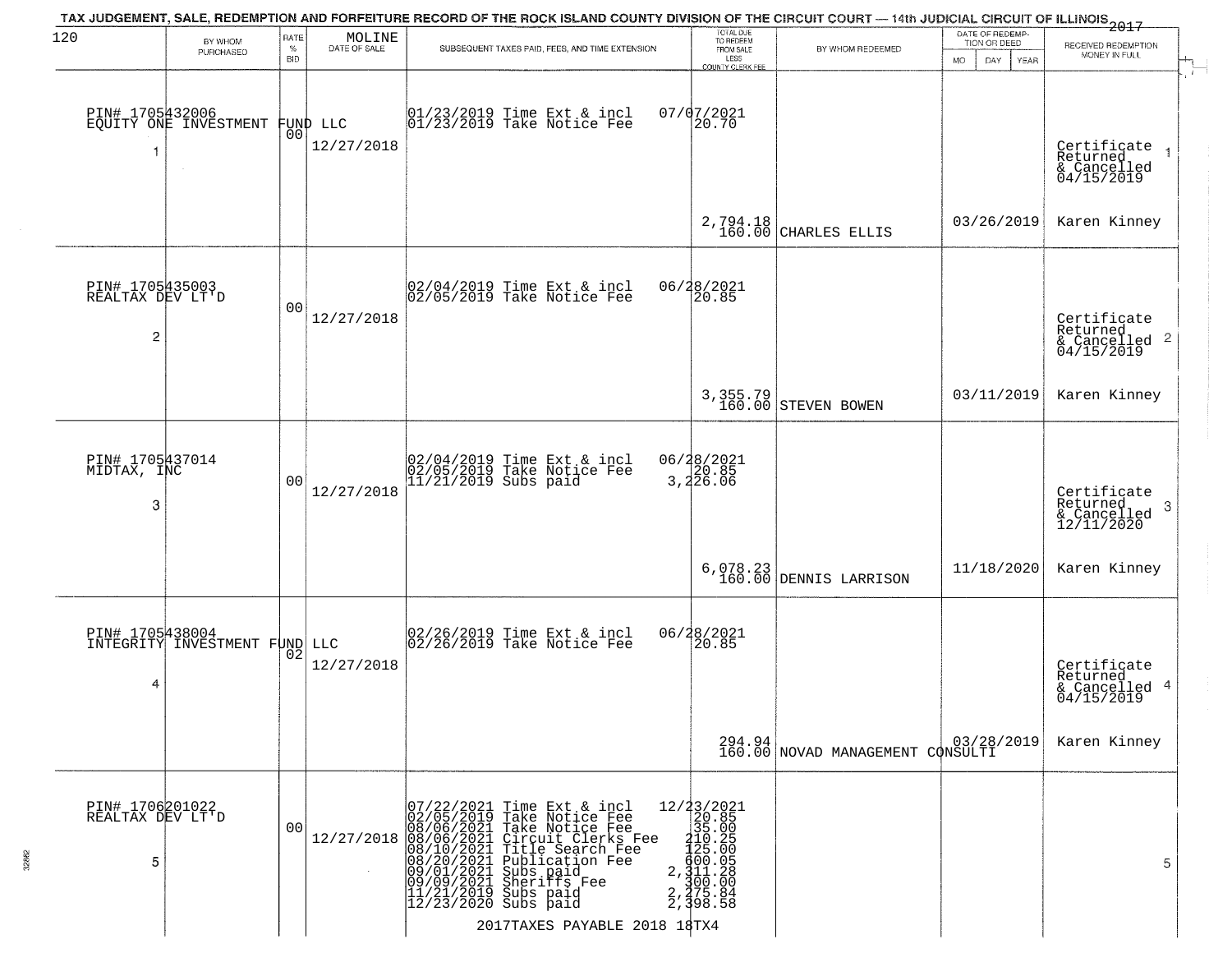# TAX JUDGEMENT, SALE, REDEMPTION AND FORFEITURE RECORD OF THE ROCK ISLAND COUNTY DIVISION OF THE CIRCUIT COURT — 14th JUDICIAL CIRCUIT OF ILLINOIS 2017

120 MOLINE

| | BY WHOM PURCHASED | RATE % BID | DATE OF SALE | SUBSEQUENT TAXES PAID, FEES, AND TIME EXTENSION | TOTAL DUE TO REDEEM FROM SALE LESS COUNTY CLERK FEE | BY WHOM REDEEMED | DATE OF REDEMPTION OR DEED MO DAY YEAR | RECEIVED REDEMPTION MONEY IN FULL |
|---|---|---|---|---|---|---|---|---|
| 1 | PIN# 1705432006 EQUITY ONE INVESTMENT FUND LLC | 00 | 12/27/2018 | 01/23/2019 Time Ext & incl<br>01/23/2019 Take Notice Fee | 07/07/2021<br>20.70<br><br>2,794.18<br>160.00 | CHARLES ELLIS | 03/26/2019 | Certificate Returned & Cancelled 04/15/2019<br>Karen Kinney |
| 2 | PIN# 1705435003 REALTAX DEV LT'D | 00 | 12/27/2018 | 02/04/2019 Time Ext & incl<br>02/05/2019 Take Notice Fee | 06/28/2021<br>20.85<br><br>3,355.79<br>160.00 | STEVEN BOWEN | 03/11/2019 | Certificate Returned & Cancelled 04/15/2019<br>Karen Kinney |
| 3 | PIN# 1705437014 MIDTAX, INC | 00 | 12/27/2018 | 02/04/2019 Time Ext & incl<br>02/05/2019 Take Notice Fee<br>11/21/2019 Subs paid | 06/28/2021<br>20.85<br>3,226.06<br><br>6,078.23<br>160.00 | DENNIS LARRISON | 11/18/2020 | Certificate Returned & Cancelled 12/11/2020<br>Karen Kinney |
| 4 | PIN# 1705438004 INTEGRITY INVESTMENT FUND LLC | 02 | 12/27/2018 | 02/26/2019 Time Ext & incl<br>02/26/2019 Take Notice Fee | 06/28/2021<br>20.85<br><br>294.94<br>160.00 | NOVAD MANAGEMENT CONSULTI | 03/28/2019 | Certificate Returned & Cancelled 04/15/2019<br>Karen Kinney |
| 5 | PIN# 1706201022 REALTAX DEV LT'D | 00 | 12/27/2018 | 07/22/2021 Time Ext & incl<br>02/05/2019 Take Notice Fee<br>08/06/2021 Take Notice Fee<br>08/06/2021 Circuit Clerks Fee<br>08/10/2021 Title Search Fee<br>08/20/2021 Publication Fee<br>09/01/2021 Subs paid<br>09/09/2021 Sheriffs Fee<br>11/21/2019 Subs paid<br>12/23/2020 Subs paid | 12/23/2021<br>20.85<br>35.00<br>210.25<br>125.00<br>600.05<br>2,311.28<br>300.00<br>2,275.84<br>2,398.58 | | | |

2017TAXES PAYABLE 2018 18TX4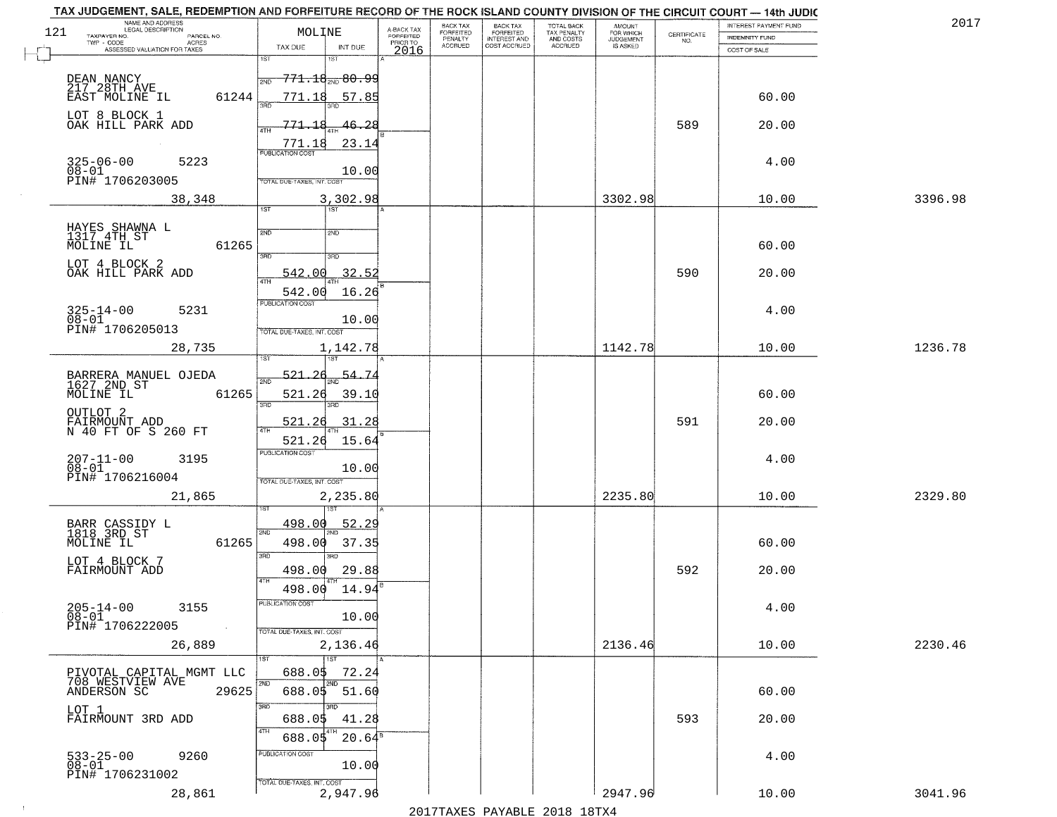TAX JUDGEMENT, SALE, REDEMPTION AND FORFEITURE RECORD OF THE ROCK ISLAND COUNTY DIVISION OF THE CIRCUIT COURT — 14th JUDIC

2017

| 121 NAME AND ADDRESS / LEGAL DESCRIPTION / TAXPAYER NO. PARCEL NO. / TWP - CODE ACRES / ASSESSED VALUATION FOR TAXES | MOLINE TAX DUE | INT DUE | A-BACK TAX FORFEITED PRIOR TO 2016 | BACK TAX FORFEITED PENALTY ACCRUED | BACK TAX FORFEITED INTEREST AND COST ACCRUED | TOTAL BACK TAX PENALTY AND COSTS ACCRUED | AMOUNT FOR WHICH JUDGEMENT IS ASKED | CERTIFICATE NO. | INTEREST PAYMENT FUND / INDEMNITY FUND / COST OF SALE | |
|---|---|---|---|---|---|---|---|---|---|---|
| DEAN NANCY<br>217 28TH AVE<br>EAST MOLINE IL 61244<br>LOT 8 BLOCK 1<br>OAK HILL PARK ADD<br>325-06-00 5223<br>08-01<br>PIN# 1706203005<br>38,348 | 1ST<br>2ND 771.18<br>3RD 771.18<br>4TH 771.18<br>771.18<br>PUBLICATION COST<br>TOTAL DUE-TAXES, INT. COST<br>3,302.98 | 1ST<br>2ND 80.99<br>57.85<br>3RD<br>46.28<br>4TH 23.14<br>10.00 | | | | | 3302.98 | 589 | 60.00<br>20.00<br>4.00<br>10.00 | 3396.98 |
| HAYES SHAWNA L<br>1317 4TH ST<br>MOLINE IL 61265<br>LOT 4 BLOCK 2<br>OAK HILL PARK ADD<br>325-14-00 5231<br>08-01<br>PIN# 1706205013<br>28,735 | 1ST<br>2ND<br>3RD<br>542.00<br>4TH 542.00<br>PUBLICATION COST<br>TOTAL DUE-TAXES, INT. COST<br>1,142.78 | 1ST<br>2ND<br>3RD<br>32.52<br>4TH 16.26<br>10.00 | | | | | 1142.78 | 590 | 60.00<br>20.00<br>4.00<br>10.00 | 1236.78 |
| BARRERA MANUEL OJEDA<br>1627 2ND ST<br>MOLINE IL 61265<br>OUTLOT 2<br>FAIRMOUNT ADD<br>N 40 FT OF S 260 FT<br>207-11-00 3195<br>08-01<br>PIN# 1706216004<br>21,865 | 1ST 521.26<br>2ND 521.26<br>3RD 521.26<br>4TH 521.26<br>PUBLICATION COST<br>TOTAL DUE-TAXES, INT. COST<br>2,235.80 | 1ST 54.74<br>2ND 39.10<br>3RD 31.28<br>4TH 15.64<br>10.00 | | | | | 2235.80 | 591 | 60.00<br>20.00<br>4.00<br>10.00 | 2329.80 |
| BARR CASSIDY L<br>1818 3RD ST<br>MOLINE IL 61265<br>LOT 4 BLOCK 7<br>FAIRMOUNT ADD<br>205-14-00 3155<br>08-01<br>PIN# 1706222005<br>26,889 | 1ST 498.00<br>2ND 498.00<br>3RD 498.00<br>4TH 498.00<br>PUBLICATION COST<br>TOTAL DUE-TAXES, INT. COST<br>2,136.46 | 1ST 52.29<br>2ND 37.35<br>3RD 29.88<br>4TH 14.94<br>10.00 | | | | | 2136.46 | 592 | 60.00<br>20.00<br>4.00<br>10.00 | 2230.46 |
| PIVOTAL CAPITAL MGMT LLC<br>708 WESTVIEW AVE<br>ANDERSON SC 29625<br>LOT 1<br>FAIRMOUNT 3RD ADD<br>533-25-00 9260<br>08-01<br>PIN# 1706231002<br>28,861 | 1ST 688.05<br>2ND 688.05<br>3RD 688.05<br>4TH 688.05<br>PUBLICATION COST<br>TOTAL DUE-TAXES, INT. COST<br>2,947.96 | 1ST 72.24<br>2ND 51.60<br>3RD 41.28<br>4TH 20.64<br>10.00 | | | | | 2947.96 | 593 | 60.00<br>20.00<br>4.00<br>10.00 | 3041.96 |

2017TAXES PAYABLE 2018 18TX4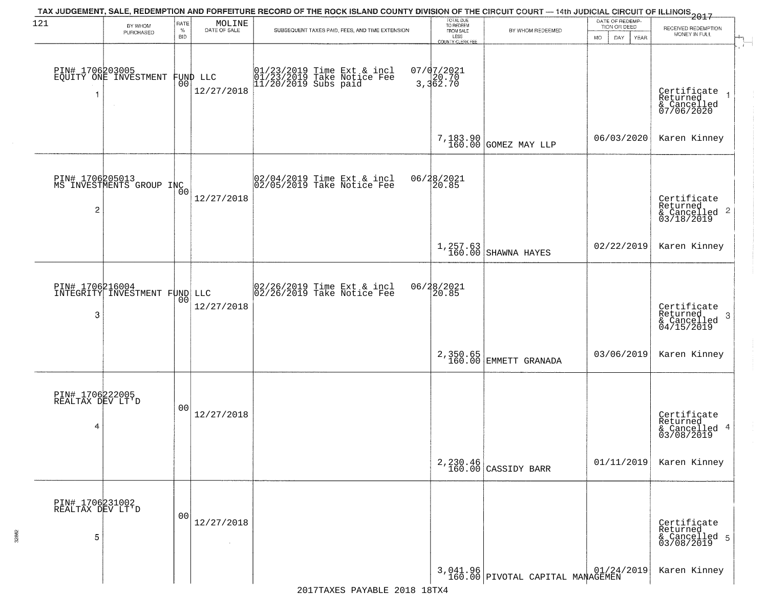TAX JUDGEMENT, SALE, REDEMPTION AND FORFEITURE RECORD OF THE ROCK ISLAND COUNTY DIVISION OF THE CIRCUIT COURT — 14th JUDICIAL CIRCUIT OF ILLINOIS 2017

121 MOLINE

| | BY WHOM PURCHASED | RATE % BID | DATE OF SALE | SUBSEQUENT TAXES PAID, FEES, AND TIME EXTENSION | TOTAL DUE TO REDEEM FROM SALE LESS COUNTY CLERK FEE | BY WHOM REDEEMED | DATE OF REDEMPTION OR DEED MO DAY YEAR | RECEIVED REDEMPTION MONEY IN FULL |
|---|---|---|---|---|---|---|---|---|
| 1 | PIN# 1706203005 EQUITY ONE INVESTMENT FUND LLC | 00 | 12/27/2018 | 01/23/2019 Time Ext & incl<br>01/23/2019 Take Notice Fee<br>11/20/2019 Subs paid | 07/07/2021<br>20.70<br>3,362.70<br><br>7,183.90<br>160.00 | GOMEZ MAY LLP | 06/03/2020 | Certificate Returned & Cancelled 07/06/2020<br>Karen Kinney |
| 2 | PIN# 1706205013 MS INVESTMENTS GROUP INC | 00 | 12/27/2018 | 02/04/2019 Time Ext & incl<br>02/05/2019 Take Notice Fee | 06/28/2021<br>20.85<br><br>1,257.63<br>160.00 | SHAWNA HAYES | 02/22/2019 | Certificate Returned & Cancelled 03/18/2019<br>Karen Kinney |
| 3 | PIN# 1706216004 INTEGRITY INVESTMENT FUND LLC | 00 | 12/27/2018 | 02/26/2019 Time Ext & incl<br>02/26/2019 Take Notice Fee | 06/28/2021<br>20.85<br><br>2,350.65<br>160.00 | EMMETT GRANADA | 03/06/2019 | Certificate Returned & Cancelled 04/15/2019<br>Karen Kinney |
| 4 | PIN# 1706222005 REALTAX DEV LT'D | 00 | 12/27/2018 | | 2,230.46<br>160.00 | CASSIDY BARR | 01/11/2019 | Certificate Returned & Cancelled 03/08/2019<br>Karen Kinney |
| 5 | PIN# 1706231002 REALTAX DEV LT'D | 00 | 12/27/2018 | | 3,041.96<br>160.00 | PIVOTAL CAPITAL MANAGEMEN | 01/24/2019 | Certificate Returned & Cancelled 03/08/2019<br>Karen Kinney |

2017TAXES PAYABLE 2018 18TX4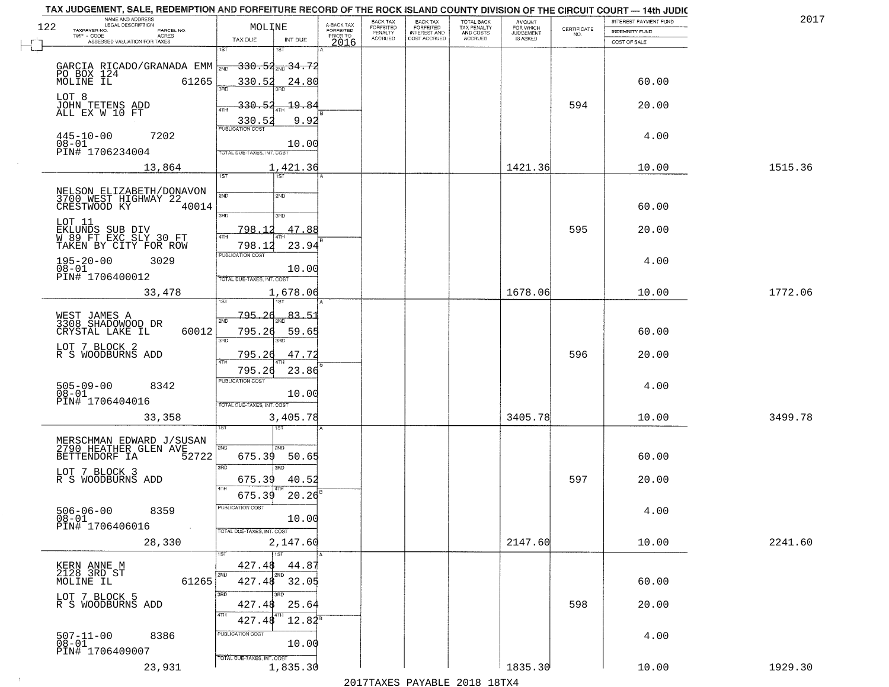TAX JUDGEMENT, SALE, REDEMPTION AND FORFEITURE RECORD OF THE ROCK ISLAND COUNTY DIVISION OF THE CIRCUIT COURT — 14th JUDIC

2017

| NAME AND ADDRESS / LEGAL DESCRIPTION / TAXPAYER NO. / PARCEL NO. / TWP - CODE / ACRES / ASSESSED VALUATION FOR TAXES | MOLINE TAX DUE | INT DUE | A-BACK TAX FORFEITED PRIOR TO 2016 | BACK TAX FORFEITED PENALTY ACCRUED | BACK TAX FORFEITED INTEREST AND COST ACCRUED | TOTAL BACK TAX PENALTY AND COSTS ACCRUED | AMOUNT FOR WHICH JUDGEMENT IS ASKED | CERTIFICATE NO. | INTEREST PAYMENT FUND / INDEMNITY FUND / COST OF SALE | |
|---|---|---|---|---|---|---|---|---|---|---|
| GARCIA RICADO/GRANADA EMM<br>PO BOX 124<br>MOLINE IL 61265<br>LOT 8<br>JOHN TETENS ADD<br>ALL EX W 10 FT<br>445-10-00 7202<br>08-01<br>PIN# 1706234004<br>13,864 | 1ST<br>2ND 330.52<br>3RD 330.52<br>4TH 330.52<br>330.52<br>PUBLICATION COST<br>TOTAL DUE-TAXES, INT. COST<br>1,421.36 | 1ST<br>2ND 34.72<br>3RD 24.80<br>4TH 19.84<br>9.92<br>10.00 | | | | | 1421.36 | 594 | 60.00<br>20.00<br>4.00<br>10.00 | 1515.36 |
| NELSON ELIZABETH/DONAVON<br>3700 WEST HIGHWAY 22<br>CRESTWOOD KY 40014<br>LOT 11<br>EKLUNDS SUB DIV<br>W 89 FT EXC SLY 30 FT<br>TAKEN BY CITY FOR ROW<br>195-20-00 3029<br>08-01<br>PIN# 1706400012<br>33,478 | 1ST<br>2ND<br>3RD 798.12<br>4TH 798.12<br>PUBLICATION COST<br>TOTAL DUE-TAXES, INT. COST<br>1,678.06 | 1ST<br>2ND<br>3RD 47.88<br>4TH 23.94<br>10.00 | | | | | 1678.06 | 595 | 60.00<br>20.00<br>4.00<br>10.00 | 1772.06 |
| WEST JAMES A<br>3308 SHADOWOOD DR<br>CRYSTAL LAKE IL 60012<br>LOT 7 BLOCK 2<br>R S WOODBURNS ADD<br>505-09-00 8342<br>08-01<br>PIN# 1706404016<br>33,358 | 1ST 795.26<br>2ND 795.26<br>3RD 795.26<br>4TH 795.26<br>PUBLICATION COST<br>TOTAL DUE-TAXES, INT. COST<br>3,405.78 | 1ST 83.51<br>2ND 59.65<br>3RD 47.72<br>4TH 23.86<br>10.00 | | | | | 3405.78 | 596 | 60.00<br>20.00<br>4.00<br>10.00 | 3499.78 |
| MERSCHMAN EDWARD J/SUSAN<br>2790 HEATHER GLEN AVE<br>BETTENDORF IA 52722<br>LOT 7 BLOCK 3<br>R S WOODBURNS ADD<br>506-06-00 8359<br>08-01<br>PIN# 1706406016<br>28,330 | 1ST<br>2ND 675.39<br>3RD 675.39<br>4TH 675.39<br>PUBLICATION COST<br>TOTAL DUE-TAXES, INT. COST<br>2,147.60 | 1ST<br>2ND 50.65<br>3RD 40.52<br>4TH 20.26<br>10.00 | | | | | 2147.60 | 597 | 60.00<br>20.00<br>4.00<br>10.00 | 2241.60 |
| KERN ANNE M<br>2128 3RD ST<br>MOLINE IL 61265<br>LOT 7 BLOCK 5<br>R S WOODBURNS ADD<br>507-11-00 8386<br>08-01<br>PIN# 1706409007<br>23,931 | 1ST 427.48<br>2ND 427.48<br>3RD 427.48<br>4TH 427.48<br>PUBLICATION COST<br>TOTAL DUE-TAXES, INT. COST<br>1,835.30 | 1ST 44.87<br>2ND 32.05<br>3RD 25.64<br>4TH 12.82<br>10.00 | | | | | 1835.30 | 598 | 60.00<br>20.00<br>4.00<br>10.00 | 1929.30 |

2017TAXES PAYABLE 2018 18TX4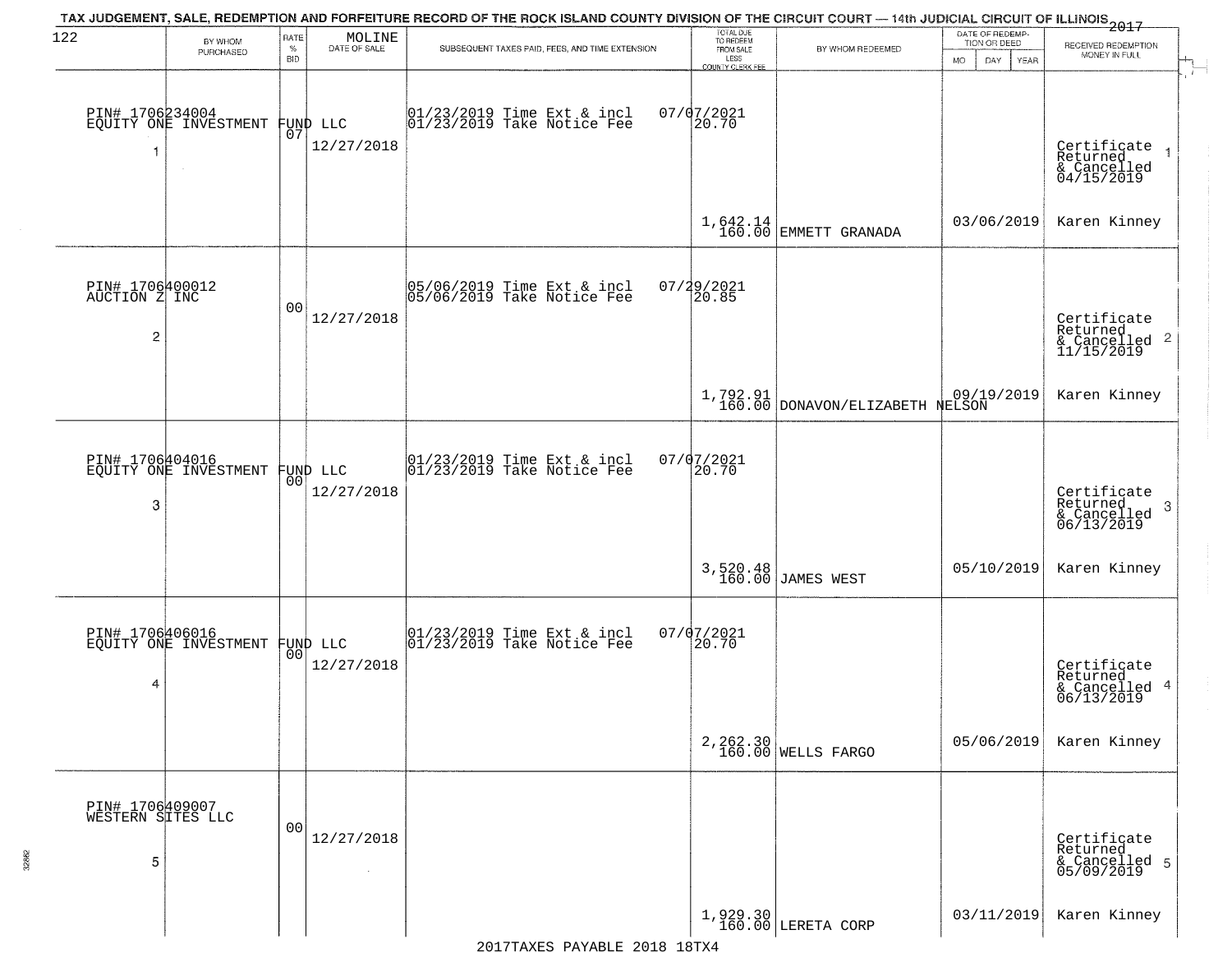TAX JUDGEMENT, SALE, REDEMPTION AND FORFEITURE RECORD OF THE ROCK ISLAND COUNTY DIVISION OF THE CIRCUIT COURT — 14th JUDICIAL CIRCUIT OF ILLINOIS 2017

MOLINE

| | BY WHOM PURCHASED | RATE % BID | DATE OF SALE | SUBSEQUENT TAXES PAID, FEES, AND TIME EXTENSION | TOTAL DUE TO REDEEM FROM SALE LESS COUNTY CLERK FEE | BY WHOM REDEEMED | DATE OF REDEMPTION OR DEED MO DAY YEAR | RECEIVED REDEMPTION MONEY IN FULL |
|---|---|---|---|---|---|---|---|---|
| 1 | PIN# 1706234004 EQUITY ONE INVESTMENT FUND LLC | 07 | 12/27/2018 | 01/23/2019 Time Ext & incl 01/23/2019 Take Notice Fee 07/07/2021 | 20.70 1,642.14 160.00 | EMMETT GRANADA | 03/06/2019 | Certificate Returned & Cancelled 04/15/2019 Karen Kinney |
| 2 | PIN# 1706400012 AUCTION Z INC | 00 | 12/27/2018 | 05/06/2019 Time Ext & incl 05/06/2019 Take Notice Fee 07/29/2021 | 20.85 1,792.91 160.00 | DONAVON/ELIZABETH NELSON | 09/19/2019 | Certificate Returned & Cancelled 11/15/2019 Karen Kinney |
| 3 | PIN# 1706404016 EQUITY ONE INVESTMENT FUND LLC | 00 | 12/27/2018 | 01/23/2019 Time Ext & incl 01/23/2019 Take Notice Fee 07/07/2021 | 20.70 3,520.48 160.00 | JAMES WEST | 05/10/2019 | Certificate Returned & Cancelled 06/13/2019 Karen Kinney |
| 4 | PIN# 1706406016 EQUITY ONE INVESTMENT FUND LLC | 00 | 12/27/2018 | 01/23/2019 Time Ext & incl 01/23/2019 Take Notice Fee 07/07/2021 | 20.70 2,262.30 160.00 | WELLS FARGO | 05/06/2019 | Certificate Returned & Cancelled 06/13/2019 Karen Kinney |
| 5 | PIN# 1706409007 WESTERN SITES LLC | 00 | 12/27/2018 | | 1,929.30 160.00 | LERETA CORP | 03/11/2019 | Certificate Returned & Cancelled 05/09/2019 Karen Kinney |

2017TAXES PAYABLE 2018 18TX4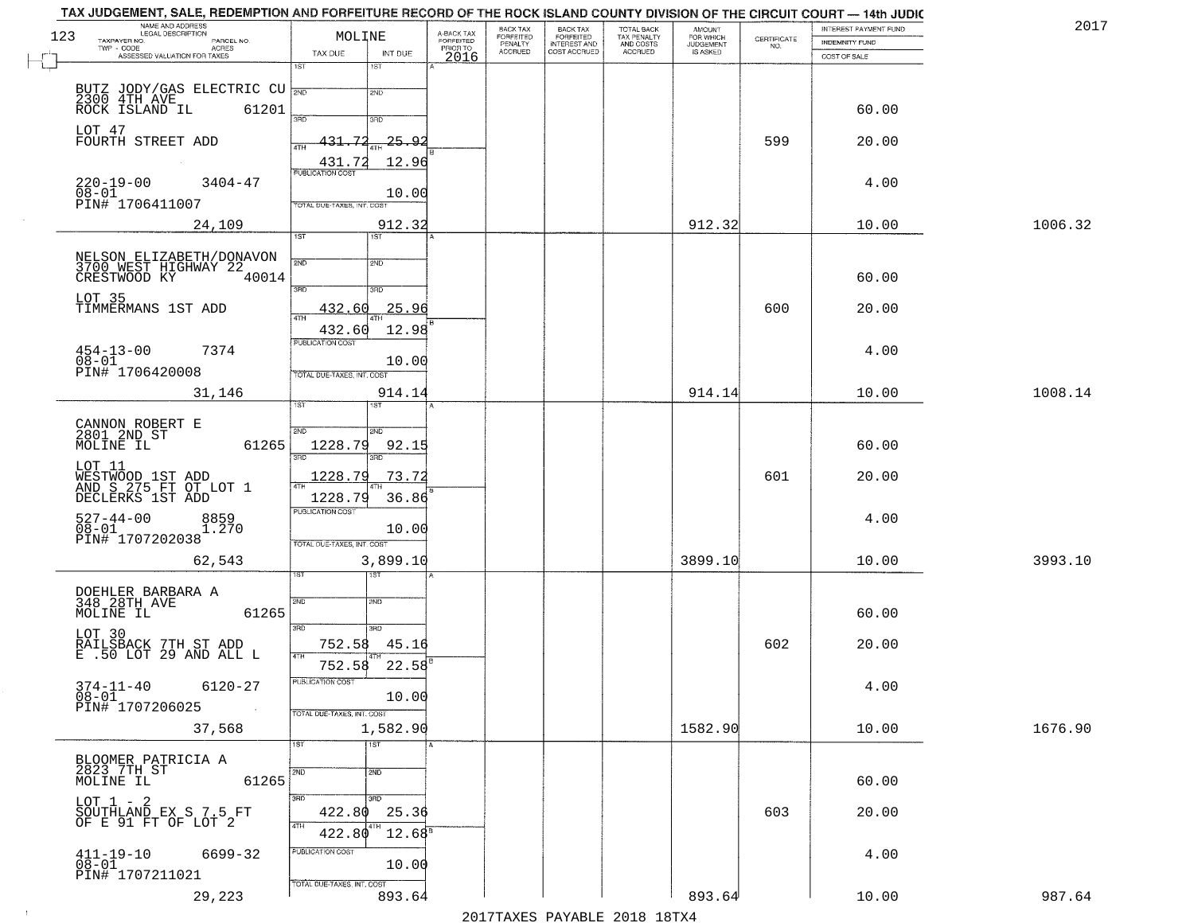TAX JUDGEMENT, SALE, REDEMPTION AND FORFEITURE RECORD OF THE ROCK ISLAND COUNTY DIVISION OF THE CIRCUIT COURT — 14th JUDIC

2017

| NAME AND ADDRESS / LEGAL DESCRIPTION / TAXPAYER NO. / PARCEL NO. / TWP - CODE / ACRES / ASSESSED VALUATION FOR TAXES | MOLINE TAX DUE | INT DUE | A-BACK TAX FORFEITED PRIOR TO 2016 | BACK TAX FORFEITED PENALTY ACCRUED | BACK TAX FORFEITED INTEREST AND COST ACCRUED | TOTAL BACK TAX PENALTY AND COSTS ACCRUED | AMOUNT FOR WHICH JUDGEMENT IS ASKED | CERTIFICATE NO. | INTEREST PAYMENT FUND / INDEMNITY FUND / COST OF SALE | |
|---|---|---|---|---|---|---|---|---|---|---|
| BUTZ JODY/GAS ELECTRIC CU, 2300 4TH AVE, ROCK ISLAND IL 61201; LOT 47 FOURTH STREET ADD; 220-19-00 3404-47; 08-01; PIN# 1706411007 | 3RD 431.72; 4TH 431.72 | 25.92; 12.96; Pub 10.00 | | | | | | 599 | 60.00; 20.00; 4.00 | |
| 24,109 | TOTAL DUE-TAXES, INT. COST | 912.32 | | | | | 912.32 | | 10.00 | 1006.32 |
| NELSON ELIZABETH/DONAVON, 3700 WEST HIGHWAY 22, CRESTWOOD KY 40014; LOT 35 TIMMERMANS 1ST ADD; 454-13-00 7374; 08-01; PIN# 1706420008 | 3RD 432.60; 4TH 432.60 | 25.96; 12.98; Pub 10.00 | | | | | | 600 | 60.00; 20.00; 4.00 | |
| 31,146 | TOTAL DUE-TAXES, INT. COST | 914.14 | | | | | 914.14 | | 10.00 | 1008.14 |
| CANNON ROBERT E, 2801 2ND ST, MOLINE IL 61265; LOT 11 WESTWOOD 1ST ADD AND S 275 FT OT LOT 1 DECLERKS 1ST ADD; 527-44-00 8859; 08-01 1.270; PIN# 1707202038 | 2ND 1228.79; 3RD 1228.79; 4TH 1228.79 | 92.15; 73.72; 36.86; Pub 10.00 | | | | | | 601 | 60.00; 20.00; 4.00 | |
| 62,543 | TOTAL DUE-TAXES, INT. COST | 3,899.10 | | | | | 3899.10 | | 10.00 | 3993.10 |
| DOEHLER BARBARA A, 348 28TH AVE, MOLINE IL 61265; LOT 30 RAILSBACK 7TH ST ADD E .50 LOT 29 AND ALL L; 374-11-40 6120-27; 08-01; PIN# 1707206025 | 3RD 752.58; 4TH 752.58 | 45.16; 22.58; Pub 10.00 | | | | | | 602 | 60.00; 20.00; 4.00 | |
| 37,568 | TOTAL DUE-TAXES, INT. COST | 1,582.90 | | | | | 1582.90 | | 10.00 | 1676.90 |
| BLOOMER PATRICIA A, 2823 7TH ST, MOLINE IL 61265; LOT 1 - 2 SOUTHLAND EX S 7.5 FT OF E 91 FT OF LOT 2; 411-19-10 6699-32; 08-01; PIN# 1707211021 | 3RD 422.80; 4TH 422.80 | 25.36; 12.68; Pub 10.00 | | | | | | 603 | 60.00; 20.00; 4.00 | |
| 29,223 | TOTAL DUE-TAXES, INT. COST | 893.64 | | | | | 893.64 | | 10.00 | 987.64 |

2017TAXES PAYABLE 2018 18TX4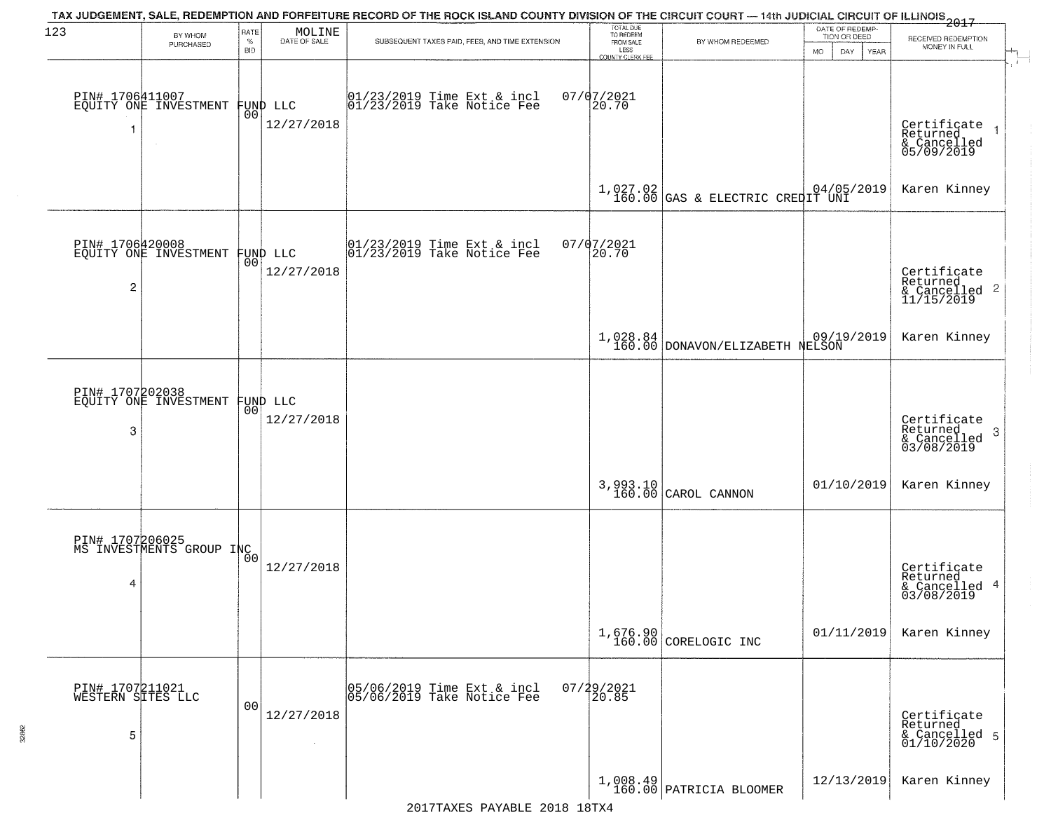TAX JUDGEMENT, SALE, REDEMPTION AND FORFEITURE RECORD OF THE ROCK ISLAND COUNTY DIVISION OF THE CIRCUIT COURT — 14th JUDICIAL CIRCUIT OF ILLINOIS 2017

| 123 | BY WHOM PURCHASED | RATE % BID | MOLINE DATE OF SALE | SUBSEQUENT TAXES PAID, FEES, AND TIME EXTENSION | TOTAL DUE TO REDEEM FROM SALE LESS COUNTY CLERK FEE | BY WHOM REDEEMED | DATE OF REDEMPTION OR DEED MO DAY YEAR | RECEIVED REDEMPTION MONEY IN FULL |
|---|---|---|---|---|---|---|---|---|
| 1 | PIN# 1706411007 EQUITY ONE INVESTMENT FUND LLC | 00 | 12/27/2018 | 01/23/2019 Time Ext & incl 07/07/2021; 01/23/2019 Take Notice Fee 20.70 | 1,027.02 160.00 | GAS & ELECTRIC CREDIT UNI | 04/05/2019 | Certificate Returned & Cancelled 05/09/2019 Karen Kinney |
| 2 | PIN# 1706420008 EQUITY ONE INVESTMENT FUND LLC | 00 | 12/27/2018 | 01/23/2019 Time Ext & incl 07/07/2021; 01/23/2019 Take Notice Fee 20.70 | 1,028.84 160.00 | DONAVON/ELIZABETH NELSON | 09/19/2019 | Certificate Returned & Cancelled 11/15/2019 Karen Kinney |
| 3 | PIN# 1707202038 EQUITY ONE INVESTMENT FUND LLC | 00 | 12/27/2018 | | 3,993.10 160.00 | CAROL CANNON | 01/10/2019 | Certificate Returned & Cancelled 03/08/2019 Karen Kinney |
| 4 | PIN# 1707206025 MS INVESTMENTS GROUP INC | 00 | 12/27/2018 | | 1,676.90 160.00 | CORELOGIC INC | 01/11/2019 | Certificate Returned & Cancelled 03/08/2019 Karen Kinney |
| 5 | PIN# 1707211021 WESTERN SITES LLC | 00 | 12/27/2018 | 05/06/2019 Time Ext & incl 07/29/2021; 05/06/2019 Take Notice Fee 20.85 | 1,008.49 160.00 | PATRICIA BLOOMER | 12/13/2019 | Certificate Returned & Cancelled 01/10/2020 Karen Kinney |

2017TAXES PAYABLE 2018 18TX4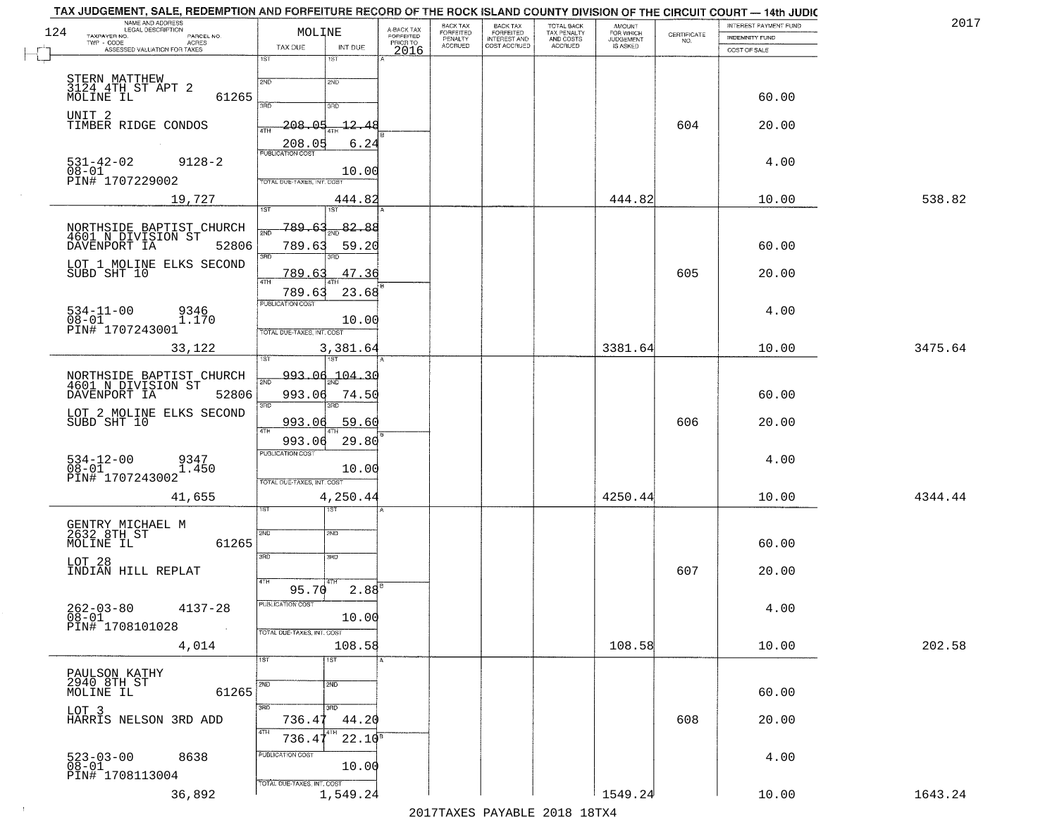TAX JUDGEMENT, SALE, REDEMPTION AND FORFEITURE RECORD OF THE ROCK ISLAND COUNTY DIVISION OF THE CIRCUIT COURT — 14th JUDIC

2017

| 124 NAME AND ADDRESS / LEGAL DESCRIPTION / TAXPAYER NO. / PARCEL NO. / TWP - CODE / ACRES / ASSESSED VALUATION FOR TAXES | MOLINE TAX DUE | INT DUE | A-BACK TAX FORFEITED PRIOR TO 2016 | BACK TAX FORFEITED PENALTY ACCRUED | BACK TAX FORFEITED INTEREST AND COST ACCRUED | TOTAL BACK TAX PENALTY AND COSTS ACCRUED | AMOUNT FOR WHICH JUDGEMENT IS ASKED | CERTIFICATE NO. | INTEREST PAYMENT FUND / INDEMNITY FUND / COST OF SALE | |
|---|---|---|---|---|---|---|---|---|---|---|
| STERN MATTHEW 3124 4TH ST APT 2 MOLINE IL 61265 | | | | | | | | | 60.00 | |
| UNIT 2 TIMBER RIDGE CONDOS | 4TH 208.05 | 12.48 | | | | | | 604 | 20.00 | |
| | 208.05 | 6.24 | | | | | | | | |
| 531-42-02 9128-2 08-01 PIN# 1707229002 | PUBLICATION COST | 10.00 | | | | | | | 4.00 | |
| 19,727 | TOTAL DUE-TAXES, INT. COST | 444.82 | | | | | 444.82 | | 10.00 | 538.82 |
| NORTHSIDE BAPTIST CHURCH 4601 N DIVISION ST DAVENPORT IA 52806 | 1ST 789.63 | 82.88 | | | | | | | | |
| | 2ND 789.63 | 59.20 | | | | | | | 60.00 | |
| LOT 1 MOLINE ELKS SECOND SUBD SHT 10 | 3RD 789.63 | 47.36 | | | | | | 605 | 20.00 | |
| | 4TH 789.63 | 23.68 | | | | | | | | |
| 534-11-00 9346 08-01 1.170 PIN# 1707243001 | PUBLICATION COST | 10.00 | | | | | | | 4.00 | |
| 33,122 | TOTAL DUE-TAXES, INT. COST | 3,381.64 | | | | | 3381.64 | | 10.00 | 3475.64 |
| NORTHSIDE BAPTIST CHURCH 4601 N DIVISION ST DAVENPORT IA 52806 | 1ST 993.06 | 104.30 | | | | | | | | |
| | 2ND 993.06 | 74.50 | | | | | | | 60.00 | |
| LOT 2 MOLINE ELKS SECOND SUBD SHT 10 | 3RD 993.06 | 59.60 | | | | | | 606 | 20.00 | |
| | 4TH 993.06 | 29.80 | | | | | | | | |
| 534-12-00 9347 08-01 1.450 PIN# 1707243002 | PUBLICATION COST | 10.00 | | | | | | | 4.00 | |
| 41,655 | TOTAL DUE-TAXES, INT. COST | 4,250.44 | | | | | 4250.44 | | 10.00 | 4344.44 |
| GENTRY MICHAEL M 2632 8TH ST MOLINE IL 61265 | | | | | | | | | 60.00 | |
| LOT 28 INDIAN HILL REPLAT | | | | | | | | 607 | 20.00 | |
| | 4TH 95.70 | 2.88 | | | | | | | | |
| 262-03-80 4137-28 08-01 PIN# 1708101028 | PUBLICATION COST | 10.00 | | | | | | | 4.00 | |
| 4,014 | TOTAL DUE-TAXES, INT. COST | 108.58 | | | | | 108.58 | | 10.00 | 202.58 |
| PAULSON KATHY 2940 8TH ST MOLINE IL 61265 | | | | | | | | | 60.00 | |
| LOT 3 HARRIS NELSON 3RD ADD | 3RD 736.47 | 44.20 | | | | | | 608 | 20.00 | |
| | 4TH 736.47 | 22.10 | | | | | | | | |
| 523-03-00 8638 08-01 PIN# 1708113004 | PUBLICATION COST | 10.00 | | | | | | | 4.00 | |
| 36,892 | TOTAL DUE-TAXES, INT. COST | 1,549.24 | | | | | 1549.24 | | 10.00 | 1643.24 |

2017TAXES PAYABLE 2018 18TX4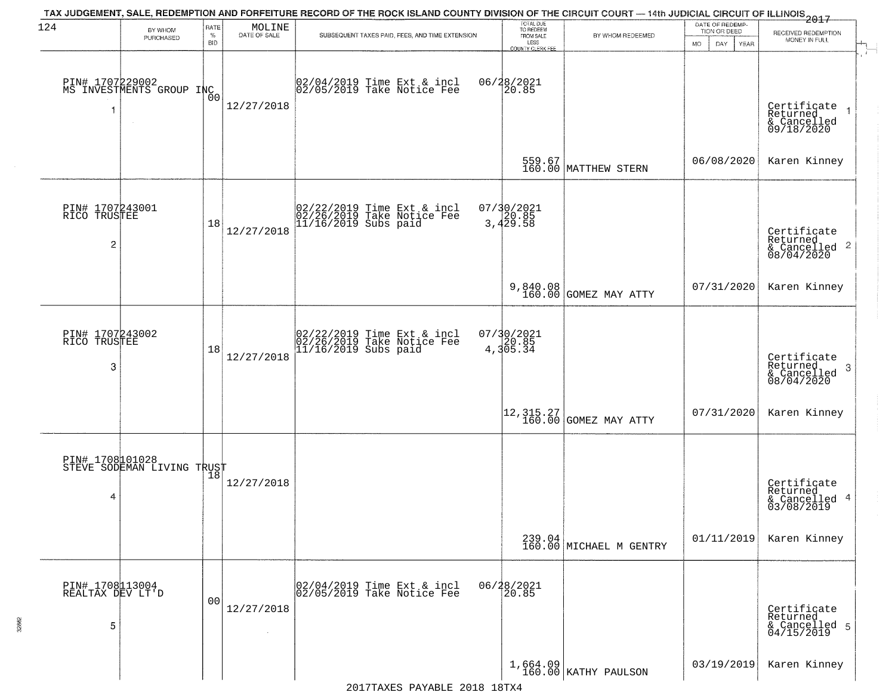TAX JUDGEMENT, SALE, REDEMPTION AND FORFEITURE RECORD OF THE ROCK ISLAND COUNTY DIVISION OF THE CIRCUIT COURT — 14th JUDICIAL CIRCUIT OF ILLINOIS 2017

MOLINE

| BY WHOM PURCHASED | RATE % BID | DATE OF SALE | SUBSEQUENT TAXES PAID, FEES, AND TIME EXTENSION | TOTAL DUE TO REDEEM FROM SALE LESS COUNTY CLERK FEE | BY WHOM REDEEMED | DATE OF REDEMPTION OR DEED MO DAY YEAR | RECEIVED REDEMPTION MONEY IN FULL |
|---|---|---|---|---|---|---|---|
| PIN# 1707229002 MS INVESTMENTS GROUP INC 1 | 00 | 12/27/2018 | 02/04/2019 Time Ext & incl 02/05/2019 Take Notice Fee | 06/28/2021 20.85 559.67 160.00 | MATTHEW STERN | 06/08/2020 | Certificate Returned & Cancelled 09/18/2020 Karen Kinney |
| PIN# 1707243001 RICO TRUSTEE 2 | 18 | 12/27/2018 | 02/22/2019 Time Ext & incl 02/26/2019 Take Notice Fee 11/16/2019 Subs paid | 07/30/2021 20.85 3,429.58 9,840.08 160.00 | GOMEZ MAY ATTY | 07/31/2020 | Certificate Returned & Cancelled 08/04/2020 Karen Kinney |
| PIN# 1707243002 RICO TRUSTEE 3 | 18 | 12/27/2018 | 02/22/2019 Time Ext & incl 02/26/2019 Take Notice Fee 11/16/2019 Subs paid | 07/30/2021 20.85 4,305.34 12,315.27 160.00 | GOMEZ MAY ATTY | 07/31/2020 | Certificate Returned & Cancelled 08/04/2020 Karen Kinney |
| PIN# 1708101028 STEVE SODEMAN LIVING TRUST 4 | 18 | 12/27/2018 | | 239.04 160.00 | MICHAEL M GENTRY | 01/11/2019 | Certificate Returned & Cancelled 03/08/2019 Karen Kinney |
| PIN# 1708113004 REALTAX DEV LT'D 5 | 00 | 12/27/2018 | 02/04/2019 Time Ext & incl 02/05/2019 Take Notice Fee | 06/28/2021 20.85 1,664.09 160.00 | KATHY PAULSON | 03/19/2019 | Certificate Returned & Cancelled 04/15/2019 Karen Kinney |

2017TAXES PAYABLE 2018 18TX4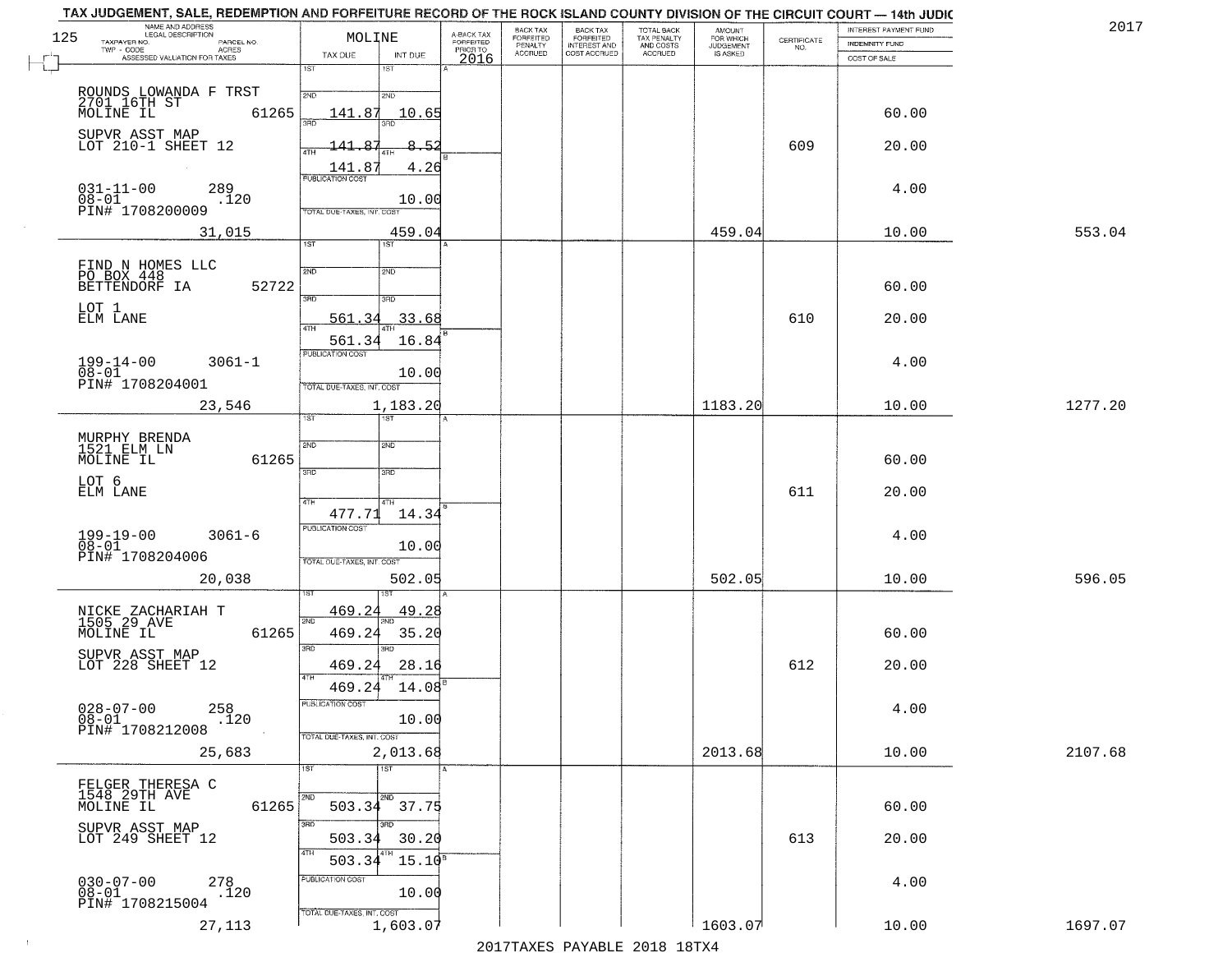TAX JUDGEMENT, SALE, REDEMPTION AND FORFEITURE RECORD OF THE ROCK ISLAND COUNTY DIVISION OF THE CIRCUIT COURT — 14th JUDIC

2017

| NAME AND ADDRESS / LEGAL DESCRIPTION / TAXPAYER NO. / PARCEL NO. / TWP - CODE / ACRES / ASSESSED VALUATION FOR TAXES | MOLINE TAX DUE | INT DUE | A-BACK TAX FORFEITED PRIOR TO 2016 | BACK TAX FORFEITED PENALTY ACCRUED | BACK TAX FORFEITED INTEREST AND COST ACCRUED | TOTAL BACK TAX PENALTY AND COSTS ACCRUED | AMOUNT FOR WHICH JUDGEMENT IS ASKED | CERTIFICATE NO. | INTEREST PAYMENT FUND / INDEMNITY FUND / COST OF SALE | |
|---|---|---|---|---|---|---|---|---|---|---|
| ROUNDS LOWANDA F TRST<br>2701 16TH ST<br>MOLINE IL 61265<br>SUPVR ASST MAP<br>LOT 210-1 SHEET 12<br>031-11-00 289<br>08-01 .120<br>PIN# 1708200009<br>31,015 | 2ND 141.87<br>3RD 141.87<br>4TH 141.87<br>PUBLICATION COST<br>TOTAL DUE-TAXES, INT. COST | 10.65<br>8.52<br>4.26<br>10.00<br>459.04 | | | | | 459.04 | 609 | 60.00<br>20.00<br>4.00<br>10.00 | 553.04 |
| FIND N HOMES LLC<br>PO BOX 448<br>BETTENDORF IA 52722<br>LOT 1<br>ELM LANE<br>199-14-00 3061-1<br>08-01<br>PIN# 1708204001<br>23,546 | 3RD 561.34<br>4TH 561.34<br>PUBLICATION COST<br>TOTAL DUE-TAXES, INT. COST | 33.68<br>16.84<br>10.00<br>1,183.20 | | | | | 1183.20 | 610 | 60.00<br>20.00<br>4.00<br>10.00 | 1277.20 |
| MURPHY BRENDA<br>1521 ELM LN<br>MOLINE IL 61265<br>LOT 6<br>ELM LANE<br>199-19-00 3061-6<br>08-01<br>PIN# 1708204006<br>20,038 | 4TH 477.71<br>PUBLICATION COST<br>TOTAL DUE-TAXES, INT. COST | 14.34<br>10.00<br>502.05 | | | | | 502.05 | 611 | 60.00<br>20.00<br>4.00<br>10.00 | 596.05 |
| NICKE ZACHARIAH T<br>1505 29 AVE<br>MOLINE IL 61265<br>SUPVR ASST MAP<br>LOT 228 SHEET 12<br>028-07-00 258<br>08-01 .120<br>PIN# 1708212008<br>25,683 | 1ST 469.24<br>2ND 469.24<br>3RD 469.24<br>4TH 469.24<br>PUBLICATION COST<br>TOTAL DUE-TAXES, INT. COST | 49.28<br>35.20<br>28.16<br>14.08<br>10.00<br>2,013.68 | | | | | 2013.68 | 612 | 60.00<br>20.00<br>4.00<br>10.00 | 2107.68 |
| FELGER THERESA C<br>1548 29TH AVE<br>MOLINE IL 61265<br>SUPVR ASST MAP<br>LOT 249 SHEET 12<br>030-07-00 278<br>08-01 .120<br>PIN# 1708215004<br>27,113 | 2ND 503.34<br>3RD 503.34<br>4TH 503.34<br>PUBLICATION COST<br>TOTAL DUE-TAXES, INT. COST | 37.75<br>30.20<br>15.10<br>10.00<br>1,603.07 | | | | | 1603.07 | 613 | 60.00<br>20.00<br>4.00<br>10.00 | 1697.07 |

2017TAXES PAYABLE 2018 18TX4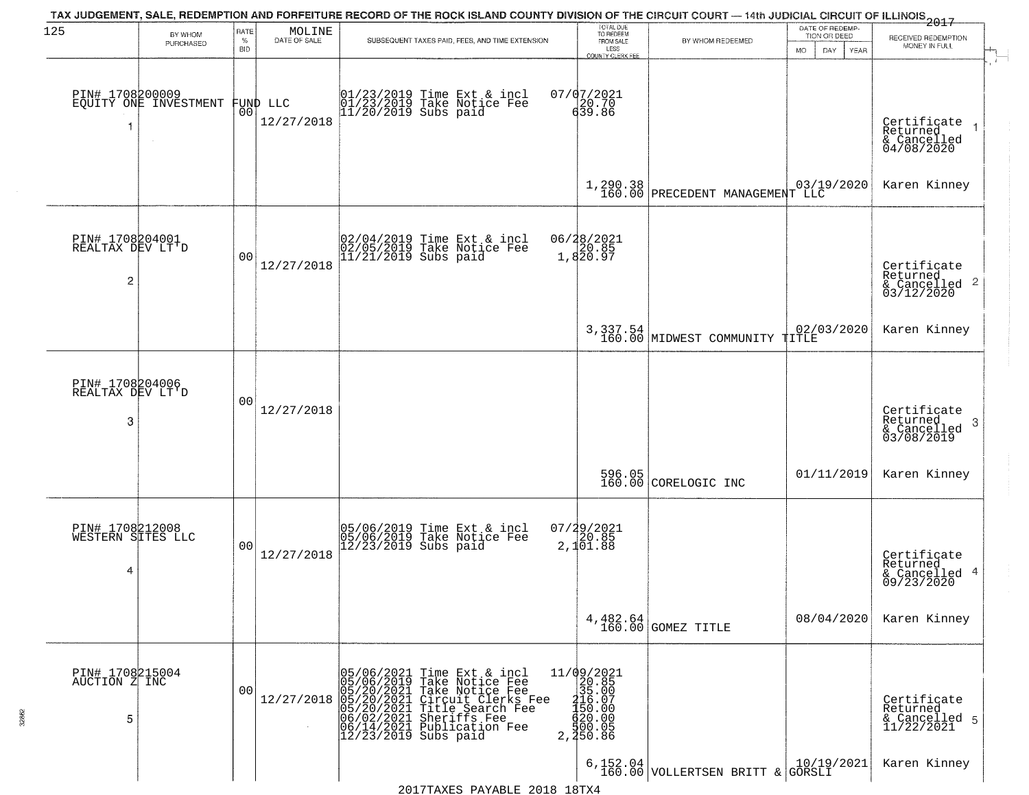TAX JUDGEMENT, SALE, REDEMPTION AND FORFEITURE RECORD OF THE ROCK ISLAND COUNTY DIVISION OF THE CIRCUIT COURT — 14th JUDICIAL CIRCUIT OF ILLINOIS 2017

| 125 BY WHOM PURCHASED | RATE % BID | MOLINE DATE OF SALE | SUBSEQUENT TAXES PAID, FEES, AND TIME EXTENSION | TOTAL DUE TO REDEEM FROM SALE LESS COUNTY CLERK FEE | BY WHOM REDEEMED | DATE OF REDEMPTION OR DEED MO DAY YEAR | RECEIVED REDEMPTION MONEY IN FULL |
|---|---|---|---|---|---|---|---|
| PIN# 1708200009 EQUITY ONE INVESTMENT FUND LLC 1 | 00 | 12/27/2018 | 01/23/2019 Time Ext & incl<br>01/23/2019 Take Notice Fee<br>11/20/2019 Subs paid | 07/07/2021<br>20.70<br>639.86<br>1,290.38<br>160.00 | PRECEDENT MANAGEMENT LLC | 03/19/2020 | Certificate Returned & Cancelled 04/08/2020 1<br>Karen Kinney |
| PIN# 1708204001 REALTAX DEV LT'D 2 | 00 | 12/27/2018 | 02/04/2019 Time Ext & incl<br>02/05/2019 Take Notice Fee<br>11/21/2019 Subs paid | 06/28/2021<br>20.85<br>1,820.97<br>3,337.54<br>160.00 | MIDWEST COMMUNITY TITLE | 02/03/2020 | Certificate Returned & Cancelled 03/12/2020 2<br>Karen Kinney |
| PIN# 1708204006 REALTAX DEV LT'D 3 | 00 | 12/27/2018 | | 596.05<br>160.00 | CORELOGIC INC | 01/11/2019 | Certificate Returned & Cancelled 03/08/2019 3<br>Karen Kinney |
| PIN# 1708212008 WESTERN SITES LLC 4 | 00 | 12/27/2018 | 05/06/2019 Time Ext & incl<br>05/06/2019 Take Notice Fee<br>12/23/2019 Subs paid | 07/29/2021<br>20.85<br>2,101.88<br>4,482.64<br>160.00 | GOMEZ TITLE | 08/04/2020 | Certificate Returned & Cancelled 09/23/2020 4<br>Karen Kinney |
| PIN# 1708215004 AUCTION Z INC 5 | 00 | 12/27/2018 | 05/06/2021 Time Ext & incl<br>05/06/2019 Take Notice Fee<br>05/20/2021 Take Notice Fee<br>05/20/2021 Circuit Clerks Fee<br>05/20/2021 Title Search Fee<br>06/02/2021 Sheriffs Fee<br>06/14/2021 Publication Fee<br>12/23/2019 Subs paid | 11/09/2021<br>20.85<br>35.00<br>216.07<br>150.00<br>620.00<br>500.05<br>2,250.86<br>6,152.04<br>160.00 | VOLLERTSEN BRITT & GORSLI | 10/19/2021 | Certificate Returned & Cancelled 11/22/2021 5<br>Karen Kinney |

2017TAXES PAYABLE 2018 18TX4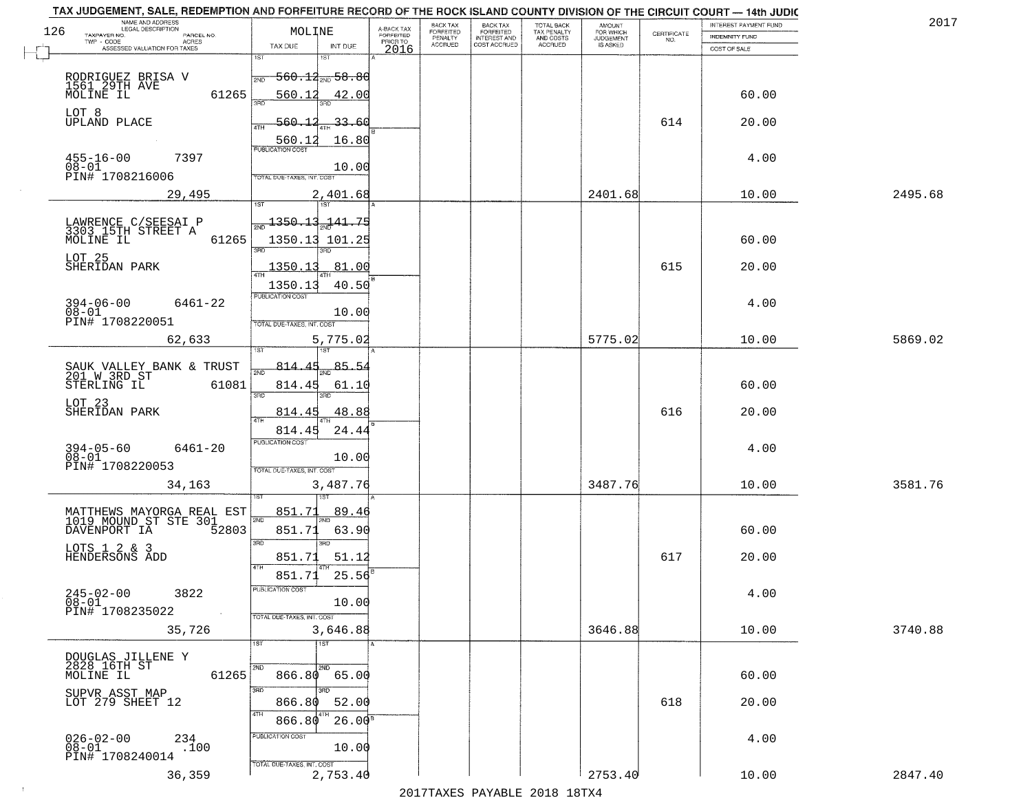TAX JUDGEMENT, SALE, REDEMPTION AND FORFEITURE RECORD OF THE ROCK ISLAND COUNTY DIVISION OF THE CIRCUIT COURT — 14th JUDIC

2017

| NAME AND ADDRESS / LEGAL DESCRIPTION / TAXPAYER NO. / PARCEL NO. / TWP - CODE / ACRES / ASSESSED VALUATION FOR TAXES | MOLINE TAX DUE | INT DUE | A-BACK TAX FORFEITED PRIOR TO 2016 | BACK TAX FORFEITED PENALTY ACCRUED | BACK TAX FORFEITED INTEREST AND COST ACCRUED | TOTAL BACK TAX PENALTY AND COSTS ACCRUED | AMOUNT FOR WHICH JUDGEMENT IS ASKED | CERTIFICATE NO. | INTEREST PAYMENT FUND / INDEMNITY FUND / COST OF SALE | |
|---|---|---|---|---|---|---|---|---|---|---|
| RODRIGUEZ BRISA V<br>1561 29TH AVE<br>MOLINE IL 61265<br>LOT 8<br>UPLAND PLACE<br>455-16-00 7397<br>08-01<br>PIN# 1708216006 | 1ST 560.12<br>2ND 560.12<br>3RD 560.12<br>4TH 560.12<br>PUBLICATION COST | 1ST 58.80<br>2ND 42.00<br>3RD 33.60<br>4TH 16.80<br>10.00 | | | | | | 614 | 60.00<br>20.00<br>4.00 | |
| 29,495 | TOTAL DUE-TAXES, INT. COST | 2,401.68 | | | | | 2401.68 | | 10.00 | 2495.68 |
| LAWRENCE C/SEESAI P<br>3303 15TH STREET A<br>MOLINE IL 61265<br>LOT 25<br>SHERIDAN PARK<br>394-06-00 6461-22<br>08-01<br>PIN# 1708220051 | 1ST 1350.13<br>2ND 1350.13<br>3RD 1350.13<br>4TH 1350.13<br>PUBLICATION COST | 1ST 141.75<br>2ND 101.25<br>3RD 81.00<br>4TH 40.50<br>10.00 | | | | | | 615 | 60.00<br>20.00<br>4.00 | |
| 62,633 | TOTAL DUE-TAXES, INT. COST | 5,775.02 | | | | | 5775.02 | | 10.00 | 5869.02 |
| SAUK VALLEY BANK & TRUST<br>201 W 3RD ST<br>STERLING IL 61081<br>LOT 23<br>SHERIDAN PARK<br>394-05-60 6461-20<br>08-01<br>PIN# 1708220053 | 1ST 814.45<br>2ND 814.45<br>3RD 814.45<br>4TH 814.45<br>PUBLICATION COST | 1ST 85.54<br>2ND 61.10<br>3RD 48.88<br>4TH 24.44<br>10.00 | | | | | | 616 | 60.00<br>20.00<br>4.00 | |
| 34,163 | TOTAL DUE-TAXES, INT. COST | 3,487.76 | | | | | 3487.76 | | 10.00 | 3581.76 |
| MATTHEWS MAYORGA REAL EST<br>1019 MOUND ST STE 301<br>DAVENPORT IA 52803<br>LOTS 1 2 & 3<br>HENDERSONS ADD<br>245-02-00 3822<br>08-01<br>PIN# 1708235022 | 1ST 851.71<br>2ND 851.71<br>3RD 851.71<br>4TH 851.71<br>PUBLICATION COST | 1ST 89.46<br>2ND 63.90<br>3RD 51.12<br>4TH 25.56<br>10.00 | | | | | | 617 | 60.00<br>20.00<br>4.00 | |
| 35,726 | TOTAL DUE-TAXES, INT. COST | 3,646.88 | | | | | 3646.88 | | 10.00 | 3740.88 |
| DOUGLAS JILLENE Y<br>2828 16TH ST<br>MOLINE IL 61265<br>SUPVR ASST MAP<br>LOT 279 SHEET 12<br>026-02-00 234<br>08-01 .100<br>PIN# 1708240014 | 1ST<br>2ND 866.80<br>3RD 866.80<br>4TH 866.80<br>PUBLICATION COST | 1ST<br>2ND 65.00<br>3RD 52.00<br>4TH 26.00<br>10.00 | | | | | | 618 | 60.00<br>20.00<br>4.00 | |
| 36,359 | TOTAL DUE-TAXES, INT. COST | 2,753.40 | | | | | 2753.40 | | 10.00 | 2847.40 |

2017TAXES PAYABLE 2018 18TX4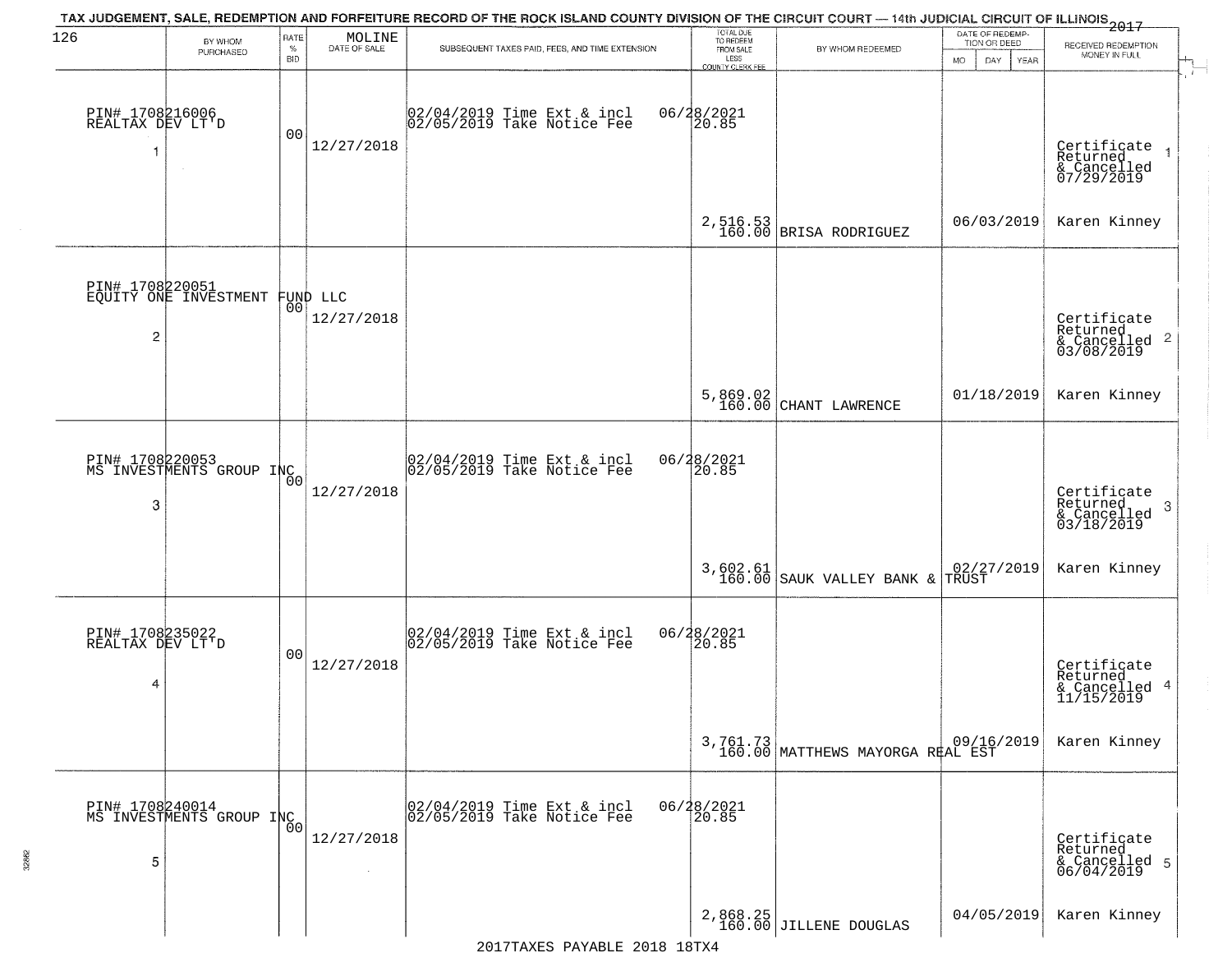TAX JUDGEMENT, SALE, REDEMPTION AND FORFEITURE RECORD OF THE ROCK ISLAND COUNTY DIVISION OF THE CIRCUIT COURT — 14th JUDICIAL CIRCUIT OF ILLINOIS 2017

126

| BY WHOM PURCHASED | RATE % BID | MOLINE DATE OF SALE | SUBSEQUENT TAXES PAID, FEES, AND TIME EXTENSION | TOTAL DUE TO REDEEM FROM SALE LESS COUNTY CLERK FEE | BY WHOM REDEEMED | DATE OF REDEMPTION OR DEED MO DAY YEAR | RECEIVED REDEMPTION MONEY IN FULL |
|---|---|---|---|---|---|---|---|
| PIN# 1708216006 REALTAX DEV LT'D 1 | 00 | 12/27/2018 | 02/04/2019 Time Ext & incl 06/28/2021 02/05/2019 Take Notice Fee 20.85 | 2,516.53 160.00 | BRISA RODRIGUEZ | 06/03/2019 | Certificate Returned & Cancelled 07/29/2019 Karen Kinney |
| PIN# 1708220051 EQUITY ONE INVESTMENT FUND LLC 2 | 00 | 12/27/2018 | | 5,869.02 160.00 | CHANT LAWRENCE | 01/18/2019 | Certificate Returned & Cancelled 03/08/2019 Karen Kinney |
| PIN# 1708220053 MS INVESTMENTS GROUP INC 3 | 00 | 12/27/2018 | 02/04/2019 Time Ext & incl 06/28/2021 02/05/2019 Take Notice Fee 20.85 | 3,602.61 160.00 | SAUK VALLEY BANK & TRUST | 02/27/2019 | Certificate Returned & Cancelled 03/18/2019 Karen Kinney |
| PIN# 1708235022 REALTAX DEV LT'D 4 | 00 | 12/27/2018 | 02/04/2019 Time Ext & incl 06/28/2021 02/05/2019 Take Notice Fee 20.85 | 3,761.73 160.00 | MATTHEWS MAYORGA REAL EST | 09/16/2019 | Certificate Returned & Cancelled 11/15/2019 Karen Kinney |
| PIN# 1708240014 MS INVESTMENTS GROUP INC 5 | 00 | 12/27/2018 | 02/04/2019 Time Ext & incl 06/28/2021 02/05/2019 Take Notice Fee 20.85 | 2,868.25 160.00 | JILLENE DOUGLAS | 04/05/2019 | Certificate Returned & Cancelled 06/04/2019 Karen Kinney |

2017TAXES PAYABLE 2018 18TX4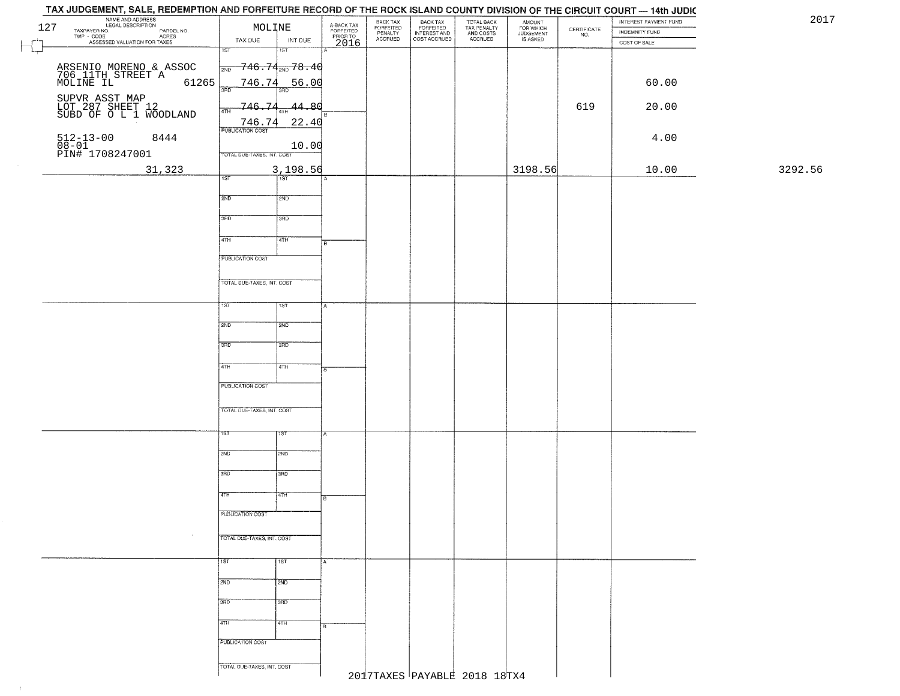# TAX JUDGEMENT, SALE, REDEMPTION AND FORFEITURE RECORD OF THE ROCK ISLAND COUNTY DIVISION OF THE CIRCUIT COURT — 14th JUDIC

2017

| NAME AND ADDRESS / LEGAL DESCRIPTION / TAXPAYER NO. / PARCEL NO. / TWP - CODE / ACRES / ASSESSED VALUATION FOR TAXES | MOLINE TAX DUE | INT DUE | A-BACK TAX FORFEITED PRIOR TO 2016 | BACK TAX FORFEITED PENALTY ACCRUED | BACK TAX FORFEITED INTEREST AND COST ACCRUED | TOTAL BACK TAX PENALTY AND COSTS ACCRUED | AMOUNT FOR WHICH JUDGEMENT IS ASKED | CERTIFICATE NO. | INTEREST PAYMENT FUND / INDEMNITY FUND / COST OF SALE | |
|---|---|---|---|---|---|---|---|---|---|---|
| 127 ARSENIO MORENO & ASSOC 706 11TH STREET A MOLINE IL 61265 | 1ST 746.74 | 1ST 78.40 | | | | | | | | |
| SUPVR ASST MAP LOT 287 SHEET 12 SUBD OF O L 1 WOODLAND | 2ND 746.74 | 2ND 56.00 | | | | | | | 60.00 | |
| | 3RD 746.74 | 3RD 44.80 | | | | | | 619 | 20.00 | |
| 512-13-00 8444 08-01 PIN# 1708247001 | 4TH 746.74 | 4TH 22.40 | | | | | | | | |
| | PUBLICATION COST | 10.00 | | | | | | | 4.00 | |
| 31,323 | TOTAL DUE-TAXES, INT. COST | 3,198.56 | | | | | 3198.56 | | 10.00 | 3292.56 |

2017TAXES PAYABLE 2018 18TX4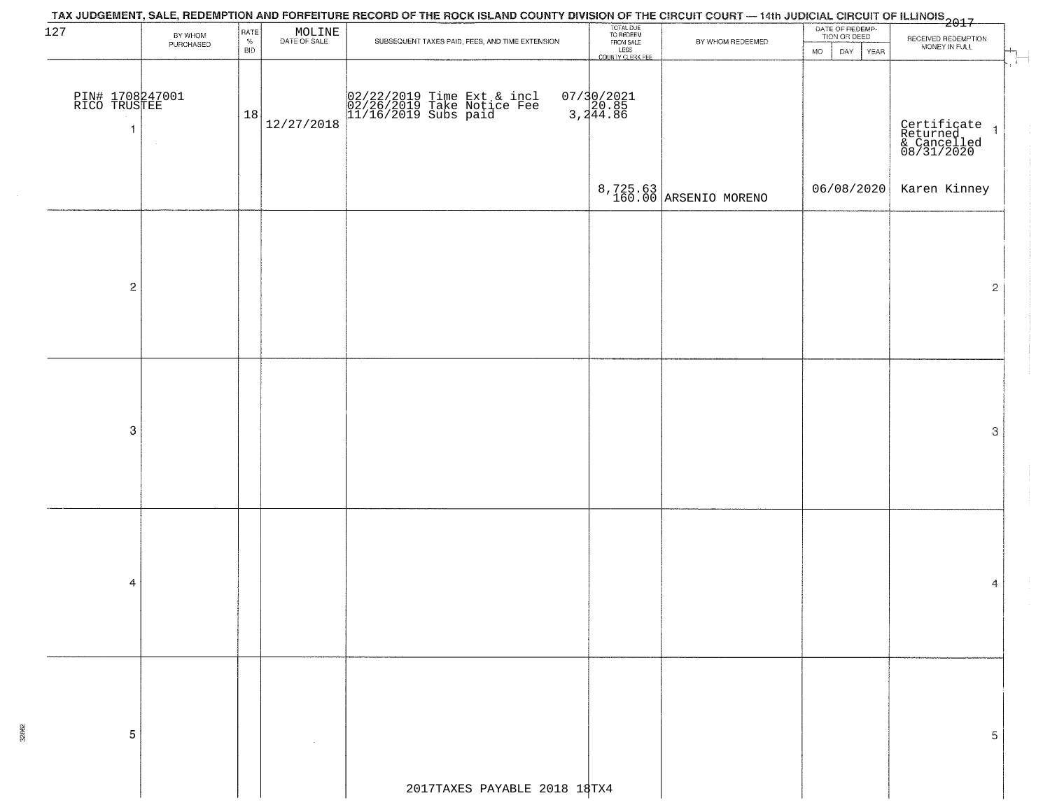TAX JUDGEMENT, SALE, REDEMPTION AND FORFEITURE RECORD OF THE ROCK ISLAND COUNTY DIVISION OF THE CIRCUIT COURT — 14th JUDICIAL CIRCUIT OF ILLINOIS 2017

127

| | BY WHOM PURCHASED | RATE % BID | MOLINE DATE OF SALE | SUBSEQUENT TAXES PAID, FEES, AND TIME EXTENSION | TOTAL DUE TO REDEEM FROM SALE LESS COUNTY CLERK FEE | BY WHOM REDEEMED | DATE OF REDEMPTION OR DEED MO DAY YEAR | RECEIVED REDEMPTION MONEY IN FULL | |
|---|---|---|---|---|---|---|---|---|---|
| PIN# 1708247001 RICO TRUSTEE 1 | | 18 | 12/27/2018 | 02/22/2019 Time Ext & incl 02/26/2019 Take Notice Fee 11/16/2019 Subs paid | 07/30/2021 20.85 3,244.86 8,725.63 160.00 | ARSENIO MORENO | 06/08/2020 | Certificate Returned & Cancelled 08/31/2020 Karen Kinney | 1 |
| 2 | | | | | | | | | 2 |
| 3 | | | | | | | | | 3 |
| 4 | | | | | | | | | 4 |
| 5 | | | | | | | | | 5 |

2017TAXES PAYABLE 2018 18TX4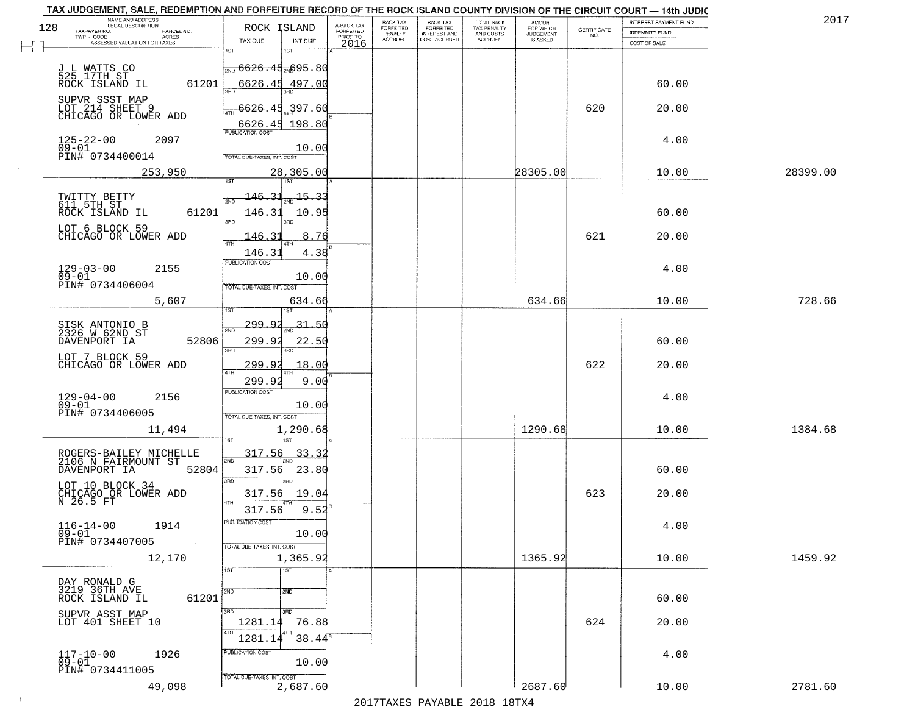TAX JUDGEMENT, SALE, REDEMPTION AND FORFEITURE RECORD OF THE ROCK ISLAND COUNTY DIVISION OF THE CIRCUIT COURT — 14th JUDIC

2017

| NAME AND ADDRESS / LEGAL DESCRIPTION / TAXPAYER NO. / PARCEL NO. / TWP - CODE / ACRES / ASSESSED VALUATION FOR TAXES | ROCK ISLAND TAX DUE | INT DUE | A-BACK TAX FORFEITED PRIOR TO 2016 | BACK TAX FORFEITED PENALTY ACCRUED | BACK TAX FORFEITED INTEREST AND COST ACCRUED | TOTAL BACK TAX PENALTY AND COSTS ACCRUED | AMOUNT FOR WHICH JUDGEMENT IS ASKED | CERTIFICATE NO. | INTEREST PAYMENT FUND / INDEMNITY FUND / COST OF SALE | |
|---|---|---|---|---|---|---|---|---|---|---|
| J L WATTS CO<br>525 17TH ST<br>ROCK ISLAND IL 61201<br>SUPVR SSST MAP<br>LOT 214 SHEET 9<br>CHICAGO OR LOWER ADD<br>125-22-00 2097<br>09-01<br>PIN# 0734400014<br>253,950 | 1ST 6626.45<br>2ND 6626.45<br>3RD 6626.45<br>4TH 6626.45<br>PUBLICATION COST<br>TOTAL DUE-TAXES, INT. COST | 695.80<br>497.00<br>397.60<br>198.80<br>10.00<br>28,305.00 | | | | | 28305.00 | 620 | 60.00<br>20.00<br>4.00<br>10.00 | 28399.00 |
| TWITTY BETTY<br>611 5TH ST<br>ROCK ISLAND IL 61201<br>LOT 6 BLOCK 59<br>CHICAGO OR LOWER ADD<br>129-03-00 2155<br>09-01<br>PIN# 0734406004<br>5,607 | 146.31<br>146.31<br>146.31<br>146.31 | 15.33<br>10.95<br>8.76<br>4.38<br>10.00<br>634.66 | | | | | 634.66 | 621 | 60.00<br>20.00<br>4.00<br>10.00 | 728.66 |
| SISK ANTONIO B<br>2326 W 62ND ST<br>DAVENPORT IA 52806<br>LOT 7 BLOCK 59<br>CHICAGO OR LOWER ADD<br>129-04-00 2156<br>09-01<br>PIN# 0734406005<br>11,494 | 299.92<br>299.92<br>299.92<br>299.92 | 31.50<br>22.50<br>18.00<br>9.00<br>10.00<br>1,290.68 | | | | | 1290.68 | 622 | 60.00<br>20.00<br>4.00<br>10.00 | 1384.68 |
| ROGERS-BAILEY MICHELLE<br>2106 N FAIRMOUNT ST<br>DAVENPORT IA 52804<br>LOT 10 BLOCK 34<br>CHICAGO OR LOWER ADD<br>N 26.5 FT<br>116-14-00 1914<br>09-01<br>PIN# 0734407005<br>12,170 | 317.56<br>317.56<br>317.56<br>317.56 | 33.32<br>23.80<br>19.04<br>9.52<br>10.00<br>1,365.92 | | | | | 1365.92 | 623 | 60.00<br>20.00<br>4.00<br>10.00 | 1459.92 |
| DAY RONALD G<br>3219 36TH AVE<br>ROCK ISLAND IL 61201<br>SUPVR ASST MAP<br>LOT 401 SHEET 10<br>117-10-00 1926<br>09-01<br>PIN# 0734411005<br>49,098 | <br><br>1281.14<br>1281.14 | <br><br>76.88<br>38.44<br>10.00<br>2,687.60 | | | | | 2687.60 | 624 | 60.00<br>20.00<br>4.00<br>10.00 | 2781.60 |

2017TAXES PAYABLE 2018 18TX4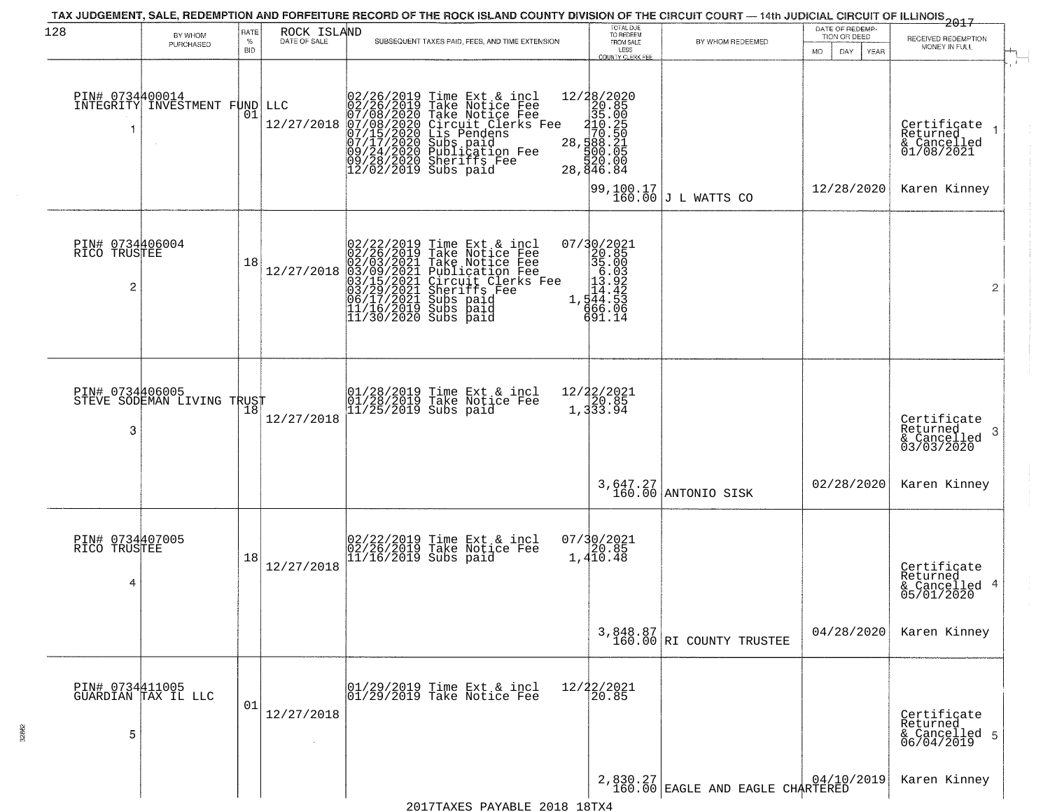# TAX JUDGEMENT, SALE, REDEMPTION AND FORFEITURE RECORD OF THE ROCK ISLAND COUNTY DIVISION OF THE CIRCUIT COURT — 14th JUDICIAL CIRCUIT OF ILLINOIS 2017

| BY WHOM PURCHASED | RATE % BID | ROCK ISLAND DATE OF SALE | SUBSEQUENT TAXES PAID, FEES, AND TIME EXTENSION | TOTAL DUE TO REDEEM FROM SALE LESS COUNTY CLERK FEE | BY WHOM REDEEMED | DATE OF REDEMPTION OR DEED MO DAY YEAR | RECEIVED REDEMPTION MONEY IN FULL |
|---|---|---|---|---|---|---|---|
| PIN# 0734400014 INTEGRITY INVESTMENT FUND LLC 1 | 01 | 12/27/2018 | 02/26/2019 Time Ext & incl 12/28/2020<br>02/26/2019 Take Notice Fee 20.85<br>07/08/2020 Take Notice Fee 35.00<br>07/08/2020 Circuit Clerks Fee 210.25<br>07/15/2020 Lis Pendens 70.50<br>07/17/2020 Subs paid 28,588.21<br>09/24/2020 Publication Fee 500.05<br>09/28/2020 Sheriffs Fee 520.00<br>12/02/2019 Subs paid 28,846.84 | 99,100.17<br>160.00 | J L WATTS CO | 12/28/2020 | Certificate Returned & Cancelled 01/08/2021<br>Karen Kinney |
| PIN# 0734406004 RICO TRUSTEE 2 | 18 | 12/27/2018 | 02/22/2019 Time Ext & incl 07/30/2021<br>02/26/2019 Take Notice Fee 20.85<br>02/03/2021 Take Notice Fee 35.00<br>03/09/2021 Publication Fee 6.03<br>03/15/2021 Circuit Clerks Fee 13.92<br>03/29/2021 Sheriffs Fee 14.42<br>06/17/2021 Subs paid 1,544.53<br>11/16/2019 Subs paid 666.06<br>11/30/2020 Subs paid 691.14 | | | | |
| PIN# 0734406005 STEVE SODEMAN LIVING TRUST 3 | 18 | 12/27/2018 | 01/28/2019 Time Ext & incl 12/22/2021<br>01/28/2019 Take Notice Fee 20.85<br>11/25/2019 Subs paid 1,333.94 | 3,647.27<br>160.00 | ANTONIO SISK | 02/28/2020 | Certificate Returned & Cancelled 03/03/2020<br>Karen Kinney |
| PIN# 0734407005 RICO TRUSTEE 4 | 18 | 12/27/2018 | 02/22/2019 Time Ext & incl 07/30/2021<br>02/26/2019 Take Notice Fee 20.85<br>11/16/2019 Subs paid 1,410.48 | 3,848.87<br>160.00 | RI COUNTY TRUSTEE | 04/28/2020 | Certificate Returned & Cancelled 05/01/2020<br>Karen Kinney |
| PIN# 0734411005 GUARDIAN TAX IL LLC 5 | 01 | 12/27/2018 | 01/29/2019 Time Ext & incl 12/22/2021<br>01/29/2019 Take Notice Fee 20.85 | 2,830.27<br>160.00 | EAGLE AND EAGLE CHARTERED | 04/10/2019 | Certificate Returned & Cancelled 06/04/2019<br>Karen Kinney |

2017TAXES PAYABLE 2018 18TX4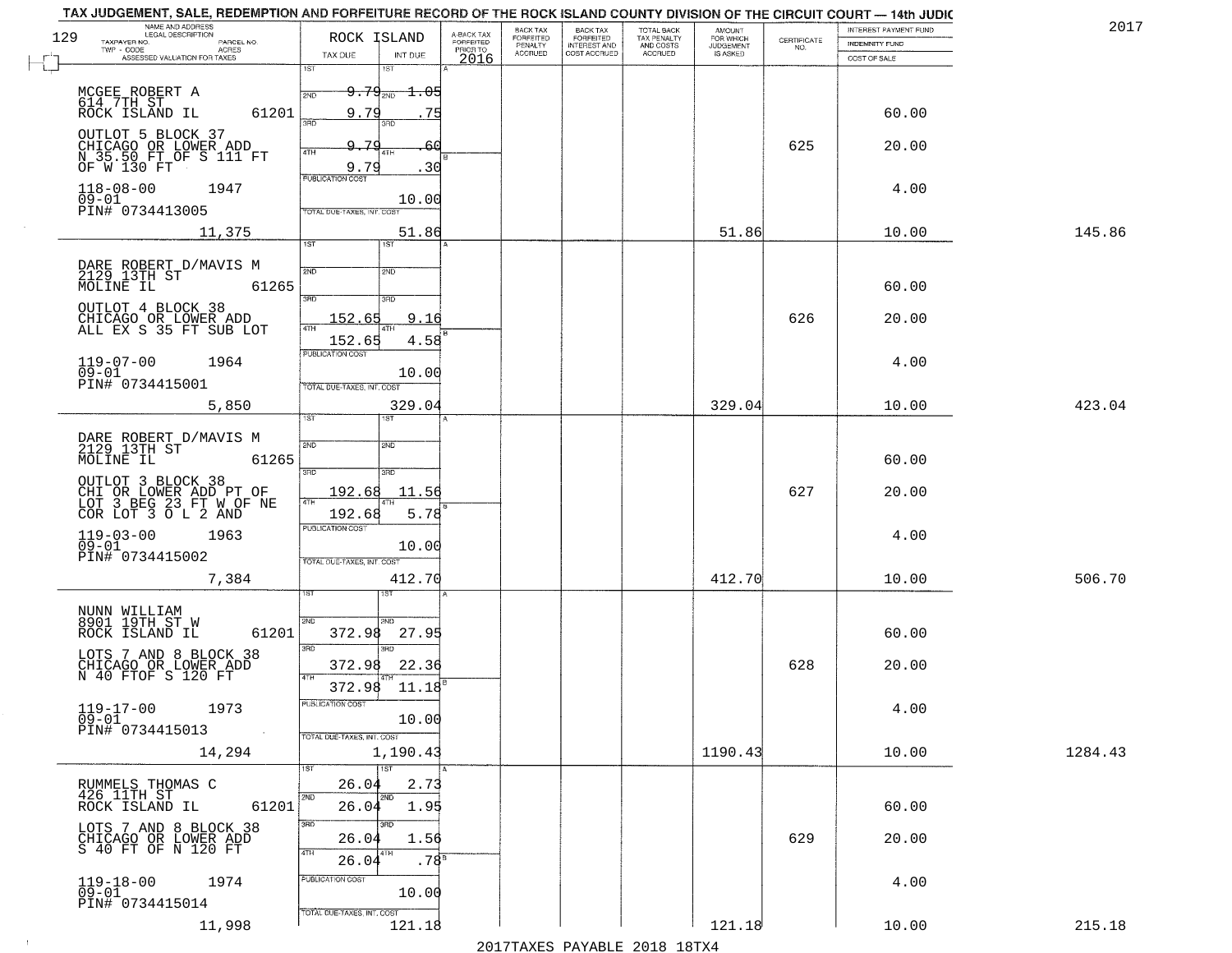TAX JUDGEMENT, SALE, REDEMPTION AND FORFEITURE RECORD OF THE ROCK ISLAND COUNTY DIVISION OF THE CIRCUIT COURT — 14th JUDIC

2017

| 129 NAME AND ADDRESS / LEGAL DESCRIPTION / TAXPAYER NO. / PARCEL NO. / TWP - CODE / ACRES / ASSESSED VALUATION FOR TAXES | ROCK ISLAND TAX DUE | INT DUE | A-BACK TAX FORFEITED PRIOR TO 2016 | BACK TAX FORFEITED PENALTY ACCRUED | BACK TAX FORFEITED INTEREST AND COST ACCRUED | TOTAL BACK TAX PENALTY AND COSTS ACCRUED | AMOUNT FOR WHICH JUDGEMENT IS ASKED | CERTIFICATE NO. | INTEREST PAYMENT FUND / INDEMNITY FUND / COST OF SALE | |
|---|---|---|---|---|---|---|---|---|---|---|
| MCGEE ROBERT A<br>614 7TH ST<br>ROCK ISLAND IL 61201<br>OUTLOT 5 BLOCK 37<br>CHICAGO OR LOWER ADD<br>N 35.50 FT OF S 111 FT<br>OF W 130 FT<br>118-08-00 1947<br>09-01<br>PIN# 0734413005<br>11,375 | 1ST<br>2ND ~~9.79~~<br>3RD 9.79<br>4TH 9.79<br>9.79<br>PUBLICATION COST<br>TOTAL DUE-TAXES, INT. COST | 1ST<br>2ND ~~1.05~~<br>3RD .75<br>4TH .60<br>.30<br>10.00<br>51.86 | | | | | 51.86 | 625 | 60.00<br>20.00<br>4.00<br>10.00 | 145.86 |
| DARE ROBERT D/MAVIS M<br>2129 13TH ST<br>MOLINE IL 61265<br>OUTLOT 4 BLOCK 38<br>CHICAGO OR LOWER ADD<br>ALL EX S 35 FT SUB LOT<br>119-07-00 1964<br>09-01<br>PIN# 0734415001<br>5,850 | 1ST<br>2ND<br>3RD 152.65<br>4TH 152.65<br>PUBLICATION COST<br>TOTAL DUE-TAXES, INT. COST | 1ST<br>2ND<br>3RD 9.16<br>4TH 4.58<br>10.00<br>329.04 | | | | | 329.04 | 626 | 60.00<br>20.00<br>4.00<br>10.00 | 423.04 |
| DARE ROBERT D/MAVIS M<br>2129 13TH ST<br>MOLINE IL 61265<br>OUTLOT 3 BLOCK 38<br>CHI OR LOWER ADD PT OF<br>LOT 3 BEG 23 FT W OF NE<br>COR LOT 3 O L 2 AND<br>119-03-00 1963<br>09-01<br>PIN# 0734415002<br>7,384 | 1ST<br>2ND<br>3RD 192.68<br>4TH 192.68<br>PUBLICATION COST<br>TOTAL DUE-TAXES, INT. COST | 1ST<br>2ND<br>3RD 11.56<br>4TH 5.78<br>10.00<br>412.70 | | | | | 412.70 | 627 | 60.00<br>20.00<br>4.00<br>10.00 | 506.70 |
| NUNN WILLIAM<br>8901 19TH ST W<br>ROCK ISLAND IL 61201<br>LOTS 7 AND 8 BLOCK 38<br>CHICAGO OR LOWER ADD<br>N 40 FTOF S 120 FT<br>119-17-00 1973<br>09-01<br>PIN# 0734415013<br>14,294 | 1ST<br>2ND 372.98<br>3RD 372.98<br>4TH 372.98<br>PUBLICATION COST<br>TOTAL DUE-TAXES, INT. COST | 1ST<br>2ND 27.95<br>3RD 22.36<br>4TH 11.18<br>10.00<br>1,190.43 | | | | | 1190.43 | 628 | 60.00<br>20.00<br>4.00<br>10.00 | 1284.43 |
| RUMMELS THOMAS C<br>426 11TH ST<br>ROCK ISLAND IL 61201<br>LOTS 7 AND 8 BLOCK 38<br>CHICAGO OR LOWER ADD<br>S 40 FT OF N 120 FT<br>119-18-00 1974<br>09-01<br>PIN# 0734415014<br>11,998 | 1ST 26.04<br>2ND 26.04<br>3RD 26.04<br>4TH 26.04<br>PUBLICATION COST<br>TOTAL DUE-TAXES, INT. COST | 1ST 2.73<br>2ND 1.95<br>3RD 1.56<br>4TH .78<br>10.00<br>121.18 | | | | | 121.18 | 629 | 60.00<br>20.00<br>4.00<br>10.00 | 215.18 |

2017TAXES PAYABLE 2018 18TX4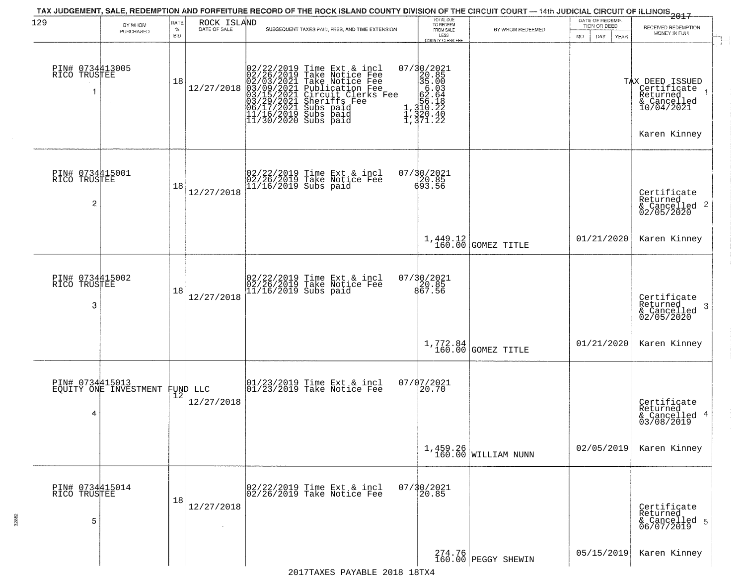TAX JUDGEMENT, SALE, REDEMPTION AND FORFEITURE RECORD OF THE ROCK ISLAND COUNTY DIVISION OF THE CIRCUIT COURT — 14th JUDICIAL CIRCUIT OF ILLINOIS 2017

| | BY WHOM PURCHASED | RATE % BID | ROCK ISLAND DATE OF SALE | SUBSEQUENT TAXES PAID, FEES, AND TIME EXTENSION | TOTAL DUE TO REDEEM FROM SALE LESS COUNTY CLERK FEE | BY WHOM REDEEMED | DATE OF REDEMPTION OR DEED MO DAY YEAR | RECEIVED REDEMPTION MONEY IN FULL |
|---|---|---|---|---|---|---|---|---|
| 1 | PIN# 0734413005 RICO TRUSTEE | 18 | 12/27/2018 | 02/22/2019 Time Ext & incl<br>02/26/2019 Take Notice Fee<br>02/03/2021 Take Notice Fee<br>03/09/2021 Publication Fee<br>03/15/2021 Circuit Clerks Fee<br>03/29/2021 Sheriffs Fee<br>06/17/2021 Subs paid<br>11/16/2019 Subs paid<br>11/30/2020 Subs paid | 07/30/2021<br>20.85<br>35.00<br>6.03<br>62.64<br>56.18<br>1,310.22<br>1,320.40<br>1,371.22 | | | TAX DEED ISSUED Certificate Returned & Cancelled 10/04/2021<br>Karen Kinney |
| 2 | PIN# 0734415001 RICO TRUSTEE | 18 | 12/27/2018 | 02/22/2019 Time Ext & incl<br>02/26/2019 Take Notice Fee<br>11/16/2019 Subs paid | 07/30/2021<br>20.85<br>693.56<br>1,449.12<br>160.00 | GOMEZ TITLE | 01/21/2020 | Certificate Returned & Cancelled 02/05/2020<br>Karen Kinney |
| 3 | PIN# 0734415002 RICO TRUSTEE | 18 | 12/27/2018 | 02/22/2019 Time Ext & incl<br>02/26/2019 Take Notice Fee<br>11/16/2019 Subs paid | 07/30/2021<br>20.85<br>867.56<br>1,772.84<br>160.00 | GOMEZ TITLE | 01/21/2020 | Certificate Returned & Cancelled 03/05/2020<br>Karen Kinney |
| 4 | PIN# 0734415013 EQUITY ONE INVESTMENT FUND LLC | 12 | 12/27/2018 | 01/23/2019 Time Ext & incl<br>01/23/2019 Take Notice Fee | 07/07/2021<br>20.70<br>1,459.26<br>160.00 | WILLIAM NUNN | 02/05/2019 | Certificate Returned & Cancelled 03/08/2019<br>Karen Kinney |
| 5 | PIN# 0734415014 RICO TRUSTEE | 18 | 12/27/2018 | 02/22/2019 Time Ext & incl<br>02/26/2019 Take Notice Fee | 07/30/2021<br>20.85<br>274.76<br>160.00 | PEGGY SHEWIN | 05/15/2019 | Certificate Returned & Cancelled 06/07/2019<br>Karen Kinney |

2017TAXES PAYABLE 2018 18TX4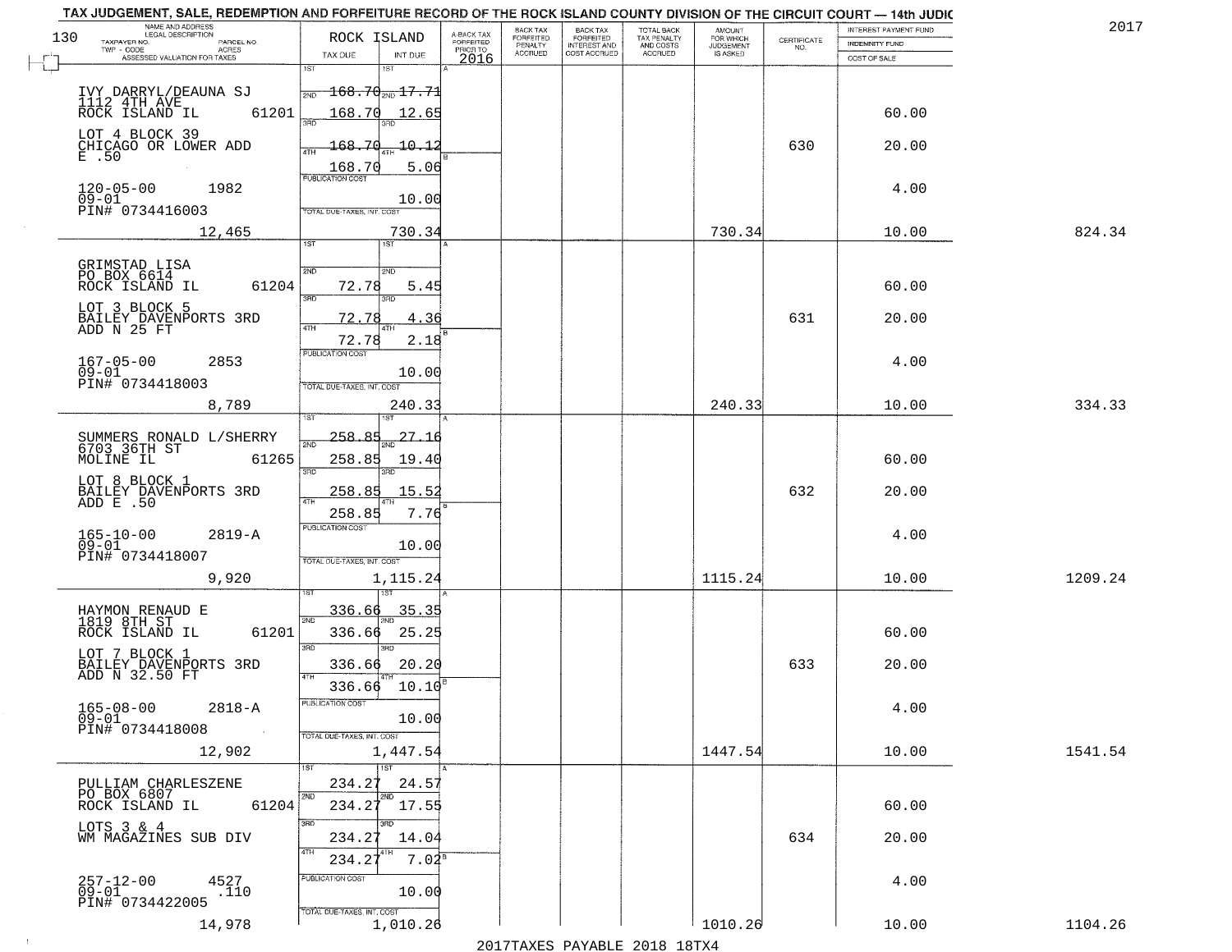TAX JUDGEMENT, SALE, REDEMPTION AND FORFEITURE RECORD OF THE ROCK ISLAND COUNTY DIVISION OF THE CIRCUIT COURT — 14th JUDIC

2017

| NAME AND ADDRESS / LEGAL DESCRIPTION / TAXPAYER NO. / PARCEL NO. / TWP - CODE / ACRES / ASSESSED VALUATION FOR TAXES | ROCK ISLAND TAX DUE | INT DUE | A-BACK TAX FORFEITED PRIOR TO 2016 | BACK TAX FORFEITED PENALTY ACCRUED | BACK TAX FORFEITED INTEREST AND COST ACCRUED | TOTAL BACK TAX PENALTY AND COSTS ACCRUED | AMOUNT FOR WHICH JUDGEMENT IS ASKED | CERTIFICATE NO. | INTEREST PAYMENT FUND / INDEMNITY FUND / COST OF SALE | |
|---|---|---|---|---|---|---|---|---|---|---|
| IVY DARRYL/DEAUNA SJ<br>1112 4TH AVE<br>ROCK ISLAND IL 61201<br>LOT 4 BLOCK 39<br>CHICAGO OR LOWER ADD<br>E .50<br>120-05-00 1982<br>09-01<br>PIN# 0734416003<br>12,465 | 1ST 168.70<br>2ND 168.70<br>3RD 168.70<br>4TH 168.70<br>PUBLICATION COST<br>TOTAL DUE-TAXES, INT. COST | 1ST 17.71<br>2ND 12.65<br>3RD 10.12<br>4TH 5.06<br>10.00<br>730.34 | | | | | 730.34 | 630 | 60.00<br>20.00<br>4.00<br>10.00 | 824.34 |
| GRIMSTAD LISA<br>PO BOX 6614<br>ROCK ISLAND IL 61204<br>LOT 3 BLOCK 5<br>BAILEY DAVENPORTS 3RD<br>ADD N 25 FT<br>167-05-00 2853<br>09-01<br>PIN# 0734418003<br>8,789 | 1ST<br>2ND 72.78<br>3RD 72.78<br>4TH 72.78<br>PUBLICATION COST<br>TOTAL DUE-TAXES, INT. COST | 1ST<br>2ND 5.45<br>3RD 4.36<br>4TH 2.18<br>10.00<br>240.33 | | | | | 240.33 | 631 | 60.00<br>20.00<br>4.00<br>10.00 | 334.33 |
| SUMMERS RONALD L/SHERRY<br>6703 36TH ST<br>MOLINE IL 61265<br>LOT 8 BLOCK 1<br>BAILEY DAVENPORTS 3RD<br>ADD E .50<br>165-10-00 2819-A<br>09-01<br>PIN# 0734418007<br>9,920 | 1ST 258.85<br>2ND 258.85<br>3RD 258.85<br>4TH 258.85<br>PUBLICATION COST<br>TOTAL DUE-TAXES, INT. COST | 1ST 27.16<br>2ND 19.40<br>3RD 15.52<br>4TH 7.76<br>10.00<br>1,115.24 | | | | | 1115.24 | 632 | 60.00<br>20.00<br>4.00<br>10.00 | 1209.24 |
| HAYMON RENAUD E<br>1819 8TH ST<br>ROCK ISLAND IL 61201<br>LOT 7 BLOCK 1<br>BAILEY DAVENPORTS 3RD<br>ADD N 32.50 FT<br>165-08-00 2818-A<br>09-01<br>PIN# 0734418008<br>12,902 | 1ST 336.66<br>2ND 336.66<br>3RD 336.66<br>4TH 336.66<br>PUBLICATION COST<br>TOTAL DUE-TAXES, INT. COST | 1ST 35.35<br>2ND 25.25<br>3RD 20.20<br>4TH 10.10<br>10.00<br>1,447.54 | | | | | 1447.54 | 633 | 60.00<br>20.00<br>4.00<br>10.00 | 1541.54 |
| PULLIAM CHARLESZENE<br>PO BOX 6807<br>ROCK ISLAND IL 61204<br>LOTS 3 & 4<br>WM MAGAZINES SUB DIV<br>257-12-00 4527<br>09-01 .110<br>PIN# 0734422005<br>14,978 | 1ST 234.27<br>2ND 234.27<br>3RD 234.27<br>4TH 234.27<br>PUBLICATION COST<br>TOTAL DUE-TAXES, INT. COST | 1ST 24.57<br>2ND 17.55<br>3RD 14.04<br>4TH 7.02<br>10.00<br>1,010.26 | | | | | 1010.26 | 634 | 60.00<br>20.00<br>4.00<br>10.00 | 1104.26 |

2017TAXES PAYABLE 2018 18TX4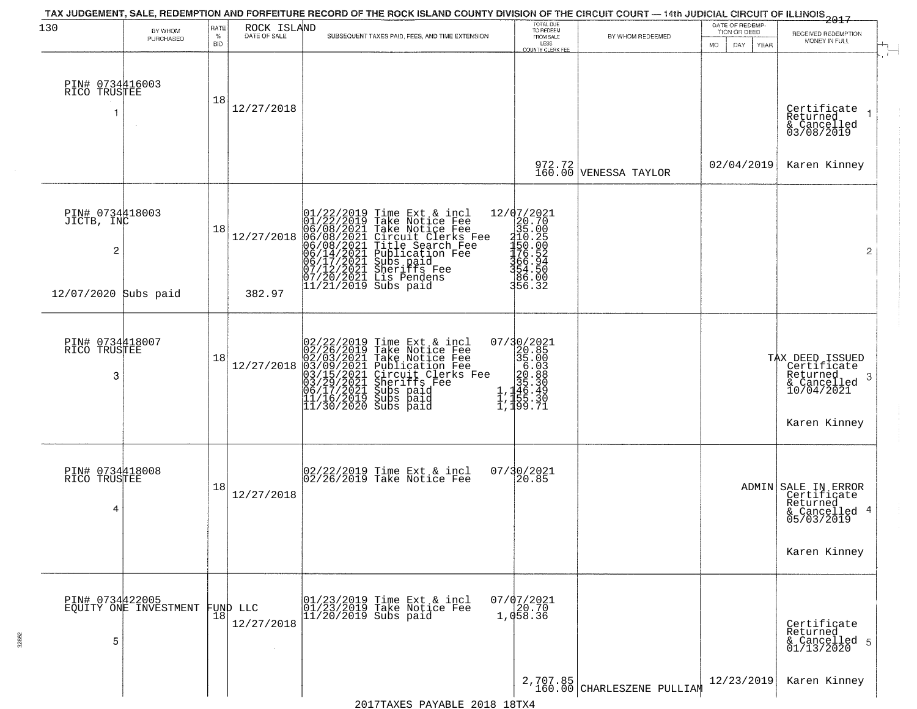# TAX JUDGEMENT, SALE, REDEMPTION AND FORFEITURE RECORD OF THE ROCK ISLAND COUNTY DIVISION OF THE CIRCUIT COURT — 14th JUDICIAL CIRCUIT OF ILLINOIS 2017

| 130 BY WHOM PURCHASED | RATE % BID | ROCK ISLAND DATE OF SALE | SUBSEQUENT TAXES PAID, FEES, AND TIME EXTENSION | TOTAL DUE TO REDEEM FROM SALE LESS COUNTY CLERK FEE | BY WHOM REDEEMED | DATE OF REDEMPTION OR DEED MO DAY YEAR | RECEIVED REDEMPTION MONEY IN FULL |
|---|---|---|---|---|---|---|---|
| PIN# 0734416003 RICO TRUSTEE 1 | 18 | 12/27/2018 | | 972.72 160.00 | VENESSA TAYLOR | 02/04/2019 | Certificate Returned & Cancelled 03/08/2019 Karen Kinney 1 |
| PIN# 0734418003 JICTB, INC 2 12/07/2020 Subs paid | 18 | 12/27/2018 382.97 | 01/22/2019 Time Ext & incl 12/07/2021; 01/22/2019 Take Notice Fee 20.70; 06/08/2021 Take Notice Fee 35.00; 06/08/2021 Circuit Clerks Fee 210.25; 06/08/2021 Title Search Fee 150.00; 06/14/2021 Publication Fee 176.52; 06/17/2021 Subs paid 366.94; 07/12/2021 Sheriffs Fee 354.50; 07/20/2021 Lis Pendens 86.00; 11/21/2019 Subs paid 356.32 | | | | 2 |
| PIN# 0734418007 RICO TRUSTEE 3 | 18 | 12/27/2018 | 02/22/2019 Time Ext & incl 07/30/2021; 02/26/2019 Take Notice Fee 20.85; 02/03/2021 Take Notice Fee 35.00; 03/09/2021 Publication Fee 6.03; 03/15/2021 Circuit Clerks Fee 20.88; 03/29/2021 Sheriffs Fee 35.30; 06/17/2021 Subs paid 1,146.49; 11/16/2019 Subs paid 1,155.30; 11/30/2020 Subs paid 1,199.71 | | | | TAX DEED ISSUED Certificate Returned & Cancelled 10/04/2021 Karen Kinney 3 |
| PIN# 0734418008 RICO TRUSTEE 4 | 18 | 12/27/2018 | 02/22/2019 Time Ext & incl 07/30/2021; 02/26/2019 Take Notice Fee 20.85 | | | ADMIN | SALE IN ERROR Certificate Returned & Cancelled 05/03/2019 Karen Kinney 4 |
| PIN# 0734422005 EQUITY ONE INVESTMENT FUND LLC 5 | 18 | 12/27/2018 | 01/23/2019 Time Ext & incl 07/07/2021; 01/23/2019 Take Notice Fee 20.70; 11/20/2019 Subs paid 1,058.36 | 2,707.85 160.00 | CHARLESZENE PULLIAM | 12/23/2019 | Certificate Returned & Cancelled 01/13/2020 Karen Kinney 5 |

2017TAXES PAYABLE 2018 18TX4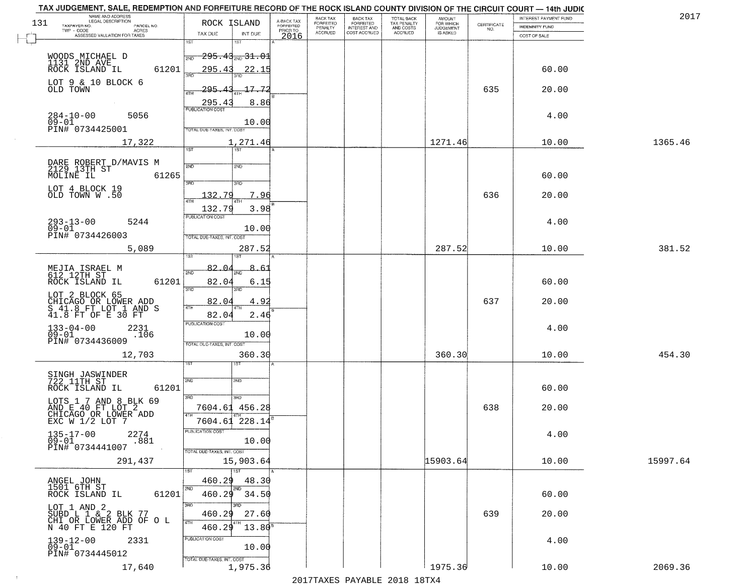TAX JUDGEMENT, SALE, REDEMPTION AND FORFEITURE RECORD OF THE ROCK ISLAND COUNTY DIVISION OF THE CIRCUIT COURT — 14th JUDIC

2017

| NAME AND ADDRESS / LEGAL DESCRIPTION / TAXPAYER NO. / PARCEL NO. / TWP - CODE / ACRES / ASSESSED VALUATION FOR TAXES | ROCK ISLAND TAX DUE | INT DUE | A-BACK TAX FORFEITED PRIOR TO 2016 | BACK TAX FORFEITED PENALTY ACCRUED | BACK TAX FORFEITED INTEREST AND COST ACCRUED | TOTAL BACK TAX PENALTY AND COSTS ACCRUED | AMOUNT FOR WHICH JUDGEMENT IS ASKED | CERTIFICATE NO. | INTEREST PAYMENT FUND / INDEMNITY FUND / COST OF SALE | |
|---|---|---|---|---|---|---|---|---|---|---|
| WOODS MICHAEL D, 1131 2ND AVE, ROCK ISLAND IL 61201; LOT 9 & 10 BLOCK 6 OLD TOWN; 284-10-00 5056; 09-01; PIN# 0734425001; 17,322 | 1ST 295.43; 2ND 295.43; 3RD 295.43; 4TH 295.43; PUBLICATION COST; TOTAL DUE-TAXES, INT. COST 1,271.46 | 31.01; 22.15; 17.72; 8.86; 10.00 | | | | | 1271.46 | 635 | 60.00; 20.00; 4.00; 10.00 | 1365.46 |
| DARE ROBERT D/MAVIS M, 2129 13TH ST, MOLINE IL 61265; LOT 4 BLOCK 19 OLD TOWN W .50; 293-13-00 5244; 09-01; PIN# 0734426003; 5,089 | 3RD 132.79; 4TH 132.79; PUBLICATION COST; TOTAL DUE-TAXES, INT. COST 287.52 | 7.96; 3.98; 10.00 | | | | | 287.52 | 636 | 60.00; 20.00; 4.00; 10.00 | 381.52 |
| MEJIA ISRAEL M, 612 12TH ST, ROCK ISLAND IL 61201; LOT 2 BLOCK 65 CHICAGO OR LOWER ADD S 41.8 FT LOT 1 AND S 41.8 FT OF E 30 FT; 133-04-00 2231; 09-01 .106; PIN# 0734436009; 12,703 | 1ST 82.04; 2ND 82.04; 3RD 82.04; 4TH 82.04; PUBLICATION COST; TOTAL DUE-TAXES, INT. COST 360.30 | 8.61; 6.15; 4.92; 2.46; 10.00 | | | | | 360.30 | 637 | 60.00; 20.00; 4.00; 10.00 | 454.30 |
| SINGH JASWINDER, 722 11TH ST, ROCK ISLAND IL 61201; LOTS 1 7 AND 8 BLK 69 AND E 40 FT LOT 2 CHICAGO OR LOWER ADD EXC W 1/2 LOT 7; 135-17-00 2274; 09-01 .881; PIN# 0734441007; 291,437 | 3RD 7604.61; 4TH 7604.61; PUBLICATION COST; TOTAL DUE-TAXES, INT. COST 15,903.64 | 456.28; 228.14; 10.00 | | | | | 15903.64 | 638 | 60.00; 20.00; 4.00; 10.00 | 15997.64 |
| ANGEL JOHN, 1501 6TH ST, ROCK ISLAND IL 61201; LOT 1 AND 2 SUBD L 1 & 2 BLK 77 CHI OR LOWER ADD OF O L N 40 FT E 120 FT; 139-12-00 2331; 09-01; PIN# 0734445012; 17,640 | 1ST 460.29; 2ND 460.29; 3RD 460.29; 4TH 460.29; PUBLICATION COST; TOTAL DUE-TAXES, INT. COST 1,975.36 | 48.30; 34.50; 27.60; 13.80; 10.00 | | | | | 1975.36 | 639 | 60.00; 20.00; 4.00; 10.00 | 2069.36 |

2017TAXES PAYABLE 2018 18TX4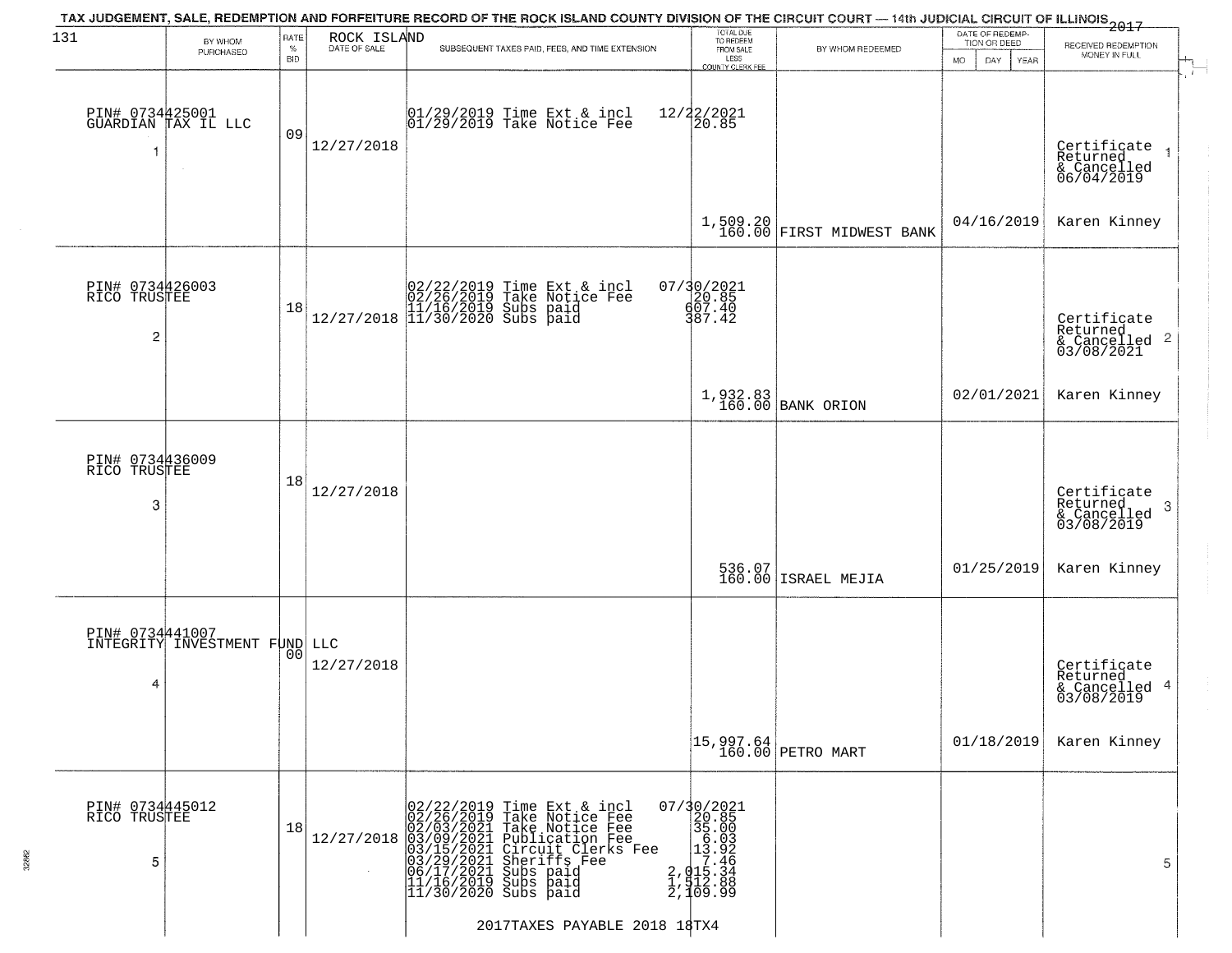TAX JUDGEMENT, SALE, REDEMPTION AND FORFEITURE RECORD OF THE ROCK ISLAND COUNTY DIVISION OF THE CIRCUIT COURT — 14th JUDICIAL CIRCUIT OF ILLINOIS 2017

| 131 BY WHOM PURCHASED | RATE % BID | ROCK ISLAND DATE OF SALE | SUBSEQUENT TAXES PAID, FEES, AND TIME EXTENSION | TOTAL DUE TO REDEEM FROM SALE LESS COUNTY CLERK FEE | BY WHOM REDEEMED | DATE OF REDEMPTION OR DEED MO DAY YEAR | RECEIVED REDEMPTION MONEY IN FULL |
|---|---|---|---|---|---|---|---|
| PIN# 0734425001 GUARDIAN TAX IL LLC 1 | 09 | 12/27/2018 | 01/29/2019 Time Ext & incl 12/22/2021<br>01/29/2019 Take Notice Fee 20.85 | 1,509.20<br>160.00 | FIRST MIDWEST BANK | 04/16/2019 | Certificate Returned & Cancelled 06/04/2019 1<br>Karen Kinney |
| PIN# 0734426003 RICO TRUSTEE 2 | 18 | 12/27/2018 | 02/22/2019 Time Ext & incl 07/30/2021<br>02/26/2019 Take Notice Fee 20.85<br>11/16/2019 Subs paid 607.40<br>11/30/2020 Subs paid 387.42 | 1,932.83<br>160.00 | BANK ORION | 02/01/2021 | Certificate Returned & Cancelled 03/08/2021 2<br>Karen Kinney |
| PIN# 0734436009 RICO TRUSTEE 3 | 18 | 12/27/2018 | | 536.07<br>160.00 | ISRAEL MEJIA | 01/25/2019 | Certificate Returned & Cancelled 03/08/2019 3<br>Karen Kinney |
| PIN# 0734441007 INTEGRITY INVESTMENT FUND LLC 4 | 00 | 12/27/2018 | | 15,997.64<br>160.00 | PETRO MART | 01/18/2019 | Certificate Returned & Cancelled 03/08/2019 4<br>Karen Kinney |
| PIN# 0734445012 RICO TRUSTEE 5 | 18 | 12/27/2018 | 02/22/2019 Time Ext & incl 07/30/2021<br>02/26/2019 Take Notice Fee 20.85<br>02/03/2021 Take Notice Fee 35.00<br>03/09/2021 Publication Fee 6.03<br>03/15/2021 Circuit Clerks Fee 13.92<br>03/29/2021 Sheriffs Fee 7.46<br>06/17/2021 Subs paid 2,015.34<br>11/16/2019 Subs paid 1,512.88<br>11/30/2020 Subs paid 2,109.99 | | | | 5 |

2017TAXES PAYABLE 2018 18TX4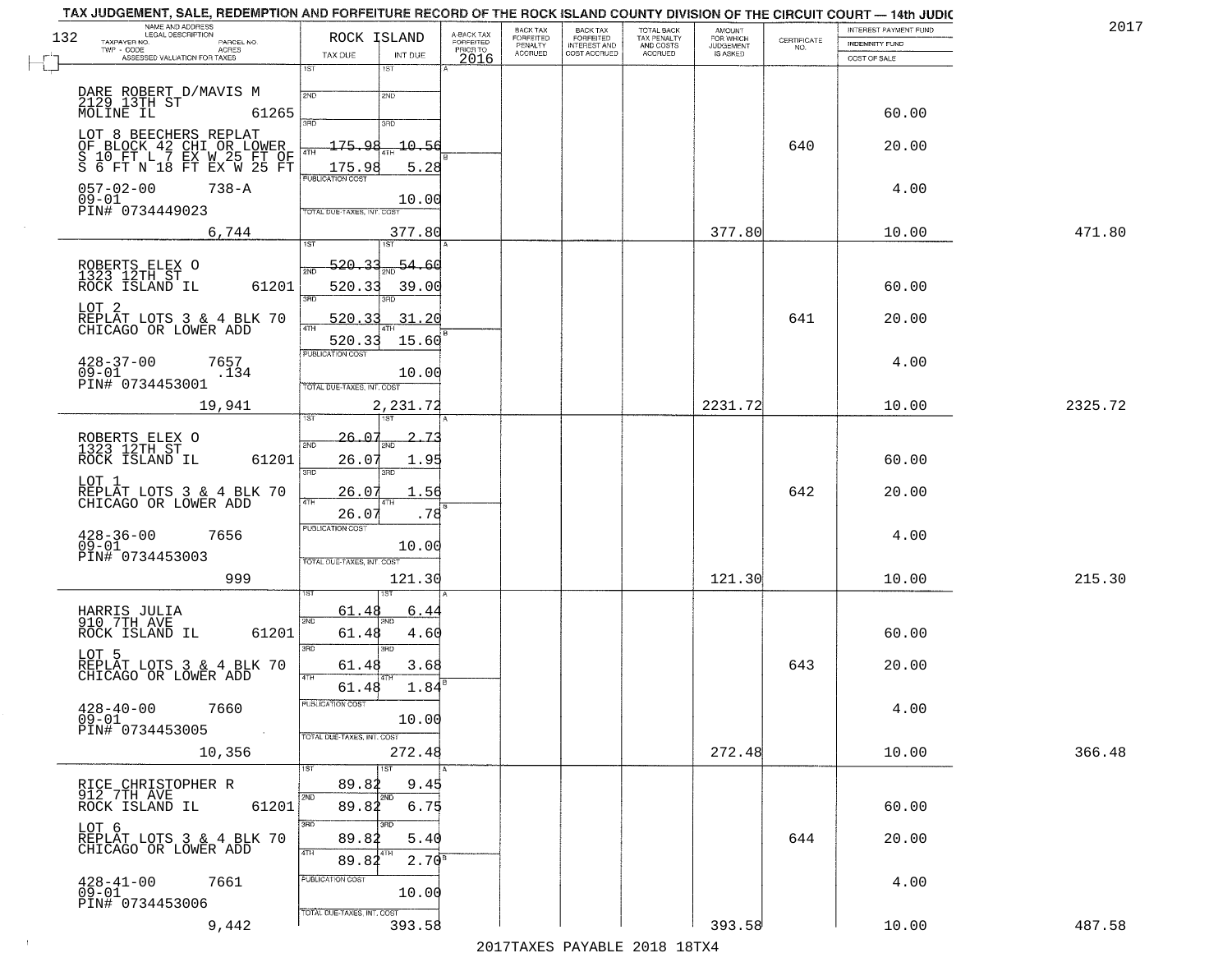# TAX JUDGEMENT, SALE, REDEMPTION AND FORFEITURE RECORD OF THE ROCK ISLAND COUNTY DIVISION OF THE CIRCUIT COURT — 14th JUDIC

2017

| 132 NAME AND ADDRESS / LEGAL DESCRIPTION / TAXPAYER NO. / PARCEL NO. / TWP - CODE / ACRES / ASSESSED VALUATION FOR TAXES | ROCK ISLAND TAX DUE | INT DUE | A-BACK TAX FORFEITED PRIOR TO 2016 | BACK TAX FORFEITED PENALTY ACCRUED | BACK TAX FORFEITED INTEREST AND COST ACCRUED | TOTAL BACK TAX PENALTY AND COSTS ACCRUED | AMOUNT FOR WHICH JUDGEMENT IS ASKED | CERTIFICATE NO. | INTEREST PAYMENT FUND / INDEMNITY FUND / COST OF SALE | |
|---|---|---|---|---|---|---|---|---|---|---|
| DARE ROBERT D/MAVIS M, 2129 13TH ST, MOLINE IL 61265 | 1ST | 1ST | | | | | | | | |
| | 2ND | 2ND | | | | | | | 60.00 | |
| LOT 8 BEECHERS REPLAT OF BLOCK 42 CHI OR LOWER S 10 FT L 7 EX W 25 FT OF S 6 FT N 18 FT EX W 25 FT | 3RD 175.98 | 3RD 10.56 | | | | | | 640 | 20.00 | |
| | 4TH 175.98 | 4TH 5.28 | | | | | | | | |
| 057-02-00 738-A, 09-01, PIN# 0734449023 | PUBLICATION COST | 10.00 | | | | | | | 4.00 | |
| 6,744 | TOTAL DUE-TAXES, INT. COST | 377.80 | | | | | 377.80 | | 10.00 | 471.80 |
| ROBERTS ELEX O, 1323 12TH ST, ROCK ISLAND IL 61201 | 1ST 520.33 | 1ST 54.60 | | | | | | | | |
| | 2ND 520.33 | 2ND 39.00 | | | | | | | 60.00 | |
| LOT 2 REPLAT LOTS 3 & 4 BLK 70 CHICAGO OR LOWER ADD | 3RD 520.33 | 3RD 31.20 | | | | | | 641 | 20.00 | |
| | 4TH 520.33 | 4TH 15.60 | | | | | | | | |
| 428-37-00 7657, 09-01 .134, PIN# 0734453001 | PUBLICATION COST | 10.00 | | | | | | | 4.00 | |
| 19,941 | TOTAL DUE-TAXES, INT. COST | 2,231.72 | | | | | 2231.72 | | 10.00 | 2325.72 |
| ROBERTS ELEX O, 1323 12TH ST, ROCK ISLAND IL 61201 | 1ST 26.07 | 1ST 2.73 | | | | | | | | |
| | 2ND 26.07 | 2ND 1.95 | | | | | | | 60.00 | |
| LOT 1 REPLAT LOTS 3 & 4 BLK 70 CHICAGO OR LOWER ADD | 3RD 26.07 | 3RD 1.56 | | | | | | 642 | 20.00 | |
| | 4TH 26.07 | 4TH .78 | | | | | | | | |
| 428-36-00 7656, 09-01, PIN# 0734453003 | PUBLICATION COST | 10.00 | | | | | | | 4.00 | |
| 999 | TOTAL DUE-TAXES, INT. COST | 121.30 | | | | | 121.30 | | 10.00 | 215.30 |
| HARRIS JULIA, 910 7TH AVE, ROCK ISLAND IL 61201 | 1ST 61.48 | 1ST 6.44 | | | | | | | | |
| | 2ND 61.48 | 2ND 4.60 | | | | | | | 60.00 | |
| LOT 5 REPLAT LOTS 3 & 4 BLK 70 CHICAGO OR LOWER ADD | 3RD 61.48 | 3RD 3.68 | | | | | | 643 | 20.00 | |
| | 4TH 61.48 | 4TH 1.84 | | | | | | | | |
| 428-40-00 7660, 09-01, PIN# 0734453005 | PUBLICATION COST | 10.00 | | | | | | | 4.00 | |
| 10,356 | TOTAL DUE-TAXES, INT. COST | 272.48 | | | | | 272.48 | | 10.00 | 366.48 |
| RICE CHRISTOPHER R, 912 7TH AVE, ROCK ISLAND IL 61201 | 1ST 89.82 | 1ST 9.45 | | | | | | | | |
| | 2ND 89.82 | 2ND 6.75 | | | | | | | 60.00 | |
| LOT 6 REPLAT LOTS 3 & 4 BLK 70 CHICAGO OR LOWER ADD | 3RD 89.82 | 3RD 5.40 | | | | | | 644 | 20.00 | |
| | 4TH 89.82 | 4TH 2.70 | | | | | | | | |
| 428-41-00 7661, 09-01, PIN# 0734453006 | PUBLICATION COST | 10.00 | | | | | | | 4.00 | |
| 9,442 | TOTAL DUE-TAXES, INT. COST | 393.58 | | | | | 393.58 | | 10.00 | 487.58 |

2017TAXES PAYABLE 2018 18TX4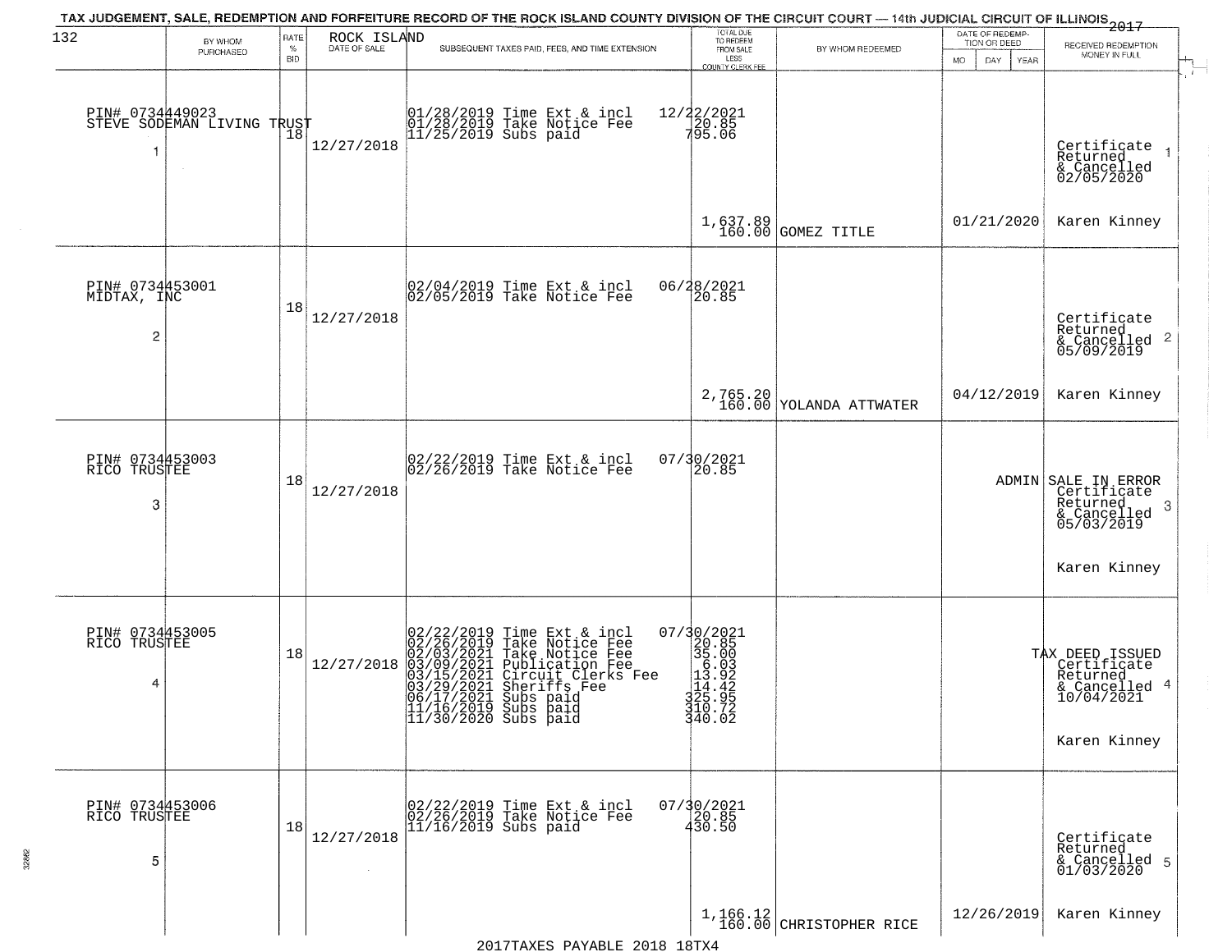TAX JUDGEMENT, SALE, REDEMPTION AND FORFEITURE RECORD OF THE ROCK ISLAND COUNTY DIVISION OF THE CIRCUIT COURT — 14th JUDICIAL CIRCUIT OF ILLINOIS 2017

| # | BY WHOM PURCHASED | RATE % BID | ROCK ISLAND DATE OF SALE | SUBSEQUENT TAXES PAID, FEES, AND TIME EXTENSION | TOTAL DUE TO REDEEM FROM SALE LESS COUNTY CLERK FEE | BY WHOM REDEEMED | DATE OF REDEMPTION OR DEED | RECEIVED REDEMPTION MONEY IN FULL |
|---|---|---|---|---|---|---|---|---|
| 1 | PIN# 0734449023 STEVE SODEMAN LIVING TRUST | 18 | 12/27/2018 | 01/28/2019 Time Ext & incl 12/22/2021; 01/28/2019 Take Notice Fee 20.85; 11/25/2019 Subs paid 795.06 | 1,637.89 160.00 | GOMEZ TITLE | 01/21/2020 | Certificate Returned & Cancelled 02/05/2020 Karen Kinney |
| 2 | PIN# 0734453001 MIDTAX, INC | 18 | 12/27/2018 | 02/04/2019 Time Ext & incl 06/28/2021; 02/05/2019 Take Notice Fee 20.85 | 2,765.20 160.00 | YOLANDA ATTWATER | 04/12/2019 | Certificate Returned & Cancelled 05/09/2019 Karen Kinney |
| 3 | PIN# 0734453003 RICO TRUSTEE | 18 | 12/27/2018 | 02/22/2019 Time Ext & incl 07/30/2021; 02/26/2019 Take Notice Fee 20.85 | | | ADMIN | SALE IN ERROR Certificate Returned & Cancelled 05/03/2019 Karen Kinney |
| 4 | PIN# 0734453005 RICO TRUSTEE | 18 | 12/27/2018 | 02/22/2019 Time Ext & incl 07/30/2021; 02/26/2019 Take Notice Fee 20.85; 02/03/2021 Take Notice Fee 35.00; 03/09/2021 Publication Fee 6.03; 03/15/2021 Circuit Clerks Fee 13.92; 03/29/2021 Sheriffs Fee 14.42; 06/17/2021 Subs paid 325.95; 11/16/2019 Subs paid 310.72; 11/30/2020 Subs paid 340.02 | | | | TAX DEED ISSUED Certificate Returned & Cancelled 10/04/2021 Karen Kinney |
| 5 | PIN# 0734453006 RICO TRUSTEE | 18 | 12/27/2018 | 02/22/2019 Time Ext & incl 07/30/2021; 02/26/2019 Take Notice Fee 20.85; 11/16/2019 Subs paid 430.50 | 1,166.12 160.00 | CHRISTOPHER RICE | 12/26/2019 | Certificate Returned & Cancelled 01/03/2020 Karen Kinney |

2017TAXES PAYABLE 2018 18TX4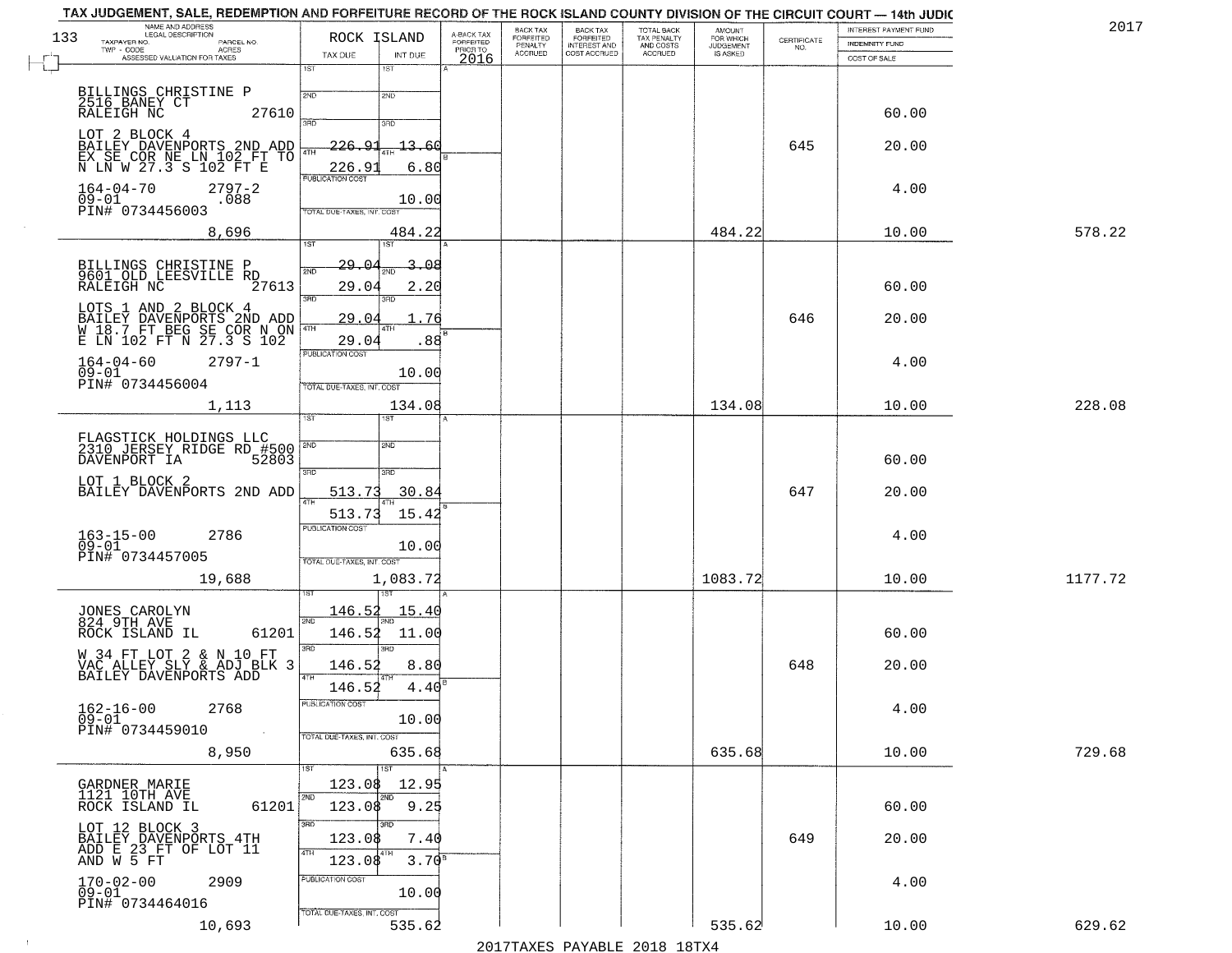TAX JUDGEMENT, SALE, REDEMPTION AND FORFEITURE RECORD OF THE ROCK ISLAND COUNTY DIVISION OF THE CIRCUIT COURT — 14th JUDIC

2017

| NAME AND ADDRESS / LEGAL DESCRIPTION / TAXPAYER NO. / PARCEL NO. / TWP - CODE / ACRES / ASSESSED VALUATION FOR TAXES | ROCK ISLAND TAX DUE | INT DUE | A-BACK TAX FORFEITED PRIOR TO 2016 | BACK TAX FORFEITED PENALTY ACCRUED | BACK TAX FORFEITED INTEREST AND COST ACCRUED | TOTAL BACK TAX PENALTY AND COSTS ACCRUED | AMOUNT FOR WHICH JUDGEMENT IS ASKED | CERTIFICATE NO. | INTEREST PAYMENT FUND / INDEMNITY FUND / COST OF SALE | |
|---|---|---|---|---|---|---|---|---|---|---|
| BILLINGS CHRISTINE P, 2516 BANEY CT, RALEIGH NC 27610; LOT 2 BLOCK 4 BAILEY DAVENPORTS 2ND ADD EX SE COR NE LN 102 FT TO N LN W 27.3 S 102 FT E; 164-04-70 2797-2; 09-01 .088; PIN# 0734456003; 8,696 | 1ST: ; 2ND: ; 3RD: 226.91; 4TH: 226.91; PUBLICATION COST; TOTAL DUE-TAXES, INT. COST | 13.60; 6.80; 10.00; 484.22 | | | | | 484.22 | 645 | 60.00; 20.00; 4.00; 10.00 | 578.22 |
| BILLINGS CHRISTINE P, 9601 OLD LEESVILLE RD, RALEIGH NC 27613; LOTS 1 AND 2 BLOCK 4 BAILEY DAVENPORTS 2ND ADD W 18.7 FT BEG SE COR N ON E LN 102 FT N 27.3 S 102; 164-04-60 2797-1; 09-01; PIN# 0734456004; 1,113 | 1ST: 29.04; 2ND: 29.04; 3RD: 29.04; 4TH: 29.04; PUBLICATION COST; TOTAL DUE-TAXES, INT. COST | 3.08; 2.20; 1.76; .88; 10.00; 134.08 | | | | | 134.08 | 646 | 60.00; 20.00; 4.00; 10.00 | 228.08 |
| FLAGSTICK HOLDINGS LLC, 2310 JERSEY RIDGE RD #500, DAVENPORT IA 52803; LOT 1 BLOCK 2 BAILEY DAVENPORTS 2ND ADD; 163-15-00 2786; 09-01; PIN# 0734457005; 19,688 | 1ST: ; 2ND: ; 3RD: 513.73; 4TH: 513.73; PUBLICATION COST; TOTAL DUE-TAXES, INT. COST | 30.84; 15.42; 10.00; 1,083.72 | | | | | 1083.72 | 647 | 60.00; 20.00; 4.00; 10.00 | 1177.72 |
| JONES CAROLYN, 824 9TH AVE, ROCK ISLAND IL 61201; W 34 FT LOT 2 & N 10 FT VAC ALLEY SLY & ADJ BLK 3 BAILEY DAVENPORTS ADD; 162-16-00 2768; 09-01; PIN# 0734459010; 8,950 | 1ST: 146.52; 2ND: 146.52; 3RD: 146.52; 4TH: 146.52; PUBLICATION COST; TOTAL DUE-TAXES, INT. COST | 15.40; 11.00; 8.80; 4.40; 10.00; 635.68 | | | | | 635.68 | 648 | 60.00; 20.00; 4.00; 10.00 | 729.68 |
| GARDNER MARIE, 1121 10TH AVE, ROCK ISLAND IL 61201; LOT 12 BLOCK 3 BAILEY DAVENPORTS 4TH ADD E 23 FT OF LOT 11 AND W 5 FT; 170-02-00 2909; 09-01; PIN# 0734464016; 10,693 | 1ST: 123.08; 2ND: 123.08; 3RD: 123.08; 4TH: 123.08; PUBLICATION COST; TOTAL DUE-TAXES, INT. COST | 12.95; 9.25; 7.40; 3.70; 10.00; 535.62 | | | | | 535.62 | 649 | 60.00; 20.00; 4.00; 10.00 | 629.62 |

2017TAXES PAYABLE 2018 18TX4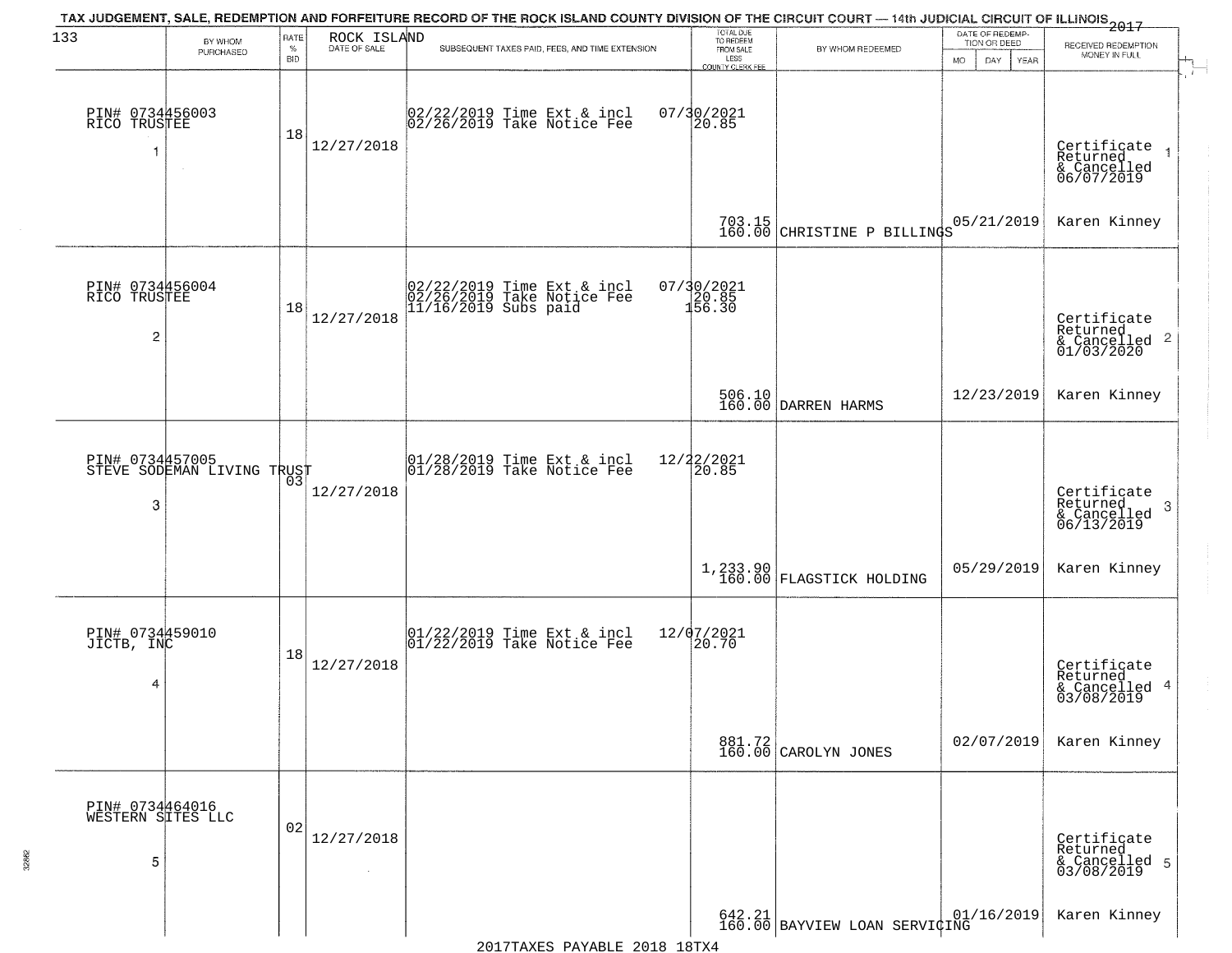TAX JUDGEMENT, SALE, REDEMPTION AND FORFEITURE RECORD OF THE ROCK ISLAND COUNTY DIVISION OF THE CIRCUIT COURT — 14th JUDICIAL CIRCUIT OF ILLINOIS 2017

| 133 BY WHOM PURCHASED | RATE % BID | ROCK ISLAND DATE OF SALE | SUBSEQUENT TAXES PAID, FEES, AND TIME EXTENSION | TOTAL DUE TO REDEEM FROM SALE LESS COUNTY CLERK FEE | BY WHOM REDEEMED | DATE OF REDEMPTION OR DEED MO DAY YEAR | RECEIVED REDEMPTION MONEY IN FULL |
|---|---|---|---|---|---|---|---|
| PIN# 0734456003 RICO TRUSTEE 1 | 18 | 12/27/2018 | 02/22/2019 Time Ext & incl 07/30/2021<br>02/26/2019 Take Notice Fee 20.85 | 703.15<br>160.00 | CHRISTINE P BILLINGS | 05/21/2019 | Certificate Returned & Cancelled 06/07/2019 1<br>Karen Kinney |
| PIN# 0734456004 RICO TRUSTEE 2 | 18 | 12/27/2018 | 02/22/2019 Time Ext & incl 07/30/2021<br>02/26/2019 Take Notice Fee 20.85<br>11/16/2019 Subs paid 156.30 | 506.10<br>160.00 | DARREN HARMS | 12/23/2019 | Certificate Returned & Cancelled 01/03/2020 2<br>Karen Kinney |
| PIN# 0734457005 STEVE SODEMAN LIVING TRUST 3 | 03 | 12/27/2018 | 01/28/2019 Time Ext & incl 12/22/2021<br>01/28/2019 Take Notice Fee 20.85 | 1,233.90<br>160.00 | FLAGSTICK HOLDING | 05/29/2019 | Certificate Returned & Cancelled 06/13/2019 3<br>Karen Kinney |
| PIN# 0734459010 JICTB, INC 4 | 18 | 12/27/2018 | 01/22/2019 Time Ext & incl 12/07/2021<br>01/22/2019 Take Notice Fee 20.70 | 881.72<br>160.00 | CAROLYN JONES | 02/07/2019 | Certificate Returned & Cancelled 03/08/2019 4<br>Karen Kinney |
| PIN# 0734464016 WESTERN SITES LLC 5 | 02 | 12/27/2018 | | 642.21<br>160.00 | BAYVIEW LOAN SERVICING | 01/16/2019 | Certificate Returned & Cancelled 03/08/2019 5<br>Karen Kinney |

2017TAXES PAYABLE 2018 18TX4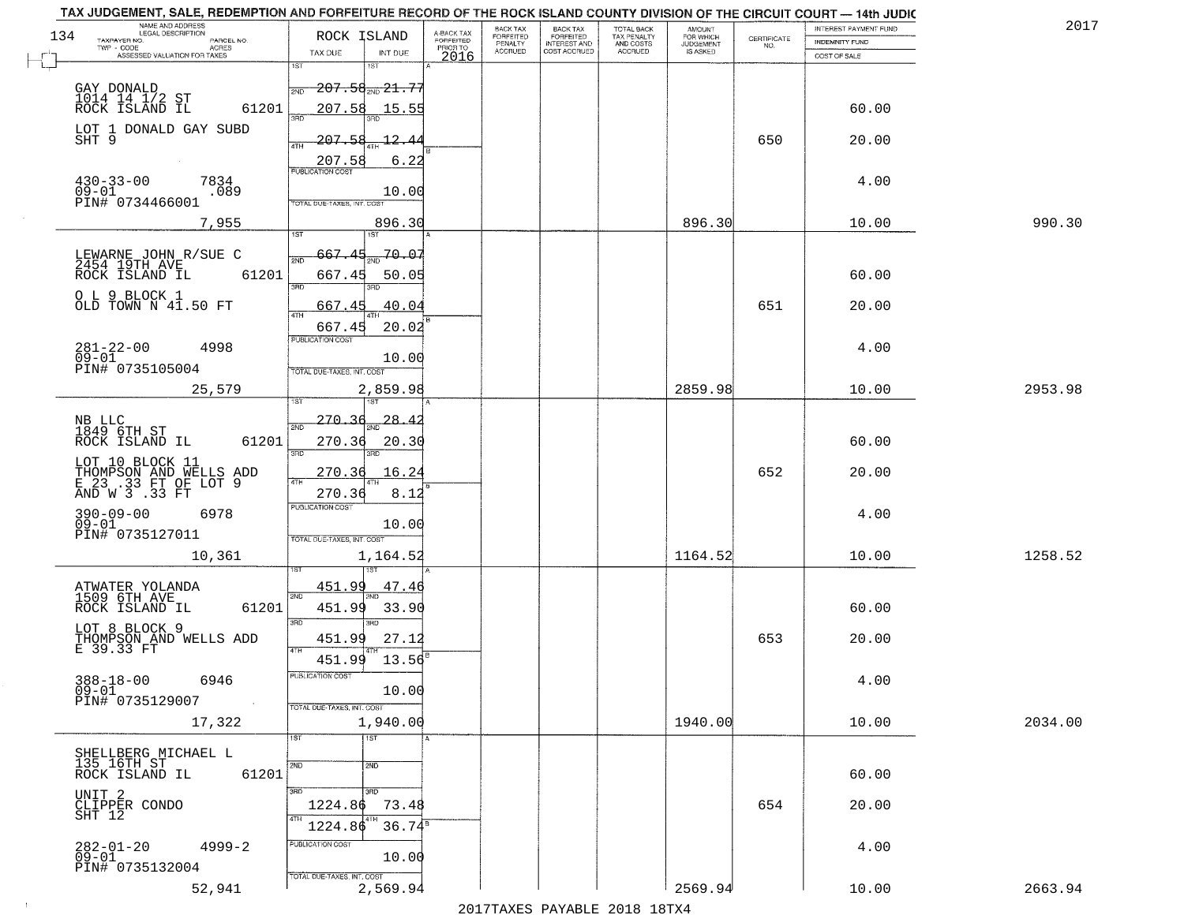TAX JUDGEMENT, SALE, REDEMPTION AND FORFEITURE RECORD OF THE ROCK ISLAND COUNTY DIVISION OF THE CIRCUIT COURT — 14th JUDIC

2017

| NAME AND ADDRESS / LEGAL DESCRIPTION / TAXPAYER NO. / PARCEL NO. / TWP - CODE / ACRES / ASSESSED VALUATION FOR TAXES | ROCK ISLAND TAX DUE | INT DUE | A-BACK TAX FORFEITED PRIOR TO 2016 | BACK TAX FORFEITED PENALTY ACCRUED | BACK TAX FORFEITED INTEREST AND COST ACCRUED | TOTAL BACK TAX PENALTY AND COSTS ACCRUED | AMOUNT FOR WHICH JUDGEMENT IS ASKED | CERTIFICATE NO. | INTEREST PAYMENT FUND / INDEMNITY FUND / COST OF SALE | |
|---|---|---|---|---|---|---|---|---|---|---|
| GAY DONALD<br>1014 14 1/2 ST<br>ROCK ISLAND IL 61201<br>LOT 1 DONALD GAY SUBD<br>SHT 9<br>430-33-00 7834<br>09-01 .089<br>PIN# 0734466001<br>7,955 | 1ST 207.58<br>2ND 207.58<br>3RD 207.58<br>4TH 207.58<br>PUBLICATION COST<br>TOTAL DUE-TAXES, INT. COST | 21.77<br>15.55<br>12.44<br>6.22<br>10.00<br>896.30 | | | | | 896.30 | 650 | 60.00<br>20.00<br>4.00<br>10.00 | 990.30 |
| LEWARNE JOHN R/SUE C<br>2454 19TH AVE<br>ROCK ISLAND IL 61201<br>O L 9 BLOCK 1<br>OLD TOWN N 41.50 FT<br>281-22-00 4998<br>09-01<br>PIN# 0735105004<br>25,579 | 1ST 667.45<br>2ND 667.45<br>3RD 667.45<br>4TH 667.45<br>PUBLICATION COST<br>TOTAL DUE-TAXES, INT. COST | 70.07<br>50.05<br>40.04<br>20.02<br>10.00<br>2,859.98 | | | | | 2859.98 | 651 | 60.00<br>20.00<br>4.00<br>10.00 | 2953.98 |
| NB LLC<br>1849 6TH ST<br>ROCK ISLAND IL 61201<br>LOT 10 BLOCK 11<br>THOMPSON AND WELLS ADD<br>E 23 .33 FT OF LOT 9<br>AND W 3 .33 FT<br>390-09-00 6978<br>09-01<br>PIN# 0735127011<br>10,361 | 1ST 270.36<br>2ND 270.36<br>3RD 270.36<br>4TH 270.36<br>PUBLICATION COST<br>TOTAL DUE-TAXES, INT. COST | 28.42<br>20.30<br>16.24<br>8.12<br>10.00<br>1,164.52 | | | | | 1164.52 | 652 | 60.00<br>20.00<br>4.00<br>10.00 | 1258.52 |
| ATWATER YOLANDA<br>1509 6TH AVE<br>ROCK ISLAND IL 61201<br>LOT 8 BLOCK 9<br>THOMPSON AND WELLS ADD<br>E 39.33 FT<br>388-18-00 6946<br>09-01<br>PIN# 0735129007<br>17,322 | 1ST 451.99<br>2ND 451.99<br>3RD 451.99<br>4TH 451.99<br>PUBLICATION COST<br>TOTAL DUE-TAXES, INT. COST | 47.46<br>33.90<br>27.12<br>13.56<br>10.00<br>1,940.00 | | | | | 1940.00 | 653 | 60.00<br>20.00<br>4.00<br>10.00 | 2034.00 |
| SHELLBERG MICHAEL L<br>135 16TH ST<br>ROCK ISLAND IL 61201<br>UNIT 2<br>CLIPPER CONDO<br>SHT 12<br>282-01-20 4999-2<br>09-01<br>PIN# 0735132004<br>52,941 | 1ST<br>2ND<br>3RD 1224.86<br>4TH 1224.86<br>PUBLICATION COST<br>TOTAL DUE-TAXES, INT. COST | <br><br>73.48<br>36.74<br>10.00<br>2,569.94 | | | | | 2569.94 | 654 | 60.00<br>20.00<br>4.00<br>10.00 | 2663.94 |

2017TAXES PAYABLE 2018 18TX4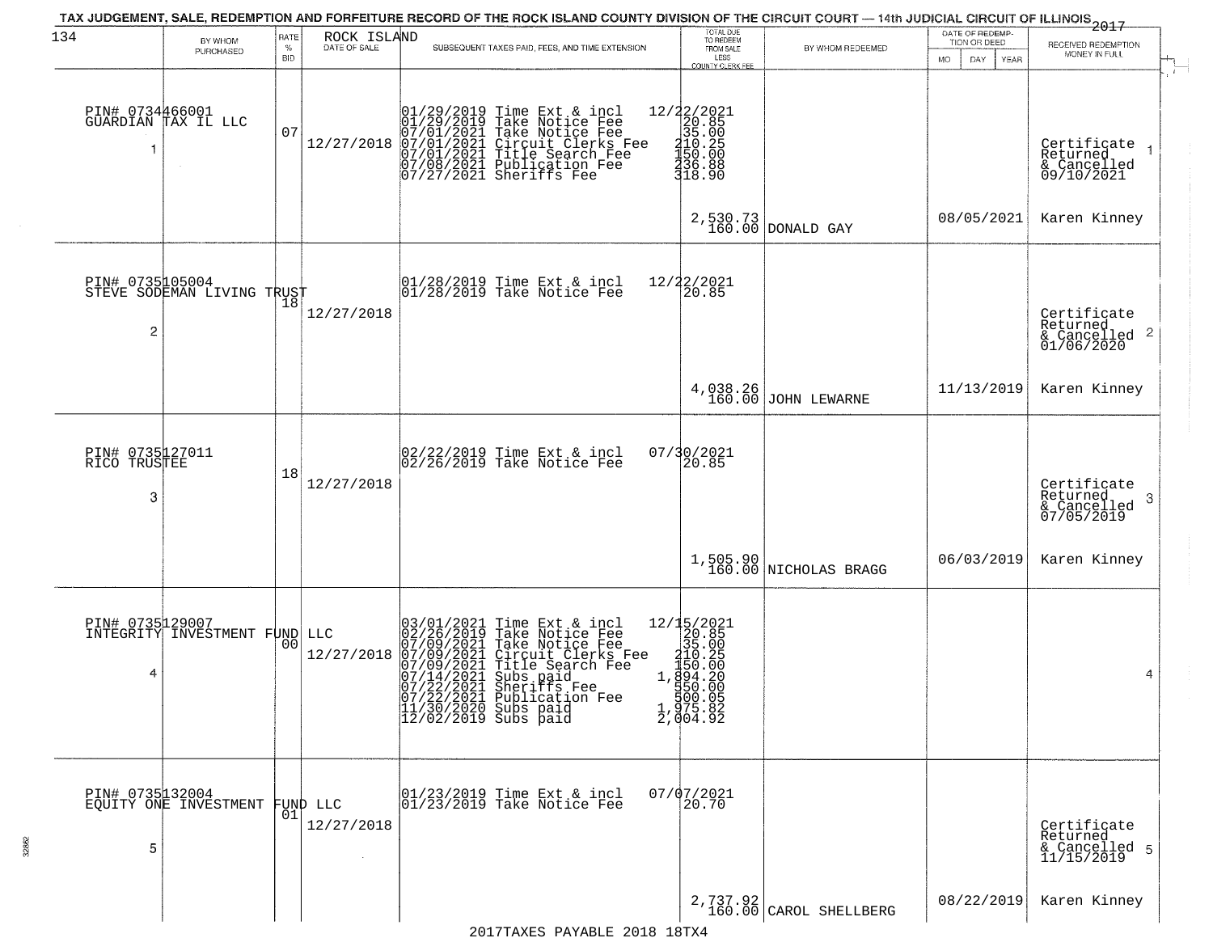# TAX JUDGEMENT, SALE, REDEMPTION AND FORFEITURE RECORD OF THE ROCK ISLAND COUNTY DIVISION OF THE CIRCUIT COURT — 14th JUDICIAL CIRCUIT OF ILLINOIS 2017

| BY WHOM PURCHASED | RATE % BID | ROCK ISLAND DATE OF SALE | SUBSEQUENT TAXES PAID, FEES, AND TIME EXTENSION | TOTAL DUE TO REDEEM FROM SALE LESS COUNTY CLERK FEE | BY WHOM REDEEMED | DATE OF REDEMPTION OR DEED MO DAY YEAR | RECEIVED REDEMPTION MONEY IN FULL |
|---|---|---|---|---|---|---|---|
| PIN# 0734466001 GUARDIAN TAX IL LLC 1 | 07 | 12/27/2018 | 01/29/2019 Time Ext & incl 12/22/2021<br>01/29/2019 Take Notice Fee 20.85<br>07/01/2021 Take Notice Fee 35.00<br>07/01/2021 Circuit Clerks Fee 210.25<br>07/01/2021 Title Search Fee 150.00<br>07/08/2021 Publication Fee 236.88<br>07/27/2021 Sheriffs Fee 318.90 | 2,530.73<br>160.00 | DONALD GAY | 08/05/2021 | Certificate Returned & Cancelled 09/10/2021 Karen Kinney 1 |
| PIN# 0735105004 STEVE SODEMAN LIVING TRUST 2 | 18 | 12/27/2018 | 01/28/2019 Time Ext & incl 12/22/2021<br>01/28/2019 Take Notice Fee 20.85 | 4,038.26<br>160.00 | JOHN LEWARNE | 11/13/2019 | Certificate Returned & Cancelled 01/06/2020 Karen Kinney 2 |
| PIN# 0735127011 RICO TRUSTEE 3 | 18 | 12/27/2018 | 02/22/2019 Time Ext & incl 07/30/2021<br>02/26/2019 Take Notice Fee 20.85 | 1,505.90<br>160.00 | NICHOLAS BRAGG | 06/03/2019 | Certificate Returned & Cancelled 07/05/2019 Karen Kinney 3 |
| PIN# 0735129007 INTEGRITY INVESTMENT FUND LLC 4 | 00 | 12/27/2018 | 03/01/2021 Time Ext & incl 12/15/2021<br>02/26/2019 Take Notice Fee 20.85<br>07/09/2021 Take Notice Fee 35.00<br>07/09/2021 Circuit Clerks Fee 210.25<br>07/09/2021 Title Search Fee 150.00<br>07/14/2021 Subs paid 1,894.20<br>07/22/2021 Sheriffs Fee 550.00<br>07/22/2021 Publication Fee 500.05<br>11/30/2020 Subs paid 1,975.82<br>12/02/2019 Subs paid 2,004.92 | | | | 4 |
| PIN# 0735132004 EQUITY ONE INVESTMENT FUND LLC 5 | 01 | 12/27/2018 | 01/23/2019 Time Ext & incl 07/07/2021<br>01/23/2019 Take Notice Fee 20.70 | 2,737.92<br>160.00 | CAROL SHELLBERG | 08/22/2019 | Certificate Returned & Cancelled 11/15/2019 Karen Kinney 5 |

2017TAXES PAYABLE 2018 18TX4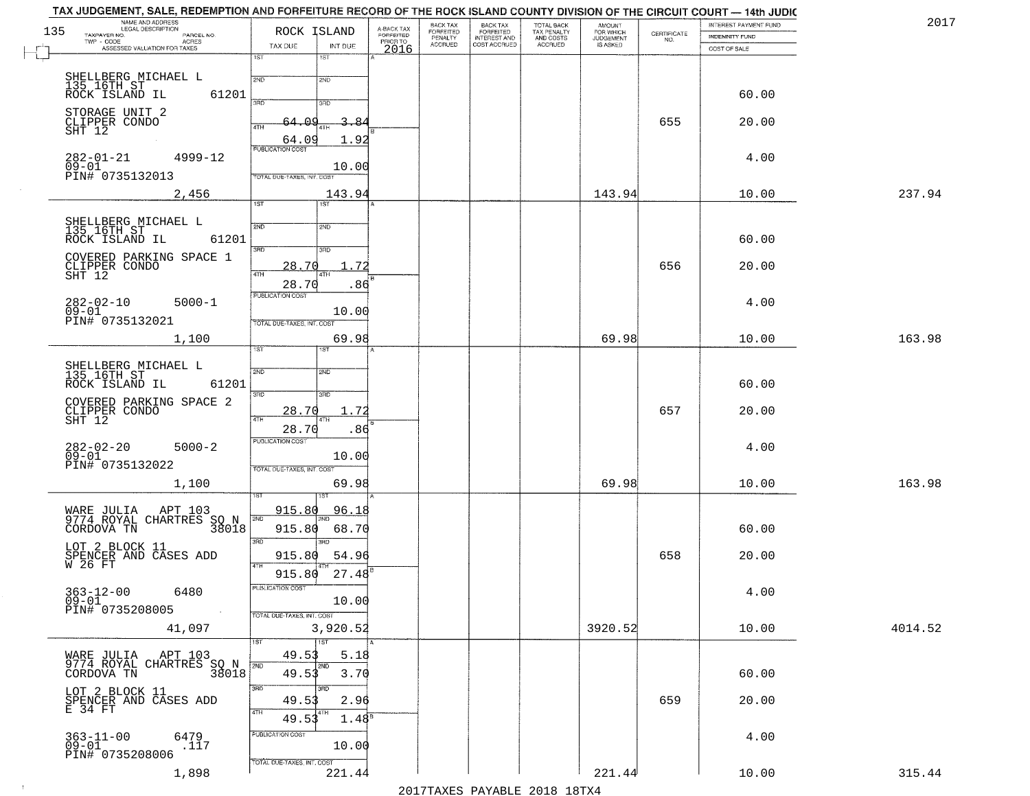TAX JUDGEMENT, SALE, REDEMPTION AND FORFEITURE RECORD OF THE ROCK ISLAND COUNTY DIVISION OF THE CIRCUIT COURT — 14th JUDIC

2017

| NAME AND ADDRESS / LEGAL DESCRIPTION / TAXPAYER NO. / PARCEL NO. / TWP - CODE / ACRES / ASSESSED VALUATION FOR TAXES | ROCK ISLAND TAX DUE | INT DUE | A-BACK TAX FORFEITED PRIOR TO 2016 | BACK TAX FORFEITED PENALTY ACCRUED | BACK TAX FORFEITED INTEREST AND COST ACCRUED | TOTAL BACK TAX PENALTY AND COSTS ACCRUED | AMOUNT FOR WHICH JUDGEMENT IS ASKED | CERTIFICATE NO. | INTEREST PAYMENT FUND / INDEMNITY FUND / COST OF SALE | |
|---|---|---|---|---|---|---|---|---|---|---|
| SHELLBERG MICHAEL L<br>135 16TH ST<br>ROCK ISLAND IL 61201<br>STORAGE UNIT 2<br>CLIPPER CONDO<br>SHT 12<br>282-01-21 4999-12<br>09-01<br>PIN# 0735132013<br>2,456 | 1ST<br>2ND<br>3RD 64.09<br>4TH 64.09<br>PUBLICATION COST<br>TOTAL DUE-TAXES, INT. COST | 1ST<br>2ND<br>3RD 3.84<br>4TH 1.92<br>10.00<br>143.94 | | | | | 143.94 | 655 | 60.00<br>20.00<br>4.00<br>10.00 | 237.94 |
| SHELLBERG MICHAEL L<br>135 16TH ST<br>ROCK ISLAND IL 61201<br>COVERED PARKING SPACE 1<br>CLIPPER CONDO<br>SHT 12<br>282-02-10 5000-1<br>09-01<br>PIN# 0735132021<br>1,100 | 1ST<br>2ND<br>3RD 28.70<br>4TH 28.70<br>PUBLICATION COST<br>TOTAL DUE-TAXES, INT. COST | 1ST<br>2ND<br>3RD 1.72<br>4TH .86<br>10.00<br>69.98 | | | | | 69.98 | 656 | 60.00<br>20.00<br>4.00<br>10.00 | 163.98 |
| SHELLBERG MICHAEL L<br>135 16TH ST<br>ROCK ISLAND IL 61201<br>COVERED PARKING SPACE 2<br>CLIPPER CONDO<br>SHT 12<br>282-02-20 5000-2<br>09-01<br>PIN# 0735132022<br>1,100 | 1ST<br>2ND<br>3RD 28.70<br>4TH 28.70<br>PUBLICATION COST<br>TOTAL DUE-TAXES, INT. COST | 1ST<br>2ND<br>3RD 1.72<br>4TH .86<br>10.00<br>69.98 | | | | | 69.98 | 657 | 60.00<br>20.00<br>4.00<br>10.00 | 163.98 |
| WARE JULIA APT 103<br>9774 ROYAL CHARTRES SQ N<br>CORDOVA TN 38018<br>LOT 2 BLOCK 11<br>SPENCER AND CASES ADD<br>W 26 FT<br>363-12-00 6480<br>09-01<br>PIN# 0735208005<br>41,097 | 1ST 915.80<br>2ND 915.80<br>3RD 915.80<br>4TH 915.80<br>PUBLICATION COST<br>TOTAL DUE-TAXES, INT. COST | 1ST 96.18<br>2ND 68.70<br>3RD 54.96<br>4TH 27.48<br>10.00<br>3,920.52 | | | | | 3920.52 | 658 | 60.00<br>20.00<br>4.00<br>10.00 | 4014.52 |
| WARE JULIA APT 103<br>9774 ROYAL CHARTRES SQ N<br>CORDOVA TN 38018<br>LOT 2 BLOCK 11<br>SPENCER AND CASES ADD<br>E 34 FT<br>363-11-00 6479<br>09-01 .117<br>PIN# 0735208006<br>1,898 | 1ST 49.53<br>2ND 49.53<br>3RD 49.53<br>4TH 49.53<br>PUBLICATION COST<br>TOTAL DUE-TAXES, INT. COST | 1ST 5.18<br>2ND 3.70<br>3RD 2.96<br>4TH 1.48<br>10.00<br>221.44 | | | | | 221.44 | 659 | 60.00<br>20.00<br>4.00<br>10.00 | 315.44 |

2017TAXES PAYABLE 2018 18TX4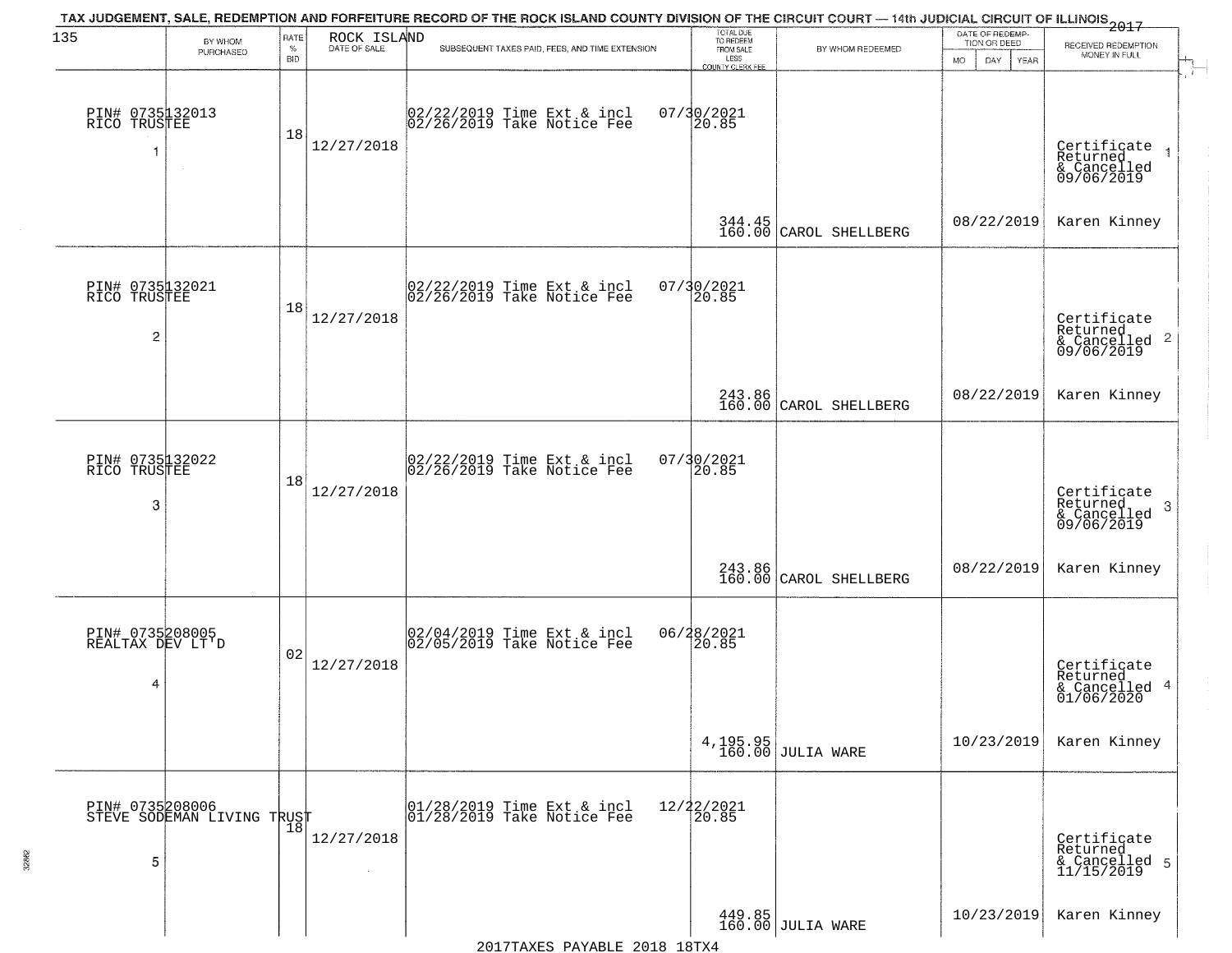TAX JUDGEMENT, SALE, REDEMPTION AND FORFEITURE RECORD OF THE ROCK ISLAND COUNTY DIVISION OF THE CIRCUIT COURT — 14th JUDICIAL CIRCUIT OF ILLINOIS 2017

| BY WHOM PURCHASED | RATE % BID | ROCK ISLAND DATE OF SALE | SUBSEQUENT TAXES PAID, FEES, AND TIME EXTENSION | TOTAL DUE TO REDEEM FROM SALE LESS COUNTY CLERK FEE | BY WHOM REDEEMED | DATE OF REDEMPTION OR DEED MO DAY YEAR | RECEIVED REDEMPTION MONEY IN FULL |
|---|---|---|---|---|---|---|---|
| PIN# 0735132013 RICO TRUSTEE 1 | 18 | 12/27/2018 | 02/22/2019 Time Ext & incl 02/26/2019 Take Notice Fee | 07/30/2021 20.85 344.45 160.00 | CAROL SHELLBERG | 08/22/2019 | Certificate Returned & Cancelled 09/06/2019 Karen Kinney |
| PIN# 0735132021 RICO TRUSTEE 2 | 18 | 12/27/2018 | 02/22/2019 Time Ext & incl 02/26/2019 Take Notice Fee | 07/30/2021 20.85 243.86 160.00 | CAROL SHELLBERG | 08/22/2019 | Certificate Returned & Cancelled 09/06/2019 Karen Kinney |
| PIN# 0735132022 RICO TRUSTEE 3 | 18 | 12/27/2018 | 02/22/2019 Time Ext & incl 02/26/2019 Take Notice Fee | 07/30/2021 20.85 243.86 160.00 | CAROL SHELLBERG | 08/22/2019 | Certificate Returned & Cancelled 09/06/2019 Karen Kinney |
| PIN# 0735208005 REALTAX DEV LT'D 4 | 02 | 12/27/2018 | 02/04/2019 Time Ext & incl 02/05/2019 Take Notice Fee | 06/28/2021 20.85 4,195.95 160.00 | JULIA WARE | 10/23/2019 | Certificate Returned & Cancelled 01/06/2020 Karen Kinney |
| PIN# 0735208006 STEVE SODEMAN LIVING TRUST 5 | 18 | 12/27/2018 | 01/28/2019 Time Ext & incl 01/28/2019 Take Notice Fee | 12/22/2021 20.85 449.85 160.00 | JULIA WARE | 10/23/2019 | Certificate Returned & Cancelled 11/15/2019 Karen Kinney |

2017TAXES PAYABLE 2018 18TX4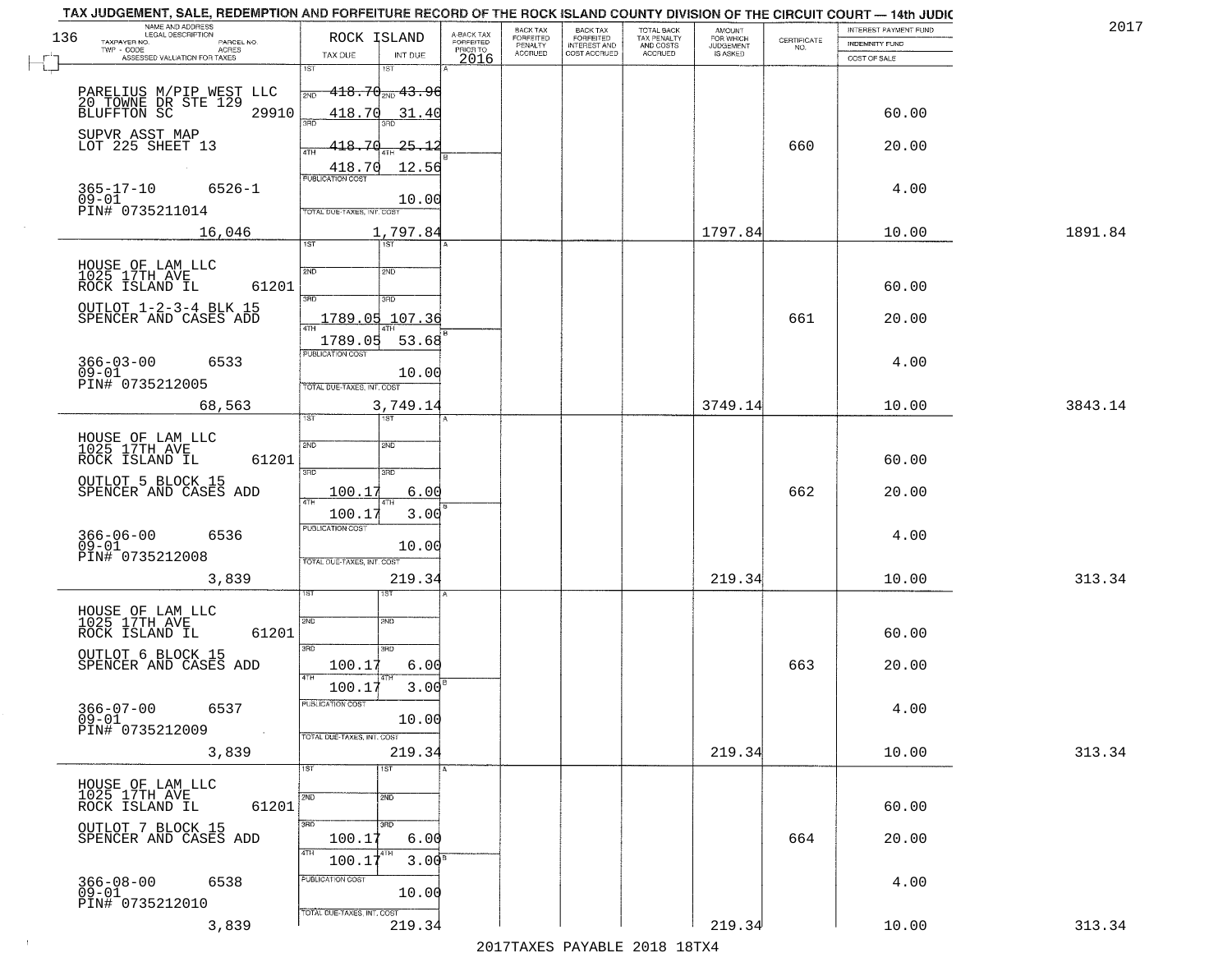TAX JUDGEMENT, SALE, REDEMPTION AND FORFEITURE RECORD OF THE ROCK ISLAND COUNTY DIVISION OF THE CIRCUIT COURT — 14th JUDIC

2017

| NAME AND ADDRESS / LEGAL DESCRIPTION / TAXPAYER NO. / PARCEL NO. / TWP - CODE / ACRES / ASSESSED VALUATION FOR TAXES | ROCK ISLAND TAX DUE | INT DUE | A-BACK TAX FORFEITED PRIOR TO 2016 | BACK TAX FORFEITED PENALTY ACCRUED | BACK TAX FORFEITED INTEREST AND COST ACCRUED | TOTAL BACK TAX PENALTY AND COSTS ACCRUED | AMOUNT FOR WHICH JUDGEMENT IS ASKED | CERTIFICATE NO. | INTEREST PAYMENT FUND / INDEMNITY FUND / COST OF SALE | |
|---|---|---|---|---|---|---|---|---|---|---|
| PARELIUS M/PIP WEST LLC 20 TOWNE DR STE 129 BLUFFTON SC 29910 | 2ND 418.70 | 43.96 | | | | | | | 60.00 | |
| SUPVR ASST MAP LOT 225 SHEET 13 | 3RD 418.70 | 31.40 | | | | | | 660 | 20.00 | |
| | 4TH 418.70 | 25.12 | | | | | | | | |
| | 418.70 | 12.56 | | | | | | | | |
| 365-17-10 6526-1 09-01 PIN# 0735211014 | PUBLICATION COST | 10.00 | | | | | | | 4.00 | |
| 16,046 | TOTAL DUE-TAXES, INT. COST | 1,797.84 | | | | | 1797.84 | | 10.00 | 1891.84 |
| HOUSE OF LAM LLC 1025 17TH AVE ROCK ISLAND IL 61201 | | | | | | | | | 60.00 | |
| OUTLOT 1-2-3-4 BLK 15 SPENCER AND CASES ADD | 3RD 1789.05 | 107.36 | | | | | | 661 | 20.00 | |
| | 4TH 1789.05 | 53.68 | | | | | | | | |
| 366-03-00 6533 09-01 PIN# 0735212005 | PUBLICATION COST | 10.00 | | | | | | | 4.00 | |
| 68,563 | TOTAL DUE-TAXES, INT. COST | 3,749.14 | | | | | 3749.14 | | 10.00 | 3843.14 |
| HOUSE OF LAM LLC 1025 17TH AVE ROCK ISLAND IL 61201 | | | | | | | | | 60.00 | |
| OUTLOT 5 BLOCK 15 SPENCER AND CASES ADD | 3RD 100.17 | 6.00 | | | | | | 662 | 20.00 | |
| | 4TH 100.17 | 3.00 | | | | | | | | |
| 366-06-00 6536 09-01 PIN# 0735212008 | PUBLICATION COST | 10.00 | | | | | | | 4.00 | |
| 3,839 | TOTAL DUE-TAXES, INT. COST | 219.34 | | | | | 219.34 | | 10.00 | 313.34 |
| HOUSE OF LAM LLC 1025 17TH AVE ROCK ISLAND IL 61201 | | | | | | | | | 60.00 | |
| OUTLOT 6 BLOCK 15 SPENCER AND CASES ADD | 3RD 100.17 | 6.00 | | | | | | 663 | 20.00 | |
| | 4TH 100.17 | 3.00 | | | | | | | | |
| 366-07-00 6537 09-01 PIN# 0735212009 | PUBLICATION COST | 10.00 | | | | | | | 4.00 | |
| 3,839 | TOTAL DUE-TAXES, INT. COST | 219.34 | | | | | 219.34 | | 10.00 | 313.34 |
| HOUSE OF LAM LLC 1025 17TH AVE ROCK ISLAND IL 61201 | | | | | | | | | 60.00 | |
| OUTLOT 7 BLOCK 15 SPENCER AND CASES ADD | 3RD 100.17 | 6.00 | | | | | | 664 | 20.00 | |
| | 4TH 100.17 | 3.00 | | | | | | | | |
| 366-08-00 6538 09-01 PIN# 0735212010 | PUBLICATION COST | 10.00 | | | | | | | 4.00 | |
| 3,839 | TOTAL DUE-TAXES, INT. COST | 219.34 | | | | | 219.34 | | 10.00 | 313.34 |

2017TAXES PAYABLE 2018 18TX4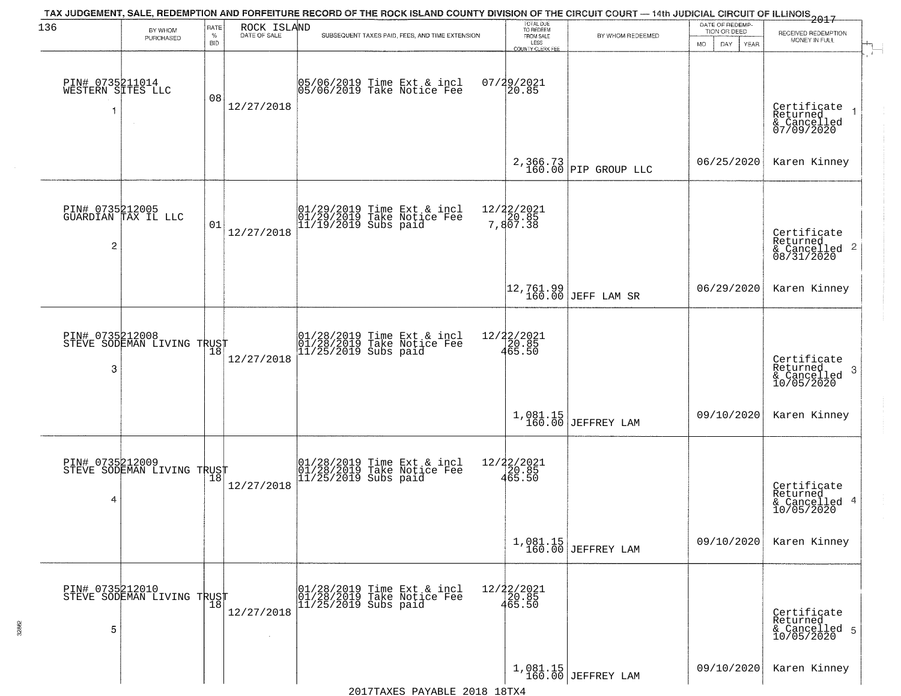TAX JUDGEMENT, SALE, REDEMPTION AND FORFEITURE RECORD OF THE ROCK ISLAND COUNTY DIVISION OF THE CIRCUIT COURT — 14th JUDICIAL CIRCUIT OF ILLINOIS 2017

ROCK ISLAND

| BY WHOM PURCHASED | RATE % BID | DATE OF SALE | SUBSEQUENT TAXES PAID, FEES, AND TIME EXTENSION | TOTAL DUE TO REDEEM FROM SALE LESS COUNTY CLERK FEE | BY WHOM REDEEMED | DATE OF REDEMPTION OR DEED | RECEIVED REDEMPTION MONEY IN FULL |
|---|---|---|---|---|---|---|---|
| PIN# 0735211014 WESTERN SITES LLC 1 | 08 | 12/27/2018 | 05/06/2019 Time Ext & incl 07/29/2021<br>05/06/2019 Take Notice Fee 20.85 | 2,366.73<br>160.00 | PIP GROUP LLC | 06/25/2020 | Certificate Returned & Cancelled 07/09/2020 1<br>Karen Kinney |
| PIN# 0735212005 GUARDIAN TAX IL LLC 2 | 01 | 12/27/2018 | 01/29/2019 Time Ext & incl 12/22/2021<br>01/29/2019 Take Notice Fee 20.85<br>11/19/2019 Subs paid 7,807.38 | 12,761.99<br>160.00 | JEFF LAM SR | 06/29/2020 | Certificate Returned & Cancelled 08/31/2020 2<br>Karen Kinney |
| PIN# 0735212008 STEVE SODEMAN LIVING TRUST 3 | 18 | 12/27/2018 | 01/28/2019 Time Ext & incl 12/22/2021<br>01/28/2019 Take Notice Fee 20.85<br>11/25/2019 Subs paid 465.50 | 1,081.15<br>160.00 | JEFFREY LAM | 09/10/2020 | Certificate Returned & Cancelled 10/05/2020 3<br>Karen Kinney |
| PIN# 0735212009 STEVE SODEMAN LIVING TRUST 4 | 18 | 12/27/2018 | 01/28/2019 Time Ext & incl 12/22/2021<br>01/28/2019 Take Notice Fee 20.85<br>11/25/2019 Subs paid 465.50 | 1,081.15<br>160.00 | JEFFREY LAM | 09/10/2020 | Certificate Returned & Cancelled 10/05/2020 4<br>Karen Kinney |
| PIN# 0735212010 STEVE SODEMAN LIVING TRUST 5 | 18 | 12/27/2018 | 01/28/2019 Time Ext & incl 12/22/2021<br>01/28/2019 Take Notice Fee 20.85<br>11/25/2019 Subs paid 465.50 | 1,081.15<br>160.00 | JEFFREY LAM | 09/10/2020 | Certificate Returned & Cancelled 10/05/2020 5<br>Karen Kinney |

2017TAXES PAYABLE 2018 18TX4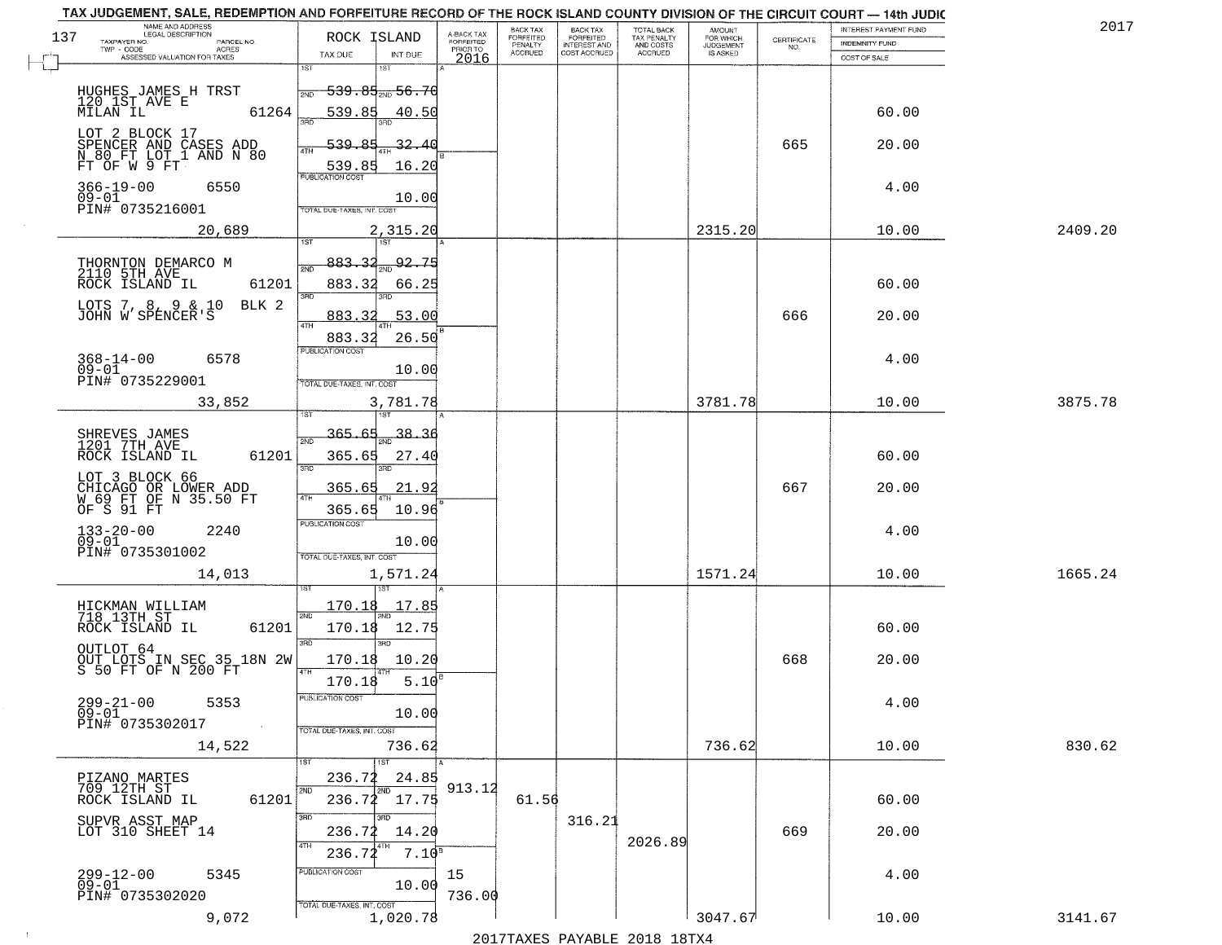TAX JUDGEMENT, SALE, REDEMPTION AND FORFEITURE RECORD OF THE ROCK ISLAND COUNTY DIVISION OF THE CIRCUIT COURT — 14th JUDIC

2017

| NAME AND ADDRESS / LEGAL DESCRIPTION / TAXPAYER NO. / PARCEL NO. / TWP - CODE / ACRES / ASSESSED VALUATION FOR TAXES | ROCK ISLAND TAX DUE | INT DUE | A-BACK TAX FORFEITED PRIOR TO 2016 | BACK TAX FORFEITED PENALTY ACCRUED | BACK TAX FORFEITED INTEREST AND COST ACCRUED | TOTAL BACK TAX PENALTY AND COSTS ACCRUED | AMOUNT FOR WHICH JUDGEMENT IS ASKED | CERTIFICATE NO. | INTEREST PAYMENT FUND / INDEMNITY FUND / COST OF SALE | |
|---|---|---|---|---|---|---|---|---|---|---|
| 137 | | | | | | | | | | |
| HUGHES JAMES H TRST<br>120 1ST AVE E<br>MILAN IL 61264<br>LOT 2 BLOCK 17<br>SPENCER AND CASES ADD<br>N 80 FT LOT 1 AND N 80<br>FT OF W 9 FT<br>366-19-00 6550<br>09-01<br>PIN# 0735216001 | 1ST 539.85<br>2ND 539.85<br>3RD 539.85<br>4TH 539.85<br>PUBLICATION COST | 1ST 56.70<br>2ND 40.50<br>3RD 32.40<br>4TH 16.20<br>10.00 | | | | | | 665 | 60.00<br>20.00<br>4.00 | |
| 20,689 | TOTAL DUE-TAXES, INT. COST | 2,315.20 | | | | | 2315.20 | | 10.00 | 2409.20 |
| THORNTON DEMARCO M<br>2110 5TH AVE<br>ROCK ISLAND IL 61201<br>LOTS 7, 8, 9 & 10 BLK 2<br>JOHN W SPENCER'S<br>368-14-00 6578<br>09-01<br>PIN# 0735229001 | 1ST 883.32<br>2ND 883.32<br>3RD 883.32<br>4TH 883.32<br>PUBLICATION COST | 1ST 92.75<br>2ND 66.25<br>3RD 53.00<br>4TH 26.50<br>10.00 | | | | | | 666 | 60.00<br>20.00<br>4.00 | |
| 33,852 | TOTAL DUE-TAXES, INT. COST | 3,781.78 | | | | | 3781.78 | | 10.00 | 3875.78 |
| SHREVES JAMES<br>1201 7TH AVE<br>ROCK ISLAND IL 61201<br>LOT 3 BLOCK 66<br>CHICAGO OR LOWER ADD<br>W 69 FT OF N 35.50 FT<br>OF S 91 FT<br>133-20-00 2240<br>09-01<br>PIN# 0735301002 | 1ST 365.65<br>2ND 365.65<br>3RD 365.65<br>4TH 365.65<br>PUBLICATION COST | 1ST 38.36<br>2ND 27.40<br>3RD 21.92<br>4TH 10.96<br>10.00 | | | | | | 667 | 60.00<br>20.00<br>4.00 | |
| 14,013 | TOTAL DUE-TAXES, INT. COST | 1,571.24 | | | | | 1571.24 | | 10.00 | 1665.24 |
| HICKMAN WILLIAM<br>718 13TH ST<br>ROCK ISLAND IL 61201<br>OUTLOT 64<br>OUT LOTS IN SEC 35 18N 2W<br>S 50 FT OF N 200 FT<br>299-21-00 5353<br>09-01<br>PIN# 0735302017 | 1ST 170.18<br>2ND 170.18<br>3RD 170.18<br>4TH 170.18<br>PUBLICATION COST | 1ST 17.85<br>2ND 12.75<br>3RD 10.20<br>4TH 5.10<br>10.00 | | | | | | 668 | 60.00<br>20.00<br>4.00 | |
| 14,522 | TOTAL DUE-TAXES, INT. COST | 736.62 | | | | | 736.62 | | 10.00 | 830.62 |
| PIZANO MARTES<br>709 12TH ST<br>ROCK ISLAND IL 61201<br>SUPVR ASST MAP<br>LOT 310 SHEET 14<br>299-12-00 5345<br>09-01<br>PIN# 0735302020 | 1ST 236.72<br>2ND 236.72<br>3RD 236.72<br>4TH 236.72<br>PUBLICATION COST | 1ST 24.85<br>2ND 17.75<br>3RD 14.20<br>4TH 7.10<br>10.00 | 913.12<br>15<br>736.00 | 61.56 | 316.21 | 2026.89 | | 669 | 60.00<br>20.00<br>4.00 | |
| 9,072 | TOTAL DUE-TAXES, INT. COST | 1,020.78 | | | | | 3047.67 | | 10.00 | 3141.67 |

2017TAXES PAYABLE 2018 18TX4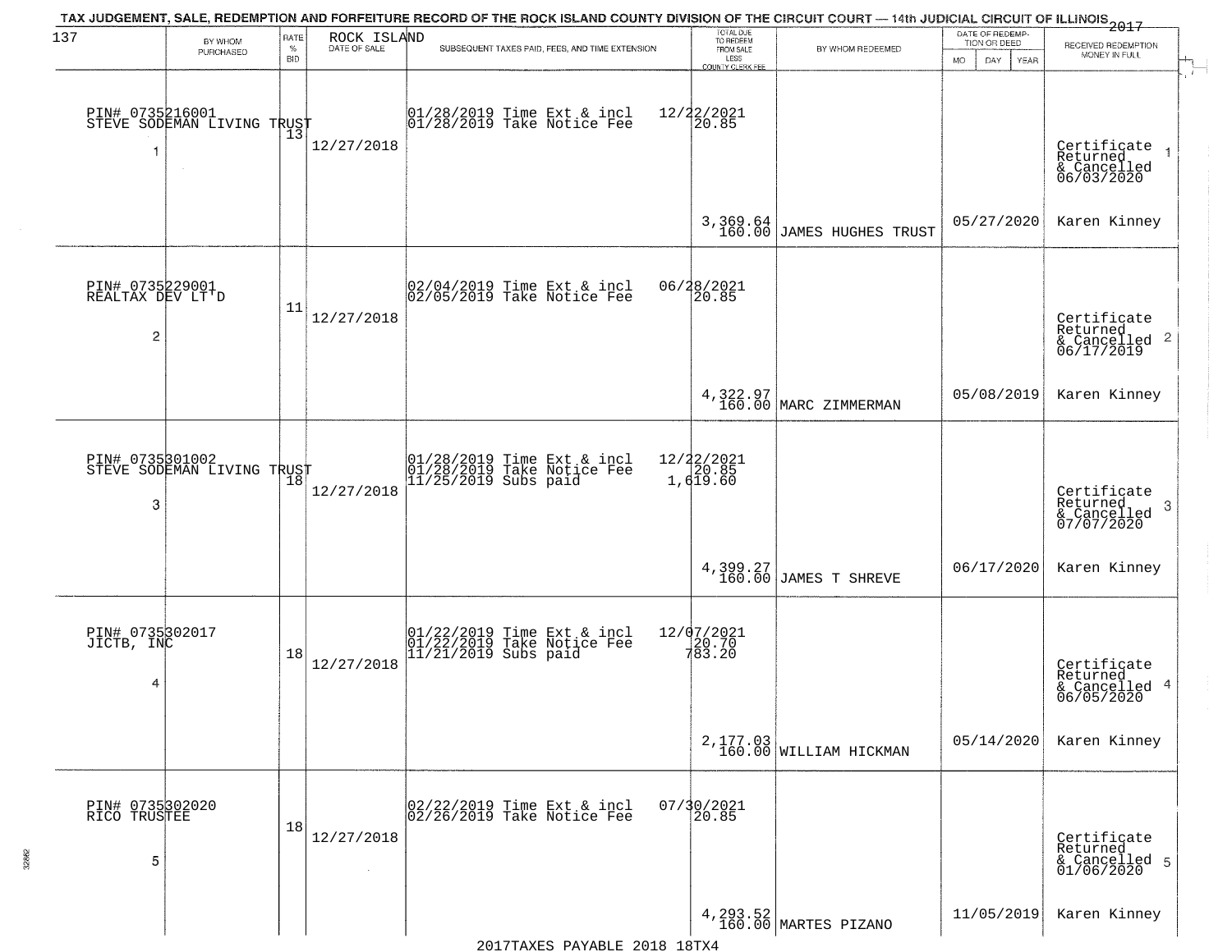TAX JUDGEMENT, SALE, REDEMPTION AND FORFEITURE RECORD OF THE ROCK ISLAND COUNTY DIVISION OF THE CIRCUIT COURT — 14th JUDICIAL CIRCUIT OF ILLINOIS 2017

| 137 BY WHOM PURCHASED | RATE % BID | ROCK ISLAND DATE OF SALE | SUBSEQUENT TAXES PAID, FEES, AND TIME EXTENSION | TOTAL DUE TO REDEEM FROM SALE LESS COUNTY CLERK FEE | BY WHOM REDEEMED | DATE OF REDEMPTION OR DEED MO DAY YEAR | RECEIVED REDEMPTION MONEY IN FULL |
|---|---|---|---|---|---|---|---|
| PIN# 0735216001 STEVE SODEMAN LIVING TRUST 1 | 13 | 12/27/2018 | 01/28/2019 Time Ext & incl 12/22/2021<br>01/28/2019 Take Notice Fee 20.85 | 3,369.64<br>160.00 | JAMES HUGHES TRUST | 05/27/2020 | Certificate Returned & Cancelled 06/03/2020 1<br>Karen Kinney |
| PIN# 0735229001 REALTAX DEV LT'D 2 | 11 | 12/27/2018 | 02/04/2019 Time Ext & incl 06/28/2021<br>02/05/2019 Take Notice Fee 20.85 | 4,322.97<br>160.00 | MARC ZIMMERMAN | 05/08/2019 | Certificate Returned & Cancelled 06/17/2019 2<br>Karen Kinney |
| PIN# 0735301002 STEVE SODEMAN LIVING TRUST 3 | 18 | 12/27/2018 | 01/28/2019 Time Ext & incl 12/22/2021<br>01/28/2019 Take Notice Fee 20.85<br>11/25/2019 Subs paid 1,619.60 | 4,399.27<br>160.00 | JAMES T SHREVE | 06/17/2020 | Certificate Returned & Cancelled 07/07/2020 3<br>Karen Kinney |
| PIN# 0735302017 JICTB, INC 4 | 18 | 12/27/2018 | 01/22/2019 Time Ext & incl 12/07/2021<br>01/22/2019 Take Notice Fee 20.70<br>11/21/2019 Subs paid 783.20 | 2,177.03<br>160.00 | WILLIAM HICKMAN | 05/14/2020 | Certificate Returned & Cancelled 06/05/2020 4<br>Karen Kinney |
| PIN# 0735302020 RICO TRUSTEE 5 | 18 | 12/27/2018 | 02/22/2019 Time Ext & incl 07/30/2021<br>02/26/2019 Take Notice Fee 20.85 | 4,293.52<br>160.00 | MARTES PIZANO | 11/05/2019 | Certificate Returned & Cancelled 01/06/2020 5<br>Karen Kinney |

2017TAXES PAYABLE 2018 18TX4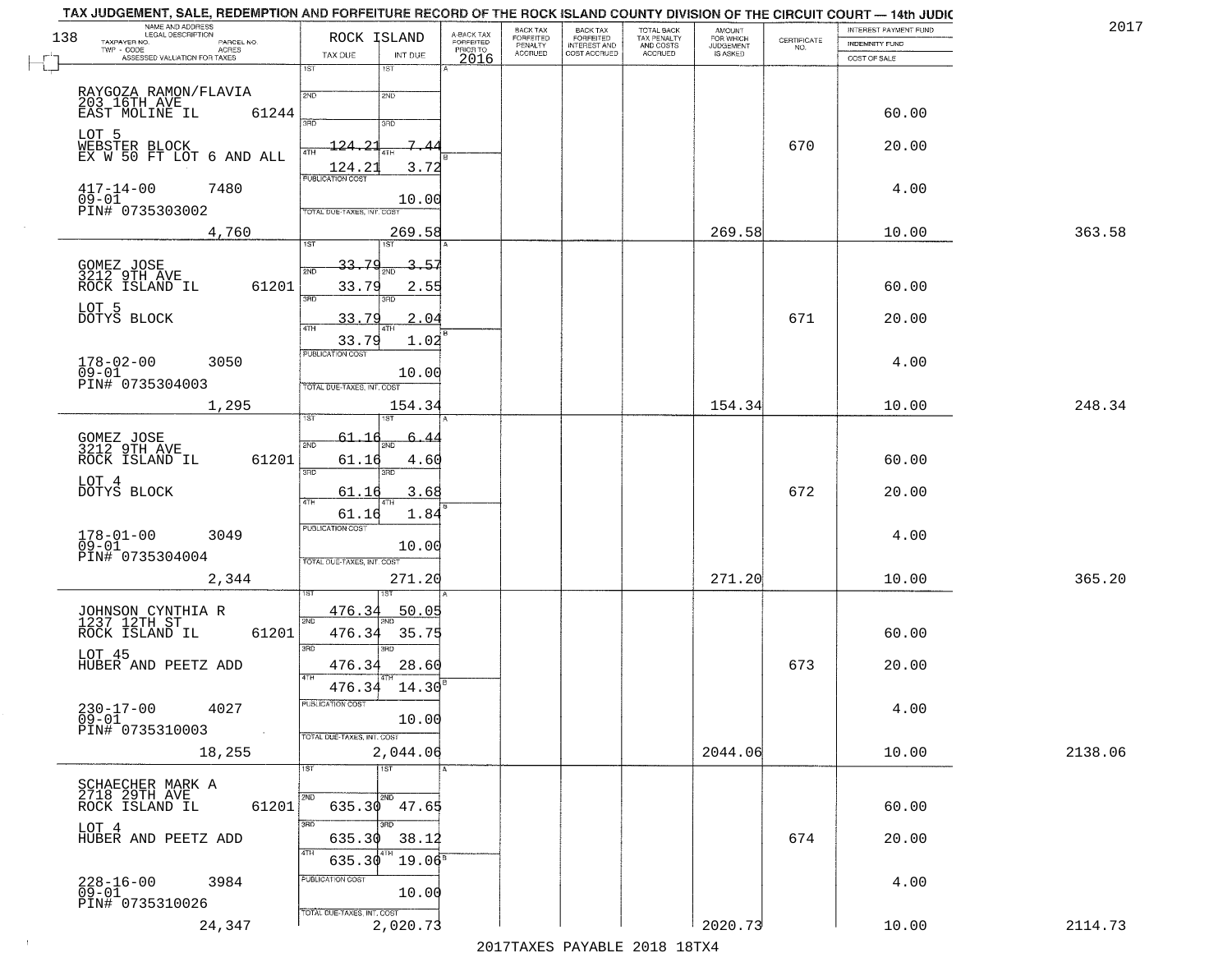# TAX JUDGEMENT, SALE, REDEMPTION AND FORFEITURE RECORD OF THE ROCK ISLAND COUNTY DIVISION OF THE CIRCUIT COURT — 14th JUDIC

2017

| NAME AND ADDRESS / LEGAL DESCRIPTION / TAXPAYER NO. / PARCEL NO. / TWP - CODE / ACRES / ASSESSED VALUATION FOR TAXES | ROCK ISLAND TAX DUE | INT DUE | A-BACK TAX FORFEITED PRIOR TO 2016 | BACK TAX FORFEITED PENALTY ACCRUED | BACK TAX FORFEITED INTEREST AND COST ACCRUED | TOTAL BACK TAX PENALTY AND COSTS ACCRUED | AMOUNT FOR WHICH JUDGEMENT IS ASKED | CERTIFICATE NO. | INTEREST PAYMENT FUND / INDEMNITY FUND / COST OF SALE | |
|---|---|---|---|---|---|---|---|---|---|---|
| RAYGOZA RAMON/FLAVIA<br>203 16TH AVE<br>EAST MOLINE IL 61244<br>LOT 5<br>WEBSTER BLOCK<br>EX W 50 FT LOT 6 AND ALL<br>417-14-00 7480<br>09-01<br>PIN# 0735303002<br>4,760 | 1ST<br>2ND<br>3RD<br>4TH 124.21<br>124.21<br>PUBLICATION COST<br>TOTAL DUE-TAXES, INT. COST | 1ST<br>2ND<br>3RD<br>4TH 7.44<br>3.72<br>10.00<br>269.58 | | | | | 269.58 | 670 | 60.00<br>20.00<br>4.00<br>10.00 | 363.58 |
| GOMEZ JOSE<br>3212 9TH AVE<br>ROCK ISLAND IL 61201<br>LOT 5<br>DOTYS BLOCK<br>178-02-00 3050<br>09-01<br>PIN# 0735304003<br>1,295 | 1ST 33.79<br>2ND 33.79<br>3RD 33.79<br>4TH 33.79<br>PUBLICATION COST<br>TOTAL DUE-TAXES, INT. COST | 3.57<br>2.55<br>2.04<br>1.02<br>10.00<br>154.34 | | | | | 154.34 | 671 | 60.00<br>20.00<br>4.00<br>10.00 | 248.34 |
| GOMEZ JOSE<br>3212 9TH AVE<br>ROCK ISLAND IL 61201<br>LOT 4<br>DOTYS BLOCK<br>178-01-00 3049<br>09-01<br>PIN# 0735304004<br>2,344 | 1ST 61.16<br>2ND 61.16<br>3RD 61.16<br>4TH 61.16<br>PUBLICATION COST<br>TOTAL DUE-TAXES, INT. COST | 6.44<br>4.60<br>3.68<br>1.84<br>10.00<br>271.20 | | | | | 271.20 | 672 | 60.00<br>20.00<br>4.00<br>10.00 | 365.20 |
| JOHNSON CYNTHIA R<br>1237 12TH ST<br>ROCK ISLAND IL 61201<br>LOT 45<br>HUBER AND PEETZ ADD<br>230-17-00 4027<br>09-01<br>PIN# 0735310003<br>18,255 | 1ST 476.34<br>2ND 476.34<br>3RD 476.34<br>4TH 476.34<br>PUBLICATION COST<br>TOTAL DUE-TAXES, INT. COST | 50.05<br>35.75<br>28.60<br>14.30<br>10.00<br>2,044.06 | | | | | 2044.06 | 673 | 60.00<br>20.00<br>4.00<br>10.00 | 2138.06 |
| SCHAECHER MARK A<br>2718 29TH AVE<br>ROCK ISLAND IL 61201<br>LOT 4<br>HUBER AND PEETZ ADD<br>228-16-00 3984<br>09-01<br>PIN# 0735310026<br>24,347 | 1ST<br>2ND 635.30<br>3RD 635.30<br>4TH 635.30<br>PUBLICATION COST<br>TOTAL DUE-TAXES, INT. COST | 1ST<br>47.65<br>38.12<br>19.06<br>10.00<br>2,020.73 | | | | | 2020.73 | 674 | 60.00<br>20.00<br>4.00<br>10.00 | 2114.73 |

2017TAXES PAYABLE 2018 18TX4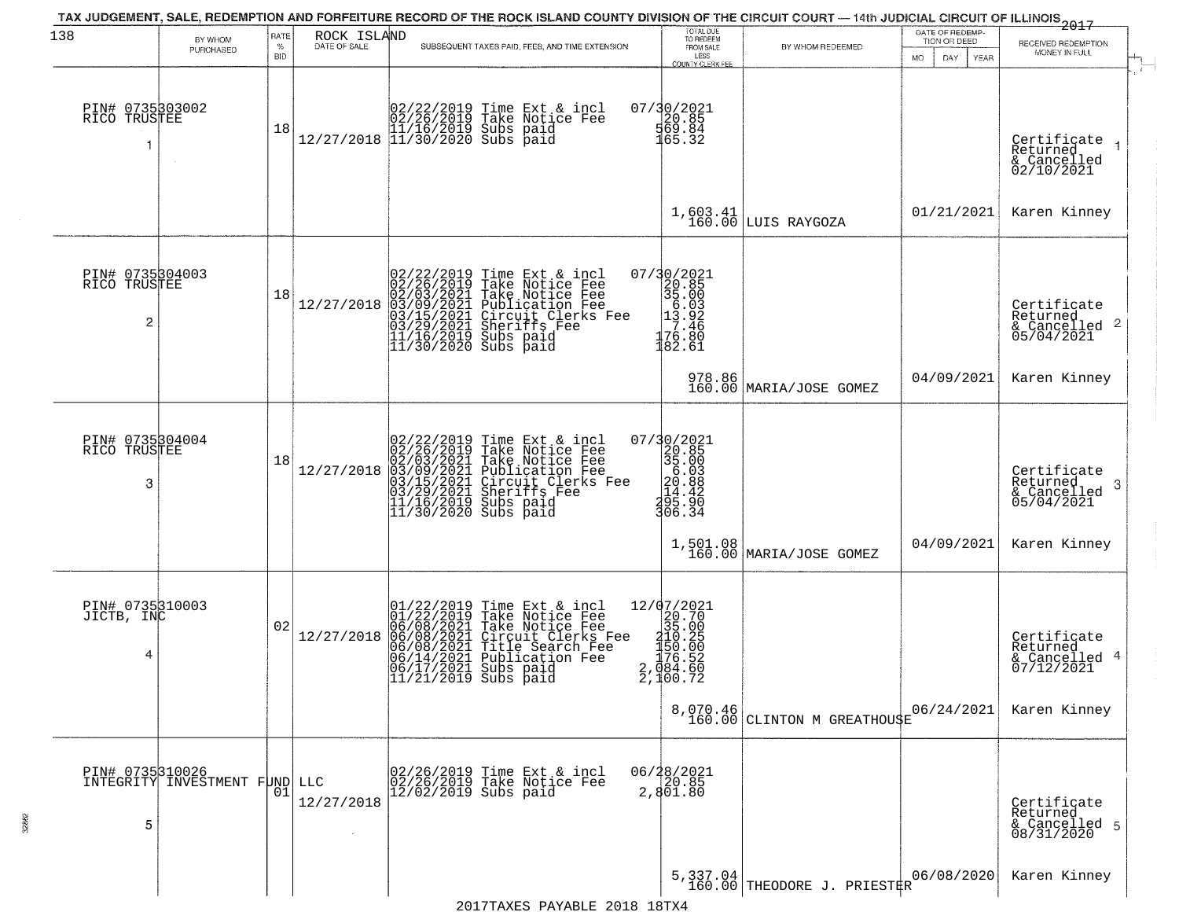# TAX JUDGEMENT, SALE, REDEMPTION AND FORFEITURE RECORD OF THE ROCK ISLAND COUNTY DIVISION OF THE CIRCUIT COURT — 14th JUDICIAL CIRCUIT OF ILLINOIS 2017

ROCK ISLAND

| | BY WHOM PURCHASED | RATE % BID | DATE OF SALE | SUBSEQUENT TAXES PAID, FEES, AND TIME EXTENSION | TOTAL DUE TO REDEEM FROM SALE LESS COUNTY CLERK FEE | BY WHOM REDEEMED | DATE OF REDEMPTION OR DEED MO DAY YEAR | RECEIVED REDEMPTION MONEY IN FULL |
|---|---|---|---|---|---|---|---|---|
| 1 | PIN# 0735303002 RICO TRUSTEE | 18 | 12/27/2018 | 02/22/2019 Time Ext & incl<br>02/26/2019 Take Notice Fee<br>11/16/2019 Subs paid<br>11/30/2020 Subs paid | 07/30/2021<br>20.85<br>569.84<br>165.32<br><br>1,603.41<br>160.00 | LUIS RAYGOZA | 01/21/2021 | Certificate Returned & Cancelled 02/10/2021<br>Karen Kinney |
| 2 | PIN# 0735304003 RICO TRUSTEE | 18 | 12/27/2018 | 02/22/2019 Time Ext & incl<br>02/26/2019 Take Notice Fee<br>02/03/2021 Take Notice Fee<br>03/09/2021 Publication Fee<br>03/15/2021 Circuit Clerks Fee<br>03/29/2021 Sheriffs Fee<br>11/16/2019 Subs paid<br>11/30/2020 Subs paid | 07/30/2021<br>20.85<br>35.00<br>6.03<br>13.92<br>7.46<br>176.80<br>182.61<br><br>978.86<br>160.00 | MARIA/JOSE GOMEZ | 04/09/2021 | Certificate Returned & Cancelled 05/04/2021<br>Karen Kinney |
| 3 | PIN# 0735304004 RICO TRUSTEE | 18 | 12/27/2018 | 02/22/2019 Time Ext & incl<br>02/26/2019 Take Notice Fee<br>02/03/2021 Take Notice Fee<br>03/09/2021 Publication Fee<br>03/15/2021 Circuit Clerks Fee<br>03/29/2021 Sheriffs Fee<br>11/16/2019 Subs paid<br>11/30/2020 Subs paid | 07/30/2021<br>20.85<br>35.00<br>6.03<br>20.88<br>14.42<br>295.90<br>306.34<br><br>1,501.08<br>160.00 | MARIA/JOSE GOMEZ | 04/09/2021 | Certificate Returned & Cancelled 05/04/2021<br>Karen Kinney |
| 4 | PIN# 0735310003 JICTB, INC | 02 | 12/27/2018 | 01/22/2019 Time Ext & incl<br>01/22/2019 Take Notice Fee<br>06/08/2021 Take Notice Fee<br>06/08/2021 Circuit Clerks Fee<br>06/08/2021 Title Search Fee<br>06/14/2021 Publication Fee<br>06/17/2021 Subs paid<br>11/21/2019 Subs paid | 12/07/2021<br>20.70<br>35.00<br>210.25<br>150.00<br>176.52<br>2,084.60<br>2,100.72<br><br>8,070.46<br>160.00 | CLINTON M GREATHOUSE | 06/24/2021 | Certificate Returned & Cancelled 07/12/2021<br>Karen Kinney |
| 5 | PIN# 0735310026 INTEGRITY INVESTMENT FUND LLC | 01 | 12/27/2018 | 02/26/2019 Time Ext & incl<br>02/26/2019 Take Notice Fee<br>12/02/2019 Subs paid | 06/28/2021<br>20.85<br>2,801.80<br><br>5,337.04<br>160.00 | THEODORE J. PRIESTER | 06/08/2020 | Certificate Returned & Cancelled 08/31/2020<br>Karen Kinney |

2017TAXES PAYABLE 2018 18TX4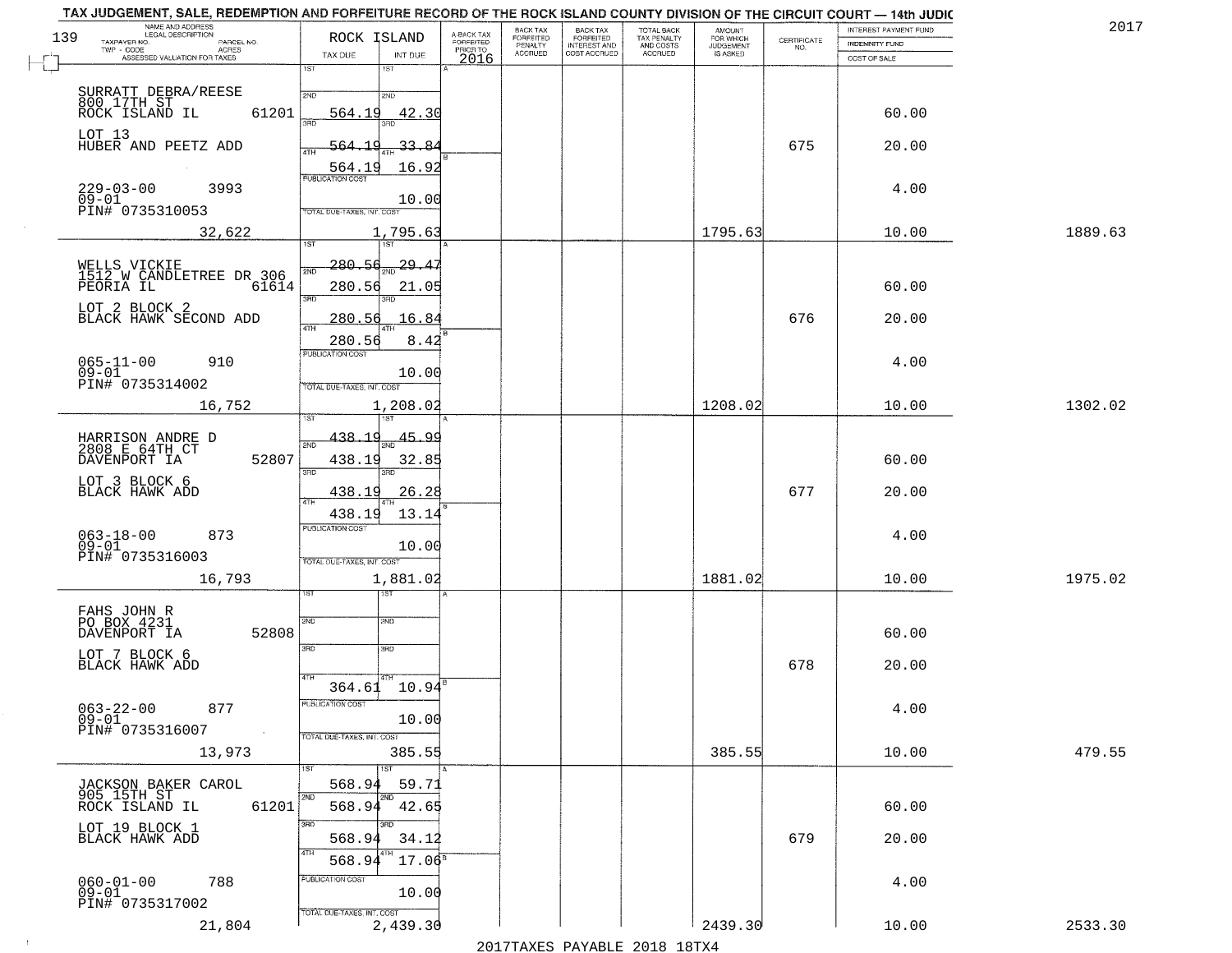# TAX JUDGEMENT, SALE, REDEMPTION AND FORFEITURE RECORD OF THE ROCK ISLAND COUNTY DIVISION OF THE CIRCUIT COURT — 14th JUDIC

2017

| NAME AND ADDRESS / LEGAL DESCRIPTION / TAXPAYER NO. / PARCEL NO. / TWP - CODE / ACRES / ASSESSED VALUATION FOR TAXES | ROCK ISLAND TAX DUE | INT DUE | A-BACK TAX FORFEITED PRIOR TO 2016 | BACK TAX FORFEITED PENALTY ACCRUED | BACK TAX FORFEITED INTEREST AND COST ACCRUED | TOTAL BACK TAX PENALTY AND COSTS ACCRUED | AMOUNT FOR WHICH JUDGEMENT IS ASKED | CERTIFICATE NO. | INTEREST PAYMENT FUND / INDEMNITY FUND / COST OF SALE | |
|---|---|---|---|---|---|---|---|---|---|---|
| SURRATT DEBRA/REESE<br>800 17TH ST<br>ROCK ISLAND IL 61201<br>LOT 13<br>HUBER AND PEETZ ADD<br>229-03-00 3993<br>09-01<br>PIN# 0735310053 | 1ST<br>2ND 564.19<br>3RD 564.19<br>4TH 564.19<br>PUBLICATION COST | 1ST<br>2ND 42.30<br>3RD 33.84<br>4TH 16.92<br>10.00 | | | | | | 675 | 60.00<br>20.00<br>4.00 | |
| 32,622 | TOTAL DUE-TAXES, INT. COST | 1,795.63 | | | | | 1795.63 | | 10.00 | 1889.63 |
| WELLS VICKIE<br>1512 W CANDLETREE DR 306<br>PEORIA IL 61614<br>LOT 2 BLOCK 2<br>BLACK HAWK SECOND ADD<br>065-11-00 910<br>09-01<br>PIN# 0735314002 | 1ST 280.56<br>2ND 280.56<br>3RD 280.56<br>4TH 280.56<br>PUBLICATION COST | 1ST 29.47<br>2ND 21.05<br>3RD 16.84<br>4TH 8.42<br>10.00 | | | | | | 676 | 60.00<br>20.00<br>4.00 | |
| 16,752 | TOTAL DUE-TAXES, INT. COST | 1,208.02 | | | | | 1208.02 | | 10.00 | 1302.02 |
| HARRISON ANDRE D<br>2808 E 64TH CT<br>DAVENPORT IA 52807<br>LOT 3 BLOCK 6<br>BLACK HAWK ADD<br>063-18-00 873<br>09-01<br>PIN# 0735316003 | 1ST 438.19<br>2ND 438.19<br>3RD 438.19<br>4TH 438.19<br>PUBLICATION COST | 1ST 45.99<br>2ND 32.85<br>3RD 26.28<br>4TH 13.14<br>10.00 | | | | | | 677 | 60.00<br>20.00<br>4.00 | |
| 16,793 | TOTAL DUE-TAXES, INT. COST | 1,881.02 | | | | | 1881.02 | | 10.00 | 1975.02 |
| FAHS JOHN R<br>PO BOX 4231<br>DAVENPORT IA 52808<br>LOT 7 BLOCK 6<br>BLACK HAWK ADD<br>063-22-00 877<br>09-01<br>PIN# 0735316007 | 1ST<br>2ND<br>3RD<br>4TH 364.61<br>PUBLICATION COST | 1ST<br>2ND<br>3RD<br>4TH 10.94<br>10.00 | | | | | | 678 | 60.00<br>20.00<br>4.00 | |
| 13,973 | TOTAL DUE-TAXES, INT. COST | 385.55 | | | | | 385.55 | | 10.00 | 479.55 |
| JACKSON BAKER CAROL<br>905 15TH ST<br>ROCK ISLAND IL 61201<br>LOT 19 BLOCK 1<br>BLACK HAWK ADD<br>060-01-00 788<br>09-01<br>PIN# 0735317002 | 1ST 568.94<br>2ND 568.94<br>3RD 568.94<br>4TH 568.94<br>PUBLICATION COST | 1ST 59.71<br>2ND 42.65<br>3RD 34.12<br>4TH 17.06<br>10.00 | | | | | | 679 | 60.00<br>20.00<br>4.00 | |
| 21,804 | TOTAL DUE-TAXES, INT. COST | 2,439.30 | | | | | 2439.30 | | 10.00 | 2533.30 |

2017TAXES PAYABLE 2018 18TX4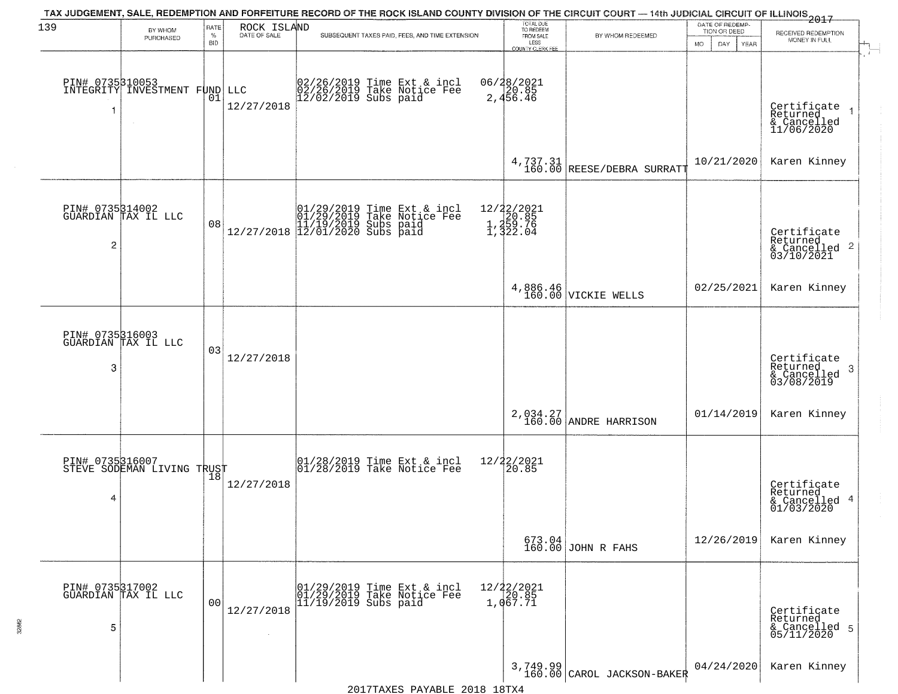TAX JUDGEMENT, SALE, REDEMPTION AND FORFEITURE RECORD OF THE ROCK ISLAND COUNTY DIVISION OF THE CIRCUIT COURT — 14th JUDICIAL CIRCUIT OF ILLINOIS 2017

| 139 BY WHOM PURCHASED | RATE % BID | ROCK ISLAND DATE OF SALE | SUBSEQUENT TAXES PAID, FEES, AND TIME EXTENSION | TOTAL DUE TO REDEEM FROM SALE LESS COUNTY CLERK FEE | BY WHOM REDEEMED | DATE OF REDEMPTION OR DEED MO DAY YEAR | RECEIVED REDEMPTION MONEY IN FULL |
|---|---|---|---|---|---|---|---|
| PIN# 0735310053 INTEGRITY INVESTMENT FUND LLC 1 | 01 | 12/27/2018 | 02/26/2019 Time Ext & incl 02/26/2019 Take Notice Fee 12/02/2019 Subs paid | 06/28/2021 20.85 2,456.46 4,737.31 160.00 | REESE/DEBRA SURRATT | 10/21/2020 | Certificate Returned & Cancelled 11/06/2020 Karen Kinney |
| PIN# 0735314002 GUARDIAN TAX IL LLC 2 | 08 | 12/27/2018 | 01/29/2019 Time Ext & incl 01/29/2019 Take Notice Fee 11/19/2019 Subs paid 12/01/2020 Subs paid | 12/22/2021 20.85 1,259.76 1,322.04 4,886.46 160.00 | VICKIE WELLS | 02/25/2021 | Certificate Returned & Cancelled 03/10/2021 Karen Kinney |
| PIN# 0735316003 GUARDIAN TAX IL LLC 3 | 03 | 12/27/2018 | | 2,034.27 160.00 | ANDRE HARRISON | 01/14/2019 | Certificate Returned & Cancelled 03/08/2019 Karen Kinney |
| PIN# 0735316007 STEVE SODEMAN LIVING TRUST 4 | 18 | 12/27/2018 | 01/28/2019 Time Ext & incl 01/28/2019 Take Notice Fee | 12/22/2021 20.85 673.04 160.00 | JOHN R FAHS | 12/26/2019 | Certificate Returned & Cancelled 01/03/2020 Karen Kinney |
| PIN# 0735317002 GUARDIAN TAX IL LLC 5 | 00 | 12/27/2018 | 01/29/2019 Time Ext & incl 01/29/2019 Take Notice Fee 11/19/2019 Subs paid | 12/22/2021 20.85 1,067.71 3,749.99 160.00 | CAROL JACKSON-BAKER | 04/24/2020 | Certificate Returned & Cancelled 05/11/2020 Karen Kinney |

2017TAXES PAYABLE 2018 18TX4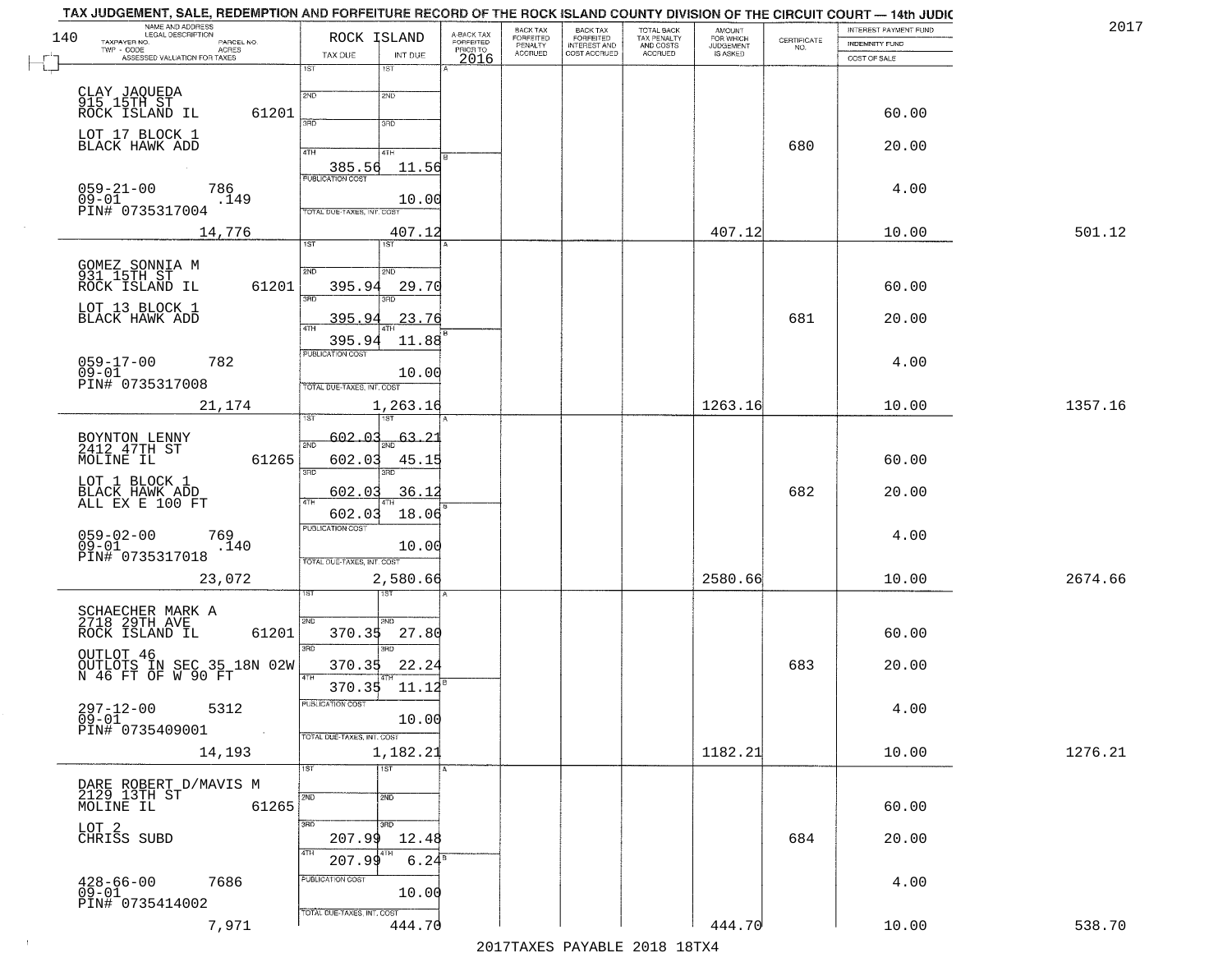TAX JUDGEMENT, SALE, REDEMPTION AND FORFEITURE RECORD OF THE ROCK ISLAND COUNTY DIVISION OF THE CIRCUIT COURT — 14th JUDIC

2017

| NAME AND ADDRESS / LEGAL DESCRIPTION / TAXPAYER NO. / PARCEL NO. / TWP - CODE / ACRES / ASSESSED VALUATION FOR TAXES | ROCK ISLAND TAX DUE | INT DUE | A-BACK TAX FORFEITED PRIOR TO 2016 | BACK TAX FORFEITED PENALTY ACCRUED | BACK TAX FORFEITED INTEREST AND COST ACCRUED | TOTAL BACK TAX PENALTY AND COSTS ACCRUED | AMOUNT FOR WHICH JUDGEMENT IS ASKED | CERTIFICATE NO. | INTEREST PAYMENT FUND / INDEMNITY FUND / COST OF SALE | |
|---|---|---|---|---|---|---|---|---|---|---|
| CLAY JAQUEDA<br>915 15TH ST<br>ROCK ISLAND IL 61201<br>LOT 17 BLOCK 1<br>BLACK HAWK ADD<br>059-21-00 786<br>09-01 .149<br>PIN# 0735317004<br>14,776 | 4TH 385.56<br>PUBLICATION COST<br>TOTAL DUE-TAXES, INT. COST | 11.56<br>10.00<br>407.12 | | | | | 407.12 | 680 | 60.00<br>20.00<br>4.00<br>10.00 | 501.12 |
| GOMEZ SONNIA M<br>931 15TH ST<br>ROCK ISLAND IL 61201<br>LOT 13 BLOCK 1<br>BLACK HAWK ADD<br>059-17-00 782<br>09-01<br>PIN# 0735317008<br>21,174 | 2ND 395.94<br>3RD 395.94<br>4TH 395.94<br>PUBLICATION COST<br>TOTAL DUE-TAXES, INT. COST | 29.70<br>23.76<br>11.88<br>10.00<br>1,263.16 | | | | | 1263.16 | 681 | 60.00<br>20.00<br>4.00<br>10.00 | 1357.16 |
| BOYNTON LENNY<br>2412 47TH ST<br>MOLINE IL 61265<br>LOT 1 BLOCK 1<br>BLACK HAWK ADD<br>ALL EX E 100 FT<br>059-02-00 769<br>09-01 .140<br>PIN# 0735317018<br>23,072 | 1ST 602.03<br>2ND 602.03<br>3RD 602.03<br>4TH 602.03<br>PUBLICATION COST<br>TOTAL DUE-TAXES, INT. COST | 63.21<br>45.15<br>36.12<br>18.06<br>10.00<br>2,580.66 | | | | | 2580.66 | 682 | 60.00<br>20.00<br>4.00<br>10.00 | 2674.66 |
| SCHAECHER MARK A<br>2718 29TH AVE<br>ROCK ISLAND IL 61201<br>OUTLOT 46<br>OUTLOTS IN SEC 35 18N 02W<br>N 46 FT OF W 90 FT<br>297-12-00 5312<br>09-01<br>PIN# 0735409001<br>14,193 | 2ND 370.35<br>3RD 370.35<br>4TH 370.35<br>PUBLICATION COST<br>TOTAL DUE-TAXES, INT. COST | 27.80<br>22.24<br>11.12<br>10.00<br>1,182.21 | | | | | 1182.21 | 683 | 60.00<br>20.00<br>4.00<br>10.00 | 1276.21 |
| DARE ROBERT D/MAVIS M<br>2129 13TH ST<br>MOLINE IL 61265<br>LOT 2<br>CHRISS SUBD<br>428-66-00 7686<br>09-01<br>PIN# 0735414002<br>7,971 | 3RD 207.99<br>4TH 207.99<br>PUBLICATION COST<br>TOTAL DUE-TAXES, INT. COST | 12.48<br>6.24<br>10.00<br>444.70 | | | | | 444.70 | 684 | 60.00<br>20.00<br>4.00<br>10.00 | 538.70 |

2017TAXES PAYABLE 2018 18TX4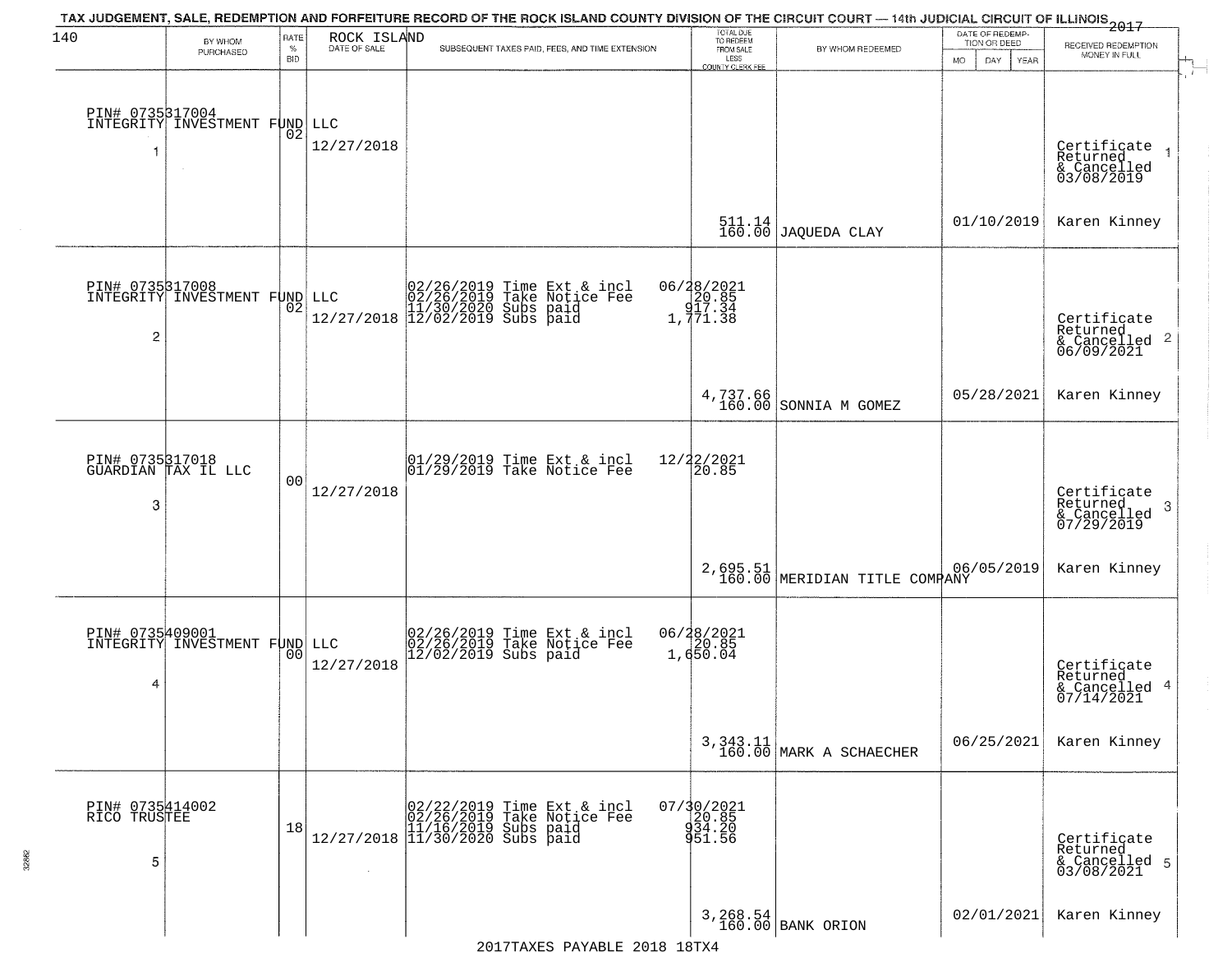TAX JUDGEMENT, SALE, REDEMPTION AND FORFEITURE RECORD OF THE ROCK ISLAND COUNTY DIVISION OF THE CIRCUIT COURT — 14th JUDICIAL CIRCUIT OF ILLINOIS 2017

ROCK ISLAND

| # | BY WHOM PURCHASED | RATE % BID | DATE OF SALE | SUBSEQUENT TAXES PAID, FEES, AND TIME EXTENSION | TOTAL DUE TO REDEEM FROM SALE LESS COUNTY CLERK FEE | BY WHOM REDEEMED | DATE OF REDEMPTION OR DEED | RECEIVED REDEMPTION MONEY IN FULL |
|---|---|---|---|---|---|---|---|---|
| 1 | PIN# 0735317004 INTEGRITY INVESTMENT FUND LLC | 02 | 12/27/2018 | | 511.14 160.00 | JAQUEDA CLAY | 01/10/2019 | Certificate Returned & Cancelled 03/08/2019 Karen Kinney |
| 2 | PIN# 0735317008 INTEGRITY INVESTMENT FUND LLC | 02 | 12/27/2018 | 02/26/2019 Time Ext & incl 06/28/2021; 02/26/2019 Take Notice Fee 20.85; 11/30/2020 Subs paid 917.34; 12/02/2019 Subs paid 1,771.38 | 4,737.66 160.00 | SONNIA M GOMEZ | 05/28/2021 | Certificate Returned & Cancelled 06/09/2021 Karen Kinney |
| 3 | PIN# 0735317018 GUARDIAN TAX IL LLC | 00 | 12/27/2018 | 01/29/2019 Time Ext & incl 12/22/2021; 01/29/2019 Take Notice Fee 20.85 | 2,695.51 160.00 | MERIDIAN TITLE COMPANY | 06/05/2019 | Certificate Returned & Cancelled 07/29/2019 Karen Kinney |
| 4 | PIN# 0735409001 INTEGRITY INVESTMENT FUND LLC | 00 | 12/27/2018 | 02/26/2019 Time Ext & incl 06/28/2021; 02/26/2019 Take Notice Fee 20.85; 12/02/2019 Subs paid 1,650.04 | 3,343.11 160.00 | MARK A SCHAECHER | 06/25/2021 | Certificate Returned & Cancelled 07/14/2021 Karen Kinney |
| 5 | PIN# 0735414002 RICO TRUSTEE | 18 | 12/27/2018 | 02/22/2019 Time Ext & incl 07/30/2021; 02/26/2019 Take Notice Fee 20.85; 11/16/2019 Subs paid 934.20; 11/30/2020 Subs paid 951.56 | 3,268.54 160.00 | BANK ORION | 02/01/2021 | Certificate Returned & Cancelled 03/08/2021 Karen Kinney |

2017TAXES PAYABLE 2018 18TX4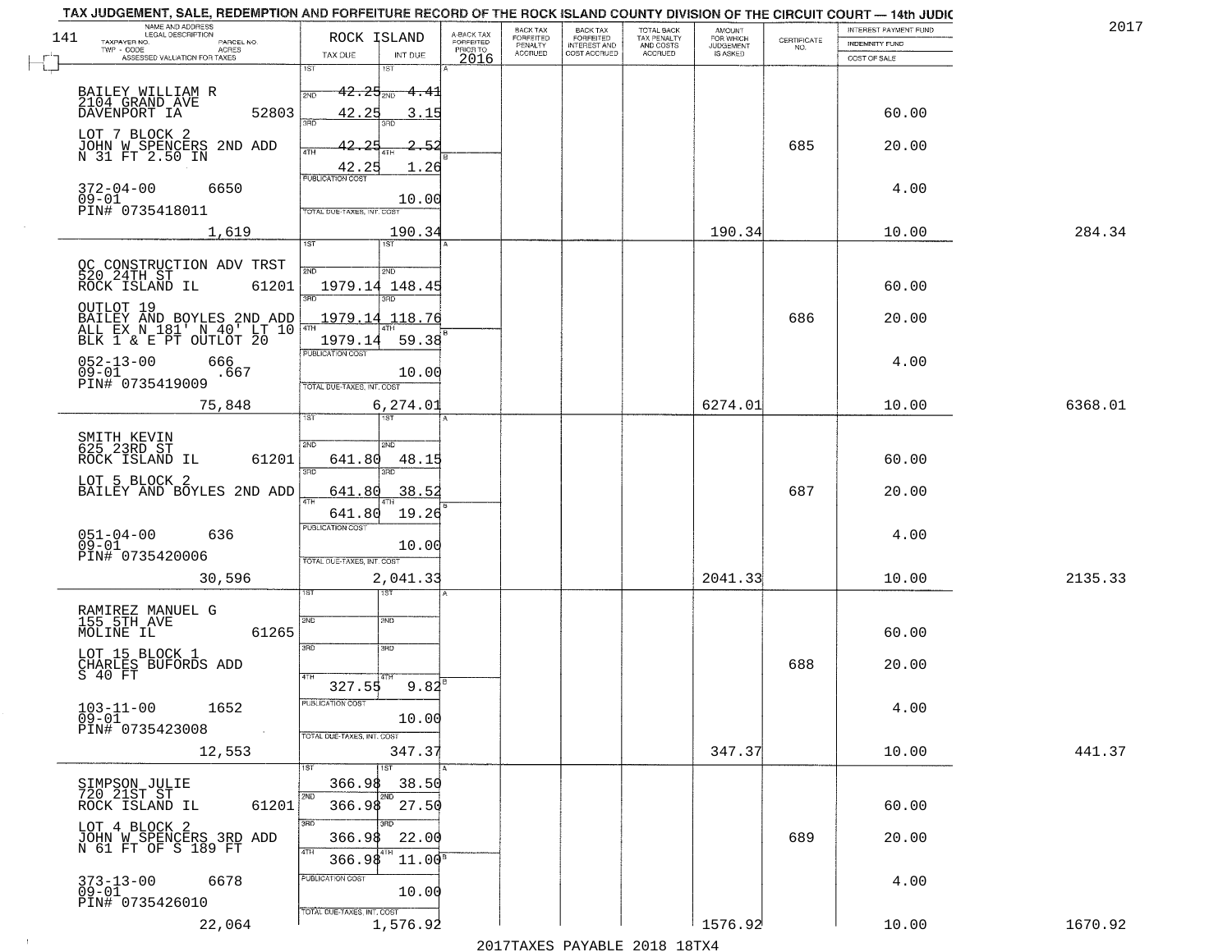# TAX JUDGEMENT, SALE, REDEMPTION AND FORFEITURE RECORD OF THE ROCK ISLAND COUNTY DIVISION OF THE CIRCUIT COURT — 14th JUDIC

2017

| NAME AND ADDRESS / LEGAL DESCRIPTION / TAXPAYER NO. / PARCEL NO. / TWP - CODE / ACRES / ASSESSED VALUATION FOR TAXES | ROCK ISLAND TAX DUE | INT DUE | A-BACK TAX FORFEITED PRIOR TO 2016 | BACK TAX FORFEITED PENALTY ACCRUED | BACK TAX FORFEITED INTEREST AND COST ACCRUED | TOTAL BACK TAX PENALTY AND COSTS ACCRUED | AMOUNT FOR WHICH JUDGEMENT IS ASKED | CERTIFICATE NO. | INTEREST PAYMENT FUND / INDEMNITY FUND / COST OF SALE | |
|---|---|---|---|---|---|---|---|---|---|---|
| BAILEY WILLIAM R<br>2104 GRAND AVE<br>DAVENPORT IA 52803<br>LOT 7 BLOCK 2<br>JOHN W SPENCERS 2ND ADD<br>N 31 FT 2.50 IN<br>372-04-00 6650<br>09-01<br>PIN# 0735418011<br>1,619 | 1ST<br>2ND ~~42.25~~<br>3RD 42.25<br>4TH ~~42.25~~<br>42.25<br>PUBLICATION COST<br>TOTAL DUE-TAXES, INT. COST | 1ST<br>2ND ~~4.41~~<br>3RD 3.15<br>4TH ~~2.52~~<br>1.26<br>10.00<br>190.34 | | | | | 190.34 | 685 | 60.00<br>20.00<br>4.00<br>10.00 | 284.34 |
| QC CONSTRUCTION ADV TRST<br>520 24TH ST<br>ROCK ISLAND IL 61201<br>OUTLOT 19<br>BAILEY AND BOYLES 2ND ADD<br>ALL EX N 181' N 40' LT 10<br>BLK 1 & E PT OUTLOT 20<br>052-13-00 666<br>09-01 .667<br>PIN# 0735419009<br>75,848 | 1ST<br>2ND 1979.14<br>3RD 1979.14<br>4TH 1979.14<br>PUBLICATION COST<br>TOTAL DUE-TAXES, INT. COST | 1ST<br>2ND 148.45<br>3RD 118.76<br>4TH 59.38<br>10.00<br>6,274.01 | | | | | 6274.01 | 686 | 60.00<br>20.00<br>4.00<br>10.00 | 6368.01 |
| SMITH KEVIN<br>625 23RD ST<br>ROCK ISLAND IL 61201<br>LOT 5 BLOCK 2<br>BAILEY AND BOYLES 2ND ADD<br>051-04-00 636<br>09-01<br>PIN# 0735420006<br>30,596 | 1ST<br>2ND 641.80<br>3RD 641.80<br>4TH 641.80<br>PUBLICATION COST<br>TOTAL DUE-TAXES, INT. COST | 1ST<br>2ND 48.15<br>3RD 38.52<br>4TH 19.26<br>10.00<br>2,041.33 | | | | | 2041.33 | 687 | 60.00<br>20.00<br>4.00<br>10.00 | 2135.33 |
| RAMIREZ MANUEL G<br>155 5TH AVE<br>MOLINE IL 61265<br>LOT 15 BLOCK 1<br>CHARLES BUFORDS ADD<br>S 40 FT<br>103-11-00 1652<br>09-01<br>PIN# 0735423008<br>12,553 | 1ST<br>2ND<br>3RD<br>4TH 327.55<br>PUBLICATION COST<br>TOTAL DUE-TAXES, INT. COST | 1ST<br>2ND<br>3RD<br>4TH 9.82<br>10.00<br>347.37 | | | | | 347.37 | 688 | 60.00<br>20.00<br>4.00<br>10.00 | 441.37 |
| SIMPSON JULIE<br>720 21ST ST<br>ROCK ISLAND IL 61201<br>LOT 4 BLOCK 2<br>JOHN W SPENCERS 3RD ADD<br>N 61 FT OF S 189 FT<br>373-13-00 6678<br>09-01<br>PIN# 0735426010<br>22,064 | 1ST 366.98<br>2ND 366.98<br>3RD 366.98<br>4TH 366.98<br>PUBLICATION COST<br>TOTAL DUE-TAXES, INT. COST | 1ST 38.50<br>2ND 27.50<br>3RD 22.00<br>4TH 11.00<br>10.00<br>1,576.92 | | | | | 1576.92 | 689 | 60.00<br>20.00<br>4.00<br>10.00 | 1670.92 |

2017TAXES PAYABLE 2018 18TX4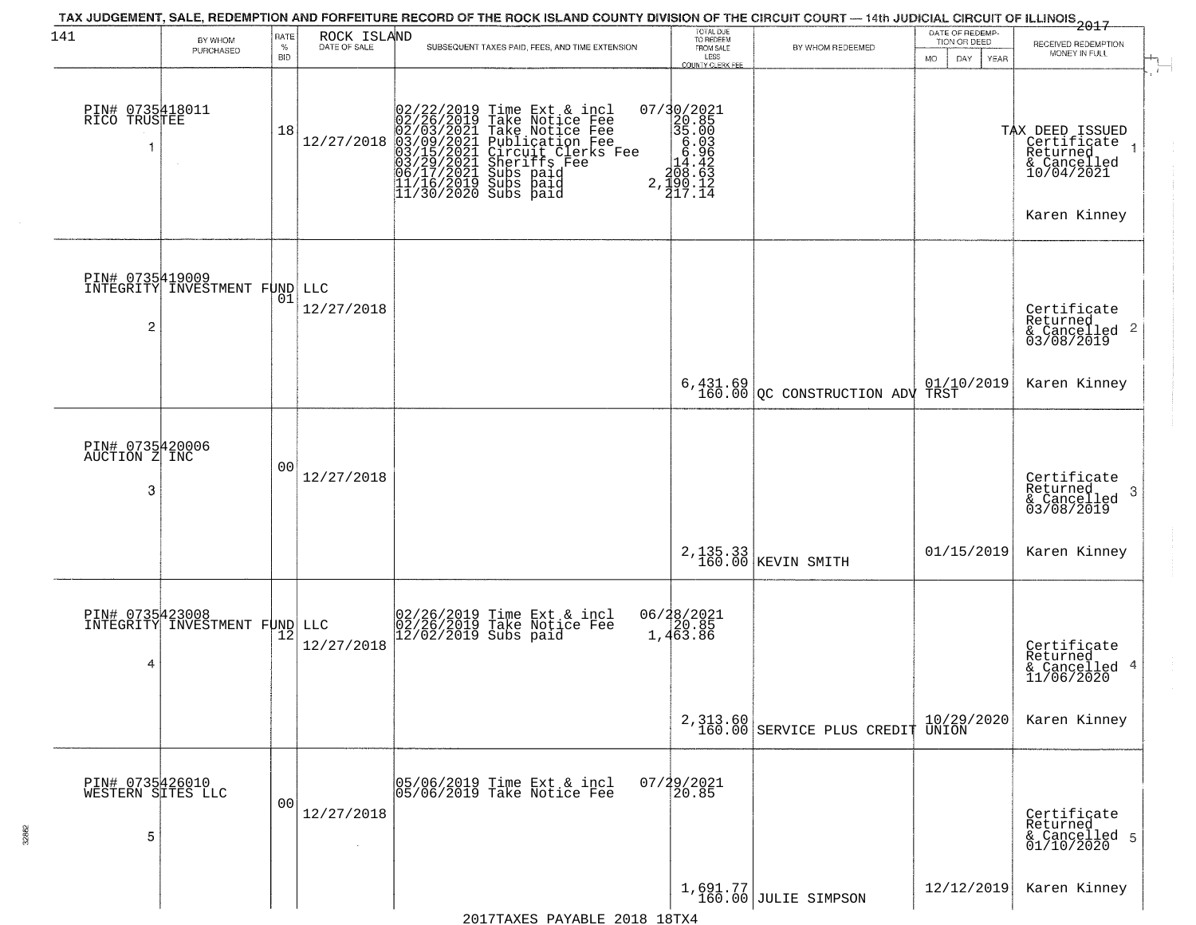TAX JUDGEMENT, SALE, REDEMPTION AND FORFEITURE RECORD OF THE ROCK ISLAND COUNTY DIVISION OF THE CIRCUIT COURT — 14th JUDICIAL CIRCUIT OF ILLINOIS 2017

| 141 BY WHOM PURCHASED | RATE % BID | ROCK ISLAND DATE OF SALE | SUBSEQUENT TAXES PAID, FEES, AND TIME EXTENSION | TOTAL DUE TO REDEEM FROM SALE LESS COUNTY CLERK FEE | BY WHOM REDEEMED | DATE OF REDEMPTION OR DEED MO DAY YEAR | RECEIVED REDEMPTION MONEY IN FULL |
|---|---|---|---|---|---|---|---|
| PIN# 0735418011 RICO TRUSTEE 1 | 18 | 12/27/2018 | 02/22/2019 Time Ext & incl 07/30/2021<br>02/26/2019 Take Notice Fee 20.85<br>02/03/2021 Take Notice Fee 35.00<br>03/09/2021 Publication Fee 6.03<br>03/15/2021 Circuit Clerks Fee 6.96<br>03/29/2021 Sheriffs Fee 14.42<br>06/17/2021 Subs paid 208.63<br>11/16/2019 Subs paid 2,190.12<br>11/30/2020 Subs paid 217.14 | | | | TAX DEED ISSUED Certificate Returned & Cancelled 10/04/2021 Karen Kinney |
| PIN# 0735419009 INTEGRITY INVESTMENT FUND LLC 2 | 01 | 12/27/2018 | | 6,431.69<br>160.00 | QC CONSTRUCTION ADV TRST | 01/10/2019 | Certificate Returned & Cancelled 03/08/2019 Karen Kinney |
| PIN# 0735420006 AUCTION Z INC 3 | 00 | 12/27/2018 | | 2,135.33<br>160.00 | KEVIN SMITH | 01/15/2019 | Certificate Returned & Cancelled 03/08/2019 Karen Kinney |
| PIN# 0735423008 INTEGRITY INVESTMENT FUND LLC 4 | 12 | 12/27/2018 | 02/26/2019 Time Ext & incl 06/28/2021<br>02/26/2019 Take Notice Fee 20.85<br>12/02/2019 Subs paid 1,463.86 | 2,313.60<br>160.00 | SERVICE PLUS CREDIT UNION | 10/29/2020 | Certificate Returned & Cancelled 11/06/2020 Karen Kinney |
| PIN# 0735426010 WESTERN SITES LLC 5 | 00 | 12/27/2018 | 05/06/2019 Time Ext & incl 07/29/2021<br>05/06/2019 Take Notice Fee 20.85 | 1,691.77<br>160.00 | JULIE SIMPSON | 12/12/2019 | Certificate Returned & Cancelled 01/10/2020 Karen Kinney |

2017TAXES PAYABLE 2018 18TX4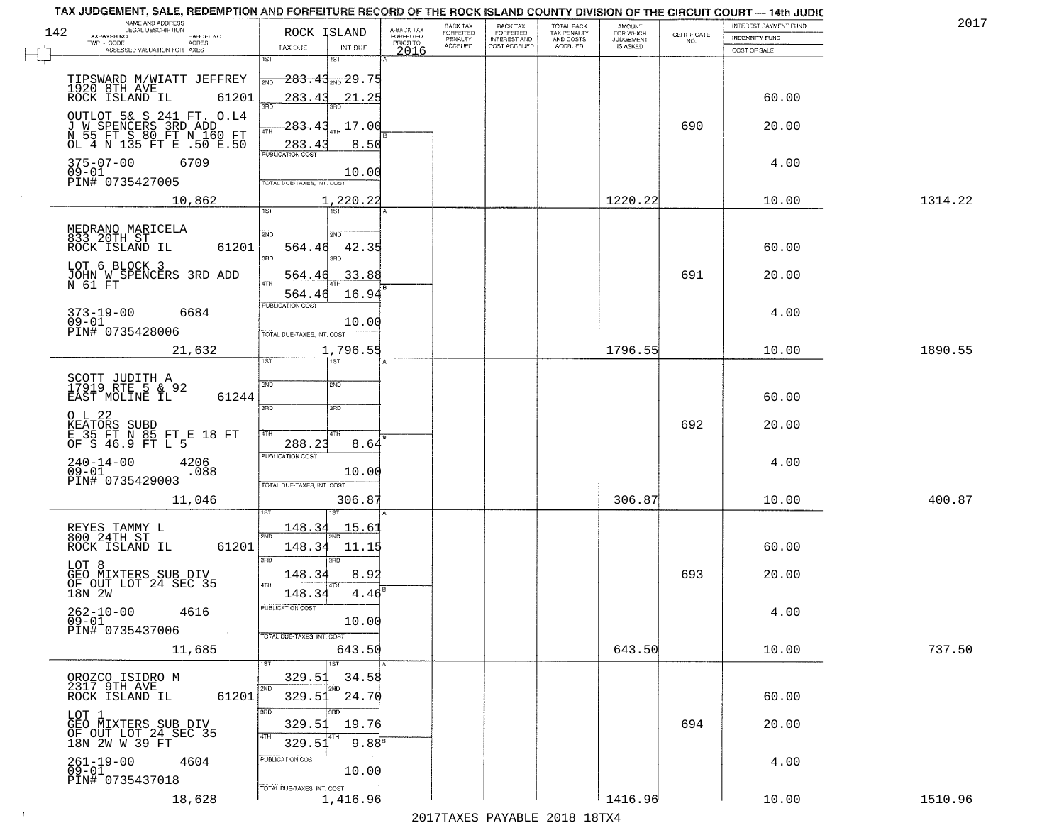TAX JUDGEMENT, SALE, REDEMPTION AND FORFEITURE RECORD OF THE ROCK ISLAND COUNTY DIVISION OF THE CIRCUIT COURT — 14th JUDIC

2017

| NAME AND ADDRESS / LEGAL DESCRIPTION / TAXPAYER NO. / PARCEL NO. / TWP - CODE / ACRES / ASSESSED VALUATION FOR TAXES | ROCK ISLAND TAX DUE | INT DUE | A-BACK TAX FORFEITED PRIOR TO 2016 | BACK TAX FORFEITED PENALTY ACCRUED | BACK TAX FORFEITED INTEREST AND COST ACCRUED | TOTAL BACK TAX PENALTY AND COSTS ACCRUED | AMOUNT FOR WHICH JUDGEMENT IS ASKED | CERTIFICATE NO. | INTEREST PAYMENT FUND / INDEMNITY FUND / COST OF SALE | |
|---|---|---|---|---|---|---|---|---|---|---|
| TIPSWARD M/WIATT JEFFREY<br>1920 8TH AVE<br>ROCK ISLAND IL 61201<br>OUTLOT 5& S 241 FT. O.L4<br>J W SPENCERS 3RD ADD<br>N 55 FT S 80 FT N 160 FT<br>OL 4 N 135 FT E .50 E.50<br>375-07-00 6709<br>09-01<br>PIN# 0735427005<br>10,862 | 1ST<br>2ND ~~283.43~~<br>283.43<br>3RD ~~283.43~~<br>4TH 283.43<br>PUBLICATION COST<br>TOTAL DUE-TAXES, INT. COST | 1ST<br>2ND ~~29.75~~<br>21.25<br>3RD ~~17.00~~<br>4TH 8.50<br>10.00<br>1,220.22 | | | | | 1220.22 | 690 | 60.00<br>20.00<br>4.00<br>10.00 | 1314.22 |
| MEDRANO MARICELA<br>833 20TH ST<br>ROCK ISLAND IL 61201<br>LOT 6 BLOCK 3<br>JOHN W SPENCERS 3RD ADD<br>N 61 FT<br>373-19-00 6684<br>09-01<br>PIN# 0735428006<br>21,632 | 1ST<br>2ND 564.46<br>3RD 564.46<br>4TH 564.46<br>PUBLICATION COST<br>TOTAL DUE-TAXES, INT. COST | 1ST<br>2ND 42.35<br>3RD 33.88<br>4TH 16.94<br>10.00<br>1,796.55 | | | | | 1796.55 | 691 | 60.00<br>20.00<br>4.00<br>10.00 | 1890.55 |
| SCOTT JUDITH A<br>17919 RTE 5 & 92<br>EAST MOLINE IL 61244<br>O L 22<br>KEATORS SUBD<br>E 35 FT N 85 FT E 18 FT<br>OF S 46.9 FT L 5<br>240-14-00 4206<br>09-01 .088<br>PIN# 0735429003<br>11,046 | 1ST<br>2ND<br>3RD<br>4TH 288.23<br>PUBLICATION COST<br>TOTAL DUE-TAXES, INT. COST | 1ST<br>2ND<br>3RD<br>4TH 8.64<br>10.00<br>306.87 | | | | | 306.87 | 692 | 60.00<br>20.00<br>4.00<br>10.00 | 400.87 |
| REYES TAMMY L<br>800 24TH ST<br>ROCK ISLAND IL 61201<br>LOT 8<br>GEO MIXTERS SUB DIV<br>OF OUT LOT 24 SEC 35<br>18N 2W<br>262-10-00 4616<br>09-01<br>PIN# 0735437006<br>11,685 | 1ST 148.34<br>2ND 148.34<br>3RD 148.34<br>4TH 148.34<br>PUBLICATION COST<br>TOTAL DUE-TAXES, INT. COST | 1ST 15.61<br>2ND 11.15<br>3RD 8.92<br>4TH 4.46<br>10.00<br>643.50 | | | | | 643.50 | 693 | 60.00<br>20.00<br>4.00<br>10.00 | 737.50 |
| OROZCO ISIDRO M<br>2317 9TH AVE<br>ROCK ISLAND IL 61201<br>LOT 1<br>GEO MIXTERS SUB DIV<br>OF OUT LOT 24 SEC 35<br>18N 2W W 39 FT<br>261-19-00 4604<br>09-01<br>PIN# 0735437018<br>18,628 | 1ST 329.51<br>2ND 329.51<br>3RD 329.51<br>4TH 329.51<br>PUBLICATION COST<br>TOTAL DUE-TAXES, INT. COST | 1ST 34.58<br>2ND 24.70<br>3RD 19.76<br>4TH 9.88<br>10.00<br>1,416.96 | | | | | 1416.96 | 694 | 60.00<br>20.00<br>4.00<br>10.00 | 1510.96 |

2017TAXES PAYABLE 2018 18TX4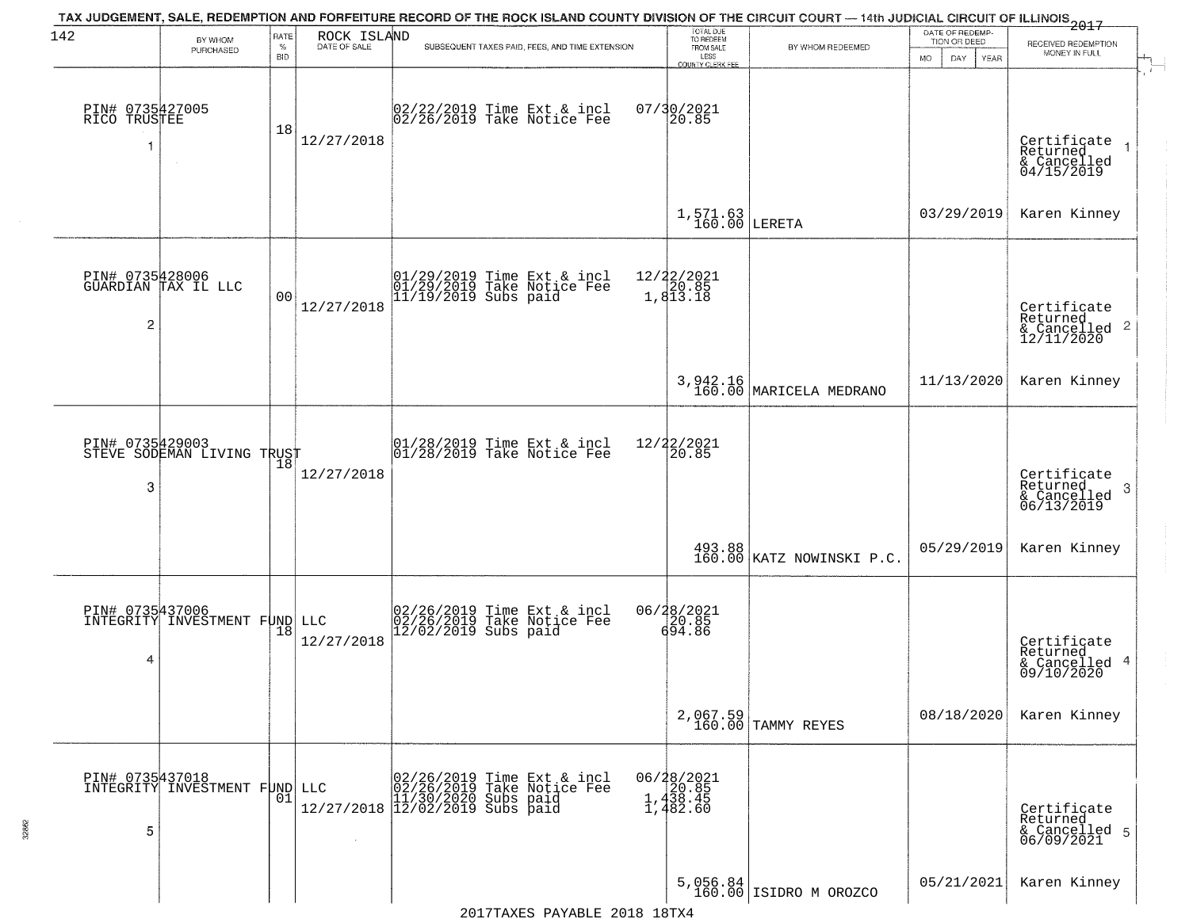TAX JUDGEMENT, SALE, REDEMPTION AND FORFEITURE RECORD OF THE ROCK ISLAND COUNTY DIVISION OF THE CIRCUIT COURT — 14th JUDICIAL CIRCUIT OF ILLINOIS 2017

ROCK ISLAND

| BY WHOM PURCHASED | RATE % BID | DATE OF SALE | SUBSEQUENT TAXES PAID, FEES, AND TIME EXTENSION | TOTAL DUE TO REDEEM FROM SALE LESS COUNTY CLERK FEE | BY WHOM REDEEMED | DATE OF REDEMPTION OR DEED | RECEIVED REDEMPTION MONEY IN FULL |
|---|---|---|---|---|---|---|---|
| PIN# 0735427005 RICO TRUSTEE 1 | 18 | 12/27/2018 | 02/22/2019 Time Ext & incl 02/26/2019 Take Notice Fee | 07/30/2021 20.85 1,571.63 160.00 | LERETA | 03/29/2019 | Certificate Returned & Cancelled 04/15/2019 Karen Kinney |
| PIN# 0735428006 GUARDIAN TAX IL LLC 2 | 00 | 12/27/2018 | 01/29/2019 Time Ext & incl 01/29/2019 Take Notice Fee 11/19/2019 Subs paid | 12/22/2021 20.85 1,813.18 3,942.16 160.00 | MARICELA MEDRANO | 11/13/2020 | Certificate Returned & Cancelled 12/11/2020 Karen Kinney |
| PIN# 0735429003 STEVE SODEMAN LIVING TRUST 3 | 18 | 12/27/2018 | 01/28/2019 Time Ext & incl 01/28/2019 Take Notice Fee | 12/22/2021 20.85 493.88 160.00 | KATZ NOWINSKI P.C. | 05/29/2019 | Certificate Returned & Cancelled 06/13/2019 Karen Kinney |
| PIN# 0735437006 INTEGRITY INVESTMENT FUND LLC 4 | 18 | 12/27/2018 | 02/26/2019 Time Ext & incl 02/26/2019 Take Notice Fee 12/02/2019 Subs paid | 06/28/2021 20.85 694.86 2,067.59 160.00 | TAMMY REYES | 08/18/2020 | Certificate Returned & Cancelled 09/10/2020 Karen Kinney |
| PIN# 0735437018 INTEGRITY INVESTMENT FUND LLC 5 | 01 | 12/27/2018 | 02/26/2019 Time Ext & incl 02/26/2019 Take Notice Fee 11/30/2020 Subs paid 12/02/2019 Subs paid | 06/28/2021 20.85 1,438.45 1,482.60 5,056.84 160.00 | ISIDRO M OROZCO | 05/21/2021 | Certificate Returned & Cancelled 06/09/2021 Karen Kinney |

2017TAXES PAYABLE 2018 18TX4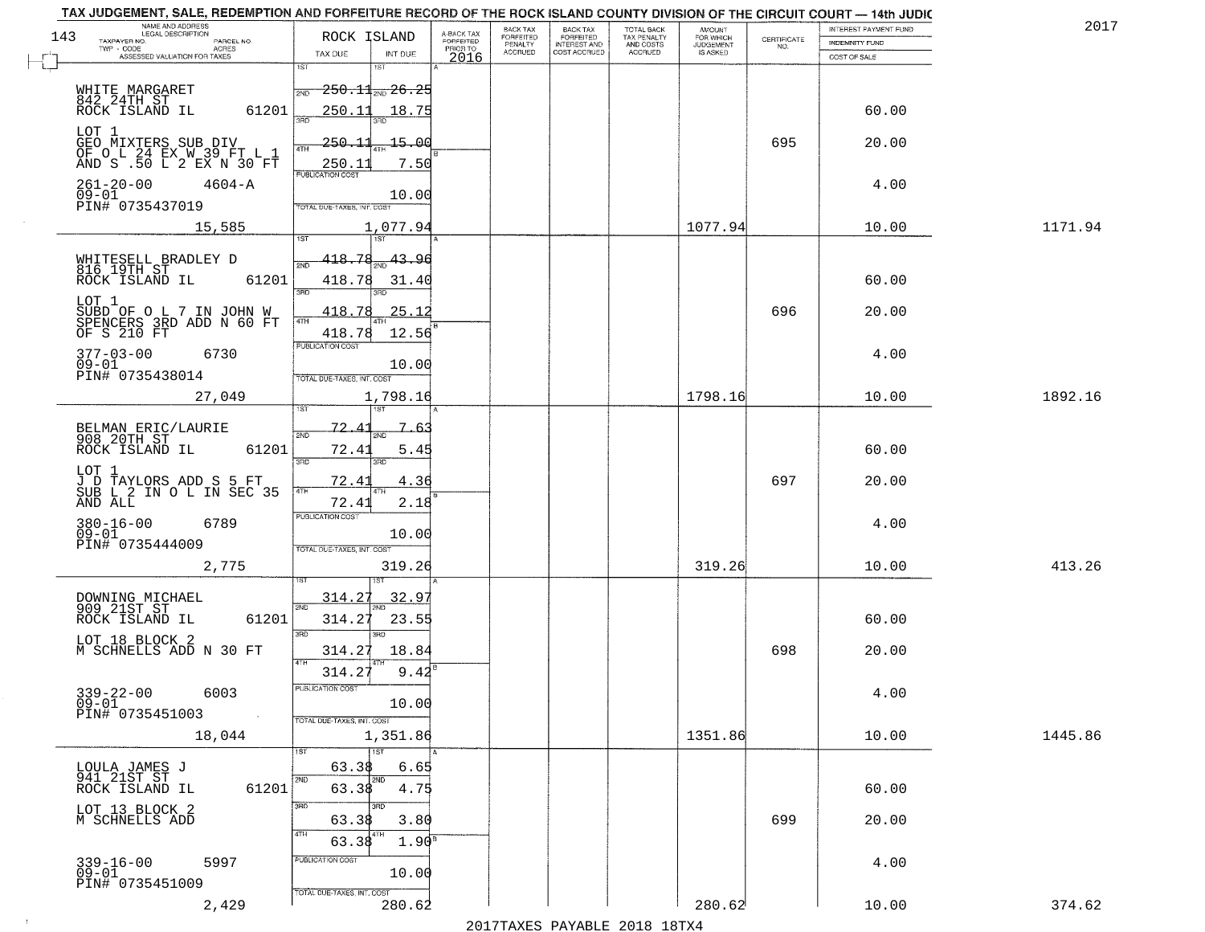TAX JUDGEMENT, SALE, REDEMPTION AND FORFEITURE RECORD OF THE ROCK ISLAND COUNTY DIVISION OF THE CIRCUIT COURT — 14th JUDIC

2017

143

| NAME AND ADDRESS / LEGAL DESCRIPTION / TAXPAYER NO. / PARCEL NO. / TWP - CODE / ACRES / ASSESSED VALUATION FOR TAXES | ROCK ISLAND TAX DUE | INT DUE | A-BACK TAX FORFEITED PRIOR TO 2016 | BACK TAX FORFEITED PENALTY ACCRUED | BACK TAX FORFEITED INTEREST AND COST ACCRUED | TOTAL BACK TAX PENALTY AND COSTS ACCRUED | AMOUNT FOR WHICH JUDGEMENT IS ASKED | CERTIFICATE NO. | INTEREST PAYMENT FUND / INDEMNITY FUND / COST OF SALE | |
|---|---|---|---|---|---|---|---|---|---|---|
| WHITE MARGARET 842 24TH ST ROCK ISLAND IL 61201 | 1ST 250.11 | 1ST 26.25 | | | | | | | | |
| | 2ND 250.11 | 2ND 18.75 | | | | | | | 60.00 | |
| LOT 1 GEO MIXTERS SUB DIV OF O L 24 EX W 39 FT L 1 AND S .50 L 2 EX N 30 FT | 3RD 250.11 | 3RD 15.00 | | | | | | 695 | 20.00 | |
| | 4TH 250.11 | 4TH 7.50 | | | | | | | | |
| 261-20-00 4604-A 09-01 PIN# 0735437019 | PUBLICATION COST | 10.00 | | | | | | | 4.00 | |
| 15,585 | TOTAL DUE-TAXES, INT. COST | 1,077.94 | | | | | 1077.94 | | 10.00 | 1171.94 |
| WHITESELL BRADLEY D 816 19TH ST ROCK ISLAND IL 61201 | 1ST 418.78 | 1ST 43.96 | | | | | | | | |
| | 2ND 418.78 | 2ND 31.40 | | | | | | | 60.00 | |
| LOT 1 SUBD OF O L 7 IN JOHN W SPENCERS 3RD ADD N 60 FT OF S 210 FT | 3RD 418.78 | 3RD 25.12 | | | | | | 696 | 20.00 | |
| | 4TH 418.78 | 4TH 12.56 | | | | | | | | |
| 377-03-00 6730 09-01 PIN# 0735438014 | PUBLICATION COST | 10.00 | | | | | | | 4.00 | |
| 27,049 | TOTAL DUE-TAXES, INT. COST | 1,798.16 | | | | | 1798.16 | | 10.00 | 1892.16 |
| BELMAN ERIC/LAURIE 908 20TH ST ROCK ISLAND IL 61201 | 1ST 72.41 | 1ST 7.63 | | | | | | | | |
| | 2ND 72.41 | 2ND 5.45 | | | | | | | 60.00 | |
| LOT 1 J D TAYLORS ADD S 5 FT SUB L 2 IN O L IN SEC 35 AND ALL | 3RD 72.41 | 3RD 4.36 | | | | | | 697 | 20.00 | |
| | 4TH 72.41 | 4TH 2.18 | | | | | | | | |
| 380-16-00 6789 09-01 PIN# 0735444009 | PUBLICATION COST | 10.00 | | | | | | | 4.00 | |
| 2,775 | TOTAL DUE-TAXES, INT. COST | 319.26 | | | | | 319.26 | | 10.00 | 413.26 |
| DOWNING MICHAEL 909 21ST ST ROCK ISLAND IL 61201 | 1ST 314.27 | 1ST 32.97 | | | | | | | | |
| | 2ND 314.27 | 2ND 23.55 | | | | | | | 60.00 | |
| LOT 18 BLOCK 2 M SCHNELLS ADD N 30 FT | 3RD 314.27 | 3RD 18.84 | | | | | | 698 | 20.00 | |
| | 4TH 314.27 | 4TH 9.42 | | | | | | | | |
| 339-22-00 6003 09-01 PIN# 0735451003 | PUBLICATION COST | 10.00 | | | | | | | 4.00 | |
| 18,044 | TOTAL DUE-TAXES, INT. COST | 1,351.86 | | | | | 1351.86 | | 10.00 | 1445.86 |
| LOULA JAMES J 941 21ST ST ROCK ISLAND IL 61201 | 1ST 63.38 | 1ST 6.65 | | | | | | | | |
| | 2ND 63.38 | 2ND 4.75 | | | | | | | 60.00 | |
| LOT 13 BLOCK 2 M SCHNELLS ADD | 3RD 63.38 | 3RD 3.80 | | | | | | 699 | 20.00 | |
| | 4TH 63.38 | 4TH 1.90 | | | | | | | | |
| 339-16-00 5997 09-01 PIN# 0735451009 | PUBLICATION COST | 10.00 | | | | | | | 4.00 | |
| 2,429 | TOTAL DUE-TAXES, INT. COST | 280.62 | | | | | 280.62 | | 10.00 | 374.62 |

2017TAXES PAYABLE 2018 18TX4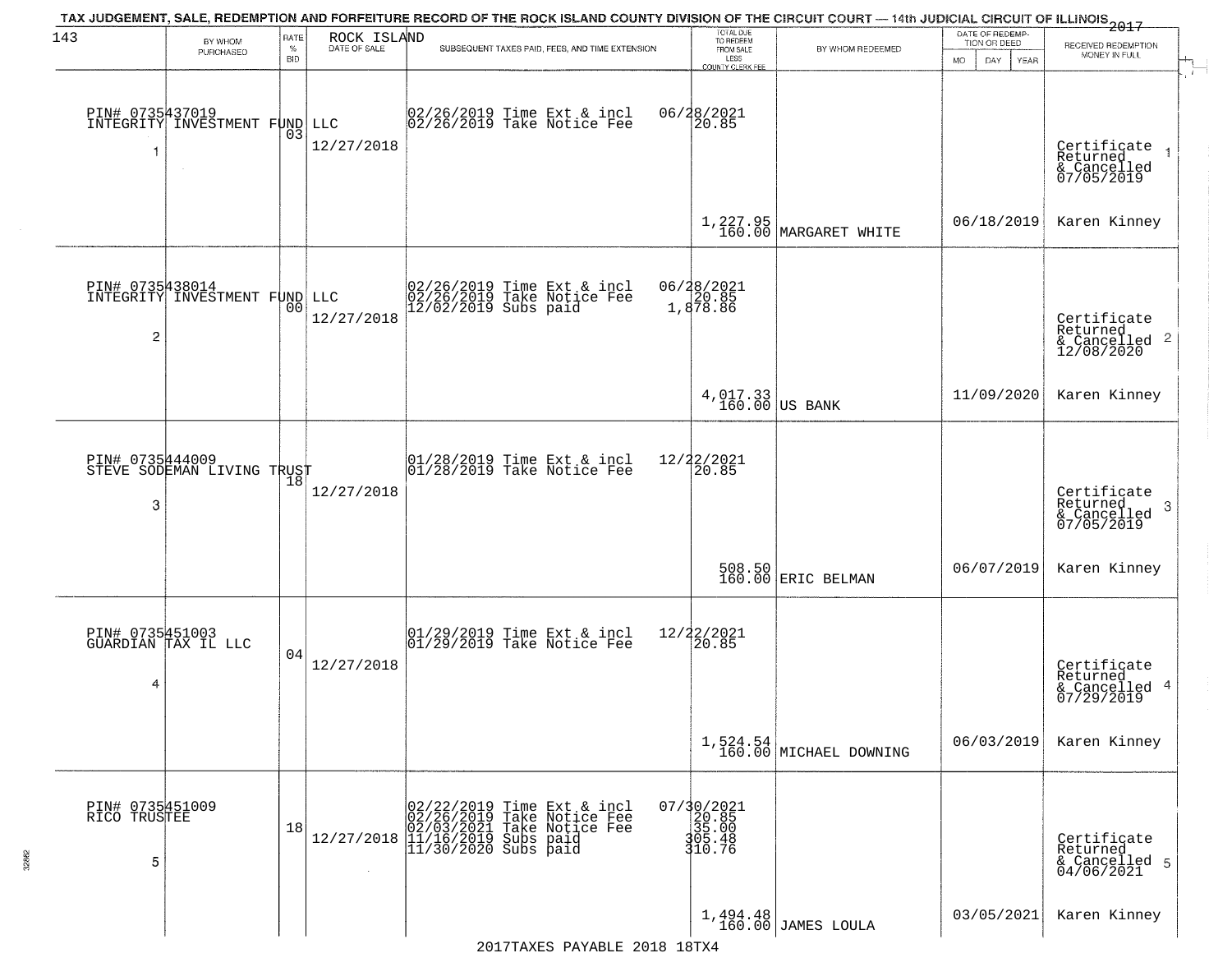# TAX JUDGEMENT, SALE, REDEMPTION AND FORFEITURE RECORD OF THE ROCK ISLAND COUNTY DIVISION OF THE CIRCUIT COURT — 14th JUDICIAL CIRCUIT OF ILLINOIS 2017

| BY WHOM PURCHASED | RATE % BID | ROCK ISLAND DATE OF SALE | SUBSEQUENT TAXES PAID, FEES, AND TIME EXTENSION | TOTAL DUE TO REDEEM FROM SALE LESS COUNTY CLERK FEE | BY WHOM REDEEMED | DATE OF REDEMPTION OR DEED MO DAY YEAR | RECEIVED REDEMPTION MONEY IN FULL |
|---|---|---|---|---|---|---|---|
| PIN# 0735437019 INTEGRITY INVESTMENT FUND LLC 1 | 03 | 12/27/2018 | 02/26/2019 Time Ext & incl 06/28/2021<br>02/26/2019 Take Notice Fee 20.85 | 1,227.95<br>160.00 | MARGARET WHITE | 06/18/2019 | Certificate Returned & Cancelled 07/05/2019<br>Karen Kinney |
| PIN# 0735438014 INTEGRITY INVESTMENT FUND LLC 2 | 00 | 12/27/2018 | 02/26/2019 Time Ext & incl 06/28/2021<br>02/26/2019 Take Notice Fee 20.85<br>12/02/2019 Subs paid 1,878.86 | 4,017.33<br>160.00 | US BANK | 11/09/2020 | Certificate Returned & Cancelled 12/08/2020<br>Karen Kinney |
| PIN# 0735444009 STEVE SODEMAN LIVING TRUST 3 | 18 | 12/27/2018 | 01/28/2019 Time Ext & incl 12/22/2021<br>01/28/2019 Take Notice Fee 20.85 | 508.50<br>160.00 | ERIC BELMAN | 06/07/2019 | Certificate Returned & Cancelled 07/05/2019<br>Karen Kinney |
| PIN# 0735451003 GUARDIAN TAX IL LLC 4 | 04 | 12/27/2018 | 01/29/2019 Time Ext & incl 12/22/2021<br>01/29/2019 Take Notice Fee 20.85 | 1,524.54<br>160.00 | MICHAEL DOWNING | 06/03/2019 | Certificate Returned & Cancelled 07/29/2019<br>Karen Kinney |
| PIN# 0735451009 RICO TRUSTEE 5 | 18 | 12/27/2018 | 02/22/2019 Time Ext & incl 07/30/2021<br>02/26/2019 Take Notice Fee 20.85<br>02/03/2021 Take Notice Fee 35.00<br>11/16/2019 Subs paid 305.48<br>11/30/2020 Subs paid 310.76 | 1,494.48<br>160.00 | JAMES LOULA | 03/05/2021 | Certificate Returned & Cancelled 04/06/2021<br>Karen Kinney |

2017TAXES PAYABLE 2018 18TX4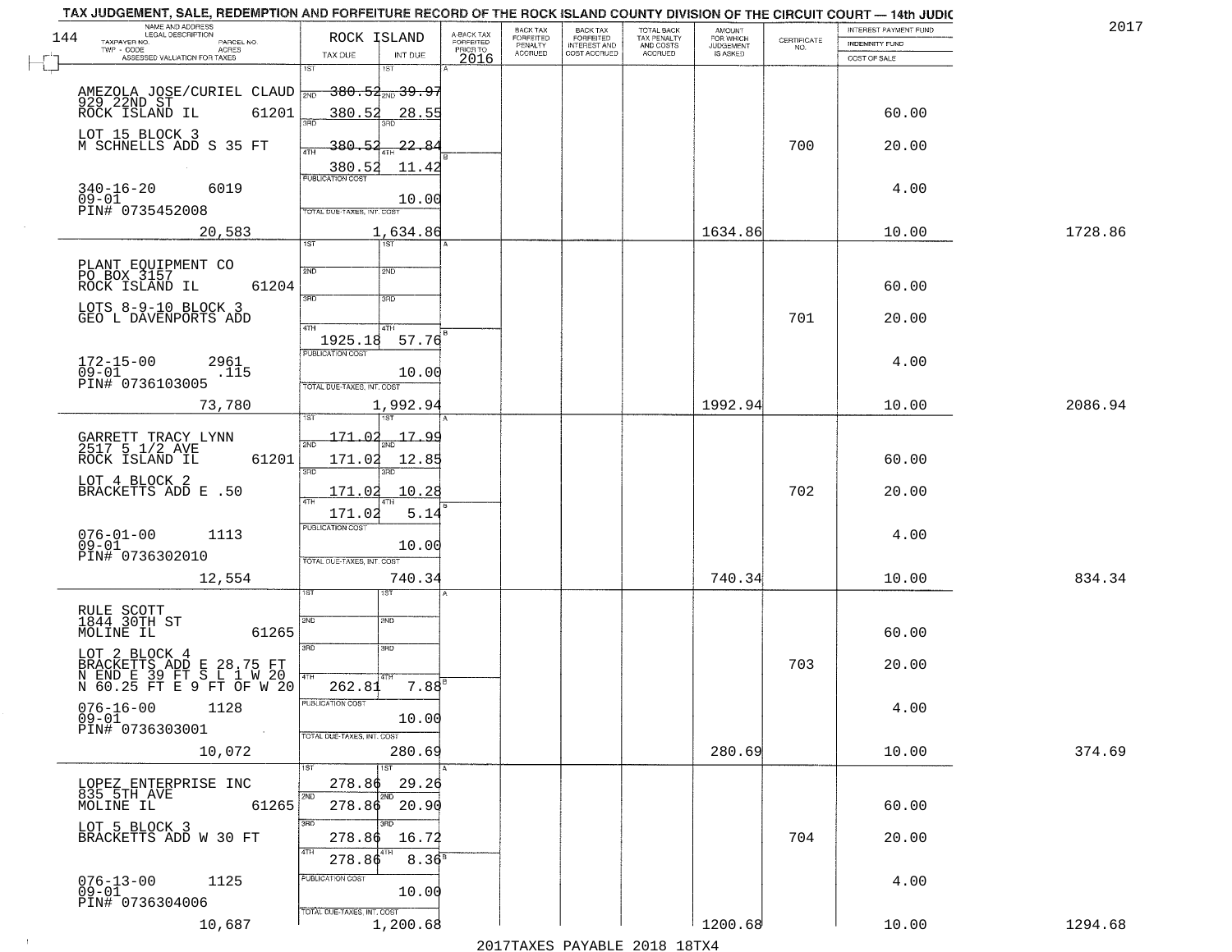TAX JUDGEMENT, SALE, REDEMPTION AND FORFEITURE RECORD OF THE ROCK ISLAND COUNTY DIVISION OF THE CIRCUIT COURT — 14th JUDIC

2017

| NAME AND ADDRESS / LEGAL DESCRIPTION / TAXPAYER NO. / PARCEL NO. / TWP - CODE / ACRES / ASSESSED VALUATION FOR TAXES | ROCK ISLAND TAX DUE | INT DUE | A-BACK TAX FORFEITED PRIOR TO 2016 | BACK TAX FORFEITED PENALTY ACCRUED | BACK TAX FORFEITED INTEREST AND COST ACCRUED | TOTAL BACK TAX PENALTY AND COSTS ACCRUED | AMOUNT FOR WHICH JUDGEMENT IS ASKED | CERTIFICATE NO. | INTEREST PAYMENT FUND / INDEMNITY FUND / COST OF SALE | |
|---|---|---|---|---|---|---|---|---|---|---|
| AMEZOLA JOSE/CURIEL CLAUD<br>929 22ND ST<br>ROCK ISLAND IL 61201<br>LOT 15 BLOCK 3<br>M SCHNELLS ADD S 35 FT<br>340-16-20 6019<br>09-01<br>PIN# 0735452008<br>20,583 | 1ST 380.52<br>2ND 380.52<br>3RD 380.52<br>4TH 380.52<br>PUBLICATION COST<br>TOTAL DUE-TAXES, INT. COST | 1ST 39.97<br>2ND 28.55<br>3RD 22.84<br>4TH 11.42<br>10.00<br>1,634.86 | | | | | 1634.86 | 700 | 60.00<br>20.00<br>4.00<br>10.00 | 1728.86 |
| PLANT EQUIPMENT CO<br>PO BOX 3157<br>ROCK ISLAND IL 61204<br>LOTS 8-9-10 BLOCK 3<br>GEO L DAVENPORTS ADD<br>172-15-00 2961<br>09-01 .115<br>PIN# 0736103005<br>73,780 | 1ST<br>2ND<br>3RD<br>4TH 1925.18<br>PUBLICATION COST<br>TOTAL DUE-TAXES, INT. COST | 57.76<br>10.00<br>1,992.94 | | | | | 1992.94 | 701 | 60.00<br>20.00<br>4.00<br>10.00 | 2086.94 |
| GARRETT TRACY LYNN<br>2517 5 1/2 AVE<br>ROCK ISLAND IL 61201<br>LOT 4 BLOCK 2<br>BRACKETTS ADD E .50<br>076-01-00 1113<br>09-01<br>PIN# 0736302010<br>12,554 | 1ST 171.02<br>2ND 171.02<br>3RD 171.02<br>4TH 171.02<br>PUBLICATION COST<br>TOTAL DUE-TAXES, INT. COST | 17.99<br>12.85<br>10.28<br>5.14<br>10.00<br>740.34 | | | | | 740.34 | 702 | 60.00<br>20.00<br>4.00<br>10.00 | 834.34 |
| RULE SCOTT<br>1844 30TH ST<br>MOLINE IL 61265<br>LOT 2 BLOCK 4<br>BRACKETTS ADD E 28.75 FT<br>N END E 39 FT S L 1 W 20<br>N 60.25 FT E 9 FT OF W 20<br>076-16-00 1128<br>09-01<br>PIN# 0736303001<br>10,072 | 1ST<br>2ND<br>3RD<br>4TH 262.81<br>PUBLICATION COST<br>TOTAL DUE-TAXES, INT. COST | 7.88<br>10.00<br>280.69 | | | | | 280.69 | 703 | 60.00<br>20.00<br>4.00<br>10.00 | 374.69 |
| LOPEZ ENTERPRISE INC<br>835 5TH AVE<br>MOLINE IL 61265<br>LOT 5 BLOCK 3<br>BRACKETTS ADD W 30 FT<br>076-13-00 1125<br>09-01<br>PIN# 0736304006<br>10,687 | 1ST 278.86<br>2ND 278.86<br>3RD 278.86<br>4TH 278.86<br>PUBLICATION COST<br>TOTAL DUE-TAXES, INT. COST | 29.26<br>20.90<br>16.72<br>8.36<br>10.00<br>1,200.68 | | | | | 1200.68 | 704 | 60.00<br>20.00<br>4.00<br>10.00 | 1294.68 |

2017TAXES PAYABLE 2018 18TX4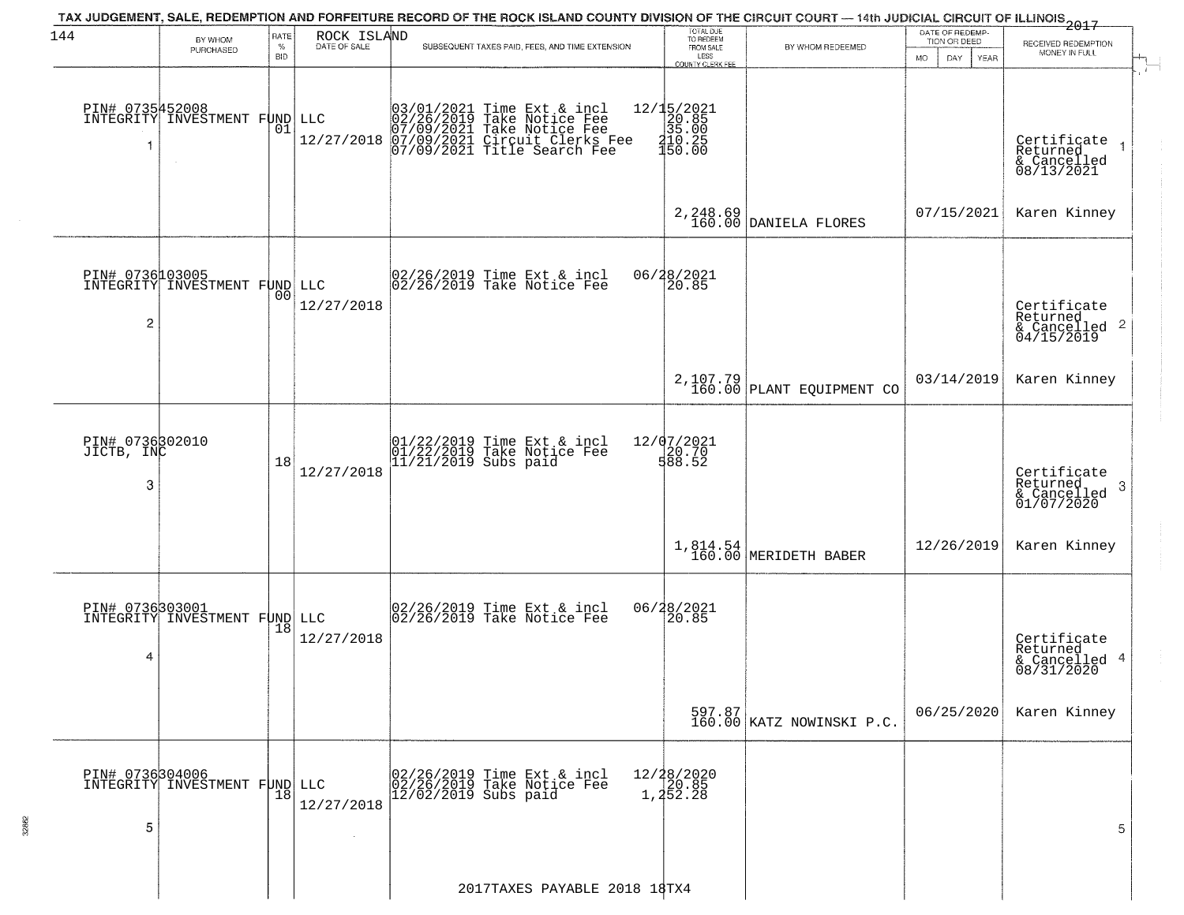# TAX JUDGEMENT, SALE, REDEMPTION AND FORFEITURE RECORD OF THE ROCK ISLAND COUNTY DIVISION OF THE CIRCUIT COURT — 14th JUDICIAL CIRCUIT OF ILLINOIS 2017

ROCK ISLAND

| # | BY WHOM PURCHASED | RATE % BID | DATE OF SALE | SUBSEQUENT TAXES PAID, FEES, AND TIME EXTENSION | TOTAL DUE TO REDEEM FROM SALE LESS COUNTY CLERK FEE | BY WHOM REDEEMED | DATE OF REDEMPTION OR DEED | RECEIVED REDEMPTION MONEY IN FULL |
|---|---|---|---|---|---|---|---|---|
| 1 | PIN# 0735452008 INTEGRITY INVESTMENT FUND LLC | 01 | 12/27/2018 | 03/01/2021 Time Ext & incl 12/15/2021<br>02/26/2019 Take Notice Fee 20.85<br>07/09/2021 Take Notice Fee 35.00<br>07/09/2021 Circuit Clerks Fee 210.25<br>07/09/2021 Title Search Fee 150.00 | 2,248.69<br>160.00 | DANIELA FLORES | 07/15/2021 | Certificate Returned & Cancelled 08/13/2021<br>Karen Kinney |
| 2 | PIN# 0736103005 INTEGRITY INVESTMENT FUND LLC | 00 | 12/27/2018 | 02/26/2019 Time Ext & incl 06/28/2021<br>02/26/2019 Take Notice Fee 20.85 | 2,107.79<br>160.00 | PLANT EQUIPMENT CO | 03/14/2019 | Certificate Returned & Cancelled 04/15/2019<br>Karen Kinney |
| 3 | PIN# 0736302010 JICTB, INC | 18 | 12/27/2018 | 01/22/2019 Time Ext & incl 12/07/2021<br>01/22/2019 Take Notice Fee 20.70<br>11/21/2019 Subs paid 588.52 | 1,814.54<br>160.00 | MERIDETH BABER | 12/26/2019 | Certificate Returned & Cancelled 01/07/2020<br>Karen Kinney |
| 4 | PIN# 0736303001 INTEGRITY INVESTMENT FUND LLC | 18 | 12/27/2018 | 02/26/2019 Time Ext & incl 06/28/2021<br>02/26/2019 Take Notice Fee 20.85 | 597.87<br>160.00 | KATZ NOWINSKI P.C. | 06/25/2020 | Certificate Returned & Cancelled 08/31/2020<br>Karen Kinney |
| 5 | PIN# 0736304006 INTEGRITY INVESTMENT FUND LLC | 18 | 12/27/2018 | 02/26/2019 Time Ext & incl 12/28/2020<br>02/26/2019 Take Notice Fee 20.85<br>12/02/2019 Subs paid 1,252.28 | | | | |

2017TAXES PAYABLE 2018 18TX4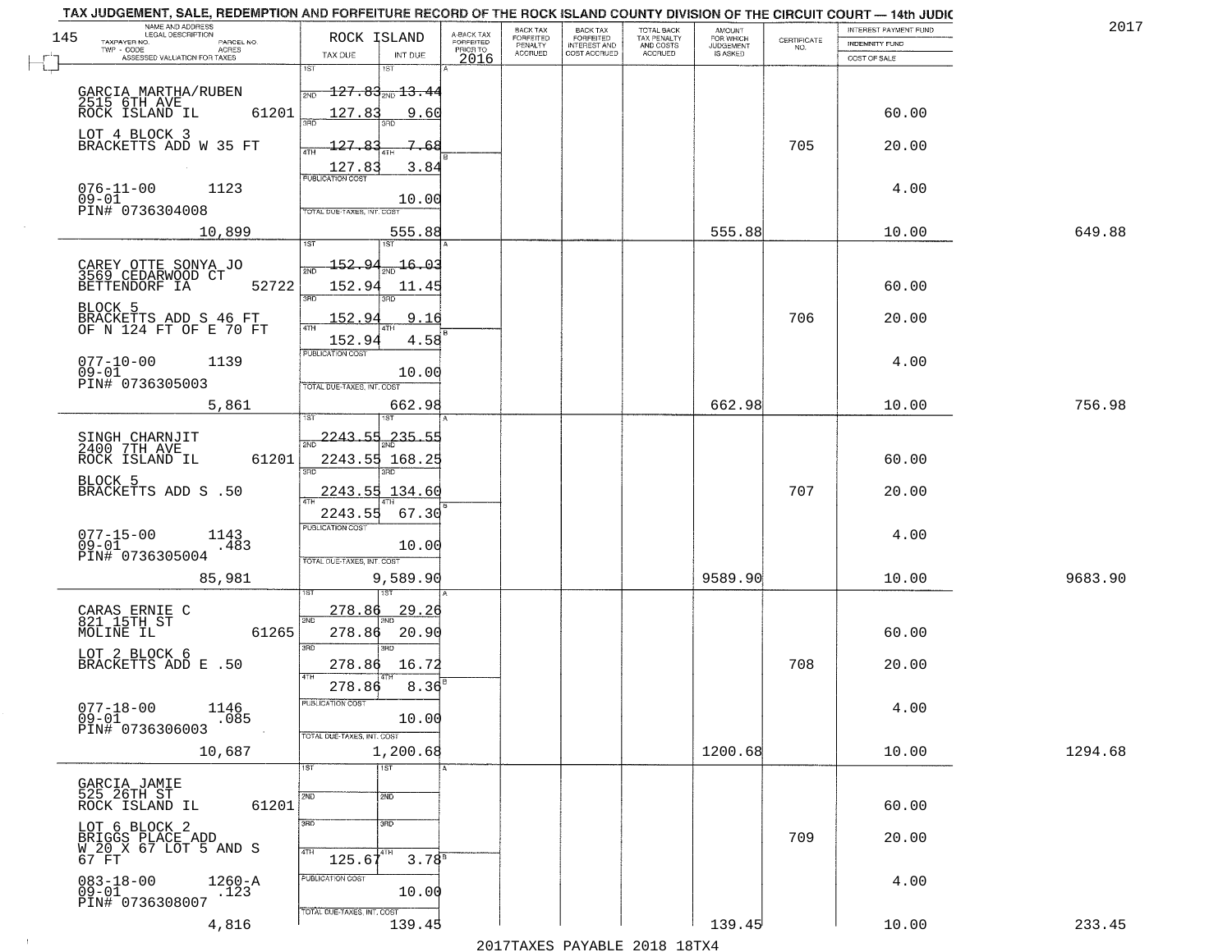TAX JUDGEMENT, SALE, REDEMPTION AND FORFEITURE RECORD OF THE ROCK ISLAND COUNTY DIVISION OF THE CIRCUIT COURT — 14th JUDIC

2017

| NAME AND ADDRESS / LEGAL DESCRIPTION / TAXPAYER NO. / PARCEL NO. / TWP - CODE / ACRES / ASSESSED VALUATION FOR TAXES | ROCK ISLAND TAX DUE | INT DUE | A-BACK TAX FORFEITED PRIOR TO 2016 | BACK TAX FORFEITED PENALTY ACCRUED | BACK TAX FORFEITED INTEREST AND COST ACCRUED | TOTAL BACK TAX PENALTY AND COSTS ACCRUED | AMOUNT FOR WHICH JUDGEMENT IS ASKED | CERTIFICATE NO. | INTEREST PAYMENT FUND / INDEMNITY FUND / COST OF SALE | |
|---|---|---|---|---|---|---|---|---|---|---|
| GARCIA MARTHA/RUBEN 2515 6TH AVE ROCK ISLAND IL 61201 | 1ST 127.83 | 1ST 13.44 | | | | | | | | |
| LOT 4 BLOCK 3 BRACKETTS ADD W 35 FT | 2ND 127.83 | 2ND 9.60 | | | | | | | 60.00 | |
| | 3RD 127.83 | 3RD 7.68 | | | | | | 705 | 20.00 | |
| 076-11-00 1123 09-01 PIN# 0736304008 | 4TH 127.83 | 4TH 3.84 | | | | | | | | |
| | PUBLICATION COST | 10.00 | | | | | | | 4.00 | |
| 10,899 | TOTAL DUE-TAXES, INT. COST | 555.88 | | | | | 555.88 | | 10.00 | 649.88 |
| CAREY OTTE SONYA JO 3569 CEDARWOOD CT BETTENDORF IA 52722 | 1ST 152.94 | 1ST 16.03 | | | | | | | | |
| BLOCK 5 BRACKETTS ADD S 46 FT OF N 124 FT OF E 70 FT | 2ND 152.94 | 2ND 11.45 | | | | | | | 60.00 | |
| | 3RD 152.94 | 3RD 9.16 | | | | | | 706 | 20.00 | |
| 077-10-00 1139 09-01 PIN# 0736305003 | 4TH 152.94 | 4TH 4.58 | | | | | | | | |
| | PUBLICATION COST | 10.00 | | | | | | | 4.00 | |
| 5,861 | TOTAL DUE-TAXES, INT. COST | 662.98 | | | | | 662.98 | | 10.00 | 756.98 |
| SINGH CHARNJIT 2400 7TH AVE ROCK ISLAND IL 61201 | 1ST 2243.55 | 1ST 235.55 | | | | | | | | |
| BLOCK 5 BRACKETTS ADD S .50 | 2ND 2243.55 | 2ND 168.25 | | | | | | | 60.00 | |
| | 3RD 2243.55 | 3RD 134.60 | | | | | | 707 | 20.00 | |
| 077-15-00 1143 09-01 .483 PIN# 0736305004 | 4TH 2243.55 | 4TH 67.30 | | | | | | | | |
| | PUBLICATION COST | 10.00 | | | | | | | 4.00 | |
| 85,981 | TOTAL DUE-TAXES, INT. COST | 9,589.90 | | | | | 9589.90 | | 10.00 | 9683.90 |
| CARAS ERNIE C 821 15TH ST MOLINE IL 61265 | 1ST 278.86 | 1ST 29.26 | | | | | | | | |
| LOT 2 BLOCK 6 BRACKETTS ADD E .50 | 2ND 278.86 | 2ND 20.90 | | | | | | | 60.00 | |
| | 3RD 278.86 | 3RD 16.72 | | | | | | 708 | 20.00 | |
| 077-18-00 1146 09-01 .085 PIN# 0736306003 | 4TH 278.86 | 4TH 8.36 | | | | | | | | |
| | PUBLICATION COST | 10.00 | | | | | | | 4.00 | |
| 10,687 | TOTAL DUE-TAXES, INT. COST | 1,200.68 | | | | | 1200.68 | | 10.00 | 1294.68 |
| GARCIA JAMIE 525 26TH ST ROCK ISLAND IL 61201 | 1ST | 1ST | | | | | | | | |
| LOT 6 BLOCK 2 BRIGGS PLACE ADD W 20 X 67 LOT 5 AND S 67 FT | 2ND | 2ND | | | | | | | 60.00 | |
| | 3RD | 3RD | | | | | | 709 | 20.00 | |
| 083-18-00 1260-A 09-01 .123 PIN# 0736308007 | 4TH 125.67 | 4TH 3.78 | | | | | | | | |
| | PUBLICATION COST | 10.00 | | | | | | | 4.00 | |
| 4,816 | TOTAL DUE-TAXES, INT. COST | 139.45 | | | | | 139.45 | | 10.00 | 233.45 |

2017TAXES PAYABLE 2018 18TX4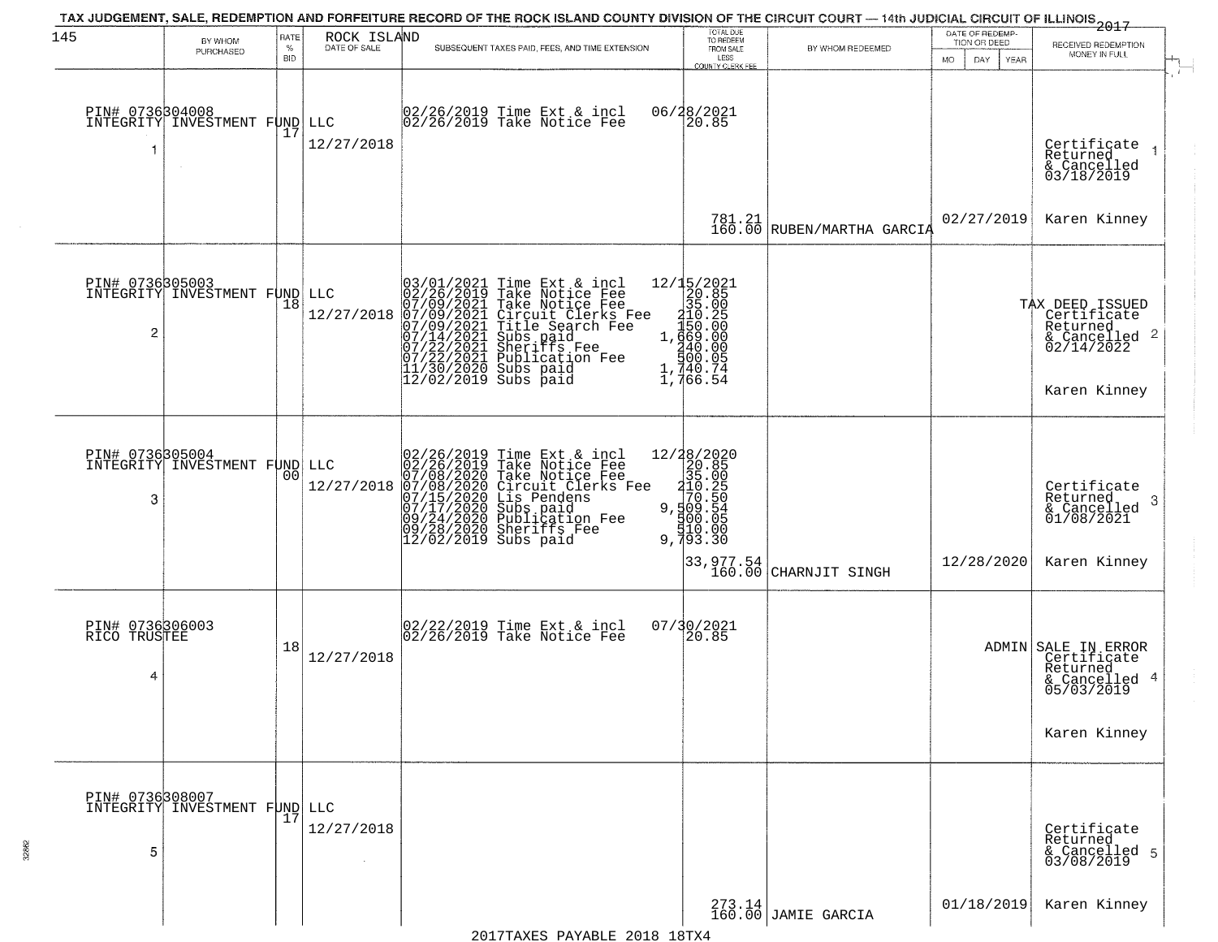# TAX JUDGEMENT, SALE, REDEMPTION AND FORFEITURE RECORD OF THE ROCK ISLAND COUNTY DIVISION OF THE CIRCUIT COURT — 14th JUDICIAL CIRCUIT OF ILLINOIS 2017

| 145 BY WHOM PURCHASED | RATE % BID | ROCK ISLAND DATE OF SALE | SUBSEQUENT TAXES PAID, FEES, AND TIME EXTENSION | TOTAL DUE TO REDEEM FROM SALE LESS COUNTY CLERK FEE | BY WHOM REDEEMED | DATE OF REDEMPTION OR DEED MO DAY YEAR | RECEIVED REDEMPTION MONEY IN FULL |
|---|---|---|---|---|---|---|---|
| PIN# 0736304008 INTEGRITY INVESTMENT FUND LLC 1 | 17 | 12/27/2018 | 02/26/2019 Time Ext & incl<br>02/26/2019 Take Notice Fee | 06/28/2021<br>20.85<br>781.21<br>160.00 | RUBEN/MARTHA GARCIA | 02/27/2019 | Certificate Returned & Cancelled 03/18/2019 1<br>Karen Kinney |
| PIN# 0736305003 INTEGRITY INVESTMENT FUND LLC 2 | 18 | 12/27/2018 | 03/01/2021 Time Ext & incl<br>02/26/2019 Take Notice Fee<br>07/09/2021 Take Notice Fee<br>07/09/2021 Circuit Clerks Fee<br>07/09/2021 Title Search Fee<br>07/14/2021 Subs paid<br>07/22/2021 Sheriffs Fee<br>07/22/2021 Publication Fee<br>11/30/2020 Subs paid<br>12/02/2019 Subs paid | 12/15/2021<br>20.85<br>35.00<br>210.25<br>150.00<br>1,669.00<br>240.00<br>500.05<br>1,740.74<br>1,766.54 | | | TAX DEED ISSUED Certificate Returned & Cancelled 02/14/2022 2<br>Karen Kinney |
| PIN# 0736305004 INTEGRITY INVESTMENT FUND LLC 3 | 00 | 12/27/2018 | 02/26/2019 Time Ext & incl<br>02/26/2019 Take Notice Fee<br>07/08/2020 Take Notice Fee<br>07/08/2020 Circuit Clerks Fee<br>07/15/2020 Lis Pendens<br>07/17/2020 Subs paid<br>09/24/2020 Publication Fee<br>09/28/2020 Sheriffs Fee<br>12/02/2019 Subs paid | 12/28/2020<br>20.85<br>35.00<br>210.25<br>70.50<br>9,509.54<br>500.05<br>510.00<br>9,793.30<br>33,977.54<br>160.00 | CHARNJIT SINGH | 12/28/2020 | Certificate Returned & Cancelled 01/08/2021 3<br>Karen Kinney |
| PIN# 0736306003 RICO TRUSTEE 4 | 18 | 12/27/2018 | 02/22/2019 Time Ext & incl<br>02/26/2019 Take Notice Fee | 07/30/2021<br>20.85 | | ADMIN | SALE IN ERROR Certificate Returned & Cancelled 05/03/2019 4<br>Karen Kinney |
| PIN# 0736308007 INTEGRITY INVESTMENT FUND LLC 5 | 17 | 12/27/2018 | | 273.14<br>160.00 | JAMIE GARCIA | 01/18/2019 | Certificate Returned & Cancelled 03/08/2019 5<br>Karen Kinney |

2017TAXES PAYABLE 2018 18TX4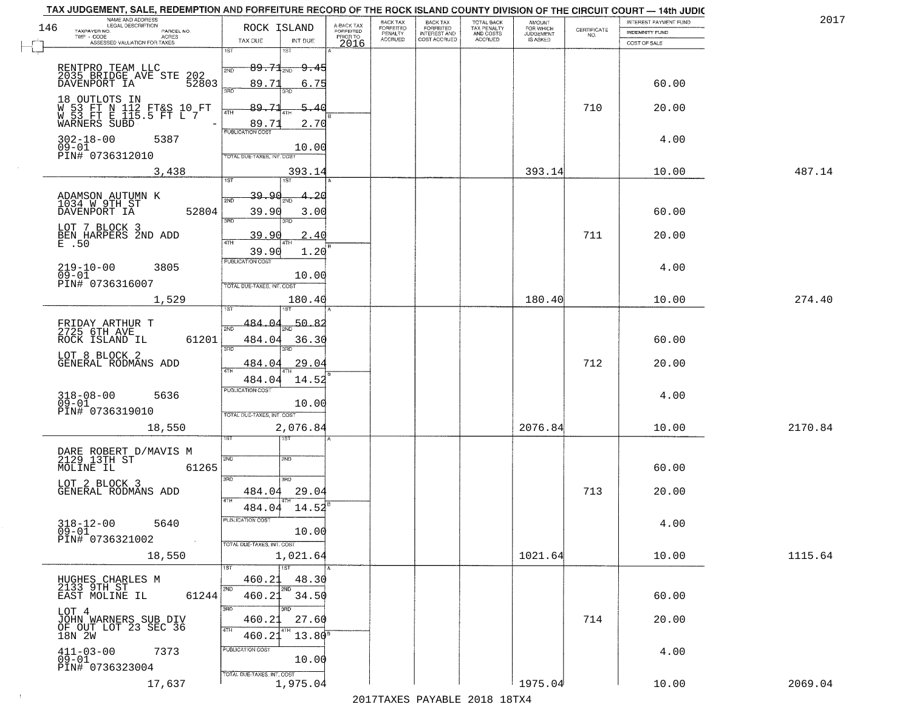TAX JUDGEMENT, SALE, REDEMPTION AND FORFEITURE RECORD OF THE ROCK ISLAND COUNTY DIVISION OF THE CIRCUIT COURT — 14th JUDIC

2017

| NAME AND ADDRESS / LEGAL DESCRIPTION / TAXPAYER NO. / PARCEL NO. / TWP - CODE / ACRES / ASSESSED VALUATION FOR TAXES | ROCK ISLAND TAX DUE | INT DUE | A-BACK TAX FORFEITED PRIOR TO 2016 | BACK TAX FORFEITED PENALTY ACCRUED | BACK TAX FORFEITED INTEREST AND COST ACCRUED | TOTAL BACK TAX PENALTY AND COSTS ACCRUED | AMOUNT FOR WHICH JUDGEMENT IS ASKED | CERTIFICATE NO. | INTEREST PAYMENT FUND / INDEMNITY FUND / COST OF SALE | |
|---|---|---|---|---|---|---|---|---|---|---|
| 146 | | | | | | | | | | |
| RENTPRO TEAM LLC<br>2035 BRIDGE AVE STE 202<br>DAVENPORT IA 52803<br>18 OUTLOTS IN<br>W 53 FT N 112 FT&S 10 FT<br>W 53 FT E 115.5 FT L 7<br>WARNERS SUBD -<br>302-18-00 5387<br>09-01<br>PIN# 0736312010<br>3,438 | 1ST 89.71<br>2ND 89.71<br>3RD 89.71<br>4TH 89.71<br>PUBLICATION COST<br>TOTAL DUE-TAXES, INT. COST | 9.45<br>6.75<br>5.40<br>2.70<br>10.00<br>393.14 | | | | | 393.14 | 710 | 60.00<br>20.00<br>4.00<br>10.00 | 487.14 |
| ADAMSON AUTUMN K<br>1034 W 9TH ST<br>DAVENPORT IA 52804<br>LOT 7 BLOCK 3<br>BEN HARPERS 2ND ADD<br>E .50<br>219-10-00 3805<br>09-01<br>PIN# 0736316007<br>1,529 | 1ST 39.90<br>2ND 39.90<br>3RD 39.90<br>4TH 39.90<br>PUBLICATION COST<br>TOTAL DUE-TAXES, INT. COST | 4.20<br>3.00<br>2.40<br>1.20<br>10.00<br>180.40 | | | | | 180.40 | 711 | 60.00<br>20.00<br>4.00<br>10.00 | 274.40 |
| FRIDAY ARTHUR T<br>2725 6TH AVE<br>ROCK ISLAND IL 61201<br>LOT 8 BLOCK 2<br>GENERAL RODMANS ADD<br>318-08-00 5636<br>09-01<br>PIN# 0736319010<br>18,550 | 1ST 484.04<br>2ND 484.04<br>3RD 484.04<br>4TH 484.04<br>PUBLICATION COST<br>TOTAL DUE-TAXES, INT. COST | 50.82<br>36.30<br>29.04<br>14.52<br>10.00<br>2,076.84 | | | | | 2076.84 | 712 | 60.00<br>20.00<br>4.00<br>10.00 | 2170.84 |
| DARE ROBERT D/MAVIS M<br>2129 13TH ST<br>MOLINE IL 61265<br>LOT 2 BLOCK 3<br>GENERAL RODMANS ADD<br>318-12-00 5640<br>09-01<br>PIN# 0736321002<br>18,550 | 1ST<br>2ND<br>3RD 484.04<br>4TH 484.04<br>PUBLICATION COST<br>TOTAL DUE-TAXES, INT. COST | <br><br>29.04<br>14.52<br>10.00<br>1,021.64 | | | | | 1021.64 | 713 | 60.00<br>20.00<br>4.00<br>10.00 | 1115.64 |
| HUGHES CHARLES M<br>2133 9TH ST<br>EAST MOLINE IL 61244<br>LOT 4<br>JOHN WARNERS SUB DIV<br>OF OUT LOT 23 SEC 36<br>18N 2W<br>411-03-00 7373<br>09-01<br>PIN# 0736323004<br>17,637 | 1ST 460.21<br>2ND 460.21<br>3RD 460.21<br>4TH 460.21<br>PUBLICATION COST<br>TOTAL DUE-TAXES, INT. COST | 48.30<br>34.50<br>27.60<br>13.80<br>10.00<br>1,975.04 | | | | | 1975.04 | 714 | 60.00<br>20.00<br>4.00<br>10.00 | 2069.04 |

2017TAXES PAYABLE 2018 18TX4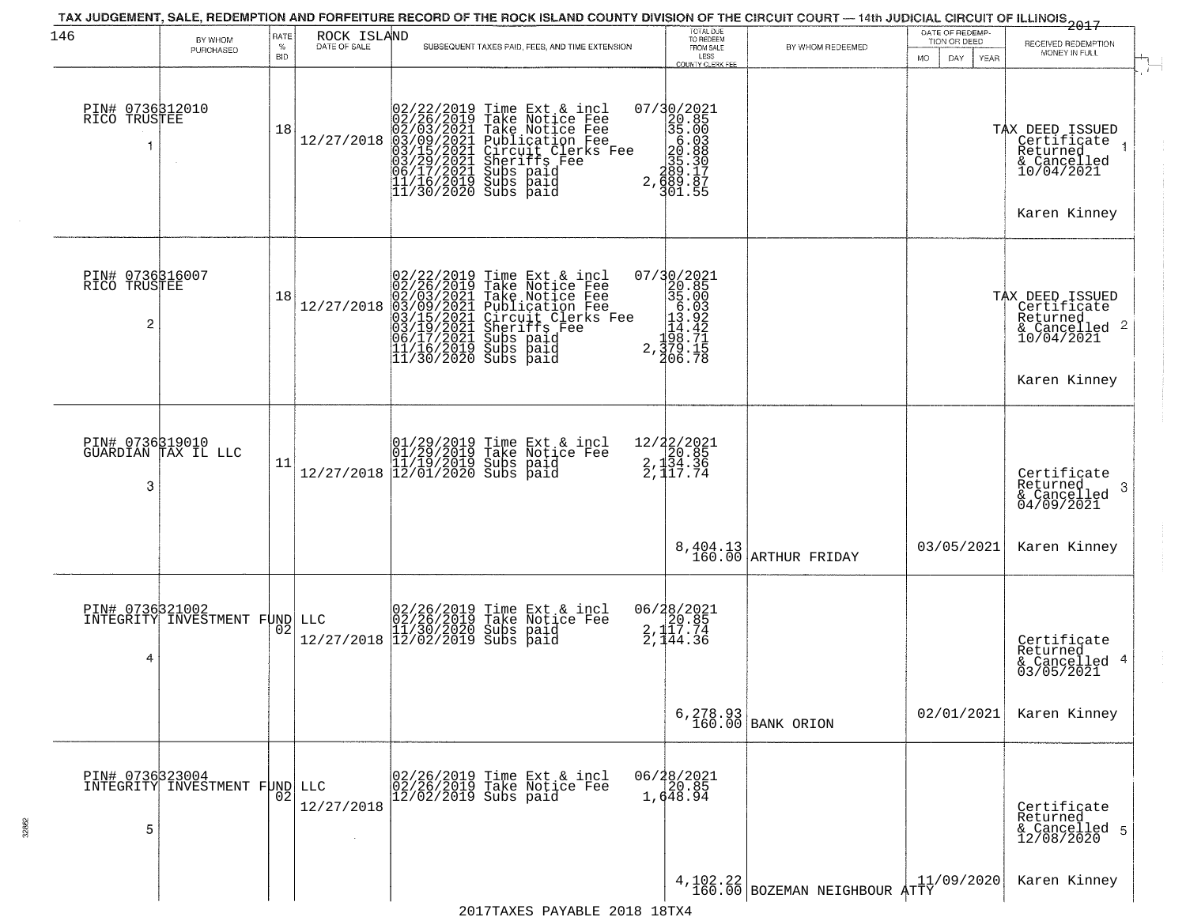TAX JUDGEMENT, SALE, REDEMPTION AND FORFEITURE RECORD OF THE ROCK ISLAND COUNTY DIVISION OF THE CIRCUIT COURT — 14th JUDICIAL CIRCUIT OF ILLINOIS 2017

| BY WHOM PURCHASED | RATE % BID | ROCK ISLAND DATE OF SALE | SUBSEQUENT TAXES PAID, FEES, AND TIME EXTENSION | TOTAL DUE TO REDEEM FROM SALE LESS COUNTY CLERK FEE | BY WHOM REDEEMED | DATE OF REDEMPTION OR DEED MO DAY YEAR | RECEIVED REDEMPTION MONEY IN FULL |
|---|---|---|---|---|---|---|---|
| PIN# 0736312010 RICO TRUSTEE 1 | 18 | 12/27/2018 | 02/22/2019 Time Ext & incl 07/30/2021<br>02/26/2019 Take Notice Fee 20.85<br>02/03/2021 Take Notice Fee 35.00<br>03/09/2021 Publication Fee 6.03<br>03/15/2021 Circuit Clerks Fee 20.88<br>03/29/2021 Sheriffs Fee 35.30<br>06/17/2021 Subs paid 289.17<br>11/16/2019 Subs paid 2,689.87<br>11/30/2020 Subs paid 301.55 | | | | TAX DEED ISSUED Certificate Returned & Cancelled 10/04/2021 1<br>Karen Kinney |
| PIN# 0736316007 RICO TRUSTEE 2 | 18 | 12/27/2018 | 02/22/2019 Time Ext & incl 07/30/2021<br>02/26/2019 Take Notice Fee 20.85<br>02/03/2021 Take Notice Fee 35.00<br>03/09/2021 Publication Fee 6.03<br>03/15/2021 Circuit Clerks Fee 13.92<br>03/19/2021 Sheriffs Fee 14.42<br>06/17/2021 Subs paid 198.71<br>11/16/2019 Subs paid 2,379.15<br>11/30/2020 Subs paid 206.78 | | | | TAX DEED ISSUED Certificate Returned & Cancelled 10/04/2021 2<br>Karen Kinney |
| PIN# 0736319010 GUARDIAN TAX IL LLC 3 | 11 | 12/27/2018 | 01/29/2019 Time Ext & incl 12/22/2021<br>01/29/2019 Take Notice Fee 20.85<br>11/19/2019 Subs paid 2,134.36<br>12/01/2020 Subs paid 2,117.74 | 8,404.13<br>160.00 | ARTHUR FRIDAY | 03/05/2021 | Certificate Returned & Cancelled 04/09/2021 3<br>Karen Kinney |
| PIN# 0736321002 INTEGRITY INVESTMENT FUND LLC 4 | 02 | 12/27/2018 | 02/26/2019 Time Ext & incl 06/28/2021<br>02/26/2019 Take Notice Fee 20.85<br>11/30/2020 Subs paid 2,117.74<br>12/02/2019 Subs paid 2,144.36 | 6,278.93<br>160.00 | BANK ORION | 02/01/2021 | Certificate Returned & Cancelled 03/05/2021 4<br>Karen Kinney |
| PIN# 0736323004 INTEGRITY INVESTMENT FUND LLC 5 | 02 | 12/27/2018 | 02/26/2019 Time Ext & incl 06/28/2021<br>02/26/2019 Take Notice Fee 20.85<br>12/02/2019 Subs paid 1,648.94 | 4,102.22<br>160.00 | BOZEMAN NEIGHBOUR ATTY | 11/09/2020 | Certificate Returned & Cancelled 12/08/2020 5<br>Karen Kinney |

2017TAXES PAYABLE 2018 18TX4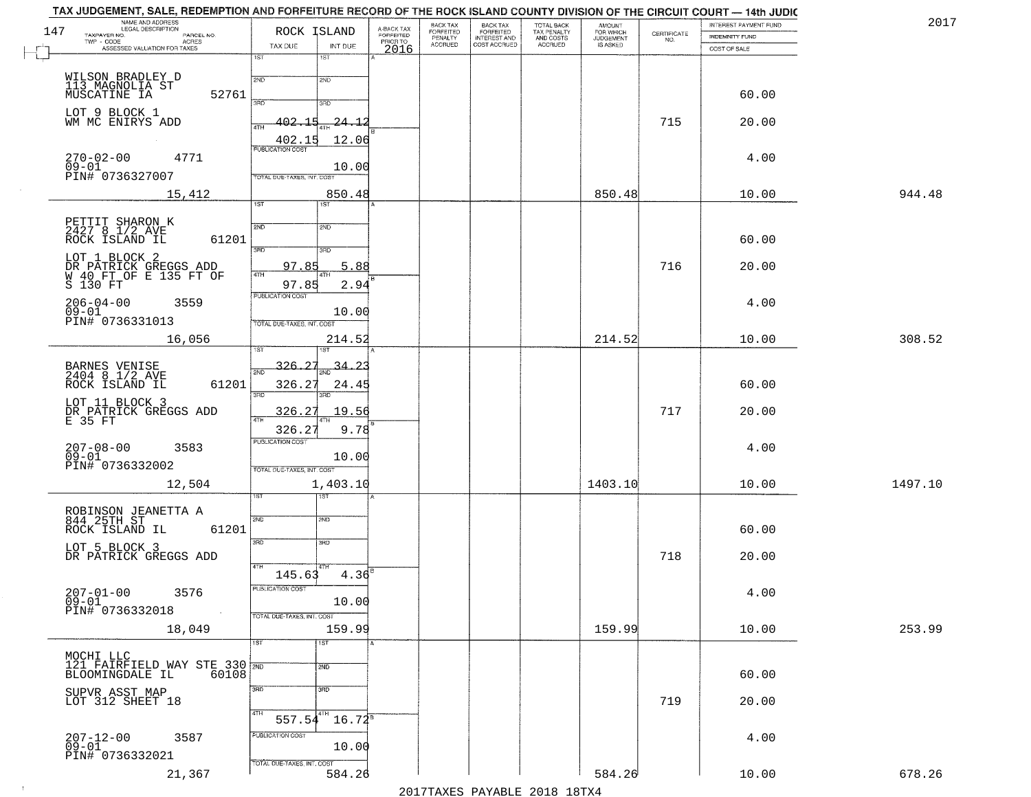# TAX JUDGEMENT, SALE, REDEMPTION AND FORFEITURE RECORD OF THE ROCK ISLAND COUNTY DIVISION OF THE CIRCUIT COURT — 14th JUDIC

2017

147

| NAME AND ADDRESS / LEGAL DESCRIPTION / TAXPAYER NO. / PARCEL NO. / TWP - CODE / ACRES / ASSESSED VALUATION FOR TAXES | ROCK ISLAND TAX DUE | INT DUE | A-BACK TAX FORFEITED PRIOR TO 2016 | BACK TAX FORFEITED PENALTY ACCRUED | BACK TAX FORFEITED INTEREST AND COST ACCRUED | TOTAL BACK TAX PENALTY AND COSTS ACCRUED | AMOUNT FOR WHICH JUDGEMENT IS ASKED | CERTIFICATE NO. | INTEREST PAYMENT FUND / INDEMNITY FUND / COST OF SALE | |
|---|---|---|---|---|---|---|---|---|---|---|
| WILSON BRADLEY D<br>113 MAGNOLIA ST<br>MUSCATINE IA 52761<br>LOT 9 BLOCK 1<br>WM MC ENIRYS ADD<br>270-02-00 4771<br>09-01<br>PIN# 0736327007<br>15,412 | 1ST<br>2ND<br>3RD<br>4TH 402.15<br>402.15<br>PUBLICATION COST<br>TOTAL DUE-TAXES, INT. COST | 1ST<br>2ND<br>3RD<br>4TH 24.12<br>12.06<br><br>10.00<br><br>850.48 | A<br>B | | | | 850.48 | 715 | 60.00<br>20.00<br>4.00<br>10.00 | 944.48 |
| PETTIT SHARON K<br>2427 8 1/2 AVE<br>ROCK ISLAND IL 61201<br>LOT 1 BLOCK 2<br>DR PATRICK GREGGS ADD<br>W 40 FT OF E 135 FT OF<br>S 130 FT<br>206-04-00 3559<br>09-01<br>PIN# 0736331013<br>16,056 | 1ST<br>2ND<br>3RD 97.85<br>4TH 97.85<br>PUBLICATION COST<br>TOTAL DUE-TAXES, INT. COST | 1ST<br>2ND<br>3RD 5.88<br>4TH 2.94<br><br>10.00<br><br>214.52 | A<br>B | | | | 214.52 | 716 | 60.00<br>20.00<br>4.00<br>10.00 | 308.52 |
| BARNES VENISE<br>2404 8 1/2 AVE<br>ROCK ISLAND IL 61201<br>LOT 11 BLOCK 3<br>DR PATRICK GREGGS ADD<br>E 35 FT<br>207-08-00 3583<br>09-01<br>PIN# 0736332002<br>12,504 | 1ST 326.27<br>2ND 326.27<br>3RD 326.27<br>4TH 326.27<br>PUBLICATION COST<br>TOTAL DUE-TAXES, INT. COST | 1ST 34.23<br>2ND 24.45<br>3RD 19.56<br>4TH 9.78<br><br>10.00<br><br>1,403.10 | A<br>B | | | | 1403.10 | 717 | 60.00<br>20.00<br>4.00<br>10.00 | 1497.10 |
| ROBINSON JEANETTA A<br>844 25TH ST<br>ROCK ISLAND IL 61201<br>LOT 5 BLOCK 3<br>DR PATRICK GREGGS ADD<br>207-01-00 3576<br>09-01<br>PIN# 0736332018<br>18,049 | 1ST<br>2ND<br>3RD<br>4TH 145.63<br>PUBLICATION COST<br>TOTAL DUE-TAXES, INT. COST | 1ST<br>2ND<br>3RD<br>4TH 4.36<br><br>10.00<br><br>159.99 | A<br>B | | | | 159.99 | 718 | 60.00<br>20.00<br>4.00<br>10.00 | 253.99 |
| MOCHI LLC<br>121 FAIRFIELD WAY STE 330<br>BLOOMINGDALE IL 60108<br>SUPVR ASST MAP<br>LOT 312 SHEET 18<br>207-12-00 3587<br>09-01<br>PIN# 0736332021<br>21,367 | 1ST<br>2ND<br>3RD<br>4TH 557.54<br>PUBLICATION COST<br>TOTAL DUE-TAXES, INT. COST | 1ST<br>2ND<br>3RD<br>4TH 16.72<br><br>10.00<br><br>584.26 | A<br>B | | | | 584.26 | 719 | 60.00<br>20.00<br>4.00<br>10.00 | 678.26 |

2017TAXES PAYABLE 2018 18TX4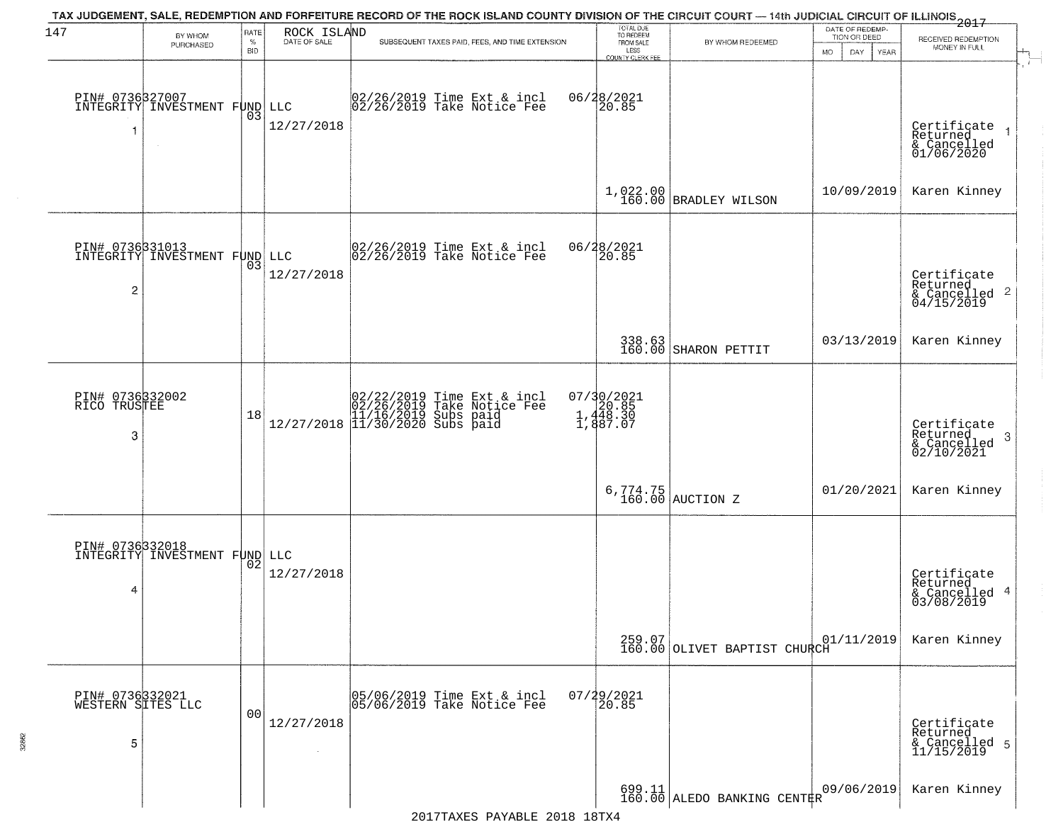TAX JUDGEMENT, SALE, REDEMPTION AND FORFEITURE RECORD OF THE ROCK ISLAND COUNTY DIVISION OF THE CIRCUIT COURT — 14th JUDICIAL CIRCUIT OF ILLINOIS 2017

| 147 BY WHOM PURCHASED | RATE % BID | ROCK ISLAND DATE OF SALE | SUBSEQUENT TAXES PAID, FEES, AND TIME EXTENSION | TOTAL DUE TO REDEEM FROM SALE LESS COUNTY CLERK FEE | BY WHOM REDEEMED | DATE OF REDEMPTION OR DEED MO DAY YEAR | RECEIVED REDEMPTION MONEY IN FULL |
|---|---|---|---|---|---|---|---|
| PIN# 0736327007 INTEGRITY INVESTMENT FUND LLC 1 | 03 | 12/27/2018 | 02/26/2019 Time Ext & incl 02/26/2019 Take Notice Fee | 06/28/2021 20.85 1,022.00 160.00 | BRADLEY WILSON | 10/09/2019 | Certificate Returned & Cancelled 01/06/2020 Karen Kinney |
| PIN# 0736331013 INTEGRITY INVESTMENT FUND LLC 2 | 03 | 12/27/2018 | 02/26/2019 Time Ext & incl 02/26/2019 Take Notice Fee | 06/28/2021 20.85 338.63 160.00 | SHARON PETTIT | 03/13/2019 | Certificate Returned & Cancelled 04/15/2019 Karen Kinney |
| PIN# 0736332002 RICO TRUSTEE 3 | 18 | 12/27/2018 | 02/22/2019 Time Ext & incl 02/26/2019 Take Notice Fee 11/16/2019 Subs paid 11/30/2020 Subs paid | 07/30/2021 20.85 1,448.30 1,887.07 6,774.75 160.00 | AUCTION Z | 01/20/2021 | Certificate Returned & Cancelled 02/10/2021 Karen Kinney |
| PIN# 0736332018 INTEGRITY INVESTMENT FUND LLC 4 | 02 | 12/27/2018 | | 259.07 160.00 | OLIVET BAPTIST CHURCH | 01/11/2019 | Certificate Returned & Cancelled 03/08/2019 Karen Kinney |
| PIN# 0736332021 WESTERN SITES LLC 5 | 00 | 12/27/2018 | 05/06/2019 Time Ext & incl 05/06/2019 Take Notice Fee | 07/29/2021 20.85 699.11 160.00 | ALEDO BANKING CENTER | 09/06/2019 | Certificate Returned & Cancelled 11/15/2019 Karen Kinney |

2017TAXES PAYABLE 2018 18TX4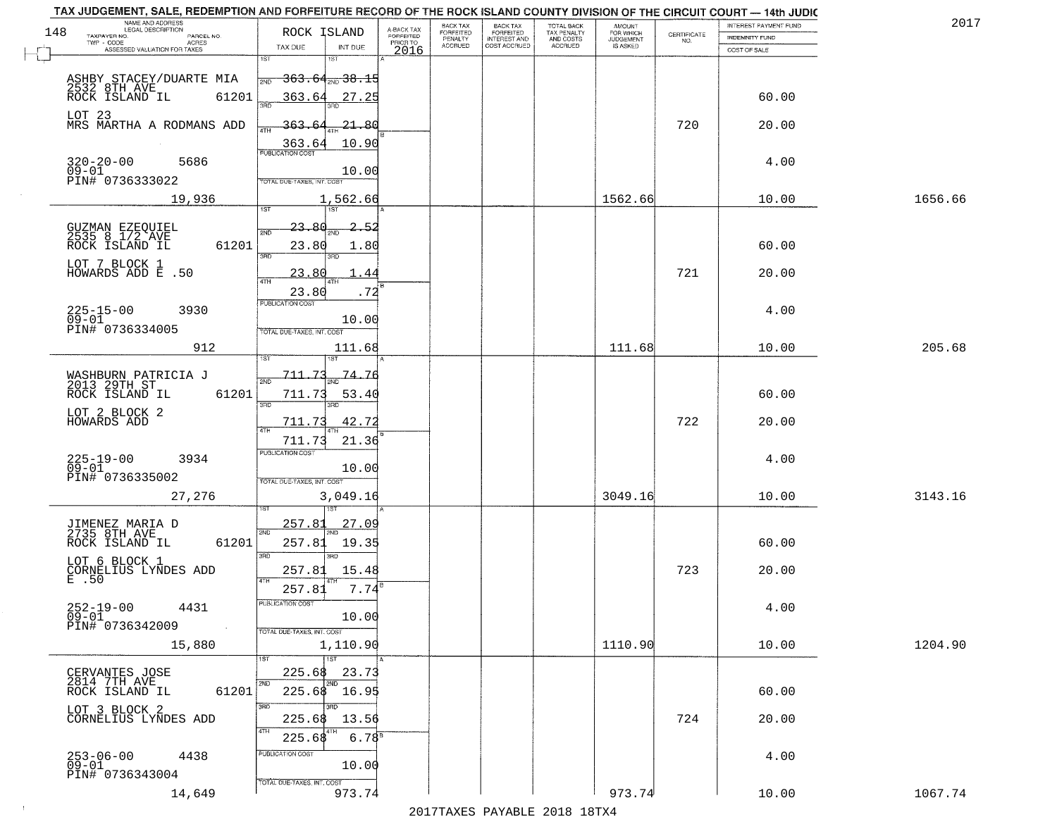TAX JUDGEMENT, SALE, REDEMPTION AND FORFEITURE RECORD OF THE ROCK ISLAND COUNTY DIVISION OF THE CIRCUIT COURT — 14th JUDIC

2017

| NAME AND ADDRESS / LEGAL DESCRIPTION / TAXPAYER NO. / PARCEL NO. / TWP - CODE / ACRES / ASSESSED VALUATION FOR TAXES | ROCK ISLAND TAX DUE | INT DUE | A-BACK TAX FORFEITED PRIOR TO 2016 | BACK TAX FORFEITED PENALTY ACCRUED | BACK TAX FORFEITED INTEREST AND COST ACCRUED | TOTAL BACK TAX PENALTY AND COSTS ACCRUED | AMOUNT FOR WHICH JUDGEMENT IS ASKED | CERTIFICATE NO. | INTEREST PAYMENT FUND / INDEMNITY FUND / COST OF SALE | |
|---|---|---|---|---|---|---|---|---|---|---|
| ASHBY STACEY/DUARTE MIA 2532 8TH AVE ROCK ISLAND IL 61201 | 1ST | 1ST | | | | | | | | |
| | 2ND 363.64 | 2ND 38.15 | | | | | | | | |
| | 3RD 363.64 | 3RD 27.25 | | | | | | | 60.00 | |
| LOT 23 MRS MARTHA A RODMANS ADD | 4TH 363.64 | 4TH 21.80 | | | | | | 720 | 20.00 | |
| | 363.64 | 10.90 | | | | | | | | |
| 320-20-00 5686 09-01 PIN# 0736333022 | PUBLICATION COST | 10.00 | | | | | | | 4.00 | |
| 19,936 | TOTAL DUE-TAXES, INT. COST | 1,562.66 | | | | | 1562.66 | | 10.00 | 1656.66 |
| GUZMAN EZEQUIEL 2535 8 1/2 AVE ROCK ISLAND IL 61201 | 1ST | 1ST | | | | | | | | |
| | 2ND 23.80 | 2ND 2.52 | | | | | | | | |
| | 3RD 23.80 | 3RD 1.80 | | | | | | | 60.00 | |
| LOT 7 BLOCK 1 HOWARDS ADD E .50 | 4TH 23.80 | 4TH 1.44 | | | | | | 721 | 20.00 | |
| | 23.80 | .72 | | | | | | | | |
| 225-15-00 3930 09-01 PIN# 0736334005 | PUBLICATION COST | 10.00 | | | | | | | 4.00 | |
| 912 | TOTAL DUE-TAXES, INT. COST | 111.68 | | | | | 111.68 | | 10.00 | 205.68 |
| WASHBURN PATRICIA J 2013 29TH ST ROCK ISLAND IL 61201 | 1ST | 1ST | | | | | | | | |
| | 2ND 711.73 | 2ND 74.76 | | | | | | | | |
| | 3RD 711.73 | 3RD 53.40 | | | | | | | 60.00 | |
| LOT 2 BLOCK 2 HOWARDS ADD | 4TH 711.73 | 4TH 42.72 | | | | | | 722 | 20.00 | |
| | 711.73 | 21.36 | | | | | | | | |
| 225-19-00 3934 09-01 PIN# 0736335002 | PUBLICATION COST | 10.00 | | | | | | | 4.00 | |
| 27,276 | TOTAL DUE-TAXES, INT. COST | 3,049.16 | | | | | 3049.16 | | 10.00 | 3143.16 |
| JIMENEZ MARIA D 2735 8TH AVE ROCK ISLAND IL 61201 | 1ST 257.81 | 1ST 27.09 | | | | | | | | |
| | 2ND 257.81 | 2ND 19.35 | | | | | | | 60.00 | |
| LOT 6 BLOCK 1 CORNELIUS LYNDES ADD E .50 | 3RD 257.81 | 3RD 15.48 | | | | | | 723 | 20.00 | |
| | 4TH 257.81 | 4TH 7.74 | | | | | | | | |
| 252-19-00 4431 09-01 PIN# 0736342009 | PUBLICATION COST | 10.00 | | | | | | | 4.00 | |
| 15,880 | TOTAL DUE-TAXES, INT. COST | 1,110.90 | | | | | 1110.90 | | 10.00 | 1204.90 |
| CERVANTES JOSE 2814 7TH AVE ROCK ISLAND IL 61201 | 1ST 225.68 | 1ST 23.73 | | | | | | | | |
| | 2ND 225.68 | 2ND 16.95 | | | | | | | 60.00 | |
| LOT 3 BLOCK 2 CORNELIUS LYNDES ADD | 3RD 225.68 | 3RD 13.56 | | | | | | 724 | 20.00 | |
| | 4TH 225.68 | 4TH 6.78 | | | | | | | | |
| 253-06-00 4438 09-01 PIN# 0736343004 | PUBLICATION COST | 10.00 | | | | | | | 4.00 | |
| 14,649 | TOTAL DUE-TAXES, INT. COST | 973.74 | | | | | 973.74 | | 10.00 | 1067.74 |

2017TAXES PAYABLE 2018 18TX4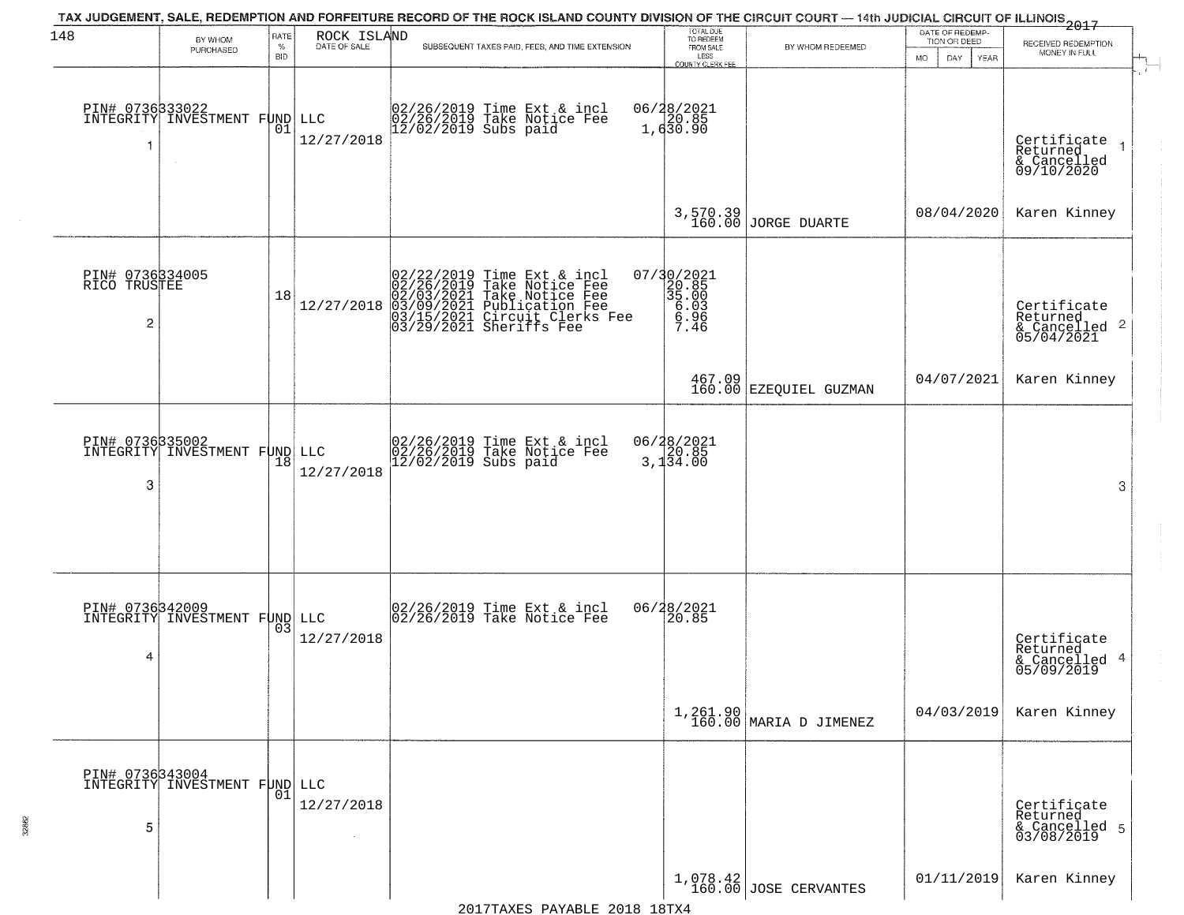TAX JUDGEMENT, SALE, REDEMPTION AND FORFEITURE RECORD OF THE ROCK ISLAND COUNTY DIVISION OF THE CIRCUIT COURT — 14th JUDICIAL CIRCUIT OF ILLINOIS 2017

| BY WHOM PURCHASED | RATE % BID | ROCK ISLAND DATE OF SALE | SUBSEQUENT TAXES PAID, FEES, AND TIME EXTENSION | TOTAL DUE TO REDEEM FROM SALE LESS COUNTY CLERK FEE | BY WHOM REDEEMED | DATE OF REDEMPTION OR DEED MO DAY YEAR | RECEIVED REDEMPTION MONEY IN FULL |
|---|---|---|---|---|---|---|---|
| PIN# 0736333022 INTEGRITY INVESTMENT FUND LLC 1 | 01 | 12/27/2018 | 02/26/2019 Time Ext & incl 06/28/2021; 02/26/2019 Take Notice Fee 20.85; 12/02/2019 Subs paid 1,630.90 | 3,570.39 160.00 | JORGE DUARTE | 08/04/2020 | Certificate Returned & Cancelled 09/10/2020 Karen Kinney |
| PIN# 0736334005 RICO TRUSTEE 2 | 18 | 12/27/2018 | 02/22/2019 Time Ext & incl 07/30/2021; 02/26/2019 Take Notice Fee 20.85; 02/03/2021 Take Notice Fee 35.00; 03/09/2021 Publication Fee 6.03; 03/15/2021 Circuit Clerks Fee 6.96; 03/29/2021 Sheriffs Fee 7.46 | 467.09 160.00 | EZEQUIEL GUZMAN | 04/07/2021 | Certificate Returned & Cancelled 05/04/2021 Karen Kinney |
| PIN# 0736335002 INTEGRITY INVESTMENT FUND LLC 3 | 18 | 12/27/2018 | 02/26/2019 Time Ext & incl 06/28/2021; 02/26/2019 Take Notice Fee 20.85; 12/02/2019 Subs paid 3,134.00 | | | | |
| PIN# 0736342009 INTEGRITY INVESTMENT FUND LLC 4 | 03 | 12/27/2018 | 02/26/2019 Time Ext & incl 06/28/2021; 02/26/2019 Take Notice Fee 20.85 | 1,261.90 160.00 | MARIA D JIMENEZ | 04/03/2019 | Certificate Returned & Cancelled 05/09/2019 Karen Kinney |
| PIN# 0736343004 INTEGRITY INVESTMENT FUND LLC 5 | 01 | 12/27/2018 | | 1,078.42 160.00 | JOSE CERVANTES | 01/11/2019 | Certificate Returned & Cancelled 03/08/2019 Karen Kinney |

2017TAXES PAYABLE 2018 18TX4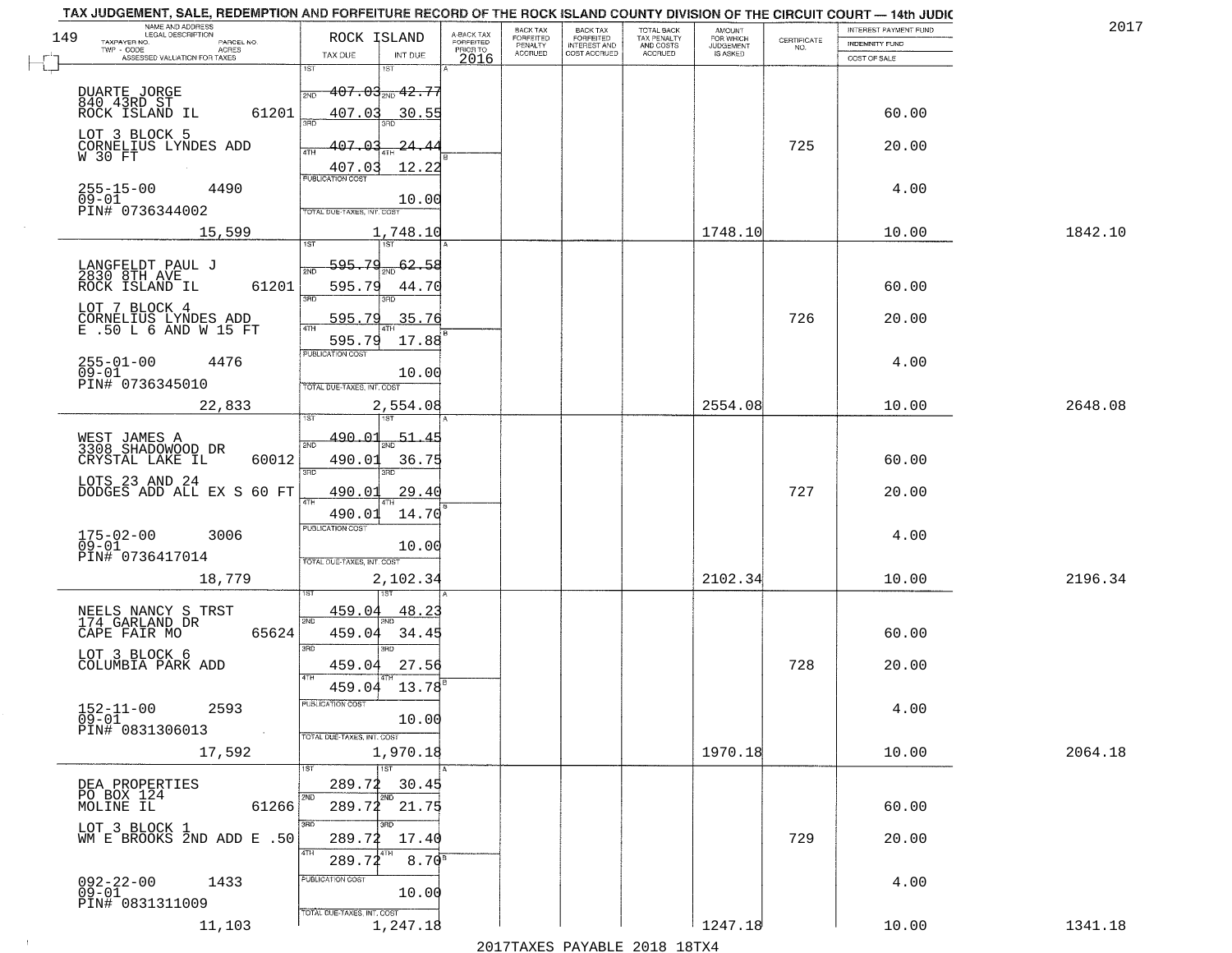TAX JUDGEMENT, SALE, REDEMPTION AND FORFEITURE RECORD OF THE ROCK ISLAND COUNTY DIVISION OF THE CIRCUIT COURT — 14th JUDIC

2017

| NAME AND ADDRESS / LEGAL DESCRIPTION / TAXPAYER NO. / PARCEL NO. / TWP - CODE / ACRES / ASSESSED VALUATION FOR TAXES | ROCK ISLAND TAX DUE | INT DUE | A-BACK TAX FORFEITED PRIOR TO 2016 | BACK TAX FORFEITED PENALTY ACCRUED | BACK TAX FORFEITED INTEREST AND COST ACCRUED | TOTAL BACK TAX PENALTY AND COSTS ACCRUED | AMOUNT FOR WHICH JUDGEMENT IS ASKED | CERTIFICATE NO. | INTEREST PAYMENT FUND / INDEMNITY FUND / COST OF SALE | |
|---|---|---|---|---|---|---|---|---|---|---|
| DUARTE JORGE 840 43RD ST ROCK ISLAND IL 61201 | 1ST 407.03 | 42.77 | | | | | | | | |
| | 2ND 407.03 | 30.55 | | | | | | | 60.00 | |
| LOT 3 BLOCK 5 CORNELIUS LYNDES ADD W 30 FT | 3RD 407.03 | 24.44 | | | | | | 725 | 20.00 | |
| | 4TH 407.03 | 12.22 | | | | | | | | |
| 255-15-00 4490 09-01 PIN# 0736344002 | PUBLICATION COST | 10.00 | | | | | | | 4.00 | |
| 15,599 | TOTAL DUE-TAXES, INT. COST | 1,748.10 | | | | | 1748.10 | | 10.00 | 1842.10 |
| LANGFELDT PAUL J 2830 8TH AVE ROCK ISLAND IL 61201 | 1ST 595.79 | 62.58 | | | | | | | | |
| | 2ND 595.79 | 44.70 | | | | | | | 60.00 | |
| LOT 7 BLOCK 4 CORNELIUS LYNDES ADD E .50 L 6 AND W 15 FT | 3RD 595.79 | 35.76 | | | | | | 726 | 20.00 | |
| | 4TH 595.79 | 17.88 | | | | | | | | |
| 255-01-00 4476 09-01 PIN# 0736345010 | PUBLICATION COST | 10.00 | | | | | | | 4.00 | |
| 22,833 | TOTAL DUE-TAXES, INT. COST | 2,554.08 | | | | | 2554.08 | | 10.00 | 2648.08 |
| WEST JAMES A 3308 SHADOWOOD DR CRYSTAL LAKE IL 60012 | 1ST 490.01 | 51.45 | | | | | | | | |
| | 2ND 490.01 | 36.75 | | | | | | | 60.00 | |
| LOTS 23 AND 24 DODGES ADD ALL EX S 60 FT | 3RD 490.01 | 29.40 | | | | | | 727 | 20.00 | |
| | 4TH 490.01 | 14.70 | | | | | | | | |
| 175-02-00 3006 09-01 PIN# 0736417014 | PUBLICATION COST | 10.00 | | | | | | | 4.00 | |
| 18,779 | TOTAL DUE-TAXES, INT. COST | 2,102.34 | | | | | 2102.34 | | 10.00 | 2196.34 |
| NEELS NANCY S TRST 174 GARLAND DR CAPE FAIR MO 65624 | 1ST 459.04 | 48.23 | | | | | | | | |
| | 2ND 459.04 | 34.45 | | | | | | | 60.00 | |
| LOT 3 BLOCK 6 COLUMBIA PARK ADD | 3RD 459.04 | 27.56 | | | | | | 728 | 20.00 | |
| | 4TH 459.04 | 13.78 | | | | | | | | |
| 152-11-00 2593 09-01 PIN# 0831306013 | PUBLICATION COST | 10.00 | | | | | | | 4.00 | |
| 17,592 | TOTAL DUE-TAXES, INT. COST | 1,970.18 | | | | | 1970.18 | | 10.00 | 2064.18 |
| DEA PROPERTIES PO BOX 124 MOLINE IL 61266 | 1ST 289.72 | 30.45 | | | | | | | | |
| | 2ND 289.72 | 21.75 | | | | | | | 60.00 | |
| LOT 3 BLOCK 1 WM E BROOKS 2ND ADD E .50 | 3RD 289.72 | 17.40 | | | | | | 729 | 20.00 | |
| | 4TH 289.72 | 8.70 | | | | | | | | |
| 092-22-00 1433 09-01 PIN# 0831311009 | PUBLICATION COST | 10.00 | | | | | | | 4.00 | |
| 11,103 | TOTAL DUE-TAXES, INT. COST | 1,247.18 | | | | | 1247.18 | | 10.00 | 1341.18 |

2017TAXES PAYABLE 2018 18TX4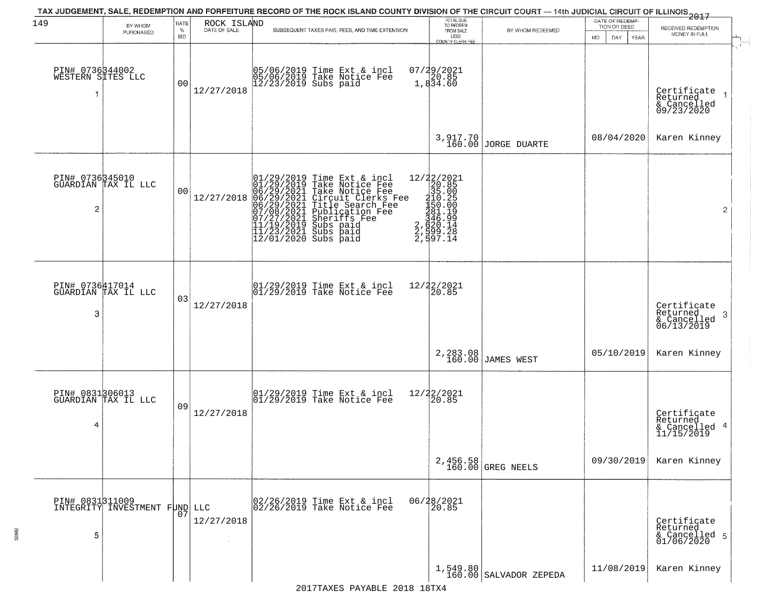# TAX JUDGEMENT, SALE, REDEMPTION AND FORFEITURE RECORD OF THE ROCK ISLAND COUNTY DIVISION OF THE CIRCUIT COURT — 14th JUDICIAL CIRCUIT OF ILLINOIS 2017

149 ROCK ISLAND

| BY WHOM PURCHASED | RATE % BID | DATE OF SALE | SUBSEQUENT TAXES PAID, FEES, AND TIME EXTENSION | TOTAL DUE TO REDEEM FROM SALE LESS COUNTY CLERK FEE | BY WHOM REDEEMED | DATE OF REDEMPTION OR DEED MO DAY YEAR | RECEIVED REDEMPTION MONEY IN FULL |
|---|---|---|---|---|---|---|---|
| PIN# 0736344002<br>WESTERN SITES LLC<br>1 | 00 | 12/27/2018 | 05/06/2019 Time Ext & incl 07/29/2021<br>05/06/2019 Take Notice Fee 20.85<br>12/23/2019 Subs paid 1,834.60 | 3,917.70<br>160.00 | JORGE DUARTE | 08/04/2020 | Certificate Returned & Cancelled 09/23/2020<br>Karen Kinney |
| PIN# 0736345010<br>GUARDIAN TAX IL LLC<br>2 | 00 | 12/27/2018 | 01/29/2019 Time Ext & incl 12/22/2021<br>01/29/2019 Take Notice Fee 20.85<br>06/29/2021 Take Notice Fee 35.00<br>06/29/2021 Circuit Clerks Fee 210.25<br>06/29/2021 Title Search Fee 150.00<br>07/08/2021 Publication Fee 281.19<br>07/27/2021 Sheriffs Fee 346.99<br>11/19/2019 Subs paid 2,620.14<br>11/23/2021 Subs paid 2,599.28<br>12/01/2020 Subs paid 2,597.14 | | | | |
| PIN# 0736417014<br>GUARDIAN TAX IL LLC<br>3 | 03 | 12/27/2018 | 01/29/2019 Time Ext & incl 12/22/2021<br>01/29/2019 Take Notice Fee 20.85 | 2,283.08<br>160.00 | JAMES WEST | 05/10/2019 | Certificate Returned & Cancelled 06/13/2019<br>Karen Kinney |
| PIN# 0831306013<br>GUARDIAN TAX IL LLC<br>4 | 09 | 12/27/2018 | 01/29/2019 Time Ext & incl 12/22/2021<br>01/29/2019 Take Notice Fee 20.85 | 2,456.58<br>160.00 | GREG NEELS | 09/30/2019 | Certificate Returned & Cancelled 11/15/2019<br>Karen Kinney |
| PIN# 0831311009<br>INTEGRITY INVESTMENT FUND LLC<br>5 | 07 | 12/27/2018 | 02/26/2019 Time Ext & incl 06/28/2021<br>02/26/2019 Take Notice Fee 20.85 | 1,549.80<br>160.00 | SALVADOR ZEPEDA | 11/08/2019 | Certificate Returned & Cancelled 01/06/2020<br>Karen Kinney |

2017TAXES PAYABLE 2018 18TX4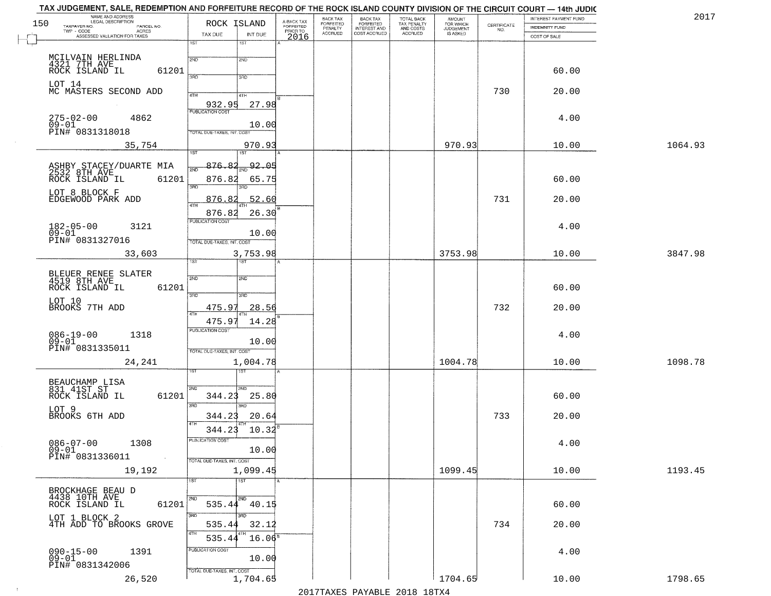TAX JUDGEMENT, SALE, REDEMPTION AND FORFEITURE RECORD OF THE ROCK ISLAND COUNTY DIVISION OF THE CIRCUIT COURT — 14th JUDIC

2017

| NAME AND ADDRESS / LEGAL DESCRIPTION / TAXPAYER NO. / PARCEL NO. / TWP - CODE / ACRES / ASSESSED VALUATION FOR TAXES | ROCK ISLAND TAX DUE | INT DUE | A-BACK TAX FORFEITED PRIOR TO 2016 | BACK TAX FORFEITED PENALTY ACCRUED | BACK TAX FORFEITED INTEREST AND COST ACCRUED | TOTAL BACK TAX PENALTY AND COSTS ACCRUED | AMOUNT FOR WHICH JUDGEMENT IS ASKED | CERTIFICATE NO. | INTEREST PAYMENT FUND / INDEMNITY FUND / COST OF SALE | |
|---|---|---|---|---|---|---|---|---|---|---|
| MCILVAIN HERLINDA<br>4321 7TH AVE<br>ROCK ISLAND IL 61201<br>LOT 14<br>MC MASTERS SECOND ADD<br>275-02-00 4862<br>09-01<br>PIN# 0831318018<br>35,754 | 1ST<br>2ND<br>3RD<br>4TH 932.95<br>PUBLICATION COST<br>TOTAL DUE-TAXES, INT. COST | <br><br><br>27.98<br>10.00<br>970.93 | | | | | 970.93 | 730 | 60.00<br>20.00<br>4.00<br>10.00 | 1064.93 |
| ASHBY STACEY/DUARTE MIA<br>2532 8TH AVE<br>ROCK ISLAND IL 61201<br>LOT 8 BLOCK F<br>EDGEWOOD PARK ADD<br>182-05-00 3121<br>09-01<br>PIN# 0831327016<br>33,603 | 1ST 876.82<br>2ND 876.82<br>3RD 876.82<br>4TH 876.82<br>PUBLICATION COST<br>TOTAL DUE-TAXES, INT. COST | 92.05<br>65.75<br>52.60<br>26.30<br>10.00<br>3,753.98 | | | | | 3753.98 | 731 | 60.00<br>20.00<br>4.00<br>10.00 | 3847.98 |
| BLEUER RENEE SLATER<br>4519 8TH AVE<br>ROCK ISLAND IL 61201<br>LOT 10<br>BROOKS 7TH ADD<br>086-19-00 1318<br>09-01<br>PIN# 0831335011<br>24,241 | 1ST<br>2ND<br>3RD 475.97<br>4TH 475.97<br>PUBLICATION COST<br>TOTAL DUE-TAXES, INT. COST | <br><br>28.56<br>14.28<br>10.00<br>1,004.78 | | | | | 1004.78 | 732 | 60.00<br>20.00<br>4.00<br>10.00 | 1098.78 |
| BEAUCHAMP LISA<br>831 41ST ST<br>ROCK ISLAND IL 61201<br>LOT 9<br>BROOKS 6TH ADD<br>086-07-00 1308<br>09-01<br>PIN# 0831336011<br>19,192 | 1ST<br>2ND 344.23<br>3RD 344.23<br>4TH 344.23<br>PUBLICATION COST<br>TOTAL DUE-TAXES, INT. COST | <br>25.80<br>20.64<br>10.32<br>10.00<br>1,099.45 | | | | | 1099.45 | 733 | 60.00<br>20.00<br>4.00<br>10.00 | 1193.45 |
| BROCKHAGE BEAU D<br>4438 10TH AVE<br>ROCK ISLAND IL 61201<br>LOT 1 BLOCK 2<br>4TH ADD TO BROOKS GROVE<br>090-15-00 1391<br>09-01<br>PIN# 0831342006<br>26,520 | 1ST<br>2ND 535.44<br>3RD 535.44<br>4TH 535.44<br>PUBLICATION COST<br>TOTAL DUE-TAXES, INT. COST | <br>40.15<br>32.12<br>16.06<br>10.00<br>1,704.65 | | | | | 1704.65 | 734 | 60.00<br>20.00<br>4.00<br>10.00 | 1798.65 |

2017TAXES PAYABLE 2018 18TX4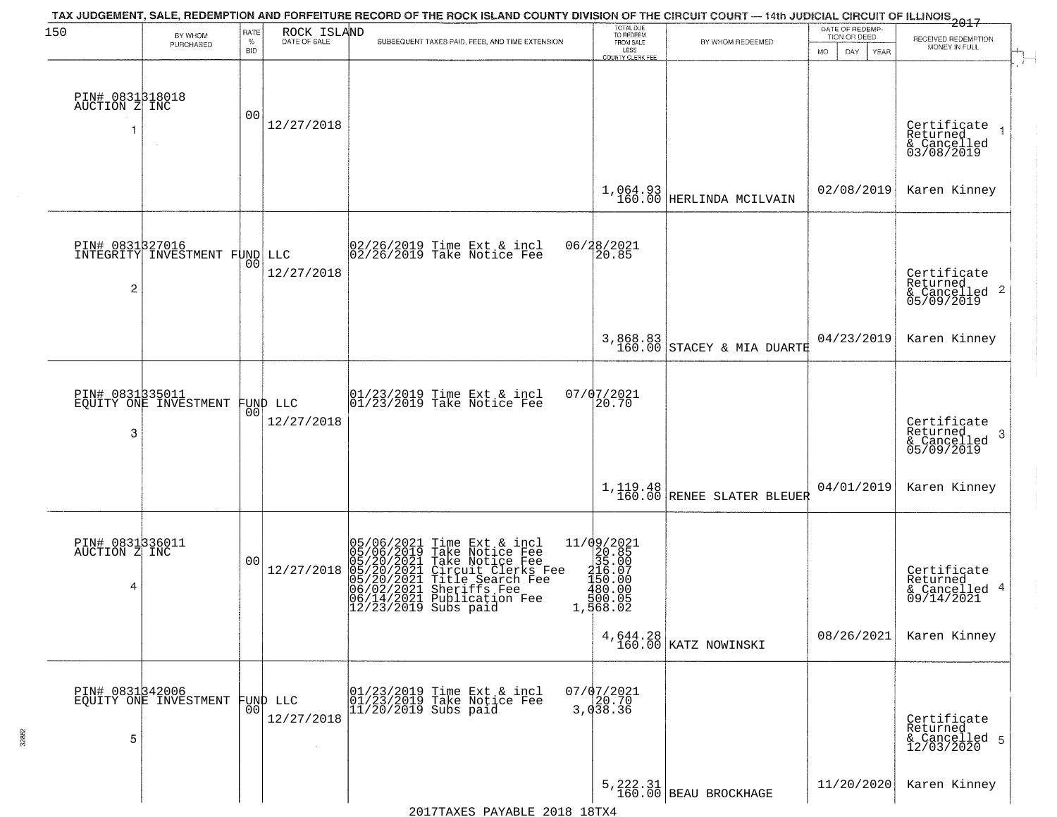TAX JUDGEMENT, SALE, REDEMPTION AND FORFEITURE RECORD OF THE ROCK ISLAND COUNTY DIVISION OF THE CIRCUIT COURT — 14th JUDICIAL CIRCUIT OF ILLINOIS 2017

| 150 BY WHOM PURCHASED | RATE % BID | ROCK ISLAND DATE OF SALE | SUBSEQUENT TAXES PAID, FEES, AND TIME EXTENSION | TOTAL DUE TO REDEEM FROM SALE LESS COUNTY CLERK FEE | BY WHOM REDEEMED | DATE OF REDEMPTION OR DEED MO DAY YEAR | RECEIVED REDEMPTION MONEY IN FULL |
|---|---|---|---|---|---|---|---|
| PIN# 0831318018 AUCTION Z INC 1 | 00 | 12/27/2018 | | 1,064.93 160.00 | HERLINDA MCILVAIN | 02/08/2019 | Certificate Returned & Cancelled 03/08/2019 1 Karen Kinney |
| PIN# 0831327016 INTEGRITY INVESTMENT FUND LLC 2 | 00 | 12/27/2018 | 02/26/2019 Time Ext & incl 06/28/2021 02/26/2019 Take Notice Fee 20.85 | 3,868.83 160.00 | STACEY & MIA DUARTE | 04/23/2019 | Certificate Returned & Cancelled 05/09/2019 2 Karen Kinney |
| PIN# 0831335011 EQUITY ONE INVESTMENT FUND LLC 3 | 00 | 12/27/2018 | 01/23/2019 Time Ext & incl 07/07/2021 01/23/2019 Take Notice Fee 20.70 | 1,119.48 160.00 | RENEE SLATER BLEUER | 04/01/2019 | Certificate Returned & Cancelled 05/09/2019 3 Karen Kinney |
| PIN# 0831336011 AUCTION Z INC 4 | 00 | 12/27/2018 | 05/06/2021 Time Ext & incl 11/09/2021 05/06/2019 Take Notice Fee 20.85 05/20/2021 Take Notice Fee 35.00 05/20/2021 Circuit Clerks Fee 216.07 05/20/2021 Title Search Fee 150.00 06/02/2021 Sheriffs Fee 480.00 06/14/2021 Publication Fee 500.05 12/23/2019 Subs paid 1,568.02 | 4,644.28 160.00 | KATZ NOWINSKI | 08/26/2021 | Certificate Returned & Cancelled 09/14/2021 4 Karen Kinney |
| PIN# 0831342006 EQUITY ONE INVESTMENT FUND LLC 5 | 00 | 12/27/2018 | 01/23/2019 Time Ext & incl 07/07/2021 01/23/2019 Take Notice Fee 20.70 11/20/2019 Subs paid 3,038.36 | 5,222.31 160.00 | BEAU BROCKHAGE | 11/20/2020 | Certificate Returned & Cancelled 12/03/2020 5 Karen Kinney |

2017TAXES PAYABLE 2018 18TX4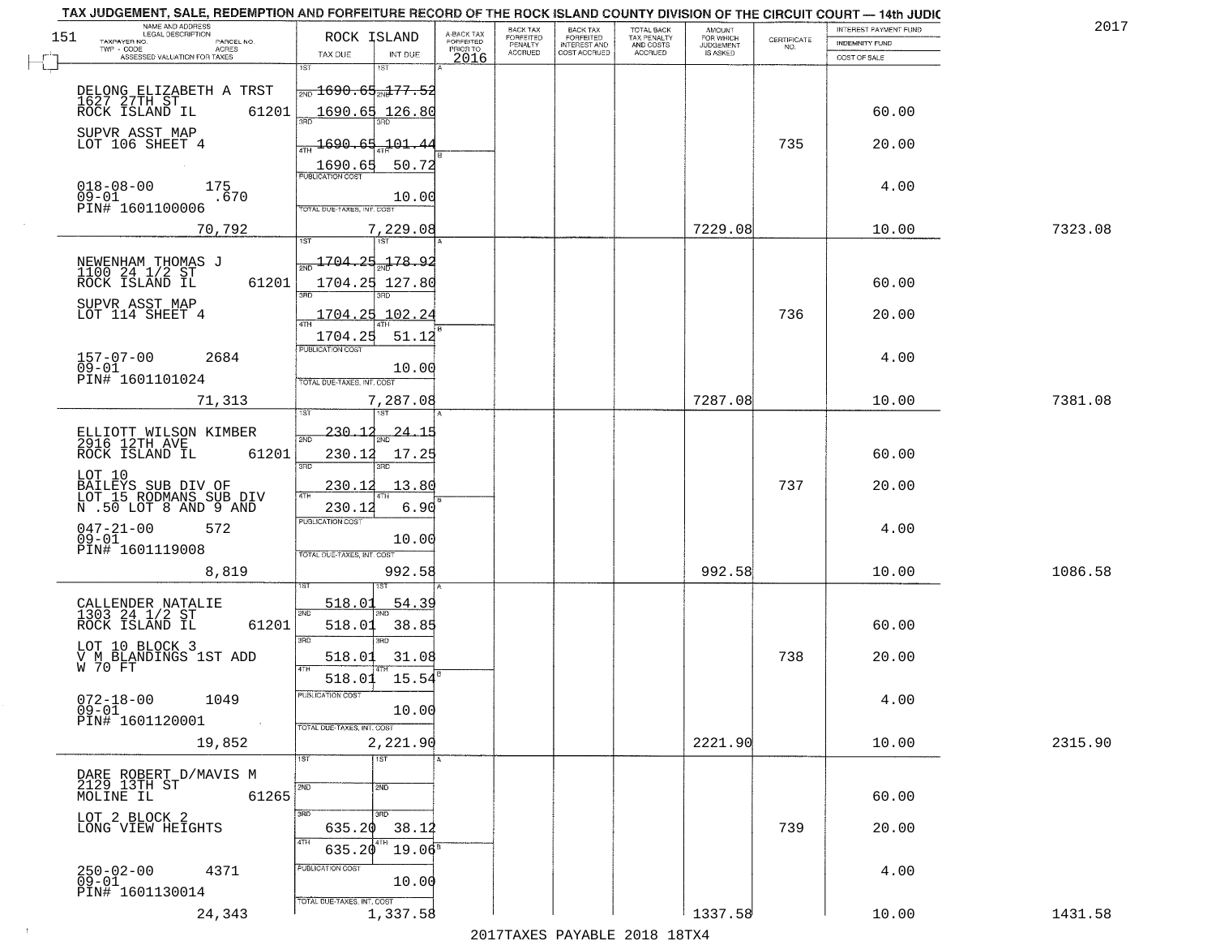TAX JUDGEMENT, SALE, REDEMPTION AND FORFEITURE RECORD OF THE ROCK ISLAND COUNTY DIVISION OF THE CIRCUIT COURT — 14th JUDIC

2017

| NAME AND ADDRESS / LEGAL DESCRIPTION / TAXPAYER NO. / PARCEL NO. / TWP - CODE / ACRES / ASSESSED VALUATION FOR TAXES | ROCK ISLAND TAX DUE | INT DUE | A-BACK TAX FORFEITED PRIOR TO 2016 | BACK TAX FORFEITED PENALTY ACCRUED | BACK TAX FORFEITED INTEREST AND COST ACCRUED | TOTAL BACK TAX PENALTY AND COSTS ACCRUED | AMOUNT FOR WHICH JUDGEMENT IS ASKED | CERTIFICATE NO. | INTEREST PAYMENT FUND / INDEMNITY FUND / COST OF SALE | |
|---|---|---|---|---|---|---|---|---|---|---|
| DELONG ELIZABETH A TRST<br>1627 27TH ST<br>ROCK ISLAND IL 61201<br>SUPVR ASST MAP<br>LOT 106 SHEET 4<br>018-08-00 175<br>09-01 .670<br>PIN# 1601100006<br>70,792 | 1ST 1690.65<br>2ND 1690.65<br>3RD 1690.65<br>4TH 1690.65<br>PUBLICATION COST<br>TOTAL DUE-TAXES, INT. COST 7,229.08 | 177.52<br>126.80<br>101.44<br>50.72<br>10.00 | | | | | 7229.08 | 735 | 60.00<br>20.00<br>4.00<br>10.00 | 7323.08 |
| NEWENHAM THOMAS J<br>1100 24 1/2 ST<br>ROCK ISLAND IL 61201<br>SUPVR ASST MAP<br>LOT 114 SHEET 4<br>157-07-00 2684<br>09-01<br>PIN# 1601101024<br>71,313 | 1ST 1704.25<br>2ND 1704.25<br>3RD 1704.25<br>4TH 1704.25<br>PUBLICATION COST<br>TOTAL DUE-TAXES, INT. COST 7,287.08 | 178.92<br>127.80<br>102.24<br>51.12<br>10.00 | | | | | 7287.08 | 736 | 60.00<br>20.00<br>4.00<br>10.00 | 7381.08 |
| ELLIOTT WILSON KIMBER<br>2916 12TH AVE<br>ROCK ISLAND IL 61201<br>LOT 10<br>BAILEYS SUB DIV OF<br>LOT 15 RODMANS SUB DIV<br>N .50 LOT 8 AND 9 AND<br>047-21-00 572<br>09-01<br>PIN# 1601119008<br>8,819 | 1ST 230.12<br>2ND 230.12<br>3RD 230.12<br>4TH 230.12<br>PUBLICATION COST<br>TOTAL DUE-TAXES, INT. COST 992.58 | 24.15<br>17.25<br>13.80<br>6.90<br>10.00 | | | | | 992.58 | 737 | 60.00<br>20.00<br>4.00<br>10.00 | 1086.58 |
| CALLENDER NATALIE<br>1303 24 1/2 ST<br>ROCK ISLAND IL 61201<br>LOT 10 BLOCK 3<br>V M BLANDINGS 1ST ADD<br>W 70 FT<br>072-18-00 1049<br>09-01<br>PIN# 1601120001<br>19,852 | 1ST 518.01<br>2ND 518.01<br>3RD 518.01<br>4TH 518.01<br>PUBLICATION COST<br>TOTAL DUE-TAXES, INT. COST 2,221.90 | 54.39<br>38.85<br>31.08<br>15.54<br>10.00 | | | | | 2221.90 | 738 | 60.00<br>20.00<br>4.00<br>10.00 | 2315.90 |
| DARE ROBERT D/MAVIS M<br>2129 13TH ST<br>MOLINE IL 61265<br>LOT 2 BLOCK 2<br>LONG VIEW HEIGHTS<br>250-02-00 4371<br>09-01<br>PIN# 1601130014<br>24,343 | 1ST<br>2ND<br>3RD 635.20<br>4TH 635.20<br>PUBLICATION COST<br>TOTAL DUE-TAXES, INT. COST 1,337.58 | <br><br>38.12<br>19.06<br>10.00 | | | | | 1337.58 | 739 | 60.00<br>20.00<br>4.00<br>10.00 | 1431.58 |

2017TAXES PAYABLE 2018 18TX4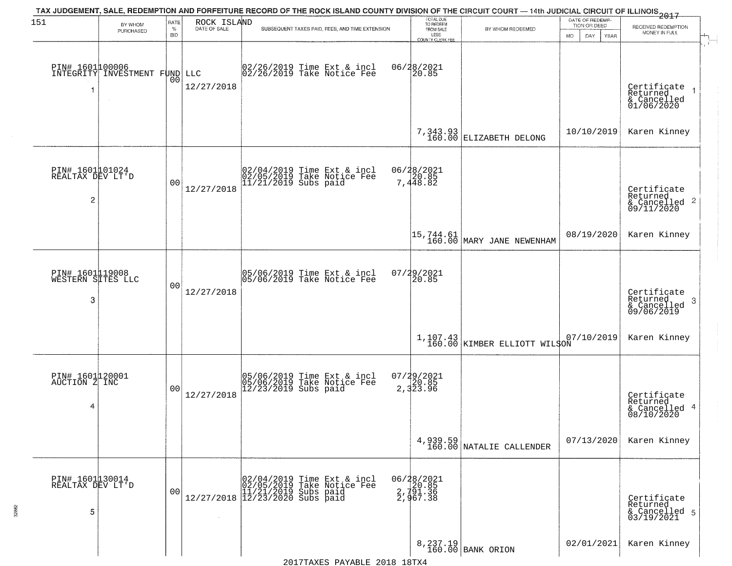TAX JUDGEMENT, SALE, REDEMPTION AND FORFEITURE RECORD OF THE ROCK ISLAND COUNTY DIVISION OF THE CIRCUIT COURT — 14th JUDICIAL CIRCUIT OF ILLINOIS 2017

151

| | BY WHOM PURCHASED | RATE % BID | ROCK ISLAND DATE OF SALE | SUBSEQUENT TAXES PAID, FEES, AND TIME EXTENSION | TOTAL DUE TO REDEEM FROM SALE LESS COUNTY CLERK FEE | BY WHOM REDEEMED | DATE OF REDEMPTION OR DEED MO DAY YEAR | RECEIVED REDEMPTION MONEY IN FULL |
|---|---|---|---|---|---|---|---|---|
| 1 | PIN# 1601100006 INTEGRITY INVESTMENT FUND LLC | 00 | 12/27/2018 | 02/26/2019 Time Ext & incl<br>02/26/2019 Take Notice Fee | 06/28/2021<br>20.85<br><br>7,343.93<br>160.00 | ELIZABETH DELONG | 10/10/2019 | Certificate Returned & Cancelled 01/06/2020<br>Karen Kinney |
| 2 | PIN# 1601101024 REALTAX DEV LT'D | 00 | 12/27/2018 | 02/04/2019 Time Ext & incl<br>02/05/2019 Take Notice Fee<br>11/21/2019 Subs paid | 06/28/2021<br>20.85<br>7,448.82<br><br>15,744.61<br>160.00 | MARY JANE NEWENHAM | 08/19/2020 | Certificate Returned & Cancelled 09/11/2020<br>Karen Kinney |
| 3 | PIN# 1601119008 WESTERN SITES LLC | 00 | 12/27/2018 | 05/06/2019 Time Ext & incl<br>05/06/2019 Take Notice Fee | 07/29/2021<br>20.85<br><br>1,107.43<br>160.00 | KIMBER ELLIOTT WILSON | 07/10/2019 | Certificate Returned & Cancelled 09/06/2019<br>Karen Kinney |
| 4 | PIN# 1601120001 AUCTION Z INC | 00 | 12/27/2018 | 05/06/2019 Time Ext & incl<br>05/06/2019 Take Notice Fee<br>12/23/2019 Subs paid | 07/29/2021<br>20.85<br>2,323.96<br><br>4,939.59<br>160.00 | NATALIE CALLENDER | 07/13/2020 | Certificate Returned & Cancelled 08/10/2020<br>Karen Kinney |
| 5 | PIN# 1601130014 REALTAX DEV LT'D | 00 | 12/27/2018 | 02/04/2019 Time Ext & incl<br>02/05/2019 Take Notice Fee<br>11/21/2019 Subs paid<br>12/23/2020 Subs paid | 06/28/2021<br>20.85<br>2,791.36<br>2,967.38<br><br>8,237.19<br>160.00 | BANK ORION | 02/01/2021 | Certificate Returned & Cancelled 03/19/2021<br>Karen Kinney |

2017TAXES PAYABLE 2018 18TX4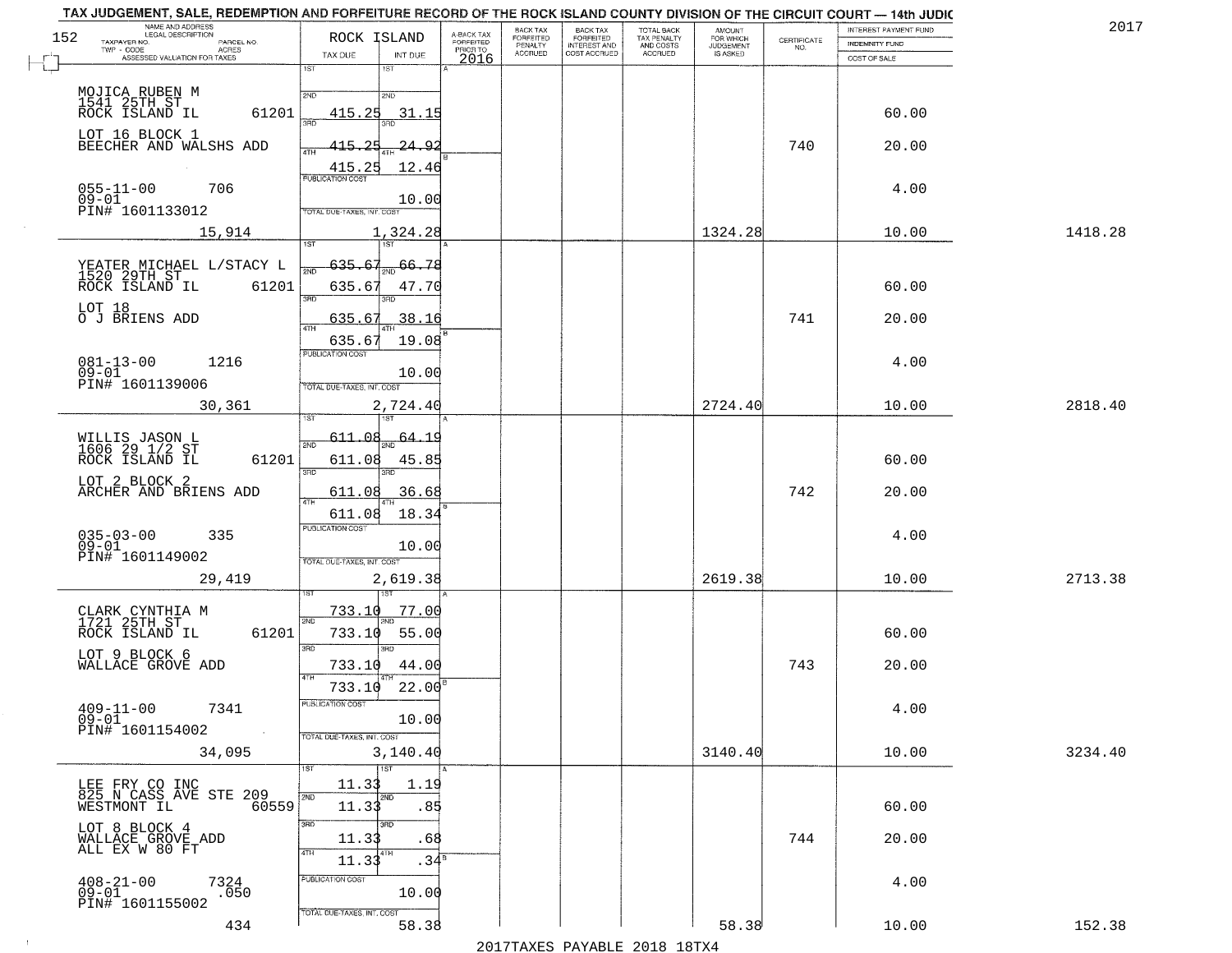# TAX JUDGEMENT, SALE, REDEMPTION AND FORFEITURE RECORD OF THE ROCK ISLAND COUNTY DIVISION OF THE CIRCUIT COURT — 14th JUDIC

2017

| NAME AND ADDRESS / LEGAL DESCRIPTION / TAXPAYER NO. / PARCEL NO. / TWP - CODE / ACRES / ASSESSED VALUATION FOR TAXES | ROCK ISLAND TAX DUE | INT DUE | A-BACK TAX FORFEITED PRIOR TO 2016 | BACK TAX FORFEITED PENALTY ACCRUED | BACK TAX FORFEITED INTEREST AND COST ACCRUED | TOTAL BACK TAX PENALTY AND COSTS ACCRUED | AMOUNT FOR WHICH JUDGEMENT IS ASKED | CERTIFICATE NO. | INTEREST PAYMENT FUND / INDEMNITY FUND / COST OF SALE | |
|---|---|---|---|---|---|---|---|---|---|---|
| MOJICA RUBEN M<br>1541 25TH ST<br>ROCK ISLAND IL 61201<br>LOT 16 BLOCK 1<br>BEECHER AND WALSHS ADD<br>055-11-00 706<br>09-01<br>PIN# 1601133012<br>15,914 | 1ST 415.25<br>2ND 415.25<br>3RD 415.25<br>4TH 415.25<br>PUBLICATION COST<br>TOTAL DUE-TAXES, INT. COST 1,324.28 | 31.15<br>24.92<br>12.46<br>10.00 | | | | | 1324.28 | 740 | 60.00<br>20.00<br>4.00<br>10.00 | 1418.28 |
| YEATER MICHAEL L/STACY L<br>1520 29TH ST<br>ROCK ISLAND IL 61201<br>LOT 18<br>O J BRIENS ADD<br>081-13-00 1216<br>09-01<br>PIN# 1601139006<br>30,361 | 1ST 635.67<br>2ND 635.67<br>3RD 635.67<br>4TH 635.67<br>PUBLICATION COST<br>TOTAL DUE-TAXES, INT. COST 2,724.40 | 66.78<br>47.70<br>38.16<br>19.08<br>10.00 | | | | | 2724.40 | 741 | 60.00<br>20.00<br>4.00<br>10.00 | 2818.40 |
| WILLIS JASON L<br>1606 29 1/2 ST<br>ROCK ISLAND IL 61201<br>LOT 2 BLOCK 2<br>ARCHER AND BRIENS ADD<br>035-03-00 335<br>09-01<br>PIN# 1601149002<br>29,419 | 1ST 611.08<br>2ND 611.08<br>3RD 611.08<br>4TH 611.08<br>PUBLICATION COST<br>TOTAL DUE-TAXES, INT. COST 2,619.38 | 64.19<br>45.85<br>36.68<br>18.34<br>10.00 | | | | | 2619.38 | 742 | 60.00<br>20.00<br>4.00<br>10.00 | 2713.38 |
| CLARK CYNTHIA M<br>1721 25TH ST<br>ROCK ISLAND IL 61201<br>LOT 9 BLOCK 6<br>WALLACE GROVE ADD<br>409-11-00 7341<br>09-01<br>PIN# 1601154002<br>34,095 | 1ST 733.10<br>2ND 733.10<br>3RD 733.10<br>4TH 733.10<br>PUBLICATION COST<br>TOTAL DUE-TAXES, INT. COST 3,140.40 | 77.00<br>55.00<br>44.00<br>22.00<br>10.00 | | | | | 3140.40 | 743 | 60.00<br>20.00<br>4.00<br>10.00 | 3234.40 |
| LEE FRY CO INC<br>825 N CASS AVE STE 209<br>WESTMONT IL 60559<br>LOT 8 BLOCK 4<br>WALLACE GROVE ADD<br>ALL EX W 80 FT<br>408-21-00 7324<br>09-01 .050<br>PIN# 1601155002<br>434 | 1ST 11.33<br>2ND 11.33<br>3RD 11.33<br>4TH 11.33<br>PUBLICATION COST<br>TOTAL DUE-TAXES, INT. COST 58.38 | 1.19<br>.85<br>.68<br>.34<br>10.00 | | | | | 58.38 | 744 | 60.00<br>20.00<br>4.00<br>10.00 | 152.38 |

2017TAXES PAYABLE 2018 18TX4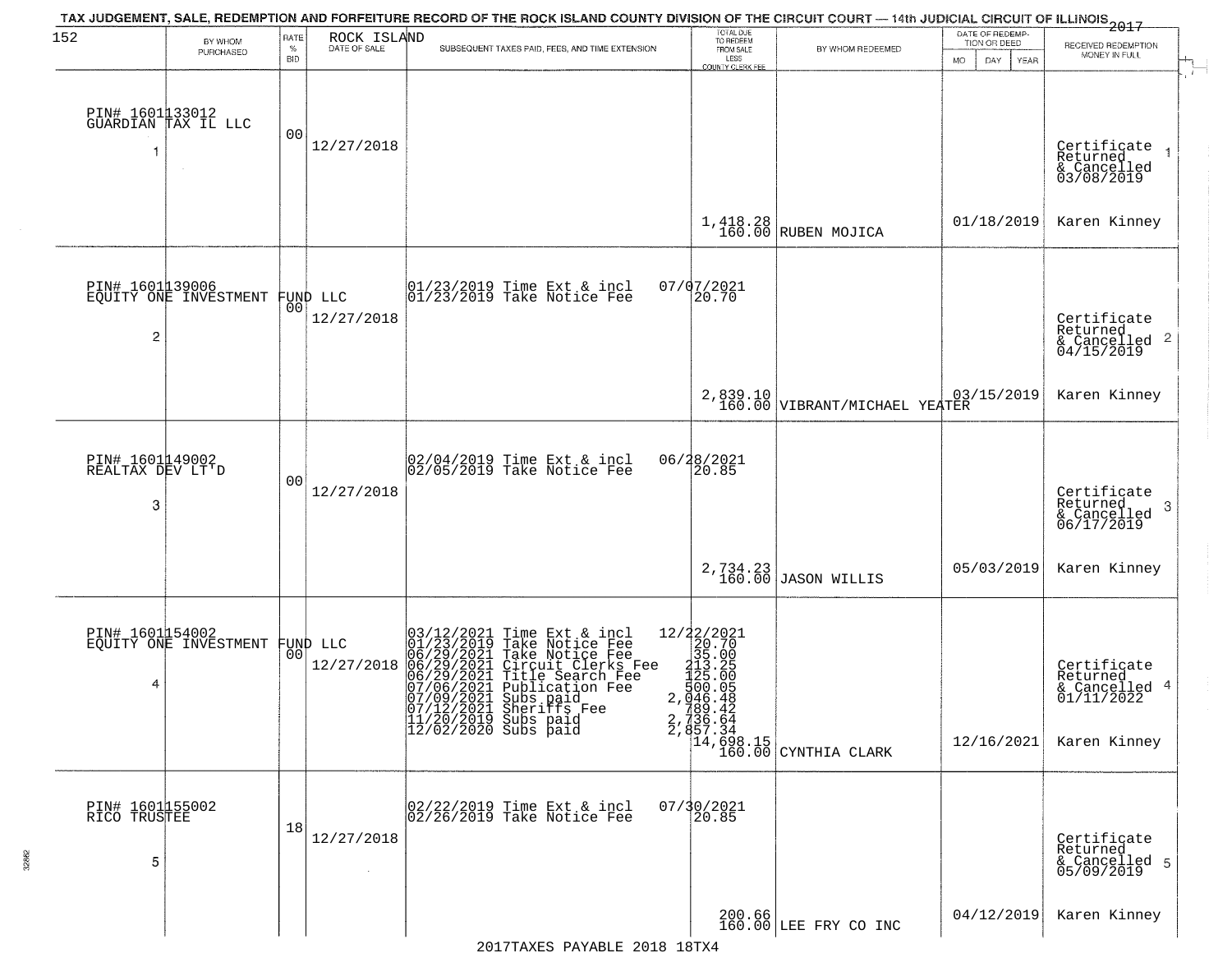TAX JUDGEMENT, SALE, REDEMPTION AND FORFEITURE RECORD OF THE ROCK ISLAND COUNTY DIVISION OF THE CIRCUIT COURT — 14th JUDICIAL CIRCUIT OF ILLINOIS 2017

| BY WHOM PURCHASED | RATE % BID | ROCK ISLAND DATE OF SALE | SUBSEQUENT TAXES PAID, FEES, AND TIME EXTENSION | TOTAL DUE TO REDEEM FROM SALE LESS COUNTY CLERK FEE | BY WHOM REDEEMED | DATE OF REDEMPTION OR DEED MO DAY YEAR | RECEIVED REDEMPTION MONEY IN FULL |
|---|---|---|---|---|---|---|---|
| PIN# 1601133012 GUARDIAN TAX IL LLC 1 | 00 | 12/27/2018 | | 1,418.28 160.00 | RUBEN MOJICA | 01/18/2019 | Certificate Returned & Cancelled 03/08/2019 1 Karen Kinney |
| PIN# 1601139006 EQUITY ONE INVESTMENT FUND LLC 2 | 00 | 12/27/2018 | 01/23/2019 Time Ext & incl 07/07/2021<br>01/23/2019 Take Notice Fee 20.70 | 2,839.10 160.00 | VIBRANT/MICHAEL YEATER | 03/15/2019 | Certificate Returned & Cancelled 04/15/2019 2 Karen Kinney |
| PIN# 1601149002 REALTAX DEV LT'D 3 | 00 | 12/27/2018 | 02/04/2019 Time Ext & incl 06/28/2021<br>02/05/2019 Take Notice Fee 20.85 | 2,734.23 160.00 | JASON WILLIS | 05/03/2019 | Certificate Returned & Cancelled 06/17/2019 3 Karen Kinney |
| PIN# 1601154002 EQUITY ONE INVESTMENT FUND LLC 4 | 00 | 12/27/2018 | 03/12/2021 Time Ext & incl 12/22/2021<br>01/23/2019 Take Notice Fee 20.70<br>06/29/2021 Take Notice Fee 35.00<br>06/29/2021 Circuit Clerks Fee 213.25<br>06/29/2021 Title Search Fee 125.00<br>07/06/2021 Publication Fee 500.05<br>07/09/2021 Subs paid 2,046.48<br>07/12/2021 Sheriffs Fee 789.42<br>11/20/2019 Subs paid 2,736.64<br>12/02/2020 Subs paid 2,857.34 | 14,698.15 160.00 | CYNTHIA CLARK | 12/16/2021 | Certificate Returned & Cancelled 01/11/2022 4 Karen Kinney |
| PIN# 1601155002 RICO TRUSTEE 5 | 18 | 12/27/2018 | 02/22/2019 Time Ext & incl 07/30/2021<br>02/26/2019 Take Notice Fee 20.85 | 200.66 160.00 | LEE FRY CO INC | 04/12/2019 | Certificate Returned & Cancelled 05/09/2019 5 Karen Kinney |

2017TAXES PAYABLE 2018 18TX4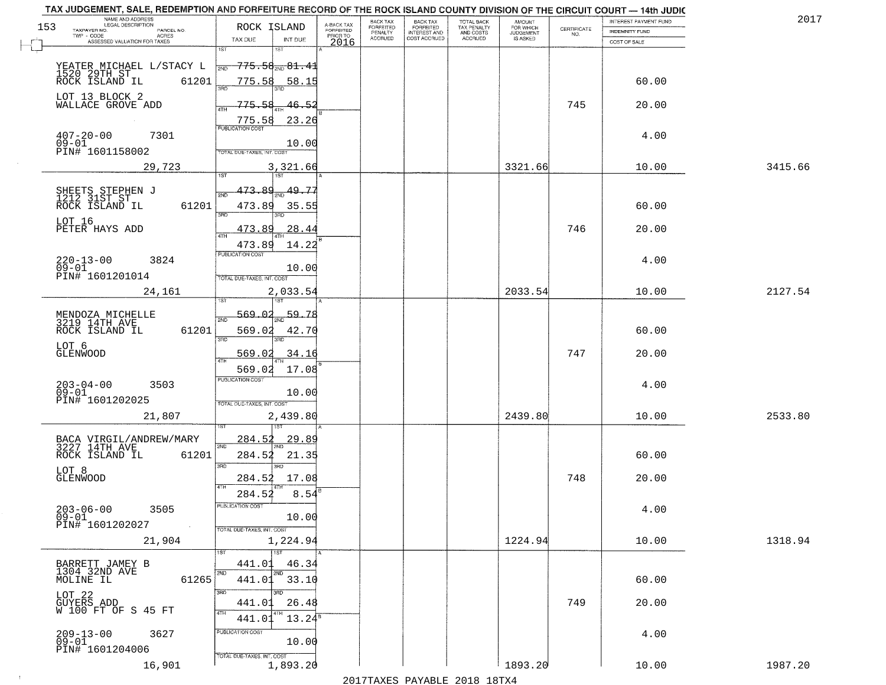TAX JUDGEMENT, SALE, REDEMPTION AND FORFEITURE RECORD OF THE ROCK ISLAND COUNTY DIVISION OF THE CIRCUIT COURT — 14th JUDIC

2017

| NAME AND ADDRESS / LEGAL DESCRIPTION / TAXPAYER NO. / PARCEL NO. / TWP - CODE / ACRES / ASSESSED VALUATION FOR TAXES | ROCK ISLAND TAX DUE | INT DUE | A-BACK TAX FORFEITED PRIOR TO 2016 | BACK TAX FORFEITED PENALTY ACCRUED | BACK TAX FORFEITED INTEREST AND COST ACCRUED | TOTAL BACK TAX PENALTY AND COSTS ACCRUED | AMOUNT FOR WHICH JUDGEMENT IS ASKED | CERTIFICATE NO. | INTEREST PAYMENT FUND / INDEMNITY FUND / COST OF SALE | |
|---|---|---|---|---|---|---|---|---|---|---|
| YEATER MICHAEL L/STACY L<br>1520 29TH ST<br>ROCK ISLAND IL 61201<br>LOT 13 BLOCK 2<br>WALLACE GROVE ADD<br>407-20-00 7301<br>09-01<br>PIN# 1601158002<br>29,723 | 1ST 775.58<br>2ND 775.58<br>3RD 775.58<br>4TH 775.58<br>PUBLICATION COST<br>TOTAL DUE-TAXES, INT. COST 3,321.66 | 81.41<br>58.15<br>46.52<br>23.26<br>10.00 | | | | | 3321.66 | 745 | 60.00<br>20.00<br>4.00<br>10.00 | 3415.66 |
| SHEETS STEPHEN J<br>1212 31ST ST<br>ROCK ISLAND IL 61201<br>LOT 16<br>PETER HAYS ADD<br>220-13-00 3824<br>09-01<br>PIN# 1601201014<br>24,161 | 1ST 473.89<br>2ND 473.89<br>3RD 473.89<br>4TH 473.89<br>PUBLICATION COST<br>TOTAL DUE-TAXES, INT. COST 2,033.54 | 49.77<br>35.55<br>28.44<br>14.22<br>10.00 | | | | | 2033.54 | 746 | 60.00<br>20.00<br>4.00<br>10.00 | 2127.54 |
| MENDOZA MICHELLE<br>3219 14TH AVE<br>ROCK ISLAND IL 61201<br>LOT 6<br>GLENWOOD<br>203-04-00 3503<br>09-01<br>PIN# 1601202025<br>21,807 | 1ST 569.02<br>2ND 569.02<br>3RD 569.02<br>4TH 569.02<br>PUBLICATION COST<br>TOTAL DUE-TAXES, INT. COST 2,439.80 | 59.78<br>42.70<br>34.16<br>17.08<br>10.00 | | | | | 2439.80 | 747 | 60.00<br>20.00<br>4.00<br>10.00 | 2533.80 |
| BACA VIRGIL/ANDREW/MARY<br>3227 14TH AVE<br>ROCK ISLAND IL 61201<br>LOT 8<br>GLENWOOD<br>203-06-00 3505<br>09-01<br>PIN# 1601202027<br>21,904 | 1ST 284.52<br>2ND 284.52<br>3RD 284.52<br>4TH 284.52<br>PUBLICATION COST<br>TOTAL DUE-TAXES, INT. COST 1,224.94 | 29.89<br>21.35<br>17.08<br>8.54<br>10.00 | | | | | 1224.94 | 748 | 60.00<br>20.00<br>4.00<br>10.00 | 1318.94 |
| BARRETT JAMEY B<br>1304 32ND AVE<br>MOLINE IL 61265<br>LOT 22<br>GUYERS ADD<br>W 100 FT OF S 45 FT<br>209-13-00 3627<br>09-01<br>PIN# 1601204006<br>16,901 | 1ST 441.01<br>2ND 441.01<br>3RD 441.01<br>4TH 441.01<br>PUBLICATION COST<br>TOTAL DUE-TAXES, INT. COST 1,893.20 | 46.34<br>33.10<br>26.48<br>13.24<br>10.00 | | | | | 1893.20 | 749 | 60.00<br>20.00<br>4.00<br>10.00 | 1987.20 |

2017TAXES PAYABLE 2018 18TX4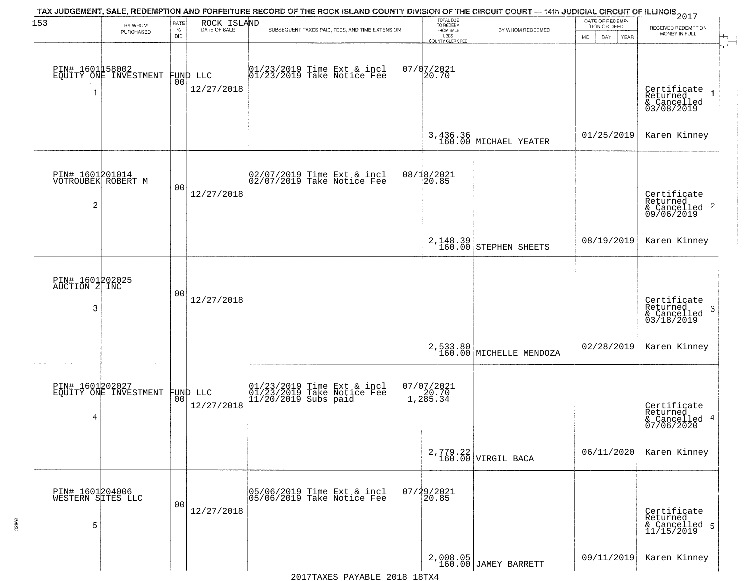TAX JUDGEMENT, SALE, REDEMPTION AND FORFEITURE RECORD OF THE ROCK ISLAND COUNTY DIVISION OF THE CIRCUIT COURT — 14th JUDICIAL CIRCUIT OF ILLINOIS 2017

| 153 | BY WHOM PURCHASED | RATE % BID | ROCK ISLAND DATE OF SALE | SUBSEQUENT TAXES PAID, FEES, AND TIME EXTENSION | TOTAL DUE TO REDEEM FROM SALE LESS COUNTY CLERK FEE | BY WHOM REDEEMED | DATE OF REDEMPTION OR DEED MO DAY YEAR | RECEIVED REDEMPTION MONEY IN FULL |
|---|---|---|---|---|---|---|---|---|
| 1 | PIN# 1601158002 EQUITY ONE INVESTMENT FUND LLC | 00 | 12/27/2018 | 01/23/2019 Time Ext & incl 01/23/2019 Take Notice Fee | 07/07/2021 20.70 3,436.36 160.00 | MICHAEL YEATER | 01/25/2019 | Certificate Returned & Cancelled 03/08/2019 Karen Kinney |
| 2 | PIN# 1601201014 VOTROUBEK ROBERT M | 00 | 12/27/2018 | 02/07/2019 Time Ext & incl 02/07/2019 Take Notice Fee | 08/18/2021 20.85 2,148.39 160.00 | STEPHEN SHEETS | 08/19/2019 | Certificate Returned & Cancelled 09/06/2019 Karen Kinney |
| 3 | PIN# 1601202025 AUCTION Z INC | 00 | 12/27/2018 | | 2,533.80 160.00 | MICHELLE MENDOZA | 02/28/2019 | Certificate Returned & Cancelled 03/18/2019 Karen Kinney |
| 4 | PIN# 1601202027 EQUITY ONE INVESTMENT FUND LLC | 00 | 12/27/2018 | 01/23/2019 Time Ext & incl 01/23/2019 Take Notice Fee 11/20/2019 Subs paid | 07/07/2021 20.70 1,285.34 2,779.22 160.00 | VIRGIL BACA | 06/11/2020 | Certificate Returned & Cancelled 07/06/2020 Karen Kinney |
| 5 | PIN# 1601204006 WESTERN SITES LLC | 00 | 12/27/2018 | 05/06/2019 Time Ext & incl 05/06/2019 Take Notice Fee | 07/29/2021 20.85 2,008.05 160.00 | JAMEY BARRETT | 09/11/2019 | Certificate Returned & Cancelled 11/15/2019 Karen Kinney |

2017TAXES PAYABLE 2018 18TX4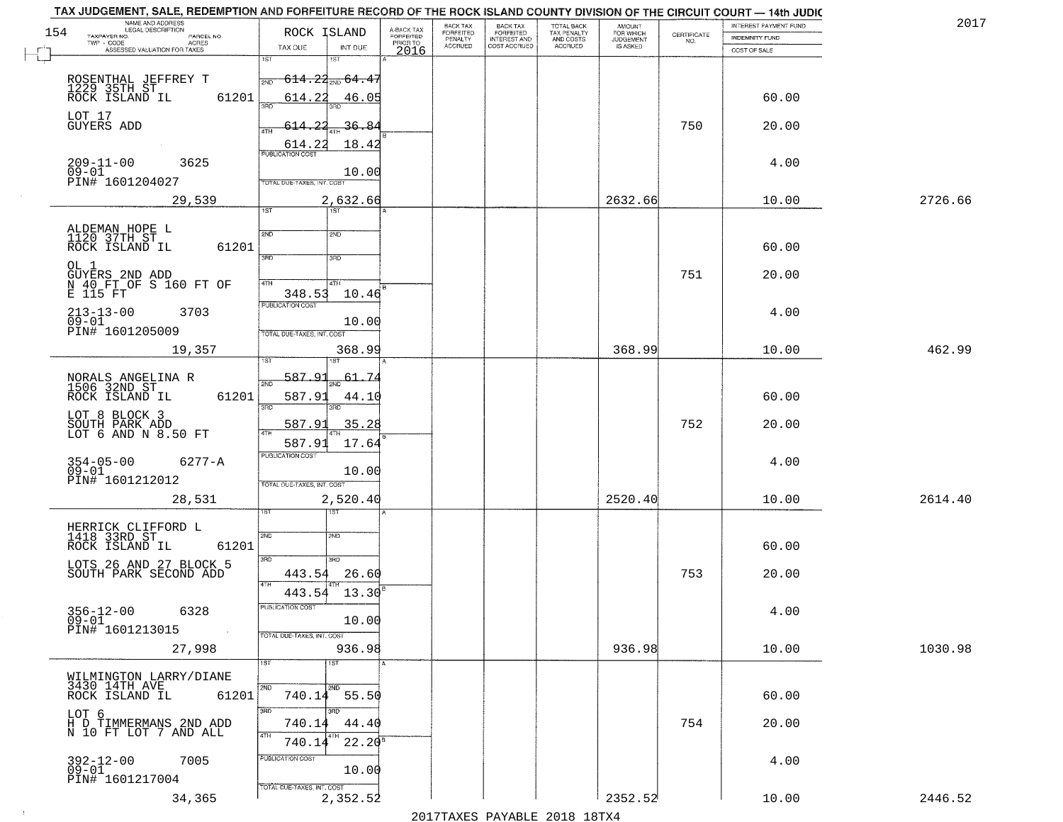TAX JUDGEMENT, SALE, REDEMPTION AND FORFEITURE RECORD OF THE ROCK ISLAND COUNTY DIVISION OF THE CIRCUIT COURT — 14th JUDIC

2017

| NAME AND ADDRESS / LEGAL DESCRIPTION / TAXPAYER NO. / PARCEL NO. / TWP - CODE / ACRES / ASSESSED VALUATION FOR TAXES | ROCK ISLAND TAX DUE | INT DUE | A-BACK TAX FORFEITED PRIOR TO 2016 | BACK TAX FORFEITED PENALTY ACCRUED | BACK TAX FORFEITED INTEREST AND COST ACCRUED | TOTAL BACK TAX PENALTY AND COSTS ACCRUED | AMOUNT FOR WHICH JUDGEMENT IS ASKED | CERTIFICATE NO. | INTEREST PAYMENT FUND / INDEMNITY FUND / COST OF SALE | |
|---|---|---|---|---|---|---|---|---|---|---|
| ROSENTHAL JEFFREY T<br>1229 35TH ST<br>ROCK ISLAND IL 61201<br>LOT 17<br>GUYERS ADD<br>209-11-00 3625<br>09-01<br>PIN# 1601204027<br>29,539 | 1ST<br>2ND 614.22<br>3RD 614.22<br>4TH 614.22<br>614.22<br>PUBLICATION COST<br>TOTAL DUE-TAXES, INT. COST | 64.47<br>46.05<br>36.84<br>18.42<br>10.00<br>2,632.66 | | | | | 2632.66 | 750 | 60.00<br>20.00<br>4.00<br>10.00 | 2726.66 |
| ALDEMAN HOPE L<br>1120 37TH ST<br>ROCK ISLAND IL 61201<br>OL 1<br>GUYERS 2ND ADD<br>N 40 FT OF S 160 FT OF<br>E 115 FT<br>213-13-00 3703<br>09-01<br>PIN# 1601205009<br>19,357 | 1ST<br>2ND<br>3RD<br>4TH 348.53<br>PUBLICATION COST<br>TOTAL DUE-TAXES, INT. COST | 10.46<br>10.00<br>368.99 | | | | | 368.99 | 751 | 60.00<br>20.00<br>4.00<br>10.00 | 462.99 |
| NORALS ANGELINA R<br>1506 32ND ST<br>ROCK ISLAND IL 61201<br>LOT 8 BLOCK 3<br>SOUTH PARK ADD<br>LOT 6 AND N 8.50 FT<br>354-05-00 6277-A<br>09-01<br>PIN# 1601212012<br>28,531 | 1ST 587.91<br>2ND 587.91<br>3RD 587.91<br>4TH 587.91<br>PUBLICATION COST<br>TOTAL DUE-TAXES, INT. COST | 61.74<br>44.10<br>35.28<br>17.64<br>10.00<br>2,520.40 | | | | | 2520.40 | 752 | 60.00<br>20.00<br>4.00<br>10.00 | 2614.40 |
| HERRICK CLIFFORD L<br>1418 33RD ST<br>ROCK ISLAND IL 61201<br>LOTS 26 AND 27 BLOCK 5<br>SOUTH PARK SECOND ADD<br>356-12-00 6328<br>09-01<br>PIN# 1601213015<br>27,998 | 1ST<br>2ND<br>3RD 443.54<br>4TH 443.54<br>PUBLICATION COST<br>TOTAL DUE-TAXES, INT. COST | 26.60<br>13.30<br>10.00<br>936.98 | | | | | 936.98 | 753 | 60.00<br>20.00<br>4.00<br>10.00 | 1030.98 |
| WILMINGTON LARRY/DIANE<br>3430 14TH AVE<br>ROCK ISLAND IL 61201<br>LOT 6<br>H D TIMMERMANS 2ND ADD<br>N 10 FT LOT 7 AND ALL<br>392-12-00 7005<br>09-01<br>PIN# 1601217004<br>34,365 | 1ST<br>2ND 740.14<br>3RD 740.14<br>4TH 740.14<br>PUBLICATION COST<br>TOTAL DUE-TAXES, INT. COST | 55.50<br>44.40<br>22.20<br>10.00<br>2,352.52 | | | | | 2352.52 | 754 | 60.00<br>20.00<br>4.00<br>10.00 | 2446.52 |

2017TAXES PAYABLE 2018 18TX4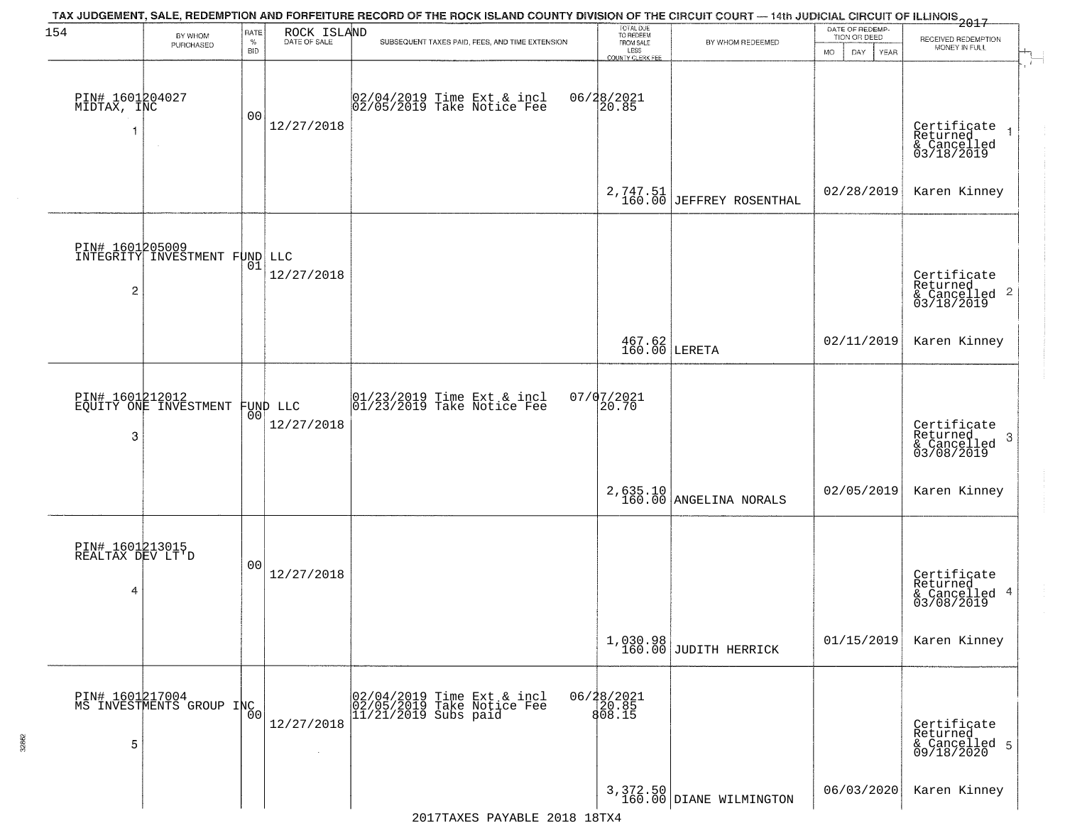TAX JUDGEMENT, SALE, REDEMPTION AND FORFEITURE RECORD OF THE ROCK ISLAND COUNTY DIVISION OF THE CIRCUIT COURT — 14th JUDICIAL CIRCUIT OF ILLINOIS 2017

ROCK ISLAND

| | BY WHOM PURCHASED | RATE % BID | DATE OF SALE | SUBSEQUENT TAXES PAID, FEES, AND TIME EXTENSION | TOTAL DUE TO REDEEM FROM SALE LESS COUNTY CLERK FEE | BY WHOM REDEEMED | DATE OF REDEMPTION OR DEED MO DAY YEAR | RECEIVED REDEMPTION MONEY IN FULL |
|---|---|---|---|---|---|---|---|---|
| 1 | PIN# 1601204027 MIDTAX, INC | 00 | 12/27/2018 | 02/04/2019 Time Ext & incl 02/05/2019 Take Notice Fee | 06/28/2021 20.85 | | | Certificate Returned & Cancelled 03/18/2019 |
| | | | | | 2,747.51 160.00 | JEFFREY ROSENTHAL | 02/28/2019 | Karen Kinney |
| 2 | PIN# 1601205009 INTEGRITY INVESTMENT FUND LLC | 01 | 12/27/2018 | | | | | Certificate Returned & Cancelled 03/18/2019 |
| | | | | | 467.62 160.00 | LERETA | 02/11/2019 | Karen Kinney |
| 3 | PIN# 1601212012 EQUITY ONE INVESTMENT FUND LLC | 00 | 12/27/2018 | 01/23/2019 Time Ext & incl 01/23/2019 Take Notice Fee | 07/07/2021 20.70 | | | Certificate Returned & Cancelled 03/08/2019 |
| | | | | | 2,635.10 160.00 | ANGELINA NORALS | 02/05/2019 | Karen Kinney |
| 4 | PIN# 1601213015 REALTAX DEV LT'D | 00 | 12/27/2018 | | | | | Certificate Returned & Cancelled 03/08/2019 |
| | | | | | 1,030.98 160.00 | JUDITH HERRICK | 01/15/2019 | Karen Kinney |
| 5 | PIN# 1601217004 MS INVESTMENTS GROUP INC | 00 | 12/27/2018 | 02/04/2019 Time Ext & incl 02/05/2019 Take Notice Fee 11/21/2019 Subs paid | 06/28/2021 20.85 808.15 | | | Certificate Returned & Cancelled 09/18/2020 |
| | | | | | 3,372.50 160.00 | DIANE WILMINGTON | 06/03/2020 | Karen Kinney |

2017TAXES PAYABLE 2018 18TX4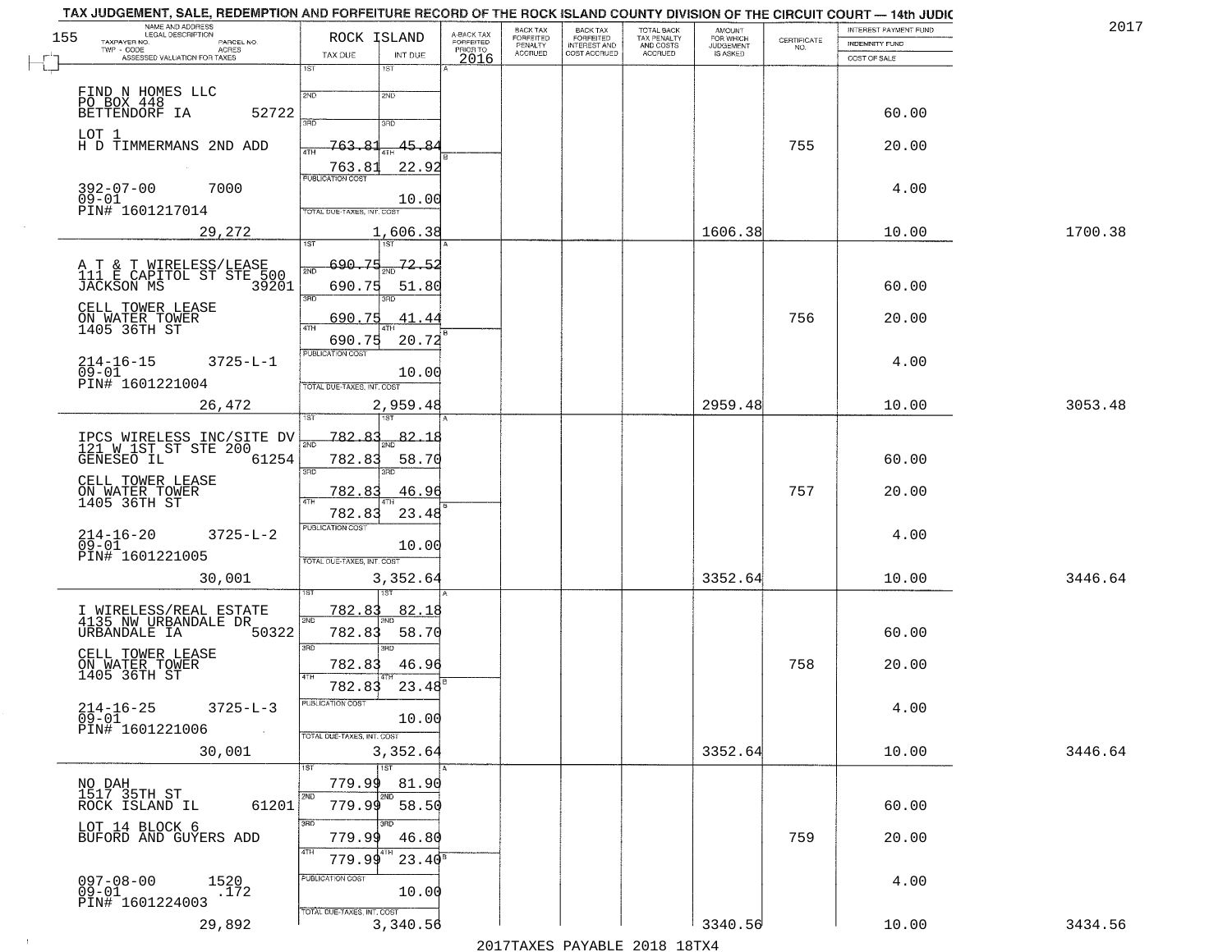# TAX JUDGEMENT, SALE, REDEMPTION AND FORFEITURE RECORD OF THE ROCK ISLAND COUNTY DIVISION OF THE CIRCUIT COURT — 14th JUDIC

2017

155

| NAME AND ADDRESS / LEGAL DESCRIPTION / TAXPAYER NO. / PARCEL NO. / TWP - CODE / ACRES / ASSESSED VALUATION FOR TAXES | ROCK ISLAND TAX DUE | INT DUE | A-BACK TAX FORFEITED PRIOR TO 2016 | BACK TAX FORFEITED PENALTY ACCRUED | BACK TAX FORFEITED INTEREST AND COST ACCRUED | TOTAL BACK TAX PENALTY AND COSTS ACCRUED | AMOUNT FOR WHICH JUDGEMENT IS ASKED | CERTIFICATE NO. | INTEREST PAYMENT FUND / INDEMNITY FUND / COST OF SALE | |
|---|---|---|---|---|---|---|---|---|---|---|
| FIND N HOMES LLC<br>PO BOX 448<br>BETTENDORF IA 52722<br>LOT 1<br>H D TIMMERMANS 2ND ADD<br>392-07-00 7000<br>09-01<br>PIN# 1601217014<br>29,272 | 1ST<br>2ND<br>3RD<br>4TH 763.81<br>763.81<br>PUBLICATION COST<br>TOTAL DUE-TAXES, INT. COST | 1ST<br>2ND<br>3RD<br>4TH 45.84<br>22.92<br>10.00<br>1,606.38 | | | | | 1606.38 | 755 | 60.00<br>20.00<br>4.00<br>10.00 | 1700.38 |
| A T & T WIRELESS/LEASE<br>111 E CAPITOL ST STE 500<br>JACKSON MS 39201<br>CELL TOWER LEASE<br>ON WATER TOWER<br>1405 36TH ST<br>214-16-15 3725-L-1<br>09-01<br>PIN# 1601221004<br>26,472 | 1ST 690.75<br>2ND 690.75<br>3RD 690.75<br>4TH 690.75<br>PUBLICATION COST<br>TOTAL DUE-TAXES, INT. COST | 72.52<br>51.80<br>41.44<br>20.72<br>10.00<br>2,959.48 | | | | | 2959.48 | 756 | 60.00<br>20.00<br>4.00<br>10.00 | 3053.48 |
| IPCS WIRELESS INC/SITE DV<br>121 W 1ST ST STE 200<br>GENESEO IL 61254<br>CELL TOWER LEASE<br>ON WATER TOWER<br>1405 36TH ST<br>214-16-20 3725-L-2<br>09-01<br>PIN# 1601221005<br>30,001 | 1ST 782.83<br>2ND 782.83<br>3RD 782.83<br>4TH 782.83<br>PUBLICATION COST<br>TOTAL DUE-TAXES, INT. COST | 82.18<br>58.70<br>46.96<br>23.48<br>10.00<br>3,352.64 | | | | | 3352.64 | 757 | 60.00<br>20.00<br>4.00<br>10.00 | 3446.64 |
| I WIRELESS/REAL ESTATE<br>4135 NW URBANDALE DR<br>URBANDALE IA 50322<br>CELL TOWER LEASE<br>ON WATER TOWER<br>1405 36TH ST<br>214-16-25 3725-L-3<br>09-01<br>PIN# 1601221006<br>30,001 | 1ST 782.83<br>2ND 782.83<br>3RD 782.83<br>4TH 782.83<br>PUBLICATION COST<br>TOTAL DUE-TAXES, INT. COST | 82.18<br>58.70<br>46.96<br>23.48<br>10.00<br>3,352.64 | | | | | 3352.64 | 758 | 60.00<br>20.00<br>4.00<br>10.00 | 3446.64 |
| NO DAH<br>1517 35TH ST<br>ROCK ISLAND IL 61201<br>LOT 14 BLOCK 6<br>BUFORD AND GUYERS ADD<br>097-08-00 1520<br>09-01 .172<br>PIN# 1601224003<br>29,892 | 1ST 779.99<br>2ND 779.99<br>3RD 779.99<br>4TH 779.99<br>PUBLICATION COST<br>TOTAL DUE-TAXES, INT. COST | 81.90<br>58.50<br>46.80<br>23.40<br>10.00<br>3,340.56 | | | | | 3340.56 | 759 | 60.00<br>20.00<br>4.00<br>10.00 | 3434.56 |

2017TAXES PAYABLE 2018 18TX4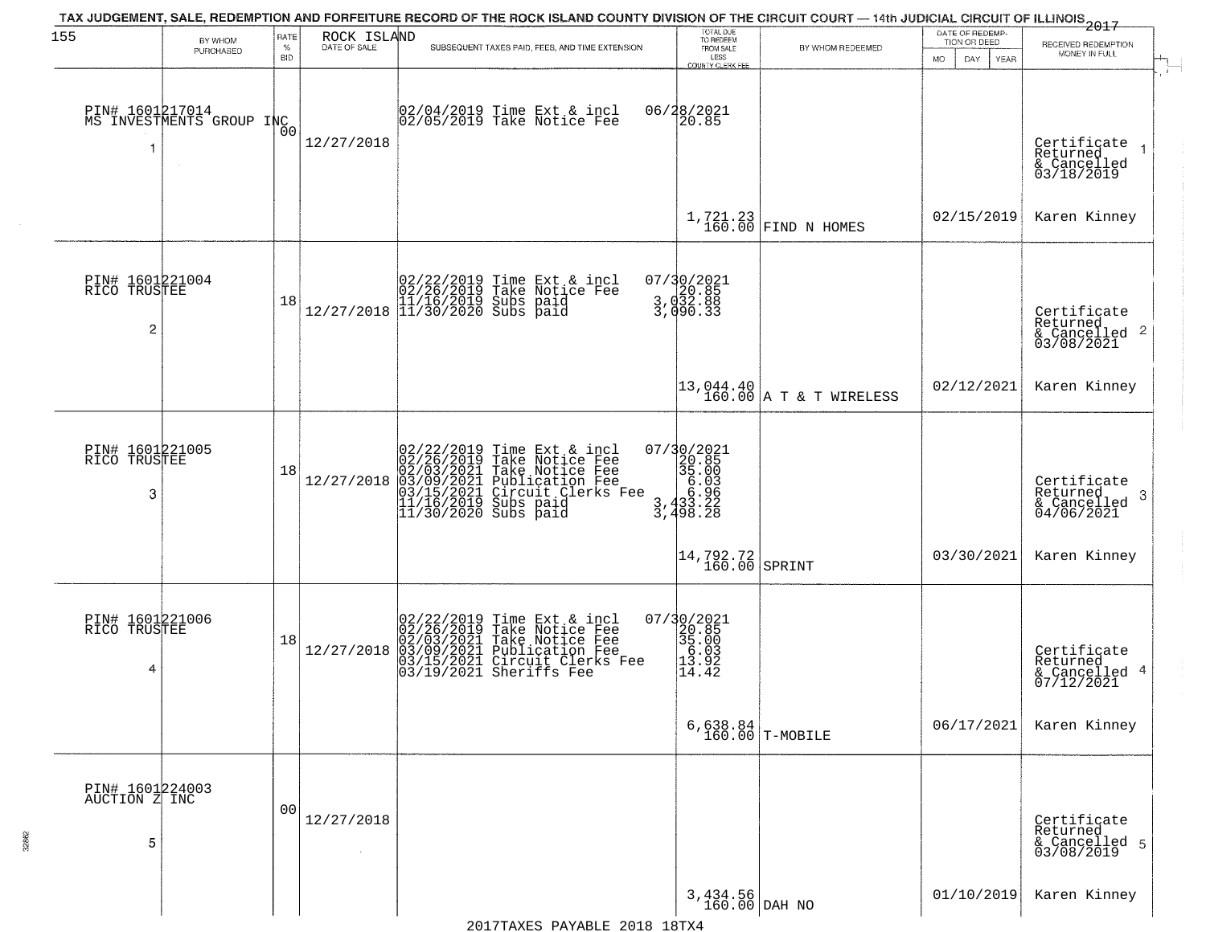# TAX JUDGEMENT, SALE, REDEMPTION AND FORFEITURE RECORD OF THE ROCK ISLAND COUNTY DIVISION OF THE CIRCUIT COURT — 14th JUDICIAL CIRCUIT OF ILLINOIS 2017

155 — ROCK ISLAND

| | BY WHOM PURCHASED | RATE % BID | DATE OF SALE | SUBSEQUENT TAXES PAID, FEES, AND TIME EXTENSION | TOTAL DUE TO REDEEM FROM SALE LESS COUNTY CLERK FEE | BY WHOM REDEEMED | DATE OF REDEMPTION OR DEED | RECEIVED REDEMPTION MONEY IN FULL |
|---|---|---|---|---|---|---|---|---|
| 1 | PIN# 1601217014<br>MS INVESTMENTS GROUP INC | 00 | 12/27/2018 | 02/04/2019 Time Ext & incl 06/28/2021<br>02/05/2019 Take Notice Fee 20.85 | 1,721.23<br>160.00 | FIND N HOMES | 02/15/2019 | Certificate Returned & Cancelled 03/18/2019<br>Karen Kinney |
| 2 | PIN# 1601221004<br>RICO TRUSTEE | 18 | 12/27/2018 | 02/22/2019 Time Ext & incl 07/30/2021<br>02/26/2019 Take Notice Fee 20.85<br>11/16/2019 Subs paid 3,032.88<br>11/30/2020 Subs paid 3,090.33 | 13,044.40<br>160.00 | A T & T WIRELESS | 02/12/2021 | Certificate Returned & Cancelled 03/08/2021<br>Karen Kinney |
| 3 | PIN# 1601221005<br>RICO TRUSTEE | 18 | 12/27/2018 | 02/22/2019 Time Ext & incl 07/30/2021<br>02/26/2019 Take Notice Fee 20.85<br>02/03/2021 Take Notice Fee 35.00<br>03/09/2021 Publication Fee 6.03<br>03/15/2021 Circuit Clerks Fee 6.96<br>11/16/2019 Subs paid 3,433.22<br>11/30/2020 Subs paid 3,498.28 | 14,792.72<br>160.00 | SPRINT | 03/30/2021 | Certificate Returned & Cancelled 04/06/2021<br>Karen Kinney |
| 4 | PIN# 1601221006<br>RICO TRUSTEE | 18 | 12/27/2018 | 02/22/2019 Time Ext & incl 07/30/2021<br>02/26/2019 Take Notice Fee 20.85<br>02/03/2021 Take Notice Fee 35.00<br>03/09/2021 Publication Fee 6.03<br>03/15/2021 Circuit Clerks Fee 13.92<br>03/19/2021 Sheriffs Fee 14.42 | 6,638.84<br>160.00 | T-MOBILE | 06/17/2021 | Certificate Returned & Cancelled 07/12/2021<br>Karen Kinney |
| 5 | PIN# 1601224003<br>AUCTION Z INC | 00 | 12/27/2018 | | 3,434.56<br>160.00 | DAH NO | 01/10/2019 | Certificate Returned & Cancelled 03/08/2019<br>Karen Kinney |

2017TAXES PAYABLE 2018 18TX4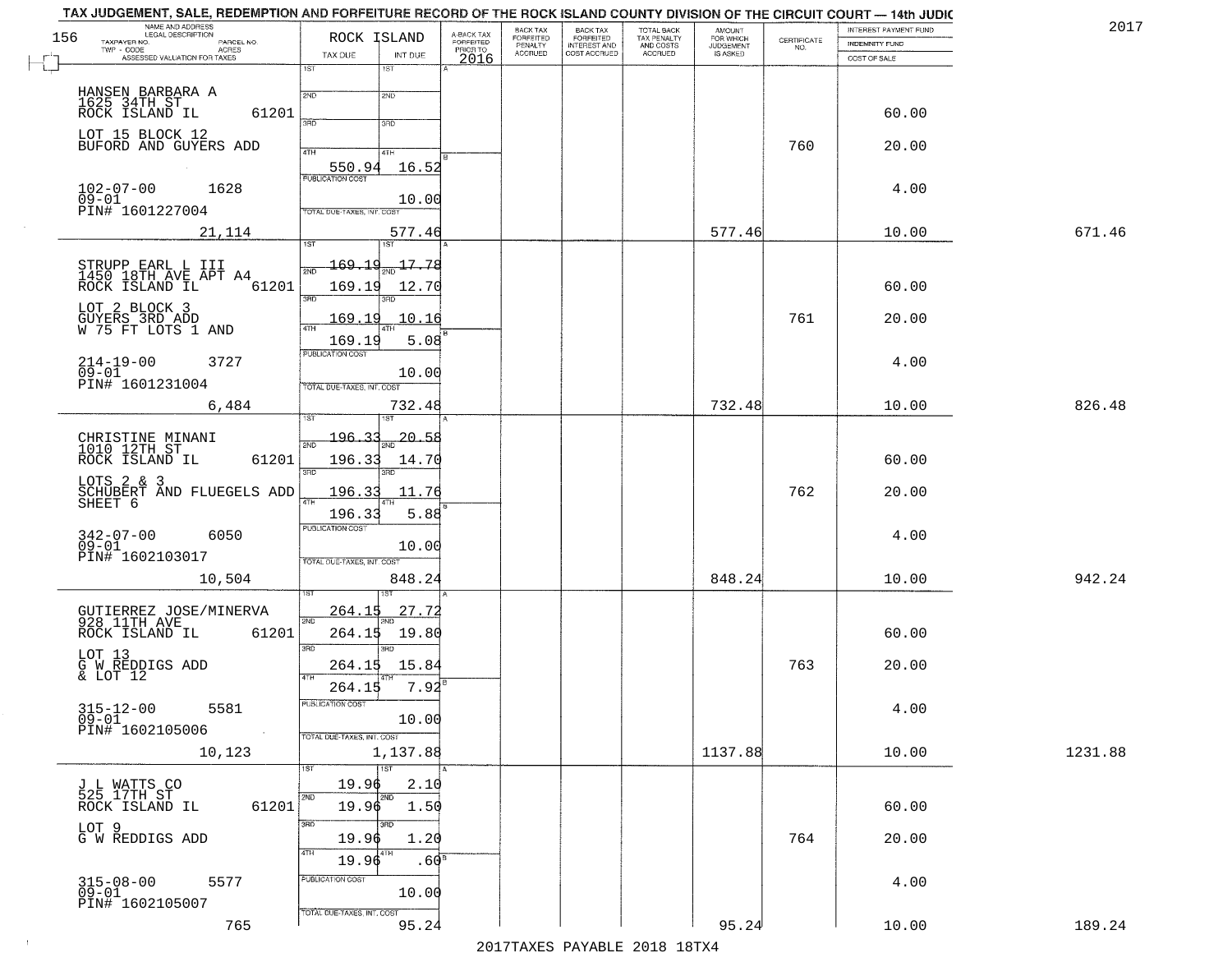TAX JUDGEMENT, SALE, REDEMPTION AND FORFEITURE RECORD OF THE ROCK ISLAND COUNTY DIVISION OF THE CIRCUIT COURT — 14th JUDIC

2017

| NAME AND ADDRESS / LEGAL DESCRIPTION / TAXPAYER NO. / PARCEL NO. / TWP - CODE / ACRES / ASSESSED VALUATION FOR TAXES | ROCK ISLAND TAX DUE | INT DUE | A-BACK TAX FORFEITED PRIOR TO 2016 | BACK TAX FORFEITED PENALTY ACCRUED | BACK TAX FORFEITED INTEREST AND COST ACCRUED | TOTAL BACK TAX PENALTY AND COSTS ACCRUED | AMOUNT FOR WHICH JUDGEMENT IS ASKED | CERTIFICATE NO. | INTEREST PAYMENT FUND / INDEMNITY FUND / COST OF SALE | |
|---|---|---|---|---|---|---|---|---|---|---|
| HANSEN BARBARA A<br>1625 34TH ST<br>ROCK ISLAND IL 61201<br>LOT 15 BLOCK 12<br>BUFORD AND GUYERS ADD<br>102-07-00 1628<br>09-01<br>PIN# 1601227004<br>21,114 | 1ST<br>2ND<br>3RD<br>4TH 550.94<br>PUBLICATION COST<br>TOTAL DUE-TAXES, INT. COST | 16.52<br>10.00<br>577.46 | | | | | 577.46 | 760 | 60.00<br>20.00<br>4.00<br>10.00 | 671.46 |
| STRUPP EARL L III<br>1450 18TH AVE APT A4<br>ROCK ISLAND IL 61201<br>LOT 2 BLOCK 3<br>GUYERS 3RD ADD<br>W 75 FT LOTS 1 AND<br>214-19-00 3727<br>09-01<br>PIN# 1601231004<br>6,484 | 1ST 169.19<br>2ND 169.19<br>3RD 169.19<br>4TH 169.19<br>PUBLICATION COST<br>TOTAL DUE-TAXES, INT. COST | 17.78<br>12.70<br>10.16<br>5.08<br>10.00<br>732.48 | | | | | 732.48 | 761 | 60.00<br>20.00<br>4.00<br>10.00 | 826.48 |
| CHRISTINE MINANI<br>1010 12TH ST<br>ROCK ISLAND IL 61201<br>LOTS 2 & 3<br>SCHUBERT AND FLUEGELS ADD<br>SHEET 6<br>342-07-00 6050<br>09-01<br>PIN# 1602103017<br>10,504 | 1ST 196.33<br>2ND 196.33<br>3RD 196.33<br>4TH 196.33<br>PUBLICATION COST<br>TOTAL DUE-TAXES, INT. COST | 20.58<br>14.70<br>11.76<br>5.88<br>10.00<br>848.24 | | | | | 848.24 | 762 | 60.00<br>20.00<br>4.00<br>10.00 | 942.24 |
| GUTIERREZ JOSE/MINERVA<br>928 11TH AVE<br>ROCK ISLAND IL 61201<br>LOT 13<br>G W REDDIGS ADD<br>& LOT 12<br>315-12-00 5581<br>09-01<br>PIN# 1602105006<br>10,123 | 1ST 264.15<br>2ND 264.15<br>3RD 264.15<br>4TH 264.15<br>PUBLICATION COST<br>TOTAL DUE-TAXES, INT. COST | 27.72<br>19.80<br>15.84<br>7.92<br>10.00<br>1,137.88 | | | | | 1137.88 | 763 | 60.00<br>20.00<br>4.00<br>10.00 | 1231.88 |
| J L WATTS CO<br>525 17TH ST<br>ROCK ISLAND IL 61201<br>LOT 9<br>G W REDDIGS ADD<br>315-08-00 5577<br>09-01<br>PIN# 1602105007<br>765 | 1ST 19.96<br>2ND 19.96<br>3RD 19.96<br>4TH 19.96<br>PUBLICATION COST<br>TOTAL DUE-TAXES, INT. COST | 2.10<br>1.50<br>1.20<br>.60<br>10.00<br>95.24 | | | | | 95.24 | 764 | 60.00<br>20.00<br>4.00<br>10.00 | 189.24 |

2017TAXES PAYABLE 2018 18TX4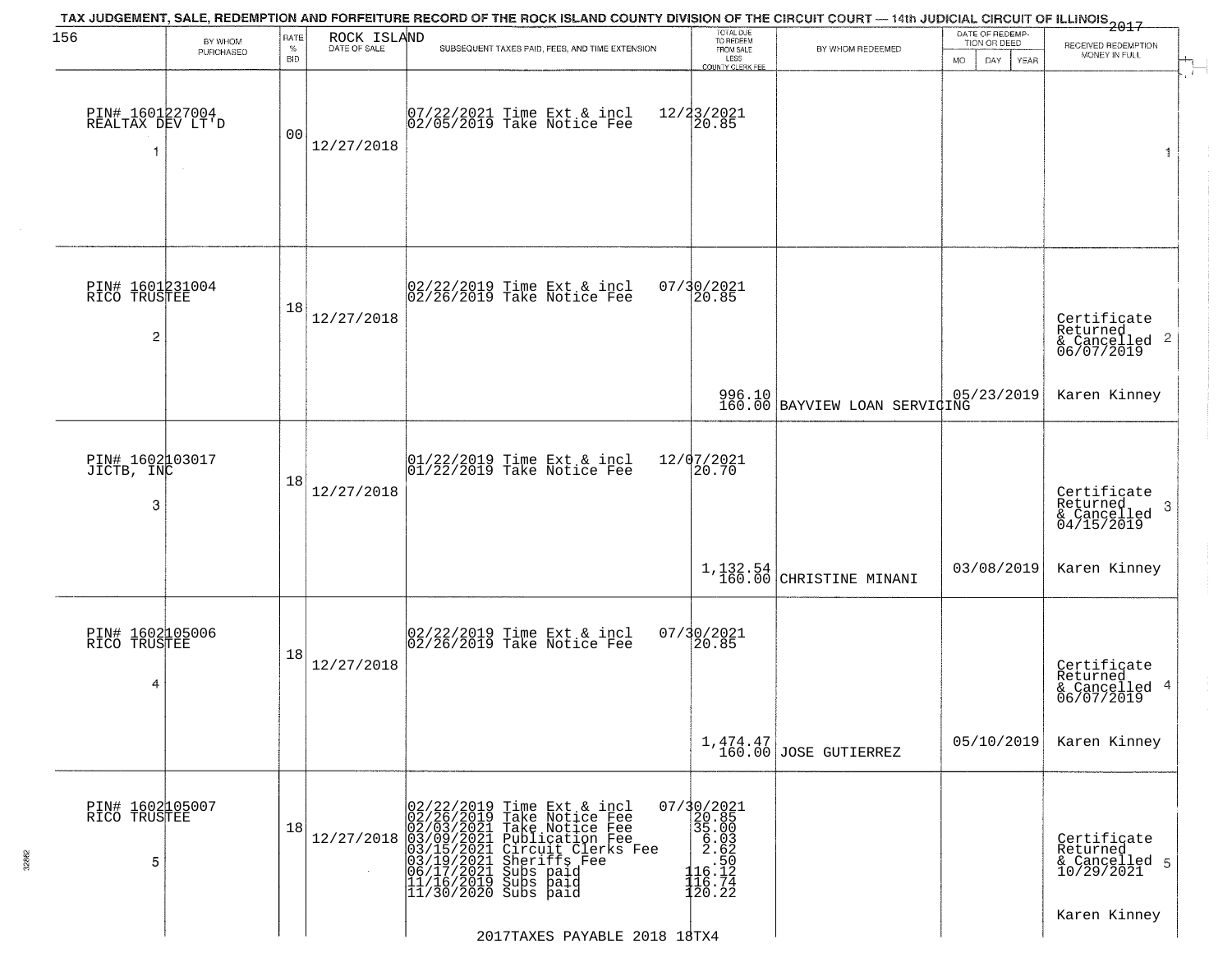TAX JUDGEMENT, SALE, REDEMPTION AND FORFEITURE RECORD OF THE ROCK ISLAND COUNTY DIVISION OF THE CIRCUIT COURT — 14th JUDICIAL CIRCUIT OF ILLINOIS 2017

| 156 BY WHOM PURCHASED | RATE % BID | ROCK ISLAND DATE OF SALE | SUBSEQUENT TAXES PAID, FEES, AND TIME EXTENSION | TOTAL DUE TO REDEEM FROM SALE LESS COUNTY CLERK FEE | BY WHOM REDEEMED | DATE OF REDEMPTION OR DEED MO DAY YEAR | RECEIVED REDEMPTION MONEY IN FULL |
|---|---|---|---|---|---|---|---|
| PIN# 1601227004 REALTAX DEV LT'D 1 | 00 | 12/27/2018 | 07/22/2021 Time Ext & incl 02/05/2019 Take Notice Fee | 12/23/2021 20.85 | | | 1 |
| PIN# 1601231004 RICO TRUSTEE 2 | 18 | 12/27/2018 | 02/22/2019 Time Ext & incl 02/26/2019 Take Notice Fee | 07/30/2021 20.85 996.10 160.00 | BAYVIEW LOAN SERVICING | 05/23/2019 | Certificate Returned & Cancelled 06/07/2019 2 Karen Kinney |
| PIN# 1602103017 JICTB, INC 3 | 18 | 12/27/2018 | 01/22/2019 Time Ext & incl 01/22/2019 Take Notice Fee | 12/07/2021 20.70 1,132.54 160.00 | CHRISTINE MINANI | 03/08/2019 | Certificate Returned & Cancelled 04/15/2019 3 Karen Kinney |
| PIN# 1602105006 RICO TRUSTEE 4 | 18 | 12/27/2018 | 02/22/2019 Time Ext & incl 02/26/2019 Take Notice Fee | 07/30/2021 20.85 1,474.47 160.00 | JOSE GUTIERREZ | 05/10/2019 | Certificate Returned & Cancelled 06/07/2019 4 Karen Kinney |
| PIN# 1602105007 RICO TRUSTEE 5 | 18 | 12/27/2018 | 02/22/2019 Time Ext & incl 02/26/2019 Take Notice Fee 02/03/2021 Take Notice Fee 03/09/2021 Publication Fee 03/15/2021 Circuit Clerks Fee 03/19/2021 Sheriffs Fee 06/17/2021 Subs paid 11/16/2019 Subs paid 11/30/2020 Subs paid | 07/30/2021 20.85 35.00 6.03 2.62 .50 116.12 116.74 120.22 | | | Certificate Returned & Cancelled 10/29/2021 5 Karen Kinney |

2017TAXES PAYABLE 2018 18TX4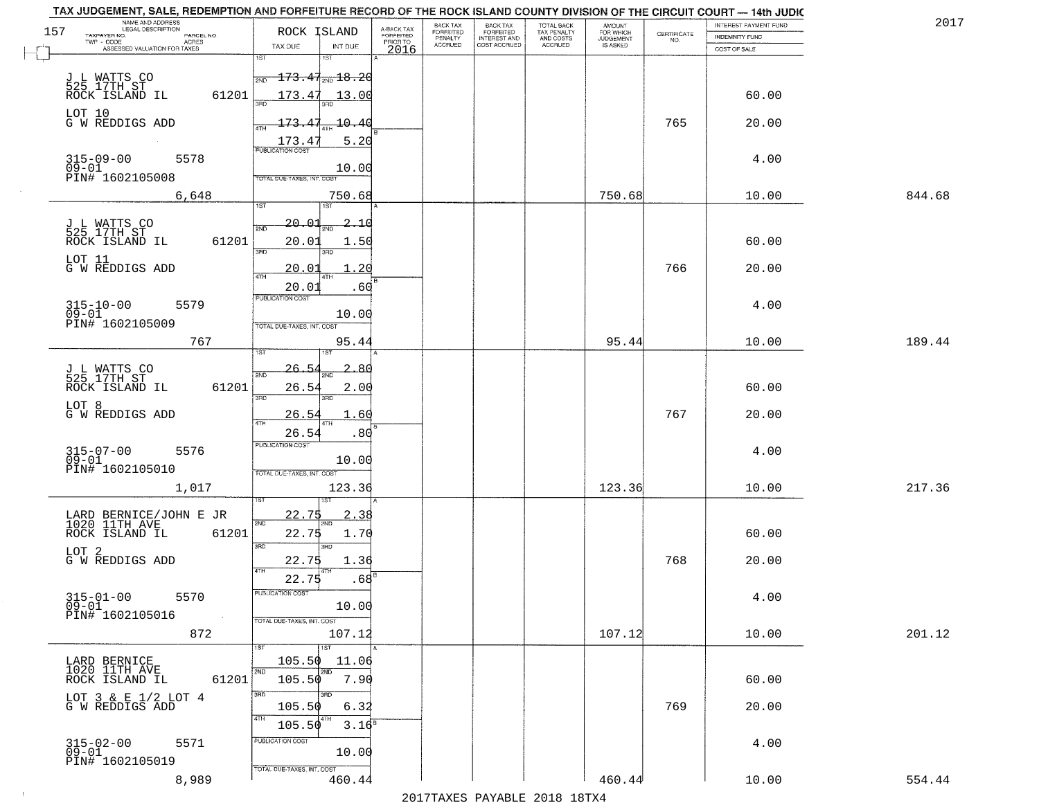# TAX JUDGEMENT, SALE, REDEMPTION AND FORFEITURE RECORD OF THE ROCK ISLAND COUNTY DIVISION OF THE CIRCUIT COURT — 14th JUDIC

2017

157

| NAME AND ADDRESS / LEGAL DESCRIPTION / TAXPAYER NO. / PARCEL NO. / TWP - CODE / ACRES / ASSESSED VALUATION FOR TAXES | ROCK ISLAND TAX DUE | INT DUE | A-BACK TAX FORFEITED PRIOR TO 2016 | BACK TAX FORFEITED PENALTY ACCRUED | BACK TAX FORFEITED INTEREST AND COST ACCRUED | TOTAL BACK TAX PENALTY AND COSTS ACCRUED | AMOUNT FOR WHICH JUDGEMENT IS ASKED | CERTIFICATE NO. | INTEREST PAYMENT FUND / INDEMNITY FUND / COST OF SALE | |
|---|---|---|---|---|---|---|---|---|---|---|
| J L WATTS CO<br>525 17TH ST<br>ROCK ISLAND IL 61201<br>LOT 10<br>G W REDDIGS ADD<br>315-09-00 5578<br>09-01<br>PIN# 1602105008<br>6,648 | 1ST 173.47<br>2ND 173.47<br>3RD 173.47<br>4TH 173.47<br>PUBLICATION COST<br>TOTAL DUE-TAXES, INT. COST | 18.20<br>13.00<br>10.40<br>5.20<br>10.00<br>750.68 | | | | | 750.68 | 765 | 60.00<br>20.00<br>4.00<br>10.00 | 844.68 |
| J L WATTS CO<br>525 17TH ST<br>ROCK ISLAND IL 61201<br>LOT 11<br>G W REDDIGS ADD<br>315-10-00 5579<br>09-01<br>PIN# 1602105009<br>767 | 1ST 20.01<br>2ND 20.01<br>3RD 20.01<br>4TH 20.01<br>PUBLICATION COST<br>TOTAL DUE-TAXES, INT. COST | 2.10<br>1.50<br>1.20<br>.60<br>10.00<br>95.44 | | | | | 95.44 | 766 | 60.00<br>20.00<br>4.00<br>10.00 | 189.44 |
| J L WATTS CO<br>525 17TH ST<br>ROCK ISLAND IL 61201<br>LOT 8<br>G W REDDIGS ADD<br>315-07-00 5576<br>09-01<br>PIN# 1602105010<br>1,017 | 1ST 26.54<br>2ND 26.54<br>3RD 26.54<br>4TH 26.54<br>PUBLICATION COST<br>TOTAL DUE-TAXES, INT. COST | 2.80<br>2.00<br>1.60<br>.80<br>10.00<br>123.36 | | | | | 123.36 | 767 | 60.00<br>20.00<br>4.00<br>10.00 | 217.36 |
| LARD BERNICE/JOHN E JR<br>1020 11TH AVE<br>ROCK ISLAND IL 61201<br>LOT 2<br>G W REDDIGS ADD<br>315-01-00 5570<br>09-01<br>PIN# 1602105016<br>872 | 1ST 22.75<br>2ND 22.75<br>3RD 22.75<br>4TH 22.75<br>PUBLICATION COST<br>TOTAL DUE-TAXES, INT. COST | 2.38<br>1.70<br>1.36<br>.68<br>10.00<br>107.12 | | | | | 107.12 | 768 | 60.00<br>20.00<br>4.00<br>10.00 | 201.12 |
| LARD BERNICE<br>1020 11TH AVE<br>ROCK ISLAND IL 61201<br>LOT 3 & E 1/2 LOT 4<br>G W REDDIGS ADD<br>315-02-00 5571<br>09-01<br>PIN# 1602105019<br>8,989 | 1ST 105.50<br>2ND 105.50<br>3RD 105.50<br>4TH 105.50<br>PUBLICATION COST<br>TOTAL DUE-TAXES, INT. COST | 11.06<br>7.90<br>6.32<br>3.16<br>10.00<br>460.44 | | | | | 460.44 | 769 | 60.00<br>20.00<br>4.00<br>10.00 | 554.44 |

2017TAXES PAYABLE 2018 18TX4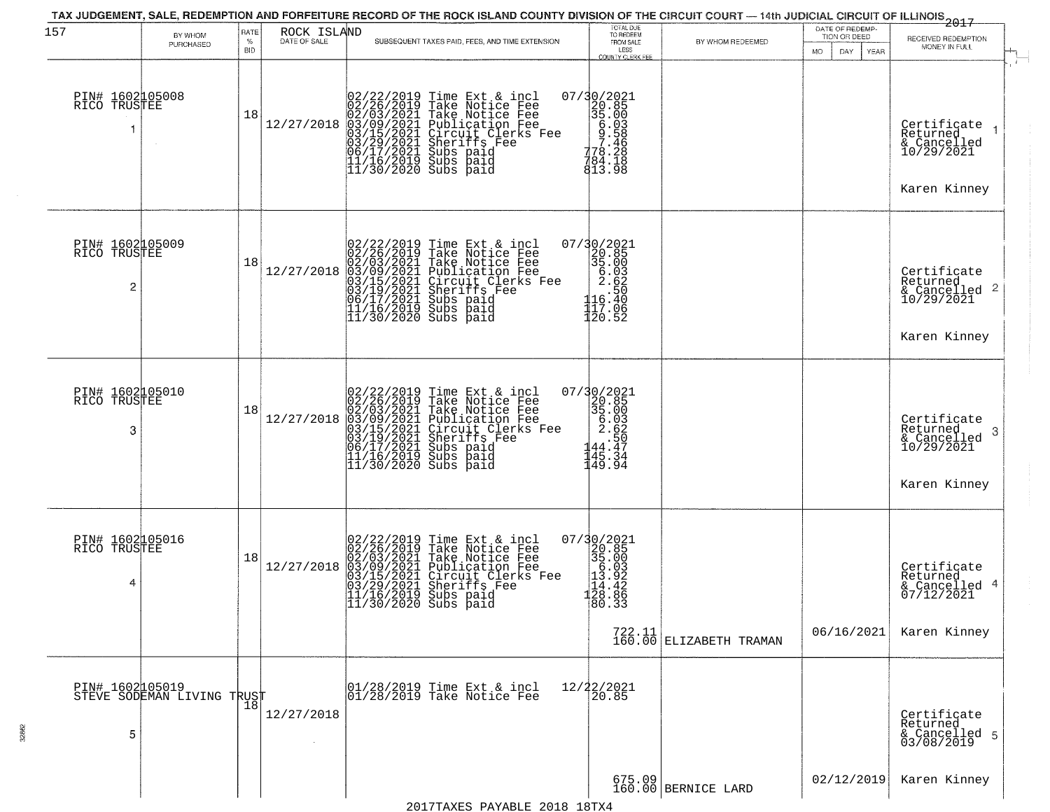# TAX JUDGEMENT, SALE, REDEMPTION AND FORFEITURE RECORD OF THE ROCK ISLAND COUNTY DIVISION OF THE CIRCUIT COURT — 14th JUDICIAL CIRCUIT OF ILLINOIS 2017

157 — ROCK ISLAND

| | BY WHOM PURCHASED | RATE % BID | DATE OF SALE | SUBSEQUENT TAXES PAID, FEES, AND TIME EXTENSION | TOTAL DUE TO REDEEM FROM SALE LESS COUNTY CLERK FEE | BY WHOM REDEEMED | DATE OF REDEMPTION OR DEED MO DAY YEAR | RECEIVED REDEMPTION MONEY IN FULL |
|---|---|---|---|---|---|---|---|---|
| 1 | PIN# 1602105008 RICO TRUSTEE | 18 | 12/27/2018 | 02/22/2019 Time Ext & incl<br>02/26/2019 Take Notice Fee<br>02/03/2021 Take Notice Fee<br>03/09/2021 Publication Fee<br>03/15/2021 Circuit Clerks Fee<br>03/29/2021 Sheriffs Fee<br>06/17/2021 Subs paid<br>11/16/2019 Subs paid<br>11/30/2020 Subs paid | 07/30/2021<br>20.85<br>35.00<br>6.03<br>9.58<br>7.46<br>778.28<br>784.18<br>813.98 | | | Certificate Returned & Cancelled 10/29/2021<br>Karen Kinney |
| 2 | PIN# 1602105009 RICO TRUSTEE | 18 | 12/27/2018 | 02/22/2019 Time Ext & incl<br>02/26/2019 Take Notice Fee<br>02/03/2021 Take Notice Fee<br>03/09/2021 Publication Fee<br>03/15/2021 Circuit Clerks Fee<br>03/19/2021 Sheriffs Fee<br>06/17/2021 Subs paid<br>11/16/2019 Subs paid<br>11/30/2020 Subs paid | 07/30/2021<br>20.85<br>35.00<br>6.03<br>2.62<br>.50<br>116.40<br>117.06<br>120.52 | | | Certificate Returned & Cancelled 10/29/2021<br>Karen Kinney |
| 3 | PIN# 1602105010 RICO TRUSTEE | 18 | 12/27/2018 | 02/22/2019 Time Ext & incl<br>02/26/2019 Take Notice Fee<br>02/03/2021 Take Notice Fee<br>03/09/2021 Publication Fee<br>03/15/2021 Circuit Clerks Fee<br>03/19/2021 Sheriffs Fee<br>06/17/2021 Subs paid<br>11/16/2019 Subs paid<br>11/30/2020 Subs paid | 07/30/2021<br>20.85<br>35.00<br>6.03<br>2.62<br>.50<br>144.47<br>145.34<br>149.94 | | | Certificate Returned & Cancelled 10/29/2021<br>Karen Kinney |
| 4 | PIN# 1602105016 RICO TRUSTEE | 18 | 12/27/2018 | 02/22/2019 Time Ext & incl<br>02/26/2019 Take Notice Fee<br>02/03/2021 Take Notice Fee<br>03/09/2021 Publication Fee<br>03/15/2021 Circuit Clerks Fee<br>03/29/2021 Sheriffs Fee<br>11/16/2019 Subs paid<br>11/30/2020 Subs paid | 07/30/2021<br>20.85<br>35.00<br>6.03<br>13.92<br>14.42<br>128.86<br>80.33<br>722.11<br>160.00 | ELIZABETH TRAMAN | 06/16/2021 | Certificate Returned & Cancelled 07/12/2021<br>Karen Kinney |
| 5 | PIN# 1602105019 STEVE SODEMAN LIVING TRUST | 18 | 12/27/2018 | 01/28/2019 Time Ext & incl<br>01/28/2019 Take Notice Fee | 12/22/2021<br>20.85<br>675.09<br>160.00 | BERNICE LARD | 02/12/2019 | Certificate Returned & Cancelled 03/08/2019<br>Karen Kinney |

2017TAXES PAYABLE 2018 18TX4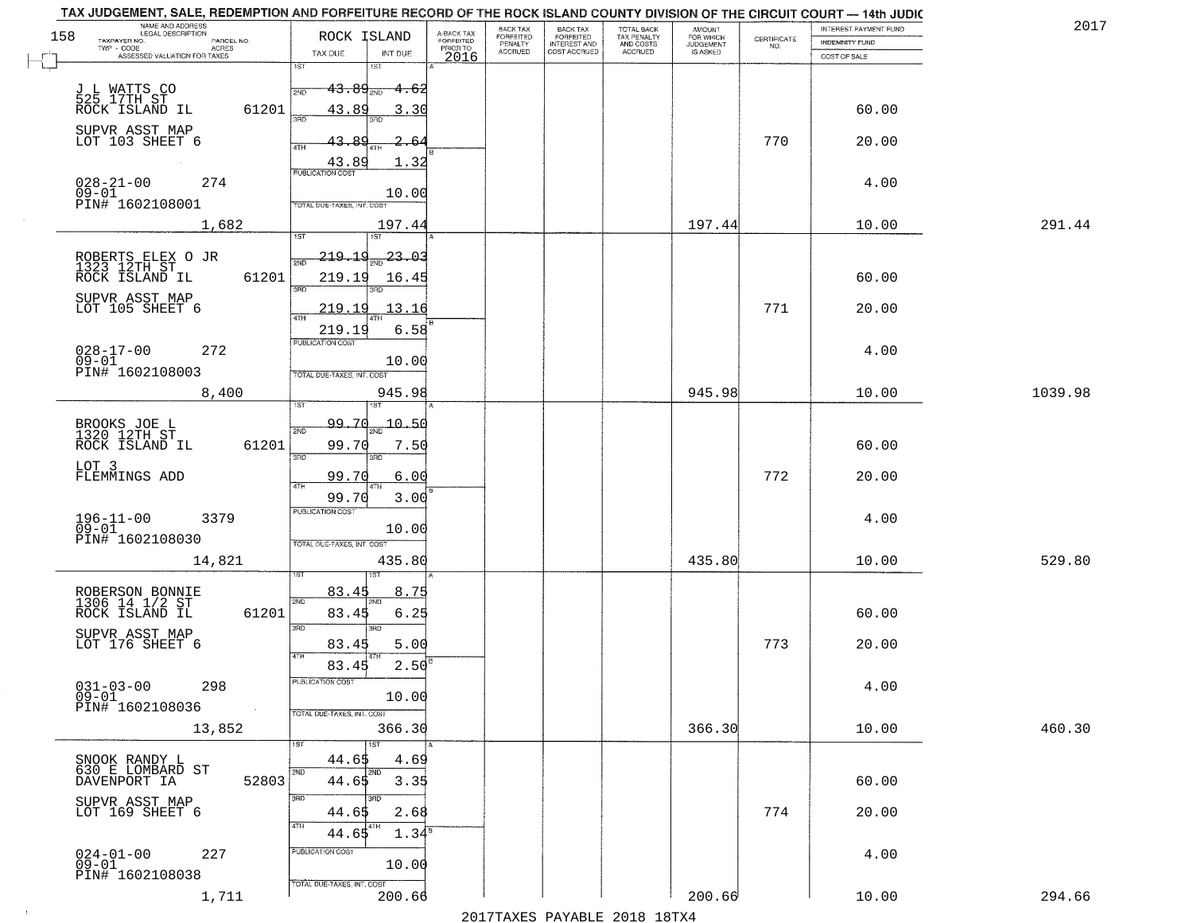# TAX JUDGEMENT, SALE, REDEMPTION AND FORFEITURE RECORD OF THE ROCK ISLAND COUNTY DIVISION OF THE CIRCUIT COURT — 14th JUDIC

2017

| NAME AND ADDRESS / LEGAL DESCRIPTION / TAXPAYER NO. / PARCEL NO. / TWP - CODE / ACRES / ASSESSED VALUATION FOR TAXES | ROCK ISLAND TAX DUE | INT DUE | A-BACK TAX FORFEITED PRIOR TO 2016 | BACK TAX FORFEITED PENALTY ACCRUED | BACK TAX FORFEITED INTEREST AND COST ACCRUED | TOTAL BACK TAX PENALTY AND COSTS ACCRUED | AMOUNT FOR WHICH JUDGEMENT IS ASKED | CERTIFICATE NO. | INTEREST PAYMENT FUND / INDEMNITY FUND / COST OF SALE | |
|---|---|---|---|---|---|---|---|---|---|---|
| J L WATTS CO<br>525 17TH ST<br>ROCK ISLAND IL 61201<br>SUPVR ASST MAP<br>LOT 103 SHEET 6<br>028-21-00 274<br>09-01<br>PIN# 1602108001<br>1,682 | 1ST 43.89<br>2ND 43.89<br>3RD 43.89<br>4TH 43.89<br>PUBLICATION COST<br>TOTAL DUE-TAXES, INT. COST | 4.62<br>3.30<br>2.64<br>1.32<br>10.00<br>197.44 | | | | | 197.44 | 770 | 60.00<br>20.00<br>4.00<br>10.00 | 291.44 |
| ROBERTS ELEX O JR<br>1323 12TH ST<br>ROCK ISLAND IL 61201<br>SUPVR ASST MAP<br>LOT 105 SHEET 6<br>028-17-00 272<br>09-01<br>PIN# 1602108003<br>8,400 | 1ST 219.19<br>2ND 219.19<br>3RD 219.19<br>4TH 219.19<br>PUBLICATION COST<br>TOTAL DUE-TAXES, INT. COST | 23.03<br>16.45<br>13.16<br>6.58<br>10.00<br>945.98 | | | | | 945.98 | 771 | 60.00<br>20.00<br>4.00<br>10.00 | 1039.98 |
| BROOKS JOE L<br>1320 12TH ST<br>ROCK ISLAND IL 61201<br>LOT 3<br>FLEMMINGS ADD<br>196-11-00 3379<br>09-01<br>PIN# 1602108030<br>14,821 | 1ST 99.70<br>2ND 99.70<br>3RD 99.70<br>4TH 99.70<br>PUBLICATION COST<br>TOTAL DUE-TAXES, INT. COST | 10.50<br>7.50<br>6.00<br>3.00<br>10.00<br>435.80 | | | | | 435.80 | 772 | 60.00<br>20.00<br>4.00<br>10.00 | 529.80 |
| ROBERSON BONNIE<br>1306 14 1/2 ST<br>ROCK ISLAND IL 61201<br>SUPVR ASST MAP<br>LOT 176 SHEET 6<br>031-03-00 298<br>09-01<br>PIN# 1602108036<br>13,852 | 1ST 83.45<br>2ND 83.45<br>3RD 83.45<br>4TH 83.45<br>PUBLICATION COST<br>TOTAL DUE-TAXES, INT. COST | 8.75<br>6.25<br>5.00<br>2.50<br>10.00<br>366.30 | | | | | 366.30 | 773 | 60.00<br>20.00<br>4.00<br>10.00 | 460.30 |
| SNOOK RANDY L<br>630 E LOMBARD ST<br>DAVENPORT IA 52803<br>SUPVR ASST MAP<br>LOT 169 SHEET 6<br>024-01-00 227<br>09-01<br>PIN# 1602108038<br>1,711 | 1ST 44.65<br>2ND 44.65<br>3RD 44.65<br>4TH 44.65<br>PUBLICATION COST<br>TOTAL DUE-TAXES, INT. COST | 4.69<br>3.35<br>2.68<br>1.34<br>10.00<br>200.66 | | | | | 200.66 | 774 | 60.00<br>20.00<br>4.00<br>10.00 | 294.66 |

2017TAXES PAYABLE 2018 18TX4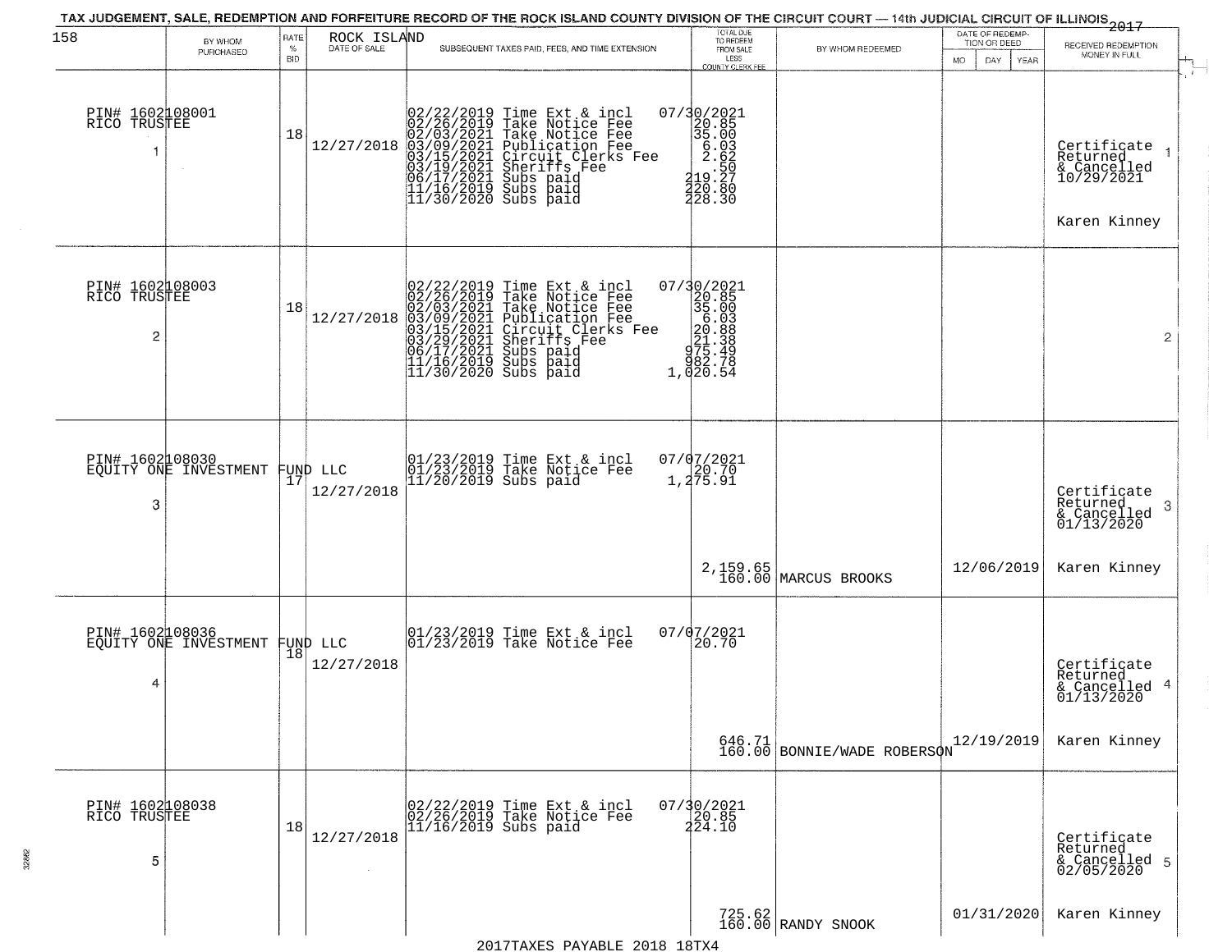# TAX JUDGEMENT, SALE, REDEMPTION AND FORFEITURE RECORD OF THE ROCK ISLAND COUNTY DIVISION OF THE CIRCUIT COURT — 14th JUDICIAL CIRCUIT OF ILLINOIS 2017

| 158 BY WHOM PURCHASED | RATE % BID | ROCK ISLAND DATE OF SALE | SUBSEQUENT TAXES PAID, FEES, AND TIME EXTENSION | TOTAL DUE TO REDEEM FROM SALE LESS COUNTY CLERK FEE | BY WHOM REDEEMED | DATE OF REDEMPTION OR DEED MO DAY YEAR | RECEIVED REDEMPTION MONEY IN FULL |
|---|---|---|---|---|---|---|---|
| PIN# 1602108001 RICO TRUSTEE 1 | 18 | 12/27/2018 | 02/22/2019 Time Ext & incl 07/30/2021<br>02/26/2019 Take Notice Fee 20.85<br>02/03/2021 Take Notice Fee 35.00<br>03/09/2021 Publication Fee 6.03<br>03/15/2021 Circuit Clerks Fee 2.62<br>03/19/2021 Sheriffs Fee .50<br>06/17/2021 Subs paid 219.27<br>11/16/2019 Subs paid 220.80<br>11/30/2020 Subs paid 228.30 | | | | Certificate Returned & Cancelled 10/29/2021 1<br>Karen Kinney |
| PIN# 1602108003 RICO TRUSTEE 2 | 18 | 12/27/2018 | 02/22/2019 Time Ext & incl 07/30/2021<br>02/26/2019 Take Notice Fee 20.85<br>02/03/2021 Take Notice Fee 35.00<br>03/09/2021 Publication Fee 6.03<br>03/15/2021 Circuit Clerks Fee 20.88<br>03/29/2021 Sheriffs Fee 21.38<br>06/17/2021 Subs paid 975.49<br>11/16/2019 Subs paid 982.78<br>11/30/2020 Subs paid 1,020.54 | | | | 2 |
| PIN# 1602108030 EQUITY ONE INVESTMENT FUND LLC 3 | 17 | 12/27/2018 | 01/23/2019 Time Ext & incl 07/07/2021<br>01/23/2019 Take Notice Fee 20.70<br>11/20/2019 Subs paid 1,275.91 | 2,159.65<br>160.00 | MARCUS BROOKS | 12/06/2019 | Certificate Returned & Cancelled 01/13/2020 3<br>Karen Kinney |
| PIN# 1602108036 EQUITY ONE INVESTMENT FUND LLC 4 | 18 | 12/27/2018 | 01/23/2019 Time Ext & incl 07/07/2021<br>01/23/2019 Take Notice Fee 20.70 | 646.71<br>160.00 | BONNIE/WADE ROBERSON | 12/19/2019 | Certificate Returned & Cancelled 01/13/2020 4<br>Karen Kinney |
| PIN# 1602108038 RICO TRUSTEE 5 | 18 | 12/27/2018 | 02/22/2019 Time Ext & incl 07/30/2021<br>02/26/2019 Take Notice Fee 20.85<br>11/16/2019 Subs paid 224.10 | 725.62<br>160.00 | RANDY SNOOK | 01/31/2020 | Certificate Returned & Cancelled 02/05/2020 5<br>Karen Kinney |

2017TAXES PAYABLE 2018 18TX4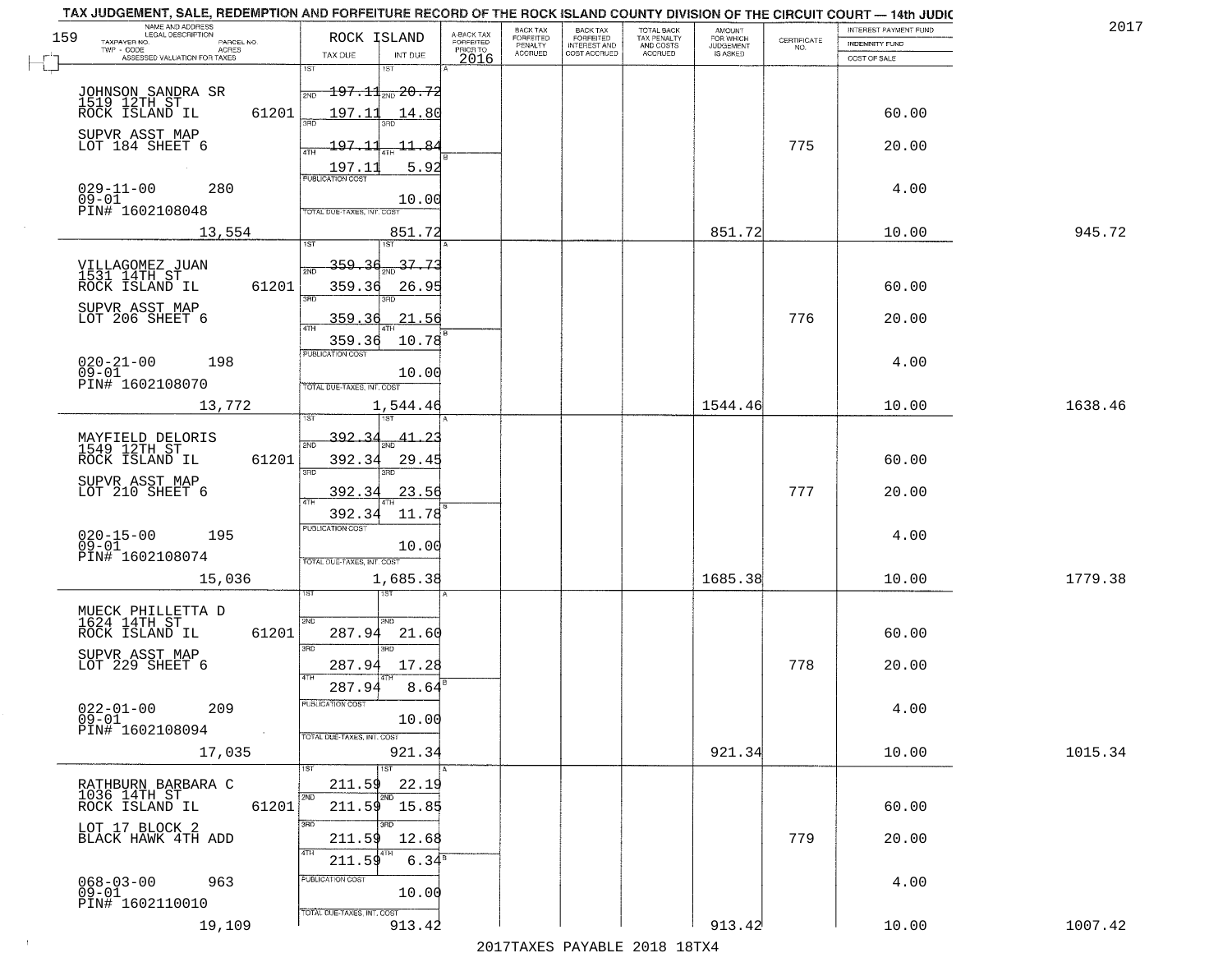TAX JUDGEMENT, SALE, REDEMPTION AND FORFEITURE RECORD OF THE ROCK ISLAND COUNTY DIVISION OF THE CIRCUIT COURT — 14th JUDIC

2017

| NAME AND ADDRESS / LEGAL DESCRIPTION / TAXPAYER NO. / PARCEL NO. / TWP - CODE / ACRES / ASSESSED VALUATION FOR TAXES | ROCK ISLAND TAX DUE | INT DUE | A-BACK TAX FORFEITED PRIOR TO 2016 | BACK TAX FORFEITED PENALTY ACCRUED | BACK TAX FORFEITED INTEREST AND COST ACCRUED | TOTAL BACK TAX PENALTY AND COSTS ACCRUED | AMOUNT FOR WHICH JUDGEMENT IS ASKED | CERTIFICATE NO. | INTEREST PAYMENT FUND / INDEMNITY FUND / COST OF SALE | |
|---|---|---|---|---|---|---|---|---|---|---|
| JOHNSON SANDRA SR<br>1519 12TH ST<br>ROCK ISLAND IL 61201<br>SUPVR ASST MAP<br>LOT 184 SHEET 6<br>029-11-00 280<br>09-01<br>PIN# 1602108048<br>13,554 | 1ST 197.11<br>2ND 197.11<br>3RD 197.11<br>4TH 197.11<br>PUBLICATION COST<br>TOTAL DUE-TAXES, INT. COST | 20.72<br>14.80<br>11.84<br>5.92<br>10.00<br>851.72 | | | | | 851.72 | 775 | 60.00<br>20.00<br>4.00<br>10.00 | 945.72 |
| VILLAGOMEZ JUAN<br>1531 14TH ST<br>ROCK ISLAND IL 61201<br>SUPVR ASST MAP<br>LOT 206 SHEET 6<br>020-21-00 198<br>09-01<br>PIN# 1602108070<br>13,772 | 1ST 359.36<br>2ND 359.36<br>3RD 359.36<br>4TH 359.36<br>PUBLICATION COST<br>TOTAL DUE-TAXES, INT. COST | 37.73<br>26.95<br>21.56<br>10.78<br>10.00<br>1,544.46 | | | | | 1544.46 | 776 | 60.00<br>20.00<br>4.00<br>10.00 | 1638.46 |
| MAYFIELD DELORIS<br>1549 12TH ST<br>ROCK ISLAND IL 61201<br>SUPVR ASST MAP<br>LOT 210 SHEET 6<br>020-15-00 195<br>09-01<br>PIN# 1602108074<br>15,036 | 1ST 392.34<br>2ND 392.34<br>3RD 392.34<br>4TH 392.34<br>PUBLICATION COST<br>TOTAL DUE-TAXES, INT. COST | 41.23<br>29.45<br>23.56<br>11.78<br>10.00<br>1,685.38 | | | | | 1685.38 | 777 | 60.00<br>20.00<br>4.00<br>10.00 | 1779.38 |
| MUECK PHILLETTA D<br>1624 14TH ST<br>ROCK ISLAND IL 61201<br>SUPVR ASST MAP<br>LOT 229 SHEET 6<br>022-01-00 209<br>09-01<br>PIN# 1602108094<br>17,035 | 1ST<br>2ND 287.94<br>3RD 287.94<br>4TH 287.94<br>PUBLICATION COST<br>TOTAL DUE-TAXES, INT. COST | 21.60<br>17.28<br>8.64<br>10.00<br>921.34 | | | | | 921.34 | 778 | 60.00<br>20.00<br>4.00<br>10.00 | 1015.34 |
| RATHBURN BARBARA C<br>1036 14TH ST<br>ROCK ISLAND IL 61201<br>LOT 17 BLOCK 2<br>BLACK HAWK 4TH ADD<br>068-03-00 963<br>09-01<br>PIN# 1602110010<br>19,109 | 1ST 211.59<br>2ND 211.59<br>3RD 211.59<br>4TH 211.59<br>PUBLICATION COST<br>TOTAL DUE-TAXES, INT. COST | 22.19<br>15.85<br>12.68<br>6.34<br>10.00<br>913.42 | | | | | 913.42 | 779 | 60.00<br>20.00<br>4.00<br>10.00 | 1007.42 |

2017TAXES PAYABLE 2018 18TX4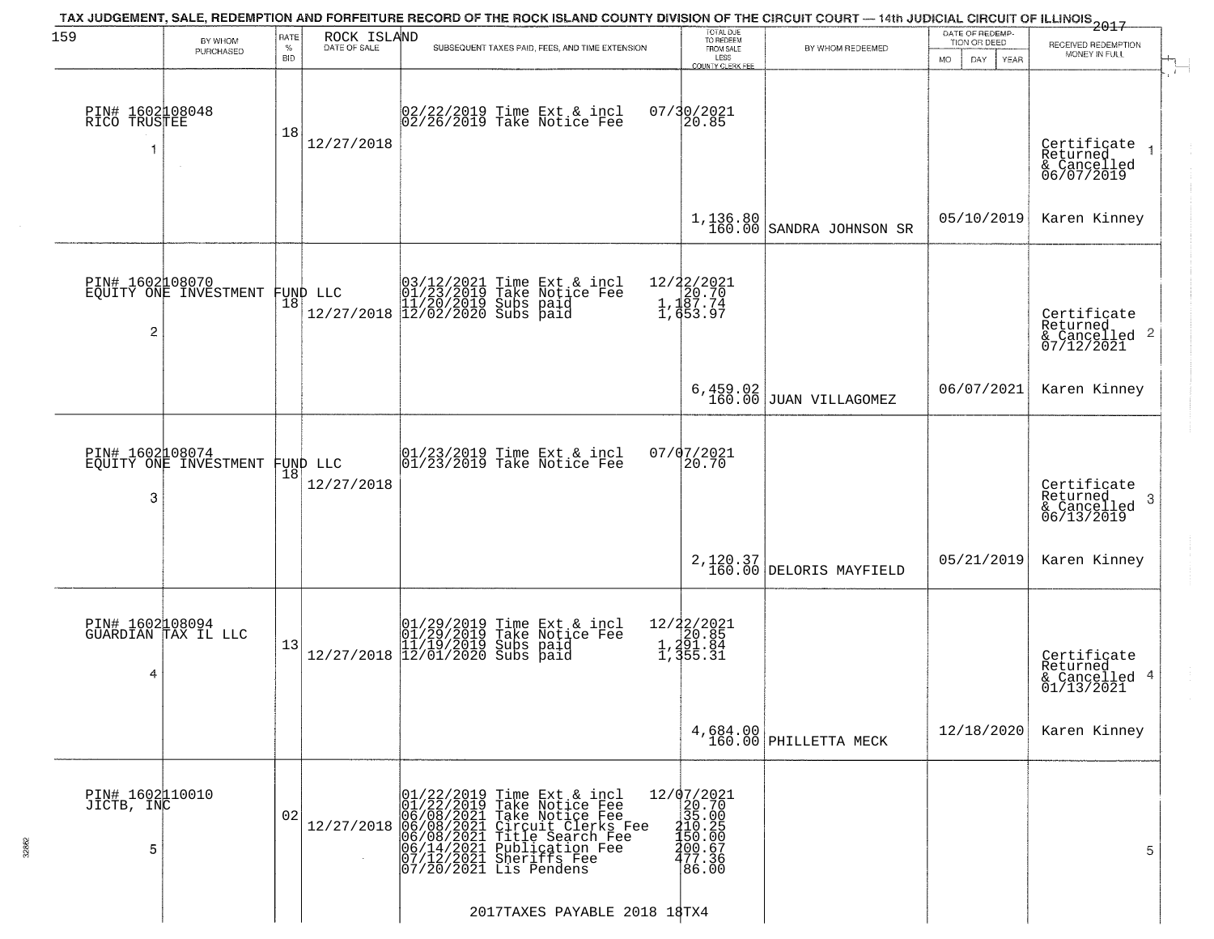TAX JUDGEMENT, SALE, REDEMPTION AND FORFEITURE RECORD OF THE ROCK ISLAND COUNTY DIVISION OF THE CIRCUIT COURT — 14th JUDICIAL CIRCUIT OF ILLINOIS 2017

ROCK ISLAND

| BY WHOM PURCHASED | RATE % BID | DATE OF SALE | SUBSEQUENT TAXES PAID, FEES, AND TIME EXTENSION | TOTAL DUE TO REDEEM FROM SALE LESS COUNTY CLERK FEE | BY WHOM REDEEMED | DATE OF REDEMPTION OR DEED MO DAY YEAR | RECEIVED REDEMPTION MONEY IN FULL |
|---|---|---|---|---|---|---|---|
| PIN# 1602108048 RICO TRUSTEE 1 | 18 | 12/27/2018 | 02/22/2019 Time Ext & incl 07/30/2021<br>02/26/2019 Take Notice Fee 20.85 | 1,136.80<br>160.00 | SANDRA JOHNSON SR | 05/10/2019 | Certificate Returned & Cancelled 06/07/2019 1<br>Karen Kinney |
| PIN# 1602108070 EQUITY ONE INVESTMENT FUND LLC 2 | 18 | 12/27/2018 | 03/12/2021 Time Ext & incl 12/22/2021<br>01/23/2019 Take Notice Fee 20.70<br>11/20/2019 Subs paid 1,187.74<br>12/02/2020 Subs paid 1,653.97 | 6,459.02<br>160.00 | JUAN VILLAGOMEZ | 06/07/2021 | Certificate Returned & Cancelled 07/12/2021 2<br>Karen Kinney |
| PIN# 1602108074 EQUITY ONE INVESTMENT FUND LLC 3 | 18 | 12/27/2018 | 01/23/2019 Time Ext & incl 07/07/2021<br>01/23/2019 Take Notice Fee 20.70 | 2,120.37<br>160.00 | DELORIS MAYFIELD | 05/21/2019 | Certificate Returned & Cancelled 06/13/2019 3<br>Karen Kinney |
| PIN# 1602108094 GUARDIAN TAX IL LLC 4 | 13 | 12/27/2018 | 01/29/2019 Time Ext & incl 12/22/2021<br>01/29/2019 Take Notice Fee 20.85<br>11/19/2019 Subs paid 1,291.84<br>12/01/2020 Subs paid 1,355.31 | 4,684.00<br>160.00 | PHILLETTA MECK | 12/18/2020 | Certificate Returned & Cancelled 01/13/2021 4<br>Karen Kinney |
| PIN# 1602110010 JICTB, INC 5 | 02 | 12/27/2018 | 01/22/2019 Time Ext & incl 12/07/2021<br>01/22/2019 Take Notice Fee 20.70<br>06/08/2021 Take Notice Fee 35.00<br>06/08/2021 Circuit Clerks Fee 210.25<br>06/08/2021 Title Search Fee 150.00<br>06/14/2021 Publication Fee 200.67<br>07/12/2021 Sheriffs Fee 477.36<br>07/20/2021 Lis Pendens 86.00 | | | | 5 |

2017TAXES PAYABLE 2018 18TX4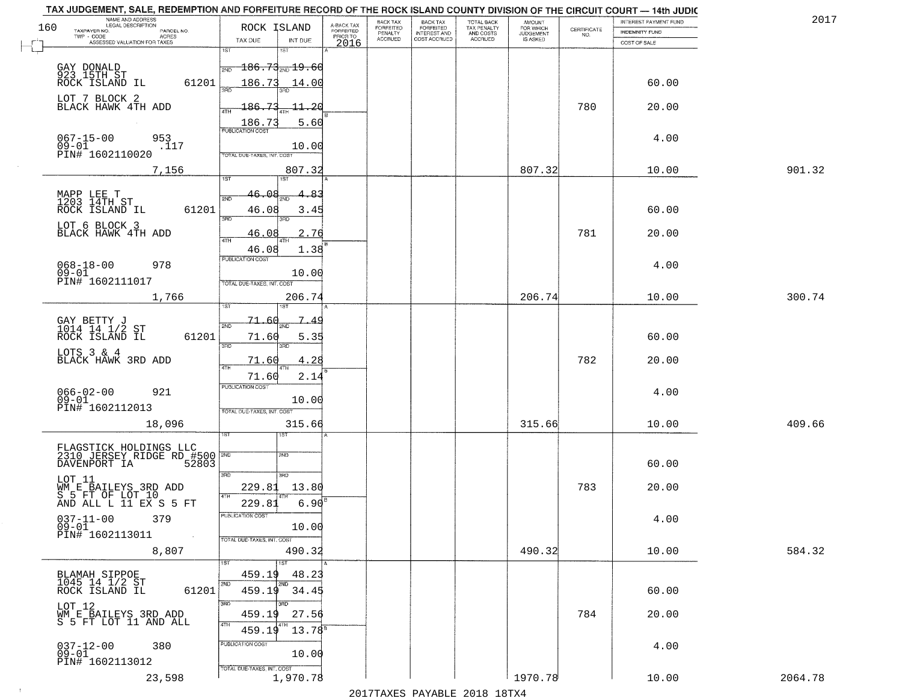TAX JUDGEMENT, SALE, REDEMPTION AND FORFEITURE RECORD OF THE ROCK ISLAND COUNTY DIVISION OF THE CIRCUIT COURT — 14th JUDIC

2017

| NAME AND ADDRESS / LEGAL DESCRIPTION / TAXPAYER NO. / PARCEL NO. / TWP - CODE / ACRES / ASSESSED VALUATION FOR TAXES | ROCK ISLAND TAX DUE | INT DUE | A-BACK TAX FORFEITED PRIOR TO 2016 | BACK TAX FORFEITED PENALTY ACCRUED | BACK TAX FORFEITED INTEREST AND COST ACCRUED | TOTAL BACK TAX PENALTY AND COSTS ACCRUED | AMOUNT FOR WHICH JUDGEMENT IS ASKED | CERTIFICATE NO. | INTEREST PAYMENT FUND / INDEMNITY FUND / COST OF SALE | |
|---|---|---|---|---|---|---|---|---|---|---|
| GAY DONALD<br>923 15TH ST<br>ROCK ISLAND IL 61201<br>LOT 7 BLOCK 2<br>BLACK HAWK 4TH ADD<br>067-15-00 953<br>09-01 .117<br>PIN# 1602110020<br>7,156 | 1ST<br>2ND 186.73<br>3RD 186.73<br>4TH 186.73<br>186.73<br>PUBLICATION COST<br>TOTAL DUE-TAXES, INT. COST | 1ST<br>2ND 19.60<br>14.00<br>3RD 11.20<br>4TH 5.60<br>10.00<br>807.32 | | | | | 807.32 | 780 | 60.00<br>20.00<br>4.00<br>10.00 | 901.32 |
| MAPP LEE T<br>1203 14TH ST<br>ROCK ISLAND IL 61201<br>LOT 6 BLOCK 3<br>BLACK HAWK 4TH ADD<br>068-18-00 978<br>09-01<br>PIN# 1602111017<br>1,766 | 1ST<br>2ND 46.08<br>46.08<br>3RD 46.08<br>4TH 46.08<br>PUBLICATION COST<br>TOTAL DUE-TAXES, INT. COST | 1ST 4.83<br>2ND 3.45<br>3RD 2.76<br>4TH 1.38<br>10.00<br>206.74 | | | | | 206.74 | 781 | 60.00<br>20.00<br>4.00<br>10.00 | 300.74 |
| GAY BETTY J<br>1014 14 1/2 ST<br>ROCK ISLAND IL 61201<br>LOTS 3 & 4<br>BLACK HAWK 3RD ADD<br>066-02-00 921<br>09-01<br>PIN# 1602112013<br>18,096 | 1ST 71.60<br>2ND 71.60<br>3RD 71.60<br>4TH 71.60<br>PUBLICATION COST<br>TOTAL DUE-TAXES, INT. COST | 1ST 7.49<br>2ND 5.35<br>3RD 4.28<br>4TH 2.14<br>10.00<br>315.66 | | | | | 315.66 | 782 | 60.00<br>20.00<br>4.00<br>10.00 | 409.66 |
| FLAGSTICK HOLDINGS LLC<br>2310 JERSEY RIDGE RD #500<br>DAVENPORT IA 52803<br>LOT 11<br>WM E BAILEYS 3RD ADD<br>S 5 FT OF LOT 10<br>AND ALL L 11 EX S 5 FT<br>037-11-00 379<br>09-01<br>PIN# 1602113011<br>8,807 | 1ST<br>2ND<br>3RD 229.81<br>4TH 229.81<br>PUBLICATION COST<br>TOTAL DUE-TAXES, INT. COST | 1ST<br>2ND<br>3RD 13.80<br>4TH 6.90<br>10.00<br>490.32 | | | | | 490.32 | 783 | 60.00<br>20.00<br>4.00<br>10.00 | 584.32 |
| BLAMAH SIPPOE<br>1045 14 1/2 ST<br>ROCK ISLAND IL 61201<br>LOT 12<br>WM E BAILEYS 3RD ADD<br>S 5 FT LOT 11 AND ALL<br>037-12-00 380<br>09-01<br>PIN# 1602113012<br>23,598 | 1ST 459.19<br>2ND 459.19<br>3RD 459.19<br>4TH 459.19<br>PUBLICATION COST<br>TOTAL DUE-TAXES, INT. COST | 1ST 48.23<br>2ND 34.45<br>3RD 27.56<br>4TH 13.78<br>10.00<br>1,970.78 | | | | | 1970.78 | 784 | 60.00<br>20.00<br>4.00<br>10.00 | 2064.78 |

2017TAXES PAYABLE 2018 18TX4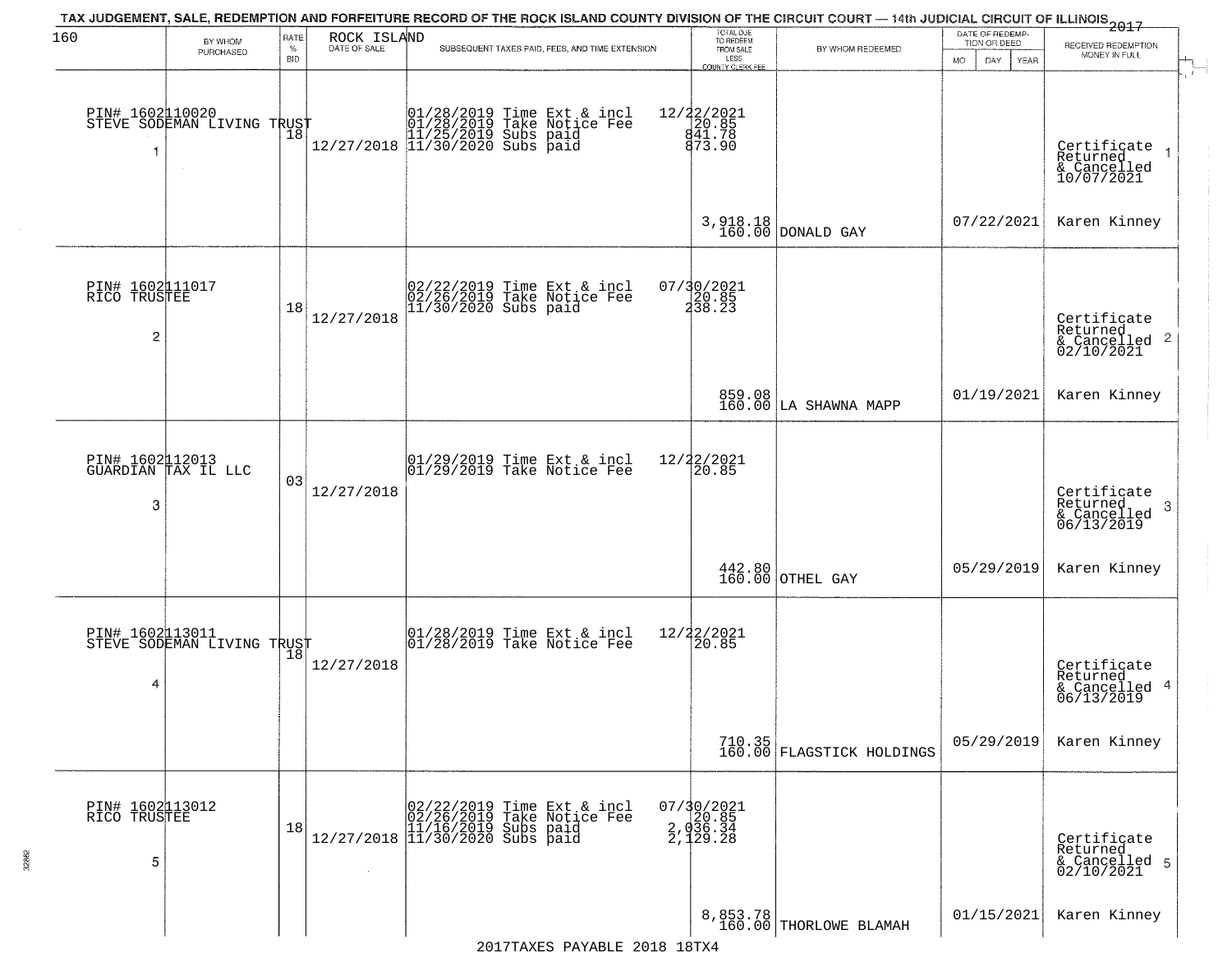TAX JUDGEMENT, SALE, REDEMPTION AND FORFEITURE RECORD OF THE ROCK ISLAND COUNTY DIVISION OF THE CIRCUIT COURT — 14th JUDICIAL CIRCUIT OF ILLINOIS 2017

| BY WHOM PURCHASED | RATE % BID | ROCK ISLAND DATE OF SALE | SUBSEQUENT TAXES PAID, FEES, AND TIME EXTENSION | TOTAL DUE TO REDEEM FROM SALE LESS COUNTY CLERK FEE | BY WHOM REDEEMED | DATE OF REDEMPTION OR DEED MO DAY YEAR | RECEIVED REDEMPTION MONEY IN FULL |
|---|---|---|---|---|---|---|---|
| PIN# 1602110020 STEVE SODEMAN LIVING TRUST 1 | 18 | 12/27/2018 | 01/28/2019 Time Ext & incl 01/28/2019 Take Notice Fee 11/25/2019 Subs paid 11/30/2020 Subs paid | 12/22/2021 20.85 841.78 873.90 3,918.18 160.00 | DONALD GAY | 07/22/2021 | Certificate Returned & Cancelled 10/07/2021 1 Karen Kinney |
| PIN# 1602111017 RICO TRUSTEE 2 | 18 | 12/27/2018 | 02/22/2019 Time Ext & incl 02/26/2019 Take Notice Fee 11/30/2020 Subs paid | 07/30/2021 20.85 238.23 859.08 160.00 | LA SHAWNA MAPP | 01/19/2021 | Certificate Returned & Cancelled 02/10/2021 2 Karen Kinney |
| PIN# 1602112013 GUARDIAN TAX IL LLC 3 | 03 | 12/27/2018 | 01/29/2019 Time Ext & incl 01/29/2019 Take Notice Fee | 12/22/2021 20.85 442.80 160.00 | OTHEL GAY | 05/29/2019 | Certificate Returned & Cancelled 06/13/2019 3 Karen Kinney |
| PIN# 1602113011 STEVE SODEMAN LIVING TRUST 4 | 18 | 12/27/2018 | 01/28/2019 Time Ext & incl 01/28/2019 Take Notice Fee | 12/22/2021 20.85 710.35 160.00 | FLAGSTICK HOLDINGS | 05/29/2019 | Certificate Returned & Cancelled 06/13/2019 4 Karen Kinney |
| PIN# 1602113012 RICO TRUSTEE 5 | 18 | 12/27/2018 | 02/22/2019 Time Ext & incl 02/26/2019 Take Notice Fee 11/16/2019 Subs paid 11/30/2020 Subs paid | 07/30/2021 20.85 2,036.34 2,129.28 8,853.78 160.00 | THORLOWE BLAMAH | 01/15/2021 | Certificate Returned & Cancelled 02/10/2021 5 Karen Kinney |

2017TAXES PAYABLE 2018 18TX4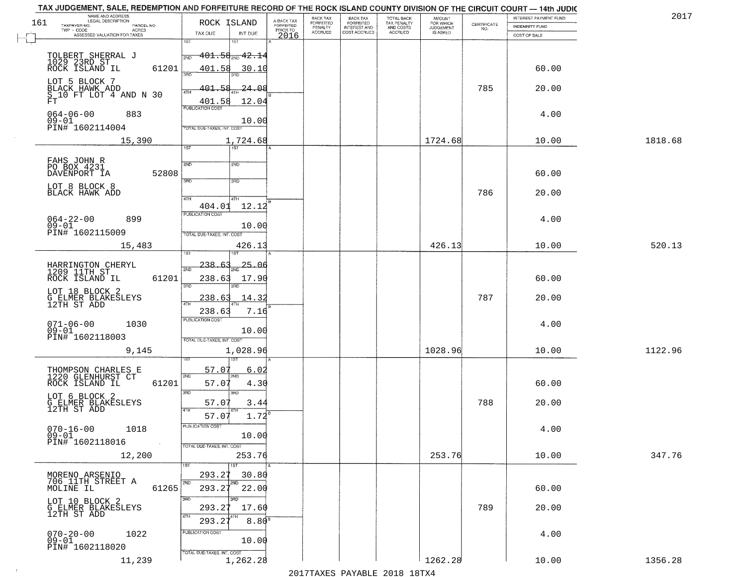# TAX JUDGEMENT, SALE, REDEMPTION AND FORFEITURE RECORD OF THE ROCK ISLAND COUNTY DIVISION OF THE CIRCUIT COURT — 14th JUDIC

2017

| NAME AND ADDRESS / LEGAL DESCRIPTION / TAXPAYER NO. / PARCEL NO. / TWP - CODE / ACRES / ASSESSED VALUATION FOR TAXES | ROCK ISLAND TAX DUE | INT DUE | A-BACK TAX FORFEITED PRIOR TO 2016 | BACK TAX FORFEITED PENALTY ACCRUED | BACK TAX FORFEITED INTEREST AND COST ACCRUED | TOTAL BACK TAX PENALTY AND COSTS ACCRUED | AMOUNT FOR WHICH JUDGEMENT IS ASKED | CERTIFICATE NO. | INTEREST PAYMENT FUND / INDEMNITY FUND / COST OF SALE | |
|---|---|---|---|---|---|---|---|---|---|---|
| TOLBERT SHERRAL J, 1029 23RD ST, ROCK ISLAND IL 61201; LOT 5 BLOCK 7 BLACK HAWK ADD S 10 FT LOT 4 AND N 30 FT; 064-06-00 883; 09-01; PIN# 1602114004; 15,390 | 1ST 401.58; 2ND 401.58; 3RD 401.58; 4TH 401.58; PUBLICATION COST; TOTAL DUE-TAXES, INT. COST 1,724.68 | 42.14; 30.10; 24.08; 12.04; 10.00 | | | | | 1724.68 | 785 | 60.00; 20.00; 4.00; 10.00 | 1818.68 |
| FAHS JOHN R, PO BOX 4231, DAVENPORT IA 52808; LOT 8 BLOCK 8 BLACK HAWK ADD; 064-22-00 899; 09-01; PIN# 1602115009; 15,483 | 1ST; 2ND; 3RD; 4TH 404.01; PUBLICATION COST; TOTAL DUE-TAXES, INT. COST 426.13 | 12.12; 10.00 | | | | | 426.13 | 786 | 60.00; 20.00; 4.00; 10.00 | 520.13 |
| HARRINGTON CHERYL, 1209 11TH ST, ROCK ISLAND IL 61201; LOT 18 BLOCK 2 G ELMER BLAKESLEYS 12TH ST ADD; 071-06-00 1030; 09-01; PIN# 1602118003; 9,145 | 1ST 238.63; 2ND 238.63; 3RD 238.63; 4TH 238.63; PUBLICATION COST; TOTAL DUE-TAXES, INT. COST 1,028.96 | 25.06; 17.90; 14.32; 7.16; 10.00 | | | | | 1028.96 | 787 | 60.00; 20.00; 4.00; 10.00 | 1122.96 |
| THOMPSON CHARLES E, 1220 GLENHURST CT, ROCK ISLAND IL 61201; LOT 6 BLOCK 2 G ELMER BLAKESLEYS 12TH ST ADD; 070-16-00 1018; 09-01; PIN# 1602118016; 12,200 | 1ST 57.07; 2ND 57.07; 3RD 57.07; 4TH 57.07; PUBLICATION COST; TOTAL DUE-TAXES, INT. COST 253.76 | 6.02; 4.30; 3.44; 1.72; 10.00 | | | | | 253.76 | 788 | 60.00; 20.00; 4.00; 10.00 | 347.76 |
| MORENO ARSENIO, 706 11TH STREET A, MOLINE IL 61265; LOT 10 BLOCK 2 G ELMER BLAKESLEYS 12TH ST ADD; 070-20-00 1022; 09-01; PIN# 1602118020; 11,239 | 1ST 293.27; 2ND 293.27; 3RD 293.27; 4TH 293.27; PUBLICATION COST; TOTAL DUE-TAXES, INT. COST 1,262.28 | 30.80; 22.00; 17.60; 8.80; 10.00 | | | | | 1262.28 | 789 | 60.00; 20.00; 4.00; 10.00 | 1356.28 |

2017TAXES PAYABLE 2018 18TX4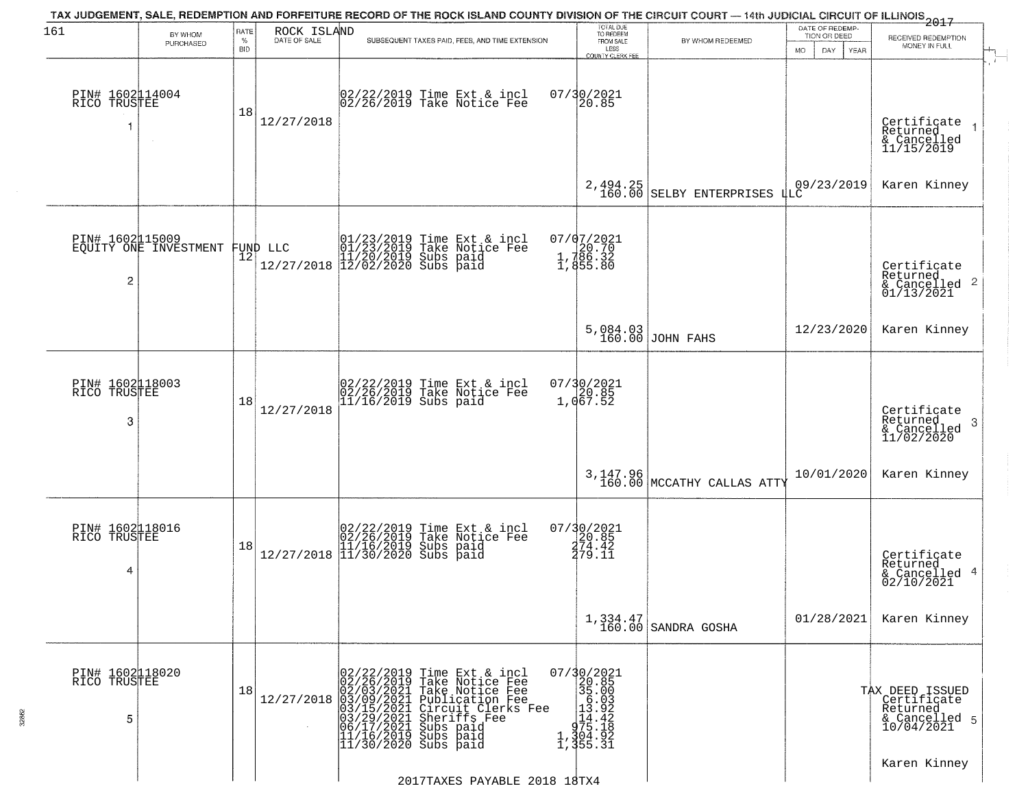TAX JUDGEMENT, SALE, REDEMPTION AND FORFEITURE RECORD OF THE ROCK ISLAND COUNTY DIVISION OF THE CIRCUIT COURT — 14th JUDICIAL CIRCUIT OF ILLINOIS 2017

161 ROCK ISLAND

| | BY WHOM PURCHASED | RATE % BID | DATE OF SALE | SUBSEQUENT TAXES PAID, FEES, AND TIME EXTENSION | TOTAL DUE TO REDEEM FROM SALE LESS COUNTY CLERK FEE | BY WHOM REDEEMED | DATE OF REDEMPTION OR DEED MO DAY YEAR | RECEIVED REDEMPTION MONEY IN FULL |
|---|---|---|---|---|---|---|---|---|
| 1 | PIN# 1602114004 RICO TRUSTEE | 18 | 12/27/2018 | 02/22/2019 Time Ext & incl 07/30/2021<br>02/26/2019 Take Notice Fee 20.85 | 2,494.25<br>160.00 | SELBY ENTERPRISES LLC | 09/23/2019 | Certificate Returned & Cancelled 11/15/2019<br>Karen Kinney |
| 2 | PIN# 1602115009 EQUITY ONE INVESTMENT FUND LLC | 12 | 12/27/2018 | 01/23/2019 Time Ext & incl 07/07/2021<br>01/23/2019 Take Notice Fee 20.70<br>11/20/2019 Subs paid 1,786.32<br>12/02/2020 Subs paid 1,855.80 | 5,084.03<br>160.00 | JOHN FAHS | 12/23/2020 | Certificate Returned & Cancelled 01/13/2021<br>Karen Kinney |
| 3 | PIN# 1602118003 RICO TRUSTEE | 18 | 12/27/2018 | 02/22/2019 Time Ext & incl 07/30/2021<br>02/26/2019 Take Notice Fee 20.85<br>11/16/2019 Subs paid 1,067.52 | 3,147.96<br>160.00 | MCCATHY CALLAS ATTY | 10/01/2020 | Certificate Returned & Cancelled 11/02/2020<br>Karen Kinney |
| 4 | PIN# 1602118016 RICO TRUSTEE | 18 | 12/27/2018 | 02/22/2019 Time Ext & incl 07/30/2021<br>02/26/2019 Take Notice Fee 20.85<br>11/16/2019 Subs paid 274.42<br>11/30/2020 Subs paid 279.11 | 1,334.47<br>160.00 | SANDRA GOSHA | 01/28/2021 | Certificate Returned & Cancelled 02/10/2021<br>Karen Kinney |
| 5 | PIN# 1602118020 RICO TRUSTEE | 18 | 12/27/2018 | 02/22/2019 Time Ext & incl 07/30/2021<br>02/26/2019 Take Notice Fee 20.85<br>02/03/2021 Take Notice Fee 35.00<br>03/09/2021 Publication Fee 6.03<br>03/15/2021 Circuit Clerks Fee 13.92<br>03/29/2021 Sheriffs Fee 14.42<br>06/17/2021 Subs paid 975.18<br>11/16/2019 Subs paid 1,304.92<br>11/30/2020 Subs paid 1,355.31 | | | | TAX DEED ISSUED Certificate Returned & Cancelled 10/04/2021<br>Karen Kinney |

2017TAXES PAYABLE 2018 18TX4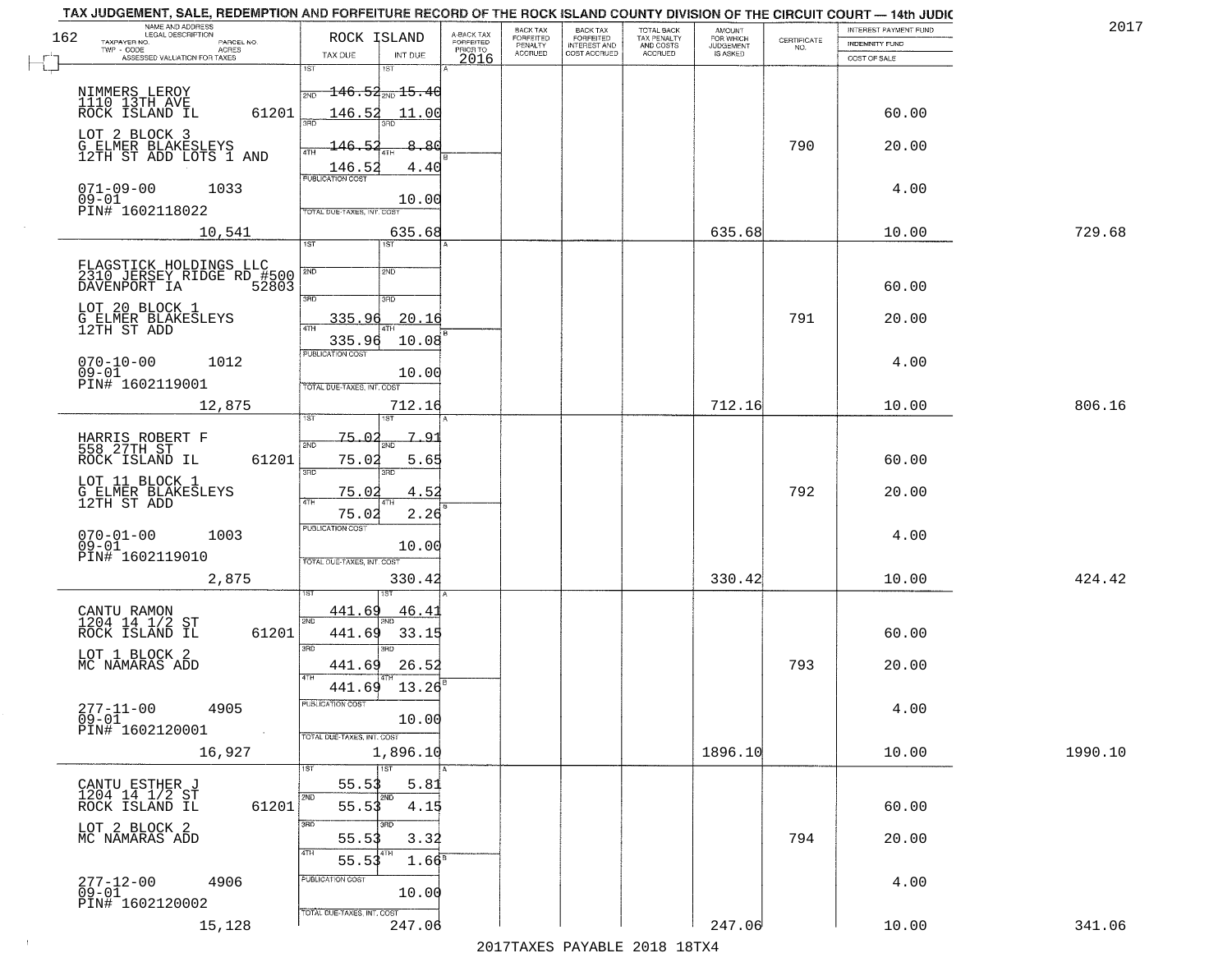TAX JUDGEMENT, SALE, REDEMPTION AND FORFEITURE RECORD OF THE ROCK ISLAND COUNTY DIVISION OF THE CIRCUIT COURT — 14th JUDIC

2017

| NAME AND ADDRESS / LEGAL DESCRIPTION / TAXPAYER NO. / PARCEL NO. / TWP - CODE / ACRES / ASSESSED VALUATION FOR TAXES | ROCK ISLAND TAX DUE | INT DUE | A-BACK TAX FORFEITED PRIOR TO 2016 | BACK TAX FORFEITED PENALTY ACCRUED | BACK TAX FORFEITED INTEREST AND COST ACCRUED | TOTAL BACK TAX PENALTY AND COSTS ACCRUED | AMOUNT FOR WHICH JUDGEMENT IS ASKED | CERTIFICATE NO. | INTEREST PAYMENT FUND / INDEMNITY FUND / COST OF SALE | |
|---|---|---|---|---|---|---|---|---|---|---|
| NIMMERS LEROY 1110 13TH AVE ROCK ISLAND IL 61201 LOT 2 BLOCK 3 G ELMER BLAKESLEYS 12TH ST ADD LOTS 1 AND 071-09-00 1033 09-01 PIN# 1602118022 10,541 | 1ST 146.52 2ND 146.52 3RD 146.52 4TH 146.52 PUBLICATION COST TOTAL DUE-TAXES, INT. COST | 1ST 15.40 2ND 11.00 3RD 8.80 4TH 4.40 10.00 635.68 | | | | | 635.68 | 790 | 60.00 20.00 4.00 10.00 | 729.68 |
| FLAGSTICK HOLDINGS LLC 2310 JERSEY RIDGE RD #500 DAVENPORT IA 52803 LOT 20 BLOCK 1 G ELMER BLAKESLEYS 12TH ST ADD 070-10-00 1012 09-01 PIN# 1602119001 12,875 | 1ST 2ND 3RD 335.96 4TH 335.96 PUBLICATION COST TOTAL DUE-TAXES, INT. COST | 1ST 2ND 3RD 20.16 4TH 10.08 10.00 712.16 | | | | | 712.16 | 791 | 60.00 20.00 4.00 10.00 | 806.16 |
| HARRIS ROBERT F 558 27TH ST ROCK ISLAND IL 61201 LOT 11 BLOCK 1 G ELMER BLAKESLEYS 12TH ST ADD 070-01-00 1003 09-01 PIN# 1602119010 2,875 | 1ST 75.02 2ND 75.02 3RD 75.02 4TH 75.02 PUBLICATION COST TOTAL DUE-TAXES, INT. COST | 1ST 7.91 2ND 5.65 3RD 4.52 4TH 2.26 10.00 330.42 | | | | | 330.42 | 792 | 60.00 20.00 4.00 10.00 | 424.42 |
| CANTU RAMON 1204 14 1/2 ST ROCK ISLAND IL 61201 LOT 1 BLOCK 2 MC NAMARAS ADD 277-11-00 4905 09-01 PIN# 1602120001 16,927 | 1ST 441.69 2ND 441.69 3RD 441.69 4TH 441.69 PUBLICATION COST TOTAL DUE-TAXES, INT. COST | 1ST 46.41 2ND 33.15 3RD 26.52 4TH 13.26 10.00 1,896.10 | | | | | 1896.10 | 793 | 60.00 20.00 4.00 10.00 | 1990.10 |
| CANTU ESTHER J 1204 14 1/2 ST ROCK ISLAND IL 61201 LOT 2 BLOCK 2 MC NAMARAS ADD 277-12-00 4906 09-01 PIN# 1602120002 15,128 | 1ST 55.53 2ND 55.53 3RD 55.53 4TH 55.53 PUBLICATION COST TOTAL DUE-TAXES, INT. COST | 1ST 5.81 2ND 4.15 3RD 3.32 4TH 1.66 10.00 247.06 | | | | | 247.06 | 794 | 60.00 20.00 4.00 10.00 | 341.06 |

2017TAXES PAYABLE 2018 18TX4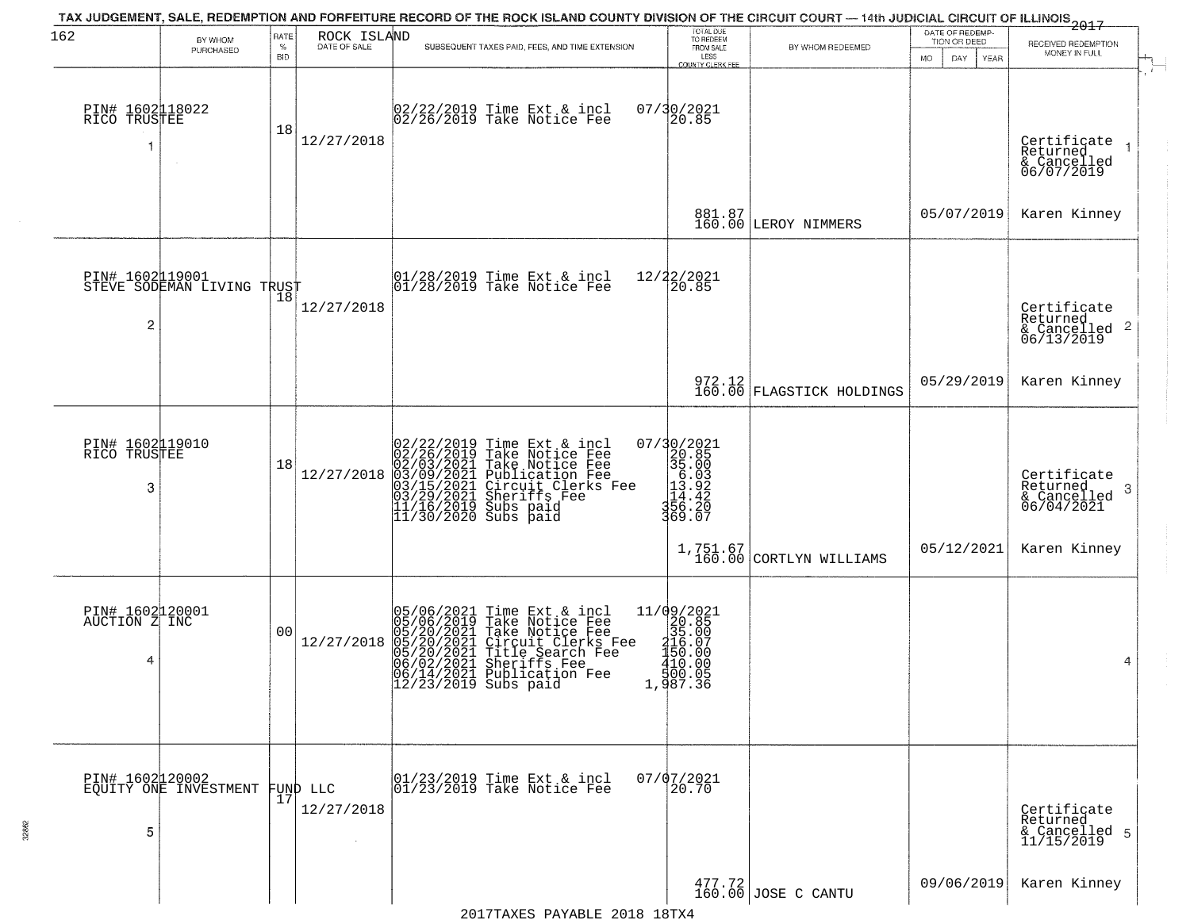TAX JUDGEMENT, SALE, REDEMPTION AND FORFEITURE RECORD OF THE ROCK ISLAND COUNTY DIVISION OF THE CIRCUIT COURT — 14th JUDICIAL CIRCUIT OF ILLINOIS 2017

| 162 BY WHOM PURCHASED | RATE % BID | ROCK ISLAND DATE OF SALE | SUBSEQUENT TAXES PAID, FEES, AND TIME EXTENSION | TOTAL DUE TO REDEEM FROM SALE LESS COUNTY CLERK FEE | BY WHOM REDEEMED | DATE OF REDEMPTION OR DEED MO DAY YEAR | RECEIVED REDEMPTION MONEY IN FULL |
|---|---|---|---|---|---|---|---|
| PIN# 1602118022 RICO TRUSTEE 1 | 18 | 12/27/2018 | 02/22/2019 Time Ext & incl 07/30/2021<br>02/26/2019 Take Notice Fee 20.85 | 881.87<br>160.00 | LEROY NIMMERS | 05/07/2019 | Certificate Returned & Cancelled 06/07/2019 1<br>Karen Kinney |
| PIN# 1602119001 STEVE SODEMAN LIVING TRUST 2 | 18 | 12/27/2018 | 01/28/2019 Time Ext & incl 12/22/2021<br>01/28/2019 Take Notice Fee 20.85 | 972.12<br>160.00 | FLAGSTICK HOLDINGS | 05/29/2019 | Certificate Returned & Cancelled 06/13/2019 2<br>Karen Kinney |
| PIN# 1602119010 RICO TRUSTEE 3 | 18 | 12/27/2018 | 02/22/2019 Time Ext & incl 07/30/2021<br>02/26/2019 Take Notice Fee 20.85<br>02/03/2021 Take Notice Fee 35.00<br>03/09/2021 Publication Fee 6.03<br>03/15/2021 Circuit Clerks Fee 13.92<br>03/29/2021 Sheriffs Fee 14.42<br>11/16/2019 Subs paid 356.20<br>11/30/2020 Subs paid 369.07 | 1,751.67<br>160.00 | CORTLYN WILLIAMS | 05/12/2021 | Certificate Returned & Cancelled 06/04/2021 3<br>Karen Kinney |
| PIN# 1602120001 AUCTION Z INC 4 | 00 | 12/27/2018 | 05/06/2021 Time Ext & incl 11/09/2021<br>05/06/2019 Take Notice Fee 20.85<br>05/20/2021 Take Notice Fee 35.00<br>05/20/2021 Circuit Clerks Fee 216.07<br>05/20/2021 Title Search Fee 150.00<br>06/02/2021 Sheriffs Fee 410.00<br>06/14/2021 Publication Fee 500.05<br>12/23/2019 Subs paid 1,987.36 | | | | 4 |
| PIN# 1602120002 EQUITY ONE INVESTMENT FUND LLC 5 | 17 | 12/27/2018 | 01/23/2019 Time Ext & incl 07/07/2021<br>01/23/2019 Take Notice Fee 20.70 | 477.72<br>160.00 | JOSE C CANTU | 09/06/2019 | Certificate Returned & Cancelled 11/15/2019 5<br>Karen Kinney |

2017TAXES PAYABLE 2018 18TX4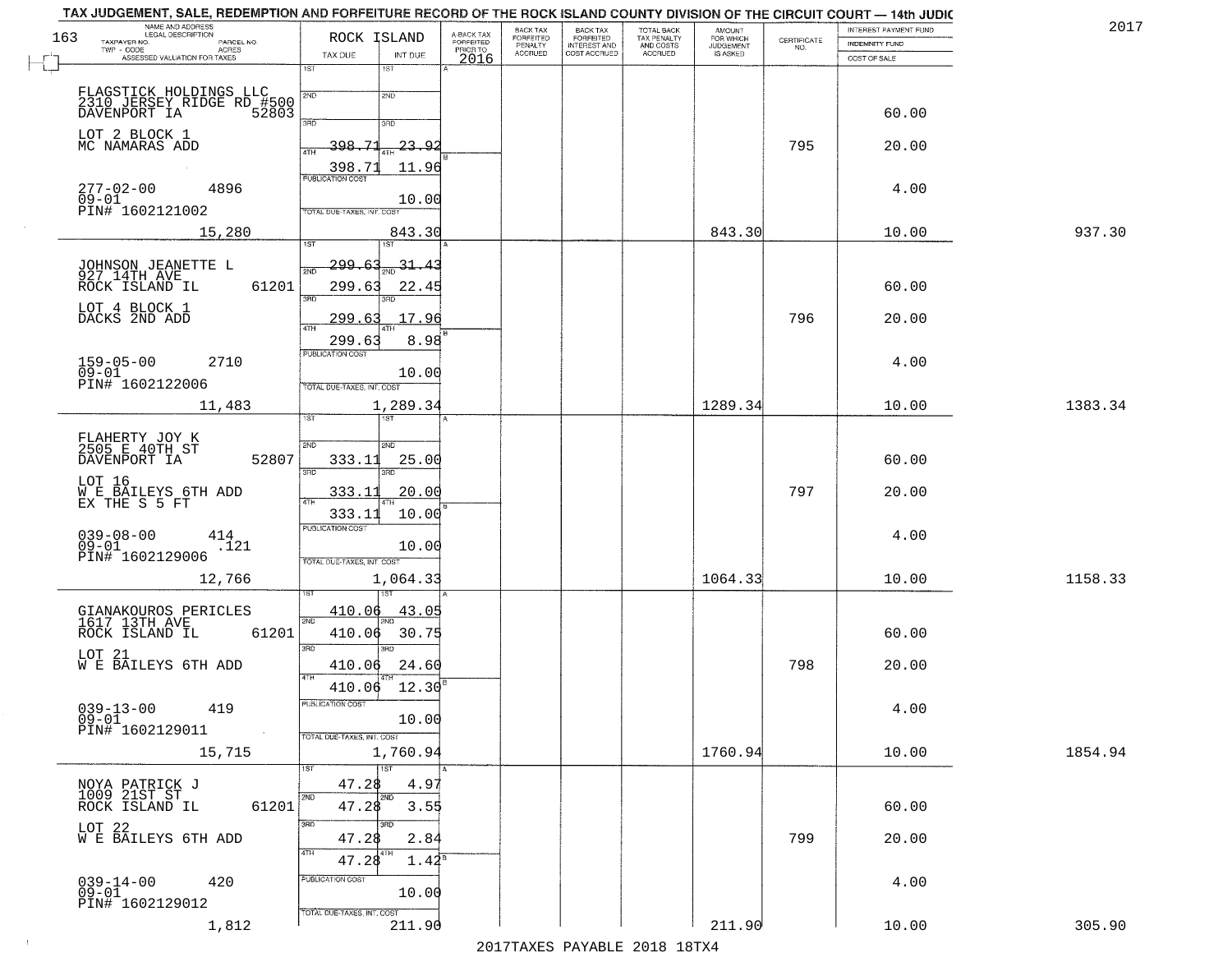TAX JUDGEMENT, SALE, REDEMPTION AND FORFEITURE RECORD OF THE ROCK ISLAND COUNTY DIVISION OF THE CIRCUIT COURT — 14th JUDIC

2017

163

| NAME AND ADDRESS / LEGAL DESCRIPTION / TAXPAYER NO. / PARCEL NO. / TWP - CODE / ACRES / ASSESSED VALUATION FOR TAXES | ROCK ISLAND TAX DUE | INT DUE | A-BACK TAX FORFEITED PRIOR TO 2016 | BACK TAX FORFEITED PENALTY ACCRUED | BACK TAX FORFEITED INTEREST AND COST ACCRUED | TOTAL BACK TAX PENALTY AND COSTS ACCRUED | AMOUNT FOR WHICH JUDGEMENT IS ASKED | CERTIFICATE NO. | INTEREST PAYMENT FUND / INDEMNITY FUND / COST OF SALE | |
|---|---|---|---|---|---|---|---|---|---|---|
| FLAGSTICK HOLDINGS LLC, 2310 JERSEY RIDGE RD #500, DAVENPORT IA 52803 | 1ST | 1ST | | | | | | | | |
| | 2ND | 2ND | | | | | | | 60.00 | |
| LOT 2 BLOCK 1, MC NAMARAS ADD | 3RD 398.71 | 23.92 | | | | | | 795 | 20.00 | |
| | 4TH 398.71 | 11.96 | | | | | | | | |
| 277-02-00 4896, 09-01, PIN# 1602121002 | PUBLICATION COST | 10.00 | | | | | | | 4.00 | |
| 15,280 | TOTAL DUE-TAXES, INT. COST | 843.30 | | | | | 843.30 | | 10.00 | 937.30 |
| JOHNSON JEANETTE L, 927 14TH AVE, ROCK ISLAND IL 61201 | 1ST 299.63 | 31.43 | | | | | | | | |
| | 2ND 299.63 | 22.45 | | | | | | | 60.00 | |
| LOT 4 BLOCK 1, DACKS 2ND ADD | 3RD 299.63 | 17.96 | | | | | | 796 | 20.00 | |
| | 4TH 299.63 | 8.98 | | | | | | | | |
| 159-05-00 2710, 09-01, PIN# 1602122006 | PUBLICATION COST | 10.00 | | | | | | | 4.00 | |
| 11,483 | TOTAL DUE-TAXES, INT. COST | 1,289.34 | | | | | 1289.34 | | 10.00 | 1383.34 |
| FLAHERTY JOY K, 2505 E 40TH ST, DAVENPORT IA 52807 | 1ST | 1ST | | | | | | | | |
| | 2ND 333.11 | 25.00 | | | | | | | 60.00 | |
| LOT 16, W E BAILEYS 6TH ADD, EX THE S 5 FT | 3RD 333.11 | 20.00 | | | | | | 797 | 20.00 | |
| | 4TH 333.11 | 10.00 | | | | | | | | |
| 039-08-00 414, 09-01 .121, PIN# 1602129006 | PUBLICATION COST | 10.00 | | | | | | | 4.00 | |
| 12,766 | TOTAL DUE-TAXES, INT. COST | 1,064.33 | | | | | 1064.33 | | 10.00 | 1158.33 |
| GIANAKOUROS PERICLES, 1617 13TH AVE, ROCK ISLAND IL 61201 | 1ST 410.06 | 43.05 | | | | | | | | |
| | 2ND 410.06 | 30.75 | | | | | | | 60.00 | |
| LOT 21, W E BAILEYS 6TH ADD | 3RD 410.06 | 24.60 | | | | | | 798 | 20.00 | |
| | 4TH 410.06 | 12.30 | | | | | | | | |
| 039-13-00 419, 09-01, PIN# 1602129011 | PUBLICATION COST | 10.00 | | | | | | | 4.00 | |
| 15,715 | TOTAL DUE-TAXES, INT. COST | 1,760.94 | | | | | 1760.94 | | 10.00 | 1854.94 |
| NOYA PATRICK J, 1009 21ST ST, ROCK ISLAND IL 61201 | 1ST 47.28 | 4.97 | | | | | | | | |
| | 2ND 47.28 | 3.55 | | | | | | | 60.00 | |
| LOT 22, W E BAILEYS 6TH ADD | 3RD 47.28 | 2.84 | | | | | | 799 | 20.00 | |
| | 4TH 47.28 | 1.42 | | | | | | | | |
| 039-14-00 420, 09-01, PIN# 1602129012 | PUBLICATION COST | 10.00 | | | | | | | 4.00 | |
| 1,812 | TOTAL DUE-TAXES, INT. COST | 211.90 | | | | | 211.90 | | 10.00 | 305.90 |

2017TAXES PAYABLE 2018 18TX4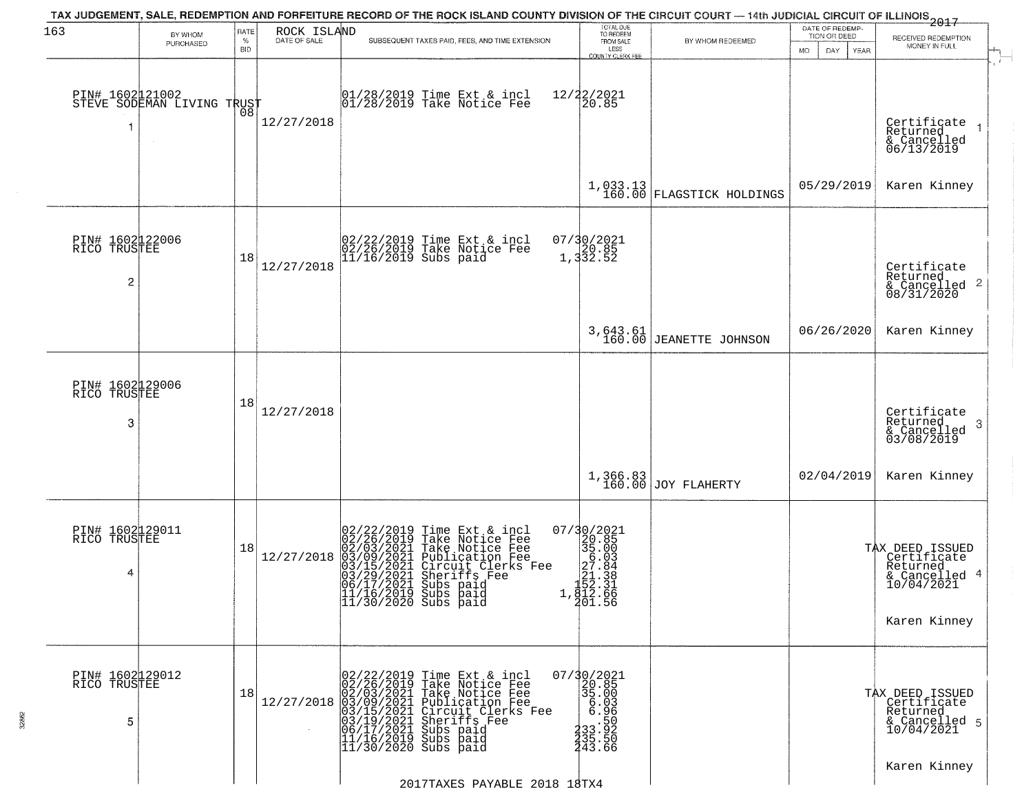# TAX JUDGEMENT, SALE, REDEMPTION AND FORFEITURE RECORD OF THE ROCK ISLAND COUNTY DIVISION OF THE CIRCUIT COURT — 14th JUDICIAL CIRCUIT OF ILLINOIS 2017

| 163 BY WHOM PURCHASED | RATE % BID | ROCK ISLAND DATE OF SALE | SUBSEQUENT TAXES PAID, FEES, AND TIME EXTENSION | TOTAL DUE TO REDEEM FROM SALE LESS COUNTY CLERK FEE | BY WHOM REDEEMED | DATE OF REDEMPTION OR DEED MO DAY YEAR | RECEIVED REDEMPTION MONEY IN FULL |
|---|---|---|---|---|---|---|---|
| PIN# 1602121002 STEVE SODEMAN LIVING TRUST 1 | 08 | 12/27/2018 | 01/28/2019 Time Ext & incl 12/22/2021<br>01/28/2019 Take Notice Fee 20.85 | 1,033.13<br>160.00 | FLAGSTICK HOLDINGS | 05/29/2019 | Certificate Returned & Cancelled 06/13/2019 1<br>Karen Kinney |
| PIN# 1602122006 RICO TRUSTEE 2 | 18 | 12/27/2018 | 02/22/2019 Time Ext & incl 07/30/2021<br>02/26/2019 Take Notice Fee 20.85<br>11/16/2019 Subs paid 1,332.52 | 3,643.61<br>160.00 | JEANETTE JOHNSON | 06/26/2020 | Certificate Returned & Cancelled 08/31/2020 2<br>Karen Kinney |
| PIN# 1602129006 RICO TRUSTEE 3 | 18 | 12/27/2018 | | 1,366.83<br>160.00 | JOY FLAHERTY | 02/04/2019 | Certificate Returned & Cancelled 03/08/2019 3<br>Karen Kinney |
| PIN# 1602129011 RICO TRUSTEE 4 | 18 | 12/27/2018 | 02/22/2019 Time Ext & incl 07/30/2021<br>02/26/2019 Take Notice Fee 20.85<br>02/03/2021 Take Notice Fee 35.00<br>03/09/2021 Publication Fee 6.03<br>03/15/2021 Circuit Clerks Fee 27.84<br>03/29/2021 Sheriffs Fee 21.38<br>06/17/2021 Subs paid 152.31<br>11/16/2019 Subs paid 1,812.66<br>11/30/2020 Subs paid 201.56 | | | | TAX DEED ISSUED Certificate Returned & Cancelled 10/04/2021 4<br>Karen Kinney |
| PIN# 1602129012 RICO TRUSTEE 5 | 18 | 12/27/2018 | 02/22/2019 Time Ext & incl 07/30/2021<br>02/26/2019 Take Notice Fee 20.85<br>02/03/2021 Take Notice Fee 35.00<br>03/09/2021 Publication Fee 6.03<br>03/15/2021 Circuit Clerks Fee 6.96<br>03/19/2021 Sheriffs Fee .50<br>06/17/2021 Subs paid 233.92<br>11/16/2019 Subs paid 235.50<br>11/30/2020 Subs paid 243.66 | | | | TAX DEED ISSUED Certificate Returned & Cancelled 10/04/2021 5<br>Karen Kinney |

2017TAXES PAYABLE 2018 18TX4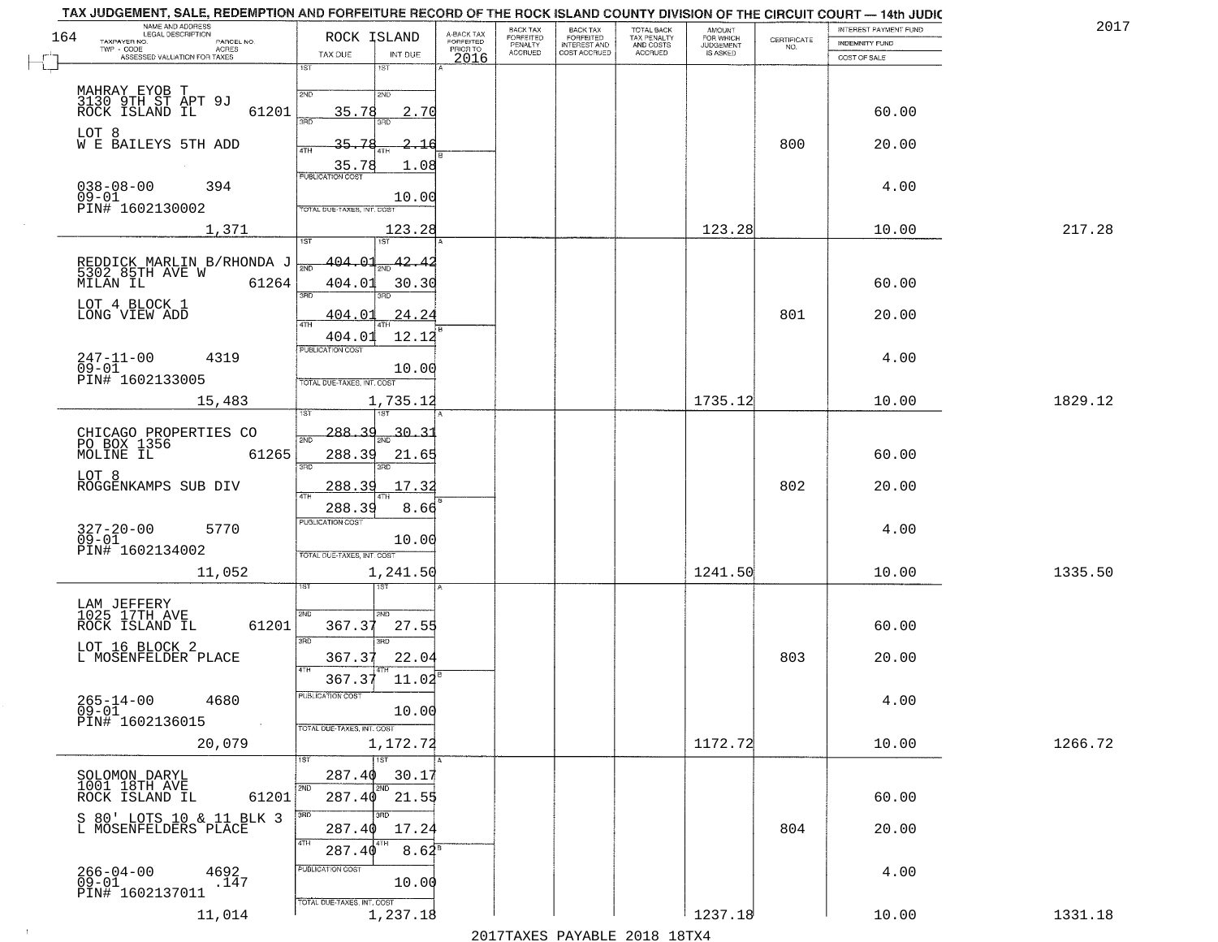TAX JUDGEMENT, SALE, REDEMPTION AND FORFEITURE RECORD OF THE ROCK ISLAND COUNTY DIVISION OF THE CIRCUIT COURT — 14th JUDIC

2017

| NAME AND ADDRESS / LEGAL DESCRIPTION / TAXPAYER NO. / PARCEL NO. / TWP - CODE / ACRES / ASSESSED VALUATION FOR TAXES | ROCK ISLAND TAX DUE | INT DUE | A-BACK TAX FORFEITED PRIOR TO 2016 | BACK TAX FORFEITED PENALTY ACCRUED | BACK TAX FORFEITED INTEREST AND COST ACCRUED | TOTAL BACK TAX PENALTY AND COSTS ACCRUED | AMOUNT FOR WHICH JUDGEMENT IS ASKED | CERTIFICATE NO. | INTEREST PAYMENT FUND / INDEMNITY FUND / COST OF SALE | |
|---|---|---|---|---|---|---|---|---|---|---|
| MAHRAY EYOB T<br>3130 9TH ST APT 9J<br>ROCK ISLAND IL 61201<br>LOT 8<br>W E BAILEYS 5TH ADD<br>038-08-00 394<br>09-01<br>PIN# 1602130002<br>1,371 | 1ST<br>2ND 35.78<br>3RD 35.78<br>4TH 35.78<br>PUBLICATION COST<br>TOTAL DUE-TAXES, INT. COST | 1ST<br>2ND 2.70<br>3RD 2.16<br>4TH 1.08<br>10.00<br>123.28 | | | | | 123.28 | 800 | 60.00<br>20.00<br>4.00<br>10.00 | 217.28 |
| REDDICK MARLIN B/RHONDA J<br>5302 85TH AVE W<br>MILAN IL 61264<br>LOT 4 BLOCK 1<br>LONG VIEW ADD<br>247-11-00 4319<br>09-01<br>PIN# 1602133005<br>15,483 | 1ST 404.01<br>2ND 404.01<br>3RD 404.01<br>4TH 404.01<br>PUBLICATION COST<br>TOTAL DUE-TAXES, INT. COST | 1ST 42.42<br>2ND 30.30<br>3RD 24.24<br>4TH 12.12<br>10.00<br>1,735.12 | | | | | 1735.12 | 801 | 60.00<br>20.00<br>4.00<br>10.00 | 1829.12 |
| CHICAGO PROPERTIES CO<br>PO BOX 1356<br>MOLINE IL 61265<br>LOT 8<br>ROGGENKAMPS SUB DIV<br>327-20-00 5770<br>09-01<br>PIN# 1602134002<br>11,052 | 1ST 288.39<br>2ND 288.39<br>3RD 288.39<br>4TH 288.39<br>PUBLICATION COST<br>TOTAL DUE-TAXES, INT. COST | 1ST 30.31<br>2ND 21.65<br>3RD 17.32<br>4TH 8.66<br>10.00<br>1,241.50 | | | | | 1241.50 | 802 | 60.00<br>20.00<br>4.00<br>10.00 | 1335.50 |
| LAM JEFFERY<br>1025 17TH AVE<br>ROCK ISLAND IL 61201<br>LOT 16 BLOCK 2<br>L MOSENFELDER PLACE<br>265-14-00 4680<br>09-01<br>PIN# 1602136015<br>20,079 | 1ST<br>2ND 367.37<br>3RD 367.37<br>4TH 367.37<br>PUBLICATION COST<br>TOTAL DUE-TAXES, INT. COST | 1ST<br>2ND 27.55<br>3RD 22.04<br>4TH 11.02<br>10.00<br>1,172.72 | | | | | 1172.72 | 803 | 60.00<br>20.00<br>4.00<br>10.00 | 1266.72 |
| SOLOMON DARYL<br>1001 18TH AVE<br>ROCK ISLAND IL 61201<br>S 80' LOTS 10 & 11 BLK 3<br>L MOSENFELDERS PLACE<br>266-04-00 4692<br>09-01 .147<br>PIN# 1602137011<br>11,014 | 1ST 287.40<br>2ND 287.40<br>3RD 287.40<br>4TH 287.40<br>PUBLICATION COST<br>TOTAL DUE-TAXES, INT. COST | 1ST 30.17<br>2ND 21.55<br>3RD 17.24<br>4TH 8.62<br>10.00<br>1,237.18 | | | | | 1237.18 | 804 | 60.00<br>20.00<br>4.00<br>10.00 | 1331.18 |

2017TAXES PAYABLE 2018 18TX4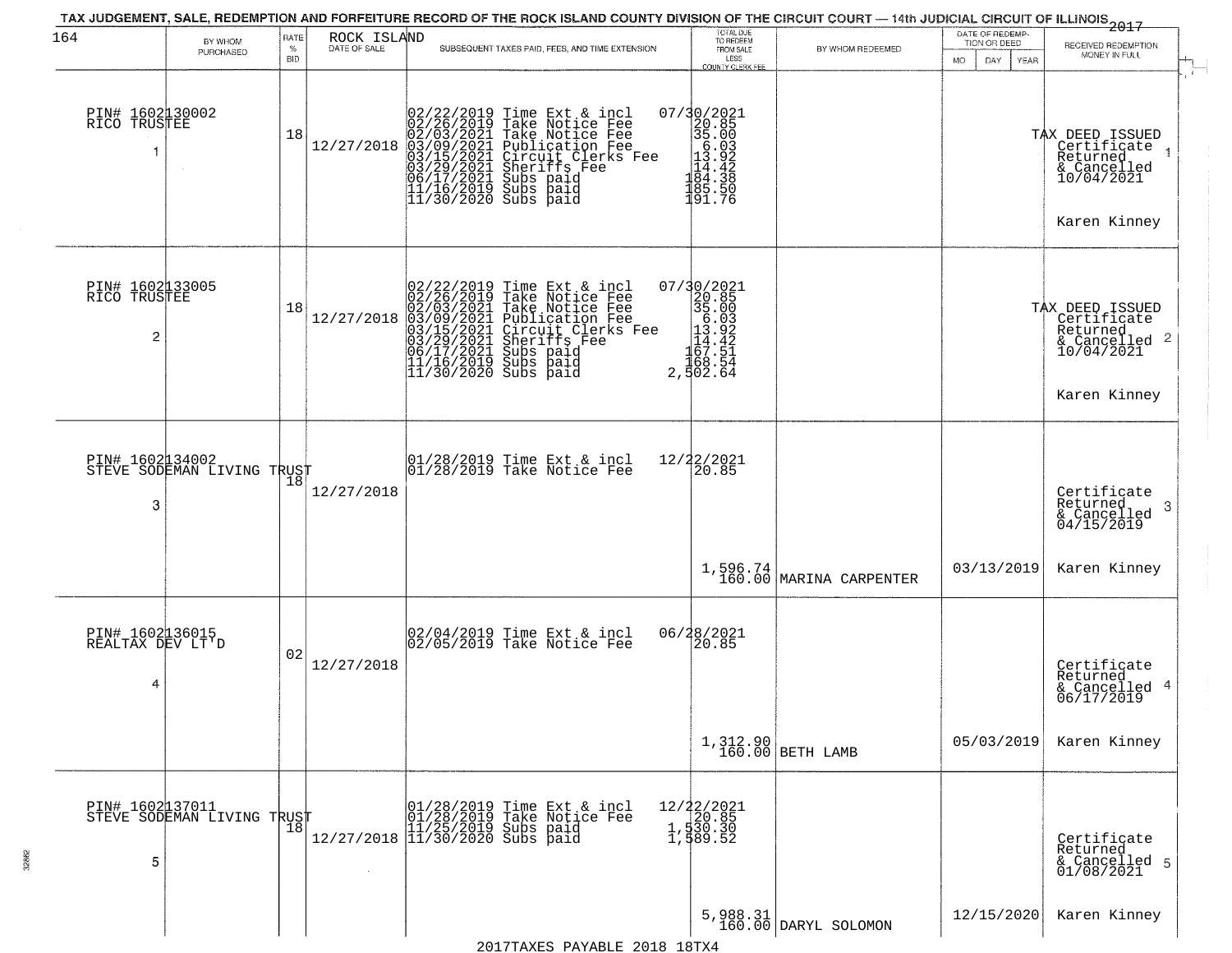TAX JUDGEMENT, SALE, REDEMPTION AND FORFEITURE RECORD OF THE ROCK ISLAND COUNTY DIVISION OF THE CIRCUIT COURT — 14th JUDICIAL CIRCUIT OF ILLINOIS 2017

| BY WHOM PURCHASED | RATE % BID | ROCK ISLAND DATE OF SALE | SUBSEQUENT TAXES PAID, FEES, AND TIME EXTENSION | TOTAL DUE TO REDEEM FROM SALE LESS COUNTY CLERK FEE | BY WHOM REDEEMED | DATE OF REDEMPTION OR DEED MO DAY YEAR | RECEIVED REDEMPTION MONEY IN FULL |
|---|---|---|---|---|---|---|---|
| PIN# 1602130002 RICO TRUSTEE 1 | 18 | 12/27/2018 | 02/22/2019 Time Ext & incl 07/30/2021<br>02/26/2019 Take Notice Fee 20.85<br>02/03/2021 Take Notice Fee 35.00<br>03/09/2021 Publication Fee 6.03<br>03/15/2021 Circuit Clerks Fee 13.92<br>03/29/2021 Sheriffs Fee 14.42<br>06/17/2021 Subs paid 184.38<br>11/16/2019 Subs paid 185.50<br>11/30/2020 Subs paid 191.76 | | | | TAX DEED ISSUED Certificate Returned & Cancelled 10/04/2021<br>Karen Kinney |
| PIN# 1602133005 RICO TRUSTEE 2 | 18 | 12/27/2018 | 02/22/2019 Time Ext & incl 07/30/2021<br>02/26/2019 Take Notice Fee 20.85<br>02/03/2021 Take Notice Fee 35.00<br>03/09/2021 Publication Fee 6.03<br>03/15/2021 Circuit Clerks Fee 13.92<br>03/29/2021 Sheriffs Fee 14.42<br>06/17/2021 Subs paid 167.51<br>11/16/2019 Subs paid 168.54<br>11/30/2020 Subs paid 2,502.64 | | | | TAX DEED ISSUED Certificate Returned & Cancelled 10/04/2021<br>Karen Kinney |
| PIN# 1602134002 STEVE SODEMAN LIVING TRUST 3 | 18 | 12/27/2018 | 01/28/2019 Time Ext & incl 12/22/2021<br>01/28/2019 Take Notice Fee 20.85 | 1,596.74<br>160.00 | MARINA CARPENTER | 03/13/2019 | Certificate Returned & Cancelled 04/15/2019<br>Karen Kinney |
| PIN# 1602136015 REALTAX DEV LT'D 4 | 02 | 12/27/2018 | 02/04/2019 Time Ext & incl 06/28/2021<br>02/05/2019 Take Notice Fee 20.85 | 1,312.90<br>160.00 | BETH LAMB | 05/03/2019 | Certificate Returned & Cancelled 06/17/2019<br>Karen Kinney |
| PIN# 1602137011 STEVE SODEMAN LIVING TRUST 5 | 18 | 12/27/2018 | 01/28/2019 Time Ext & incl 12/22/2021<br>01/28/2019 Take Notice Fee 20.85<br>11/25/2019 Subs paid 1,530.30<br>11/30/2020 Subs paid 1,589.52 | 5,988.31<br>160.00 | DARYL SOLOMON | 12/15/2020 | Certificate Returned & Cancelled 01/08/2021<br>Karen Kinney |

2017TAXES PAYABLE 2018 18TX4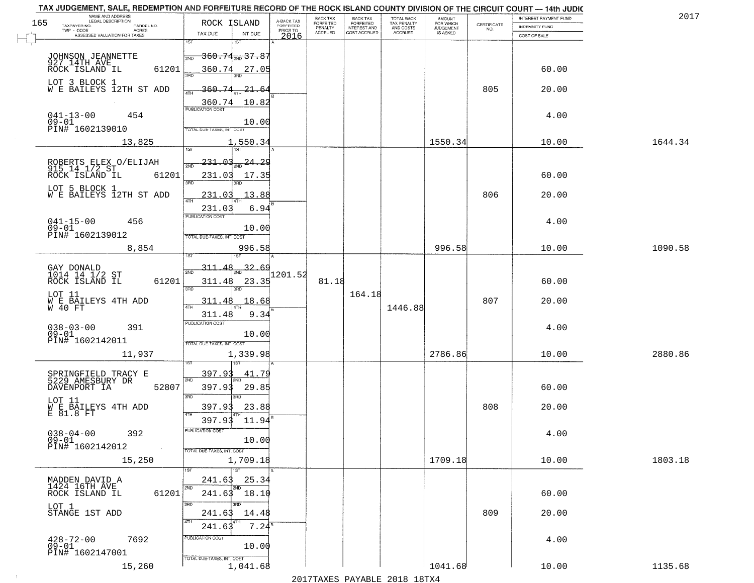TAX JUDGEMENT, SALE, REDEMPTION AND FORFEITURE RECORD OF THE ROCK ISLAND COUNTY DIVISION OF THE CIRCUIT COURT — 14th JUDIC

2017

| NAME AND ADDRESS / LEGAL DESCRIPTION / TAXPAYER NO. / PARCEL NO. / TWP - CODE / ACRES / ASSESSED VALUATION FOR TAXES | ROCK ISLAND TAX DUE | INT DUE | A-BACK TAX FORFEITED PRIOR TO 2016 | BACK TAX FORFEITED PENALTY ACCRUED | BACK TAX FORFEITED INTEREST AND COST ACCRUED | TOTAL BACK TAX PENALTY AND COSTS ACCRUED | AMOUNT FOR WHICH JUDGEMENT IS ASKED | CERTIFICATE NO. | INTEREST PAYMENT FUND / INDEMNITY FUND / COST OF SALE | |
|---|---|---|---|---|---|---|---|---|---|---|
| JOHNSON JEANNETTE 927 14TH AVE ROCK ISLAND IL 61201 | 1ST 360.74 | 37.87 | | | | | | | | |
| | 2ND 360.74 | 27.05 | | | | | | | 60.00 | |
| LOT 3 BLOCK 1 W E BAILEYS 12TH ST ADD | 3RD 360.74 | 21.64 | | | | | | 805 | 20.00 | |
| | 4TH 360.74 | 10.82 | | | | | | | | |
| 041-13-00 454 09-01 PIN# 1602139010 | PUBLICATION COST | 10.00 | | | | | | | 4.00 | |
| 13,825 | TOTAL DUE-TAXES, INT. COST | 1,550.34 | | | | | 1550.34 | | 10.00 | 1644.34 |
| ROBERTS ELEX O/ELIJAH 915 14 1/2 ST ROCK ISLAND IL 61201 | 1ST 231.03 | 24.29 | | | | | | | | |
| | 2ND 231.03 | 17.35 | | | | | | | 60.00 | |
| LOT 5 BLOCK 1 W E BAILEYS 12TH ST ADD | 3RD 231.03 | 13.88 | | | | | | 806 | 20.00 | |
| | 4TH 231.03 | 6.94 | | | | | | | | |
| 041-15-00 456 09-01 PIN# 1602139012 | PUBLICATION COST | 10.00 | | | | | | | 4.00 | |
| 8,854 | TOTAL DUE-TAXES, INT. COST | 996.58 | | | | | 996.58 | | 10.00 | 1090.58 |
| GAY DONALD 1014 14 1/2 ST ROCK ISLAND IL 61201 | 1ST 311.48 | 32.69 | 1201.52 | | | | | | | |
| | 2ND 311.48 | 23.35 | | 81.18 | | | | | 60.00 | |
| LOT 11 W E BAILEYS 4TH ADD W 40 FT | 3RD 311.48 | 18.68 | | | 164.18 | | | 807 | 20.00 | |
| | 4TH 311.48 | 9.34 | | | | 1446.88 | | | | |
| 038-03-00 391 09-01 PIN# 1602142011 | PUBLICATION COST | 10.00 | | | | | | | 4.00 | |
| 11,937 | TOTAL DUE-TAXES, INT. COST | 1,339.98 | | | | | 2786.86 | | 10.00 | 2880.86 |
| SPRINGFIELD TRACY E 5229 AMESBURY DR DAVENPORT IA 52807 | 1ST 397.93 | 41.79 | | | | | | | | |
| | 2ND 397.93 | 29.85 | | | | | | | 60.00 | |
| LOT 11 W E BAILEYS 4TH ADD E 81.8 FT | 3RD 397.93 | 23.88 | | | | | | 808 | 20.00 | |
| | 4TH 397.93 | 11.94 | | | | | | | | |
| 038-04-00 392 09-01 PIN# 1602142012 | PUBLICATION COST | 10.00 | | | | | | | 4.00 | |
| 15,250 | TOTAL DUE-TAXES, INT. COST | 1,709.18 | | | | | 1709.18 | | 10.00 | 1803.18 |
| MADDEN DAVID A 1424 16TH AVE ROCK ISLAND IL 61201 | 1ST 241.63 | 25.34 | | | | | | | | |
| | 2ND 241.63 | 18.10 | | | | | | | 60.00 | |
| LOT 1 STANGE 1ST ADD | 3RD 241.63 | 14.48 | | | | | | 809 | 20.00 | |
| | 4TH 241.63 | 7.24 | | | | | | | | |
| 428-72-00 7692 09-01 PIN# 1602147001 | PUBLICATION COST | 10.00 | | | | | | | 4.00 | |
| 15,260 | TOTAL DUE-TAXES, INT. COST | 1,041.68 | | | | | 1041.68 | | 10.00 | 1135.68 |

2017TAXES PAYABLE 2018 18TX4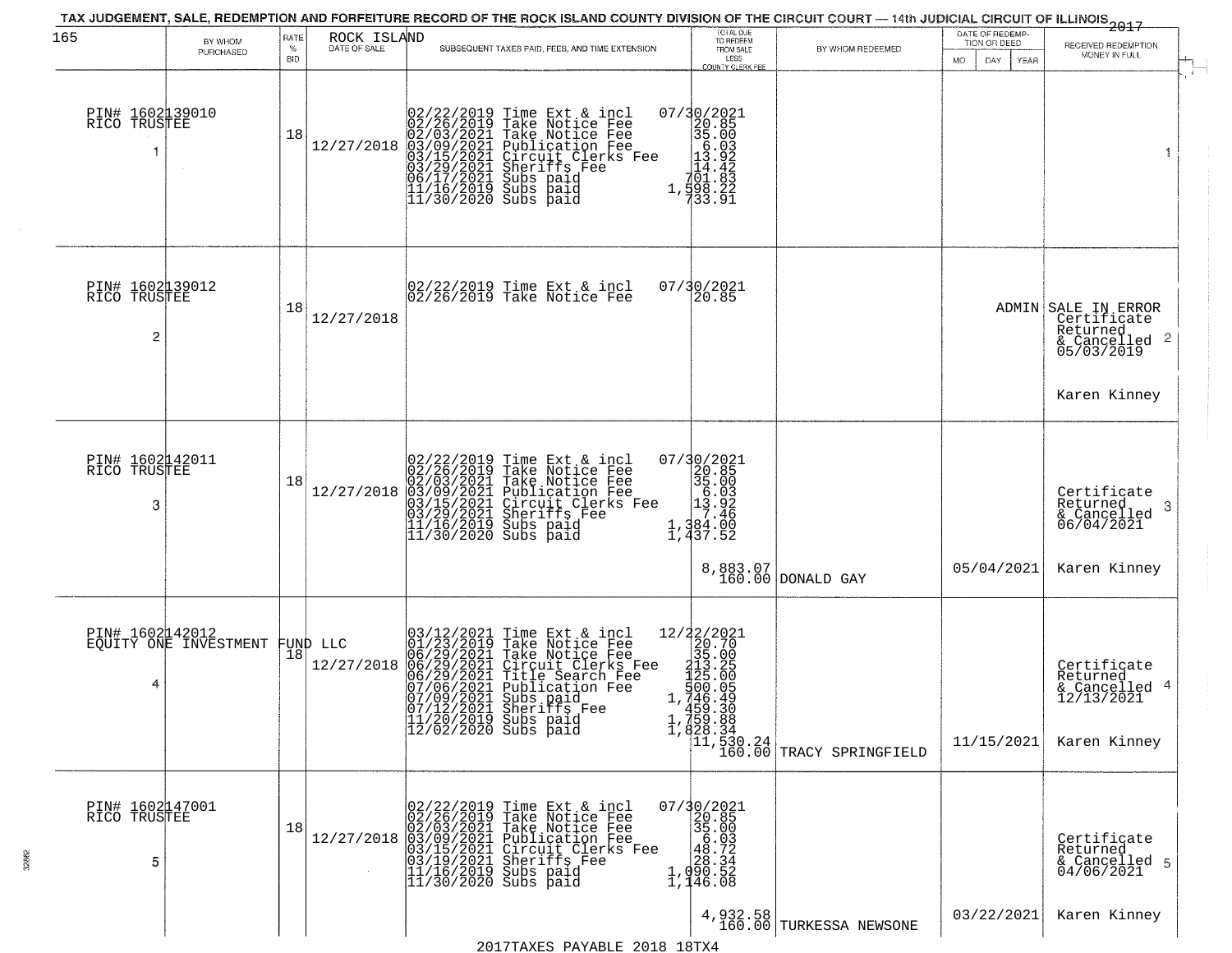TAX JUDGEMENT, SALE, REDEMPTION AND FORFEITURE RECORD OF THE ROCK ISLAND COUNTY DIVISION OF THE CIRCUIT COURT — 14th JUDICIAL CIRCUIT OF ILLINOIS 2017

| 165 BY WHOM PURCHASED | RATE % BID | ROCK ISLAND DATE OF SALE | SUBSEQUENT TAXES PAID, FEES, AND TIME EXTENSION | TOTAL DUE TO REDEEM FROM SALE LESS COUNTY CLERK FEE | BY WHOM REDEEMED | DATE OF REDEMPTION OR DEED MO DAY YEAR | RECEIVED REDEMPTION MONEY IN FULL |
|---|---|---|---|---|---|---|---|
| PIN# 1602139010 RICO TRUSTEE 1 | 18 | 12/27/2018 | 02/22/2019 Time Ext & incl<br>02/26/2019 Take Notice Fee<br>02/03/2021 Take Notice Fee<br>03/09/2021 Publication Fee<br>03/15/2021 Circuit Clerks Fee<br>03/29/2021 Sheriffs Fee<br>06/17/2021 Subs paid<br>11/16/2019 Subs paid<br>11/30/2020 Subs paid | 07/30/2021<br>20.85<br>35.00<br>6.03<br>13.92<br>14.42<br>701.83<br>1,598.22<br>733.91 | | | 1 |
| PIN# 1602139012 RICO TRUSTEE 2 | 18 | 12/27/2018 | 02/22/2019 Time Ext & incl<br>02/26/2019 Take Notice Fee | 07/30/2021<br>20.85 | | ADMIN | SALE IN ERROR Certificate Returned & Cancelled 05/03/2019 2<br>Karen Kinney |
| PIN# 1602142011 RICO TRUSTEE 3 | 18 | 12/27/2018 | 02/22/2019 Time Ext & incl<br>02/26/2019 Take Notice Fee<br>02/03/2021 Take Notice Fee<br>03/09/2021 Publication Fee<br>03/15/2021 Circuit Clerks Fee<br>03/29/2021 Sheriffs Fee<br>11/16/2019 Subs paid<br>11/30/2020 Subs paid | 07/30/2021<br>20.85<br>35.00<br>6.03<br>13.92<br>7.46<br>1,384.00<br>1,437.52<br>8,883.07<br>160.00 | DONALD GAY | 05/04/2021 | Certificate Returned & Cancelled 06/04/2021 3<br>Karen Kinney |
| PIN# 1602142012 EQUITY ONE INVESTMENT FUND LLC 4 | 18 | 12/27/2018 | 03/12/2021 Time Ext & incl<br>01/23/2019 Take Notice Fee<br>06/29/2021 Take Notice Fee<br>06/29/2021 Circuit Clerks Fee<br>06/29/2021 Title Search Fee<br>07/06/2021 Publication Fee<br>07/09/2021 Subs paid<br>07/12/2021 Sheriffs Fee<br>11/20/2019 Subs paid<br>12/02/2020 Subs paid | 12/22/2021<br>20.70<br>35.00<br>213.25<br>125.00<br>500.05<br>1,746.49<br>459.30<br>1,759.88<br>1,828.34<br>11,530.24<br>160.00 | TRACY SPRINGFIELD | 11/15/2021 | Certificate Returned & Cancelled 12/13/2021 4<br>Karen Kinney |
| PIN# 1602147001 RICO TRUSTEE 5 | 18 | 12/27/2018 | 02/22/2019 Time Ext & incl<br>02/26/2019 Take Notice Fee<br>02/03/2021 Take Notice Fee<br>03/09/2021 Publication Fee<br>03/15/2021 Circuit Clerks Fee<br>03/19/2021 Sheriffs Fee<br>11/16/2019 Subs paid<br>11/30/2020 Subs paid | 07/30/2021<br>20.85<br>35.00<br>6.03<br>48.72<br>28.34<br>1,090.52<br>1,146.08<br>4,932.58<br>160.00 | TURKESSA NEWSONE | 03/22/2021 | Certificate Returned & Cancelled 04/06/2021 5<br>Karen Kinney |

2017TAXES PAYABLE 2018 18TX4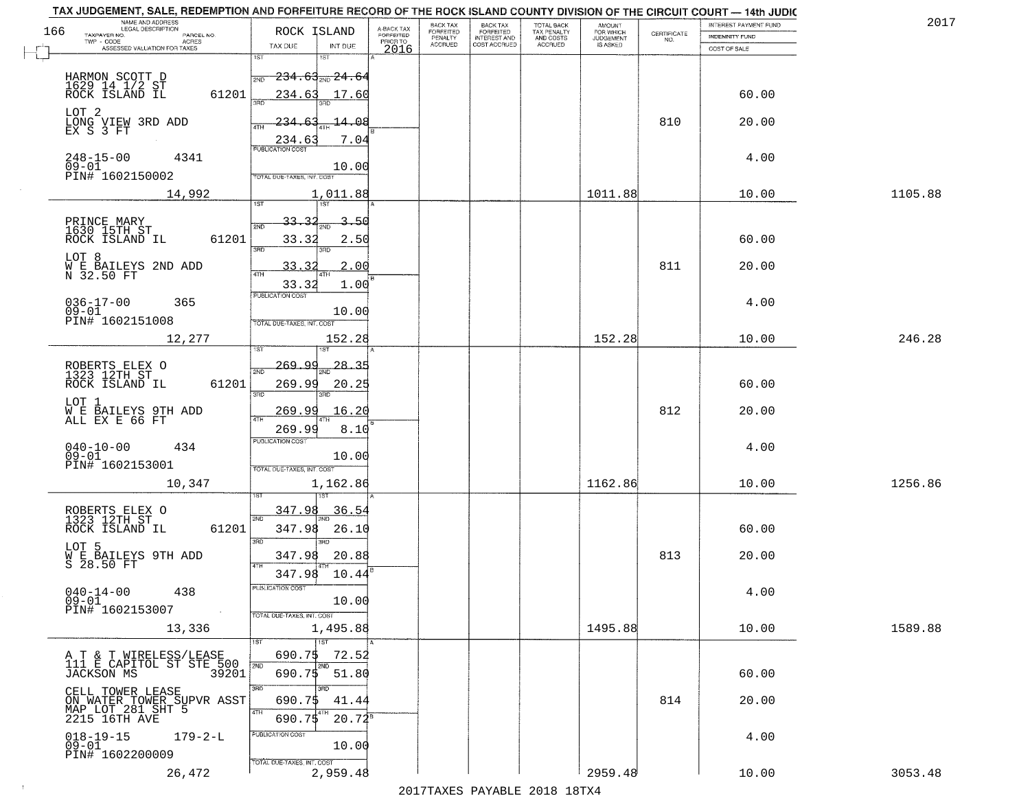TAX JUDGEMENT, SALE, REDEMPTION AND FORFEITURE RECORD OF THE ROCK ISLAND COUNTY DIVISION OF THE CIRCUIT COURT — 14th JUDIC

2017

| NAME AND ADDRESS / LEGAL DESCRIPTION / TAXPAYER NO. / PARCEL NO. / TWP - CODE / ACRES / ASSESSED VALUATION FOR TAXES | ROCK ISLAND TAX DUE | INT DUE | A-BACK TAX FORFEITED PRIOR TO 2016 | BACK TAX FORFEITED PENALTY ACCRUED | BACK TAX FORFEITED INTEREST AND COST ACCRUED | TOTAL BACK TAX PENALTY AND COSTS ACCRUED | AMOUNT FOR WHICH JUDGEMENT IS ASKED | CERTIFICATE NO. | INTEREST PAYMENT FUND / INDEMNITY FUND / COST OF SALE | |
|---|---|---|---|---|---|---|---|---|---|---|
| HARMON SCOTT D<br>1629 14 1/2 ST<br>ROCK ISLAND IL 61201<br>LOT 2<br>LONG VIEW 3RD ADD<br>EX S 3 FT<br>248-15-00 4341<br>09-01<br>PIN# 1602150002<br>14,992 | 1ST<br>2ND 234.63<br>234.63<br>3RD<br>234.63<br>4TH 234.63<br>PUBLICATION COST<br>TOTAL DUE-TAXES, INT. COST | 1ST<br>24.64<br>17.60<br>14.08<br>7.04<br>10.00<br>1,011.88 | | | | | 1011.88 | 810 | 60.00<br>20.00<br>4.00<br>10.00 | 1105.88 |
| PRINCE MARY<br>1630 15TH ST<br>ROCK ISLAND IL 61201<br>LOT 8<br>W E BAILEYS 2ND ADD<br>N 32.50 FT<br>036-17-00 365<br>09-01<br>PIN# 1602151008<br>12,277 | 33.32<br>33.32<br>33.32<br>33.32 | 3.50<br>2.50<br>2.00<br>1.00<br>10.00<br>152.28 | | | | | 152.28 | 811 | 60.00<br>20.00<br>4.00<br>10.00 | 246.28 |
| ROBERTS ELEX O<br>1323 12TH ST<br>ROCK ISLAND IL 61201<br>LOT 1<br>W E BAILEYS 9TH ADD<br>ALL EX E 66 FT<br>040-10-00 434<br>09-01<br>PIN# 1602153001<br>10,347 | 269.99<br>269.99<br>269.99<br>269.99 | 28.35<br>20.25<br>16.20<br>8.10<br>10.00<br>1,162.86 | | | | | 1162.86 | 812 | 60.00<br>20.00<br>4.00<br>10.00 | 1256.86 |
| ROBERTS ELEX O<br>1323 12TH ST<br>ROCK ISLAND IL 61201<br>LOT 5<br>W E BAILEYS 9TH ADD<br>S 28.50 FT<br>040-14-00 438<br>09-01<br>PIN# 1602153007<br>13,336 | 347.98<br>347.98<br>347.98<br>347.98 | 36.54<br>26.10<br>20.88<br>10.44<br>10.00<br>1,495.88 | | | | | 1495.88 | 813 | 60.00<br>20.00<br>4.00<br>10.00 | 1589.88 |
| A T & T WIRELESS/LEASE<br>111 E CAPITOL ST STE 500<br>JACKSON MS 39201<br>CELL TOWER LEASE<br>ON WATER TOWER SUPVR ASST<br>MAP LOT 281 SHT 5<br>2215 16TH AVE<br>018-19-15 179-2-L<br>09-01<br>PIN# 1602200009<br>26,472 | 690.75<br>690.75<br>690.75<br>690.75 | 72.52<br>51.80<br>41.44<br>20.72<br>10.00<br>2,959.48 | | | | | 2959.48 | 814 | 60.00<br>20.00<br>4.00<br>10.00 | 3053.48 |

2017TAXES PAYABLE 2018 18TX4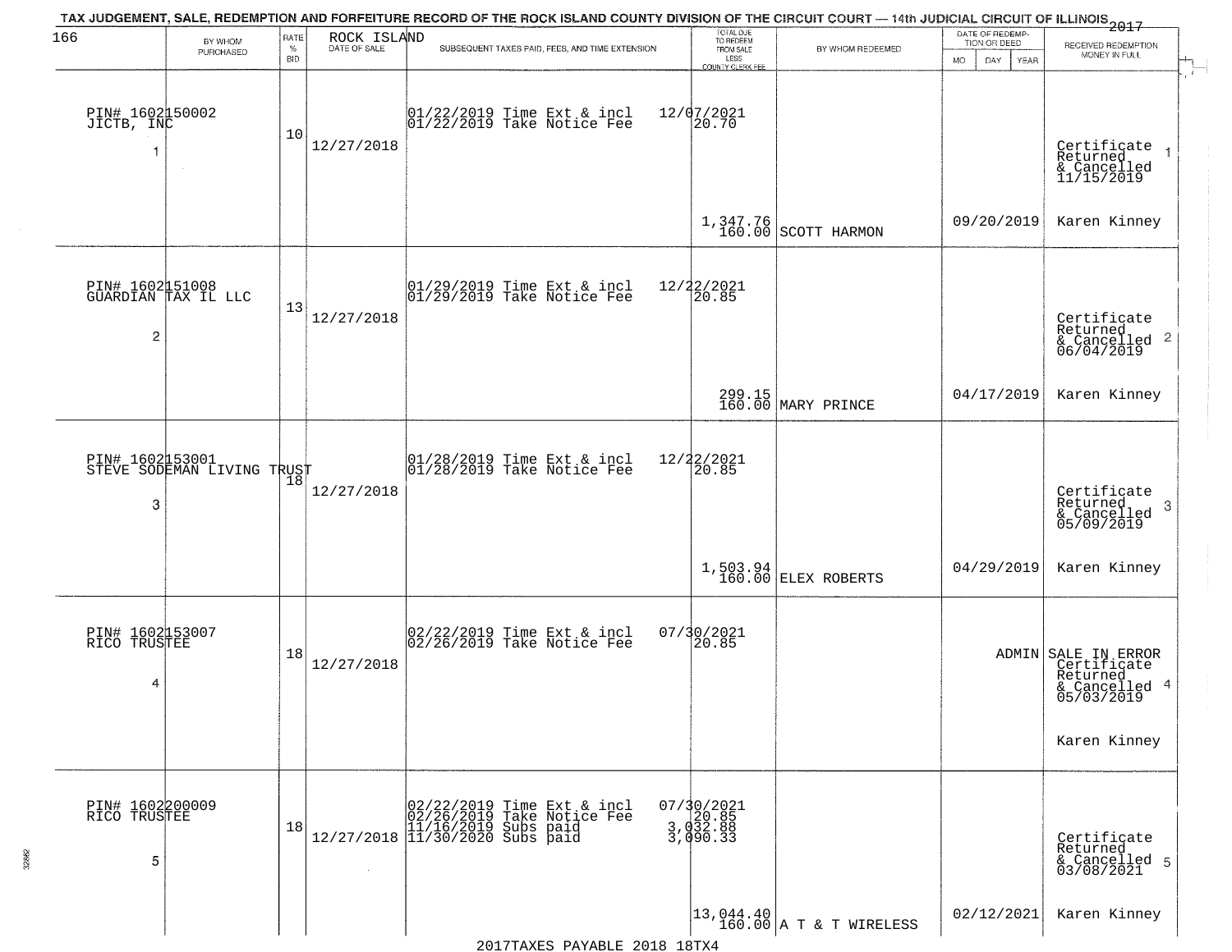TAX JUDGEMENT, SALE, REDEMPTION AND FORFEITURE RECORD OF THE ROCK ISLAND COUNTY DIVISION OF THE CIRCUIT COURT — 14th JUDICIAL CIRCUIT OF ILLINOIS 2017

| BY WHOM PURCHASED | RATE % BID | ROCK ISLAND DATE OF SALE | SUBSEQUENT TAXES PAID, FEES, AND TIME EXTENSION | TOTAL DUE TO REDEEM FROM SALE LESS COUNTY CLERK FEE | BY WHOM REDEEMED | DATE OF REDEMPTION OR DEED | RECEIVED REDEMPTION MONEY IN FULL |
|---|---|---|---|---|---|---|---|
| PIN# 1602150002 JICTB, INC 1 | 10 | 12/27/2018 | 01/22/2019 Time Ext & incl 01/22/2019 Take Notice Fee | 12/07/2021 20.70 1,347.76 160.00 | SCOTT HARMON | 09/20/2019 | Certificate Returned & Cancelled 11/15/2019 Karen Kinney |
| PIN# 1602151008 GUARDIAN TAX IL LLC 2 | 13 | 12/27/2018 | 01/29/2019 Time Ext & incl 01/29/2019 Take Notice Fee | 12/22/2021 20.85 299.15 160.00 | MARY PRINCE | 04/17/2019 | Certificate Returned & Cancelled 06/04/2019 Karen Kinney |
| PIN# 1602153001 STEVE SODEMAN LIVING TRUST 3 | 18 | 12/27/2018 | 01/28/2019 Time Ext & incl 01/28/2019 Take Notice Fee | 12/22/2021 20.85 1,503.94 160.00 | ELEX ROBERTS | 04/29/2019 | Certificate Returned & Cancelled 05/09/2019 Karen Kinney |
| PIN# 1602153007 RICO TRUSTEE 4 | 18 | 12/27/2018 | 02/22/2019 Time Ext & incl 02/26/2019 Take Notice Fee | 07/30/2021 20.85 | | ADMIN | SALE IN ERROR Certificate Returned & Cancelled 05/03/2019 Karen Kinney |
| PIN# 1602200009 RICO TRUSTEE 5 | 18 | 12/27/2018 | 02/22/2019 Time Ext & incl 02/26/2019 Take Notice Fee 11/16/2019 Subs paid 11/30/2020 Subs paid | 07/30/2021 20.85 3,032.88 3,090.33 13,044.40 160.00 | A T & T WIRELESS | 02/12/2021 | Certificate Returned & Cancelled 03/08/2021 Karen Kinney |

2017TAXES PAYABLE 2018 18TX4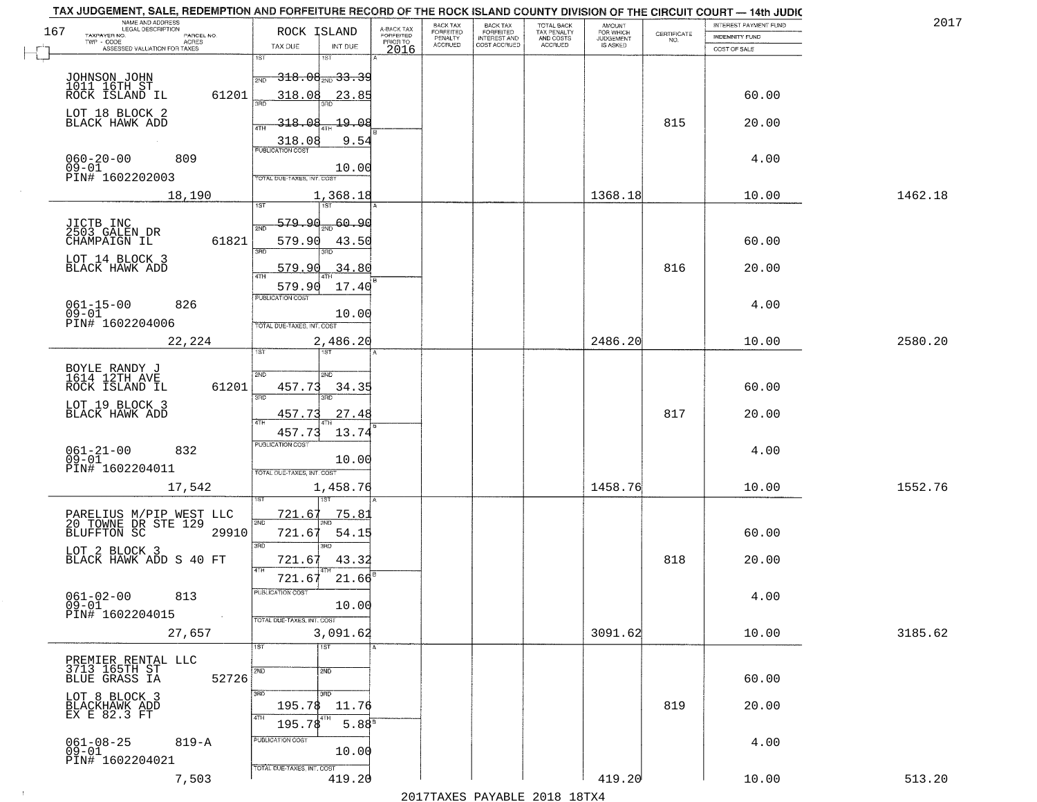# TAX JUDGEMENT, SALE, REDEMPTION AND FORFEITURE RECORD OF THE ROCK ISLAND COUNTY DIVISION OF THE CIRCUIT COURT — 14th JUDIC

2017

167

| NAME AND ADDRESS / LEGAL DESCRIPTION / TAXPAYER NO. / PARCEL NO. / TWP - CODE / ACRES / ASSESSED VALUATION FOR TAXES | ROCK ISLAND TAX DUE | INT DUE | A-BACK TAX FORFEITED PRIOR TO 2016 | BACK TAX FORFEITED PENALTY ACCRUED | BACK TAX FORFEITED INTEREST AND COST ACCRUED | TOTAL BACK TAX PENALTY AND COSTS ACCRUED | AMOUNT FOR WHICH JUDGEMENT IS ASKED | CERTIFICATE NO. | INTEREST PAYMENT FUND / INDEMNITY FUND / COST OF SALE | |
|---|---|---|---|---|---|---|---|---|---|---|
| JOHNSON JOHN<br>1011 16TH ST<br>ROCK ISLAND IL 61201<br>LOT 18 BLOCK 2<br>BLACK HAWK ADD<br>060-20-00 809<br>09-01<br>PIN# 1602202003<br>18,190 | 1ST<br>2ND ~~318.08~~<br>3RD 318.08<br>4TH ~~318.08~~<br>318.08<br>PUBLICATION COST<br>TOTAL DUE-TAXES, INT. COST | 1ST<br>2ND ~~33.39~~<br>3RD 23.85<br>4TH ~~19.08~~<br>9.54<br>10.00<br>1,368.18 | | | | | 1368.18 | 815 | 60.00<br>20.00<br>4.00<br>10.00 | 1462.18 |
| JICTB INC<br>2503 GALEN DR<br>CHAMPAIGN IL 61821<br>LOT 14 BLOCK 3<br>BLACK HAWK ADD<br>061-15-00 826<br>09-01<br>PIN# 1602204006<br>22,224 | 1ST<br>2ND ~~579.90~~<br>3RD 579.90<br>4TH 579.90<br>579.90<br>PUBLICATION COST<br>TOTAL DUE-TAXES, INT. COST | 1ST<br>2ND ~~60.90~~<br>3RD 43.50<br>4TH 34.80<br>17.40<br>10.00<br>2,486.20 | | | | | 2486.20 | 816 | 60.00<br>20.00<br>4.00<br>10.00 | 2580.20 |
| BOYLE RANDY J<br>1614 12TH AVE<br>ROCK ISLAND IL 61201<br>LOT 19 BLOCK 3<br>BLACK HAWK ADD<br>061-21-00 832<br>09-01<br>PIN# 1602204011<br>17,542 | 1ST<br>2ND 457.73<br>3RD 457.73<br>4TH 457.73<br>PUBLICATION COST<br>TOTAL DUE-TAXES, INT. COST | 1ST<br>2ND 34.35<br>3RD 27.48<br>4TH 13.74<br>10.00<br>1,458.76 | | | | | 1458.76 | 817 | 60.00<br>20.00<br>4.00<br>10.00 | 1552.76 |
| PARELIUS M/PIP WEST LLC<br>20 TOWNE DR STE 129<br>BLUFFTON SC 29910<br>LOT 2 BLOCK 3<br>BLACK HAWK ADD S 40 FT<br>061-02-00 813<br>09-01<br>PIN# 1602204015<br>27,657 | 1ST 721.67<br>2ND 721.67<br>3RD 721.67<br>4TH 721.67<br>PUBLICATION COST<br>TOTAL DUE-TAXES, INT. COST | 1ST 75.81<br>2ND 54.15<br>3RD 43.32<br>4TH 21.66<br>10.00<br>3,091.62 | | | | | 3091.62 | 818 | 60.00<br>20.00<br>4.00<br>10.00 | 3185.62 |
| PREMIER RENTAL LLC<br>3713 165TH ST<br>BLUE GRASS IA 52726<br>LOT 8 BLOCK 3<br>BLACKHAWK ADD<br>EX E 82.3 FT<br>061-08-25 819-A<br>09-01<br>PIN# 1602204021<br>7,503 | 1ST<br>2ND<br>3RD 195.78<br>4TH 195.78<br>PUBLICATION COST<br>TOTAL DUE-TAXES, INT. COST | 1ST<br>2ND<br>3RD 11.76<br>4TH 5.88<br>10.00<br>419.20 | | | | | 419.20 | 819 | 60.00<br>20.00<br>4.00<br>10.00 | 513.20 |

2017TAXES PAYABLE 2018 18TX4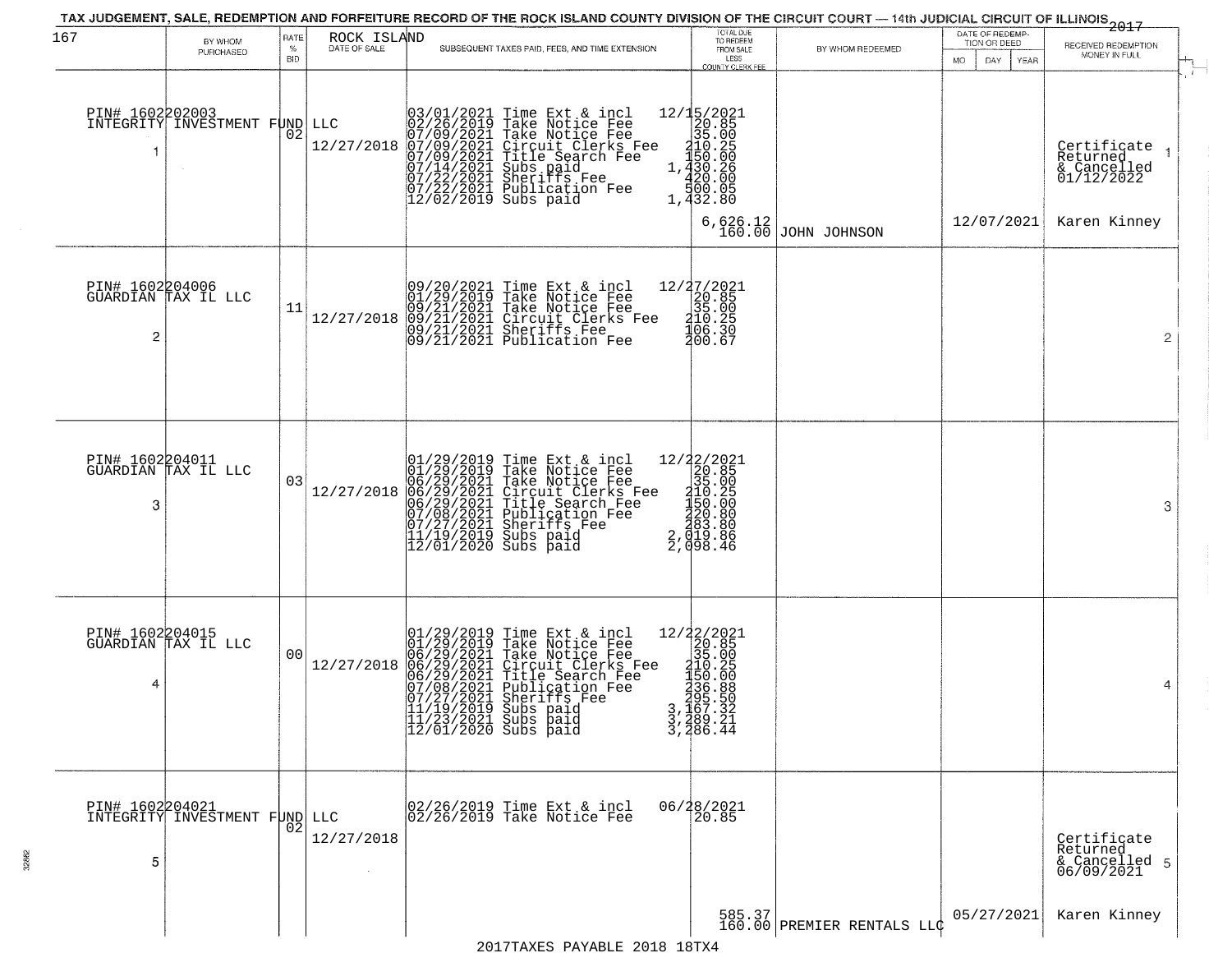TAX JUDGEMENT, SALE, REDEMPTION AND FORFEITURE RECORD OF THE ROCK ISLAND COUNTY DIVISION OF THE CIRCUIT COURT — 14th JUDICIAL CIRCUIT OF ILLINOIS 2017

| 167 | BY WHOM PURCHASED | RATE % BID | ROCK ISLAND DATE OF SALE | SUBSEQUENT TAXES PAID, FEES, AND TIME EXTENSION | TOTAL DUE TO REDEEM FROM SALE LESS COUNTY CLERK FEE | BY WHOM REDEEMED | DATE OF REDEMPTION OR DEED MO DAY YEAR | RECEIVED REDEMPTION MONEY IN FULL |
|---|---|---|---|---|---|---|---|---|
| 1 | PIN# 1602202003 INTEGRITY INVESTMENT FUND LLC | 02 | 12/27/2018 | 03/01/2021 Time Ext & incl<br>02/26/2019 Take Notice Fee<br>07/09/2021 Take Notice Fee<br>07/09/2021 Circuit Clerks Fee<br>07/09/2021 Title Search Fee<br>07/14/2021 Subs paid<br>07/22/2021 Sheriffs Fee<br>07/22/2021 Publication Fee<br>12/02/2019 Subs paid | 12/15/2021<br>20.85<br>35.00<br>210.25<br>150.00<br>1,430.26<br>420.00<br>500.05<br>1,432.80<br><br>6,626.12<br>160.00 | JOHN JOHNSON | 12/07/2021 | Certificate Returned & Cancelled 01/12/2022<br><br>Karen Kinney |
| 2 | PIN# 1602204006 GUARDIAN TAX IL LLC | 11 | 12/27/2018 | 09/20/2021 Time Ext & incl<br>01/29/2019 Take Notice Fee<br>09/21/2021 Take Notice Fee<br>09/21/2021 Circuit Clerks Fee<br>09/21/2021 Sheriffs Fee<br>09/21/2021 Publication Fee | 12/27/2021<br>20.85<br>35.00<br>210.25<br>106.30<br>200.67 | | | |
| 3 | PIN# 1602204011 GUARDIAN TAX IL LLC | 03 | 12/27/2018 | 01/29/2019 Time Ext & incl<br>01/29/2019 Take Notice Fee<br>06/29/2021 Take Notice Fee<br>06/29/2021 Circuit Clerks Fee<br>06/29/2021 Title Search Fee<br>07/08/2021 Publication Fee<br>07/27/2021 Sheriffs Fee<br>11/19/2019 Subs paid<br>12/01/2020 Subs paid | 12/22/2021<br>20.85<br>35.00<br>210.25<br>150.00<br>220.80<br>283.80<br>2,019.86<br>2,098.46 | | | |
| 4 | PIN# 1602204015 GUARDIAN TAX IL LLC | 00 | 12/27/2018 | 01/29/2019 Time Ext & incl<br>01/29/2019 Take Notice Fee<br>06/29/2021 Take Notice Fee<br>06/29/2021 Circuit Clerks Fee<br>06/29/2021 Title Search Fee<br>07/08/2021 Publication Fee<br>07/27/2021 Sheriffs Fee<br>11/19/2019 Subs paid<br>11/23/2021 Subs paid<br>12/01/2020 Subs paid | 12/22/2021<br>20.85<br>35.00<br>210.25<br>150.00<br>236.88<br>295.50<br>3,167.32<br>3,289.21<br>3,286.44 | | | |
| 5 | PIN# 1602204021 INTEGRITY INVESTMENT FUND LLC | 02 | 12/27/2018 | 02/26/2019 Time Ext & incl<br>02/26/2019 Take Notice Fee | 06/28/2021<br>20.85<br><br>585.37<br>160.00 | PREMIER RENTALS LLC | 05/27/2021 | Certificate Returned & Cancelled 06/09/2021<br><br>Karen Kinney |

2017TAXES PAYABLE 2018 18TX4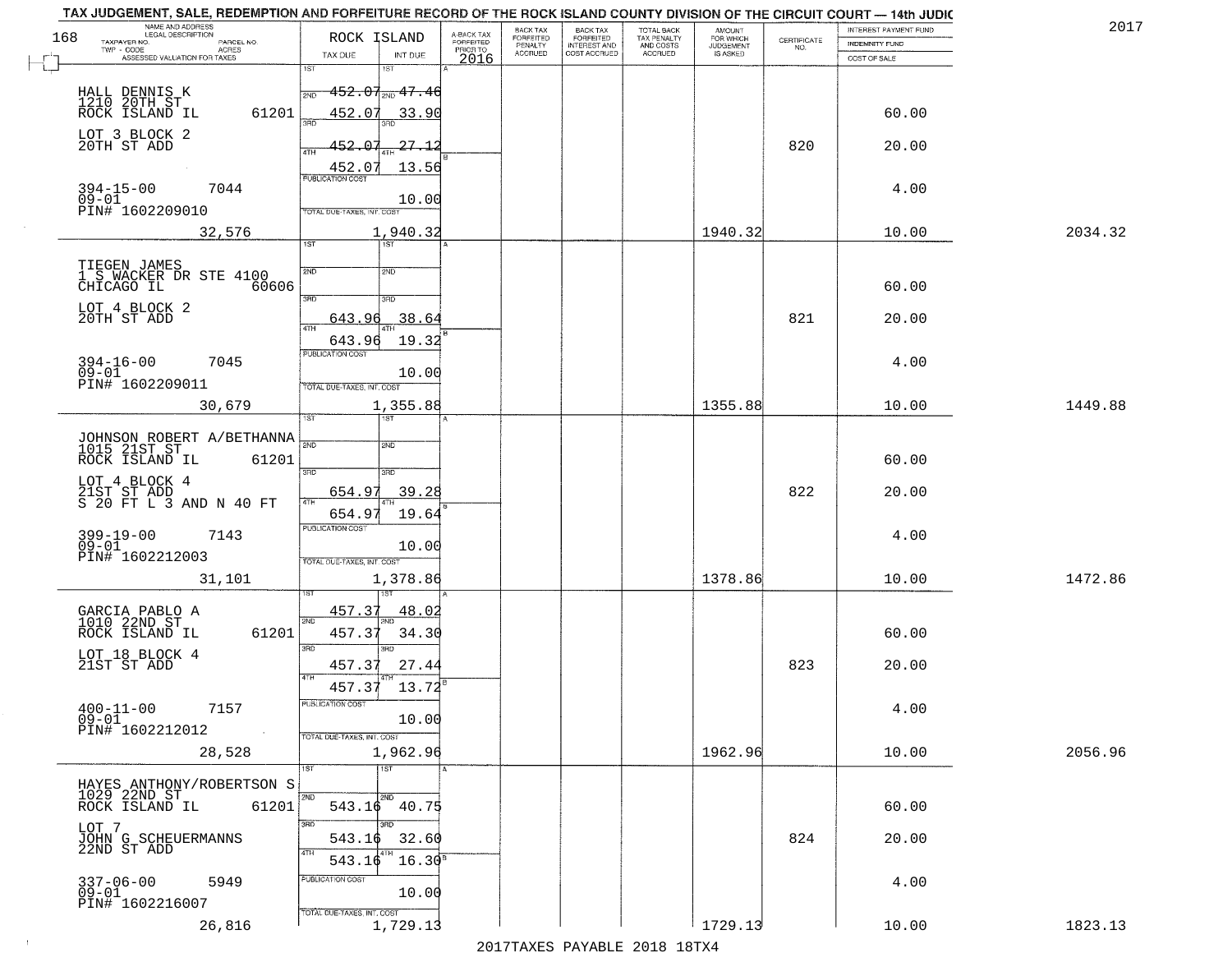TAX JUDGEMENT, SALE, REDEMPTION AND FORFEITURE RECORD OF THE ROCK ISLAND COUNTY DIVISION OF THE CIRCUIT COURT — 14th JUDIC

2017

| NAME AND ADDRESS / LEGAL DESCRIPTION / TAXPAYER NO. / PARCEL NO. / TWP - CODE / ACRES / ASSESSED VALUATION FOR TAXES | ROCK ISLAND TAX DUE | INT DUE | A-BACK TAX FORFEITED PRIOR TO 2016 | BACK TAX FORFEITED PENALTY ACCRUED | BACK TAX FORFEITED INTEREST AND COST ACCRUED | TOTAL BACK TAX PENALTY AND COSTS ACCRUED | AMOUNT FOR WHICH JUDGEMENT IS ASKED | CERTIFICATE NO. | INTEREST PAYMENT FUND / INDEMNITY FUND / COST OF SALE | |
|---|---|---|---|---|---|---|---|---|---|---|
| HALL DENNIS K<br>1210 20TH ST<br>ROCK ISLAND IL 61201<br>LOT 3 BLOCK 2<br>20TH ST ADD<br>394-15-00 7044<br>09-01<br>PIN# 1602209010<br>32,576 | 1ST<br>2ND 452.07<br>3RD 452.07<br>4TH 452.07<br>452.07<br>PUBLICATION COST<br>TOTAL DUE-TAXES, INT. COST | 1ST<br>2ND 47.46<br>3RD 33.90<br>4TH 27.12<br>13.56<br>10.00<br>1,940.32 | | | | | 1940.32 | 820 | 60.00<br>20.00<br>4.00<br>10.00 | 2034.32 |
| TIEGEN JAMES<br>1 S WACKER DR STE 4100<br>CHICAGO IL 60606<br>LOT 4 BLOCK 2<br>20TH ST ADD<br>394-16-00 7045<br>09-01<br>PIN# 1602209011<br>30,679 | 1ST<br>2ND<br>3RD 643.96<br>4TH 643.96<br>PUBLICATION COST<br>TOTAL DUE-TAXES, INT. COST | 1ST<br>2ND<br>3RD 38.64<br>4TH 19.32<br>10.00<br>1,355.88 | | | | | 1355.88 | 821 | 60.00<br>20.00<br>4.00<br>10.00 | 1449.88 |
| JOHNSON ROBERT A/BETHANNA<br>1015 21ST ST<br>ROCK ISLAND IL 61201<br>LOT 4 BLOCK 4<br>21ST ST ADD<br>S 20 FT L 3 AND N 40 FT<br>399-19-00 7143<br>09-01<br>PIN# 1602212003<br>31,101 | 1ST<br>2ND<br>3RD 654.97<br>4TH 654.97<br>PUBLICATION COST<br>TOTAL DUE-TAXES, INT. COST | 1ST<br>2ND<br>3RD 39.28<br>4TH 19.64<br>10.00<br>1,378.86 | | | | | 1378.86 | 822 | 60.00<br>20.00<br>4.00<br>10.00 | 1472.86 |
| GARCIA PABLO A<br>1010 22ND ST<br>ROCK ISLAND IL 61201<br>LOT 18 BLOCK 4<br>21ST ST ADD<br>400-11-00 7157<br>09-01<br>PIN# 1602212012<br>28,528 | 1ST 457.37<br>2ND 457.37<br>3RD 457.37<br>4TH 457.37<br>PUBLICATION COST<br>TOTAL DUE-TAXES, INT. COST | 1ST 48.02<br>2ND 34.30<br>3RD 27.44<br>4TH 13.72<br>10.00<br>1,962.96 | | | | | 1962.96 | 823 | 60.00<br>20.00<br>4.00<br>10.00 | 2056.96 |
| HAYES ANTHONY/ROBERTSON S<br>1029 22ND ST<br>ROCK ISLAND IL 61201<br>LOT 7<br>JOHN G SCHEUERMANNS<br>22ND ST ADD<br>337-06-00 5949<br>09-01<br>PIN# 1602216007<br>26,816 | 1ST<br>2ND 543.16<br>3RD 543.16<br>4TH 543.16<br>PUBLICATION COST<br>TOTAL DUE-TAXES, INT. COST | 1ST<br>2ND 40.75<br>3RD 32.60<br>4TH 16.30<br>10.00<br>1,729.13 | | | | | 1729.13 | 824 | 60.00<br>20.00<br>4.00<br>10.00 | 1823.13 |

2017TAXES PAYABLE 2018 18TX4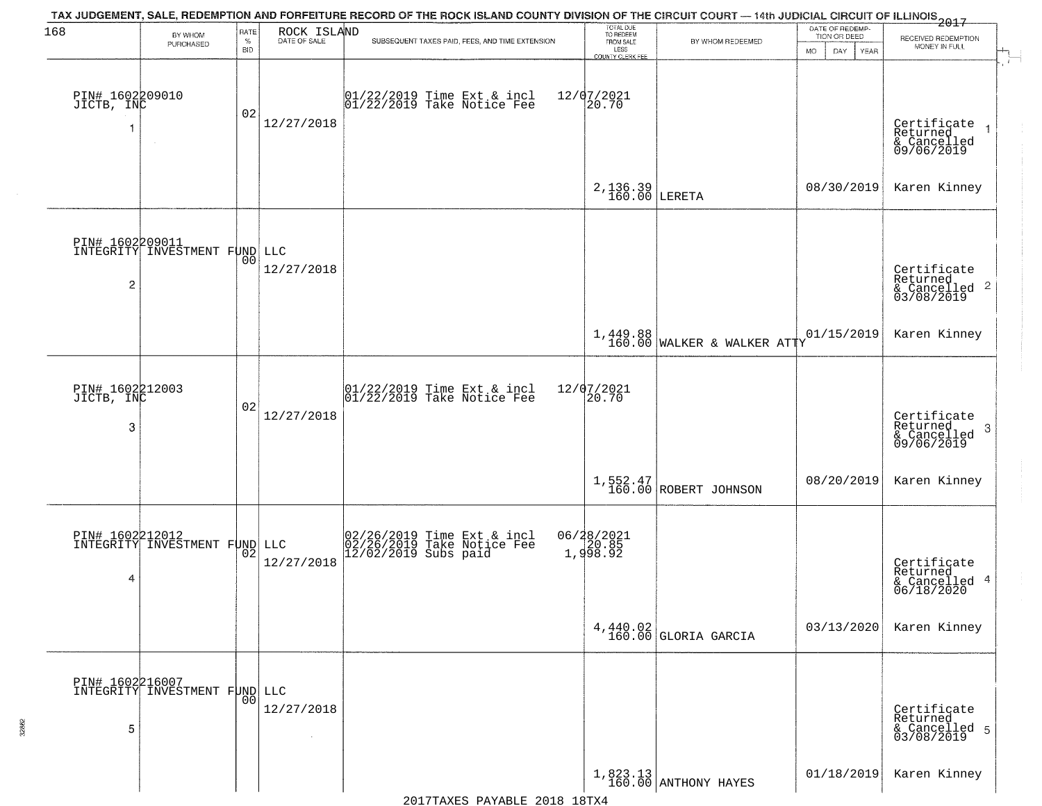TAX JUDGEMENT, SALE, REDEMPTION AND FORFEITURE RECORD OF THE ROCK ISLAND COUNTY DIVISION OF THE CIRCUIT COURT — 14th JUDICIAL CIRCUIT OF ILLINOIS 2017

| BY WHOM PURCHASED | RATE % BID | ROCK ISLAND DATE OF SALE | SUBSEQUENT TAXES PAID, FEES, AND TIME EXTENSION | TOTAL DUE TO REDEEM FROM SALE LESS COUNTY CLERK FEE | BY WHOM REDEEMED | DATE OF REDEMPTION OR DEED MO DAY YEAR | RECEIVED REDEMPTION MONEY IN FULL |
|---|---|---|---|---|---|---|---|
| PIN# 1602209010 JICTB, INC 1 | 02 | 12/27/2018 | 01/22/2019 Time Ext & incl 12/07/2021<br>01/22/2019 Take Notice Fee 20.70 | 2,136.39<br>160.00 | LERETA | 08/30/2019 | Certificate Returned & Cancelled 09/06/2019 1<br>Karen Kinney |
| PIN# 1602209011 INTEGRITY INVESTMENT FUND LLC 2 | 00 | 12/27/2018 | | 1,449.88<br>160.00 | WALKER & WALKER ATTY | 01/15/2019 | Certificate Returned & Cancelled 03/08/2019 2<br>Karen Kinney |
| PIN# 1602212003 JICTB, INC 3 | 02 | 12/27/2018 | 01/22/2019 Time Ext & incl 12/07/2021<br>01/22/2019 Take Notice Fee 20.70 | 1,552.47<br>160.00 | ROBERT JOHNSON | 08/20/2019 | Certificate Returned & Cancelled 09/06/2019 3<br>Karen Kinney |
| PIN# 1602212012 INTEGRITY INVESTMENT FUND LLC 4 | 02 | 12/27/2018 | 02/26/2019 Time Ext & incl 06/28/2021<br>02/26/2019 Take Notice Fee 20.85<br>12/02/2019 Subs paid 1,998.92 | 4,440.02<br>160.00 | GLORIA GARCIA | 03/13/2020 | Certificate Returned & Cancelled 06/18/2020 4<br>Karen Kinney |
| PIN# 1602216007 INTEGRITY INVESTMENT FUND LLC 5 | 00 | 12/27/2018 | | 1,823.13<br>160.00 | ANTHONY HAYES | 01/18/2019 | Certificate Returned & Cancelled 03/08/2019 5<br>Karen Kinney |

2017TAXES PAYABLE 2018 18TX4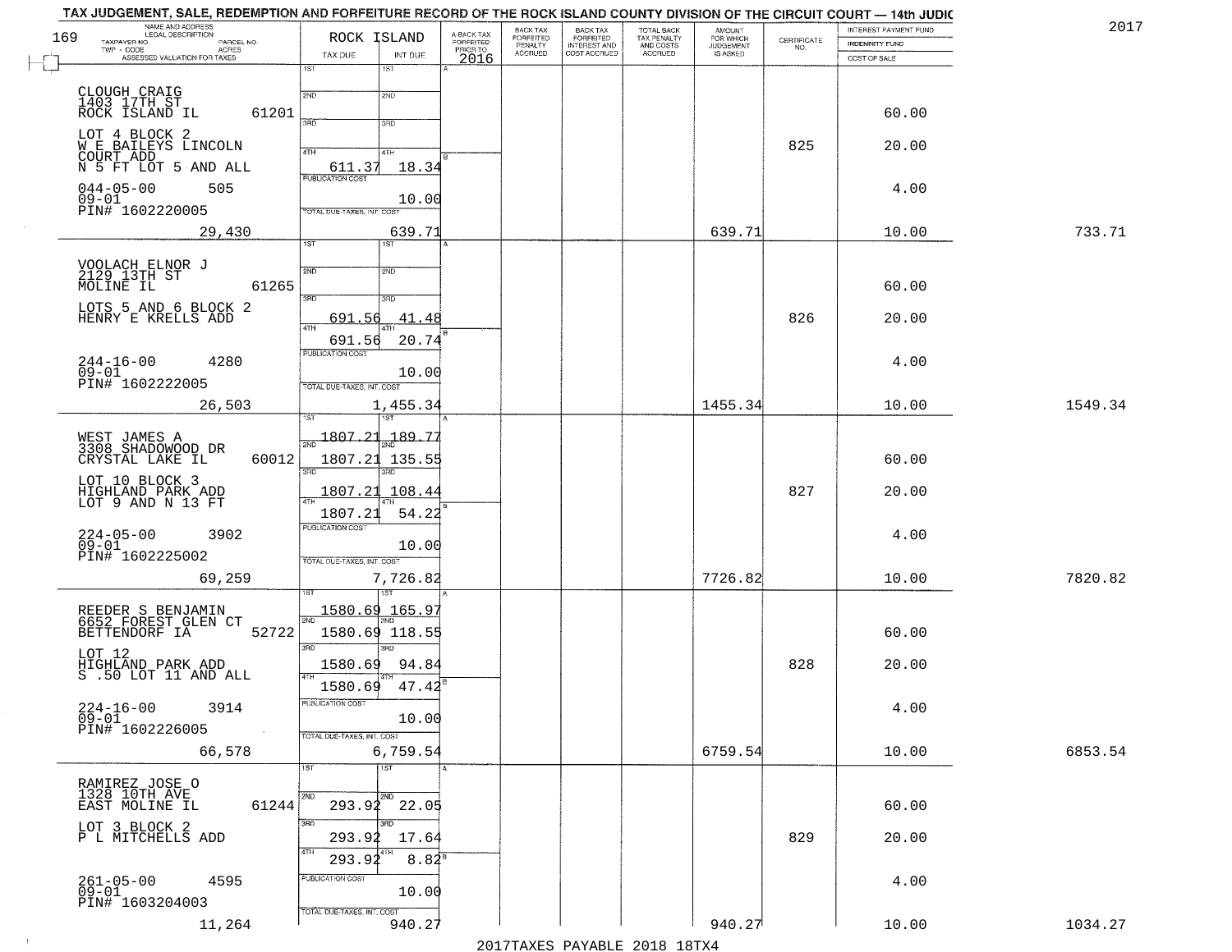# TAX JUDGEMENT, SALE, REDEMPTION AND FORFEITURE RECORD OF THE ROCK ISLAND COUNTY DIVISION OF THE CIRCUIT COURT — 14th JUDIC

169 — 2017

| NAME AND ADDRESS / LEGAL DESCRIPTION / TAXPAYER NO. / PARCEL NO. / TWP - CODE / ACRES / ASSESSED VALUATION FOR TAXES | ROCK ISLAND TAX DUE | INT DUE | A-BACK TAX FORFEITED PRIOR TO 2016 | BACK TAX FORFEITED PENALTY ACCRUED | BACK TAX FORFEITED INTEREST AND COST ACCRUED | TOTAL BACK TAX PENALTY AND COSTS ACCRUED | AMOUNT FOR WHICH JUDGEMENT IS ASKED | CERTIFICATE NO. | INTEREST PAYMENT FUND / INDEMNITY FUND / COST OF SALE | |
|---|---|---|---|---|---|---|---|---|---|---|
| CLOUGH CRAIG 1403 17TH ST ROCK ISLAND IL 61201 LOT 4 BLOCK 2 W E BAILEYS LINCOLN COURT ADD N 5 FT LOT 5 AND ALL 044-05-00 505 09-01 PIN# 1602220005 | 1ST / 2ND / 3RD / 4TH 611.37 / PUBLICATION COST / TOTAL DUE-TAXES, INT. COST | 18.34 / 10.00 / 639.71 | | | | | 639.71 | 825 | 60.00 / 20.00 / 4.00 / 10.00 | 733.71 |
| 29,430 | | | | | | | | | | |
| VOOLACH ELNOR J 2129 13TH ST MOLINE IL 61265 LOTS 5 AND 6 BLOCK 2 HENRY E KRELLS ADD 244-16-00 4280 09-01 PIN# 1602222005 | 3RD 691.56 / 4TH 691.56 / PUBLICATION COST / TOTAL DUE-TAXES, INT. COST | 41.48 / 20.74 / 10.00 / 1,455.34 | | | | | 1455.34 | 826 | 60.00 / 20.00 / 4.00 / 10.00 | 1549.34 |
| 26,503 | | | | | | | | | | |
| WEST JAMES A 3308 SHADOWOOD DR CRYSTAL LAKE IL 60012 LOT 10 BLOCK 3 HIGHLAND PARK ADD LOT 9 AND N 13 FT 224-05-00 3902 09-01 PIN# 1602225002 | 1ST 1807.21 / 2ND 1807.21 / 3RD 1807.21 / 4TH 1807.21 / PUBLICATION COST / TOTAL DUE-TAXES, INT. COST | 189.77 / 135.55 / 108.44 / 54.22 / 10.00 / 7,726.82 | | | | | 7726.82 | 827 | 60.00 / 20.00 / 4.00 / 10.00 | 7820.82 |
| 69,259 | | | | | | | | | | |
| REEDER S BENJAMIN 6652 FOREST GLEN CT BETTENDORF IA 52722 LOT 12 HIGHLAND PARK ADD S .50 LOT 11 AND ALL 224-16-00 3914 09-01 PIN# 1602226005 | 1ST 1580.69 / 2ND 1580.69 / 3RD 1580.69 / 4TH 1580.69 / PUBLICATION COST / TOTAL DUE-TAXES, INT. COST | 165.97 / 118.55 / 94.84 / 47.42 / 10.00 / 6,759.54 | | | | | 6759.54 | 828 | 60.00 / 20.00 / 4.00 / 10.00 | 6853.54 |
| 66,578 | | | | | | | | | | |
| RAMIREZ JOSE O 1328 10TH AVE EAST MOLINE IL 61244 LOT 3 BLOCK 2 P L MITCHELLS ADD 261-05-00 4595 09-01 PIN# 1603204003 | 2ND 293.92 / 3RD 293.92 / 4TH 293.92 / PUBLICATION COST / TOTAL DUE-TAXES, INT. COST | 22.05 / 17.64 / 8.82 / 10.00 / 940.27 | | | | | 940.27 | 829 | 60.00 / 20.00 / 4.00 / 10.00 | 1034.27 |
| 11,264 | | | | | | | | | | |

2017TAXES PAYABLE 2018 18TX4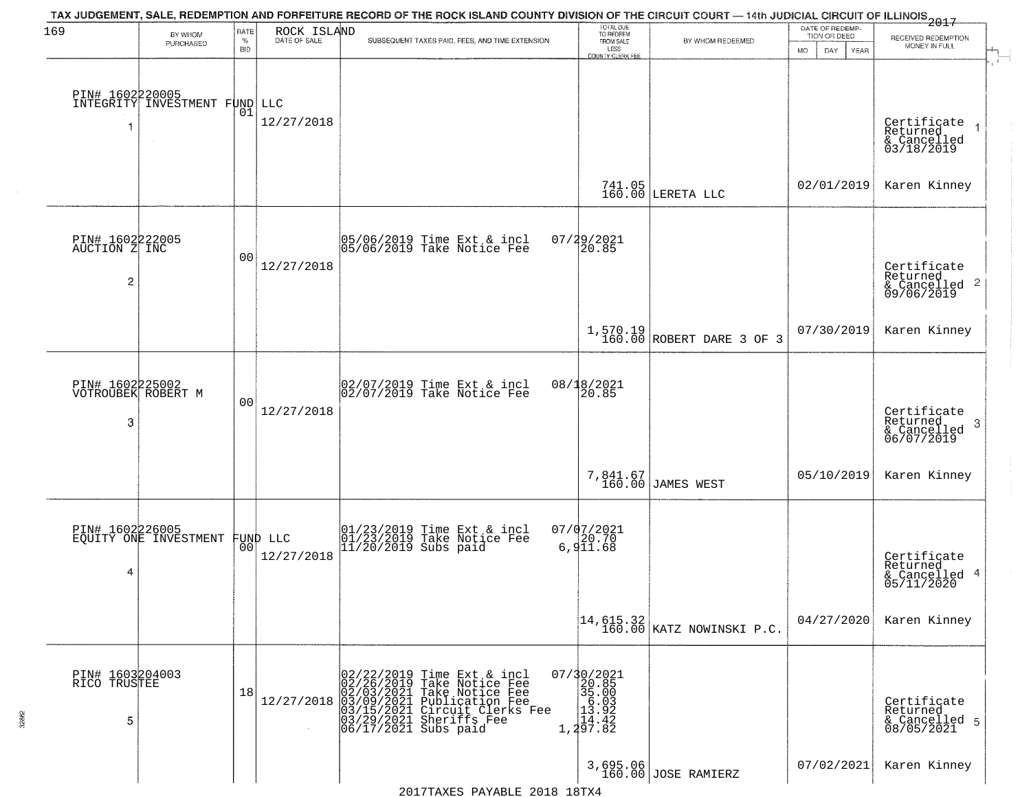# TAX JUDGEMENT, SALE, REDEMPTION AND FORFEITURE RECORD OF THE ROCK ISLAND COUNTY DIVISION OF THE CIRCUIT COURT — 14th JUDICIAL CIRCUIT OF ILLINOIS 2017

| BY WHOM PURCHASED | RATE % BID | ROCK ISLAND DATE OF SALE | SUBSEQUENT TAXES PAID, FEES, AND TIME EXTENSION | TOTAL DUE TO REDEEM FROM SALE LESS COUNTY CLERK FEE | BY WHOM REDEEMED | DATE OF REDEMPTION OR DEED MO DAY YEAR | RECEIVED REDEMPTION MONEY IN FULL |
|---|---|---|---|---|---|---|---|
| PIN# 1602220005 INTEGRITY INVESTMENT FUND LLC 1 | 01 | 12/27/2018 | | 741.05 160.00 | LERETA LLC | 02/01/2019 | Certificate Returned & Cancelled 03/18/2019 Karen Kinney |
| PIN# 1602222005 AUCTION Z INC 2 | 00 | 12/27/2018 | 05/06/2019 Time Ext & incl 07/29/2021<br>05/06/2019 Take Notice Fee 20.85 | 1,570.19 160.00 | ROBERT DARE 3 OF 3 | 07/30/2019 | Certificate Returned & Cancelled 09/06/2019 Karen Kinney |
| PIN# 1602225002 VOTROUBEK ROBERT M 3 | 00 | 12/27/2018 | 02/07/2019 Time Ext & incl 08/18/2021<br>02/07/2019 Take Notice Fee 20.85 | 7,841.67 160.00 | JAMES WEST | 05/10/2019 | Certificate Returned & Cancelled 06/07/2019 Karen Kinney |
| PIN# 1602226005 EQUITY ONE INVESTMENT FUND LLC 4 | 00 | 12/27/2018 | 01/23/2019 Time Ext & incl 07/07/2021<br>01/23/2019 Take Notice Fee 20.70<br>11/20/2019 Subs paid 6,911.68 | 14,615.32 160.00 | KATZ NOWINSKI P.C. | 04/27/2020 | Certificate Returned & Cancelled 05/11/2020 Karen Kinney |
| PIN# 1603204003 RICO TRUSTEE 5 | 18 | 12/27/2018 | 02/22/2019 Time Ext & incl 07/30/2021<br>02/26/2019 Take Notice Fee 20.85<br>02/03/2021 Take Notice Fee 35.00<br>03/09/2021 Publication Fee 6.03<br>03/15/2021 Circuit Clerks Fee 13.92<br>03/29/2021 Sheriffs Fee 14.42<br>06/17/2021 Subs paid 1,297.82 | 3,695.06 160.00 | JOSE RAMIERZ | 07/02/2021 | Certificate Returned & Cancelled 08/05/2021 Karen Kinney |

2017TAXES PAYABLE 2018 18TX4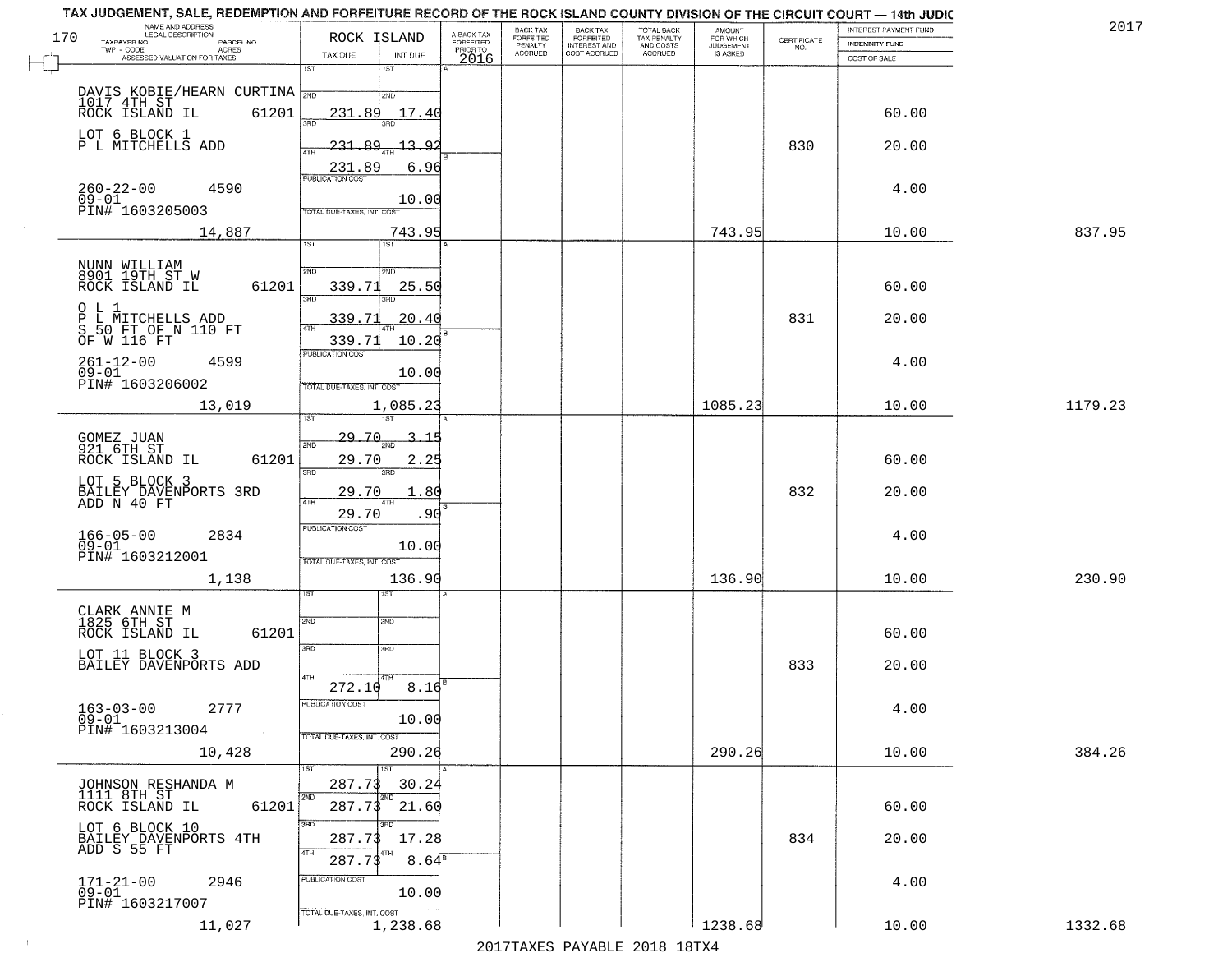TAX JUDGEMENT, SALE, REDEMPTION AND FORFEITURE RECORD OF THE ROCK ISLAND COUNTY DIVISION OF THE CIRCUIT COURT — 14th JUDIC

2017

170

| NAME AND ADDRESS / LEGAL DESCRIPTION / TAXPAYER NO. / PARCEL NO. / TWP - CODE / ACRES / ASSESSED VALUATION FOR TAXES | ROCK ISLAND TAX DUE | INT DUE | A-BACK TAX FORFEITED PRIOR TO 2016 | BACK TAX FORFEITED PENALTY ACCRUED | BACK TAX FORFEITED INTEREST AND COST ACCRUED | TOTAL BACK TAX PENALTY AND COSTS ACCRUED | AMOUNT FOR WHICH JUDGEMENT IS ASKED | CERTIFICATE NO. | INTEREST PAYMENT FUND / INDEMNITY FUND / COST OF SALE | |
|---|---|---|---|---|---|---|---|---|---|---|
| DAVIS KOBIE/HEARN CURTINA<br>1017 4TH ST<br>ROCK ISLAND IL 61201<br>LOT 6 BLOCK 1<br>P L MITCHELLS ADD<br>260-22-00 4590<br>09-01<br>PIN# 1603205003<br>14,887 | 1ST<br>2ND 231.89<br>3RD 231.89<br>4TH 231.89<br>PUBLICATION COST<br>TOTAL DUE-TAXES, INT. COST 743.95 | 1ST<br>2ND 17.40<br>3RD 13.92<br>4TH 6.96<br>10.00 | | | | | 743.95 | 830 | 60.00<br>20.00<br>4.00<br>10.00 | 837.95 |
| NUNN WILLIAM<br>8901 19TH ST W<br>ROCK ISLAND IL 61201<br>O L 1<br>P L MITCHELLS ADD<br>S 50 FT OF N 110 FT<br>OF W 116 FT<br>261-12-00 4599<br>09-01<br>PIN# 1603206002<br>13,019 | 1ST<br>2ND 339.71<br>3RD 339.71<br>4TH 339.71<br>PUBLICATION COST<br>TOTAL DUE-TAXES, INT. COST 1,085.23 | 1ST<br>2ND 25.50<br>3RD 20.40<br>4TH 10.20<br>10.00 | | | | | 1085.23 | 831 | 60.00<br>20.00<br>4.00<br>10.00 | 1179.23 |
| GOMEZ JUAN<br>921 6TH ST<br>ROCK ISLAND IL 61201<br>LOT 5 BLOCK 3<br>BAILEY DAVENPORTS 3RD<br>ADD N 40 FT<br>166-05-00 2834<br>09-01<br>PIN# 1603212001<br>1,138 | 1ST 29.70<br>2ND 29.70<br>3RD 29.70<br>4TH 29.70<br>PUBLICATION COST<br>TOTAL DUE-TAXES, INT. COST 136.90 | 1ST 3.15<br>2ND 2.25<br>3RD 1.80<br>4TH .90<br>10.00 | | | | | 136.90 | 832 | 60.00<br>20.00<br>4.00<br>10.00 | 230.90 |
| CLARK ANNIE M<br>1825 6TH ST<br>ROCK ISLAND IL 61201<br>LOT 11 BLOCK 3<br>BAILEY DAVENPORTS ADD<br>163-03-00 2777<br>09-01<br>PIN# 1603213004<br>10,428 | 1ST<br>2ND<br>3RD<br>4TH 272.10<br>PUBLICATION COST<br>TOTAL DUE-TAXES, INT. COST 290.26 | 1ST<br>2ND<br>3RD<br>4TH 8.16<br>10.00 | | | | | 290.26 | 833 | 60.00<br>20.00<br>4.00<br>10.00 | 384.26 |
| JOHNSON RESHANDA M<br>1111 8TH ST<br>ROCK ISLAND IL 61201<br>LOT 6 BLOCK 10<br>BAILEY DAVENPORTS 4TH<br>ADD S 55 FT<br>171-21-00 2946<br>09-01<br>PIN# 1603217007<br>11,027 | 1ST 287.73<br>2ND 287.73<br>3RD 287.73<br>4TH 287.73<br>PUBLICATION COST<br>TOTAL DUE-TAXES, INT. COST 1,238.68 | 1ST 30.24<br>2ND 21.60<br>3RD 17.28<br>4TH 8.64<br>10.00 | | | | | 1238.68 | 834 | 60.00<br>20.00<br>4.00<br>10.00 | 1332.68 |

2017TAXES PAYABLE 2018 18TX4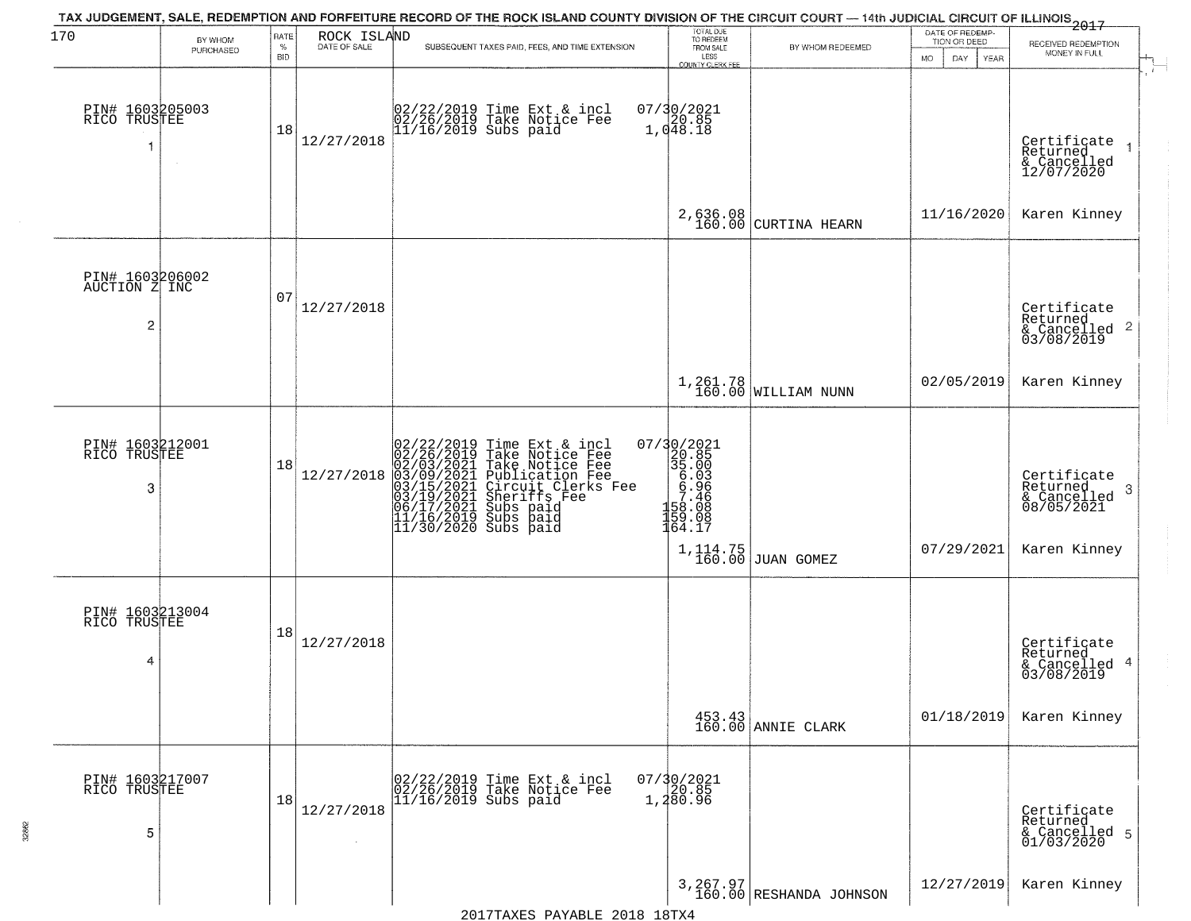# TAX JUDGEMENT, SALE, REDEMPTION AND FORFEITURE RECORD OF THE ROCK ISLAND COUNTY DIVISION OF THE CIRCUIT COURT — 14th JUDICIAL CIRCUIT OF ILLINOIS 2017

| 170 BY WHOM PURCHASED | RATE % BID | ROCK ISLAND DATE OF SALE | SUBSEQUENT TAXES PAID, FEES, AND TIME EXTENSION | TOTAL DUE TO REDEEM FROM SALE LESS COUNTY CLERK FEE | BY WHOM REDEEMED | DATE OF REDEMPTION OR DEED MO DAY YEAR | RECEIVED REDEMPTION MONEY IN FULL |
|---|---|---|---|---|---|---|---|
| PIN# 1603205003 RICO TRUSTEE 1 | 18 | 12/27/2018 | 02/22/2019 Time Ext & incl 07/30/2021<br>02/26/2019 Take Notice Fee 20.85<br>11/16/2019 Subs paid 1,048.18 | 2,636.08<br>160.00 | CURTINA HEARN | 11/16/2020 | Certificate Returned & Cancelled 12/07/2020 1<br>Karen Kinney |
| PIN# 1603206002 AUCTION Z INC 2 | 07 | 12/27/2018 | | 1,261.78<br>160.00 | WILLIAM NUNN | 02/05/2019 | Certificate Returned & Cancelled 03/08/2019 2<br>Karen Kinney |
| PIN# 1603212001 RICO TRUSTEE 3 | 18 | 12/27/2018 | 02/22/2019 Time Ext & incl 07/30/2021<br>02/26/2019 Take Notice Fee 20.85<br>02/03/2021 Take Notice Fee 35.00<br>03/09/2021 Publication Fee 6.03<br>03/15/2021 Circuit Clerks Fee 6.96<br>03/19/2021 Sheriffs Fee 7.46<br>06/17/2021 Subs paid 158.08<br>11/16/2019 Subs paid 159.08<br>11/30/2020 Subs paid 164.17 | 1,114.75<br>160.00 | JUAN GOMEZ | 07/29/2021 | Certificate Returned & Cancelled 08/05/2021 3<br>Karen Kinney |
| PIN# 1603213004 RICO TRUSTEE 4 | 18 | 12/27/2018 | | 453.43<br>160.00 | ANNIE CLARK | 01/18/2019 | Certificate Returned & Cancelled 03/08/2019 4<br>Karen Kinney |
| PIN# 1603217007 RICO TRUSTEE 5 | 18 | 12/27/2018 | 02/22/2019 Time Ext & incl 07/30/2021<br>02/26/2019 Take Notice Fee 20.85<br>11/16/2019 Subs paid 1,280.96 | 3,267.97<br>160.00 | RESHANDA JOHNSON | 12/27/2019 | Certificate Returned & Cancelled 01/03/2020 5<br>Karen Kinney |

2017TAXES PAYABLE 2018 18TX4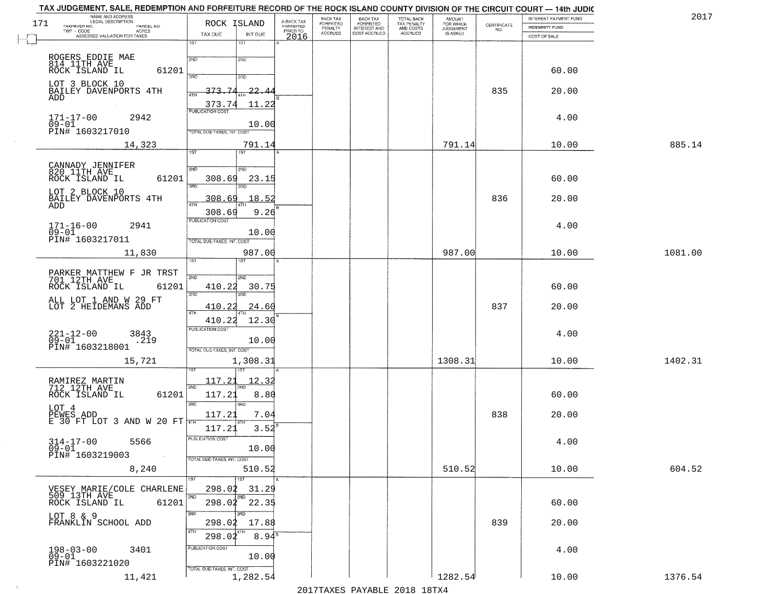TAX JUDGEMENT, SALE, REDEMPTION AND FORFEITURE RECORD OF THE ROCK ISLAND COUNTY DIVISION OF THE CIRCUIT COURT — 14th JUDIC

2017

| NAME AND ADDRESS / LEGAL DESCRIPTION / TAXPAYER NO. / PARCEL NO. / TWP - CODE / ACRES / ASSESSED VALUATION FOR TAXES | ROCK ISLAND TAX DUE | INT DUE | A-BACK TAX FORFEITED PRIOR TO 2016 | BACK TAX FORFEITED PENALTY ACCRUED | BACK TAX FORFEITED INTEREST AND COST ACCRUED | TOTAL BACK TAX PENALTY AND COSTS ACCRUED | AMOUNT FOR WHICH JUDGEMENT IS ASKED | CERTIFICATE NO. | INTEREST PAYMENT FUND / INDEMNITY FUND / COST OF SALE | |
|---|---|---|---|---|---|---|---|---|---|---|
| 171 | | | | | | | | | | |
| ROGERS EDDIE MAE<br>814 11TH AVE<br>ROCK ISLAND IL 61201<br>LOT 3 BLOCK 10<br>BAILEY DAVENPORTS 4TH ADD<br>171-17-00 2942<br>09-01<br>PIN# 1603217010<br>14,323 | 1ST<br>2ND<br>3RD<br>4TH 373.74 (struck)<br>373.74<br>PUBLICATION COST<br>TOTAL DUE-TAXES, INT. COST | 22.44 (struck)<br>11.22<br>10.00<br>791.14 | | | | | 791.14 | 835 | 60.00<br>20.00<br>4.00<br>10.00 | 885.14 |
| CANNADY JENNIFER<br>820 11TH AVE<br>ROCK ISLAND IL 61201<br>LOT 2 BLOCK 10<br>BAILEY DAVENPORTS 4TH ADD<br>171-16-00 2941<br>09-01<br>PIN# 1603217011<br>11,830 | 1ST<br>2ND 308.69<br>3RD 308.69<br>4TH 308.69<br>PUBLICATION COST<br>TOTAL DUE-TAXES, INT. COST | 23.15<br>18.52<br>9.26<br>10.00<br>987.00 | | | | | 987.00 | 836 | 60.00<br>20.00<br>4.00<br>10.00 | 1081.00 |
| PARKER MATTHEW F JR TRST<br>701 12TH AVE<br>ROCK ISLAND IL 61201<br>ALL LOT 1 AND W 29 FT<br>LOT 2 HEIDEMANS ADD<br>221-12-00 3843<br>09-01 .219<br>PIN# 1603218001<br>15,721 | 1ST<br>2ND 410.22<br>3RD 410.22<br>4TH 410.22<br>PUBLICATION COST<br>TOTAL DUE-TAXES, INT. COST | 30.75<br>24.60<br>12.30<br>10.00<br>1,308.31 | | | | | 1308.31 | 837 | 60.00<br>20.00<br>4.00<br>10.00 | 1402.31 |
| RAMIREZ MARTIN<br>712 12TH AVE<br>ROCK ISLAND IL 61201<br>LOT 4<br>PEWES ADD<br>E 30 FT LOT 3 AND W 20 FT<br>314-17-00 5566<br>09-01<br>PIN# 1603219003<br>8,240 | 1ST 117.21<br>2ND 117.21<br>3RD 117.21<br>4TH 117.21<br>PUBLICATION COST<br>TOTAL DUE-TAXES, INT. COST | 12.32<br>8.80<br>7.04<br>3.52<br>10.00<br>510.52 | | | | | 510.52 | 838 | 60.00<br>20.00<br>4.00<br>10.00 | 604.52 |
| VESEY MARIE/COLE CHARLENE<br>509 13TH AVE<br>ROCK ISLAND IL 61201<br>LOT 8 & 9<br>FRANKLIN SCHOOL ADD<br>198-03-00 3401<br>09-01<br>PIN# 1603221020<br>11,421 | 1ST 298.02<br>2ND 298.02<br>3RD 298.02<br>4TH 298.02<br>PUBLICATION COST<br>TOTAL DUE-TAXES, INT. COST | 31.29<br>22.35<br>17.88<br>8.94<br>10.00<br>1,282.54 | | | | | 1282.54 | 839 | 60.00<br>20.00<br>4.00<br>10.00 | 1376.54 |

2017TAXES PAYABLE 2018 18TX4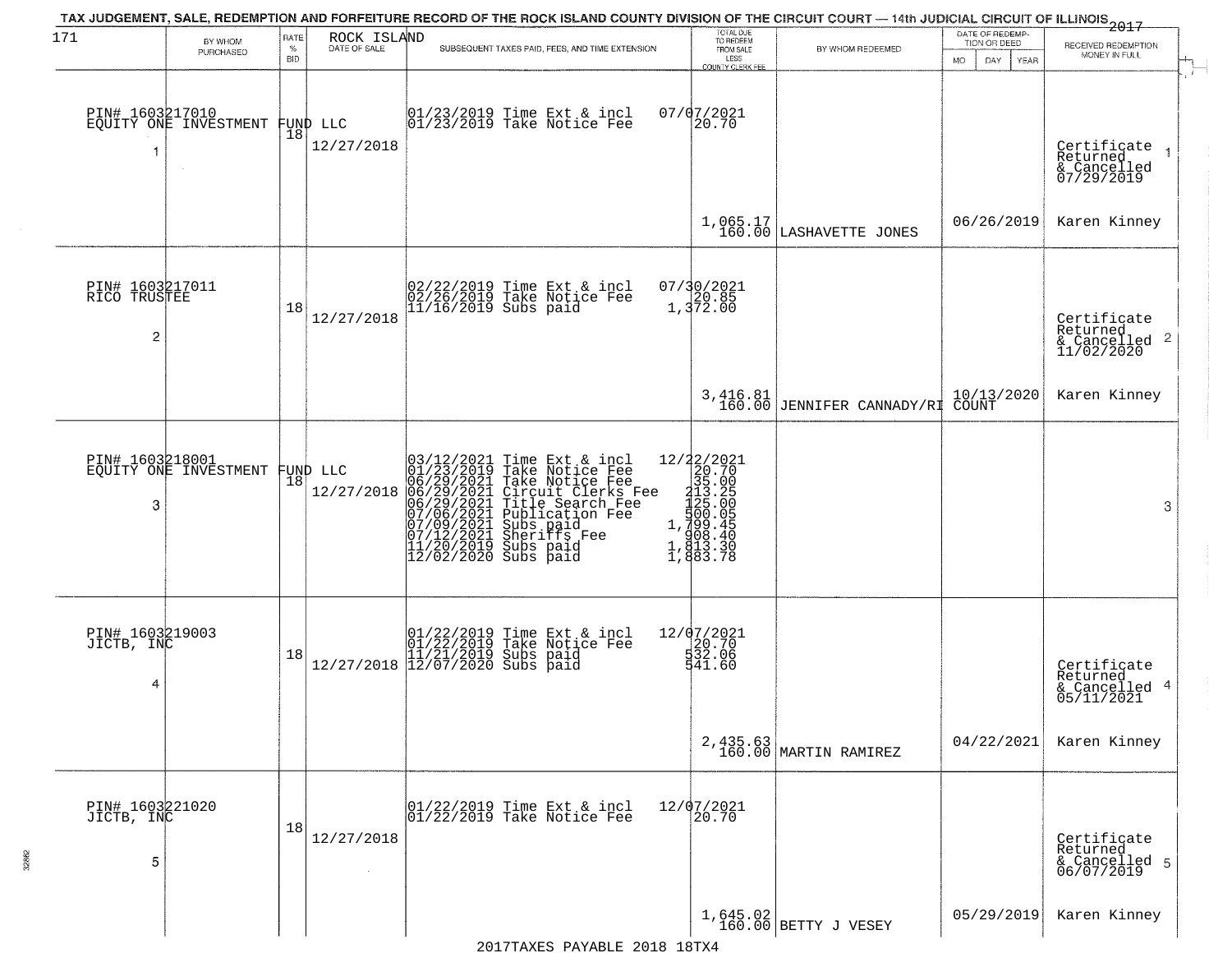TAX JUDGEMENT, SALE, REDEMPTION AND FORFEITURE RECORD OF THE ROCK ISLAND COUNTY DIVISION OF THE CIRCUIT COURT — 14th JUDICIAL CIRCUIT OF ILLINOIS 2017

| 171 BY WHOM PURCHASED | RATE % BID | ROCK ISLAND DATE OF SALE | SUBSEQUENT TAXES PAID, FEES, AND TIME EXTENSION | TOTAL DUE TO REDEEM FROM SALE LESS COUNTY CLERK FEE | BY WHOM REDEEMED | DATE OF REDEMPTION OR DEED MO DAY YEAR | RECEIVED REDEMPTION MONEY IN FULL |
|---|---|---|---|---|---|---|---|
| PIN# 1603217010 EQUITY ONE INVESTMENT FUND LLC 1 | 18 | 12/27/2018 | 01/23/2019 Time Ext & incl 07/07/2021<br>01/23/2019 Take Notice Fee 20.70 | 1,065.17<br>160.00 | LASHAVETTE JONES | 06/26/2019 | Certificate Returned & Cancelled 07/29/2019<br>Karen Kinney |
| PIN# 1603217011 RICO TRUSTEE 2 | 18 | 12/27/2018 | 02/22/2019 Time Ext & incl 07/30/2021<br>02/26/2019 Take Notice Fee 20.85<br>11/16/2019 Subs paid 1,372.00 | 3,416.81<br>160.00 | JENNIFER CANNADY/RI | 10/13/2020 COUNT | Certificate Returned & Cancelled 11/02/2020<br>Karen Kinney |
| PIN# 1603218001 EQUITY ONE INVESTMENT FUND LLC 3 | 18 | 12/27/2018 | 03/12/2021 Time Ext & incl 12/22/2021<br>01/23/2019 Take Notice Fee 20.70<br>06/29/2021 Take Notice Fee 35.00<br>06/29/2021 Circuit Clerks Fee 213.25<br>06/29/2021 Title Search Fee 125.00<br>07/06/2021 Publication Fee 500.05<br>07/09/2021 Subs paid 1,799.45<br>07/12/2021 Sheriffs Fee 908.40<br>11/20/2019 Subs paid 1,813.30<br>12/02/2020 Subs paid 1,883.78 | | | | 3 |
| PIN# 1603219003 JICTB, INC 4 | 18 | 12/27/2018 | 01/22/2019 Time Ext & incl 12/07/2021<br>01/22/2019 Take Notice Fee 20.70<br>11/21/2019 Subs paid 532.06<br>12/07/2020 Subs paid 541.60 | 2,435.63<br>160.00 | MARTIN RAMIREZ | 04/22/2021 | Certificate Returned & Cancelled 05/11/2021<br>Karen Kinney |
| PIN# 1603221020 JICTB, INC 5 | 18 | 12/27/2018 | 01/22/2019 Time Ext & incl 12/07/2021<br>01/22/2019 Take Notice Fee 20.70 | 1,645.02<br>160.00 | BETTY J VESEY | 05/29/2019 | Certificate Returned & Cancelled 06/07/2019<br>Karen Kinney |

2017TAXES PAYABLE 2018 18TX4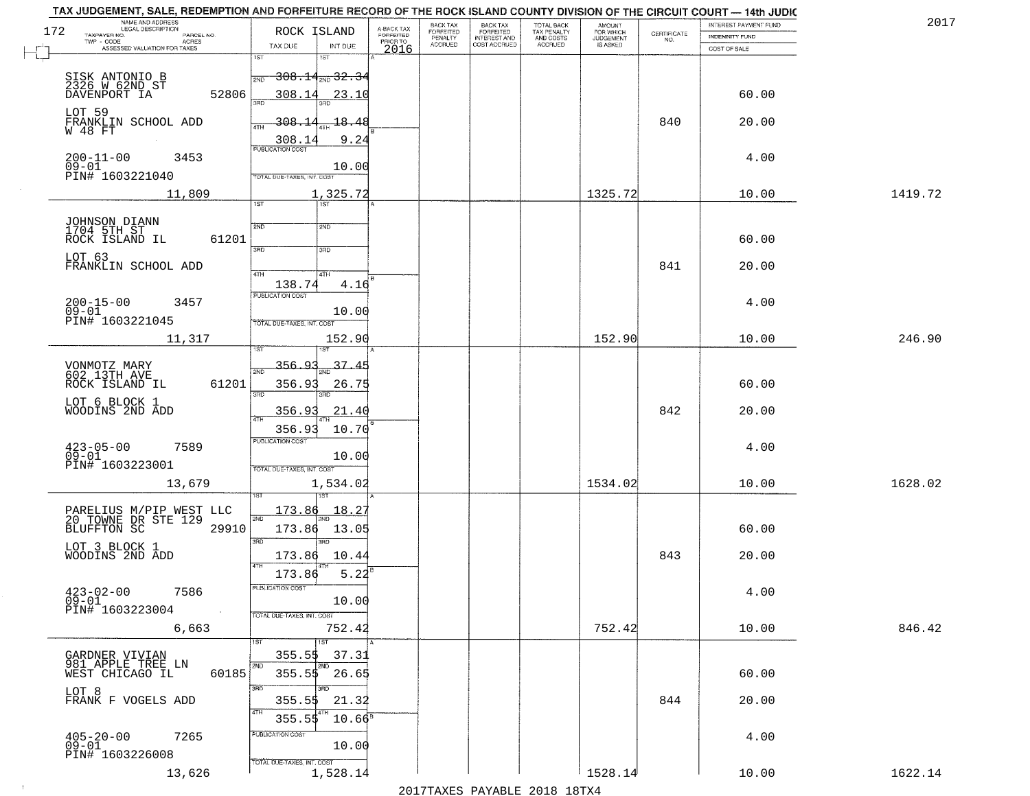TAX JUDGEMENT, SALE, REDEMPTION AND FORFEITURE RECORD OF THE ROCK ISLAND COUNTY DIVISION OF THE CIRCUIT COURT — 14th JUDIC

2017

| NAME AND ADDRESS / LEGAL DESCRIPTION / TAXPAYER NO. / PARCEL NO. / TWP - CODE / ACRES / ASSESSED VALUATION FOR TAXES | ROCK ISLAND TAX DUE | INT DUE | A-BACK TAX FORFEITED PRIOR TO 2016 | BACK TAX FORFEITED PENALTY ACCRUED | BACK TAX FORFEITED INTEREST AND COST ACCRUED | TOTAL BACK TAX PENALTY AND COSTS ACCRUED | AMOUNT FOR WHICH JUDGEMENT IS ASKED | CERTIFICATE NO. | INTEREST PAYMENT FUND / INDEMNITY FUND / COST OF SALE | |
|---|---|---|---|---|---|---|---|---|---|---|
| SISK ANTONIO B, 2326 W 62ND ST, DAVENPORT IA 52806 | 1ST 308.14 | 1ST 32.34 | | | | | | | | |
| | 2ND 308.14 | 2ND 23.10 | | | | | | | 60.00 | |
| LOT 59, FRANKLIN SCHOOL ADD, W 48 FT | 3RD 308.14 | 3RD 18.48 | | | | | | 840 | 20.00 | |
| | 4TH 308.14 | 4TH 9.24 | | | | | | | | |
| 200-11-00 3453, 09-01, PIN# 1603221040 | PUBLICATION COST | 10.00 | | | | | | | 4.00 | |
| 11,809 | TOTAL DUE-TAXES, INT. COST | 1,325.72 | | | | | 1325.72 | | 10.00 | 1419.72 |
| JOHNSON DIANN, 1704 5TH ST, ROCK ISLAND IL 61201 | 1ST | 1ST | | | | | | | | |
| | 2ND | 2ND | | | | | | | 60.00 | |
| LOT 63, FRANKLIN SCHOOL ADD | 3RD | 3RD | | | | | | 841 | 20.00 | |
| | 4TH 138.74 | 4TH 4.16 | | | | | | | | |
| 200-15-00 3457, 09-01, PIN# 1603221045 | PUBLICATION COST | 10.00 | | | | | | | 4.00 | |
| 11,317 | TOTAL DUE-TAXES, INT. COST | 152.90 | | | | | 152.90 | | 10.00 | 246.90 |
| VONMOTZ MARY, 602 13TH AVE, ROCK ISLAND IL 61201 | 1ST 356.93 | 1ST 37.45 | | | | | | | | |
| | 2ND 356.93 | 2ND 26.75 | | | | | | | 60.00 | |
| LOT 6 BLOCK 1, WOODINS 2ND ADD | 3RD 356.93 | 3RD 21.40 | | | | | | 842 | 20.00 | |
| | 4TH 356.93 | 4TH 10.70 | | | | | | | | |
| 423-05-00 7589, 09-01, PIN# 1603223001 | PUBLICATION COST | 10.00 | | | | | | | 4.00 | |
| 13,679 | TOTAL DUE-TAXES, INT. COST | 1,534.02 | | | | | 1534.02 | | 10.00 | 1628.02 |
| PARELIUS M/PIP WEST LLC, 20 TOWNE DR STE 129, BLUFFTON SC 29910 | 1ST 173.86 | 1ST 18.27 | | | | | | | | |
| | 2ND 173.86 | 2ND 13.05 | | | | | | | 60.00 | |
| LOT 3 BLOCK 1, WOODINS 2ND ADD | 3RD 173.86 | 3RD 10.44 | | | | | | 843 | 20.00 | |
| | 4TH 173.86 | 4TH 5.22 | | | | | | | | |
| 423-02-00 7586, 09-01, PIN# 1603223004 | PUBLICATION COST | 10.00 | | | | | | | 4.00 | |
| 6,663 | TOTAL DUE-TAXES, INT. COST | 752.42 | | | | | 752.42 | | 10.00 | 846.42 |
| GARDNER VIVIAN, 981 APPLE TREE LN, WEST CHICAGO IL 60185 | 1ST 355.55 | 1ST 37.31 | | | | | | | | |
| | 2ND 355.55 | 2ND 26.65 | | | | | | | 60.00 | |
| LOT 8, FRANK F VOGELS ADD | 3RD 355.55 | 3RD 21.32 | | | | | | 844 | 20.00 | |
| | 4TH 355.55 | 4TH 10.66 | | | | | | | | |
| 405-20-00 7265, 09-01, PIN# 1603226008 | PUBLICATION COST | 10.00 | | | | | | | 4.00 | |
| 13,626 | TOTAL DUE-TAXES, INT. COST | 1,528.14 | | | | | 1528.14 | | 10.00 | 1622.14 |

2017TAXES PAYABLE 2018 18TX4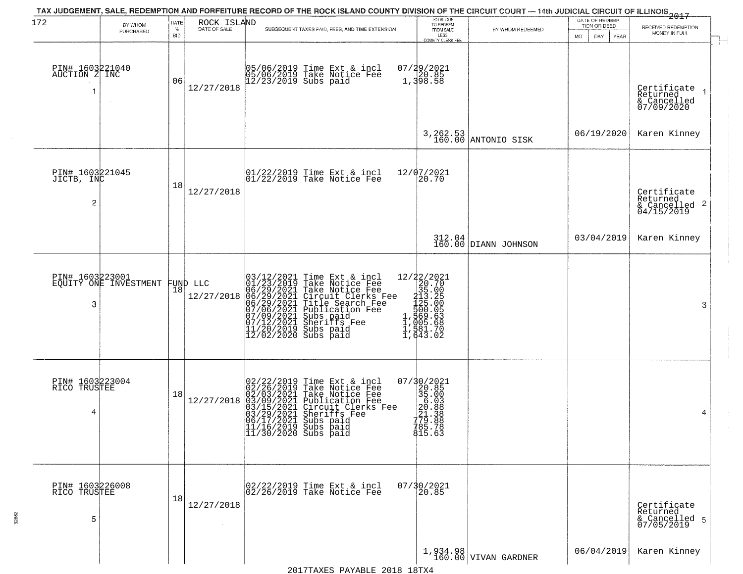TAX JUDGEMENT, SALE, REDEMPTION AND FORFEITURE RECORD OF THE ROCK ISLAND COUNTY DIVISION OF THE CIRCUIT COURT — 14th JUDICIAL CIRCUIT OF ILLINOIS 2017

ROCK ISLAND

| | BY WHOM PURCHASED | RATE % BID | DATE OF SALE | SUBSEQUENT TAXES PAID, FEES, AND TIME EXTENSION | TOTAL DUE TO REDEEM FROM SALE LESS COUNTY CLERK FEE | BY WHOM REDEEMED | DATE OF REDEMPTION OR DEED MO DAY YEAR | RECEIVED REDEMPTION MONEY IN FULL |
|---|---|---|---|---|---|---|---|---|
| 1 | PIN# 1603221040 AUCTION Z INC | 06 | 12/27/2018 | 05/06/2019 Time Ext & incl<br>05/06/2019 Take Notice Fee<br>12/23/2019 Subs paid | 07/29/2021<br>20.85<br>1,398.58<br><br>3,262.53<br>160.00 | ANTONIO SISK | 06/19/2020 | Certificate Returned & Cancelled 07/09/2020<br>Karen Kinney |
| 2 | PIN# 1603221045 JICTB, INC | 18 | 12/27/2018 | 01/22/2019 Time Ext & incl<br>01/22/2019 Take Notice Fee | 12/07/2021<br>20.70<br><br>312.04<br>160.00 | DIANN JOHNSON | 03/04/2019 | Certificate Returned & Cancelled 04/15/2019<br>Karen Kinney |
| 3 | PIN# 1603223001 EQUITY ONE INVESTMENT FUND LLC | 18 | 12/27/2018 | 03/12/2021 Time Ext & incl<br>01/23/2019 Take Notice Fee<br>06/29/2021 Take Notice Fee<br>06/29/2021 Circuit Clerks Fee<br>06/29/2021 Title Search Fee<br>07/06/2021 Publication Fee<br>07/09/2021 Subs paid<br>07/12/2021 Sheriffs Fee<br>11/20/2019 Subs paid<br>12/02/2020 Subs paid | 12/22/2021<br>20.70<br>35.00<br>213.25<br>125.00<br>500.05<br>1,569.63<br>1,005.68<br>1,581.70<br>1,643.02 | | | |
| 4 | PIN# 1603223004 RICO TRUSTEE | 18 | 12/27/2018 | 02/22/2019 Time Ext & incl<br>02/26/2019 Take Notice Fee<br>02/03/2021 Take Notice Fee<br>03/09/2021 Publication Fee<br>03/15/2021 Circuit Clerks Fee<br>03/29/2021 Sheriffs Fee<br>06/17/2021 Subs paid<br>11/16/2019 Subs paid<br>11/30/2020 Subs paid | 07/30/2021<br>20.85<br>35.00<br>6.03<br>20.88<br>21.38<br>779.88<br>785.78<br>815.63 | | | |
| 5 | PIN# 1603226008 RICO TRUSTEE | 18 | 12/27/2018 | 02/22/2019 Time Ext & incl<br>02/26/2019 Take Notice Fee | 07/30/2021<br>20.85<br><br>1,934.98<br>160.00 | VIVAN GARDNER | 06/04/2019 | Certificate Returned & Cancelled 07/05/2019<br>Karen Kinney |

2017TAXES PAYABLE 2018 18TX4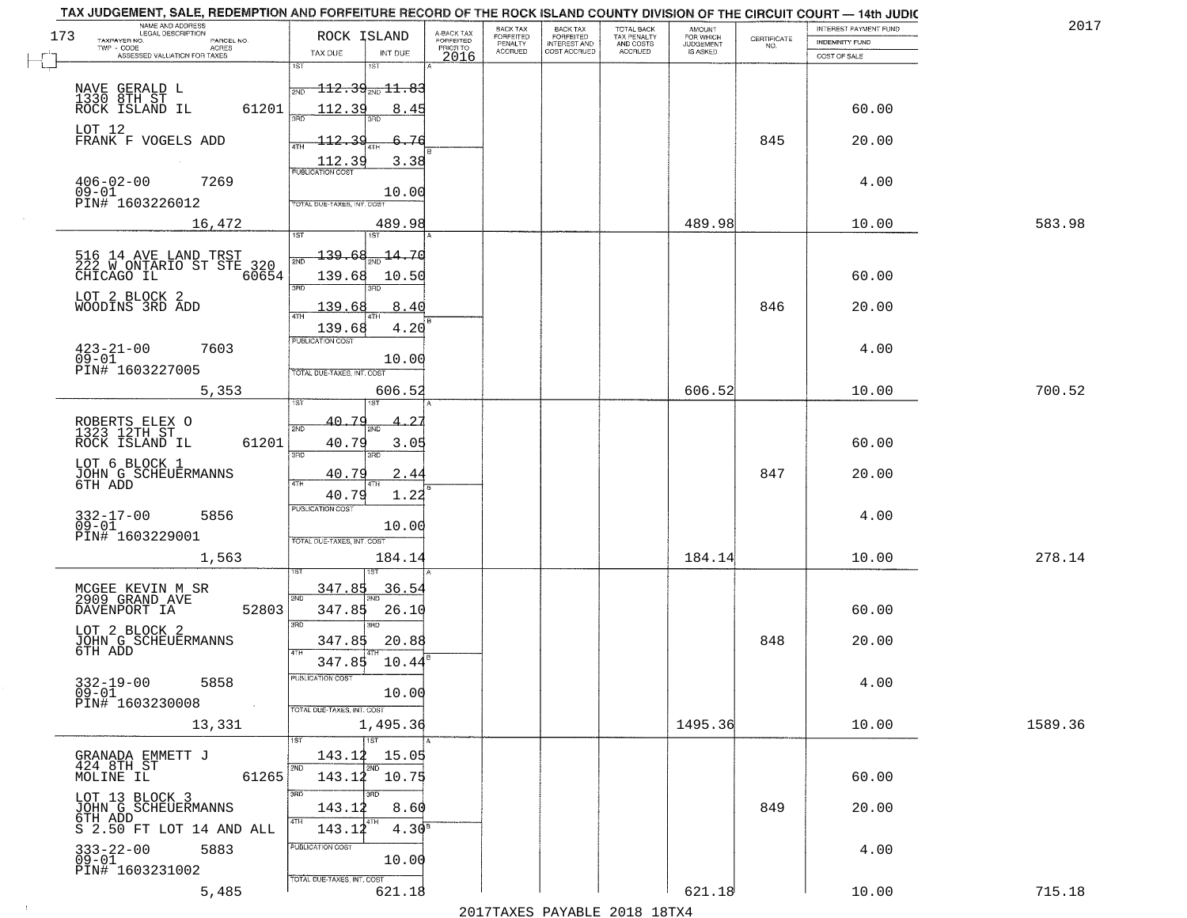TAX JUDGEMENT, SALE, REDEMPTION AND FORFEITURE RECORD OF THE ROCK ISLAND COUNTY DIVISION OF THE CIRCUIT COURT — 14th JUDIC

2017

| NAME AND ADDRESS / LEGAL DESCRIPTION / TAXPAYER NO. / PARCEL NO. / TWP - CODE / ACRES / ASSESSED VALUATION FOR TAXES | ROCK ISLAND TAX DUE | INT DUE | A-BACK TAX FORFEITED PRIOR TO 2016 | BACK TAX FORFEITED PENALTY ACCRUED | BACK TAX FORFEITED INTEREST AND COST ACCRUED | TOTAL BACK TAX PENALTY AND COSTS ACCRUED | AMOUNT FOR WHICH JUDGEMENT IS ASKED | CERTIFICATE NO. | INTEREST PAYMENT FUND / INDEMNITY FUND / COST OF SALE | |
|---|---|---|---|---|---|---|---|---|---|---|
| 173 | | | | | | | | | | |
| NAVE GERALD L, 1330 8TH ST, ROCK ISLAND IL 61201 | 1ST 112.39 | 1ST 11.83 | | | | | | | | |
| | 2ND 112.39 | 2ND 8.45 | | | | | | | 60.00 | |
| LOT 12, FRANK F VOGELS ADD | 3RD 112.39 | 3RD 6.76 | | | | | | 845 | 20.00 | |
| | 4TH 112.39 | 4TH 3.38 | | | | | | | | |
| 406-02-00 7269, 09-01, PIN# 1603226012 | PUBLICATION COST | 10.00 | | | | | | | 4.00 | |
| 16,472 | TOTAL DUE-TAXES, INT. COST | 489.98 | | | | | 489.98 | | 10.00 | 583.98 |
| 516 14 AVE LAND TRST, 222 W ONTARIO ST STE 320, CHICAGO IL 60654 | 1ST 139.68 | 1ST 14.70 | | | | | | | | |
| | 2ND 139.68 | 2ND 10.50 | | | | | | | 60.00 | |
| LOT 2 BLOCK 2, WOODINS 3RD ADD | 3RD 139.68 | 3RD 8.40 | | | | | | 846 | 20.00 | |
| | 4TH 139.68 | 4TH 4.20 | | | | | | | | |
| 423-21-00 7603, 09-01, PIN# 1603227005 | PUBLICATION COST | 10.00 | | | | | | | 4.00 | |
| 5,353 | TOTAL DUE-TAXES, INT. COST | 606.52 | | | | | 606.52 | | 10.00 | 700.52 |
| ROBERTS ELEX O, 1323 12TH ST, ROCK ISLAND IL 61201 | 1ST 40.79 | 1ST 4.27 | | | | | | | | |
| | 2ND 40.79 | 2ND 3.05 | | | | | | | 60.00 | |
| LOT 6 BLOCK 1, JOHN G SCHEUERMANNS 6TH ADD | 3RD 40.79 | 3RD 2.44 | | | | | | 847 | 20.00 | |
| | 4TH 40.79 | 4TH 1.22 | | | | | | | | |
| 332-17-00 5856, 09-01, PIN# 1603229001 | PUBLICATION COST | 10.00 | | | | | | | 4.00 | |
| 1,563 | TOTAL DUE-TAXES, INT. COST | 184.14 | | | | | 184.14 | | 10.00 | 278.14 |
| MCGEE KEVIN M SR, 2909 GRAND AVE, DAVENPORT IA 52803 | 1ST 347.85 | 1ST 36.54 | | | | | | | | |
| | 2ND 347.85 | 2ND 26.10 | | | | | | | 60.00 | |
| LOT 2 BLOCK 2, JOHN G SCHEUERMANNS 6TH ADD | 3RD 347.85 | 3RD 20.88 | | | | | | 848 | 20.00 | |
| | 4TH 347.85 | 4TH 10.44 | | | | | | | | |
| 332-19-00 5858, 09-01, PIN# 1603230008 | PUBLICATION COST | 10.00 | | | | | | | 4.00 | |
| 13,331 | TOTAL DUE-TAXES, INT. COST | 1,495.36 | | | | | 1495.36 | | 10.00 | 1589.36 |
| GRANADA EMMETT J, 424 8TH ST, MOLINE IL 61265 | 1ST 143.12 | 1ST 15.05 | | | | | | | | |
| | 2ND 143.12 | 2ND 10.75 | | | | | | | 60.00 | |
| LOT 13 BLOCK 3, JOHN G SCHEUERMANNS 6TH ADD, S 2.50 FT LOT 14 AND ALL | 3RD 143.12 | 3RD 8.60 | | | | | | 849 | 20.00 | |
| | 4TH 143.12 | 4TH 4.30 | | | | | | | | |
| 333-22-00 5883, 09-01, PIN# 1603231002 | PUBLICATION COST | 10.00 | | | | | | | 4.00 | |
| 5,485 | TOTAL DUE-TAXES, INT. COST | 621.18 | | | | | 621.18 | | 10.00 | 715.18 |

2017TAXES PAYABLE 2018 18TX4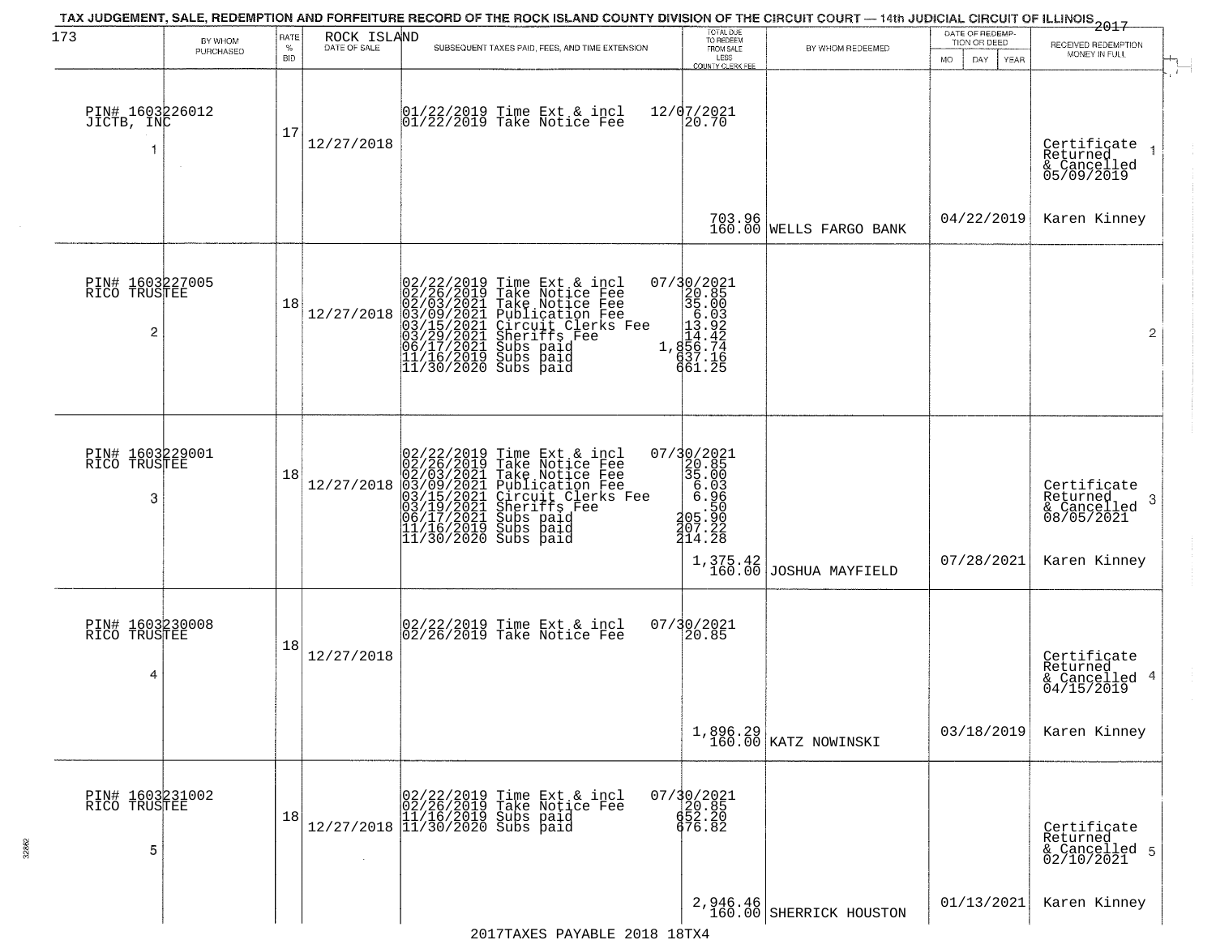TAX JUDGEMENT, SALE, REDEMPTION AND FORFEITURE RECORD OF THE ROCK ISLAND COUNTY DIVISION OF THE CIRCUIT COURT — 14th JUDICIAL CIRCUIT OF ILLINOIS 2017

| 173 BY WHOM PURCHASED | RATE % BID | ROCK ISLAND DATE OF SALE | SUBSEQUENT TAXES PAID, FEES, AND TIME EXTENSION | TOTAL DUE TO REDEEM FROM SALE LESS COUNTY CLERK FEE | BY WHOM REDEEMED | DATE OF REDEMPTION OR DEED MO DAY YEAR | RECEIVED REDEMPTION MONEY IN FULL |
|---|---|---|---|---|---|---|---|
| PIN# 1603226012 JICTB, INC 1 | 17 | 12/27/2018 | 01/22/2019 Time Ext & incl<br>01/22/2019 Take Notice Fee | 12/07/2021<br>20.70<br><br>703.96<br>160.00 | WELLS FARGO BANK | 04/22/2019 | Certificate Returned & Cancelled 05/09/2019 1<br>Karen Kinney |
| PIN# 1603227005 RICO TRUSTEE 2 | 18 | 12/27/2018 | 02/22/2019 Time Ext & incl<br>02/26/2019 Take Notice Fee<br>02/03/2021 Take Notice Fee<br>03/09/2021 Publication Fee<br>03/15/2021 Circuit Clerks Fee<br>03/29/2021 Sheriffs Fee<br>06/17/2021 Subs paid<br>11/16/2019 Subs paid<br>11/30/2020 Subs paid | 07/30/2021<br>20.85<br>35.00<br>6.03<br>13.92<br>14.42<br>1,856.74<br>637.16<br>661.25 | | | 2 |
| PIN# 1603229001 RICO TRUSTEE 3 | 18 | 12/27/2018 | 02/22/2019 Time Ext & incl<br>02/26/2019 Take Notice Fee<br>02/03/2021 Take Notice Fee<br>03/09/2021 Publication Fee<br>03/15/2021 Circuit Clerks Fee<br>03/19/2021 Sheriffs Fee<br>06/17/2021 Subs paid<br>11/16/2019 Subs paid<br>11/30/2020 Subs paid | 07/30/2021<br>20.85<br>35.00<br>6.03<br>6.96<br>.50<br>205.90<br>207.22<br>214.28<br><br>1,375.42<br>160.00 | JOSHUA MAYFIELD | 07/28/2021 | Certificate Returned & Cancelled 08/05/2021 3<br>Karen Kinney |
| PIN# 1603230008 RICO TRUSTEE 4 | 18 | 12/27/2018 | 02/22/2019 Time Ext & incl<br>02/26/2019 Take Notice Fee | 07/30/2021<br>20.85<br><br>1,896.29<br>160.00 | KATZ NOWINSKI | 03/18/2019 | Certificate Returned & Cancelled 04/15/2019 4<br>Karen Kinney |
| PIN# 1603231002 RICO TRUSTEE 5 | 18 | 12/27/2018 | 02/22/2019 Time Ext & incl<br>02/26/2019 Take Notice Fee<br>11/16/2019 Subs paid<br>11/30/2020 Subs paid | 07/30/2021<br>20.85<br>652.20<br>676.82<br><br>2,946.46<br>160.00 | SHERRICK HOUSTON | 01/13/2021 | Certificate Returned & Cancelled 02/10/2021 5<br>Karen Kinney |

2017TAXES PAYABLE 2018 18TX4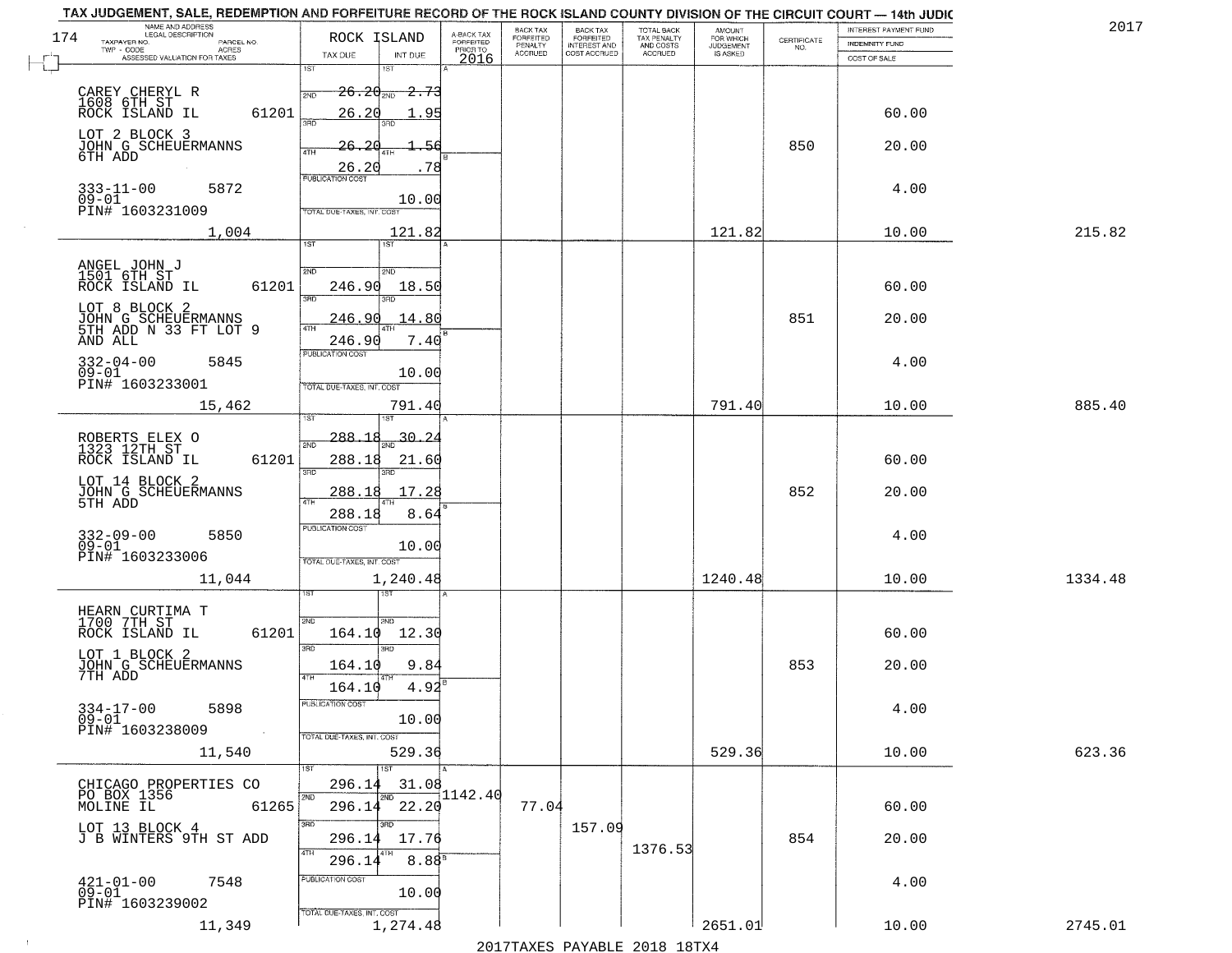TAX JUDGEMENT, SALE, REDEMPTION AND FORFEITURE RECORD OF THE ROCK ISLAND COUNTY DIVISION OF THE CIRCUIT COURT — 14th JUDIC

2017

| NAME AND ADDRESS / LEGAL DESCRIPTION / TAXPAYER NO. / PARCEL NO. / TWP - CODE / ACRES / ASSESSED VALUATION FOR TAXES | ROCK ISLAND TAX DUE | INT DUE | A-BACK TAX FORFEITED PRIOR TO 2016 | BACK TAX FORFEITED PENALTY ACCRUED | BACK TAX FORFEITED INTEREST AND COST ACCRUED | TOTAL BACK TAX PENALTY AND COSTS ACCRUED | AMOUNT FOR WHICH JUDGEMENT IS ASKED | CERTIFICATE NO. | INTEREST PAYMENT FUND / INDEMNITY FUND / COST OF SALE | |
|---|---|---|---|---|---|---|---|---|---|---|
| 174 | | | | | | | | | | |
| CAREY CHERYL R<br>1608 6TH ST<br>ROCK ISLAND IL 61201<br>LOT 2 BLOCK 3<br>JOHN G SCHEUERMANNS<br>6TH ADD<br>333-11-00 5872<br>09-01<br>PIN# 1603231009<br>1,004 | 1ST 26.20<br>2ND 26.20<br>3RD 26.20<br>4TH 26.20<br>PUBLICATION COST<br>TOTAL DUE-TAXES, INT. COST | 2.73<br>1.95<br>1.56<br>.78<br>10.00<br>121.82 | | | | | 121.82 | 850 | 60.00<br>20.00<br>4.00<br>10.00 | 215.82 |
| ANGEL JOHN J<br>1501 6TH ST<br>ROCK ISLAND IL 61201<br>LOT 8 BLOCK 2<br>JOHN G SCHEUERMANNS<br>5TH ADD N 33 FT LOT 9<br>AND ALL<br>332-04-00 5845<br>09-01<br>PIN# 1603233001<br>15,462 | 1ST<br>2ND 246.90<br>3RD 246.90<br>4TH 246.90<br>PUBLICATION COST<br>TOTAL DUE-TAXES, INT. COST | 18.50<br>14.80<br>7.40<br>10.00<br>791.40 | | | | | 791.40 | 851 | 60.00<br>20.00<br>4.00<br>10.00 | 885.40 |
| ROBERTS ELEX O<br>1323 12TH ST<br>ROCK ISLAND IL 61201<br>LOT 14 BLOCK 2<br>JOHN G SCHEUERMANNS<br>5TH ADD<br>332-09-00 5850<br>09-01<br>PIN# 1603233006<br>11,044 | 1ST 288.18<br>2ND 288.18<br>3RD 288.18<br>4TH 288.18<br>PUBLICATION COST<br>TOTAL DUE-TAXES, INT. COST | 30.24<br>21.60<br>17.28<br>8.64<br>10.00<br>1,240.48 | | | | | 1240.48 | 852 | 60.00<br>20.00<br>4.00<br>10.00 | 1334.48 |
| HEARN CURTIMA T<br>1700 7TH ST<br>ROCK ISLAND IL 61201<br>LOT 1 BLOCK 2<br>JOHN G SCHEUERMANNS<br>7TH ADD<br>334-17-00 5898<br>09-01<br>PIN# 1603238009<br>11,540 | 1ST<br>2ND 164.10<br>3RD 164.10<br>4TH 164.10<br>PUBLICATION COST<br>TOTAL DUE-TAXES, INT. COST | 12.30<br>9.84<br>4.92<br>10.00<br>529.36 | | | | | 529.36 | 853 | 60.00<br>20.00<br>4.00<br>10.00 | 623.36 |
| CHICAGO PROPERTIES CO<br>PO BOX 1356<br>MOLINE IL 61265<br>LOT 13 BLOCK 4<br>J B WINTERS 9TH ST ADD<br>421-01-00 7548<br>09-01<br>PIN# 1603239002<br>11,349 | 1ST 296.14<br>2ND 296.14<br>3RD 296.14<br>4TH 296.14<br>PUBLICATION COST<br>TOTAL DUE-TAXES, INT. COST | 31.08<br>22.20<br>17.76<br>8.88<br>10.00<br>1,274.48 | 1142.40 | 77.04 | 157.09 | 1376.53 | 2651.01 | 854 | 60.00<br>20.00<br>4.00<br>10.00 | 2745.01 |

2017TAXES PAYABLE 2018 18TX4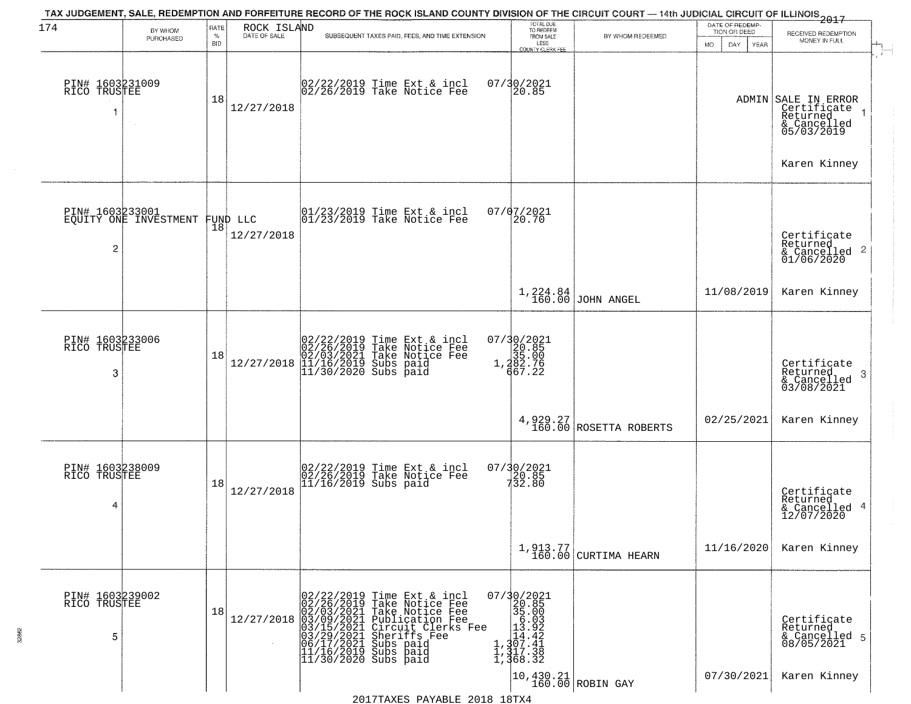# TAX JUDGEMENT, SALE, REDEMPTION AND FORFEITURE RECORD OF THE ROCK ISLAND COUNTY DIVISION OF THE CIRCUIT COURT — 14th JUDICIAL CIRCUIT OF ILLINOIS 2017

174 ROCK ISLAND

| BY WHOM PURCHASED | RATE % BID | DATE OF SALE | SUBSEQUENT TAXES PAID, FEES, AND TIME EXTENSION | TOTAL DUE TO REDEEM FROM SALE LESS COUNTY CLERK FEE | BY WHOM REDEEMED | DATE OF REDEMPTION OR DEED MO DAY YEAR | RECEIVED REDEMPTION MONEY IN FULL |
|---|---|---|---|---|---|---|---|
| PIN# 1603231009 RICO TRUSTEE 1 | 18 | 12/27/2018 | 02/22/2019 Time Ext & incl<br>02/26/2019 Take Notice Fee | 07/30/2021<br>20.85 | | ADMIN | SALE IN ERROR Certificate Returned & Cancelled 05/03/2019 1<br>Karen Kinney |
| PIN# 1603233001 EQUITY ONE INVESTMENT FUND LLC 2 | 18 | 12/27/2018 | 01/23/2019 Time Ext & incl<br>01/23/2019 Take Notice Fee | 07/07/2021<br>20.70<br>1,224.84<br>160.00 | JOHN ANGEL | 11/08/2019 | Certificate Returned & Cancelled 01/06/2020 2<br>Karen Kinney |
| PIN# 1603233006 RICO TRUSTEE 3 | 18 | 12/27/2018 | 02/22/2019 Time Ext & incl<br>02/26/2019 Take Notice Fee<br>02/03/2021 Take Notice Fee<br>11/16/2019 Subs paid<br>11/30/2020 Subs paid | 07/30/2021<br>20.85<br>35.00<br>1,282.76<br>667.22<br>4,929.27<br>160.00 | ROSETTA ROBERTS | 02/25/2021 | Certificate Returned & Cancelled 03/08/2021 3<br>Karen Kinney |
| PIN# 1603238009 RICO TRUSTEE 4 | 18 | 12/27/2018 | 02/22/2019 Time Ext & incl<br>02/26/2019 Take Notice Fee<br>11/16/2019 Subs paid | 07/30/2021<br>20.85<br>732.80<br>1,913.77<br>160.00 | CURTIMA HEARN | 11/16/2020 | Certificate Returned & Cancelled 12/07/2020 4<br>Karen Kinney |
| PIN# 1603239002 RICO TRUSTEE 5 | 18 | 12/27/2018 | 02/22/2019 Time Ext & incl<br>02/26/2019 Take Notice Fee<br>02/03/2021 Take Notice Fee<br>03/09/2021 Publication Fee<br>03/15/2021 Circuit Clerks Fee<br>03/29/2021 Sheriffs Fee<br>06/17/2021 Subs paid<br>11/16/2019 Subs paid<br>11/30/2020 Subs paid | 07/30/2021<br>20.85<br>35.00<br>6.03<br>13.92<br>14.42<br>1,307.41<br>1,317.38<br>1,368.32<br>10,430.21<br>160.00 | ROBIN GAY | 07/30/2021 | Certificate Returned & Cancelled 08/05/2021 5<br>Karen Kinney |

2017TAXES PAYABLE 2018 18TX4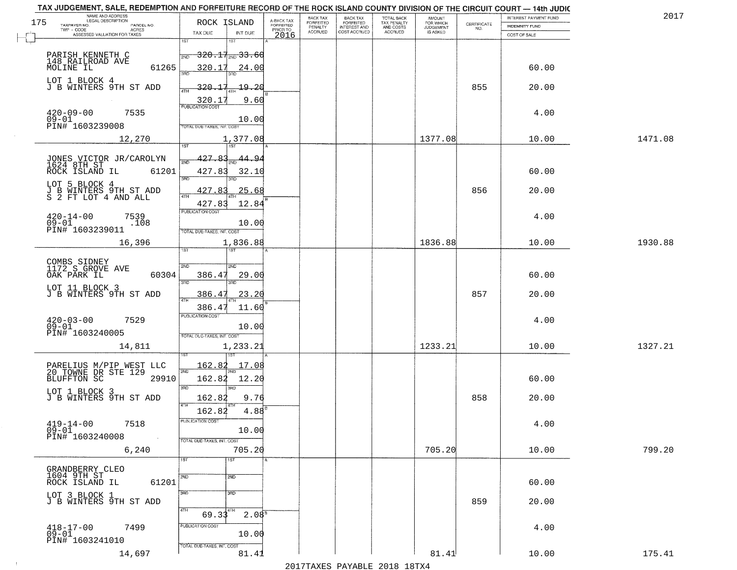# TAX JUDGEMENT, SALE, REDEMPTION AND FORFEITURE RECORD OF THE ROCK ISLAND COUNTY DIVISION OF THE CIRCUIT COURT — 14th JUDIC

2017

175

| NAME AND ADDRESS / LEGAL DESCRIPTION / TAXPAYER NO. / PARCEL NO. / TWP - CODE / ACRES / ASSESSED VALUATION FOR TAXES | ROCK ISLAND TAX DUE | INT DUE | A-BACK TAX FORFEITED PRIOR TO 2016 | BACK TAX FORFEITED PENALTY ACCRUED | BACK TAX FORFEITED INTEREST AND COST ACCRUED | TOTAL BACK TAX PENALTY AND COSTS ACCRUED | AMOUNT FOR WHICH JUDGEMENT IS ASKED | CERTIFICATE NO. | INTEREST PAYMENT FUND / INDEMNITY FUND / COST OF SALE | |
|---|---|---|---|---|---|---|---|---|---|---|
| PARISH KENNETH C<br>148 RAILROAD AVE<br>MOLINE IL 61265<br>LOT 1 BLOCK 4<br>J B WINTERS 9TH ST ADD<br>420-09-00 7535<br>09-01<br>PIN# 1603239008<br>12,270 | 1ST 320.17<br>2ND 320.17<br>3RD 320.17<br>4TH 320.17<br>PUBLICATION COST<br>TOTAL DUE-TAXES, INT. COST | 1ST 33.60<br>2ND 24.00<br>3RD 19.20<br>4TH 9.60<br>10.00<br>1,377.08 | | | | | 1377.08 | 855 | 60.00<br>20.00<br>4.00<br>10.00 | 1471.08 |
| JONES VICTOR JR/CAROLYN<br>1624 8TH ST<br>ROCK ISLAND IL 61201<br>LOT 5 BLOCK 4<br>J B WINTERS 9TH ST ADD<br>S 2 FT LOT 4 AND ALL<br>420-14-00 7539<br>09-01 .108<br>PIN# 1603239011<br>16,396 | 1ST 427.83<br>2ND 427.83<br>3RD 427.83<br>4TH 427.83<br>PUBLICATION COST<br>TOTAL DUE-TAXES, INT. COST | 1ST 44.94<br>2ND 32.10<br>3RD 25.68<br>4TH 12.84<br>10.00<br>1,836.88 | | | | | 1836.88 | 856 | 60.00<br>20.00<br>4.00<br>10.00 | 1930.88 |
| COMBS SIDNEY<br>1172 S GROVE AVE<br>OAK PARK IL 60304<br>LOT 11 BLOCK 3<br>J B WINTERS 9TH ST ADD<br>420-03-00 7529<br>09-01<br>PIN# 1603240005<br>14,811 | 1ST<br>2ND 386.47<br>3RD 386.47<br>4TH 386.47<br>PUBLICATION COST<br>TOTAL DUE-TAXES, INT. COST | 1ST<br>2ND 29.00<br>3RD 23.20<br>4TH 11.60<br>10.00<br>1,233.21 | | | | | 1233.21 | 857 | 60.00<br>20.00<br>4.00<br>10.00 | 1327.21 |
| PARELIUS M/PIP WEST LLC<br>20 TOWNE DR STE 129<br>BLUFFTON SC 29910<br>LOT 1 BLOCK 3<br>J B WINTERS 9TH ST ADD<br>419-14-00 7518<br>09-01<br>PIN# 1603240008<br>6,240 | 1ST 162.82<br>2ND 162.82<br>3RD 162.82<br>4TH 162.82<br>PUBLICATION COST<br>TOTAL DUE-TAXES, INT. COST | 1ST 17.08<br>2ND 12.20<br>3RD 9.76<br>4TH 4.88<br>10.00<br>705.20 | | | | | 705.20 | 858 | 60.00<br>20.00<br>4.00<br>10.00 | 799.20 |
| GRANDBERRY CLEO<br>1604 9TH ST<br>ROCK ISLAND IL 61201<br>LOT 3 BLOCK 1<br>J B WINTERS 9TH ST ADD<br>418-17-00 7499<br>09-01<br>PIN# 1603241010<br>14,697 | 1ST<br>2ND<br>3RD<br>4TH 69.33<br>PUBLICATION COST<br>TOTAL DUE-TAXES, INT. COST | 1ST<br>2ND<br>3RD<br>4TH 2.08<br>10.00<br>81.41 | | | | | 81.41 | 859 | 60.00<br>20.00<br>4.00<br>10.00 | 175.41 |

2017TAXES PAYABLE 2018 18TX4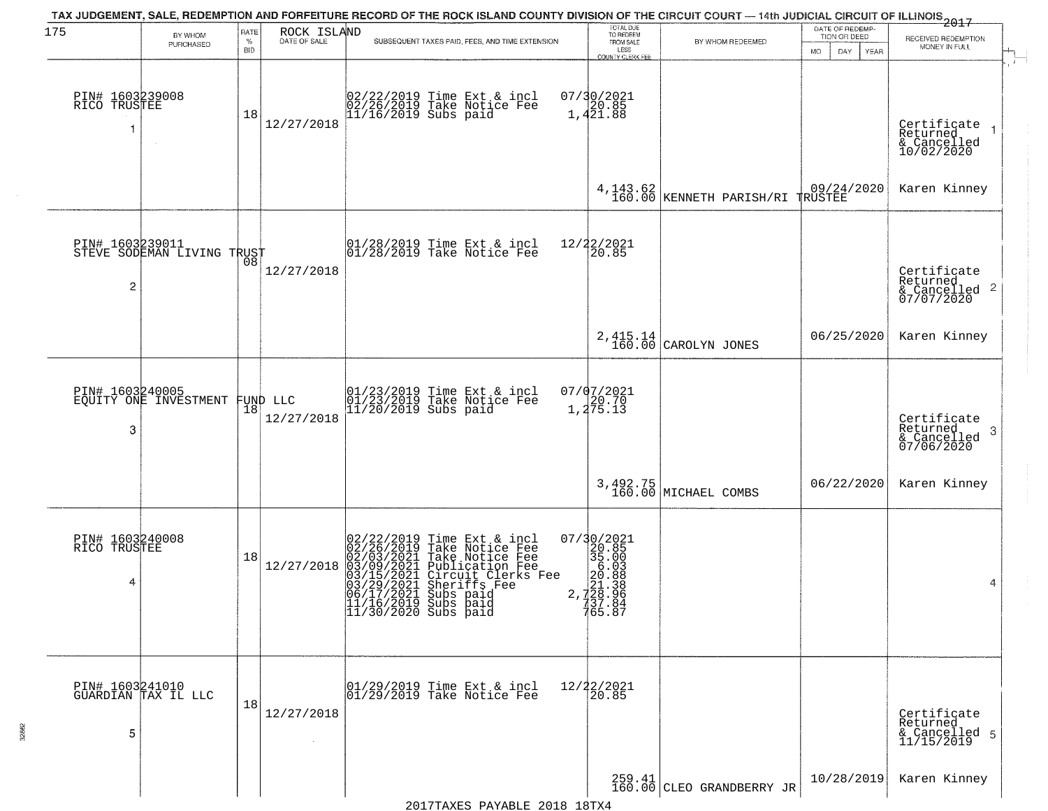TAX JUDGEMENT, SALE, REDEMPTION AND FORFEITURE RECORD OF THE ROCK ISLAND COUNTY DIVISION OF THE CIRCUIT COURT — 14th JUDICIAL CIRCUIT OF ILLINOIS 2017

| 175 BY WHOM PURCHASED | RATE % BID | ROCK ISLAND DATE OF SALE | SUBSEQUENT TAXES PAID, FEES, AND TIME EXTENSION | TOTAL DUE TO REDEEM FROM SALE LESS COUNTY CLERK FEE | BY WHOM REDEEMED | DATE OF REDEMPTION OR DEED MO DAY YEAR | RECEIVED REDEMPTION MONEY IN FULL |
|---|---|---|---|---|---|---|---|
| PIN# 1603239008 RICO TRUSTEE 1 | 18 | 12/27/2018 | 02/22/2019 Time Ext & incl 07/30/2021<br>02/26/2019 Take Notice Fee 20.85<br>11/16/2019 Subs paid 1,421.88 | 4,143.62<br>160.00 | KENNETH PARISH/RI TRUSTEE | 09/24/2020 | Certificate Returned & Cancelled 10/02/2020<br>Karen Kinney |
| PIN# 1603239011 STEVE SODEMAN LIVING TRUST 2 | 08 | 12/27/2018 | 01/28/2019 Time Ext & incl 12/22/2021<br>01/28/2019 Take Notice Fee 20.85 | 2,415.14<br>160.00 | CAROLYN JONES | 06/25/2020 | Certificate Returned & Cancelled 07/07/2020<br>Karen Kinney |
| PIN# 1603240005 EQUITY ONE INVESTMENT FUND LLC 3 | 18 | 12/27/2018 | 01/23/2019 Time Ext & incl 07/07/2021<br>01/23/2019 Take Notice Fee 20.70<br>11/20/2019 Subs paid 1,275.13 | 3,492.75<br>160.00 | MICHAEL COMBS | 06/22/2020 | Certificate Returned & Cancelled 07/06/2020<br>Karen Kinney |
| PIN# 1603240008 RICO TRUSTEE 4 | 18 | 12/27/2018 | 02/22/2019 Time Ext & incl 07/30/2021<br>02/26/2019 Take Notice Fee 20.85<br>02/03/2021 Take Notice Fee 35.00<br>03/09/2021 Publication Fee 6.03<br>03/15/2021 Circuit Clerks Fee 20.88<br>03/29/2021 Sheriffs Fee 21.38<br>06/17/2021 Subs paid 2,728.96<br>11/16/2019 Subs paid 737.84<br>11/30/2020 Subs paid 765.87 | | | | 4 |
| PIN# 1603241010 GUARDIAN TAX IL LLC 5 | 18 | 12/27/2018 | 01/29/2019 Time Ext & incl 12/22/2021<br>01/29/2019 Take Notice Fee 20.85 | 259.41<br>160.00 | CLEO GRANDBERRY JR | 10/28/2019 | Certificate Returned & Cancelled 11/15/2019<br>Karen Kinney |

2017TAXES PAYABLE 2018 18TX4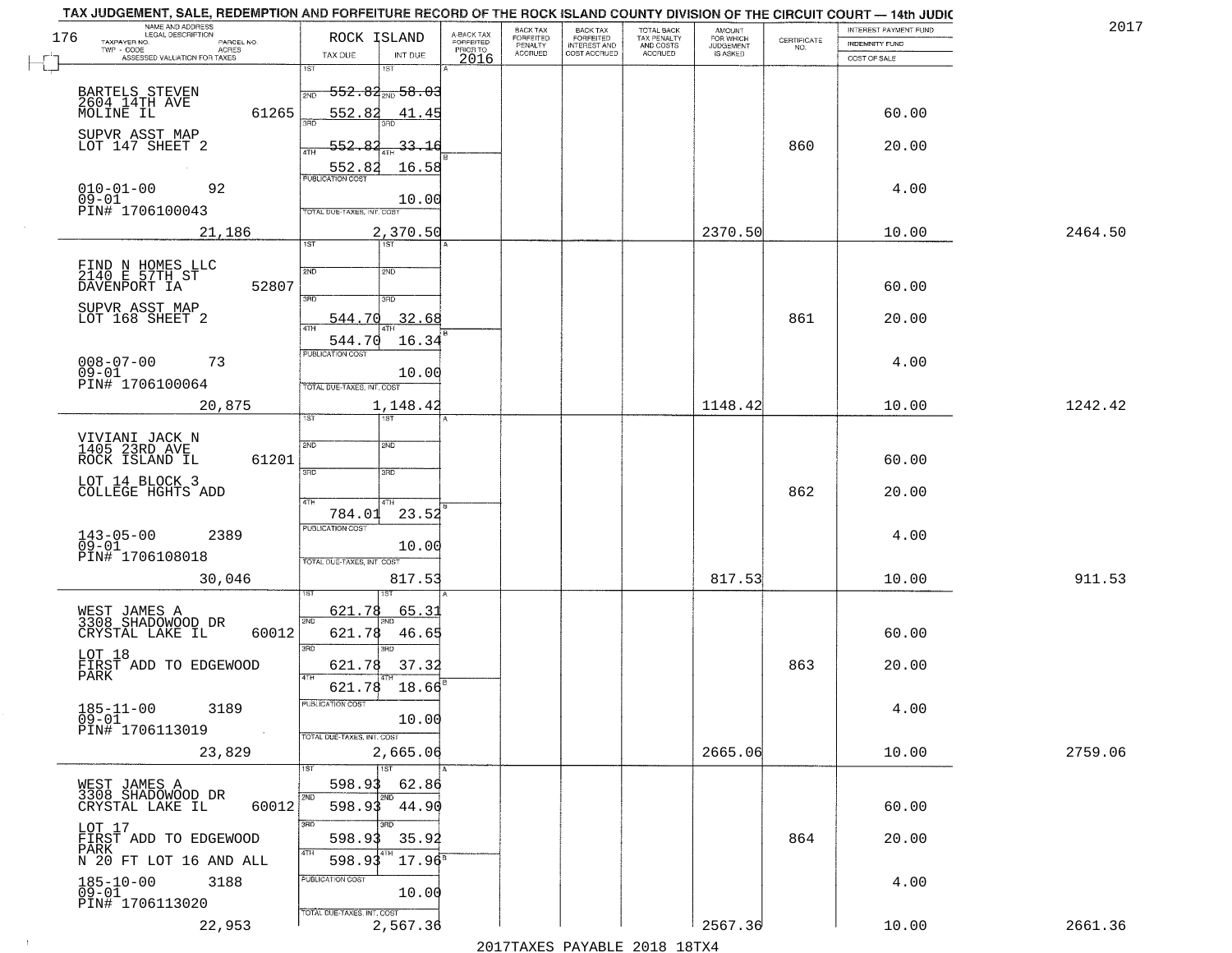TAX JUDGEMENT, SALE, REDEMPTION AND FORFEITURE RECORD OF THE ROCK ISLAND COUNTY DIVISION OF THE CIRCUIT COURT — 14th JUDIC

2017

| NAME AND ADDRESS / LEGAL DESCRIPTION / TAXPAYER NO. / PARCEL NO. / TWP - CODE / ACRES / ASSESSED VALUATION FOR TAXES | ROCK ISLAND TAX DUE | INT DUE | A-BACK TAX FORFEITED PRIOR TO 2016 | BACK TAX FORFEITED PENALTY ACCRUED | BACK TAX FORFEITED INTEREST AND COST ACCRUED | TOTAL BACK TAX PENALTY AND COSTS ACCRUED | AMOUNT FOR WHICH JUDGEMENT IS ASKED | CERTIFICATE NO. | INTEREST PAYMENT FUND / INDEMNITY FUND / COST OF SALE | |
|---|---|---|---|---|---|---|---|---|---|---|
| 176 | | | | | | | | | | |
| BARTELS STEVEN 2604 14TH AVE MOLINE IL 61265 | 1ST 552.82 | 58.03 | | | | | | | | |
| | 2ND 552.82 | 41.45 | | | | | | | 60.00 | |
| SUPVR ASST MAP LOT 147 SHEET 2 | 3RD 552.82 | 33.16 | | | | | | 860 | 20.00 | |
| | 4TH 552.82 | 16.58 | | | | | | | | |
| 010-01-00 92 09-01 PIN# 1706100043 | PUBLICATION COST | 10.00 | | | | | | | 4.00 | |
| 21,186 | TOTAL DUE-TAXES, INT. COST | 2,370.50 | | | | | 2370.50 | | 10.00 | 2464.50 |
| FIND N HOMES LLC 2140 E 57TH ST DAVENPORT IA 52807 | 1ST | | | | | | | | | |
| | 2ND | | | | | | | | 60.00 | |
| SUPVR ASST MAP LOT 168 SHEET 2 | 3RD 544.70 | 32.68 | | | | | | 861 | 20.00 | |
| | 4TH 544.70 | 16.34 | | | | | | | | |
| 008-07-00 73 09-01 PIN# 1706100064 | PUBLICATION COST | 10.00 | | | | | | | 4.00 | |
| 20,875 | TOTAL DUE-TAXES, INT. COST | 1,148.42 | | | | | 1148.42 | | 10.00 | 1242.42 |
| VIVIANI JACK N 1405 23RD AVE ROCK ISLAND IL 61201 | 1ST | | | | | | | | | |
| | 2ND | | | | | | | | 60.00 | |
| LOT 14 BLOCK 3 COLLEGE HGHTS ADD | 3RD | | | | | | | 862 | 20.00 | |
| | 4TH 784.01 | 23.52 | | | | | | | | |
| 143-05-00 2389 09-01 PIN# 1706108018 | PUBLICATION COST | 10.00 | | | | | | | 4.00 | |
| 30,046 | TOTAL DUE-TAXES, INT. COST | 817.53 | | | | | 817.53 | | 10.00 | 911.53 |
| WEST JAMES A 3308 SHADOWOOD DR CRYSTAL LAKE IL 60012 | 1ST 621.78 | 65.31 | | | | | | | | |
| | 2ND 621.78 | 46.65 | | | | | | | 60.00 | |
| LOT 18 FIRST ADD TO EDGEWOOD PARK | 3RD 621.78 | 37.32 | | | | | | 863 | 20.00 | |
| | 4TH 621.78 | 18.66 | | | | | | | | |
| 185-11-00 3189 09-01 PIN# 1706113019 | PUBLICATION COST | 10.00 | | | | | | | 4.00 | |
| 23,829 | TOTAL DUE-TAXES, INT. COST | 2,665.06 | | | | | 2665.06 | | 10.00 | 2759.06 |
| WEST JAMES A 3308 SHADOWOOD DR CRYSTAL LAKE IL 60012 | 1ST 598.93 | 62.86 | | | | | | | | |
| | 2ND 598.93 | 44.90 | | | | | | | 60.00 | |
| LOT 17 FIRST ADD TO EDGEWOOD PARK | 3RD 598.93 | 35.92 | | | | | | 864 | 20.00 | |
| N 20 FT LOT 16 AND ALL | 4TH 598.93 | 17.96 | | | | | | | | |
| 185-10-00 3188 09-01 PIN# 1706113020 | PUBLICATION COST | 10.00 | | | | | | | 4.00 | |
| 22,953 | TOTAL DUE-TAXES, INT. COST | 2,567.36 | | | | | 2567.36 | | 10.00 | 2661.36 |

2017TAXES PAYABLE 2018 18TX4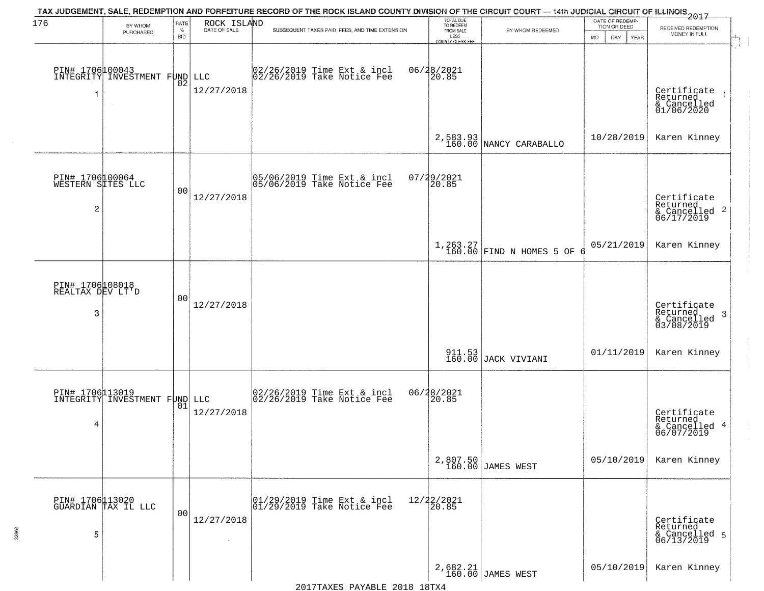# TAX JUDGEMENT, SALE, REDEMPTION AND FORFEITURE RECORD OF THE ROCK ISLAND COUNTY DIVISION OF THE CIRCUIT COURT — 14th JUDICIAL CIRCUIT OF ILLINOIS 2017

| 176 BY WHOM PURCHASED | RATE % BID | ROCK ISLAND DATE OF SALE | SUBSEQUENT TAXES PAID, FEES, AND TIME EXTENSION | TOTAL DUE TO REDEEM FROM SALE LESS COUNTY CLERK FEE | BY WHOM REDEEMED | DATE OF REDEMPTION OR DEED MO DAY YEAR | RECEIVED REDEMPTION MONEY IN FULL |
|---|---|---|---|---|---|---|---|
| PIN# 1706100043 INTEGRITY INVESTMENT FUND LLC 1 | 02 | 12/27/2018 | 02/26/2019 Time Ext & incl 06/28/2021 02/26/2019 Take Notice Fee 20.85 | 2,583.93 160.00 | NANCY CARABALLO | 10/28/2019 | Certificate Returned & Cancelled 01/06/2020 Karen Kinney |
| PIN# 1706100064 WESTERN SITES LLC 2 | 00 | 12/27/2018 | 05/06/2019 Time Ext & incl 07/29/2021 05/06/2019 Take Notice Fee 20.85 | 1,263.27 160.00 | FIND N HOMES 5 OF 6 | 05/21/2019 | Certificate Returned & Cancelled 06/17/2019 Karen Kinney |
| PIN# 1706108018 REALTAX DEV LT'D 3 | 00 | 12/27/2018 | | 911.53 160.00 | JACK VIVIANI | 01/11/2019 | Certificate Returned & Cancelled 03/08/2019 Karen Kinney |
| PIN# 1706113019 INTEGRITY INVESTMENT FUND LLC 4 | 01 | 12/27/2018 | 02/26/2019 Time Ext & incl 06/28/2021 02/26/2019 Take Notice Fee 20.85 | 2,807.50 160.00 | JAMES WEST | 05/10/2019 | Certificate Returned & Cancelled 06/07/2019 Karen Kinney |
| PIN# 1706113020 GUARDIAN TAX IL LLC 5 | 00 | 12/27/2018 | 01/29/2019 Time Ext & incl 12/22/2021 01/29/2019 Take Notice Fee 20.85 | 2,682.21 160.00 | JAMES WEST | 05/10/2019 | Certificate Returned & Cancelled 06/13/2019 Karen Kinney |

2017TAXES PAYABLE 2018 18TX4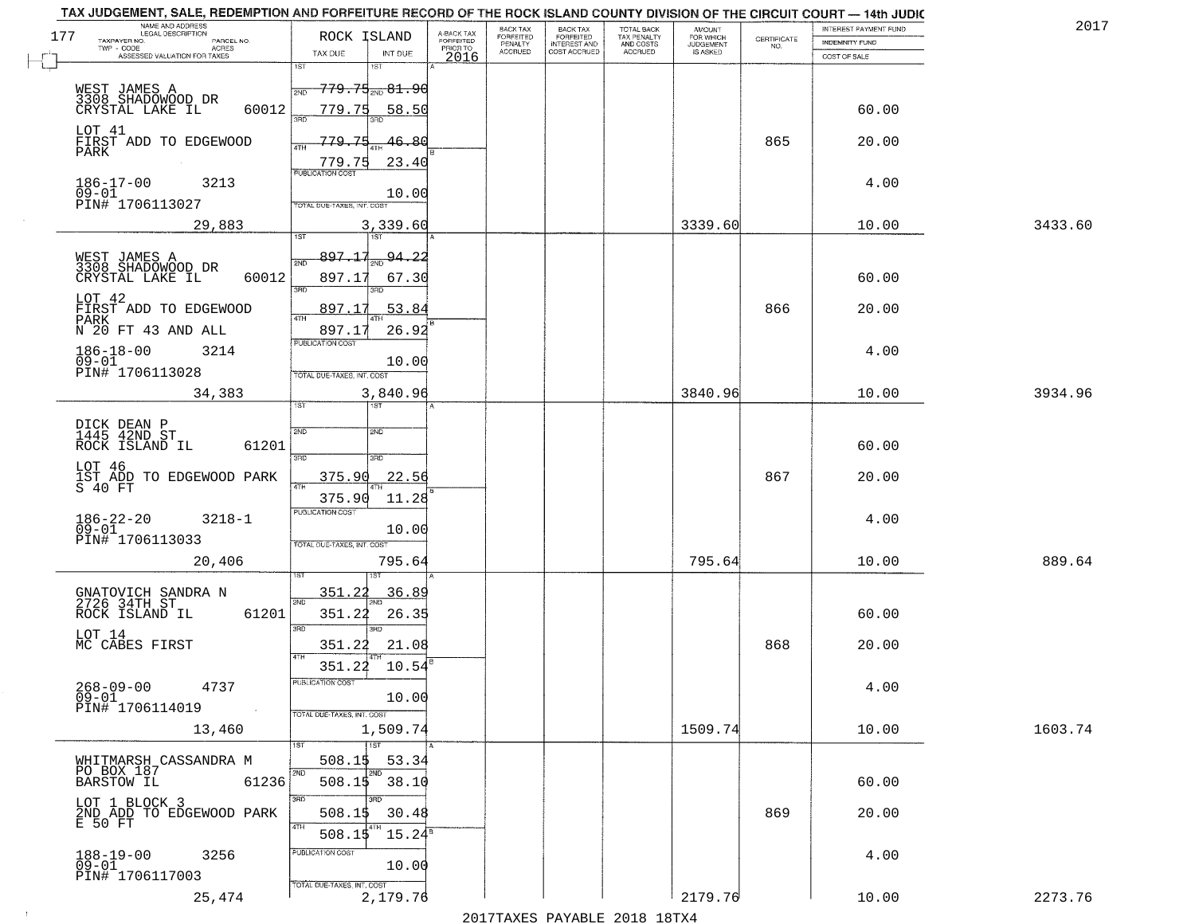TAX JUDGEMENT, SALE, REDEMPTION AND FORFEITURE RECORD OF THE ROCK ISLAND COUNTY DIVISION OF THE CIRCUIT COURT — 14th JUDIC

2017

| NAME AND ADDRESS / LEGAL DESCRIPTION / TAXPAYER NO. / PARCEL NO. / TWP - CODE / ACRES / ASSESSED VALUATION FOR TAXES | ROCK ISLAND TAX DUE | INT DUE | A-BACK TAX FORFEITED PRIOR TO 2016 | BACK TAX FORFEITED PENALTY ACCRUED | BACK TAX FORFEITED INTEREST AND COST ACCRUED | TOTAL BACK TAX PENALTY AND COSTS ACCRUED | AMOUNT FOR WHICH JUDGEMENT IS ASKED | CERTIFICATE NO. | INTEREST PAYMENT FUND / INDEMNITY FUND / COST OF SALE | |
|---|---|---|---|---|---|---|---|---|---|---|
| WEST JAMES A, 3308 SHADOWOOD DR, CRYSTAL LAKE IL 60012; LOT 41 FIRST ADD TO EDGEWOOD PARK; 186-17-00 3213; 09-01; PIN# 1706113027; 29,883 | 1ST 779.75 / 2ND 779.75 / 3RD 779.75 / 4TH 779.75; PUBLICATION COST; TOTAL DUE-TAXES, INT. COST 3,339.60 | 81.90 / 58.50 / 46.80 / 23.40; 10.00 | | | | | 3339.60 | 865 | 60.00 / 20.00 / 4.00 / 10.00 | 3433.60 |
| WEST JAMES A, 3308 SHADOWOOD DR, CRYSTAL LAKE IL 60012; LOT 42 FIRST ADD TO EDGEWOOD PARK N 20 FT 43 AND ALL; 186-18-00 3214; 09-01; PIN# 1706113028; 34,383 | 1ST 897.17 / 2ND 897.17 / 3RD 897.17 / 4TH 897.17; TOTAL 3,840.96 | 94.22 / 67.30 / 53.84 / 26.92; 10.00 | | | | | 3840.96 | 866 | 60.00 / 20.00 / 4.00 / 10.00 | 3934.96 |
| DICK DEAN P, 1445 42ND ST, ROCK ISLAND IL 61201; LOT 46 1ST ADD TO EDGEWOOD PARK S 40 FT; 186-22-20 3218-1; 09-01; PIN# 1706113033; 20,406 | 3RD 375.90 / 4TH 375.90; TOTAL 795.64 | 22.56 / 11.28; 10.00 | | | | | 795.64 | 867 | 60.00 / 20.00 / 4.00 / 10.00 | 889.64 |
| GNATOVICH SANDRA N, 2726 34TH ST, ROCK ISLAND IL 61201; LOT 14 MC CABES FIRST; 268-09-00 4737; 09-01; PIN# 1706114019; 13,460 | 1ST 351.22 / 2ND 351.22 / 3RD 351.22 / 4TH 351.22; TOTAL 1,509.74 | 36.89 / 26.35 / 21.08 / 10.54; 10.00 | | | | | 1509.74 | 868 | 60.00 / 20.00 / 4.00 / 10.00 | 1603.74 |
| WHITMARSH CASSANDRA M, PO BOX 187, BARSTOW IL 61236; LOT 1 BLOCK 3 2ND ADD TO EDGEWOOD PARK E 50 FT; 188-19-00 3256; 09-01; PIN# 1706117003; 25,474 | 1ST 508.15 / 2ND 508.15 / 3RD 508.15 / 4TH 508.15; TOTAL 2,179.76 | 53.34 / 38.10 / 30.48 / 15.24; 10.00 | | | | | 2179.76 | 869 | 60.00 / 20.00 / 4.00 / 10.00 | 2273.76 |

2017TAXES PAYABLE 2018 18TX4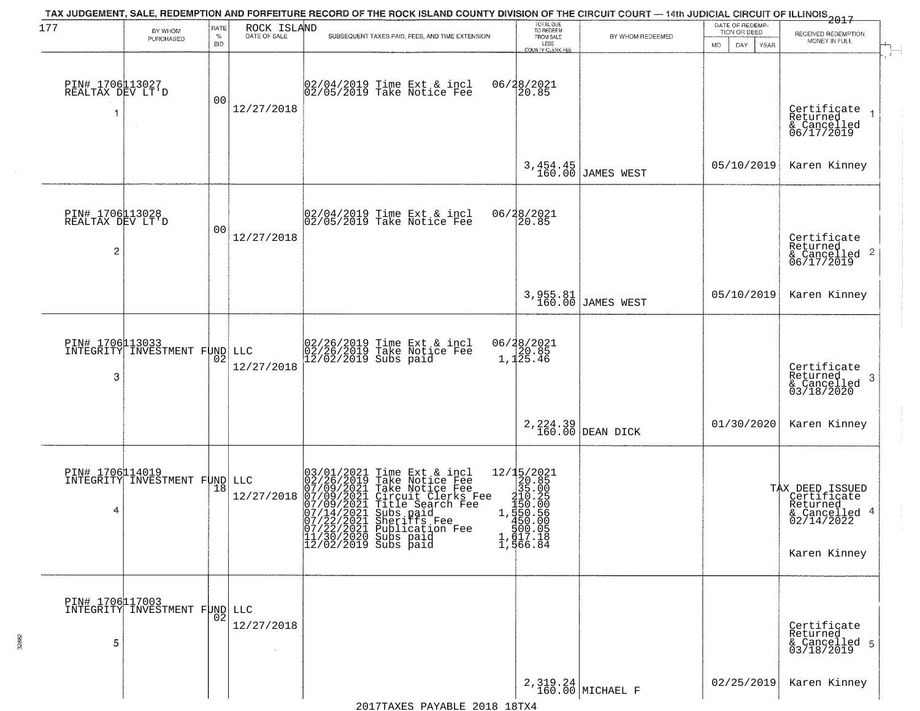TAX JUDGEMENT, SALE, REDEMPTION AND FORFEITURE RECORD OF THE ROCK ISLAND COUNTY DIVISION OF THE CIRCUIT COURT — 14th JUDICIAL CIRCUIT OF ILLINOIS 2017

177 ROCK ISLAND

| | BY WHOM PURCHASED | RATE % BID | DATE OF SALE | SUBSEQUENT TAXES PAID, FEES, AND TIME EXTENSION | TOTAL DUE TO REDEEM FROM SALE LESS COUNTY CLERK FEE | BY WHOM REDEEMED | DATE OF REDEMPTION OR DEED MO DAY YEAR | RECEIVED REDEMPTION MONEY IN FULL |
|---|---|---|---|---|---|---|---|---|
| 1 | PIN# 1706113027 REALTAX DEV LT'D | 00 | 12/27/2018 | 02/04/2019 Time Ext & incl<br>02/05/2019 Take Notice Fee | 06/28/2021<br>20.85<br><br>3,454.45<br>160.00 | JAMES WEST | 05/10/2019 | Certificate Returned & Cancelled 06/17/2019<br>Karen Kinney |
| 2 | PIN# 1706113028 REALTAX DEV LT'D | 00 | 12/27/2018 | 02/04/2019 Time Ext & incl<br>02/05/2019 Take Notice Fee | 06/28/2021<br>20.85<br><br>3,955.81<br>160.00 | JAMES WEST | 05/10/2019 | Certificate Returned & Cancelled 06/17/2019<br>Karen Kinney |
| 3 | PIN# 1706113033 INTEGRITY INVESTMENT FUND LLC | 02 | 12/27/2018 | 02/26/2019 Time Ext & incl<br>02/26/2019 Take Notice Fee<br>12/02/2019 Subs paid | 06/28/2021<br>20.85<br>1,125.46<br><br>2,224.39<br>160.00 | DEAN DICK | 01/30/2020 | Certificate Returned & Cancelled 03/18/2020<br>Karen Kinney |
| 4 | PIN# 1706114019 INTEGRITY INVESTMENT FUND LLC | 18 | 12/27/2018 | 03/01/2021 Time Ext & incl<br>02/26/2019 Take Notice Fee<br>07/09/2021 Take Notice Fee<br>07/09/2021 Circuit Clerks Fee<br>07/09/2021 Title Search Fee<br>07/14/2021 Subs paid<br>07/22/2021 Sheriffs Fee<br>07/22/2021 Publication Fee<br>11/30/2020 Subs paid<br>12/02/2019 Subs paid | 12/15/2021<br>20.85<br>35.00<br>210.25<br>150.00<br>1,550.56<br>450.00<br>500.05<br>1,617.18<br>1,566.84 | | | TAX DEED ISSUED Certificate Returned & Cancelled 02/14/2022<br>Karen Kinney |
| 5 | PIN# 1706117003 INTEGRITY INVESTMENT FUND LLC | 02 | 12/27/2018 | | 2,319.24<br>160.00 | MICHAEL F | 02/25/2019 | Certificate Returned & Cancelled 03/18/2019<br>Karen Kinney |

2017TAXES PAYABLE 2018 18TX4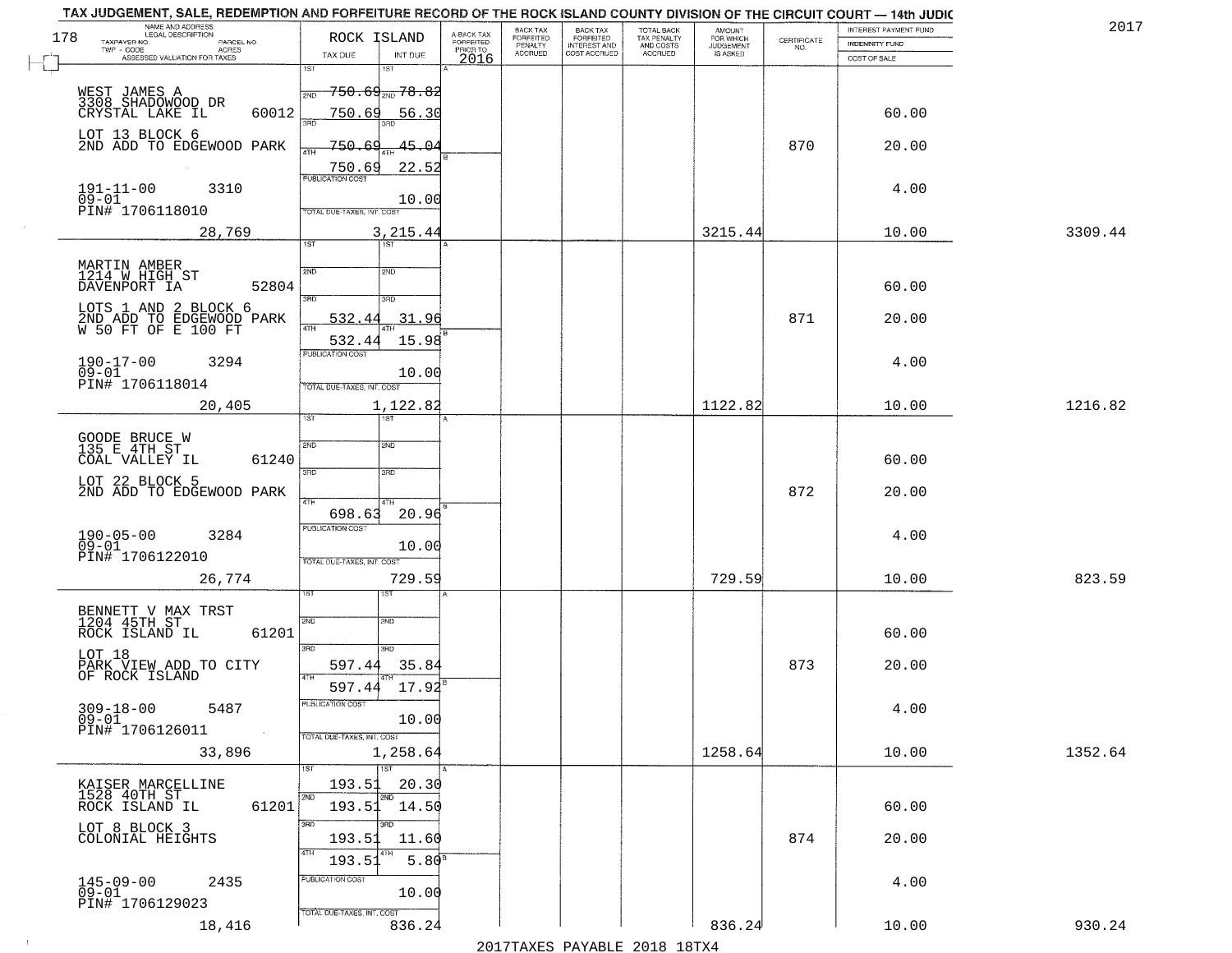TAX JUDGEMENT, SALE, REDEMPTION AND FORFEITURE RECORD OF THE ROCK ISLAND COUNTY DIVISION OF THE CIRCUIT COURT — 14th JUDIC

2017

| NAME AND ADDRESS / LEGAL DESCRIPTION / TAXPAYER NO. / PARCEL NO. / TWP - CODE / ACRES / ASSESSED VALUATION FOR TAXES | ROCK ISLAND TAX DUE | INT DUE | A-BACK TAX FORFEITED PRIOR TO 2016 | BACK TAX FORFEITED PENALTY ACCRUED | BACK TAX FORFEITED INTEREST AND COST ACCRUED | TOTAL BACK TAX PENALTY AND COSTS ACCRUED | AMOUNT FOR WHICH JUDGEMENT IS ASKED | CERTIFICATE NO. | INTEREST PAYMENT FUND / INDEMNITY FUND / COST OF SALE | |
|---|---|---|---|---|---|---|---|---|---|---|
| 178 | | | | | | | | | | |
| WEST JAMES A<br>3308 SHADOWOOD DR<br>CRYSTAL LAKE IL 60012<br>LOT 13 BLOCK 6<br>2ND ADD TO EDGEWOOD PARK<br>191-11-00 3310<br>09-01<br>PIN# 1706118010<br>28,769 | 1ST<br>2ND 750.69<br>3RD 750.69<br>4TH 750.69<br>750.69<br>PUBLICATION COST<br>TOTAL DUE-TAXES, INT. COST | 1ST<br>2ND 78.82<br>3RD 56.30<br>4TH 45.04<br>22.52<br>10.00<br>3,215.44 | | | | | 3215.44 | 870 | 60.00<br>20.00<br>4.00<br>10.00 | 3309.44 |
| MARTIN AMBER<br>1214 W HIGH ST<br>DAVENPORT IA 52804<br>LOTS 1 AND 2 BLOCK 6<br>2ND ADD TO EDGEWOOD PARK<br>W 50 FT OF E 100 FT<br>190-17-00 3294<br>09-01<br>PIN# 1706118014<br>20,405 | 1ST<br>2ND<br>3RD 532.44<br>4TH 532.44<br>PUBLICATION COST<br>TOTAL DUE-TAXES, INT. COST | 1ST<br>2ND<br>3RD 31.96<br>4TH 15.98<br>10.00<br>1,122.82 | | | | | 1122.82 | 871 | 60.00<br>20.00<br>4.00<br>10.00 | 1216.82 |
| GOODE BRUCE W<br>135 E 4TH ST<br>COAL VALLEY IL 61240<br>LOT 22 BLOCK 5<br>2ND ADD TO EDGEWOOD PARK<br>190-05-00 3284<br>09-01<br>PIN# 1706122010<br>26,774 | 1ST<br>2ND<br>3RD<br>4TH 698.63<br>PUBLICATION COST<br>TOTAL DUE-TAXES, INT. COST | 1ST<br>2ND<br>3RD<br>4TH 20.96<br>10.00<br>729.59 | | | | | 729.59 | 872 | 60.00<br>20.00<br>4.00<br>10.00 | 823.59 |
| BENNETT V MAX TRST<br>1204 45TH ST<br>ROCK ISLAND IL 61201<br>LOT 18<br>PARK VIEW ADD TO CITY<br>OF ROCK ISLAND<br>309-18-00 5487<br>09-01<br>PIN# 1706126011<br>33,896 | 1ST<br>2ND<br>3RD 597.44<br>4TH 597.44<br>PUBLICATION COST<br>TOTAL DUE-TAXES, INT. COST | 1ST<br>2ND<br>3RD 35.84<br>4TH 17.92<br>10.00<br>1,258.64 | | | | | 1258.64 | 873 | 60.00<br>20.00<br>4.00<br>10.00 | 1352.64 |
| KAISER MARCELLINE<br>1528 40TH ST<br>ROCK ISLAND IL 61201<br>LOT 8 BLOCK 3<br>COLONIAL HEIGHTS<br>145-09-00 2435<br>09-01<br>PIN# 1706129023<br>18,416 | 1ST 193.51<br>2ND 193.51<br>3RD 193.51<br>4TH 193.51<br>PUBLICATION COST<br>TOTAL DUE-TAXES, INT. COST | 1ST 20.30<br>2ND 14.50<br>3RD 11.60<br>4TH 5.80<br>10.00<br>836.24 | | | | | 836.24 | 874 | 60.00<br>20.00<br>4.00<br>10.00 | 930.24 |

2017TAXES PAYABLE 2018 18TX4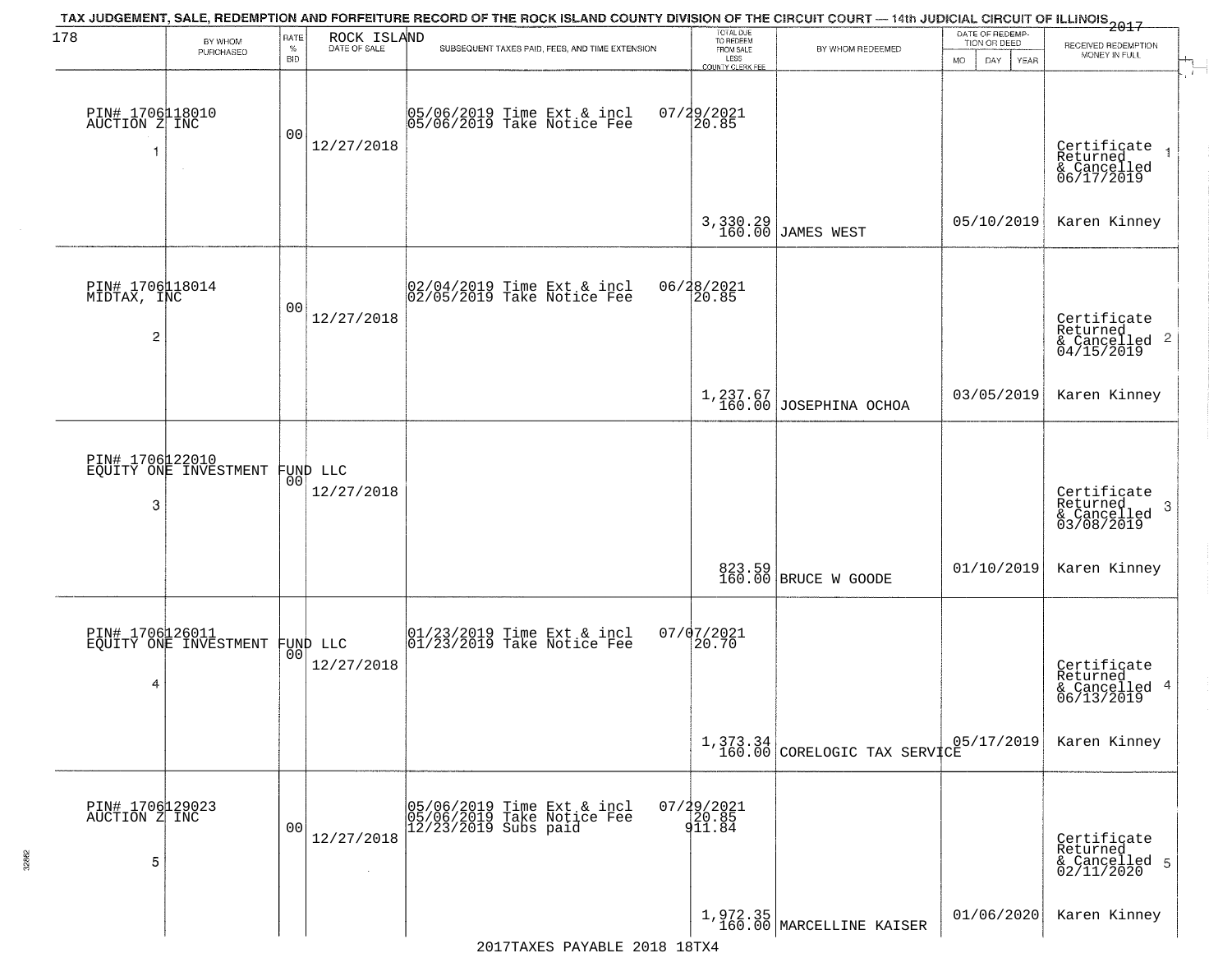TAX JUDGEMENT, SALE, REDEMPTION AND FORFEITURE RECORD OF THE ROCK ISLAND COUNTY DIVISION OF THE CIRCUIT COURT — 14th JUDICIAL CIRCUIT OF ILLINOIS 2017

ROCK ISLAND

| BY WHOM PURCHASED | RATE % BID | DATE OF SALE | SUBSEQUENT TAXES PAID, FEES, AND TIME EXTENSION | TOTAL DUE TO REDEEM FROM SALE LESS COUNTY CLERK FEE | BY WHOM REDEEMED | DATE OF REDEMPTION OR DEED | RECEIVED REDEMPTION MONEY IN FULL |
|---|---|---|---|---|---|---|---|
| PIN# 1706118010 AUCTION Z INC 1 | 00 | 12/27/2018 | 05/06/2019 Time Ext & incl 05/06/2019 Take Notice Fee | 07/29/2021 20.85 | | | Certificate Returned & Cancelled 06/17/2019 1 |
| | | | | 3,330.29 160.00 | JAMES WEST | 05/10/2019 | Karen Kinney |
| PIN# 1706118014 MIDTAX, INC 2 | 00 | 12/27/2018 | 02/04/2019 Time Ext & incl 02/05/2019 Take Notice Fee | 06/28/2021 20.85 | | | Certificate Returned & Cancelled 04/15/2019 2 |
| | | | | 1,237.67 160.00 | JOSEPHINA OCHOA | 03/05/2019 | Karen Kinney |
| PIN# 1706122010 EQUITY ONE INVESTMENT FUND LLC 3 | 00 | 12/27/2018 | | | | | Certificate Returned & Cancelled 03/08/2019 3 |
| | | | | 823.59 160.00 | BRUCE W GOODE | 01/10/2019 | Karen Kinney |
| PIN# 1706126011 EQUITY ONE INVESTMENT FUND LLC 4 | 00 | 12/27/2018 | 01/23/2019 Time Ext & incl 01/23/2019 Take Notice Fee | 07/07/2021 20.70 | | | Certificate Returned & Cancelled 06/13/2019 4 |
| | | | | 1,373.34 160.00 | CORELOGIC TAX SERVICE | 05/17/2019 | Karen Kinney |
| PIN# 1706129023 AUCTION Z INC 5 | 00 | 12/27/2018 | 05/06/2019 Time Ext & incl 05/06/2019 Take Notice Fee 12/23/2019 Subs paid | 07/29/2021 20.85 911.84 | | | Certificate Returned & Cancelled 02/11/2020 5 |
| | | | | 1,972.35 160.00 | MARCELLINE KAISER | 01/06/2020 | Karen Kinney |

2017TAXES PAYABLE 2018 18TX4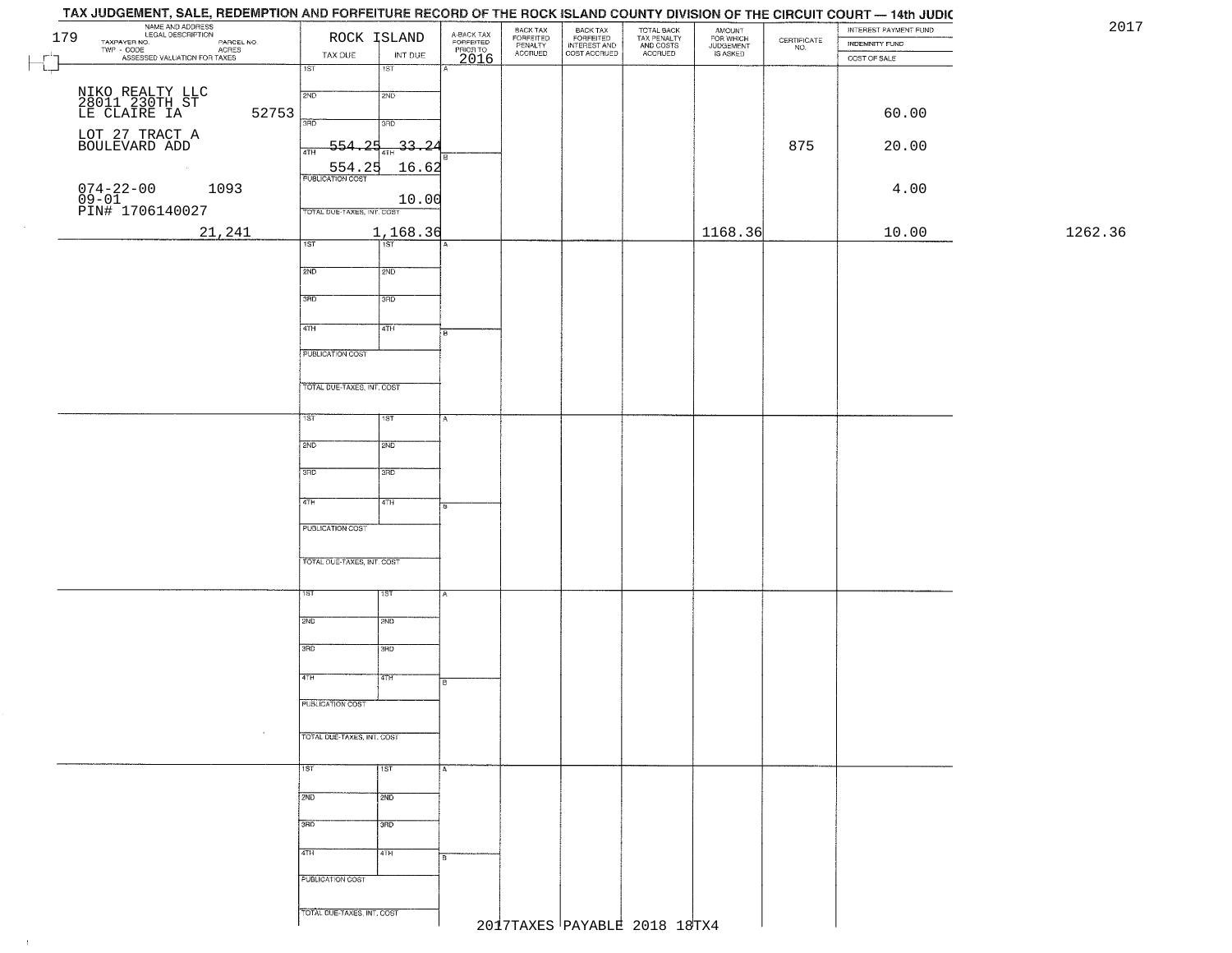# TAX JUDGEMENT, SALE, REDEMPTION AND FORFEITURE RECORD OF THE ROCK ISLAND COUNTY DIVISION OF THE CIRCUIT COURT — 14th JUDIC

2017

| NAME AND ADDRESS / LEGAL DESCRIPTION / TAXPAYER NO. / PARCEL NO. / TWP - CODE / ACRES / ASSESSED VALUATION FOR TAXES | ROCK ISLAND TAX DUE | INT DUE | A-BACK TAX FORFEITED PRIOR TO 2016 | BACK TAX FORFEITED PENALTY ACCRUED | BACK TAX FORFEITED INTEREST AND COST ACCRUED | TOTAL BACK TAX PENALTY AND COSTS ACCRUED | AMOUNT FOR WHICH JUDGEMENT IS ASKED | CERTIFICATE NO. | INTEREST PAYMENT FUND / INDEMNITY FUND / COST OF SALE | |
|---|---|---|---|---|---|---|---|---|---|---|
| 179 | 1ST | 1ST | A | | | | | | | |
| NIKO REALTY LLC 28011 230TH ST LE CLAIRE IA 52753 | 2ND | 2ND | | | | | | | 60.00 | |
| LOT 27 TRACT A BOULEVARD ADD | 3RD | 3RD | | | | | | | | |
| | 4TH ~~554.25~~ | ~~33.24~~ | B | | | | | 875 | 20.00 | |
| | 554.25 | 16.62 | | | | | | | | |
| 074-22-00 1093 09-01 PIN# 1706140027 | PUBLICATION COST | 10.00 | | | | | | | 4.00 | |
| 21,241 | TOTAL DUE-TAXES, INT. COST | 1,168.36 | | | | | 1168.36 | | 10.00 | 1262.36 |
| | 1ST | 1ST | A | | | | | | | |
| | 2ND | 2ND | | | | | | | | |
| | 3RD | 3RD | | | | | | | | |
| | 4TH | 4TH | B | | | | | | | |
| | PUBLICATION COST | | | | | | | | | |
| | TOTAL DUE-TAXES, INT. COST | | | | | | | | | |
| | 1ST | 1ST | A | | | | | | | |
| | 2ND | 2ND | | | | | | | | |
| | 3RD | 3RD | | | | | | | | |
| | 4TH | 4TH | B | | | | | | | |
| | PUBLICATION COST | | | | | | | | | |
| | TOTAL DUE-TAXES, INT. COST | | | | | | | | | |
| | 1ST | 1ST | A | | | | | | | |
| | 2ND | 2ND | | | | | | | | |
| | 3RD | 3RD | | | | | | | | |
| | 4TH | 4TH | B | | | | | | | |
| | PUBLICATION COST | | | | | | | | | |
| | TOTAL DUE-TAXES, INT. COST | | | | | | | | | |
| | 1ST | 1ST | A | | | | | | | |
| | 2ND | 2ND | | | | | | | | |
| | 3RD | 3RD | | | | | | | | |
| | 4TH | 4TH | B | | | | | | | |
| | PUBLICATION COST | | | | | | | | | |
| | TOTAL DUE-TAXES, INT. COST | | | | | | | | | |

2017TAXES PAYABLE 2018 18TX4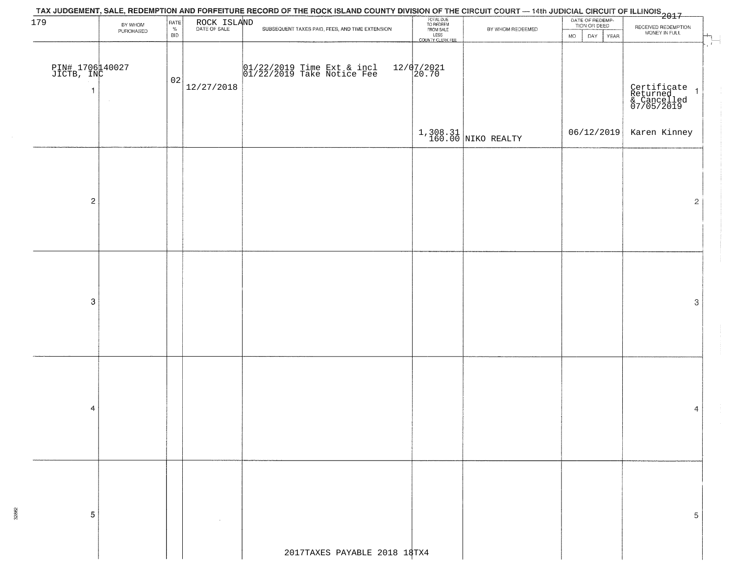TAX JUDGEMENT, SALE, REDEMPTION AND FORFEITURE RECORD OF THE ROCK ISLAND COUNTY DIVISION OF THE CIRCUIT COURT — 14th JUDICIAL CIRCUIT OF ILLINOIS 2017

179 ROCK ISLAND

| | BY WHOM PURCHASED | RATE % BID | DATE OF SALE | SUBSEQUENT TAXES PAID, FEES, AND TIME EXTENSION | TOTAL DUE TO REDEEM FROM SALE LESS COUNTY CLERK FEE | BY WHOM REDEEMED | DATE OF REDEMPTION OR DEED MO DAY YEAR | RECEIVED REDEMPTION MONEY IN FULL | |
|---|---|---|---|---|---|---|---|---|---|
| PIN# 1706140027 JICTB, INC 1 | | 02 | 12/27/2018 | 01/22/2019 Time Ext & incl 12/07/2021<br>01/22/2019 Take Notice Fee 20.70 | 1,308.31<br>160.00 | NIKO REALTY | 06/12/2019 | Certificate Returned & Cancelled 07/05/2019<br>Karen Kinney | 1 |
| 2 | | | | | | | | | 2 |
| 3 | | | | | | | | | 3 |
| 4 | | | | | | | | | 4 |
| 5 | | | | | | | | | 5 |

2017TAXES PAYABLE 2018 18TX4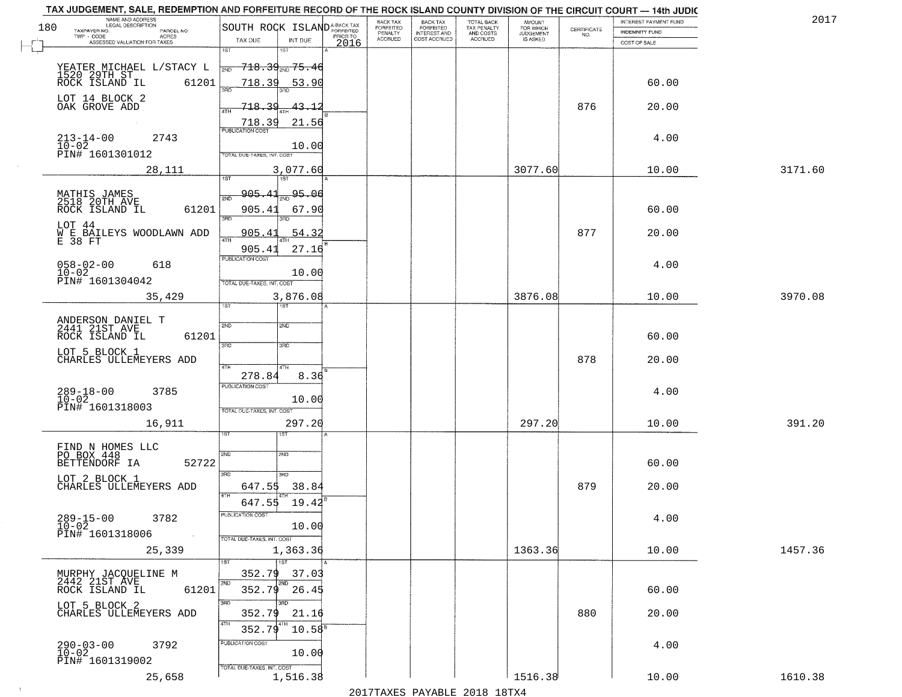TAX JUDGEMENT, SALE, REDEMPTION AND FORFEITURE RECORD OF THE ROCK ISLAND COUNTY DIVISION OF THE CIRCUIT COURT — 14th JUDIC

2017

| NAME AND ADDRESS / LEGAL DESCRIPTION / TAXPAYER NO. / PARCEL NO. / TWP - CODE / ACRES / ASSESSED VALUATION FOR TAXES | SOUTH ROCK ISLAND TAX DUE | INT DUE | A-BACK TAX FORFEITED PRIOR TO 2016 | BACK TAX FORFEITED PENALTY ACCRUED | BACK TAX FORFEITED INTEREST AND COST ACCRUED | TOTAL BACK TAX PENALTY AND COSTS ACCRUED | AMOUNT FOR WHICH JUDGEMENT IS ASKED | CERTIFICATE NO. | INTEREST PAYMENT FUND / INDEMNITY FUND / COST OF SALE | |
|---|---|---|---|---|---|---|---|---|---|---|
| YEATER MICHAEL L/STACY L<br>1520 29TH ST<br>ROCK ISLAND IL 61201<br>LOT 14 BLOCK 2<br>OAK GROVE ADD<br>213-14-00 2743<br>10-02<br>PIN# 1601301012<br>28,111 | 1ST<br>2ND 718.39<br>3RD 718.39<br>4TH 718.39<br>718.39<br>PUBLICATION COST<br>TOTAL DUE-TAXES, INT. COST | 75.46<br>53.90<br>43.12<br>21.56<br>10.00<br>3,077.60 | | | | | 3077.60 | 876 | 60.00<br>20.00<br>4.00<br>10.00 | 3171.60 |
| MATHIS JAMES<br>2518 20TH AVE<br>ROCK ISLAND IL 61201<br>LOT 44<br>W E BAILEYS WOODLAWN ADD<br>E 38 FT<br>058-02-00 618<br>10-02<br>PIN# 1601304042<br>35,429 | 1ST<br>2ND 905.41<br>3RD 905.41<br>4TH 905.41<br>905.41<br>PUBLICATION COST<br>TOTAL DUE-TAXES, INT. COST | 95.06<br>67.90<br>54.32<br>27.16<br>10.00<br>3,876.08 | | | | | 3876.08 | 877 | 60.00<br>20.00<br>4.00<br>10.00 | 3970.08 |
| ANDERSON DANIEL T<br>2441 21ST AVE<br>ROCK ISLAND IL 61201<br>LOT 5 BLOCK 1<br>CHARLES ULLEMEYERS ADD<br>289-18-00 3785<br>10-02<br>PIN# 1601318003<br>16,911 | 1ST<br>2ND<br>3RD<br>4TH<br>278.84<br>PUBLICATION COST<br>TOTAL DUE-TAXES, INT. COST | 8.36<br>10.00<br>297.20 | | | | | 297.20 | 878 | 60.00<br>20.00<br>4.00<br>10.00 | 391.20 |
| FIND N HOMES LLC<br>PO BOX 448<br>BETTENDORF IA 52722<br>LOT 2 BLOCK 1<br>CHARLES ULLEMEYERS ADD<br>289-15-00 3782<br>10-02<br>PIN# 1601318006<br>25,339 | 1ST<br>2ND<br>3RD 647.55<br>4TH 647.55<br>PUBLICATION COST<br>TOTAL DUE-TAXES, INT. COST | 38.84<br>19.42<br>10.00<br>1,363.36 | | | | | 1363.36 | 879 | 60.00<br>20.00<br>4.00<br>10.00 | 1457.36 |
| MURPHY JACQUELINE M<br>2442 21ST AVE<br>ROCK ISLAND IL 61201<br>LOT 5 BLOCK 2<br>CHARLES ULLEMEYERS ADD<br>290-03-00 3792<br>10-02<br>PIN# 1601319002<br>25,658 | 1ST 352.79<br>2ND 352.79<br>3RD 352.79<br>4TH 352.79<br>PUBLICATION COST<br>TOTAL DUE-TAXES, INT. COST | 37.03<br>26.45<br>21.16<br>10.58<br>10.00<br>1,516.38 | | | | | 1516.38 | 880 | 60.00<br>20.00<br>4.00<br>10.00 | 1610.38 |

2017TAXES PAYABLE 2018 18TX4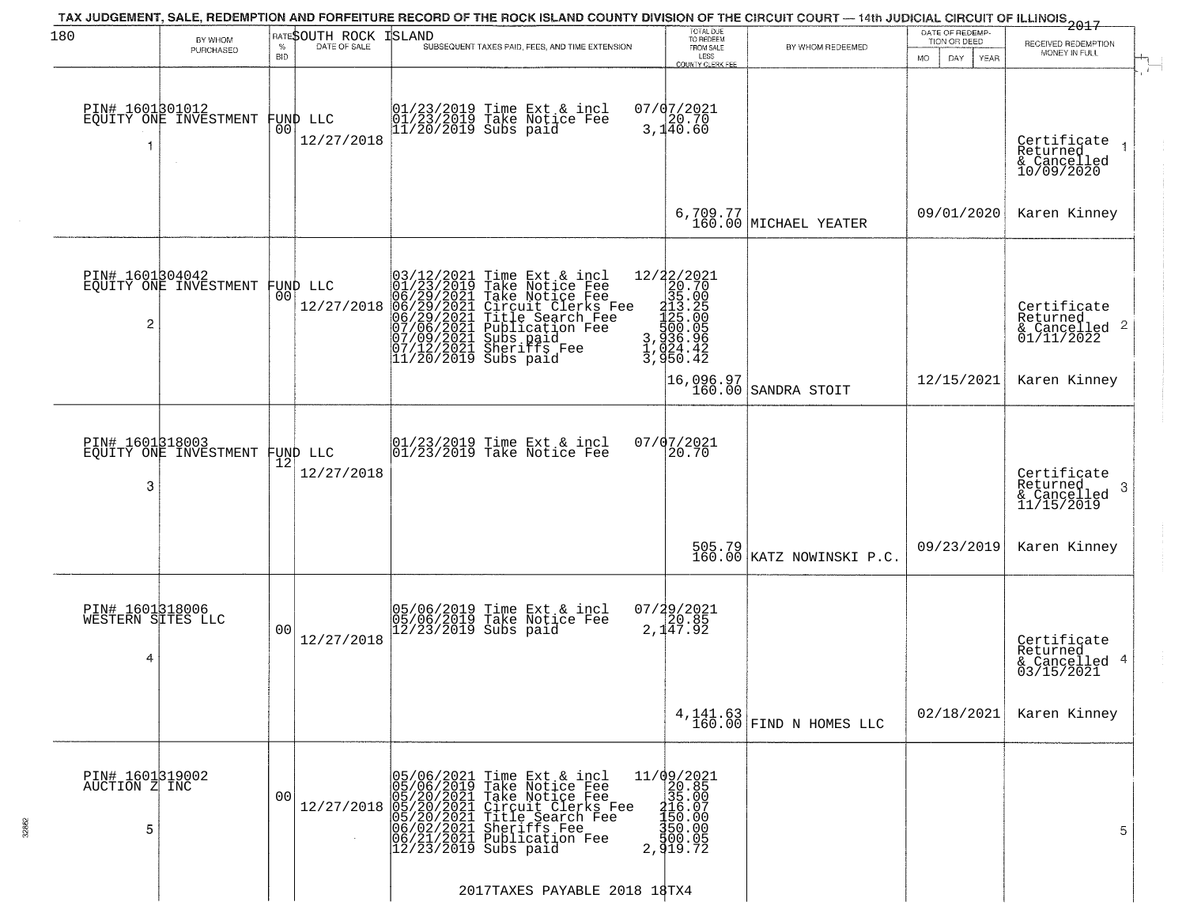# TAX JUDGEMENT, SALE, REDEMPTION AND FORFEITURE RECORD OF THE ROCK ISLAND COUNTY DIVISION OF THE CIRCUIT COURT — 14th JUDICIAL CIRCUIT OF ILLINOIS 2017

SOUTH ROCK ISLAND

| BY WHOM PURCHASED | RATE % BID | DATE OF SALE | SUBSEQUENT TAXES PAID, FEES, AND TIME EXTENSION | TOTAL DUE TO REDEEM FROM SALE LESS COUNTY CLERK FEE | BY WHOM REDEEMED | DATE OF REDEMPTION OR DEED | RECEIVED REDEMPTION MONEY IN FULL |
|---|---|---|---|---|---|---|---|
| PIN# 1601301012 EQUITY ONE INVESTMENT FUND LLC 1 | 00 | 12/27/2018 | 01/23/2019 Time Ext & incl 07/07/2021; 01/23/2019 Take Notice Fee 20.70; 11/20/2019 Subs paid 3,140.60 | 6,709.77 160.00 | MICHAEL YEATER | 09/01/2020 | Certificate Returned & Cancelled 10/09/2020 Karen Kinney 1 |
| PIN# 1601304042 EQUITY ONE INVESTMENT FUND LLC 2 | 00 | 12/27/2018 | 03/12/2021 Time Ext & incl 12/22/2021; 01/23/2019 Take Notice Fee 20.70; 06/29/2021 Take Notice Fee 35.00; 06/29/2021 Circuit Clerks Fee 213.25; 06/29/2021 Title Search Fee 125.00; 07/06/2021 Publication Fee 500.05; 07/09/2021 Subs paid 3,936.96; 07/12/2021 Sheriffs Fee 1,024.42; 11/20/2019 Subs paid 3,950.42 | 16,096.97 160.00 | SANDRA STOIT | 12/15/2021 | Certificate Returned & Cancelled 01/11/2022 Karen Kinney 2 |
| PIN# 1601318003 EQUITY ONE INVESTMENT FUND LLC 3 | 12 | 12/27/2018 | 01/23/2019 Time Ext & incl 07/07/2021; 01/23/2019 Take Notice Fee 20.70 | 505.79 160.00 | KATZ NOWINSKI P.C. | 09/23/2019 | Certificate Returned & Cancelled 11/15/2019 Karen Kinney 3 |
| PIN# 1601318006 WESTERN SITES LLC 4 | 00 | 12/27/2018 | 05/06/2019 Time Ext & incl 07/29/2021; 05/06/2019 Take Notice Fee 20.85; 12/23/2019 Subs paid 2,147.92 | 4,141.63 160.00 | FIND N HOMES LLC | 02/18/2021 | Certificate Returned & Cancelled 03/15/2021 Karen Kinney 4 |
| PIN# 1601319002 AUCTION Z INC 5 | 00 | 12/27/2018 | 05/06/2021 Time Ext & incl 11/09/2021; 05/06/2019 Take Notice Fee 20.85; 05/20/2021 Take Notice Fee 35.00; 05/20/2021 Circuit Clerks Fee 216.07; 05/20/2021 Title Search Fee 150.00; 06/02/2021 Sheriffs Fee 350.00; 06/21/2021 Publication Fee 500.05; 12/23/2019 Subs paid 2,919.72 | | | | 5 |

2017TAXES PAYABLE 2018 18TX4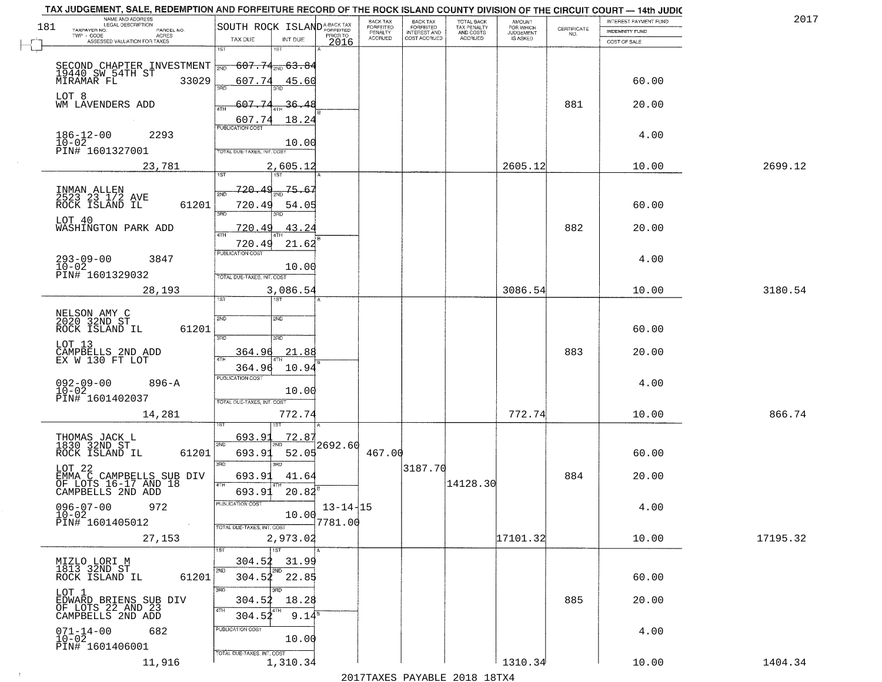TAX JUDGEMENT, SALE, REDEMPTION AND FORFEITURE RECORD OF THE ROCK ISLAND COUNTY DIVISION OF THE CIRCUIT COURT — 14th JUDIC

2017

181

| NAME AND ADDRESS / LEGAL DESCRIPTION / TAXPAYER NO. / PARCEL NO. / TWP - CODE / ACRES / ASSESSED VALUATION FOR TAXES | SOUTH ROCK ISLAND TAX DUE | INT DUE | A-BACK TAX FORFEITED PRIOR TO 2016 | BACK TAX FORFEITED PENALTY ACCRUED | BACK TAX FORFEITED INTEREST AND COST ACCRUED | TOTAL BACK TAX PENALTY AND COSTS ACCRUED | AMOUNT FOR WHICH JUDGEMENT IS ASKED | CERTIFICATE NO. | INTEREST PAYMENT FUND / INDEMNITY FUND / COST OF SALE | |
|---|---|---|---|---|---|---|---|---|---|---|
| SECOND CHAPTER INVESTMENT<br>19440 SW 54TH ST<br>MIRAMAR FL 33029<br>LOT 8<br>WM LAVENDERS ADD<br>186-12-00 2293<br>10-02<br>PIN# 1601327001<br>23,781 | 1ST 607.74<br>2ND 607.74<br>3RD 607.74<br>4TH 607.74<br>PUBLICATION COST<br>TOTAL DUE-TAXES, INT. COST 2,605.12 | 63.84<br>45.60<br>36.48<br>18.24<br>10.00 | | | | | 2605.12 | 881 | 60.00<br>20.00<br>4.00<br>10.00 | 2699.12 |
| INMAN ALLEN<br>2523 23 1/2 AVE<br>ROCK ISLAND IL 61201<br>LOT 40<br>WASHINGTON PARK ADD<br>293-09-00 3847<br>10-02<br>PIN# 1601329032<br>28,193 | 1ST 720.49<br>2ND 720.49<br>3RD 720.49<br>4TH 720.49<br>PUBLICATION COST<br>TOTAL DUE-TAXES, INT. COST 3,086.54 | 75.67<br>54.05<br>43.24<br>21.62<br>10.00 | | | | | 3086.54 | 882 | 60.00<br>20.00<br>4.00<br>10.00 | 3180.54 |
| NELSON AMY C<br>2020 32ND ST<br>ROCK ISLAND IL 61201<br>LOT 13<br>CAMPBELLS 2ND ADD<br>EX W 130 FT LOT<br>092-09-00 896-A<br>10-02<br>PIN# 1601402037<br>14,281 | 1ST<br>2ND<br>3RD 364.96<br>4TH 364.96<br>PUBLICATION COST<br>TOTAL DUE-TAXES, INT. COST 772.74 | <br><br>21.88<br>10.94<br>10.00 | | | | | 772.74 | 883 | 60.00<br>20.00<br>4.00<br>10.00 | 866.74 |
| THOMAS JACK L<br>1830 32ND ST<br>ROCK ISLAND IL 61201<br>LOT 22<br>EMMA C CAMPBELLS SUB DIV<br>OF LOTS 16-17 AND 18<br>CAMPBELLS 2ND ADD<br>096-07-00 972<br>10-02<br>PIN# 1601405012<br>27,153 | 1ST 693.91<br>2ND 693.91<br>3RD 693.91<br>4TH 693.91<br>PUBLICATION COST<br>TOTAL DUE-TAXES, INT. COST 2,973.02 | 72.87<br>52.05<br>41.64<br>20.82<br>10.00 | 2692.60<br>13-14-15<br>7781.00 | 467.00 | 3187.70 | 14128.30 | 17101.32 | 884 | 60.00<br>20.00<br>4.00<br>10.00 | 17195.32 |
| MIZLO LORI M<br>1813 32ND ST<br>ROCK ISLAND IL 61201<br>LOT 1<br>EDWARD BRIENS SUB DIV<br>OF LOTS 22 AND 23<br>CAMPBELLS 2ND ADD<br>071-14-00 682<br>10-02<br>PIN# 1601406001<br>11,916 | 1ST 304.52<br>2ND 304.52<br>3RD 304.52<br>4TH 304.52<br>PUBLICATION COST<br>TOTAL DUE-TAXES, INT. COST 1,310.34 | 31.99<br>22.85<br>18.28<br>9.14<br>10.00 | | | | | 1310.34 | 885 | 60.00<br>20.00<br>4.00<br>10.00 | 1404.34 |

2017TAXES PAYABLE 2018 18TX4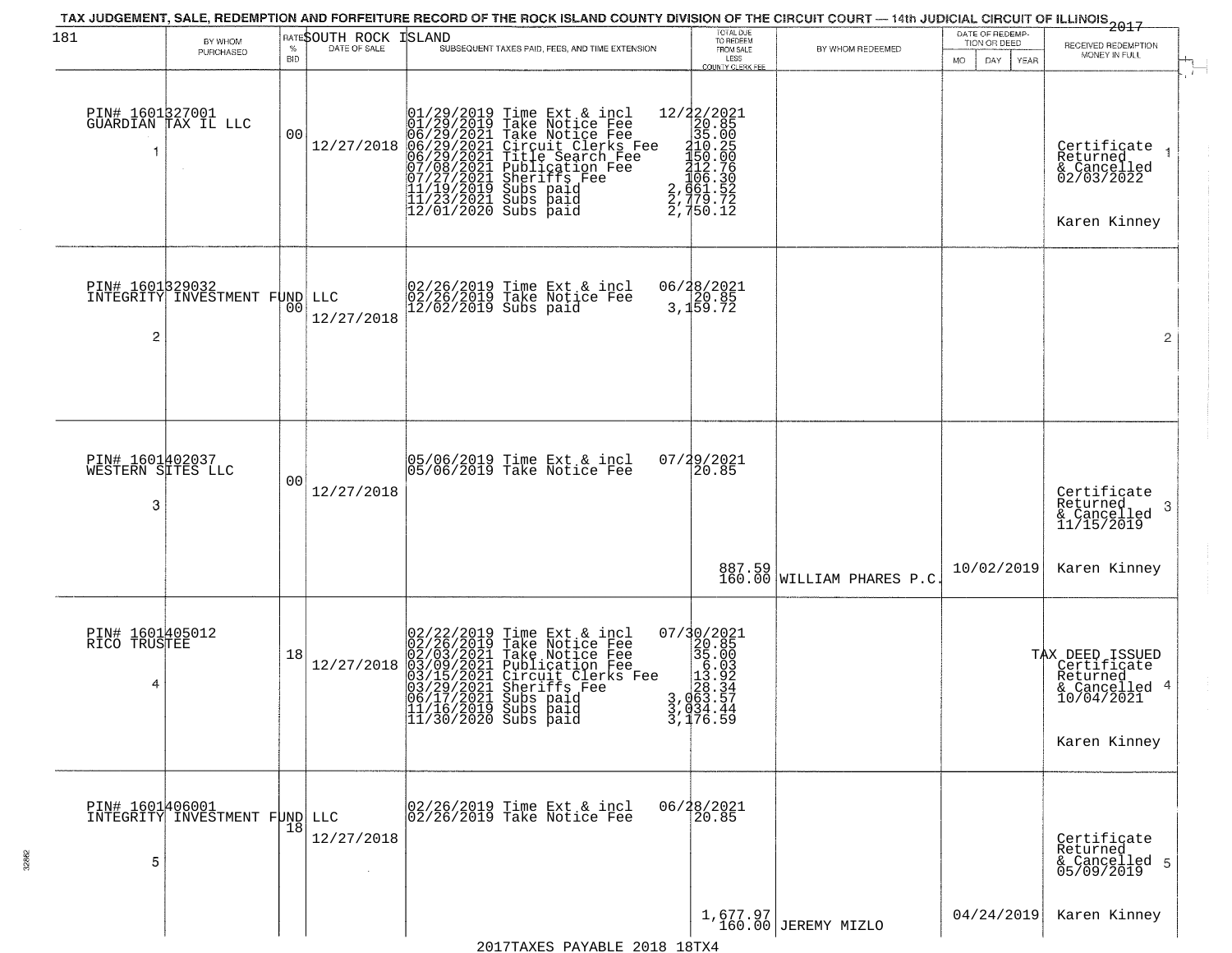TAX JUDGEMENT, SALE, REDEMPTION AND FORFEITURE RECORD OF THE ROCK ISLAND COUNTY DIVISION OF THE CIRCUIT COURT — 14th JUDICIAL CIRCUIT OF ILLINOIS 2017

SOUTH ROCK ISLAND

| BY WHOM PURCHASED | RATE % BID | DATE OF SALE | SUBSEQUENT TAXES PAID, FEES, AND TIME EXTENSION | TOTAL DUE TO REDEEM FROM SALE LESS COUNTY CLERK FEE | BY WHOM REDEEMED | DATE OF REDEMPTION OR DEED MO DAY YEAR | RECEIVED REDEMPTION MONEY IN FULL |
|---|---|---|---|---|---|---|---|
| PIN# 1601327001 GUARDIAN TAX IL LLC 1 | 00 | 12/27/2018 | 01/29/2019 Time Ext & incl 12/22/2021<br>01/29/2019 Take Notice Fee 20.85<br>06/29/2021 Take Notice Fee 35.00<br>06/29/2021 Circuit Clerks Fee 210.25<br>06/29/2021 Title Search Fee 150.00<br>07/08/2021 Publication Fee 212.76<br>07/27/2021 Sheriffs Fee 106.30<br>11/19/2019 Subs paid 2,661.52<br>11/23/2021 Subs paid 2,779.72<br>12/01/2020 Subs paid 2,750.12 | | | | Certificate Returned & Cancelled 02/03/2022 Karen Kinney 1 |
| PIN# 1601329032 INTEGRITY INVESTMENT FUND LLC 2 | 00 | 12/27/2018 | 02/26/2019 Time Ext & incl 06/28/2021<br>02/26/2019 Take Notice Fee 20.85<br>12/02/2019 Subs paid 3,159.72 | | | | 2 |
| PIN# 1601402037 WESTERN SITES LLC 3 | 00 | 12/27/2018 | 05/06/2019 Time Ext & incl 07/29/2021<br>05/06/2019 Take Notice Fee 20.85 | 887.59<br>160.00 | WILLIAM PHARES P.C. | 10/02/2019 | Certificate Returned & Cancelled 11/15/2019 Karen Kinney 3 |
| PIN# 1601405012 RICO TRUSTEE 4 | 18 | 12/27/2018 | 02/22/2019 Time Ext & incl 07/30/2021<br>02/26/2019 Take Notice Fee 20.85<br>02/03/2021 Take Notice Fee 35.00<br>03/09/2021 Publication Fee 6.03<br>03/15/2021 Circuit Clerks Fee 13.92<br>03/29/2021 Sheriffs Fee 28.34<br>06/17/2021 Subs paid 3,063.57<br>11/16/2019 Subs paid 3,034.44<br>11/30/2020 Subs paid 3,176.59 | | | | TAX DEED ISSUED Certificate Returned & Cancelled 10/04/2021 Karen Kinney 4 |
| PIN# 1601406001 INTEGRITY INVESTMENT FUND LLC 5 | 18 | 12/27/2018 | 02/26/2019 Time Ext & incl 06/28/2021<br>02/26/2019 Take Notice Fee 20.85 | 1,677.97<br>160.00 | JEREMY MIZLO | 04/24/2019 | Certificate Returned & Cancelled 05/09/2019 Karen Kinney 5 |

2017TAXES PAYABLE 2018 18TX4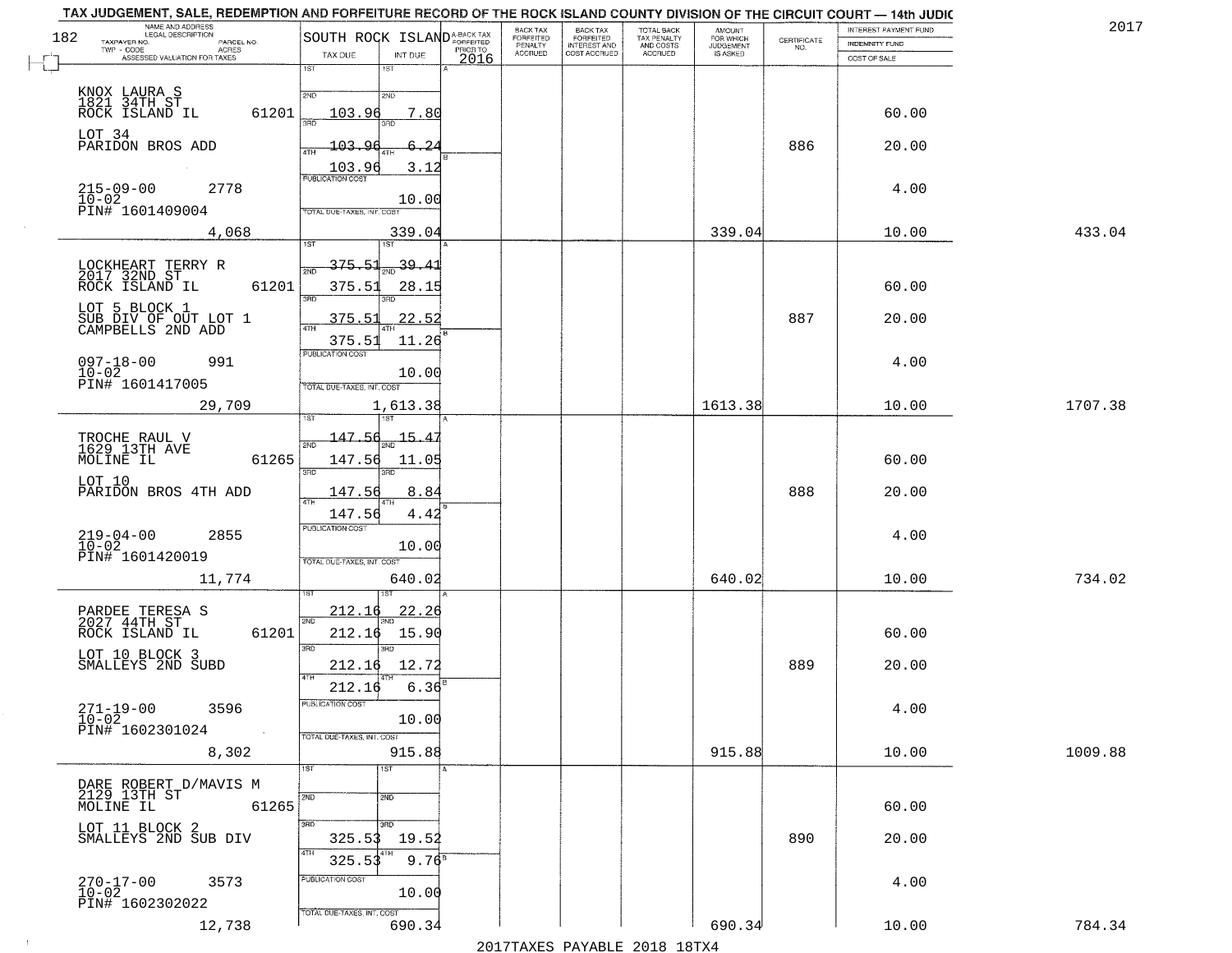TAX JUDGEMENT, SALE, REDEMPTION AND FORFEITURE RECORD OF THE ROCK ISLAND COUNTY DIVISION OF THE CIRCUIT COURT — 14th JUDIC

2017

| NAME AND ADDRESS / LEGAL DESCRIPTION / TAXPAYER NO. / PARCEL NO. / TWP - CODE / ACRES / ASSESSED VALUATION FOR TAXES | SOUTH ROCK ISLAND TAX DUE | INT DUE | A-BACK TAX FORFEITED PRIOR TO 2016 | BACK TAX FORFEITED PENALTY ACCRUED | BACK TAX FORFEITED INTEREST AND COST ACCRUED | TOTAL BACK TAX PENALTY AND COSTS ACCRUED | AMOUNT FOR WHICH JUDGEMENT IS ASKED | CERTIFICATE NO. | INTEREST PAYMENT FUND / INDEMNITY FUND / COST OF SALE | |
|---|---|---|---|---|---|---|---|---|---|---|
| KNOX LAURA S<br>1821 34TH ST<br>ROCK ISLAND IL 61201<br>LOT 34<br>PARIDON BROS ADD<br>215-09-00 2778<br>10-02<br>PIN# 1601409004<br>4,068 | 1ST<br>2ND 103.96<br>3RD 103.96<br>4TH 103.96<br>PUBLICATION COST<br>TOTAL DUE-TAXES, INT. COST | 1ST<br>2ND 7.80<br>3RD 6.24<br>4TH 3.12<br>10.00<br>339.04 | | | | | 339.04 | 886 | 60.00<br>20.00<br>4.00<br>10.00 | 433.04 |
| LOCKHEART TERRY R<br>2017 32ND ST<br>ROCK ISLAND IL 61201<br>LOT 5 BLOCK 1<br>SUB DIV OF OUT LOT 1<br>CAMPBELLS 2ND ADD<br>097-18-00 991<br>10-02<br>PIN# 1601417005<br>29,709 | 1ST 375.51<br>2ND 375.51<br>3RD 375.51<br>4TH 375.51<br>PUBLICATION COST<br>TOTAL DUE-TAXES, INT. COST | 1ST 39.41<br>2ND 28.15<br>3RD 22.52<br>4TH 11.26<br>10.00<br>1,613.38 | | | | | 1613.38 | 887 | 60.00<br>20.00<br>4.00<br>10.00 | 1707.38 |
| TROCHE RAUL V<br>1629 13TH AVE<br>MOLINE IL 61265<br>LOT 10<br>PARIDON BROS 4TH ADD<br>219-04-00 2855<br>10-02<br>PIN# 1601420019<br>11,774 | 1ST 147.56<br>2ND 147.56<br>3RD 147.56<br>4TH 147.56<br>PUBLICATION COST<br>TOTAL DUE-TAXES, INT. COST | 1ST 15.47<br>2ND 11.05<br>3RD 8.84<br>4TH 4.42<br>10.00<br>640.02 | | | | | 640.02 | 888 | 60.00<br>20.00<br>4.00<br>10.00 | 734.02 |
| PARDEE TERESA S<br>2027 44TH ST<br>ROCK ISLAND IL 61201<br>LOT 10 BLOCK 3<br>SMALLEYS 2ND SUBD<br>271-19-00 3596<br>10-02<br>PIN# 1602301024<br>8,302 | 1ST 212.16<br>2ND 212.16<br>3RD 212.16<br>4TH 212.16<br>PUBLICATION COST<br>TOTAL DUE-TAXES, INT. COST | 1ST 22.26<br>2ND 15.90<br>3RD 12.72<br>4TH 6.36<br>10.00<br>915.88 | | | | | 915.88 | 889 | 60.00<br>20.00<br>4.00<br>10.00 | 1009.88 |
| DARE ROBERT D/MAVIS M<br>2129 13TH ST<br>MOLINE IL 61265<br>LOT 11 BLOCK 2<br>SMALLEYS 2ND SUB DIV<br>270-17-00 3573<br>10-02<br>PIN# 1602302022<br>12,738 | 1ST<br>2ND<br>3RD 325.53<br>4TH 325.53<br>PUBLICATION COST<br>TOTAL DUE-TAXES, INT. COST | 1ST<br>2ND<br>3RD 19.52<br>4TH 9.76<br>10.00<br>690.34 | | | | | 690.34 | 890 | 60.00<br>20.00<br>4.00<br>10.00 | 784.34 |

2017TAXES PAYABLE 2018 18TX4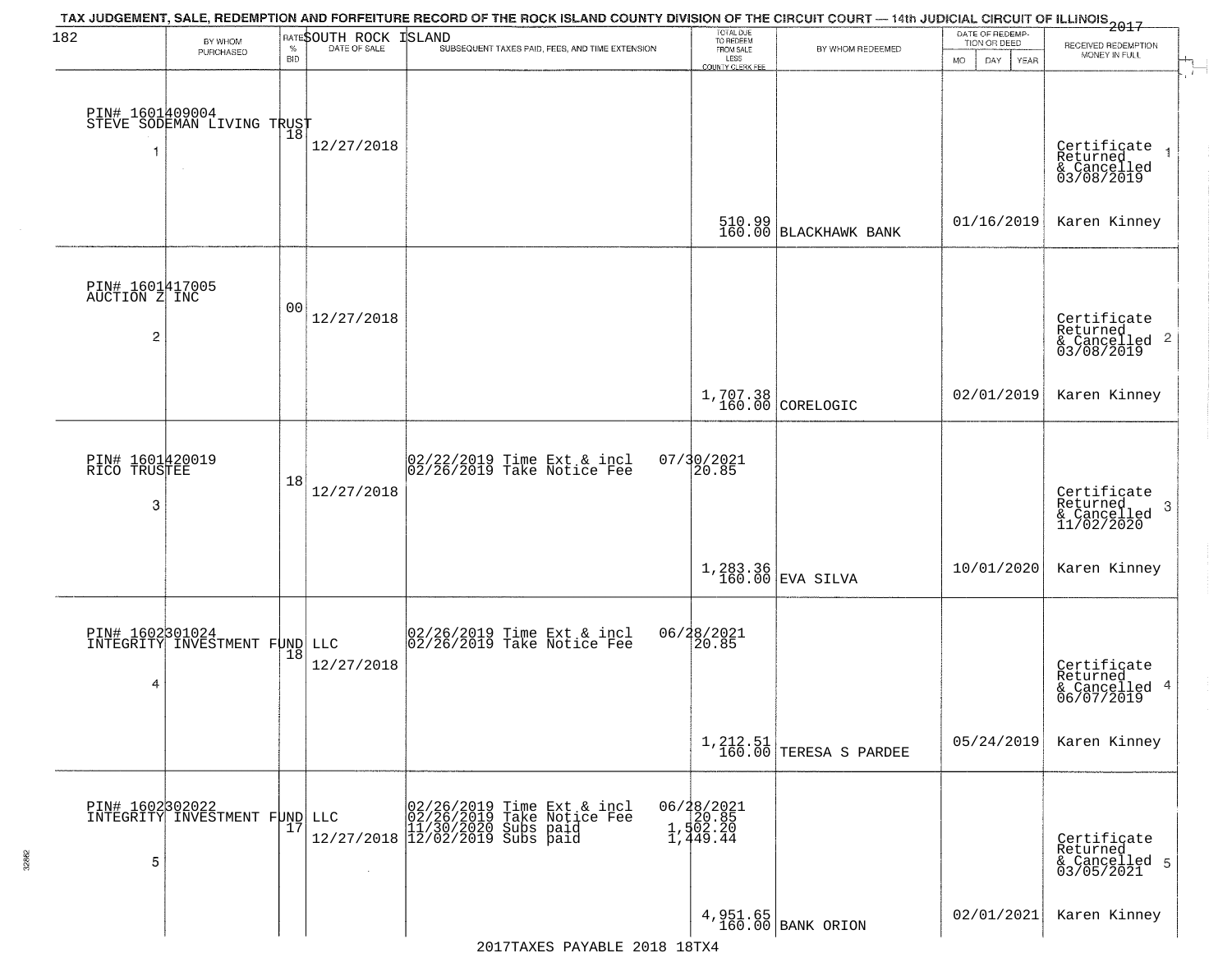# TAX JUDGEMENT, SALE, REDEMPTION AND FORFEITURE RECORD OF THE ROCK ISLAND COUNTY DIVISION OF THE CIRCUIT COURT — 14th JUDICIAL CIRCUIT OF ILLINOIS 2017

SOUTH ROCK ISLAND

| | BY WHOM PURCHASED | RATE % BID | DATE OF SALE | SUBSEQUENT TAXES PAID, FEES, AND TIME EXTENSION | TOTAL DUE TO REDEEM FROM SALE LESS COUNTY CLERK FEE | BY WHOM REDEEMED | DATE OF REDEMPTION OR DEED MO DAY YEAR | RECEIVED REDEMPTION MONEY IN FULL |
|---|---|---|---|---|---|---|---|---|
| 1 | PIN# 1601409004 STEVE SODEMAN LIVING TRUST | 18 | 12/27/2018 | | 510.99 160.00 | BLACKHAWK BANK | 01/16/2019 | Certificate Returned & Cancelled 03/08/2019 Karen Kinney |
| 2 | PIN# 1601417005 AUCTION Z INC | 00 | 12/27/2018 | | 1,707.38 160.00 | CORELOGIC | 02/01/2019 | Certificate Returned & Cancelled 03/08/2019 Karen Kinney |
| 3 | PIN# 1601420019 RICO TRUSTEE | 18 | 12/27/2018 | 02/22/2019 Time Ext & incl 07/30/2021; 02/26/2019 Take Notice Fee 20.85 | 1,283.36 160.00 | EVA SILVA | 10/01/2020 | Certificate Returned & Cancelled 11/02/2020 Karen Kinney |
| 4 | PIN# 1602301024 INTEGRITY INVESTMENT FUND LLC | 18 | 12/27/2018 | 02/26/2019 Time Ext & incl 06/28/2021; 02/26/2019 Take Notice Fee 20.85 | 1,212.51 160.00 | TERESA S PARDEE | 05/24/2019 | Certificate Returned & Cancelled 06/07/2019 Karen Kinney |
| 5 | PIN# 1602302022 INTEGRITY INVESTMENT FUND LLC | 17 | 12/27/2018 | 02/26/2019 Time Ext & incl 06/28/2021; 02/26/2019 Take Notice Fee 20.85; 11/30/2020 Subs paid 1,502.20; 12/02/2019 Subs paid 1,449.44 | 4,951.65 160.00 | BANK ORION | 02/01/2021 | Certificate Returned & Cancelled 03/05/2021 Karen Kinney |

2017TAXES PAYABLE 2018 18TX4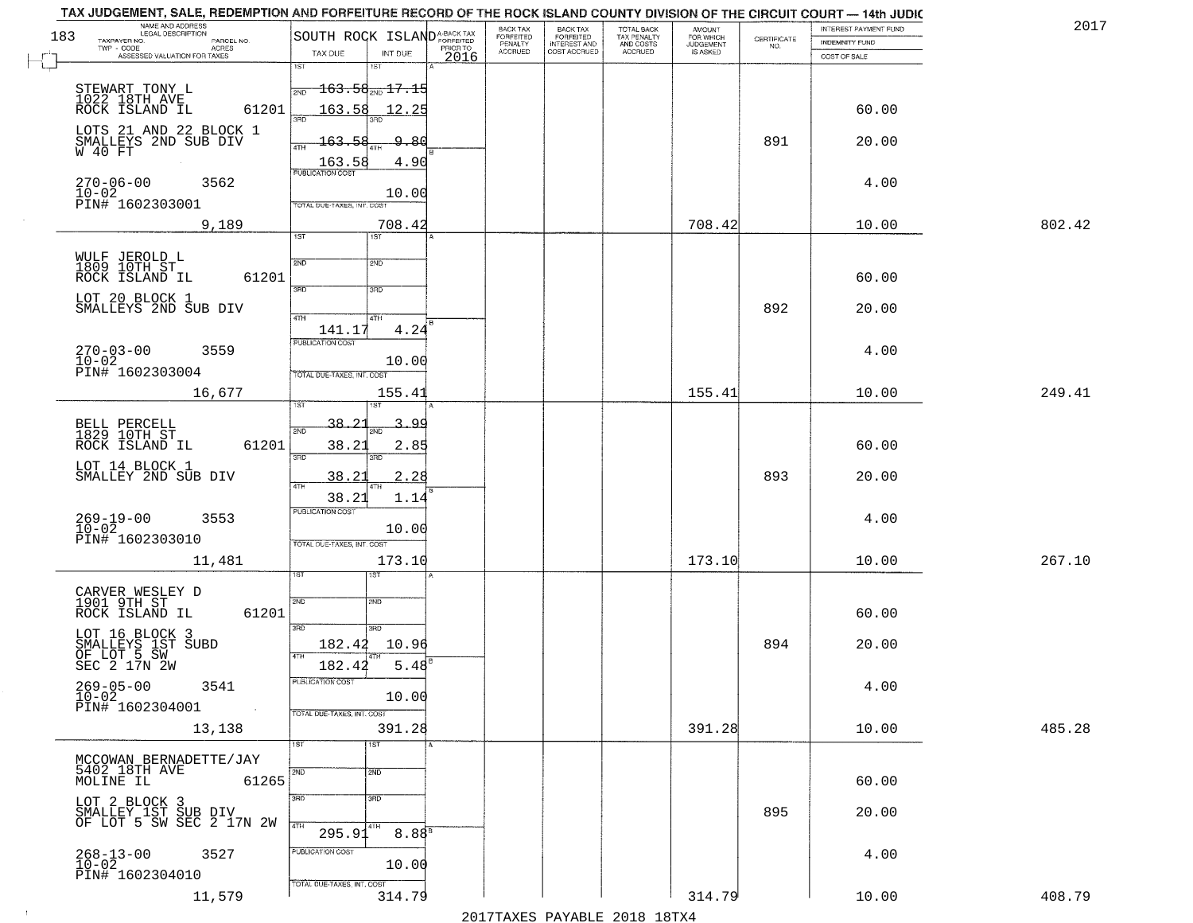TAX JUDGEMENT, SALE, REDEMPTION AND FORFEITURE RECORD OF THE ROCK ISLAND COUNTY DIVISION OF THE CIRCUIT COURT — 14th JUDIC

2017

183

| NAME AND ADDRESS / LEGAL DESCRIPTION / TAXPAYER NO. / PARCEL NO. / TWP - CODE / ACRES / ASSESSED VALUATION FOR TAXES | SOUTH ROCK ISLAND TAX DUE | INT DUE | A-BACK TAX FORFEITED PRIOR TO 2016 | BACK TAX FORFEITED PENALTY ACCRUED | BACK TAX FORFEITED INTEREST AND COST ACCRUED | TOTAL BACK TAX PENALTY AND COSTS ACCRUED | AMOUNT FOR WHICH JUDGEMENT IS ASKED | CERTIFICATE NO. | INTEREST PAYMENT FUND / INDEMNITY FUND / COST OF SALE | |
|---|---|---|---|---|---|---|---|---|---|---|
| STEWART TONY L<br>1022 18TH AVE<br>ROCK ISLAND IL 61201<br>LOTS 21 AND 22 BLOCK 1<br>SMALLEYS 2ND SUB DIV<br>W 40 FT<br>270-06-00 3562<br>10-02<br>PIN# 1602303001<br>9,189 | 1ST<br>2ND 163.58<br>3RD 163.58<br>4TH 163.58<br>163.58<br>PUBLICATION COST<br>TOTAL DUE-TAXES, INT. COST | 1ST<br>2ND 17.15<br>3RD 12.25<br>4TH 9.80<br>4.90<br>10.00<br>708.42 | | | | | 708.42 | 891 | 60.00<br>20.00<br>4.00<br>10.00 | 802.42 |
| WULF JEROLD L<br>1809 10TH ST<br>ROCK ISLAND IL 61201<br>LOT 20 BLOCK 1<br>SMALLEYS 2ND SUB DIV<br>270-03-00 3559<br>10-02<br>PIN# 1602303004<br>16,677 | 1ST<br>2ND<br>3RD<br>4TH<br>141.17<br>PUBLICATION COST<br>TOTAL DUE-TAXES, INT. COST | 1ST<br>2ND<br>3RD<br>4TH<br>4.24<br>10.00<br>155.41 | | | | | 155.41 | 892 | 60.00<br>20.00<br>4.00<br>10.00 | 249.41 |
| BELL PERCELL<br>1829 10TH ST<br>ROCK ISLAND IL 61201<br>LOT 14 BLOCK 1<br>SMALLEY 2ND SUB DIV<br>269-19-00 3553<br>10-02<br>PIN# 1602303010<br>11,481 | 1ST 38.21<br>2ND 38.21<br>3RD 38.21<br>4TH 38.21<br>PUBLICATION COST<br>TOTAL DUE-TAXES, INT. COST | 1ST 3.99<br>2ND 2.85<br>3RD 2.28<br>4TH 1.14<br>10.00<br>173.10 | | | | | 173.10 | 893 | 60.00<br>20.00<br>4.00<br>10.00 | 267.10 |
| CARVER WESLEY D<br>1901 9TH ST<br>ROCK ISLAND IL 61201<br>LOT 16 BLOCK 3<br>SMALLEYS 1ST SUBD<br>OF LOT 5 SW<br>SEC 2 17N 2W<br>269-05-00 3541<br>10-02<br>PIN# 1602304001<br>13,138 | 1ST<br>2ND<br>3RD 182.42<br>4TH 182.42<br>PUBLICATION COST<br>TOTAL DUE-TAXES, INT. COST | 1ST<br>2ND<br>3RD 10.96<br>4TH 5.48<br>10.00<br>391.28 | | | | | 391.28 | 894 | 60.00<br>20.00<br>4.00<br>10.00 | 485.28 |
| MCCOWAN BERNADETTE/JAY<br>5402 18TH AVE<br>MOLINE IL 61265<br>LOT 2 BLOCK 3<br>SMALLEY 1ST SUB DIV<br>OF LOT 5 SW SEC 2 17N 2W<br>268-13-00 3527<br>10-02<br>PIN# 1602304010<br>11,579 | 1ST<br>2ND<br>3RD<br>4TH 295.91<br>PUBLICATION COST<br>TOTAL DUE-TAXES, INT. COST | 1ST<br>2ND<br>3RD<br>4TH 8.88<br>10.00<br>314.79 | | | | | 314.79 | 895 | 60.00<br>20.00<br>4.00<br>10.00 | 408.79 |

2017TAXES PAYABLE 2018 18TX4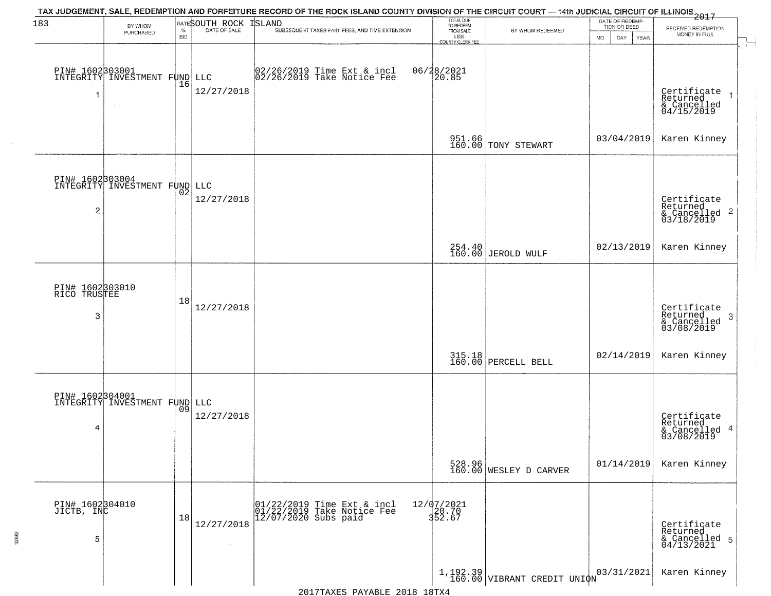# TAX JUDGEMENT, SALE, REDEMPTION AND FORFEITURE RECORD OF THE ROCK ISLAND COUNTY DIVISION OF THE CIRCUIT COURT — 14th JUDICIAL CIRCUIT OF ILLINOIS 2017

183 — SOUTH ROCK ISLAND

| | BY WHOM PURCHASED | RATE % BID | DATE OF SALE | SUBSEQUENT TAXES PAID, FEES, AND TIME EXTENSION | TOTAL DUE TO REDEEM FROM SALE LESS COUNTY CLERK FEE | BY WHOM REDEEMED | DATE OF REDEMPTION OR DEED MO DAY YEAR | RECEIVED REDEMPTION MONEY IN FULL |
|---|---|---|---|---|---|---|---|---|
| 1 | PIN# 1602303001 INTEGRITY INVESTMENT FUND LLC | 16 | 12/27/2018 | 02/26/2019 Time Ext & incl<br>02/26/2019 Take Notice Fee | 06/28/2021<br>20.85<br>951.66<br>160.00 | TONY STEWART | 03/04/2019 | Certificate Returned & Cancelled 04/15/2019<br>Karen Kinney |
| 2 | PIN# 1602303004 INTEGRITY INVESTMENT FUND LLC | 02 | 12/27/2018 | | 254.40<br>160.00 | JEROLD WULF | 02/13/2019 | Certificate Returned & Cancelled 03/18/2019<br>Karen Kinney |
| 3 | PIN# 1602303010 RICO TRUSTEE | 18 | 12/27/2018 | | 315.18<br>160.00 | PERCELL BELL | 02/14/2019 | Certificate Returned & Cancelled 03/08/2019<br>Karen Kinney |
| 4 | PIN# 1602304001 INTEGRITY INVESTMENT FUND LLC | 09 | 12/27/2018 | | 528.96<br>160.00 | WESLEY D CARVER | 01/14/2019 | Certificate Returned & Cancelled 03/08/2019<br>Karen Kinney |
| 5 | PIN# 1602304010 JICTB, INC | 18 | 12/27/2018 | 01/22/2019 Time Ext & incl<br>01/22/2019 Take Notice Fee<br>12/07/2020 Subs paid | 12/07/2021<br>20.70<br>352.67<br>1,192.39<br>160.00 | VIBRANT CREDIT UNION | 03/31/2021 | Certificate Returned & Cancelled 04/13/2021<br>Karen Kinney |

2017TAXES PAYABLE 2018 18TX4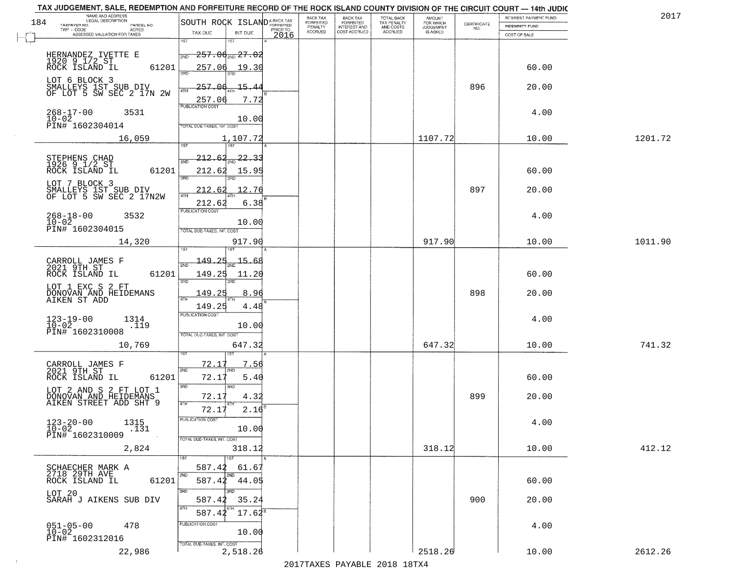TAX JUDGEMENT, SALE, REDEMPTION AND FORFEITURE RECORD OF THE ROCK ISLAND COUNTY DIVISION OF THE CIRCUIT COURT — 14th JUDIC

2017

184

SOUTH ROCK ISLAND

| NAME AND ADDRESS / LEGAL DESCRIPTION / TAXPAYER NO. / PARCEL NO. / TWP - CODE / ACRES / ASSESSED VALUATION FOR TAXES | TAX DUE | INT DUE | A-BACK TAX FORFEITED PRIOR TO 2016 | BACK TAX FORFEITED PENALTY ACCRUED | BACK TAX FORFEITED INTEREST AND COST ACCRUED | TOTAL BACK TAX PENALTY AND COSTS ACCRUED | AMOUNT FOR WHICH JUDGEMENT IS ASKED | CERTIFICATE NO. | INTEREST PAYMENT FUND / INDEMNITY FUND / COST OF SALE | |
|---|---|---|---|---|---|---|---|---|---|---|
| HERNANDEZ IVETTE E<br>1920 9 1/2 ST<br>ROCK ISLAND IL 61201<br>LOT 6 BLOCK 3<br>SMALLEYS 1ST SUB DIV<br>OF LOT 5 SW SEC 2 17N 2W<br>268-17-00 3531<br>10-02<br>PIN# 1602304014 | 1ST 257.06<br>2ND 257.06<br>3RD 257.06<br>4TH 257.06<br>PUBLICATION COST | 1ST 27.02<br>2ND 19.30<br>3RD 15.44<br>4TH 7.72<br>10.00 | | | | | | 896 | 60.00<br>20.00<br>4.00 | |
| 16,059 | TOTAL DUE-TAXES, INT. COST | 1,107.72 | | | | | 1107.72 | | 10.00 | 1201.72 |
| STEPHENS CHAD<br>1926 9 1/2 ST<br>ROCK ISLAND IL 61201<br>LOT 7 BLOCK 3<br>SMALLEYS 1ST SUB DIV<br>OF LOT 5 SW SEC 2 17N2W<br>268-18-00 3532<br>10-02<br>PIN# 1602304015 | 1ST 212.62<br>2ND 212.62<br>3RD 212.62<br>4TH 212.62<br>PUBLICATION COST | 1ST 22.33<br>2ND 15.95<br>3RD 12.76<br>4TH 6.38<br>10.00 | | | | | | 897 | 60.00<br>20.00<br>4.00 | |
| 14,320 | TOTAL DUE-TAXES, INT. COST | 917.90 | | | | | 917.90 | | 10.00 | 1011.90 |
| CARROLL JAMES F<br>2021 9TH ST<br>ROCK ISLAND IL 61201<br>LOT 1 EXC S 2 FT<br>DONOVAN AND HEIDEMANS<br>AIKEN ST ADD<br>123-19-00 1314<br>10-02 .119<br>PIN# 1602310008 | 1ST 149.25<br>2ND 149.25<br>3RD 149.25<br>4TH 149.25<br>PUBLICATION COST | 1ST 15.68<br>2ND 11.20<br>3RD 8.96<br>4TH 4.48<br>10.00 | | | | | | 898 | 60.00<br>20.00<br>4.00 | |
| 10,769 | TOTAL DUE-TAXES, INT. COST | 647.32 | | | | | 647.32 | | 10.00 | 741.32 |
| CARROLL JAMES F<br>2021 9TH ST<br>ROCK ISLAND IL 61201<br>LOT 2 AND S 2 FT LOT 1<br>DONOVAN AND HEIDEMANS<br>AIKEN STREET ADD SHT 9<br>123-20-00 1315<br>10-02 .131<br>PIN# 1602310009 | 1ST 72.17<br>2ND 72.17<br>3RD 72.17<br>4TH 72.17<br>PUBLICATION COST | 1ST 7.56<br>2ND 5.40<br>3RD 4.32<br>4TH 2.16<br>10.00 | | | | | | 899 | 60.00<br>20.00<br>4.00 | |
| 2,824 | TOTAL DUE-TAXES, INT. COST | 318.12 | | | | | 318.12 | | 10.00 | 412.12 |
| SCHAECHER MARK A<br>2718 29TH AVE<br>ROCK ISLAND IL 61201<br>LOT 20<br>SARAH J AIKENS SUB DIV<br>051-05-00 478<br>10-02<br>PIN# 1602312016 | 1ST 587.42<br>2ND 587.42<br>3RD 587.42<br>4TH 587.42<br>PUBLICATION COST | 1ST 61.67<br>2ND 44.05<br>3RD 35.24<br>4TH 17.62<br>10.00 | | | | | | 900 | 60.00<br>20.00<br>4.00 | |
| 22,986 | TOTAL DUE-TAXES, INT. COST | 2,518.26 | | | | | 2518.26 | | 10.00 | 2612.26 |

2017TAXES PAYABLE 2018 18TX4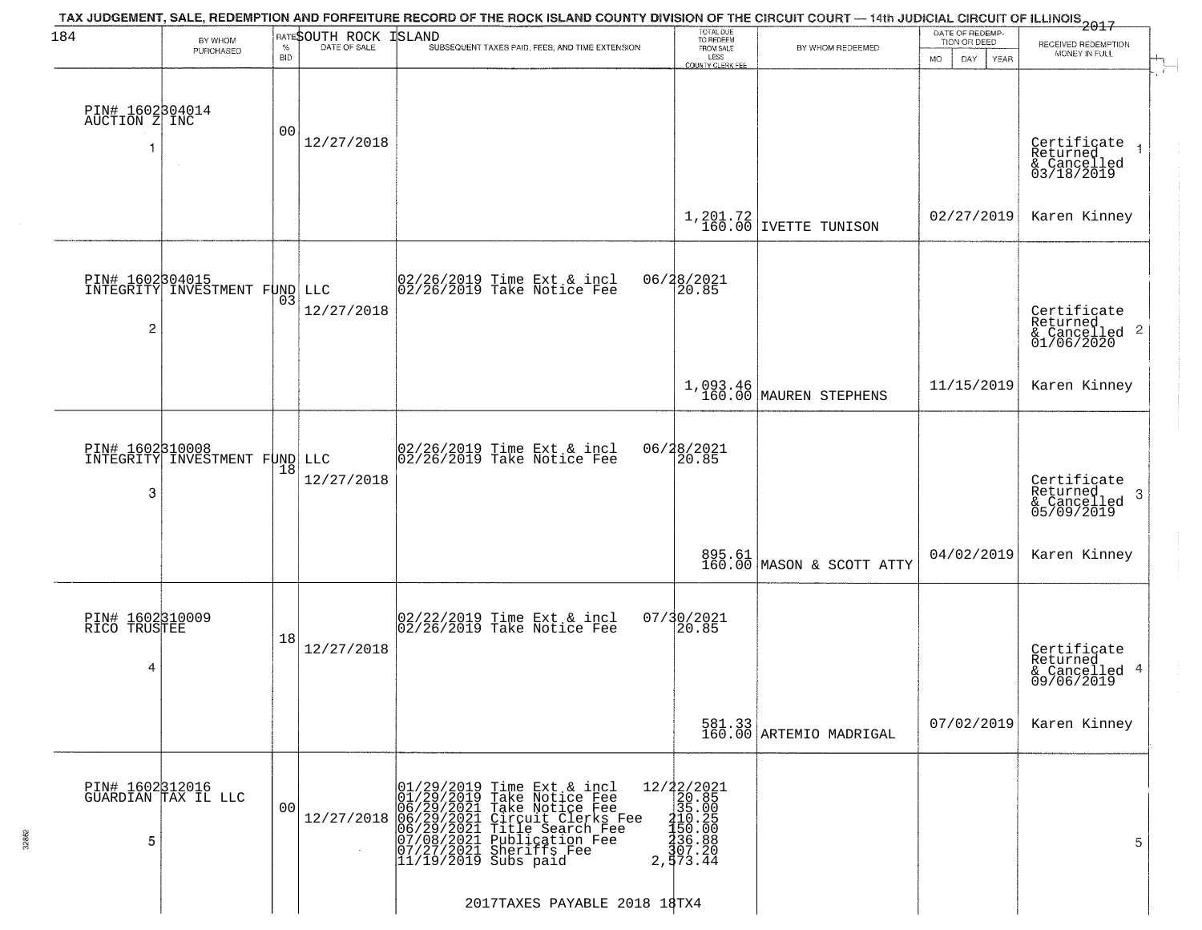# TAX JUDGEMENT, SALE, REDEMPTION AND FORFEITURE RECORD OF THE ROCK ISLAND COUNTY DIVISION OF THE CIRCUIT COURT — 14th JUDICIAL CIRCUIT OF ILLINOIS 2017

## SOUTH ROCK ISLAND

| | BY WHOM PURCHASED | RATE % BID | DATE OF SALE | SUBSEQUENT TAXES PAID, FEES, AND TIME EXTENSION | TOTAL DUE TO REDEEM FROM SALE LESS COUNTY CLERK FEE | BY WHOM REDEEMED | DATE OF REDEMPTION OR DEED MO DAY YEAR | RECEIVED REDEMPTION MONEY IN FULL |
|---|---|---|---|---|---|---|---|---|
| 1 | PIN# 1602304014 AUCTION Z INC | 00 | 12/27/2018 | | 1,201.72 160.00 | IVETTE TUNISON | 02/27/2019 | Certificate Returned & Cancelled 03/18/2019 Karen Kinney |
| 2 | PIN# 1602304015 INTEGRITY INVESTMENT FUND LLC | 03 | 12/27/2018 | 02/26/2019 Time Ext & incl 06/28/2021<br>02/26/2019 Take Notice Fee 20.85 | 1,093.46 160.00 | MAUREN STEPHENS | 11/15/2019 | Certificate Returned & Cancelled 01/06/2020 Karen Kinney |
| 3 | PIN# 1602310008 INTEGRITY INVESTMENT FUND LLC | 18 | 12/27/2018 | 02/26/2019 Time Ext & incl 06/28/2021<br>02/26/2019 Take Notice Fee 20.85 | 895.61 160.00 | MASON & SCOTT ATTY | 04/02/2019 | Certificate Returned & Cancelled 05/09/2019 Karen Kinney |
| 4 | PIN# 1602310009 RICO TRUSTEE | 18 | 12/27/2018 | 02/22/2019 Time Ext & incl 07/30/2021<br>02/26/2019 Take Notice Fee 20.85 | 581.33 160.00 | ARTEMIO MADRIGAL | 07/02/2019 | Certificate Returned & Cancelled 09/06/2019 Karen Kinney |
| 5 | PIN# 1602312016 GUARDIAN TAX IL LLC | 00 | 12/27/2018 | 01/29/2019 Time Ext & incl 12/22/2021<br>01/29/2019 Take Notice Fee 20.85<br>06/29/2021 Take Notice Fee 35.00<br>06/29/2021 Circuit Clerks Fee 210.25<br>06/29/2021 Title Search Fee 150.00<br>07/08/2021 Publication Fee 236.88<br>07/27/2021 Sheriffs Fee 307.20<br>11/19/2019 Subs paid 2,573.44 | | | | |

2017TAXES PAYABLE 2018 18TX4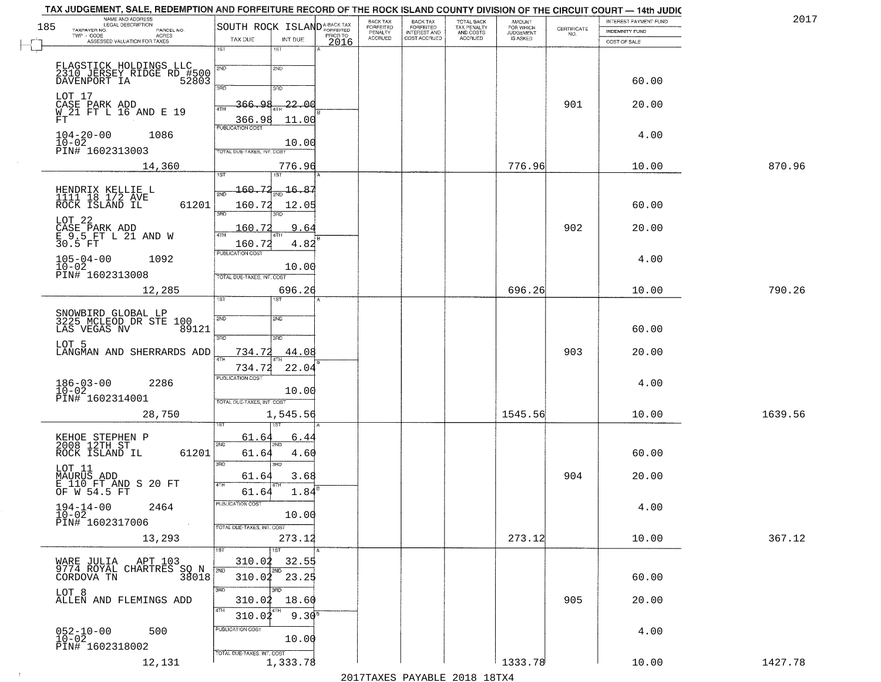TAX JUDGEMENT, SALE, REDEMPTION AND FORFEITURE RECORD OF THE ROCK ISLAND COUNTY DIVISION OF THE CIRCUIT COURT — 14th JUDIC

2017

185

| NAME AND ADDRESS / LEGAL DESCRIPTION / TAXPAYER NO. / PARCEL NO. / TWP - CODE / ACRES / ASSESSED VALUATION FOR TAXES | SOUTH ROCK ISLAND TAX DUE | INT DUE | A-BACK TAX FORFEITED PRIOR TO 2016 | BACK TAX FORFEITED PENALTY ACCRUED | BACK TAX FORFEITED INTEREST AND COST ACCRUED | TOTAL BACK TAX PENALTY AND COSTS ACCRUED | AMOUNT FOR WHICH JUDGEMENT IS ASKED | CERTIFICATE NO. | INTEREST PAYMENT FUND / INDEMNITY FUND / COST OF SALE | |
|---|---|---|---|---|---|---|---|---|---|---|
| FLAGSTICK HOLDINGS LLC<br>2310 JERSEY RIDGE RD #500<br>DAVENPORT IA 52803<br>LOT 17<br>CASE PARK ADD<br>W 21 FT L 16 AND E 19 FT<br>104-20-00 1086<br>10-02<br>PIN# 1602313003 | 1ST<br>2ND<br>3RD<br>4TH 366.98<br>366.98 | 1ST<br>2ND<br>3RD<br>4TH 22.00<br>11.00<br>PUBLICATION COST 10.00 | | | | | | 901 | 60.00<br>20.00<br>4.00 | |
| 14,360 | TOTAL DUE-TAXES, INT. COST | 776.96 | | | | | 776.96 | | 10.00 | 870.96 |
| HENDRIX KELLIE L<br>1111 18 1/2 AVE<br>ROCK ISLAND IL 61201<br>LOT 22<br>CASE PARK ADD<br>E 9.5 FT L 21 AND W 30.5 FT<br>105-04-00 1092<br>10-02<br>PIN# 1602313008 | 1ST 160.72<br>2ND 160.72<br>3RD 160.72<br>4TH 160.72 | 16.87<br>12.05<br>9.64<br>4.82<br>PUBLICATION COST 10.00 | | | | | | 902 | 60.00<br>20.00<br>4.00 | |
| 12,285 | TOTAL DUE-TAXES, INT. COST | 696.26 | | | | | 696.26 | | 10.00 | 790.26 |
| SNOWBIRD GLOBAL LP<br>3225 MCLEOD DR STE 100<br>LAS VEGAS NV 89121<br>LOT 5<br>LANGMAN AND SHERRARDS ADD<br>186-03-00 2286<br>10-02<br>PIN# 1602314001 | 1ST<br>2ND<br>3RD 734.72<br>4TH 734.72 | 1ST<br>2ND<br>3RD 44.08<br>4TH 22.04<br>PUBLICATION COST 10.00 | | | | | | 903 | 60.00<br>20.00<br>4.00 | |
| 28,750 | TOTAL DUE-TAXES, INT. COST | 1,545.56 | | | | | 1545.56 | | 10.00 | 1639.56 |
| KEHOE STEPHEN P<br>2008 12TH ST<br>ROCK ISLAND IL 61201<br>LOT 11<br>MAURUS ADD<br>E 110 FT AND S 20 FT OF W 54.5 FT<br>194-14-00 2464<br>10-02<br>PIN# 1602317006 | 1ST 61.64<br>2ND 61.64<br>3RD 61.64<br>4TH 61.64 | 6.44<br>4.60<br>3.68<br>1.84<br>PUBLICATION COST 10.00 | | | | | | 904 | 60.00<br>20.00<br>4.00 | |
| 13,293 | TOTAL DUE-TAXES, INT. COST | 273.12 | | | | | 273.12 | | 10.00 | 367.12 |
| WARE JULIA APT 103<br>9774 ROYAL CHARTRES SQ N<br>CORDOVA TN 38018<br>LOT 8<br>ALLEN AND FLEMINGS ADD<br>052-10-00 500<br>10-02<br>PIN# 1602318002 | 1ST 310.02<br>2ND 310.02<br>3RD 310.02<br>4TH 310.02 | 32.55<br>23.25<br>18.60<br>9.30<br>PUBLICATION COST 10.00 | | | | | | 905 | 60.00<br>20.00<br>4.00 | |
| 12,131 | TOTAL DUE-TAXES, INT. COST | 1,333.78 | | | | | 1333.78 | | 10.00 | 1427.78 |

2017TAXES PAYABLE 2018 18TX4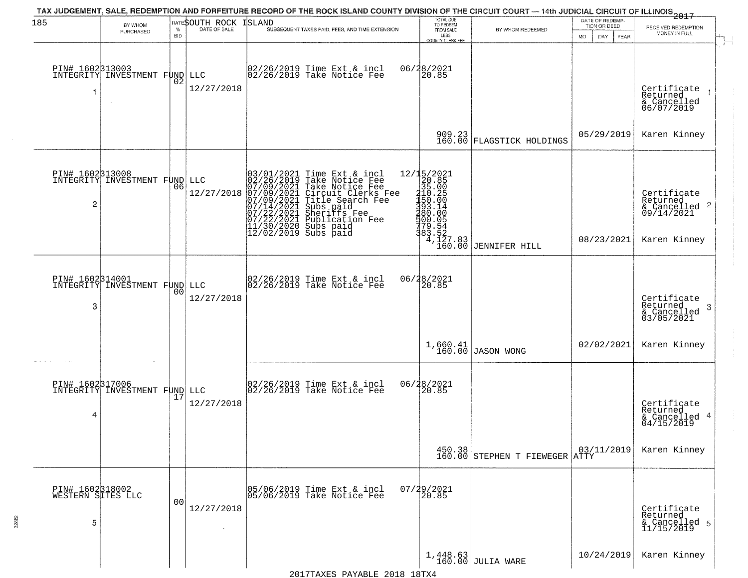TAX JUDGEMENT, SALE, REDEMPTION AND FORFEITURE RECORD OF THE ROCK ISLAND COUNTY DIVISION OF THE CIRCUIT COURT — 14th JUDICIAL CIRCUIT OF ILLINOIS 2017

SOUTH ROCK ISLAND

| BY WHOM PURCHASED | RATE % BID | DATE OF SALE | SUBSEQUENT TAXES PAID, FEES, AND TIME EXTENSION | TOTAL DUE TO REDEEM FROM SALE LESS COUNTY CLERK FEE | BY WHOM REDEEMED | DATE OF REDEMPTION OR DEED MO DAY YEAR | RECEIVED REDEMPTION MONEY IN FULL |
|---|---|---|---|---|---|---|---|
| PIN# 1602313003 INTEGRITY INVESTMENT FUND LLC 1 | 02 | 12/27/2018 | 02/26/2019 Time Ext & incl<br>02/26/2019 Take Notice Fee | 06/28/2021<br>20.85<br>909.23<br>160.00 | FLAGSTICK HOLDINGS | 05/29/2019 | Certificate Returned & Cancelled 06/07/2019 1<br>Karen Kinney |
| PIN# 1602313008 INTEGRITY INVESTMENT FUND LLC 2 | 06 | 12/27/2018 | 03/01/2021 Time Ext & incl<br>02/26/2019 Take Notice Fee<br>07/09/2021 Take Notice Fee<br>07/09/2021 Circuit Clerks Fee<br>07/09/2021 Title Search Fee<br>07/14/2021 Subs paid<br>07/22/2021 Sheriffs Fee<br>07/22/2021 Publication Fee<br>11/30/2020 Subs paid<br>12/02/2019 Subs paid | 12/15/2021<br>20.85<br>35.00<br>210.25<br>150.00<br>393.14<br>280.00<br>500.05<br>779.54<br>383.52<br>4,127.83<br>160.00 | JENNIFER HILL | 08/23/2021 | Certificate Returned & Cancelled 09/14/2021 2<br>Karen Kinney |
| PIN# 1602314001 INTEGRITY INVESTMENT FUND LLC 3 | 00 | 12/27/2018 | 02/26/2019 Time Ext & incl<br>02/26/2019 Take Notice Fee | 06/28/2021<br>20.85<br>1,660.41<br>160.00 | JASON WONG | 02/02/2021 | Certificate Returned & Cancelled 03/05/2021 3<br>Karen Kinney |
| PIN# 1602317006 INTEGRITY INVESTMENT FUND LLC 4 | 17 | 12/27/2018 | 02/26/2019 Time Ext & incl<br>02/26/2019 Take Notice Fee | 06/28/2021<br>20.85<br>450.38<br>160.00 | STEPHEN T FIEWEGER ATTY | 03/11/2019 | Certificate Returned & Cancelled 04/15/2019 4<br>Karen Kinney |
| PIN# 1602318002 WESTERN SITES LLC 5 | 00 | 12/27/2018 | 05/06/2019 Time Ext & incl<br>05/06/2019 Take Notice Fee | 07/29/2021<br>20.85<br>1,448.63<br>160.00 | JULIA WARE | 10/24/2019 | Certificate Returned & Cancelled 11/15/2019 5<br>Karen Kinney |

2017TAXES PAYABLE 2018 18TX4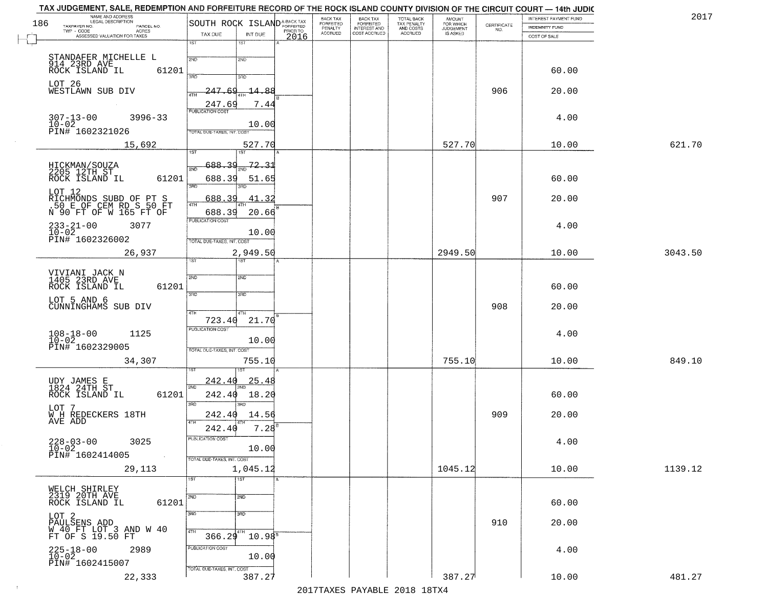TAX JUDGEMENT, SALE, REDEMPTION AND FORFEITURE RECORD OF THE ROCK ISLAND COUNTY DIVISION OF THE CIRCUIT COURT — 14th JUDIC

2017

| NAME AND ADDRESS / LEGAL DESCRIPTION / TAXPAYER NO. / PARCEL NO. / TWP - CODE / ACRES / ASSESSED VALUATION FOR TAXES | SOUTH ROCK ISLAND TAX DUE | INT DUE | A-BACK TAX FORFEITED PRIOR TO 2016 | BACK TAX FORFEITED PENALTY ACCRUED | BACK TAX FORFEITED INTEREST AND COST ACCRUED | TOTAL BACK TAX PENALTY AND COSTS ACCRUED | AMOUNT FOR WHICH JUDGEMENT IS ASKED | CERTIFICATE NO. | INTEREST PAYMENT FUND / INDEMNITY FUND / COST OF SALE | |
|---|---|---|---|---|---|---|---|---|---|---|
| STANDAFER MICHELLE L 914 23RD AVE ROCK ISLAND IL 61201 LOT 26 WESTLAWN SUB DIV 307-13-00 3996-33 10-02 PIN# 1602321026 15,692 | 4TH 247.69; 247.69; PUBLICATION COST; TOTAL DUE-TAXES, INT. COST | 14.88; 7.44; 10.00; 527.70 | | | | | 527.70 | 906 | 60.00; 20.00; 4.00; 10.00 | 621.70 |
| HICKMAN/SOUZA 2205 12TH ST ROCK ISLAND IL 61201 LOT 12 RICHMONDS SUBD OF PT S .50 E OF CEM RD S 50 FT N 90 FT OF W 165 FT OF 233-21-00 3077 10-02 PIN# 1602326002 26,937 | 1ST 688.39; 2ND 688.39; 3RD 688.39; 4TH 688.39; PUBLICATION COST; TOTAL DUE-TAXES, INT. COST | 72.31; 51.65; 41.32; 20.66; 10.00; 2,949.50 | | | | | 2949.50 | 907 | 60.00; 20.00; 4.00; 10.00 | 3043.50 |
| VIVIANI JACK N 1405 23RD AVE ROCK ISLAND IL 61201 LOT 5 AND 6 CUNNINGHAMS SUB DIV 108-18-00 1125 10-02 PIN# 1602329005 34,307 | 4TH 723.40; PUBLICATION COST; TOTAL DUE-TAXES, INT. COST | 21.70; 10.00; 755.10 | | | | | 755.10 | 908 | 60.00; 20.00; 4.00; 10.00 | 849.10 |
| UDY JAMES E 1824 24TH ST ROCK ISLAND IL 61201 LOT 7 W H REDECKERS 18TH AVE ADD 228-03-00 3025 10-02 PIN# 1602414005 29,113 | 1ST 242.40; 2ND 242.40; 3RD 242.40; 4TH 242.40; PUBLICATION COST; TOTAL DUE-TAXES, INT. COST | 25.48; 18.20; 14.56; 7.28; 10.00; 1,045.12 | | | | | 1045.12 | 909 | 60.00; 20.00; 4.00; 10.00 | 1139.12 |
| WELCH SHIRLEY 2319 20TH AVE ROCK ISLAND IL 61201 LOT 2 PAULSENS ADD W 40 FT LOT 3 AND W 40 FT OF S 19.50 FT 225-18-00 2989 10-02 PIN# 1602415007 22,333 | 4TH 366.29; PUBLICATION COST; TOTAL DUE-TAXES, INT. COST | 10.98; 10.00; 387.27 | | | | | 387.27 | 910 | 60.00; 20.00; 4.00; 10.00 | 481.27 |

2017TAXES PAYABLE 2018 18TX4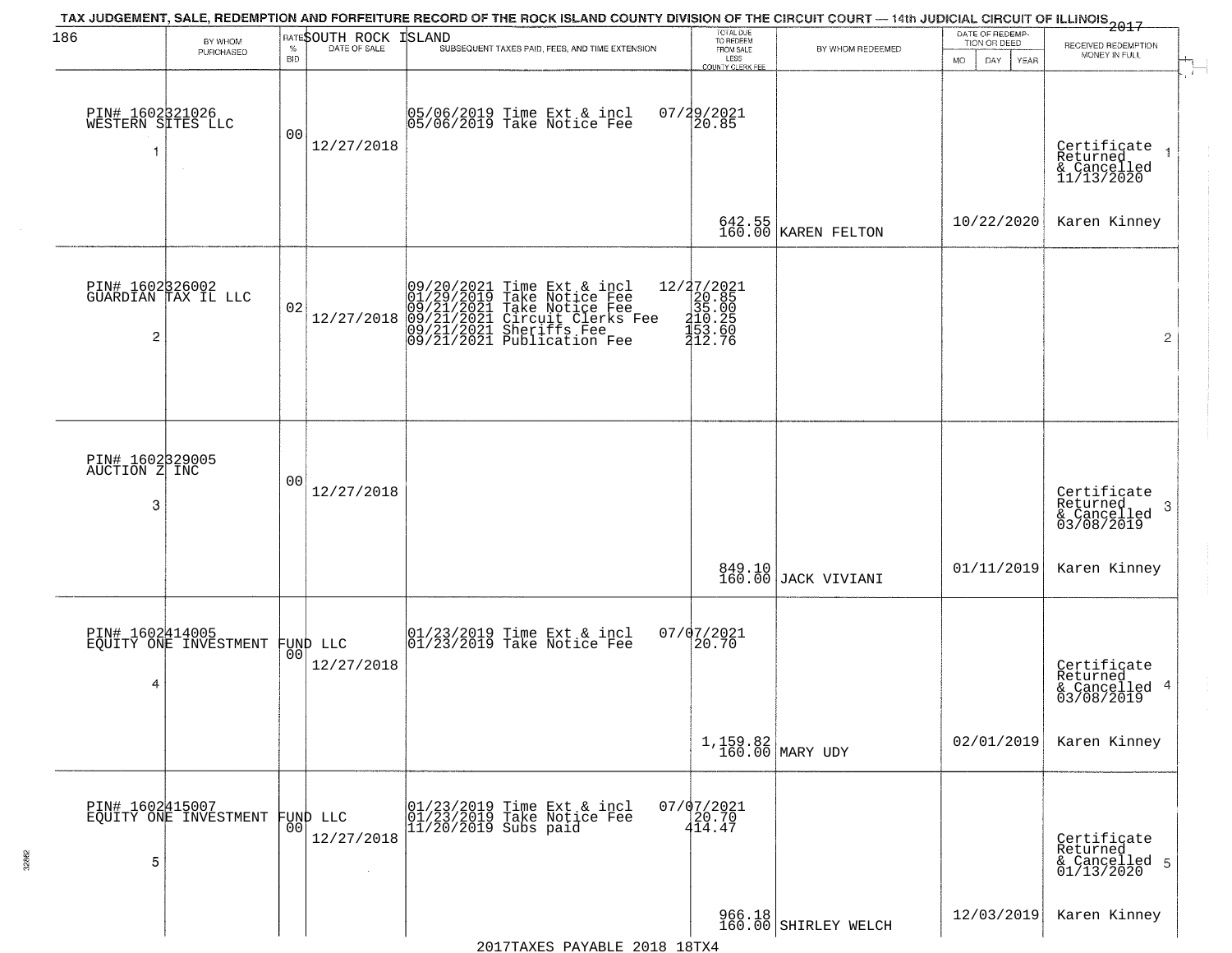TAX JUDGEMENT, SALE, REDEMPTION AND FORFEITURE RECORD OF THE ROCK ISLAND COUNTY DIVISION OF THE CIRCUIT COURT — 14th JUDICIAL CIRCUIT OF ILLINOIS 2017

SOUTH ROCK ISLAND

| | BY WHOM PURCHASED | RATE % BID | DATE OF SALE | SUBSEQUENT TAXES PAID, FEES, AND TIME EXTENSION | TOTAL DUE TO REDEEM FROM SALE LESS COUNTY CLERK FEE | BY WHOM REDEEMED | DATE OF REDEMPTION OR DEED MO DAY YEAR | RECEIVED REDEMPTION MONEY IN FULL |
|---|---|---|---|---|---|---|---|---|
| 1 | PIN# 1602321026 WESTERN SITES LLC | 00 | 12/27/2018 | 05/06/2019 Time Ext & incl<br>05/06/2019 Take Notice Fee | 07/29/2021<br>20.85<br>642.55<br>160.00 | KAREN FELTON | 10/22/2020 | Certificate Returned & Cancelled 11/13/2020<br>Karen Kinney |
| 2 | PIN# 1602326002 GUARDIAN TAX IL LLC | 02 | 12/27/2018 | 09/20/2021 Time Ext & incl<br>01/29/2019 Take Notice Fee<br>09/21/2021 Take Notice Fee<br>09/21/2021 Circuit Clerks Fee<br>09/21/2021 Sheriffs Fee<br>09/21/2021 Publication Fee | 12/27/2021<br>20.85<br>35.00<br>210.25<br>153.60<br>212.76 | | | |
| 3 | PIN# 1602329005 AUCTION Z INC | 00 | 12/27/2018 | | 849.10<br>160.00 | JACK VIVIANI | 01/11/2019 | Certificate Returned & Cancelled 03/08/2019<br>Karen Kinney |
| 4 | PIN# 1602414005 EQUITY ONE INVESTMENT FUND LLC | 00 | 12/27/2018 | 01/23/2019 Time Ext & incl<br>01/23/2019 Take Notice Fee | 07/07/2021<br>20.70<br>1,159.82<br>160.00 | MARY UDY | 02/01/2019 | Certificate Returned & Cancelled 03/08/2019<br>Karen Kinney |
| 5 | PIN# 1602415007 EQUITY ONE INVESTMENT FUND LLC | 00 | 12/27/2018 | 01/23/2019 Time Ext & incl<br>01/23/2019 Take Notice Fee<br>11/20/2019 Subs paid | 07/07/2021<br>20.70<br>414.47<br>966.18<br>160.00 | SHIRLEY WELCH | 12/03/2019 | Certificate Returned & Cancelled 01/13/2020<br>Karen Kinney |

2017TAXES PAYABLE 2018 18TX4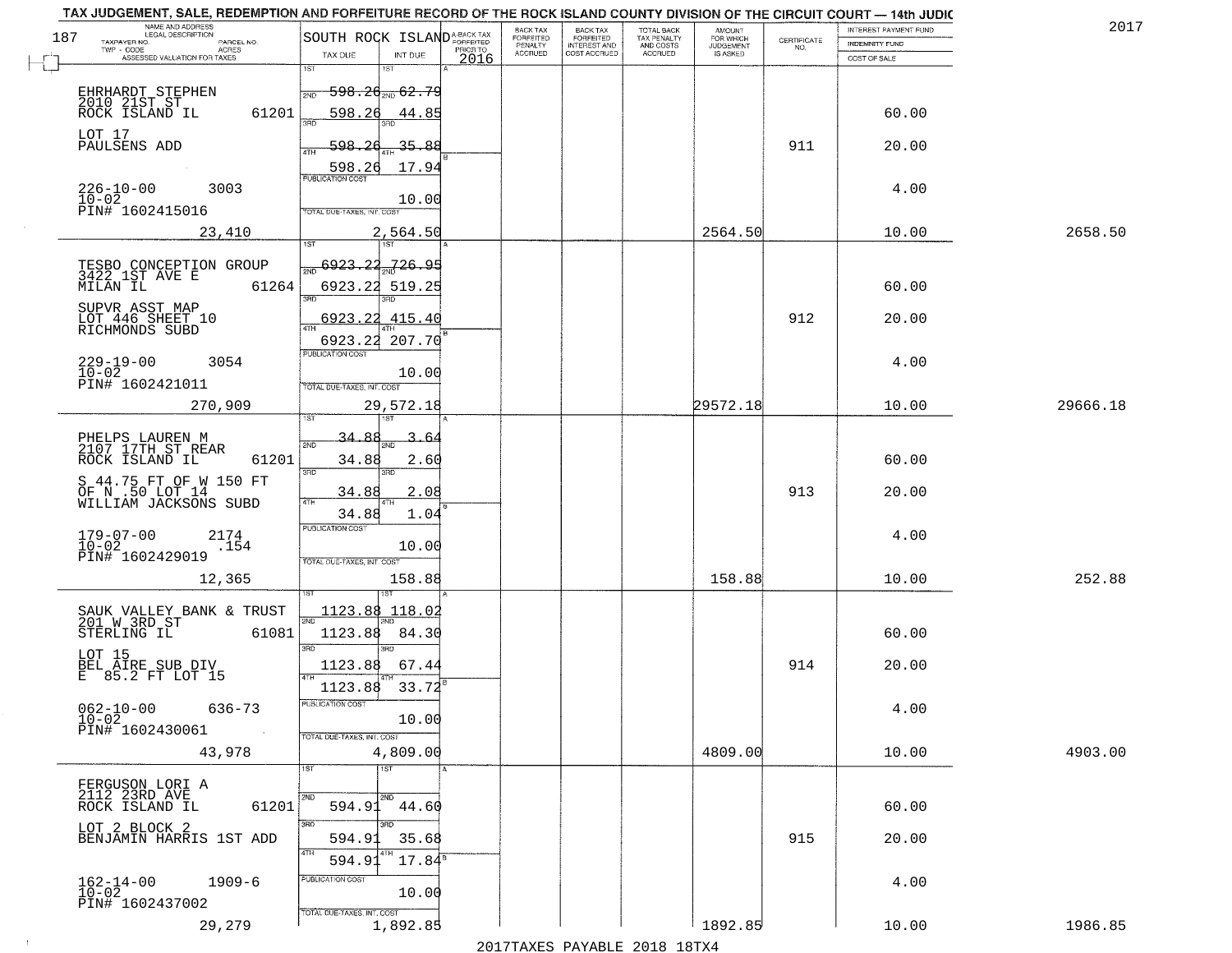TAX JUDGEMENT, SALE, REDEMPTION AND FORFEITURE RECORD OF THE ROCK ISLAND COUNTY DIVISION OF THE CIRCUIT COURT — 14th JUDIC

2017

| NAME AND ADDRESS / LEGAL DESCRIPTION / TAXPAYER NO. / PARCEL NO. / TWP - CODE / ACRES / ASSESSED VALUATION FOR TAXES | SOUTH ROCK ISLAND TAX DUE | INT DUE | A-BACK TAX FORFEITED PRIOR TO 2016 | BACK TAX FORFEITED PENALTY ACCRUED | BACK TAX FORFEITED INTEREST AND COST ACCRUED | TOTAL BACK TAX PENALTY AND COSTS ACCRUED | AMOUNT FOR WHICH JUDGEMENT IS ASKED | CERTIFICATE NO. | INTEREST PAYMENT FUND / INDEMNITY FUND / COST OF SALE | |
|---|---|---|---|---|---|---|---|---|---|---|
| EHRHARDT STEPHEN<br>2010 21ST ST<br>ROCK ISLAND IL 61201<br>LOT 17<br>PAULSENS ADD<br>226-10-00 3003<br>10-02<br>PIN# 1602415016<br>23,410 | 1ST<br>2ND 598.26<br>598.26<br>3RD<br>4TH 598.26<br>598.26<br>PUBLICATION COST<br>TOTAL DUE-TAXES, INT. COST<br>2,564.50 | 1ST<br>2ND 62.79<br>44.85<br>3RD<br>4TH 35.88<br>17.94<br>10.00 | | | | | 2564.50 | 911 | 60.00<br>20.00<br>4.00<br>10.00 | 2658.50 |
| TESBO CONCEPTION GROUP<br>3422 1ST AVE E<br>MILAN IL 61264<br>SUPVR ASST MAP<br>LOT 446 SHEET 10<br>RICHMONDS SUBD<br>229-19-00 3054<br>10-02<br>PIN# 1602421011<br>270,909 | 1ST<br>2ND 6923.22<br>6923.22<br>3RD<br>6923.22<br>4TH 6923.22<br>PUBLICATION COST<br>TOTAL DUE-TAXES, INT. COST<br>29,572.18 | 1ST<br>2ND 726.95<br>519.25<br>3RD<br>415.40<br>4TH 207.70<br>10.00 | | | | | 29572.18 | 912 | 60.00<br>20.00<br>4.00<br>10.00 | 29666.18 |
| PHELPS LAUREN M<br>2107 17TH ST REAR<br>ROCK ISLAND IL 61201<br>S 44.75 FT OF W 150 FT<br>OF N .50 LOT 14<br>WILLIAM JACKSONS SUBD<br>179-07-00 2174<br>10-02 .154<br>PIN# 1602429019<br>12,365 | 1ST<br>2ND 34.88<br>34.88<br>3RD<br>34.88<br>4TH 34.88<br>PUBLICATION COST<br>TOTAL DUE-TAXES, INT. COST<br>158.88 | 1ST<br>2ND 3.64<br>2.60<br>3RD<br>2.08<br>4TH 1.04<br>10.00 | | | | | 158.88 | 913 | 60.00<br>20.00<br>4.00<br>10.00 | 252.88 |
| SAUK VALLEY BANK & TRUST<br>201 W 3RD ST<br>STERLING IL 61081<br>LOT 15<br>BEL AIRE SUB DIV<br>E 85.2 FT LOT 15<br>062-10-00 636-73<br>10-02<br>PIN# 1602430061<br>43,978 | 1ST 1123.88<br>2ND 1123.88<br>3RD 1123.88<br>4TH 1123.88<br>PUBLICATION COST<br>TOTAL DUE-TAXES, INT. COST<br>4,809.00 | 1ST 118.02<br>2ND 84.30<br>3RD 67.44<br>4TH 33.72<br>10.00 | | | | | 4809.00 | 914 | 60.00<br>20.00<br>4.00<br>10.00 | 4903.00 |
| FERGUSON LORI A<br>2112 23RD AVE<br>ROCK ISLAND IL 61201<br>LOT 2 BLOCK 2<br>BENJAMIN HARRIS 1ST ADD<br>162-14-00 1909-6<br>10-02<br>PIN# 1602437002<br>29,279 | 1ST<br>2ND 594.91<br>3RD 594.91<br>4TH 594.91<br>PUBLICATION COST<br>TOTAL DUE-TAXES, INT. COST<br>1,892.85 | 1ST<br>2ND 44.60<br>3RD 35.68<br>4TH 17.84<br>10.00 | | | | | 1892.85 | 915 | 60.00<br>20.00<br>4.00<br>10.00 | 1986.85 |

2017TAXES PAYABLE 2018 18TX4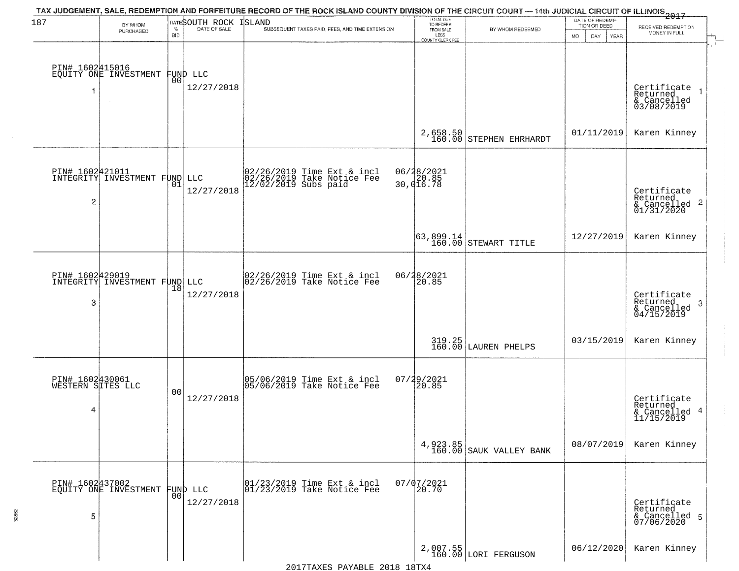TAX JUDGEMENT, SALE, REDEMPTION AND FORFEITURE RECORD OF THE ROCK ISLAND COUNTY DIVISION OF THE CIRCUIT COURT — 14th JUDICIAL CIRCUIT OF ILLINOIS 2017

SOUTH ROCK ISLAND

| | BY WHOM PURCHASED | RATE % BID | DATE OF SALE | SUBSEQUENT TAXES PAID, FEES, AND TIME EXTENSION | TOTAL DUE TO REDEEM FROM SALE LESS COUNTY CLERK FEE | BY WHOM REDEEMED | DATE OF REDEMPTION OR DEED MO DAY YEAR | RECEIVED REDEMPTION MONEY IN FULL |
|---|---|---|---|---|---|---|---|---|
| 1 | PIN# 1602415016 EQUITY ONE INVESTMENT FUND LLC | 00 | 12/27/2018 | | 2,658.50 160.00 | STEPHEN EHRHARDT | 01/11/2019 | Certificate Returned & Cancelled 03/08/2019 Karen Kinney |
| 2 | PIN# 1602421011 INTEGRITY INVESTMENT FUND LLC | 01 | 12/27/2018 | 02/26/2019 Time Ext & incl 06/28/2021; 02/26/2019 Take Notice Fee 20.85; 12/02/2019 Subs paid 30,016.78 | 63,899.14 160.00 | STEWART TITLE | 12/27/2019 | Certificate Returned & Cancelled 01/31/2020 Karen Kinney |
| 3 | PIN# 1602429019 INTEGRITY INVESTMENT FUND LLC | 18 | 12/27/2018 | 02/26/2019 Time Ext & incl 06/28/2021; 02/26/2019 Take Notice Fee 20.85 | 319.25 160.00 | LAUREN PHELPS | 03/15/2019 | Certificate Returned & Cancelled 04/15/2019 Karen Kinney |
| 4 | PIN# 1602430061 WESTERN SITES LLC | 00 | 12/27/2018 | 05/06/2019 Time Ext & incl 07/29/2021; 05/06/2019 Take Notice Fee 20.85 | 4,923.85 160.00 | SAUK VALLEY BANK | 08/07/2019 | Certificate Returned & Cancelled 11/15/2019 Karen Kinney |
| 5 | PIN# 1602437002 EQUITY ONE INVESTMENT FUND LLC | 00 | 12/27/2018 | 01/23/2019 Time Ext & incl 07/07/2021; 01/23/2019 Take Notice Fee 20.70 | 2,007.55 160.00 | LORI FERGUSON | 06/12/2020 | Certificate Returned & Cancelled 07/06/2020 Karen Kinney |

2017TAXES PAYABLE 2018 18TX4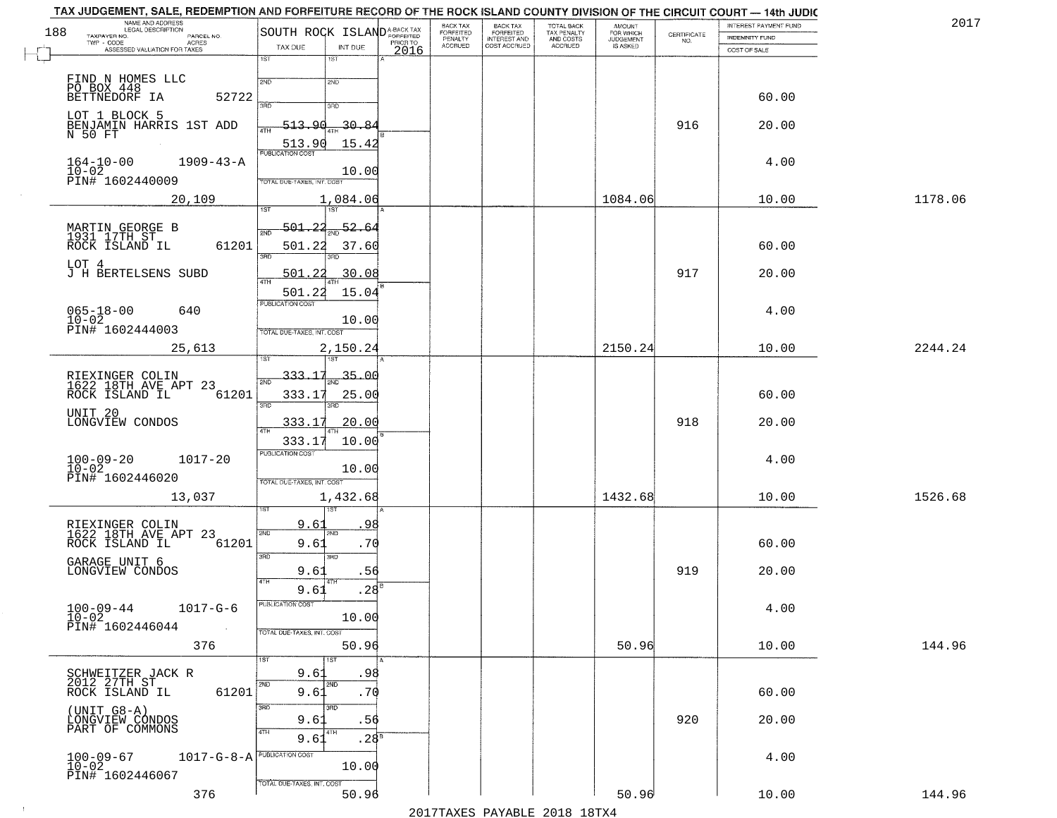TAX JUDGEMENT, SALE, REDEMPTION AND FORFEITURE RECORD OF THE ROCK ISLAND COUNTY DIVISION OF THE CIRCUIT COURT — 14th JUDIC

2017

| NAME AND ADDRESS / LEGAL DESCRIPTION / TAXPAYER NO. / PARCEL NO. / TWP - CODE / ACRES / ASSESSED VALUATION FOR TAXES | SOUTH ROCK ISLAND TAX DUE | INT DUE | A-BACK TAX FORFEITED PRIOR TO 2016 | BACK TAX FORFEITED PENALTY ACCRUED | BACK TAX FORFEITED INTEREST AND COST ACCRUED | TOTAL BACK TAX PENALTY AND COSTS ACCRUED | AMOUNT FOR WHICH JUDGEMENT IS ASKED | CERTIFICATE NO. | INTEREST PAYMENT FUND / INDEMNITY FUND / COST OF SALE | |
|---|---|---|---|---|---|---|---|---|---|---|
| FIND N HOMES LLC<br>PO BOX 448<br>BETTNEDORF IA 52722<br>LOT 1 BLOCK 5<br>BENJAMIN HARRIS 1ST ADD<br>N 50 FT<br>164-10-00 1909-43-A<br>10-02<br>PIN# 1602440009<br>20,109 | 1ST<br>2ND<br>3RD<br>4TH 513.90<br>513.90<br>PUBLICATION COST<br>TOTAL DUE-TAXES, INT. COST | <br><br><br>30.84<br>15.42<br>10.00<br>1,084.06 | | | | | 1084.06 | 916 | 60.00<br>20.00<br>4.00<br>10.00 | 1178.06 |
| MARTIN GEORGE B<br>1931 17TH ST<br>ROCK ISLAND IL 61201<br>LOT 4<br>J H BERTELSENS SUBD<br>065-18-00 640<br>10-02<br>PIN# 1602444003<br>25,613 | 1ST 501.22<br>2ND 501.22<br>3RD 501.22<br>4TH 501.22<br>PUBLICATION COST<br>TOTAL DUE-TAXES, INT. COST | 52.64<br>37.60<br>30.08<br>15.04<br>10.00<br>2,150.24 | | | | | 2150.24 | 917 | 60.00<br>20.00<br>4.00<br>10.00 | 2244.24 |
| RIEXINGER COLIN<br>1622 18TH AVE APT 23<br>ROCK ISLAND IL 61201<br>UNIT 20<br>LONGVIEW CONDOS<br>100-09-20 1017-20<br>10-02<br>PIN# 1602446020<br>13,037 | 1ST 333.17<br>2ND 333.17<br>3RD 333.17<br>4TH 333.17<br>PUBLICATION COST<br>TOTAL DUE-TAXES, INT. COST | 35.00<br>25.00<br>20.00<br>10.00<br>10.00<br>1,432.68 | | | | | 1432.68 | 918 | 60.00<br>20.00<br>4.00<br>10.00 | 1526.68 |
| RIEXINGER COLIN<br>1622 18TH AVE APT 23<br>ROCK ISLAND IL 61201<br>GARAGE UNIT 6<br>LONGVIEW CONDOS<br>100-09-44 1017-G-6<br>10-02<br>PIN# 1602446044<br>376 | 1ST 9.61<br>2ND 9.61<br>3RD 9.61<br>4TH 9.61<br>PUBLICATION COST<br>TOTAL DUE-TAXES, INT. COST | .98<br>.70<br>.56<br>.28<br>10.00<br>50.96 | | | | | 50.96 | 919 | 60.00<br>20.00<br>4.00<br>10.00 | 144.96 |
| SCHWEITZER JACK R<br>2012 27TH ST<br>ROCK ISLAND IL 61201<br>(UNIT G8-A)<br>LONGVIEW CONDOS<br>PART OF COMMONS<br>100-09-67 1017-G-8-A<br>10-02<br>PIN# 1602446067<br>376 | 1ST 9.61<br>2ND 9.61<br>3RD 9.61<br>4TH 9.61<br>PUBLICATION COST<br>TOTAL DUE-TAXES, INT. COST | .98<br>.70<br>.56<br>.28<br>10.00<br>50.96 | | | | | 50.96 | 920 | 60.00<br>20.00<br>4.00<br>10.00 | 144.96 |

2017TAXES PAYABLE 2018 18TX4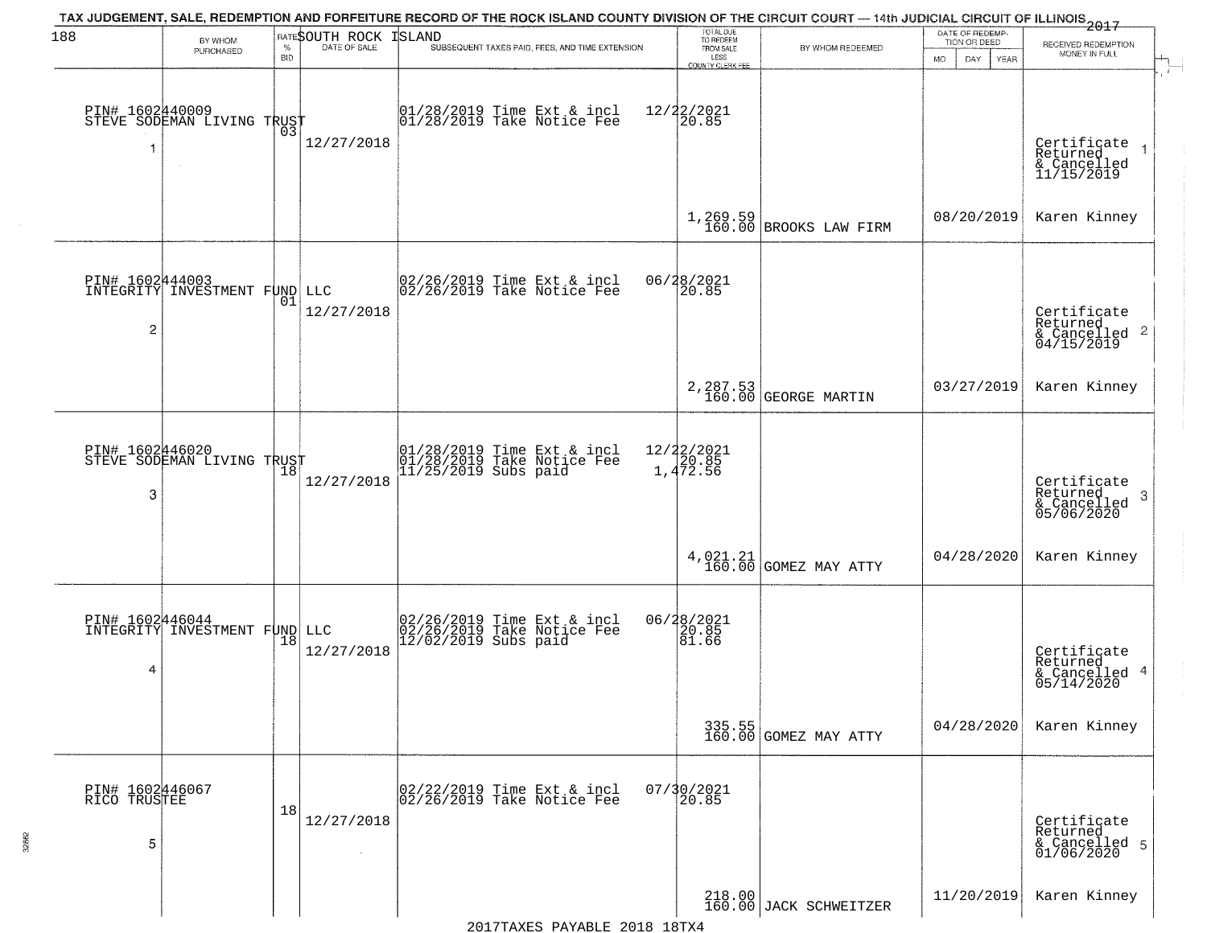TAX JUDGEMENT, SALE, REDEMPTION AND FORFEITURE RECORD OF THE ROCK ISLAND COUNTY DIVISION OF THE CIRCUIT COURT — 14th JUDICIAL CIRCUIT OF ILLINOIS 2017

SOUTH ROCK ISLAND

| BY WHOM PURCHASED | RATE % BID | DATE OF SALE | SUBSEQUENT TAXES PAID, FEES, AND TIME EXTENSION | TOTAL DUE TO REDEEM FROM SALE LESS COUNTY CLERK FEE | BY WHOM REDEEMED | DATE OF REDEMPTION OR DEED MO DAY YEAR | RECEIVED REDEMPTION MONEY IN FULL |
|---|---|---|---|---|---|---|---|
| PIN# 1602440009 STEVE SODEMAN LIVING TRUST 1 | 03 | 12/27/2018 | 01/28/2019 Time Ext & incl 01/28/2019 Take Notice Fee | 12/22/2021 20.85 1,269.59 160.00 | BROOKS LAW FIRM | 08/20/2019 | Certificate Returned & Cancelled 11/15/2019 Karen Kinney |
| PIN# 1602444003 INTEGRITY INVESTMENT FUND LLC 2 | 01 | 12/27/2018 | 02/26/2019 Time Ext & incl 02/26/2019 Take Notice Fee | 06/28/2021 20.85 2,287.53 160.00 | GEORGE MARTIN | 03/27/2019 | Certificate Returned & Cancelled 04/15/2019 Karen Kinney |
| PIN# 1602446020 STEVE SODEMAN LIVING TRUST 3 | 18 | 12/27/2018 | 01/28/2019 Time Ext & incl 01/28/2019 Take Notice Fee 11/25/2019 Subs paid | 12/22/2021 20.85 1,472.56 4,021.21 160.00 | GOMEZ MAY ATTY | 04/28/2020 | Certificate Returned & Cancelled 05/06/2020 Karen Kinney |
| PIN# 1602446044 INTEGRITY INVESTMENT FUND LLC 4 | 18 | 12/27/2018 | 02/26/2019 Time Ext & incl 02/26/2019 Take Notice Fee 12/02/2019 Subs paid | 06/28/2021 20.85 81.66 335.55 160.00 | GOMEZ MAY ATTY | 04/28/2020 | Certificate Returned & Cancelled 05/14/2020 Karen Kinney |
| PIN# 1602446067 RICO TRUSTEE 5 | 18 | 12/27/2018 | 02/22/2019 Time Ext & incl 02/26/2019 Take Notice Fee | 07/30/2021 20.85 218.00 160.00 | JACK SCHWEITZER | 11/20/2019 | Certificate Returned & Cancelled 01/06/2020 Karen Kinney |

2017TAXES PAYABLE 2018 18TX4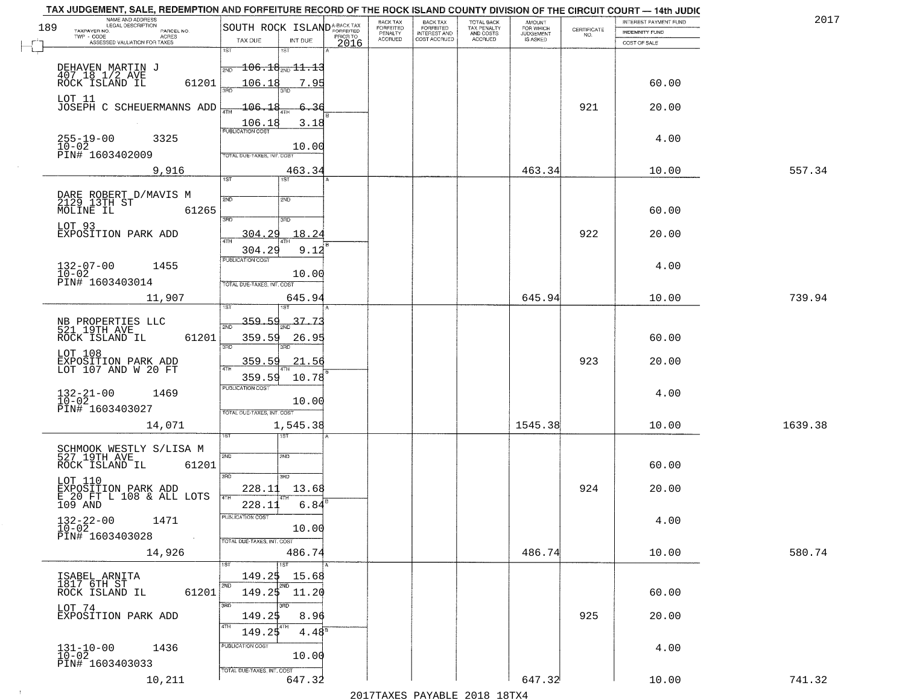TAX JUDGEMENT, SALE, REDEMPTION AND FORFEITURE RECORD OF THE ROCK ISLAND COUNTY DIVISION OF THE CIRCUIT COURT — 14th JUDIC

2017

189 SOUTH ROCK ISLAND

| NAME AND ADDRESS / LEGAL DESCRIPTION / TAXPAYER NO. / PARCEL NO. / TWP - CODE / ACRES / ASSESSED VALUATION FOR TAXES | TAX DUE | INT DUE | A-BACK TAX FORFEITED PRIOR TO 2016 | BACK TAX FORFEITED PENALTY ACCRUED | BACK TAX FORFEITED INTEREST AND COST ACCRUED | TOTAL BACK TAX PENALTY AND COSTS ACCRUED | AMOUNT FOR WHICH JUDGEMENT IS ASKED | CERTIFICATE NO. | INTEREST PAYMENT FUND / INDEMNITY FUND / COST OF SALE | |
|---|---|---|---|---|---|---|---|---|---|---|
| DEHAVEN MARTIN J<br>407 18 1/2 AVE<br>ROCK ISLAND IL 61201<br>LOT 11<br>JOSEPH C SCHEUERMANNS ADD<br>255-19-00 3325<br>10-02<br>PIN# 1603402009<br>9,916 | 1ST<br>2ND 106.18<br>106.18<br>3RD<br>4TH 106.18<br>106.18<br>PUBLICATION COST<br>TOTAL DUE-TAXES, INT. COST | 1ST<br>11.13<br>7.95<br>6.36<br>3.18<br>10.00<br>463.34 | | | | | 463.34 | 921 | 60.00<br>20.00<br>4.00<br>10.00 | 557.34 |
| DARE ROBERT D/MAVIS M<br>2129 13TH ST<br>MOLINE IL 61265<br>LOT 93<br>EXPOSITION PARK ADD<br>132-07-00 1455<br>10-02<br>PIN# 1603403014<br>11,907 | 1ST<br>2ND<br>3RD 304.29<br>4TH 304.29<br>PUBLICATION COST<br>TOTAL DUE-TAXES, INT. COST | 18.24<br>9.12<br>10.00<br>645.94 | | | | | 645.94 | 922 | 60.00<br>20.00<br>4.00<br>10.00 | 739.94 |
| NB PROPERTIES LLC<br>521 19TH AVE<br>ROCK ISLAND IL 61201<br>LOT 108<br>EXPOSITION PARK ADD<br>LOT 107 AND W 20 FT<br>132-21-00 1469<br>10-02<br>PIN# 1603403027<br>14,071 | 1ST 359.59<br>2ND 359.59<br>3RD 359.59<br>4TH 359.59<br>PUBLICATION COST<br>TOTAL DUE-TAXES, INT. COST | 37.73<br>26.95<br>21.56<br>10.78<br>10.00<br>1,545.38 | | | | | 1545.38 | 923 | 60.00<br>20.00<br>4.00<br>10.00 | 1639.38 |
| SCHMOOK WESTLY S/LISA M<br>527 19TH AVE<br>ROCK ISLAND IL 61201<br>LOT 110<br>EXPOSITION PARK ADD<br>E 20 FT L 108 & ALL LOTS<br>109 AND<br>132-22-00 1471<br>10-02<br>PIN# 1603403028<br>14,926 | 1ST<br>2ND<br>3RD 228.11<br>4TH 228.11<br>PUBLICATION COST<br>TOTAL DUE-TAXES, INT. COST | 13.68<br>6.84<br>10.00<br>486.74 | | | | | 486.74 | 924 | 60.00<br>20.00<br>4.00<br>10.00 | 580.74 |
| ISABEL ARNITA<br>1817 6TH ST<br>ROCK ISLAND IL 61201<br>LOT 74<br>EXPOSITION PARK ADD<br>131-10-00 1436<br>10-02<br>PIN# 1603403033<br>10,211 | 1ST 149.25<br>2ND 149.25<br>3RD 149.25<br>4TH 149.25<br>PUBLICATION COST<br>TOTAL DUE-TAXES, INT. COST | 15.68<br>11.20<br>8.96<br>4.48<br>10.00<br>647.32 | | | | | 647.32 | 925 | 60.00<br>20.00<br>4.00<br>10.00 | 741.32 |

2017TAXES PAYABLE 2018 18TX4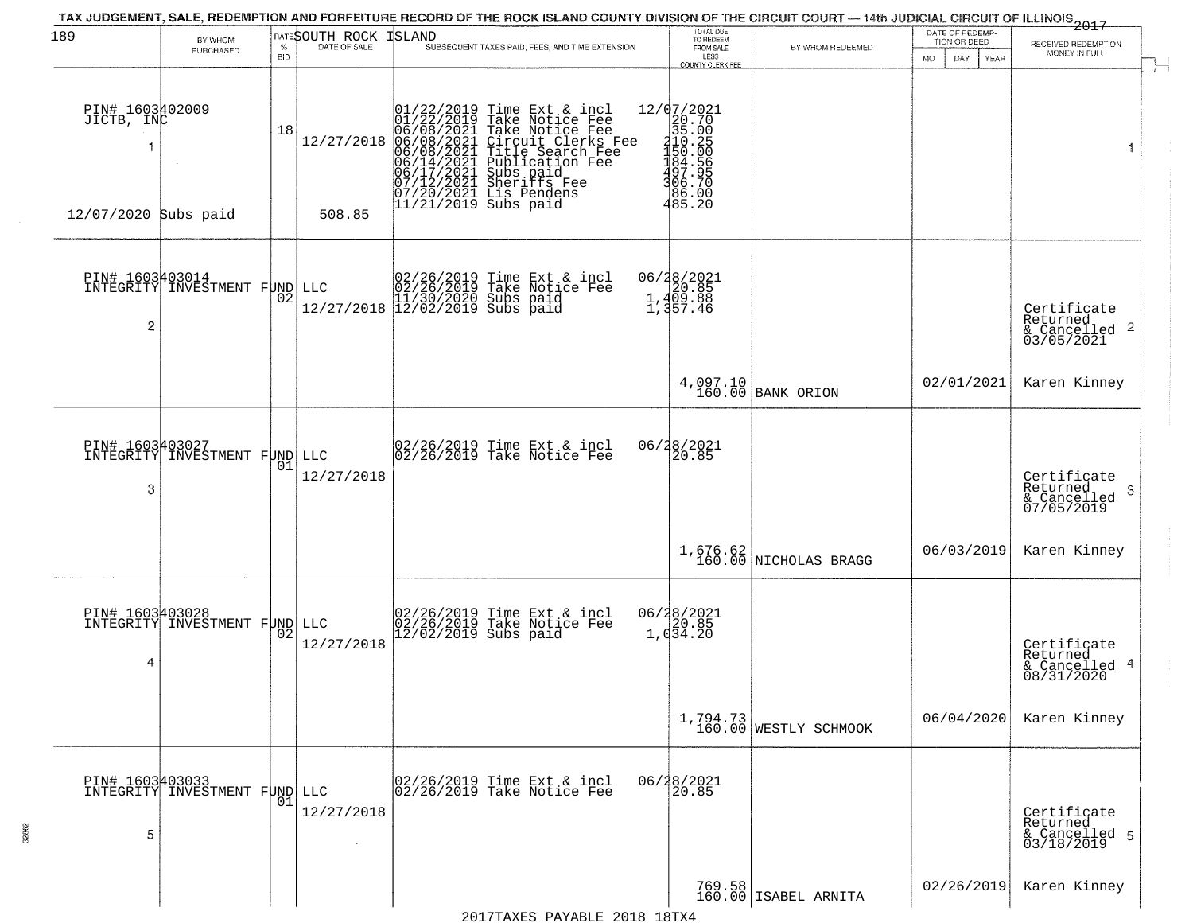TAX JUDGEMENT, SALE, REDEMPTION AND FORFEITURE RECORD OF THE ROCK ISLAND COUNTY DIVISION OF THE CIRCUIT COURT — 14th JUDICIAL CIRCUIT OF ILLINOIS 2017

SOUTH ROCK ISLAND

| BY WHOM PURCHASED | RATE % BID | DATE OF SALE | SUBSEQUENT TAXES PAID, FEES, AND TIME EXTENSION | TOTAL DUE TO REDEEM FROM SALE LESS COUNTY CLERK FEE | BY WHOM REDEEMED | DATE OF REDEMPTION OR DEED MO DAY YEAR | RECEIVED REDEMPTION MONEY IN FULL |
|---|---|---|---|---|---|---|---|
| PIN# 1603402009 JICTB, INC 1 12/07/2020 Subs paid | 18 | 12/27/2018 508.85 | 01/22/2019 Time Ext & incl 12/07/2021<br>01/22/2019 Take Notice Fee 20.70<br>06/08/2021 Take Notice Fee 35.00<br>06/08/2021 Circuit Clerks Fee 210.25<br>06/08/2021 Title Search Fee 150.00<br>06/14/2021 Publication Fee 184.56<br>06/17/2021 Subs paid 497.95<br>07/12/2021 Sheriffs Fee 306.70<br>07/20/2021 Lis Pendens 86.00<br>11/21/2019 Subs paid 485.20 | | | | 1 |
| PIN# 1603403014 INTEGRITY INVESTMENT FUND LLC 2 | 02 | 12/27/2018 | 02/26/2019 Time Ext & incl 06/28/2021<br>02/26/2019 Take Notice Fee 20.85<br>11/30/2020 Subs paid 1,409.88<br>12/02/2019 Subs paid 1,357.46 | 4,097.10<br>160.00 | BANK ORION | 02/01/2021 | Certificate Returned & Cancelled 03/05/2021 2<br>Karen Kinney |
| PIN# 1603403027 INTEGRITY INVESTMENT FUND LLC 3 | 01 | 12/27/2018 | 02/26/2019 Time Ext & incl 06/28/2021<br>02/26/2019 Take Notice Fee 20.85 | 1,676.62<br>160.00 | NICHOLAS BRAGG | 06/03/2019 | Certificate Returned & Cancelled 07/05/2019 3<br>Karen Kinney |
| PIN# 1603403028 INTEGRITY INVESTMENT FUND LLC 4 | 02 | 12/27/2018 | 02/26/2019 Time Ext & incl 06/28/2021<br>02/26/2019 Take Notice Fee 20.85<br>12/02/2019 Subs paid 1,034.20 | 1,794.73<br>160.00 | WESTLY SCHMOOK | 06/04/2020 | Certificate Returned & Cancelled 08/31/2020 4<br>Karen Kinney |
| PIN# 1603403033 INTEGRITY INVESTMENT FUND LLC 5 | 01 | 12/27/2018 | 02/26/2019 Time Ext & incl 06/28/2021<br>02/26/2019 Take Notice Fee 20.85 | 769.58<br>160.00 | ISABEL ARNITA | 02/26/2019 | Certificate Returned & Cancelled 03/18/2019 5<br>Karen Kinney |

2017TAXES PAYABLE 2018 18TX4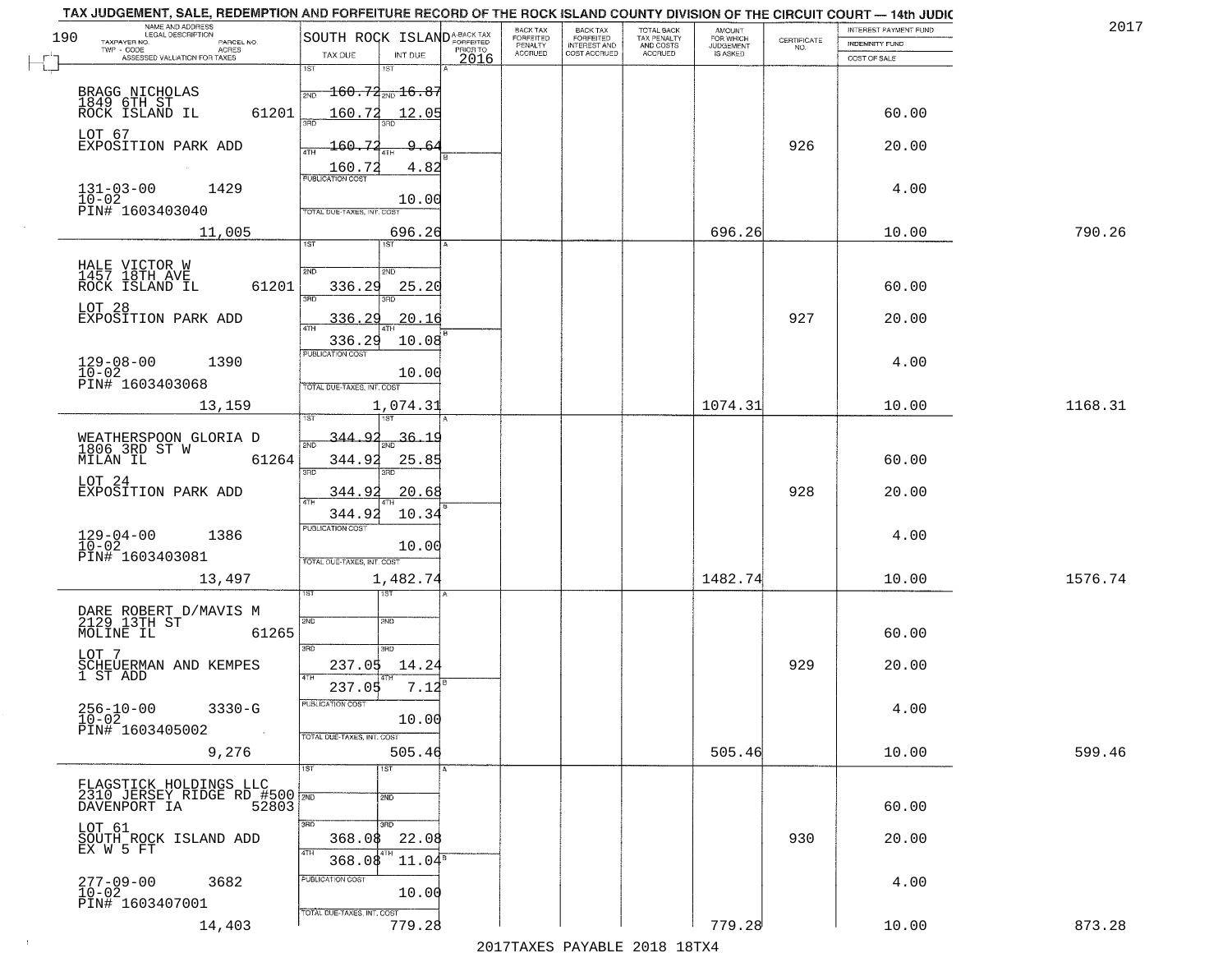# TAX JUDGEMENT, SALE, REDEMPTION AND FORFEITURE RECORD OF THE ROCK ISLAND COUNTY DIVISION OF THE CIRCUIT COURT — 14th JUDIC

2017

190 SOUTH ROCK ISLAND

| NAME AND ADDRESS / LEGAL DESCRIPTION / TAXPAYER NO. / PARCEL NO. / TWP - CODE / ACRES / ASSESSED VALUATION FOR TAXES | TAX DUE | INT DUE | A-BACK TAX FORFEITED PRIOR TO 2016 | BACK TAX FORFEITED PENALTY ACCRUED | BACK TAX FORFEITED INTEREST AND COST ACCRUED | TOTAL BACK TAX PENALTY AND COSTS ACCRUED | AMOUNT FOR WHICH JUDGEMENT IS ASKED | CERTIFICATE NO. | INTEREST PAYMENT FUND / INDEMNITY FUND / COST OF SALE | |
|---|---|---|---|---|---|---|---|---|---|---|
| BRAGG NICHOLAS 1849 6TH ST ROCK ISLAND IL 61201 | 1ST | 1ST | | | | | | | | |
| | 2ND 160.72 | 2ND 16.87 | | | | | | | 60.00 | |
| LOT 67 EXPOSITION PARK ADD | 3RD 160.72 | 3RD 12.05 | | | | | | 926 | 20.00 | |
| | 4TH 160.72 | 4TH 9.64 | | | | | | | | |
| | 160.72 | 4.82 | | | | | | | | |
| 131-03-00 1429 10-02 PIN# 1603403040 | PUBLICATION COST | 10.00 | | | | | | | 4.00 | |
| 11,005 | TOTAL DUE-TAXES, INT. COST | 696.26 | | | | | 696.26 | | 10.00 | 790.26 |
| HALE VICTOR W 1457 18TH AVE ROCK ISLAND IL 61201 | 1ST | 1ST | | | | | | | | |
| | 2ND 336.29 | 2ND 25.20 | | | | | | | 60.00 | |
| LOT 28 EXPOSITION PARK ADD | 3RD 336.29 | 3RD 20.16 | | | | | | 927 | 20.00 | |
| | 4TH 336.29 | 4TH 10.08 | | | | | | | | |
| 129-08-00 1390 10-02 PIN# 1603403068 | PUBLICATION COST | 10.00 | | | | | | | 4.00 | |
| 13,159 | TOTAL DUE-TAXES, INT. COST | 1,074.31 | | | | | 1074.31 | | 10.00 | 1168.31 |
| WEATHERSPOON GLORIA D 1806 3RD ST W MILAN IL 61264 | 1ST 344.92 | 1ST 36.19 | | | | | | | | |
| | 2ND 344.92 | 2ND 25.85 | | | | | | | 60.00 | |
| LOT 24 EXPOSITION PARK ADD | 3RD 344.92 | 3RD 20.68 | | | | | | 928 | 20.00 | |
| | 4TH 344.92 | 4TH 10.34 | | | | | | | | |
| 129-04-00 1386 10-02 PIN# 1603403081 | PUBLICATION COST | 10.00 | | | | | | | 4.00 | |
| 13,497 | TOTAL DUE-TAXES, INT. COST | 1,482.74 | | | | | 1482.74 | | 10.00 | 1576.74 |
| DARE ROBERT D/MAVIS M 2129 13TH ST MOLINE IL 61265 | 1ST | 1ST | | | | | | | | |
| | 2ND | 2ND | | | | | | | 60.00 | |
| LOT 7 SCHEUERMAN AND KEMPES 1 ST ADD | 3RD 237.05 | 3RD 14.24 | | | | | | 929 | 20.00 | |
| | 4TH 237.05 | 4TH 7.12 | | | | | | | | |
| 256-10-00 3330-G 10-02 PIN# 1603405002 | PUBLICATION COST | 10.00 | | | | | | | 4.00 | |
| 9,276 | TOTAL DUE-TAXES, INT. COST | 505.46 | | | | | 505.46 | | 10.00 | 599.46 |
| FLAGSTICK HOLDINGS LLC 2310 JERSEY RIDGE RD #500 DAVENPORT IA 52803 | 1ST | 1ST | | | | | | | | |
| | 2ND | 2ND | | | | | | | 60.00 | |
| LOT 61 SOUTH ROCK ISLAND ADD EX W 5 FT | 3RD 368.08 | 3RD 22.08 | | | | | | 930 | 20.00 | |
| | 4TH 368.08 | 4TH 11.04 | | | | | | | | |
| 277-09-00 3682 10-02 PIN# 1603407001 | PUBLICATION COST | 10.00 | | | | | | | 4.00 | |
| 14,403 | TOTAL DUE-TAXES, INT. COST | 779.28 | | | | | 779.28 | | 10.00 | 873.28 |

2017TAXES PAYABLE 2018 18TX4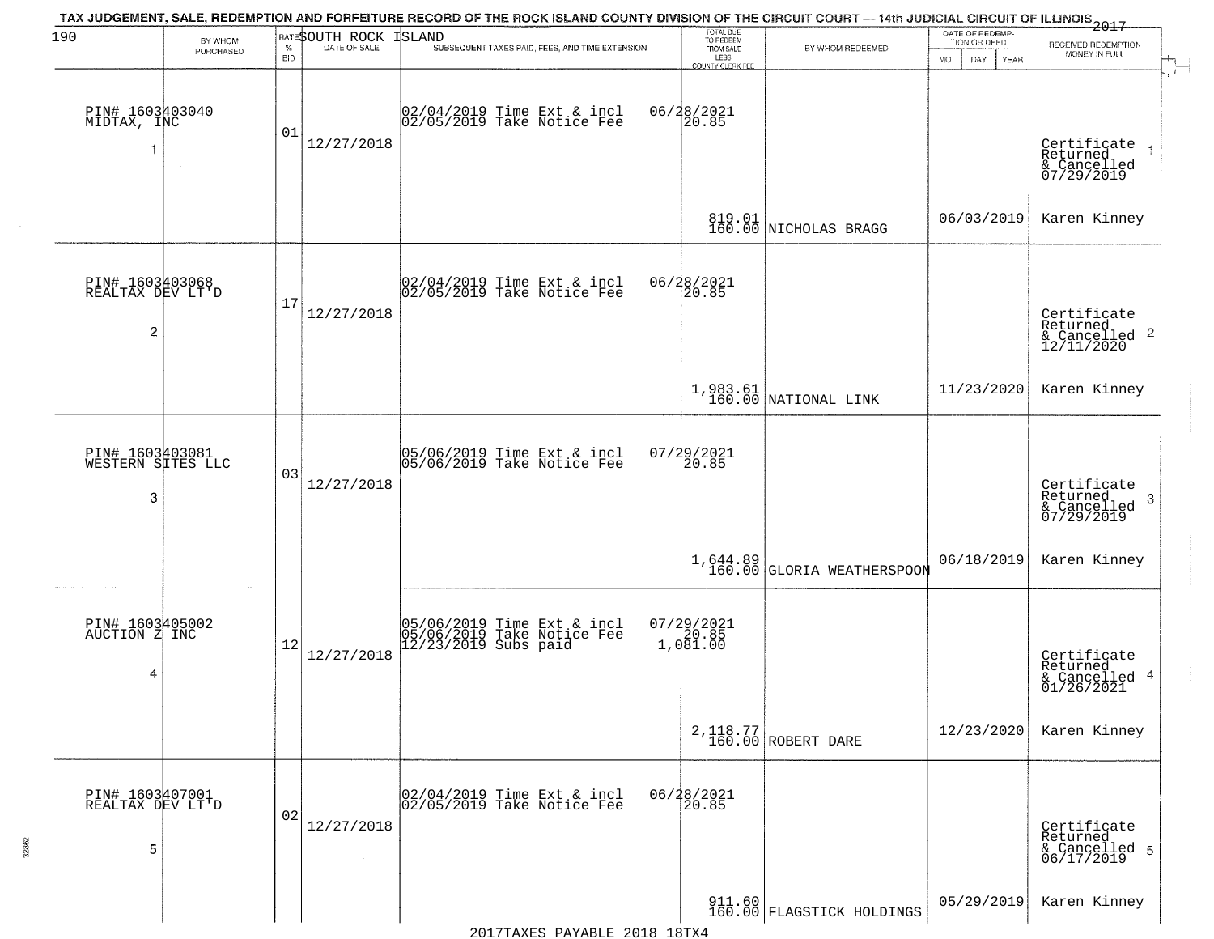TAX JUDGEMENT, SALE, REDEMPTION AND FORFEITURE RECORD OF THE ROCK ISLAND COUNTY DIVISION OF THE CIRCUIT COURT — 14th JUDICIAL CIRCUIT OF ILLINOIS 2017

SOUTH ROCK ISLAND

| | BY WHOM PURCHASED | RATE % BID | DATE OF SALE | SUBSEQUENT TAXES PAID, FEES, AND TIME EXTENSION | TOTAL DUE TO REDEEM FROM SALE LESS COUNTY CLERK FEE | BY WHOM REDEEMED | DATE OF REDEMPTION OR DEED MO DAY YEAR | RECEIVED REDEMPTION MONEY IN FULL |
|---|---|---|---|---|---|---|---|---|
| 1 | PIN# 1603403040 MIDTAX, INC | 01 | 12/27/2018 | 02/04/2019 Time Ext & incl 06/28/2021<br>02/05/2019 Take Notice Fee 20.85 | 819.01<br>160.00 | NICHOLAS BRAGG | 06/03/2019 | Certificate Returned & Cancelled 07/29/2019<br>Karen Kinney |
| 2 | PIN# 1603403068 REALTAX DEV LT'D | 17 | 12/27/2018 | 02/04/2019 Time Ext & incl 06/28/2021<br>02/05/2019 Take Notice Fee 20.85 | 1,983.61<br>160.00 | NATIONAL LINK | 11/23/2020 | Certificate Returned & Cancelled 12/11/2020<br>Karen Kinney |
| 3 | PIN# 1603403081 WESTERN SITES LLC | 03 | 12/27/2018 | 05/06/2019 Time Ext & incl 07/29/2021<br>05/06/2019 Take Notice Fee 20.85 | 1,644.89<br>160.00 | GLORIA WEATHERSPOON | 06/18/2019 | Certificate Returned & Cancelled 07/29/2019<br>Karen Kinney |
| 4 | PIN# 1603405002 AUCTION Z INC | 12 | 12/27/2018 | 05/06/2019 Time Ext & incl 07/29/2021<br>05/06/2019 Take Notice Fee 20.85<br>12/23/2019 Subs paid 1,081.00 | 2,118.77<br>160.00 | ROBERT DARE | 12/23/2020 | Certificate Returned & Cancelled 01/26/2021<br>Karen Kinney |
| 5 | PIN# 1603407001 REALTAX DEV LT'D | 02 | 12/27/2018 | 02/04/2019 Time Ext & incl 06/28/2021<br>02/05/2019 Take Notice Fee 20.85 | 911.60<br>160.00 | FLAGSTICK HOLDINGS | 05/29/2019 | Certificate Returned & Cancelled 06/17/2019<br>Karen Kinney |

2017TAXES PAYABLE 2018 18TX4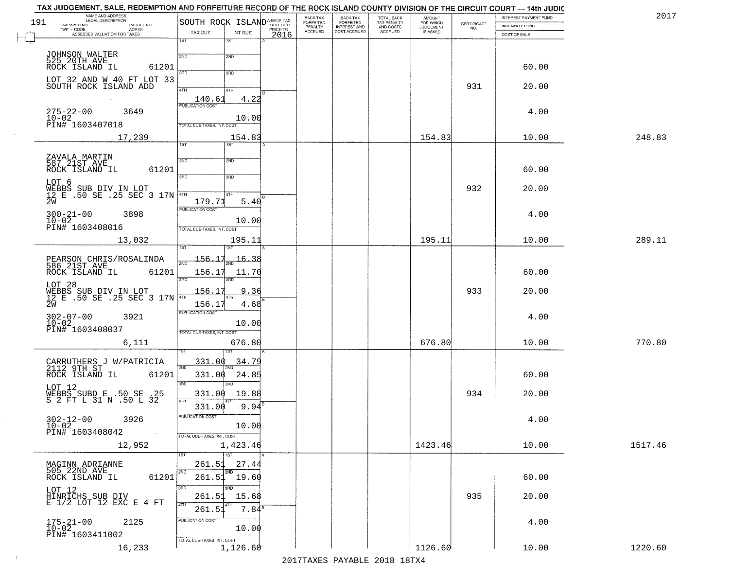TAX JUDGEMENT, SALE, REDEMPTION AND FORFEITURE RECORD OF THE ROCK ISLAND COUNTY DIVISION OF THE CIRCUIT COURT — 14th JUDIC

2017

| 191 NAME AND ADDRESS / LEGAL DESCRIPTION / TAXPAYER NO. / PARCEL NO. / TWP - CODE / ACRES / ASSESSED VALUATION FOR TAXES | SOUTH ROCK ISLAND TAX DUE | INT DUE | A-BACK TAX FORFEITED PRIOR TO 2016 | BACK TAX FORFEITED PENALTY ACCRUED | BACK TAX FORFEITED INTEREST AND COST ACCRUED | TOTAL BACK TAX PENALTY AND COSTS ACCRUED | AMOUNT FOR WHICH JUDGEMENT IS ASKED | CERTIFICATE NO. | INTEREST PAYMENT FUND / INDEMNITY FUND / COST OF SALE | |
|---|---|---|---|---|---|---|---|---|---|---|
| JOHNSON WALTER<br>525 20TH AVE<br>ROCK ISLAND IL 61201<br>LOT 32 AND W 40 FT LOT 33<br>SOUTH ROCK ISLAND ADD<br>275-22-00 3649<br>10-02<br>PIN# 1603407018<br>17,239 | 1ST<br>2ND<br>3RD<br>4TH 140.61<br>PUBLICATION COST<br>TOTAL DUE-TAXES, INT. COST | 1ST<br>2ND<br>3RD<br>4TH 4.22<br>10.00<br>154.83 | | | | | 154.83 | 931 | 60.00<br>20.00<br>4.00<br>10.00 | 248.83 |
| ZAVALA MARTIN<br>587 21ST AVE<br>ROCK ISLAND IL 61201<br>LOT 6<br>WEBBS SUB DIV IN LOT<br>12 E .50 SE .25 SEC 3 17N<br>2W<br>300-21-00 3898<br>10-02<br>PIN# 1603408016<br>13,032 | 1ST<br>2ND<br>3RD<br>4TH 179.71<br>PUBLICATION COST<br>TOTAL DUE-TAXES, INT. COST | 1ST<br>2ND<br>3RD<br>4TH 5.40<br>10.00<br>195.11 | | | | | 195.11 | 932 | 60.00<br>20.00<br>4.00<br>10.00 | 289.11 |
| PEARSON CHRIS/ROSALINDA<br>586 21ST AVE<br>ROCK ISLAND IL 61201<br>LOT 28<br>WEBBS SUB DIV IN LOT<br>12 E .50 SE .25 SEC 3 17N<br>2W<br>302-07-00 3921<br>10-02<br>PIN# 1603408037<br>6,111 | 1ST 156.17<br>2ND 156.17<br>3RD 156.17<br>4TH 156.17<br>PUBLICATION COST<br>TOTAL DUE-TAXES, INT. COST | 1ST 16.38<br>2ND 11.70<br>3RD 9.36<br>4TH 4.68<br>10.00<br>676.80 | | | | | 676.80 | 933 | 60.00<br>20.00<br>4.00<br>10.00 | 770.80 |
| CARRUTHERS J W/PATRICIA<br>2112 9TH ST<br>ROCK ISLAND IL 61201<br>LOT 12<br>WEBBS SUBD E .50 SE .25<br>S 2 FT L 31 N .50 L 32<br>302-12-00 3926<br>10-02<br>PIN# 1603408042<br>12,952 | 1ST 331.00<br>2ND 331.00<br>3RD 331.00<br>4TH 331.00<br>PUBLICATION COST<br>TOTAL DUE-TAXES, INT. COST | 1ST 34.79<br>2ND 24.85<br>3RD 19.88<br>4TH 9.94<br>10.00<br>1,423.46 | | | | | 1423.46 | 934 | 60.00<br>20.00<br>4.00<br>10.00 | 1517.46 |
| MAGINN ADRIANNE<br>505 22ND AVE<br>ROCK ISLAND IL 61201<br>LOT 12<br>HINRICHS SUB DIV<br>E 1/2 LOT 12 EXC E 4 FT<br>175-21-00 2125<br>10-02<br>PIN# 1603411002<br>16,233 | 1ST 261.51<br>2ND 261.51<br>3RD 261.51<br>4TH 261.51<br>PUBLICATION COST<br>TOTAL DUE-TAXES, INT. COST | 1ST 27.44<br>2ND 19.60<br>3RD 15.68<br>4TH 7.84<br>10.00<br>1,126.60 | | | | | 1126.60 | 935 | 60.00<br>20.00<br>4.00<br>10.00 | 1220.60 |

2017TAXES PAYABLE 2018 18TX4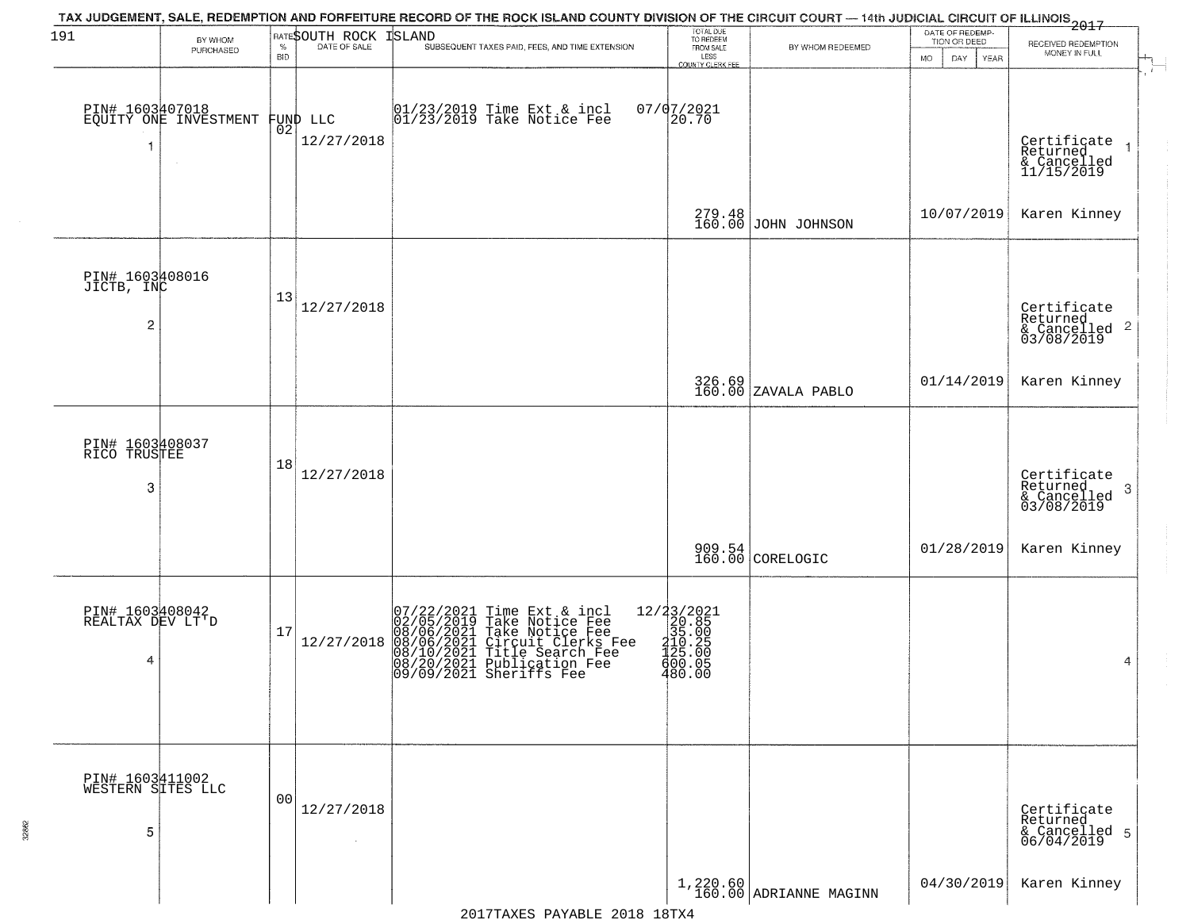TAX JUDGEMENT, SALE, REDEMPTION AND FORFEITURE RECORD OF THE ROCK ISLAND COUNTY DIVISION OF THE CIRCUIT COURT — 14th JUDICIAL CIRCUIT OF ILLINOIS 2017

191 SOUTH ROCK ISLAND

| | BY WHOM PURCHASED | RATE % BID | DATE OF SALE | SUBSEQUENT TAXES PAID, FEES, AND TIME EXTENSION | TOTAL DUE TO REDEEM FROM SALE LESS COUNTY CLERK FEE | BY WHOM REDEEMED | DATE OF REDEMPTION OR DEED MO DAY YEAR | RECEIVED REDEMPTION MONEY IN FULL | |
|---|---|---|---|---|---|---|---|---|---|
| 1 | PIN# 1603407018 EQUITY ONE INVESTMENT FUND LLC | 02 | 12/27/2018 | 01/23/2019 Time Ext & incl 07/07/2021<br>01/23/2019 Take Notice Fee 20.70 | 279.48<br>160.00 | JOHN JOHNSON | 10/07/2019 | Certificate Returned & Cancelled 11/15/2019<br>Karen Kinney | 1 |
| 2 | PIN# 1603408016 JICTB, INC | 13 | 12/27/2018 | | 326.69<br>160.00 | ZAVALA PABLO | 01/14/2019 | Certificate Returned & Cancelled 03/08/2019<br>Karen Kinney | 2 |
| 3 | PIN# 1603408037 RICO TRUSTEE | 18 | 12/27/2018 | | 909.54<br>160.00 | CORELOGIC | 01/28/2019 | Certificate Returned & Cancelled 03/08/2019<br>Karen Kinney | 3 |
| 4 | PIN# 1603408042 REALTAX DEV LT'D | 17 | 12/27/2018 | 07/22/2021 Time Ext & incl 12/23/2021<br>02/05/2019 Take Notice Fee 20.85<br>08/06/2021 Take Notice Fee 35.00<br>08/06/2021 Circuit Clerks Fee 210.25<br>08/10/2021 Title Search Fee 125.00<br>08/20/2021 Publication Fee 600.05<br>09/09/2021 Sheriffs Fee 480.00 | | | | | 4 |
| 5 | PIN# 1603411002 WESTERN SITES LLC | 00 | 12/27/2018 | | 1,220.60<br>160.00 | ADRIANNE MAGINN | 04/30/2019 | Certificate Returned & Cancelled 06/04/2019<br>Karen Kinney | 5 |

2017TAXES PAYABLE 2018 18TX4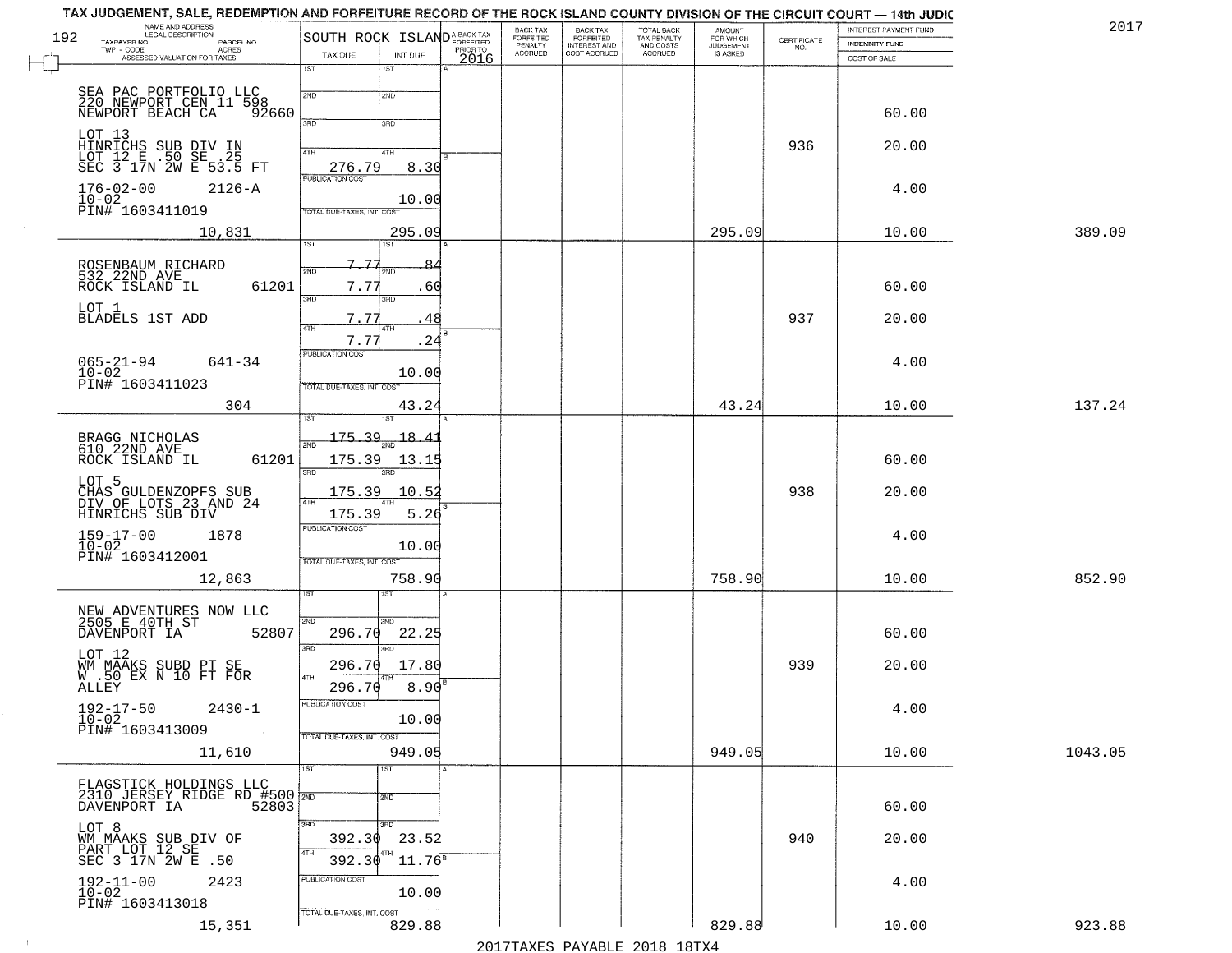TAX JUDGEMENT, SALE, REDEMPTION AND FORFEITURE RECORD OF THE ROCK ISLAND COUNTY DIVISION OF THE CIRCUIT COURT — 14th JUDIC

2017

| NAME AND ADDRESS / LEGAL DESCRIPTION / TAXPAYER NO. / PARCEL NO. / TWP - CODE / ACRES / ASSESSED VALUATION FOR TAXES | SOUTH ROCK ISLAND TAX DUE | INT DUE | A-BACK TAX FORFEITED PRIOR TO 2016 | BACK TAX FORFEITED PENALTY ACCRUED | BACK TAX FORFEITED INTEREST AND COST ACCRUED | TOTAL BACK TAX PENALTY AND COSTS ACCRUED | AMOUNT FOR WHICH JUDGEMENT IS ASKED | CERTIFICATE NO. | INTEREST PAYMENT FUND / INDEMNITY FUND / COST OF SALE | |
|---|---|---|---|---|---|---|---|---|---|---|
| SEA PAC PORTFOLIO LLC<br>220 NEWPORT CEN 11 598<br>NEWPORT BEACH CA 92660<br>LOT 13<br>HINRICHS SUB DIV IN<br>LOT 12 E .50 SE .25<br>SEC 3 17N 2W E 53.5 FT<br>176-02-00 2126-A<br>10-02<br>PIN# 1603411019<br>10,831 | 4TH 276.79<br>PUBLICATION COST<br>TOTAL DUE-TAXES, INT. COST | 8.30<br>10.00<br>295.09 | | | | | 295.09 | 936 | 60.00<br>20.00<br>4.00<br>10.00 | 389.09 |
| ROSENBAUM RICHARD<br>532 22ND AVE<br>ROCK ISLAND IL 61201<br>LOT 1<br>BLADELS 1ST ADD<br>065-21-94 641-34<br>10-02<br>PIN# 1603411023<br>304 | 1ST 7.77<br>2ND 7.77<br>3RD 7.77<br>4TH 7.77<br>PUBLICATION COST<br>TOTAL DUE-TAXES, INT. COST | .84<br>.60<br>.48<br>.24<br>10.00<br>43.24 | | | | | 43.24 | 937 | 60.00<br>20.00<br>4.00<br>10.00 | 137.24 |
| BRAGG NICHOLAS<br>610 22ND AVE<br>ROCK ISLAND IL 61201<br>LOT 5<br>CHAS GULDENZOPFS SUB<br>DIV OF LOTS 23 AND 24<br>HINRICHS SUB DIV<br>159-17-00 1878<br>10-02<br>PIN# 1603412001<br>12,863 | 1ST 175.39<br>2ND 175.39<br>3RD 175.39<br>4TH 175.39<br>PUBLICATION COST<br>TOTAL DUE-TAXES, INT. COST | 18.41<br>13.15<br>10.52<br>5.26<br>10.00<br>758.90 | | | | | 758.90 | 938 | 60.00<br>20.00<br>4.00<br>10.00 | 852.90 |
| NEW ADVENTURES NOW LLC<br>2505 E 40TH ST<br>DAVENPORT IA 52807<br>LOT 12<br>WM MAAKS SUBD PT SE<br>W .50 EX N 10 FT FOR<br>ALLEY<br>192-17-50 2430-1<br>10-02<br>PIN# 1603413009<br>11,610 | 2ND 296.70<br>3RD 296.70<br>4TH 296.70<br>PUBLICATION COST<br>TOTAL DUE-TAXES, INT. COST | 22.25<br>17.80<br>8.90<br>10.00<br>949.05 | | | | | 949.05 | 939 | 60.00<br>20.00<br>4.00<br>10.00 | 1043.05 |
| FLAGSTICK HOLDINGS LLC<br>2310 JERSEY RIDGE RD #500<br>DAVENPORT IA 52803<br>LOT 8<br>WM MAAKS SUB DIV OF<br>PART LOT 12 SE<br>SEC 3 17N 2W E .50<br>192-11-00 2423<br>10-02<br>PIN# 1603413018<br>15,351 | 3RD 392.30<br>4TH 392.30<br>PUBLICATION COST<br>TOTAL DUE-TAXES, INT. COST | 23.52<br>11.76<br>10.00<br>829.88 | | | | | 829.88 | 940 | 60.00<br>20.00<br>4.00<br>10.00 | 923.88 |

2017TAXES PAYABLE 2018 18TX4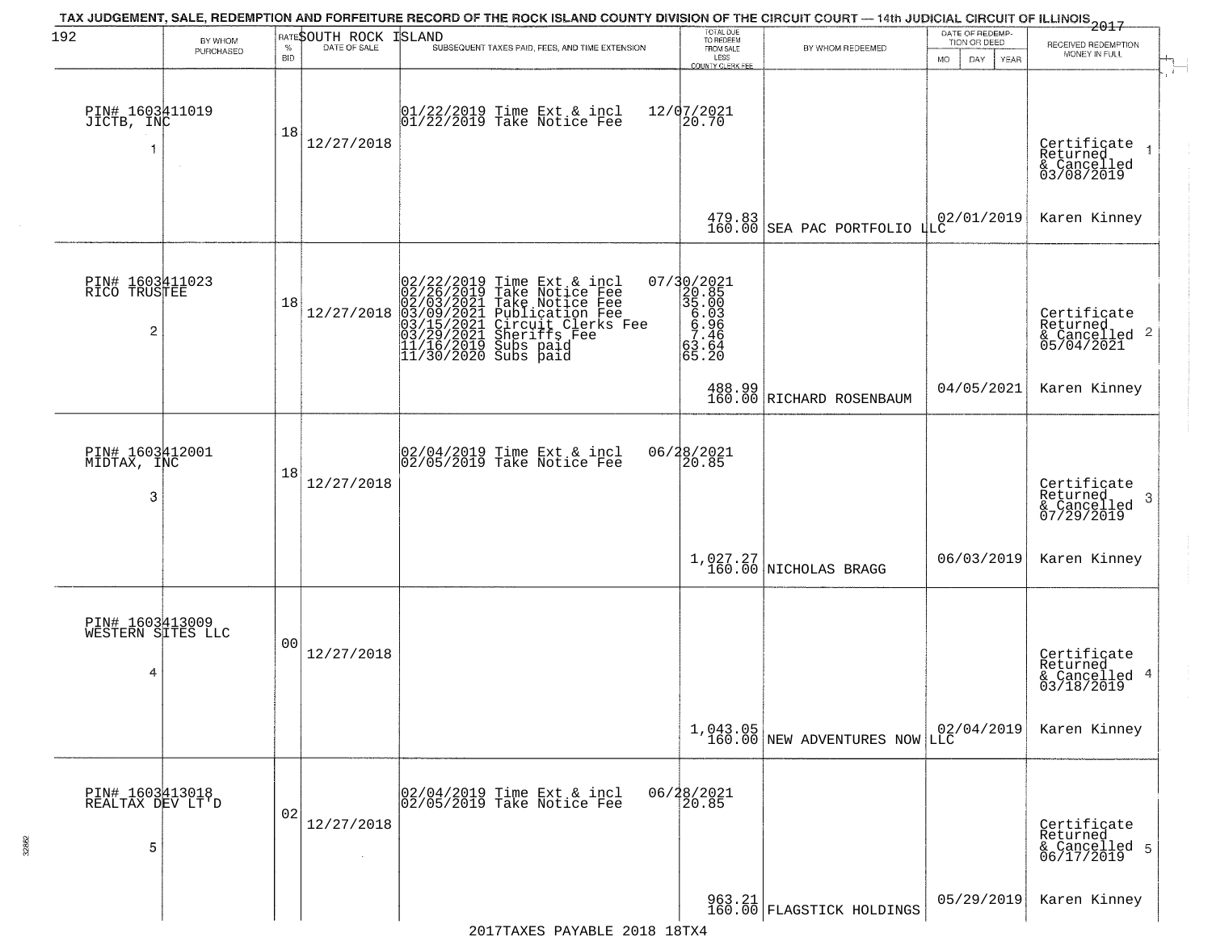TAX JUDGEMENT, SALE, REDEMPTION AND FORFEITURE RECORD OF THE ROCK ISLAND COUNTY DIVISION OF THE CIRCUIT COURT — 14th JUDICIAL CIRCUIT OF ILLINOIS 2017

SOUTH ROCK ISLAND

| BY WHOM PURCHASED | RATE % BID | DATE OF SALE | SUBSEQUENT TAXES PAID, FEES, AND TIME EXTENSION | TOTAL DUE TO REDEEM FROM SALE LESS COUNTY CLERK FEE | BY WHOM REDEEMED | DATE OF REDEMPTION OR DEED MO DAY YEAR | RECEIVED REDEMPTION MONEY IN FULL |
|---|---|---|---|---|---|---|---|
| PIN# 1603411019 JICTB, INC 1 | 18 | 12/27/2018 | 01/22/2019 Time Ext & incl 12/07/2021<br>01/22/2019 Take Notice Fee 20.70 | 479.83<br>160.00 | SEA PAC PORTFOLIO LLC | 02/01/2019 | Certificate Returned & Cancelled 03/08/2019 1<br>Karen Kinney |
| PIN# 1603411023 RICO TRUSTEE 2 | 18 | 12/27/2018 | 02/22/2019 Time Ext & incl 07/30/2021<br>02/26/2019 Take Notice Fee 20.85<br>02/03/2021 Take Notice Fee 35.00<br>03/09/2021 Publication Fee 6.03<br>03/15/2021 Circuit Clerks Fee 6.96<br>03/29/2021 Sheriffs Fee 7.46<br>11/16/2019 Subs paid 63.64<br>11/30/2020 Subs paid 65.20 | 488.99<br>160.00 | RICHARD ROSENBAUM | 04/05/2021 | Certificate Returned & Cancelled 05/04/2021 2<br>Karen Kinney |
| PIN# 1603412001 MIDTAX, INC 3 | 18 | 12/27/2018 | 02/04/2019 Time Ext & incl 06/28/2021<br>02/05/2019 Take Notice Fee 20.85 | 1,027.27<br>160.00 | NICHOLAS BRAGG | 06/03/2019 | Certificate Returned & Cancelled 07/29/2019 3<br>Karen Kinney |
| PIN# 1603413009 WESTERN SITES LLC 4 | 00 | 12/27/2018 | | 1,043.05<br>160.00 | NEW ADVENTURES NOW LLC | 02/04/2019 | Certificate Returned & Cancelled 03/18/2019 4<br>Karen Kinney |
| PIN# 1603413018 REALTAX DEV LT'D 5 | 02 | 12/27/2018 | 02/04/2019 Time Ext & incl 06/28/2021<br>02/05/2019 Take Notice Fee 20.85 | 963.21<br>160.00 | FLAGSTICK HOLDINGS | 05/29/2019 | Certificate Returned & Cancelled 06/17/2019 5<br>Karen Kinney |

2017TAXES PAYABLE 2018 18TX4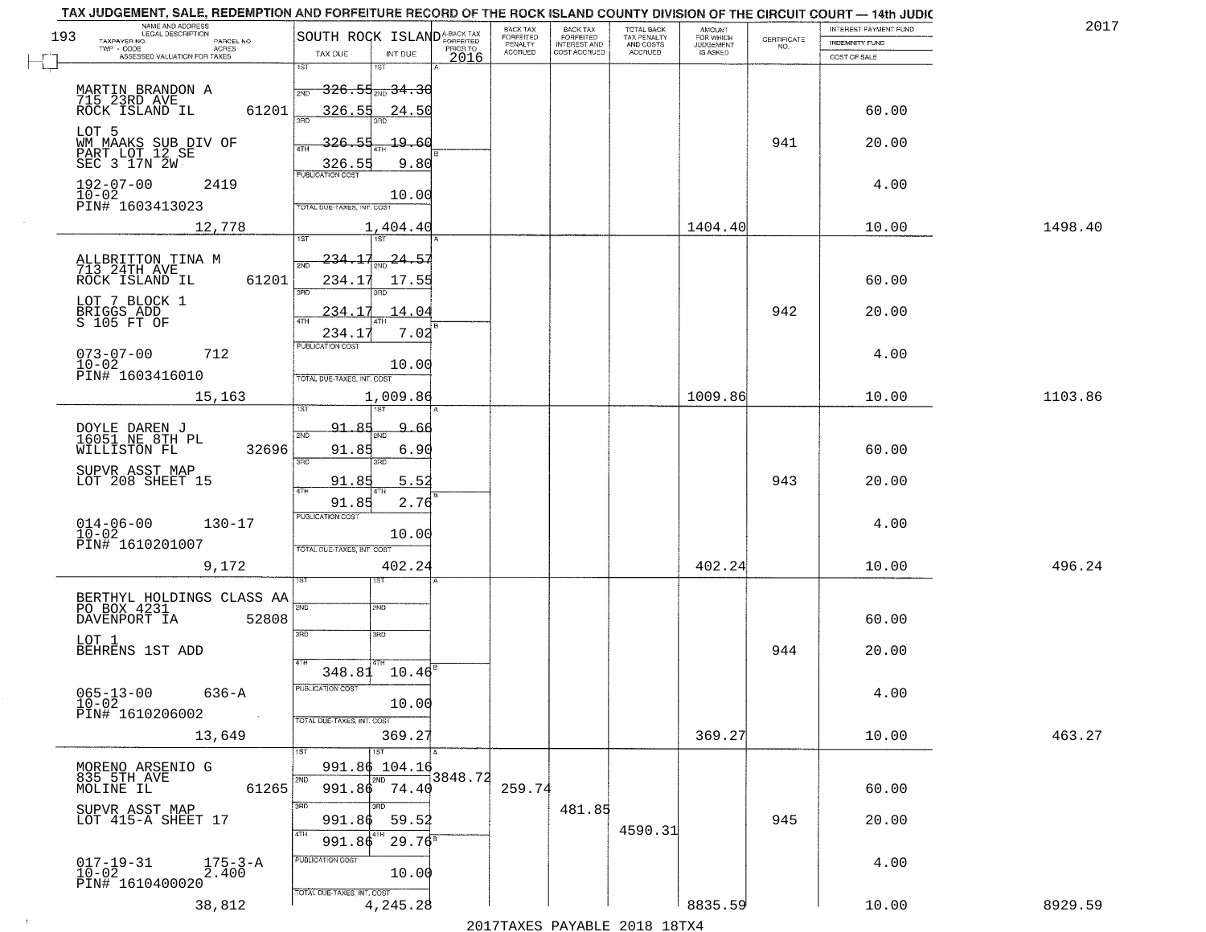# TAX JUDGEMENT, SALE, REDEMPTION AND FORFEITURE RECORD OF THE ROCK ISLAND COUNTY DIVISION OF THE CIRCUIT COURT — 14th JUDIC

2017

193

SOUTH ROCK ISLAND

| NAME AND ADDRESS / LEGAL DESCRIPTION / TAXPAYER NO. / PARCEL NO. / TWP - CODE / ACRES / ASSESSED VALUATION FOR TAXES | TAX DUE | INT DUE | A-BACK TAX FORFEITED PRIOR TO 2016 | BACK TAX FORFEITED PENALTY ACCRUED | BACK TAX FORFEITED INTEREST AND COST ACCRUED | TOTAL BACK TAX PENALTY AND COSTS ACCRUED | AMOUNT FOR WHICH JUDGEMENT IS ASKED | CERTIFICATE NO. | INTEREST PAYMENT FUND / INDEMNITY FUND / COST OF SALE | |
|---|---|---|---|---|---|---|---|---|---|---|
| MARTIN BRANDON A<br>715 23RD AVE<br>ROCK ISLAND IL 61201<br>LOT 5<br>WM MAAKS SUB DIV OF<br>PART LOT 12 SE<br>SEC 3 17N 2W<br>192-07-00 2419<br>10-02<br>PIN# 1603413023<br>12,778 | 1ST 326.55<br>2ND 326.55<br>3RD 326.55<br>4TH 326.55<br>PUBLICATION COST<br>TOTAL DUE-TAXES, INT. COST 1,404.40 | 1ST 34.30<br>2ND 24.50<br>3RD 19.60<br>4TH 9.80<br>10.00 | | | | | 1404.40 | 941 | 60.00<br>20.00<br>4.00<br>10.00 | 1498.40 |
| ALLBRITTON TINA M<br>713 24TH AVE<br>ROCK ISLAND IL 61201<br>LOT 7 BLOCK 1<br>BRIGGS ADD<br>S 105 FT OF<br>073-07-00 712<br>10-02<br>PIN# 1603416010<br>15,163 | 1ST 234.17<br>2ND 234.17<br>3RD 234.17<br>4TH 234.17<br>PUBLICATION COST<br>TOTAL DUE-TAXES, INT. COST 1,009.86 | 1ST 24.57<br>2ND 17.55<br>3RD 14.04<br>4TH 7.02<br>10.00 | | | | | 1009.86 | 942 | 60.00<br>20.00<br>4.00<br>10.00 | 1103.86 |
| DOYLE DAREN J<br>16051 NE 8TH PL<br>WILLISTON FL 32696<br>SUPVR ASST MAP<br>LOT 208 SHEET 15<br>014-06-00 130-17<br>10-02<br>PIN# 1610201007<br>9,172 | 1ST 91.85<br>2ND 91.85<br>3RD 91.85<br>4TH 91.85<br>PUBLICATION COST<br>TOTAL DUE-TAXES, INT. COST 402.24 | 1ST 9.66<br>2ND 6.90<br>3RD 5.52<br>4TH 2.76<br>10.00 | | | | | 402.24 | 943 | 60.00<br>20.00<br>4.00<br>10.00 | 496.24 |
| BERTHYL HOLDINGS CLASS AA<br>PO BOX 4231<br>DAVENPORT IA 52808<br>LOT 1<br>BEHRENS 1ST ADD<br>065-13-00 636-A<br>10-02<br>PIN# 1610206002<br>13,649 | 1ST<br>2ND<br>3RD<br>4TH 348.81<br>PUBLICATION COST<br>TOTAL DUE-TAXES, INT. COST 369.27 | 1ST<br>2ND<br>3RD<br>4TH 10.46<br>10.00 | | | | | 369.27 | 944 | 60.00<br>20.00<br>4.00<br>10.00 | 463.27 |
| MORENO ARSENIO G<br>835 5TH AVE<br>MOLINE IL 61265<br>SUPVR ASST MAP<br>LOT 415-A SHEET 17<br>017-19-31 175-3-A<br>10-02 2.400<br>PIN# 1610400020<br>38,812 | 1ST 991.86<br>2ND 991.86<br>3RD 991.86<br>4TH 991.86<br>PUBLICATION COST<br>TOTAL DUE-TAXES, INT. COST 4,245.28 | 1ST 104.16<br>2ND 74.40<br>3RD 59.52<br>4TH 29.76<br>10.00 | 3848.72 | 259.74 | 481.85 | 4590.31 | 8835.59 | 945 | 60.00<br>20.00<br>4.00<br>10.00 | 8929.59 |

2017TAXES PAYABLE 2018 18TX4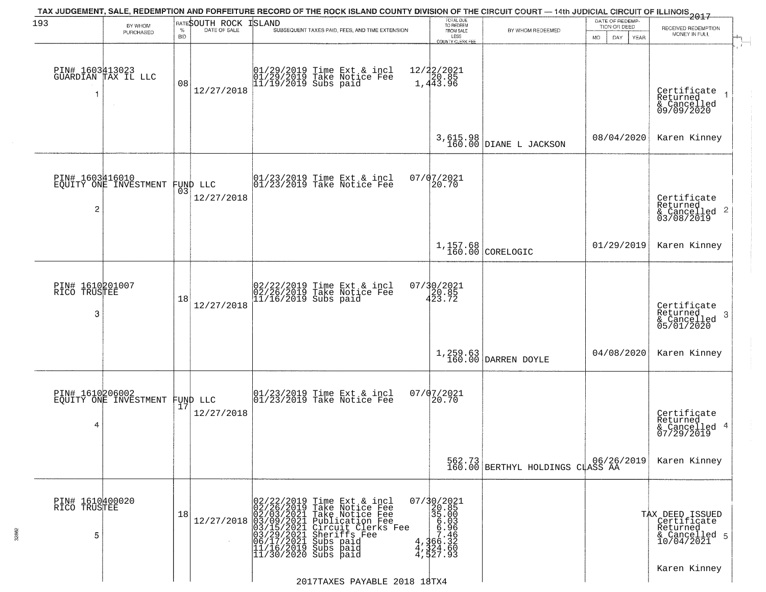TAX JUDGEMENT, SALE, REDEMPTION AND FORFEITURE RECORD OF THE ROCK ISLAND COUNTY DIVISION OF THE CIRCUIT COURT — 14th JUDICIAL CIRCUIT OF ILLINOIS 2017

193 — SOUTH ROCK ISLAND

| BY WHOM PURCHASED | RATE % BID | DATE OF SALE | SUBSEQUENT TAXES PAID, FEES, AND TIME EXTENSION | TOTAL DUE TO REDEEM FROM SALE LESS COUNTY CLERK FEE | BY WHOM REDEEMED | DATE OF REDEMPTION OR DEED | RECEIVED REDEMPTION MONEY IN FULL |
|---|---|---|---|---|---|---|---|
| PIN# 1603413023 GUARDIAN TAX IL LLC 1 | 08 | 12/27/2018 | 01/29/2019 Time Ext & incl 12/22/2021<br>01/29/2019 Take Notice Fee 20.85<br>11/19/2019 Subs paid 1,443.96 | 3,615.98<br>160.00 | DIANE L JACKSON | 08/04/2020 | Certificate Returned & Cancelled 09/09/2020 1<br>Karen Kinney |
| PIN# 1603416010 EQUITY ONE INVESTMENT FUND LLC 2 | 03 | 12/27/2018 | 01/23/2019 Time Ext & incl 07/07/2021<br>01/23/2019 Take Notice Fee 20.70 | 1,157.68<br>160.00 | CORELOGIC | 01/29/2019 | Certificate Returned & Cancelled 03/08/2019 2<br>Karen Kinney |
| PIN# 1610201007 RICO TRUSTEE 3 | 18 | 12/27/2018 | 02/22/2019 Time Ext & incl 07/30/2021<br>02/26/2019 Take Notice Fee 20.85<br>11/16/2019 Subs paid 423.72 | 1,259.63<br>160.00 | DARREN DOYLE | 04/08/2020 | Certificate Returned & Cancelled 05/01/2020 3<br>Karen Kinney |
| PIN# 1610206002 EQUITY ONE INVESTMENT FUND LLC 4 | 17 | 12/27/2018 | 01/23/2019 Time Ext & incl 07/07/2021<br>01/23/2019 Take Notice Fee 20.70 | 562.73<br>160.00 | BERTHYL HOLDINGS CLASS AA | 06/26/2019 | Certificate Returned & Cancelled 07/29/2019 4<br>Karen Kinney |
| PIN# 1610400020 RICO TRUSTEE 5 | 18 | 12/27/2018 | 02/22/2019 Time Ext & incl 07/30/2021<br>02/26/2019 Take Notice Fee 20.85<br>02/03/2021 Take Notice Fee 35.00<br>03/09/2021 Publication Fee 6.03<br>03/15/2021 Circuit Clerks Fee 6.96<br>03/29/2021 Sheriffs Fee 7.46<br>06/17/2021 Subs paid 4,366.32<br>11/16/2019 Subs paid 4,324.60<br>11/30/2020 Subs paid 4,527.93 | | | | TAX DEED ISSUED Certificate Returned & Cancelled 10/04/2021 5<br>Karen Kinney |

2017TAXES PAYABLE 2018 18TX4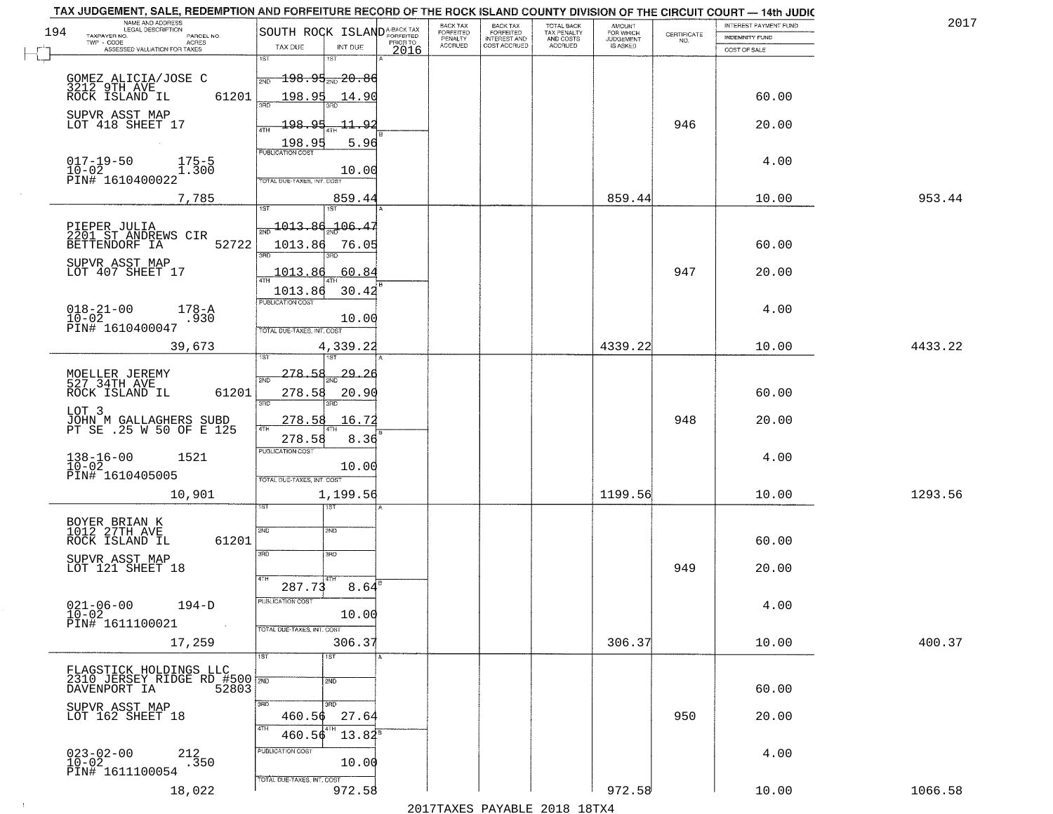TAX JUDGEMENT, SALE, REDEMPTION AND FORFEITURE RECORD OF THE ROCK ISLAND COUNTY DIVISION OF THE CIRCUIT COURT — 14th JUDIC

2017

194

| NAME AND ADDRESS / LEGAL DESCRIPTION / TAXPAYER NO. / PARCEL NO. / TWP - CODE / ACRES / ASSESSED VALUATION FOR TAXES | SOUTH ROCK ISLAND TAX DUE | INT DUE | A-BACK TAX FORFEITED PRIOR TO 2016 | BACK TAX FORFEITED PENALTY ACCRUED | BACK TAX FORFEITED INTEREST AND COST ACCRUED | TOTAL BACK TAX PENALTY AND COSTS ACCRUED | AMOUNT FOR WHICH JUDGEMENT IS ASKED | CERTIFICATE NO. | INTEREST PAYMENT FUND / INDEMNITY FUND / COST OF SALE | |
|---|---|---|---|---|---|---|---|---|---|---|
| GOMEZ ALICIA/JOSE C<br>3212 9TH AVE<br>ROCK ISLAND IL 61201<br>SUPVR ASST MAP<br>LOT 418 SHEET 17<br>017-19-50 175-5<br>10-02 1.300<br>PIN# 1610400022<br>7,785 | 1ST<br>2ND 198.95<br>3RD 198.95<br>4TH 198.95<br>198.95<br>PUBLICATION COST<br>TOTAL DUE-TAXES, INT. COST | 1ST<br>2ND 20.86<br>3RD 14.90<br>4TH 11.92<br>5.96<br><br>10.00<br>859.44 | | | | | 859.44 | 946 | 60.00<br>20.00<br>4.00<br>10.00 | 953.44 |
| PIEPER JULIA<br>2201 ST ANDREWS CIR<br>BETTENDORF IA 52722<br>SUPVR ASST MAP<br>LOT 407 SHEET 17<br>018-21-00 178-A<br>10-02 .930<br>PIN# 1610400047<br>39,673 | 1ST<br>2ND 1013.86<br>3RD 1013.86<br>4TH 1013.86<br>1013.86<br>PUBLICATION COST<br>TOTAL DUE-TAXES, INT. COST | 1ST<br>2ND 106.47<br>3RD 76.05<br>4TH 60.84<br>30.42<br><br>10.00<br>4,339.22 | | | | | 4339.22 | 947 | 60.00<br>20.00<br>4.00<br>10.00 | 4433.22 |
| MOELLER JEREMY<br>527 34TH AVE<br>ROCK ISLAND IL 61201<br>LOT 3<br>JOHN M GALLAGHERS SUBD<br>PT SE .25 W 50 OF E 125<br>138-16-00 1521<br>10-02<br>PIN# 1610405005<br>10,901 | 1ST<br>2ND 278.58<br>3RD 278.58<br>4TH 278.58<br>278.58<br>PUBLICATION COST<br>TOTAL DUE-TAXES, INT. COST | 1ST<br>2ND 29.26<br>3RD 20.90<br>4TH 16.72<br>8.36<br><br>10.00<br>1,199.56 | | | | | 1199.56 | 948 | 60.00<br>20.00<br>4.00<br>10.00 | 1293.56 |
| BOYER BRIAN K<br>1012 27TH AVE<br>ROCK ISLAND IL 61201<br>SUPVR ASST MAP<br>LOT 121 SHEET 18<br>021-06-00 194-D<br>10-02<br>PIN# 1611100021<br>17,259 | 1ST<br>2ND<br>3RD<br>4TH<br>287.73<br>PUBLICATION COST<br>TOTAL DUE-TAXES, INT. COST | 1ST<br>2ND<br>3RD<br>4TH<br>8.64<br><br>10.00<br>306.37 | | | | | 306.37 | 949 | 60.00<br>20.00<br>4.00<br>10.00 | 400.37 |
| FLAGSTICK HOLDINGS LLC<br>2310 JERSEY RIDGE RD #500<br>DAVENPORT IA 52803<br>SUPVR ASST MAP<br>LOT 162 SHEET 18<br>023-02-00 212<br>10-02 .350<br>PIN# 1611100054<br>18,022 | 1ST<br>2ND<br>3RD 460.56<br>4TH 460.56<br>PUBLICATION COST<br>TOTAL DUE-TAXES, INT. COST | 1ST<br>2ND<br>3RD 27.64<br>4TH 13.82<br><br>10.00<br>972.58 | | | | | 972.58 | 950 | 60.00<br>20.00<br>4.00<br>10.00 | 1066.58 |

2017TAXES PAYABLE 2018 18TX4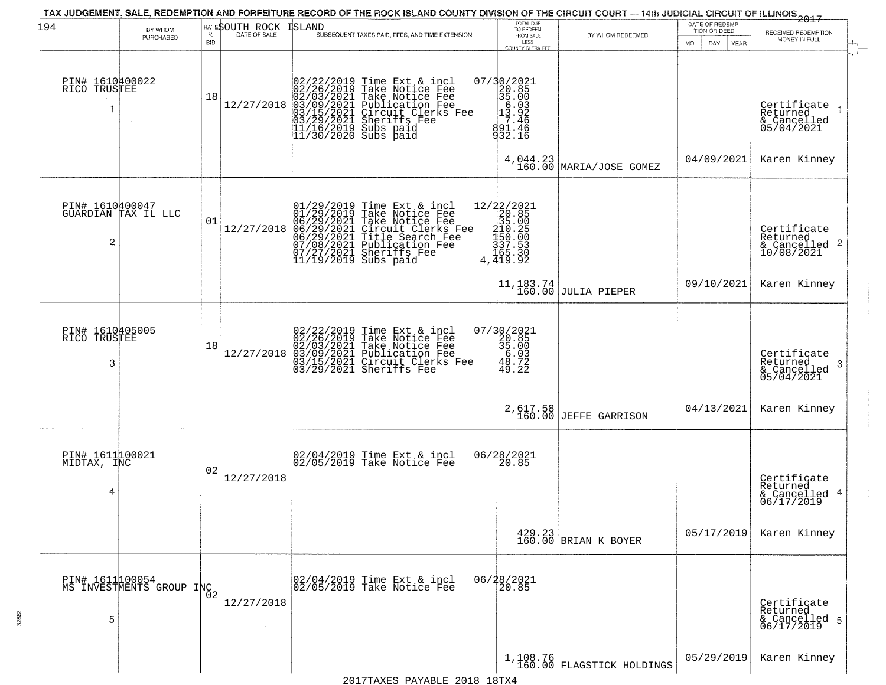TAX JUDGEMENT, SALE, REDEMPTION AND FORFEITURE RECORD OF THE ROCK ISLAND COUNTY DIVISION OF THE CIRCUIT COURT — 14th JUDICIAL CIRCUIT OF ILLINOIS 2017

SOUTH ROCK ISLAND

| BY WHOM PURCHASED | RATE % BID | DATE OF SALE | SUBSEQUENT TAXES PAID, FEES, AND TIME EXTENSION | TOTAL DUE TO REDEEM FROM SALE LESS COUNTY CLERK FEE | BY WHOM REDEEMED | DATE OF REDEMPTION OR DEED MO DAY YEAR | RECEIVED REDEMPTION MONEY IN FULL |
|---|---|---|---|---|---|---|---|
| PIN# 1610400022 RICO TRUSTEE 1 | 18 | 12/27/2018 | 02/22/2019 Time Ext & incl 07/30/2021<br>02/26/2019 Take Notice Fee 20.85<br>02/03/2021 Take Notice Fee 35.00<br>03/09/2021 Publication Fee 6.03<br>03/15/2021 Circuit Clerks Fee 13.92<br>03/29/2021 Sheriffs Fee 7.46<br>11/16/2019 Subs paid 891.46<br>11/30/2020 Subs paid 932.16 | 4,044.23<br>160.00 | MARIA/JOSE GOMEZ | 04/09/2021 | Certificate Returned & Cancelled 05/04/2021 1<br>Karen Kinney |
| PIN# 1610400047 GUARDIAN TAX IL LLC 2 | 01 | 12/27/2018 | 01/29/2019 Time Ext & incl 12/22/2021<br>01/29/2019 Take Notice Fee 20.85<br>06/29/2021 Take Notice Fee 35.00<br>06/29/2021 Circuit Clerks Fee 210.25<br>06/29/2021 Title Search Fee 150.00<br>07/08/2021 Publication Fee 337.53<br>07/27/2021 Sheriffs Fee 165.30<br>11/19/2019 Subs paid 4,419.92 | 11,183.74<br>160.00 | JULIA PIEPER | 09/10/2021 | Certificate Returned & Cancelled 10/08/2021 2<br>Karen Kinney |
| PIN# 1610405005 RICO TRUSTEE 3 | 18 | 12/27/2018 | 02/22/2019 Time Ext & incl 07/30/2021<br>02/26/2019 Take Notice Fee 20.85<br>02/03/2021 Take Notice Fee 35.00<br>03/09/2021 Publication Fee 6.03<br>03/15/2021 Circuit Clerks Fee 48.72<br>03/29/2021 Sheriffs Fee 49.22 | 2,617.58<br>160.00 | JEFFE GARRISON | 04/13/2021 | Certificate Returned & Cancelled 05/04/2021 3<br>Karen Kinney |
| PIN# 1611100021 MIDTAX, INC 4 | 02 | 12/27/2018 | 02/04/2019 Time Ext & incl 06/28/2021<br>02/05/2019 Take Notice Fee 20.85 | 429.23<br>160.00 | BRIAN K BOYER | 05/17/2019 | Certificate Returned & Cancelled 06/17/2019 4<br>Karen Kinney |
| PIN# 1611100054 MS INVESTMENTS GROUP INC 5 | 02 | 12/27/2018 | 02/04/2019 Time Ext & incl 06/28/2021<br>02/05/2019 Take Notice Fee 20.85 | 1,108.76<br>160.00 | FLAGSTICK HOLDINGS | 05/29/2019 | Certificate Returned & Cancelled 06/17/2019 5<br>Karen Kinney |

2017TAXES PAYABLE 2018 18TX4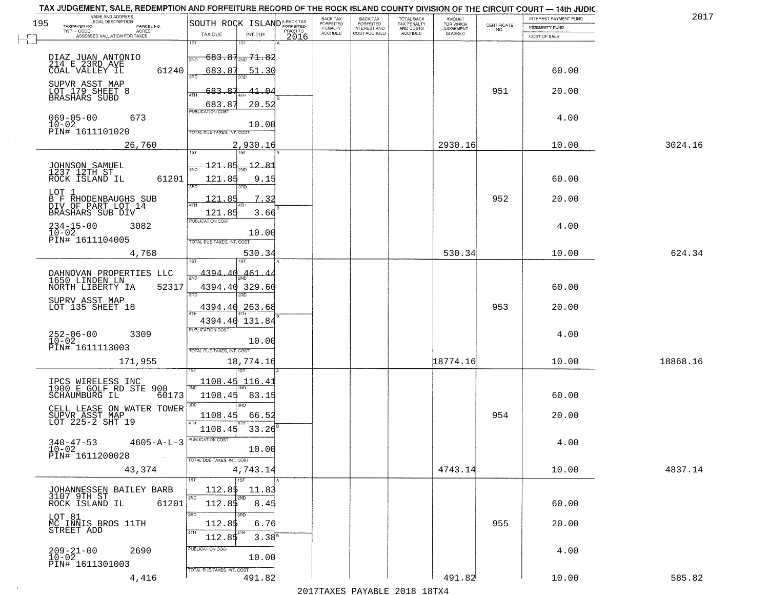TAX JUDGEMENT, SALE, REDEMPTION AND FORFEITURE RECORD OF THE ROCK ISLAND COUNTY DIVISION OF THE CIRCUIT COURT — 14th JUDIC

2017

195

| NAME AND ADDRESS / LEGAL DESCRIPTION / TAXPAYER NO. / PARCEL NO. / TWP - CODE / ACRES / ASSESSED VALUATION FOR TAXES | SOUTH ROCK ISLAND TAX DUE | INT DUE | A-BACK TAX FORFEITED PRIOR TO 2016 | BACK TAX FORFEITED PENALTY ACCRUED | BACK TAX FORFEITED INTEREST AND COST ACCRUED | TOTAL BACK TAX PENALTY AND COSTS ACCRUED | AMOUNT FOR WHICH JUDGEMENT IS ASKED | CERTIFICATE NO. | INTEREST PAYMENT FUND / INDEMNITY FUND / COST OF SALE | |
|---|---|---|---|---|---|---|---|---|---|---|
| DIAZ JUAN ANTONIO 214 E 23RD AVE COAL VALLEY IL 61240 | 1ST 683.87 | 1ST 71.82 | | | | | | | | |
| | 2ND 683.87 | 2ND 51.30 | | | | | | | 60.00 | |
| SUPVR ASST MAP LOT 179 SHEET 8 BRASHARS SUBD | 3RD 683.87 | 3RD 41.04 | | | | | | 951 | 20.00 | |
| | 4TH 683.87 | 4TH 20.52 | | | | | | | | |
| 069-05-00 673 10-02 PIN# 1611101020 | PUBLICATION COST | 10.00 | | | | | | | 4.00 | |
| 26,760 | TOTAL DUE-TAXES, INT. COST | 2,930.16 | | | | | 2930.16 | | 10.00 | 3024.16 |
| JOHNSON SAMUEL 1237 12TH ST ROCK ISLAND IL 61201 | 1ST 121.85 | 1ST 12.81 | | | | | | | | |
| | 2ND 121.85 | 2ND 9.15 | | | | | | | 60.00 | |
| LOT 1 B F RHODENBAUGHS SUB DIV OF PART LOT 14 BRASHARS SUB DIV | 3RD 121.85 | 3RD 7.32 | | | | | | 952 | 20.00 | |
| | 4TH 121.85 | 4TH 3.66 | | | | | | | | |
| 234-15-00 3082 10-02 PIN# 1611104005 | PUBLICATION COST | 10.00 | | | | | | | 4.00 | |
| 4,768 | TOTAL DUE-TAXES, INT. COST | 530.34 | | | | | 530.34 | | 10.00 | 624.34 |
| DAHNOVAN PROPERTIES LLC 1650 LINDEN LN NORTH LIBERTY IA 52317 | 1ST 4394.40 | 1ST 461.44 | | | | | | | | |
| | 2ND 4394.40 | 2ND 329.60 | | | | | | | 60.00 | |
| SUPRV ASST MAP LOT 135 SHEET 18 | 3RD 4394.40 | 3RD 263.68 | | | | | | 953 | 20.00 | |
| | 4TH 4394.40 | 4TH 131.84 | | | | | | | | |
| 252-06-00 3309 10-02 PIN# 1611113003 | PUBLICATION COST | 10.00 | | | | | | | 4.00 | |
| 171,955 | TOTAL DUE-TAXES, INT. COST | 18,774.16 | | | | | 18774.16 | | 10.00 | 18868.16 |
| IPCS WIRELESS INC 1900 E GOLF RD STE 900 SCHAUMBURG IL 60173 | 1ST 1108.45 | 1ST 116.41 | | | | | | | | |
| | 2ND 1108.45 | 2ND 83.15 | | | | | | | 60.00 | |
| CELL LEASE ON WATER TOWER SUPVR ASST MAP LOT 225-2 SHT 19 | 3RD 1108.45 | 3RD 66.52 | | | | | | 954 | 20.00 | |
| | 4TH 1108.45 | 4TH 33.26 | | | | | | | | |
| 340-47-53 4605-A-L-3 10-02 PIN# 1611200028 | PUBLICATION COST | 10.00 | | | | | | | 4.00 | |
| 43,374 | TOTAL DUE-TAXES, INT. COST | 4,743.14 | | | | | 4743.14 | | 10.00 | 4837.14 |
| JOHANNESSEN BAILEY BARB 3107 9TH ST ROCK ISLAND IL 61201 | 1ST 112.85 | 1ST 11.83 | | | | | | | | |
| | 2ND 112.85 | 2ND 8.45 | | | | | | | 60.00 | |
| LOT 81 MC INNIS BROS 11TH STREET ADD | 3RD 112.85 | 3RD 6.76 | | | | | | 955 | 20.00 | |
| | 4TH 112.85 | 4TH 3.38 | | | | | | | | |
| 209-21-00 2690 10-02 PIN# 1611301003 | PUBLICATION COST | 10.00 | | | | | | | 4.00 | |
| 4,416 | TOTAL DUE-TAXES, INT. COST | 491.82 | | | | | 491.82 | | 10.00 | 585.82 |

2017TAXES PAYABLE 2018 18TX4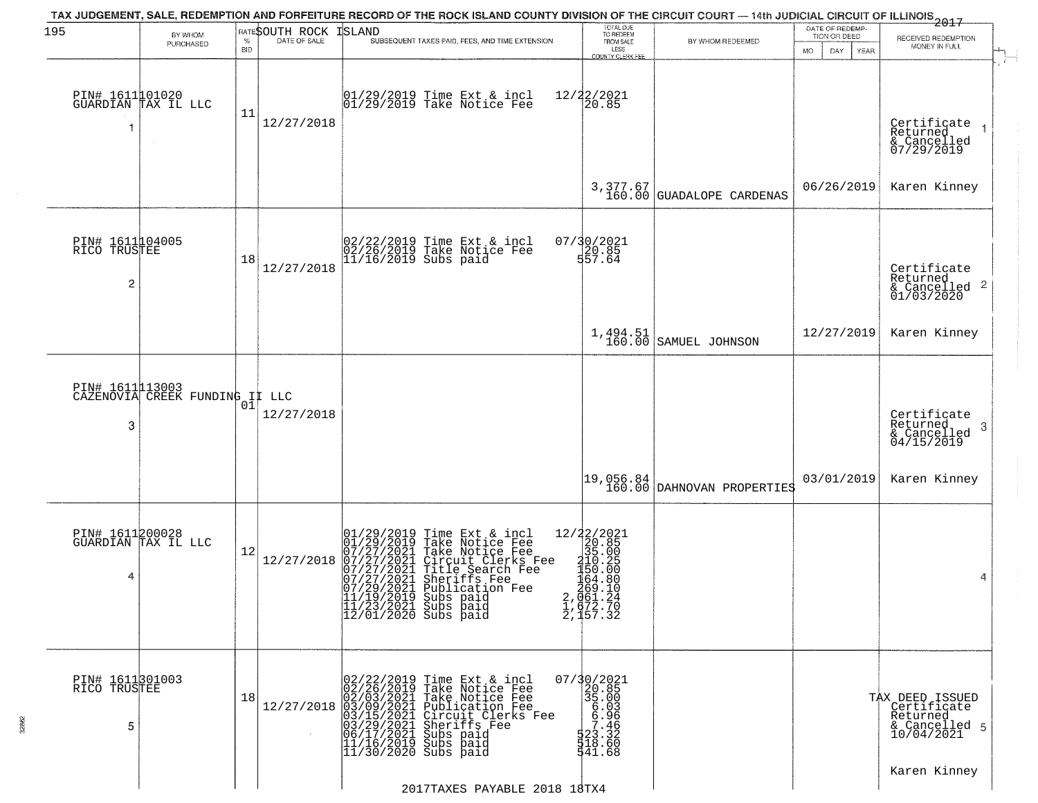TAX JUDGEMENT, SALE, REDEMPTION AND FORFEITURE RECORD OF THE ROCK ISLAND COUNTY DIVISION OF THE CIRCUIT COURT — 14th JUDICIAL CIRCUIT OF ILLINOIS 2017

195 — SOUTH ROCK ISLAND

| BY WHOM PURCHASED | RATE % BID | DATE OF SALE | SUBSEQUENT TAXES PAID, FEES, AND TIME EXTENSION | TOTAL DUE TO REDEEM FROM SALE LESS COUNTY CLERK FEE | BY WHOM REDEEMED | DATE OF REDEMPTION OR DEED MO DAY YEAR | RECEIVED REDEMPTION MONEY IN FULL |
|---|---|---|---|---|---|---|---|
| PIN# 1611101020 GUARDIAN TAX IL LLC 1 | 11 | 12/27/2018 | 01/29/2019 Time Ext & incl 12/22/2021<br>01/29/2019 Take Notice Fee 20.85 | 3,377.67<br>160.00 | GUADALOPE CARDENAS | 06/26/2019 | Certificate Returned & Cancelled 07/29/2019 1<br>Karen Kinney |
| PIN# 1611104005 RICO TRUSTEE 2 | 18 | 12/27/2018 | 02/22/2019 Time Ext & incl 07/30/2021<br>02/26/2019 Take Notice Fee 20.85<br>11/16/2019 Subs paid 557.64 | 1,494.51<br>160.00 | SAMUEL JOHNSON | 12/27/2019 | Certificate Returned & Cancelled 01/03/2020 2<br>Karen Kinney |
| PIN# 1611113003 CAZENOVIA CREEK FUNDING II LLC 3 | 01 | 12/27/2018 | | 19,056.84<br>160.00 | DAHNOVAN PROPERTIES | 03/01/2019 | Certificate Returned & Cancelled 04/15/2019 3<br>Karen Kinney |
| PIN# 1611200028 GUARDIAN TAX IL LLC 4 | 12 | 12/27/2018 | 01/29/2019 Time Ext & incl 12/22/2021<br>01/29/2019 Take Notice Fee 20.85<br>07/27/2021 Take Notice Fee 35.00<br>07/27/2021 Circuit Clerks Fee 210.25<br>07/27/2021 Title Search Fee 150.00<br>07/27/2021 Sheriffs Fee 164.80<br>07/29/2021 Publication Fee 269.10<br>11/19/2019 Subs paid 2,061.24<br>11/23/2021 Subs paid 1,672.70<br>12/01/2020 Subs paid 2,157.32 | | | | 4 |
| PIN# 1611301003 RICO TRUSTEE 5 | 18 | 12/27/2018 | 02/22/2019 Time Ext & incl 07/30/2021<br>02/26/2019 Take Notice Fee 20.85<br>02/03/2021 Take Notice Fee 35.00<br>03/09/2021 Publication Fee 6.03<br>03/15/2021 Circuit Clerks Fee 6.96<br>03/29/2021 Sheriffs Fee 7.46<br>06/17/2021 Subs paid 523.32<br>11/16/2019 Subs paid 518.60<br>11/30/2020 Subs paid 541.68 | | | | TAX DEED ISSUED Certificate Returned & Cancelled 10/04/2021 5<br>Karen Kinney |

2017TAXES PAYABLE 2018 18TX4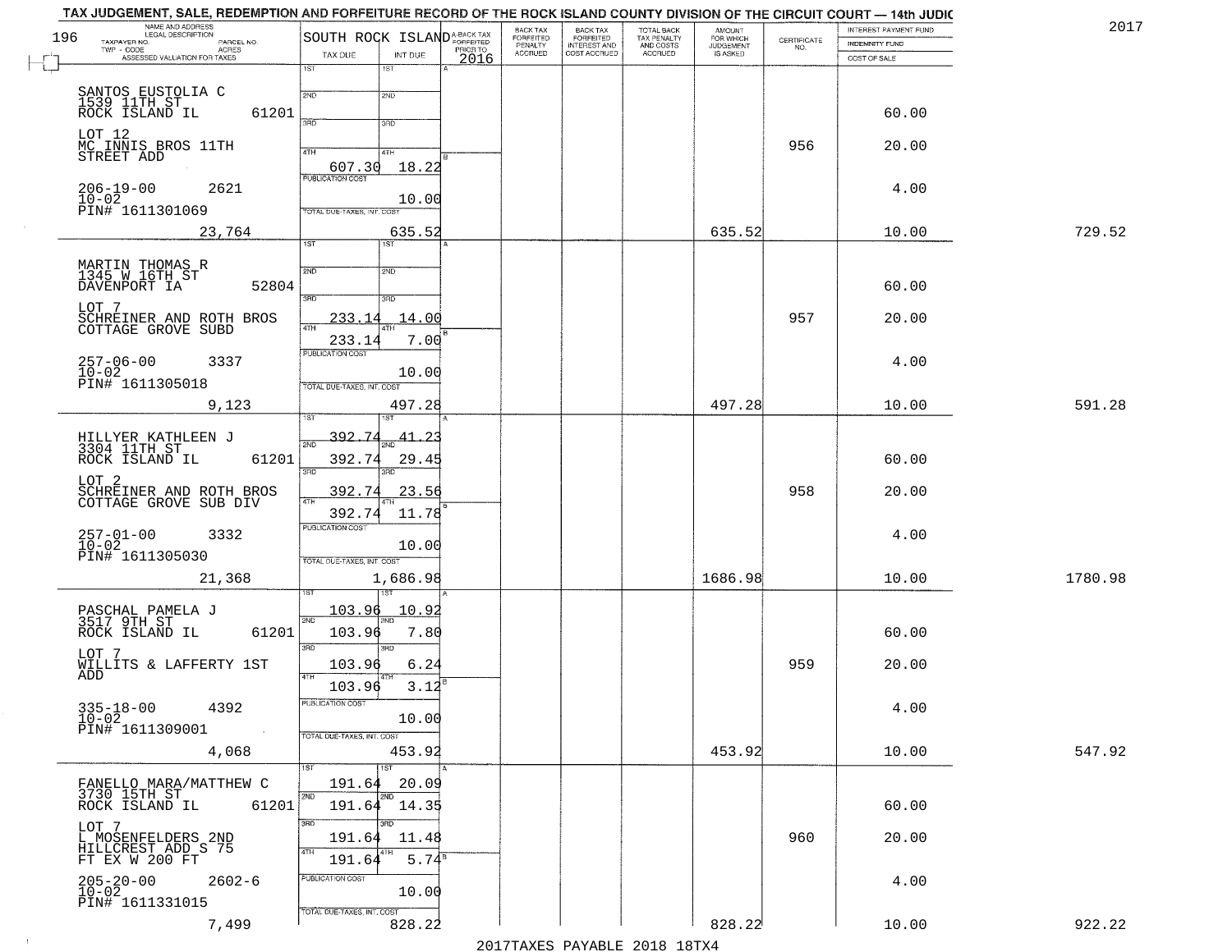TAX JUDGEMENT, SALE, REDEMPTION AND FORFEITURE RECORD OF THE ROCK ISLAND COUNTY DIVISION OF THE CIRCUIT COURT — 14th JUDIC

2017

196

| NAME AND ADDRESS / LEGAL DESCRIPTION / TAXPAYER NO. / PARCEL NO. / TWP - CODE / ACRES / ASSESSED VALUATION FOR TAXES | SOUTH ROCK ISLAND TAX DUE | INT DUE | A-BACK TAX FORFEITED PRIOR TO 2016 | BACK TAX FORFEITED PENALTY ACCRUED | BACK TAX FORFEITED INTEREST AND COST ACCRUED | TOTAL BACK TAX PENALTY AND COSTS ACCRUED | AMOUNT FOR WHICH JUDGEMENT IS ASKED | CERTIFICATE NO. | INTEREST PAYMENT FUND / INDEMNITY FUND / COST OF SALE | |
|---|---|---|---|---|---|---|---|---|---|---|
| SANTOS EUSTOLIA C<br>1539 11TH ST<br>ROCK ISLAND IL 61201<br>LOT 12<br>MC INNIS BROS 11TH STREET ADD<br>206-19-00 2621<br>10-02<br>PIN# 1611301069<br>23,764 | 1ST<br>2ND<br>3RD<br>4TH 607.30<br>PUBLICATION COST<br>TOTAL DUE-TAXES, INT. COST | 1ST<br>2ND<br>3RD<br>4TH 18.22<br>10.00<br>635.52 | | | | | 635.52 | 956 | 60.00<br>20.00<br>4.00<br>10.00 | 729.52 |
| MARTIN THOMAS R<br>1345 W 16TH ST<br>DAVENPORT IA 52804<br>LOT 7<br>SCHREINER AND ROTH BROS COTTAGE GROVE SUBD<br>257-06-00 3337<br>10-02<br>PIN# 1611305018<br>9,123 | 1ST<br>2ND<br>3RD 233.14<br>4TH 233.14<br>PUBLICATION COST<br>TOTAL DUE-TAXES, INT. COST | 1ST<br>2ND<br>3RD 14.00<br>4TH 7.00<br>10.00<br>497.28 | | | | | 497.28 | 957 | 60.00<br>20.00<br>4.00<br>10.00 | 591.28 |
| HILLYER KATHLEEN J<br>3304 11TH ST<br>ROCK ISLAND IL 61201<br>LOT 2<br>SCHREINER AND ROTH BROS COTTAGE GROVE SUB DIV<br>257-01-00 3332<br>10-02<br>PIN# 1611305030<br>21,368 | 1ST 392.74<br>2ND 392.74<br>3RD 392.74<br>4TH 392.74<br>PUBLICATION COST<br>TOTAL DUE-TAXES, INT. COST | 1ST 41.23<br>2ND 29.45<br>3RD 23.56<br>4TH 11.78<br>10.00<br>1,686.98 | | | | | 1686.98 | 958 | 60.00<br>20.00<br>4.00<br>10.00 | 1780.98 |
| PASCHAL PAMELA J<br>3517 9TH ST<br>ROCK ISLAND IL 61201<br>LOT 7<br>WILLITS & LAFFERTY 1ST ADD<br>335-18-00 4392<br>10-02<br>PIN# 1611309001<br>4,068 | 1ST 103.96<br>2ND 103.96<br>3RD 103.96<br>4TH 103.96<br>PUBLICATION COST<br>TOTAL DUE-TAXES, INT. COST | 1ST 10.92<br>2ND 7.80<br>3RD 6.24<br>4TH 3.12<br>10.00<br>453.92 | | | | | 453.92 | 959 | 60.00<br>20.00<br>4.00<br>10.00 | 547.92 |
| FANELLO MARA/MATTHEW C<br>3730 15TH ST<br>ROCK ISLAND IL 61201<br>LOT 7<br>L MOSENFELDERS 2ND HILLCREST ADD S 75 FT EX W 200 FT<br>205-20-00 2602-6<br>10-02<br>PIN# 1611331015<br>7,499 | 1ST 191.64<br>2ND 191.64<br>3RD 191.64<br>4TH 191.64<br>PUBLICATION COST<br>TOTAL DUE-TAXES, INT. COST | 1ST 20.09<br>2ND 14.35<br>3RD 11.48<br>4TH 5.74<br>10.00<br>828.22 | | | | | 828.22 | 960 | 60.00<br>20.00<br>4.00<br>10.00 | 922.22 |

2017TAXES PAYABLE 2018 18TX4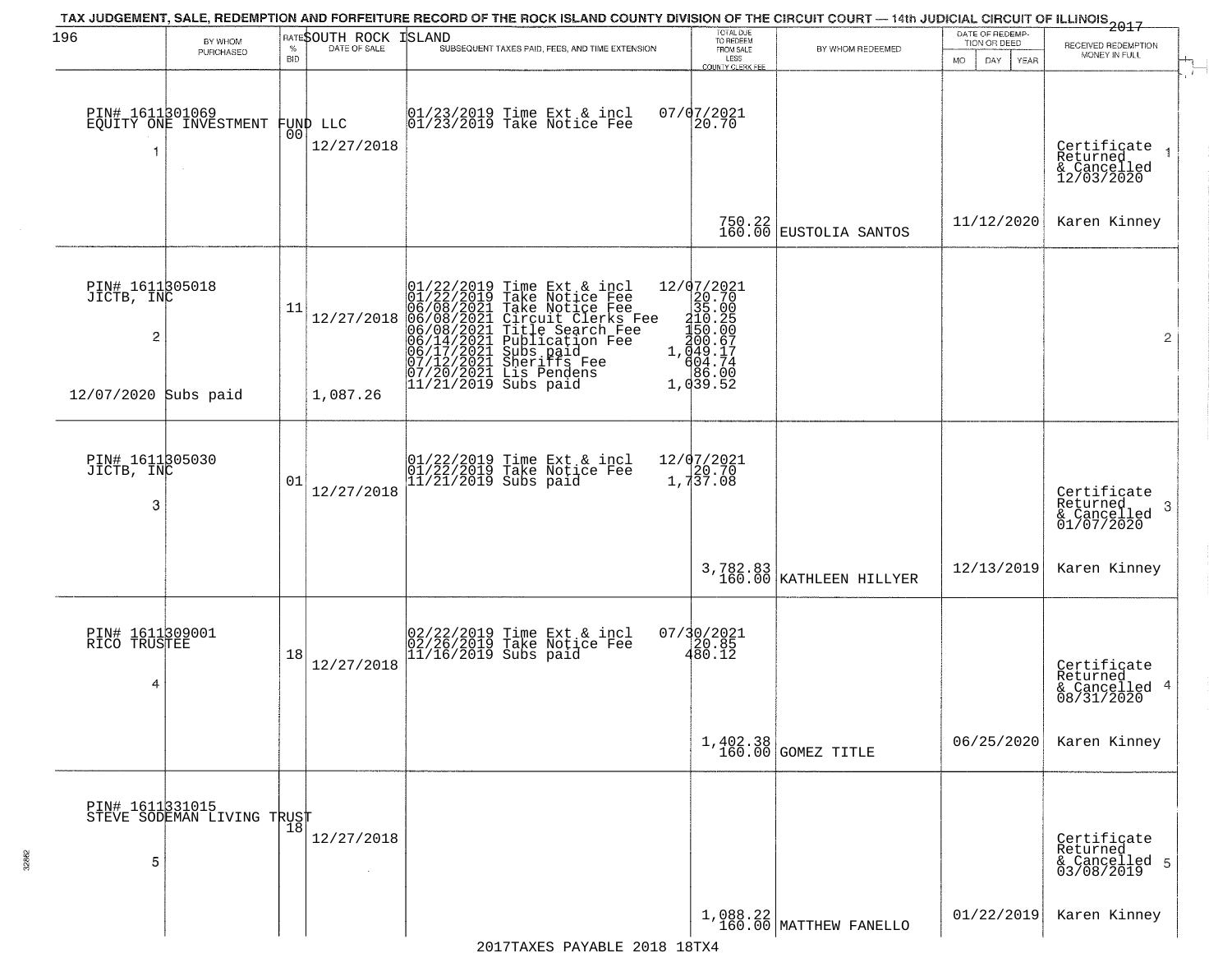TAX JUDGEMENT, SALE, REDEMPTION AND FORFEITURE RECORD OF THE ROCK ISLAND COUNTY DIVISION OF THE CIRCUIT COURT — 14th JUDICIAL CIRCUIT OF ILLINOIS 2017

SOUTH ROCK ISLAND

| BY WHOM PURCHASED | RATE % BID | DATE OF SALE | SUBSEQUENT TAXES PAID, FEES, AND TIME EXTENSION | TOTAL DUE TO REDEEM FROM SALE LESS COUNTY CLERK FEE | BY WHOM REDEEMED | DATE OF REDEMPTION OR DEED MO DAY YEAR | RECEIVED REDEMPTION MONEY IN FULL |
|---|---|---|---|---|---|---|---|
| PIN# 1611301069 EQUITY ONE INVESTMENT FUND LLC 1 | 00 | 12/27/2018 | 01/23/2019 Time Ext & incl<br>01/23/2019 Take Notice Fee | 07/07/2021<br>20.70<br>750.22<br>160.00 | EUSTOLIA SANTOS | 11/12/2020 | Certificate Returned & Cancelled 12/03/2020 1<br>Karen Kinney |
| PIN# 1611305018 JICTB, INC 2<br>12/07/2020 Subs paid | 11 | 12/27/2018<br>1,087.26 | 01/22/2019 Time Ext & incl<br>01/22/2019 Take Notice Fee<br>06/08/2021 Take Notice Fee<br>06/08/2021 Circuit Clerks Fee<br>06/08/2021 Title Search Fee<br>06/14/2021 Publication Fee<br>06/17/2021 Subs paid<br>07/12/2021 Sheriffs Fee<br>07/20/2021 Lis Pendens<br>11/21/2019 Subs paid | 12/07/2021<br>20.70<br>35.00<br>210.25<br>150.00<br>200.67<br>1,049.17<br>604.74<br>86.00<br>1,039.52 | | | 2 |
| PIN# 1611305030 JICTB, INC 3 | 01 | 12/27/2018 | 01/22/2019 Time Ext & incl<br>01/22/2019 Take Notice Fee<br>11/21/2019 Subs paid | 12/07/2021<br>20.70<br>1,737.08<br>3,782.83<br>160.00 | KATHLEEN HILLYER | 12/13/2019 | Certificate Returned & Cancelled 01/07/2020 3<br>Karen Kinney |
| PIN# 1611309001 RICO TRUSTEE 4 | 18 | 12/27/2018 | 02/22/2019 Time Ext & incl<br>02/26/2019 Take Notice Fee<br>11/16/2019 Subs paid | 07/30/2021<br>20.85<br>480.12<br>1,402.38<br>160.00 | GOMEZ TITLE | 06/25/2020 | Certificate Returned & Cancelled 08/31/2020 4<br>Karen Kinney |
| PIN# 1611331015 STEVE SODEMAN LIVING TRUST 5 | 18 | 12/27/2018 | | 1,088.22<br>160.00 | MATTHEW FANELLO | 01/22/2019 | Certificate Returned & Cancelled 03/08/2019 5<br>Karen Kinney |

2017TAXES PAYABLE 2018 18TX4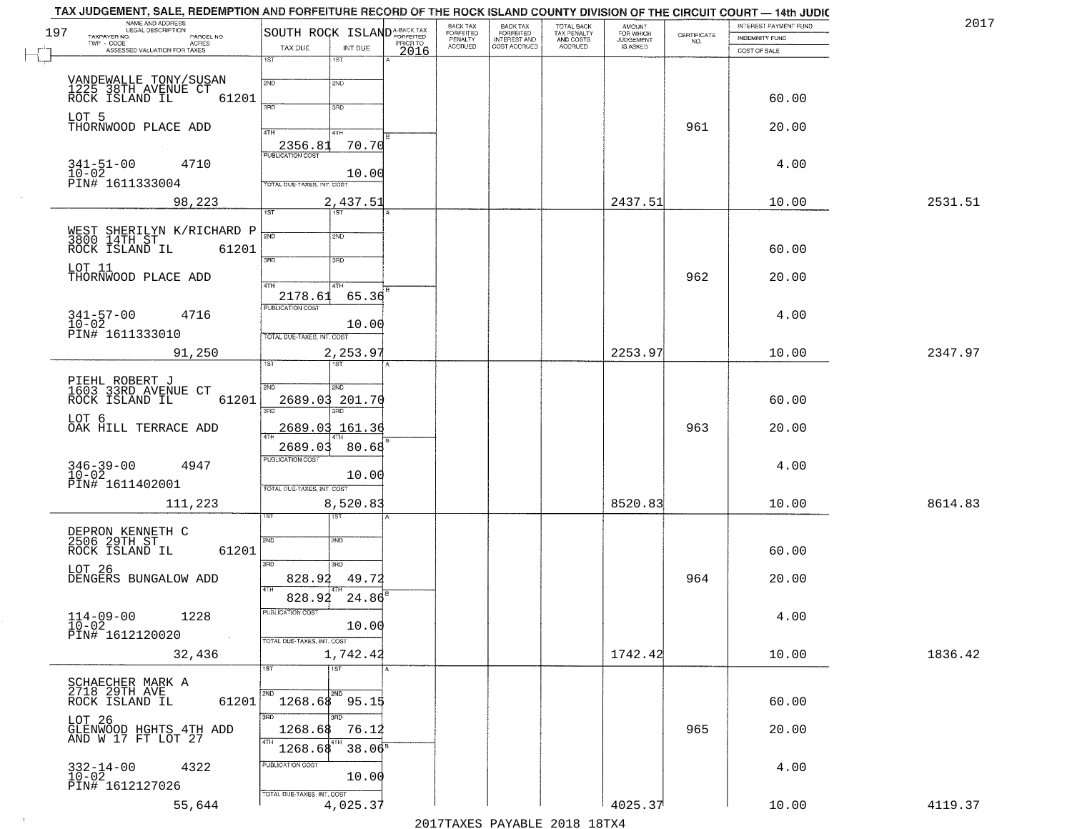TAX JUDGEMENT, SALE, REDEMPTION AND FORFEITURE RECORD OF THE ROCK ISLAND COUNTY DIVISION OF THE CIRCUIT COURT — 14th JUDIC

2017

197

| NAME AND ADDRESS / LEGAL DESCRIPTION / TAXPAYER NO. / PARCEL NO. / TWP - CODE / ACRES / ASSESSED VALUATION FOR TAXES | SOUTH ROCK ISLAND TAX DUE | INT DUE | A-BACK TAX FORFEITED PRIOR TO 2016 | BACK TAX FORFEITED PENALTY ACCRUED | BACK TAX FORFEITED INTEREST AND COST ACCRUED | TOTAL BACK TAX PENALTY AND COSTS ACCRUED | AMOUNT FOR WHICH JUDGEMENT IS ASKED | CERTIFICATE NO. | INTEREST PAYMENT FUND / INDEMNITY FUND / COST OF SALE | |
|---|---|---|---|---|---|---|---|---|---|---|
| VANDEWALLE TONY/SUSAN<br>1225 38TH AVENUE CT<br>ROCK ISLAND IL 61201<br>LOT 5<br>THORNWOOD PLACE ADD<br>341-51-00 4710<br>10-02<br>PIN# 1611333004<br>98,223 | 1ST:<br>2ND:<br>3RD:<br>4TH: 2356.81<br>PUBLICATION COST<br>TOTAL DUE-TAXES, INT. COST | 1ST:<br>2ND:<br>3RD:<br>4TH: 70.70<br>10.00<br>2,437.51 | | | | | 2437.51 | 961 | 60.00<br>20.00<br>4.00<br>10.00 | 2531.51 |
| WEST SHERILYN K/RICHARD P<br>3800 14TH ST<br>ROCK ISLAND IL 61201<br>LOT 11<br>THORNWOOD PLACE ADD<br>341-57-00 4716<br>10-02<br>PIN# 1611333010<br>91,250 | 1ST:<br>2ND:<br>3RD:<br>4TH: 2178.61<br>PUBLICATION COST<br>TOTAL DUE-TAXES, INT. COST | 1ST:<br>2ND:<br>3RD:<br>4TH: 65.36<br>10.00<br>2,253.97 | | | | | 2253.97 | 962 | 60.00<br>20.00<br>4.00<br>10.00 | 2347.97 |
| PIEHL ROBERT J<br>1603 33RD AVENUE CT<br>ROCK ISLAND IL 61201<br>LOT 6<br>OAK HILL TERRACE ADD<br>346-39-00 4947<br>10-02<br>PIN# 1611402001<br>111,223 | 1ST:<br>2ND: 2689.03<br>3RD: 2689.03<br>4TH: 2689.03<br>PUBLICATION COST<br>TOTAL DUE-TAXES, INT. COST | 1ST:<br>2ND: 201.70<br>3RD: 161.36<br>4TH: 80.68<br>10.00<br>8,520.83 | | | | | 8520.83 | 963 | 60.00<br>20.00<br>4.00<br>10.00 | 8614.83 |
| DEPRON KENNETH C<br>2506 29TH ST<br>ROCK ISLAND IL 61201<br>LOT 26<br>DENGERS BUNGALOW ADD<br>114-09-00 1228<br>10-02<br>PIN# 1612120020<br>32,436 | 1ST:<br>2ND:<br>3RD: 828.92<br>4TH: 828.92<br>PUBLICATION COST<br>TOTAL DUE-TAXES, INT. COST | 1ST:<br>2ND:<br>3RD: 49.72<br>4TH: 24.86<br>10.00<br>1,742.42 | | | | | 1742.42 | 964 | 60.00<br>20.00<br>4.00<br>10.00 | 1836.42 |
| SCHAECHER MARK A<br>2718 29TH AVE<br>ROCK ISLAND IL 61201<br>LOT 26<br>GLENWOOD HGHTS 4TH ADD<br>AND W 17 FT LOT 27<br>332-14-00 4322<br>10-02<br>PIN# 1612127026<br>55,644 | 1ST:<br>2ND: 1268.68<br>3RD: 1268.68<br>4TH: 1268.68<br>PUBLICATION COST<br>TOTAL DUE-TAXES, INT. COST | 1ST:<br>2ND: 95.15<br>3RD: 76.12<br>4TH: 38.06<br>10.00<br>4,025.37 | | | | | 4025.37 | 965 | 60.00<br>20.00<br>4.00<br>10.00 | 4119.37 |

2017TAXES PAYABLE 2018 18TX4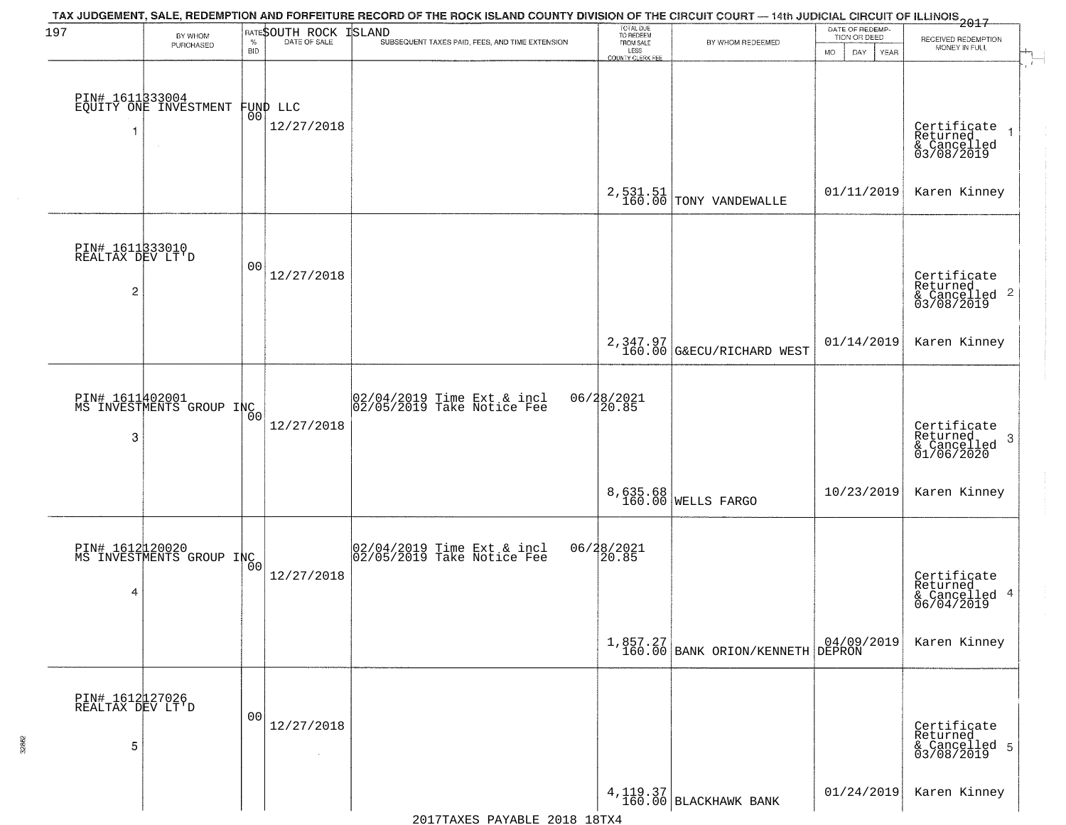# TAX JUDGEMENT, SALE, REDEMPTION AND FORFEITURE RECORD OF THE ROCK ISLAND COUNTY DIVISION OF THE CIRCUIT COURT — 14th JUDICIAL CIRCUIT OF ILLINOIS 2017

197 — SOUTH ROCK ISLAND

| | BY WHOM PURCHASED | RATE % BID | DATE OF SALE | SUBSEQUENT TAXES PAID, FEES, AND TIME EXTENSION | TOTAL DUE TO REDEEM FROM SALE LESS COUNTY CLERK FEE | BY WHOM REDEEMED | DATE OF REDEMPTION OR DEED (MO DAY YEAR) | RECEIVED REDEMPTION MONEY IN FULL |
|---|---|---|---|---|---|---|---|---|
| 1 | PIN# 1611333004 EQUITY ONE INVESTMENT FUND LLC | 00 | 12/27/2018 | | 2,531.51 160.00 | TONY VANDEWALLE | 01/11/2019 | Certificate Returned & Cancelled 03/08/2019 Karen Kinney |
| 2 | PIN# 1611333010 REALTAX DEV LT'D | 00 | 12/27/2018 | | 2,347.97 160.00 | G&ECU/RICHARD WEST | 01/14/2019 | Certificate Returned & Cancelled 03/08/2019 Karen Kinney |
| 3 | PIN# 1611402001 MS INVESTMENTS GROUP INC | 00 | 12/27/2018 | 02/04/2019 Time Ext & incl 06/28/2021; 02/05/2019 Take Notice Fee 20.85 | 8,635.68 160.00 | WELLS FARGO | 10/23/2019 | Certificate Returned & Cancelled 01/06/2020 Karen Kinney |
| 4 | PIN# 1612120020 MS INVESTMENTS GROUP INC | 00 | 12/27/2018 | 02/04/2019 Time Ext & incl 06/28/2021; 02/05/2019 Take Notice Fee 20.85 | 1,857.27 160.00 | BANK ORION/KENNETH DEPRON | 04/09/2019 | Certificate Returned & Cancelled 06/04/2019 Karen Kinney |
| 5 | PIN# 1612127026 REALTAX DEV LT'D | 00 | 12/27/2018 | | 4,119.37 160.00 | BLACKHAWK BANK | 01/24/2019 | Certificate Returned & Cancelled 03/08/2019 Karen Kinney |

2017TAXES PAYABLE 2018 18TX4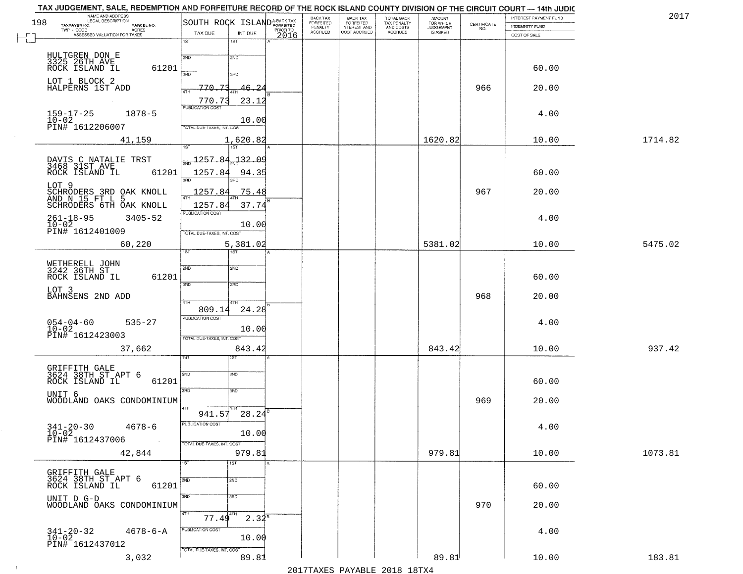TAX JUDGEMENT, SALE, REDEMPTION AND FORFEITURE RECORD OF THE ROCK ISLAND COUNTY DIVISION OF THE CIRCUIT COURT — 14th JUDIC

2017

| NAME AND ADDRESS / LEGAL DESCRIPTION / TAXPAYER NO. / PARCEL NO. / TWP - CODE / ACRES / ASSESSED VALUATION FOR TAXES | SOUTH ROCK ISLAND TAX DUE | INT DUE | A-BACK TAX FORFEITED PRIOR TO 2016 | BACK TAX FORFEITED PENALTY ACCRUED | BACK TAX FORFEITED INTEREST AND COST ACCRUED | TOTAL BACK TAX PENALTY AND COSTS ACCRUED | AMOUNT FOR WHICH JUDGEMENT IS ASKED | CERTIFICATE NO. | INTEREST PAYMENT FUND / INDEMNITY FUND / COST OF SALE | |
|---|---|---|---|---|---|---|---|---|---|---|
| HULTGREN DON E, 3325 26TH AVE, ROCK ISLAND IL 61201; LOT 1 BLOCK 2 HALPERNS 1ST ADD; 159-17-25 1878-5; 10-02; PIN# 1612206007; 41,159 | 4TH 770.73 / 770.73; PUBLICATION COST | 46.24 / 23.12 / 10.00; TOTAL 1,620.82 | | | | | 1620.82 | 966 | 60.00 / 20.00 / 4.00 / 10.00 | 1714.82 |
| DAVIS C NATALIE TRST, 3468 31ST AVE, ROCK ISLAND IL 61201; LOT 9 SCHRODERS 3RD OAK KNOLL AND N 15 FT L 5 SCHRODERS 6TH OAK KNOLL; 261-18-95 3405-52; 10-02; PIN# 1612401009; 60,220 | 1ST 1257.84 / 2ND 1257.84 / 3RD 1257.84 / 4TH 1257.84 | 132.09 / 94.35 / 75.48 / 37.74 / 10.00; TOTAL 5,381.02 | | | | | 5381.02 | 967 | 60.00 / 20.00 / 4.00 / 10.00 | 5475.02 |
| WETHERELL JOHN, 3242 36TH ST, ROCK ISLAND IL 61201; LOT 3 BAHNSENS 2ND ADD; 054-04-60 535-27; 10-02; PIN# 1612423003; 37,662 | 4TH 809.14 | 24.28 / 10.00; TOTAL 843.42 | | | | | 843.42 | 968 | 60.00 / 20.00 / 4.00 / 10.00 | 937.42 |
| GRIFFITH GALE, 3624 38TH ST APT 6, ROCK ISLAND IL 61201; UNIT 6 WOODLAND OAKS CONDOMINIUM; 341-20-30 4678-6; 10-02; PIN# 1612437006; 42,844 | 4TH 941.57 | 28.24 / 10.00; TOTAL 979.81 | | | | | 979.81 | 969 | 60.00 / 20.00 / 4.00 / 10.00 | 1073.81 |
| GRIFFITH GALE, 3624 38TH ST APT 6, ROCK ISLAND IL 61201; UNIT D G-D WOODLAND OAKS CONDOMINIUM; 341-20-32 4678-6-A; 10-02; PIN# 1612437012; 3,032 | 4TH 77.49 | 2.32 / 10.00; TOTAL 89.81 | | | | | 89.81 | 970 | 60.00 / 20.00 / 4.00 / 10.00 | 183.81 |

2017TAXES PAYABLE 2018 18TX4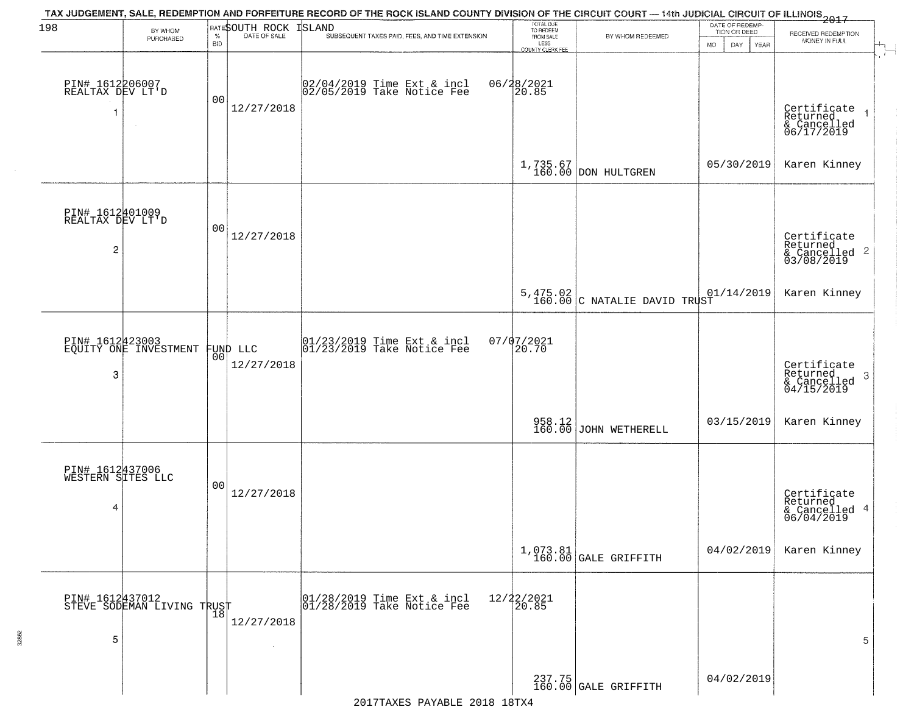# TAX JUDGEMENT, SALE, REDEMPTION AND FORFEITURE RECORD OF THE ROCK ISLAND COUNTY DIVISION OF THE CIRCUIT COURT — 14th JUDICIAL CIRCUIT OF ILLINOIS 2017

198 — SOUTH ROCK ISLAND

| | BY WHOM PURCHASED | RATE % BID | DATE OF SALE | SUBSEQUENT TAXES PAID, FEES, AND TIME EXTENSION | TOTAL DUE TO REDEEM FROM SALE LESS COUNTY CLERK FEE | BY WHOM REDEEMED | DATE OF REDEMPTION OR DEED MO DAY YEAR | RECEIVED REDEMPTION MONEY IN FULL |
|---|---|---|---|---|---|---|---|---|
| 1 | PIN# 1612206007 REALTAX DEV LT'D | 00 | 12/27/2018 | 02/04/2019 Time Ext & incl 02/05/2019 Take Notice Fee | 06/28/2021 20.85 1,735.67 160.00 | DON HULTGREN | 05/30/2019 | Certificate Returned & Cancelled 06/17/2019 Karen Kinney |
| 2 | PIN# 1612401009 REALTAX DEV LT'D | 00 | 12/27/2018 | | 5,475.02 160.00 | C NATALIE DAVID TRUST | 01/14/2019 | Certificate Returned & Cancelled 03/08/2019 Karen Kinney |
| 3 | PIN# 1612423003 EQUITY ONE INVESTMENT FUND LLC | 00 | 12/27/2018 | 01/23/2019 Time Ext & incl 01/23/2019 Take Notice Fee | 07/07/2021 20.70 958.12 160.00 | JOHN WETHERELL | 03/15/2019 | Certificate Returned & Cancelled 04/15/2019 Karen Kinney |
| 4 | PIN# 1612437006 WESTERN SITES LLC | 00 | 12/27/2018 | | 1,073.81 160.00 | GALE GRIFFITH | 04/02/2019 | Certificate Returned & Cancelled 06/04/2019 Karen Kinney |
| 5 | PIN# 1612437012 STEVE SODEMAN LIVING TRUST | 18 | 12/27/2018 | 01/28/2019 Time Ext & incl 01/28/2019 Take Notice Fee | 12/22/2021 20.85 237.75 160.00 | GALE GRIFFITH | 04/02/2019 | |

2017TAXES PAYABLE 2018 18TX4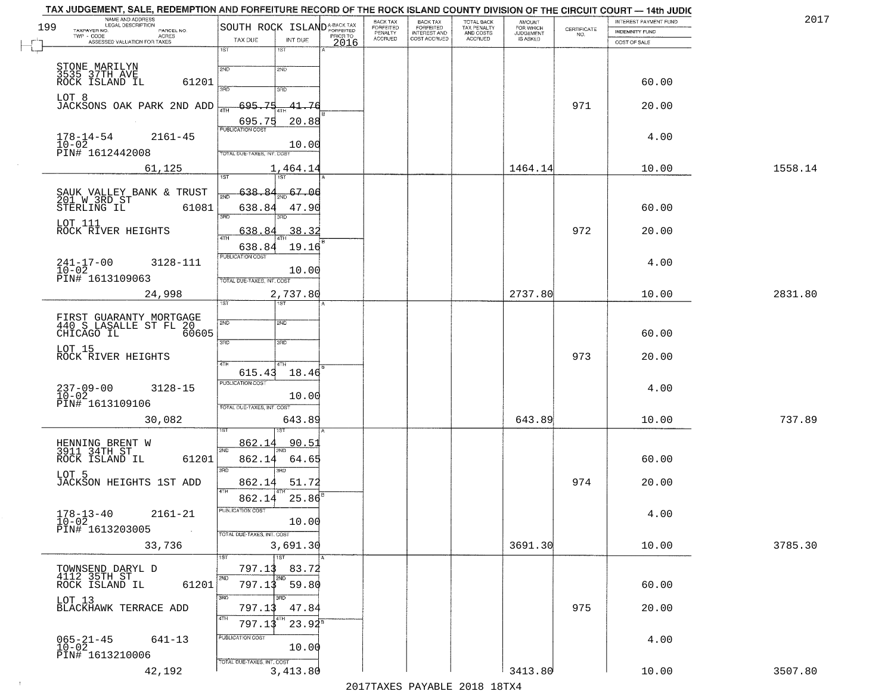TAX JUDGEMENT, SALE, REDEMPTION AND FORFEITURE RECORD OF THE ROCK ISLAND COUNTY DIVISION OF THE CIRCUIT COURT — 14th JUDIC

2017

| NAME AND ADDRESS / LEGAL DESCRIPTION / TAXPAYER NO. / PARCEL NO. / TWP - CODE / ACRES / ASSESSED VALUATION FOR TAXES | SOUTH ROCK ISLAND TAX DUE | INT DUE | A-BACK TAX FORFEITED PRIOR TO 2016 | BACK TAX FORFEITED PENALTY ACCRUED | BACK TAX FORFEITED INTEREST AND COST ACCRUED | TOTAL BACK TAX PENALTY AND COSTS ACCRUED | AMOUNT FOR WHICH JUDGEMENT IS ASKED | CERTIFICATE NO. | INTEREST PAYMENT FUND / INDEMNITY FUND / COST OF SALE | |
|---|---|---|---|---|---|---|---|---|---|---|
| STONE MARILYN<br>3535 37TH AVE<br>ROCK ISLAND IL 61201<br>LOT 8<br>JACKSONS OAK PARK 2ND ADD<br>178-14-54 2161-45<br>10-02<br>PIN# 1612442008<br>61,125 | 1ST<br>2ND<br>3RD<br>4TH 695.75<br>695.75<br>PUBLICATION COST<br>TOTAL DUE-TAXES, INT. COST | 41.76<br>20.88<br>10.00<br>1,464.14 | | | | | 1464.14 | 971 | 60.00<br>20.00<br>4.00<br>10.00 | 1558.14 |
| SAUK VALLEY BANK & TRUST<br>201 W 3RD ST<br>STERLING IL 61081<br>LOT 111<br>ROCK RIVER HEIGHTS<br>241-17-00 3128-111<br>10-02<br>PIN# 1613109063<br>24,998 | 1ST 638.84<br>2ND 638.84<br>3RD 638.84<br>4TH 638.84<br>PUBLICATION COST<br>TOTAL DUE-TAXES, INT. COST | 67.06<br>47.90<br>38.32<br>19.16<br>10.00<br>2,737.80 | | | | | 2737.80 | 972 | 60.00<br>20.00<br>4.00<br>10.00 | 2831.80 |
| FIRST GUARANTY MORTGAGE<br>440 S LASALLE ST FL 20<br>CHICAGO IL 60605<br>LOT 15<br>ROCK RIVER HEIGHTS<br>237-09-00 3128-15<br>10-02<br>PIN# 1613109106<br>30,082 | 1ST<br>2ND<br>3RD<br>4TH 615.43<br>PUBLICATION COST<br>TOTAL DUE-TAXES, INT. COST | 18.46<br>10.00<br>643.89 | | | | | 643.89 | 973 | 60.00<br>20.00<br>4.00<br>10.00 | 737.89 |
| HENNING BRENT W<br>3911 34TH ST<br>ROCK ISLAND IL 61201<br>LOT 5<br>JACKSON HEIGHTS 1ST ADD<br>178-13-40 2161-21<br>10-02<br>PIN# 1613203005<br>33,736 | 1ST 862.14<br>2ND 862.14<br>3RD 862.14<br>4TH 862.14<br>PUBLICATION COST<br>TOTAL DUE-TAXES, INT. COST | 90.51<br>64.65<br>51.72<br>25.86<br>10.00<br>3,691.30 | | | | | 3691.30 | 974 | 60.00<br>20.00<br>4.00<br>10.00 | 3785.30 |
| TOWNSEND DARYL D<br>4112 35TH ST<br>ROCK ISLAND IL 61201<br>LOT 13<br>BLACKHAWK TERRACE ADD<br>065-21-45 641-13<br>10-02<br>PIN# 1613210006<br>42,192 | 1ST 797.13<br>2ND 797.13<br>3RD 797.13<br>4TH 797.13<br>PUBLICATION COST<br>TOTAL DUE-TAXES, INT. COST | 83.72<br>59.80<br>47.84<br>23.92<br>10.00<br>3,413.80 | | | | | 3413.80 | 975 | 60.00<br>20.00<br>4.00<br>10.00 | 3507.80 |

2017TAXES PAYABLE 2018 18TX4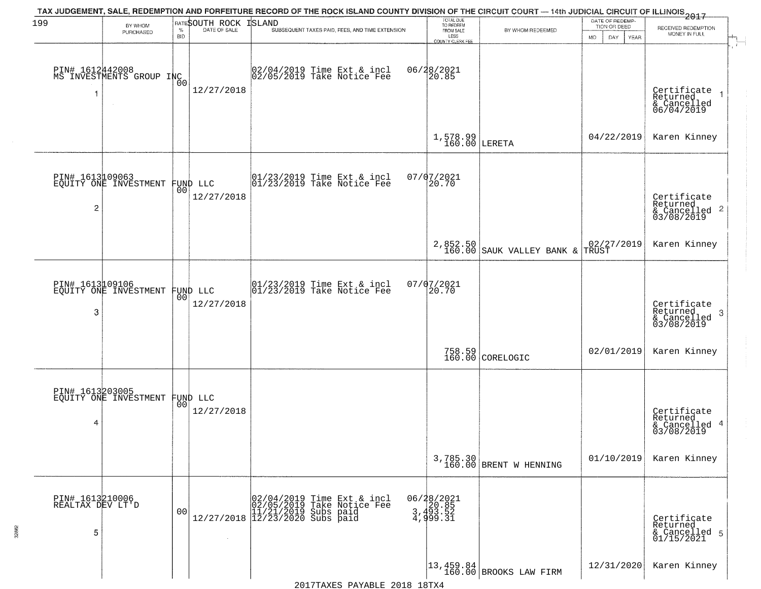# TAX JUDGEMENT, SALE, REDEMPTION AND FORFEITURE RECORD OF THE ROCK ISLAND COUNTY DIVISION OF THE CIRCUIT COURT — 14th JUDICIAL CIRCUIT OF ILLINOIS 2017

199 SOUTH ROCK ISLAND

| | BY WHOM PURCHASED | RATE % BID | DATE OF SALE | SUBSEQUENT TAXES PAID, FEES, AND TIME EXTENSION | TOTAL DUE TO REDEEM FROM SALE LESS COUNTY CLERK FEE | BY WHOM REDEEMED | DATE OF REDEMPTION OR DEED | RECEIVED REDEMPTION MONEY IN FULL |
|---|---|---|---|---|---|---|---|---|
| 1 | PIN# 1612442008 MS INVESTMENTS GROUP INC | 00 | 12/27/2018 | 02/04/2019 Time Ext & incl 02/05/2019 Take Notice Fee | 06/28/2021 20.85 1,578.99 160.00 | LERETA | 04/22/2019 | Certificate Returned & Cancelled 06/04/2019 Karen Kinney |
| 2 | PIN# 1613109063 EQUITY ONE INVESTMENT FUND LLC | 00 | 12/27/2018 | 01/23/2019 Time Ext & incl 01/23/2019 Take Notice Fee | 07/07/2021 20.70 2,852.50 160.00 | SAUK VALLEY BANK & TRUST | 02/27/2019 | Certificate Returned & Cancelled 03/08/2019 Karen Kinney |
| 3 | PIN# 1613109106 EQUITY ONE INVESTMENT FUND LLC | 00 | 12/27/2018 | 01/23/2019 Time Ext & incl 01/23/2019 Take Notice Fee | 07/07/2021 20.70 758.59 160.00 | CORELOGIC | 02/01/2019 | Certificate Returned & Cancelled 03/08/2019 Karen Kinney |
| 4 | PIN# 1613203005 EQUITY ONE INVESTMENT FUND LLC | 00 | 12/27/2018 | | 3,785.30 160.00 | BRENT W HENNING | 01/10/2019 | Certificate Returned & Cancelled 03/08/2019 Karen Kinney |
| 5 | PIN# 1613210006 REALTAX DEV LT'D | 00 | 12/27/2018 | 02/04/2019 Time Ext & incl 02/05/2019 Take Notice Fee 11/21/2019 Subs paid 12/23/2020 Subs paid | 06/28/2021 20.85 3,493.52 4,999.31 13,459.84 160.00 | BROOKS LAW FIRM | 12/31/2020 | Certificate Returned & Cancelled 01/15/2021 Karen Kinney |

2017TAXES PAYABLE 2018 18TX4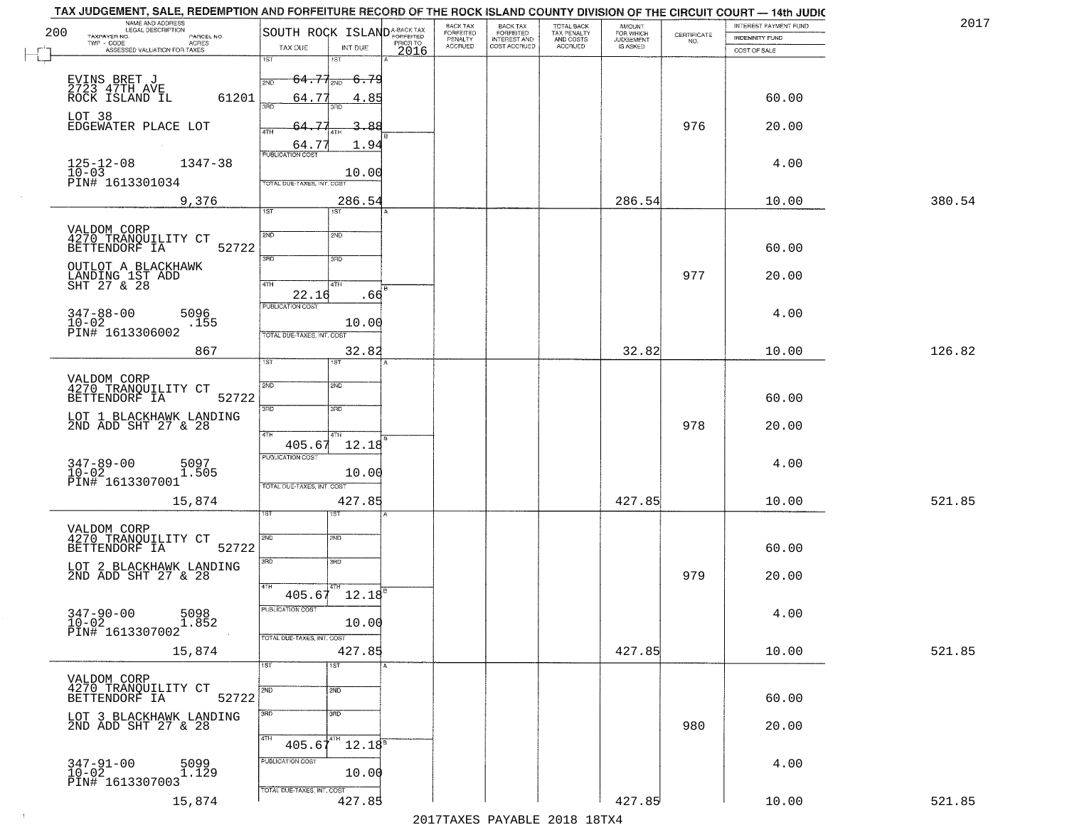TAX JUDGEMENT, SALE, REDEMPTION AND FORFEITURE RECORD OF THE ROCK ISLAND COUNTY DIVISION OF THE CIRCUIT COURT — 14th JUDIC

2017

200

| NAME AND ADDRESS / LEGAL DESCRIPTION / TAXPAYER NO. / PARCEL NO. / TWP - CODE / ACRES / ASSESSED VALUATION FOR TAXES | SOUTH ROCK ISLAND TAX DUE | INT DUE | A-BACK TAX FORFEITED PRIOR TO 2016 | BACK TAX FORFEITED PENALTY ACCRUED | BACK TAX FORFEITED INTEREST AND COST ACCRUED | TOTAL BACK TAX PENALTY AND COSTS ACCRUED | AMOUNT FOR WHICH JUDGEMENT IS ASKED | CERTIFICATE NO. | INTEREST PAYMENT FUND / INDEMNITY FUND / COST OF SALE | |
|---|---|---|---|---|---|---|---|---|---|---|
| EVINS BRET J, 2723 47TH AVE, ROCK ISLAND IL 61201; LOT 38 EDGEWATER PLACE LOT; 125-12-08 1347-38; 10-03; PIN# 1613301034; 9,376 | 1ST 64.77; 2ND 64.77; 3RD 64.77; 4TH 64.77; PUBLICATION COST; TOTAL DUE-TAXES, INT. COST | 6.79; 4.85; 3.88; 1.94; 10.00; 286.54 | | | | | 286.54 | 976 | 60.00; 20.00; 4.00; 10.00 | 380.54 |
| VALDOM CORP, 4270 TRANQUILITY CT, BETTENDORF IA 52722; OUTLOT A BLACKHAWK LANDING 1ST ADD SHT 27 & 28; 347-88-00 5096; 10-02 .155; PIN# 1613306002; 867 | 4TH 22.16; PUBLICATION COST; TOTAL DUE-TAXES, INT. COST | .66; 10.00; 32.82 | | | | | 32.82 | 977 | 60.00; 20.00; 4.00; 10.00 | 126.82 |
| VALDOM CORP, 4270 TRANQUILITY CT, BETTENDORF IA 52722; LOT 1 BLACKHAWK LANDING 2ND ADD SHT 27 & 28; 347-89-00 5097; 10-02 1.505; PIN# 1613307001; 15,874 | 4TH 405.67; PUBLICATION COST; TOTAL DUE-TAXES, INT. COST | 12.18; 10.00; 427.85 | | | | | 427.85 | 978 | 60.00; 20.00; 4.00; 10.00 | 521.85 |
| VALDOM CORP, 4270 TRANQUILITY CT, BETTENDORF IA 52722; LOT 2 BLACKHAWK LANDING 2ND ADD SHT 27 & 28; 347-90-00 5098; 10-02 1.852; PIN# 1613307002; 15,874 | 4TH 405.67; PUBLICATION COST; TOTAL DUE-TAXES, INT. COST | 12.18; 10.00; 427.85 | | | | | 427.85 | 979 | 60.00; 20.00; 4.00; 10.00 | 521.85 |
| VALDOM CORP, 4270 TRANQUILITY CT, BETTENDORF IA 52722; LOT 3 BLACKHAWK LANDING 2ND ADD SHT 27 & 28; 347-91-00 5099; 10-02 1.129; PIN# 1613307003; 15,874 | 4TH 405.67; PUBLICATION COST; TOTAL DUE-TAXES, INT. COST | 12.18; 10.00; 427.85 | | | | | 427.85 | 980 | 60.00; 20.00; 4.00; 10.00 | 521.85 |

2017TAXES PAYABLE 2018 18TX4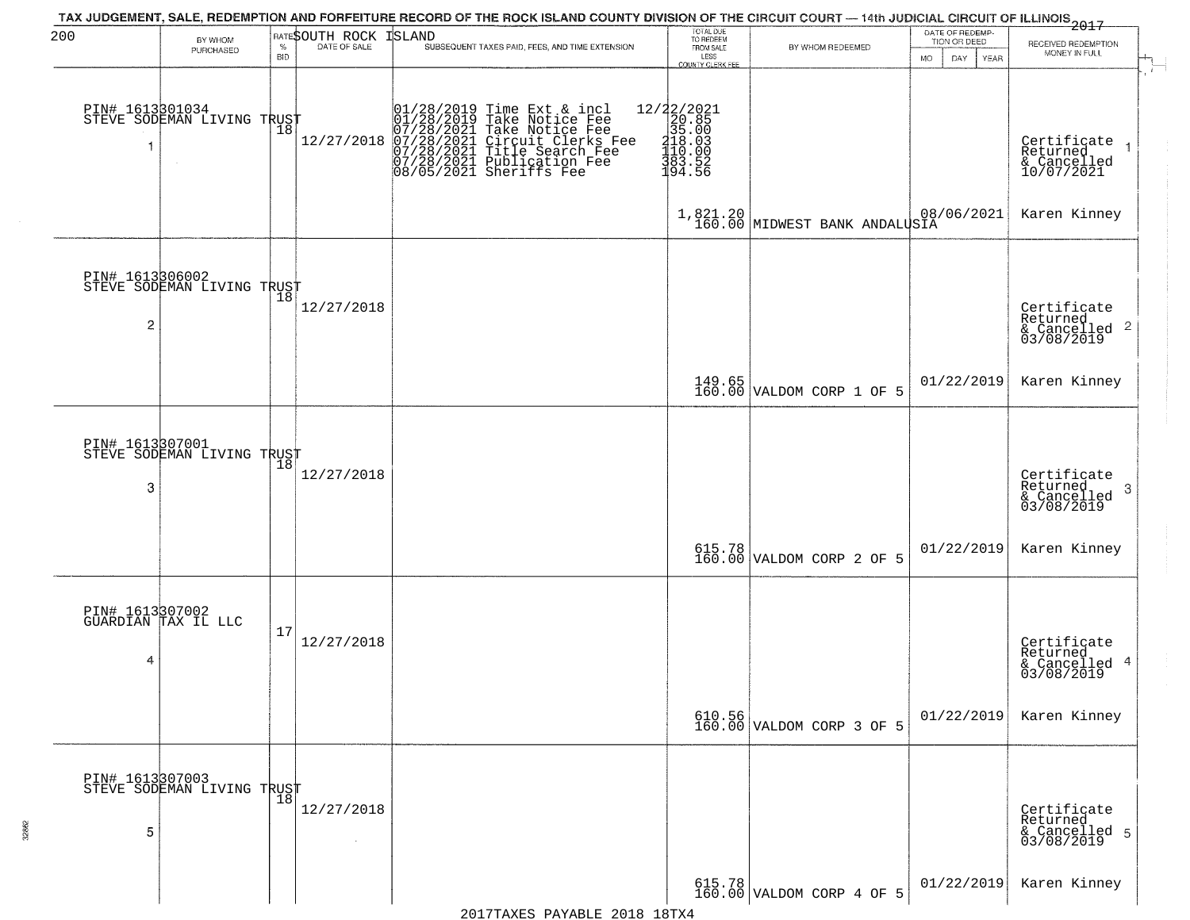TAX JUDGEMENT, SALE, REDEMPTION AND FORFEITURE RECORD OF THE ROCK ISLAND COUNTY DIVISION OF THE CIRCUIT COURT — 14th JUDICIAL CIRCUIT OF ILLINOIS 2017

200 SOUTH ROCK ISLAND

| | BY WHOM PURCHASED | RATE % BID | DATE OF SALE | SUBSEQUENT TAXES PAID, FEES, AND TIME EXTENSION | TOTAL DUE TO REDEEM FROM SALE LESS COUNTY CLERK FEE | BY WHOM REDEEMED | DATE OF REDEMPTION OR DEED MO DAY YEAR | RECEIVED REDEMPTION MONEY IN FULL |
|---|---|---|---|---|---|---|---|---|
| 1 | PIN# 1613301034 STEVE SODEMAN LIVING TRUST | 18 | 12/27/2018 | 01/28/2019 Time Ext & incl 12/22/2021<br>01/28/2019 Take Notice Fee 20.85<br>07/28/2021 Take Notice Fee 35.00<br>07/28/2021 Circuit Clerks Fee 218.03<br>07/28/2021 Title Search Fee 110.00<br>07/28/2021 Publication Fee 383.52<br>08/05/2021 Sheriffs Fee 194.56 | 1,821.20<br>160.00 | MIDWEST BANK ANDALUSIA | 08/06/2021 | Certificate Returned & Cancelled 10/07/2021<br>Karen Kinney |
| 2 | PIN# 1613306002 STEVE SODEMAN LIVING TRUST | 18 | 12/27/2018 | | 149.65<br>160.00 | VALDOM CORP 1 OF 5 | 01/22/2019 | Certificate Returned & Cancelled 03/08/2019<br>Karen Kinney |
| 3 | PIN# 1613307001 STEVE SODEMAN LIVING TRUST | 18 | 12/27/2018 | | 615.78<br>160.00 | VALDOM CORP 2 OF 5 | 01/22/2019 | Certificate Returned & Cancelled 03/08/2019<br>Karen Kinney |
| 4 | PIN# 1613307002 GUARDIAN TAX IL LLC | 17 | 12/27/2018 | | 610.56<br>160.00 | VALDOM CORP 3 OF 5 | 01/22/2019 | Certificate Returned & Cancelled 03/08/2019<br>Karen Kinney |
| 5 | PIN# 1613307003 STEVE SODEMAN LIVING TRUST | 18 | 12/27/2018 | | 615.78<br>160.00 | VALDOM CORP 4 OF 5 | 01/22/2019 | Certificate Returned & Cancelled 03/08/2019<br>Karen Kinney |

2017TAXES PAYABLE 2018 18TX4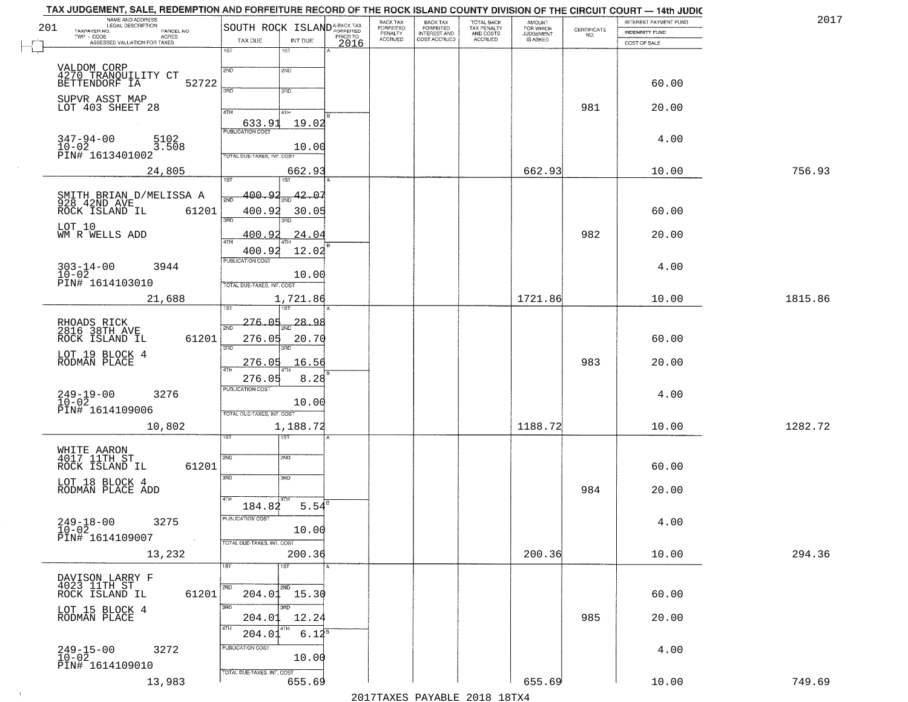TAX JUDGEMENT, SALE, REDEMPTION AND FORFEITURE RECORD OF THE ROCK ISLAND COUNTY DIVISION OF THE CIRCUIT COURT — 14th JUDIC

2017

201

| NAME AND ADDRESS / LEGAL DESCRIPTION / TAXPAYER NO. / PARCEL NO. / TWP - CODE / ACRES / ASSESSED VALUATION FOR TAXES | SOUTH ROCK ISLAND TAX DUE | INT DUE | A-BACK TAX FORFEITED PRIOR TO 2016 | BACK TAX FORFEITED PENALTY ACCRUED | BACK TAX FORFEITED INTEREST AND COST ACCRUED | TOTAL BACK TAX PENALTY AND COSTS ACCRUED | AMOUNT FOR WHICH JUDGEMENT IS ASKED | CERTIFICATE NO. | INTEREST PAYMENT FUND / INDEMNITY FUND / COST OF SALE | |
|---|---|---|---|---|---|---|---|---|---|---|
| VALDOM CORP<br>4270 TRANQUILITY CT<br>BETTENDORF IA 52722<br>SUPVR ASST MAP<br>LOT 403 SHEET 28<br>347-94-00 5102<br>10-02 3.508<br>PIN# 1613401002<br>24,805 | 1ST<br>2ND<br>3RD<br>4TH 633.91<br>PUBLICATION COST<br>TOTAL DUE-TAXES, INT. COST | 1ST<br>2ND<br>3RD<br>4TH 19.02<br>10.00<br>662.93 | | | | | 662.93 | 981 | 60.00<br>20.00<br>4.00<br>10.00 | 756.93 |
| SMITH BRIAN D/MELISSA A<br>928 42ND AVE<br>ROCK ISLAND IL 61201<br>LOT 10<br>WM R WELLS ADD<br>303-14-00 3944<br>10-02<br>PIN# 1614103010<br>21,688 | 1ST 400.92<br>2ND 400.92<br>3RD 400.92<br>4TH 400.92<br>PUBLICATION COST<br>TOTAL DUE-TAXES, INT. COST | 1ST 42.07<br>2ND 30.05<br>3RD 24.04<br>4TH 12.02<br>10.00<br>1,721.86 | | | | | 1721.86 | 982 | 60.00<br>20.00<br>4.00<br>10.00 | 1815.86 |
| RHOADS RICK<br>2816 38TH AVE<br>ROCK ISLAND IL 61201<br>LOT 19 BLOCK 4<br>RODMAN PLACE<br>249-19-00 3276<br>10-02<br>PIN# 1614109006<br>10,802 | 1ST 276.05<br>2ND 276.05<br>3RD 276.05<br>4TH 276.05<br>PUBLICATION COST<br>TOTAL DUE-TAXES, INT. COST | 1ST 28.98<br>2ND 20.70<br>3RD 16.56<br>4TH 8.28<br>10.00<br>1,188.72 | | | | | 1188.72 | 983 | 60.00<br>20.00<br>4.00<br>10.00 | 1282.72 |
| WHITE AARON<br>4017 11TH ST<br>ROCK ISLAND IL 61201<br>LOT 18 BLOCK 4<br>RODMAN PLACE ADD<br>249-18-00 3275<br>10-02<br>PIN# 1614109007<br>13,232 | 1ST<br>2ND<br>3RD<br>4TH 184.82<br>PUBLICATION COST<br>TOTAL DUE-TAXES, INT. COST | 1ST<br>2ND<br>3RD<br>4TH 5.54<br>10.00<br>200.36 | | | | | 200.36 | 984 | 60.00<br>20.00<br>4.00<br>10.00 | 294.36 |
| DAVISON LARRY F<br>4023 11TH ST<br>ROCK ISLAND IL 61201<br>LOT 15 BLOCK 4<br>RODMAN PLACE<br>249-15-00 3272<br>10-02<br>PIN# 1614109010<br>13,983 | 1ST<br>2ND 204.01<br>3RD 204.01<br>4TH 204.01<br>PUBLICATION COST<br>TOTAL DUE-TAXES, INT. COST | 1ST<br>2ND 15.30<br>3RD 12.24<br>4TH 6.12<br>10.00<br>655.69 | | | | | 655.69 | 985 | 60.00<br>20.00<br>4.00<br>10.00 | 749.69 |

2017TAXES PAYABLE 2018 18TX4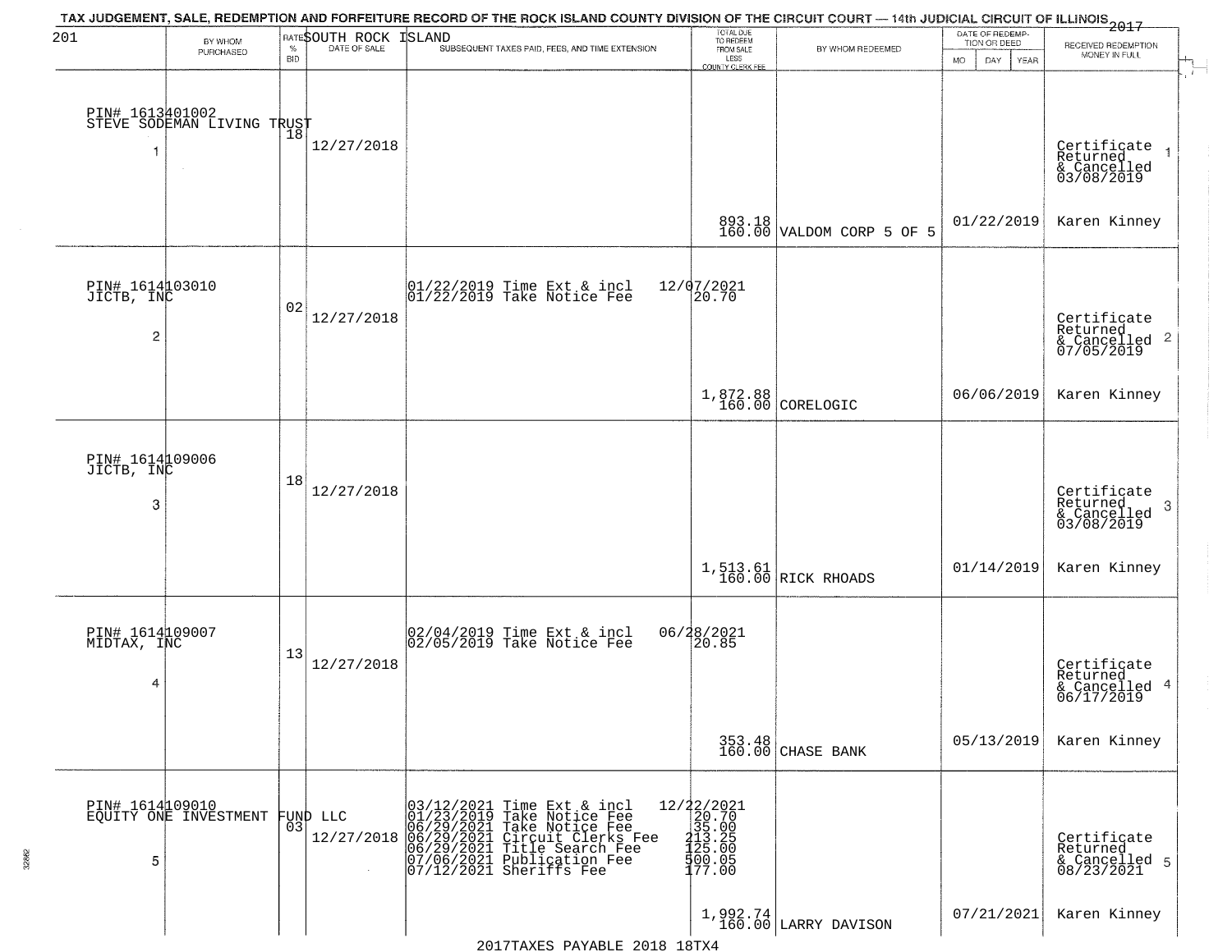TAX JUDGEMENT, SALE, REDEMPTION AND FORFEITURE RECORD OF THE ROCK ISLAND COUNTY DIVISION OF THE CIRCUIT COURT — 14th JUDICIAL CIRCUIT OF ILLINOIS 2017

201 — SOUTH ROCK ISLAND

| # | BY WHOM PURCHASED | RATE % BID | DATE OF SALE | SUBSEQUENT TAXES PAID, FEES, AND TIME EXTENSION | TOTAL DUE TO REDEEM FROM SALE LESS COUNTY CLERK FEE | BY WHOM REDEEMED | DATE OF REDEMPTION OR DEED | RECEIVED REDEMPTION MONEY IN FULL |
|---|---|---|---|---|---|---|---|---|
| 1 | PIN# 1613401002 STEVE SODEMAN LIVING TRUST | 18 | 12/27/2018 | | 893.18 160.00 | VALDOM CORP 5 OF 5 | 01/22/2019 | Certificate Returned & Cancelled 03/08/2019 Karen Kinney |
| 2 | PIN# 1614103010 JICTB, INC | 02 | 12/27/2018 | 01/22/2019 Time Ext & incl 12/07/2021<br>01/22/2019 Take Notice Fee 20.70 | 1,872.88 160.00 | CORELOGIC | 06/06/2019 | Certificate Returned & Cancelled 07/05/2019 Karen Kinney |
| 3 | PIN# 1614109006 JICTB, INC | 18 | 12/27/2018 | | 1,513.61 160.00 | RICK RHOADS | 01/14/2019 | Certificate Returned & Cancelled 03/08/2019 Karen Kinney |
| 4 | PIN# 1614109007 MIDTAX, INC | 13 | 12/27/2018 | 02/04/2019 Time Ext & incl 06/28/2021<br>02/05/2019 Take Notice Fee 20.85 | 353.48 160.00 | CHASE BANK | 05/13/2019 | Certificate Returned & Cancelled 06/17/2019 Karen Kinney |
| 5 | PIN# 1614109010 EQUITY ONE INVESTMENT FUND LLC | 03 | 12/27/2018 | 03/12/2021 Time Ext & incl 12/22/2021<br>01/23/2019 Take Notice Fee 20.70<br>06/29/2021 Take Notice Fee 35.00<br>06/29/2021 Circuit Clerks Fee 213.25<br>06/29/2021 Title Search Fee 125.00<br>07/06/2021 Publication Fee 500.05<br>07/12/2021 Sheriffs Fee 177.00 | 1,992.74 160.00 | LARRY DAVISON | 07/21/2021 | Certificate Returned & Cancelled 08/23/2021 Karen Kinney |

2017TAXES PAYABLE 2018 18TX4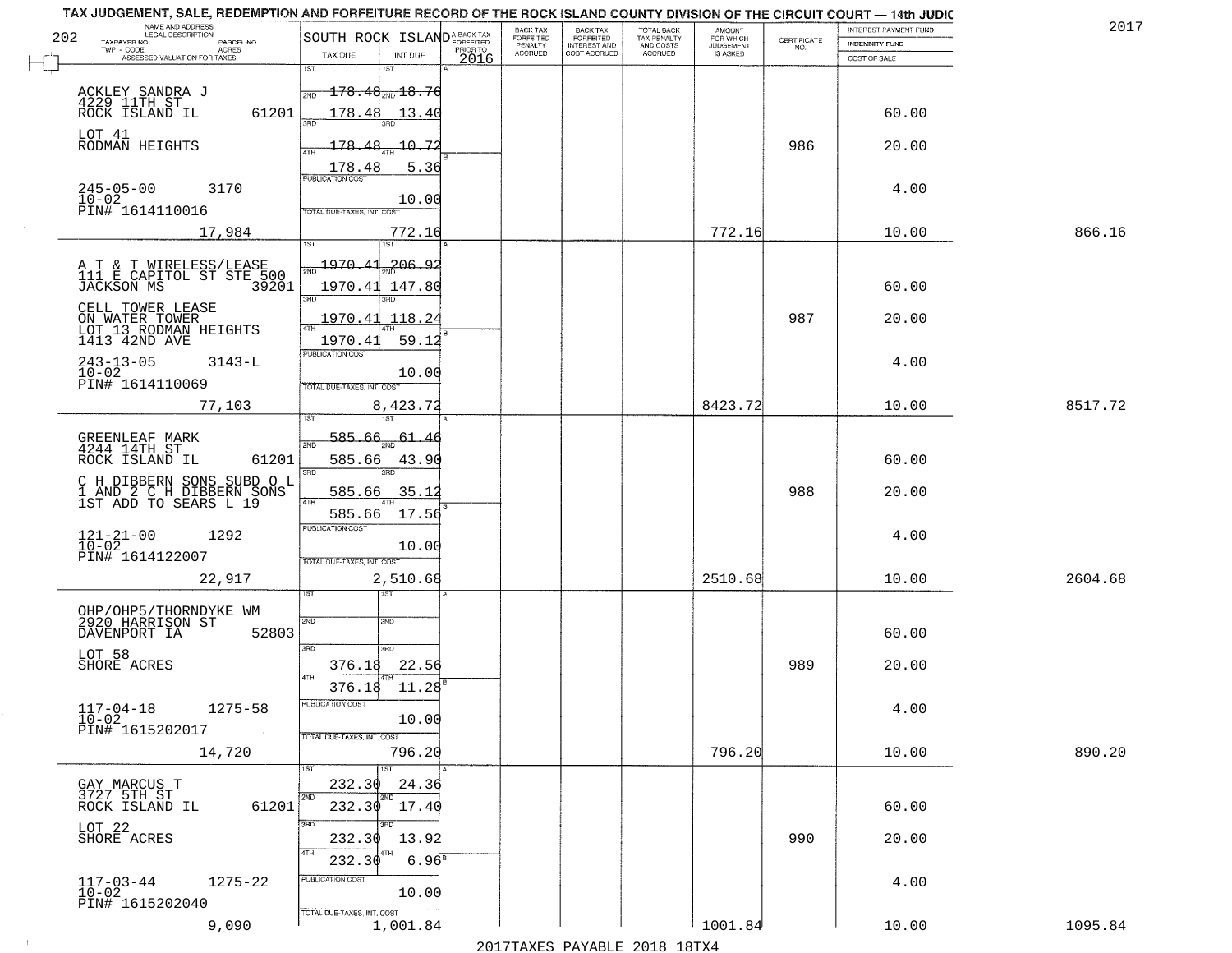TAX JUDGEMENT, SALE, REDEMPTION AND FORFEITURE RECORD OF THE ROCK ISLAND COUNTY DIVISION OF THE CIRCUIT COURT — 14th JUDIC

2017

| NAME AND ADDRESS / LEGAL DESCRIPTION / TAXPAYER NO. / PARCEL NO. / TWP - CODE / ACRES / ASSESSED VALUATION FOR TAXES | SOUTH ROCK ISLAND TAX DUE | INT DUE | A-BACK TAX FORFEITED PRIOR TO 2016 | BACK TAX FORFEITED PENALTY ACCRUED | BACK TAX FORFEITED INTEREST AND COST ACCRUED | TOTAL BACK TAX PENALTY AND COSTS ACCRUED | AMOUNT FOR WHICH JUDGEMENT IS ASKED | CERTIFICATE NO. | INTEREST PAYMENT FUND / INDEMNITY FUND / COST OF SALE | |
|---|---|---|---|---|---|---|---|---|---|---|
| ACKLEY SANDRA J 4229 11TH ST ROCK ISLAND IL 61201 LOT 41 RODMAN HEIGHTS 245-05-00 3170 10-02 PIN# 1614110016 | 1ST 178.48 2ND 178.48 3RD 178.48 4TH 178.48 | 18.76 13.40 10.72 5.36 | | | | | | 986 | 60.00 20.00 | |
| | PUBLICATION COST | 10.00 | | | | | | | 4.00 | |
| 17,984 | TOTAL DUE-TAXES, INT. COST | 772.16 | | | | | 772.16 | | 10.00 | 866.16 |
| A T & T WIRELESS/LEASE 111 E CAPITOL ST STE 500 JACKSON MS 39201 CELL TOWER LEASE ON WATER TOWER LOT 13 RODMAN HEIGHTS 1413 42ND AVE 243-13-05 3143-L 10-02 PIN# 1614110069 | 1ST 1970.41 2ND 1970.41 3RD 1970.41 4TH 1970.41 | 206.92 147.80 118.24 59.12 | | | | | | 987 | 60.00 20.00 | |
| | PUBLICATION COST | 10.00 | | | | | | | 4.00 | |
| 77,103 | TOTAL DUE-TAXES, INT. COST | 8,423.72 | | | | | 8423.72 | | 10.00 | 8517.72 |
| GREENLEAF MARK 4244 14TH ST ROCK ISLAND IL 61201 C H DIBBERN SONS SUBD O L 1 AND 2 C H DIBBERN SONS 1ST ADD TO SEARS L 19 121-21-00 1292 10-02 PIN# 1614122007 | 1ST 585.66 2ND 585.66 3RD 585.66 4TH 585.66 | 61.46 43.90 35.12 17.56 | | | | | | 988 | 60.00 20.00 | |
| | PUBLICATION COST | 10.00 | | | | | | | 4.00 | |
| 22,917 | TOTAL DUE-TAXES, INT. COST | 2,510.68 | | | | | 2510.68 | | 10.00 | 2604.68 |
| OHP/OHP5/THORNDYKE WM 2920 HARRISON ST DAVENPORT IA 52803 LOT 58 SHORE ACRES 117-04-18 1275-58 10-02 PIN# 1615202017 | 1ST 2ND 3RD 376.18 4TH 376.18 | 22.56 11.28 | | | | | | 989 | 60.00 20.00 | |
| | PUBLICATION COST | 10.00 | | | | | | | 4.00 | |
| 14,720 | TOTAL DUE-TAXES, INT. COST | 796.20 | | | | | 796.20 | | 10.00 | 890.20 |
| GAY MARCUS T 3727 5TH ST ROCK ISLAND IL 61201 LOT 22 SHORE ACRES 117-03-44 1275-22 10-02 PIN# 1615202040 | 1ST 232.30 2ND 232.30 3RD 232.30 4TH 232.30 | 24.36 17.40 13.92 6.96 | | | | | | 990 | 60.00 20.00 | |
| | PUBLICATION COST | 10.00 | | | | | | | 4.00 | |
| 9,090 | TOTAL DUE-TAXES, INT. COST | 1,001.84 | | | | | 1001.84 | | 10.00 | 1095.84 |

2017TAXES PAYABLE 2018 18TX4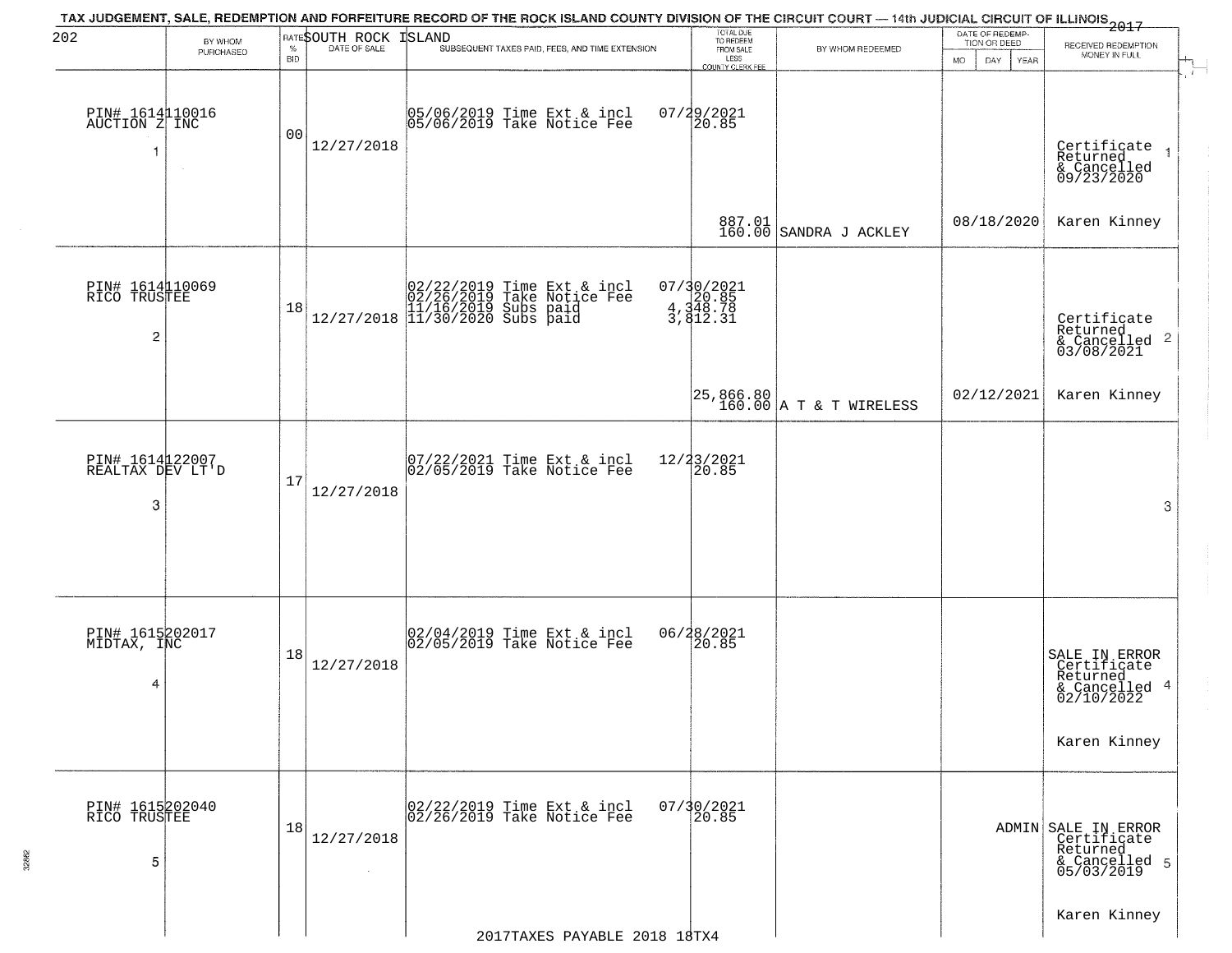TAX JUDGEMENT, SALE, REDEMPTION AND FORFEITURE RECORD OF THE ROCK ISLAND COUNTY DIVISION OF THE CIRCUIT COURT — 14th JUDICIAL CIRCUIT OF ILLINOIS 2017

202 SOUTH ROCK ISLAND

| BY WHOM PURCHASED | RATE % BID | DATE OF SALE | SUBSEQUENT TAXES PAID, FEES, AND TIME EXTENSION | TOTAL DUE TO REDEEM FROM SALE LESS COUNTY CLERK FEE | BY WHOM REDEEMED | DATE OF REDEMPTION OR DEED MO DAY YEAR | RECEIVED REDEMPTION MONEY IN FULL |
|---|---|---|---|---|---|---|---|
| PIN# 1614110016<br>AUCTION Z INC<br>1 | 00 | 12/27/2018 | 05/06/2019 Time Ext & incl<br>05/06/2019 Take Notice Fee | 07/29/2021<br>20.85<br><br>887.01<br>160.00 | SANDRA J ACKLEY | 08/18/2020 | Certificate Returned & Cancelled 09/23/2020 1<br>Karen Kinney |
| PIN# 1614110069<br>RICO TRUSTEE<br>2 | 18 | 12/27/2018 | 02/22/2019 Time Ext & incl<br>02/26/2019 Take Notice Fee<br>11/16/2019 Subs paid<br>11/30/2020 Subs paid | 07/30/2021<br>20.85<br>4,348.78<br>3,812.31<br><br>25,866.80<br>160.00 | A T & T WIRELESS | 02/12/2021 | Certificate Returned & Cancelled 03/08/2021 2<br>Karen Kinney |
| PIN# 1614122007<br>REALTAX DEV LT'D<br>3 | 17 | 12/27/2018 | 07/22/2021 Time Ext & incl<br>02/05/2019 Take Notice Fee | 12/23/2021<br>20.85 | | | 3 |
| PIN# 1615202017<br>MIDTAX, INC<br>4 | 18 | 12/27/2018 | 02/04/2019 Time Ext & incl<br>02/05/2019 Take Notice Fee | 06/28/2021<br>20.85 | | | SALE IN ERROR Certificate Returned & Cancelled 02/10/2022 4<br>Karen Kinney |
| PIN# 1615202040<br>RICO TRUSTEE<br>5 | 18 | 12/27/2018 | 02/22/2019 Time Ext & incl<br>02/26/2019 Take Notice Fee | 07/30/2021<br>20.85 | | ADMIN | SALE IN ERROR Certificate Returned & Cancelled 05/03/2019 5<br>Karen Kinney |

2017TAXES PAYABLE 2018 18TX4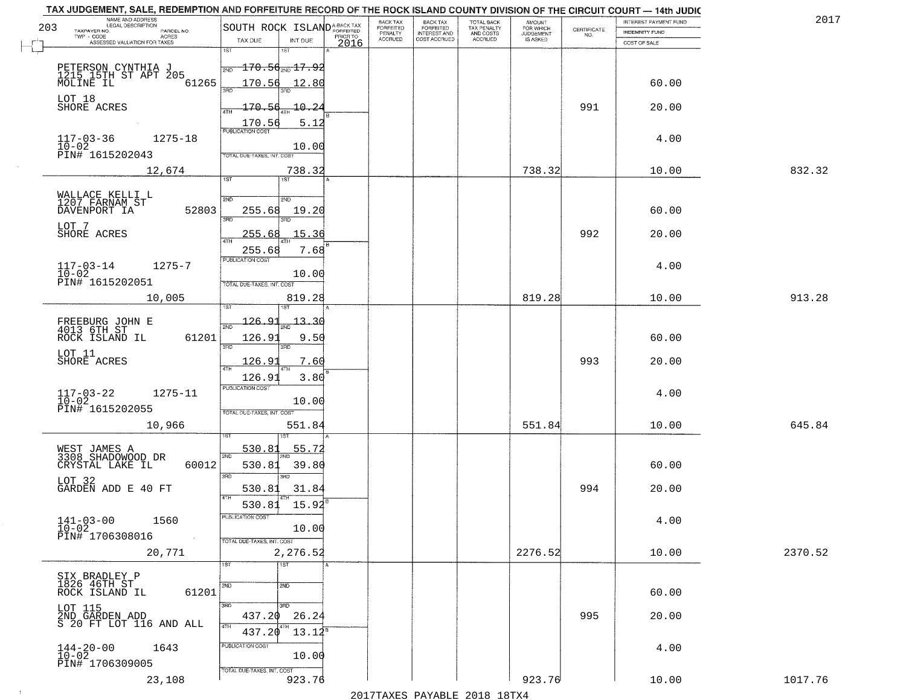# TAX JUDGEMENT, SALE, REDEMPTION AND FORFEITURE RECORD OF THE ROCK ISLAND COUNTY DIVISION OF THE CIRCUIT COURT — 14th JUDIC

2017

| NAME AND ADDRESS / LEGAL DESCRIPTION / TAXPAYER NO. / PARCEL NO. / TWP - CODE / ACRES / ASSESSED VALUATION FOR TAXES | SOUTH ROCK ISLAND TAX DUE | INT DUE | A-BACK TAX FORFEITED PRIOR TO 2016 | BACK TAX FORFEITED PENALTY ACCRUED | BACK TAX FORFEITED INTEREST AND COST ACCRUED | TOTAL BACK TAX PENALTY AND COSTS ACCRUED | AMOUNT FOR WHICH JUDGEMENT IS ASKED | CERTIFICATE NO. | INTEREST PAYMENT FUND / INDEMNITY FUND / COST OF SALE | |
|---|---|---|---|---|---|---|---|---|---|---|
| 203 | | | | | | | | | | |
| PETERSON CYNTHIA J, 1215 15TH ST APT 205, MOLINE IL 61265 | 1ST | 1ST | | | | | | | | |
| | 2ND 170.56 | 2ND 17.92 | | | | | | | 60.00 | |
| LOT 18, SHORE ACRES | 3RD 170.56 | 3RD 12.80 | | | | | | 991 | 20.00 | |
| | 4TH 170.56 | 4TH 10.24 | | | | | | | | |
| | 170.56 | 5.12 | | | | | | | | |
| 117-03-36 1275-18, 10-02, PIN# 1615202043 | PUBLICATION COST | 10.00 | | | | | | | 4.00 | |
| 12,674 | TOTAL DUE-TAXES, INT. COST | 738.32 | | | | | 738.32 | | 10.00 | 832.32 |
| WALLACE KELLI L, 1207 FARNAM ST, DAVENPORT IA 52803 | 1ST | 1ST | | | | | | | | |
| | 2ND 255.68 | 2ND 19.20 | | | | | | | 60.00 | |
| LOT 7, SHORE ACRES | 3RD 255.68 | 3RD 15.36 | | | | | | 992 | 20.00 | |
| | 4TH 255.68 | 4TH 7.68 | | | | | | | | |
| 117-03-14 1275-7, 10-02, PIN# 1615202051 | PUBLICATION COST | 10.00 | | | | | | | 4.00 | |
| 10,005 | TOTAL DUE-TAXES, INT. COST | 819.28 | | | | | 819.28 | | 10.00 | 913.28 |
| FREEBURG JOHN E, 4013 6TH ST, ROCK ISLAND IL 61201 | 1ST 126.91 | 1ST 13.30 | | | | | | | | |
| | 2ND 126.91 | 2ND 9.50 | | | | | | | 60.00 | |
| LOT 11, SHORE ACRES | 3RD 126.91 | 3RD 7.60 | | | | | | 993 | 20.00 | |
| | 4TH 126.91 | 4TH 3.80 | | | | | | | | |
| 117-03-22 1275-11, 10-02, PIN# 1615202055 | PUBLICATION COST | 10.00 | | | | | | | 4.00 | |
| 10,966 | TOTAL DUE-TAXES, INT. COST | 551.84 | | | | | 551.84 | | 10.00 | 645.84 |
| WEST JAMES A, 3308 SHADOWOOD DR, CRYSTAL LAKE IL 60012 | 1ST 530.81 | 1ST 55.72 | | | | | | | | |
| | 2ND 530.81 | 2ND 39.80 | | | | | | | 60.00 | |
| LOT 32, GARDEN ADD E 40 FT | 3RD 530.81 | 3RD 31.84 | | | | | | 994 | 20.00 | |
| | 4TH 530.81 | 4TH 15.92 | | | | | | | | |
| 141-03-00 1560, 10-02, PIN# 1706308016 | PUBLICATION COST | 10.00 | | | | | | | 4.00 | |
| 20,771 | TOTAL DUE-TAXES, INT. COST | 2,276.52 | | | | | 2276.52 | | 10.00 | 2370.52 |
| SIX BRADLEY P, 1826 46TH ST, ROCK ISLAND IL 61201 | 1ST | 1ST | | | | | | | | |
| | 2ND | 2ND | | | | | | | 60.00 | |
| LOT 115, 2ND GARDEN ADD, S 20 FT LOT 116 AND ALL | 3RD 437.20 | 3RD 26.24 | | | | | | 995 | 20.00 | |
| | 4TH 437.20 | 4TH 13.12 | | | | | | | | |
| 144-20-00 1643, 10-02, PIN# 1706309005 | PUBLICATION COST | 10.00 | | | | | | | 4.00 | |
| 23,108 | TOTAL DUE-TAXES, INT. COST | 923.76 | | | | | 923.76 | | 10.00 | 1017.76 |

2017TAXES PAYABLE 2018 18TX4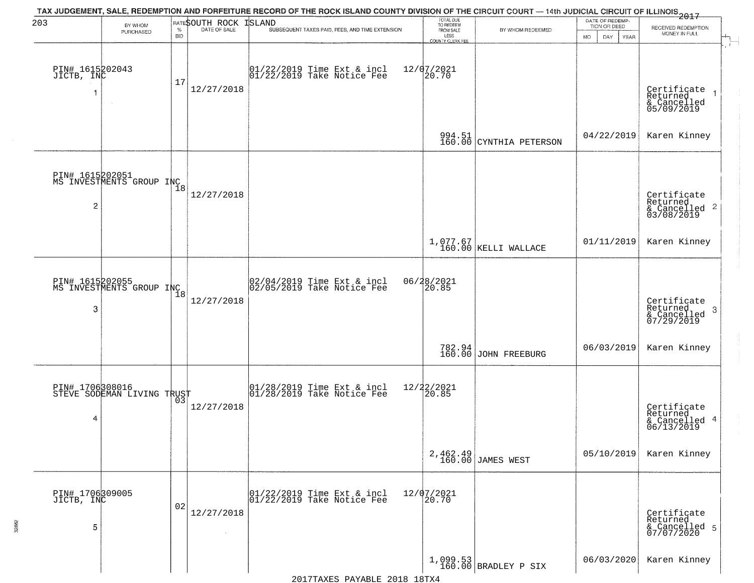TAX JUDGEMENT, SALE, REDEMPTION AND FORFEITURE RECORD OF THE ROCK ISLAND COUNTY DIVISION OF THE CIRCUIT COURT — 14th JUDICIAL CIRCUIT OF ILLINOIS 2017

203 SOUTH ROCK ISLAND

| | BY WHOM PURCHASED | RATE % BID | DATE OF SALE | SUBSEQUENT TAXES PAID, FEES, AND TIME EXTENSION | TOTAL DUE TO REDEEM FROM SALE LESS COUNTY CLERK FEE | BY WHOM REDEEMED | DATE OF REDEMPTION OR DEED MO DAY YEAR | RECEIVED REDEMPTION MONEY IN FULL |
|---|---|---|---|---|---|---|---|---|
| 1 | PIN# 1615202043 JICTB, INC | 17 | 12/27/2018 | 01/22/2019 Time Ext & incl 12/07/2021 01/22/2019 Take Notice Fee 20.70 | 994.51 160.00 | CYNTHIA PETERSON | 04/22/2019 | Certificate Returned & Cancelled 05/09/2019 Karen Kinney |
| 2 | PIN# 1615202051 MS INVESTMENTS GROUP INC | 18 | 12/27/2018 | | 1,077.67 160.00 | KELLI WALLACE | 01/11/2019 | Certificate Returned & Cancelled 03/08/2019 Karen Kinney |
| 3 | PIN# 1615202055 MS INVESTMENTS GROUP INC | 18 | 12/27/2018 | 02/04/2019 Time Ext & incl 06/28/2021 02/05/2019 Take Notice Fee 20.85 | 782.94 160.00 | JOHN FREEBURG | 06/03/2019 | Certificate Returned & Cancelled 07/29/2019 Karen Kinney |
| 4 | PIN# 1706308016 STEVE SODEMAN LIVING TRUST | 03 | 12/27/2018 | 01/28/2019 Time Ext & incl 12/22/2021 01/28/2019 Take Notice Fee 20.85 | 2,462.49 160.00 | JAMES WEST | 05/10/2019 | Certificate Returned & Cancelled 06/13/2019 Karen Kinney |
| 5 | PIN# 1706309005 JICTB, INC | 02 | 12/27/2018 | 01/22/2019 Time Ext & incl 12/07/2021 01/22/2019 Take Notice Fee 20.70 | 1,099.53 160.00 | BRADLEY P SIX | 06/03/2020 | Certificate Returned & Cancelled 07/07/2020 Karen Kinney |

2017TAXES PAYABLE 2018 18TX4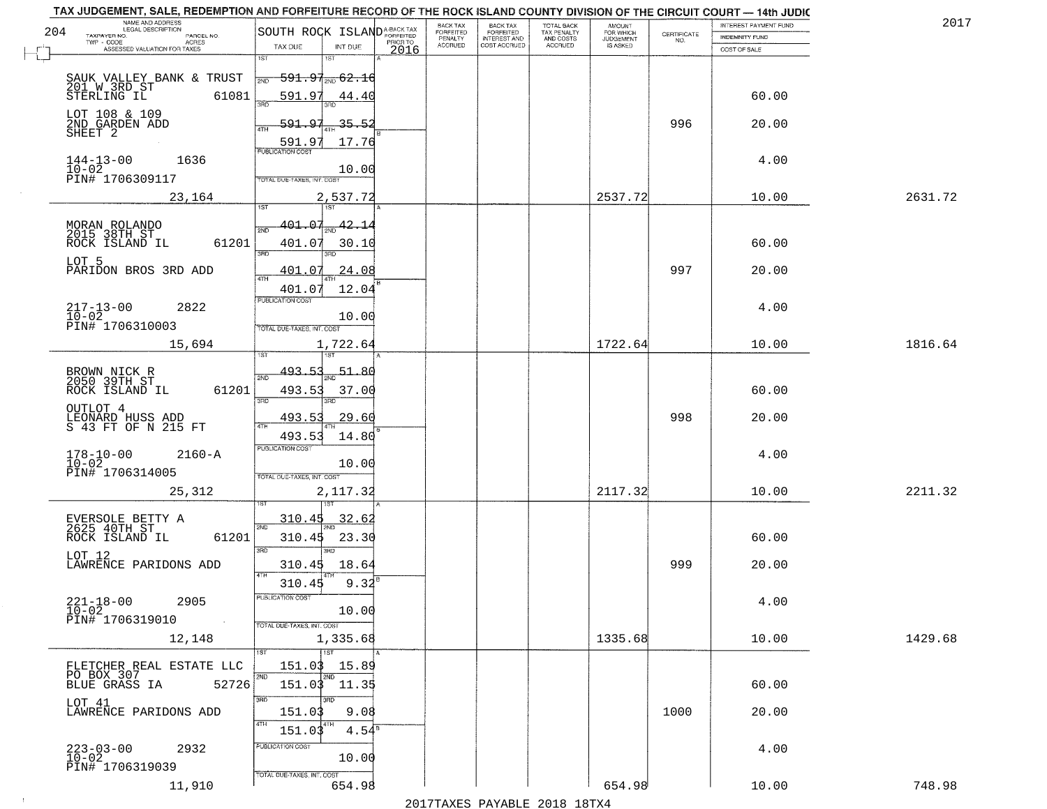# TAX JUDGEMENT, SALE, REDEMPTION AND FORFEITURE RECORD OF THE ROCK ISLAND COUNTY DIVISION OF THE CIRCUIT COURT — 14th JUDIC

2017

| NAME AND ADDRESS / LEGAL DESCRIPTION / TAXPAYER NO. / PARCEL NO. / TWP - CODE / ACRES / ASSESSED VALUATION FOR TAXES | SOUTH ROCK ISLAND TAX DUE | INT DUE | A-BACK TAX FORFEITED PRIOR TO 2016 | BACK TAX FORFEITED PENALTY ACCRUED | BACK TAX FORFEITED INTEREST AND COST ACCRUED | TOTAL BACK TAX PENALTY AND COSTS ACCRUED | AMOUNT FOR WHICH JUDGEMENT IS ASKED | CERTIFICATE NO. | INTEREST PAYMENT FUND / INDEMNITY FUND / COST OF SALE | |
|---|---|---|---|---|---|---|---|---|---|---|
| SAUK VALLEY BANK & TRUST<br>201 W 3RD ST<br>STERLING IL 61081<br>LOT 108 & 109<br>2ND GARDEN ADD<br>SHEET 2<br>144-13-00 1636<br>10-02<br>PIN# 1706309117 | 1ST 591.97<br>2ND 591.97<br>3RD 591.97<br>4TH 591.97<br>PUBLICATION COST | 62.16<br>44.40<br>35.52<br>17.76<br>10.00 | | | | | | 996 | 60.00<br>20.00<br>4.00 | |
| 23,164 | TOTAL DUE-TAXES, INT. COST | 2,537.72 | | | | | 2537.72 | | 10.00 | 2631.72 |
| MORAN ROLANDO<br>2015 38TH ST<br>ROCK ISLAND IL 61201<br>LOT 5<br>PARIDON BROS 3RD ADD<br>217-13-00 2822<br>10-02<br>PIN# 1706310003 | 1ST 401.07<br>2ND 401.07<br>3RD 401.07<br>4TH 401.07<br>PUBLICATION COST | 42.14<br>30.10<br>24.08<br>12.04<br>10.00 | | | | | | 997 | 60.00<br>20.00<br>4.00 | |
| 15,694 | TOTAL DUE-TAXES, INT. COST | 1,722.64 | | | | | 1722.64 | | 10.00 | 1816.64 |
| BROWN NICK R<br>2050 39TH ST<br>ROCK ISLAND IL 61201<br>OUTLOT 4<br>LEONARD HUSS ADD<br>S 43 FT OF N 215 FT<br>178-10-00 2160-A<br>10-02<br>PIN# 1706314005 | 1ST 493.53<br>2ND 493.53<br>3RD 493.53<br>4TH 493.53<br>PUBLICATION COST | 51.80<br>37.00<br>29.60<br>14.80<br>10.00 | | | | | | 998 | 60.00<br>20.00<br>4.00 | |
| 25,312 | TOTAL DUE-TAXES, INT. COST | 2,117.32 | | | | | 2117.32 | | 10.00 | 2211.32 |
| EVERSOLE BETTY A<br>2625 40TH ST<br>ROCK ISLAND IL 61201<br>LOT 12<br>LAWRENCE PARIDONS ADD<br>221-18-00 2905<br>10-02<br>PIN# 1706319010 | 1ST 310.45<br>2ND 310.45<br>3RD 310.45<br>4TH 310.45<br>PUBLICATION COST | 32.62<br>23.30<br>18.64<br>9.32<br>10.00 | | | | | | 999 | 60.00<br>20.00<br>4.00 | |
| 12,148 | TOTAL DUE-TAXES, INT. COST | 1,335.68 | | | | | 1335.68 | | 10.00 | 1429.68 |
| FLETCHER REAL ESTATE LLC<br>PO BOX 307<br>BLUE GRASS IA 52726<br>LOT 41<br>LAWRENCE PARIDONS ADD<br>223-03-00 2932<br>10-02<br>PIN# 1706319039 | 1ST 151.03<br>2ND 151.03<br>3RD 151.03<br>4TH 151.03<br>PUBLICATION COST | 15.89<br>11.35<br>9.08<br>4.54<br>10.00 | | | | | | 1000 | 60.00<br>20.00<br>4.00 | |
| 11,910 | TOTAL DUE-TAXES, INT. COST | 654.98 | | | | | 654.98 | | 10.00 | 748.98 |

2017TAXES PAYABLE 2018 18TX4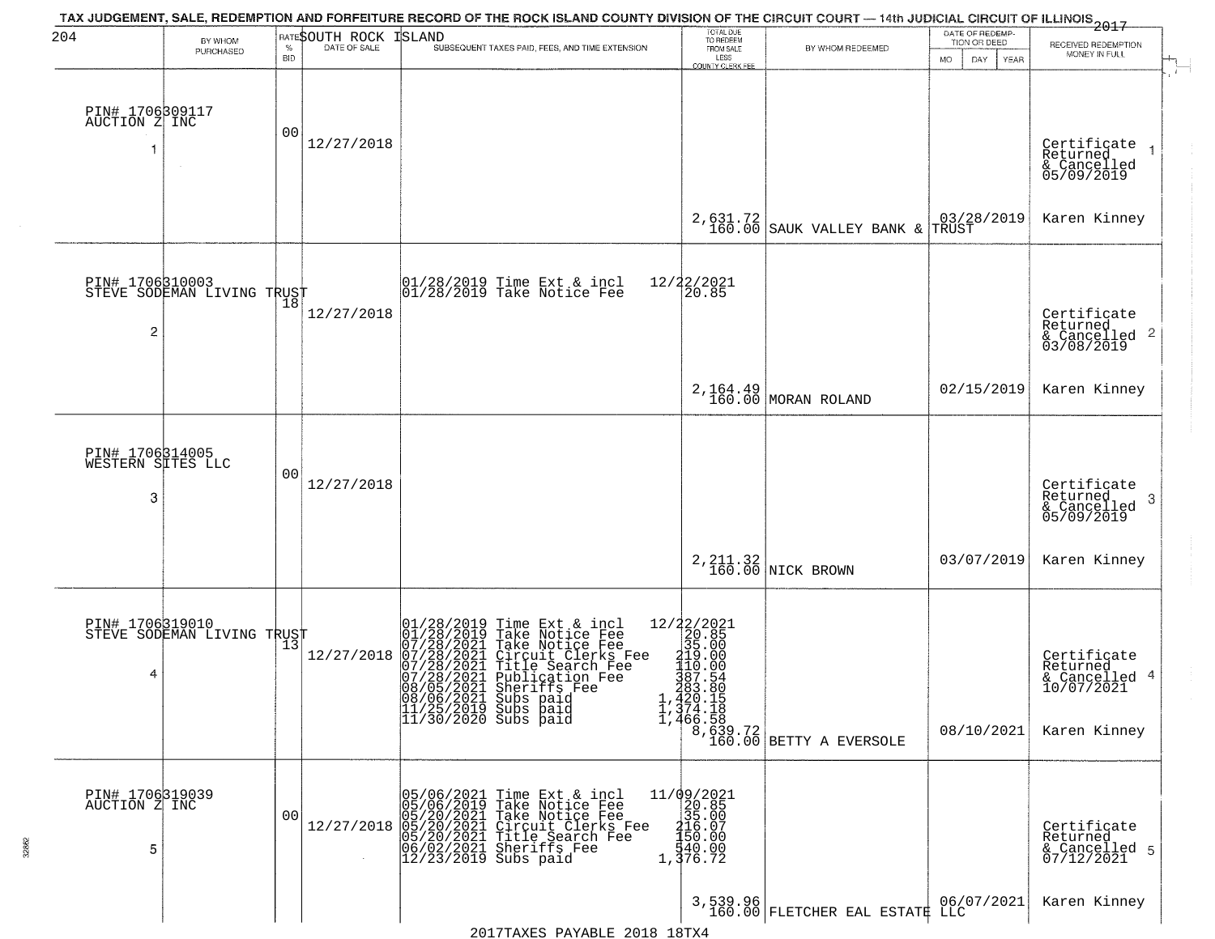# TAX JUDGEMENT, SALE, REDEMPTION AND FORFEITURE RECORD OF THE ROCK ISLAND COUNTY DIVISION OF THE CIRCUIT COURT — 14th JUDICIAL CIRCUIT OF ILLINOIS 2017

SOUTH ROCK ISLAND

| BY WHOM PURCHASED | RATE % BID | DATE OF SALE | SUBSEQUENT TAXES PAID, FEES, AND TIME EXTENSION | TOTAL DUE TO REDEEM FROM SALE LESS COUNTY CLERK FEE | BY WHOM REDEEMED | DATE OF REDEMPTION OR DEED MO DAY YEAR | RECEIVED REDEMPTION MONEY IN FULL |
|---|---|---|---|---|---|---|---|
| PIN# 1706309117<br>AUCTION Z INC<br>1 | 00 | 12/27/2018 | | 2,631.72<br>160.00 | SAUK VALLEY BANK & TRUST | 03/28/2019 | Certificate Returned & Cancelled 05/09/2019<br>Karen Kinney |
| PIN# 1706310003<br>STEVE SODEMAN LIVING TRUST<br>2 | 18 | 12/27/2018 | 01/28/2019 Time Ext & incl 12/22/2021<br>01/28/2019 Take Notice Fee 20.85 | 2,164.49<br>160.00 | MORAN ROLAND | 02/15/2019 | Certificate Returned & Cancelled 03/08/2019<br>Karen Kinney |
| PIN# 1706314005<br>WESTERN SITES LLC<br>3 | 00 | 12/27/2018 | | 2,211.32<br>160.00 | NICK BROWN | 03/07/2019 | Certificate Returned & Cancelled 05/09/2019<br>Karen Kinney |
| PIN# 1706319010<br>STEVE SODEMAN LIVING TRUST<br>4 | 13 | 12/27/2018 | 01/28/2019 Time Ext & incl 12/22/2021<br>01/28/2019 Take Notice Fee 20.85<br>07/28/2021 Take Notice Fee 35.00<br>07/28/2021 Circuit Clerks Fee 219.00<br>07/28/2021 Title Search Fee 110.00<br>07/28/2021 Publication Fee 387.54<br>08/05/2021 Sheriffs Fee 283.80<br>08/06/2021 Subs paid 1,420.15<br>11/25/2019 Subs paid 1,374.18<br>11/30/2020 Subs paid 1,466.58 | 8,639.72<br>160.00 | BETTY A EVERSOLE | 08/10/2021 | Certificate Returned & Cancelled 10/07/2021<br>Karen Kinney |
| PIN# 1706319039<br>AUCTION Z INC<br>5 | 00 | 12/27/2018 | 05/06/2021 Time Ext & incl 11/09/2021<br>05/06/2019 Take Notice Fee 20.85<br>05/20/2021 Take Notice Fee 35.00<br>05/20/2021 Circuit Clerks Fee 216.07<br>05/20/2021 Title Search Fee 150.00<br>06/02/2021 Sheriffs Fee 540.00<br>12/23/2019 Subs paid 1,376.72 | 3,539.96<br>160.00 | FLETCHER EAL ESTATE LLC | 06/07/2021 | Certificate Returned & Cancelled 07/12/2021<br>Karen Kinney |

2017TAXES PAYABLE 2018 18TX4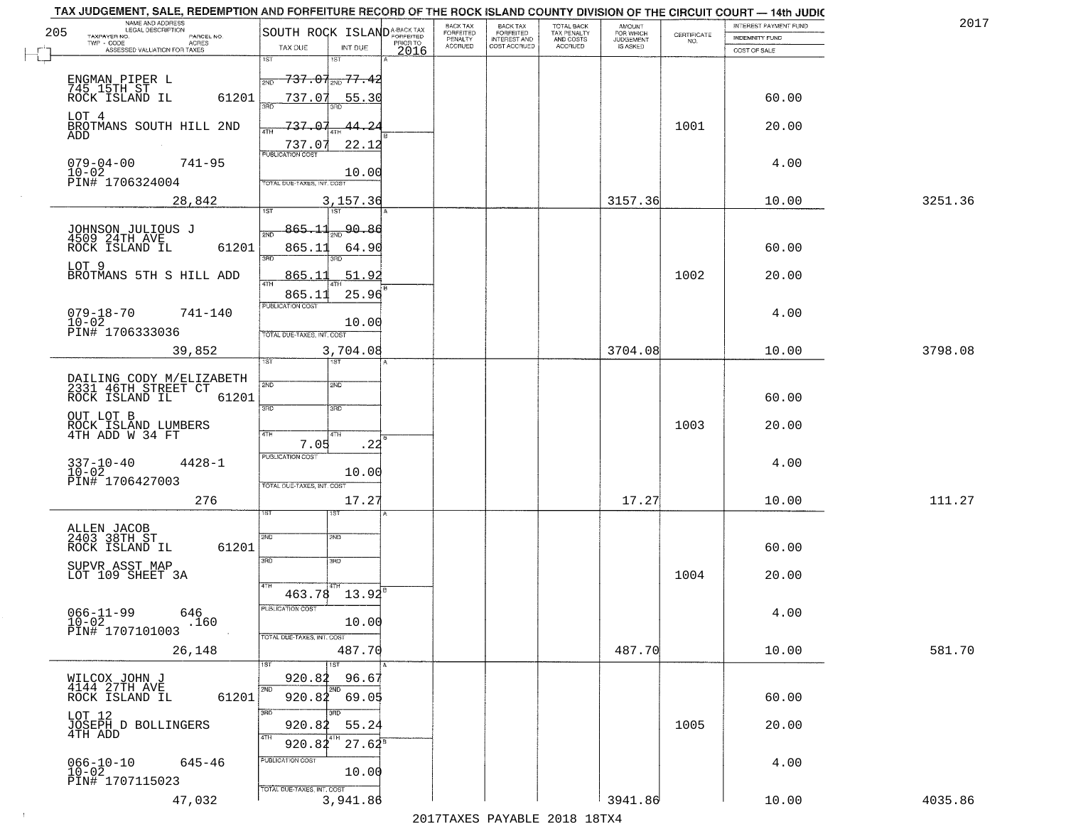# TAX JUDGEMENT, SALE, REDEMPTION AND FORFEITURE RECORD OF THE ROCK ISLAND COUNTY DIVISION OF THE CIRCUIT COURT — 14th JUDIC

2017

205

| NAME AND ADDRESS / LEGAL DESCRIPTION / TAXPAYER NO. / PARCEL NO. / TWP - CODE / ACRES / ASSESSED VALUATION FOR TAXES | SOUTH ROCK ISLAND TAX DUE | INT DUE | A-BACK TAX FORFEITED PRIOR TO 2016 | BACK TAX FORFEITED PENALTY ACCRUED | BACK TAX FORFEITED INTEREST AND COST ACCRUED | TOTAL BACK TAX PENALTY AND COSTS ACCRUED | AMOUNT FOR WHICH JUDGEMENT IS ASKED | CERTIFICATE NO. | INTEREST PAYMENT FUND / INDEMNITY FUND / COST OF SALE | |
|---|---|---|---|---|---|---|---|---|---|---|
| ENGMAN PIPER L | | | | | | | | | | |
| 745 15TH ST | 2ND 737.07 | 2ND 77.42 | | | | | | | | |
| ROCK ISLAND IL 61201 | 737.07 | 55.30 | | | | | | | 60.00 | |
| LOT 4 | 3RD | 3RD | | | | | | | | |
| BROTMANS SOUTH HILL 2ND ADD | 737.07 | 44.24 | | | | | | 1001 | 20.00 | |
| | 4TH 737.07 | 22.12 | | | | | | | | |
| 079-04-00 741-95 | PUBLICATION COST | | | | | | | | 4.00 | |
| 10-02 | | 10.00 | | | | | | | | |
| PIN# 1706324004 | TOTAL DUE-TAXES, INT. COST | | | | | | | | | |
| 28,842 | | 3,157.36 | | | | | 3157.36 | | 10.00 | 3251.36 |
| JOHNSON JULIOUS J | | | | | | | | | | |
| 4509 24TH AVE | 2ND 865.11 | 2ND 90.86 | | | | | | | | |
| ROCK ISLAND IL 61201 | 865.11 | 64.90 | | | | | | | 60.00 | |
| LOT 9 | 3RD | 3RD | | | | | | | | |
| BROTMANS 5TH S HILL ADD | 865.11 | 51.92 | | | | | | 1002 | 20.00 | |
| | 4TH 865.11 | 25.96 | | | | | | | | |
| 079-18-70 741-140 | PUBLICATION COST | | | | | | | | 4.00 | |
| 10-02 | | 10.00 | | | | | | | | |
| PIN# 1706333036 | TOTAL DUE-TAXES, INT. COST | | | | | | | | | |
| 39,852 | | 3,704.08 | | | | | 3704.08 | | 10.00 | 3798.08 |
| DAILING CODY M/ELIZABETH | | | | | | | | | | |
| 2331 46TH STREET CT | 2ND | 2ND | | | | | | | | |
| ROCK ISLAND IL 61201 | | | | | | | | | 60.00 | |
| OUT LOT B | 3RD | 3RD | | | | | | | | |
| ROCK ISLAND LUMBERS 4TH ADD W 34 FT | | | | | | | | 1003 | 20.00 | |
| | 4TH 7.05 | .22 | | | | | | | | |
| 337-10-40 4428-1 | PUBLICATION COST | | | | | | | | 4.00 | |
| 10-02 | | 10.00 | | | | | | | | |
| PIN# 1706427003 | TOTAL DUE-TAXES, INT. COST | | | | | | | | | |
| 276 | | 17.27 | | | | | 17.27 | | 10.00 | 111.27 |
| ALLEN JACOB | | | | | | | | | | |
| 2403 38TH ST | 2ND | 2ND | | | | | | | | |
| ROCK ISLAND IL 61201 | | | | | | | | | 60.00 | |
| SUPVR ASST MAP | 3RD | 3RD | | | | | | | | |
| LOT 109 SHEET 3A | | | | | | | | 1004 | 20.00 | |
| | 4TH 463.78 | 13.92 | | | | | | | | |
| 066-11-99 646 | PUBLICATION COST | | | | | | | | 4.00 | |
| 10-02 .160 | | 10.00 | | | | | | | | |
| PIN# 1707101003 | TOTAL DUE-TAXES, INT. COST | | | | | | | | | |
| 26,148 | | 487.70 | | | | | 487.70 | | 10.00 | 581.70 |
| WILCOX JOHN J | 1ST 920.82 | 1ST 96.67 | | | | | | | | |
| 4144 27TH AVE | 2ND | 2ND | | | | | | | | |
| ROCK ISLAND IL 61201 | 920.82 | 69.05 | | | | | | | 60.00 | |
| LOT 12 | 3RD | 3RD | | | | | | | | |
| JOSEPH D BOLLINGERS 4TH ADD | 920.82 | 55.24 | | | | | | 1005 | 20.00 | |
| | 4TH 920.82 | 27.62 | | | | | | | | |
| 066-10-10 645-46 | PUBLICATION COST | | | | | | | | 4.00 | |
| 10-02 | | 10.00 | | | | | | | | |
| PIN# 1707115023 | TOTAL DUE-TAXES, INT. COST | | | | | | | | | |
| 47,032 | | 3,941.86 | | | | | 3941.86 | | 10.00 | 4035.86 |

2017TAXES PAYABLE 2018 18TX4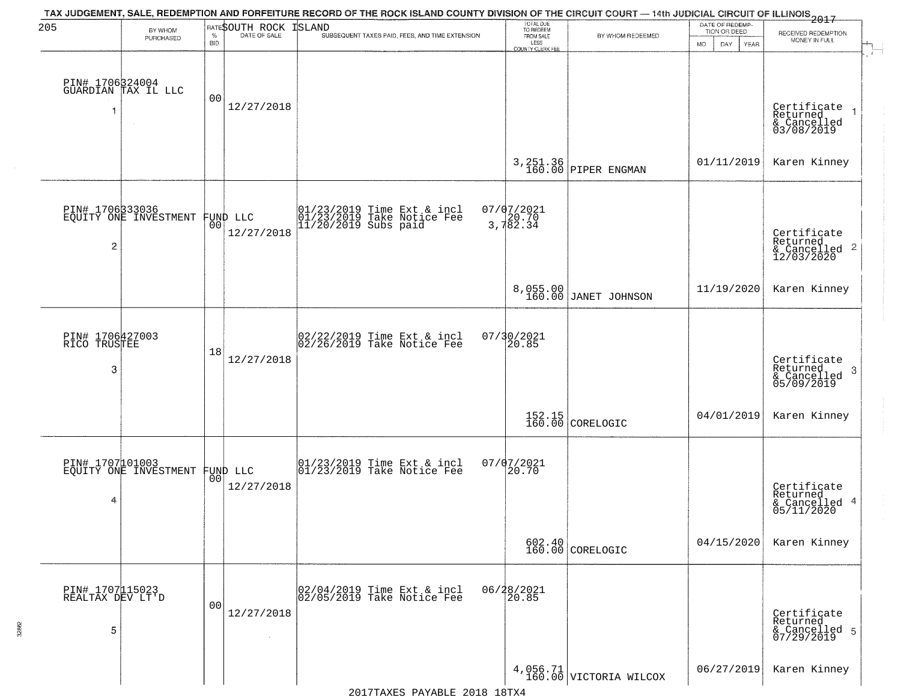TAX JUDGEMENT, SALE, REDEMPTION AND FORFEITURE RECORD OF THE ROCK ISLAND COUNTY DIVISION OF THE CIRCUIT COURT — 14th JUDICIAL CIRCUIT OF ILLINOIS 2017

205 SOUTH ROCK ISLAND

| | BY WHOM PURCHASED | RATE % BID | DATE OF SALE | SUBSEQUENT TAXES PAID, FEES, AND TIME EXTENSION | TOTAL DUE TO REDEEM FROM SALE LESS COUNTY CLERK FEE | BY WHOM REDEEMED | DATE OF REDEMPTION OR DEED MO DAY YEAR | RECEIVED REDEMPTION MONEY IN FULL |
|---|---|---|---|---|---|---|---|---|
| 1 | PIN# 1706324004 GUARDIAN TAX IL LLC | 00 | 12/27/2018 | | 3,251.36 160.00 | PIPER ENGMAN | 01/11/2019 | Certificate Returned & Cancelled 03/08/2019 Karen Kinney |
| 2 | PIN# 1706333036 EQUITY ONE INVESTMENT FUND LLC | 00 | 12/27/2018 | 01/23/2019 Time Ext & incl 07/07/2021; 01/23/2019 Take Notice Fee 20.70; 11/20/2019 Subs paid 3,782.34 | 8,055.00 160.00 | JANET JOHNSON | 11/19/2020 | Certificate Returned & Cancelled 12/03/2020 Karen Kinney |
| 3 | PIN# 1706427003 RICO TRUSTEE | 18 | 12/27/2018 | 02/22/2019 Time Ext & incl 07/30/2021; 02/26/2019 Take Notice Fee 20.85 | 152.15 160.00 | CORELOGIC | 04/01/2019 | Certificate Returned & Cancelled 05/09/2019 Karen Kinney |
| 4 | PIN# 1707101003 EQUITY ONE INVESTMENT FUND LLC | 00 | 12/27/2018 | 01/23/2019 Time Ext & incl 07/07/2021; 01/23/2019 Take Notice Fee 20.70 | 602.40 160.00 | CORELOGIC | 04/15/2020 | Certificate Returned & Cancelled 05/11/2020 Karen Kinney |
| 5 | PIN# 1707115023 REALTAX DEV LT'D | 00 | 12/27/2018 | 02/04/2019 Time Ext & incl 06/28/2021; 02/05/2019 Take Notice Fee 20.85 | 4,056.71 160.00 | VICTORIA WILCOX | 06/27/2019 | Certificate Returned & Cancelled 07/29/2019 Karen Kinney |

2017TAXES PAYABLE 2018 18TX4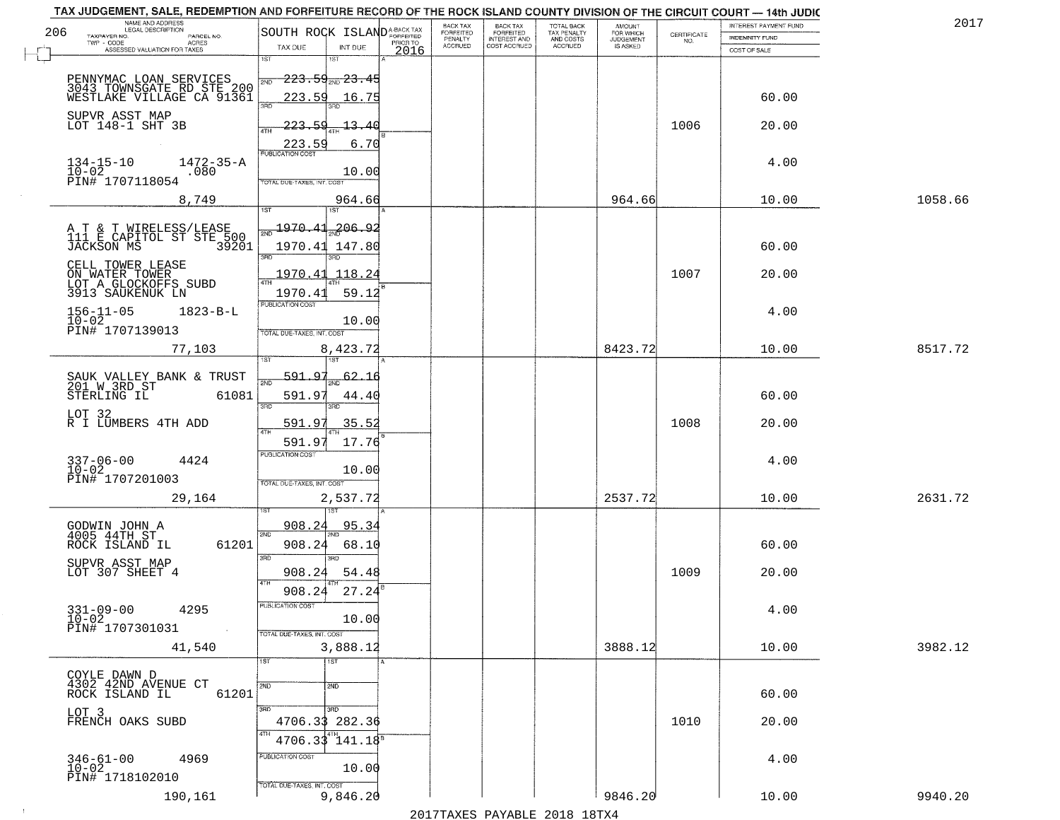TAX JUDGEMENT, SALE, REDEMPTION AND FORFEITURE RECORD OF THE ROCK ISLAND COUNTY DIVISION OF THE CIRCUIT COURT — 14th JUDIC

2017

206

| NAME AND ADDRESS / LEGAL DESCRIPTION / TAXPAYER NO. / PARCEL NO. / TWP - CODE / ACRES / ASSESSED VALUATION FOR TAXES | SOUTH ROCK ISLAND TAX DUE | INT DUE | A-BACK TAX FORFEITED PRIOR TO 2016 | BACK TAX FORFEITED PENALTY ACCRUED | BACK TAX FORFEITED INTEREST AND COST ACCRUED | TOTAL BACK TAX PENALTY AND COSTS ACCRUED | AMOUNT FOR WHICH JUDGEMENT IS ASKED | CERTIFICATE NO. | INTEREST PAYMENT FUND / INDEMNITY FUND / COST OF SALE | |
|---|---|---|---|---|---|---|---|---|---|---|
| PENNYMAC LOAN SERVICES 3043 TOWNSGATE RD STE 200 WESTLAKE VILLAGE CA 91361 | 1ST 223.59 | 23.45 | | | | | | | | |
| | 2ND 223.59 | 16.75 | | | | | | | 60.00 | |
| SUPVR ASST MAP LOT 148-1 SHT 3B | 3RD 223.59 | 13.40 | | | | | | 1006 | 20.00 | |
| | 4TH 223.59 | 6.70 | | | | | | | | |
| 134-15-10 1472-35-A 10-02 .080 PIN# 1707118054 | PUBLICATION COST | 10.00 | | | | | | | 4.00 | |
| 8,749 | TOTAL DUE-TAXES, INT. COST | 964.66 | | | | | 964.66 | | 10.00 | 1058.66 |
| A T & T WIRELESS/LEASE 111 E CAPITOL ST STE 500 JACKSON MS 39201 | 1ST 1970.41 | 206.92 | | | | | | | | |
| | 2ND 1970.41 | 147.80 | | | | | | | 60.00 | |
| CELL TOWER LEASE ON WATER TOWER LOT A GLOCKOFFS SUBD 3913 SAUKENUK LN | 3RD 1970.41 | 118.24 | | | | | | 1007 | 20.00 | |
| | 4TH 1970.41 | 59.12 | | | | | | | | |
| 156-11-05 1823-B-L 10-02 PIN# 1707139013 | PUBLICATION COST | 10.00 | | | | | | | 4.00 | |
| 77,103 | TOTAL DUE-TAXES, INT. COST | 8,423.72 | | | | | 8423.72 | | 10.00 | 8517.72 |
| SAUK VALLEY BANK & TRUST 201 W 3RD ST STERLING IL 61081 | 1ST 591.97 | 62.16 | | | | | | | | |
| | 2ND 591.97 | 44.40 | | | | | | | 60.00 | |
| LOT 32 R I LUMBERS 4TH ADD | 3RD 591.97 | 35.52 | | | | | | 1008 | 20.00 | |
| | 4TH 591.97 | 17.76 | | | | | | | | |
| 337-06-00 4424 10-02 PIN# 1707201003 | PUBLICATION COST | 10.00 | | | | | | | 4.00 | |
| 29,164 | TOTAL DUE-TAXES, INT. COST | 2,537.72 | | | | | 2537.72 | | 10.00 | 2631.72 |
| GODWIN JOHN A 4005 44TH ST ROCK ISLAND IL 61201 | 1ST 908.24 | 95.34 | | | | | | | | |
| | 2ND 908.24 | 68.10 | | | | | | | 60.00 | |
| SUPVR ASST MAP LOT 307 SHEET 4 | 3RD 908.24 | 54.48 | | | | | | 1009 | 20.00 | |
| | 4TH 908.24 | 27.24 | | | | | | | | |
| 331-09-00 4295 10-02 PIN# 1707301031 | PUBLICATION COST | 10.00 | | | | | | | 4.00 | |
| 41,540 | TOTAL DUE-TAXES, INT. COST | 3,888.12 | | | | | 3888.12 | | 10.00 | 3982.12 |
| COYLE DAWN D 4302 42ND AVENUE CT ROCK ISLAND IL 61201 | 1ST | | | | | | | | | |
| | 2ND | | | | | | | | 60.00 | |
| LOT 3 FRENCH OAKS SUBD | 3RD 4706.33 | 282.36 | | | | | | 1010 | 20.00 | |
| | 4TH 4706.33 | 141.18 | | | | | | | | |
| 346-61-00 4969 10-02 PIN# 1718102010 | PUBLICATION COST | 10.00 | | | | | | | 4.00 | |
| 190,161 | TOTAL DUE-TAXES, INT. COST | 9,846.20 | | | | | 9846.20 | | 10.00 | 9940.20 |

2017TAXES PAYABLE 2018 18TX4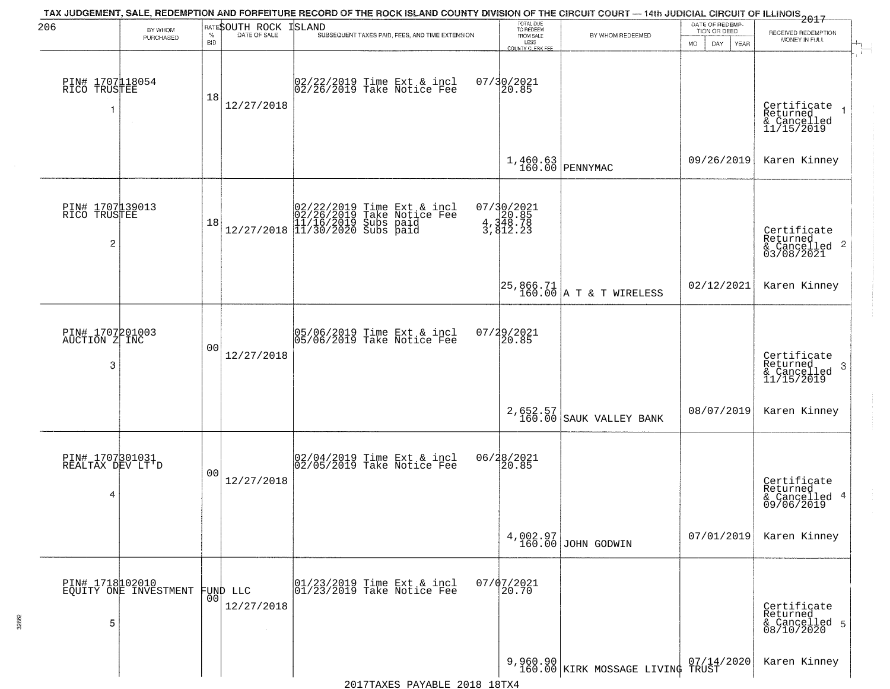TAX JUDGEMENT, SALE, REDEMPTION AND FORFEITURE RECORD OF THE ROCK ISLAND COUNTY DIVISION OF THE CIRCUIT COURT — 14th JUDICIAL CIRCUIT OF ILLINOIS 2017

206 SOUTH ROCK ISLAND

| BY WHOM PURCHASED | RATE % BID | DATE OF SALE | SUBSEQUENT TAXES PAID, FEES, AND TIME EXTENSION | TOTAL DUE TO REDEEM FROM SALE LESS COUNTY CLERK FEE | BY WHOM REDEEMED | DATE OF REDEMPTION OR DEED MO DAY YEAR | RECEIVED REDEMPTION MONEY IN FULL |
|---|---|---|---|---|---|---|---|
| PIN# 1707118054 RICO TRUSTEE 1 | 18 | 12/27/2018 | 02/22/2019 Time Ext & incl 07/30/2021<br>02/26/2019 Take Notice Fee 20.85 | 1,460.63<br>160.00 | PENNYMAC | 09/26/2019 | Certificate Returned & Cancelled 11/15/2019 1<br>Karen Kinney |
| PIN# 1707139013 RICO TRUSTEE 2 | 18 | 12/27/2018 | 02/22/2019 Time Ext & incl 07/30/2021<br>02/26/2019 Take Notice Fee 20.85<br>11/16/2019 Subs paid 4,348.78<br>11/30/2020 Subs paid 3,812.23 | 25,866.71<br>160.00 | A T & T WIRELESS | 02/12/2021 | Certificate Returned & Cancelled 03/08/2021 2<br>Karen Kinney |
| PIN# 1707201003 AUCTION Z INC 3 | 00 | 12/27/2018 | 05/06/2019 Time Ext & incl 07/29/2021<br>05/06/2019 Take Notice Fee 20.85 | 2,652.57<br>160.00 | SAUK VALLEY BANK | 08/07/2019 | Certificate Returned & Cancelled 11/15/2019 3<br>Karen Kinney |
| PIN# 1707301031 REALTAX DEV LT'D 4 | 00 | 12/27/2018 | 02/04/2019 Time Ext & incl 06/28/2021<br>02/05/2019 Take Notice Fee 20.85 | 4,002.97<br>160.00 | JOHN GODWIN | 07/01/2019 | Certificate Returned & Cancelled 09/06/2019 4<br>Karen Kinney |
| PIN# 1718102010 EQUITY ONE INVESTMENT FUND LLC 5 | 00 | 12/27/2018 | 01/23/2019 Time Ext & incl 07/07/2021<br>01/23/2019 Take Notice Fee 20.70 | 9,960.90<br>160.00 | KIRK MOSSAGE LIVING TRUST | 07/14/2020 | Certificate Returned & Cancelled 08/10/2020 5<br>Karen Kinney |

2017TAXES PAYABLE 2018 18TX4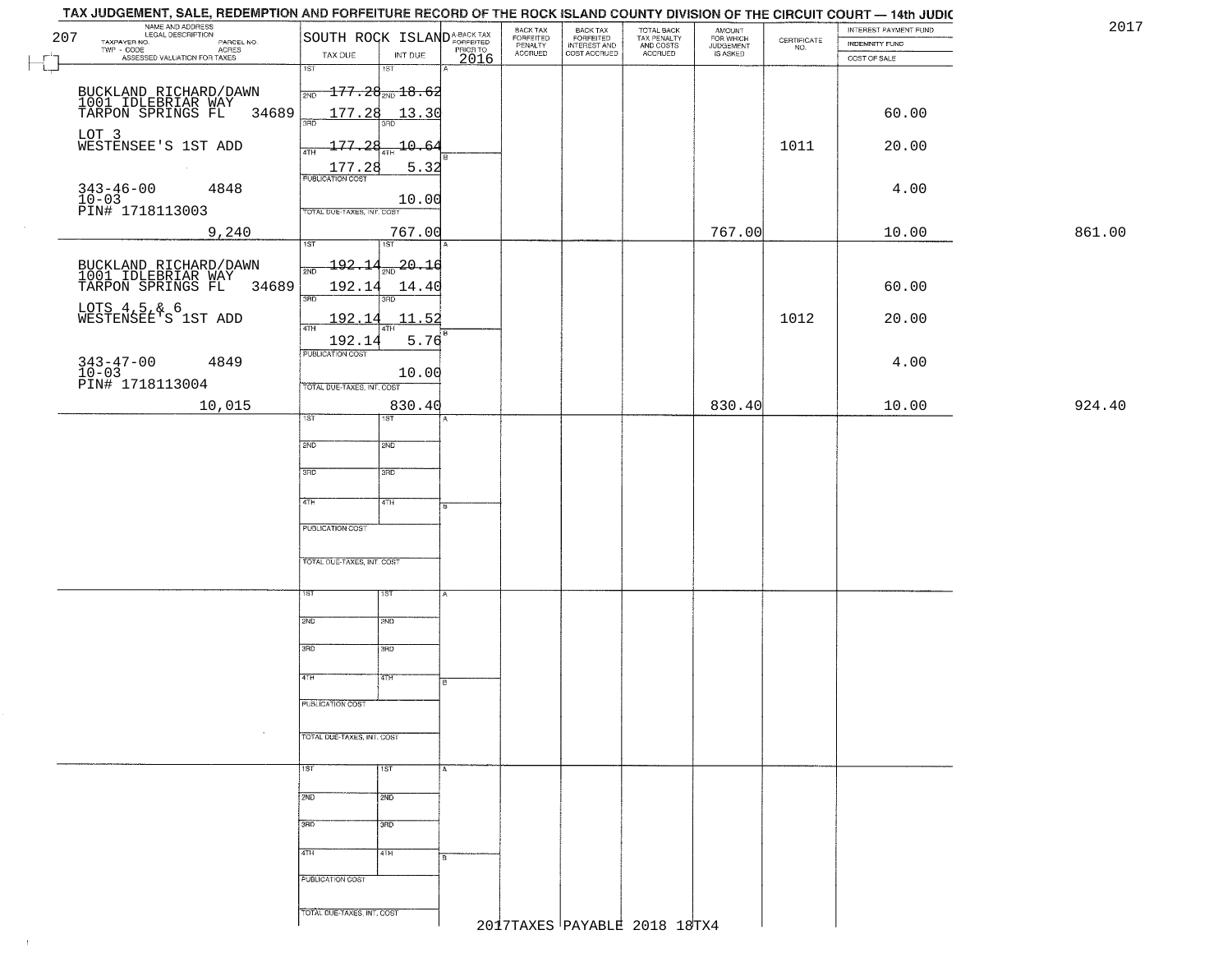# TAX JUDGEMENT, SALE, REDEMPTION AND FORFEITURE RECORD OF THE ROCK ISLAND COUNTY DIVISION OF THE CIRCUIT COURT — 14th JUDIC

2017

207 SOUTH ROCK ISLAND

| NAME AND ADDRESS / LEGAL DESCRIPTION / TAXPAYER NO. / PARCEL NO. / TWP - CODE / ACRES / ASSESSED VALUATION FOR TAXES | TAX DUE | INT DUE | A-BACK TAX FORFEITED PRIOR TO 2016 | BACK TAX FORFEITED PENALTY ACCRUED | BACK TAX FORFEITED INTEREST AND COST ACCRUED | TOTAL BACK TAX PENALTY AND COSTS ACCRUED | AMOUNT FOR WHICH JUDGEMENT IS ASKED | CERTIFICATE NO. | INTEREST PAYMENT FUND / INDEMNITY FUND / COST OF SALE | |
|---|---|---|---|---|---|---|---|---|---|---|
| BUCKLAND RICHARD/DAWN<br>1001 IDLEBRIAR WAY<br>TARPON SPRINGS FL 34689<br>LOT 3<br>WESTENSEE'S 1ST ADD<br>343-46-00 4848<br>10-03<br>PIN# 1718113003<br>9,240 | 1ST<br>2ND 177.28<br>3RD 177.28<br>4TH 177.28<br>177.28<br>PUBLICATION COST<br>TOTAL DUE-TAXES, INT. COST | 1ST<br>2ND 18.62<br>3RD 13.30<br>4TH 10.64<br>5.32<br>10.00<br>767.00 | | | | | 767.00 | 1011 | 60.00<br>20.00<br>4.00<br>10.00 | 861.00 |
| BUCKLAND RICHARD/DAWN<br>1001 IDLEBRIAR WAY<br>TARPON SPRINGS FL 34689<br>LOTS 4,5,& 6<br>WESTENSEE'S 1ST ADD<br>343-47-00 4849<br>10-03<br>PIN# 1718113004<br>10,015 | 1ST<br>2ND 192.14<br>3RD 192.14<br>4TH 192.14<br>192.14<br>PUBLICATION COST<br>TOTAL DUE-TAXES, INT. COST | 1ST<br>2ND 20.16<br>3RD 14.40<br>4TH 11.52<br>5.76<br>10.00<br>830.40 | | | | | 830.40 | 1012 | 60.00<br>20.00<br>4.00<br>10.00 | 924.40 |

2017TAXES PAYABLE 2018 18TX4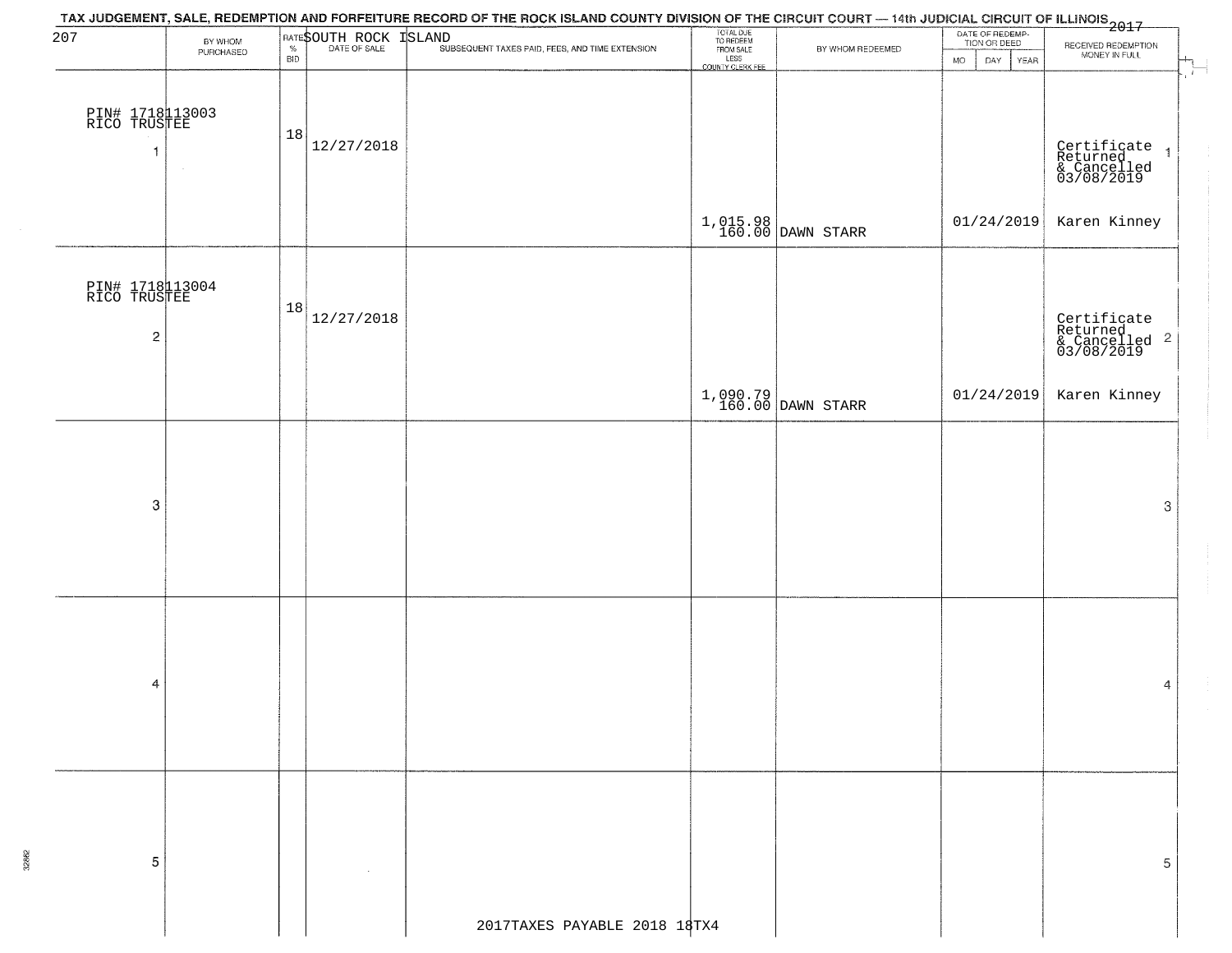TAX JUDGEMENT, SALE, REDEMPTION AND FORFEITURE RECORD OF THE ROCK ISLAND COUNTY DIVISION OF THE CIRCUIT COURT — 14th JUDICIAL CIRCUIT OF ILLINOIS 2017

SOUTH ROCK ISLAND

207

| | BY WHOM PURCHASED | RATE % BID | DATE OF SALE | SUBSEQUENT TAXES PAID, FEES, AND TIME EXTENSION | TOTAL DUE TO REDEEM FROM SALE LESS COUNTY CLERK FEE | BY WHOM REDEEMED | DATE OF REDEMPTION OR DEED MO DAY YEAR | RECEIVED REDEMPTION MONEY IN FULL | |
|---|---|---|---|---|---|---|---|---|---|
| PIN# 1718113003 RICO TRUSTEE 1 | | 18 | 12/27/2018 | | 1,015.98 160.00 | DAWN STARR | 01/24/2019 | Certificate Returned & Cancelled 03/08/2019 Karen Kinney | 1 |
| PIN# 1718113004 RICO TRUSTEE 2 | | 18 | 12/27/2018 | | 1,090.79 160.00 | DAWN STARR | 01/24/2019 | Certificate Returned & Cancelled 03/08/2019 Karen Kinney | 2 |
| 3 | | | | | | | | | 3 |
| 4 | | | | | | | | | 4 |
| 5 | | | | | | | | | 5 |

2017TAXES PAYABLE 2018 18TX4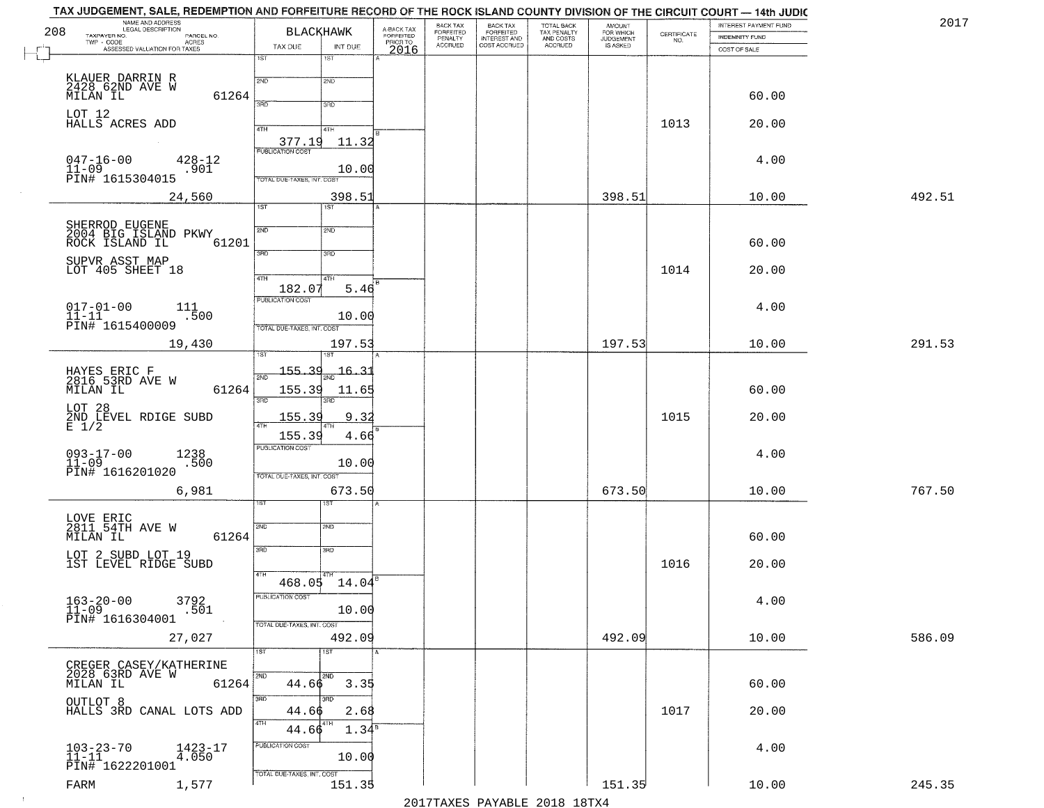TAX JUDGEMENT, SALE, REDEMPTION AND FORFEITURE RECORD OF THE ROCK ISLAND COUNTY DIVISION OF THE CIRCUIT COURT — 14th JUDIC

2017

| NAME AND ADDRESS / LEGAL DESCRIPTION / TAXPAYER NO. / PARCEL NO. / TWP - CODE / ACRES / ASSESSED VALUATION FOR TAXES | BLACKHAWK TAX DUE | INT DUE | A-BACK TAX FORFEITED PRIOR TO 2016 | BACK TAX FORFEITED PENALTY ACCRUED | BACK TAX FORFEITED INTEREST AND COST ACCRUED | TOTAL BACK TAX PENALTY AND COSTS ACCRUED | AMOUNT FOR WHICH JUDGEMENT IS ASKED | CERTIFICATE NO. | INTEREST PAYMENT FUND / INDEMNITY FUND / COST OF SALE | |
|---|---|---|---|---|---|---|---|---|---|---|
| KLAUER DARRIN R<br>2428 62ND AVE W<br>MILAN IL 61264<br>LOT 12<br>HALLS ACRES ADD<br>047-16-00 428-12<br>11-09 .901<br>PIN# 1615304015<br>24,560 | 4TH 377.19<br>PUBLICATION COST<br>TOTAL DUE-TAXES, INT. COST | 11.32<br>10.00<br>398.51 | | | | | 398.51 | 1013 | 60.00<br>20.00<br>4.00<br>10.00 | 492.51 |
| SHERROD EUGENE<br>2004 BIG ISLAND PKWY<br>ROCK ISLAND IL 61201<br>SUPVR ASST MAP<br>LOT 405 SHEET 18<br>017-01-00 111<br>11-11 .500<br>PIN# 1615400009<br>19,430 | 4TH 182.07<br>PUBLICATION COST<br>TOTAL DUE-TAXES, INT. COST | 5.46<br>10.00<br>197.53 | | | | | 197.53 | 1014 | 60.00<br>20.00<br>4.00<br>10.00 | 291.53 |
| HAYES ERIC F<br>2816 53RD AVE W<br>MILAN IL 61264<br>LOT 28<br>2ND LEVEL RDIGE SUBD<br>E 1/2<br>093-17-00 1238<br>11-09 .500<br>PIN# 1616201020<br>6,981 | 1ST 155.39<br>2ND 155.39<br>3RD 155.39<br>4TH 155.39<br>PUBLICATION COST<br>TOTAL DUE-TAXES, INT. COST | 16.31<br>11.65<br>9.32<br>4.66<br>10.00<br>673.50 | | | | | 673.50 | 1015 | 60.00<br>20.00<br>4.00<br>10.00 | 767.50 |
| LOVE ERIC<br>2811 54TH AVE W<br>MILAN IL 61264<br>LOT 2 SUBD LOT 19<br>1ST LEVEL RIDGE SUBD<br>163-20-00 3792<br>11-09 .501<br>PIN# 1616304001<br>27,027 | 4TH 468.05<br>PUBLICATION COST<br>TOTAL DUE-TAXES, INT. COST | 14.04<br>10.00<br>492.09 | | | | | 492.09 | 1016 | 60.00<br>20.00<br>4.00<br>10.00 | 586.09 |
| CREGER CASEY/KATHERINE<br>2028 63RD AVE W<br>MILAN IL 61264<br>OUTLOT 8<br>HALLS 3RD CANAL LOTS ADD<br>103-23-70 1423-17<br>11-11 4.050<br>PIN# 1622201001<br>FARM 1,577 | 2ND 44.66<br>3RD 44.66<br>4TH 44.66<br>PUBLICATION COST<br>TOTAL DUE-TAXES, INT. COST | 3.35<br>2.68<br>1.34<br>10.00<br>151.35 | | | | | 151.35 | 1017 | 60.00<br>20.00<br>4.00<br>10.00 | 245.35 |

2017TAXES PAYABLE 2018 18TX4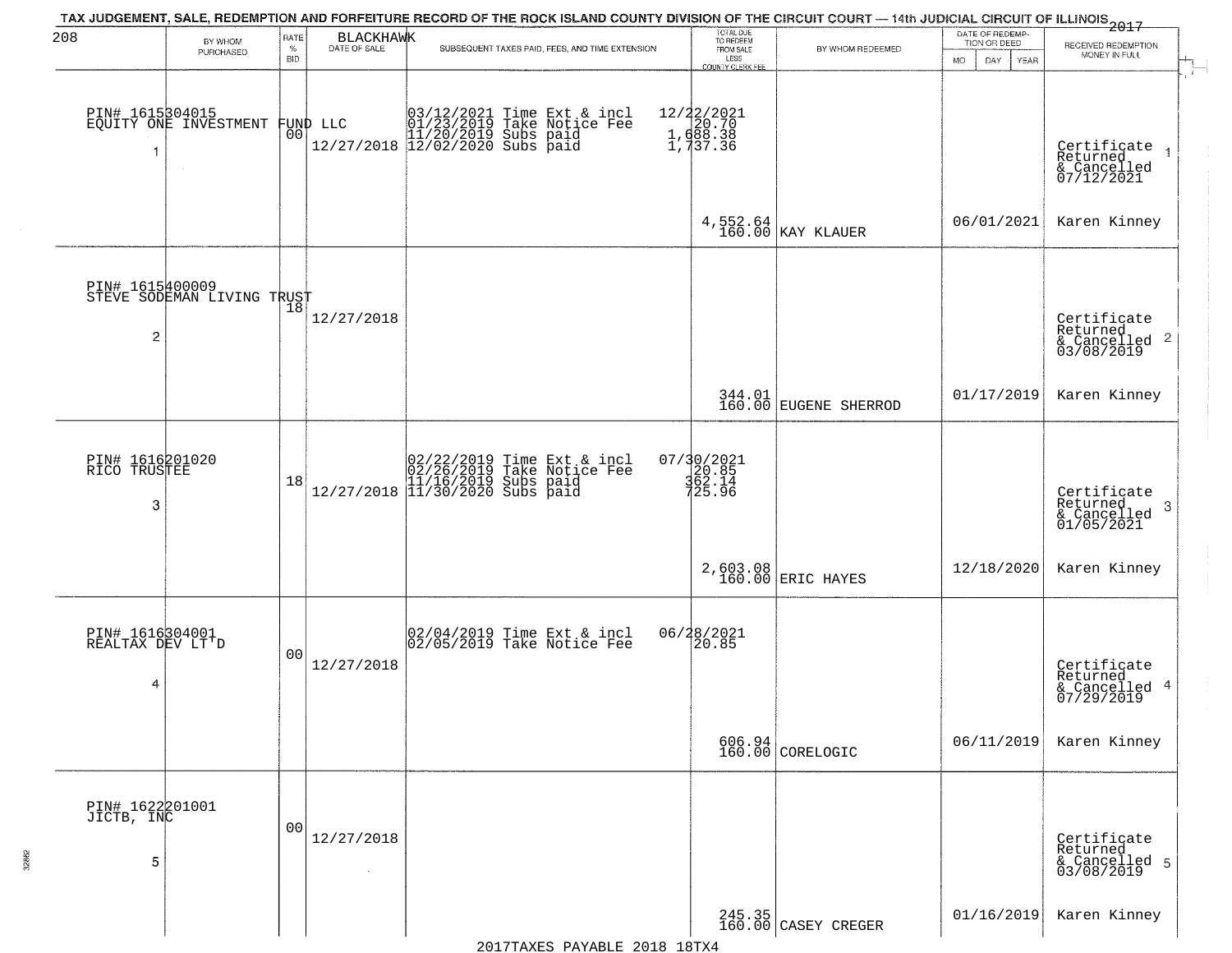TAX JUDGEMENT, SALE, REDEMPTION AND FORFEITURE RECORD OF THE ROCK ISLAND COUNTY DIVISION OF THE CIRCUIT COURT — 14th JUDICIAL CIRCUIT OF ILLINOIS 2017

BLACKHAWK

| # | BY WHOM PURCHASED | RATE % BID | DATE OF SALE | SUBSEQUENT TAXES PAID, FEES, AND TIME EXTENSION | TOTAL DUE TO REDEEM FROM SALE LESS COUNTY CLERK FEE | BY WHOM REDEEMED | DATE OF REDEMPTION OR DEED (MO DAY YEAR) | RECEIVED REDEMPTION MONEY IN FULL |
|---|---|---|---|---|---|---|---|---|
| 1 | PIN# 1615304015 EQUITY ONE INVESTMENT FUND LLC | 00 | 12/27/2018 | 03/12/2021 Time Ext & incl 01/23/2019 Take Notice Fee 11/20/2019 Subs paid 12/02/2020 Subs paid | 12/22/2021 20.70 1,688.38 1,737.36 4,552.64 160.00 | KAY KLAUER | 06/01/2021 | Certificate Returned & Cancelled 07/12/2021 Karen Kinney |
| 2 | PIN# 1615400009 STEVE SODEMAN LIVING TRUST | 18 | 12/27/2018 | | 344.01 160.00 | EUGENE SHERROD | 01/17/2019 | Certificate Returned & Cancelled 03/08/2019 Karen Kinney |
| 3 | PIN# 1616201020 RICO TRUSTEE | 18 | 12/27/2018 | 02/22/2019 Time Ext & incl 02/26/2019 Take Notice Fee 11/16/2019 Subs paid 11/30/2020 Subs paid | 07/30/2021 20.85 362.14 725.96 2,603.08 160.00 | ERIC HAYES | 12/18/2020 | Certificate Returned & Cancelled 01/05/2021 Karen Kinney |
| 4 | PIN# 1616304001 REALTAX DEV LT'D | 00 | 12/27/2018 | 02/04/2019 Time Ext & incl 02/05/2019 Take Notice Fee | 06/28/2021 20.85 606.94 160.00 | CORELOGIC | 06/11/2019 | Certificate Returned & Cancelled 07/29/2019 Karen Kinney |
| 5 | PIN# 1622201001 JICTB, INC | 00 | 12/27/2018 | | 245.35 160.00 | CASEY CREGER | 01/16/2019 | Certificate Returned & Cancelled 03/08/2019 Karen Kinney |

2017TAXES PAYABLE 2018 18TX4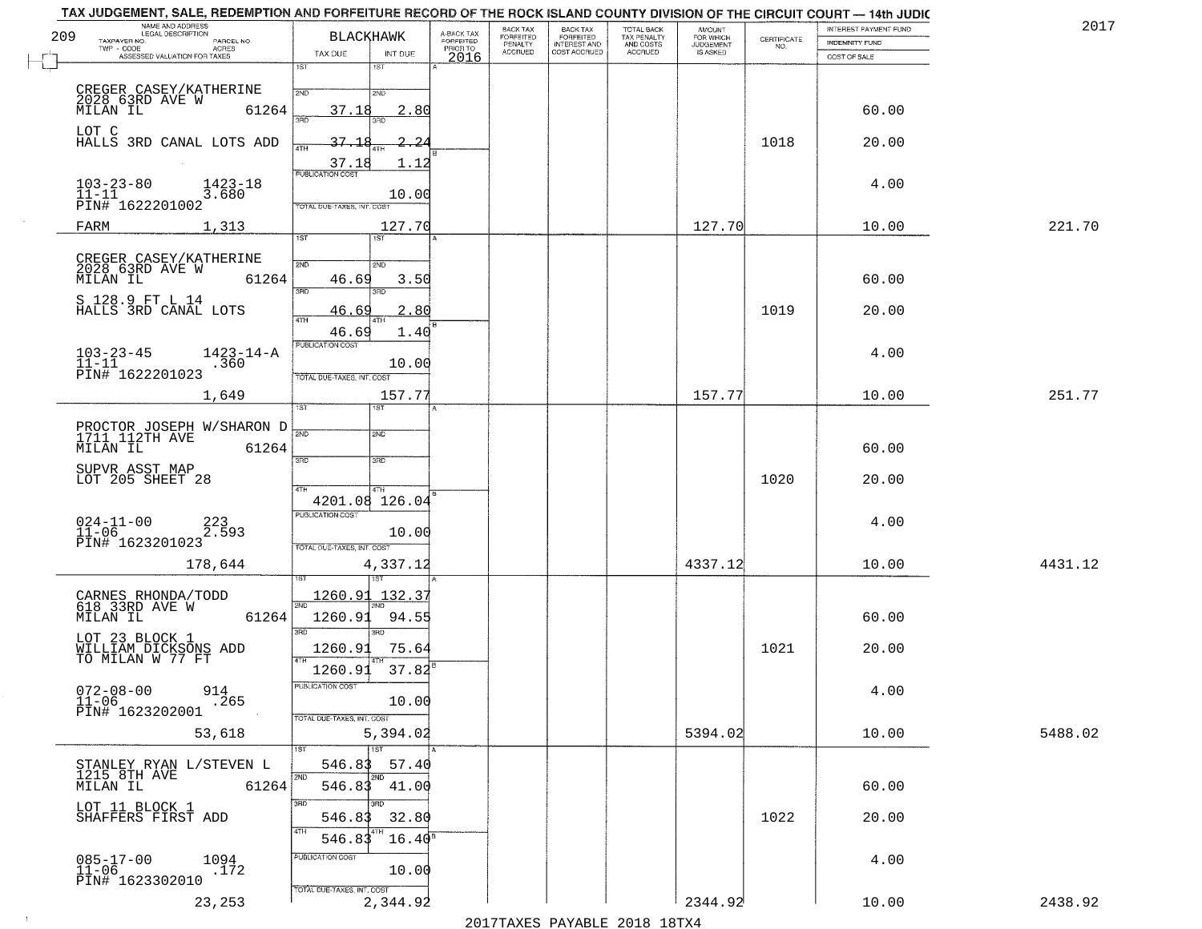TAX JUDGEMENT, SALE, REDEMPTION AND FORFEITURE RECORD OF THE ROCK ISLAND COUNTY DIVISION OF THE CIRCUIT COURT — 14th JUDIC

2017

209

| NAME AND ADDRESS / LEGAL DESCRIPTION / TAXPAYER NO. / PARCEL NO. / TWP - CODE / ACRES / ASSESSED VALUATION FOR TAXES | BLACKHAWK TAX DUE | INT DUE | A-BACK TAX FORFEITED PRIOR TO 2016 | BACK TAX FORFEITED PENALTY ACCRUED | BACK TAX FORFEITED INTEREST AND COST ACCRUED | TOTAL BACK TAX PENALTY AND COSTS ACCRUED | AMOUNT FOR WHICH JUDGEMENT IS ASKED | CERTIFICATE NO. | INTEREST PAYMENT FUND / INDEMNITY FUND / COST OF SALE | |
|---|---|---|---|---|---|---|---|---|---|---|
| CREGER CASEY/KATHERINE 2028 63RD AVE W MILAN IL 61264 | 2ND 37.18 | 2.80 | | | | | | | 60.00 | |
| LOT C HALLS 3RD CANAL LOTS ADD | 3RD 37.18 | 2.24 | | | | | | 1018 | 20.00 | |
| | 4TH 37.18 | 1.12 | | | | | | | | |
| 103-23-80 1423-18 11-11 3.680 PIN# 1622201002 | PUBLICATION COST | 10.00 | | | | | | | 4.00 | |
| FARM 1,313 | TOTAL DUE-TAXES, INT. COST | 127.70 | | | | | 127.70 | | 10.00 | 221.70 |
| CREGER CASEY/KATHERINE 2028 63RD AVE W MILAN IL 61264 | 2ND 46.69 | 3.50 | | | | | | | 60.00 | |
| S 128.9 FT L 14 HALLS 3RD CANAL LOTS | 3RD 46.69 | 2.80 | | | | | | 1019 | 20.00 | |
| | 4TH 46.69 | 1.40 | | | | | | | | |
| 103-23-45 1423-14-A 11-11 .360 PIN# 1622201023 | PUBLICATION COST | 10.00 | | | | | | | 4.00 | |
| 1,649 | TOTAL DUE-TAXES, INT. COST | 157.77 | | | | | 157.77 | | 10.00 | 251.77 |
| PROCTOR JOSEPH W/SHARON D 1711 112TH AVE MILAN IL 61264 | 2ND | | | | | | | | 60.00 | |
| SUPVR ASST MAP LOT 205 SHEET 28 | 3RD | | | | | | | 1020 | 20.00 | |
| | 4TH 4201.08 | 126.04 | | | | | | | | |
| 024-11-00 223 11-06 2.593 PIN# 1623201023 | PUBLICATION COST | 10.00 | | | | | | | 4.00 | |
| 178,644 | TOTAL DUE-TAXES, INT. COST | 4,337.12 | | | | | 4337.12 | | 10.00 | 4431.12 |
| CARNES RHONDA/TODD 618 33RD AVE W MILAN IL 61264 | 1ST 1260.91 | 132.37 | | | | | | | | |
| | 2ND 1260.91 | 94.55 | | | | | | | 60.00 | |
| LOT 23 BLOCK 1 WILLIAM DICKSONS ADD TO MILAN W 77 FT | 3RD 1260.91 | 75.64 | | | | | | 1021 | 20.00 | |
| | 4TH 1260.91 | 37.82 | | | | | | | | |
| 072-08-00 914 11-06 .265 PIN# 1623202001 | PUBLICATION COST | 10.00 | | | | | | | 4.00 | |
| 53,618 | TOTAL DUE-TAXES, INT. COST | 5,394.02 | | | | | 5394.02 | | 10.00 | 5488.02 |
| STANLEY RYAN L/STEVEN L 1215 8TH AVE | 1ST 546.83 | 57.40 | | | | | | | | |
| MILAN IL 61264 | 2ND 546.83 | 41.00 | | | | | | | 60.00 | |
| LOT 11 BLOCK 1 SHAFFERS FIRST ADD | 3RD 546.83 | 32.80 | | | | | | 1022 | 20.00 | |
| | 4TH 546.83 | 16.40 | | | | | | | | |
| 085-17-00 1094 11-06 .172 PIN# 1623302010 | PUBLICATION COST | 10.00 | | | | | | | 4.00 | |
| 23,253 | TOTAL DUE-TAXES, INT. COST | 2,344.92 | | | | | 2344.92 | | 10.00 | 2438.92 |

2017TAXES PAYABLE 2018 18TX4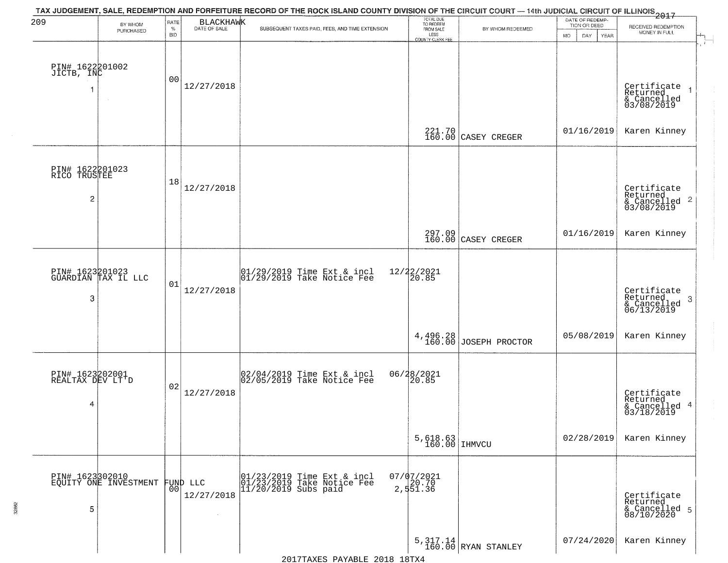# TAX JUDGEMENT, SALE, REDEMPTION AND FORFEITURE RECORD OF THE ROCK ISLAND COUNTY DIVISION OF THE CIRCUIT COURT — 14th JUDICIAL CIRCUIT OF ILLINOIS 2017

209 BLACKHAWK

| | BY WHOM PURCHASED | RATE % BID | DATE OF SALE | SUBSEQUENT TAXES PAID, FEES, AND TIME EXTENSION | TOTAL DUE TO REDEEM FROM SALE LESS COUNTY CLERK FEE | BY WHOM REDEEMED | DATE OF REDEMPTION OR DEED MO DAY YEAR | RECEIVED REDEMPTION MONEY IN FULL |
|---|---|---|---|---|---|---|---|---|
| 1 | PIN# 1622201002 JICTB, INC | 00 | 12/27/2018 | | 221.70 160.00 | CASEY CREGER | 01/16/2019 | Certificate Returned & Cancelled 03/08/2019 Karen Kinney |
| 2 | PIN# 1622201023 RICO TRUSTEE | 18 | 12/27/2018 | | 297.09 160.00 | CASEY CREGER | 01/16/2019 | Certificate Returned & Cancelled 03/08/2019 Karen Kinney |
| 3 | PIN# 1623201023 GUARDIAN TAX IL LLC | 01 | 12/27/2018 | 01/29/2019 Time Ext & incl 12/22/2021; 01/29/2019 Take Notice Fee 20.85 | 4,496.28 160.00 | JOSEPH PROCTOR | 05/08/2019 | Certificate Returned & Cancelled 06/13/2019 Karen Kinney |
| 4 | PIN# 1623202001 REALTAX DEV LT'D | 02 | 12/27/2018 | 02/04/2019 Time Ext & incl 06/28/2021; 02/05/2019 Take Notice Fee 20.85 | 5,618.63 160.00 | IHMVCU | 02/28/2019 | Certificate Returned & Cancelled 03/18/2019 Karen Kinney |
| 5 | PIN# 1623302010 EQUITY ONE INVESTMENT FUND LLC | 00 | 12/27/2018 | 01/23/2019 Time Ext & incl 07/07/2021; 01/23/2019 Take Notice Fee 20.70; 11/20/2019 Subs paid 2,551.36 | 5,317.14 160.00 | RYAN STANLEY | 07/24/2020 | Certificate Returned & Cancelled 08/10/2020 Karen Kinney |

2017TAXES PAYABLE 2018 18TX4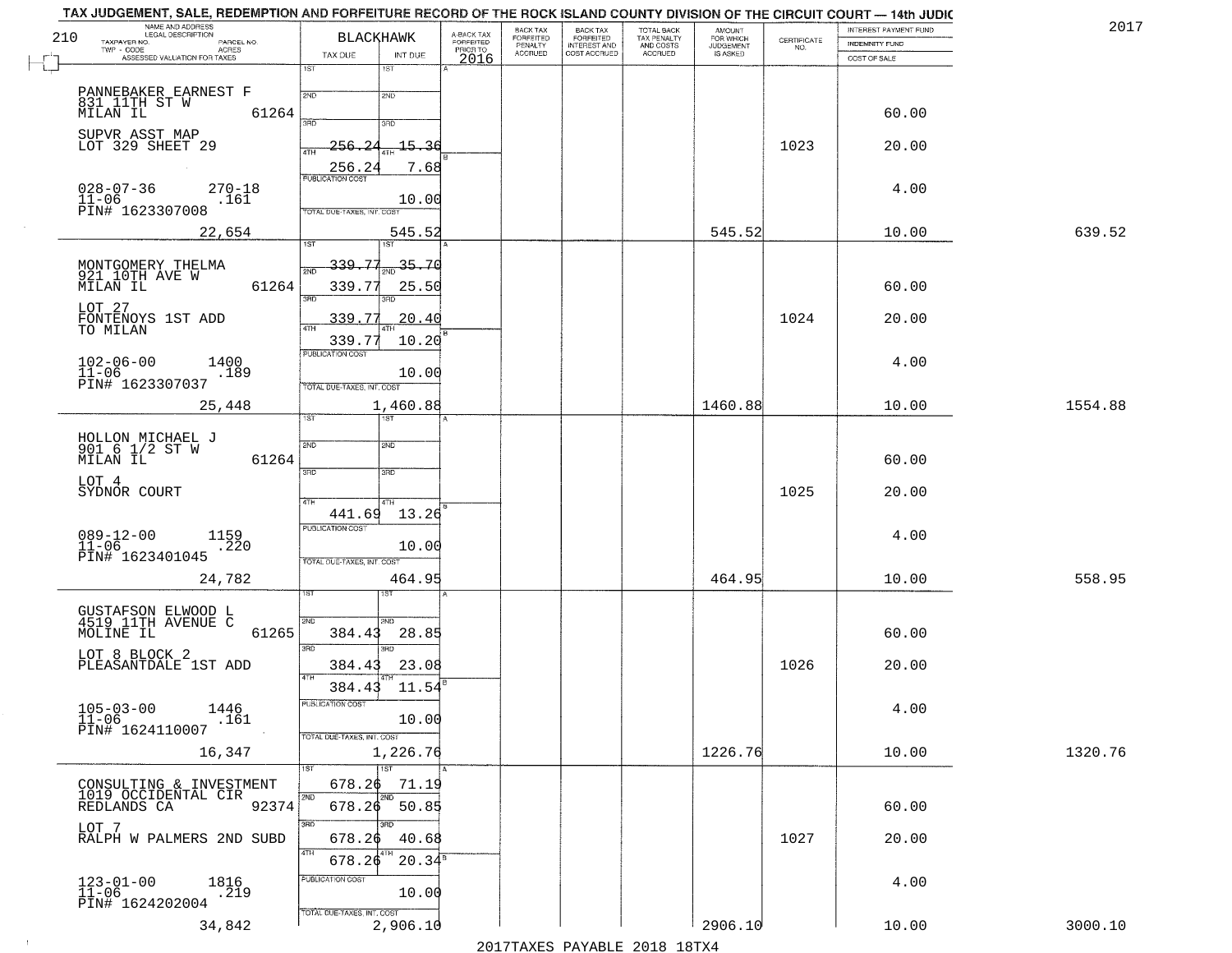# TAX JUDGEMENT, SALE, REDEMPTION AND FORFEITURE RECORD OF THE ROCK ISLAND COUNTY DIVISION OF THE CIRCUIT COURT — 14th JUDIC

2017

210

| NAME AND ADDRESS / LEGAL DESCRIPTION / TAXPAYER NO. / PARCEL NO. / TWP - CODE / ACRES / ASSESSED VALUATION FOR TAXES | BLACKHAWK TAX DUE | INT DUE | A-BACK TAX FORFEITED PRIOR TO 2016 | BACK TAX FORFEITED PENALTY ACCRUED | BACK TAX FORFEITED INTEREST AND COST ACCRUED | TOTAL BACK TAX PENALTY AND COSTS ACCRUED | AMOUNT FOR WHICH JUDGEMENT IS ASKED | CERTIFICATE NO. | INTEREST PAYMENT FUND / INDEMNITY FUND / COST OF SALE | |
|---|---|---|---|---|---|---|---|---|---|---|
| PANNEBAKER EARNEST F<br>831 11TH ST W<br>MILAN IL 61264<br>SUPVR ASST MAP<br>LOT 329 SHEET 29<br>028-07-36 270-18<br>11-06 .161<br>PIN# 1623307008<br>22,654 | 1ST<br>2ND<br>3RD<br>4TH 256.24<br>256.24<br>PUBLICATION COST<br>TOTAL DUE-TAXES, INT. COST | 1ST<br>2ND<br>3RD<br>4TH 15.36<br>7.68<br>10.00<br>545.52 | | | | | 545.52 | 1023 | 60.00<br>20.00<br>4.00<br>10.00 | 639.52 |
| MONTGOMERY THELMA<br>921 10TH AVE W<br>MILAN IL 61264<br>LOT 27<br>FONTENOYS 1ST ADD<br>TO MILAN<br>102-06-00 1400<br>11-06 .189<br>PIN# 1623307037<br>25,448 | 1ST 339.77<br>2ND 339.77<br>3RD 339.77<br>4TH 339.77<br>PUBLICATION COST<br>TOTAL DUE-TAXES, INT. COST | 35.70<br>25.50<br>20.40<br>10.20<br>10.00<br>1,460.88 | | | | | 1460.88 | 1024 | 60.00<br>20.00<br>4.00<br>10.00 | 1554.88 |
| HOLLON MICHAEL J<br>901 6 1/2 ST W<br>MILAN IL 61264<br>LOT 4<br>SYDNOR COURT<br>089-12-00 1159<br>11-06 .220<br>PIN# 1623401045<br>24,782 | 1ST<br>2ND<br>3RD<br>4TH 441.69<br>PUBLICATION COST<br>TOTAL DUE-TAXES, INT. COST | 13.26<br>10.00<br>464.95 | | | | | 464.95 | 1025 | 60.00<br>20.00<br>4.00<br>10.00 | 558.95 |
| GUSTAFSON ELWOOD L<br>4519 11TH AVENUE C<br>MOLINE IL 61265<br>LOT 8 BLOCK 2<br>PLEASANTDALE 1ST ADD<br>105-03-00 1446<br>11-06 .161<br>PIN# 1624110007<br>16,347 | 1ST<br>2ND 384.43<br>3RD 384.43<br>4TH 384.43<br>PUBLICATION COST<br>TOTAL DUE-TAXES, INT. COST | 28.85<br>23.08<br>11.54<br>10.00<br>1,226.76 | | | | | 1226.76 | 1026 | 60.00<br>20.00<br>4.00<br>10.00 | 1320.76 |
| CONSULTING & INVESTMENT<br>1019 OCCIDENTAL CIR<br>REDLANDS CA 92374<br>LOT 7<br>RALPH W PALMERS 2ND SUBD<br>123-01-00 1816<br>11-06 .219<br>PIN# 1624202004<br>34,842 | 1ST 678.26<br>2ND 678.26<br>3RD 678.26<br>4TH 678.26<br>PUBLICATION COST<br>TOTAL DUE-TAXES, INT. COST | 71.19<br>50.85<br>40.68<br>20.34<br>10.00<br>2,906.10 | | | | | 2906.10 | 1027 | 60.00<br>20.00<br>4.00<br>10.00 | 3000.10 |

2017TAXES PAYABLE 2018 18TX4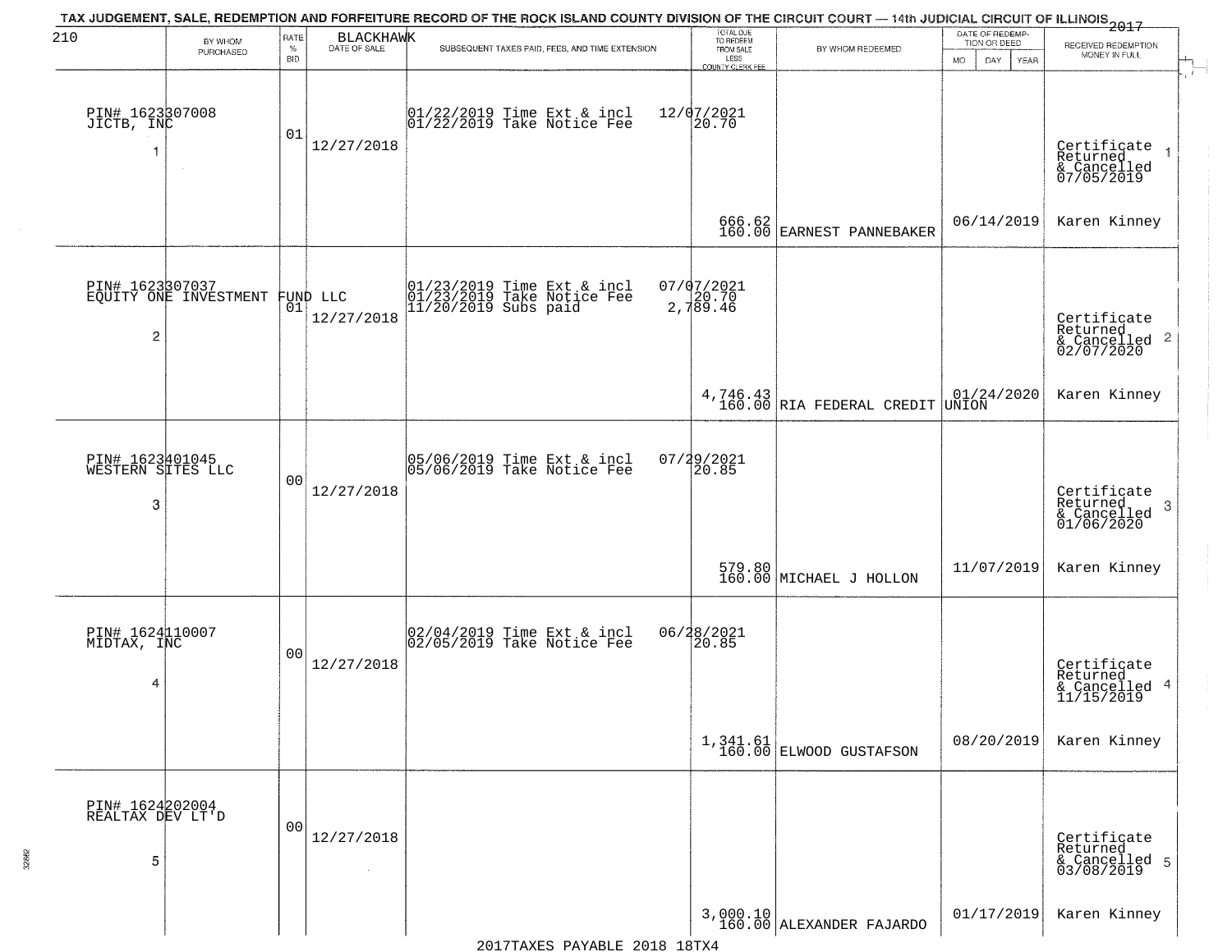TAX JUDGEMENT, SALE, REDEMPTION AND FORFEITURE RECORD OF THE ROCK ISLAND COUNTY DIVISION OF THE CIRCUIT COURT — 14th JUDICIAL CIRCUIT OF ILLINOIS 2017

210 BLACKHAWK

| BY WHOM PURCHASED | RATE % BID | DATE OF SALE | SUBSEQUENT TAXES PAID, FEES, AND TIME EXTENSION | TOTAL DUE TO REDEEM FROM SALE LESS COUNTY CLERK FEE | BY WHOM REDEEMED | DATE OF REDEMPTION OR DEED MO DAY YEAR | RECEIVED REDEMPTION MONEY IN FULL |
|---|---|---|---|---|---|---|---|
| PIN# 1623307008 JICTB, INC 1 | 01 | 12/27/2018 | 01/22/2019 Time Ext & incl 12/07/2021; 01/22/2019 Take Notice Fee 20.70 | 666.62 160.00 | EARNEST PANNEBAKER | 06/14/2019 | Certificate Returned & Cancelled 07/05/2019 Karen Kinney 1 |
| PIN# 1623307037 EQUITY ONE INVESTMENT FUND LLC 2 | 01 | 12/27/2018 | 01/23/2019 Time Ext & incl 07/07/2021; 01/23/2019 Take Notice Fee 20.70; 11/20/2019 Subs paid 2,789.46 | 4,746.43 160.00 | RIA FEDERAL CREDIT UNION | 01/24/2020 | Certificate Returned & Cancelled 02/07/2020 Karen Kinney 2 |
| PIN# 1623401045 WESTERN SITES LLC 3 | 00 | 12/27/2018 | 05/06/2019 Time Ext & incl 07/29/2021; 05/06/2019 Take Notice Fee 20.85 | 579.80 160.00 | MICHAEL J HOLLON | 11/07/2019 | Certificate Returned & Cancelled 01/06/2020 Karen Kinney 3 |
| PIN# 1624110007 MIDTAX, INC 4 | 00 | 12/27/2018 | 02/04/2019 Time Ext & incl 06/28/2021; 02/05/2019 Take Notice Fee 20.85 | 1,341.61 160.00 | ELWOOD GUSTAFSON | 08/20/2019 | Certificate Returned & Cancelled 11/15/2019 Karen Kinney 4 |
| PIN# 1624202004 REALTAX DEV LT'D 5 | 00 | 12/27/2018 | | 3,000.10 160.00 | ALEXANDER FAJARDO | 01/17/2019 | Certificate Returned & Cancelled 03/08/2019 Karen Kinney 5 |

2017TAXES PAYABLE 2018 18TX4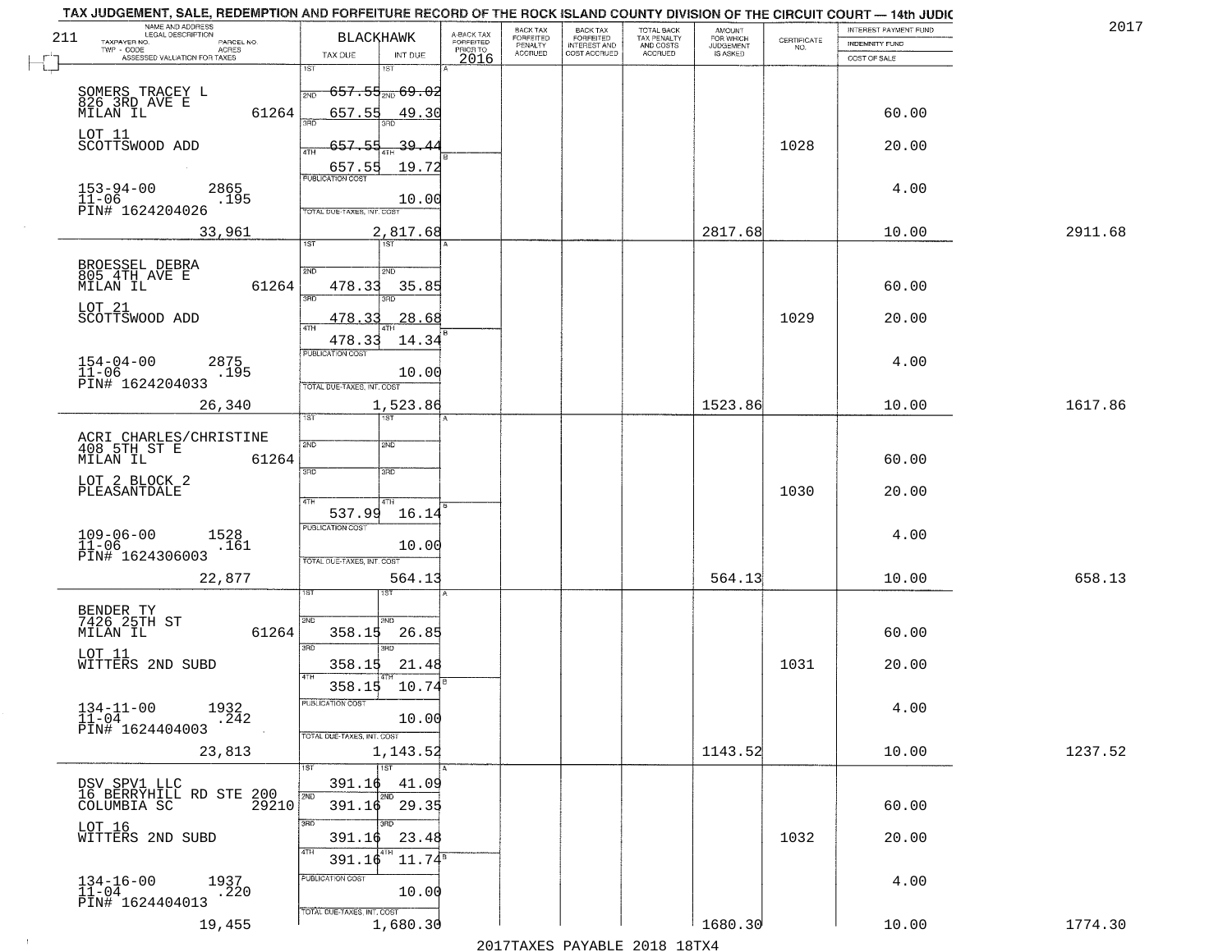# TAX JUDGEMENT, SALE, REDEMPTION AND FORFEITURE RECORD OF THE ROCK ISLAND COUNTY DIVISION OF THE CIRCUIT COURT — 14th JUDIC

2017

211

| NAME AND ADDRESS / LEGAL DESCRIPTION / TAXPAYER NO. / PARCEL NO. / TWP - CODE / ACRES / ASSESSED VALUATION FOR TAXES | BLACKHAWK TAX DUE | INT DUE | A-BACK TAX FORFEITED PRIOR TO 2016 | BACK TAX FORFEITED PENALTY ACCRUED | BACK TAX FORFEITED INTEREST AND COST ACCRUED | TOTAL BACK TAX PENALTY AND COSTS ACCRUED | AMOUNT FOR WHICH JUDGEMENT IS ASKED | CERTIFICATE NO. | INTEREST PAYMENT FUND / INDEMNITY FUND / COST OF SALE | |
|---|---|---|---|---|---|---|---|---|---|---|
| SOMERS TRACEY L<br>826 3RD AVE E<br>MILAN IL 61264<br>LOT 11<br>SCOTTSWOOD ADD<br>153-94-00 2865<br>11-06 .195<br>PIN# 1624204026<br>33,961 | 1ST<br>2ND 657.55<br>3RD 657.55<br>4TH 657.55<br>657.55<br>PUBLICATION COST<br>TOTAL DUE-TAXES, INT. COST | 1ST<br>2ND 69.02<br>3RD 49.30<br>4TH 39.44<br>19.72<br>10.00<br>2,817.68 | | | | | 2817.68 | 1028 | 60.00<br>20.00<br>4.00<br>10.00 | 2911.68 |
| BROESSEL DEBRA<br>805 4TH AVE E<br>MILAN IL 61264<br>LOT 21<br>SCOTTSWOOD ADD<br>154-04-00 2875<br>11-06 .195<br>PIN# 1624204033<br>26,340 | 1ST<br>2ND 478.33<br>3RD 478.33<br>4TH 478.33<br>PUBLICATION COST<br>TOTAL DUE-TAXES, INT. COST | 1ST<br>2ND 35.85<br>3RD 28.68<br>4TH 14.34<br>10.00<br>1,523.86 | | | | | 1523.86 | 1029 | 60.00<br>20.00<br>4.00<br>10.00 | 1617.86 |
| ACRI CHARLES/CHRISTINE<br>408 5TH ST E<br>MILAN IL 61264<br>LOT 2 BLOCK 2<br>PLEASANTDALE<br>109-06-00 1528<br>11-06 .161<br>PIN# 1624306003<br>22,877 | 1ST<br>2ND<br>3RD<br>4TH 537.99<br>PUBLICATION COST<br>TOTAL DUE-TAXES, INT. COST | 1ST<br>2ND<br>3RD<br>4TH 16.14<br>10.00<br>564.13 | | | | | 564.13 | 1030 | 60.00<br>20.00<br>4.00<br>10.00 | 658.13 |
| BENDER TY<br>7426 25TH ST<br>MILAN IL 61264<br>LOT 11<br>WITTERS 2ND SUBD<br>134-11-00 1932<br>11-04 .242<br>PIN# 1624404003<br>23,813 | 1ST<br>2ND 358.15<br>3RD 358.15<br>4TH 358.15<br>PUBLICATION COST<br>TOTAL DUE-TAXES, INT. COST | 1ST<br>2ND 26.85<br>3RD 21.48<br>4TH 10.74<br>10.00<br>1,143.52 | | | | | 1143.52 | 1031 | 60.00<br>20.00<br>4.00<br>10.00 | 1237.52 |
| DSV SPV1 LLC<br>16 BERRYHILL RD STE 200<br>COLUMBIA SC 29210<br>LOT 16<br>WITTERS 2ND SUBD<br>134-16-00 1937<br>11-04 .220<br>PIN# 1624404013<br>19,455 | 1ST 391.16<br>2ND 391.16<br>3RD 391.16<br>4TH 391.16<br>PUBLICATION COST<br>TOTAL DUE-TAXES, INT. COST | 1ST 41.09<br>2ND 29.35<br>3RD 23.48<br>4TH 11.74<br>10.00<br>1,680.30 | | | | | 1680.30 | 1032 | 60.00<br>20.00<br>4.00<br>10.00 | 1774.30 |

2017TAXES PAYABLE 2018 18TX4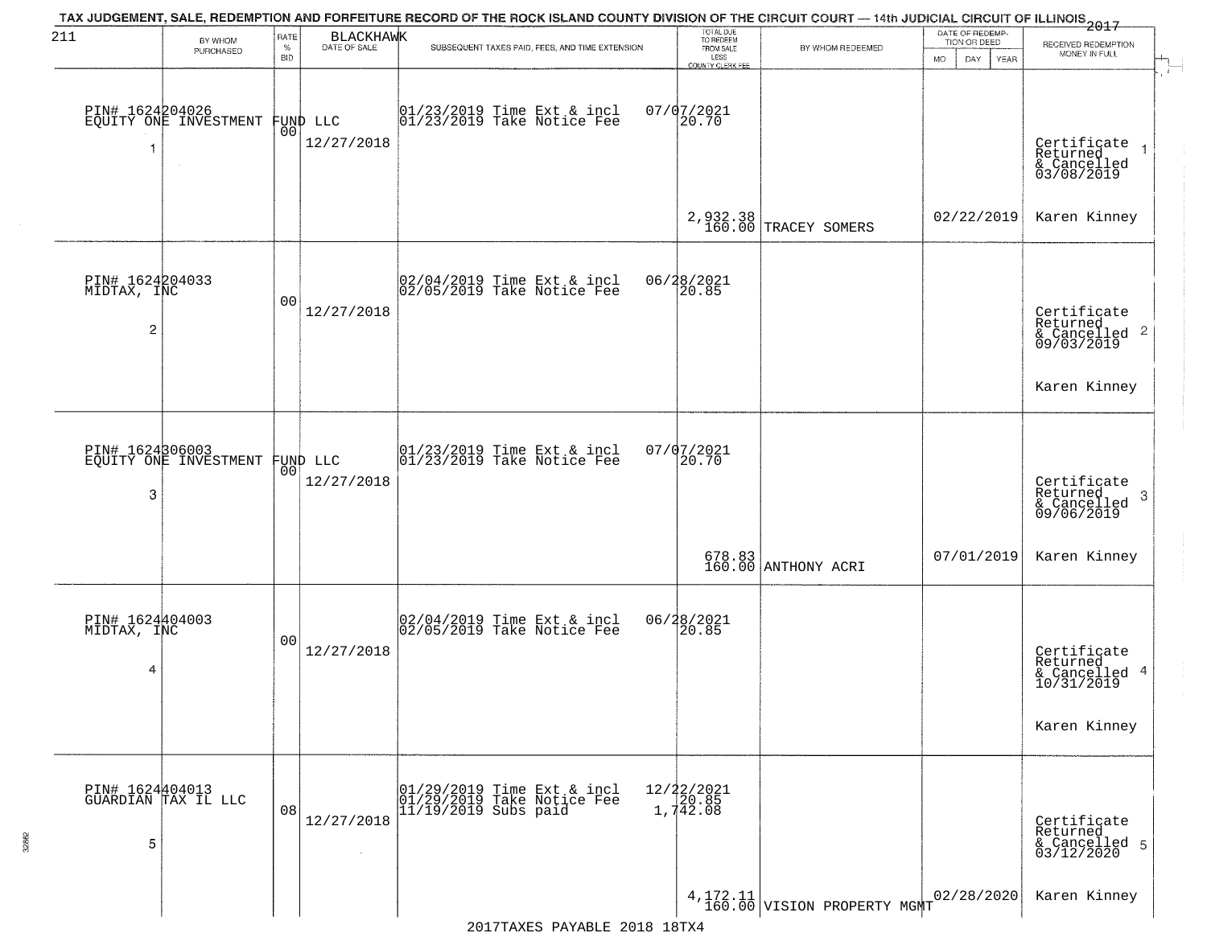TAX JUDGEMENT, SALE, REDEMPTION AND FORFEITURE RECORD OF THE ROCK ISLAND COUNTY DIVISION OF THE CIRCUIT COURT — 14th JUDICIAL CIRCUIT OF ILLINOIS 2017

211 BLACKHAWK

| | BY WHOM PURCHASED | RATE % BID | DATE OF SALE | SUBSEQUENT TAXES PAID, FEES, AND TIME EXTENSION | TOTAL DUE TO REDEEM FROM SALE LESS COUNTY CLERK FEE | BY WHOM REDEEMED | DATE OF REDEMPTION OR DEED MO DAY YEAR | RECEIVED REDEMPTION MONEY IN FULL |
|---|---|---|---|---|---|---|---|---|
| 1 | PIN# 1624204026 EQUITY ONE INVESTMENT FUND LLC | 00 | 12/27/2018 | 01/23/2019 Time Ext & incl<br>01/23/2019 Take Notice Fee | 07/07/2021<br>20.70<br><br>2,932.38<br>160.00 | TRACEY SOMERS | 02/22/2019 | Certificate Returned & Cancelled 03/08/2019<br>Karen Kinney |
| 2 | PIN# 1624204033 MIDTAX, INC | 00 | 12/27/2018 | 02/04/2019 Time Ext & incl<br>02/05/2019 Take Notice Fee | 06/28/2021<br>20.85 | | | Certificate Returned & Cancelled 09/03/2019<br>Karen Kinney |
| 3 | PIN# 1624306003 EQUITY ONE INVESTMENT FUND LLC | 00 | 12/27/2018 | 01/23/2019 Time Ext & incl<br>01/23/2019 Take Notice Fee | 07/07/2021<br>20.70<br><br>678.83<br>160.00 | ANTHONY ACRI | 07/01/2019 | Certificate Returned & Cancelled 09/06/2019<br>Karen Kinney |
| 4 | PIN# 1624404003 MIDTAX, INC | 00 | 12/27/2018 | 02/04/2019 Time Ext & incl<br>02/05/2019 Take Notice Fee | 06/28/2021<br>20.85 | | | Certificate Returned & Cancelled 10/31/2019<br>Karen Kinney |
| 5 | PIN# 1624404013 GUARDIAN TAX IL LLC | 08 | 12/27/2018 | 01/29/2019 Time Ext & incl<br>01/29/2019 Take Notice Fee<br>11/19/2019 Subs paid | 12/22/2021<br>20.85<br>1,742.08<br><br>4,172.11<br>160.00 | VISION PROPERTY MGMT | 02/28/2020 | Certificate Returned & Cancelled 03/12/2020<br>Karen Kinney |

2017TAXES PAYABLE 2018 18TX4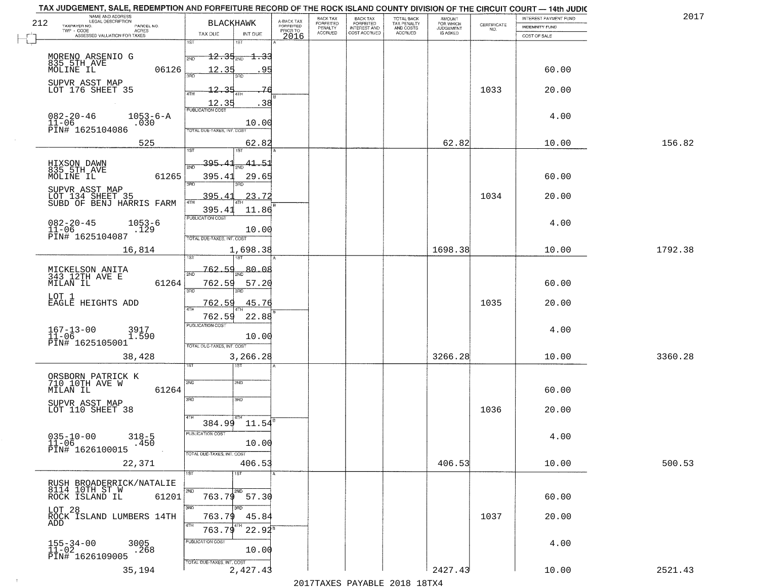TAX JUDGEMENT, SALE, REDEMPTION AND FORFEITURE RECORD OF THE ROCK ISLAND COUNTY DIVISION OF THE CIRCUIT COURT — 14th JUDIC

2017

| NAME AND ADDRESS / LEGAL DESCRIPTION / TAXPAYER NO. / PARCEL NO. / TWP - CODE / ACRES / ASSESSED VALUATION FOR TAXES | BLACKHAWK TAX DUE | INT DUE | A-BACK TAX FORFEITED PRIOR TO 2016 | BACK TAX FORFEITED PENALTY ACCRUED | BACK TAX FORFEITED INTEREST AND COST ACCRUED | TOTAL BACK TAX PENALTY AND COSTS ACCRUED | AMOUNT FOR WHICH JUDGEMENT IS ASKED | CERTIFICATE NO. | INTEREST PAYMENT FUND / INDEMNITY FUND / COST OF SALE | |
|---|---|---|---|---|---|---|---|---|---|---|
| MORENO ARSENIO G, 835 5TH AVE, MOLINE IL 06126 | 1ST 12.35 | 1.33 | | | | | | | | |
| | 2ND 12.35 | .95 | | | | | | | 60.00 | |
| SUPVR ASST MAP, LOT 176 SHEET 35 | 3RD 12.35 | .76 | | | | | | 1033 | 20.00 | |
| | 4TH 12.35 | .38 | | | | | | | | |
| 082-20-46 1053-6-A, 11-06 .030, PIN# 1625104086 | PUBLICATION COST | 10.00 | | | | | | | 4.00 | |
| 525 | TOTAL DUE-TAXES, INT. COST | 62.82 | | | | | 62.82 | | 10.00 | 156.82 |
| HIXSON DAWN, 835 5TH AVE, MOLINE IL 61265 | 1ST 395.41 | 41.51 | | | | | | | | |
| | 2ND 395.41 | 29.65 | | | | | | | 60.00 | |
| SUPVR ASST MAP, LOT 134 SHEET 35, SUBD OF BENJ HARRIS FARM | 3RD 395.41 | 23.72 | | | | | | 1034 | 20.00 | |
| | 4TH 395.41 | 11.86 | | | | | | | | |
| 082-20-45 1053-6, 11-06 .129, PIN# 1625104087 | PUBLICATION COST | 10.00 | | | | | | | 4.00 | |
| 16,814 | TOTAL DUE-TAXES, INT. COST | 1,698.38 | | | | | 1698.38 | | 10.00 | 1792.38 |
| MICKELSON ANITA, 343 12TH AVE E, MILAN IL 61264 | 1ST 762.59 | 80.08 | | | | | | | | |
| | 2ND 762.59 | 57.20 | | | | | | | 60.00 | |
| LOT 1, EAGLE HEIGHTS ADD | 3RD 762.59 | 45.76 | | | | | | 1035 | 20.00 | |
| | 4TH 762.59 | 22.88 | | | | | | | | |
| 167-13-00 3917, 11-06 1.590, PIN# 1625105001 | PUBLICATION COST | 10.00 | | | | | | | 4.00 | |
| 38,428 | TOTAL DUE-TAXES, INT. COST | 3,266.28 | | | | | 3266.28 | | 10.00 | 3360.28 |
| ORSBORN PATRICK K, 710 10TH AVE W, MILAN IL 61264 | 1ST | | | | | | | | | |
| | 2ND | | | | | | | | 60.00 | |
| SUPVR ASST MAP, LOT 110 SHEET 38 | 3RD | | | | | | | 1036 | 20.00 | |
| | 4TH 384.99 | 11.54 | | | | | | | | |
| 035-10-00 318-5, 11-06 .450, PIN# 1626100015 | PUBLICATION COST | 10.00 | | | | | | | 4.00 | |
| 22,371 | TOTAL DUE-TAXES, INT. COST | 406.53 | | | | | 406.53 | | 10.00 | 500.53 |
| RUSH BROADERRICK/NATALIE, 8114 10TH ST W, ROCK ISLAND IL 61201 | 1ST | | | | | | | | | |
| | 2ND 763.79 | 57.30 | | | | | | | 60.00 | |
| LOT 28, ROCK ISLAND LUMBERS 14TH ADD | 3RD 763.79 | 45.84 | | | | | | 1037 | 20.00 | |
| | 4TH 763.79 | 22.92 | | | | | | | | |
| 155-34-00 3005, 11-02 .268, PIN# 1626109005 | PUBLICATION COST | 10.00 | | | | | | | 4.00 | |
| 35,194 | TOTAL DUE-TAXES, INT. COST | 2,427.43 | | | | | 2427.43 | | 10.00 | 2521.43 |

2017TAXES PAYABLE 2018 18TX4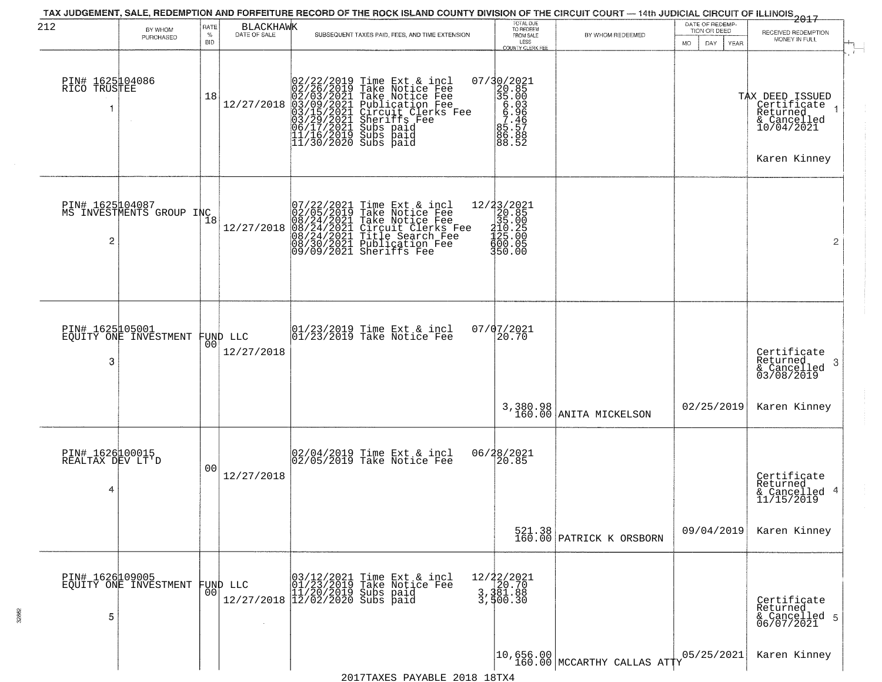# TAX JUDGEMENT, SALE, REDEMPTION AND FORFEITURE RECORD OF THE ROCK ISLAND COUNTY DIVISION OF THE CIRCUIT COURT — 14th JUDICIAL CIRCUIT OF ILLINOIS 2017

212 BLACKHAWK

| | BY WHOM PURCHASED | RATE % BID | DATE OF SALE | SUBSEQUENT TAXES PAID, FEES, AND TIME EXTENSION | TOTAL DUE TO REDEEM FROM SALE LESS COUNTY CLERK FEE | BY WHOM REDEEMED | DATE OF REDEMPTION OR DEED MO DAY YEAR | RECEIVED REDEMPTION MONEY IN FULL |
|---|---|---|---|---|---|---|---|---|
| 1 | PIN# 1625104086 RICO TRUSTEE | 18 | 12/27/2018 | 02/22/2019 Time Ext & incl<br>02/26/2019 Take Notice Fee<br>02/03/2021 Take Notice Fee<br>03/09/2021 Publication Fee<br>03/15/2021 Circuit Clerks Fee<br>03/29/2021 Sheriffs Fee<br>06/17/2021 Subs paid<br>11/16/2019 Subs paid<br>11/30/2020 Subs paid | 07/30/2021<br>20.85<br>35.00<br>6.03<br>6.96<br>7.46<br>85.57<br>86.88<br>88.52 | | | TAX DEED ISSUED Certificate Returned & Cancelled 10/04/2021 Karen Kinney |
| 2 | PIN# 1625104087 MS INVESTMENTS GROUP INC | 18 | 12/27/2018 | 07/22/2021 Time Ext & incl<br>02/05/2019 Take Notice Fee<br>08/24/2021 Take Notice Fee<br>08/24/2021 Circuit Clerks Fee<br>08/24/2021 Title Search Fee<br>08/30/2021 Publication Fee<br>09/09/2021 Sheriffs Fee | 12/23/2021<br>20.85<br>35.00<br>210.25<br>125.00<br>600.05<br>350.00 | | | |
| 3 | PIN# 1625105001 EQUITY ONE INVESTMENT FUND LLC | 00 | 12/27/2018 | 01/23/2019 Time Ext & incl<br>01/23/2019 Take Notice Fee | 07/07/2021<br>20.70<br><br>3,380.98<br>160.00 | ANITA MICKELSON | 02/25/2019 | Certificate Returned & Cancelled 03/08/2019 Karen Kinney |
| 4 | PIN# 1626100015 REALTAX DEV LT'D | 00 | 12/27/2018 | 02/04/2019 Time Ext & incl<br>02/05/2019 Take Notice Fee | 06/28/2021<br>20.85<br><br>521.38<br>160.00 | PATRICK K ORSBORN | 09/04/2019 | Certificate Returned & Cancelled 11/15/2019 Karen Kinney |
| 5 | PIN# 1626109005 EQUITY ONE INVESTMENT FUND LLC | 00 | 12/27/2018 | 03/12/2021 Time Ext & incl<br>01/23/2019 Take Notice Fee<br>11/20/2019 Subs paid<br>12/02/2020 Subs paid | 12/22/2021<br>20.70<br>3,381.88<br>3,500.30<br><br>10,656.00<br>160.00 | MCCARTHY CALLAS ATTY | 05/25/2021 | Certificate Returned & Cancelled 06/07/2021 Karen Kinney |

2017TAXES PAYABLE 2018 18TX4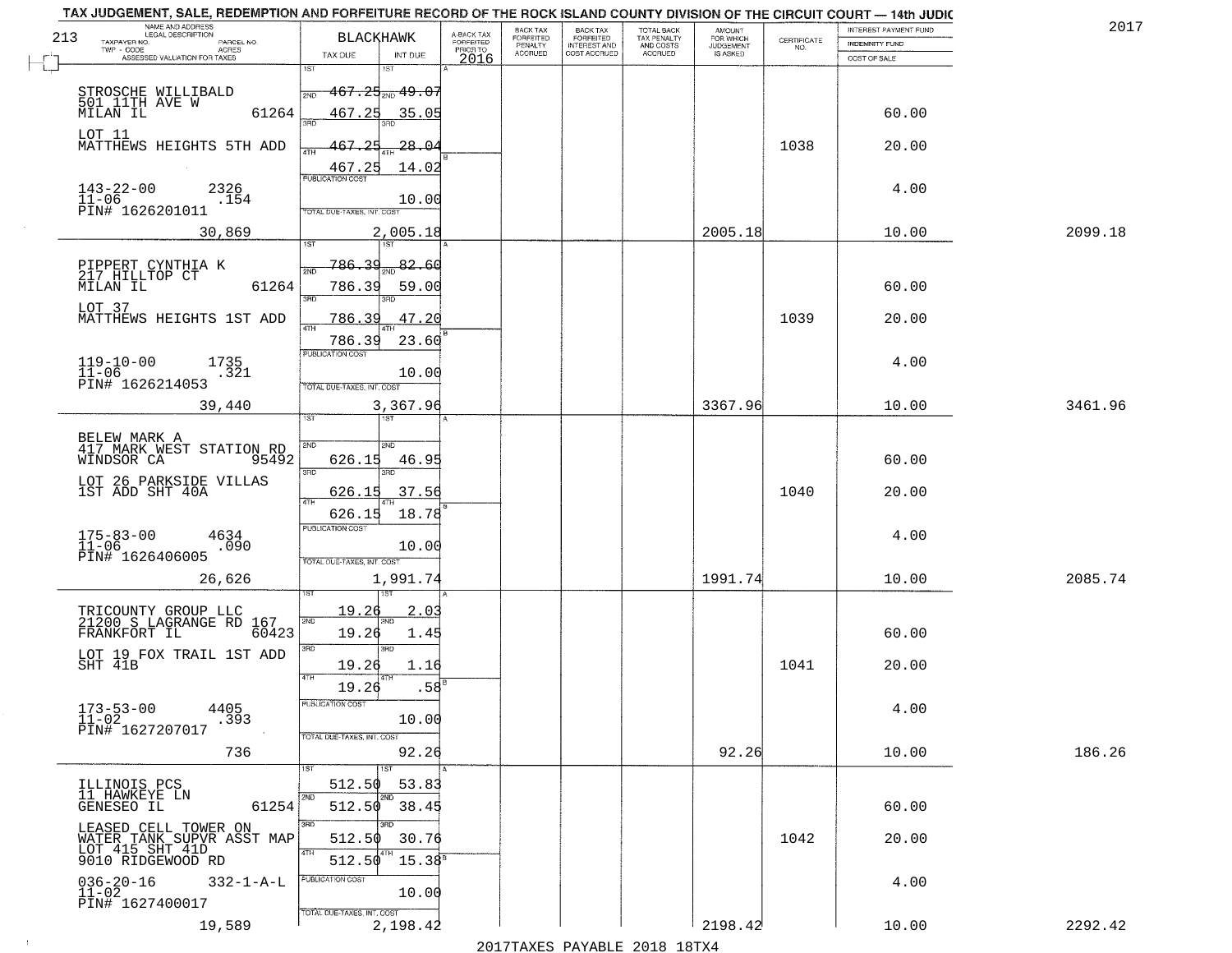TAX JUDGEMENT, SALE, REDEMPTION AND FORFEITURE RECORD OF THE ROCK ISLAND COUNTY DIVISION OF THE CIRCUIT COURT — 14th JUDIC

2017

| NAME AND ADDRESS / LEGAL DESCRIPTION / TAXPAYER NO. / PARCEL NO. / TWP - CODE / ACRES / ASSESSED VALUATION FOR TAXES | BLACKHAWK TAX DUE | INT DUE | A-BACK TAX FORFEITED PRIOR TO 2016 | BACK TAX FORFEITED PENALTY ACCRUED | BACK TAX FORFEITED INTEREST AND COST ACCRUED | TOTAL BACK TAX PENALTY AND COSTS ACCRUED | AMOUNT FOR WHICH JUDGEMENT IS ASKED | CERTIFICATE NO. | INTEREST PAYMENT FUND / INDEMNITY FUND / COST OF SALE | |
|---|---|---|---|---|---|---|---|---|---|---|
| 213 | | | | | | | | | | |
| STROSCHE WILLIBALD, 501 11TH AVE W, MILAN IL 61264 | 1ST 467.25 | 1ST 49.07 | | | | | | | | |
| | 2ND 467.25 | 2ND 35.05 | | | | | | | 60.00 | |
| LOT 11, MATTHEWS HEIGHTS 5TH ADD | 3RD 467.25 | 3RD 28.04 | | | | | | 1038 | 20.00 | |
| | 4TH 467.25 | 4TH 14.02 | | | | | | | | |
| 143-22-00 2326, 11-06 .154, PIN# 1626201011 | PUBLICATION COST | 10.00 | | | | | | | 4.00 | |
| 30,869 | TOTAL DUE-TAXES, INT. COST | 2,005.18 | | | | | 2005.18 | | 10.00 | 2099.18 |
| PIPPERT CYNTHIA K, 217 HILLTOP CT, MILAN IL 61264 | 1ST 786.39 | 1ST 82.60 | | | | | | | | |
| | 2ND 786.39 | 2ND 59.00 | | | | | | | 60.00 | |
| LOT 37, MATTHEWS HEIGHTS 1ST ADD | 3RD 786.39 | 3RD 47.20 | | | | | | 1039 | 20.00 | |
| | 4TH 786.39 | 4TH 23.60 | | | | | | | | |
| 119-10-00 1735, 11-06 .321, PIN# 1626214053 | PUBLICATION COST | 10.00 | | | | | | | 4.00 | |
| 39,440 | TOTAL DUE-TAXES, INT. COST | 3,367.96 | | | | | 3367.96 | | 10.00 | 3461.96 |
| BELEW MARK A, 417 MARK WEST STATION RD, WINDSOR CA 95492 | 1ST | 1ST | | | | | | | | |
| | 2ND 626.15 | 2ND 46.95 | | | | | | | 60.00 | |
| LOT 26 PARKSIDE VILLAS 1ST ADD SHT 40A | 3RD 626.15 | 3RD 37.56 | | | | | | 1040 | 20.00 | |
| | 4TH 626.15 | 4TH 18.78 | | | | | | | | |
| 175-83-00 4634, 11-06 .090, PIN# 1626406005 | PUBLICATION COST | 10.00 | | | | | | | 4.00 | |
| 26,626 | TOTAL DUE-TAXES, INT. COST | 1,991.74 | | | | | 1991.74 | | 10.00 | 2085.74 |
| TRICOUNTY GROUP LLC, 21200 S LAGRANGE RD 167, FRANKFORT IL 60423 | 1ST 19.26 | 1ST 2.03 | | | | | | | | |
| | 2ND 19.26 | 2ND 1.45 | | | | | | | 60.00 | |
| LOT 19 FOX TRAIL 1ST ADD SHT 41B | 3RD 19.26 | 3RD 1.16 | | | | | | 1041 | 20.00 | |
| | 4TH 19.26 | 4TH .58 | | | | | | | | |
| 173-53-00 4405, 11-02 .393, PIN# 1627207017 | PUBLICATION COST | 10.00 | | | | | | | 4.00 | |
| 736 | TOTAL DUE-TAXES, INT. COST | 92.26 | | | | | 92.26 | | 10.00 | 186.26 |
| ILLINOIS PCS, 11 HAWKEYE LN, GENESEO IL 61254 | 1ST 512.50 | 1ST 53.83 | | | | | | | | |
| | 2ND 512.50 | 2ND 38.45 | | | | | | | 60.00 | |
| LEASED CELL TOWER ON WATER TANK SUPVR ASST MAP LOT 415 SHT 41D, 9010 RIDGEWOOD RD | 3RD 512.50 | 3RD 30.76 | | | | | | 1042 | 20.00 | |
| | 4TH 512.50 | 4TH 15.38 | | | | | | | | |
| 036-20-16 332-1-A-L, 11-02, PIN# 1627400017 | PUBLICATION COST | 10.00 | | | | | | | 4.00 | |
| 19,589 | TOTAL DUE-TAXES, INT. COST | 2,198.42 | | | | | 2198.42 | | 10.00 | 2292.42 |

2017TAXES PAYABLE 2018 18TX4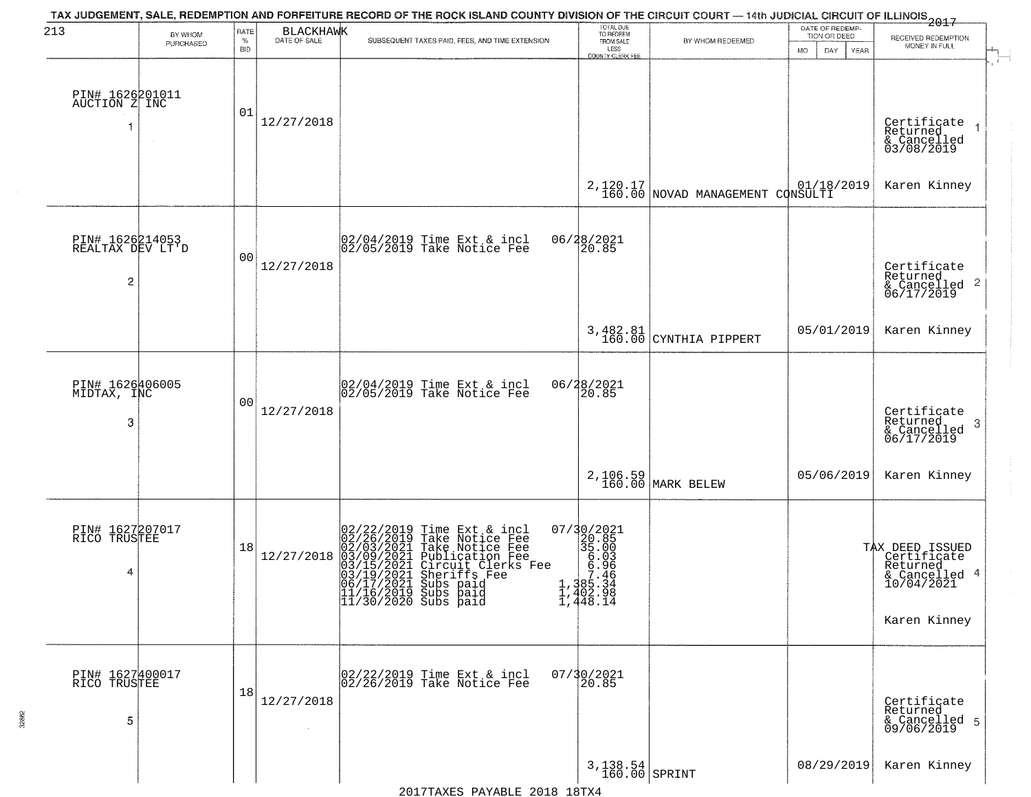# TAX JUDGEMENT, SALE, REDEMPTION AND FORFEITURE RECORD OF THE ROCK ISLAND COUNTY DIVISION OF THE CIRCUIT COURT — 14th JUDICIAL CIRCUIT OF ILLINOIS 2017

213 — BLACKHAWK

| BY WHOM PURCHASED | RATE % BID | DATE OF SALE | SUBSEQUENT TAXES PAID, FEES, AND TIME EXTENSION | TOTAL DUE TO REDEEM FROM SALE LESS COUNTY CLERK FEE | BY WHOM REDEEMED | DATE OF REDEMPTION OR DEED | RECEIVED REDEMPTION MONEY IN FULL |
|---|---|---|---|---|---|---|---|
| PIN# 1626201011 AUCTION Z INC 1 | 01 | 12/27/2018 | | 2,120.17 160.00 | NOVAD MANAGEMENT CONSULTI | 01/18/2019 | Certificate Returned & Cancelled 03/08/2019 1 Karen Kinney |
| PIN# 1626214053 REALTAX DEV LT'D 2 | 00 | 12/27/2018 | 02/04/2019 Time Ext & incl 06/28/2021<br>02/05/2019 Take Notice Fee 20.85 | 3,482.81 160.00 | CYNTHIA PIPPERT | 05/01/2019 | Certificate Returned & Cancelled 06/17/2019 2 Karen Kinney |
| PIN# 1626406005 MIDTAX, INC 3 | 00 | 12/27/2018 | 02/04/2019 Time Ext & incl 06/28/2021<br>02/05/2019 Take Notice Fee 20.85 | 2,106.59 160.00 | MARK BELEW | 05/06/2019 | Certificate Returned & Cancelled 06/17/2019 3 Karen Kinney |
| PIN# 1627207017 RICO TRUSTEE 4 | 18 | 12/27/2018 | 02/22/2019 Time Ext & incl 07/30/2021<br>02/26/2019 Take Notice Fee 20.85<br>02/03/2021 Take Notice Fee 35.00<br>03/09/2021 Publication Fee 6.03<br>03/15/2021 Circuit Clerks Fee 6.96<br>03/19/2021 Sheriffs Fee 7.46<br>06/17/2021 Subs paid 1,385.34<br>11/16/2019 Subs paid 1,402.98<br>11/30/2020 Subs paid 1,448.14 | | | | TAX DEED ISSUED Certificate Returned & Cancelled 10/04/2021 4 Karen Kinney |
| PIN# 1627400017 RICO TRUSTEE 5 | 18 | 12/27/2018 | 02/22/2019 Time Ext & incl 07/30/2021<br>02/26/2019 Take Notice Fee 20.85 | 3,138.54 160.00 | SPRINT | 08/29/2019 | Certificate Returned & Cancelled 09/06/2019 5 Karen Kinney |

2017TAXES PAYABLE 2018 18TX4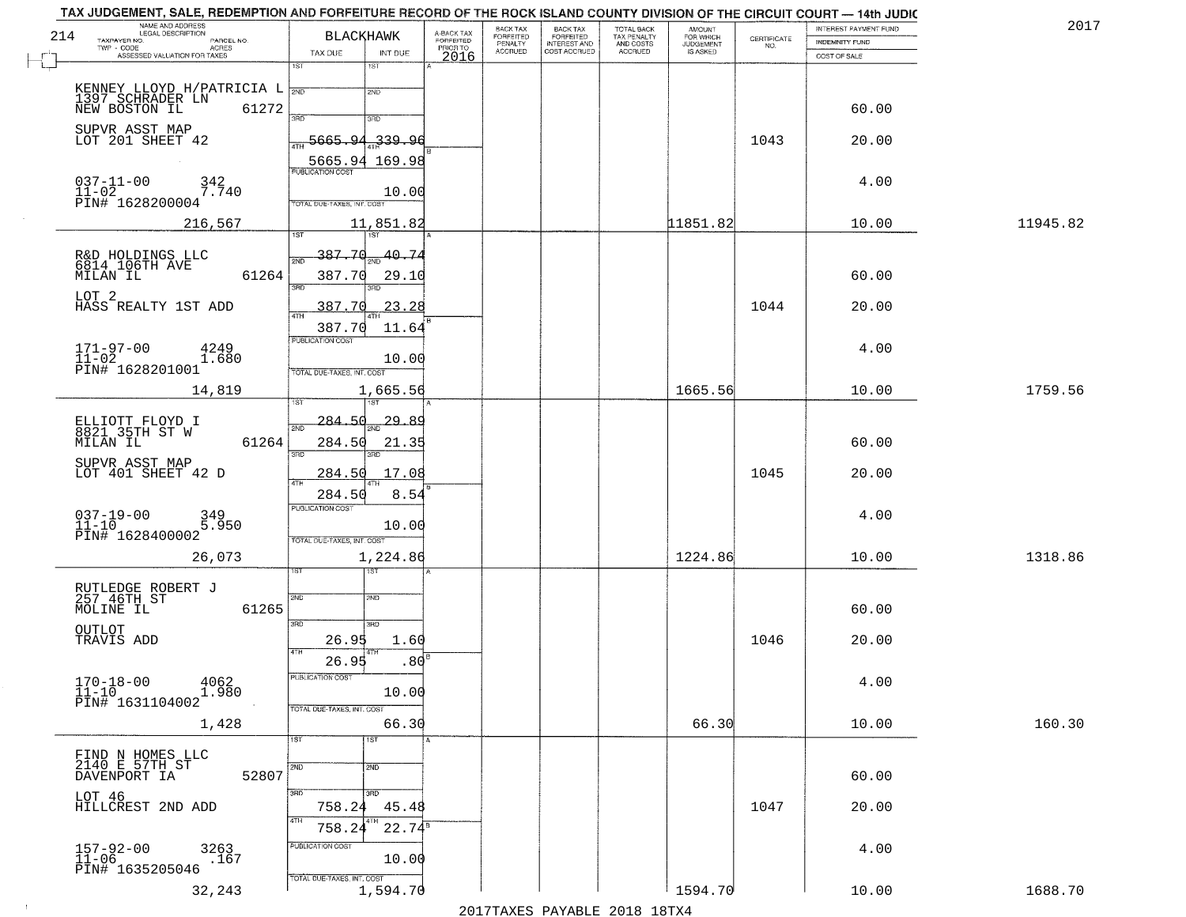TAX JUDGEMENT, SALE, REDEMPTION AND FORFEITURE RECORD OF THE ROCK ISLAND COUNTY DIVISION OF THE CIRCUIT COURT — 14th JUDIC

2017

| NAME AND ADDRESS / LEGAL DESCRIPTION / TAXPAYER NO. / PARCEL NO. / TWP - CODE / ACRES / ASSESSED VALUATION FOR TAXES | BLACKHAWK TAX DUE | INT DUE | A-BACK TAX FORFEITED PRIOR TO 2016 | BACK TAX FORFEITED PENALTY ACCRUED | BACK TAX FORFEITED INTEREST AND COST ACCRUED | TOTAL BACK TAX PENALTY AND COSTS ACCRUED | AMOUNT FOR WHICH JUDGEMENT IS ASKED | CERTIFICATE NO. | INTEREST PAYMENT FUND / INDEMNITY FUND / COST OF SALE | |
|---|---|---|---|---|---|---|---|---|---|---|
| KENNEY LLOYD H/PATRICIA L<br>1397 SCHRADER LN<br>NEW BOSTON IL 61272<br>SUPVR ASST MAP<br>LOT 201 SHEET 42<br>037-11-00 342<br>11-02 7.740<br>PIN# 1628200004<br>216,567 | 1ST<br>2ND<br>3RD<br>4TH 5665.94<br>5665.94<br>PUBLICATION COST<br>TOTAL DUE-TAXES, INT. COST 11,851.82 | 1ST<br>2ND<br>3RD<br>339.96<br>169.98<br><br>10.00 | | | | | 11851.82 | 1043 | 60.00<br>20.00<br>4.00<br>10.00 | 11945.82 |
| R&D HOLDINGS LLC<br>6814 106TH AVE<br>MILAN IL 61264<br>LOT 2<br>HASS REALTY 1ST ADD<br>171-97-00 4249<br>11-02 1.680<br>PIN# 1628201001<br>14,819 | 1ST 387.70<br>2ND 387.70<br>3RD 387.70<br>4TH 387.70<br>PUBLICATION COST<br>TOTAL DUE-TAXES, INT. COST 1,665.56 | 40.74<br>29.10<br>23.28<br>11.64<br><br>10.00 | | | | | 1665.56 | 1044 | 60.00<br>20.00<br>4.00<br>10.00 | 1759.56 |
| ELLIOTT FLOYD I<br>8821 35TH ST W<br>MILAN IL 61264<br>SUPVR ASST MAP<br>LOT 401 SHEET 42 D<br>037-19-00 349<br>11-10 5.950<br>PIN# 1628400002<br>26,073 | 1ST 284.50<br>2ND 284.50<br>3RD 284.50<br>4TH 284.50<br>PUBLICATION COST<br>TOTAL DUE-TAXES, INT. COST 1,224.86 | 29.89<br>21.35<br>17.08<br>8.54<br><br>10.00 | | | | | 1224.86 | 1045 | 60.00<br>20.00<br>4.00<br>10.00 | 1318.86 |
| RUTLEDGE ROBERT J<br>257 46TH ST<br>MOLINE IL 61265<br>OUTLOT<br>TRAVIS ADD<br>170-18-00 4062<br>11-10 1.980<br>PIN# 1631104002<br>1,428 | 1ST<br>2ND<br>3RD 26.95<br>4TH 26.95<br>PUBLICATION COST<br>TOTAL DUE-TAXES, INT. COST 66.30 | <br><br>1.60<br>.80<br><br>10.00 | | | | | 66.30 | 1046 | 60.00<br>20.00<br>4.00<br>10.00 | 160.30 |
| FIND N HOMES LLC<br>2140 E 57TH ST<br>DAVENPORT IA 52807<br>LOT 46<br>HILLCREST 2ND ADD<br>157-92-00 3263<br>11-06 .167<br>PIN# 1635205046<br>32,243 | 1ST<br>2ND<br>3RD 758.24<br>4TH 758.24<br>PUBLICATION COST<br>TOTAL DUE-TAXES, INT. COST 1,594.70 | <br><br>45.48<br>22.74<br><br>10.00 | | | | | 1594.70 | 1047 | 60.00<br>20.00<br>4.00<br>10.00 | 1688.70 |

2017TAXES PAYABLE 2018 18TX4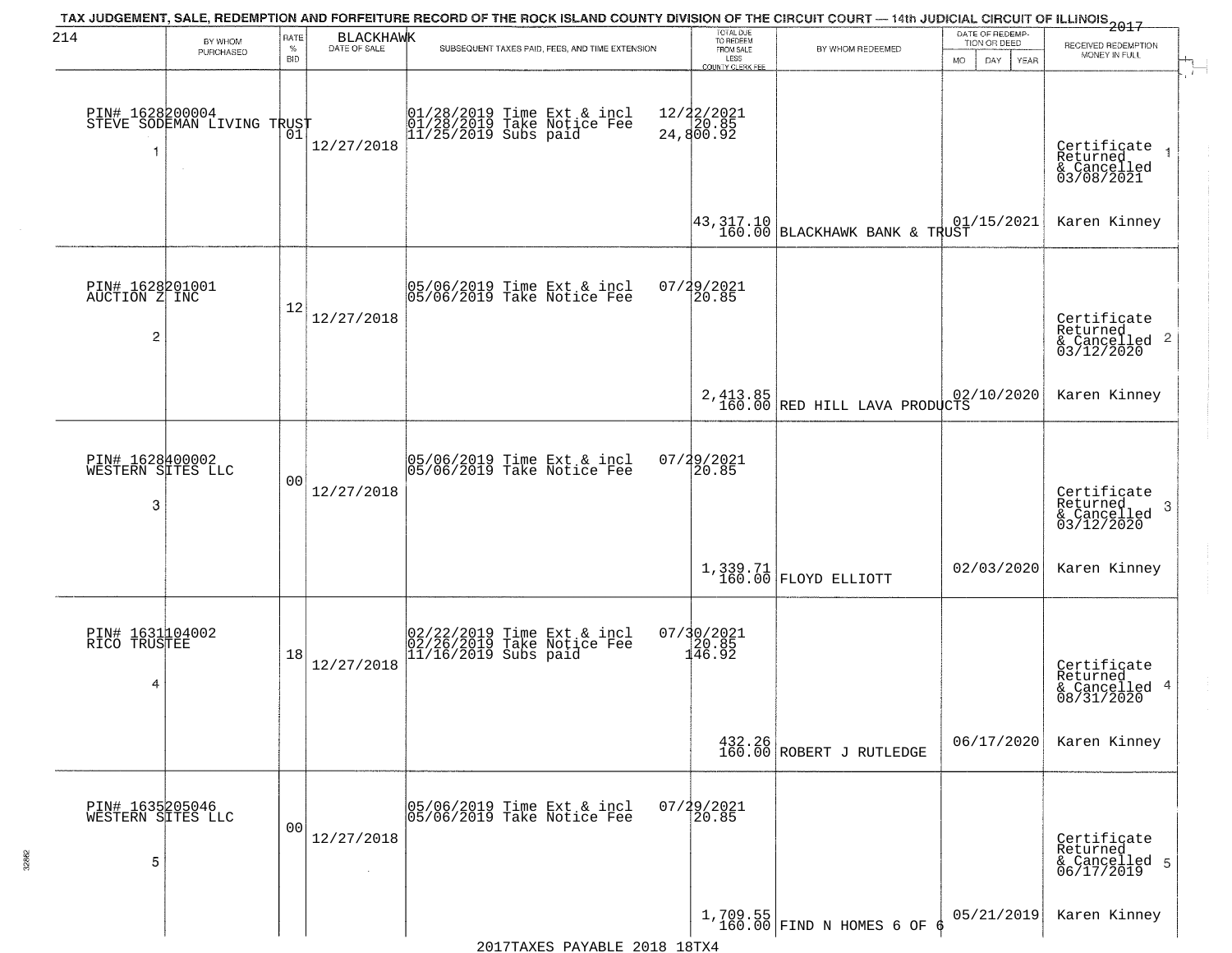# TAX JUDGEMENT, SALE, REDEMPTION AND FORFEITURE RECORD OF THE ROCK ISLAND COUNTY DIVISION OF THE CIRCUIT COURT — 14th JUDICIAL CIRCUIT OF ILLINOIS 2017

214 BLACKHAWK

| | BY WHOM PURCHASED | RATE % BID | DATE OF SALE | SUBSEQUENT TAXES PAID, FEES, AND TIME EXTENSION | TOTAL DUE TO REDEEM FROM SALE LESS COUNTY CLERK FEE | BY WHOM REDEEMED | DATE OF REDEMPTION OR DEED MO DAY YEAR | RECEIVED REDEMPTION MONEY IN FULL |
|---|---|---|---|---|---|---|---|---|
| 1 | PIN# 1628200004 STEVE SODEMAN LIVING TRUST | 01 | 12/27/2018 | 01/28/2019 Time Ext & incl<br>01/28/2019 Take Notice Fee<br>11/25/2019 Subs paid | 12/22/2021<br>20.85<br>24,800.92<br><br>43,317.10<br>160.00 | BLACKHAWK BANK & TRUST | 01/15/2021 | Certificate Returned & Cancelled 03/08/2021<br>Karen Kinney |
| 2 | PIN# 1628201001 AUCTION Z INC | 12 | 12/27/2018 | 05/06/2019 Time Ext & incl<br>05/06/2019 Take Notice Fee | 07/29/2021<br>20.85<br><br>2,413.85<br>160.00 | RED HILL LAVA PRODUCTS | 02/10/2020 | Certificate Returned & Cancelled 03/12/2020<br>Karen Kinney |
| 3 | PIN# 1628400002 WESTERN SITES LLC | 00 | 12/27/2018 | 05/06/2019 Time Ext & incl<br>05/06/2019 Take Notice Fee | 07/29/2021<br>20.85<br><br>1,339.71<br>160.00 | FLOYD ELLIOTT | 02/03/2020 | Certificate Returned & Cancelled 03/12/2020<br>Karen Kinney |
| 4 | PIN# 1631104002 RICO TRUSTEE | 18 | 12/27/2018 | 02/22/2019 Time Ext & incl<br>02/26/2019 Take Notice Fee<br>11/16/2019 Subs paid | 07/30/2021<br>20.85<br>146.92<br><br>432.26<br>160.00 | ROBERT J RUTLEDGE | 06/17/2020 | Certificate Returned & Cancelled 08/31/2020<br>Karen Kinney |
| 5 | PIN# 1635205046 WESTERN SITES LLC | 00 | 12/27/2018 | 05/06/2019 Time Ext & incl<br>05/06/2019 Take Notice Fee | 07/29/2021<br>20.85<br><br>1,709.55<br>160.00 | FIND N HOMES 6 OF 6 | 05/21/2019 | Certificate Returned & Cancelled 06/17/2019<br>Karen Kinney |

2017TAXES PAYABLE 2018 18TX4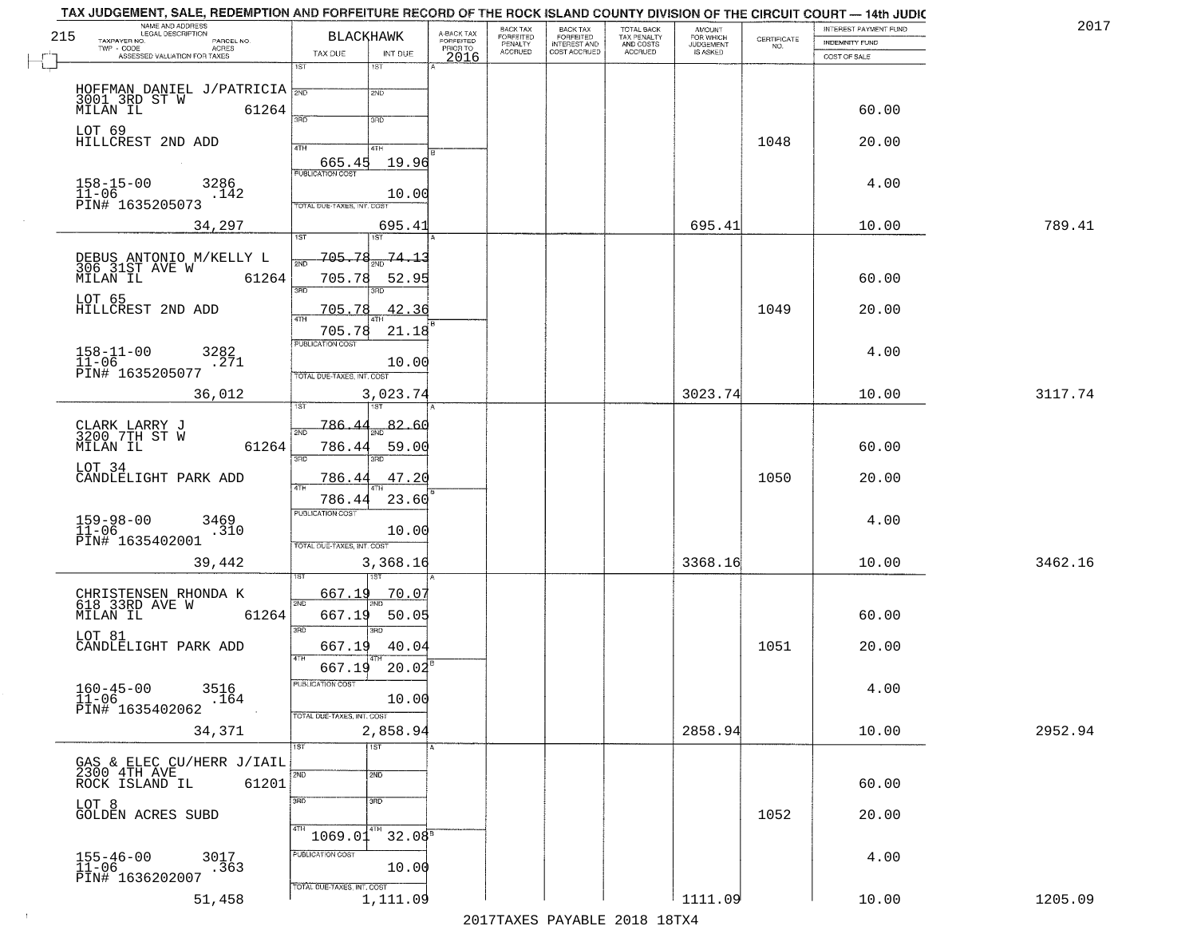TAX JUDGEMENT, SALE, REDEMPTION AND FORFEITURE RECORD OF THE ROCK ISLAND COUNTY DIVISION OF THE CIRCUIT COURT — 14th JUDIC

2017

| NAME AND ADDRESS / LEGAL DESCRIPTION / TAXPAYER NO. / PARCEL NO. / TWP - CODE / ACRES / ASSESSED VALUATION FOR TAXES | BLACKHAWK TAX DUE | INT DUE | A-BACK TAX FORFEITED PRIOR TO 2016 | BACK TAX FORFEITED PENALTY ACCRUED | BACK TAX FORFEITED INTEREST AND COST ACCRUED | TOTAL BACK TAX PENALTY AND COSTS ACCRUED | AMOUNT FOR WHICH JUDGEMENT IS ASKED | CERTIFICATE NO. | INTEREST PAYMENT FUND / INDEMNITY FUND / COST OF SALE | |
|---|---|---|---|---|---|---|---|---|---|---|
| HOFFMAN DANIEL J/PATRICIA, 3001 3RD ST W, MILAN IL 61264, LOT 69 HILLCREST 2ND ADD, 158-15-00 3286, 11-06 .142, PIN# 1635205073, 34,297 | 1ST: ; 2ND: ; 3RD: ; 4TH: 665.45; PUBLICATION COST: ; TOTAL DUE-TAXES, INT. COST: | 19.96; 10.00; 695.41 | | | | | 695.41 | 1048 | 60.00; 20.00; 4.00; 10.00 | 789.41 |
| DEBUS ANTONIO M/KELLY L, 306 31ST AVE W, MILAN IL 61264, LOT 65 HILLCREST 2ND ADD, 158-11-00 3282, 11-06 .271, PIN# 1635205077, 36,012 | 1ST: 705.78; 2ND: 705.78; 3RD: 705.78; 4TH: 705.78; PUBLICATION COST: ; TOTAL DUE-TAXES, INT. COST: | 74.13; 52.95; 42.36; 21.18; 10.00; 3,023.74 | | | | | 3023.74 | 1049 | 60.00; 20.00; 4.00; 10.00 | 3117.74 |
| CLARK LARRY J, 3200 7TH ST W, MILAN IL 61264, LOT 34 CANDLELIGHT PARK ADD, 159-98-00 3469, 11-06 .310, PIN# 1635402001, 39,442 | 1ST: 786.44; 2ND: 786.44; 3RD: 786.44; 4TH: 786.44; PUBLICATION COST: ; TOTAL DUE-TAXES, INT. COST: | 82.60; 59.00; 47.20; 23.60; 10.00; 3,368.16 | | | | | 3368.16 | 1050 | 60.00; 20.00; 4.00; 10.00 | 3462.16 |
| CHRISTENSEN RHONDA K, 618 33RD AVE W, MILAN IL 61264, LOT 81 CANDLELIGHT PARK ADD, 160-45-00 3516, 11-06 .164, PIN# 1635402062, 34,371 | 1ST: 667.19; 2ND: 667.19; 3RD: 667.19; 4TH: 667.19; PUBLICATION COST: ; TOTAL DUE-TAXES, INT. COST: | 70.07; 50.05; 40.04; 20.02; 10.00; 2,858.94 | | | | | 2858.94 | 1051 | 60.00; 20.00; 4.00; 10.00 | 2952.94 |
| GAS & ELEC CU/HERR J/IAIL, 2300 4TH AVE, ROCK ISLAND IL 61201, LOT 8 GOLDEN ACRES SUBD, 155-46-00 3017, 11-06 .363, PIN# 1636202007, 51,458 | 1ST: ; 2ND: ; 3RD: ; 4TH: 1069.01; PUBLICATION COST: ; TOTAL DUE-TAXES, INT. COST: | 32.08; 10.00; 1,111.09 | | | | | 1111.09 | 1052 | 60.00; 20.00; 4.00; 10.00 | 1205.09 |

2017TAXES PAYABLE 2018 18TX4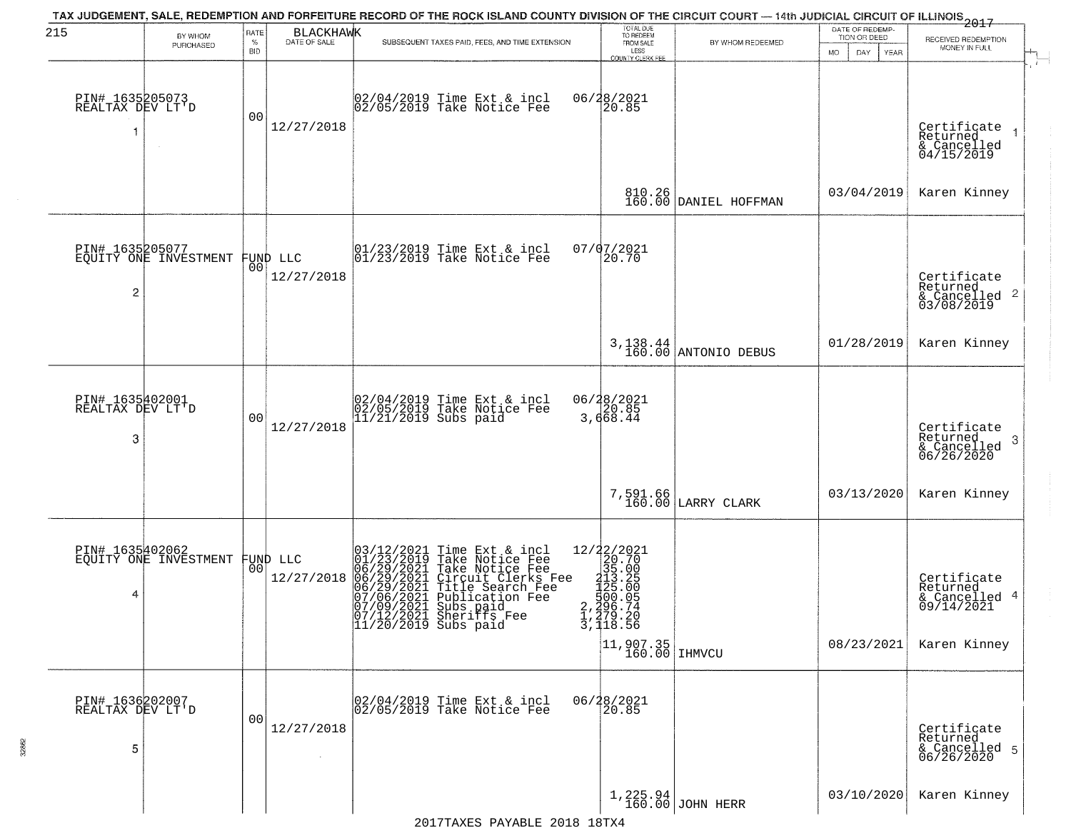# TAX JUDGEMENT, SALE, REDEMPTION AND FORFEITURE RECORD OF THE ROCK ISLAND COUNTY DIVISION OF THE CIRCUIT COURT — 14th JUDICIAL CIRCUIT OF ILLINOIS 2017

215 BLACKHAWK

| | BY WHOM PURCHASED | RATE % BID | DATE OF SALE | SUBSEQUENT TAXES PAID, FEES, AND TIME EXTENSION | TOTAL DUE TO REDEEM FROM SALE LESS COUNTY CLERK FEE | BY WHOM REDEEMED | DATE OF REDEMPTION OR DEED MO DAY YEAR | RECEIVED REDEMPTION MONEY IN FULL |
|---|---|---|---|---|---|---|---|---|
| 1 | PIN# 1635205073 REALTAX DEV LT'D | 00 | 12/27/2018 | 02/04/2019 Time Ext & incl 06/28/2021<br>02/05/2019 Take Notice Fee 20.85 | 810.26<br>160.00 | DANIEL HOFFMAN | 03/04/2019 | Certificate Returned & Cancelled 04/15/2019<br>Karen Kinney |
| 2 | PIN# 1635205077 EQUITY ONE INVESTMENT FUND LLC | 00 | 12/27/2018 | 01/23/2019 Time Ext & incl 07/07/2021<br>01/23/2019 Take Notice Fee 20.70 | 3,138.44<br>160.00 | ANTONIO DEBUS | 01/28/2019 | Certificate Returned & Cancelled 03/08/2019<br>Karen Kinney |
| 3 | PIN# 1635402001 REALTAX DEV LT'D | 00 | 12/27/2018 | 02/04/2019 Time Ext & incl 06/28/2021<br>02/05/2019 Take Notice Fee 20.85<br>11/21/2019 Subs paid 3,668.44 | 7,591.66<br>160.00 | LARRY CLARK | 03/13/2020 | Certificate Returned & Cancelled 06/26/2020<br>Karen Kinney |
| 4 | PIN# 1635402062 EQUITY ONE INVESTMENT FUND LLC | 00 | 12/27/2018 | 03/12/2021 Time Ext & incl 12/22/2021<br>01/23/2019 Take Notice Fee 20.70<br>06/29/2021 Take Notice Fee 35.00<br>06/29/2021 Circuit Clerks Fee 213.25<br>06/29/2021 Title Search Fee 125.00<br>07/06/2021 Publication Fee 500.05<br>07/09/2021 Subs paid 2,296.74<br>07/12/2021 Sheriffs Fee 1,279.20<br>11/20/2019 Subs paid 3,118.56 | 11,907.35<br>160.00 | IHMVCU | 08/23/2021 | Certificate Returned & Cancelled 09/14/2021<br>Karen Kinney |
| 5 | PIN# 1636202007 REALTAX DEV LT'D | 00 | 12/27/2018 | 02/04/2019 Time Ext & incl 06/28/2021<br>02/05/2019 Take Notice Fee 20.85 | 1,225.94<br>160.00 | JOHN HERR | 03/10/2020 | Certificate Returned & Cancelled 06/26/2020<br>Karen Kinney |

2017TAXES PAYABLE 2018 18TX4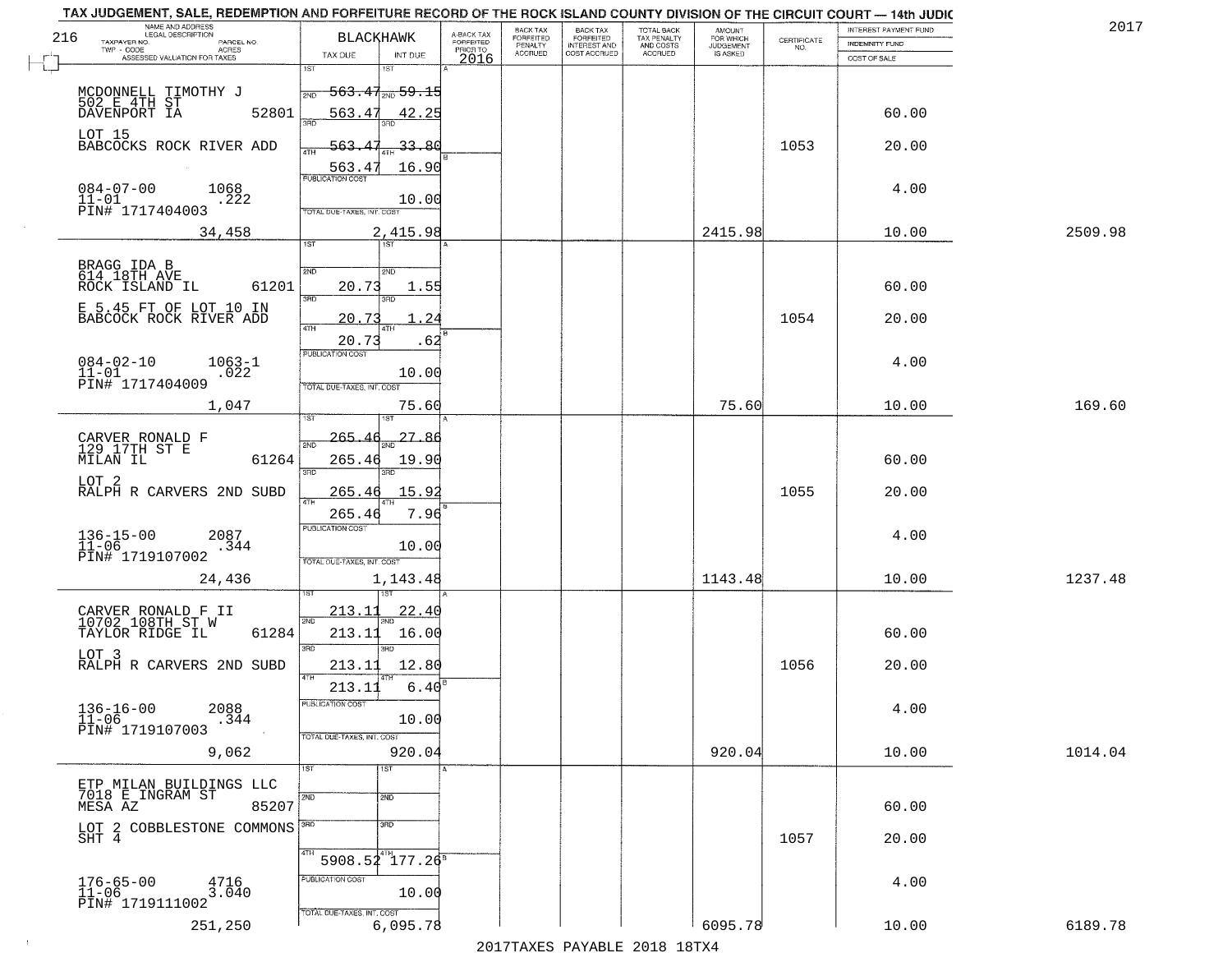TAX JUDGEMENT, SALE, REDEMPTION AND FORFEITURE RECORD OF THE ROCK ISLAND COUNTY DIVISION OF THE CIRCUIT COURT — 14th JUDIC

216 | 2017

| NAME AND ADDRESS / LEGAL DESCRIPTION / TAXPAYER NO. / PARCEL NO. / TWP - CODE / ACRES / ASSESSED VALUATION FOR TAXES | BLACKHAWK TAX DUE | INT DUE | A-BACK TAX FORFEITED PRIOR TO 2016 | BACK TAX FORFEITED PENALTY ACCRUED | BACK TAX FORFEITED INTEREST AND COST ACCRUED | TOTAL BACK TAX PENALTY AND COSTS ACCRUED | AMOUNT FOR WHICH JUDGEMENT IS ASKED | CERTIFICATE NO. | INTEREST PAYMENT FUND / INDEMNITY FUND / COST OF SALE | |
|---|---|---|---|---|---|---|---|---|---|---|
| MCDONNELL TIMOTHY J<br>502 E 4TH ST<br>DAVENPORT IA 52801<br>LOT 15<br>BABCOCKS ROCK RIVER ADD<br>084-07-00 1068<br>11-01 .222<br>PIN# 1717404003<br>34,458 | 1ST 563.47<br>2ND 563.47<br>3RD 563.47<br>4TH 563.47<br>PUBLICATION COST<br>TOTAL DUE-TAXES, INT. COST | 1ST 59.15<br>2ND 42.25<br>3RD 33.80<br>4TH 16.90<br>10.00<br>2,415.98 | | | | | 2415.98 | 1053 | 60.00<br>20.00<br>4.00<br>10.00 | 2509.98 |
| BRAGG IDA B<br>614 18TH AVE<br>ROCK ISLAND IL 61201<br>E 5.45 FT OF LOT 10 IN<br>BABCOCK ROCK RIVER ADD<br>084-02-10 1063-1<br>11-01 .022<br>PIN# 1717404009<br>1,047 | 1ST<br>2ND 20.73<br>3RD 20.73<br>4TH 20.73<br>PUBLICATION COST<br>TOTAL DUE-TAXES, INT. COST | 1ST<br>2ND 1.55<br>3RD 1.24<br>4TH .62<br>10.00<br>75.60 | | | | | 75.60 | 1054 | 60.00<br>20.00<br>4.00<br>10.00 | 169.60 |
| CARVER RONALD F<br>129 17TH ST E<br>MILAN IL 61264<br>LOT 2<br>RALPH R CARVERS 2ND SUBD<br>136-15-00 2087<br>11-06 .344<br>PIN# 1719107002<br>24,436 | 1ST 265.46<br>2ND 265.46<br>3RD 265.46<br>4TH 265.46<br>PUBLICATION COST<br>TOTAL DUE-TAXES, INT. COST | 1ST 27.86<br>2ND 19.90<br>3RD 15.92<br>4TH 7.96<br>10.00<br>1,143.48 | | | | | 1143.48 | 1055 | 60.00<br>20.00<br>4.00<br>10.00 | 1237.48 |
| CARVER RONALD F II<br>10702 108TH ST W<br>TAYLOR RIDGE IL 61284<br>LOT 3<br>RALPH R CARVERS 2ND SUBD<br>136-16-00 2088<br>11-06 .344<br>PIN# 1719107003<br>9,062 | 1ST 213.11<br>2ND 213.11<br>3RD 213.11<br>4TH 213.11<br>PUBLICATION COST<br>TOTAL DUE-TAXES, INT. COST | 1ST 22.40<br>2ND 16.00<br>3RD 12.80<br>4TH 6.40<br>10.00<br>920.04 | | | | | 920.04 | 1056 | 60.00<br>20.00<br>4.00<br>10.00 | 1014.04 |
| ETP MILAN BUILDINGS LLC<br>7018 E INGRAM ST<br>MESA AZ 85207<br>LOT 2 COBBLESTONE COMMONS<br>SHT 4<br>176-65-00 4716<br>11-06 3.040<br>PIN# 1719111002<br>251,250 | 1ST<br>2ND<br>3RD<br>4TH 5908.52<br>PUBLICATION COST<br>TOTAL DUE-TAXES, INT. COST | 1ST<br>2ND<br>3RD<br>4TH 177.26<br>10.00<br>6,095.78 | | | | | 6095.78 | 1057 | 60.00<br>20.00<br>4.00<br>10.00 | 6189.78 |

2017TAXES PAYABLE 2018 18TX4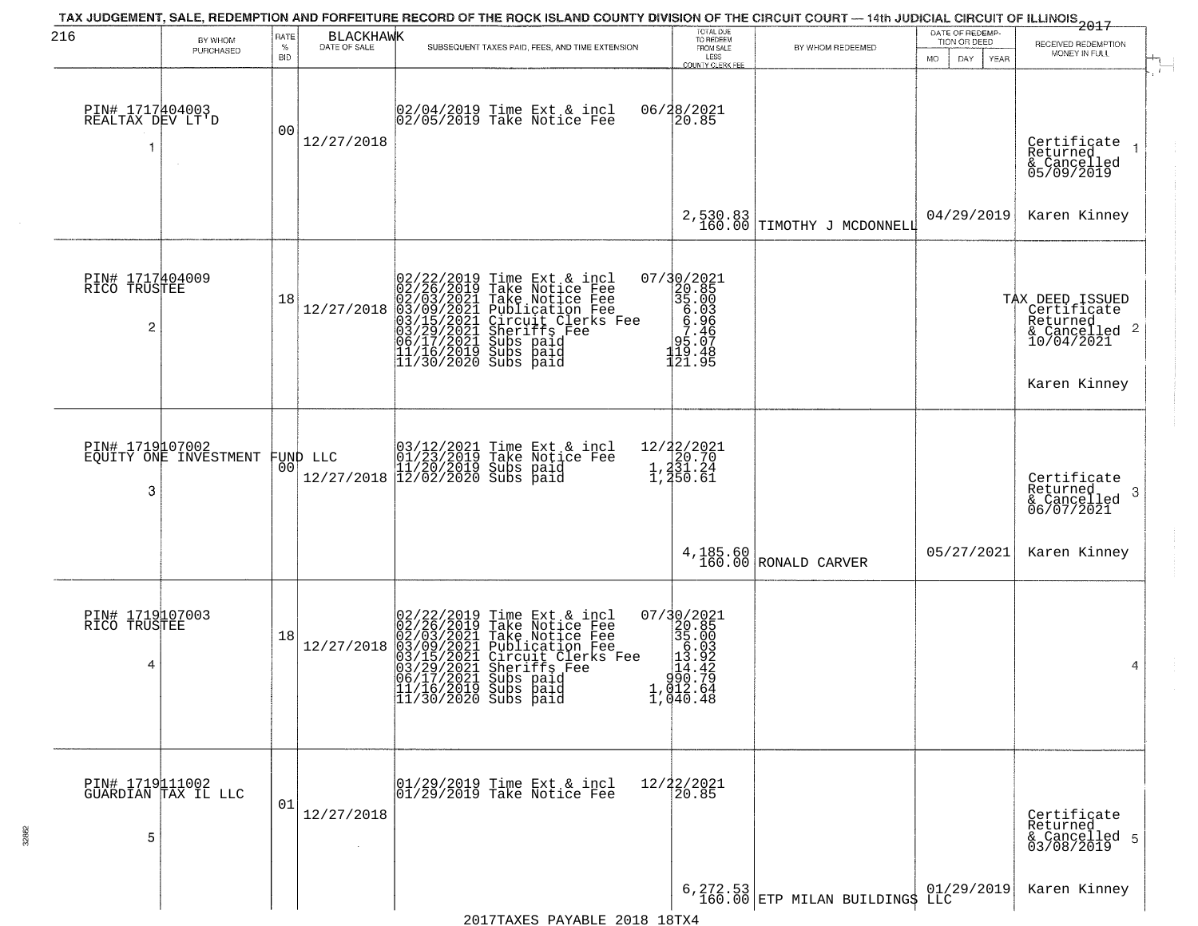# TAX JUDGEMENT, SALE, REDEMPTION AND FORFEITURE RECORD OF THE ROCK ISLAND COUNTY DIVISION OF THE CIRCUIT COURT — 14th JUDICIAL CIRCUIT OF ILLINOIS 2017

BLACKHAWK

| | BY WHOM PURCHASED | RATE % BID | DATE OF SALE | SUBSEQUENT TAXES PAID, FEES, AND TIME EXTENSION | TOTAL DUE TO REDEEM FROM SALE LESS COUNTY CLERK FEE | BY WHOM REDEEMED | DATE OF REDEMPTION OR DEED MO DAY YEAR | RECEIVED REDEMPTION MONEY IN FULL |
|---|---|---|---|---|---|---|---|---|
| 1 | PIN# 1717404003 REALTAX DEV LT'D | 00 | 12/27/2018 | 02/04/2019 Time Ext & incl<br>02/05/2019 Take Notice Fee | 06/28/2021<br>20.85<br>2,530.83<br>160.00 | TIMOTHY J MCDONNELL | 04/29/2019 | Certificate Returned & Cancelled 05/09/2019<br>Karen Kinney |
| 2 | PIN# 1717404009 RICO TRUSTEE | 18 | 12/27/2018 | 02/22/2019 Time Ext & incl<br>02/26/2019 Take Notice Fee<br>02/03/2021 Take Notice Fee<br>03/09/2021 Publication Fee<br>03/15/2021 Circuit Clerks Fee<br>03/29/2021 Sheriffs Fee<br>06/17/2021 Subs paid<br>11/16/2019 Subs paid<br>11/30/2020 Subs paid | 07/30/2021<br>20.85<br>35.00<br>6.03<br>6.96<br>7.46<br>95.07<br>119.48<br>121.95 | | | TAX DEED ISSUED Certificate Returned & Cancelled 10/04/2021<br>Karen Kinney |
| 3 | PIN# 1719107002 EQUITY ONE INVESTMENT FUND LLC | 00 | 12/27/2018 | 03/12/2021 Time Ext & incl<br>01/23/2019 Take Notice Fee<br>11/20/2019 Subs paid<br>12/02/2020 Subs paid | 12/22/2021<br>20.70<br>1,231.24<br>1,250.61<br>4,185.60<br>160.00 | RONALD CARVER | 05/27/2021 | Certificate Returned & Cancelled 06/07/2021<br>Karen Kinney |
| 4 | PIN# 1719107003 RICO TRUSTEE | 18 | 12/27/2018 | 02/22/2019 Time Ext & incl<br>02/26/2019 Take Notice Fee<br>02/03/2021 Take Notice Fee<br>03/09/2021 Publication Fee<br>03/15/2021 Circuit Clerks Fee<br>03/29/2021 Sheriffs Fee<br>06/17/2021 Subs paid<br>11/16/2019 Subs paid<br>11/30/2020 Subs paid | 07/30/2021<br>20.85<br>35.00<br>6.03<br>13.92<br>14.42<br>990.79<br>1,012.64<br>1,040.48 | | | |
| 5 | PIN# 1719111002 GUARDIAN TAX IL LLC | 01 | 12/27/2018 | 01/29/2019 Time Ext & incl<br>01/29/2019 Take Notice Fee | 12/22/2021<br>20.85<br>6,272.53<br>160.00 | ETP MILAN BUILDINGS LLC | 01/29/2019 | Certificate Returned & Cancelled 03/08/2019<br>Karen Kinney |

2017TAXES PAYABLE 2018 18TX4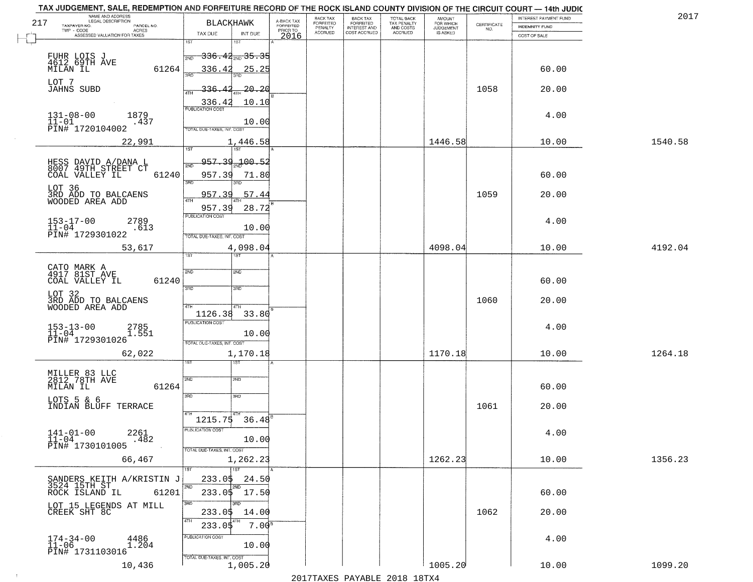# TAX JUDGEMENT, SALE, REDEMPTION AND FORFEITURE RECORD OF THE ROCK ISLAND COUNTY DIVISION OF THE CIRCUIT COURT — 14th JUDIC

2017

| 217 NAME AND ADDRESS / LEGAL DESCRIPTION / TAXPAYER NO. / PARCEL NO. / TWP - CODE / ACRES / ASSESSED VALUATION FOR TAXES | BLACKHAWK TAX DUE | INT DUE | A-BACK TAX FORFEITED PRIOR TO 2016 | BACK TAX FORFEITED PENALTY ACCRUED | BACK TAX FORFEITED INTEREST AND COST ACCRUED | TOTAL BACK TAX PENALTY AND COSTS ACCRUED | AMOUNT FOR WHICH JUDGEMENT IS ASKED | CERTIFICATE NO. | INTEREST PAYMENT FUND / INDEMNITY FUND / COST OF SALE | |
|---|---|---|---|---|---|---|---|---|---|---|
| FUHR LOIS J, 4612 69TH AVE, MILAN IL 61264, LOT 7 JAHNS SUBD, 131-08-00 1879, 11-01 .437, PIN# 1720104002, 22,991 | 1ST 336.42; 2ND 336.42; 3RD 336.42; 4TH 336.42; PUBLICATION COST; TOTAL DUE-TAXES, INT. COST | 35.35; 25.25; 20.20; 10.10; 10.00; 1,446.58 | | | | | 1446.58 | 1058 | 60.00; 20.00; 4.00; 10.00 | 1540.58 |
| HESS DAVID A/DANA L, 8007 49TH STREET CT, COAL VALLEY IL 61240, LOT 36 3RD ADD TO BALCAENS WOODED AREA ADD, 153-17-00 2789, 11-04 .613, PIN# 1729301022, 53,617 | 1ST 957.39; 2ND 957.39; 3RD 957.39; 4TH 957.39; PUBLICATION COST; TOTAL DUE-TAXES, INT. COST | 100.52; 71.80; 57.44; 28.72; 10.00; 4,098.04 | | | | | 4098.04 | 1059 | 60.00; 20.00; 4.00; 10.00 | 4192.04 |
| CATO MARK A, 4917 81ST AVE, COAL VALLEY IL 61240, LOT 32 3RD ADD TO BALCAENS WOODED AREA ADD, 153-13-00 2785, 11-04 1.551, PIN# 1729301026, 62,022 | 1ST; 2ND; 3RD; 4TH 1126.38; PUBLICATION COST; TOTAL DUE-TAXES, INT. COST | 33.80; 10.00; 1,170.18 | | | | | 1170.18 | 1060 | 60.00; 20.00; 4.00; 10.00 | 1264.18 |
| MILLER 83 LLC, 2812 78TH AVE, MILAN IL 61264, LOTS 5 & 6 INDIAN BLUFF TERRACE, 141-01-00 2261, 11-04 .482, PIN# 1730101005, 66,467 | 1ST; 2ND; 3RD; 4TH 1215.75; PUBLICATION COST; TOTAL DUE-TAXES, INT. COST | 36.48; 10.00; 1,262.23 | | | | | 1262.23 | 1061 | 60.00; 20.00; 4.00; 10.00 | 1356.23 |
| SANDERS KEITH A/KRISTIN J, 3524 15TH ST, ROCK ISLAND IL 61201, LOT 15 LEGENDS AT MILL CREEK SHT 8C, 174-34-00 4486, 11-06 1.204, PIN# 1731103016, 10,436 | 1ST 233.05; 2ND 233.05; 3RD 233.05; 4TH 233.05; PUBLICATION COST; TOTAL DUE-TAXES, INT. COST | 24.50; 17.50; 14.00; 7.00; 10.00; 1,005.20 | | | | | 1005.20 | 1062 | 60.00; 20.00; 4.00; 10.00 | 1099.20 |

2017TAXES PAYABLE 2018 18TX4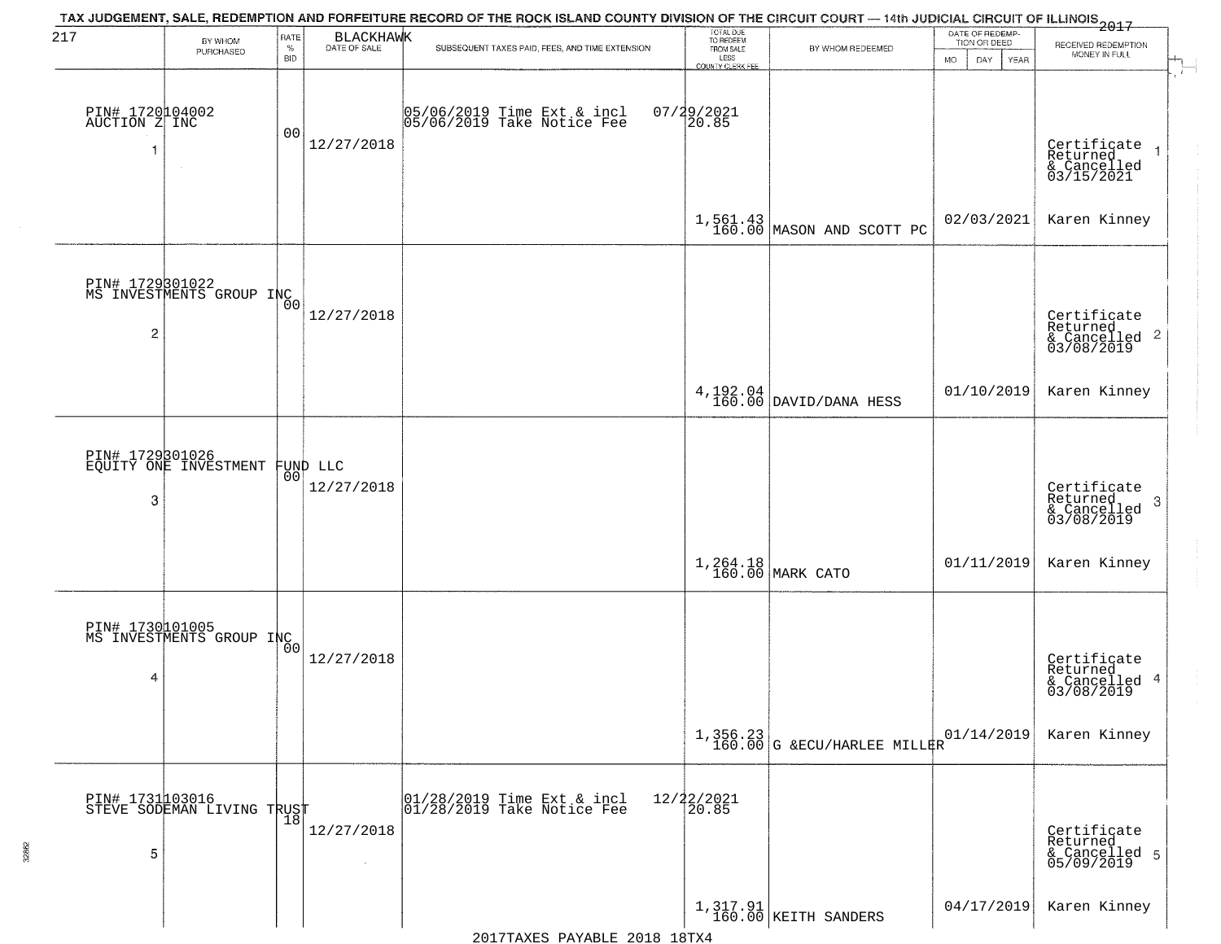# TAX JUDGEMENT, SALE, REDEMPTION AND FORFEITURE RECORD OF THE ROCK ISLAND COUNTY DIVISION OF THE CIRCUIT COURT — 14th JUDICIAL CIRCUIT OF ILLINOIS 2017

217 — BLACKHAWK

| | BY WHOM PURCHASED | RATE % BID | DATE OF SALE | SUBSEQUENT TAXES PAID, FEES, AND TIME EXTENSION | TOTAL DUE TO REDEEM FROM SALE LESS COUNTY CLERK FEE | BY WHOM REDEEMED | DATE OF REDEMPTION OR DEED MO DAY YEAR | RECEIVED REDEMPTION MONEY IN FULL |
|---|---|---|---|---|---|---|---|---|
| 1 | PIN# 1720104002 AUCTION Z INC | 00 | 12/27/2018 | 05/06/2019 Time Ext & incl 07/29/2021; 05/06/2019 Take Notice Fee 20.85 | 1,561.43 / 160.00 | MASON AND SCOTT PC | 02/03/2021 | Certificate Returned & Cancelled 03/15/2021 — Karen Kinney |
| 2 | PIN# 1729301022 MS INVESTMENTS GROUP INC | 00 | 12/27/2018 | | 4,192.04 / 160.00 | DAVID/DANA HESS | 01/10/2019 | Certificate Returned & Cancelled 03/08/2019 — Karen Kinney |
| 3 | PIN# 1729301026 EQUITY ONE INVESTMENT FUND LLC | 00 | 12/27/2018 | | 1,264.18 / 160.00 | MARK CATO | 01/11/2019 | Certificate Returned & Cancelled 03/08/2019 — Karen Kinney |
| 4 | PIN# 1730101005 MS INVESTMENTS GROUP INC | 00 | 12/27/2018 | | 1,356.23 / 160.00 | G &ECU/HARLEE MILLER | 01/14/2019 | Certificate Returned & Cancelled 03/08/2019 — Karen Kinney |
| 5 | PIN# 1731103016 STEVE SODEMAN LIVING TRUST | 18 | 12/27/2018 | 01/28/2019 Time Ext & incl 12/22/2021; 01/28/2019 Take Notice Fee 20.85 | 1,317.91 / 160.00 | KEITH SANDERS | 04/17/2019 | Certificate Returned & Cancelled 05/09/2019 — Karen Kinney |

2017TAXES PAYABLE 2018 18TX4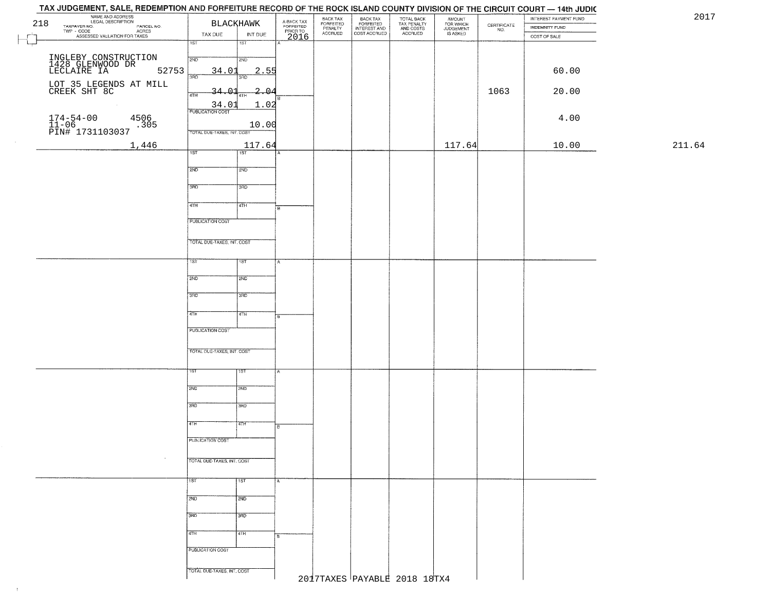# TAX JUDGEMENT, SALE, REDEMPTION AND FORFEITURE RECORD OF THE ROCK ISLAND COUNTY DIVISION OF THE CIRCUIT COURT — 14th JUDIC

2017

| 218 NAME AND ADDRESS / LEGAL DESCRIPTION / TAXPAYER NO. / PARCEL NO. / TWP - CODE / ACRES / ASSESSED VALUATION FOR TAXES | BLACKHAWK TAX DUE | INT DUE | A-BACK TAX FORFEITED PRIOR TO 2016 | BACK TAX FORFEITED PENALTY ACCRUED | BACK TAX FORFEITED INTEREST AND COST ACCRUED | TOTAL BACK TAX PENALTY AND COSTS ACCRUED | AMOUNT FOR WHICH JUDGEMENT IS ASKED | CERTIFICATE NO. | INTEREST PAYMENT FUND / INDEMNITY FUND / COST OF SALE | |
|---|---|---|---|---|---|---|---|---|---|---|
| INGLEBY CONSTRUCTION 1428 GLENWOOD DR LECLAIRE IA 52753 | 1ST | 1ST | | | | | | | | |
| | 2ND 34.01 | 2ND 2.55 | | | | | | | 60.00 | |
| LOT 35 LEGENDS AT MILL CREEK SHT 8C | 3RD 34.01 | 3RD 2.04 | | | | | | 1063 | 20.00 | |
| | 4TH 34.01 | 4TH 1.02 | | | | | | | | |
| 174-54-00 4506 11-06 .305 PIN# 1731103037 | PUBLICATION COST | 10.00 | | | | | | | 4.00 | |
| 1,446 | TOTAL DUE-TAXES, INT. COST | 117.64 | | | | | 117.64 | | 10.00 | 211.64 |

2017TAXES PAYABLE 2018 18TX4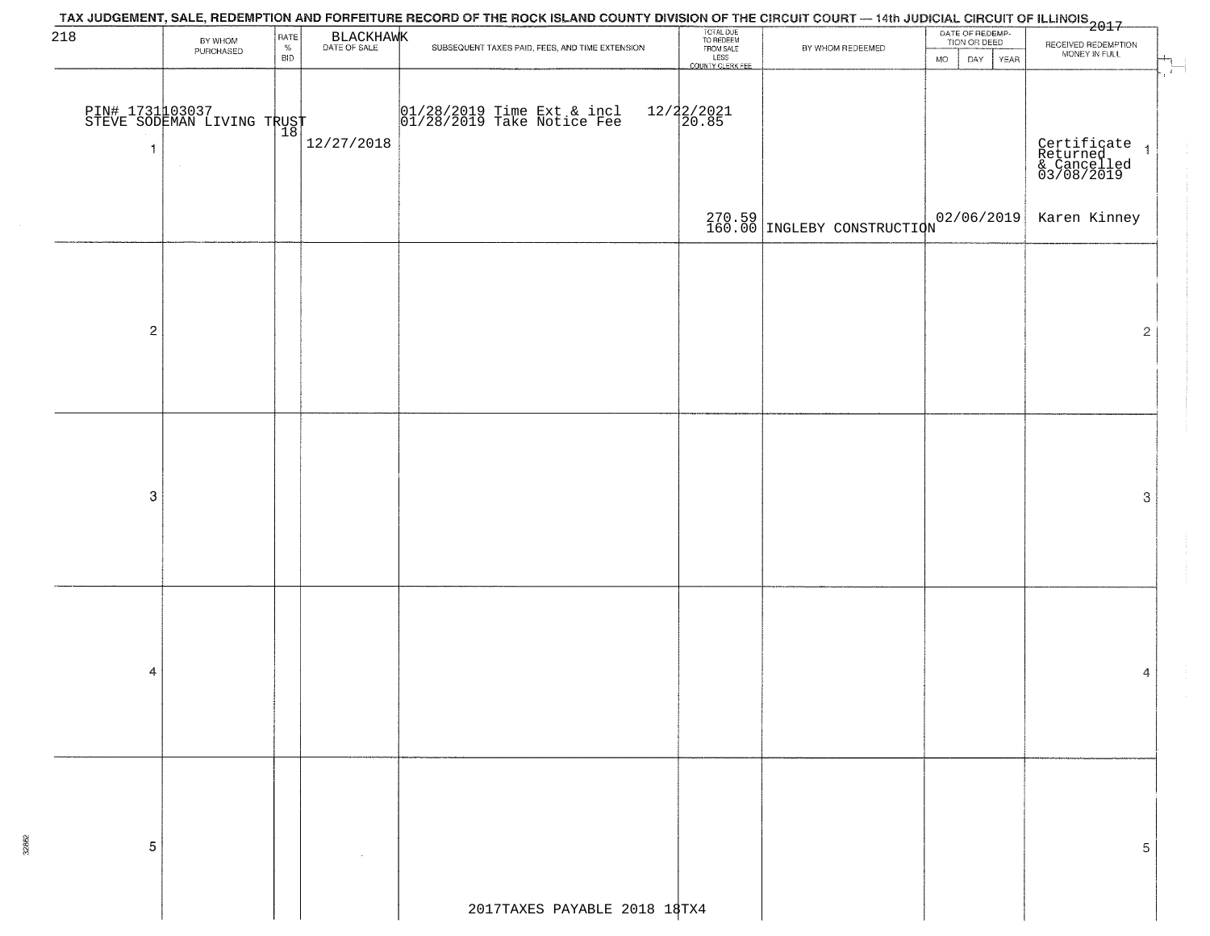TAX JUDGEMENT, SALE, REDEMPTION AND FORFEITURE RECORD OF THE ROCK ISLAND COUNTY DIVISION OF THE CIRCUIT COURT — 14th JUDICIAL CIRCUIT OF ILLINOIS 2017

218 BLACKHAWK

| | BY WHOM PURCHASED | RATE % BID | DATE OF SALE | SUBSEQUENT TAXES PAID, FEES, AND TIME EXTENSION | TOTAL DUE TO REDEEM FROM SALE LESS COUNTY CLERK FEE | BY WHOM REDEEMED | DATE OF REDEMPTION OR DEED MO DAY YEAR | RECEIVED REDEMPTION MONEY IN FULL | |
|---|---|---|---|---|---|---|---|---|---|
| 1 | PIN# 1731103037 STEVE SODEMAN LIVING TRUST | 18 | 12/27/2018 | 01/28/2019 Time Ext & incl 12/22/2021<br>01/28/2019 Take Notice Fee 20.85 | 270.59<br>160.00 | INGLEBY CONSTRUCTION | 02/06/2019 | Certificate Returned & Cancelled 03/08/2019<br>Karen Kinney | 1 |
| 2 | | | | | | | | | 2 |
| 3 | | | | | | | | | 3 |
| 4 | | | | | | | | | 4 |
| 5 | | | | | | | | | 5 |

2017TAXES PAYABLE 2018 18TX4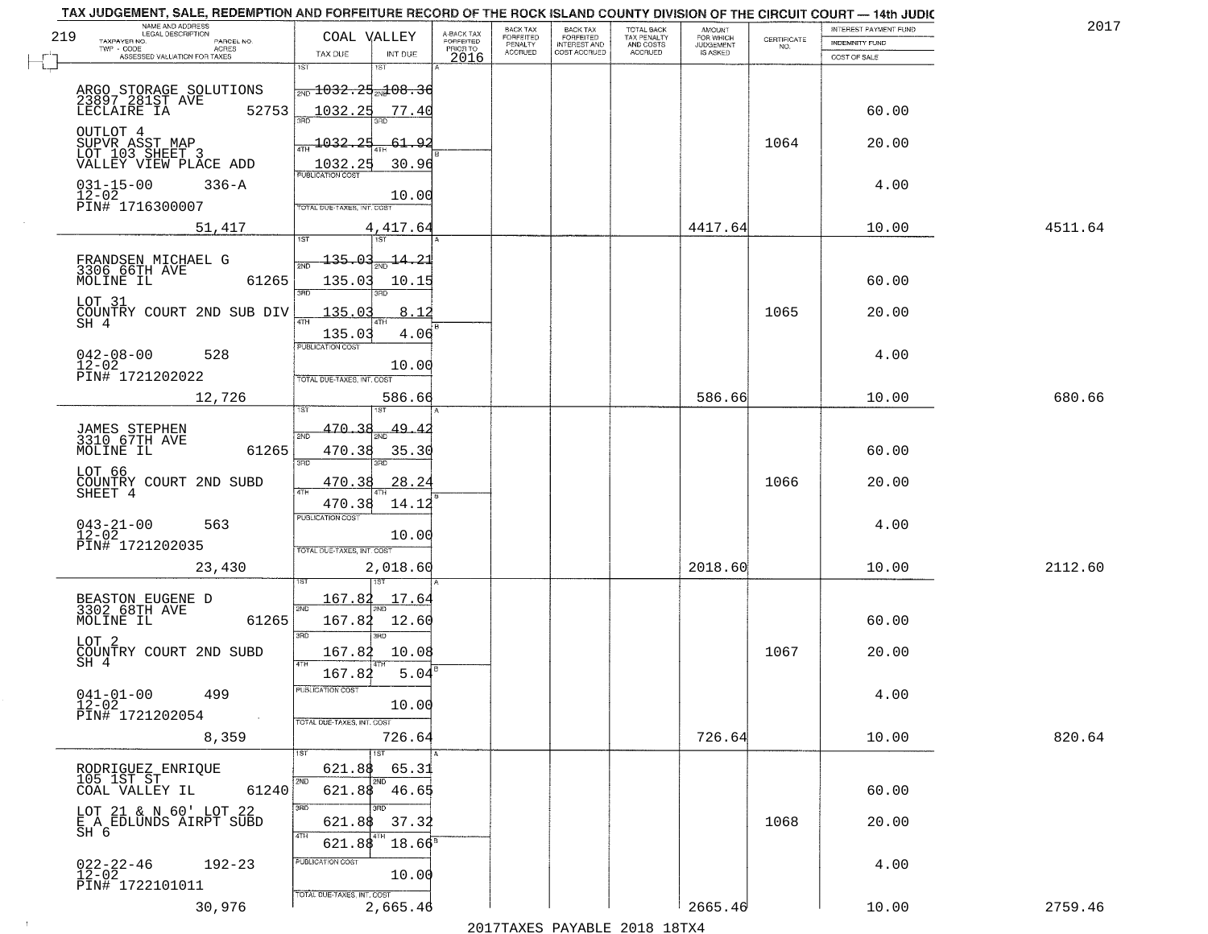TAX JUDGEMENT, SALE, REDEMPTION AND FORFEITURE RECORD OF THE ROCK ISLAND COUNTY DIVISION OF THE CIRCUIT COURT — 14th JUDIC

2017

| NAME AND ADDRESS / LEGAL DESCRIPTION / TAXPAYER NO. / PARCEL NO. / TWP - CODE / ACRES / ASSESSED VALUATION FOR TAXES | COAL VALLEY TAX DUE | INT DUE | A-BACK TAX FORFEITED PRIOR TO 2016 | BACK TAX FORFEITED PENALTY ACCRUED | BACK TAX FORFEITED INTEREST AND COST ACCRUED | TOTAL BACK TAX PENALTY AND COSTS ACCRUED | AMOUNT FOR WHICH JUDGEMENT IS ASKED | CERTIFICATE NO. | INTEREST PAYMENT FUND / INDEMNITY FUND / COST OF SALE | |
|---|---|---|---|---|---|---|---|---|---|---|
| 219 ARGO STORAGE SOLUTIONS 23897 281ST AVE LECLAIRE IA 52753 | 1ST 1032.25 / 2ND 1032.25 | 108.36 / 77.40 | | | | | | | 60.00 | |
| OUTLOT 4 SUPVR ASST MAP LOT 103 SHEET 3 VALLEY VIEW PLACE ADD | 3RD 1032.25 / 4TH 1032.25 | 61.92 / 30.96 | | | | | | 1064 | 20.00 | |
| 031-15-00 336-A 12-02 PIN# 1716300007 | PUBLICATION COST | 10.00 | | | | | | | 4.00 | |
| 51,417 | TOTAL DUE-TAXES, INT. COST | 4,417.64 | | | | | 4417.64 | | 10.00 | 4511.64 |
| FRANDSEN MICHAEL G 3306 66TH AVE MOLINE IL 61265 | 1ST 135.03 / 2ND 135.03 | 14.21 / 10.15 | | | | | | | 60.00 | |
| LOT 31 COUNTRY COURT 2ND SUB DIV SH 4 | 3RD 135.03 / 4TH 135.03 | 8.12 / 4.06 | | | | | | 1065 | 20.00 | |
| 042-08-00 528 12-02 PIN# 1721202022 | PUBLICATION COST | 10.00 | | | | | | | 4.00 | |
| 12,726 | TOTAL DUE-TAXES, INT. COST | 586.66 | | | | | 586.66 | | 10.00 | 680.66 |
| JAMES STEPHEN 3310 67TH AVE MOLINE IL 61265 | 1ST 470.38 / 2ND 470.38 | 49.42 / 35.30 | | | | | | | 60.00 | |
| LOT 66 COUNTRY COURT 2ND SUBD SHEET 4 | 3RD 470.38 / 4TH 470.38 | 28.24 / 14.12 | | | | | | 1066 | 20.00 | |
| 043-21-00 563 12-02 PIN# 1721202035 | PUBLICATION COST | 10.00 | | | | | | | 4.00 | |
| 23,430 | TOTAL DUE-TAXES, INT. COST | 2,018.60 | | | | | 2018.60 | | 10.00 | 2112.60 |
| BEASTON EUGENE D 3302 68TH AVE MOLINE IL 61265 | 1ST 167.82 / 2ND 167.82 | 17.64 / 12.60 | | | | | | | 60.00 | |
| LOT 2 COUNTRY COURT 2ND SUBD SH 4 | 3RD 167.82 / 4TH 167.82 | 10.08 / 5.04 | | | | | | 1067 | 20.00 | |
| 041-01-00 499 12-02 PIN# 1721202054 | PUBLICATION COST | 10.00 | | | | | | | 4.00 | |
| 8,359 | TOTAL DUE-TAXES, INT. COST | 726.64 | | | | | 726.64 | | 10.00 | 820.64 |
| RODRIGUEZ ENRIQUE 105 1ST ST COAL VALLEY IL 61240 | 1ST 621.88 / 2ND 621.88 | 65.31 / 46.65 | | | | | | | 60.00 | |
| LOT 21 & N 60' LOT 22 E A EDLUNDS AIRPT SUBD SH 6 | 3RD 621.88 / 4TH 621.88 | 37.32 / 18.66 | | | | | | 1068 | 20.00 | |
| 022-22-46 192-23 12-02 PIN# 1722101011 | PUBLICATION COST | 10.00 | | | | | | | 4.00 | |
| 30,976 | TOTAL DUE-TAXES, INT. COST | 2,665.46 | | | | | 2665.46 | | 10.00 | 2759.46 |

2017TAXES PAYABLE 2018 18TX4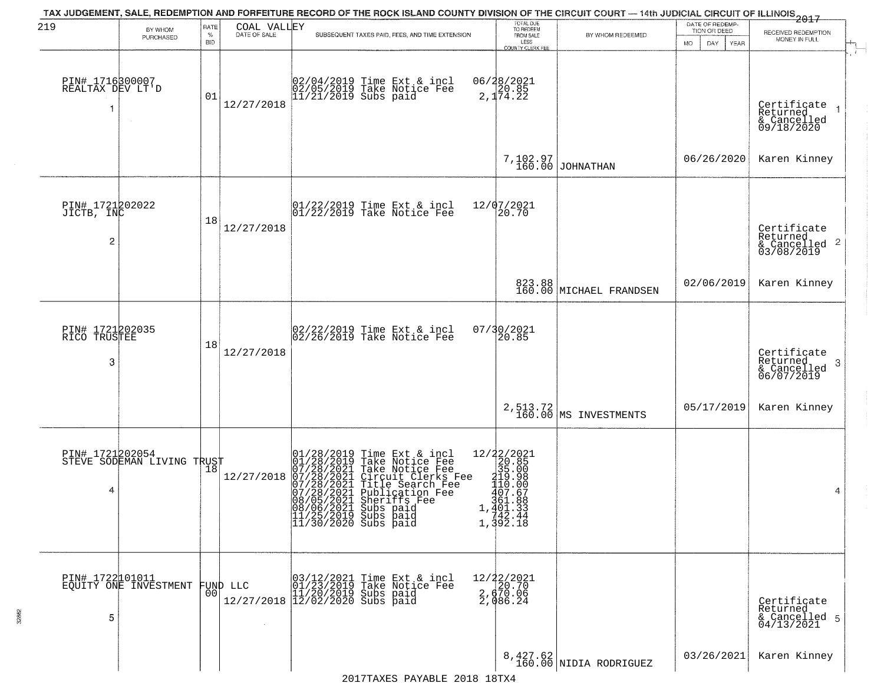TAX JUDGEMENT, SALE, REDEMPTION AND FORFEITURE RECORD OF THE ROCK ISLAND COUNTY DIVISION OF THE CIRCUIT COURT — 14th JUDICIAL CIRCUIT OF ILLINOIS 2017

219 COAL VALLEY

| | BY WHOM PURCHASED | RATE % BID | DATE OF SALE | SUBSEQUENT TAXES PAID, FEES, AND TIME EXTENSION | TOTAL DUE TO REDEEM FROM SALE LESS COUNTY CLERK FEE | BY WHOM REDEEMED | DATE OF REDEMPTION OR DEED MO DAY YEAR | RECEIVED REDEMPTION MONEY IN FULL |
|---|---|---|---|---|---|---|---|---|
| 1 | PIN# 1716300007 REALTAX DEV LT'D | 01 | 12/27/2018 | 02/04/2019 Time Ext & incl<br>02/05/2019 Take Notice Fee<br>11/21/2019 Subs paid | 06/28/2021<br>20.85<br>2,174.22<br>7,102.97<br>160.00 | JOHNATHAN | 06/26/2020 | Certificate Returned & Cancelled 09/18/2020<br>Karen Kinney |
| 2 | PIN# 1721202022 JICTB, INC | 18 | 12/27/2018 | 01/22/2019 Time Ext & incl<br>01/22/2019 Take Notice Fee | 12/07/2021<br>20.70<br>823.88<br>160.00 | MICHAEL FRANDSEN | 02/06/2019 | Certificate Returned & Cancelled 03/08/2019<br>Karen Kinney |
| 3 | PIN# 1721202035 RICO TRUSTEE | 18 | 12/27/2018 | 02/22/2019 Time Ext & incl<br>02/26/2019 Take Notice Fee | 07/30/2021<br>20.85<br>2,513.72<br>160.00 | MS INVESTMENTS | 05/17/2019 | Certificate Returned & Cancelled 06/07/2019<br>Karen Kinney |
| 4 | PIN# 1721202054 STEVE SODEMAN LIVING TRUST | 18 | 12/27/2018 | 01/28/2019 Time Ext & incl<br>01/28/2019 Take Notice Fee<br>07/28/2021 Take Notice Fee<br>07/28/2021 Circuit Clerks Fee<br>07/28/2021 Title Search Fee<br>07/28/2021 Publication Fee<br>08/05/2021 Sheriffs Fee<br>08/06/2021 Subs paid<br>11/25/2019 Subs paid<br>11/30/2020 Subs paid | 12/22/2021<br>20.85<br>35.00<br>219.98<br>110.00<br>407.67<br>361.88<br>1,401.33<br>742.44<br>1,392.18 | | | |
| 5 | PIN# 1722101011 EQUITY ONE INVESTMENT FUND LLC | 00 | 12/27/2018 | 03/12/2021 Time Ext & incl<br>01/23/2019 Take Notice Fee<br>11/20/2019 Subs paid<br>12/02/2020 Subs paid | 12/22/2021<br>20.70<br>2,670.06<br>2,086.24<br>8,427.62<br>160.00 | NIDIA RODRIGUEZ | 03/26/2021 | Certificate Returned & Cancelled 04/13/2021<br>Karen Kinney |

2017TAXES PAYABLE 2018 18TX4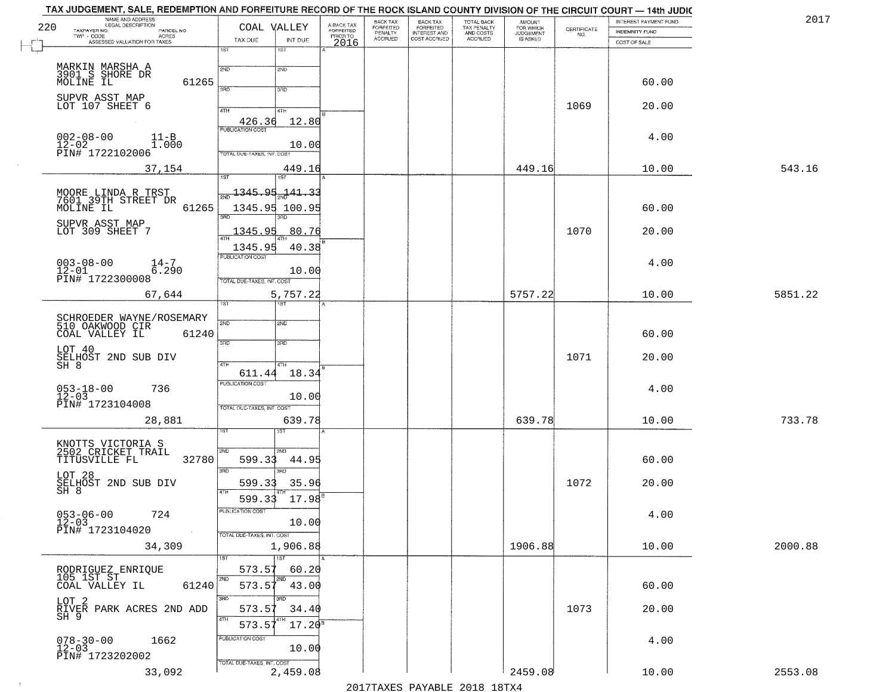TAX JUDGEMENT, SALE, REDEMPTION AND FORFEITURE RECORD OF THE ROCK ISLAND COUNTY DIVISION OF THE CIRCUIT COURT — 14th JUDIC

2017

220 — COAL VALLEY

| NAME AND ADDRESS / LEGAL DESCRIPTION / TAXPAYER NO. / PARCEL NO. / TWP - CODE / ACRES / ASSESSED VALUATION FOR TAXES | TAX DUE | INT DUE | A-BACK TAX FORFEITED PRIOR TO 2016 | BACK TAX FORFEITED PENALTY ACCRUED | BACK TAX FORFEITED INTEREST AND COST ACCRUED | TOTAL BACK TAX PENALTY AND COSTS ACCRUED | AMOUNT FOR WHICH JUDGEMENT IS ASKED | CERTIFICATE NO. | INTEREST PAYMENT FUND / INDEMNITY FUND / COST OF SALE | |
|---|---|---|---|---|---|---|---|---|---|---|
| MARKIN MARSHA A<br>3901 S SHORE DR<br>MOLINE IL 61265<br>SUPVR ASST MAP<br>LOT 107 SHEET 6<br>002-08-00 11-B<br>12-02 1.000<br>PIN# 1722102006<br>37,154 | 1ST<br>2ND<br>3RD<br>4TH 426.36<br>PUBLICATION COST<br>TOTAL DUE-TAXES, INT. COST | 1ST<br>2ND<br>3RD<br>4TH 12.80<br>10.00<br>449.16 | | | | | 449.16 | 1069 | 60.00<br>20.00<br>4.00<br>10.00 | 543.16 |
| MOORE LINDA R TRST<br>7601 39TH STREET DR<br>MOLINE IL 61265<br>SUPVR ASST MAP<br>LOT 309 SHEET 7<br>003-08-00 14-7<br>12-01 6.290<br>PIN# 1722300008<br>67,644 | 1ST 1345.95<br>2ND 1345.95<br>3RD 1345.95<br>4TH 1345.95<br>PUBLICATION COST<br>TOTAL DUE-TAXES, INT. COST | 1ST 141.33<br>2ND 100.95<br>3RD 80.76<br>4TH 40.38<br>10.00<br>5,757.22 | | | | | 5757.22 | 1070 | 60.00<br>20.00<br>4.00<br>10.00 | 5851.22 |
| SCHROEDER WAYNE/ROSEMARY<br>510 OAKWOOD CIR<br>COAL VALLEY IL 61240<br>LOT 40<br>SELHOST 2ND SUB DIV<br>SH 8<br>053-18-00 736<br>12-03<br>PIN# 1723104008<br>28,881 | 1ST<br>2ND<br>3RD<br>4TH 611.44<br>PUBLICATION COST<br>TOTAL DUE-TAXES, INT. COST | 1ST<br>2ND<br>3RD<br>4TH 18.34<br>10.00<br>639.78 | | | | | 639.78 | 1071 | 60.00<br>20.00<br>4.00<br>10.00 | 733.78 |
| KNOTTS VICTORIA S<br>2502 CRICKET TRAIL<br>TITUSVILLE FL 32780<br>LOT 28<br>SELHOST 2ND SUB DIV<br>SH 8<br>053-06-00 724<br>12-03<br>PIN# 1723104020<br>34,309 | 1ST<br>2ND 599.33<br>3RD 599.33<br>4TH 599.33<br>PUBLICATION COST<br>TOTAL DUE-TAXES, INT. COST | 1ST<br>2ND 44.95<br>3RD 35.96<br>4TH 17.98<br>10.00<br>1,906.88 | | | | | 1906.88 | 1072 | 60.00<br>20.00<br>4.00<br>10.00 | 2000.88 |
| RODRIGUEZ ENRIQUE<br>105 1ST ST<br>COAL VALLEY IL 61240<br>LOT 2<br>RIVER PARK ACRES 2ND ADD<br>SH 9<br>078-30-00 1662<br>12-03<br>PIN# 1723202002<br>33,092 | 1ST 573.57<br>2ND 573.57<br>3RD 573.57<br>4TH 573.57<br>PUBLICATION COST<br>TOTAL DUE-TAXES, INT. COST | 1ST 60.20<br>2ND 43.00<br>3RD 34.40<br>4TH 17.20<br>10.00<br>2,459.08 | | | | | 2459.08 | 1073 | 60.00<br>20.00<br>4.00<br>10.00 | 2553.08 |

2017TAXES PAYABLE 2018 18TX4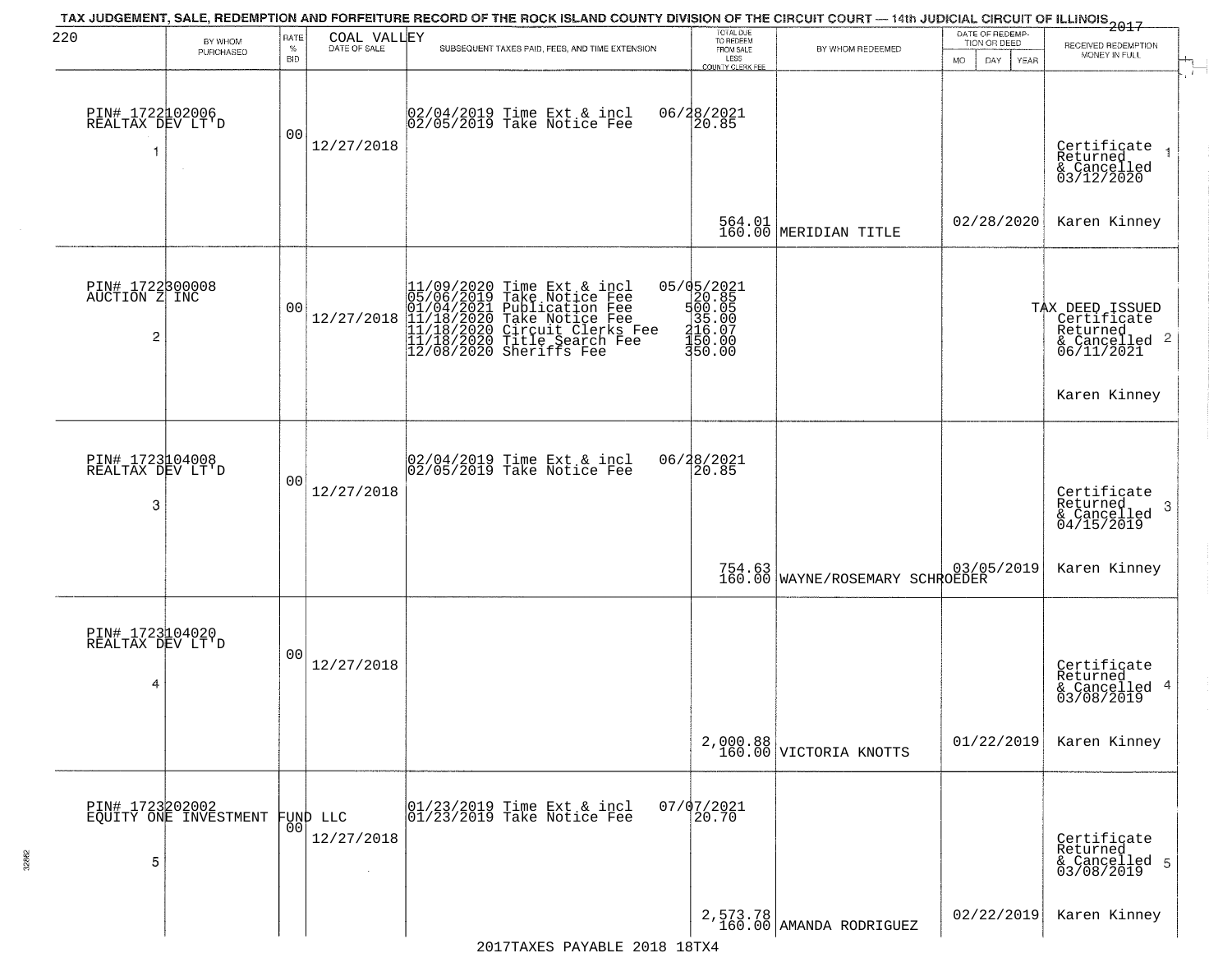TAX JUDGEMENT, SALE, REDEMPTION AND FORFEITURE RECORD OF THE ROCK ISLAND COUNTY DIVISION OF THE CIRCUIT COURT — 14th JUDICIAL CIRCUIT OF ILLINOIS 2017

220 COAL VALLEY

| | BY WHOM PURCHASED | RATE % BID | DATE OF SALE | SUBSEQUENT TAXES PAID, FEES, AND TIME EXTENSION | TOTAL DUE TO REDEEM FROM SALE LESS COUNTY CLERK FEE | BY WHOM REDEEMED | DATE OF REDEMPTION OR DEED MO DAY YEAR | RECEIVED REDEMPTION MONEY IN FULL |
|---|---|---|---|---|---|---|---|---|
| 1 | PIN# 1722102006 REALTAX DEV LT'D | 00 | 12/27/2018 | 02/04/2019 Time Ext & incl<br>02/05/2019 Take Notice Fee | 06/28/2021<br>20.85<br>564.01<br>160.00 | MERIDIAN TITLE | 02/28/2020 | Certificate Returned & Cancelled 03/12/2020<br>Karen Kinney |
| 2 | PIN# 1722300008 AUCTION Z INC | 00 | 12/27/2018 | 11/09/2020 Time Ext & incl<br>05/06/2019 Take Notice Fee<br>01/04/2021 Publication Fee<br>11/18/2020 Take Notice Fee<br>11/18/2020 Circuit Clerks Fee<br>11/18/2020 Title Search Fee<br>12/08/2020 Sheriffs Fee | 05/05/2021<br>20.85<br>500.05<br>35.00<br>216.07<br>150.00<br>350.00 | | | TAX DEED ISSUED Certificate Returned & Cancelled 06/11/2021<br>Karen Kinney |
| 3 | PIN# 1723104008 REALTAX DEV LT'D | 00 | 12/27/2018 | 02/04/2019 Time Ext & incl<br>02/05/2019 Take Notice Fee | 06/28/2021<br>20.85<br>754.63<br>160.00 | WAYNE/ROSEMARY SCHROEDER | 03/05/2019 | Certificate Returned & Cancelled 04/15/2019<br>Karen Kinney |
| 4 | PIN# 1723104020 REALTAX DEV LT'D | 00 | 12/27/2018 | | 2,000.88<br>160.00 | VICTORIA KNOTTS | 01/22/2019 | Certificate Returned & Cancelled 03/08/2019<br>Karen Kinney |
| 5 | PIN# 1723202002 EQUITY ONE INVESTMENT FUND LLC | 00 | 12/27/2018 | 01/23/2019 Time Ext & incl<br>01/23/2019 Take Notice Fee | 07/07/2021<br>20.70<br>2,573.78<br>160.00 | AMANDA RODRIGUEZ | 02/22/2019 | Certificate Returned & Cancelled 03/08/2019<br>Karen Kinney |

2017TAXES PAYABLE 2018 18TX4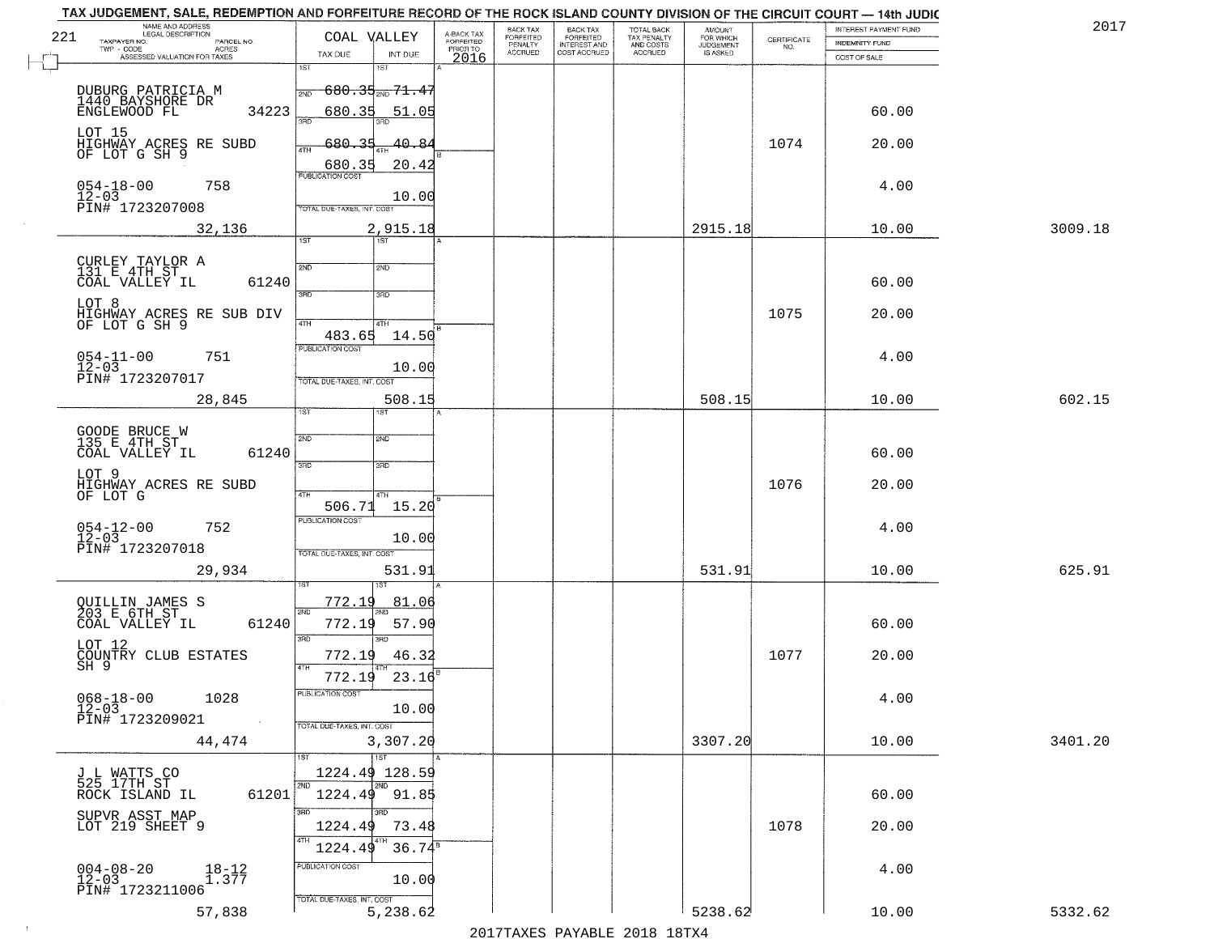# TAX JUDGEMENT, SALE, REDEMPTION AND FORFEITURE RECORD OF THE ROCK ISLAND COUNTY DIVISION OF THE CIRCUIT COURT — 14th JUDIC

2017

221 — COAL VALLEY

| NAME AND ADDRESS / LEGAL DESCRIPTION / TAXPAYER NO. / PARCEL NO. / TWP - CODE / ACRES / ASSESSED VALUATION FOR TAXES | TAX DUE | INT DUE | A-BACK TAX FORFEITED PRIOR TO 2016 | BACK TAX FORFEITED PENALTY ACCRUED | BACK TAX FORFEITED INTEREST AND COST ACCRUED | TOTAL BACK TAX PENALTY AND COSTS ACCRUED | AMOUNT FOR WHICH JUDGEMENT IS ASKED | CERTIFICATE NO. | INTEREST PAYMENT FUND / INDEMNITY FUND / COST OF SALE | |
|---|---|---|---|---|---|---|---|---|---|---|
| DUBURG PATRICIA M, 1440 BAYSHORE DR, ENGLEWOOD FL 34223 | 1ST 680.35 | 1ST 71.47 | | | | | | | | |
| LOT 15, HIGHWAY ACRES RE SUBD OF LOT G SH 9 | 2ND 680.35 | 2ND 51.05 | | | | | | | 60.00 | |
| 054-18-00 758, 12-03, PIN# 1723207008 | 3RD 680.35 | 3RD 40.84 | | | | | | 1074 | 20.00 | |
| | 4TH 680.35 | 4TH 20.42 | | | | | | | | |
| | PUBLICATION COST | 10.00 | | | | | | | 4.00 | |
| 32,136 | TOTAL DUE-TAXES, INT. COST | 2,915.18 | | | | | 2915.18 | | 10.00 | 3009.18 |
| CURLEY TAYLOR A, 131 E 4TH ST, COAL VALLEY IL 61240 | 1ST | 1ST | | | | | | | 60.00 | |
| LOT 8, HIGHWAY ACRES RE SUB DIV OF LOT G SH 9 | 4TH 483.65 | 4TH 14.50 | | | | | | 1075 | 20.00 | |
| 054-11-00 751, 12-03, PIN# 1723207017 | PUBLICATION COST | 10.00 | | | | | | | 4.00 | |
| 28,845 | TOTAL DUE-TAXES, INT. COST | 508.15 | | | | | 508.15 | | 10.00 | 602.15 |
| GOODE BRUCE W, 135 E 4TH ST, COAL VALLEY IL 61240 | 1ST | 1ST | | | | | | | 60.00 | |
| LOT 9, HIGHWAY ACRES RE SUBD OF LOT G | 4TH 506.71 | 4TH 15.20 | | | | | | 1076 | 20.00 | |
| 054-12-00 752, 12-03, PIN# 1723207018 | PUBLICATION COST | 10.00 | | | | | | | 4.00 | |
| 29,934 | TOTAL DUE-TAXES, INT. COST | 531.91 | | | | | 531.91 | | 10.00 | 625.91 |
| QUILLIN JAMES S, 203 E 6TH ST, COAL VALLEY IL 61240 | 1ST 772.19 | 1ST 81.06 | | | | | | | | |
| LOT 12, COUNTRY CLUB ESTATES SH 9 | 2ND 772.19 | 2ND 57.90 | | | | | | | 60.00 | |
| 068-18-00 1028, 12-03, PIN# 1723209021 | 3RD 772.19 | 3RD 46.32 | | | | | | 1077 | 20.00 | |
| | 4TH 772.19 | 4TH 23.16 | | | | | | | | |
| | PUBLICATION COST | 10.00 | | | | | | | 4.00 | |
| 44,474 | TOTAL DUE-TAXES, INT. COST | 3,307.20 | | | | | 3307.20 | | 10.00 | 3401.20 |
| J L WATTS CO, 525 17TH ST, ROCK ISLAND IL 61201 | 1ST 1224.49 | 1ST 128.59 | | | | | | | | |
| SUPVR ASST MAP LOT 219 SHEET 9 | 2ND 1224.49 | 2ND 91.85 | | | | | | | 60.00 | |
| 004-08-20 18-12, 12-03 1.377, PIN# 1723211006 | 3RD 1224.49 | 3RD 73.48 | | | | | | 1078 | 20.00 | |
| | 4TH 1224.49 | 4TH 36.74 | | | | | | | | |
| | PUBLICATION COST | 10.00 | | | | | | | 4.00 | |
| 57,838 | TOTAL DUE-TAXES, INT. COST | 5,238.62 | | | | | 5238.62 | | 10.00 | 5332.62 |

2017TAXES PAYABLE 2018 18TX4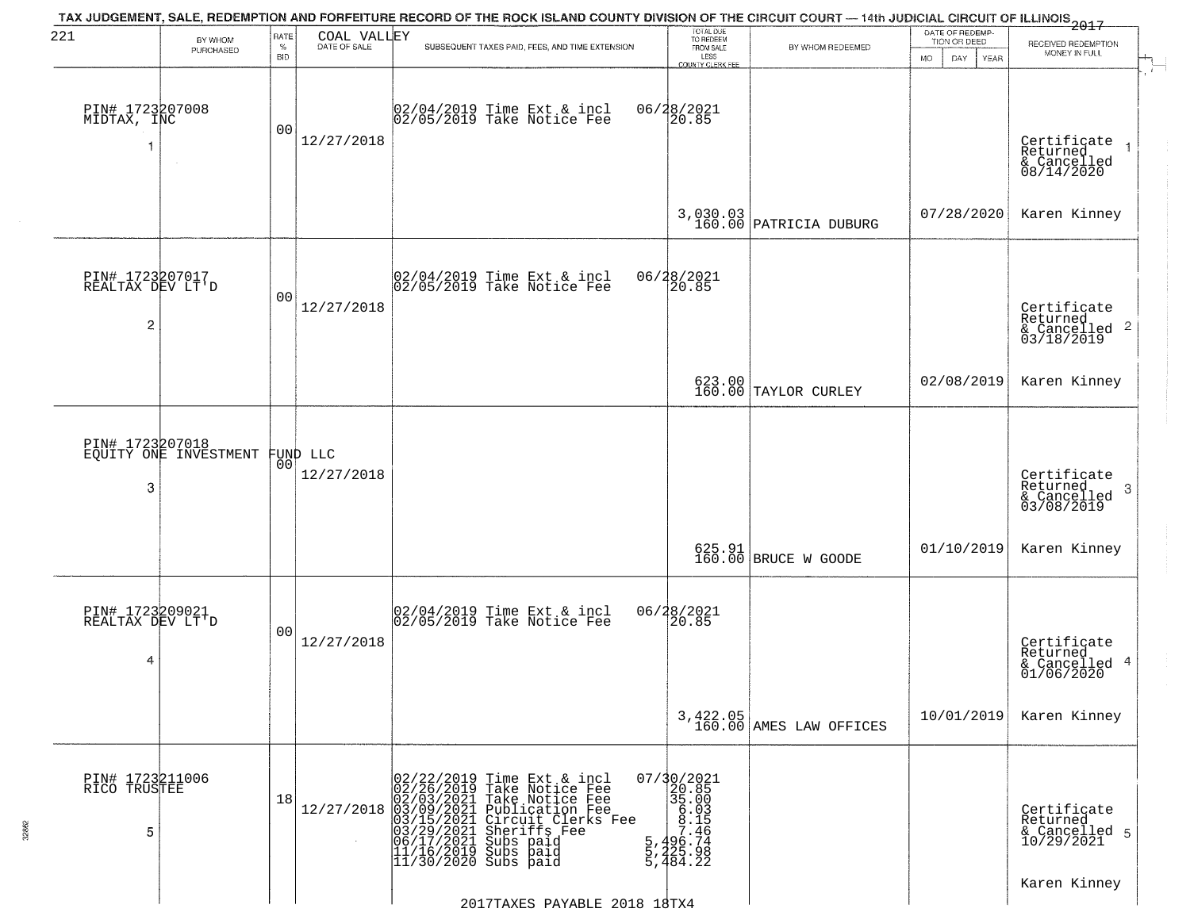TAX JUDGEMENT, SALE, REDEMPTION AND FORFEITURE RECORD OF THE ROCK ISLAND COUNTY DIVISION OF THE CIRCUIT COURT — 14th JUDICIAL CIRCUIT OF ILLINOIS 2017

221 — COAL VALLEY

| | BY WHOM PURCHASED | RATE % BID | DATE OF SALE | SUBSEQUENT TAXES PAID, FEES, AND TIME EXTENSION | TOTAL DUE TO REDEEM FROM SALE LESS COUNTY CLERK FEE | BY WHOM REDEEMED | DATE OF REDEMPTION OR DEED MO DAY YEAR | RECEIVED REDEMPTION MONEY IN FULL |
|---|---|---|---|---|---|---|---|---|
| 1 | PIN# 1723207008 MIDTAX, INC | 00 | 12/27/2018 | 02/04/2019 Time Ext & incl 06/28/2021<br>02/05/2019 Take Notice Fee 20.85 | 3,030.03<br>160.00 | PATRICIA DUBURG | 07/28/2020 | Certificate Returned & Cancelled 08/14/2020<br>Karen Kinney |
| 2 | PIN# 1723207017 REALTAX DEV LT'D | 00 | 12/27/2018 | 02/04/2019 Time Ext & incl 06/28/2021<br>02/05/2019 Take Notice Fee 20.85 | 623.00<br>160.00 | TAYLOR CURLEY | 02/08/2019 | Certificate Returned & Cancelled 03/18/2019<br>Karen Kinney |
| 3 | PIN# 1723207018 EQUITY ONE INVESTMENT FUND LLC | 00 | 12/27/2018 | | 625.91<br>160.00 | BRUCE W GOODE | 01/10/2019 | Certificate Returned & Cancelled 03/08/2019<br>Karen Kinney |
| 4 | PIN# 1723209021 REALTAX DEV LT'D | 00 | 12/27/2018 | 02/04/2019 Time Ext & incl 06/28/2021<br>02/05/2019 Take Notice Fee 20.85 | 3,422.05<br>160.00 | AMES LAW OFFICES | 10/01/2019 | Certificate Returned & Cancelled 01/06/2020<br>Karen Kinney |
| 5 | PIN# 1723211006 RICO TRUSTEE | 18 | 12/27/2018 | 02/22/2019 Time Ext & incl 07/30/2021<br>02/26/2019 Take Notice Fee 20.85<br>02/03/2021 Take Notice Fee 35.00<br>03/09/2021 Publication Fee 6.03<br>03/15/2021 Circuit Clerks Fee 8.15<br>03/29/2021 Sheriffs Fee 7.46<br>06/17/2021 Subs paid 5,496.74<br>11/16/2019 Subs paid 5,225.98<br>11/30/2020 Subs paid 5,484.22 | | | | Certificate Returned & Cancelled 10/29/2021<br>Karen Kinney |

2017TAXES PAYABLE 2018 18TX4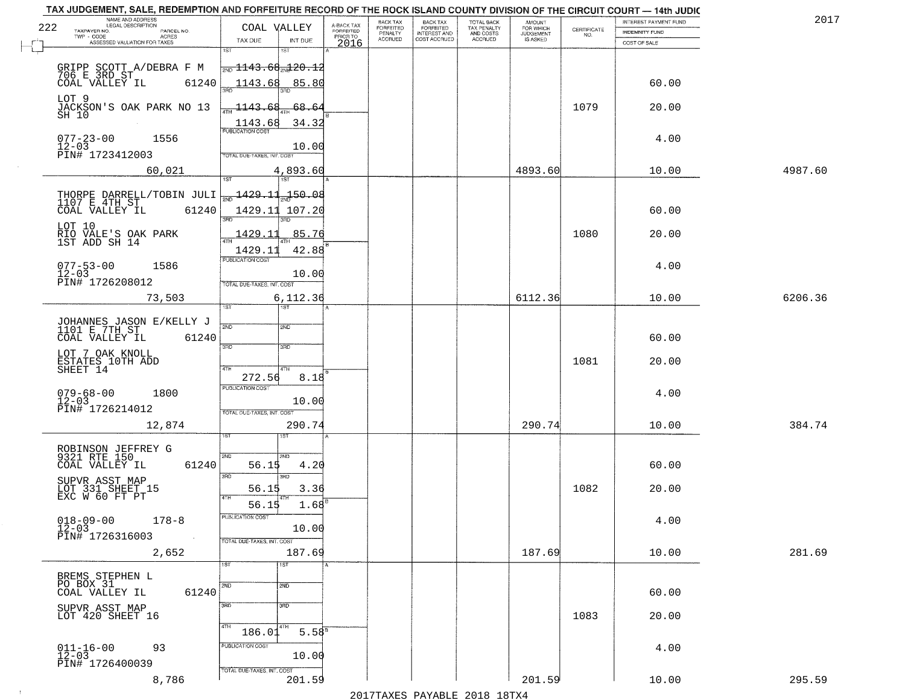# TAX JUDGEMENT, SALE, REDEMPTION AND FORFEITURE RECORD OF THE ROCK ISLAND COUNTY DIVISION OF THE CIRCUIT COURT — 14th JUDIC

2017

222

| NAME AND ADDRESS / LEGAL DESCRIPTION / TAXPAYER NO. / PARCEL NO. / TWP - CODE / ACRES / ASSESSED VALUATION FOR TAXES | COAL VALLEY TAX DUE | INT DUE | A-BACK TAX FORFEITED PRIOR TO 2016 | BACK TAX FORFEITED PENALTY ACCRUED | BACK TAX FORFEITED INTEREST AND COST ACCRUED | TOTAL BACK TAX PENALTY AND COSTS ACCRUED | AMOUNT FOR WHICH JUDGEMENT IS ASKED | CERTIFICATE NO. | INTEREST PAYMENT FUND / INDEMNITY FUND / COST OF SALE | |
|---|---|---|---|---|---|---|---|---|---|---|
| GRIPP SCOTT A/DEBRA F M<br>706 E 3RD ST<br>COAL VALLEY IL 61240<br>LOT 9<br>JACKSON'S OAK PARK NO 13<br>SH 10<br>077-23-00 1556<br>12-03<br>PIN# 1723412003<br>60,021 | 1ST<br>2ND 1143.68<br>3RD 1143.68<br>4TH 1143.68<br>1143.68<br>PUBLICATION COST<br>TOTAL DUE-TAXES, INT. COST | 1ST<br>2ND 120.12<br>3RD 85.80<br>4TH 68.64<br>34.32<br>10.00<br>4,893.60 | | | | | 4893.60 | 1079 | 60.00<br>20.00<br>4.00<br>10.00 | 4987.60 |
| THORPE DARRELL/TOBIN JULI<br>1107 E 4TH ST<br>COAL VALLEY IL 61240<br>LOT 10<br>RIO VALE'S OAK PARK<br>1ST ADD SH 14<br>077-53-00 1586<br>12-03<br>PIN# 1726208012<br>73,503 | 1ST<br>2ND 1429.11<br>3RD 1429.11<br>4TH 1429.11<br>1429.11<br>PUBLICATION COST<br>TOTAL DUE-TAXES, INT. COST | 1ST<br>2ND 150.08<br>3RD 107.20<br>4TH 85.76<br>42.88<br>10.00<br>6,112.36 | | | | | 6112.36 | 1080 | 60.00<br>20.00<br>4.00<br>10.00 | 6206.36 |
| JOHANNES JASON E/KELLY J<br>1101 E 7TH ST<br>COAL VALLEY IL 61240<br>LOT 7 OAK KNOLL<br>ESTATES 10TH ADD<br>SHEET 14<br>079-68-00 1800<br>12-03<br>PIN# 1726214012<br>12,874 | 1ST<br>2ND<br>3RD<br>4TH<br>272.56<br>PUBLICATION COST<br>TOTAL DUE-TAXES, INT. COST | 1ST<br>2ND<br>3RD<br>4TH<br>8.18<br>10.00<br>290.74 | | | | | 290.74 | 1081 | 60.00<br>20.00<br>4.00<br>10.00 | 384.74 |
| ROBINSON JEFFREY G<br>9321 RTE 150<br>COAL VALLEY IL 61240<br>SUPVR ASST MAP<br>LOT 331 SHEET 15<br>EXC W 60 FT PT<br>018-09-00 178-8<br>12-03<br>PIN# 1726316003<br>2,652 | 1ST<br>2ND 56.15<br>3RD 56.15<br>4TH 56.15<br>PUBLICATION COST<br>TOTAL DUE-TAXES, INT. COST | 1ST<br>2ND 4.20<br>3RD 3.36<br>4TH 1.68<br>10.00<br>187.69 | | | | | 187.69 | 1082 | 60.00<br>20.00<br>4.00<br>10.00 | 281.69 |
| BREMS STEPHEN L<br>PO BOX 31<br>COAL VALLEY IL 61240<br>SUPVR ASST MAP<br>LOT 420 SHEET 16<br>011-16-00 93<br>12-03<br>PIN# 1726400039<br>8,786 | 1ST<br>2ND<br>3RD<br>4TH 186.01<br>PUBLICATION COST<br>TOTAL DUE-TAXES, INT. COST | 1ST<br>2ND<br>3RD<br>4TH 5.58<br>10.00<br>201.59 | | | | | 201.59 | 1083 | 60.00<br>20.00<br>4.00<br>10.00 | 295.59 |

2017TAXES PAYABLE 2018 18TX4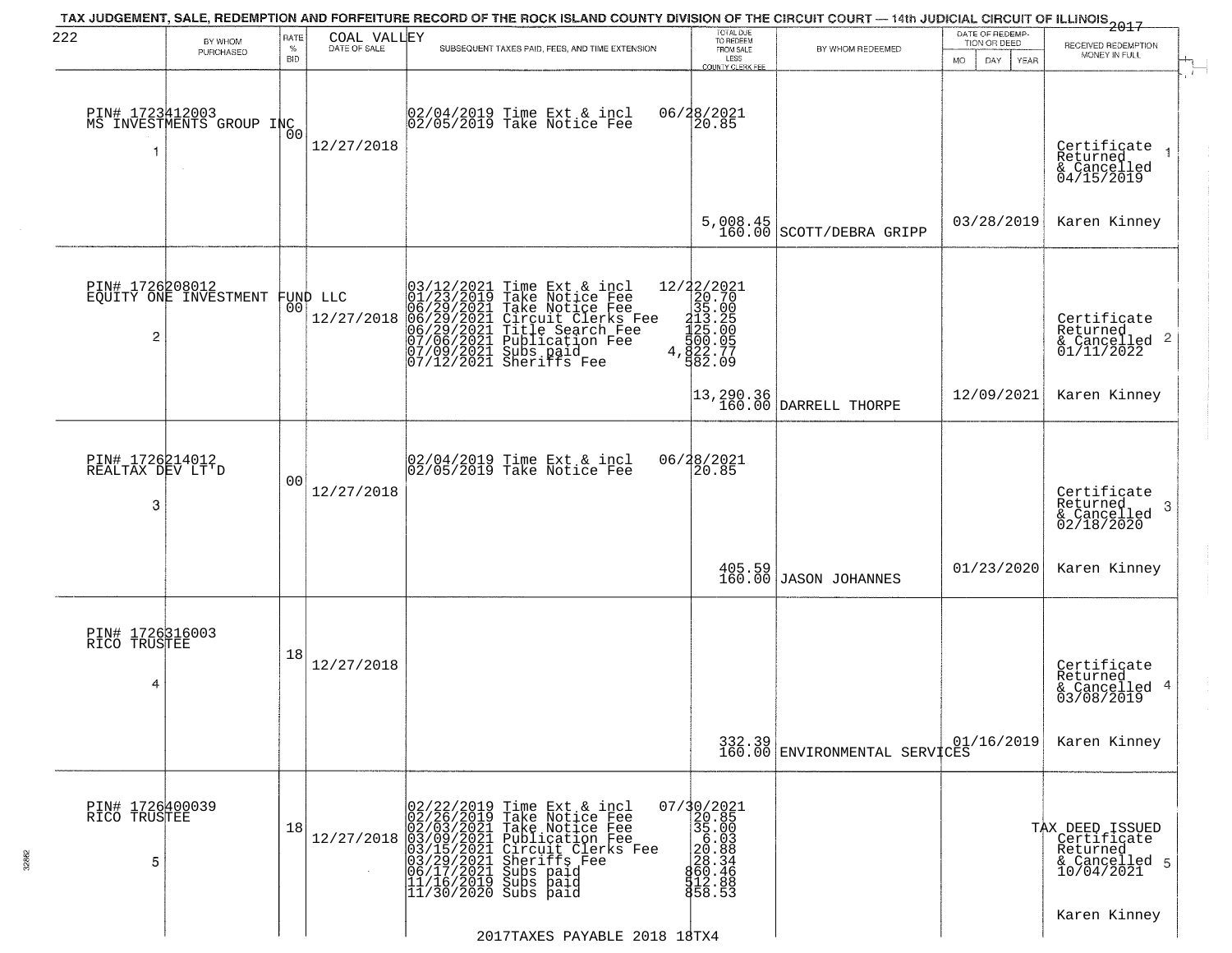TAX JUDGEMENT, SALE, REDEMPTION AND FORFEITURE RECORD OF THE ROCK ISLAND COUNTY DIVISION OF THE CIRCUIT COURT — 14th JUDICIAL CIRCUIT OF ILLINOIS 2017

222 COAL VALLEY

| | BY WHOM PURCHASED | RATE % BID | DATE OF SALE | SUBSEQUENT TAXES PAID, FEES, AND TIME EXTENSION | TOTAL DUE TO REDEEM FROM SALE LESS COUNTY CLERK FEE | BY WHOM REDEEMED | DATE OF REDEMPTION OR DEED MO DAY YEAR | RECEIVED REDEMPTION MONEY IN FULL |
|---|---|---|---|---|---|---|---|---|
| 1 | PIN# 1723412003 MS INVESTMENTS GROUP INC | 00 | 12/27/2018 | 02/04/2019 Time Ext & incl<br>02/05/2019 Take Notice Fee | 06/28/2021<br>20.85<br><br>5,008.45<br>160.00 | SCOTT/DEBRA GRIPP | 03/28/2019 | Certificate Returned & Cancelled 04/15/2019<br>Karen Kinney |
| 2 | PIN# 1726208012 EQUITY ONE INVESTMENT FUND LLC | 00 | 12/27/2018 | 03/12/2021 Time Ext & incl<br>01/23/2019 Take Notice Fee<br>06/29/2021 Take Notice Fee<br>06/29/2021 Circuit Clerks Fee<br>06/29/2021 Title Search Fee<br>07/06/2021 Publication Fee<br>07/09/2021 Subs paid<br>07/12/2021 Sheriffs Fee | 12/22/2021<br>20.70<br>35.00<br>213.25<br>125.00<br>500.05<br>4,822.77<br>582.09<br><br>13,290.36<br>160.00 | DARRELL THORPE | 12/09/2021 | Certificate Returned & Cancelled 01/11/2022<br>Karen Kinney |
| 3 | PIN# 1726214012 REALTAX DEV LT'D | 00 | 12/27/2018 | 02/04/2019 Time Ext & incl<br>02/05/2019 Take Notice Fee | 06/28/2021<br>20.85<br><br>405.59<br>160.00 | JASON JOHANNES | 01/23/2020 | Certificate Returned & Cancelled 02/18/2020<br>Karen Kinney |
| 4 | PIN# 1726316003 RICO TRUSTEE | 18 | 12/27/2018 | | 332.39<br>160.00 | ENVIRONMENTAL SERVICES | 01/16/2019 | Certificate Returned & Cancelled 03/08/2019<br>Karen Kinney |
| 5 | PIN# 1726400039 RICO TRUSTEE | 18 | 12/27/2018 | 02/22/2019 Time Ext & incl<br>02/26/2019 Take Notice Fee<br>02/03/2021 Take Notice Fee<br>03/09/2021 Publication Fee<br>03/15/2021 Circuit Clerks Fee<br>03/29/2021 Sheriffs Fee<br>06/17/2021 Subs paid<br>11/16/2019 Subs paid<br>11/30/2020 Subs paid | 07/30/2021<br>20.85<br>35.00<br>6.03<br>20.88<br>28.34<br>860.46<br>512.88<br>858.53 | | | TAX DEED ISSUED Certificate Returned & Cancelled 10/04/2021<br>Karen Kinney |

2017TAXES PAYABLE 2018 18TX4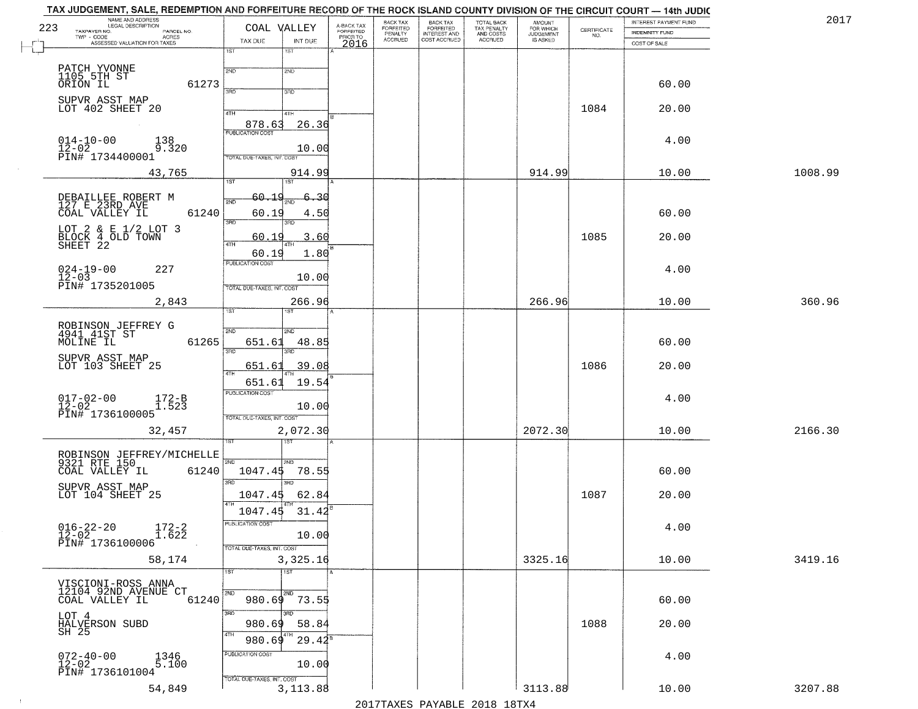TAX JUDGEMENT, SALE, REDEMPTION AND FORFEITURE RECORD OF THE ROCK ISLAND COUNTY DIVISION OF THE CIRCUIT COURT — 14th JUDIC

2017

223

| NAME AND ADDRESS / LEGAL DESCRIPTION / TAXPAYER NO. / PARCEL NO. / TWP - CODE / ACRES / ASSESSED VALUATION FOR TAXES | COAL VALLEY TAX DUE | INT DUE | A-BACK TAX FORFEITED PRIOR TO 2016 | BACK TAX FORFEITED PENALTY ACCRUED | BACK TAX FORFEITED INTEREST AND COST ACCRUED | TOTAL BACK TAX PENALTY AND COSTS ACCRUED | AMOUNT FOR WHICH JUDGEMENT IS ASKED | CERTIFICATE NO. | INTEREST PAYMENT FUND / INDEMNITY FUND / COST OF SALE | |
|---|---|---|---|---|---|---|---|---|---|---|
| PATCH YVONNE<br>1105 5TH ST<br>ORION IL 61273<br>SUPVR ASST MAP<br>LOT 402 SHEET 20<br>014-10-00 138<br>12-02 9.320<br>PIN# 1734400001<br>43,765 | 1ST<br>2ND<br>3RD<br>4TH 878.63<br>PUBLICATION COST<br>TOTAL DUE-TAXES, INT. COST | 1ST<br>2ND<br>3RD<br>4TH 26.36<br>10.00<br>914.99 | | | | | 914.99 | 1084 | 60.00<br>20.00<br>4.00<br>10.00 | 1008.99 |
| DEBAILLEE ROBERT M<br>127 E 23RD AVE<br>COAL VALLEY IL 61240<br>LOT 2 & E 1/2 LOT 3<br>BLOCK 4 OLD TOWN<br>SHEET 22<br>024-19-00 227<br>12-03<br>PIN# 1735201005<br>2,843 | 1ST 60.19<br>2ND 60.19<br>3RD 60.19<br>4TH 60.19<br>PUBLICATION COST<br>TOTAL DUE-TAXES, INT. COST | 1ST 6.30<br>2ND 4.50<br>3RD 3.60<br>4TH 1.80<br>10.00<br>266.96 | | | | | 266.96 | 1085 | 60.00<br>20.00<br>4.00<br>10.00 | 360.96 |
| ROBINSON JEFFREY G<br>4941 41ST ST<br>MOLINE IL 61265<br>SUPVR ASST MAP<br>LOT 103 SHEET 25<br>017-02-00 172-B<br>12-02 1.523<br>PIN# 1736100005<br>32,457 | 1ST<br>2ND 651.61<br>3RD 651.61<br>4TH 651.61<br>PUBLICATION COST<br>TOTAL DUE-TAXES, INT. COST | 1ST<br>2ND 48.85<br>3RD 39.08<br>4TH 19.54<br>10.00<br>2,072.30 | | | | | 2072.30 | 1086 | 60.00<br>20.00<br>4.00<br>10.00 | 2166.30 |
| ROBINSON JEFFREY/MICHELLE<br>9321 RTE 150<br>COAL VALLEY IL 61240<br>SUPVR ASST MAP<br>LOT 104 SHEET 25<br>016-22-20 172-2<br>12-02 1.622<br>PIN# 1736100006<br>58,174 | 1ST<br>2ND 1047.45<br>3RD 1047.45<br>4TH 1047.45<br>PUBLICATION COST<br>TOTAL DUE-TAXES, INT. COST | 1ST<br>2ND 78.55<br>3RD 62.84<br>4TH 31.42<br>10.00<br>3,325.16 | | | | | 3325.16 | 1087 | 60.00<br>20.00<br>4.00<br>10.00 | 3419.16 |
| VISCIONI-ROSS ANNA<br>12104 92ND AVENUE CT<br>COAL VALLEY IL 61240<br>LOT 4<br>HALVERSON SUBD<br>SH 25<br>072-40-00 1346<br>12-02 5.100<br>PIN# 1736101004<br>54,849 | 1ST<br>2ND 980.69<br>3RD 980.69<br>4TH 980.69<br>PUBLICATION COST<br>TOTAL DUE-TAXES, INT. COST | 1ST<br>2ND 73.55<br>3RD 58.84<br>4TH 29.42<br>10.00<br>3,113.88 | | | | | 3113.88 | 1088 | 60.00<br>20.00<br>4.00<br>10.00 | 3207.88 |

2017TAXES PAYABLE 2018 18TX4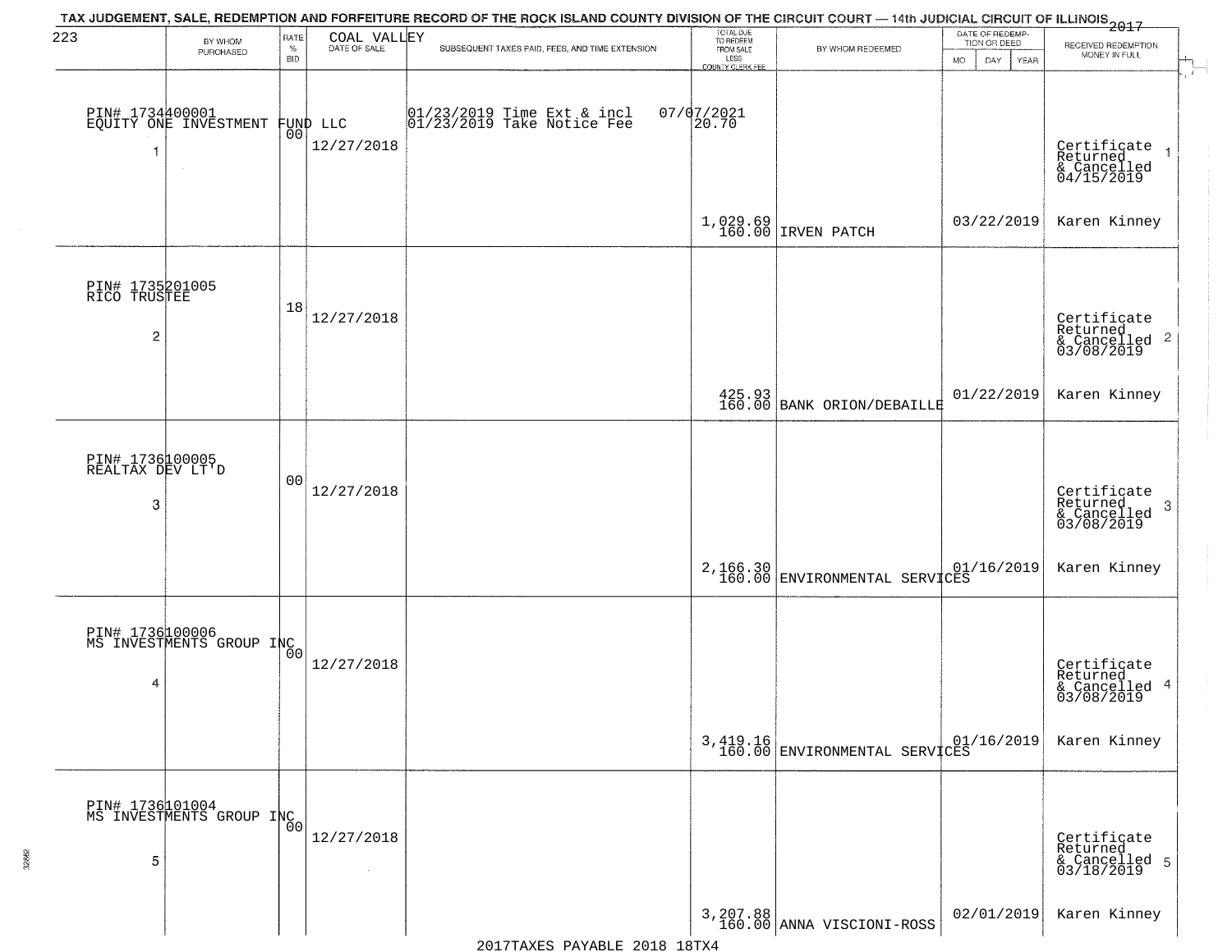# TAX JUDGEMENT, SALE, REDEMPTION AND FORFEITURE RECORD OF THE ROCK ISLAND COUNTY DIVISION OF THE CIRCUIT COURT — 14th JUDICIAL CIRCUIT OF ILLINOIS 2017

223 — COAL VALLEY

| | BY WHOM PURCHASED | RATE % BID | DATE OF SALE | SUBSEQUENT TAXES PAID, FEES, AND TIME EXTENSION | TOTAL DUE TO REDEEM FROM SALE LESS COUNTY CLERK FEE | BY WHOM REDEEMED | DATE OF REDEMPTION OR DEED MO DAY YEAR | RECEIVED REDEMPTION MONEY IN FULL |
|---|---|---|---|---|---|---|---|---|
| 1 | PIN# 1734400001 EQUITY ONE INVESTMENT FUND LLC | 00 | 12/27/2018 | 01/23/2019 Time Ext & incl 07/07/2021; 01/23/2019 Take Notice Fee 20.70 | 1,029.69 160.00 | IRVEN PATCH | 03/22/2019 | Certificate Returned & Cancelled 04/15/2019 Karen Kinney |
| 2 | PIN# 1735201005 RICO TRUSTEE | 18 | 12/27/2018 | | 425.93 160.00 | BANK ORION/DEBAILLE | 01/22/2019 | Certificate Returned & Cancelled 03/08/2019 Karen Kinney |
| 3 | PIN# 1736100005 REALTAX DEV LT'D | 00 | 12/27/2018 | | 2,166.30 160.00 | ENVIRONMENTAL SERVICES | 01/16/2019 | Certificate Returned & Cancelled 03/08/2019 Karen Kinney |
| 4 | PIN# 1736100006 MS INVESTMENTS GROUP INC | 00 | 12/27/2018 | | 3,419.16 160.00 | ENVIRONMENTAL SERVICES | 01/16/2019 | Certificate Returned & Cancelled 03/08/2019 Karen Kinney |
| 5 | PIN# 1736101004 MS INVESTMENTS GROUP INC | 00 | 12/27/2018 | | 3,207.88 160.00 | ANNA VISCIONI-ROSS | 02/01/2019 | Certificate Returned & Cancelled 03/18/2019 Karen Kinney |

2017TAXES PAYABLE 2018 18TX4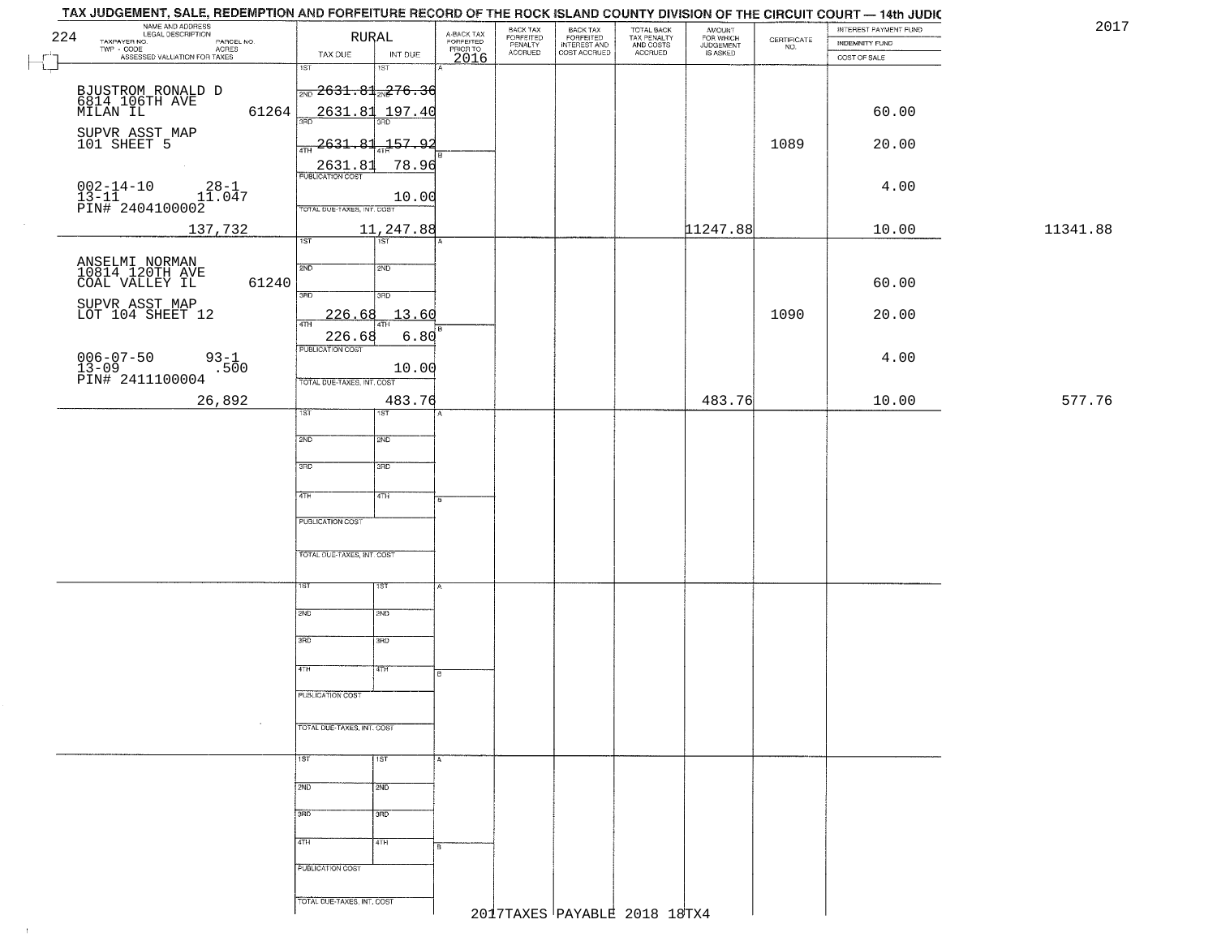# TAX JUDGEMENT, SALE, REDEMPTION AND FORFEITURE RECORD OF THE ROCK ISLAND COUNTY DIVISION OF THE CIRCUIT COURT — 14th JUDIC

2017

224

| NAME AND ADDRESS / LEGAL DESCRIPTION / TAXPAYER NO. / PARCEL NO. / TWP - CODE / ACRES / ASSESSED VALUATION FOR TAXES | RURAL TAX DUE | INT DUE | A-BACK TAX FORFEITED PRIOR TO 2016 | BACK TAX FORFEITED PENALTY ACCRUED | BACK TAX FORFEITED INTEREST AND COST ACCRUED | TOTAL BACK TAX PENALTY AND COSTS ACCRUED | AMOUNT FOR WHICH JUDGEMENT IS ASKED | CERTIFICATE NO. | INTEREST PAYMENT FUND / INDEMNITY FUND / COST OF SALE | |
|---|---|---|---|---|---|---|---|---|---|---|
| BJUSTROM RONALD D<br>6814 106TH AVE<br>MILAN IL 61264<br>SUPVR ASST MAP<br>101 SHEET 5<br>002-14-10 28-1<br>13-11 11.047<br>PIN# 2404100002<br>137,732 | 1ST<br>2ND 2631.81<br>3RD 2631.81<br>4TH 2631.81<br>2631.81<br>PUBLICATION COST<br>TOTAL DUE-TAXES, INT. COST 11,247.88 | 1ST<br>2ND 276.36<br>3RD 197.40<br>157.92<br>78.96<br>10.00 | | | | | 11247.88 | 1089 | 60.00<br>20.00<br>4.00<br>10.00 | 11341.88 |
| ANSELMI NORMAN<br>10814 120TH AVE<br>COAL VALLEY IL 61240<br>SUPVR ASST MAP<br>LOT 104 SHEET 12<br>006-07-50 93-1<br>13-09 .500<br>PIN# 2411100004<br>26,892 | 1ST<br>2ND<br>3RD 226.68<br>4TH 226.68<br>PUBLICATION COST<br>TOTAL DUE-TAXES, INT. COST 483.76 | 1ST<br>2ND<br>3RD 13.60<br>4TH 6.80<br>10.00 | | | | | 483.76 | 1090 | 60.00<br>20.00<br>4.00<br>10.00 | 577.76 |

2017TAXES PAYABLE 2018 18TX4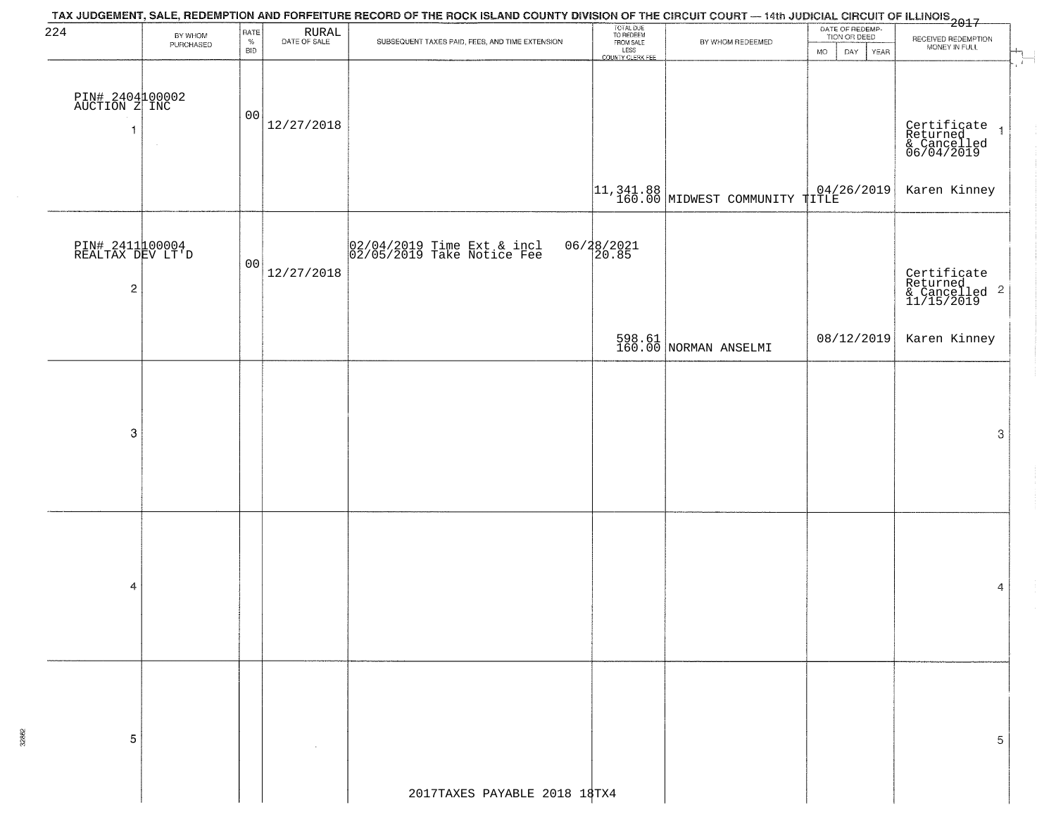TAX JUDGEMENT, SALE, REDEMPTION AND FORFEITURE RECORD OF THE ROCK ISLAND COUNTY DIVISION OF THE CIRCUIT COURT — 14th JUDICIAL CIRCUIT OF ILLINOIS 2017

| | BY WHOM PURCHASED | RATE % BID | RURAL DATE OF SALE | SUBSEQUENT TAXES PAID, FEES, AND TIME EXTENSION | TOTAL DUE TO REDEEM FROM SALE LESS COUNTY CLERK FEE | BY WHOM REDEEMED | DATE OF REDEMPTION OR DEED MO DAY YEAR | RECEIVED REDEMPTION MONEY IN FULL | |
|---|---|---|---|---|---|---|---|---|---|
| 1 | PIN# 2404100002 AUCTION Z INC | 00 | 12/27/2018 | | 11,341.88 160.00 | MIDWEST COMMUNITY TITLE | 04/26/2019 | Certificate Returned & Cancelled 06/04/2019 Karen Kinney | 1 |
| 2 | PIN# 2411100004 REALTAX DEV LT'D | 00 | 12/27/2018 | 02/04/2019 Time Ext & incl 06/28/2021 02/05/2019 Take Notice Fee 20.85 | 598.61 160.00 | NORMAN ANSELMI | 08/12/2019 | Certificate Returned & Cancelled 11/15/2019 Karen Kinney | 2 |
| 3 | | | | | | | | | 3 |
| 4 | | | | | | | | | 4 |
| 5 | | | | | | | | | 5 |

2017TAXES PAYABLE 2018 18TX4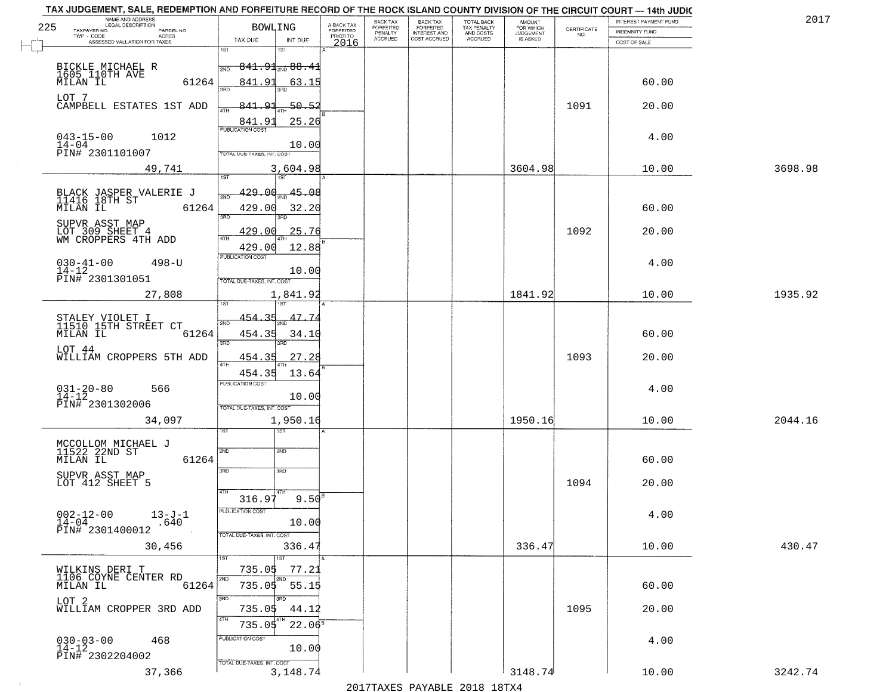# TAX JUDGEMENT, SALE, REDEMPTION AND FORFEITURE RECORD OF THE ROCK ISLAND COUNTY DIVISION OF THE CIRCUIT COURT — 14th JUDIC

2017

225 — BOWLING

| NAME AND ADDRESS / LEGAL DESCRIPTION / TAXPAYER NO. / PARCEL NO. / TWP - CODE / ACRES / ASSESSED VALUATION FOR TAXES | TAX DUE | INT DUE | A-BACK TAX FORFEITED PRIOR TO 2016 | BACK TAX FORFEITED PENALTY ACCRUED | BACK TAX FORFEITED INTEREST AND COST ACCRUED | TOTAL BACK TAX PENALTY AND COSTS ACCRUED | AMOUNT FOR WHICH JUDGEMENT IS ASKED | CERTIFICATE NO. | INTEREST PAYMENT FUND / INDEMNITY FUND / COST OF SALE | |
|---|---|---|---|---|---|---|---|---|---|---|
| BICKLE MICHAEL R<br>1605 110TH AVE<br>MILAN IL 61264<br>LOT 7<br>CAMPBELL ESTATES 1ST ADD<br>043-15-00 1012<br>14-04<br>PIN# 2301101007<br>49,741 | 1ST 841.91<br>2ND 841.91<br>3RD 841.91<br>4TH 841.91<br>PUBLICATION COST<br>TOTAL DUE-TAXES, INT. COST 3,604.98 | 1ST 88.41<br>2ND 63.15<br>3RD 50.52<br>4TH 25.26<br>10.00 | | | | | 3604.98 | 1091 | 60.00<br>20.00<br>4.00<br>10.00 | 3698.98 |
| BLACK JASPER VALERIE J<br>11416 18TH ST<br>MILAN IL 61264<br>SUPVR ASST MAP<br>LOT 309 SHEET 4<br>WM CROPPERS 4TH ADD<br>030-41-00 498-U<br>14-12<br>PIN# 2301301051<br>27,808 | 1ST 429.00<br>2ND 429.00<br>3RD 429.00<br>4TH 429.00<br>PUBLICATION COST<br>TOTAL DUE-TAXES, INT. COST 1,841.92 | 1ST 45.08<br>2ND 32.20<br>3RD 25.76<br>4TH 12.88<br>10.00 | | | | | 1841.92 | 1092 | 60.00<br>20.00<br>4.00<br>10.00 | 1935.92 |
| STALEY VIOLET I<br>11510 15TH STREET CT<br>MILAN IL 61264<br>LOT 44<br>WILLIAM CROPPERS 5TH ADD<br>031-20-80 566<br>14-12<br>PIN# 2301302006<br>34,097 | 1ST 454.35<br>2ND 454.35<br>3RD 454.35<br>4TH 454.35<br>PUBLICATION COST<br>TOTAL DUE-TAXES, INT. COST 1,950.16 | 1ST 47.74<br>2ND 34.10<br>3RD 27.28<br>4TH 13.64<br>10.00 | | | | | 1950.16 | 1093 | 60.00<br>20.00<br>4.00<br>10.00 | 2044.16 |
| MCCOLLOM MICHAEL J<br>11522 22ND ST<br>MILAN IL 61264<br>SUPVR ASST MAP<br>LOT 412 SHEET 5<br>002-12-00 13-J-1<br>14-04 .640<br>PIN# 2301400012<br>30,456 | 1ST<br>2ND<br>3RD<br>4TH 316.97<br>PUBLICATION COST<br>TOTAL DUE-TAXES, INT. COST 336.47 | 1ST<br>2ND<br>3RD<br>4TH 9.50<br>10.00 | | | | | 336.47 | 1094 | 60.00<br>20.00<br>4.00<br>10.00 | 430.47 |
| WILKINS DERI T<br>1106 COYNE CENTER RD<br>MILAN IL 61264<br>LOT 2<br>WILLIAM CROPPER 3RD ADD<br>030-03-00 468<br>14-12<br>PIN# 2302204002<br>37,366 | 1ST 735.05<br>2ND 735.05<br>3RD 735.05<br>4TH 735.05<br>PUBLICATION COST<br>TOTAL DUE-TAXES, INT. COST 3,148.74 | 1ST 77.21<br>2ND 55.15<br>3RD 44.12<br>4TH 22.06<br>10.00 | | | | | 3148.74 | 1095 | 60.00<br>20.00<br>4.00<br>10.00 | 3242.74 |

2017TAXES PAYABLE 2018 18TX4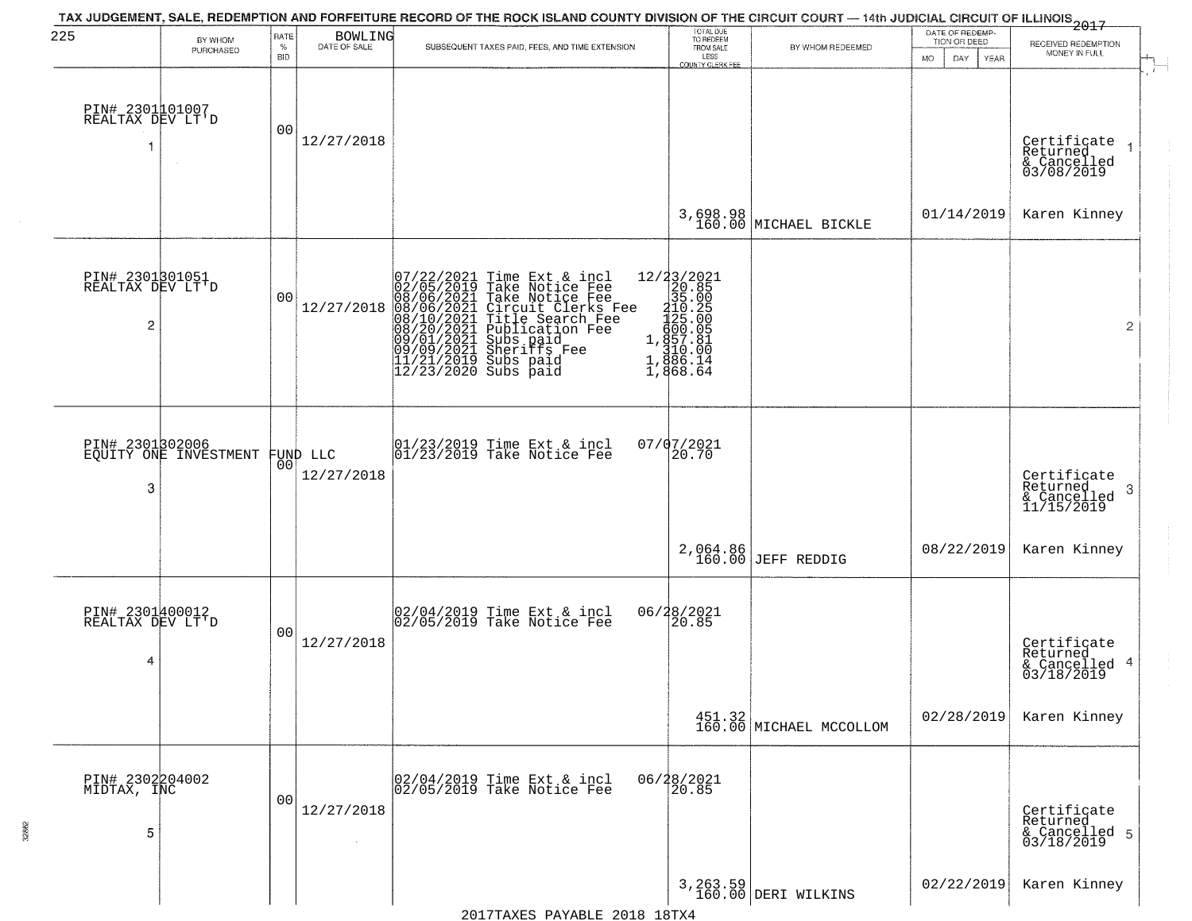TAX JUDGEMENT, SALE, REDEMPTION AND FORFEITURE RECORD OF THE ROCK ISLAND COUNTY DIVISION OF THE CIRCUIT COURT — 14th JUDICIAL CIRCUIT OF ILLINOIS 2017

225 BOWLING

| | BY WHOM PURCHASED | RATE % BID | DATE OF SALE | SUBSEQUENT TAXES PAID, FEES, AND TIME EXTENSION | TOTAL DUE TO REDEEM FROM SALE LESS COUNTY CLERK FEE | BY WHOM REDEEMED | DATE OF REDEMPTION OR DEED MO DAY YEAR | RECEIVED REDEMPTION MONEY IN FULL | |
|---|---|---|---|---|---|---|---|---|---|
| 1 | PIN# 2301101007 REALTAX DEV LT'D | 00 | 12/27/2018 | | 3,698.98 160.00 | MICHAEL BICKLE | 01/14/2019 | Certificate Returned & Cancelled 03/08/2019 Karen Kinney | 1 |
| 2 | PIN# 2301301051 REALTAX DEV LT'D | 00 | 12/27/2018 | 07/22/2021 Time Ext & incl 12/23/2021<br>02/05/2019 Take Notice Fee 20.85<br>08/06/2021 Take Notice Fee 35.00<br>08/06/2021 Circuit Clerks Fee 210.25<br>08/10/2021 Title Search Fee 125.00<br>08/20/2021 Publication Fee 600.05<br>09/01/2021 Subs paid 1,857.81<br>09/09/2021 Sheriffs Fee 310.00<br>11/21/2019 Subs paid 1,886.14<br>12/23/2020 Subs paid 1,868.64 | | | | | 2 |
| 3 | PIN# 2301302006 EQUITY ONE INVESTMENT FUND LLC | 00 | 12/27/2018 | 01/23/2019 Time Ext & incl 07/07/2021<br>01/23/2019 Take Notice Fee 20.70 | 2,064.86 160.00 | JEFF REDDIG | 08/22/2019 | Certificate Returned & Cancelled 11/15/2019 Karen Kinney | 3 |
| 4 | PIN# 2301400012 REALTAX DEV LT'D | 00 | 12/27/2018 | 02/04/2019 Time Ext & incl 06/28/2021<br>02/05/2019 Take Notice Fee 20.85 | 451.32 160.00 | MICHAEL MCCOLLOM | 02/28/2019 | Certificate Returned & Cancelled 03/18/2019 Karen Kinney | 4 |
| 5 | PIN# 2302204002 MIDTAX, INC | 00 | 12/27/2018 | 02/04/2019 Time Ext & incl 06/28/2021<br>02/05/2019 Take Notice Fee 20.85 | 3,263.59 160.00 | DERI WILKINS | 02/22/2019 | Certificate Returned & Cancelled 03/18/2019 Karen Kinney | 5 |

2017TAXES PAYABLE 2018 18TX4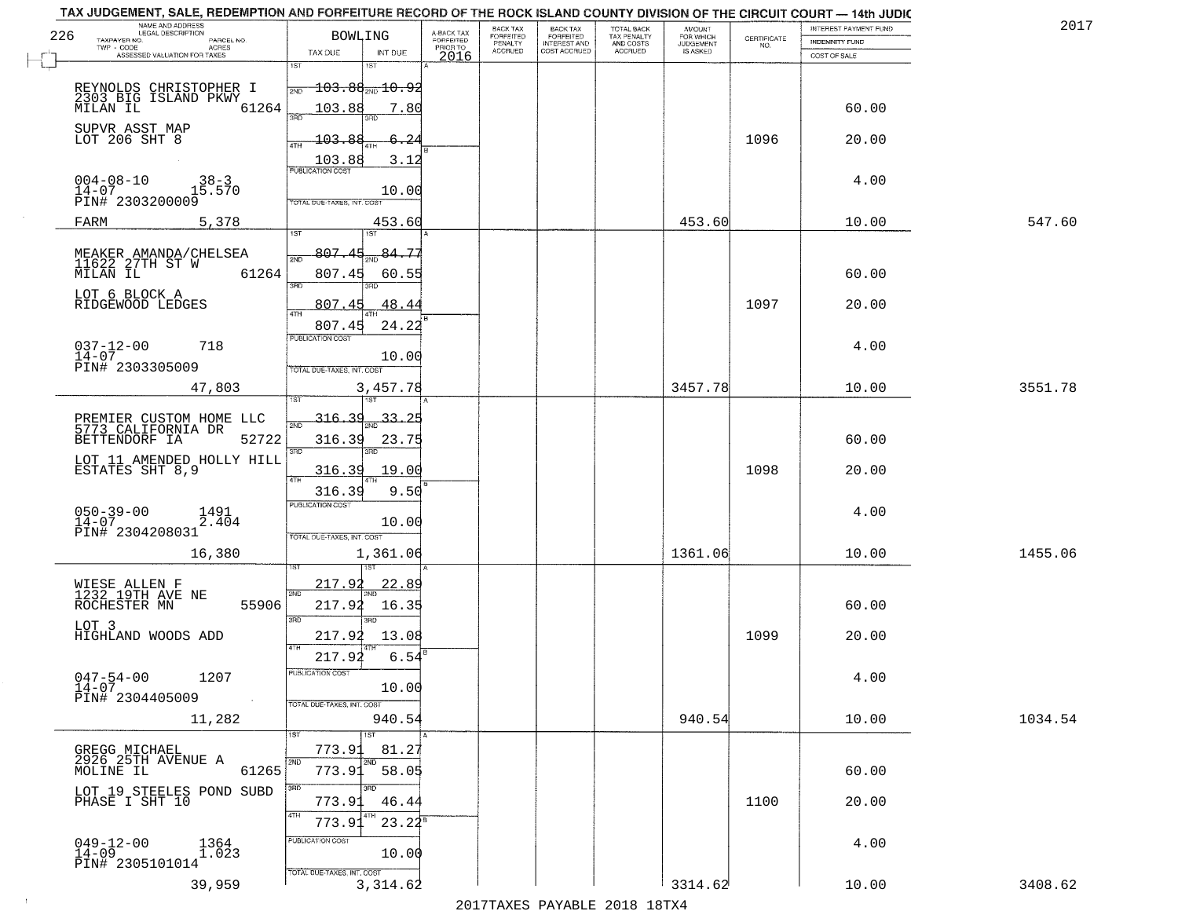# TAX JUDGEMENT, SALE, REDEMPTION AND FORFEITURE RECORD OF THE ROCK ISLAND COUNTY DIVISION OF THE CIRCUIT COURT — 14th JUDIC

2017

226 — BOWLING

| NAME AND ADDRESS / LEGAL DESCRIPTION / TAXPAYER NO. / PARCEL NO. / TWP - CODE / ACRES / ASSESSED VALUATION FOR TAXES | TAX DUE | INT DUE | A-BACK TAX FORFEITED PRIOR TO 2016 | BACK TAX FORFEITED PENALTY ACCRUED | BACK TAX FORFEITED INTEREST AND COST ACCRUED | TOTAL BACK TAX PENALTY AND COSTS ACCRUED | AMOUNT FOR WHICH JUDGEMENT IS ASKED | CERTIFICATE NO. | INTEREST PAYMENT FUND / INDEMNITY FUND / COST OF SALE | |
|---|---|---|---|---|---|---|---|---|---|---|
| REYNOLDS CHRISTOPHER I, 2303 BIG ISLAND PKWY, MILAN IL 61264 | 1ST 103.88 | 10.92 | | | | | | | | |
| | 2ND 103.88 | 7.80 | | | | | | | 60.00 | |
| SUPVR ASST MAP, LOT 206 SHT 8 | 3RD 103.88 | 6.24 | | | | | | 1096 | 20.00 | |
| | 4TH 103.88 | 3.12 | | | | | | | | |
| 004-08-10 38-3, 14-07 15.570, PIN# 2303200009 | PUBLICATION COST | 10.00 | | | | | | | 4.00 | |
| FARM 5,378 | TOTAL DUE-TAXES, INT. COST | 453.60 | | | | | 453.60 | | 10.00 | 547.60 |
| MEAKER AMANDA/CHELSEA, 11622 27TH ST W, MILAN IL 61264 | 1ST 807.45 | 84.77 | | | | | | | | |
| | 2ND 807.45 | 60.55 | | | | | | | 60.00 | |
| LOT 6 BLOCK A, RIDGEWOOD LEDGES | 3RD 807.45 | 48.44 | | | | | | 1097 | 20.00 | |
| | 4TH 807.45 | 24.22 | | | | | | | | |
| 037-12-00 718, 14-07, PIN# 2303305009 | PUBLICATION COST | 10.00 | | | | | | | 4.00 | |
| 47,803 | TOTAL DUE-TAXES, INT. COST | 3,457.78 | | | | | 3457.78 | | 10.00 | 3551.78 |
| PREMIER CUSTOM HOME LLC, 5773 CALIFORNIA DR, BETTENDORF IA 52722 | 1ST 316.39 | 33.25 | | | | | | | | |
| | 2ND 316.39 | 23.75 | | | | | | | 60.00 | |
| LOT 11 AMENDED HOLLY HILL ESTATES SHT 8,9 | 3RD 316.39 | 19.00 | | | | | | 1098 | 20.00 | |
| | 4TH 316.39 | 9.50 | | | | | | | | |
| 050-39-00 1491, 14-07 2.404, PIN# 2304208031 | PUBLICATION COST | 10.00 | | | | | | | 4.00 | |
| 16,380 | TOTAL DUE-TAXES, INT. COST | 1,361.06 | | | | | 1361.06 | | 10.00 | 1455.06 |
| WIESE ALLEN F, 1232 19TH AVE NE, ROCHESTER MN 55906 | 1ST 217.92 | 22.89 | | | | | | | | |
| | 2ND 217.92 | 16.35 | | | | | | | 60.00 | |
| LOT 3, HIGHLAND WOODS ADD | 3RD 217.92 | 13.08 | | | | | | 1099 | 20.00 | |
| | 4TH 217.92 | 6.54 | | | | | | | | |
| 047-54-00 1207, 14-07, PIN# 2304405009 | PUBLICATION COST | 10.00 | | | | | | | 4.00 | |
| 11,282 | TOTAL DUE-TAXES, INT. COST | 940.54 | | | | | 940.54 | | 10.00 | 1034.54 |
| GREGG MICHAEL, 2926 25TH AVENUE A, MOLINE IL 61265 | 1ST 773.91 | 81.27 | | | | | | | | |
| | 2ND 773.91 | 58.05 | | | | | | | 60.00 | |
| LOT 19 STEELES POND SUBD PHASE I SHT 10 | 3RD 773.91 | 46.44 | | | | | | 1100 | 20.00 | |
| | 4TH 773.91 | 23.22 | | | | | | | | |
| 049-12-00 1364, 14-09 1.023, PIN# 2305101014 | PUBLICATION COST | 10.00 | | | | | | | 4.00 | |
| 39,959 | TOTAL DUE-TAXES, INT. COST | 3,314.62 | | | | | 3314.62 | | 10.00 | 3408.62 |

2017TAXES PAYABLE 2018 18TX4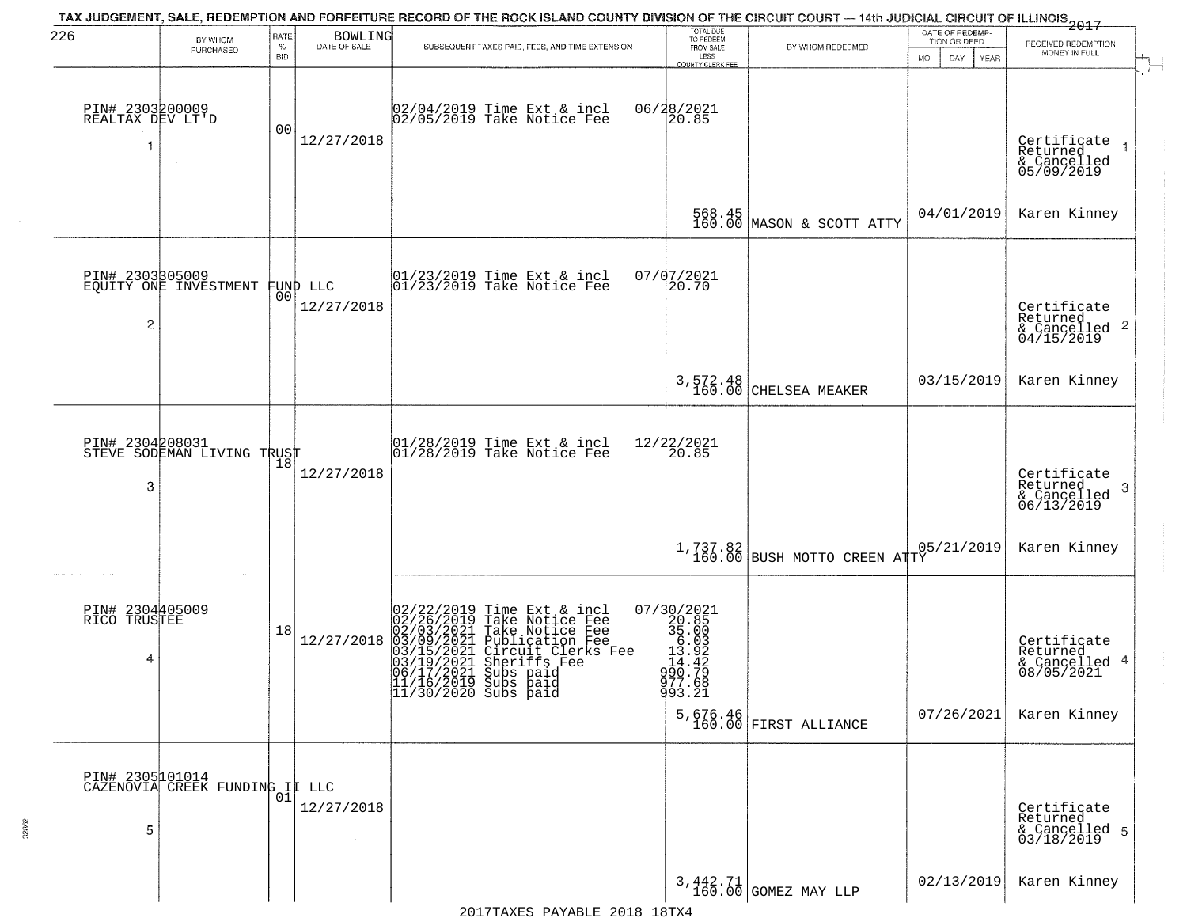# TAX JUDGEMENT, SALE, REDEMPTION AND FORFEITURE RECORD OF THE ROCK ISLAND COUNTY DIVISION OF THE CIRCUIT COURT — 14th JUDICIAL CIRCUIT OF ILLINOIS 2017

226 BOWLING

| # | BY WHOM PURCHASED | RATE % BID | DATE OF SALE | SUBSEQUENT TAXES PAID, FEES, AND TIME EXTENSION | TOTAL DUE TO REDEEM FROM SALE LESS COUNTY CLERK FEE | BY WHOM REDEEMED | DATE OF REDEMPTION OR DEED MO DAY YEAR | RECEIVED REDEMPTION MONEY IN FULL |
|---|---|---|---|---|---|---|---|---|
| 1 | PIN# 2303200009 REALTAX DEV LT'D | 00 | 12/27/2018 | 02/04/2019 Time Ext & incl<br>02/05/2019 Take Notice Fee | 06/28/2021<br>20.85<br><br>568.45<br>160.00 | MASON & SCOTT ATTY | 04/01/2019 | Certificate Returned & Cancelled 05/09/2019<br>Karen Kinney |
| 2 | PIN# 2303305009 EQUITY ONE INVESTMENT FUND LLC | 00 | 12/27/2018 | 01/23/2019 Time Ext & incl<br>01/23/2019 Take Notice Fee | 07/07/2021<br>20.70<br><br>3,572.48<br>160.00 | CHELSEA MEAKER | 03/15/2019 | Certificate Returned & Cancelled 04/15/2019<br>Karen Kinney |
| 3 | PIN# 2304208031 STEVE SODEMAN LIVING TRUST | 18 | 12/27/2018 | 01/28/2019 Time Ext & incl<br>01/28/2019 Take Notice Fee | 12/22/2021<br>20.85<br><br>1,737.82<br>160.00 | BUSH MOTTO CREEN ATTY | 05/21/2019 | Certificate Returned & Cancelled 06/13/2019<br>Karen Kinney |
| 4 | PIN# 2304405009 RICO TRUSTEE | 18 | 12/27/2018 | 02/22/2019 Time Ext & incl<br>02/26/2019 Take Notice Fee<br>02/03/2021 Take Notice Fee<br>03/09/2021 Publication Fee<br>03/15/2021 Circuit Clerks Fee<br>03/19/2021 Sheriffs Fee<br>06/17/2021 Subs paid<br>11/16/2019 Subs paid<br>11/30/2020 Subs paid | 07/30/2021<br>20.85<br>35.00<br>6.03<br>13.92<br>14.42<br>990.79<br>977.68<br>993.21<br>5,676.46<br>160.00 | FIRST ALLIANCE | 07/26/2021 | Certificate Returned & Cancelled 08/05/2021<br>Karen Kinney |
| 5 | PIN# 2305101014 CAZENOVIA CREEK FUNDING II LLC | 01 | 12/27/2018 | | 3,442.71<br>160.00 | GOMEZ MAY LLP | 02/13/2019 | Certificate Returned & Cancelled 03/18/2019<br>Karen Kinney |

2017TAXES PAYABLE 2018 18TX4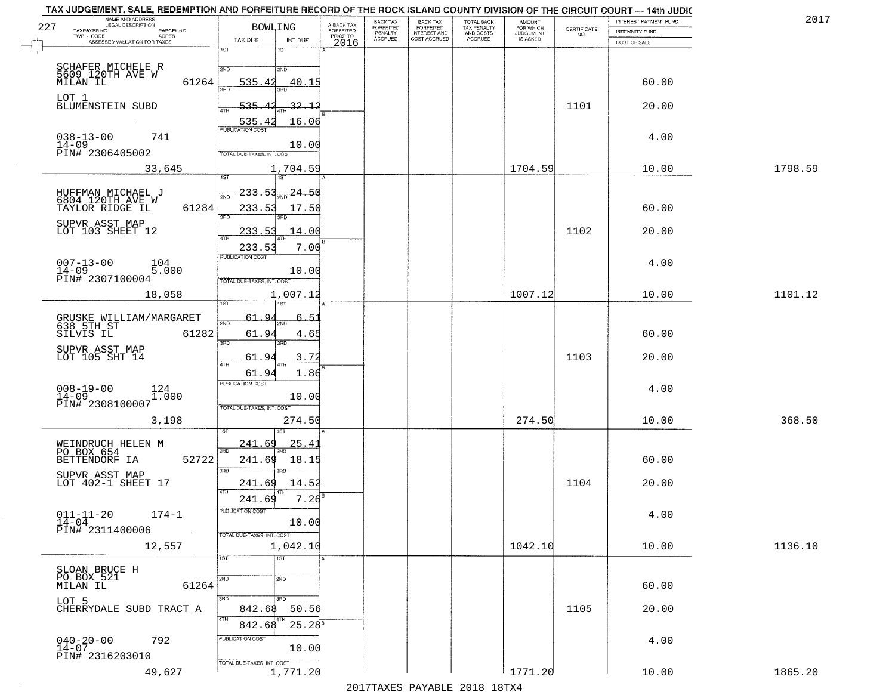TAX JUDGEMENT, SALE, REDEMPTION AND FORFEITURE RECORD OF THE ROCK ISLAND COUNTY DIVISION OF THE CIRCUIT COURT — 14th JUDIC

2017

227 BOWLING

| NAME AND ADDRESS / LEGAL DESCRIPTION / TAXPAYER NO. / PARCEL NO. / TWP - CODE / ACRES / ASSESSED VALUATION FOR TAXES | TAX DUE | INT DUE | A-BACK TAX FORFEITED PRIOR TO 2016 | BACK TAX FORFEITED PENALTY ACCRUED | BACK TAX FORFEITED INTEREST AND COST ACCRUED | TOTAL BACK TAX PENALTY AND COSTS ACCRUED | AMOUNT FOR WHICH JUDGEMENT IS ASKED | CERTIFICATE NO. | INTEREST PAYMENT FUND / INDEMNITY FUND / COST OF SALE | |
|---|---|---|---|---|---|---|---|---|---|---|
| SCHAFER MICHELE R, 5609 120TH AVE W, MILAN IL 61264; LOT 1 BLUMENSTEIN SUBD; 038-13-00 741; 14-09; PIN# 2306405002; 33,645 | 1ST; 2ND 535.42; 3RD 535.42; 4TH 535.42; PUBLICATION COST; TOTAL DUE-TAXES, INT. COST | 1ST; 2ND 40.15; 3RD 32.12; 4TH 16.06; 10.00; 1,704.59 | | | | | 1704.59 | 1101 | 60.00; 20.00; 4.00; 10.00 | 1798.59 |
| HUFFMAN MICHAEL J, 6804 120TH AVE W, TAYLOR RIDGE IL 61284; SUPVR ASST MAP LOT 103 SHEET 12; 007-13-00 104; 14-09 5.000; PIN# 2307100004; 18,058 | 1ST 233.53; 2ND 233.53; 3RD 233.53; 4TH 233.53; PUBLICATION COST; TOTAL DUE-TAXES, INT. COST | 1ST 24.50; 2ND 17.50; 3RD 14.00; 4TH 7.00; 10.00; 1,007.12 | | | | | 1007.12 | 1102 | 60.00; 20.00; 4.00; 10.00 | 1101.12 |
| GRUSKE WILLIAM/MARGARET, 638 5TH ST, SILVIS IL 61282; SUPVR ASST MAP LOT 105 SHT 14; 008-19-00 124; 14-09 1.000; PIN# 2308100007; 3,198 | 1ST 61.94; 2ND 61.94; 3RD 61.94; 4TH 61.94; PUBLICATION COST; TOTAL DUE-TAXES, INT. COST | 1ST 6.51; 2ND 4.65; 3RD 3.72; 4TH 1.86; 10.00; 274.50 | | | | | 274.50 | 1103 | 60.00; 20.00; 4.00; 10.00 | 368.50 |
| WEINDRUCH HELEN M, PO BOX 654, BETTENDORF IA 52722; SUPVR ASST MAP LOT 402-1 SHEET 17; 011-11-20 174-1; 14-04; PIN# 2311400006; 12,557 | 1ST 241.69; 2ND 241.69; 3RD 241.69; 4TH 241.69; PUBLICATION COST; TOTAL DUE-TAXES, INT. COST | 1ST 25.41; 2ND 18.15; 3RD 14.52; 4TH 7.26; 10.00; 1,042.10 | | | | | 1042.10 | 1104 | 60.00; 20.00; 4.00; 10.00 | 1136.10 |
| SLOAN BRUCE H, PO BOX 521, MILAN IL 61264; LOT 5 CHERRYDALE SUBD TRACT A; 040-20-00 792; 14-07; PIN# 2316203010; 49,627 | 1ST; 2ND; 3RD 842.68; 4TH 842.68; PUBLICATION COST; TOTAL DUE-TAXES, INT. COST | 1ST; 2ND; 3RD 50.56; 4TH 25.28; 10.00; 1,771.20 | | | | | 1771.20 | 1105 | 60.00; 20.00; 4.00; 10.00 | 1865.20 |

2017TAXES PAYABLE 2018 18TX4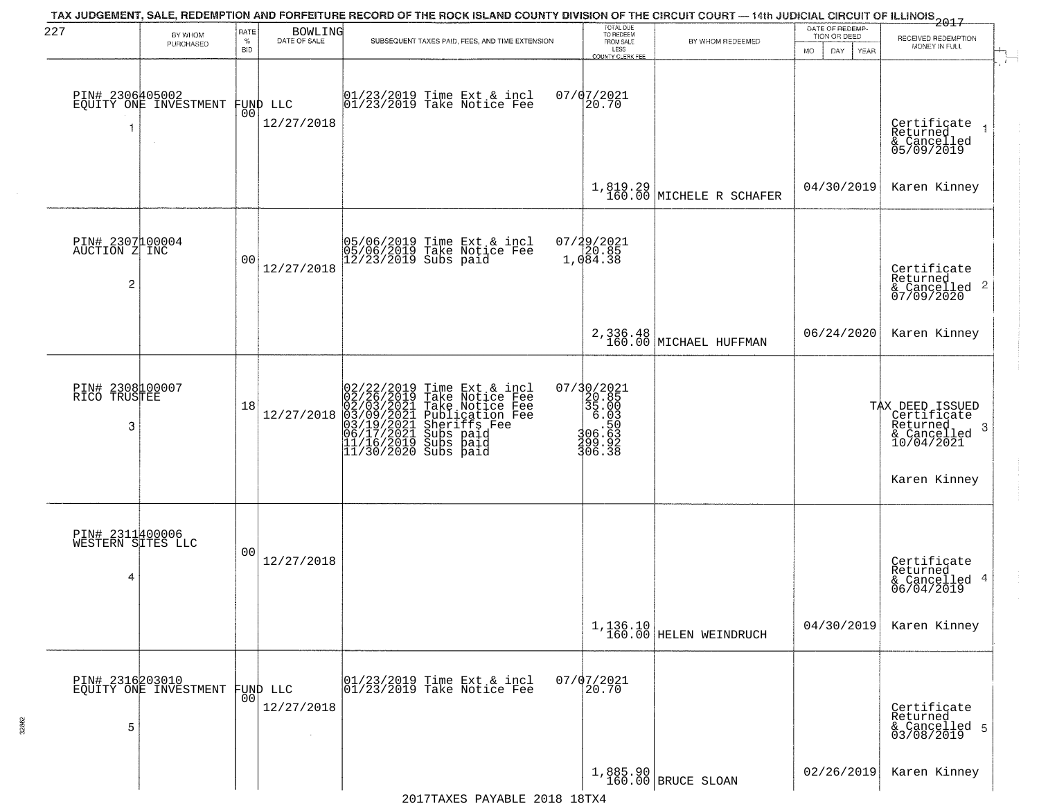TAX JUDGEMENT, SALE, REDEMPTION AND FORFEITURE RECORD OF THE ROCK ISLAND COUNTY DIVISION OF THE CIRCUIT COURT — 14th JUDICIAL CIRCUIT OF ILLINOIS 2017

227 BOWLING

| BY WHOM PURCHASED | RATE % BID | DATE OF SALE | SUBSEQUENT TAXES PAID, FEES, AND TIME EXTENSION | TOTAL DUE TO REDEEM FROM SALE LESS COUNTY CLERK FEE | BY WHOM REDEEMED | DATE OF REDEMPTION OR DEED MO DAY YEAR | RECEIVED REDEMPTION MONEY IN FULL |
|---|---|---|---|---|---|---|---|
| PIN# 2306405002 EQUITY ONE INVESTMENT FUND LLC 1 | 00 | 12/27/2018 | 01/23/2019 Time Ext & incl 07/07/2021<br>01/23/2019 Take Notice Fee 20.70 | 1,819.29<br>160.00 | MICHELE R SCHAFER | 04/30/2019 | Certificate Returned & Cancelled 05/09/2019 1<br>Karen Kinney |
| PIN# 2307100004 AUCTION Z INC 2 | 00 | 12/27/2018 | 05/06/2019 Time Ext & incl 07/29/2021<br>05/06/2019 Take Notice Fee 20.85<br>12/23/2019 Subs paid 1,084.38 | 2,336.48<br>160.00 | MICHAEL HUFFMAN | 06/24/2020 | Certificate Returned & Cancelled 07/09/2020 2<br>Karen Kinney |
| PIN# 2308100007 RICO TRUSTEE 3 | 18 | 12/27/2018 | 02/22/2019 Time Ext & incl 07/30/2021<br>02/26/2019 Take Notice Fee 20.85<br>02/03/2021 Take Notice Fee 35.00<br>03/09/2021 Publication Fee 6.03<br>03/19/2021 Sheriffs Fee .50<br>06/17/2021 Subs paid 306.63<br>11/16/2019 Subs paid 299.92<br>11/30/2020 Subs paid 306.38 | | | | TAX DEED ISSUED Certificate Returned & Cancelled 10/04/2021 3<br>Karen Kinney |
| PIN# 2311400006 WESTERN SITES LLC 4 | 00 | 12/27/2018 | | 1,136.10<br>160.00 | HELEN WEINDRUCH | 04/30/2019 | Certificate Returned & Cancelled 06/04/2019 4<br>Karen Kinney |
| PIN# 2316203010 EQUITY ONE INVESTMENT FUND LLC 5 | 00 | 12/27/2018 | 01/23/2019 Time Ext & incl 07/07/2021<br>01/23/2019 Take Notice Fee 20.70 | 1,885.90<br>160.00 | BRUCE SLOAN | 02/26/2019 | Certificate Returned & Cancelled 03/08/2019 5<br>Karen Kinney |

2017TAXES PAYABLE 2018 18TX4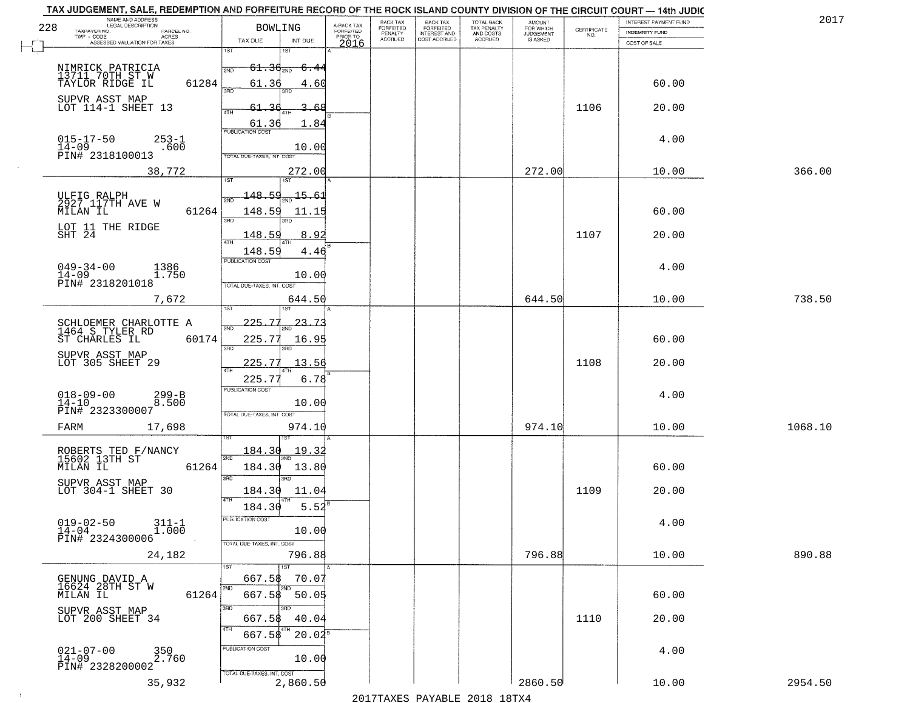# TAX JUDGEMENT, SALE, REDEMPTION AND FORFEITURE RECORD OF THE ROCK ISLAND COUNTY DIVISION OF THE CIRCUIT COURT — 14th JUDIC

2017

228

| NAME AND ADDRESS / LEGAL DESCRIPTION / TAXPAYER NO. / PARCEL NO. / TWP - CODE / ACRES / ASSESSED VALUATION FOR TAXES | BOWLING TAX DUE | INT DUE | A-BACK TAX FORFEITED PRIOR TO 2016 | BACK TAX FORFEITED PENALTY ACCRUED | BACK TAX FORFEITED INTEREST AND COST ACCRUED | TOTAL BACK TAX PENALTY AND COSTS ACCRUED | AMOUNT FOR WHICH JUDGEMENT IS ASKED | CERTIFICATE NO. | INTEREST PAYMENT FUND / INDEMNITY FUND / COST OF SALE | |
|---|---|---|---|---|---|---|---|---|---|---|
| NIMRICK PATRICIA<br>13711 70TH ST W<br>TAYLOR RIDGE IL 61284<br>SUPVR ASST MAP<br>LOT 114-1 SHEET 13<br>015-17-50 253-1<br>14-09 .600<br>PIN# 2318100013<br>38,772 | 1ST 61.36<br>2ND 61.36<br>3RD 61.36<br>4TH 61.36<br>PUBLICATION COST<br>TOTAL DUE-TAXES, INT. COST | 6.44<br>4.60<br>3.68<br>1.84<br>10.00<br>272.00 | | | | | 272.00 | 1106 | 60.00<br>20.00<br>4.00<br>10.00 | 366.00 |
| ULFIG RALPH<br>2927 117TH AVE W<br>MILAN IL 61264<br>LOT 11 THE RIDGE<br>SHT 24<br>049-34-00 1386<br>14-09 1.750<br>PIN# 2318201018<br>7,672 | 1ST 148.59<br>2ND 148.59<br>3RD 148.59<br>4TH 148.59<br>PUBLICATION COST<br>TOTAL DUE-TAXES, INT. COST | 15.61<br>11.15<br>8.92<br>4.46<br>10.00<br>644.50 | | | | | 644.50 | 1107 | 60.00<br>20.00<br>4.00<br>10.00 | 738.50 |
| SCHLOEMER CHARLOTTE A<br>1464 S TYLER RD<br>ST CHARLES IL 60174<br>SUPVR ASST MAP<br>LOT 305 SHEET 29<br>018-09-00 299-B<br>14-10 8.500<br>PIN# 2323300007<br>FARM 17,698 | 1ST 225.77<br>2ND 225.77<br>3RD 225.77<br>4TH 225.77<br>PUBLICATION COST<br>TOTAL DUE-TAXES, INT. COST | 23.73<br>16.95<br>13.56<br>6.78<br>10.00<br>974.10 | | | | | 974.10 | 1108 | 60.00<br>20.00<br>4.00<br>10.00 | 1068.10 |
| ROBERTS TED F/NANCY<br>15602 13TH ST<br>MILAN IL 61264<br>SUPVR ASST MAP<br>LOT 304-1 SHEET 30<br>019-02-50 311-1<br>14-04 1.000<br>PIN# 2324300006<br>24,182 | 1ST 184.30<br>2ND 184.30<br>3RD 184.30<br>4TH 184.30<br>PUBLICATION COST<br>TOTAL DUE-TAXES, INT. COST | 19.32<br>13.80<br>11.04<br>5.52<br>10.00<br>796.88 | | | | | 796.88 | 1109 | 60.00<br>20.00<br>4.00<br>10.00 | 890.88 |
| GENUNG DAVID A<br>16624 28TH ST W<br>MILAN IL 61264<br>SUPVR ASST MAP<br>LOT 200 SHEET 34<br>021-07-00 350<br>14-09 2.760<br>PIN# 2328200002<br>35,932 | 1ST 667.58<br>2ND 667.58<br>3RD 667.58<br>4TH 667.58<br>PUBLICATION COST<br>TOTAL DUE-TAXES, INT. COST | 70.07<br>50.05<br>40.04<br>20.02<br>10.00<br>2,860.50 | | | | | 2860.50 | 1110 | 60.00<br>20.00<br>4.00<br>10.00 | 2954.50 |

2017TAXES PAYABLE 2018 18TX4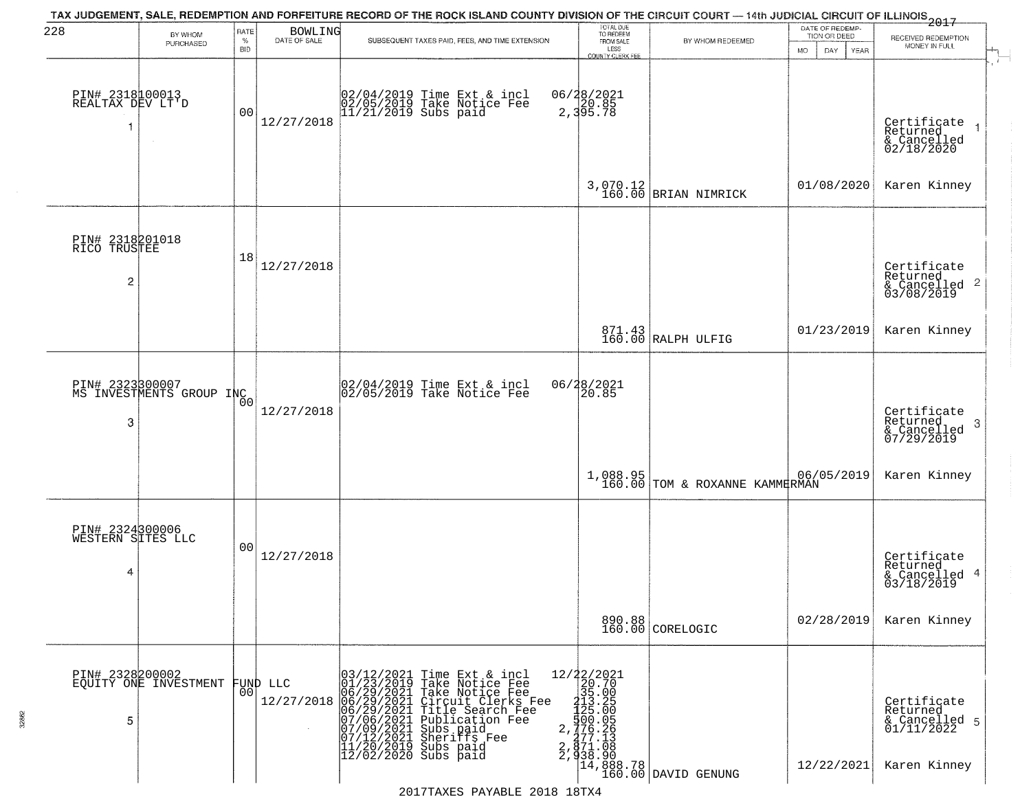TAX JUDGEMENT, SALE, REDEMPTION AND FORFEITURE RECORD OF THE ROCK ISLAND COUNTY DIVISION OF THE CIRCUIT COURT — 14th JUDICIAL CIRCUIT OF ILLINOIS 2017

BOWLING

| BY WHOM PURCHASED | RATE % BID | DATE OF SALE | SUBSEQUENT TAXES PAID, FEES, AND TIME EXTENSION | TOTAL DUE TO REDEEM FROM SALE LESS COUNTY CLERK FEE | BY WHOM REDEEMED | DATE OF REDEMPTION OR DEED | RECEIVED REDEMPTION MONEY IN FULL |
|---|---|---|---|---|---|---|---|
| PIN# 2318100013 REALTAX DEV LT'D 1 | 00 | 12/27/2018 | 02/04/2019 Time Ext & incl<br>02/05/2019 Take Notice Fee<br>11/21/2019 Subs paid | 06/28/2021<br>20.85<br>2,395.78<br>3,070.12<br>160.00 | BRIAN NIMRICK | 01/08/2020 | Certificate Returned & Cancelled 02/18/2020 1<br>Karen Kinney |
| PIN# 2318201018 RICO TRUSTEE 2 | 18 | 12/27/2018 | | 871.43<br>160.00 | RALPH ULFIG | 01/23/2019 | Certificate Returned & Cancelled 03/08/2019 2<br>Karen Kinney |
| PIN# 2323300007 MS INVESTMENTS GROUP INC 3 | 00 | 12/27/2018 | 02/04/2019 Time Ext & incl<br>02/05/2019 Take Notice Fee | 06/28/2021<br>20.85<br>1,088.95<br>160.00 | TOM & ROXANNE KAMMERMAN | 06/05/2019 | Certificate Returned & Cancelled 07/29/2019 3<br>Karen Kinney |
| PIN# 2324300006 WESTERN SITES LLC 4 | 00 | 12/27/2018 | | 890.88<br>160.00 | CORELOGIC | 02/28/2019 | Certificate Returned & Cancelled 03/18/2019 4<br>Karen Kinney |
| PIN# 2328200002 EQUITY ONE INVESTMENT FUND LLC 5 | 00 | 12/27/2018 | 03/12/2021 Time Ext & incl<br>01/23/2019 Take Notice Fee<br>06/29/2021 Take Notice Fee<br>06/29/2021 Circuit Clerks Fee<br>06/29/2021 Title Search Fee<br>07/06/2021 Publication Fee<br>07/09/2021 Subs paid<br>07/12/2021 Sheriffs Fee<br>11/20/2019 Subs paid<br>12/02/2020 Subs paid | 12/22/2021<br>20.70<br>35.00<br>213.25<br>125.00<br>500.05<br>2,776.26<br>277.13<br>2,871.08<br>2,938.90<br>14,888.78<br>160.00 | DAVID GENUNG | 12/22/2021 | Certificate Returned & Cancelled 01/11/2022 5<br>Karen Kinney |

2017TAXES PAYABLE 2018 18TX4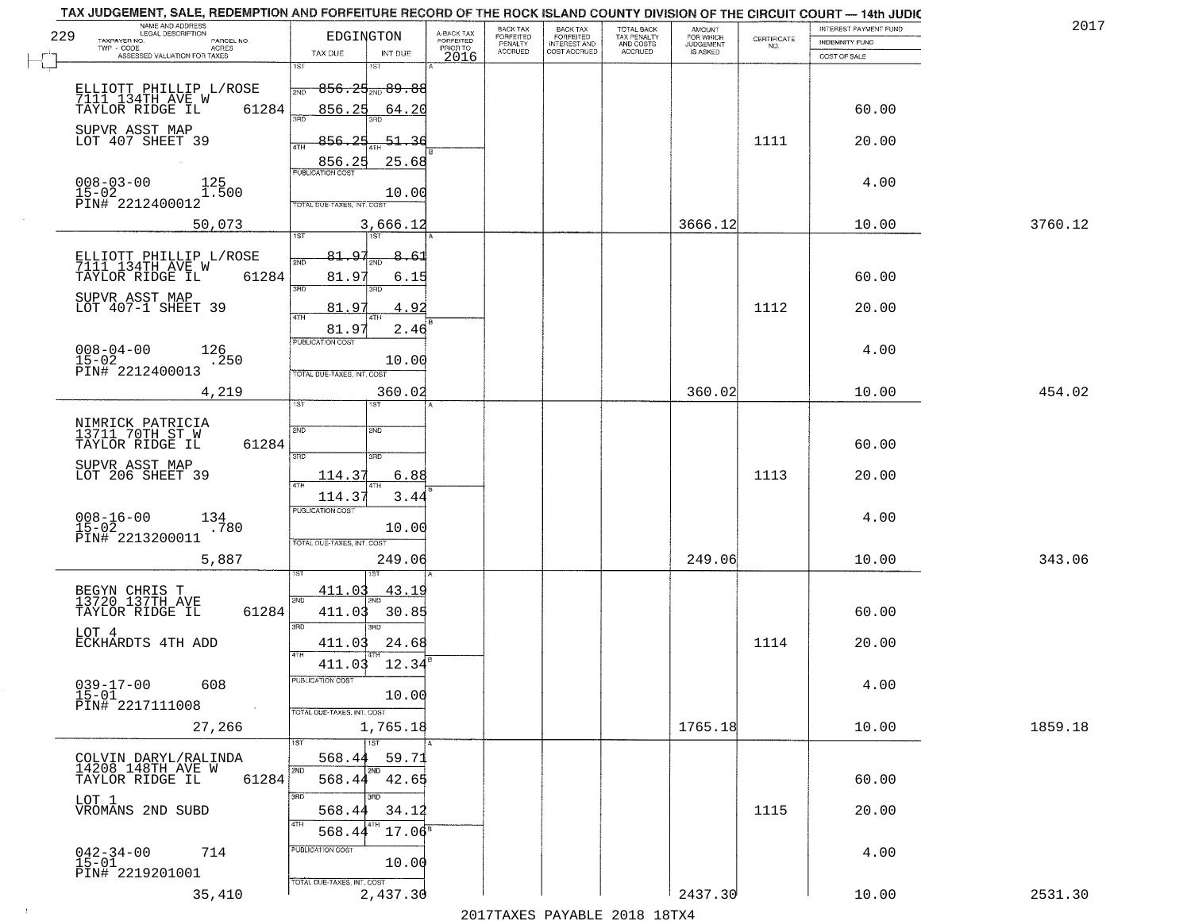TAX JUDGEMENT, SALE, REDEMPTION AND FORFEITURE RECORD OF THE ROCK ISLAND COUNTY DIVISION OF THE CIRCUIT COURT — 14th JUDIC

2017

| 229 NAME AND ADDRESS / LEGAL DESCRIPTION / TAXPAYER NO. / PARCEL NO. / TWP - CODE / ACRES / ASSESSED VALUATION FOR TAXES | EDGINGTON TAX DUE | INT DUE | A-BACK TAX FORFEITED PRIOR TO 2016 | BACK TAX FORFEITED PENALTY ACCRUED | BACK TAX FORFEITED INTEREST AND COST ACCRUED | TOTAL BACK TAX PENALTY AND COSTS ACCRUED | AMOUNT FOR WHICH JUDGEMENT IS ASKED | CERTIFICATE NO. | INTEREST PAYMENT FUND / INDEMNITY FUND / COST OF SALE | |
|---|---|---|---|---|---|---|---|---|---|---|
| ELLIOTT PHILLIP L/ROSE 7111 134TH AVE W TAYLOR RIDGE IL 61284 | 1ST 856.25 | 1ST 89.88 | | | | | | | | |
| | 2ND 856.25 | 2ND 64.20 | | | | | | | 60.00 | |
| SUPVR ASST MAP LOT 407 SHEET 39 | 3RD 856.25 | 3RD 51.36 | | | | | | 1111 | 20.00 | |
| | 4TH 856.25 | 4TH 25.68 | | | | | | | | |
| 008-03-00 125 15-02 1.500 PIN# 2212400012 | PUBLICATION COST | 10.00 | | | | | | | 4.00 | |
| 50,073 | TOTAL DUE-TAXES, INT. COST | 3,666.12 | | | | | 3666.12 | | 10.00 | 3760.12 |
| ELLIOTT PHILLIP L/ROSE 7111 134TH AVE W TAYLOR RIDGE IL 61284 | 1ST 81.97 | 1ST 8.61 | | | | | | | | |
| | 2ND 81.97 | 2ND 6.15 | | | | | | | 60.00 | |
| SUPVR ASST MAP LOT 407-1 SHEET 39 | 3RD 81.97 | 3RD 4.92 | | | | | | 1112 | 20.00 | |
| | 4TH 81.97 | 4TH 2.46 | | | | | | | | |
| 008-04-00 126 15-02 .250 PIN# 2212400013 | PUBLICATION COST | 10.00 | | | | | | | 4.00 | |
| 4,219 | TOTAL DUE-TAXES, INT. COST | 360.02 | | | | | 360.02 | | 10.00 | 454.02 |
| NIMRICK PATRICIA 13711 70TH ST W TAYLOR RIDGE IL 61284 | 1ST | 1ST | | | | | | | | |
| | 2ND | 2ND | | | | | | | 60.00 | |
| SUPVR ASST MAP LOT 206 SHEET 39 | 3RD 114.37 | 3RD 6.88 | | | | | | 1113 | 20.00 | |
| | 4TH 114.37 | 4TH 3.44 | | | | | | | | |
| 008-16-00 134 15-02 .780 PIN# 2213200011 | PUBLICATION COST | 10.00 | | | | | | | 4.00 | |
| 5,887 | TOTAL DUE-TAXES, INT. COST | 249.06 | | | | | 249.06 | | 10.00 | 343.06 |
| BEGYN CHRIS T 13720 137TH AVE TAYLOR RIDGE IL 61284 | 1ST 411.03 | 1ST 43.19 | | | | | | | | |
| | 2ND 411.03 | 2ND 30.85 | | | | | | | 60.00 | |
| LOT 4 ECKHARDTS 4TH ADD | 3RD 411.03 | 3RD 24.68 | | | | | | 1114 | 20.00 | |
| | 4TH 411.03 | 4TH 12.34 | | | | | | | | |
| 039-17-00 608 15-01 PIN# 2217111008 | PUBLICATION COST | 10.00 | | | | | | | 4.00 | |
| 27,266 | TOTAL DUE-TAXES, INT. COST | 1,765.18 | | | | | 1765.18 | | 10.00 | 1859.18 |
| COLVIN DARYL/RALINDA 14208 148TH AVE W TAYLOR RIDGE IL 61284 | 1ST 568.44 | 1ST 59.71 | | | | | | | | |
| | 2ND 568.44 | 2ND 42.65 | | | | | | | 60.00 | |
| LOT 1 VROMANS 2ND SUBD | 3RD 568.44 | 3RD 34.12 | | | | | | 1115 | 20.00 | |
| | 4TH 568.44 | 4TH 17.06 | | | | | | | | |
| 042-34-00 714 15-01 PIN# 2219201001 | PUBLICATION COST | 10.00 | | | | | | | 4.00 | |
| 35,410 | TOTAL DUE-TAXES, INT. COST | 2,437.30 | | | | | 2437.30 | | 10.00 | 2531.30 |

2017TAXES PAYABLE 2018 18TX4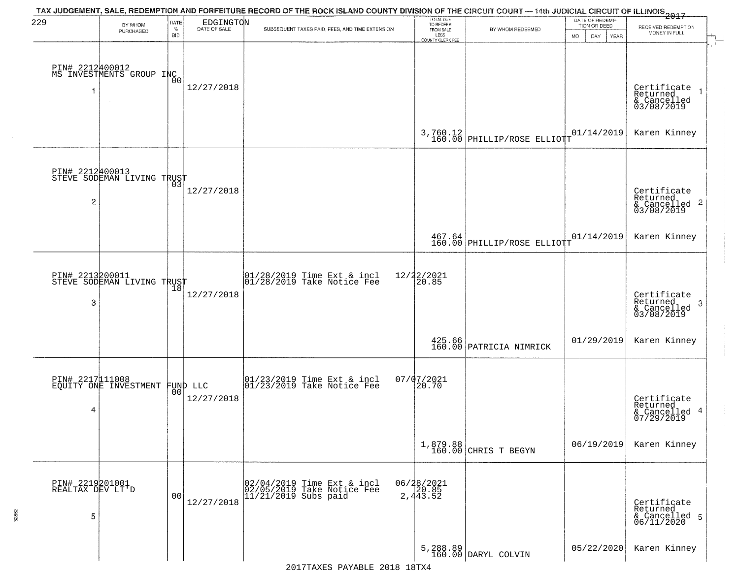TAX JUDGEMENT, SALE, REDEMPTION AND FORFEITURE RECORD OF THE ROCK ISLAND COUNTY DIVISION OF THE CIRCUIT COURT — 14th JUDICIAL CIRCUIT OF ILLINOIS 2017

229 EDGINGTON

| | BY WHOM PURCHASED | RATE % BID | DATE OF SALE | SUBSEQUENT TAXES PAID, FEES, AND TIME EXTENSION | TOTAL DUE TO REDEEM FROM SALE LESS COUNTY CLERK FEE | BY WHOM REDEEMED | DATE OF REDEMPTION OR DEED MO DAY YEAR | RECEIVED REDEMPTION MONEY IN FULL |
|---|---|---|---|---|---|---|---|---|
| 1 | PIN# 2212400012 MS INVESTMENTS GROUP INC | 00 | 12/27/2018 | | 3,760.12 160.00 | PHILLIP/ROSE ELLIOTT | 01/14/2019 | Certificate Returned & Cancelled 03/08/2019 Karen Kinney |
| 2 | PIN# 2212400013 STEVE SODEMAN LIVING TRUST | 03 | 12/27/2018 | | 467.64 160.00 | PHILLIP/ROSE ELLIOTT | 01/14/2019 | Certificate Returned & Cancelled 03/08/2019 Karen Kinney |
| 3 | PIN# 2213200011 STEVE SODEMAN LIVING TRUST | 18 | 12/27/2018 | 01/28/2019 Time Ext & incl 12/22/2021; 01/28/2019 Take Notice Fee 20.85 | 425.66 160.00 | PATRICIA NIMRICK | 01/29/2019 | Certificate Returned & Cancelled 03/08/2019 Karen Kinney |
| 4 | PIN# 2217111008 EQUITY ONE INVESTMENT FUND LLC | 00 | 12/27/2018 | 01/23/2019 Time Ext & incl 07/07/2021; 01/23/2019 Take Notice Fee 20.70 | 1,879.88 160.00 | CHRIS T BEGYN | 06/19/2019 | Certificate Returned & Cancelled 07/29/2019 Karen Kinney |
| 5 | PIN# 2219201001 REALTAX DEV LT'D | 00 | 12/27/2018 | 02/04/2019 Time Ext & incl 06/28/2021; 02/05/2019 Take Notice Fee 20.85; 11/21/2019 Subs paid 2,443.52 | 5,288.89 160.00 | DARYL COLVIN | 05/22/2020 | Certificate Returned & Cancelled 06/11/2020 Karen Kinney |

2017TAXES PAYABLE 2018 18TX4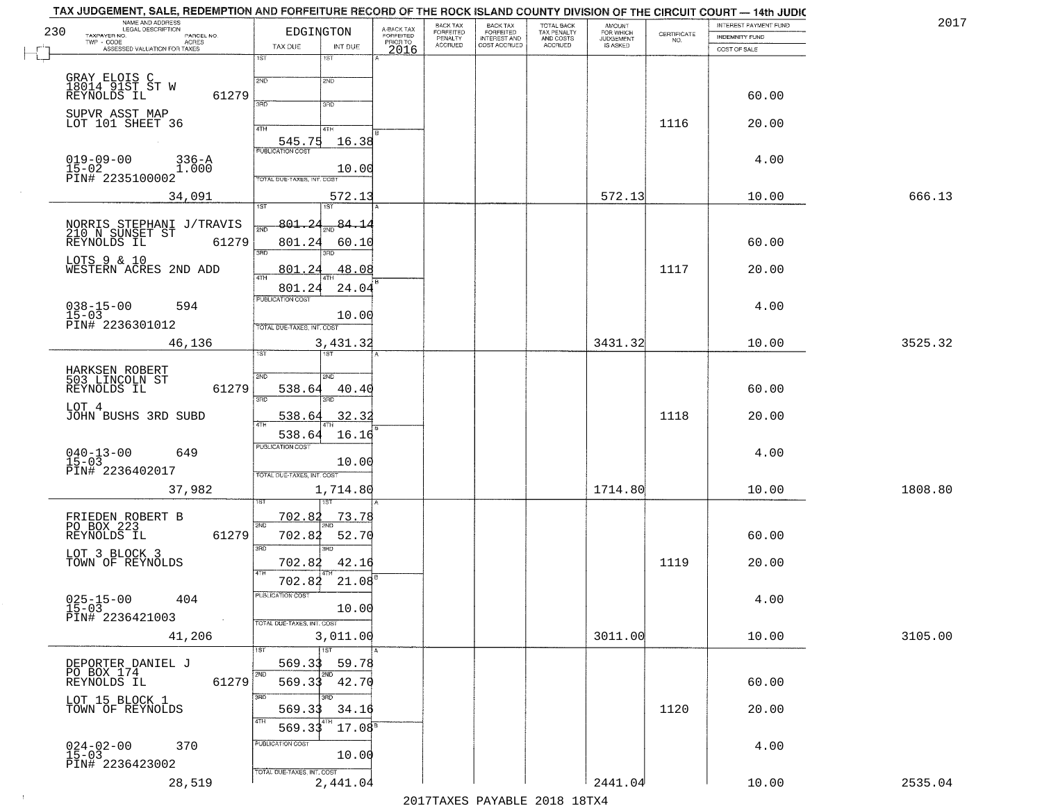TAX JUDGEMENT, SALE, REDEMPTION AND FORFEITURE RECORD OF THE ROCK ISLAND COUNTY DIVISION OF THE CIRCUIT COURT — 14th JUDIC

2017

| NAME AND ADDRESS / LEGAL DESCRIPTION / TAXPAYER NO. / PARCEL NO. / TWP - CODE / ACRES / ASSESSED VALUATION FOR TAXES | EDGINGTON TAX DUE | INT DUE | A-BACK TAX FORFEITED PRIOR TO 2016 | BACK TAX FORFEITED PENALTY ACCRUED | BACK TAX FORFEITED INTEREST AND COST ACCRUED | TOTAL BACK TAX PENALTY AND COSTS ACCRUED | AMOUNT FOR WHICH JUDGEMENT IS ASKED | CERTIFICATE NO. | INTEREST PAYMENT FUND / INDEMNITY FUND / COST OF SALE | |
|---|---|---|---|---|---|---|---|---|---|---|
| GRAY ELOIS C<br>18014 91ST ST W<br>REYNOLDS IL 61279<br>SUPVR ASST MAP<br>LOT 101 SHEET 36<br>019-09-00 336-A<br>15-02 1.000<br>PIN# 2235100002<br>34,091 | 1ST<br>2ND<br>3RD<br>4TH 545.75<br>PUBLICATION COST<br>TOTAL DUE-TAXES, INT. COST | 16.38<br>10.00<br>572.13 | | | | | 572.13 | 1116 | 60.00<br>20.00<br>4.00<br>10.00 | 666.13 |
| NORRIS STEPHANI J/TRAVIS<br>210 N SUNSET ST<br>REYNOLDS IL 61279<br>LOTS 9 & 10<br>WESTERN ACRES 2ND ADD<br>038-15-00 594<br>15-03<br>PIN# 2236301012<br>46,136 | 1ST 801.24<br>2ND 801.24<br>3RD 801.24<br>4TH 801.24<br>PUBLICATION COST<br>TOTAL DUE-TAXES, INT. COST | 84.14<br>60.10<br>48.08<br>24.04<br>10.00<br>3,431.32 | | | | | 3431.32 | 1117 | 60.00<br>20.00<br>4.00<br>10.00 | 3525.32 |
| HARKSEN ROBERT<br>503 LINCOLN ST<br>REYNOLDS IL 61279<br>LOT 4<br>JOHN BUSHS 3RD SUBD<br>040-13-00 649<br>15-03<br>PIN# 2236402017<br>37,982 | 1ST<br>2ND 538.64<br>3RD 538.64<br>4TH 538.64<br>PUBLICATION COST<br>TOTAL DUE-TAXES, INT. COST | 40.40<br>32.32<br>16.16<br>10.00<br>1,714.80 | | | | | 1714.80 | 1118 | 60.00<br>20.00<br>4.00<br>10.00 | 1808.80 |
| FRIEDEN ROBERT B<br>PO BOX 223<br>REYNOLDS IL 61279<br>LOT 3 BLOCK 3<br>TOWN OF REYNOLDS<br>025-15-00 404<br>15-03<br>PIN# 2236421003<br>41,206 | 1ST 702.82<br>2ND 702.82<br>3RD 702.82<br>4TH 702.82<br>PUBLICATION COST<br>TOTAL DUE-TAXES, INT. COST | 73.78<br>52.70<br>42.16<br>21.08<br>10.00<br>3,011.00 | | | | | 3011.00 | 1119 | 60.00<br>20.00<br>4.00<br>10.00 | 3105.00 |
| DEPORTER DANIEL J<br>PO BOX 174<br>REYNOLDS IL 61279<br>LOT 15 BLOCK 1<br>TOWN OF REYNOLDS<br>024-02-00 370<br>15-03<br>PIN# 2236423002<br>28,519 | 1ST 569.33<br>2ND 569.33<br>3RD 569.33<br>4TH 569.33<br>PUBLICATION COST<br>TOTAL DUE-TAXES, INT. COST | 59.78<br>42.70<br>34.16<br>17.08<br>10.00<br>2,441.04 | | | | | 2441.04 | 1120 | 60.00<br>20.00<br>4.00<br>10.00 | 2535.04 |

2017TAXES PAYABLE 2018 18TX4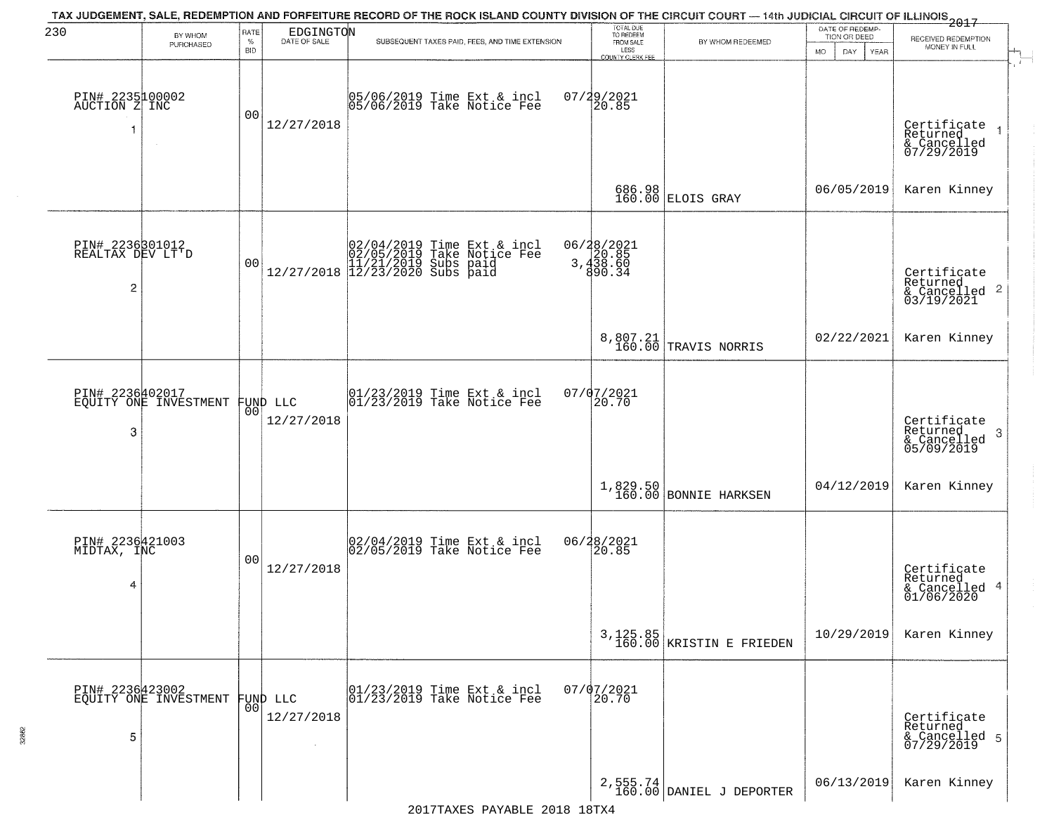TAX JUDGEMENT, SALE, REDEMPTION AND FORFEITURE RECORD OF THE ROCK ISLAND COUNTY DIVISION OF THE CIRCUIT COURT — 14th JUDICIAL CIRCUIT OF ILLINOIS 2017

230 EDGINGTON

| BY WHOM PURCHASED | RATE % BID | DATE OF SALE | SUBSEQUENT TAXES PAID, FEES, AND TIME EXTENSION | TOTAL DUE TO REDEEM FROM SALE LESS COUNTY CLERK FEE | BY WHOM REDEEMED | DATE OF REDEMPTION OR DEED MO DAY YEAR | RECEIVED REDEMPTION MONEY IN FULL |
|---|---|---|---|---|---|---|---|
| PIN# 2235100002 AUCTION Z INC 1 | 00 | 12/27/2018 | 05/06/2019 Time Ext & incl 07/29/2021; 05/06/2019 Take Notice Fee 20.85 | 686.98 160.00 | ELOIS GRAY | 06/05/2019 | Certificate Returned & Cancelled 07/29/2019 1 Karen Kinney |
| PIN# 2236301012 REALTAX DEV LT'D 2 | 00 | 12/27/2018 | 02/04/2019 Time Ext & incl 06/28/2021; 02/05/2019 Take Notice Fee 20.85; 11/21/2019 Subs paid 3,438.60; 12/23/2020 Subs paid 890.34 | 8,807.21 160.00 | TRAVIS NORRIS | 02/22/2021 | Certificate Returned & Cancelled 03/19/2021 2 Karen Kinney |
| PIN# 2236402017 EQUITY ONE INVESTMENT FUND LLC 3 | 00 | 12/27/2018 | 01/23/2019 Time Ext & incl 07/07/2021; 01/23/2019 Take Notice Fee 20.70 | 1,829.50 160.00 | BONNIE HARKSEN | 04/12/2019 | Certificate Returned & Cancelled 05/09/2019 3 Karen Kinney |
| PIN# 2236421003 MIDTAX, INC 4 | 00 | 12/27/2018 | 02/04/2019 Time Ext & incl 06/28/2021; 02/05/2019 Take Notice Fee 20.85 | 3,125.85 160.00 | KRISTIN E FRIEDEN | 10/29/2019 | Certificate Returned & Cancelled 01/06/2020 4 Karen Kinney |
| PIN# 2236423002 EQUITY ONE INVESTMENT FUND LLC 5 | 00 | 12/27/2018 | 01/23/2019 Time Ext & incl 07/07/2021; 01/23/2019 Take Notice Fee 20.70 | 2,555.74 160.00 | DANIEL J DEPORTER | 06/13/2019 | Certificate Returned & Cancelled 07/29/2019 5 Karen Kinney |

2017TAXES PAYABLE 2018 18TX4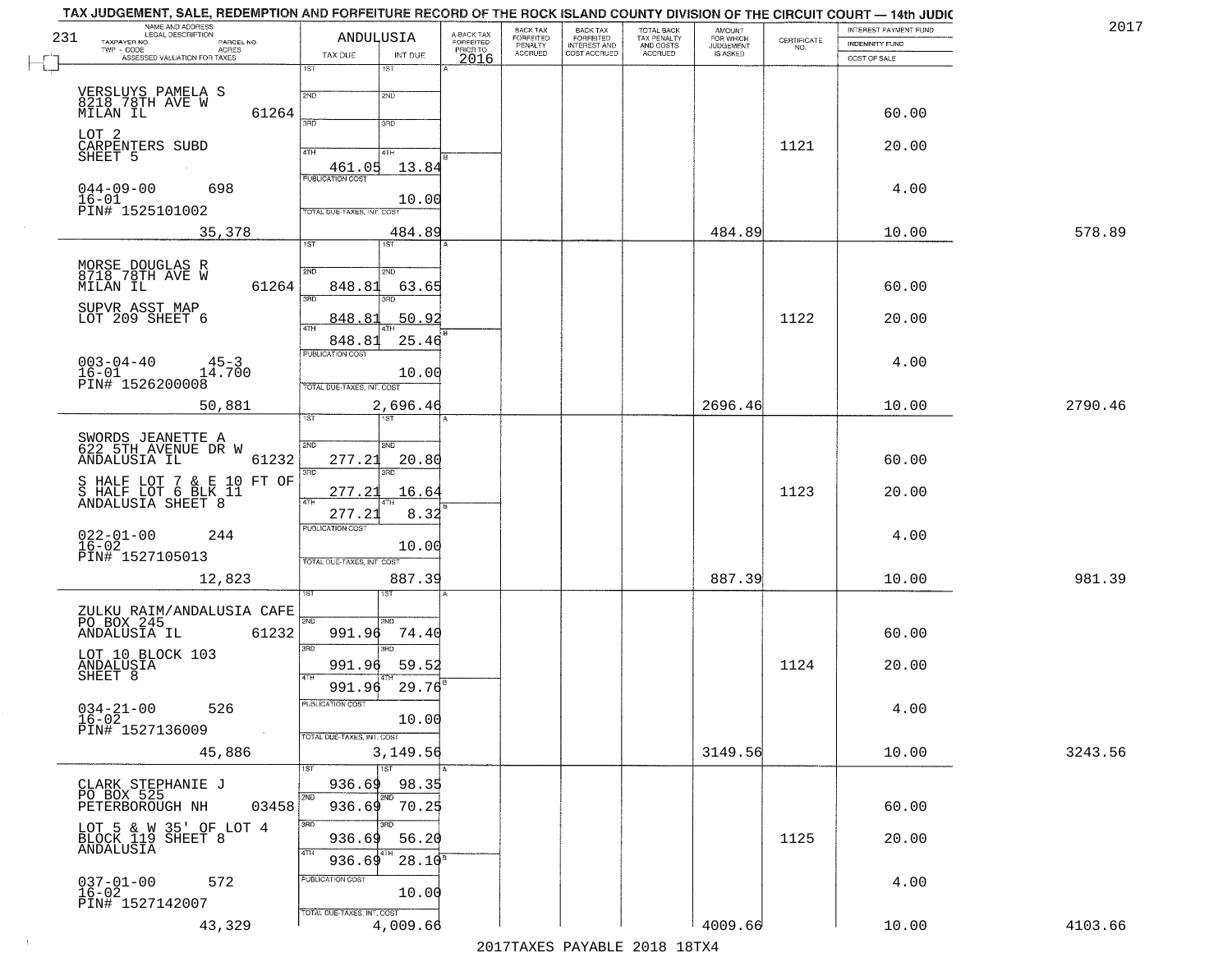TAX JUDGEMENT, SALE, REDEMPTION AND FORFEITURE RECORD OF THE ROCK ISLAND COUNTY DIVISION OF THE CIRCUIT COURT — 14th JUDIC

2017

231

| NAME AND ADDRESS / LEGAL DESCRIPTION / TAXPAYER NO. / PARCEL NO. / TWP - CODE / ACRES / ASSESSED VALUATION FOR TAXES | ANDULUSIA TAX DUE | INT DUE | A-BACK TAX FORFEITED PRIOR TO 2016 | BACK TAX FORFEITED PENALTY ACCRUED | BACK TAX FORFEITED INTEREST AND COST ACCRUED | TOTAL BACK TAX PENALTY AND COSTS ACCRUED | AMOUNT FOR WHICH JUDGEMENT IS ASKED | CERTIFICATE NO. | INTEREST PAYMENT FUND / INDEMNITY FUND / COST OF SALE | |
|---|---|---|---|---|---|---|---|---|---|---|
| VERSLUYS PAMELA S<br>8218 78TH AVE W<br>MILAN IL 61264<br>LOT 2<br>CARPENTERS SUBD<br>SHEET 5<br>044-09-00 698<br>16-01<br>PIN# 1525101002<br>35,378 | 4TH 461.05<br>PUBLICATION COST<br>TOTAL DUE-TAXES, INT. COST | 13.84<br>10.00<br>484.89 | | | | | 484.89 | 1121 | 60.00<br>20.00<br>4.00<br>10.00 | 578.89 |
| MORSE DOUGLAS R<br>8718 78TH AVE W<br>MILAN IL 61264<br>SUPVR ASST MAP<br>LOT 209 SHEET 6<br>003-04-40 45-3<br>16-01 14.700<br>PIN# 1526200008<br>50,881 | 2ND 848.81<br>3RD 848.81<br>4TH 848.81<br>PUBLICATION COST<br>TOTAL DUE-TAXES, INT. COST | 63.65<br>50.92<br>25.46<br>10.00<br>2,696.46 | | | | | 2696.46 | 1122 | 60.00<br>20.00<br>4.00<br>10.00 | 2790.46 |
| SWORDS JEANETTE A<br>622 5TH AVENUE DR W<br>ANDALUSIA IL 61232<br>S HALF LOT 7 & E 10 FT OF<br>S HALF LOT 6 BLK 11<br>ANDALUSIA SHEET 8<br>022-01-00 244<br>16-02<br>PIN# 1527105013<br>12,823 | 2ND 277.21<br>3RD 277.21<br>4TH 277.21<br>PUBLICATION COST<br>TOTAL DUE-TAXES, INT. COST | 20.80<br>16.64<br>8.32<br>10.00<br>887.39 | | | | | 887.39 | 1123 | 60.00<br>20.00<br>4.00<br>10.00 | 981.39 |
| ZULKU RAIM/ANDALUSIA CAFE<br>PO BOX 245<br>ANDALUSIA IL 61232<br>LOT 10 BLOCK 103<br>ANDALUSIA<br>SHEET 8<br>034-21-00 526<br>16-02<br>PIN# 1527136009<br>45,886 | 2ND 991.96<br>3RD 991.96<br>4TH 991.96<br>PUBLICATION COST<br>TOTAL DUE-TAXES, INT. COST | 74.40<br>59.52<br>29.76<br>10.00<br>3,149.56 | | | | | 3149.56 | 1124 | 60.00<br>20.00<br>4.00<br>10.00 | 3243.56 |
| CLARK STEPHANIE J<br>PO BOX 525<br>PETERBOROUGH NH 03458<br>LOT 5 & W 35' OF LOT 4<br>BLOCK 119 SHEET 8<br>ANDALUSIA<br>037-01-00 572<br>16-02<br>PIN# 1527142007<br>43,329 | 1ST 936.69<br>2ND 936.69<br>3RD 936.69<br>4TH 936.69<br>PUBLICATION COST<br>TOTAL DUE-TAXES, INT. COST | 98.35<br>70.25<br>56.20<br>28.10<br>10.00<br>4,009.66 | | | | | 4009.66 | 1125 | 60.00<br>20.00<br>4.00<br>10.00 | 4103.66 |

2017TAXES PAYABLE 2018 18TX4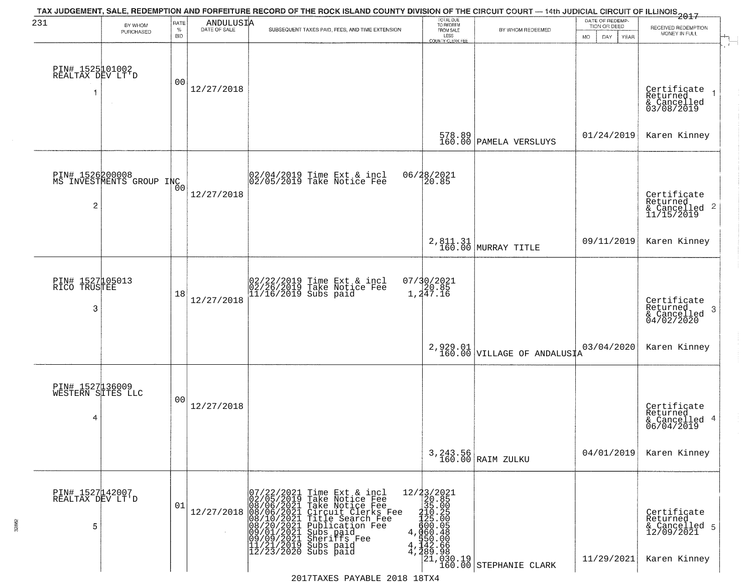TAX JUDGEMENT, SALE, REDEMPTION AND FORFEITURE RECORD OF THE ROCK ISLAND COUNTY DIVISION OF THE CIRCUIT COURT — 14th JUDICIAL CIRCUIT OF ILLINOIS 2017

231 ANDULUSIA

| BY WHOM PURCHASED | RATE % BID | DATE OF SALE | SUBSEQUENT TAXES PAID, FEES, AND TIME EXTENSION | TOTAL DUE TO REDEEM FROM SALE LESS COUNTY CLERK FEE | BY WHOM REDEEMED | DATE OF REDEMPTION OR DEED MO DAY YEAR | RECEIVED REDEMPTION MONEY IN FULL |
|---|---|---|---|---|---|---|---|
| PIN# 1525101002 REALTAX DEV LT'D 1 | 00 | 12/27/2018 | | 578.89 160.00 | PAMELA VERSLUYS | 01/24/2019 | Certificate Returned & Cancelled 03/08/2019 Karen Kinney |
| PIN# 1526200008 MS INVESTMENTS GROUP INC 2 | 00 | 12/27/2018 | 02/04/2019 Time Ext & incl 06/28/2021<br>02/05/2019 Take Notice Fee 20.85 | 2,811.31 160.00 | MURRAY TITLE | 09/11/2019 | Certificate Returned & Cancelled 11/15/2019 Karen Kinney |
| PIN# 1527105013 RICO TRUSTEE 3 | 18 | 12/27/2018 | 02/22/2019 Time Ext & incl 07/30/2021<br>02/26/2019 Take Notice Fee 20.85<br>11/16/2019 Subs paid 1,247.16 | 2,929.01 160.00 | VILLAGE OF ANDALUSIA | 03/04/2020 | Certificate Returned & Cancelled 04/02/2020 Karen Kinney |
| PIN# 1527136009 WESTERN SITES LLC 4 | 00 | 12/27/2018 | | 3,243.56 160.00 | RAIM ZULKU | 04/01/2019 | Certificate Returned & Cancelled 06/04/2019 Karen Kinney |
| PIN# 1527142007 REALTAX DEV LT'D 5 | 01 | 12/27/2018 | 07/22/2021 Time Ext & incl 12/23/2021<br>02/05/2019 Take Notice Fee 20.85<br>08/06/2021 Take Notice Fee 35.00<br>08/06/2021 Circuit Clerks Fee 210.25<br>08/10/2021 Title Search Fee 125.00<br>08/20/2021 Publication Fee 600.05<br>09/01/2021 Subs paid 4,060.48<br>09/09/2021 Sheriffs Fee 550.00<br>11/21/2019 Subs paid 4,142.66<br>12/23/2020 Subs paid 4,289.98 | 21,030.19 160.00 | STEPHANIE CLARK | 11/29/2021 | Certificate Returned & Cancelled 12/09/2021 Karen Kinney |

2017TAXES PAYABLE 2018 18TX4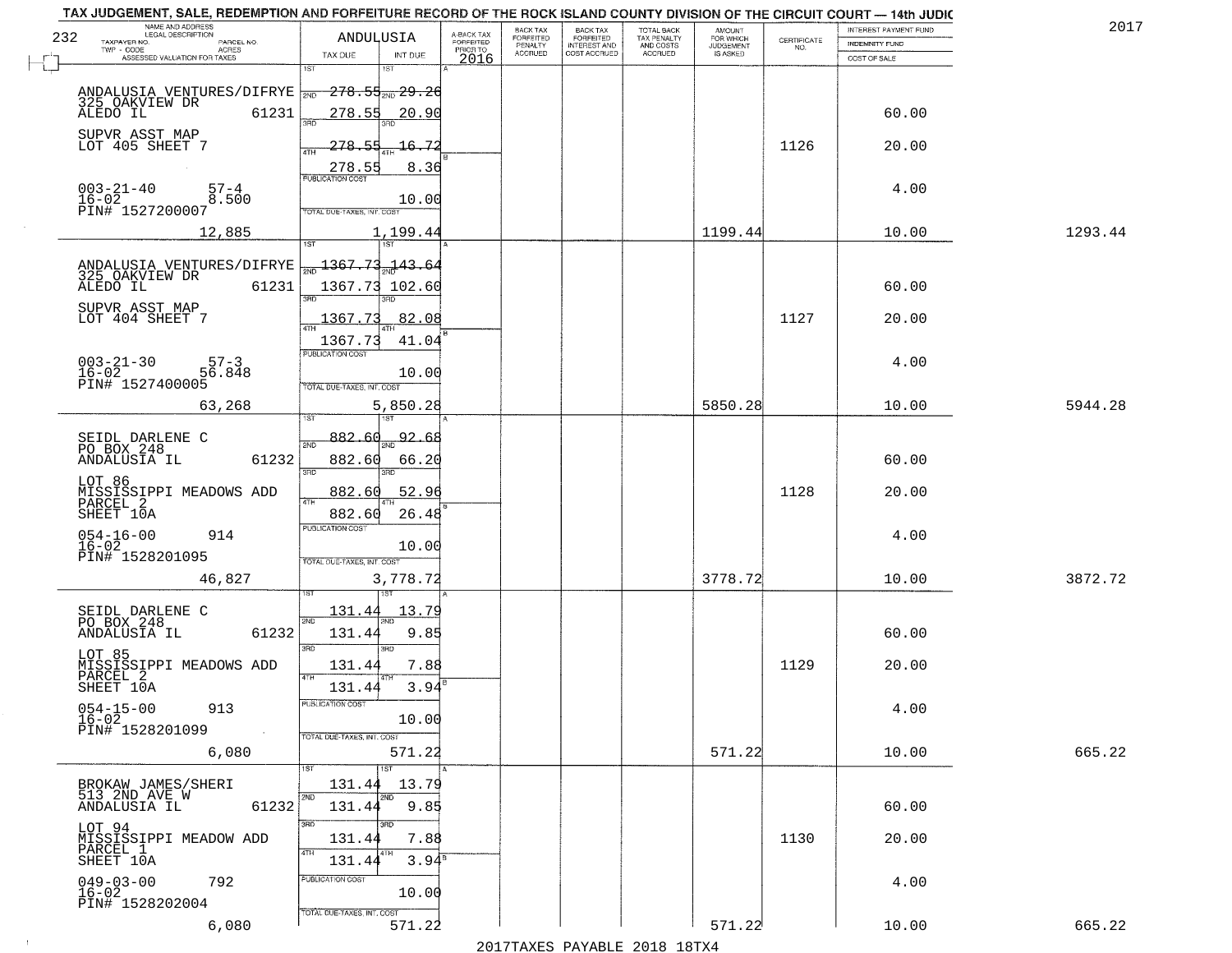TAX JUDGEMENT, SALE, REDEMPTION AND FORFEITURE RECORD OF THE ROCK ISLAND COUNTY DIVISION OF THE CIRCUIT COURT — 14th JUDIC

2017

| NAME AND ADDRESS / LEGAL DESCRIPTION / TAXPAYER NO. / PARCEL NO. / TWP - CODE / ACRES / ASSESSED VALUATION FOR TAXES | ANDULUSIA TAX DUE | INT DUE | A-BACK TAX FORFEITED PRIOR TO 2016 | BACK TAX FORFEITED PENALTY ACCRUED | BACK TAX FORFEITED INTEREST AND COST ACCRUED | TOTAL BACK TAX PENALTY AND COSTS ACCRUED | AMOUNT FOR WHICH JUDGEMENT IS ASKED | CERTIFICATE NO. | INTEREST PAYMENT FUND / INDEMNITY FUND / COST OF SALE | |
|---|---|---|---|---|---|---|---|---|---|---|
| ANDALUSIA VENTURES/DIFRYE 325 OAKVIEW DR ALEDO IL 61231 | 1ST 278.55 | 1ST 29.26 | | | | | | | | |
| | 2ND 278.55 | 2ND 20.90 | | | | | | | 60.00 | |
| SUPVR ASST MAP LOT 405 SHEET 7 | 3RD 278.55 | 3RD 16.72 | | | | | | 1126 | 20.00 | |
| | 4TH 278.55 | 4TH 8.36 | | | | | | | | |
| 003-21-40 57-4 16-02 8.500 PIN# 1527200007 | PUBLICATION COST | 10.00 | | | | | | | 4.00 | |
| 12,885 | TOTAL DUE-TAXES, INT. COST | 1,199.44 | | | | | 1199.44 | | 10.00 | 1293.44 |
| ANDALUSIA VENTURES/DIFRYE 325 OAKVIEW DR ALEDO IL 61231 | 1ST 1367.73 | 1ST 143.64 | | | | | | | | |
| | 2ND 1367.73 | 2ND 102.60 | | | | | | | 60.00 | |
| SUPVR ASST MAP LOT 404 SHEET 7 | 3RD 1367.73 | 3RD 82.08 | | | | | | 1127 | 20.00 | |
| | 4TH 1367.73 | 4TH 41.04 | | | | | | | | |
| 003-21-30 57-3 16-02 56.848 PIN# 1527400005 | PUBLICATION COST | 10.00 | | | | | | | 4.00 | |
| 63,268 | TOTAL DUE-TAXES, INT. COST | 5,850.28 | | | | | 5850.28 | | 10.00 | 5944.28 |
| SEIDL DARLENE C PO BOX 248 ANDALUSIA IL 61232 | 1ST 882.60 | 1ST 92.68 | | | | | | | | |
| | 2ND 882.60 | 2ND 66.20 | | | | | | | 60.00 | |
| LOT 86 MISSISSIPPI MEADOWS ADD PARCEL 2 SHEET 10A | 3RD 882.60 | 3RD 52.96 | | | | | | 1128 | 20.00 | |
| | 4TH 882.60 | 4TH 26.48 | | | | | | | | |
| 054-16-00 914 16-02 PIN# 1528201095 | PUBLICATION COST | 10.00 | | | | | | | 4.00 | |
| 46,827 | TOTAL DUE-TAXES, INT. COST | 3,778.72 | | | | | 3778.72 | | 10.00 | 3872.72 |
| SEIDL DARLENE C PO BOX 248 ANDALUSIA IL 61232 | 1ST 131.44 | 1ST 13.79 | | | | | | | | |
| | 2ND 131.44 | 2ND 9.85 | | | | | | | 60.00 | |
| LOT 85 MISSISSIPPI MEADOWS ADD PARCEL 2 SHEET 10A | 3RD 131.44 | 3RD 7.88 | | | | | | 1129 | 20.00 | |
| | 4TH 131.44 | 4TH 3.94 | | | | | | | | |
| 054-15-00 913 16-02 PIN# 1528201099 | PUBLICATION COST | 10.00 | | | | | | | 4.00 | |
| 6,080 | TOTAL DUE-TAXES, INT. COST | 571.22 | | | | | 571.22 | | 10.00 | 665.22 |
| BROKAW JAMES/SHERI 513 2ND AVE W ANDALUSIA IL 61232 | 1ST 131.44 | 1ST 13.79 | | | | | | | | |
| | 2ND 131.44 | 2ND 9.85 | | | | | | | 60.00 | |
| LOT 94 MISSISSIPPI MEADOW ADD PARCEL 1 SHEET 10A | 3RD 131.44 | 3RD 7.88 | | | | | | 1130 | 20.00 | |
| | 4TH 131.44 | 4TH 3.94 | | | | | | | | |
| 049-03-00 792 16-02 PIN# 1528202004 | PUBLICATION COST | 10.00 | | | | | | | 4.00 | |
| 6,080 | TOTAL DUE-TAXES, INT. COST | 571.22 | | | | | 571.22 | | 10.00 | 665.22 |

2017TAXES PAYABLE 2018 18TX4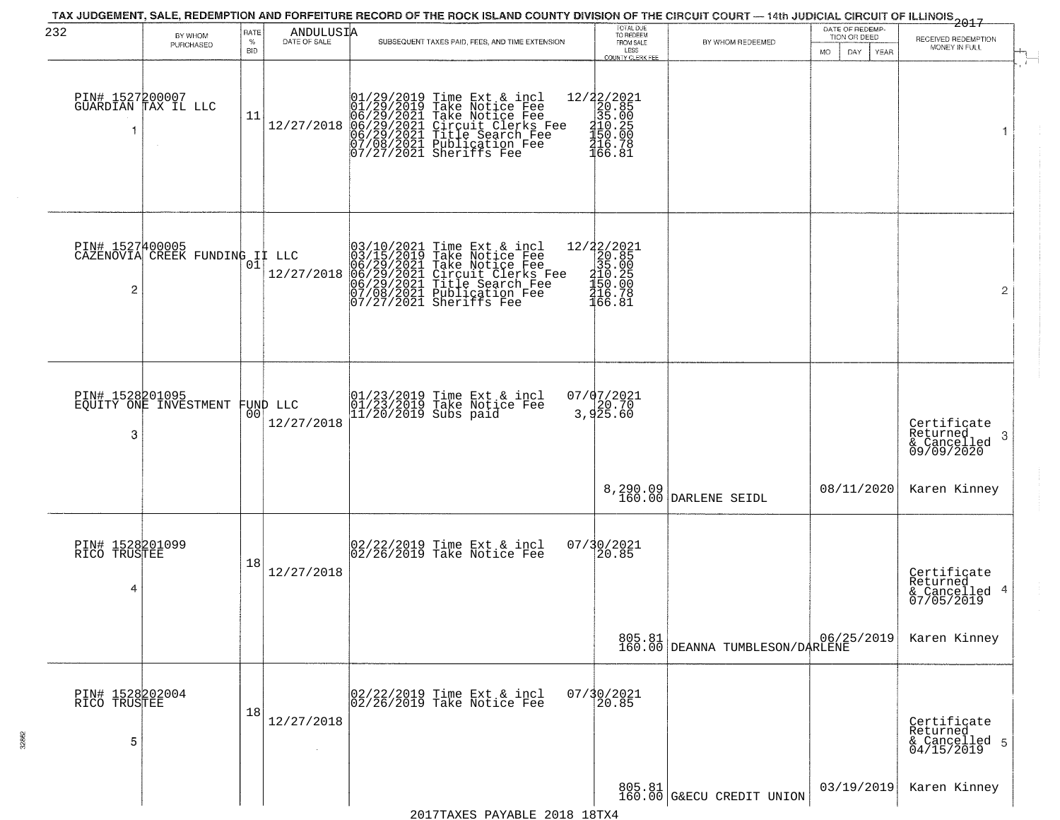# TAX JUDGEMENT, SALE, REDEMPTION AND FORFEITURE RECORD OF THE ROCK ISLAND COUNTY DIVISION OF THE CIRCUIT COURT — 14th JUDICIAL CIRCUIT OF ILLINOIS 2017

232 — ANDULUSIA

| | BY WHOM PURCHASED | RATE % BID | DATE OF SALE | SUBSEQUENT TAXES PAID, FEES, AND TIME EXTENSION | TOTAL DUE TO REDEEM FROM SALE LESS COUNTY CLERK FEE | BY WHOM REDEEMED | DATE OF REDEMPTION OR DEED MO DAY YEAR | RECEIVED REDEMPTION MONEY IN FULL | |
|---|---|---|---|---|---|---|---|---|---|
| 1 | PIN# 1527200007 GUARDIAN TAX IL LLC | 11 | 12/27/2018 | 01/29/2019 Time Ext & incl<br>01/29/2019 Take Notice Fee<br>06/29/2021 Take Notice Fee<br>06/29/2021 Circuit Clerks Fee<br>06/29/2021 Title Search Fee<br>07/08/2021 Publication Fee<br>07/27/2021 Sheriffs Fee | 12/22/2021<br>20.85<br>35.00<br>210.25<br>150.00<br>216.78<br>166.81 | | | | 1 |
| 2 | PIN# 1527400005 CAZENOVIA CREEK FUNDING II LLC | 01 | 12/27/2018 | 03/10/2021 Time Ext & incl<br>03/15/2019 Take Notice Fee<br>06/29/2021 Take Notice Fee<br>06/29/2021 Circuit Clerks Fee<br>06/29/2021 Title Search Fee<br>07/08/2021 Publication Fee<br>07/27/2021 Sheriffs Fee | 12/22/2021<br>20.85<br>35.00<br>210.25<br>150.00<br>216.78<br>166.81 | | | | 2 |
| 3 | PIN# 1528201095 EQUITY ONE INVESTMENT FUND LLC | 00 | 12/27/2018 | 01/23/2019 Time Ext & incl<br>01/23/2019 Take Notice Fee<br>11/20/2019 Subs paid | 07/07/2021<br>20.70<br>3,925.60<br>8,290.09<br>160.00 | DARLENE SEIDL | 08/11/2020 | Certificate Returned & Cancelled 09/09/2020<br>Karen Kinney | 3 |
| 4 | PIN# 1528201099 RICO TRUSTEE | 18 | 12/27/2018 | 02/22/2019 Time Ext & incl<br>02/26/2019 Take Notice Fee | 07/30/2021<br>20.85<br>805.81<br>160.00 | DEANNA TUMBLESON/DARLENE | 06/25/2019 | Certificate Returned & Cancelled 07/05/2019<br>Karen Kinney | 4 |
| 5 | PIN# 1528202004 RICO TRUSTEE | 18 | 12/27/2018 | 02/22/2019 Time Ext & incl<br>02/26/2019 Take Notice Fee | 07/30/2021<br>20.85<br>805.81<br>160.00 | G&ECU CREDIT UNION | 03/19/2019 | Certificate Returned & Cancelled 04/15/2019<br>Karen Kinney | 5 |

2017TAXES PAYABLE 2018 18TX4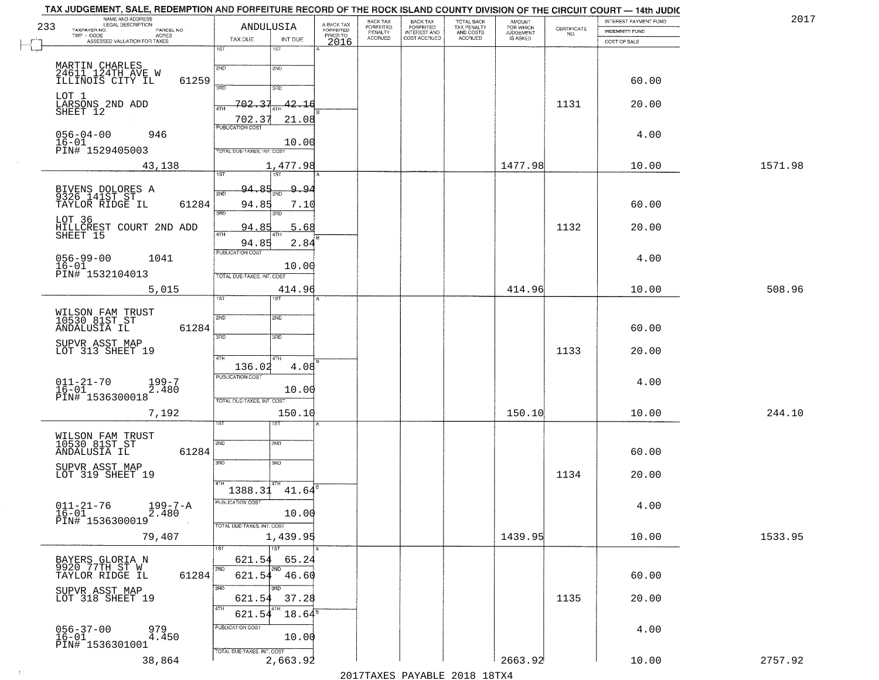TAX JUDGEMENT, SALE, REDEMPTION AND FORFEITURE RECORD OF THE ROCK ISLAND COUNTY DIVISION OF THE CIRCUIT COURT — 14th JUDIC

2017

233

| NAME AND ADDRESS / LEGAL DESCRIPTION / TAXPAYER NO. / PARCEL NO. / TWP - CODE / ACRES / ASSESSED VALUATION FOR TAXES | ANDULUSIA TAX DUE | INT DUE | A-BACK TAX FORFEITED PRIOR TO 2016 | BACK TAX FORFEITED PENALTY ACCRUED | BACK TAX FORFEITED INTEREST AND COST ACCRUED | TOTAL BACK TAX PENALTY AND COSTS ACCRUED | AMOUNT FOR WHICH JUDGEMENT IS ASKED | CERTIFICATE NO. | INTEREST PAYMENT FUND / INDEMNITY FUND / COST OF SALE | |
|---|---|---|---|---|---|---|---|---|---|---|
| MARTIN CHARLES<br>24611 124TH AVE W<br>ILLINOIS CITY IL 61259<br>LOT 1<br>LARSONS 2ND ADD<br>SHEET 12<br>056-04-00 946<br>16-01<br>PIN# 1529405003<br>43,138 | 3RD 702.37<br>4TH 702.37<br>PUBLICATION COST<br>TOTAL DUE-TAXES, INT. COST 1,477.98 | 42.16<br>21.08<br>10.00 | | | | | 1477.98 | 1131 | 60.00<br>20.00<br>4.00<br>10.00 | 1571.98 |
| BIVENS DOLORES A<br>9326 141ST ST<br>TAYLOR RIDGE IL 61284<br>LOT 36<br>HILLCREST COURT 2ND ADD<br>SHEET 15<br>056-99-00 1041<br>16-01<br>PIN# 1532104013<br>5,015 | 1ST 94.85<br>2ND 94.85<br>3RD 94.85<br>4TH 94.85<br>PUBLICATION COST<br>TOTAL DUE-TAXES, INT. COST 414.96 | 9.94<br>7.10<br>5.68<br>2.84<br>10.00 | | | | | 414.96 | 1132 | 60.00<br>20.00<br>4.00<br>10.00 | 508.96 |
| WILSON FAM TRUST<br>10530 81ST ST<br>ANDALUSIA IL 61284<br>SUPVR ASST MAP<br>LOT 313 SHEET 19<br>011-21-70 199-7<br>16-01 2.480<br>PIN# 1536300018<br>7,192 | 4TH 136.02<br>PUBLICATION COST<br>TOTAL DUE-TAXES, INT. COST 150.10 | 4.08<br>10.00 | | | | | 150.10 | 1133 | 60.00<br>20.00<br>4.00<br>10.00 | 244.10 |
| WILSON FAM TRUST<br>10530 81ST ST<br>ANDALUSIA IL 61284<br>SUPVR ASST MAP<br>LOT 319 SHEET 19<br>011-21-76 199-7-A<br>16-01 2.480<br>PIN# 1536300019<br>79,407 | 4TH 1388.31<br>PUBLICATION COST<br>TOTAL DUE-TAXES, INT. COST 1,439.95 | 41.64<br>10.00 | | | | | 1439.95 | 1134 | 60.00<br>20.00<br>4.00<br>10.00 | 1533.95 |
| BAYERS GLORIA N<br>9920 77TH ST W<br>TAYLOR RIDGE IL 61284<br>SUPVR ASST MAP<br>LOT 318 SHEET 19<br>056-37-00 979<br>16-01 4.450<br>PIN# 1536301001<br>38,864 | 1ST 621.54<br>2ND 621.54<br>3RD 621.54<br>4TH 621.54<br>PUBLICATION COST<br>TOTAL DUE-TAXES, INT. COST 2,663.92 | 65.24<br>46.60<br>37.28<br>18.64<br>10.00 | | | | | 2663.92 | 1135 | 60.00<br>20.00<br>4.00<br>10.00 | 2757.92 |

2017TAXES PAYABLE 2018 18TX4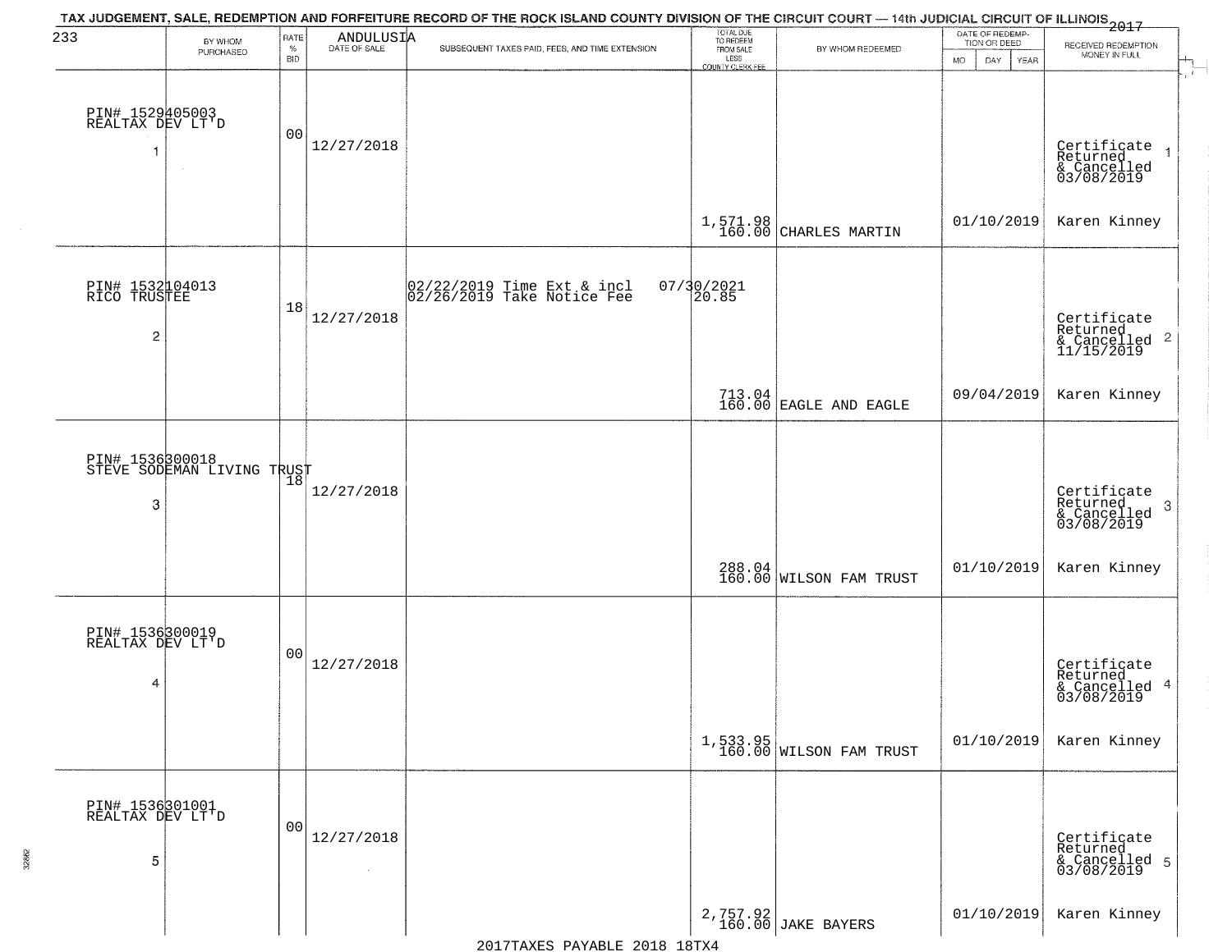# TAX JUDGEMENT, SALE, REDEMPTION AND FORFEITURE RECORD OF THE ROCK ISLAND COUNTY DIVISION OF THE CIRCUIT COURT — 14th JUDICIAL CIRCUIT OF ILLINOIS 2017

233 ANDULUSIA

| | BY WHOM PURCHASED | RATE % BID | DATE OF SALE | SUBSEQUENT TAXES PAID, FEES, AND TIME EXTENSION | TOTAL DUE TO REDEEM FROM SALE LESS COUNTY CLERK FEE | BY WHOM REDEEMED | DATE OF REDEMPTION OR DEED MO DAY YEAR | RECEIVED REDEMPTION MONEY IN FULL |
|---|---|---|---|---|---|---|---|---|
| 1 | PIN# 1529405003 REALTAX DEV LT'D | 00 | 12/27/2018 | | 1,571.98 160.00 | CHARLES MARTIN | 01/10/2019 | Certificate Returned & Cancelled 03/08/2019 Karen Kinney |
| 2 | PIN# 1532104013 RICO TRUSTEE | 18 | 12/27/2018 | 02/22/2019 Time Ext & incl 02/26/2019 Take Notice Fee 07/30/2021 20.85 | 713.04 160.00 | EAGLE AND EAGLE | 09/04/2019 | Certificate Returned & Cancelled 11/15/2019 Karen Kinney |
| 3 | PIN# 1536300018 STEVE SODEMAN LIVING TRUST | 18 | 12/27/2018 | | 288.04 160.00 | WILSON FAM TRUST | 01/10/2019 | Certificate Returned & Cancelled 03/08/2019 Karen Kinney |
| 4 | PIN# 1536300019 REALTAX DEV LT'D | 00 | 12/27/2018 | | 1,533.95 160.00 | WILSON FAM TRUST | 01/10/2019 | Certificate Returned & Cancelled 03/08/2019 Karen Kinney |
| 5 | PIN# 1536301001 REALTAX DEV LT'D | 00 | 12/27/2018 | | 2,757.92 160.00 | JAKE BAYERS | 01/10/2019 | Certificate Returned & Cancelled 03/08/2019 Karen Kinney |

2017TAXES PAYABLE 2018 18TX4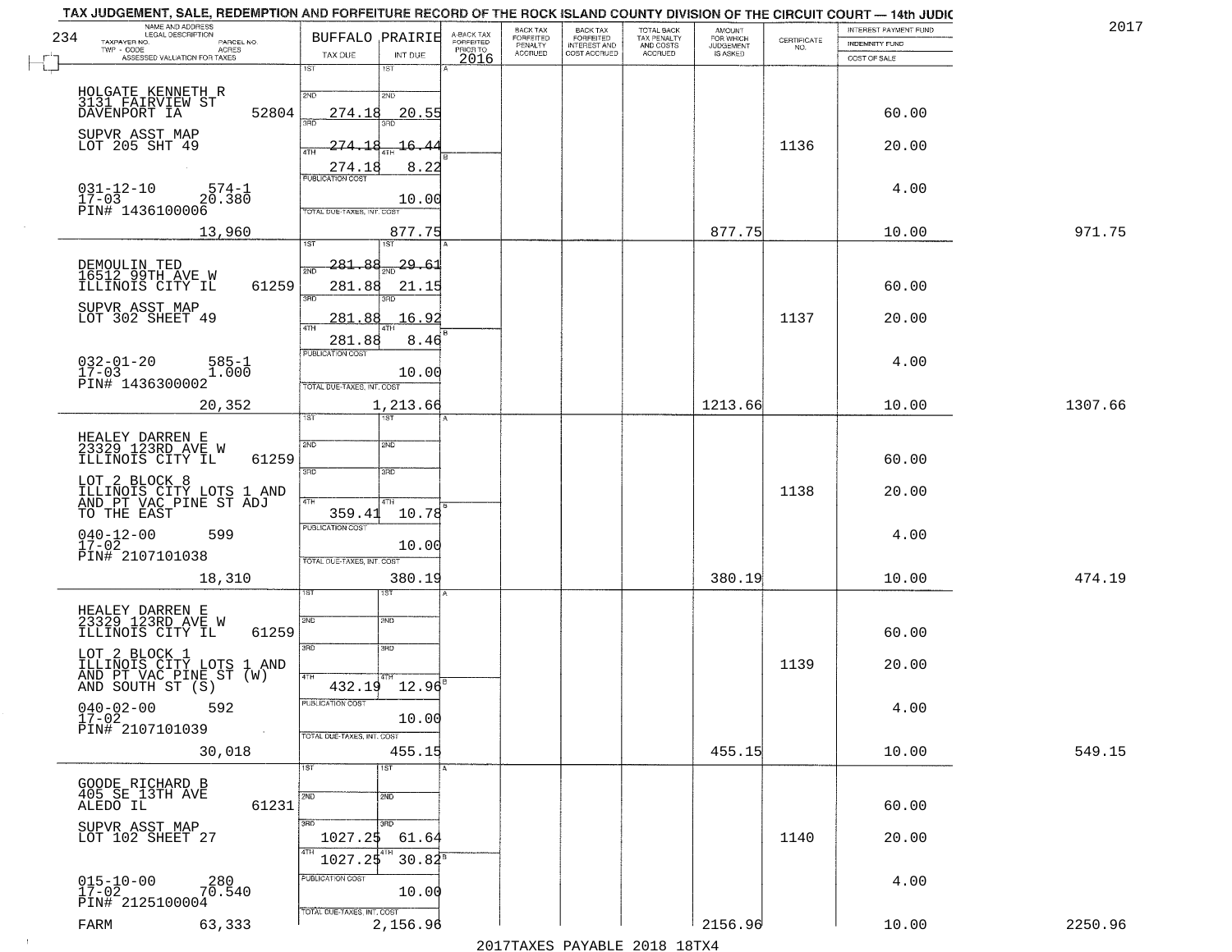# TAX JUDGEMENT, SALE, REDEMPTION AND FORFEITURE RECORD OF THE ROCK ISLAND COUNTY DIVISION OF THE CIRCUIT COURT — 14th JUDIC

2017

234

| NAME AND ADDRESS / LEGAL DESCRIPTION / TAXPAYER NO. / PARCEL NO. / TWP - CODE / ACRES / ASSESSED VALUATION FOR TAXES | BUFFALO PRAIRIE TAX DUE | INT DUE | A-BACK TAX FORFEITED PRIOR TO 2016 | BACK TAX FORFEITED PENALTY ACCRUED | BACK TAX FORFEITED INTEREST AND COST ACCRUED | TOTAL BACK TAX PENALTY AND COSTS ACCRUED | AMOUNT FOR WHICH JUDGEMENT IS ASKED | CERTIFICATE NO. | INTEREST PAYMENT FUND / INDEMNITY FUND / COST OF SALE | |
|---|---|---|---|---|---|---|---|---|---|---|
| HOLGATE KENNETH R<br>3131 FAIRVIEW ST<br>DAVENPORT IA 52804<br>SUPVR ASST MAP<br>LOT 205 SHT 49<br>031-12-10 574-1<br>17-03 20.380<br>PIN# 1436100006<br>13,960 | 2ND 274.18<br>3RD 274.18<br>4TH 274.18<br>PUBLICATION COST<br>TOTAL DUE-TAXES, INT. COST | 20.55<br>16.44<br>8.22<br>10.00<br>877.75 | | | | | 877.75 | 1136 | 60.00<br>20.00<br>4.00<br>10.00 | 971.75 |
| DEMOULIN TED<br>16512 99TH AVE W<br>ILLINOIS CITY IL 61259<br>SUPVR ASST MAP<br>LOT 302 SHEET 49<br>032-01-20 585-1<br>17-03 1.000<br>PIN# 1436300002<br>20,352 | 1ST 281.88<br>2ND 281.88<br>3RD 281.88<br>4TH 281.88<br>PUBLICATION COST<br>TOTAL DUE-TAXES, INT. COST | 29.61<br>21.15<br>16.92<br>8.46<br>10.00<br>1,213.66 | | | | | 1213.66 | 1137 | 60.00<br>20.00<br>4.00<br>10.00 | 1307.66 |
| HEALEY DARREN E<br>23329 123RD AVE W<br>ILLINOIS CITY IL 61259<br>LOT 2 BLOCK 8<br>ILLINOIS CITY LOTS 1 AND<br>AND PT VAC PINE ST ADJ<br>TO THE EAST<br>040-12-00 599<br>17-02<br>PIN# 2107101038<br>18,310 | 4TH 359.41<br>PUBLICATION COST<br>TOTAL DUE-TAXES, INT. COST | 10.78<br>10.00<br>380.19 | | | | | 380.19 | 1138 | 60.00<br>20.00<br>4.00<br>10.00 | 474.19 |
| HEALEY DARREN E<br>23329 123RD AVE W<br>ILLINOIS CITY IL 61259<br>LOT 2 BLOCK 1<br>ILLINOIS CITY LOTS 1 AND<br>AND PT VAC PINE ST (W)<br>AND SOUTH ST (S)<br>040-02-00 592<br>17-02<br>PIN# 2107101039<br>30,018 | 4TH 432.19<br>PUBLICATION COST<br>TOTAL DUE-TAXES, INT. COST | 12.96<br>10.00<br>455.15 | | | | | 455.15 | 1139 | 60.00<br>20.00<br>4.00<br>10.00 | 549.15 |
| GOODE RICHARD B<br>405 SE 13TH AVE<br>ALEDO IL 61231<br>SUPVR ASST MAP<br>LOT 102 SHEET 27<br>015-10-00 280<br>17-02 70.540<br>PIN# 2125100004<br>FARM 63,333 | 3RD 1027.25<br>4TH 1027.25<br>PUBLICATION COST<br>TOTAL DUE-TAXES, INT. COST | 61.64<br>30.82<br>10.00<br>2,156.96 | | | | | 2156.96 | 1140 | 60.00<br>20.00<br>4.00<br>10.00 | 2250.96 |

2017TAXES PAYABLE 2018 18TX4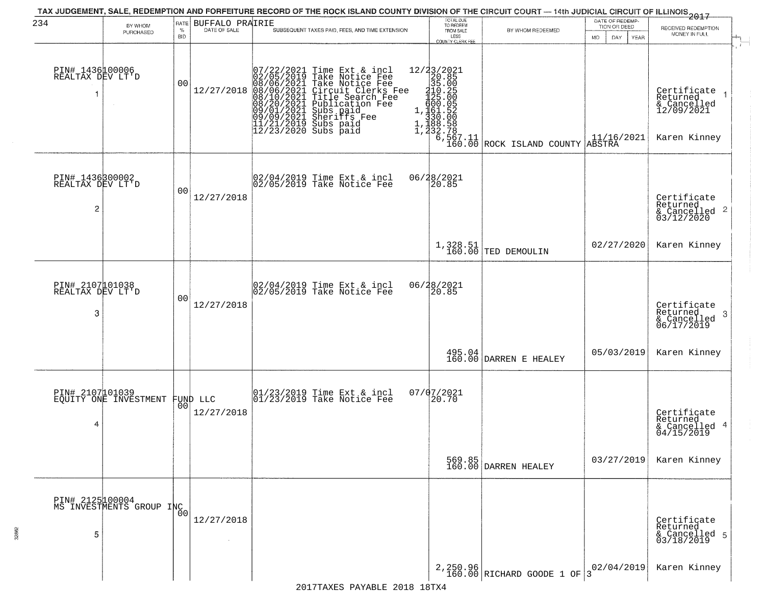TAX JUDGEMENT, SALE, REDEMPTION AND FORFEITURE RECORD OF THE ROCK ISLAND COUNTY DIVISION OF THE CIRCUIT COURT — 14th JUDICIAL CIRCUIT OF ILLINOIS 2017

BUFFALO PRAIRIE

| # | BY WHOM PURCHASED | RATE % BID | DATE OF SALE | SUBSEQUENT TAXES PAID, FEES, AND TIME EXTENSION | TOTAL DUE TO REDEEM FROM SALE LESS COUNTY CLERK FEE | BY WHOM REDEEMED | DATE OF REDEMPTION OR DEED | RECEIVED REDEMPTION MONEY IN FULL |
|---|---|---|---|---|---|---|---|---|
| 1 | PIN# 1436100006 REALTAX DEV LT'D | 00 | 12/27/2018 | 07/22/2021 Time Ext & incl 12/23/2021<br>02/05/2019 Take Notice Fee 20.85<br>08/06/2021 Take Notice Fee 35.00<br>08/06/2021 Circuit Clerks Fee 210.25<br>08/10/2021 Title Search Fee 125.00<br>08/20/2021 Publication Fee 600.05<br>09/01/2021 Subs paid 1,161.52<br>09/09/2021 Sheriffs Fee 330.00<br>11/21/2019 Subs paid 1,188.58<br>12/23/2020 Subs paid 1,232.78 | 6,567.11<br>160.00 | ROCK ISLAND COUNTY ABSTRA | 11/16/2021 | Certificate Returned & Cancelled 12/09/2021<br>Karen Kinney |
| 2 | PIN# 1436300002 REALTAX DEV LT'D | 00 | 12/27/2018 | 02/04/2019 Time Ext & incl 06/28/2021<br>02/05/2019 Take Notice Fee 20.85 | 1,328.51<br>160.00 | TED DEMOULIN | 02/27/2020 | Certificate Returned & Cancelled 03/12/2020<br>Karen Kinney |
| 3 | PIN# 2107101038 REALTAX DEV LT'D | 00 | 12/27/2018 | 02/04/2019 Time Ext & incl 06/28/2021<br>02/05/2019 Take Notice Fee 20.85 | 495.04<br>160.00 | DARREN E HEALEY | 05/03/2019 | Certificate Returned & Cancelled 06/17/2019<br>Karen Kinney |
| 4 | PIN# 2107101039 EQUITY ONE INVESTMENT FUND LLC | 00 | 12/27/2018 | 01/23/2019 Time Ext & incl 07/07/2021<br>01/23/2019 Take Notice Fee 20.70 | 569.85<br>160.00 | DARREN HEALEY | 03/27/2019 | Certificate Returned & Cancelled 04/15/2019<br>Karen Kinney |
| 5 | PIN# 2125100004 MS INVESTMENTS GROUP INC | 00 | 12/27/2018 | | 2,250.96<br>160.00 | RICHARD GOODE 1 OF 3 | 02/04/2019 | Certificate Returned & Cancelled 03/18/2019<br>Karen Kinney |

2017TAXES PAYABLE 2018 18TX4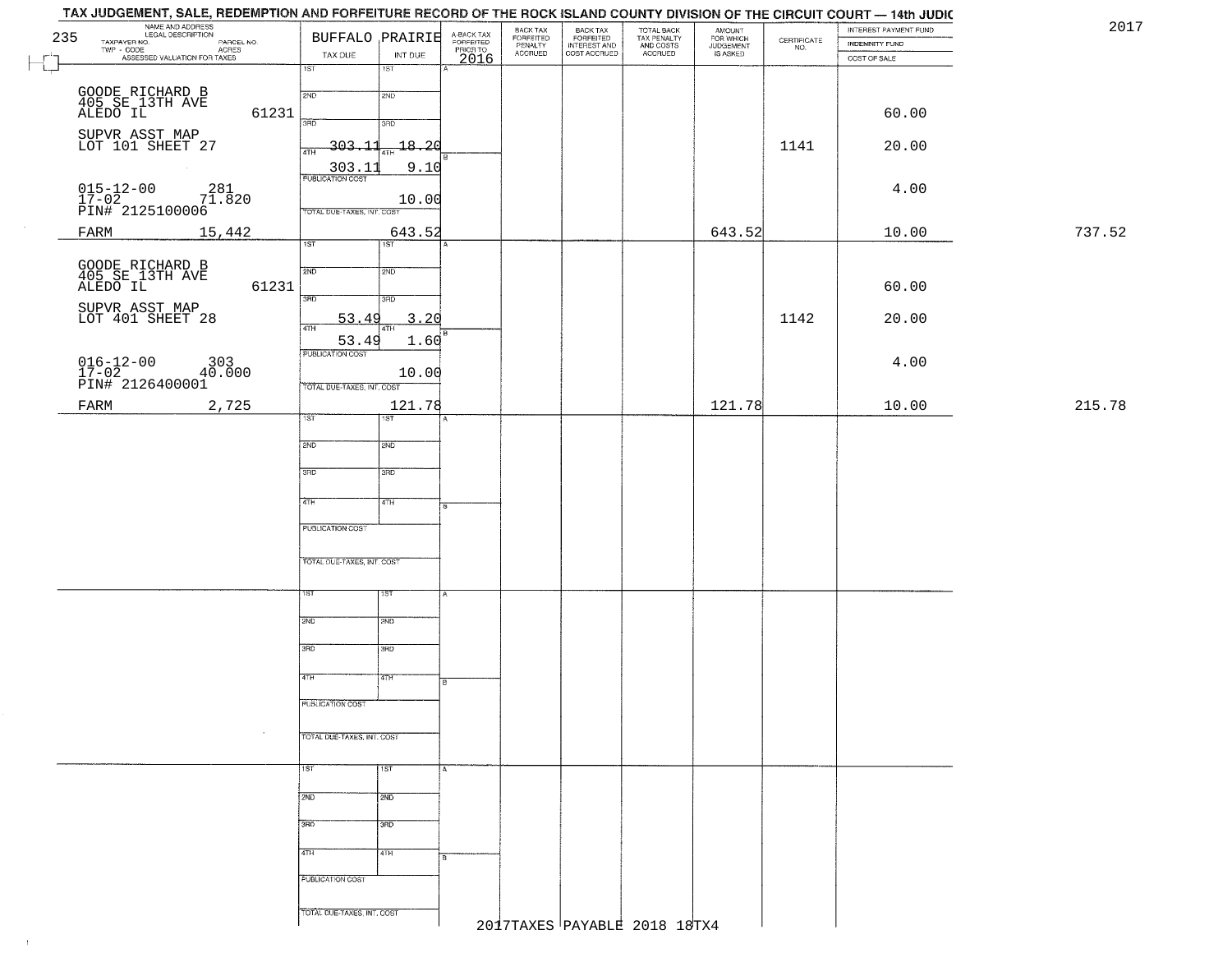# TAX JUDGEMENT, SALE, REDEMPTION AND FORFEITURE RECORD OF THE ROCK ISLAND COUNTY DIVISION OF THE CIRCUIT COURT — 14th JUDIC

2017

235

| NAME AND ADDRESS / LEGAL DESCRIPTION / TAXPAYER NO. / PARCEL NO. / TWP - CODE / ACRES / ASSESSED VALUATION FOR TAXES | BUFFALO PRAIRIE TAX DUE | INT DUE | A-BACK TAX FORFEITED PRIOR TO 2016 | BACK TAX FORFEITED PENALTY ACCRUED | BACK TAX FORFEITED INTEREST AND COST ACCRUED | TOTAL BACK TAX PENALTY AND COSTS ACCRUED | AMOUNT FOR WHICH JUDGEMENT IS ASKED | CERTIFICATE NO. | INTEREST PAYMENT FUND / INDEMNITY FUND / COST OF SALE | |
|---|---|---|---|---|---|---|---|---|---|---|
| GOODE RICHARD B<br>405 SE 13TH AVE<br>ALEDO IL 61231<br>SUPVR ASST MAP<br>LOT 101 SHEET 27<br>015-12-00 281<br>17-02 71.820<br>PIN# 2125100006<br>FARM 15,442 | 1ST<br>2ND<br>3RD 303.11<br>4TH 303.11<br>PUBLICATION COST<br>TOTAL DUE-TAXES, INT. COST | 1ST<br>2ND<br>3RD 18.20<br>4TH 9.10<br>10.00<br>643.52 | | | | | 643.52 | 1141 | 60.00<br>20.00<br>4.00<br>10.00 | 737.52 |
| GOODE RICHARD B<br>405 SE 13TH AVE<br>ALEDO IL 61231<br>SUPVR ASST MAP<br>LOT 401 SHEET 28<br>016-12-00 303<br>17-02 40.000<br>PIN# 2126400001<br>FARM 2,725 | 1ST<br>2ND<br>3RD 53.49<br>4TH 53.49<br>PUBLICATION COST<br>TOTAL DUE-TAXES, INT. COST | 1ST<br>2ND<br>3RD 3.20<br>4TH 1.60<br>10.00<br>121.78 | | | | | 121.78 | 1142 | 60.00<br>20.00<br>4.00<br>10.00 | 215.78 |

2017TAXES PAYABLE 2018 18TX4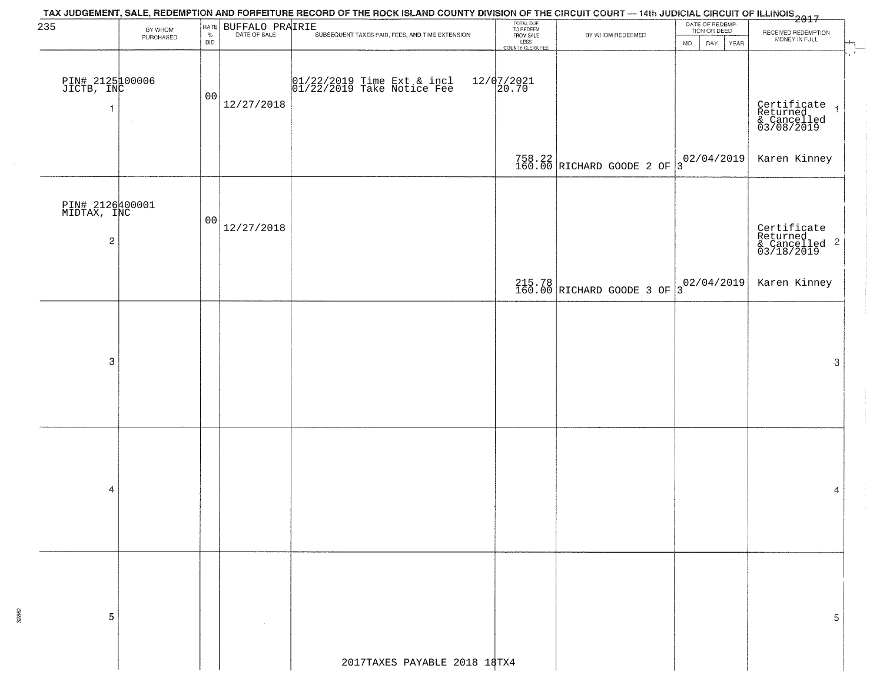# TAX JUDGEMENT, SALE, REDEMPTION AND FORFEITURE RECORD OF THE ROCK ISLAND COUNTY DIVISION OF THE CIRCUIT COURT — 14th JUDICIAL CIRCUIT OF ILLINOIS 2017

BUFFALO PRAIRIE

| | BY WHOM PURCHASED | RATE % BID | DATE OF SALE | SUBSEQUENT TAXES PAID, FEES, AND TIME EXTENSION | TOTAL DUE TO REDEEM FROM SALE LESS COUNTY CLERK FEE | BY WHOM REDEEMED | DATE OF REDEMPTION OR DEED MO DAY YEAR | RECEIVED REDEMPTION MONEY IN FULL | |
|---|---|---|---|---|---|---|---|---|---|
| 1 | PIN# 2125100006 JICTB, INC | 00 | 12/27/2018 | 01/22/2019 Time Ext & incl 12/07/2021<br>01/22/2019 Take Notice Fee 20.70 | 758.22<br>160.00 | RICHARD GOODE 2 OF 3 | 02/04/2019 | Certificate Returned & Cancelled 03/08/2019<br>Karen Kinney | 1 |
| 2 | PIN# 2126400001 MIDTAX, INC | 00 | 12/27/2018 | | 215.78<br>160.00 | RICHARD GOODE 3 OF 3 | 02/04/2019 | Certificate Returned & Cancelled 03/18/2019<br>Karen Kinney | 2 |
| 3 | | | | | | | | | 3 |
| 4 | | | | | | | | | 4 |
| 5 | | | | | | | | | 5 |

2017TAXES PAYABLE 2018 18TX4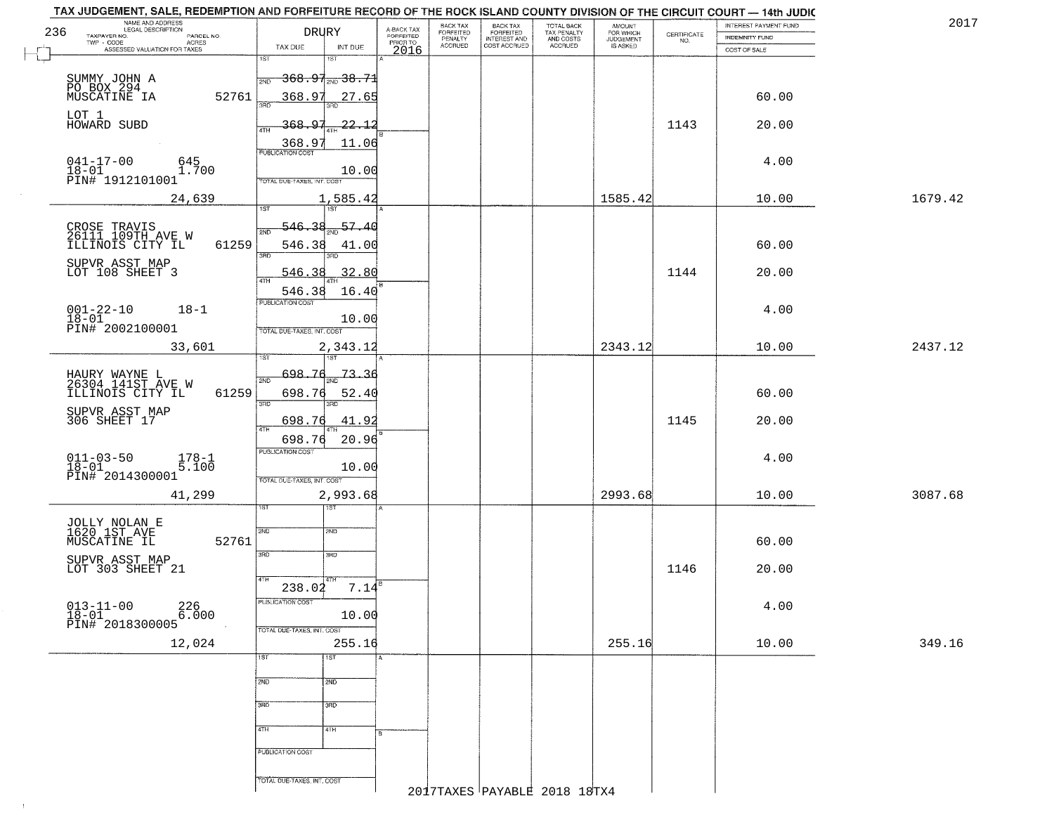# TAX JUDGEMENT, SALE, REDEMPTION AND FORFEITURE RECORD OF THE ROCK ISLAND COUNTY DIVISION OF THE CIRCUIT COURT — 14th JUDIC

236 DRURY 2017

| NAME AND ADDRESS / LEGAL DESCRIPTION / TAXPAYER NO. / PARCEL NO. / TWP - CODE / ACRES / ASSESSED VALUATION FOR TAXES | TAX DUE | INT DUE | A-BACK TAX FORFEITED PRIOR TO 2016 | BACK TAX FORFEITED PENALTY ACCRUED | BACK TAX FORFEITED INTEREST AND COST ACCRUED | TOTAL BACK TAX PENALTY AND COSTS ACCRUED | AMOUNT FOR WHICH JUDGEMENT IS ASKED | CERTIFICATE NO. | INTEREST PAYMENT FUND / INDEMNITY FUND / COST OF SALE | |
|---|---|---|---|---|---|---|---|---|---|---|
| SUMMY JOHN A<br>PO BOX 294<br>MUSCATINE IA 52761<br>LOT 1<br>HOWARD SUBD<br>041-17-00 645<br>18-01 1.700<br>PIN# 1912101001<br>24,639 | 1ST 368.97<br>2ND 368.97<br>3RD 368.97<br>4TH 368.97<br>PUBLICATION COST<br>TOTAL DUE-TAXES, INT. COST 1,585.42 | 1ST 38.71<br>2ND 27.65<br>3RD 22.12<br>4TH 11.06<br>10.00 | | | | | 1585.42 | 1143 | 60.00<br>20.00<br>4.00<br>10.00 | 1679.42 |
| CROSE TRAVIS<br>26111 109TH AVE W<br>ILLINOIS CITY IL 61259<br>SUPVR ASST MAP<br>LOT 108 SHEET 3<br>001-22-10 18-1<br>18-01<br>PIN# 2002100001<br>33,601 | 1ST 546.38<br>2ND 546.38<br>3RD 546.38<br>4TH 546.38<br>PUBLICATION COST<br>TOTAL DUE-TAXES, INT. COST 2,343.12 | 1ST 57.40<br>2ND 41.00<br>3RD 32.80<br>4TH 16.40<br>10.00 | | | | | 2343.12 | 1144 | 60.00<br>20.00<br>4.00<br>10.00 | 2437.12 |
| HAURY WAYNE L<br>26304 141ST AVE W<br>ILLINOIS CITY IL 61259<br>SUPVR ASST MAP<br>306 SHEET 17<br>011-03-50 178-1<br>18-01 5.100<br>PIN# 2014300001<br>41,299 | 1ST 698.76<br>2ND 698.76<br>3RD 698.76<br>4TH 698.76<br>PUBLICATION COST<br>TOTAL DUE-TAXES, INT. COST 2,993.68 | 1ST 73.36<br>2ND 52.40<br>3RD 41.92<br>4TH 20.96<br>10.00 | | | | | 2993.68 | 1145 | 60.00<br>20.00<br>4.00<br>10.00 | 3087.68 |
| JOLLY NOLAN E<br>1620 1ST AVE<br>MUSCATINE IL 52761<br>SUPVR ASST MAP<br>LOT 303 SHEET 21<br>013-11-00 226<br>18-01 6.000<br>PIN# 2018300005<br>12,024 | 1ST<br>2ND<br>3RD<br>4TH 238.02<br>PUBLICATION COST<br>TOTAL DUE-TAXES, INT. COST 255.16 | 1ST<br>2ND<br>3RD<br>4TH 7.14<br>10.00 | | | | | 255.16 | 1146 | 60.00<br>20.00<br>4.00<br>10.00 | 349.16 |
| | 1ST<br>2ND<br>3RD<br>4TH<br>PUBLICATION COST<br>TOTAL DUE-TAXES, INT. COST | 1ST<br>2ND<br>3RD<br>4TH | | | | | | | | |

2017TAXES PAYABLE 2018 18TX4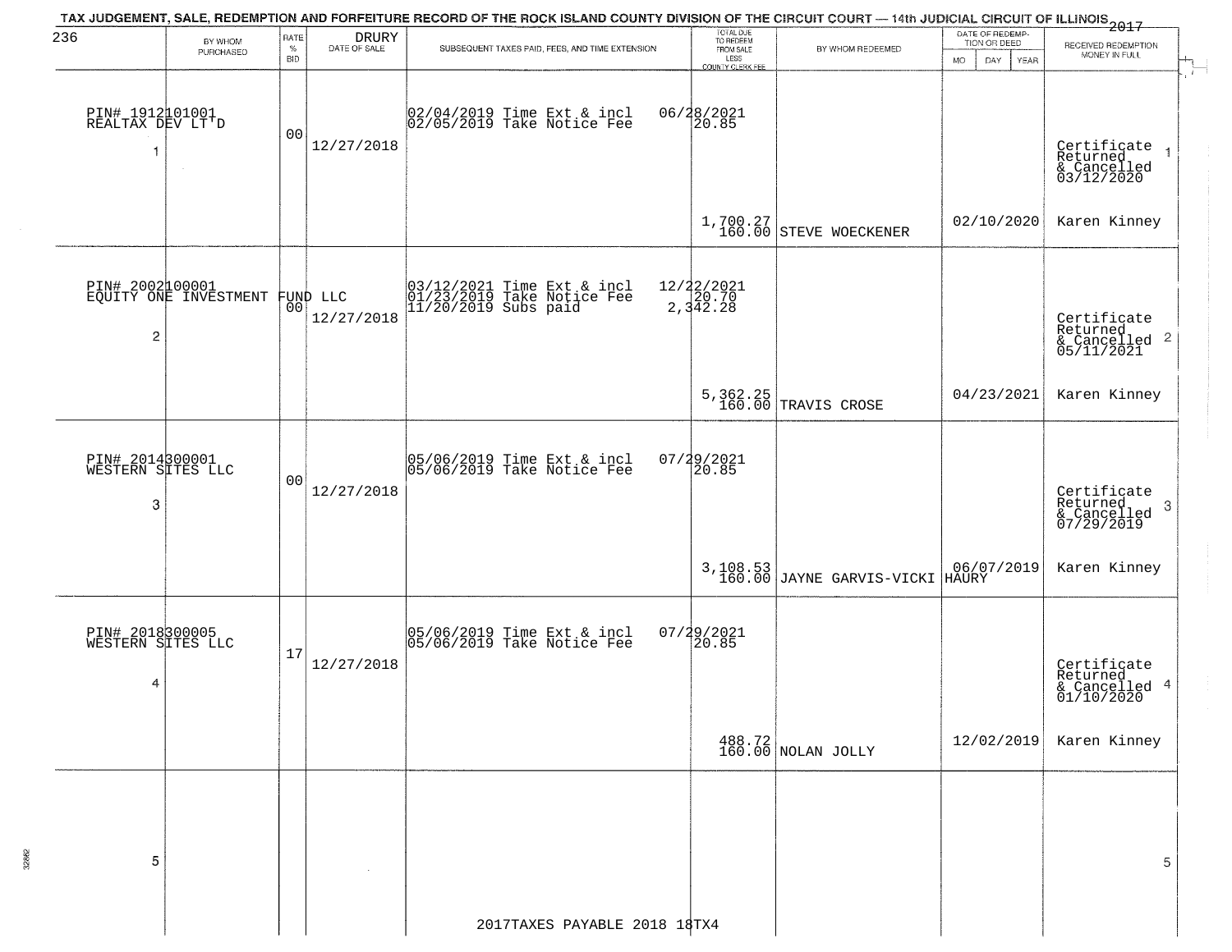TAX JUDGEMENT, SALE, REDEMPTION AND FORFEITURE RECORD OF THE ROCK ISLAND COUNTY DIVISION OF THE CIRCUIT COURT — 14th JUDICIAL CIRCUIT OF ILLINOIS 2017

| BY WHOM PURCHASED | RATE % BID | DRURY DATE OF SALE | SUBSEQUENT TAXES PAID, FEES, AND TIME EXTENSION | TOTAL DUE TO REDEEM FROM SALE LESS COUNTY CLERK FEE | BY WHOM REDEEMED | DATE OF REDEMPTION OR DEED MO DAY YEAR | RECEIVED REDEMPTION MONEY IN FULL |
|---|---|---|---|---|---|---|---|
| PIN# 1912101001 REALTAX DEV LT'D 1 | 00 | 12/27/2018 | 02/04/2019 Time Ext & incl 06/28/2021<br>02/05/2019 Take Notice Fee 20.85 | 1,700.27<br>160.00 | STEVE WOECKENER | 02/10/2020 | Certificate Returned & Cancelled 03/12/2020<br>Karen Kinney |
| PIN# 2002100001 EQUITY ONE INVESTMENT FUND LLC 2 | 00 | 12/27/2018 | 03/12/2021 Time Ext & incl 12/22/2021<br>01/23/2019 Take Notice Fee 20.70<br>11/20/2019 Subs paid 2,342.28 | 5,362.25<br>160.00 | TRAVIS CROSE | 04/23/2021 | Certificate Returned & Cancelled 05/11/2021<br>Karen Kinney |
| PIN# 2014300001 WESTERN SITES LLC 3 | 00 | 12/27/2018 | 05/06/2019 Time Ext & incl 07/29/2021<br>05/06/2019 Take Notice Fee 20.85 | 3,108.53<br>160.00 | JAYNE GARVIS-VICKI HAURY | 06/07/2019 | Certificate Returned & Cancelled 07/29/2019<br>Karen Kinney |
| PIN# 2018300005 WESTERN SITES LLC 4 | 17 | 12/27/2018 | 05/06/2019 Time Ext & incl 07/29/2021<br>05/06/2019 Take Notice Fee 20.85 | 488.72<br>160.00 | NOLAN JOLLY | 12/02/2019 | Certificate Returned & Cancelled 01/10/2020<br>Karen Kinney |
| 5 | | | | | | | 5 |

2017TAXES PAYABLE 2018 18TX4